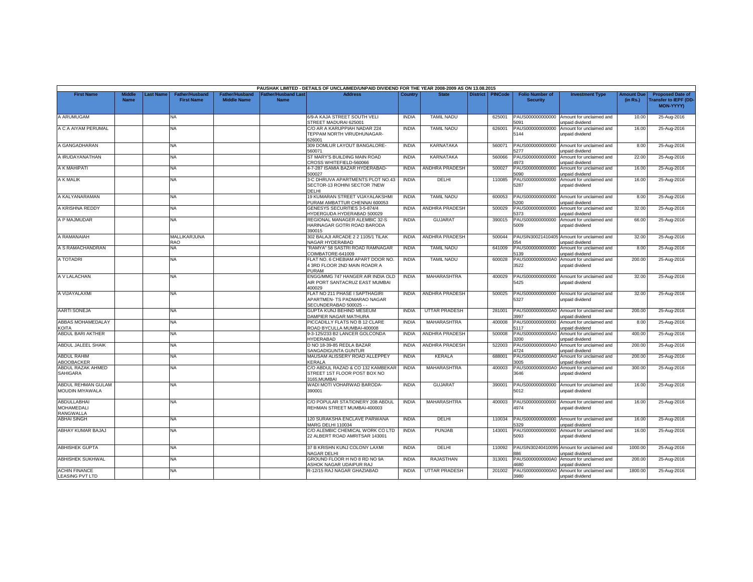PAUSHAK LIMITED - DETAILS OF UNCLAIMED/UNPAID DIVIDEND FOR THE YEAR 2008-2009 AS ON 13.08.2015

| First Name | Middle Name | Last Name | Father/Husband First Name | Father/Husband Middle Name | Father/Husband Last Name | Address | Country | State | District | PINCode | Folio Number of Security | Investment Type | Amount Due (in Rs.) | Proposed Date of Transfer to IEPF (DD-MON-YYYY) |
|---|---|---|---|---|---|---|---|---|---|---|---|---|---|---|
| A ARUMUGAM | | | NA | | | 6/9-A KAJA STREET SOUTH VELI STREET MADURAI 625001 | INDIA | TAMIL NADU | | 625001 | PAUS0000000000005091 | Amount for unclaimed and unpaid dividend | 10.00 | 25-Aug-2016 |
| A C A AIYAM PERUMAL | | | NA | | | C/O AR A KARUPPIAH NADAR 224 TEPPAM NORTH VIRUDHUNAGAR-626001 | INDIA | TAMIL NADU | | 626001 | PAUS0000000000005144 | Amount for unclaimed and unpaid dividend | 16.00 | 25-Aug-2016 |
| A GANGADHARAN | | | NA | | | 309 DOMLUR LAYOUT BANGALORE-560071 | INDIA | KARNATAKA | | 560071 | PAUS0000000000005277 | Amount for unclaimed and unpaid dividend | 8.00 | 25-Aug-2016 |
| A IRUDAYANATHAN | | | NA | | | ST MARY'S BUILDING MAIN ROAD CROSS WHITEFIELD-560066 | INDIA | KARNATAKA | | 560066 | PAUS0000000000004973 | Amount for unclaimed and unpaid dividend | 22.00 | 25-Aug-2016 |
| A K MAHIPATI | | | NA | | | 4-7-287 ISAMIA BAZAR HYDERABAD-500027 | INDIA | ANDHRA PRADESH | | 500027 | PAUS0000000000005090 | Amount for unclaimed and unpaid dividend | 16.00 | 25-Aug-2016 |
| A K MALIK | | | NA | | | 3-C DHRUVA APARTMENTS PLOT NO.43 SECTOR-13 ROHINI SECTOR 7NEW DELHI | INDIA | DELHI | | 110085 | PAUS0000000000005287 | Amount for unclaimed and unpaid dividend | 16.00 | 25-Aug-2016 |
| A KALYANARAMAN | | | NA | | | 19 KUMARAN STREET VIJAYALAKSHMI PURAM AMBATTUR CHENNAI 600053 | INDIA | TAMIL NADU | | 600053 | PAUS0000000000005200 | Amount for unclaimed and unpaid dividend | 8.00 | 25-Aug-2016 |
| A KRISHNA REDDY | | | NA | | | GENESYS SECURITIES 3-5-874/4 HYDERGUDA HYDERABAD 500029 | INDIA | ANDHRA PRADESH | | 500029 | PAUS0000000000005373 | Amount for unclaimed and unpaid dividend | 32.00 | 25-Aug-2016 |
| A P MAJMUDAR | | | NA | | | REGIONAL MANAGER ALEMBIC 32-S HARINAGAR GOTRI ROAD BARODA 390015 | INDIA | GUJARAT | | 390015 | PAUS0000000000005009 | Amount for unclaimed and unpaid dividend | 66.00 | 25-Aug-2016 |
| A RAMANAIAH | | | MALLIKARJUNA RAO | | | 302 BALAJI ARCADE 2 2 1105/1 TILAK NAGAR HYDERABAD | INDIA | ANDHRA PRADESH | | 500044 | PAUSIN30021410405054 | Amount for unclaimed and unpaid dividend | 32.00 | 25-Aug-2016 |
| A S RAMACHANDRAN | | | NA | | | "RAMYA" 58 SASTRI ROAD RAMNAGAR COIMBATORE-641009 | INDIA | TAMIL NADU | | 641009 | PAUS0000000000005139 | Amount for unclaimed and unpaid dividend | 8.00 | 25-Aug-2016 |
| A TOTADRI | | | NA | | | FLAT NO. 6 CHEBIAM APART DOOR NO. 4 3RD FLOOR 2ND MAIN ROADR A PURAM | INDIA | TAMIL NADU | | 600028 | PAUS0000000000A03522 | Amount for unclaimed and unpaid dividend | 200.00 | 25-Aug-2016 |
| A V LALACHAN | | | NA | | | ENGG/MMG 747 HANGER AIR INDIA OLD AIR PORT SANTACRUZ EAST MUMBAI 400029 | INDIA | MAHARASHTRA | | 400029 | PAUS0000000000005425 | Amount for unclaimed and unpaid dividend | 32.00 | 25-Aug-2016 |
| A VIJAYALAXMI | | | NA | | | FLAT NO 211 PHASE I SAPTHAGIRI APARTMEN- TS PADMARAO NAGAR SECUNDERABAD 500025 - - | INDIA | ANDHRA PRADESH | | 500025 | PAUS0000000000005327 | Amount for unclaimed and unpaid dividend | 32.00 | 25-Aug-2016 |
| AARTI SONEJA | | | NA | | | GUPTA KUNJ BEHIND MESEUM DAMPIER NAGAR MATHURA | INDIA | UTTAR PRADESH | | 281001 | PAUS0000000000A03997 | Amount for unclaimed and unpaid dividend | 200.00 | 25-Aug-2016 |
| ABBAS MOHAMEDALAY KOITA | | | NA | | | PICCADILLY FLATS NO B 12 CLARE ROAD BYCULLA MUMBAI-400008 | INDIA | MAHARASHTRA | | 400008 | PAUS0000000000005117 | Amount for unclaimed and unpaid dividend | 8.00 | 25-Aug-2016 |
| ABDUL BARI AKTHER | | | NA | | | 9-3-125/233 B2 LANCER GOLCONDA HYDERABAD | INDIA | ANDHRA PRADESH | | 500008 | PAUS0000000000A03200 | Amount for unclaimed and unpaid dividend | 400.00 | 25-Aug-2016 |
| ABDUL JALEEL SHAIK | | | NA | | | D NO 18-39-85 REDLA BAZAR SANGADIGUNTA GUNTUR | INDIA | ANDHRA PRADESH | | 522003 | PAUS0000000000A04724 | Amount for unclaimed and unpaid dividend | 200.00 | 25-Aug-2016 |
| ABDUL RAHIM ABOOBACKER | | | NA | | | MAUSAM ALISSERY ROAD ALLEPPEY KERALA | INDIA | KERALA | | 688001 | PAUS0000000000A03005 | Amount for unclaimed and unpaid dividend | 200.00 | 25-Aug-2016 |
| ABDUL RAZAK AHMED SAHIGARA | | | NA | | | C/O ABDUL RAZAD & CO 132 KAMBEKAR STREET 1ST FLOOR POST BOX NO 3165,MUMBAI | INDIA | MAHARASHTRA | | 400003 | PAUS0000000000A03646 | Amount for unclaimed and unpaid dividend | 300.00 | 25-Aug-2016 |
| ABDUL REHMAN GULAM MOUDIN MIYAWALA | | | NA | | | WADI MOTI VOHARWAD BARODA-390001 | INDIA | GUJARAT | | 390001 | PAUS0000000000005012 | Amount for unclaimed and unpaid dividend | 16.00 | 25-Aug-2016 |
| ABDULLABHAI MOHAMEDALI RANGWALLA | | | NA | | | C/O POPULAR STATIONERY 208 ABDUL REHMAN STREET MUMBAI-400003 | INDIA | MAHARASHTRA | | 400003 | PAUS0000000000004974 | Amount for unclaimed and unpaid dividend | 16.00 | 25-Aug-2016 |
| ABHAI SINGH | | | NA | | | 120 SURAKSHA ENCLAVE PARWANA MARG DELHI 110034 | INDIA | DELHI | | 110034 | PAUS0000000000005329 | Amount for unclaimed and unpaid dividend | 16.00 | 25-Aug-2016 |
| ABHAY KUMAR BAJAJ | | | NA | | | C/O ALEMBIC CHEMICAL WORK CO LTD 22 ALBERT ROAD AMRITSAR 143001 | INDIA | PUNJAB | | 143001 | PAUS0000000000005093 | Amount for unclaimed and unpaid dividend | 16.00 | 25-Aug-2016 |
| ABHISHEK GUPTA | | | NA | | | 37 B KRISHN KUNJ COLONY LAXMI NAGAR DELHI | INDIA | DELHI | | 110092 | PAUSIN30240410095886 | Amount for unclaimed and unpaid dividend | 1000.00 | 25-Aug-2016 |
| ABHISHEK SUKHWAL | | | NA | | | GROUND FLOOR H NO 8 RD NO 9A ASHOK NAGAR UDAIPUR RAJ | INDIA | RAJASTHAN | | 313001 | PAUS0000000000A04680 | Amount for unclaimed and unpaid dividend | 200.00 | 25-Aug-2016 |
| ACHIN FINANCE LEASING PVT LTD | | | NA | | | R-12/15 RAJ NAGAR GHAZIABAD | INDIA | UTTAR PRADESH | | 201002 | PAUS0000000000A03980 | Amount for unclaimed and unpaid dividend | 1800.00 | 25-Aug-2016 |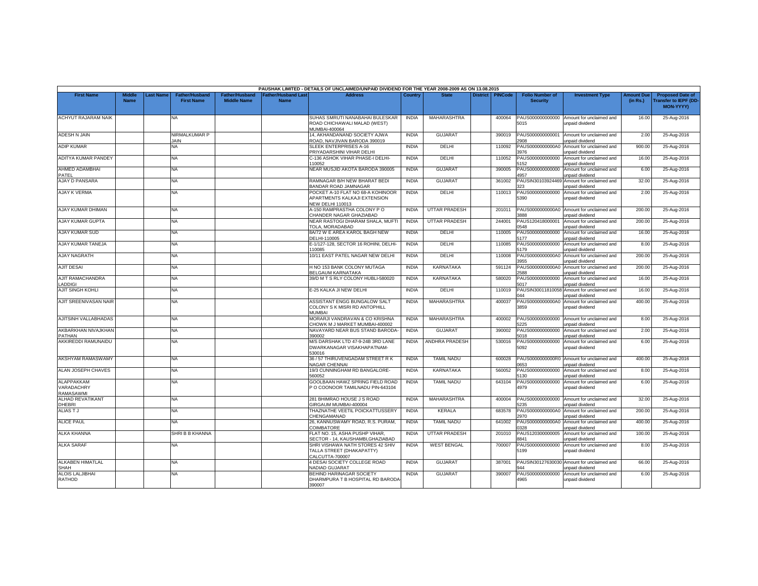PAUSHAK LIMITED - DETAILS OF UNCLAIMED/UNPAID DIVIDEND FOR THE YEAR 2008-2009 AS ON 13.08.2015

| First Name | Middle Name | Last Name | Father/Husband First Name | Father/Husband Middle Name | Father/Husband Last Name | Address | Country | State | District | PINCode | Folio Number of Security | Investment Type | Amount Due (in Rs.) | Proposed Date of Transfer to IEPF (DD-MON-YYYY) |
|---|---|---|---|---|---|---|---|---|---|---|---|---|---|---|
| ACHYUT RAJARAM NAIK | | | NA | | | SUHAS SMRUTI NANABAHAI BULESKAR ROAD CHICHAWALI MALAD (WEST) MUMBAI-400064 | INDIA | MAHARASHTRA | | 400064 | PAUS0000000000005015 | Amount for unclaimed and unpaid dividend | 16.00 | 25-Aug-2016 |
| ADESH N JAIN | | | NIRMALKUMAR P JAIN | | | 14, AKHANDANAND SOCIETY AJWA ROAD, NAVJIVAN BARODA 390019 | INDIA | GUJARAT | | 390019 | PAUS0000000000012908 | Amount for unclaimed and unpaid dividend | 2.00 | 25-Aug-2016 |
| ADIP KUMAR | | | NA | | | SLEEK ENTERPRISES A-16 PRIYADARSHINI VIHAR DELHI | INDIA | DELHI | | 110092 | PAUS0000000000A03976 | Amount for unclaimed and unpaid dividend | 900.00 | 25-Aug-2016 |
| ADITYA KUMAR PANDEY | | | NA | | | C-136 ASHOK VIHAR PHASE-I DELHI-110052 | INDIA | DELHI | | 110052 | PAUS0000000000005152 | Amount for unclaimed and unpaid dividend | 16.00 | 25-Aug-2016 |
| AHMED ADAMBHAI PATEL | | | NA | | | NEAR MUSJID AKOTA BARODA 390005 | INDIA | GUJARAT | | 390005 | PAUS0000000000004957 | Amount for unclaimed and unpaid dividend | 6.00 | 25-Aug-2016 |
| AJAY D PANSARA | | | NA | | | RAMNAGAR B/H NEW BHARAT BEDI BANDAR ROAD JAMNAGAR | INDIA | GUJARAT | | 361002 | PAUSIN30103924469323 | Amount for unclaimed and unpaid dividend | 32.00 | 25-Aug-2016 |
| AJAY K VERMA | | | NA | | | POCKET A-10 FLAT NO 68-A KOHINOOR APARTMENTS KALKAJI EXTENSION NEW DELHI 110013 | INDIA | DELHI | | 110013 | PAUS0000000000005390 | Amount for unclaimed and unpaid dividend | 2.00 | 25-Aug-2016 |
| AJAY KUMAR DHIMAN | | | NA | | | A-150 RAMPRASTHA COLONY P O CHANDER NAGAR GHAZIABAD | INDIA | UTTAR PRADESH | | 201011 | PAUS0000000000A03888 | Amount for unclaimed and unpaid dividend | 200.00 | 25-Aug-2016 |
| AJAY KUMAR GUPTA | | | NA | | | NEAR RASTOGI DHARAM SHALA, MUFTI TOLA, MORADABAD | INDIA | UTTAR PRADESH | | 244001 | PAUS1204180000010548 | Amount for unclaimed and unpaid dividend | 200.00 | 25-Aug-2016 |
| AJAY KUMAR SUD | | | NA | | | 8A/72 W E AREA KAROL BAGH NEW DELHI-110005 | INDIA | DELHI | | 110005 | PAUS0000000000005177 | Amount for unclaimed and unpaid dividend | 16.00 | 25-Aug-2016 |
| AJAY KUMAR TANEJA | | | NA | | | E-1/127-128, SECTOR 16 ROHINI, DELHI-110085 | INDIA | DELHI | | 110085 | PAUS0000000000005179 | Amount for unclaimed and unpaid dividend | 8.00 | 25-Aug-2016 |
| AJAY NAGRATH | | | NA | | | 10/11 EAST PATEL NAGAR NEW DELHI | INDIA | DELHI | | 110008 | PAUS0000000000A03955 | Amount for unclaimed and unpaid dividend | 200.00 | 25-Aug-2016 |
| AJIT DESAI | | | NA | | | H NO 153 BANK COLONY MUTAGA BELGAUM KARNATAKA | INDIA | KARNATAKA | | 591124 | PAUS0000000000A02588 | Amount for unclaimed and unpaid dividend | 200.00 | 25-Aug-2016 |
| AJIT RAMACHANDRA LADDIGI | | | NA | | | 39/D M T S RLY COLONY HUBLI-580020 | INDIA | KARNATAKA | | 580020 | PAUS0000000000005017 | Amount for unclaimed and unpaid dividend | 16.00 | 25-Aug-2016 |
| AJIT SINGH KOHLI | | | NA | | | E-25 KALKA JI NEW DELHI | INDIA | DELHI | | 110019 | PAUSIN30011810058044 | Amount for unclaimed and unpaid dividend | 16.00 | 25-Aug-2016 |
| AJIT SREENIVASAN NAIR | | | NA | | | ASSISTANT ENGG BUNGALOW SALT COLONY S K MISRI RD ANTOPHILL MUMBAI | INDIA | MAHARASHTRA | | 400037 | PAUS0000000000A03859 | Amount for unclaimed and unpaid dividend | 400.00 | 25-Aug-2016 |
| AJITSINH VALLABHADAS | | | NA | | | MORARJI VANDRAVAN & CO KRISHNA CHOWK M J MARKET MUMBAI-400002 | INDIA | MAHARASHTRA | | 400002 | PAUS0000000000005225 | Amount for unclaimed and unpaid dividend | 8.00 | 25-Aug-2016 |
| AKBARKHAN NIVAJKHAN PATHAN | | | NA | | | NAVAYARD NEAR BUS STAND BARODA-390002 | INDIA | GUJARAT | | 390002 | PAUS0000000000005018 | Amount for unclaimed and unpaid dividend | 2.00 | 25-Aug-2016 |
| AKKIREDDI RAMUNAIDU | | | NA | | | M/S DARSHAK LTD 47-9-24B 3RD LANE DWARKANAGAR VISAKHAPATNAM-530016 | INDIA | ANDHRA PRADESH | | 530016 | PAUS0000000000005092 | Amount for unclaimed and unpaid dividend | 6.00 | 25-Aug-2016 |
| AKSHYAM RAMASWAMY | | | NA | | | 36 / 57 THIRUVENGADAM STREET R K NAGAR CHENNAI | INDIA | TAMIL NADU | | 600028 | PAUS0000000000R00653 | Amount for unclaimed and unpaid dividend | 400.00 | 25-Aug-2016 |
| ALAN JOSEPH CHAVES | | | NA | | | 19/3 CUNNINGHAM RD BANGALORE-560052 | INDIA | KARNATAKA | | 560052 | PAUS0000000000005130 | Amount for unclaimed and unpaid dividend | 8.00 | 25-Aug-2016 |
| ALAPPAKKAM VARADACHRY RAMASAWMI | | | NA | | | GOOLBAAN HAWZ SPRING FIELD ROAD P O COONOOR TAMILNADU PIN-643104 | INDIA | TAMIL NADU | | 643104 | PAUS0000000000004979 | Amount for unclaimed and unpaid dividend | 6.00 | 25-Aug-2016 |
| ALHAD REVATIKANT DHEBRI | | | NA | | | 281 BHIMRAO HOUSE J S ROAD GIRGAUM MUMBAI-400004 | INDIA | MAHARASHTRA | | 400004 | PAUS0000000000005235 | Amount for unclaimed and unpaid dividend | 32.00 | 25-Aug-2016 |
| ALIAS T J | | | NA | | | THAZNATHE VEETIL POICKATTUSSERY CHENGAMANAD | INDIA | KERALA | | 683578 | PAUS0000000000A02970 | Amount for unclaimed and unpaid dividend | 200.00 | 25-Aug-2016 |
| ALICE PAUL | | | NA | | | 26, KANNUSWAMY ROAD, R.S. PURAM, COIMBATORE | INDIA | TAMIL NADU | | 641002 | PAUS0000000000A00328 | Amount for unclaimed and unpaid dividend | 400.00 | 25-Aug-2016 |
| ALKA KHANNA | | | SHRI B B KHANNA | | | FLAT NO. 15, ASHA PUSHP VIHAR, SECTOR - 14, KAUSHAMBI,GHAZIABAD | INDIA | UTTAR PRADESH | | 201010 | PAUS1203000000058841 | Amount for unclaimed and unpaid dividend | 100.00 | 25-Aug-2016 |
| ALKA SARAF | | | NA | | | SHRI VISHAWA NATH STORES 42 SHIV TALLA STREET (DHAKAPATTY) CALCUTTA-700007 | INDIA | WEST BENGAL | | 700007 | PAUS0000000000005199 | Amount for unclaimed and unpaid dividend | 8.00 | 25-Aug-2016 |
| ALKABEN HIMATLAL SHAH | | | NA | | | 4 DESAI SOCIETY COLLEGE ROAD NADIAD GUJARAT | INDIA | GUJARAT | | 387001 | PAUSIN30127630030944 | Amount for unclaimed and unpaid dividend | 66.00 | 25-Aug-2016 |
| ALOIS LALJIBHAI RATHOD | | | NA | | | BEHIND HARINAGAR SOCIETY DHARMPURA T B HOSPITAL RD BARODA-390007 | INDIA | GUJARAT | | 390007 | PAUS0000000000004965 | Amount for unclaimed and unpaid dividend | 6.00 | 25-Aug-2016 |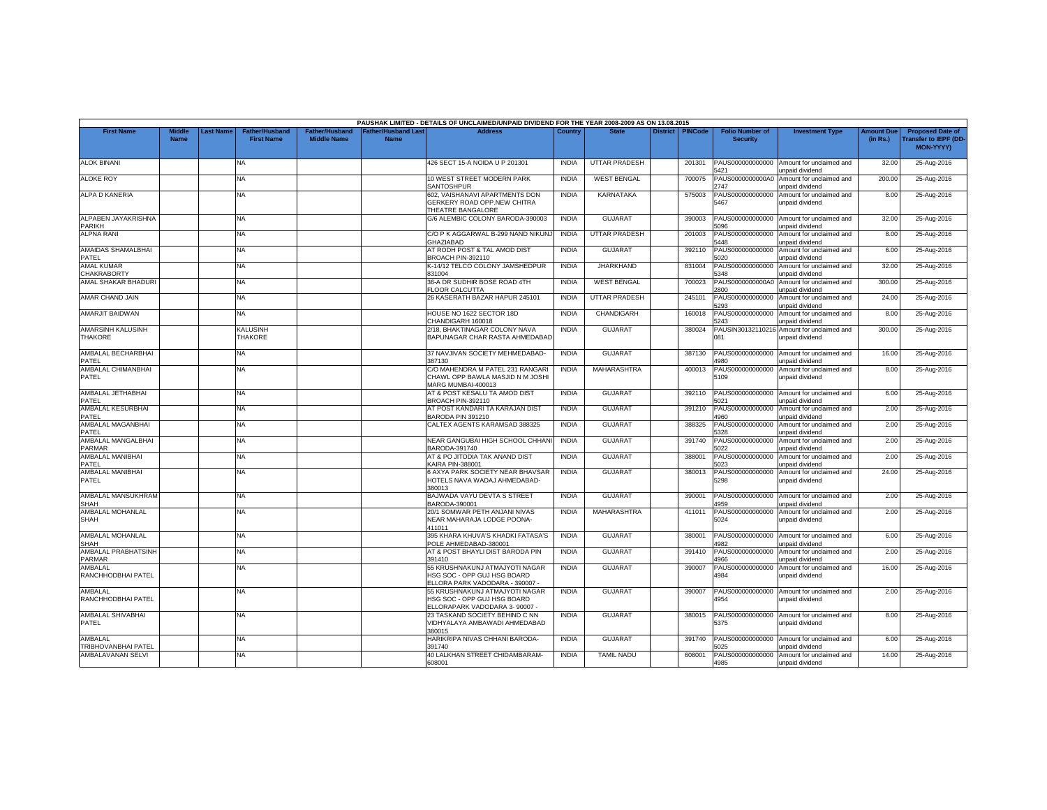PAUSHAK LIMITED - DETAILS OF UNCLAIMED/UNPAID DIVIDEND FOR THE YEAR 2008-2009 AS ON 13.08.2015

| First Name | Middle Name | Last Name | Father/Husband First Name | Father/Husband Middle Name | Father/Husband Last Name | Address | Country | State | District | PINCode | Folio Number of Security | Investment Type | Amount Due (in Rs.) | Proposed Date of Transfer to IEPF (DD-MON-YYYY) |
|---|---|---|---|---|---|---|---|---|---|---|---|---|---|---|
| ALOK BINANI | | | NA | | | 426 SECT 15-A NOIDA U P 201301 | INDIA | UTTAR PRADESH | | 201301 | PAUS0000000000005421 | Amount for unclaimed and unpaid dividend | 32.00 | 25-Aug-2016 |
| ALOKE ROY | | | NA | | | 10 WEST STREET MODERN PARK SANTOSHPUR | INDIA | WEST BENGAL | | 700075 | PAUS0000000000A02747 | Amount for unclaimed and unpaid dividend | 200.00 | 25-Aug-2016 |
| ALPA D KANERIA | | | NA | | | 602, VAISHANAVI APARTMENTS DON GERKERY ROAD OPP.NEW CHITRA THEATRE BANGALORE | INDIA | KARNATAKA | | 575003 | PAUS0000000000005467 | Amount for unclaimed and unpaid dividend | 8.00 | 25-Aug-2016 |
| ALPABEN JAYAKRISHNA PARIKH | | | NA | | | G/6 ALEMBIC COLONY BARODA-390003 | INDIA | GUJARAT | | 390003 | PAUS0000000000005096 | Amount for unclaimed and unpaid dividend | 32.00 | 25-Aug-2016 |
| ALPNA RANI | | | NA | | | C/O P K AGGARWAL B-299 NAND NIKUNJ GHAZIABAD | INDIA | UTTAR PRADESH | | 201003 | PAUS0000000000005448 | Amount for unclaimed and unpaid dividend | 8.00 | 25-Aug-2016 |
| AMAIDAS SHAMALBHAI PATEL | | | NA | | | AT RODH POST & TAL AMOD DIST BROACH PIN-392110 | INDIA | GUJARAT | | 392110 | PAUS0000000000005020 | Amount for unclaimed and unpaid dividend | 6.00 | 25-Aug-2016 |
| AMAL KUMAR CHAKRABORTY | | | NA | | | K-14/12 TELCO COLONY JAMSHEDPUR 831004 | INDIA | JHARKHAND | | 831004 | PAUS0000000000005348 | Amount for unclaimed and unpaid dividend | 32.00 | 25-Aug-2016 |
| AMAL SHAKAR BHADURI | | | NA | | | 36-A DR SUDHIR BOSE ROAD 4TH FLOOR CALCUTTA | INDIA | WEST BENGAL | | 700023 | PAUS0000000000A02800 | Amount for unclaimed and unpaid dividend | 300.00 | 25-Aug-2016 |
| AMAR CHAND JAIN | | | NA | | | 26 KASERATH BAZAR HAPUR 245101 | INDIA | UTTAR PRADESH | | 245101 | PAUS0000000000005293 | Amount for unclaimed and unpaid dividend | 24.00 | 25-Aug-2016 |
| AMARJIT BAIDWAN | | | NA | | | HOUSE NO 1622 SECTOR 18D CHANDIGARH 160018 | INDIA | CHANDIGARH | | 160018 | PAUS0000000000005243 | Amount for unclaimed and unpaid dividend | 8.00 | 25-Aug-2016 |
| AMARSINH KALUSINH THAKORE | | | KALUSINH THAKORE | | | 2/18, BHAKTINAGAR COLONY NAVA BAPUNAGAR CHAR RASTA AHMEDABAD | INDIA | GUJARAT | | 380024 | PAUSIN30132110216081 | Amount for unclaimed and unpaid dividend | 300.00 | 25-Aug-2016 |
| AMBALAL BECHARBHAI PATEL | | | NA | | | 37 NAVJIVAN SOCIETY MEHMEDABAD-387130 | INDIA | GUJARAT | | 387130 | PAUS0000000000004980 | Amount for unclaimed and unpaid dividend | 16.00 | 25-Aug-2016 |
| AMBALAL CHIMANBHAI PATEL | | | NA | | | C/O MAHENDRA M PATEL 231 RANGARI CHAWL OPP BAWLA MASJID N M JOSHI MARG MUMBAI-400013 | INDIA | MAHARASHTRA | | 400013 | PAUS0000000000005109 | Amount for unclaimed and unpaid dividend | 8.00 | 25-Aug-2016 |
| AMBALAL JETHABHAI PATEL | | | NA | | | AT & POST KESALU TA AMOD DIST BROACH PIN-392110 | INDIA | GUJARAT | | 392110 | PAUS0000000000005021 | Amount for unclaimed and unpaid dividend | 6.00 | 25-Aug-2016 |
| AMBALAL KESURBHAI PATEL | | | NA | | | AT POST KANDARI TA KARAJAN DIST BARODA PIN 391210 | INDIA | GUJARAT | | 391210 | PAUS0000000000004960 | Amount for unclaimed and unpaid dividend | 2.00 | 25-Aug-2016 |
| AMBALAL MAGANBHAI PATEL | | | NA | | | CALTEX AGENTS KARAMSAD 388325 | INDIA | GUJARAT | | 388325 | PAUS0000000000005328 | Amount for unclaimed and unpaid dividend | 2.00 | 25-Aug-2016 |
| AMBALAL MANGALBHAI PARMAR | | | NA | | | NEAR GANGUBAI HIGH SCHOOL CHHANI BARODA-391740 | INDIA | GUJARAT | | 391740 | PAUS0000000000005022 | Amount for unclaimed and unpaid dividend | 2.00 | 25-Aug-2016 |
| AMBALAL MANIBHAI PATEL | | | NA | | | AT & PO JITODIA TAK ANAND DIST KAIRA PIN-388001 | INDIA | GUJARAT | | 388001 | PAUS0000000000005023 | Amount for unclaimed and unpaid dividend | 2.00 | 25-Aug-2016 |
| AMBALAL MANIBHAI PATEL | | | NA | | | 6 AXYA PARK SOCIETY NEAR BHAVSAR HOTELS NAVA WADAJ AHMEDABAD-380013 | INDIA | GUJARAT | | 380013 | PAUS0000000000005298 | Amount for unclaimed and unpaid dividend | 24.00 | 25-Aug-2016 |
| AMBALAL MANSUKHRAM SHAH | | | NA | | | BAJWADA VAYU DEVTA S STREET BARODA-390001 | INDIA | GUJARAT | | 390001 | PAUS0000000000004959 | Amount for unclaimed and unpaid dividend | 2.00 | 25-Aug-2016 |
| AMBALAL MOHANLAL SHAH | | | NA | | | 20/1 SOMWAR PETH ANJANI NIVAS NEAR MAHARAJA LODGE POONA-411011 | INDIA | MAHARASHTRA | | 411011 | PAUS0000000000005024 | Amount for unclaimed and unpaid dividend | 2.00 | 25-Aug-2016 |
| AMBALAL MOHANLAL SHAH | | | NA | | | 395 KHARA KHUVA'S KHADKI FATASA'S POLE AHMEDABAD-380001 | INDIA | GUJARAT | | 380001 | PAUS0000000000004982 | Amount for unclaimed and unpaid dividend | 6.00 | 25-Aug-2016 |
| AMBALAL PRABHATSINH PARMAR | | | NA | | | AT & POST BHAYLI DIST BARODA PIN 391410 | INDIA | GUJARAT | | 391410 | PAUS0000000000004966 | Amount for unclaimed and unpaid dividend | 2.00 | 25-Aug-2016 |
| AMBALAL RANCHHODBHAI PATEL | | | NA | | | 55 KRUSHNAKUNJ ATMAJYOTI NAGAR HSG SOC - OPP GUJ HSG BOARD ELLORA PARK VADODARA - 390007 - | INDIA | GUJARAT | | 390007 | PAUS0000000000004984 | Amount for unclaimed and unpaid dividend | 16.00 | 25-Aug-2016 |
| AMBALAL RANCHHODBHAI PATEL | | | NA | | | 55 KRUSHNAKUNJ ATMAJYOTI NAGAR HSG SOC - OPP GUJ HSG BOARD ELLORAPARK VADODARA 3- 90007 - | INDIA | GUJARAT | | 390007 | PAUS0000000000004954 | Amount for unclaimed and unpaid dividend | 2.00 | 25-Aug-2016 |
| AMBALAL SHIVABHAI PATEL | | | NA | | | 23 TASKAND SOCIETY BEHIND C NN VIDHYALAYA AMBAWADI AHMEDABAD 380015 | INDIA | GUJARAT | | 380015 | PAUS0000000000005375 | Amount for unclaimed and unpaid dividend | 8.00 | 25-Aug-2016 |
| AMBALAL TRIBHOVANBHAI PATEL | | | NA | | | HARIKRIPA NIVAS CHHANI BARODA-391740 | INDIA | GUJARAT | | 391740 | PAUS0000000000005025 | Amount for unclaimed and unpaid dividend | 6.00 | 25-Aug-2016 |
| AMBALAVANAN SELVI | | | NA | | | 40 LALKHAN STREET CHIDAMBARAM-608001 | INDIA | TAMIL NADU | | 608001 | PAUS0000000000004985 | Amount for unclaimed and unpaid dividend | 14.00 | 25-Aug-2016 |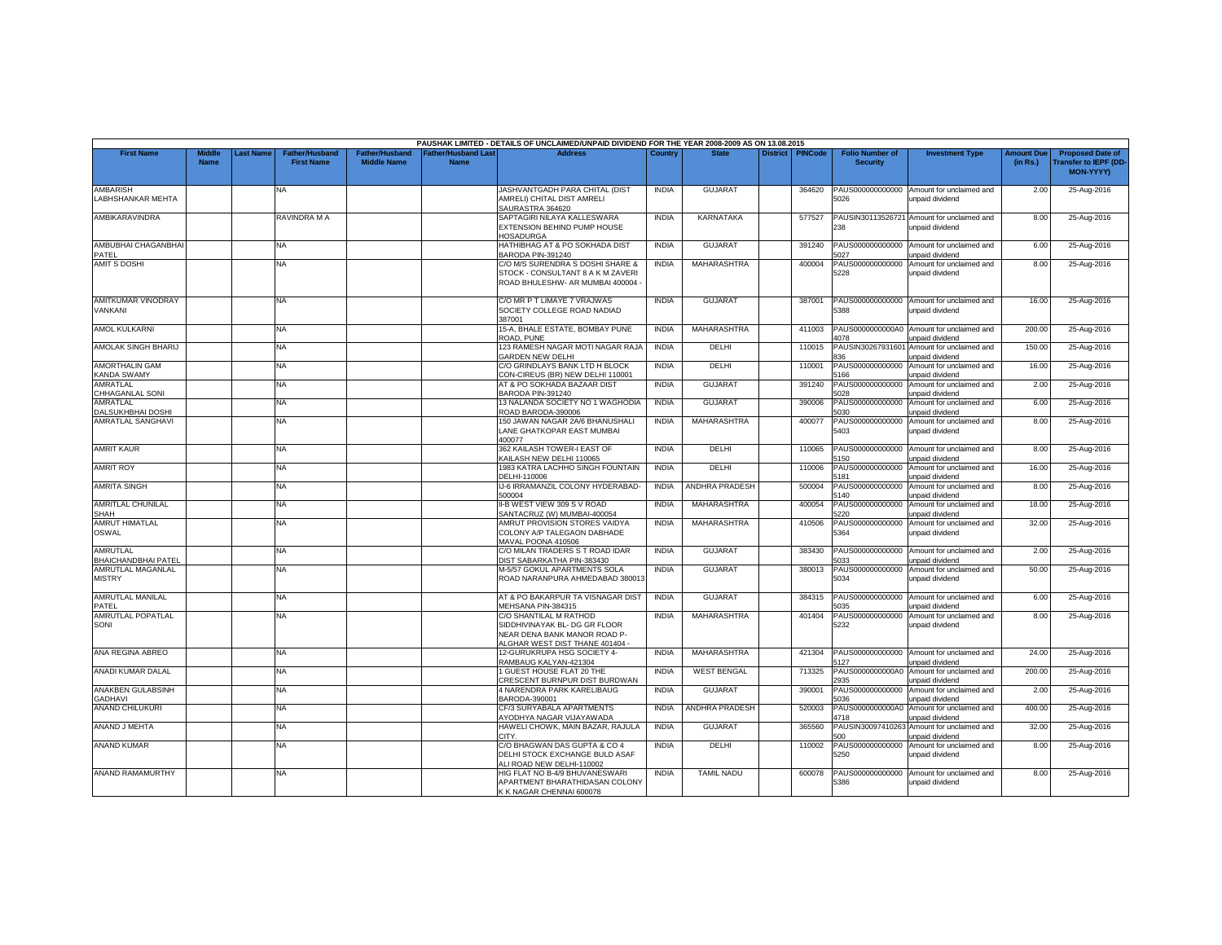PAUSHAK LIMITED - DETAILS OF UNCLAIMED/UNPAID DIVIDEND FOR THE YEAR 2008-2009 AS ON 13.08.2015

| First Name | Middle Name | Last Name | Father/Husband First Name | Father/Husband Middle Name | Father/Husband Last Name | Address | Country | State | District | PINCode | Folio Number of Security | Investment Type | Amount Due (in Rs.) | Proposed Date of Transfer to IEPF (DD-MON-YYYY) |
|---|---|---|---|---|---|---|---|---|---|---|---|---|---|---|
| AMBARISH LABHSHANKAR MEHTA | | | NA | | | JASHVANTGADH PARA CHITAL (DIST AMRELI) CHITAL DIST AMRELI SAURASTRA 364620 | INDIA | GUJARAT | | 364620 | PAUS0000000000005026 | Amount for unclaimed and unpaid dividend | 2.00 | 25-Aug-2016 |
| AMBIKARAVINDRA | | | RAVINDRA M A | | | SAPTAGIRI NILAYA KALLESWARA EXTENSION BEHIND PUMP HOUSE HOSADURGA | INDIA | KARNATAKA | | 577527 | PAUSIN30113526721238 | Amount for unclaimed and unpaid dividend | 8.00 | 25-Aug-2016 |
| AMBUBHAI CHAGANBHAI PATEL | | | NA | | | HATHIBHAG AT & PO SOKHADA DIST BARODA PIN-391240 | INDIA | GUJARAT | | 391240 | PAUS0000000000005027 | Amount for unclaimed and unpaid dividend | 6.00 | 25-Aug-2016 |
| AMIT S DOSHI | | | NA | | | C/O M/S SURENDRA S DOSHI SHARE & STOCK - CONSULTANT 8 A K M ZAVERI ROAD BHULESHW- AR MUMBAI 400004 - | INDIA | MAHARASHTRA | | 400004 | PAUS0000000000005228 | Amount for unclaimed and unpaid dividend | 8.00 | 25-Aug-2016 |
| AMITKUMAR VINODRAY VANKANI | | | NA | | | C/O MR P T LIMAYE 7 VRAJWAS SOCIETY COLLEGE ROAD NADIAD 387001 | INDIA | GUJARAT | | 387001 | PAUS0000000000005388 | Amount for unclaimed and unpaid dividend | 16.00 | 25-Aug-2016 |
| AMOL KULKARNI | | | NA | | | 15-A, BHALE ESTATE, BOMBAY PUNE ROAD, PUNE | INDIA | MAHARASHTRA | | 411003 | PAUS0000000000A04078 | Amount for unclaimed and unpaid dividend | 200.00 | 25-Aug-2016 |
| AMOLAK SINGH BHARIJ | | | NA | | | 123 RAMESH NAGAR MOTI NAGAR RAJA GARDEN NEW DELHI | INDIA | DELHI | | 110015 | PAUSIN30267931601836 | Amount for unclaimed and unpaid dividend | 150.00 | 25-Aug-2016 |
| AMORTHALIN GAM KANDA SWAMY | | | NA | | | C/O GRINDLAYS BANK LTD H BLOCK CON-CIREUS (BR) NEW DELHI 110001 | INDIA | DELHI | | 110001 | PAUS0000000000005166 | Amount for unclaimed and unpaid dividend | 16.00 | 25-Aug-2016 |
| AMRATLAL CHHAGANLAL SONI | | | NA | | | AT & PO SOKHADA BAZAAR DIST BARODA PIN-391240 | INDIA | GUJARAT | | 391240 | PAUS0000000000005028 | Amount for unclaimed and unpaid dividend | 2.00 | 25-Aug-2016 |
| AMRATLAL DALSUKHBHAI DOSHI | | | NA | | | 13 NALANDA SOCIETY NO 1 WAGHODIA ROAD BARODA-390006 | INDIA | GUJARAT | | 390006 | PAUS0000000000005030 | Amount for unclaimed and unpaid dividend | 6.00 | 25-Aug-2016 |
| AMRATLAL SANGHAVI | | | NA | | | 150 JAWAN NAGAR 2A/6 BHANUSHALI LANE GHATKOPAR EAST MUMBAI 400077 | INDIA | MAHARASHTRA | | 400077 | PAUS0000000000005403 | Amount for unclaimed and unpaid dividend | 8.00 | 25-Aug-2016 |
| AMRIT KAUR | | | NA | | | 362 KAILASH TOWER-I EAST OF KAILASH NEW DELHI 110065 | INDIA | DELHI | | 110065 | PAUS0000000000005150 | Amount for unclaimed and unpaid dividend | 8.00 | 25-Aug-2016 |
| AMRIT ROY | | | NA | | | 1983 KATRA LACHHO SINGH FOUNTAIN DELHI-110006 | INDIA | DELHI | | 110006 | PAUS0000000000005181 | Amount for unclaimed and unpaid dividend | 16.00 | 25-Aug-2016 |
| AMRITA SINGH | | | NA | | | IJ-6 IRRAMANZIL COLONY HYDERABAD-500004 | INDIA | ANDHRA PRADESH | | 500004 | PAUS0000000000005140 | Amount for unclaimed and unpaid dividend | 8.00 | 25-Aug-2016 |
| AMRITLAL CHUNILAL SHAH | | | NA | | | II-B WEST VIEW 309 S V ROAD SANTACRUZ (W) MUMBAI-400054 | INDIA | MAHARASHTRA | | 400054 | PAUS0000000000005220 | Amount for unclaimed and unpaid dividend | 18.00 | 25-Aug-2016 |
| AMRUT HIMATLAL OSWAL | | | NA | | | AMRUT PROVISION STORES VAIDYA COLONY A/P TALEGAON DABHADE MAVAL POONA 410506 | INDIA | MAHARASHTRA | | 410506 | PAUS0000000000005364 | Amount for unclaimed and unpaid dividend | 32.00 | 25-Aug-2016 |
| AMRUTLAL BHAICHANDBHAI PATEL | | | NA | | | C/O MILAN TRADERS S T ROAD IDAR DIST SABARKATHA PIN-383430 | INDIA | GUJARAT | | 383430 | PAUS0000000000005033 | Amount for unclaimed and unpaid dividend | 2.00 | 25-Aug-2016 |
| AMRUTLAL MAGANLAL MISTRY | | | NA | | | M-5/57 GOKUL APARTMENTS SOLA ROAD NARANPURA AHMEDABAD 380013 | INDIA | GUJARAT | | 380013 | PAUS0000000000005034 | Amount for unclaimed and unpaid dividend | 50.00 | 25-Aug-2016 |
| AMRUTLAL MANILAL PATEL | | | NA | | | AT & PO BAKARPUR TA VISNAGAR DIST MEHSANA PIN-384315 | INDIA | GUJARAT | | 384315 | PAUS0000000000005035 | Amount for unclaimed and unpaid dividend | 6.00 | 25-Aug-2016 |
| AMRUTLAL POPATLAL SONI | | | NA | | | C/O SHANTILAL M RATHOD SIDDHIVINAYAK BL- DG GR FLOOR NEAR DENA BANK MANOR ROAD P-ALGHAR WEST DIST THANE 401404 - | INDIA | MAHARASHTRA | | 401404 | PAUS0000000000005232 | Amount for unclaimed and unpaid dividend | 8.00 | 25-Aug-2016 |
| ANA REGINA ABREO | | | NA | | | 12-GURUKRUPA HSG SOCIETY 4-RAMBAUG KALYAN-421304 | INDIA | MAHARASHTRA | | 421304 | PAUS0000000000005127 | Amount for unclaimed and unpaid dividend | 24.00 | 25-Aug-2016 |
| ANADI KUMAR DALAL | | | NA | | | 1 GUEST HOUSE FLAT 20 THE CRESCENT BURNPUR DIST BURDWAN | INDIA | WEST BENGAL | | 713325 | PAUS0000000000A02935 | Amount for unclaimed and unpaid dividend | 200.00 | 25-Aug-2016 |
| ANAKBEN GULABSINH GADHAVI | | | NA | | | 4 NARENDRA PARK KARELIBAUG BARODA-390001 | INDIA | GUJARAT | | 390001 | PAUS0000000000005036 | Amount for unclaimed and unpaid dividend | 2.00 | 25-Aug-2016 |
| ANAND CHILUKURI | | | NA | | | CF/3 SURYABALA APARTMENTS AYODHYA NAGAR VIJAYAWADA | INDIA | ANDHRA PRADESH | | 520003 | PAUS0000000000A04718 | Amount for unclaimed and unpaid dividend | 400.00 | 25-Aug-2016 |
| ANAND J MEHTA | | | NA | | | HAWELI CHOWK, MAIN BAZAR, RAJULA CITY. | INDIA | GUJARAT | | 365560 | PAUSIN30097410263500 | Amount for unclaimed and unpaid dividend | 32.00 | 25-Aug-2016 |
| ANAND KUMAR | | | NA | | | C/O BHAGWAN DAS GUPTA & CO 4 DELHI STOCK EXCHANGE BULD ASAF ALI ROAD NEW DELHI-110002 | INDIA | DELHI | | 110002 | PAUS0000000000005250 | Amount for unclaimed and unpaid dividend | 8.00 | 25-Aug-2016 |
| ANAND RAMAMURTHY | | | NA | | | HIG FLAT NO B-4/9 BHUVANESWARI APARTMENT BHARATHIDASAN COLONY K K NAGAR CHENNAI 600078 | INDIA | TAMIL NADU | | 600078 | PAUS0000000000005386 | Amount for unclaimed and unpaid dividend | 8.00 | 25-Aug-2016 |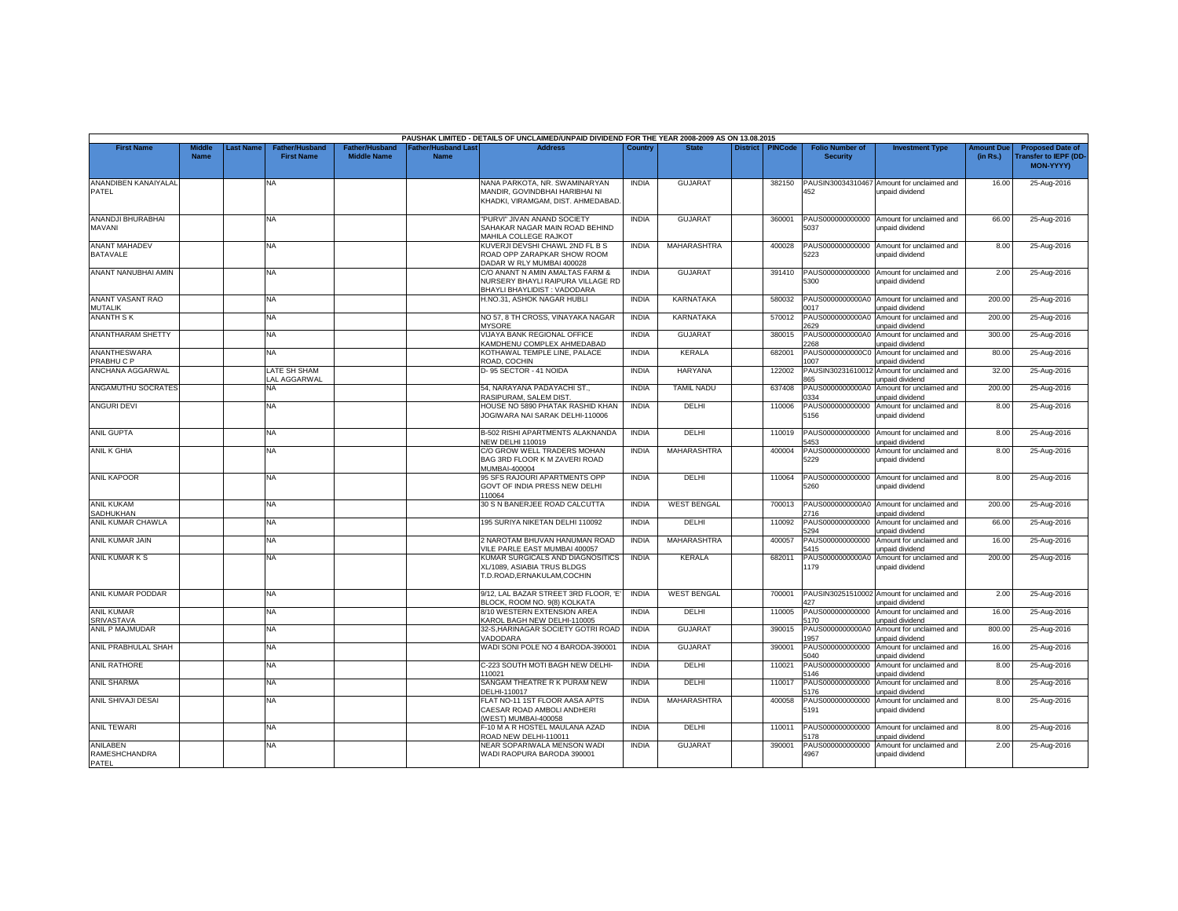PAUSHAK LIMITED - DETAILS OF UNCLAIMED/UNPAID DIVIDEND FOR THE YEAR 2008-2009 AS ON 13.08.2015

| First Name | Middle Name | Last Name | Father/Husband First Name | Father/Husband Middle Name | Father/Husband Last Name | Address | Country | State | District | PINCode | Folio Number of Security | Investment Type | Amount Due (in Rs.) | Proposed Date of Transfer to IEPF (DD-MON-YYYY) |
|---|---|---|---|---|---|---|---|---|---|---|---|---|---|---|
| ANANDIBEN KANAIYALAL PATEL | | | NA | | | NANA PARKOTA, NR. SWAMINARYAN MANDIR, GOVINDBHAI HARIBHAI NI KHADKI, VIRAMGAM, DIST. AHMEDABAD. | INDIA | GUJARAT | | 382150 | PAUSIN30034310467452 | Amount for unclaimed and unpaid dividend | 16.00 | 25-Aug-2016 |
| ANANDJI BHURABHAI MAVANI | | | NA | | | "PURVI" JIVAN ANAND SOCIETY SAHAKAR NAGAR MAIN ROAD BEHIND MAHILA COLLEGE RAJKOT | INDIA | GUJARAT | | 360001 | PAUS0000000000005037 | Amount for unclaimed and unpaid dividend | 66.00 | 25-Aug-2016 |
| ANANT MAHADEV BATAVALE | | | NA | | | KUVERJI DEVSHI CHAWL 2ND FL B S ROAD OPP ZARAPKAR SHOW ROOM DADAR W RLY MUMBAI 400028 | INDIA | MAHARASHTRA | | 400028 | PAUS0000000000005223 | Amount for unclaimed and unpaid dividend | 8.00 | 25-Aug-2016 |
| ANANT NANUBHAI AMIN | | | NA | | | C/O ANANT N AMIN AMALTAS FARM & NURSERY BHAYLI RAIPURA VILLAGE RD BHAYLI BHAYLIDIST : VADODARA | INDIA | GUJARAT | | 391410 | PAUS0000000000005300 | Amount for unclaimed and unpaid dividend | 2.00 | 25-Aug-2016 |
| ANANT VASANT RAO MUTALIK | | | NA | | | H.NO.31, ASHOK NAGAR HUBLI | INDIA | KARNATAKA | | 580032 | PAUS0000000000A00017 | Amount for unclaimed and unpaid dividend | 200.00 | 25-Aug-2016 |
| ANANTH S K | | | NA | | | NO 57, 8 TH CROSS, VINAYAKA NAGAR MYSORE | INDIA | KARNATAKA | | 570012 | PAUS0000000000A02629 | Amount for unclaimed and unpaid dividend | 200.00 | 25-Aug-2016 |
| ANANTHARAM SHETTY | | | NA | | | VIJAYA BANK REGIONAL OFFICE KAMDHENU COMPLEX AHMEDABAD | INDIA | GUJARAT | | 380015 | PAUS0000000000A02268 | Amount for unclaimed and unpaid dividend | 300.00 | 25-Aug-2016 |
| ANANTHESWARA PRABHU C P | | | NA | | | KOTHAWAL TEMPLE LINE, PALACE ROAD, COCHIN | INDIA | KERALA | | 682001 | PAUS0000000000C01007 | Amount for unclaimed and unpaid dividend | 80.00 | 25-Aug-2016 |
| ANCHANA AGGARWAL | | | LATE SH SHAM LAL AGGARWAL | | | D- 95 SECTOR - 41 NOIDA | INDIA | HARYANA | | 122002 | PAUSIN30231610012865 | Amount for unclaimed and unpaid dividend | 32.00 | 25-Aug-2016 |
| ANGAMUTHU SOCRATES | | | NA | | | 54, NARAYANA PADAYACHI ST., RASIPURAM, SALEM DIST. | INDIA | TAMIL NADU | | 637408 | PAUS0000000000A00334 | Amount for unclaimed and unpaid dividend | 200.00 | 25-Aug-2016 |
| ANGURI DEVI | | | NA | | | HOUSE NO 5890 PHATAK RASHID KHAN JOGIWARA NAI SARAK DELHI-110006 | INDIA | DELHI | | 110006 | PAUS0000000000005156 | Amount for unclaimed and unpaid dividend | 8.00 | 25-Aug-2016 |
| ANIL GUPTA | | | NA | | | B-502 RISHI APARTMENTS ALAKNANDA NEW DELHI 110019 | INDIA | DELHI | | 110019 | PAUS0000000000005453 | Amount for unclaimed and unpaid dividend | 8.00 | 25-Aug-2016 |
| ANIL K GHIA | | | NA | | | C/O GROW WELL TRADERS MOHAN BAG 3RD FLOOR K M ZAVERI ROAD MUMBAI-400004 | INDIA | MAHARASHTRA | | 400004 | PAUS0000000000005229 | Amount for unclaimed and unpaid dividend | 8.00 | 25-Aug-2016 |
| ANIL KAPOOR | | | NA | | | 95 SFS RAJOURI APARTMENTS OPP GOVT OF INDIA PRESS NEW DELHI 110064 | INDIA | DELHI | | 110064 | PAUS0000000000005260 | Amount for unclaimed and unpaid dividend | 8.00 | 25-Aug-2016 |
| ANIL KUKAM SADHUKHAN | | | NA | | | 30 S N BANERJEE ROAD CALCUTTA | INDIA | WEST BENGAL | | 700013 | PAUS0000000000A02716 | Amount for unclaimed and unpaid dividend | 200.00 | 25-Aug-2016 |
| ANIL KUMAR CHAWLA | | | NA | | | 195 SURIYA NIKETAN DELHI 110092 | INDIA | DELHI | | 110092 | PAUS0000000000005294 | Amount for unclaimed and unpaid dividend | 66.00 | 25-Aug-2016 |
| ANIL KUMAR JAIN | | | NA | | | 2 NAROTAM BHUVAN HANUMAN ROAD VILE PARLE EAST MUMBAI 400057 | INDIA | MAHARASHTRA | | 400057 | PAUS0000000000005415 | Amount for unclaimed and unpaid dividend | 16.00 | 25-Aug-2016 |
| ANIL KUMAR K S | | | NA | | | KUMAR SURGICALS AND DIAGNOSITICS XL/1089, ASIABIA TRUS BLDGS T.D.ROAD,ERNAKULAM,COCHIN | INDIA | KERALA | | 682011 | PAUS0000000000A01179 | Amount for unclaimed and unpaid dividend | 200.00 | 25-Aug-2016 |
| ANIL KUMAR PODDAR | | | NA | | | 9/12, LAL BAZAR STREET 3RD FLOOR, 'E' BLOCK, ROOM NO. 9(8) KOLKATA | INDIA | WEST BENGAL | | 700001 | PAUSIN30251510002427 | Amount for unclaimed and unpaid dividend | 2.00 | 25-Aug-2016 |
| ANIL KUMAR SRIVASTAVA | | | NA | | | 8/10 WESTERN EXTENSION AREA KAROL BAGH NEW DELHI-110005 | INDIA | DELHI | | 110005 | PAUS0000000000005170 | Amount for unclaimed and unpaid dividend | 16.00 | 25-Aug-2016 |
| ANIL P MAJMUDAR | | | NA | | | 32-S,HARINAGAR SOCIETY GOTRI ROAD VADODARA | INDIA | GUJARAT | | 390015 | PAUS0000000000A01957 | Amount for unclaimed and unpaid dividend | 800.00 | 25-Aug-2016 |
| ANIL PRABHULAL SHAH | | | NA | | | WADI SONI POLE NO 4 BARODA-390001 | INDIA | GUJARAT | | 390001 | PAUS0000000000005040 | Amount for unclaimed and unpaid dividend | 16.00 | 25-Aug-2016 |
| ANIL RATHORE | | | NA | | | C-223 SOUTH MOTI BAGH NEW DELHI-110021 | INDIA | DELHI | | 110021 | PAUS0000000000005146 | Amount for unclaimed and unpaid dividend | 8.00 | 25-Aug-2016 |
| ANIL SHARMA | | | NA | | | SANGAM THEATRE R K PURAM NEW DELHI-110017 | INDIA | DELHI | | 110017 | PAUS0000000000005176 | Amount for unclaimed and unpaid dividend | 8.00 | 25-Aug-2016 |
| ANIL SHIVAJI DESAI | | | NA | | | FLAT NO-11 1ST FLOOR AASA APTS CAESAR ROAD AMBOLI ANDHERI (WEST) MUMBAI-400058 | INDIA | MAHARASHTRA | | 400058 | PAUS0000000000005191 | Amount for unclaimed and unpaid dividend | 8.00 | 25-Aug-2016 |
| ANIL TEWARI | | | NA | | | F-10 M A R HOSTEL MAULANA AZAD ROAD NEW DELHI-110011 | INDIA | DELHI | | 110011 | PAUS0000000000005178 | Amount for unclaimed and unpaid dividend | 8.00 | 25-Aug-2016 |
| ANILABEN RAMESHCHANDRA PATEL | | | NA | | | NEAR SOPARIWALA MENSON WADI WADI RAOPURA BARODA 390001 | INDIA | GUJARAT | | 390001 | PAUS0000000000004967 | Amount for unclaimed and unpaid dividend | 2.00 | 25-Aug-2016 |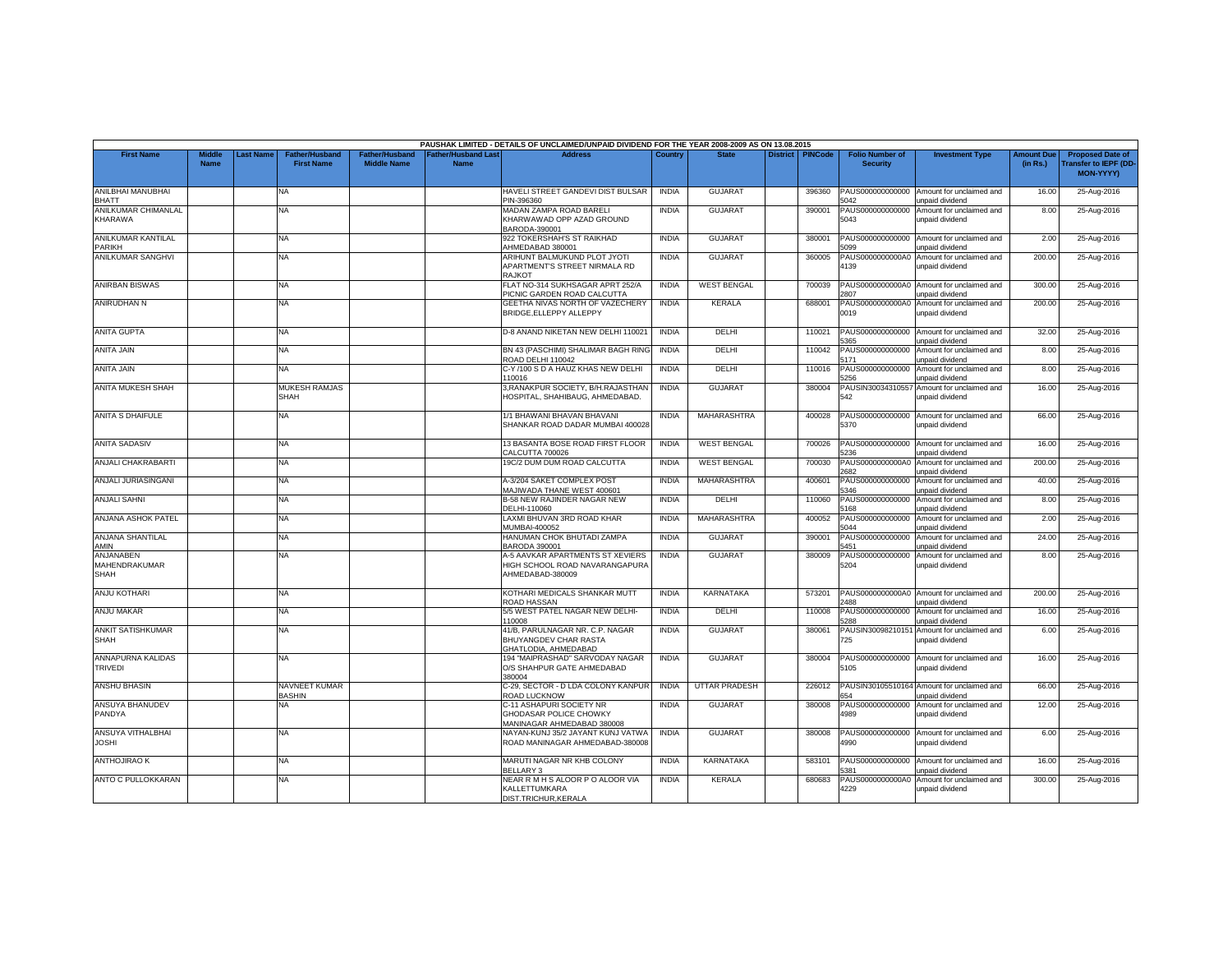PAUSHAK LIMITED - DETAILS OF UNCLAIMED/UNPAID DIVIDEND FOR THE YEAR 2008-2009 AS ON 13.08.2015

| First Name | Middle Name | Last Name | Father/Husband First Name | Father/Husband Middle Name | Father/Husband Last Name | Address | Country | State | District | PINCode | Folio Number of Security | Investment Type | Amount Due (in Rs.) | Proposed Date of Transfer to IEPF (DD-MON-YYYY) |
|---|---|---|---|---|---|---|---|---|---|---|---|---|---|---|
| ANILBHAI MANUBHAI BHATT | | | NA | | | HAVELI STREET GANDEVI DIST BULSAR PIN-396360 | INDIA | GUJARAT | | 396360 | PAUS0000000000005042 | Amount for unclaimed and unpaid dividend | 16.00 | 25-Aug-2016 |
| ANILKUMAR CHIMANLAL KHARAWA | | | NA | | | MADAN ZAMPA ROAD BARELI KHARWAWAD OPP AZAD GROUND BARODA-390001 | INDIA | GUJARAT | | 390001 | PAUS0000000000005043 | Amount for unclaimed and unpaid dividend | 8.00 | 25-Aug-2016 |
| ANILKUMAR KANTILAL PARIKH | | | NA | | | 922 TOKERSHAH'S ST RAIKHAD AHMEDABAD 380001 | INDIA | GUJARAT | | 380001 | PAUS0000000000005099 | Amount for unclaimed and unpaid dividend | 2.00 | 25-Aug-2016 |
| ANILKUMAR SANGHVI | | | NA | | | ARIHUNT BALMUKUND PLOT JYOTI APARTMENT'S STREET NIRMALA RD RAJKOT | INDIA | GUJARAT | | 360005 | PAUS0000000000A04139 | Amount for unclaimed and unpaid dividend | 200.00 | 25-Aug-2016 |
| ANIRBAN BISWAS | | | NA | | | FLAT NO-314 SUKHSAGAR APRT 252/A PICNIC GARDEN ROAD CALCUTTA | INDIA | WEST BENGAL | | 700039 | PAUS0000000000A02807 | Amount for unclaimed and unpaid dividend | 300.00 | 25-Aug-2016 |
| ANIRUDHAN N | | | NA | | | GEETHA NIVAS NORTH OF VAZECHERY BRIDGE,ELLEPPY ALLEPPY | INDIA | KERALA | | 688001 | PAUS0000000000A00019 | Amount for unclaimed and unpaid dividend | 200.00 | 25-Aug-2016 |
| ANITA GUPTA | | | NA | | | D-8 ANAND NIKETAN NEW DELHI 110021 | INDIA | DELHI | | 110021 | PAUS0000000000005365 | Amount for unclaimed and unpaid dividend | 32.00 | 25-Aug-2016 |
| ANITA JAIN | | | NA | | | BN 43 (PASCHIMI) SHALIMAR BAGH RING ROAD DELHI 110042 | INDIA | DELHI | | 110042 | PAUS0000000000005171 | Amount for unclaimed and unpaid dividend | 8.00 | 25-Aug-2016 |
| ANITA JAIN | | | NA | | | C-Y /100 S D A HAUZ KHAS NEW DELHI 110016 | INDIA | DELHI | | 110016 | PAUS0000000000005256 | Amount for unclaimed and unpaid dividend | 8.00 | 25-Aug-2016 |
| ANITA MUKESH SHAH | | | MUKESH RAMJAS SHAH | | | 3,RANAKPUR SOCIETY, B/H.RAJASTHAN HOSPITAL, SHAHIBAUG, AHMEDABAD. | INDIA | GUJARAT | | 380004 | PAUSIN30034310557542 | Amount for unclaimed and unpaid dividend | 16.00 | 25-Aug-2016 |
| ANITA S DHAIFULE | | | NA | | | 1/1 BHAWANI BHAVAN BHAVANI SHANKAR ROAD DADAR MUMBAI 400028 | INDIA | MAHARASHTRA | | 400028 | PAUS0000000000005370 | Amount for unclaimed and unpaid dividend | 66.00 | 25-Aug-2016 |
| ANITA SADASIV | | | NA | | | 13 BASANTA BOSE ROAD FIRST FLOOR CALCUTTA 700026 | INDIA | WEST BENGAL | | 700026 | PAUS0000000000005236 | Amount for unclaimed and unpaid dividend | 16.00 | 25-Aug-2016 |
| ANJALI CHAKRABARTI | | | NA | | | 19C/2 DUM DUM ROAD CALCUTTA | INDIA | WEST BENGAL | | 700030 | PAUS0000000000A02682 | Amount for unclaimed and unpaid dividend | 200.00 | 25-Aug-2016 |
| ANJALI JURIASINGANI | | | NA | | | A-3/204 SAKET COMPLEX POST MAJIWADA THANE WEST 400601 | INDIA | MAHARASHTRA | | 400601 | PAUS0000000000005346 | Amount for unclaimed and unpaid dividend | 40.00 | 25-Aug-2016 |
| ANJALI SAHNI | | | NA | | | B-58 NEW RAJINDER NAGAR NEW DELHI-110060 | INDIA | DELHI | | 110060 | PAUS0000000000005168 | Amount for unclaimed and unpaid dividend | 8.00 | 25-Aug-2016 |
| ANJANA ASHOK PATEL | | | NA | | | LAXMI BHUVAN 3RD ROAD KHAR MUMBAI-400052 | INDIA | MAHARASHTRA | | 400052 | PAUS0000000000005044 | Amount for unclaimed and unpaid dividend | 2.00 | 25-Aug-2016 |
| ANJANA SHANTILAL AMIN | | | NA | | | HANUMAN CHOK BHUTADI ZAMPA BARODA 390001 | INDIA | GUJARAT | | 390001 | PAUS0000000000005451 | Amount for unclaimed and unpaid dividend | 24.00 | 25-Aug-2016 |
| ANJANABEN MAHENDRAKUMAR SHAH | | | NA | | | A-5 AAVKAR APARTMENTS ST XEVIERS HIGH SCHOOL ROAD NAVARANGAPURA AHMEDABAD-380009 | INDIA | GUJARAT | | 380009 | PAUS0000000000005204 | Amount for unclaimed and unpaid dividend | 8.00 | 25-Aug-2016 |
| ANJU KOTHARI | | | NA | | | KOTHARI MEDICALS SHANKAR MUTT ROAD HASSAN | INDIA | KARNATAKA | | 573201 | PAUS0000000000A02488 | Amount for unclaimed and unpaid dividend | 200.00 | 25-Aug-2016 |
| ANJU MAKAR | | | NA | | | 5/5 WEST PATEL NAGAR NEW DELHI-110008 | INDIA | DELHI | | 110008 | PAUS0000000000005288 | Amount for unclaimed and unpaid dividend | 16.00 | 25-Aug-2016 |
| ANKIT SATISHKUMAR SHAH | | | NA | | | 41/B, PARULNAGAR NR. C.P. NAGAR BHUYANGDEV CHAR RASTA GHATLODIA, AHMEDABAD | INDIA | GUJARAT | | 380061 | PAUSIN30098210151725 | Amount for unclaimed and unpaid dividend | 6.00 | 25-Aug-2016 |
| ANNAPURNA KALIDAS TRIVEDI | | | NA | | | 194 "MAIPRASHAD" SARVODAY NAGAR O/S SHAHPUR GATE AHMEDABAD 380004 | INDIA | GUJARAT | | 380004 | PAUS0000000000005105 | Amount for unclaimed and unpaid dividend | 16.00 | 25-Aug-2016 |
| ANSHU BHASIN | | | NAVNEET KUMAR BASHIN | | | C-29, SECTOR - D LDA COLONY KANPUR ROAD LUCKNOW | INDIA | UTTAR PRADESH | | 226012 | PAUSIN30105510164654 | Amount for unclaimed and unpaid dividend | 66.00 | 25-Aug-2016 |
| ANSUYA BHANUDEV PANDYA | | | NA | | | C-11 ASHAPURI SOCIETY NR GHODASAR POLICE CHOWKY MANINAGAR AHMEDABAD 380008 | INDIA | GUJARAT | | 380008 | PAUS0000000000004989 | Amount for unclaimed and unpaid dividend | 12.00 | 25-Aug-2016 |
| ANSUYA VITHALBHAI JOSHI | | | NA | | | NAYAN-KUNJ 35/2 JAYANT KUNJ VATWA ROAD MANINAGAR AHMEDABAD-380008 | INDIA | GUJARAT | | 380008 | PAUS0000000000004990 | Amount for unclaimed and unpaid dividend | 6.00 | 25-Aug-2016 |
| ANTHOJIRAO K | | | NA | | | MARUTI NAGAR NR KHB COLONY BELLARY 3 | INDIA | KARNATAKA | | 583101 | PAUS0000000000005381 | Amount for unclaimed and unpaid dividend | 16.00 | 25-Aug-2016 |
| ANTO C PULLOKKARAN | | | NA | | | NEAR R M H S ALOOR P O ALOOR VIA KALLETTUMKARA DIST.TRICHUR,KERALA | INDIA | KERALA | | 680683 | PAUS0000000000A04229 | Amount for unclaimed and unpaid dividend | 300.00 | 25-Aug-2016 |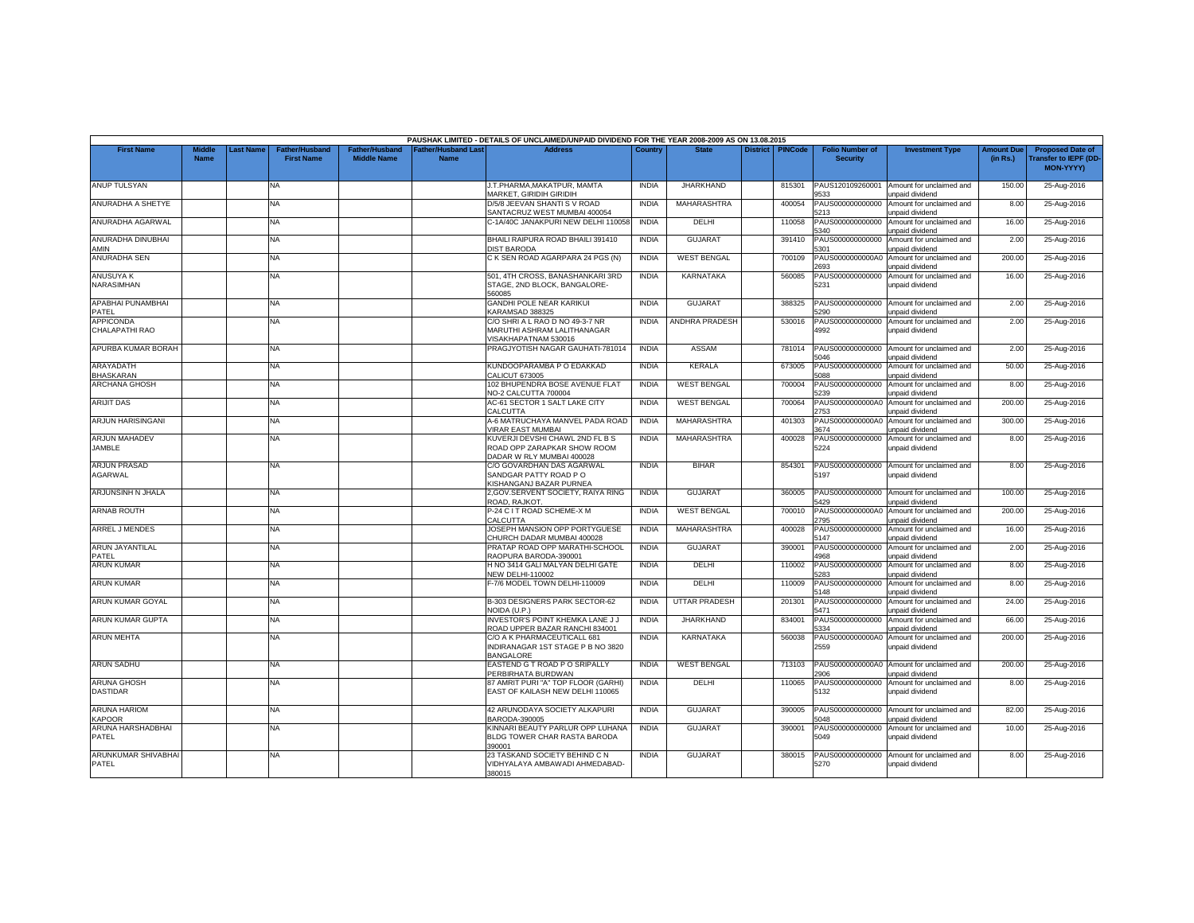PAUSHAK LIMITED - DETAILS OF UNCLAIMED/UNPAID DIVIDEND FOR THE YEAR 2008-2009 AS ON 13.08.2015

| First Name | Middle Name | Last Name | Father/Husband First Name | Father/Husband Middle Name | Father/Husband Last Name | Address | Country | State | District | PINCode | Folio Number of Security | Investment Type | Amount Due (in Rs.) | Proposed Date of Transfer to IEPF (DD-MON-YYYY) |
|---|---|---|---|---|---|---|---|---|---|---|---|---|---|---|
| ANUP TULSYAN | | | NA | | | J.T.PHARMA,MAKATPUR, MAMTA MARKET, GIRIDIH GIRIDIH | INDIA | JHARKHAND | | 815301 | PAUS120109260001 9533 | Amount for unclaimed and unpaid dividend | 150.00 | 25-Aug-2016 |
| ANURADHA A SHETYE | | | NA | | | D/5/8 JEEVAN SHANTI S V ROAD SANTACRUZ WEST MUMBAI 400054 | INDIA | MAHARASHTRA | | 400054 | PAUS000000000000 5213 | Amount for unclaimed and unpaid dividend | 8.00 | 25-Aug-2016 |
| ANURADHA AGARWAL | | | NA | | | C-1A/40C JANAKPURI NEW DELHI 110058 | INDIA | DELHI | | 110058 | PAUS000000000000 5340 | Amount for unclaimed and unpaid dividend | 16.00 | 25-Aug-2016 |
| ANURADHA DINUBHAI AMIN | | | NA | | | BHAILI RAIPURA ROAD BHAILI 391410 DIST BARODA | INDIA | GUJARAT | | 391410 | PAUS000000000000 5301 | Amount for unclaimed and unpaid dividend | 2.00 | 25-Aug-2016 |
| ANURADHA SEN | | | NA | | | C K SEN ROAD AGARPARA 24 PGS (N) | INDIA | WEST BENGAL | | 700109 | PAUS0000000000A0 2693 | Amount for unclaimed and unpaid dividend | 200.00 | 25-Aug-2016 |
| ANUSUYA K NARASIMHAN | | | NA | | | 501, 4TH CROSS, BANASHANKARI 3RD STAGE, 2ND BLOCK, BANGALORE-560085 | INDIA | KARNATAKA | | 560085 | PAUS000000000000 5231 | Amount for unclaimed and unpaid dividend | 16.00 | 25-Aug-2016 |
| APABHAI PUNAMBHAI PATEL | | | NA | | | GANDHI POLE NEAR KARIKUI KARAMSAD 388325 | INDIA | GUJARAT | | 388325 | PAUS000000000000 5290 | Amount for unclaimed and unpaid dividend | 2.00 | 25-Aug-2016 |
| APPICONDA CHALAPATHI RAO | | | NA | | | C/O SHRI A L RAO D NO 49-3-7 NR MARUTHI ASHRAM LALITHANAGAR VISAKHAPATNAM 530016 | INDIA | ANDHRA PRADESH | | 530016 | PAUS000000000000 4992 | Amount for unclaimed and unpaid dividend | 2.00 | 25-Aug-2016 |
| APURBA KUMAR BORAH | | | NA | | | PRAGJYOTISH NAGAR GAUHATI-781014 | INDIA | ASSAM | | 781014 | PAUS000000000000 5046 | Amount for unclaimed and unpaid dividend | 2.00 | 25-Aug-2016 |
| ARAYADATH BHASKARAN | | | NA | | | KUNDOOPARAMBA P O EDAKKAD CALICUT 673005 | INDIA | KERALA | | 673005 | PAUS000000000000 5088 | Amount for unclaimed and unpaid dividend | 50.00 | 25-Aug-2016 |
| ARCHANA GHOSH | | | NA | | | 102 BHUPENDRA BOSE AVENUE FLAT NO-2 CALCUTTA 700004 | INDIA | WEST BENGAL | | 700004 | PAUS000000000000 5239 | Amount for unclaimed and unpaid dividend | 8.00 | 25-Aug-2016 |
| ARIJIT DAS | | | NA | | | AC-61 SECTOR 1 SALT LAKE CITY CALCUTTA | INDIA | WEST BENGAL | | 700064 | PAUS0000000000A0 2753 | Amount for unclaimed and unpaid dividend | 200.00 | 25-Aug-2016 |
| ARJUN HARISINGANI | | | NA | | | A-6 MATRUCHAYA MANVEL PADA ROAD VIRAR EAST MUMBAI | INDIA | MAHARASHTRA | | 401303 | PAUS0000000000A0 3674 | Amount for unclaimed and unpaid dividend | 300.00 | 25-Aug-2016 |
| ARJUN MAHADEV JAMBLE | | | NA | | | KUVERJI DEVSHI CHAWL 2ND FL B S ROAD OPP ZARAPKAR SHOW ROOM DADAR W RLY MUMBAI 400028 | INDIA | MAHARASHTRA | | 400028 | PAUS000000000000 5224 | Amount for unclaimed and unpaid dividend | 8.00 | 25-Aug-2016 |
| ARJUN PRASAD AGARWAL | | | NA | | | C/O GOVARDHAN DAS AGARWAL SANDGAR PATTY ROAD P O KISHANGANJ BAZAR PURNEA | INDIA | BIHAR | | 854301 | PAUS000000000000 5197 | Amount for unclaimed and unpaid dividend | 8.00 | 25-Aug-2016 |
| ARJUNSINH N JHALA | | | NA | | | 2,GOV.SERVENT SOCIETY, RAIYA RING ROAD, RAJKOT. | INDIA | GUJARAT | | 360005 | PAUS000000000000 5429 | Amount for unclaimed and unpaid dividend | 100.00 | 25-Aug-2016 |
| ARNAB ROUTH | | | NA | | | P-24 C I T ROAD SCHEME-X M CALCUTTA | INDIA | WEST BENGAL | | 700010 | PAUS0000000000A0 2795 | Amount for unclaimed and unpaid dividend | 200.00 | 25-Aug-2016 |
| ARREL J MENDES | | | NA | | | JOSEPH MANSION OPP PORTYGUESE CHURCH DADAR MUMBAI 400028 | INDIA | MAHARASHTRA | | 400028 | PAUS000000000000 5147 | Amount for unclaimed and unpaid dividend | 16.00 | 25-Aug-2016 |
| ARUN JAYANTILAL PATEL | | | NA | | | PRATAP ROAD OPP MARATHI-SCHOOL RAOPURA BARODA-390001 | INDIA | GUJARAT | | 390001 | PAUS000000000000 4968 | Amount for unclaimed and unpaid dividend | 2.00 | 25-Aug-2016 |
| ARUN KUMAR | | | NA | | | H NO 3414 GALI MALYAN DELHI GATE NEW DELHI-110002 | INDIA | DELHI | | 110002 | PAUS000000000000 5283 | Amount for unclaimed and unpaid dividend | 8.00 | 25-Aug-2016 |
| ARUN KUMAR | | | NA | | | F-7/6 MODEL TOWN DELHI-110009 | INDIA | DELHI | | 110009 | PAUS000000000000 5148 | Amount for unclaimed and unpaid dividend | 8.00 | 25-Aug-2016 |
| ARUN KUMAR GOYAL | | | NA | | | B-303 DESIGNERS PARK SECTOR-62 NOIDA (U.P.) | INDIA | UTTAR PRADESH | | 201301 | PAUS000000000000 5471 | Amount for unclaimed and unpaid dividend | 24.00 | 25-Aug-2016 |
| ARUN KUMAR GUPTA | | | NA | | | INVESTOR'S POINT KHEMKA LANE J J ROAD UPPER BAZAR RANCHI 834001 | INDIA | JHARKHAND | | 834001 | PAUS000000000000 5334 | Amount for unclaimed and unpaid dividend | 66.00 | 25-Aug-2016 |
| ARUN MEHTA | | | NA | | | C/O A K PHARMACEUTICALL 681 INDIRANAGAR 1ST STAGE P B NO 3820 BANGALORE | INDIA | KARNATAKA | | 560038 | PAUS0000000000A0 2559 | Amount for unclaimed and unpaid dividend | 200.00 | 25-Aug-2016 |
| ARUN SADHU | | | NA | | | EASTEND G T ROAD P O SRIPALLY PERBIRHATA BURDWAN | INDIA | WEST BENGAL | | 713103 | PAUS0000000000A0 2906 | Amount for unclaimed and unpaid dividend | 200.00 | 25-Aug-2016 |
| ARUNA GHOSH DASTIDAR | | | NA | | | 87 AMRIT PURI "A" TOP FLOOR (GARHI) EAST OF KAILASH NEW DELHI 110065 | INDIA | DELHI | | 110065 | PAUS000000000000 5132 | Amount for unclaimed and unpaid dividend | 8.00 | 25-Aug-2016 |
| ARUNA HARIOM KAPOOR | | | NA | | | 42 ARUNODAYA SOCIETY ALKAPURI BARODA-390005 | INDIA | GUJARAT | | 390005 | PAUS000000000000 5048 | Amount for unclaimed and unpaid dividend | 82.00 | 25-Aug-2016 |
| ARUNA HARSHADBHAI PATEL | | | NA | | | KINNARI BEAUTY PARLUR OPP LUHANA BLDG TOWER CHAR RASTA BARODA 390001 | INDIA | GUJARAT | | 390001 | PAUS000000000000 5049 | Amount for unclaimed and unpaid dividend | 10.00 | 25-Aug-2016 |
| ARUNKUMAR SHIVABHAI PATEL | | | NA | | | 23 TASKAND SOCIETY BEHIND C N VIDHYALAYA AMBAWADI AHMEDABAD-380015 | INDIA | GUJARAT | | 380015 | PAUS000000000000 5270 | Amount for unclaimed and unpaid dividend | 8.00 | 25-Aug-2016 |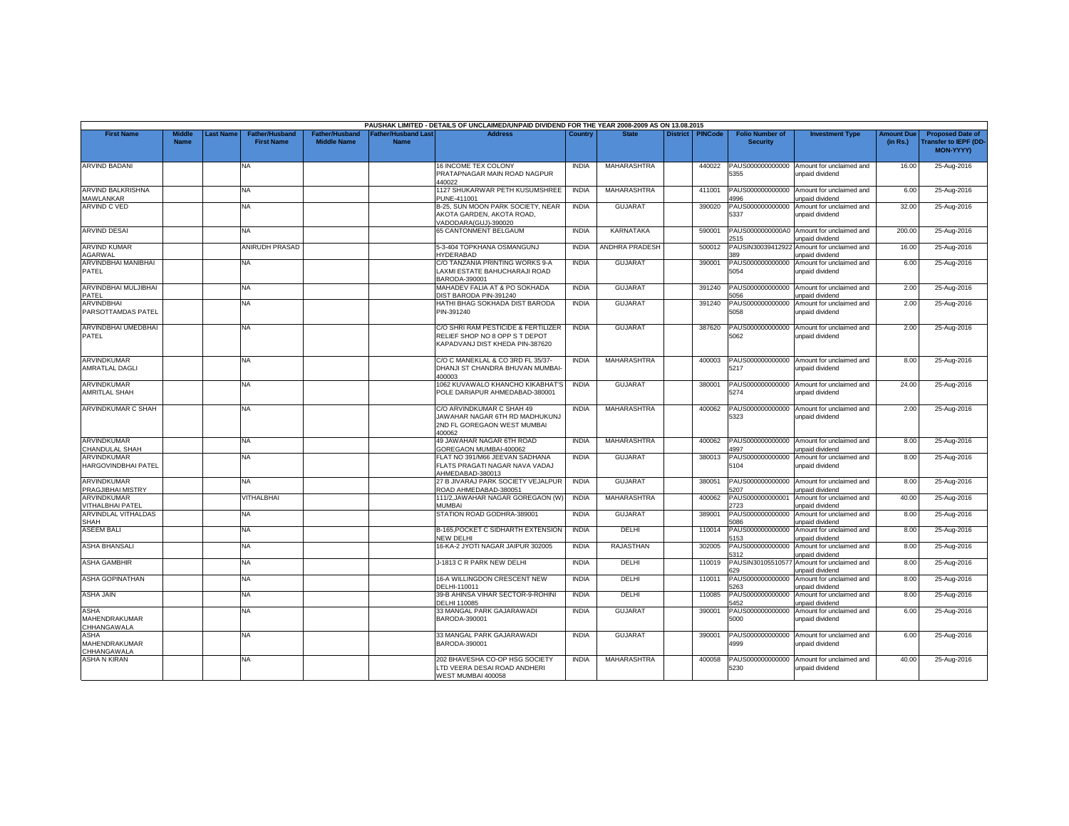PAUSHAK LIMITED - DETAILS OF UNCLAIMED/UNPAID DIVIDEND FOR THE YEAR 2008-2009 AS ON 13.08.2015

| First Name | Middle Name | Last Name | Father/Husband First Name | Father/Husband Middle Name | Father/Husband Last Name | Address | Country | State | District | PINCode | Folio Number of Security | Investment Type | Amount Due (in Rs.) | Proposed Date of Transfer to IEPF (DD-MON-YYYY) |
|---|---|---|---|---|---|---|---|---|---|---|---|---|---|---|
| ARVIND BADANI | | | NA | | | 16 INCOME TEX COLONY PRATAPNAGAR MAIN ROAD NAGPUR 440022 | INDIA | MAHARASHTRA | | 440022 | PAUS0000000000005355 | Amount for unclaimed and unpaid dividend | 16.00 | 25-Aug-2016 |
| ARVIND BALKRISHNA MAWLANKAR | | | NA | | | 1127 SHUKARWAR PETH KUSUMSHREE PUNE-411001 | INDIA | MAHARASHTRA | | 411001 | PAUS0000000000004996 | Amount for unclaimed and unpaid dividend | 6.00 | 25-Aug-2016 |
| ARVIND C VED | | | NA | | | B-25, SUN MOON PARK SOCIETY, NEAR AKOTA GARDEN, AKOTA ROAD, VADODARA(GUJ)-390020 | INDIA | GUJARAT | | 390020 | PAUS0000000000005337 | Amount for unclaimed and unpaid dividend | 32.00 | 25-Aug-2016 |
| ARVIND DESAI | | | NA | | | 65 CANTONMENT BELGAUM | INDIA | KARNATAKA | | 590001 | PAUS0000000000A02515 | Amount for unclaimed and unpaid dividend | 200.00 | 25-Aug-2016 |
| ARVIND KUMAR AGARWAL | | | ANIRUDH PRASAD | | | 5-3-404 TOPKHANA OSMANGUNJ HYDERABAD | INDIA | ANDHRA PRADESH | | 500012 | PAUSIN30039412922389 | Amount for unclaimed and unpaid dividend | 16.00 | 25-Aug-2016 |
| ARVINDBHAI MANIBHAI PATEL | | | NA | | | C/O TANZANIA PRINTING WORKS 9-A LAXMI ESTATE BAHUCHARAJI ROAD BARODA-390001 | INDIA | GUJARAT | | 390001 | PAUS0000000000005054 | Amount for unclaimed and unpaid dividend | 6.00 | 25-Aug-2016 |
| ARVINDBHAI MULJIBHAI PATEL | | | NA | | | MAHADEV FALIA AT & PO SOKHADA DIST BARODA PIN-391240 | INDIA | GUJARAT | | 391240 | PAUS0000000000005056 | Amount for unclaimed and unpaid dividend | 2.00 | 25-Aug-2016 |
| ARVINDBHAI PARSOTTAMDAS PATEL | | | NA | | | HATHI BHAG SOKHADA DIST BARODA PIN-391240 | INDIA | GUJARAT | | 391240 | PAUS0000000000005058 | Amount for unclaimed and unpaid dividend | 2.00 | 25-Aug-2016 |
| ARVINDBHAI UMEDBHAI PATEL | | | NA | | | C/O SHRI RAM PESTICIDE & FERTILIZER RELIEF SHOP NO 8 OPP S T DEPOT KAPADVANJ DIST KHEDA PIN-387620 | INDIA | GUJARAT | | 387620 | PAUS0000000000005062 | Amount for unclaimed and unpaid dividend | 2.00 | 25-Aug-2016 |
| ARVINDKUMAR AMRATLAL DAGLI | | | NA | | | C/O C MANEKLAL & CO 3RD FL 35/37-DHANJI ST CHANDRA BHUVAN MUMBAI-400003 | INDIA | MAHARASHTRA | | 400003 | PAUS0000000000005217 | Amount for unclaimed and unpaid dividend | 8.00 | 25-Aug-2016 |
| ARVINDKUMAR AMRITLAL SHAH | | | NA | | | 1062 KUVAWALO KHANCHO KIKABHAT'S POLE DARIAPUR AHMEDABAD-380001 | INDIA | GUJARAT | | 380001 | PAUS0000000000005274 | Amount for unclaimed and unpaid dividend | 24.00 | 25-Aug-2016 |
| ARVINDKUMAR C SHAH | | | NA | | | C/O ARVINDKUMAR C SHAH 49 JAWAHAR NAGAR 6TH RD MADHUKUNJ 2ND FL GOREGAON WEST MUMBAI 400062 | INDIA | MAHARASHTRA | | 400062 | PAUS0000000000005323 | Amount for unclaimed and unpaid dividend | 2.00 | 25-Aug-2016 |
| ARVINDKUMAR CHANDULAL SHAH | | | NA | | | 49 JAWAHAR NAGAR 6TH ROAD GOREGAON MUMBAI-400062 | INDIA | MAHARASHTRA | | 400062 | PAUS0000000000004997 | Amount for unclaimed and unpaid dividend | 8.00 | 25-Aug-2016 |
| ARVINDKUMAR HARGOVINDBHAI PATEL | | | NA | | | FLAT NO 391/M66 JEEVAN SADHANA FLATS PRAGATI NAGAR NAVA VADAJ AHMEDABAD-380013 | INDIA | GUJARAT | | 380013 | PAUS0000000000005104 | Amount for unclaimed and unpaid dividend | 8.00 | 25-Aug-2016 |
| ARVINDKUMAR PRAGJIBHAI MISTRY | | | NA | | | 27 B JIVARAJ PARK SOCIETY VEJALPUR ROAD AHMEDABAD-380051 | INDIA | GUJARAT | | 380051 | PAUS0000000000005207 | Amount for unclaimed and unpaid dividend | 8.00 | 25-Aug-2016 |
| ARVINDKUMAR VITHALBHAI PATEL | | | VITHALBHAI | | | 111/2,JAWAHAR NAGAR GOREGAON (W) MUMBAI | INDIA | MAHARASHTRA | | 400062 | PAUS0000000000012723 | Amount for unclaimed and unpaid dividend | 40.00 | 25-Aug-2016 |
| ARVINDLAL VITHALDAS SHAH | | | NA | | | STATION ROAD GODHRA-389001 | INDIA | GUJARAT | | 389001 | PAUS0000000000005086 | Amount for unclaimed and unpaid dividend | 8.00 | 25-Aug-2016 |
| ASEEM BALI | | | NA | | | B-165,POCKET C SIDHARTH EXTENSION NEW DELHI | INDIA | DELHI | | 110014 | PAUS0000000000005153 | Amount for unclaimed and unpaid dividend | 8.00 | 25-Aug-2016 |
| ASHA BHANSALI | | | NA | | | 16-KA-2 JYOTI NAGAR JAIPUR 302005 | INDIA | RAJASTHAN | | 302005 | PAUS0000000000005312 | Amount for unclaimed and unpaid dividend | 8.00 | 25-Aug-2016 |
| ASHA GAMBHIR | | | NA | | | J-1813 C R PARK NEW DELHI | INDIA | DELHI | | 110019 | PAUSIN30105510577629 | Amount for unclaimed and unpaid dividend | 8.00 | 25-Aug-2016 |
| ASHA GOPINATHAN | | | NA | | | 16-A WILLINGDON CRESCENT NEW DELHI-110011 | INDIA | DELHI | | 110011 | PAUS0000000000005263 | Amount for unclaimed and unpaid dividend | 8.00 | 25-Aug-2016 |
| ASHA JAIN | | | NA | | | 39-B AHINSA VIHAR SECTOR-9-ROHINI DELHI 110085 | INDIA | DELHI | | 110085 | PAUS0000000000005452 | Amount for unclaimed and unpaid dividend | 8.00 | 25-Aug-2016 |
| ASHA MAHENDRAKUMAR CHHANGAWALA | | | NA | | | 33 MANGAL PARK GAJARAWADI BARODA-390001 | INDIA | GUJARAT | | 390001 | PAUS0000000000005000 | Amount for unclaimed and unpaid dividend | 6.00 | 25-Aug-2016 |
| ASHA MAHENDRAKUMAR CHHANGAWALA | | | NA | | | 33 MANGAL PARK GAJARAWADI BARODA-390001 | INDIA | GUJARAT | | 390001 | PAUS0000000000004999 | Amount for unclaimed and unpaid dividend | 6.00 | 25-Aug-2016 |
| ASHA N KIRAN | | | NA | | | 202 BHAVESHA CO-OP HSG SOCIETY LTD VEERA DESAI ROAD ANDHERI WEST MUMBAI 400058 | INDIA | MAHARASHTRA | | 400058 | PAUS0000000000005230 | Amount for unclaimed and unpaid dividend | 40.00 | 25-Aug-2016 |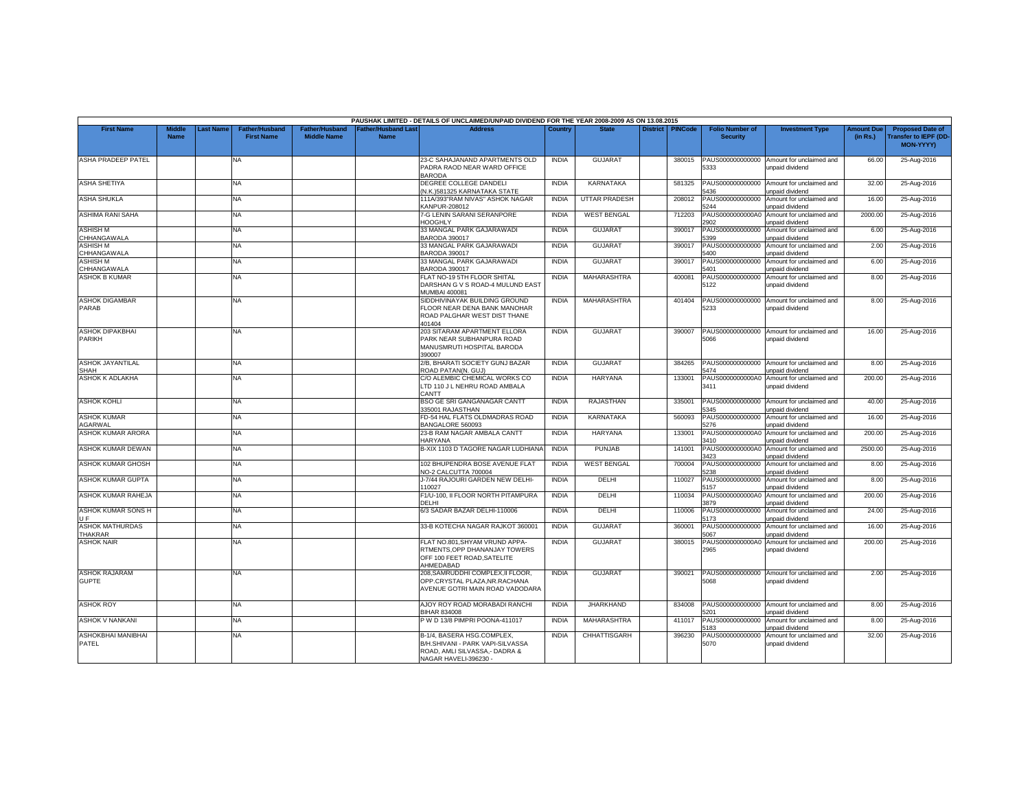PAUSHAK LIMITED - DETAILS OF UNCLAIMED/UNPAID DIVIDEND FOR THE YEAR 2008-2009 AS ON 13.08.2015

| First Name | Middle Name | Last Name | Father/Husband First Name | Father/Husband Middle Name | Father/Husband Last Name | Address | Country | State | District | PINCode | Folio Number of Security | Investment Type | Amount Due (in Rs.) | Proposed Date of Transfer to IEPF (DD-MON-YYYY) |
|---|---|---|---|---|---|---|---|---|---|---|---|---|---|---|
| ASHA PRADEEP PATEL | | | NA | | | 23-C SAHAJANAND APARTMENTS OLD PADRA RAOD NEAR WARD OFFICE BARODA | INDIA | GUJARAT | | 380015 | PAUS0000000000005333 | Amount for unclaimed and unpaid dividend | 66.00 | 25-Aug-2016 |
| ASHA SHETIYA | | | NA | | | DEGREE COLLEGE DANDELI (N.K.)581325 KARNATAKA STATE | INDIA | KARNATAKA | | 581325 | PAUS0000000000005436 | Amount for unclaimed and unpaid dividend | 32.00 | 25-Aug-2016 |
| ASHA SHUKLA | | | NA | | | 111A/393"RAM NIVAS" ASHOK NAGAR KANPUR-208012 | INDIA | UTTAR PRADESH | | 208012 | PAUS0000000000005244 | Amount for unclaimed and unpaid dividend | 16.00 | 25-Aug-2016 |
| ASHIMA RANI SAHA | | | NA | | | 7-G LENIN SARANI SERANPORE HOOGHLY | INDIA | WEST BENGAL | | 712203 | PAUS0000000000A02902 | Amount for unclaimed and unpaid dividend | 2000.00 | 25-Aug-2016 |
| ASHISH M CHHANGAWALA | | | NA | | | 33 MANGAL PARK GAJARAWADI BARODA 390017 | INDIA | GUJARAT | | 390017 | PAUS0000000000005399 | Amount for unclaimed and unpaid dividend | 6.00 | 25-Aug-2016 |
| ASHISH M CHHANGAWALA | | | NA | | | 33 MANGAL PARK GAJARAWADI BARODA 390017 | INDIA | GUJARAT | | 390017 | PAUS0000000000005400 | Amount for unclaimed and unpaid dividend | 2.00 | 25-Aug-2016 |
| ASHISH M CHHANGAWALA | | | NA | | | 33 MANGAL PARK GAJARAWADI BARODA 390017 | INDIA | GUJARAT | | 390017 | PAUS0000000000005401 | Amount for unclaimed and unpaid dividend | 6.00 | 25-Aug-2016 |
| ASHOK B KUMAR | | | NA | | | FLAT NO-19 5TH FLOOR SHITAL DARSHAN G V S ROAD-4 MULUND EAST MUMBAI 400081 | INDIA | MAHARASHTRA | | 400081 | PAUS0000000000005122 | Amount for unclaimed and unpaid dividend | 8.00 | 25-Aug-2016 |
| ASHOK DIGAMBAR PARAB | | | NA | | | SIDDHIVINAYAK BUILDING GROUND FLOOR NEAR DENA BANK MANOHAR ROAD PALGHAR WEST DIST THANE 401404 | INDIA | MAHARASHTRA | | 401404 | PAUS0000000000005233 | Amount for unclaimed and unpaid dividend | 8.00 | 25-Aug-2016 |
| ASHOK DIPAKBHAI PARIKH | | | NA | | | 203 SITARAM APARTMENT ELLORA PARK NEAR SUBHANPURA ROAD MANUSMRUTI HOSPITAL BARODA 390007 | INDIA | GUJARAT | | 390007 | PAUS0000000000005066 | Amount for unclaimed and unpaid dividend | 16.00 | 25-Aug-2016 |
| ASHOK JAYANTILAL SHAH | | | NA | | | 2/B, BHARATI SOCIETY GUNJ BAZAR ROAD PATAN(N. GUJ) | INDIA | GUJARAT | | 384265 | PAUS0000000000005474 | Amount for unclaimed and unpaid dividend | 8.00 | 25-Aug-2016 |
| ASHOK K ADLAKHA | | | NA | | | C/O ALEMBIC CHEMICAL WORKS CO LTD 110 J L NEHRU ROAD AMBALA CANTT | INDIA | HARYANA | | 133001 | PAUS0000000000A03411 | Amount for unclaimed and unpaid dividend | 200.00 | 25-Aug-2016 |
| ASHOK KOHLI | | | NA | | | BSO GE SRI GANGANAGAR CANTT 335001 RAJASTHAN | INDIA | RAJASTHAN | | 335001 | PAUS0000000000005345 | Amount for unclaimed and unpaid dividend | 40.00 | 25-Aug-2016 |
| ASHOK KUMAR AGARWAL | | | NA | | | FD-54 HAL FLATS OLDMADRAS ROAD BANGALORE 560093 | INDIA | KARNATAKA | | 560093 | PAUS0000000000005276 | Amount for unclaimed and unpaid dividend | 16.00 | 25-Aug-2016 |
| ASHOK KUMAR ARORA | | | NA | | | 23-B RAM NAGAR AMBALA CANTT HARYANA | INDIA | HARYANA | | 133001 | PAUS0000000000A03410 | Amount for unclaimed and unpaid dividend | 200.00 | 25-Aug-2016 |
| ASHOK KUMAR DEWAN | | | NA | | | B-XIX 1103 D TAGORE NAGAR LUDHIANA | INDIA | PUNJAB | | 141001 | PAUS0000000000A03423 | Amount for unclaimed and unpaid dividend | 2500.00 | 25-Aug-2016 |
| ASHOK KUMAR GHOSH | | | NA | | | 102 BHUPENDRA BOSE AVENUE FLAT NO-2 CALCUTTA 700004 | INDIA | WEST BENGAL | | 700004 | PAUS0000000000005238 | Amount for unclaimed and unpaid dividend | 8.00 | 25-Aug-2016 |
| ASHOK KUMAR GUPTA | | | NA | | | J-7/44 RAJOURI GARDEN NEW DELHI-110027 | INDIA | DELHI | | 110027 | PAUS0000000000005157 | Amount for unclaimed and unpaid dividend | 8.00 | 25-Aug-2016 |
| ASHOK KUMAR RAHEJA | | | NA | | | F1/U-100, II FLOOR NORTH PITAMPURA DELHI | INDIA | DELHI | | 110034 | PAUS0000000000A03879 | Amount for unclaimed and unpaid dividend | 200.00 | 25-Aug-2016 |
| ASHOK KUMAR SONS H U F | | | NA | | | 6/3 SADAR BAZAR DELHI-110006 | INDIA | DELHI | | 110006 | PAUS0000000000005173 | Amount for unclaimed and unpaid dividend | 24.00 | 25-Aug-2016 |
| ASHOK MATHURDAS THAKRAR | | | NA | | | 33-B KOTECHA NAGAR RAJKOT 360001 | INDIA | GUJARAT | | 360001 | PAUS0000000000005067 | Amount for unclaimed and unpaid dividend | 16.00 | 25-Aug-2016 |
| ASHOK NAIR | | | NA | | | FLAT NO.801,SHYAM VRUND APPA-RTMENTS,OPP DHANANJAY TOWERS OFF 100 FEET ROAD,SATELITE AHMEDABAD | INDIA | GUJARAT | | 380015 | PAUS0000000000A02965 | Amount for unclaimed and unpaid dividend | 200.00 | 25-Aug-2016 |
| ASHOK RAJARAM GUPTE | | | NA | | | 208,SAMRUDDHI COMPLEX,II FLOOR, OPP.CRYSTAL PLAZA,NR.RACHANA AVENUE GOTRI MAIN ROAD VADODARA | INDIA | GUJARAT | | 390021 | PAUS0000000000005068 | Amount for unclaimed and unpaid dividend | 2.00 | 25-Aug-2016 |
| ASHOK ROY | | | NA | | | AJOY ROY ROAD MORABADI RANCHI BIHAR 834008 | INDIA | JHARKHAND | | 834008 | PAUS0000000000005201 | Amount for unclaimed and unpaid dividend | 8.00 | 25-Aug-2016 |
| ASHOK V NANKANI | | | NA | | | P W D 13/8 PIMPRI POONA-411017 | INDIA | MAHARASHTRA | | 411017 | PAUS0000000000005183 | Amount for unclaimed and unpaid dividend | 8.00 | 25-Aug-2016 |
| ASHOKBHAI MANIBHAI PATEL | | | NA | | | B-1/4, BASERA HSG.COMPLEX, B/H.SHIVANI - PARK VAPI-SILVASSA ROAD, AMLI SILVASSA,- DADRA & NAGAR HAVELI-396230 - | INDIA | CHHATTISGARH | | 396230 | PAUS0000000000005070 | Amount for unclaimed and unpaid dividend | 32.00 | 25-Aug-2016 |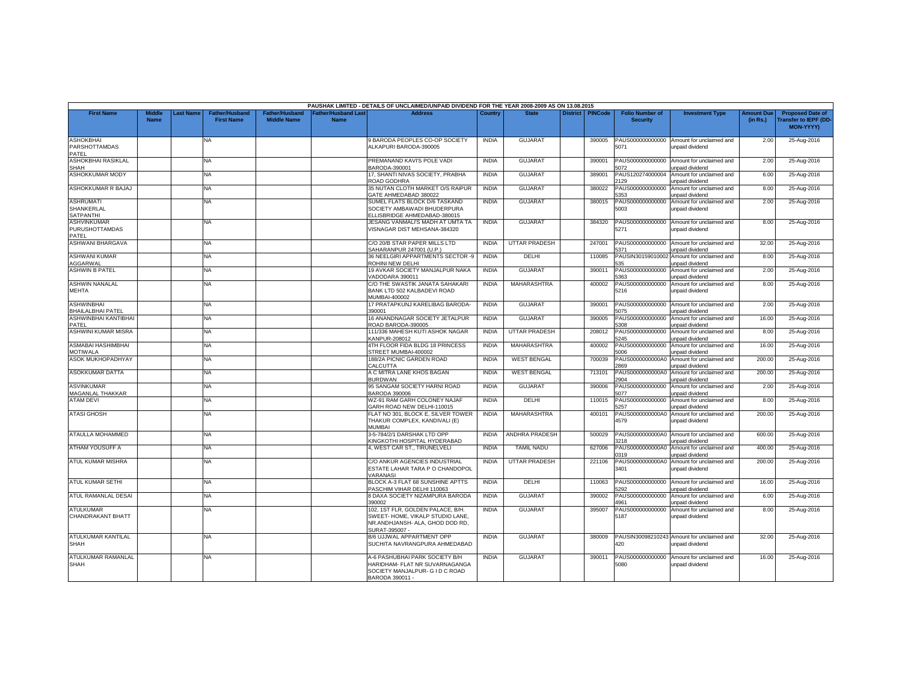PAUSHAK LIMITED - DETAILS OF UNCLAIMED/UNPAID DIVIDEND FOR THE YEAR 2008-2009 AS ON 13.08.2015

| First Name | Middle Name | Last Name | Father/Husband First Name | Father/Husband Middle Name | Father/Husband Last Name | Address | Country | State | District | PINCode | Folio Number of Security | Investment Type | Amount Due (in Rs.) | Proposed Date of Transfer to IEPF (DD-MON-YYYY) |
|---|---|---|---|---|---|---|---|---|---|---|---|---|---|---|
| ASHOKBHAI PARSHOTTAMDAS PATEL | | | NA | | | 9 BARODA PEOPLES CO-OP SOCIETY ALKAPURI BARODA-390005 | INDIA | GUJARAT | | 390005 | PAUS000000000000 5071 | Amount for unclaimed and unpaid dividend | 2.00 | 25-Aug-2016 |
| ASHOKBHAI RASIKLAL SHAH | | | NA | | | PREMANAND KAVI'S POLE VADI BARODA-390001 | INDIA | GUJARAT | | 390001 | PAUS000000000000 5072 | Amount for unclaimed and unpaid dividend | 2.00 | 25-Aug-2016 |
| ASHOKKUMAR MODY | | | NA | | | 17, SHANTI NIVAS SOCIETY, PRABHA ROAD GODHRA | INDIA | GUJARAT | | 389001 | PAUS120274000004 2129 | Amount for unclaimed and unpaid dividend | 6.00 | 25-Aug-2016 |
| ASHOKKUMAR R BAJAJ | | | NA | | | 35 NUTAN CLOTH MARKET O/S RAIPUR GATE AHMEDABAD 380022 | INDIA | GUJARAT | | 380022 | PAUS000000000000 5353 | Amount for unclaimed and unpaid dividend | 8.00 | 25-Aug-2016 |
| ASHRUMATI SHANKERLAL SATPANTHI | | | NA | | | SUMEL FLATS BLOCK D/6 TASKAND SOCIETY AMBAWADI BHUDERPURA ELLISBRIDGE AHMEDABAD-380015 | INDIA | GUJARAT | | 380015 | PAUS000000000000 5003 | Amount for unclaimed and unpaid dividend | 2.00 | 25-Aug-2016 |
| ASHVINKUMAR PURUSHOTTAMDAS PATEL | | | NA | | | JESANG VANMALI'S MADH AT UMTA TA VISNAGAR DIST MEHSANA-384320 | INDIA | GUJARAT | | 384320 | PAUS000000000000 5271 | Amount for unclaimed and unpaid dividend | 8.00 | 25-Aug-2016 |
| ASHWANI BHARGAVA | | | NA | | | C/O 20/B STAR PAPER MILLS LTD SAHARANPUR 247001 (U.P.) | INDIA | UTTAR PRADESH | | 247001 | PAUS000000000000 5371 | Amount for unclaimed and unpaid dividend | 32.00 | 25-Aug-2016 |
| ASHWANI KUMAR AGGARWAL | | | NA | | | 36 NEELGIRI APPARTMENTS SECTOR -9 ROHINI NEW DELHI | INDIA | DELHI | | 110085 | PAUSIN30159010002 535 | Amount for unclaimed and unpaid dividend | 8.00 | 25-Aug-2016 |
| ASHWIN B PATEL | | | NA | | | 19 AVKAR SOCIETY MANJALPUR NAKA VADODARA 390011 | INDIA | GUJARAT | | 390011 | PAUS000000000000 5363 | Amount for unclaimed and unpaid dividend | 2.00 | 25-Aug-2016 |
| ASHWIN NANALAL MEHTA | | | NA | | | C/O THE SWASTIK JANATA SAHAKARI BANK LTD 502 KALBADEVI ROAD MUMBAI-400002 | INDIA | MAHARASHTRA | | 400002 | PAUS000000000000 5216 | Amount for unclaimed and unpaid dividend | 8.00 | 25-Aug-2016 |
| ASHWINBHAI BHAILALBHAI PATEL | | | NA | | | 17 PRATAPKUNJ KARELIBAG BARODA-390001 | INDIA | GUJARAT | | 390001 | PAUS000000000000 5075 | Amount for unclaimed and unpaid dividend | 2.00 | 25-Aug-2016 |
| ASHWINBHAI KANTIBHAI PATEL | | | NA | | | 16 ANANDNAGAR SOCIETY JETALPUR ROAD BARODA-390005 | INDIA | GUJARAT | | 390005 | PAUS000000000000 5308 | Amount for unclaimed and unpaid dividend | 16.00 | 25-Aug-2016 |
| ASHWINI KUMAR MISRA | | | NA | | | 111/336 MAHESH KUTI ASHOK NAGAR KANPUR-208012 | INDIA | UTTAR PRADESH | | 208012 | PAUS000000000000 5245 | Amount for unclaimed and unpaid dividend | 8.00 | 25-Aug-2016 |
| ASMABAI HASHIMBHAI MOTIWALA | | | NA | | | 4TH FLOOR FIDA BLDG 18 PRINCESS STREET MUMBAI-400002 | INDIA | MAHARASHTRA | | 400002 | PAUS000000000000 5006 | Amount for unclaimed and unpaid dividend | 16.00 | 25-Aug-2016 |
| ASOK MUKHOPADHYAY | | | NA | | | 188/2A PICNIC GARDEN ROAD CALCUTTA | INDIA | WEST BENGAL | | 700039 | PAUS0000000000A0 2869 | Amount for unclaimed and unpaid dividend | 200.00 | 25-Aug-2016 |
| ASOKKUMAR DATTA | | | NA | | | A C MITRA LANE KHOS BAGAN BURDWAN | INDIA | WEST BENGAL | | 713101 | PAUS0000000000A0 2904 | Amount for unclaimed and unpaid dividend | 200.00 | 25-Aug-2016 |
| ASVINKUMAR MAGANLAL THAKKAR | | | NA | | | 95 SANGAM SOCIETY HARNI ROAD BARODA 390006 | INDIA | GUJARAT | | 390006 | PAUS000000000000 5077 | Amount for unclaimed and unpaid dividend | 2.00 | 25-Aug-2016 |
| ATAM DEVI | | | NA | | | WZ-91 RAM GARH COLONEY NAJAF GARH ROAD NEW DELHI-110015 | INDIA | DELHI | | 110015 | PAUS000000000000 5257 | Amount for unclaimed and unpaid dividend | 8.00 | 25-Aug-2016 |
| ATASI GHOSH | | | NA | | | FLAT NO 301, BLOCK E, SILVER TOWER THAKUR COMPLEX, KANDIVALI (E) MUMBAI | INDIA | MAHARASHTRA | | 400101 | PAUS0000000000A0 4579 | Amount for unclaimed and unpaid dividend | 200.00 | 25-Aug-2016 |
| ATAULLA MOHAMMED | | | NA | | | 3-5-784/2/1 DARSHAK LTD OPP KINGKOTHI HOSPITAL HYDERABAD | INDIA | ANDHRA PRADESH | | 500029 | PAUS0000000000A0 3218 | Amount for unclaimed and unpaid dividend | 600.00 | 25-Aug-2016 |
| ATHAM YOUSUFF A | | | NA | | | 4, WEST CAR ST., TIRUNELVELI | INDIA | TAMIL NADU | | 627006 | PAUS0000000000A0 0319 | Amount for unclaimed and unpaid dividend | 400.00 | 25-Aug-2016 |
| ATUL KUMAR MISHRA | | | NA | | | C/O ANKUR AGENCIES INDUSTRIAL ESTATE LAHAR TARA P O CHANDOPOL VARANASI | INDIA | UTTAR PRADESH | | 221106 | PAUS0000000000A0 3401 | Amount for unclaimed and unpaid dividend | 200.00 | 25-Aug-2016 |
| ATUL KUMAR SETHI | | | NA | | | BLOCK A-3 FLAT 68 SUNSHINE APTTS PASCHIM VIHAR DELHI 110063 | INDIA | DELHI | | 110063 | PAUS000000000000 5292 | Amount for unclaimed and unpaid dividend | 16.00 | 25-Aug-2016 |
| ATUL RAMANLAL DESAI | | | NA | | | 8 DAXA SOCIETY NIZAMPURA BARODA 390002 | INDIA | GUJARAT | | 390002 | PAUS000000000000 4961 | Amount for unclaimed and unpaid dividend | 6.00 | 25-Aug-2016 |
| ATULKUMAR CHANDRAKANT BHATT | | | NA | | | 102, 1ST FLR, GOLDEN PALACE, B/H. SWEET- HOME, VIKALP STUDIO LANE, NR.ANDHJANSH- ALA, GHOD DOD RD, SURAT-395007 - | INDIA | GUJARAT | | 395007 | PAUS000000000000 5187 | Amount for unclaimed and unpaid dividend | 8.00 | 25-Aug-2016 |
| ATULKUMAR KANTILAL SHAH | | | NA | | | B/6 UJJWAL APPARTMENT OPP SUCHITA NAVRANGPURA AHMEDABAD | INDIA | GUJARAT | | 380009 | PAUSIN30098210243 420 | Amount for unclaimed and unpaid dividend | 32.00 | 25-Aug-2016 |
| ATULKUMAR RAMANLAL SHAH | | | NA | | | A-6 PASHUBHAI PARK SOCIETY B/H HARIDHAM- FLAT NR SUVARNAGANGA SOCIETY MANJALPUR- G I D C ROAD BARODA 390011 - | INDIA | GUJARAT | | 390011 | PAUS000000000000 5080 | Amount for unclaimed and unpaid dividend | 16.00 | 25-Aug-2016 |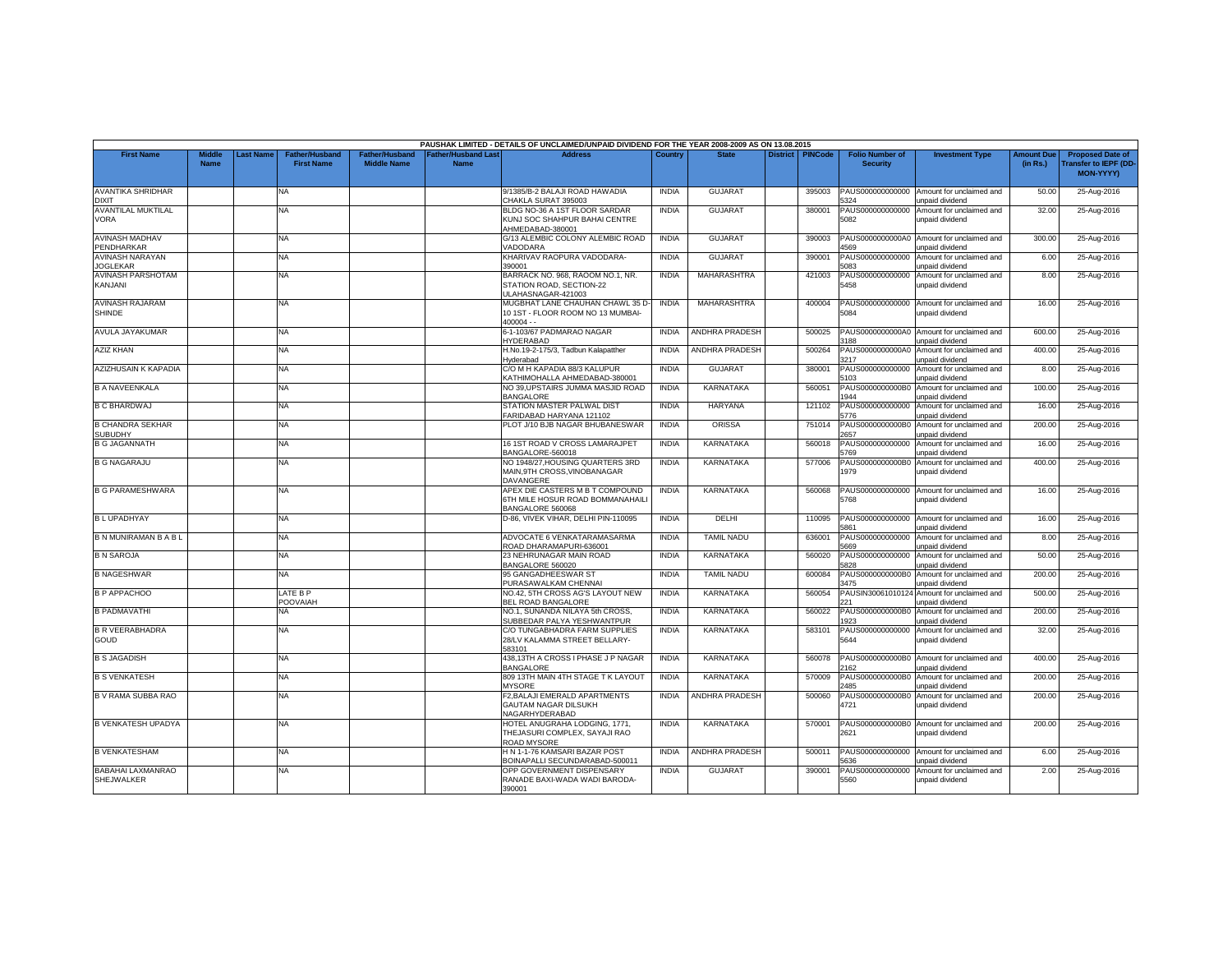PAUSHAK LIMITED - DETAILS OF UNCLAIMED/UNPAID DIVIDEND FOR THE YEAR 2008-2009 AS ON 13.08.2015

| First Name | Middle Name | Last Name | Father/Husband First Name | Father/Husband Middle Name | Father/Husband Last Name | Address | Country | State | District | PINCode | Folio Number of Security | Investment Type | Amount Due (in Rs.) | Proposed Date of Transfer to IEPF (DD-MON-YYYY) |
|---|---|---|---|---|---|---|---|---|---|---|---|---|---|---|
| AVANTIKA SHRIDHAR DIXIT | | | NA | | | 9/1385/B-2 BALAJI ROAD HAWADIA CHAKLA SURAT 395003 | INDIA | GUJARAT | | 395003 | PAUS0000000000005324 | Amount for unclaimed and unpaid dividend | 50.00 | 25-Aug-2016 |
| AVANTILAL MUKTILAL VORA | | | NA | | | BLDG NO-36 A 1ST FLOOR SARDAR KUNJ SOC SHAHPUR BAHAI CENTRE AHMEDABAD-380001 | INDIA | GUJARAT | | 380001 | PAUS0000000000005082 | Amount for unclaimed and unpaid dividend | 32.00 | 25-Aug-2016 |
| AVINASH MADHAV PENDHARKAR | | | NA | | | G/13 ALEMBIC COLONY ALEMBIC ROAD VADODARA | INDIA | GUJARAT | | 390003 | PAUS0000000000A04569 | Amount for unclaimed and unpaid dividend | 300.00 | 25-Aug-2016 |
| AVINASH NARAYAN JOGLEKAR | | | NA | | | KHARIVAV RAOPURA VADODARA-390001 | INDIA | GUJARAT | | 390001 | PAUS0000000000005083 | Amount for unclaimed and unpaid dividend | 6.00 | 25-Aug-2016 |
| AVINASH PARSHOTAM KANJANI | | | NA | | | BARRACK NO. 968, RAOOM NO.1, NR. STATION ROAD, SECTION-22 ULAHASNAGAR-421003 | INDIA | MAHARASHTRA | | 421003 | PAUS0000000000005458 | Amount for unclaimed and unpaid dividend | 8.00 | 25-Aug-2016 |
| AVINASH RAJARAM SHINDE | | | NA | | | MUGBHAT LANE CHAUHAN CHAWL 35 D-10 1ST - FLOOR ROOM NO 13 MUMBAI-400004 - - | INDIA | MAHARASHTRA | | 400004 | PAUS0000000000005084 | Amount for unclaimed and unpaid dividend | 16.00 | 25-Aug-2016 |
| AVULA JAYAKUMAR | | | NA | | | 6-1-103/67 PADMARAO NAGAR HYDERABAD | INDIA | ANDHRA PRADESH | | 500025 | PAUS0000000000A03188 | Amount for unclaimed and unpaid dividend | 600.00 | 25-Aug-2016 |
| AZIZ KHAN | | | NA | | | H.No.19-2-175/3, Tadbun Kalapatther Hyderabad | INDIA | ANDHRA PRADESH | | 500264 | PAUS0000000000A03217 | Amount for unclaimed and unpaid dividend | 400.00 | 25-Aug-2016 |
| AZIZHUSAIN K KAPADIA | | | NA | | | C/O M H KAPADIA 88/3 KALUPUR KATHIMOHALLA AHMEDABAD-380001 | INDIA | GUJARAT | | 380001 | PAUS0000000000005103 | Amount for unclaimed and unpaid dividend | 8.00 | 25-Aug-2016 |
| B A NAVEENKALA | | | NA | | | NO 39,UPSTAIRS JUMMA MASJID ROAD BANGALORE | INDIA | KARNATAKA | | 560051 | PAUS0000000000B01944 | Amount for unclaimed and unpaid dividend | 100.00 | 25-Aug-2016 |
| B C BHARDWAJ | | | NA | | | STATION MASTER PALWAL DIST FARIDABAD HARYANA 121102 | INDIA | HARYANA | | 121102 | PAUS0000000000005776 | Amount for unclaimed and unpaid dividend | 16.00 | 25-Aug-2016 |
| B CHANDRA SEKHAR SUBUDHY | | | NA | | | PLOT J/10 BJB NAGAR BHUBANESWAR | INDIA | ORISSA | | 751014 | PAUS0000000000B02657 | Amount for unclaimed and unpaid dividend | 200.00 | 25-Aug-2016 |
| B G JAGANNATH | | | NA | | | 16 1ST ROAD V CROSS LAMARAJPET BANGALORE-560018 | INDIA | KARNATAKA | | 560018 | PAUS0000000000005769 | Amount for unclaimed and unpaid dividend | 16.00 | 25-Aug-2016 |
| B G NAGARAJU | | | NA | | | NO 1948/27,HOUSING QUARTERS 3RD MAIN,9TH CROSS,VINOBANAGAR DAVANGERE | INDIA | KARNATAKA | | 577006 | PAUS0000000000B01979 | Amount for unclaimed and unpaid dividend | 400.00 | 25-Aug-2016 |
| B G PARAMESHWARA | | | NA | | | APEX DIE CASTERS M B T COMPOUND 6TH MILE HOSUR ROAD BOMMANAHAILI BANGALORE 560068 | INDIA | KARNATAKA | | 560068 | PAUS0000000000005768 | Amount for unclaimed and unpaid dividend | 16.00 | 25-Aug-2016 |
| B L UPADHYAY | | | NA | | | D-86, VIVEK VIHAR, DELHI PIN-110095 | INDIA | DELHI | | 110095 | PAUS0000000000005861 | Amount for unclaimed and unpaid dividend | 16.00 | 25-Aug-2016 |
| B N MUNIRAMAN B A B L | | | NA | | | ADVOCATE 6 VENKATARAMASARMA ROAD DHARAMAPURI-636001 | INDIA | TAMIL NADU | | 636001 | PAUS0000000000005669 | Amount for unclaimed and unpaid dividend | 8.00 | 25-Aug-2016 |
| B N SAROJA | | | NA | | | 23 NEHRUNAGAR MAIN ROAD BANGALORE 560020 | INDIA | KARNATAKA | | 560020 | PAUS0000000000005828 | Amount for unclaimed and unpaid dividend | 50.00 | 25-Aug-2016 |
| B NAGESHWAR | | | NA | | | 95 GANGADHEESWAR ST PURASAWALKAM CHENNAI | INDIA | TAMIL NADU | | 600084 | PAUS0000000000B03475 | Amount for unclaimed and unpaid dividend | 200.00 | 25-Aug-2016 |
| B P APPACHOO | | | LATE B P POOVAIAH | | | NO.42, 5TH CROSS AG'S LAYOUT NEW BEL ROAD BANGALORE | INDIA | KARNATAKA | | 560054 | PAUSIN30061010124221 | Amount for unclaimed and unpaid dividend | 500.00 | 25-Aug-2016 |
| B PADMAVATHI | | | NA | | | NO.1, SUNANDA NILAYA 5th CROSS, SUBBEDAR PALYA YESHWANTPUR | INDIA | KARNATAKA | | 560022 | PAUS0000000000B01923 | Amount for unclaimed and unpaid dividend | 200.00 | 25-Aug-2016 |
| B R VEERABHADRA GOUD | | | NA | | | C/O TUNGABHADRA FARM SUPPLIES 28/LV KALAMMA STREET BELLARY-583101 | INDIA | KARNATAKA | | 583101 | PAUS0000000000005644 | Amount for unclaimed and unpaid dividend | 32.00 | 25-Aug-2016 |
| B S JAGADISH | | | NA | | | 438,13TH A CROSS I PHASE J P NAGAR BANGALORE | INDIA | KARNATAKA | | 560078 | PAUS0000000000B02162 | Amount for unclaimed and unpaid dividend | 400.00 | 25-Aug-2016 |
| B S VENKATESH | | | NA | | | 809 13TH MAIN 4TH STAGE T K LAYOUT MYSORE | INDIA | KARNATAKA | | 570009 | PAUS0000000000B02485 | Amount for unclaimed and unpaid dividend | 200.00 | 25-Aug-2016 |
| B V RAMA SUBBA RAO | | | NA | | | F2,BALAJI EMERALD APARTMENTS GAUTAM NAGAR DILSUKH NAGARHYDERABAD | INDIA | ANDHRA PRADESH | | 500060 | PAUS0000000000B04721 | Amount for unclaimed and unpaid dividend | 200.00 | 25-Aug-2016 |
| B VENKATESH UPADYA | | | NA | | | HOTEL ANUGRAHA LODGING, 1771, THEJASURI COMPLEX, SAYAJI RAO ROAD MYSORE | INDIA | KARNATAKA | | 570001 | PAUS0000000000B02621 | Amount for unclaimed and unpaid dividend | 200.00 | 25-Aug-2016 |
| B VENKATESHAM | | | NA | | | H N 1-1-76 KAMSARI BAZAR POST BOINAPALLI SECUNDARABAD-500011 | INDIA | ANDHRA PRADESH | | 500011 | PAUS0000000000005636 | Amount for unclaimed and unpaid dividend | 6.00 | 25-Aug-2016 |
| BABAHAI LAXMANRAO SHEJWALKER | | | NA | | | OPP GOVERNMENT DISPENSARY RANADE BAXI-WADA WADI BARODA-390001 | INDIA | GUJARAT | | 390001 | PAUS0000000000005560 | Amount for unclaimed and unpaid dividend | 2.00 | 25-Aug-2016 |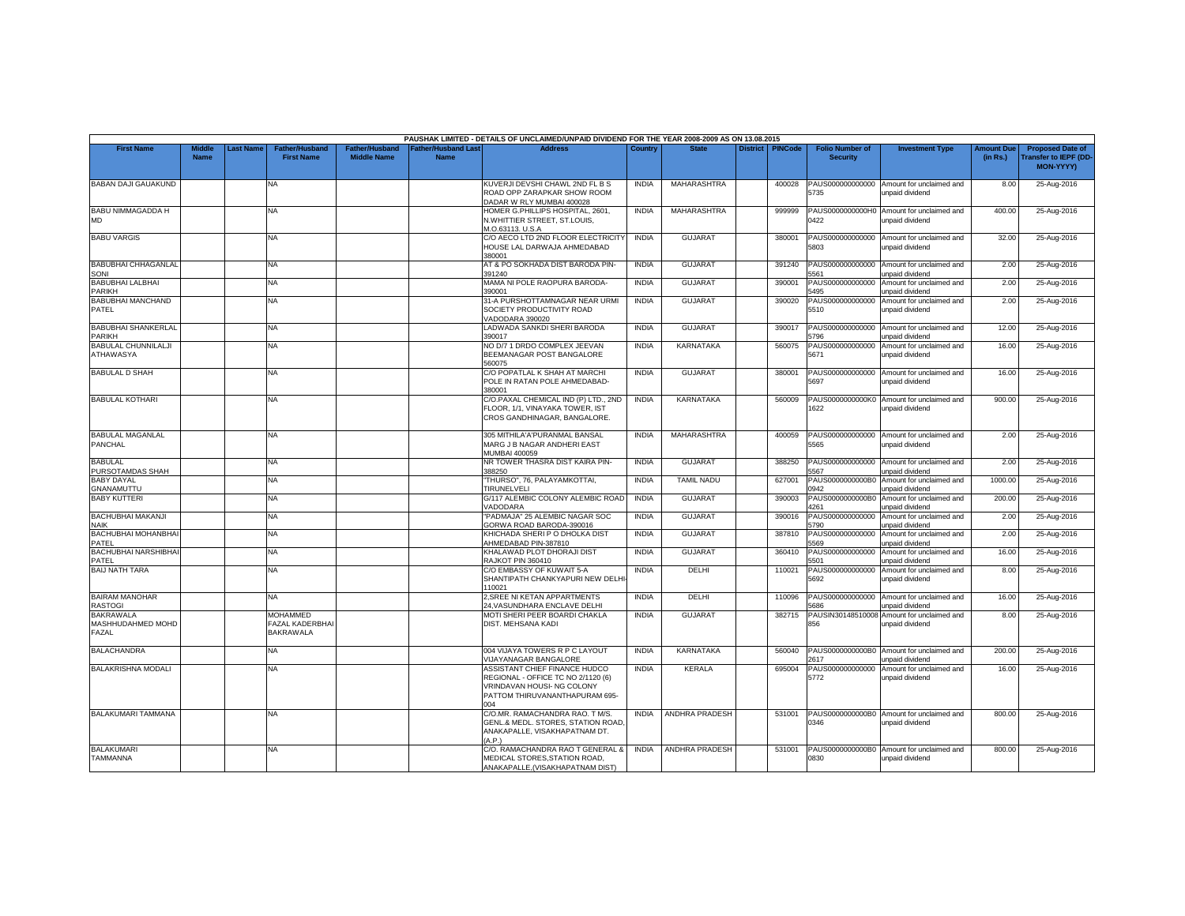PAUSHAK LIMITED - DETAILS OF UNCLAIMED/UNPAID DIVIDEND FOR THE YEAR 2008-2009 AS ON 13.08.2015

| First Name | Middle Name | Last Name | Father/Husband First Name | Father/Husband Middle Name | Father/Husband Last Name | Address | Country | State | District | PINCode | Folio Number of Security | Investment Type | Amount Due (in Rs.) | Proposed Date of Transfer to IEPF (DD-MON-YYYY) |
|---|---|---|---|---|---|---|---|---|---|---|---|---|---|---|
| BABAN DAJI GAUAKUND | | | NA | | | KUVERJI DEVSHI CHAWL 2ND FL B S ROAD OPP ZARAPKAR SHOW ROOM DADAR W RLY MUMBAI 400028 | INDIA | MAHARASHTRA | | 400028 | PAUS0000000000005735 | Amount for unclaimed and unpaid dividend | 8.00 | 25-Aug-2016 |
| BABU NIMMAGADDA H MD | | | NA | | | HOMER G.PHILLIPS HOSPITAL, 2601, N.WHITTIER STREET, ST.LOUIS, M.O.63113. U.S.A | INDIA | MAHARASHTRA | | 999999 | PAUS0000000000H00422 | Amount for unclaimed and unpaid dividend | 400.00 | 25-Aug-2016 |
| BABU VARGIS | | | NA | | | C/O AECO LTD 2ND FLOOR ELECTRICITY HOUSE LAL DARWAJA AHMEDABAD 380001 | INDIA | GUJARAT | | 380001 | PAUS0000000000005803 | Amount for unclaimed and unpaid dividend | 32.00 | 25-Aug-2016 |
| BABUBHAI CHHAGANLAL SONI | | | NA | | | AT & PO SOKHADA DIST BARODA PIN-391240 | INDIA | GUJARAT | | 391240 | PAUS0000000000005561 | Amount for unclaimed and unpaid dividend | 2.00 | 25-Aug-2016 |
| BABUBHAI LALBHAI PARIKH | | | NA | | | MAMA NI POLE RAOPURA BARODA-390001 | INDIA | GUJARAT | | 390001 | PAUS0000000000005495 | Amount for unclaimed and unpaid dividend | 2.00 | 25-Aug-2016 |
| BABUBHAI MANCHAND PATEL | | | NA | | | 31-A PURSHOTTAMNAGAR NEAR URMI SOCIETY PRODUCTIVITY ROAD VADODARA 390020 | INDIA | GUJARAT | | 390020 | PAUS0000000000005510 | Amount for unclaimed and unpaid dividend | 2.00 | 25-Aug-2016 |
| BABUBHAI SHANKERLAL PARIKH | | | NA | | | LADWADA SANKDI SHERI BARODA 390017 | INDIA | GUJARAT | | 390017 | PAUS0000000000005796 | Amount for unclaimed and unpaid dividend | 12.00 | 25-Aug-2016 |
| BABULAL CHUNNILALJI ATHAWASYA | | | NA | | | NO D/7 1 DRDO COMPLEX JEEVAN BEEMANAGAR POST BANGALORE 560075 | INDIA | KARNATAKA | | 560075 | PAUS0000000000005671 | Amount for unclaimed and unpaid dividend | 16.00 | 25-Aug-2016 |
| BABULAL D SHAH | | | NA | | | C/O POPATLAL K SHAH AT MARCHI POLE IN RATAN POLE AHMEDABAD-380001 | INDIA | GUJARAT | | 380001 | PAUS0000000000005697 | Amount for unclaimed and unpaid dividend | 16.00 | 25-Aug-2016 |
| BABULAL KOTHARI | | | NA | | | C/O.PAXAL CHEMICAL IND (P) LTD., 2ND FLOOR, 1/1, VINAYAKA TOWER, IST CROS GANDHINAGAR, BANGALORE. | INDIA | KARNATAKA | | 560009 | PAUS0000000000K01622 | Amount for unclaimed and unpaid dividend | 900.00 | 25-Aug-2016 |
| BABULAL MAGANLAL PANCHAL | | | NA | | | 305 MITHILA'A'PURANMAL BANSAL MARG J B NAGAR ANDHERI EAST MUMBAI 400059 | INDIA | MAHARASHTRA | | 400059 | PAUS0000000000005565 | Amount for unclaimed and unpaid dividend | 2.00 | 25-Aug-2016 |
| BABULAL PURSOTAMDAS SHAH | | | NA | | | NR TOWER THASRA DIST KAIRA PIN-388250 | INDIA | GUJARAT | | 388250 | PAUS0000000000005567 | Amount for unclaimed and unpaid dividend | 2.00 | 25-Aug-2016 |
| BABY DAYAL GNANAMUTTU | | | NA | | | "THURSO", 76, PALAYAMKOTTAI, TIRUNELVELI | INDIA | TAMIL NADU | | 627001 | PAUS0000000000B00942 | Amount for unclaimed and unpaid dividend | 1000.00 | 25-Aug-2016 |
| BABY KUTTERI | | | NA | | | G/117 ALEMBIC COLONY ALEMBIC ROAD VADODARA | INDIA | GUJARAT | | 390003 | PAUS0000000000B04261 | Amount for unclaimed and unpaid dividend | 200.00 | 25-Aug-2016 |
| BACHUBHAI MAKANJI NAIK | | | NA | | | "PADMAJA" 25 ALEMBIC NAGAR SOC GORWA ROAD BARODA-390016 | INDIA | GUJARAT | | 390016 | PAUS0000000000005790 | Amount for unclaimed and unpaid dividend | 2.00 | 25-Aug-2016 |
| BACHUBHAI MOHANBHAI PATEL | | | NA | | | KHICHADA SHERI P O DHOLKA DIST AHMEDABAD PIN-387810 | INDIA | GUJARAT | | 387810 | PAUS0000000000005569 | Amount for unclaimed and unpaid dividend | 2.00 | 25-Aug-2016 |
| BACHUBHAI NARSHIBHAI PATEL | | | NA | | | KHALAWAD PLOT DHORAJI DIST RAJKOT PIN 360410 | INDIA | GUJARAT | | 360410 | PAUS0000000000005501 | Amount for unclaimed and unpaid dividend | 16.00 | 25-Aug-2016 |
| BAIJ NATH TARA | | | NA | | | C/O EMBASSY OF KUWAIT 5-A SHANTIPATH CHANKYAPURI NEW DELHI-110021 | INDIA | DELHI | | 110021 | PAUS0000000000005692 | Amount for unclaimed and unpaid dividend | 8.00 | 25-Aug-2016 |
| BAIRAM MANOHAR RASTOGI | | | NA | | | 2,SREE NI KETAN APPARTMENTS 24,VASUNDHARA ENCLAVE DELHI | INDIA | DELHI | | 110096 | PAUS0000000000005686 | Amount for unclaimed and unpaid dividend | 16.00 | 25-Aug-2016 |
| BAKRAWALA MASHHUDAHMED MOHD FAZAL | | | MOHAMMED FAZAL KADERBHAI BAKRAWALA | | | MOTI SHERI PEER BOARDI CHAKLA DIST. MEHSANA KADI | INDIA | GUJARAT | | 382715 | PAUSIN30148510008856 | Amount for unclaimed and unpaid dividend | 8.00 | 25-Aug-2016 |
| BALACHANDRA | | | NA | | | 004 VIJAYA TOWERS R P C LAYOUT VIJAYANAGAR BANGALORE | INDIA | KARNATAKA | | 560040 | PAUS0000000000B02617 | Amount for unclaimed and unpaid dividend | 200.00 | 25-Aug-2016 |
| BALAKRISHNA MODALI | | | NA | | | ASSISTANT CHIEF FINANCE HUDCO REGIONAL - OFFICE TC NO 2/1120 (6) VRINDAVAN HOUSI- NG COLONY PATTOM THIRUVANANTHAPURAM 695-004 | INDIA | KERALA | | 695004 | PAUS0000000000005772 | Amount for unclaimed and unpaid dividend | 16.00 | 25-Aug-2016 |
| BALAKUMARI TAMMANA | | | NA | | | C/O.MR. RAMACHANDRA RAO. T M/S. GENL.& MEDL. STORES, STATION ROAD, ANAKAPALLE, VISAKHAPATNAM DT. (A.P.) | INDIA | ANDHRA PRADESH | | 531001 | PAUS0000000000B00346 | Amount for unclaimed and unpaid dividend | 800.00 | 25-Aug-2016 |
| BALAKUMARI TAMMANNA | | | NA | | | C/O. RAMACHANDRA RAO T GENERAL & MEDICAL STORES,STATION ROAD, ANAKAPALLE,(VISAKHAPATNAM DIST) | INDIA | ANDHRA PRADESH | | 531001 | PAUS0000000000B00830 | Amount for unclaimed and unpaid dividend | 800.00 | 25-Aug-2016 |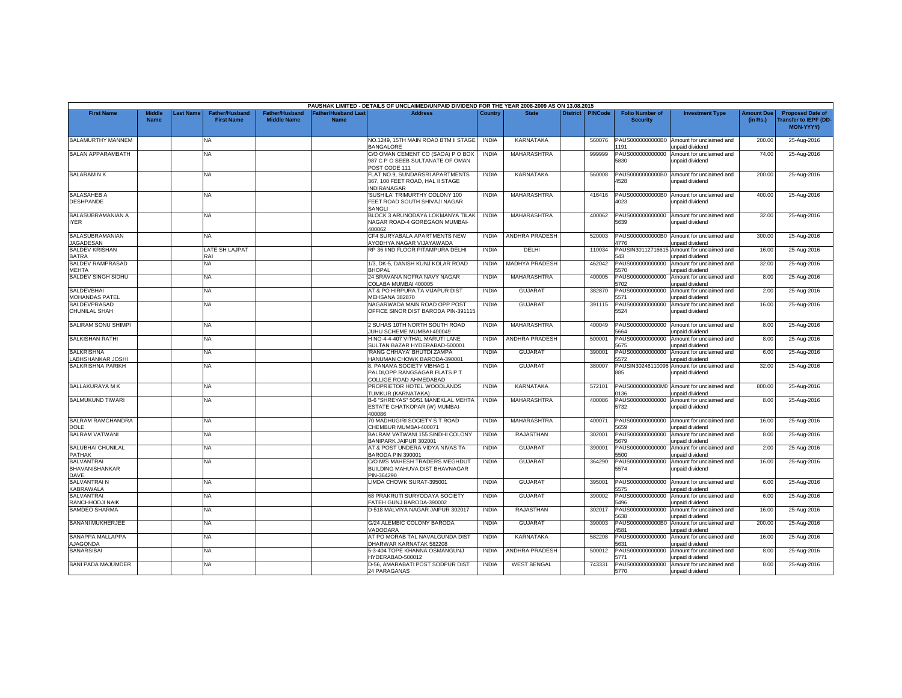PAUSHAK LIMITED - DETAILS OF UNCLAIMED/UNPAID DIVIDEND FOR THE YEAR 2008-2009 AS ON 13.08.2015

| First Name | Middle Name | Last Name | Father/Husband First Name | Father/Husband Middle Name | Father/Husband Last Name | Address | Country | State | District | PINCode | Folio Number of Security | Investment Type | Amount Due (in Rs.) | Proposed Date of Transfer to IEPF (DD-MON-YYYY) |
|---|---|---|---|---|---|---|---|---|---|---|---|---|---|---|
| BALAMURTHY MANNEM | | | NA | | | NO.1249, 15TH MAIN ROAD BTM II STAGE BANGALORE | INDIA | KARNATAKA | | 560076 | PAUS0000000000B01191 | Amount for unclaimed and unpaid dividend | 200.00 | 25-Aug-2016 |
| BALAN APPARAMBATH | | | NA | | | C/O OMAN CEMENT CO (SAOA) P O BOX 987 C P O SEEB SULTANATE OF OMAN POST CODE 111 | INDIA | MAHARASHTRA | | 999999 | PAUS0000000000005830 | Amount for unclaimed and unpaid dividend | 74.00 | 25-Aug-2016 |
| BALARAM N K | | | NA | | | FLAT NO.9, SUNDARSRI APARTMENTS 367, 100 FEET ROAD, HAL II STAGE INDIRANAGAR | INDIA | KARNATAKA | | 560008 | PAUS0000000000B04528 | Amount for unclaimed and unpaid dividend | 200.00 | 25-Aug-2016 |
| BALASAHEB A DESHPANDE | | | NA | | | 'SUSHILA' TRIMURTHY COLONY 100 FEET ROAD SOUTH SHIVAJI NAGAR SANGLI | INDIA | MAHARASHTRA | | 416416 | PAUS0000000000B04023 | Amount for unclaimed and unpaid dividend | 400.00 | 25-Aug-2016 |
| BALASUBRAMANIAN A IYER | | | NA | | | BLOCK 3 ARUNODAYA LOKMANYA TILAK NAGAR ROAD-4 GOREGAON MUMBAI-400062 | INDIA | MAHARASHTRA | | 400062 | PAUS0000000000005639 | Amount for unclaimed and unpaid dividend | 32.00 | 25-Aug-2016 |
| BALASUBRAMANIAN JAGADESAN | | | NA | | | CF4 SURYABALA APARTMENTS NEW AYODHYA NAGAR VIJAYAWADA | INDIA | ANDHRA PRADESH | | 520003 | PAUS0000000000B04776 | Amount for unclaimed and unpaid dividend | 300.00 | 25-Aug-2016 |
| BALDEV KRISHAN BATRA | | | LATE SH LAJPAT RAI | | | RP 36 IIND FLOOR PITAMPURA DELHI | INDIA | DELHI | | 110034 | PAUSIN30112716615543 | Amount for unclaimed and unpaid dividend | 16.00 | 25-Aug-2016 |
| BALDEV RAMPRASAD MEHTA | | | NA | | | 1/3, DK-5, DANISH KUNJ KOLAR ROAD BHOPAL | INDIA | MADHYA PRADESH | | 462042 | PAUS0000000000005570 | Amount for unclaimed and unpaid dividend | 32.00 | 25-Aug-2016 |
| BALDEV SINGH SIDHU | | | NA | | | 24 SRAVANA NOFRA NAVY NAGAR COLABA MUMBAI 400005 | INDIA | MAHARASHTRA | | 400005 | PAUS0000000000005702 | Amount for unclaimed and unpaid dividend | 8.00 | 25-Aug-2016 |
| BALDEVBHAI MOHANDAS PATEL | | | NA | | | AT & PO HIRPURA TA VIJAPUR DIST MEHSANA 382870 | INDIA | GUJARAT | | 382870 | PAUS0000000000005571 | Amount for unclaimed and unpaid dividend | 2.00 | 25-Aug-2016 |
| BALDEVPRASAD CHUNILAL SHAH | | | NA | | | NAGARWADA MAIN ROAD OPP POST OFFICE SINOR DIST BARODA PIN-391115 | INDIA | GUJARAT | | 391115 | PAUS0000000000005524 | Amount for unclaimed and unpaid dividend | 16.00 | 25-Aug-2016 |
| BALIRAM SONU SHIMPI | | | NA | | | 2 SUHAS 10TH NORTH SOUTH ROAD JUHU SCHEME MUMBAI-400049 | INDIA | MAHARASHTRA | | 400049 | PAUS0000000000005664 | Amount for unclaimed and unpaid dividend | 8.00 | 25-Aug-2016 |
| BALKISHAN RATHI | | | NA | | | H NO-4-4-407 VITHAL MARUTI LANE SULTAN BAZAR HYDERABAD-500001 | INDIA | ANDHRA PRADESH | | 500001 | PAUS0000000000005675 | Amount for unclaimed and unpaid dividend | 8.00 | 25-Aug-2016 |
| BALKRISHNA LABHSHANKAR JOSHI | | | NA | | | 'RANG CHHAYA' BHUTDI ZAMPA HANUMAN CHOWK BARODA-390001 | INDIA | GUJARAT | | 390001 | PAUS0000000000005572 | Amount for unclaimed and unpaid dividend | 6.00 | 25-Aug-2016 |
| BALKRISHNA PARIKH | | | NA | | | 8, PANAMA SOCIETY VIBHAG 1 PALDI,OPP.RANGSAGAR FLATS P T COLLIGE ROAD AHMEDABAD | INDIA | GUJARAT | | 380007 | PAUSIN30246110098885 | Amount for unclaimed and unpaid dividend | 32.00 | 25-Aug-2016 |
| BALLAKURAYA M K | | | NA | | | PROPRIETOR HOTEL WOODLANDS TUMKUR (KARNATAKA) | INDIA | KARNATAKA | | 572101 | PAUS0000000000M00136 | Amount for unclaimed and unpaid dividend | 800.00 | 25-Aug-2016 |
| BALMUKUND TIWARI | | | NA | | | B-6 "SHREYAS" 50/51 MANEKLAL MEHTA ESTATE GHATKOPAR (W) MUMBAI-400086 | INDIA | MAHARASHTRA | | 400086 | PAUS0000000000005732 | Amount for unclaimed and unpaid dividend | 8.00 | 25-Aug-2016 |
| BALRAM RAMCHANDRA DOLE | | | NA | | | 70 MADHUGIRI SOCIETY S T ROAD CHEMBUR MUMBAI-400071 | INDIA | MAHARASHTRA | | 400071 | PAUS0000000000005659 | Amount for unclaimed and unpaid dividend | 16.00 | 25-Aug-2016 |
| BALRAM VATWANI | | | NA | | | BALRAM VATWANI 155 SINDHI COLONY BANIPARK JAIPUR 302001 | INDIA | RAJASTHAN | | 302001 | PAUS0000000000005679 | Amount for unclaimed and unpaid dividend | 8.00 | 25-Aug-2016 |
| BALUBHAI CHUNILAL PATHAK | | | NA | | | AT & POST UNDERA VIDYA NIVAS TA BARODA PIN 390001 | INDIA | GUJARAT | | 390001 | PAUS0000000000005500 | Amount for unclaimed and unpaid dividend | 2.00 | 25-Aug-2016 |
| BALVANTRAI BHAVANISHANKAR DAVE | | | NA | | | C/O M/S MAHESH TRADERS MEGHDUT BUILDING MAHUVA DIST BHAVNAGAR PIN-364290 | INDIA | GUJARAT | | 364290 | PAUS0000000000005574 | Amount for unclaimed and unpaid dividend | 16.00 | 25-Aug-2016 |
| BALVANTRAI N KABRAWALA | | | NA | | | LIMDA CHOWK SURAT-395001 | INDIA | GUJARAT | | 395001 | PAUS0000000000005575 | Amount for unclaimed and unpaid dividend | 6.00 | 25-Aug-2016 |
| BALVANTRAI RANCHHODJI NAIK | | | NA | | | 68 PRAKRUTI SURYODAYA SOCIETY FATEH GUNJ BARODA-390002 | INDIA | GUJARAT | | 390002 | PAUS0000000000005496 | Amount for unclaimed and unpaid dividend | 6.00 | 25-Aug-2016 |
| BAMDEO SHARMA | | | NA | | | D-518 MALVIYA NAGAR JAIPUR 302017 | INDIA | RAJASTHAN | | 302017 | PAUS0000000000005638 | Amount for unclaimed and unpaid dividend | 16.00 | 25-Aug-2016 |
| BANANI MUKHERJEE | | | NA | | | G/24 ALEMBIC COLONY BARODA VADODARA | INDIA | GUJARAT | | 390003 | PAUS0000000000B04581 | Amount for unclaimed and unpaid dividend | 200.00 | 25-Aug-2016 |
| BANAPPA MALLAPPA AJAGONDA | | | NA | | | AT PO MORAB TAL NAVALGUNDA DIST DHARWAR KARNATAK 582208 | INDIA | KARNATAKA | | 582208 | PAUS0000000000005631 | Amount for unclaimed and unpaid dividend | 16.00 | 25-Aug-2016 |
| BANARSIBAI | | | NA | | | 5-3-404 TOPE KHANNA OSMANGUNJ HYDERABAD-500012 | INDIA | ANDHRA PRADESH | | 500012 | PAUS0000000000005771 | Amount for unclaimed and unpaid dividend | 8.00 | 25-Aug-2016 |
| BANI PADA MAJUMDER | | | NA | | | D-56, AMARABATI POST SODPUR DIST 24 PARAGANAS | INDIA | WEST BENGAL | | 743331 | PAUS0000000000005770 | Amount for unclaimed and unpaid dividend | 8.00 | 25-Aug-2016 |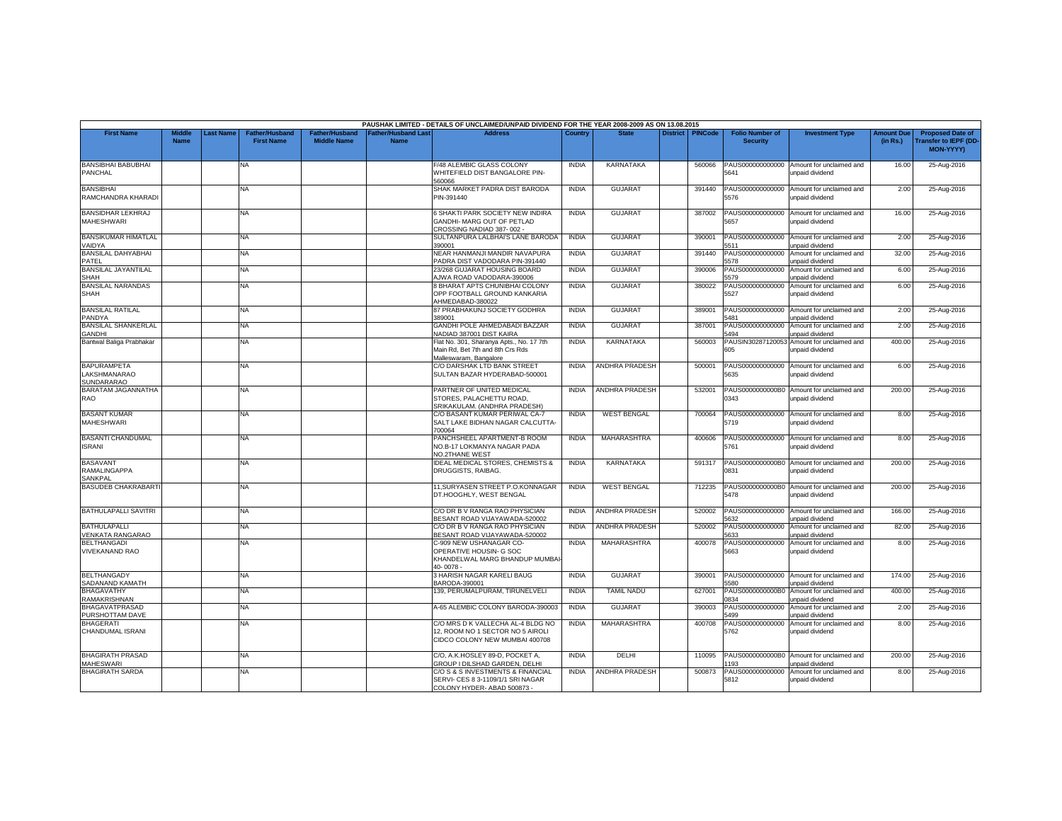PAUSHAK LIMITED - DETAILS OF UNCLAIMED/UNPAID DIVIDEND FOR THE YEAR 2008-2009 AS ON 13.08.2015

| First Name | Middle Name | Last Name | Father/Husband First Name | Father/Husband Middle Name | Father/Husband Last Name | Address | Country | State | District | PINCode | Folio Number of Security | Investment Type | Amount Due (in Rs.) | Proposed Date of Transfer to IEPF (DD-MON-YYYY) |
|---|---|---|---|---|---|---|---|---|---|---|---|---|---|---|
| BANSIBHAI BABUBHAI PANCHAL | | | NA | | | F/48 ALEMBIC GLASS COLONY WHITEFIELD DIST BANGALORE PIN-560066 | INDIA | KARNATAKA | | 560066 | PAUS0000000000005641 | Amount for unclaimed and unpaid dividend | 16.00 | 25-Aug-2016 |
| BANSIBHAI RAMCHANDRA KHARADI | | | NA | | | SHAK MARKET PADRA DIST BARODA PIN-391440 | INDIA | GUJARAT | | 391440 | PAUS0000000000005576 | Amount for unclaimed and unpaid dividend | 2.00 | 25-Aug-2016 |
| BANSIDHAR LEKHRAJ MAHESHWARI | | | NA | | | 6 SHAKTI PARK SOCIETY NEW INDIRA GANDHI- MARG OUT OF PETLAD CROSSING NADIAD 387- 002 - | INDIA | GUJARAT | | 387002 | PAUS0000000000005657 | Amount for unclaimed and unpaid dividend | 16.00 | 25-Aug-2016 |
| BANSIKUMAR HIMATLAL VAIDYA | | | NA | | | SULTANPURA LALBHAI'S LANE BARODA 390001 | INDIA | GUJARAT | | 390001 | PAUS0000000000005511 | Amount for unclaimed and unpaid dividend | 2.00 | 25-Aug-2016 |
| BANSILAL DAHYABHAI PATEL | | | NA | | | NEAR HANMANJI MANDIR NAVAPURA PADRA DIST VADODARA PIN-391440 | INDIA | GUJARAT | | 391440 | PAUS0000000000005578 | Amount for unclaimed and unpaid dividend | 32.00 | 25-Aug-2016 |
| BANSILAL JAYANTILAL SHAH | | | NA | | | 23/268 GUJARAT HOUSING BOARD AJWA ROAD VADODARA-390006 | INDIA | GUJARAT | | 390006 | PAUS0000000000005579 | Amount for unclaimed and unpaid dividend | 6.00 | 25-Aug-2016 |
| BANSILAL NARANDAS SHAH | | | NA | | | 8 BHARAT APTS CHUNIBHAI COLONY OPP FOOTBALL GROUND KANKARIA AHMEDABAD-380022 | INDIA | GUJARAT | | 380022 | PAUS0000000000005527 | Amount for unclaimed and unpaid dividend | 6.00 | 25-Aug-2016 |
| BANSILAL RATILAL PANDYA | | | NA | | | 87 PRABHAKUNJ SOCIETY GODHRA 389001 | INDIA | GUJARAT | | 389001 | PAUS0000000000005481 | Amount for unclaimed and unpaid dividend | 2.00 | 25-Aug-2016 |
| BANSILAL SHANKERLAL GANDHI | | | NA | | | GANDHI POLE AHMEDABADI BAZZAR NADIAD 387001 DIST KAIRA | INDIA | GUJARAT | | 387001 | PAUS0000000000005494 | Amount for unclaimed and unpaid dividend | 2.00 | 25-Aug-2016 |
| Bantwal Baliga Prabhakar | | | NA | | | Flat No. 301, Sharanya Apts., No. 17 7th Main Rd, Bet 7th and 8th Crs Rds Malleswaram, Bangalore | INDIA | KARNATAKA | | 560003 | PAUSIN30287120053605 | Amount for unclaimed and unpaid dividend | 400.00 | 25-Aug-2016 |
| BAPURAMPETA LAKSHMANARAO SUNDARARAO | | | NA | | | C/O DARSHAK LTD BANK STREET SULTAN BAZAR HYDERABAD-500001 | INDIA | ANDHRA PRADESH | | 500001 | PAUS0000000000005635 | Amount for unclaimed and unpaid dividend | 6.00 | 25-Aug-2016 |
| BARATAM JAGANNATHA RAO | | | NA | | | PARTNER OF UNITED MEDICAL STORES, PALACHETTU ROAD, SRIKAKULAM. (ANDHRA PRADESH) | INDIA | ANDHRA PRADESH | | 532001 | PAUS0000000000B00343 | Amount for unclaimed and unpaid dividend | 200.00 | 25-Aug-2016 |
| BASANT KUMAR MAHESHWARI | | | NA | | | C/O BASANT KUMAR PERIWAL CA-7 SALT LAKE BIDHAN NAGAR CALCUTTA-700064 | INDIA | WEST BENGAL | | 700064 | PAUS0000000000005719 | Amount for unclaimed and unpaid dividend | 8.00 | 25-Aug-2016 |
| BASANTI CHANDUMAL ISRANI | | | NA | | | PANCHSHEEL APARTMENT-B ROOM NO.B-17 LOKMANYA NAGAR PADA NO.2THANE WEST | INDIA | MAHARASHTRA | | 400606 | PAUS0000000000005761 | Amount for unclaimed and unpaid dividend | 8.00 | 25-Aug-2016 |
| BASAVANT RAMALINGAPPA SANKPAL | | | NA | | | IDEAL MEDICAL STORES, CHEMISTS & DRUGGISTS, RAIBAG. | INDIA | KARNATAKA | | 591317 | PAUS0000000000B00831 | Amount for unclaimed and unpaid dividend | 200.00 | 25-Aug-2016 |
| BASUDEB CHAKRABARTI | | | NA | | | 11,SURYASEN STREET P.O.KONNAGAR DT.HOOGHLY, WEST BENGAL | INDIA | WEST BENGAL | | 712235 | PAUS0000000000B05478 | Amount for unclaimed and unpaid dividend | 200.00 | 25-Aug-2016 |
| BATHULAPALLI SAVITRI | | | NA | | | C/O DR B V RANGA RAO PHYSICIAN BESANT ROAD VIJAYAWADA-520002 | INDIA | ANDHRA PRADESH | | 520002 | PAUS0000000000005632 | Amount for unclaimed and unpaid dividend | 166.00 | 25-Aug-2016 |
| BATHULAPALLI VENKATA RANGARAO | | | NA | | | C/O DR B V RANGA RAO PHYSICIAN BESANT ROAD VIJAYAWADA-520002 | INDIA | ANDHRA PRADESH | | 520002 | PAUS0000000000005633 | Amount for unclaimed and unpaid dividend | 82.00 | 25-Aug-2016 |
| BELTHANGADI VIVEKANAND RAO | | | NA | | | C-909 NEW USHANAGAR CO-OPERATIVE HOUSIN- G SOC KHANDELWAL MARG BHANDUP MUMBAI-40- 0078 - | INDIA | MAHARASHTRA | | 400078 | PAUS0000000000005663 | Amount for unclaimed and unpaid dividend | 8.00 | 25-Aug-2016 |
| BELTHANGADY SADANAND KAMATH | | | NA | | | 3 HARISH NAGAR KARELI BAUG BARODA-390001 | INDIA | GUJARAT | | 390001 | PAUS0000000000005580 | Amount for unclaimed and unpaid dividend | 174.00 | 25-Aug-2016 |
| BHAGAVATHY RAMAKRISHNAN | | | NA | | | 139, PERUMALPURAM, TIRUNELVELI | INDIA | TAMIL NADU | | 627001 | PAUS0000000000B00834 | Amount for unclaimed and unpaid dividend | 400.00 | 25-Aug-2016 |
| BHAGAVATPRASAD PURSHOTTAM DAVE | | | NA | | | A-65 ALEMBIC COLONY BARODA-390003 | INDIA | GUJARAT | | 390003 | PAUS0000000000005499 | Amount for unclaimed and unpaid dividend | 2.00 | 25-Aug-2016 |
| BHAGERATI CHANDUMAL ISRANI | | | NA | | | C/O MRS D K VALLECHA AL-4 BLDG NO 12, ROOM NO 1 SECTOR NO 5 AIROLI CIDCO COLONY NEW MUMBAI 400708 | INDIA | MAHARASHTRA | | 400708 | PAUS0000000000005762 | Amount for unclaimed and unpaid dividend | 8.00 | 25-Aug-2016 |
| BHAGIRATH PRASAD MAHESWARI | | | NA | | | C/O, A.K.HOSLEY 89-D, POCKET A, GROUP I DILSHAD GARDEN, DELHI | INDIA | DELHI | | 110095 | PAUS0000000000B01193 | Amount for unclaimed and unpaid dividend | 200.00 | 25-Aug-2016 |
| BHAGIRATH SARDA | | | NA | | | C/O S & S INVESTMENTS & FINANCIAL SERVI- CES 8 3-1109/1/1 SRI NAGAR COLONY HYDER- ABAD 500873 - | INDIA | ANDHRA PRADESH | | 500873 | PAUS0000000000005812 | Amount for unclaimed and unpaid dividend | 8.00 | 25-Aug-2016 |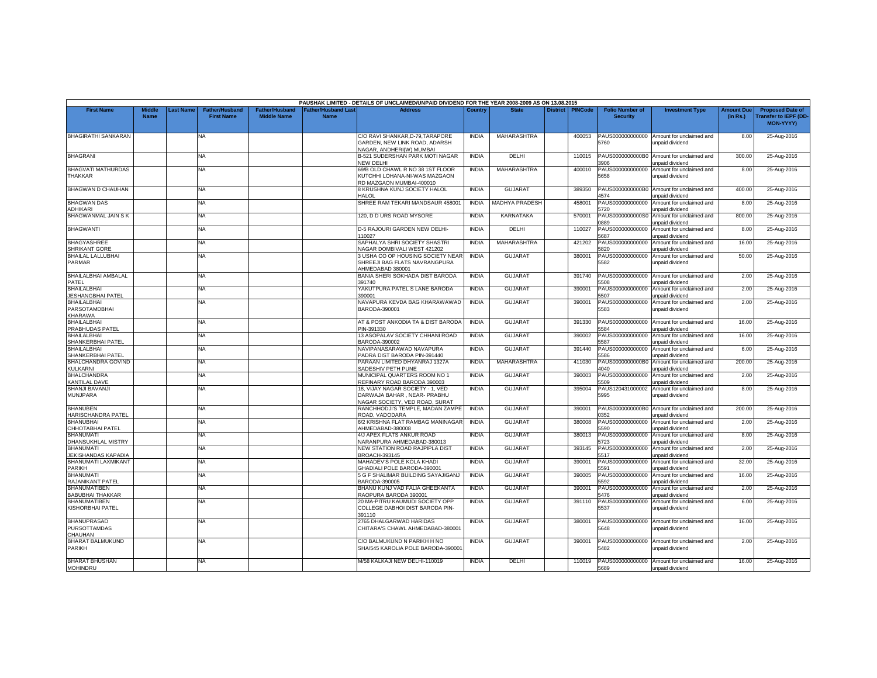| PAUSHAK LIMITED - DETAILS OF UNCLAIMED/UNPAID DIVIDEND FOR THE YEAR 2008-2009 AS ON 13.08.2015 | | | | | | | | | | | | | | | |
|---|---|---|---|---|---|---|---|---|---|---|---|---|---|---|---|
| First Name | Middle Name | Last Name | Father/Husband First Name | Father/Husband Middle Name | Father/Husband Last Name | Address | Country | State | District | PINCode | Folio Number of Security | Investment Type | Amount Due (in Rs.) | Proposed Date of Transfer to IEPF (DD-MON-YYYY) |
| BHAGIRATHI SANKARAN | | | NA | | | C/O RAVI SHANKAR,D-79,TARAPORE GARDEN, NEW LINK ROAD, ADARSH NAGAR, ANDHERI(W) MUMBAI | INDIA | MAHARASHTRA | | 400053 | PAUS0000000000005760 | Amount for unclaimed and unpaid dividend | 8.00 | 25-Aug-2016 |
| BHAGRANI | | | NA | | | B-521 SUDERSHAN PARK MOTI NAGAR NEW DELHI | INDIA | DELHI | | 110015 | PAUS0000000000B03906 | Amount for unclaimed and unpaid dividend | 300.00 | 25-Aug-2016 |
| BHAGVATI MATHURDAS THAKKAR | | | NA | | | 69/B OLD CHAWL R NO 38 1ST FLOOR KUTCHHI LOHANA-NI-WAS MAZGAON RD MAZGAON MUMBAI-400010 | INDIA | MAHARASHTRA | | 400010 | PAUS0000000000005658 | Amount for unclaimed and unpaid dividend | 8.00 | 25-Aug-2016 |
| BHAGWAN D CHAUHAN | | | NA | | | 8 KRUSHNA KUNJ SOCIETY HALOL HALOL | INDIA | GUJARAT | | 389350 | PAUS0000000000B04574 | Amount for unclaimed and unpaid dividend | 400.00 | 25-Aug-2016 |
| BHAGWAN DAS ADHIKARI | | | NA | | | SHREE RAM TEKARI MANDSAUR 458001 | INDIA | MADHYA PRADESH | | 458001 | PAUS0000000000005720 | Amount for unclaimed and unpaid dividend | 8.00 | 25-Aug-2016 |
| BHAGWANMAL JAIN S K | | | NA | | | 120, D D URS ROAD MYSORE | INDIA | KARNATAKA | | 570001 | PAUS0000000000S00889 | Amount for unclaimed and unpaid dividend | 800.00 | 25-Aug-2016 |
| BHAGWANTI | | | NA | | | D-5 RAJOURI GARDEN NEW DELHI-110027 | INDIA | DELHI | | 110027 | PAUS0000000000005687 | Amount for unclaimed and unpaid dividend | 8.00 | 25-Aug-2016 |
| BHAGYASHREE SHRIKANT GORE | | | NA | | | SAPHALYA SHRI SOCIETY SHASTRI NAGAR DOMBIVALI WEST 421202 | INDIA | MAHARASHTRA | | 421202 | PAUS0000000000005820 | Amount for unclaimed and unpaid dividend | 16.00 | 25-Aug-2016 |
| BHAILAL LALLUBHAI PARMAR | | | NA | | | 3 USHA CO OP HOUSING SOCIETY NEAR SHREEJI BAG FLATS NAVRANGPURA AHMEDABAD 380001 | INDIA | GUJARAT | | 380001 | PAUS0000000000005582 | Amount for unclaimed and unpaid dividend | 50.00 | 25-Aug-2016 |
| BHAILALBHAI AMBALAL PATEL | | | NA | | | BANIA SHERI SOKHADA DIST BARODA 391740 | INDIA | GUJARAT | | 391740 | PAUS0000000000005508 | Amount for unclaimed and unpaid dividend | 2.00 | 25-Aug-2016 |
| BHAILALBHAI JESHANGBHAI PATEL | | | NA | | | YAKUTPURA PATEL S LANE BARODA 390001 | INDIA | GUJARAT | | 390001 | PAUS0000000000005507 | Amount for unclaimed and unpaid dividend | 2.00 | 25-Aug-2016 |
| BHAILALBHAI PARSOTAMDBHAI KHARAWA | | | NA | | | NAVAPURA KEVDA BAG KHARAWAWAD BARODA-390001 | INDIA | GUJARAT | | 390001 | PAUS0000000000005583 | Amount for unclaimed and unpaid dividend | 2.00 | 25-Aug-2016 |
| BHAILALBHAI PRABHUDAS PATEL | | | NA | | | AT & POST ANKODIA TA & DIST BARODA PIN-391330 | INDIA | GUJARAT | | 391330 | PAUS0000000000005584 | Amount for unclaimed and unpaid dividend | 16.00 | 25-Aug-2016 |
| BHAILALBHAI SHANKERBHAI PATEL | | | NA | | | 13 ASOPALAV SOCIETY CHHANI ROAD BARODA-390002 | INDIA | GUJARAT | | 390002 | PAUS0000000000005587 | Amount for unclaimed and unpaid dividend | 16.00 | 25-Aug-2016 |
| BHAILALBHAI SHANKERBHAI PATEL | | | NA | | | NAVIPANASARAWAD NAVAPURA PADRA DIST BARODA PIN-391440 | INDIA | GUJARAT | | 391440 | PAUS0000000000005586 | Amount for unclaimed and unpaid dividend | 6.00 | 25-Aug-2016 |
| BHALCHANDRA GOVIND KULKARNI | | | NA | | | PARAAN LIMITED DHYANRAJ 1327A SADESHIV PETH PUNE | INDIA | MAHARASHTRA | | 411030 | PAUS0000000000B04040 | Amount for unclaimed and unpaid dividend | 200.00 | 25-Aug-2016 |
| BHALCHANDRA KANTILAL DAVE | | | NA | | | MUNICIPAL QUARTERS ROOM NO 1 REFINARY ROAD BARODA 390003 | INDIA | GUJARAT | | 390003 | PAUS0000000000005509 | Amount for unclaimed and unpaid dividend | 2.00 | 25-Aug-2016 |
| BHANJI BAVANJI MUNJPARA | | | NA | | | 18, VIJAY NAGAR SOCIETY - 1, VED DARWAJA BAHAR , NEAR- PRABHU NAGAR SOCIETY, VED ROAD, SURAT | INDIA | GUJARAT | | 395004 | PAUS1204310000025995 | Amount for unclaimed and unpaid dividend | 8.00 | 25-Aug-2016 |
| BHANUBEN HARISCHANDRA PATEL | | | NA | | | RANCHHODJI'S TEMPLE, MADAN ZAMPE ROAD, VADODARA | INDIA | GUJARAT | | 390001 | PAUS0000000000B00352 | Amount for unclaimed and unpaid dividend | 200.00 | 25-Aug-2016 |
| BHANUBHAI CHHOTABHAI PATEL | | | NA | | | 6/2 KRISHNA FLAT RAMBAG MANINAGAR AHMEDABAD-380008 | INDIA | GUJARAT | | 380008 | PAUS0000000000005590 | Amount for unclaimed and unpaid dividend | 2.00 | 25-Aug-2016 |
| BHANUMATI DHANSUKHLAL MISTRY | | | NA | | | 4/J APEX FLATS ANKUR ROAD NARANPURA AHMEDABAD-380013 | INDIA | GUJARAT | | 380013 | PAUS0000000000005723 | Amount for unclaimed and unpaid dividend | 8.00 | 25-Aug-2016 |
| BHANUMATI JEKISHANDAS KAPADIA | | | NA | | | NEW STATION ROAD RAJPIPLA DIST BROACH-393145 | INDIA | GUJARAT | | 393145 | PAUS0000000000005517 | Amount for unclaimed and unpaid dividend | 2.00 | 25-Aug-2016 |
| BHANUMATI LAXMIKANT PARIKH | | | NA | | | MAHADEV'S POLE KOLA KHADI GHADIALI POLE BARODA-390001 | INDIA | GUJARAT | | 390001 | PAUS0000000000005591 | Amount for unclaimed and unpaid dividend | 32.00 | 25-Aug-2016 |
| BHANUMATI RAJANIKANT PATEL | | | NA | | | 5 G F SHALIMAR BUILDING SAYAJIGANJ BARODA-390005 | INDIA | GUJARAT | | 390005 | PAUS0000000000005592 | Amount for unclaimed and unpaid dividend | 16.00 | 25-Aug-2016 |
| BHANUMATIBEN BABUBHAI THAKKAR | | | NA | | | BHANU KUNJ VAD FALIA GHEEKANTA RAOPURA BARODA 390001 | INDIA | GUJARAT | | 390001 | PAUS0000000000005476 | Amount for unclaimed and unpaid dividend | 2.00 | 25-Aug-2016 |
| BHANUMATIBEN KISHORBHAI PATEL | | | NA | | | 20 MA-PITRU KAUMUDI SOCIETY OPP COLLEGE DABHOI DIST BARODA PIN-391110 | INDIA | GUJARAT | | 391110 | PAUS0000000000005537 | Amount for unclaimed and unpaid dividend | 6.00 | 25-Aug-2016 |
| BHANUPRASAD PURSOTTAMDAS CHAUHAN | | | NA | | | 2765 DHALGARWAD HARIDAS CHITARA'S CHAWL AHMEDABAD-380001 | INDIA | GUJARAT | | 380001 | PAUS0000000000005648 | Amount for unclaimed and unpaid dividend | 16.00 | 25-Aug-2016 |
| BHARAT BALMUKUND PARIKH | | | NA | | | C/O BALMUKUND N PARIKH H NO SHA/545 KAROLIA POLE BARODA-390001 | INDIA | GUJARAT | | 390001 | PAUS0000000000005482 | Amount for unclaimed and unpaid dividend | 2.00 | 25-Aug-2016 |
| BHARAT BHUSHAN MOHINDRU | | | NA | | | M/58 KALKAJI NEW DELHI-110019 | INDIA | DELHI | | 110019 | PAUS0000000000005689 | Amount for unclaimed and unpaid dividend | 16.00 | 25-Aug-2016 |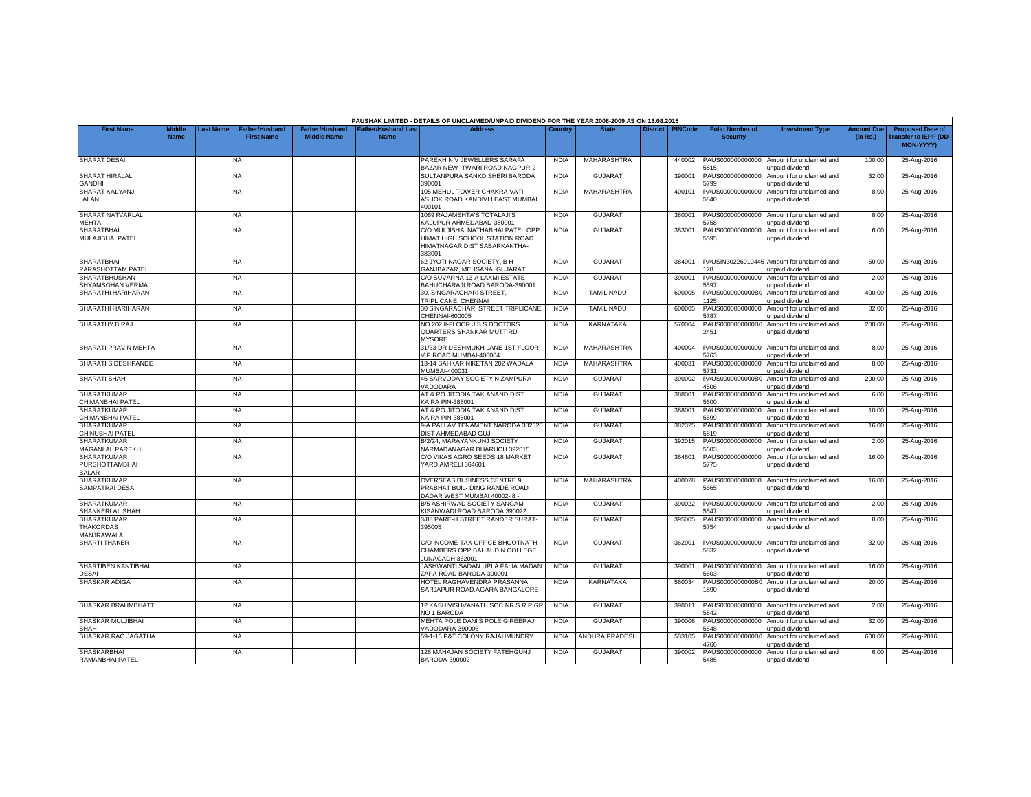PAUSHAK LIMITED - DETAILS OF UNCLAIMED/UNPAID DIVIDEND FOR THE YEAR 2008-2009 AS ON 13.08.2015

| First Name | Middle Name | Last Name | Father/Husband First Name | Father/Husband Middle Name | Father/Husband Last Name | Address | Country | State | District | PINCode | Folio Number of Security | Investment Type | Amount Due (in Rs.) | Proposed Date of Transfer to IEPF (DD-MON-YYYY) |
|---|---|---|---|---|---|---|---|---|---|---|---|---|---|---|
| BHARAT DESAI | | | NA | | | PAREKH N V JEWELLERS SARAFA BAZAR NEW ITWARI ROAD NAGPUR-2 | INDIA | MAHARASHTRA | | 440002 | PAUS0000000000005815 | Amount for unclaimed and unpaid dividend | 100.00 | 25-Aug-2016 |
| BHARAT HIRALAL GANDHI | | | NA | | | SULTANPURA SANKDISHERI BARODA 390001 | INDIA | GUJARAT | | 390001 | PAUS0000000000005799 | Amount for unclaimed and unpaid dividend | 32.00 | 25-Aug-2016 |
| BHARAT KALYANJI LALAN | | | NA | | | 105 MEHUL TOWER CHAKRA VATI ASHOK ROAD KANDIVLI EAST MUMBAI 400101 | INDIA | MAHARASHTRA | | 400101 | PAUS0000000000005840 | Amount for unclaimed and unpaid dividend | 8.00 | 25-Aug-2016 |
| BHARAT NATVARLAL MEHTA | | | NA | | | 1069 RAJAMEHTA'S TOTALAJI'S KALUPUR AHMEDABAD-380001 | INDIA | GUJARAT | | 380001 | PAUS0000000000005758 | Amount for unclaimed and unpaid dividend | 8.00 | 25-Aug-2016 |
| BHARATBHAI MULAJIBHAI PATEL | | | NA | | | C/O MULJIBHAI NATHABHAI PATEL OPP HIMAT HIGH SCHOOL STATION ROAD HIMATNAGAR DIST SABARKANTHA-383001 | INDIA | GUJARAT | | 383001 | PAUS0000000000005595 | Amount for unclaimed and unpaid dividend | 6.00 | 25-Aug-2016 |
| BHARATBHAI PARASHOTTAM PATEL | | | NA | | | 62 JYOTI NAGAR SOCIETY, B H GANJBAZAR, MEHSANA, GUJARAT | INDIA | GUJARAT | | 384001 | PAUSIN30226910445128 | Amount for unclaimed and unpaid dividend | 50.00 | 25-Aug-2016 |
| BHARATBHUSHAN SHYAMSOHAN VERMA | | | NA | | | C/O SUVARNA 13-A LAXMI ESTATE BAHUCHARAJI ROAD BARODA-390001 | INDIA | GUJARAT | | 390001 | PAUS0000000000005597 | Amount for unclaimed and unpaid dividend | 2.00 | 25-Aug-2016 |
| BHARATHI HARIHARAN | | | NA | | | 30, SINGARACHARI STREET, TRIPLICANE, CHENNAI | INDIA | TAMIL NADU | | 600005 | PAUS0000000000B01125 | Amount for unclaimed and unpaid dividend | 400.00 | 25-Aug-2016 |
| BHARATHI HARIHARAN | | | NA | | | 30 SINGARACHARI STREET TRIPLICANE CHENNAI-600005 | INDIA | TAMIL NADU | | 600005 | PAUS0000000000005787 | Amount for unclaimed and unpaid dividend | 82.00 | 25-Aug-2016 |
| BHARATHY B RAJ | | | NA | | | NO 202 II-FLOOR J S S DOCTORS QUARTERS SHANKAR MUTT RD MYSORE | INDIA | KARNATAKA | | 570004 | PAUS0000000000B02451 | Amount for unclaimed and unpaid dividend | 200.00 | 25-Aug-2016 |
| BHARATI PRAVIN MEHTA | | | NA | | | 31/33 DR DESHMUKH LANE 1ST FLOOR V P ROAD MUMBAI-400004 | INDIA | MAHARASHTRA | | 400004 | PAUS0000000000005763 | Amount for unclaimed and unpaid dividend | 8.00 | 25-Aug-2016 |
| BHARATI S DESHPANDE | | | NA | | | 13-14 SAHKAR NIKETAN 202 WADALA MUMBAI-400031 | INDIA | MAHARASHTRA | | 400031 | PAUS0000000000005731 | Amount for unclaimed and unpaid dividend | 8.00 | 25-Aug-2016 |
| BHARATI SHAH | | | NA | | | 45 SARVODAY SOCIETY NIZAMPURA VADODARA | INDIA | GUJARAT | | 390002 | PAUS0000000000B04506 | Amount for unclaimed and unpaid dividend | 200.00 | 25-Aug-2016 |
| BHARATKUMAR CHIMANBHAI PATEL | | | NA | | | AT & PO JITODIA TAK ANAND DIST KAIRA PIN-388001 | INDIA | GUJARAT | | 388001 | PAUS0000000000005600 | Amount for unclaimed and unpaid dividend | 6.00 | 25-Aug-2016 |
| BHARATKUMAR CHIMANBHAI PATEL | | | NA | | | AT & PO JITODIA TAK ANAND DIST KAIRA PIN-388001 | INDIA | GUJARAT | | 388001 | PAUS0000000000005599 | Amount for unclaimed and unpaid dividend | 10.00 | 25-Aug-2016 |
| BHARATKUMAR CHINUBHAI PATEL | | | NA | | | 9-A PALLAV TENAMENT NARODA 382325 DIST AHMEDABAD GUJ | INDIA | GUJARAT | | 382325 | PAUS0000000000005819 | Amount for unclaimed and unpaid dividend | 16.00 | 25-Aug-2016 |
| BHARATKUMAR MAGANLAL PAREKH | | | NA | | | B/2/24, MARAYANKUNJ SOCIETY NARMADANAGAR BHARUCH 392015 | INDIA | GUJARAT | | 392015 | PAUS0000000000005503 | Amount for unclaimed and unpaid dividend | 2.00 | 25-Aug-2016 |
| BHARATKUMAR PURSHOTTAMBHAI BALAR | | | NA | | | C/O VIKAS AGRO SEEDS 18 MARKET YARD AMRELI 364601 | INDIA | GUJARAT | | 364601 | PAUS0000000000005775 | Amount for unclaimed and unpaid dividend | 16.00 | 25-Aug-2016 |
| BHARATKUMAR SAMPATRAI DESAI | | | NA | | | OVERSEAS BUSINESS CENTRE 9 PRABHAT BUIL- DING RANDE ROAD DADAR WEST MUMBAI 40002- 8 - | INDIA | MAHARASHTRA | | 400028 | PAUS0000000000005665 | Amount for unclaimed and unpaid dividend | 16.00 | 25-Aug-2016 |
| BHARATKUMAR SHANKERLAL SHAH | | | NA | | | B/5 ASHIRWAD SOCIETY SANGAM KISANWADI ROAD BARODA 390022 | INDIA | GUJARAT | | 390022 | PAUS0000000000005547 | Amount for unclaimed and unpaid dividend | 2.00 | 25-Aug-2016 |
| BHARATKUMAR THAKORDAS MANJRAWALA | | | NA | | | 3/83 PARE-H STREET RANDER SURAT-395005 | INDIA | GUJARAT | | 395005 | PAUS0000000000005754 | Amount for unclaimed and unpaid dividend | 8.00 | 25-Aug-2016 |
| BHARTI THAKER | | | NA | | | C/O INCOME TAX OFFICE BHOOTNATH CHAMBERS OPP BAHAUDIN COLLEGE JUNAGADH 362001 | INDIA | GUJARAT | | 362001 | PAUS0000000000005832 | Amount for unclaimed and unpaid dividend | 32.00 | 25-Aug-2016 |
| BHARTIBEN KANTIBHAI DESAI | | | NA | | | JASHWANTI SADAN UPLA FALIA MADAN ZAPA ROAD BARODA-390001 | INDIA | GUJARAT | | 390001 | PAUS0000000000005603 | Amount for unclaimed and unpaid dividend | 16.00 | 25-Aug-2016 |
| BHASKAR ADIGA | | | NA | | | HOTEL RAGHAVENDRA PRASANNA, SARJAPUR ROAD,AGARA BANGALORE | INDIA | KARNATAKA | | 560034 | PAUS0000000000B01890 | Amount for unclaimed and unpaid dividend | 20.00 | 25-Aug-2016 |
| BHASKAR BRAHMBHATT | | | NA | | | 12 KASHIVISHVANATH SOC NR S R P GR NO 1 BARODA | INDIA | GUJARAT | | 390011 | PAUS0000000000005842 | Amount for unclaimed and unpaid dividend | 2.00 | 25-Aug-2016 |
| BHASKAR MULJIBHAI SHAH | | | NA | | | MEHTA POLE DANI'S POLE GIREERAJ VADODARA-390006 | INDIA | GUJARAT | | 390006 | PAUS0000000000005548 | Amount for unclaimed and unpaid dividend | 32.00 | 25-Aug-2016 |
| BHASKAR RAO JAGATHA | | | NA | | | 59-1-15 P&T COLONY RAJAHMUNDRY | INDIA | ANDHRA PRADESH | | 533105 | PAUS0000000000B04766 | Amount for unclaimed and unpaid dividend | 600.00 | 25-Aug-2016 |
| BHASKARBHAI RAMANBHAI PATEL | | | NA | | | 126 MAHAJAN SOCIETY FATEHGUNJ BARODA-390002 | INDIA | GUJARAT | | 390002 | PAUS0000000000005485 | Amount for unclaimed and unpaid dividend | 6.00 | 25-Aug-2016 |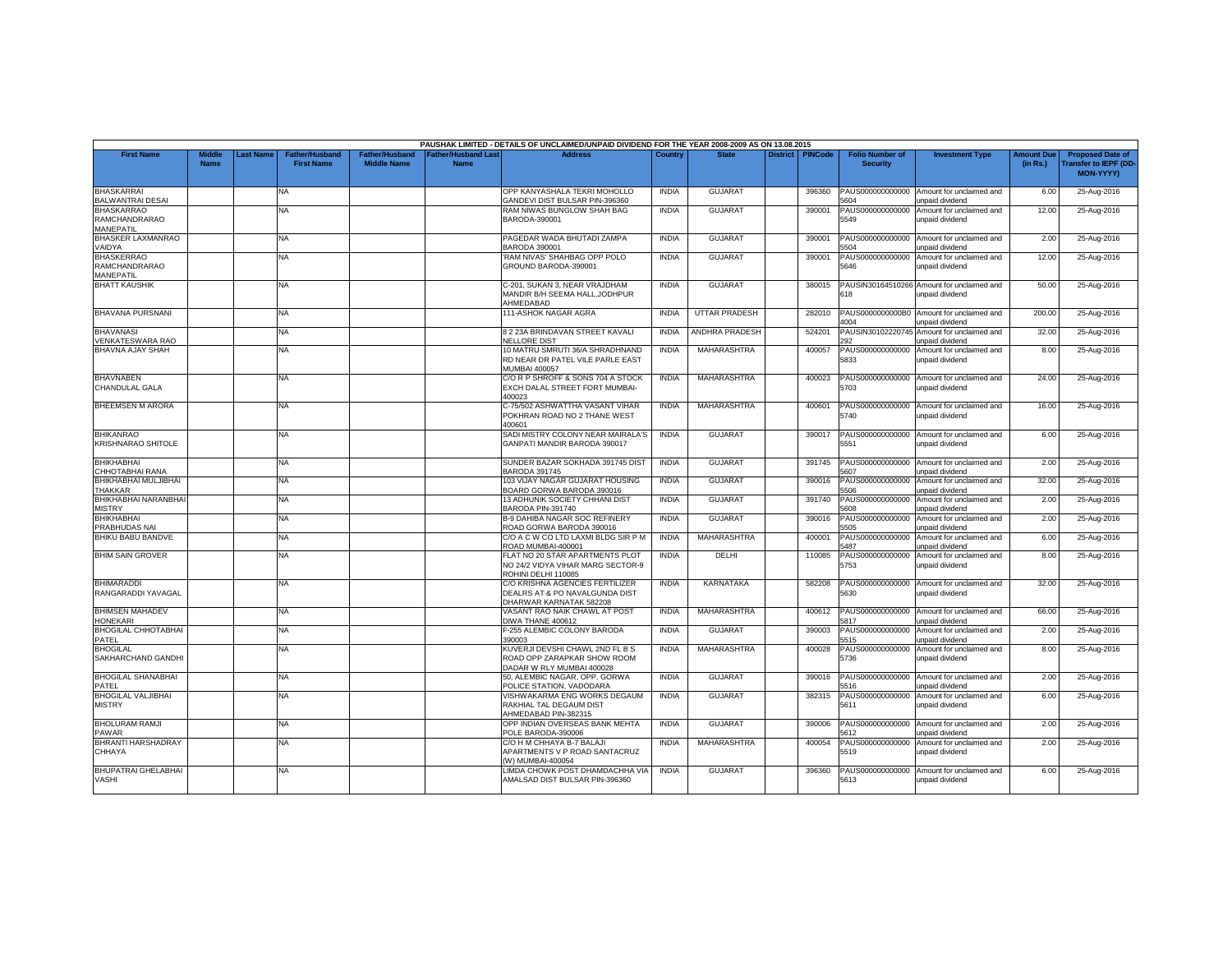PAUSHAK LIMITED - DETAILS OF UNCLAIMED/UNPAID DIVIDEND FOR THE YEAR 2008-2009 AS ON 13.08.2015

| First Name | Middle Name | Last Name | Father/Husband First Name | Father/Husband Middle Name | Father/Husband Last Name | Address | Country | State | District | PINCode | Folio Number of Security | Investment Type | Amount Due (in Rs.) | Proposed Date of Transfer to IEPF (DD-MON-YYYY) |
|---|---|---|---|---|---|---|---|---|---|---|---|---|---|---|
| BHASKARRAI BALWANTRAI DESAI | | | NA | | | OPP KANYASHALA TEKRI MOHOLLO GANDEVI DIST BULSAR PIN-396360 | INDIA | GUJARAT | | 396360 | PAUS0000000000005604 | Amount for unclaimed and unpaid dividend | 6.00 | 25-Aug-2016 |
| BHASKARRAO RAMCHANDRARAO MANEPATIL | | | NA | | | RAM NIWAS BUNGLOW SHAH BAG BARODA-390001 | INDIA | GUJARAT | | 390001 | PAUS0000000000005549 | Amount for unclaimed and unpaid dividend | 12.00 | 25-Aug-2016 |
| BHASKER LAXMANRAO VAIDYA | | | NA | | | PAGEDAR WADA BHUTADI ZAMPA BARODA 390001 | INDIA | GUJARAT | | 390001 | PAUS0000000000005504 | Amount for unclaimed and unpaid dividend | 2.00 | 25-Aug-2016 |
| BHASKERRAO RAMCHANDRARAO MANEPATIL | | | NA | | | 'RAM NIVAS' SHAHBAG OPP POLO GROUND BARODA-390001 | INDIA | GUJARAT | | 390001 | PAUS0000000000005646 | Amount for unclaimed and unpaid dividend | 12.00 | 25-Aug-2016 |
| BHATT KAUSHIK | | | NA | | | C-201, SUKAN 3, NEAR VRAJDHAM MANDIR B/H SEEMA HALL,JODHPUR AHMEDABAD | INDIA | GUJARAT | | 380015 | PAUSIN30164510266618 | Amount for unclaimed and unpaid dividend | 50.00 | 25-Aug-2016 |
| BHAVANA PURSNANI | | | NA | | | 111-ASHOK NAGAR AGRA | INDIA | UTTAR PRADESH | | 282010 | PAUS0000000000B04004 | Amount for unclaimed and unpaid dividend | 200.00 | 25-Aug-2016 |
| BHAVANASI VENKATESWARA RAO | | | NA | | | 8 2 23A BRINDAVAN STREET KAVALI NELLORE DIST | INDIA | ANDHRA PRADESH | | 524201 | PAUSIN30102220745292 | Amount for unclaimed and unpaid dividend | 32.00 | 25-Aug-2016 |
| BHAVNA AJAY SHAH | | | NA | | | 10 MATRU SMRUTI 36/A SHRADHNAND RD NEAR DR PATEL VILE PARLE EAST MUMBAI 400057 | INDIA | MAHARASHTRA | | 400057 | PAUS0000000000005833 | Amount for unclaimed and unpaid dividend | 8.00 | 25-Aug-2016 |
| BHAVNABEN CHANDULAL GALA | | | NA | | | C/O R P SHROFF & SONS 704 A STOCK EXCH DALAL STREET FORT MUMBAI-400023 | INDIA | MAHARASHTRA | | 400023 | PAUS0000000000005703 | Amount for unclaimed and unpaid dividend | 24.00 | 25-Aug-2016 |
| BHEEMSEN M ARORA | | | NA | | | C-75/502 ASHWATTHA VASANT VIHAR POKHRAN ROAD NO 2 THANE WEST 400601 | INDIA | MAHARASHTRA | | 400601 | PAUS0000000000005740 | Amount for unclaimed and unpaid dividend | 16.00 | 25-Aug-2016 |
| BHIKANRAO KRISHNARAO SHITOLE | | | NA | | | SADI MISTRY COLONY NEAR MAIRALA'S GANPATI MANDIR BARODA 390017 | INDIA | GUJARAT | | 390017 | PAUS0000000000005551 | Amount for unclaimed and unpaid dividend | 6.00 | 25-Aug-2016 |
| BHIKHABHAI CHHOTABHAI RANA | | | NA | | | SUNDER BAZAR SOKHADA 391745 DIST BARODA 391745 | INDIA | GUJARAT | | 391745 | PAUS0000000000005607 | Amount for unclaimed and unpaid dividend | 2.00 | 25-Aug-2016 |
| BHIKHABHAI MULJIBHAI THAKKAR | | | NA | | | 103 VIJAY NAGAR GUJARAT HOUSING BOARD GORWA BARODA 390016 | INDIA | GUJARAT | | 390016 | PAUS0000000000005506 | Amount for unclaimed and unpaid dividend | 32.00 | 25-Aug-2016 |
| BHIKHABHAI NARANBHAI MISTRY | | | NA | | | 13 ADHUNIK SOCIETY CHHANI DIST BARODA PIN-391740 | INDIA | GUJARAT | | 391740 | PAUS0000000000005608 | Amount for unclaimed and unpaid dividend | 2.00 | 25-Aug-2016 |
| BHIKHABHAI PRABHUDAS NAI | | | NA | | | B-9 DAHIBA NAGAR SOC REFINERY ROAD GORWA BARODA 390016 | INDIA | GUJARAT | | 390016 | PAUS0000000000005505 | Amount for unclaimed and unpaid dividend | 2.00 | 25-Aug-2016 |
| BHIKU BABU BANDVE | | | NA | | | C/O A C W CO LTD LAXMI BLDG SIR P M ROAD MUMBAI-400001 | INDIA | MAHARASHTRA | | 400001 | PAUS0000000000005487 | Amount for unclaimed and unpaid dividend | 6.00 | 25-Aug-2016 |
| BHIM SAIN GROVER | | | NA | | | FLAT NO 20 STAR APARTMENTS PLOT NO 24/2 VIDYA VIHAR MARG SECTOR-9 ROHINI DELHI 110085 | INDIA | DELHI | | 110085 | PAUS0000000000005753 | Amount for unclaimed and unpaid dividend | 8.00 | 25-Aug-2016 |
| BHIMARADDI RANGARADDI YAVAGAL | | | NA | | | C/O KRISHNA AGENCIES FERTILIZER DEALRS AT & PO NAVALGUNDA DIST DHARWAR KARNATAK 582208 | INDIA | KARNATAKA | | 582208 | PAUS0000000000005630 | Amount for unclaimed and unpaid dividend | 32.00 | 25-Aug-2016 |
| BHIMSEN MAHADEV HONEKARI | | | NA | | | VASANT RAO NAIK CHAWL AT POST DIWA THANE 400612 | INDIA | MAHARASHTRA | | 400612 | PAUS0000000000005817 | Amount for unclaimed and unpaid dividend | 66.00 | 25-Aug-2016 |
| BHOGILAL CHHOTABHAI PATEL | | | NA | | | F-255 ALEMBIC COLONY BARODA 390003 | INDIA | GUJARAT | | 390003 | PAUS0000000000005515 | Amount for unclaimed and unpaid dividend | 2.00 | 25-Aug-2016 |
| BHOGILAL SAKHARCHAND GANDHI | | | NA | | | KUVERJI DEVSHI CHAWL 2ND FL B S ROAD OPP ZARAPKAR SHOW ROOM DADAR W RLY MUMBAI 400028 | INDIA | MAHARASHTRA | | 400028 | PAUS0000000000005736 | Amount for unclaimed and unpaid dividend | 8.00 | 25-Aug-2016 |
| BHOGILAL SHANABHAI PATEL | | | NA | | | 50, ALEMBIC NAGAR, OPP. GORWA POLICE STATION, VADODARA | INDIA | GUJARAT | | 390016 | PAUS0000000000005516 | Amount for unclaimed and unpaid dividend | 2.00 | 25-Aug-2016 |
| BHOGILAL VALJIBHAI MISTRY | | | NA | | | VISHWAKARMA ENG WORKS DEGAUM RAKHIAL TAL DEGAUM DIST AHMEDABAD PIN-382315 | INDIA | GUJARAT | | 382315 | PAUS0000000000005611 | Amount for unclaimed and unpaid dividend | 6.00 | 25-Aug-2016 |
| BHOLURAM RAMJI PAWAR | | | NA | | | OPP INDIAN OVERSEAS BANK MEHTA POLE BARODA-390006 | INDIA | GUJARAT | | 390006 | PAUS0000000000005612 | Amount for unclaimed and unpaid dividend | 2.00 | 25-Aug-2016 |
| BHRANTI HARSHADRAY CHHAYA | | | NA | | | C/O H M CHHAYA B-7 BALAJI APARTMENTS V P ROAD SANTACRUZ (W) MUMBAI-400054 | INDIA | MAHARASHTRA | | 400054 | PAUS0000000000005519 | Amount for unclaimed and unpaid dividend | 2.00 | 25-Aug-2016 |
| BHUPATRAI GHELABHAI VASHI | | | NA | | | LIMDA CHOWK POST DHAMDACHHA VIA AMALSAD DIST BULSAR PIN-396360 | INDIA | GUJARAT | | 396360 | PAUS0000000000005613 | Amount for unclaimed and unpaid dividend | 6.00 | 25-Aug-2016 |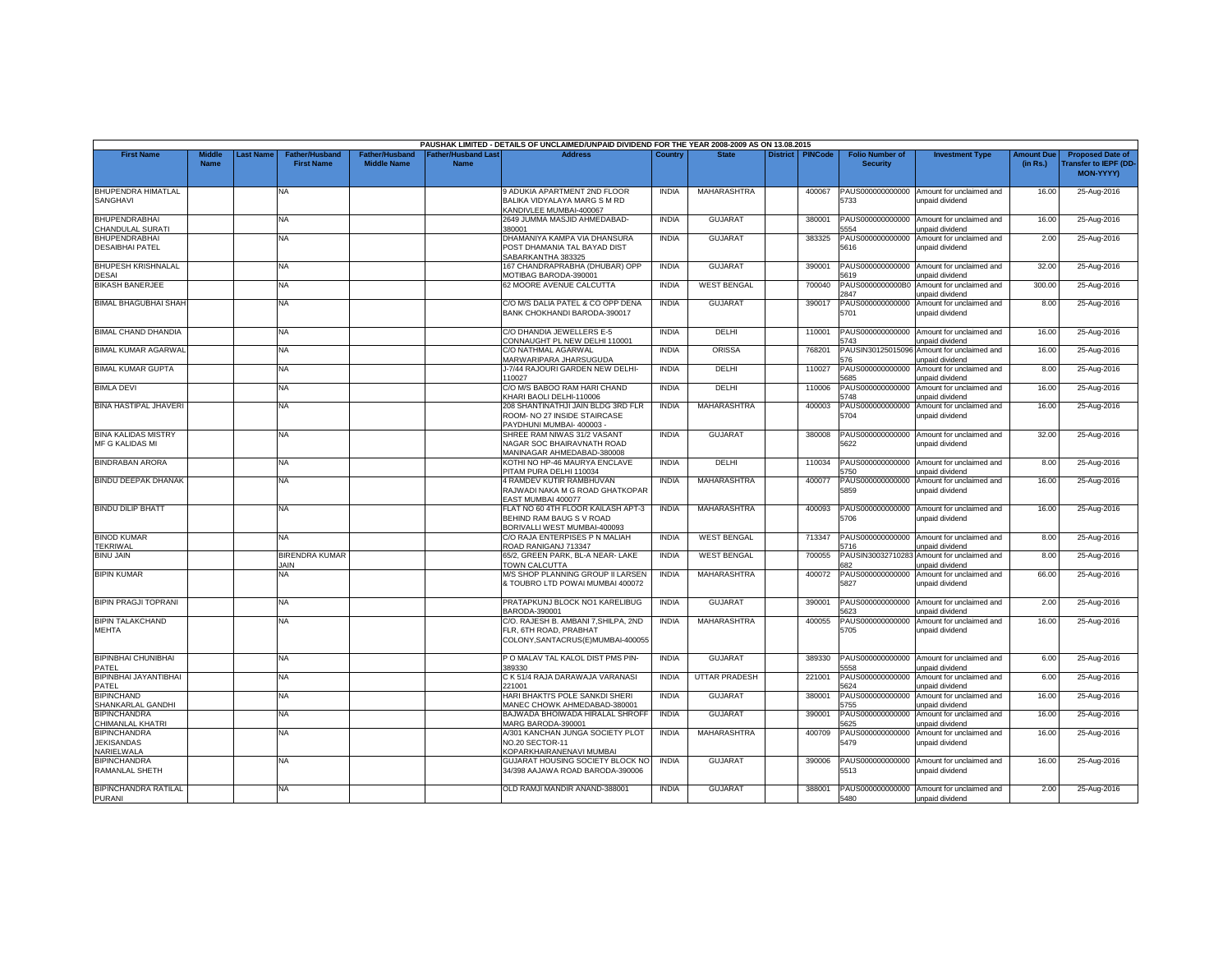PAUSHAK LIMITED - DETAILS OF UNCLAIMED/UNPAID DIVIDEND FOR THE YEAR 2008-2009 AS ON 13.08.2015

| First Name | Middle Name | Last Name | Father/Husband First Name | Father/Husband Middle Name | Father/Husband Last Name | Address | Country | State | District | PINCode | Folio Number of Security | Investment Type | Amount Due (in Rs.) | Proposed Date of Transfer to IEPF (DD-MON-YYYY) |
|---|---|---|---|---|---|---|---|---|---|---|---|---|---|---|
| BHUPENDRA HIMATLAL SANGHAVI | | | NA | | | 9 ADUKIA APARTMENT 2ND FLOOR BALIKA VIDYALAYA MARG S M RD KANDIVLEE MUMBAI-400067 | INDIA | MAHARASHTRA | | 400067 | PAUS0000000000005733 | Amount for unclaimed and unpaid dividend | 16.00 | 25-Aug-2016 |
| BHUPENDRABHAI CHANDULAL SURATI | | | NA | | | 2649 JUMMA MASJID AHMEDABAD-380001 | INDIA | GUJARAT | | 380001 | PAUS0000000000005554 | Amount for unclaimed and unpaid dividend | 16.00 | 25-Aug-2016 |
| BHUPENDRABHAI DESAIBHAI PATEL | | | NA | | | DHAMANIYA KAMPA VIA DHANSURA POST DHAMANIA TAL BAYAD DIST SABARKANTHA 383325 | INDIA | GUJARAT | | 383325 | PAUS0000000000005616 | Amount for unclaimed and unpaid dividend | 2.00 | 25-Aug-2016 |
| BHUPESH KRISHNALAL DESAI | | | NA | | | 167 CHANDRAPRABHA (DHUBAR) OPP MOTIBAG BARODA-390001 | INDIA | GUJARAT | | 390001 | PAUS0000000000005619 | Amount for unclaimed and unpaid dividend | 32.00 | 25-Aug-2016 |
| BIKASH BANERJEE | | | NA | | | 62 MOORE AVENUE CALCUTTA | INDIA | WEST BENGAL | | 700040 | PAUS0000000000B02847 | Amount for unclaimed and unpaid dividend | 300.00 | 25-Aug-2016 |
| BIMAL BHAGUBHAI SHAH | | | NA | | | C/O M/S DALIA PATEL & CO OPP DENA BANK CHOKHANDI BARODA-390017 | INDIA | GUJARAT | | 390017 | PAUS0000000000005701 | Amount for unclaimed and unpaid dividend | 8.00 | 25-Aug-2016 |
| BIMAL CHAND DHANDIA | | | NA | | | C/O DHANDIA JEWELLERS E-5 CONNAUGHT PL NEW DELHI 110001 | INDIA | DELHI | | 110001 | PAUS0000000000005743 | Amount for unclaimed and unpaid dividend | 16.00 | 25-Aug-2016 |
| BIMAL KUMAR AGARWAL | | | NA | | | C/O NATHMAL AGARWAL MARWARIPARA JHARSUGUDA | INDIA | ORISSA | | 768201 | PAUSIN30125015096576 | Amount for unclaimed and unpaid dividend | 16.00 | 25-Aug-2016 |
| BIMAL KUMAR GUPTA | | | NA | | | J-7/44 RAJOURI GARDEN NEW DELHI-110027 | INDIA | DELHI | | 110027 | PAUS0000000000005685 | Amount for unclaimed and unpaid dividend | 8.00 | 25-Aug-2016 |
| BIMLA DEVI | | | NA | | | C/O M/S BABOO RAM HARI CHAND KHARI BAOLI DELHI-110006 | INDIA | DELHI | | 110006 | PAUS0000000000005748 | Amount for unclaimed and unpaid dividend | 16.00 | 25-Aug-2016 |
| BINA HASTIPAL JHAVERI | | | NA | | | 208 SHANTINATHJI JAIN BLDG 3RD FLR ROOM- NO 27 INSIDE STAIRCASE PAYDHUNI MUMBAI- 400003 - | INDIA | MAHARASHTRA | | 400003 | PAUS0000000000005704 | Amount for unclaimed and unpaid dividend | 16.00 | 25-Aug-2016 |
| BINA KALIDAS MISTRY MF G KALIDAS MI | | | NA | | | SHREE RAM NIWAS 31/2 VASANT NAGAR SOC BHAIRAVNATH ROAD MANINAGAR AHMEDABAD-380008 | INDIA | GUJARAT | | 380008 | PAUS0000000000005622 | Amount for unclaimed and unpaid dividend | 32.00 | 25-Aug-2016 |
| BINDRABAN ARORA | | | NA | | | KOTHI NO HP-46 MAURYA ENCLAVE PITAM PURA DELHI 110034 | INDIA | DELHI | | 110034 | PAUS0000000000005750 | Amount for unclaimed and unpaid dividend | 8.00 | 25-Aug-2016 |
| BINDU DEEPAK DHANAK | | | NA | | | 4 RAMDEV KUTIR RAMBHUVAN RAJWADI NAKA M G ROAD GHATKOPAR EAST MUMBAI 400077 | INDIA | MAHARASHTRA | | 400077 | PAUS0000000000005859 | Amount for unclaimed and unpaid dividend | 16.00 | 25-Aug-2016 |
| BINDU DILIP BHATT | | | NA | | | FLAT NO 60 4TH FLOOR KAILASH APT-3 BEHIND RAM BAUG S V ROAD BORIVALLI WEST MUMBAI-400093 | INDIA | MAHARASHTRA | | 400093 | PAUS0000000000005706 | Amount for unclaimed and unpaid dividend | 16.00 | 25-Aug-2016 |
| BINOD KUMAR TEKRIWAL | | | NA | | | C/O RAJA ENTERPISES P N MALIAH ROAD RANIGANJ 713347 | INDIA | WEST BENGAL | | 713347 | PAUS0000000000005716 | Amount for unclaimed and unpaid dividend | 8.00 | 25-Aug-2016 |
| BINU JAIN | | | BIRENDRA KUMAR JAIN | | | 65/2, GREEN PARK, BL-A NEAR- LAKE TOWN CALCUTTA | INDIA | WEST BENGAL | | 700055 | PAUSIN30032710283682 | Amount for unclaimed and unpaid dividend | 8.00 | 25-Aug-2016 |
| BIPIN KUMAR | | | NA | | | M/S SHOP PLANNING GROUP II LARSEN & TOUBRO LTD POWAI MUMBAI 400072 | INDIA | MAHARASHTRA | | 400072 | PAUS0000000000005827 | Amount for unclaimed and unpaid dividend | 66.00 | 25-Aug-2016 |
| BIPIN PRAGJI TOPRANI | | | NA | | | PRATAPKUNJ BLOCK NO1 KARELIBUG BARODA-390001 | INDIA | GUJARAT | | 390001 | PAUS0000000000005623 | Amount for unclaimed and unpaid dividend | 2.00 | 25-Aug-2016 |
| BIPIN TALAKCHAND MEHTA | | | NA | | | C/O. RAJESH B. AMBANI 7,SHILPA, 2ND FLR, 6TH ROAD, PRABHAT COLONY,SANTACRUS(E)MUMBAI-400055 | INDIA | MAHARASHTRA | | 400055 | PAUS0000000000005705 | Amount for unclaimed and unpaid dividend | 16.00 | 25-Aug-2016 |
| BIPINBHAI CHUNIBHAI PATEL | | | NA | | | P O MALAV TAL KALOL DIST PMS PIN-389330 | INDIA | GUJARAT | | 389330 | PAUS0000000000005558 | Amount for unclaimed and unpaid dividend | 6.00 | 25-Aug-2016 |
| BIPINBHAI JAYANTIBHAI PATEL | | | NA | | | C K 51/4 RAJA DARAWAJA VARANASI 221001 | INDIA | UTTAR PRADESH | | 221001 | PAUS0000000000005624 | Amount for unclaimed and unpaid dividend | 6.00 | 25-Aug-2016 |
| BIPINCHAND SHANKARLAL GANDHI | | | NA | | | HARI BHAKTI'S POLE SANKDI SHERI MANEC CHOWK AHMEDABAD-380001 | INDIA | GUJARAT | | 380001 | PAUS0000000000005755 | Amount for unclaimed and unpaid dividend | 16.00 | 25-Aug-2016 |
| BIPINCHANDRA CHIMANLAL KHATRI | | | NA | | | BAJWADA BHOIWADA HIRALAL SHROFF MARG BARODA-390001 | INDIA | GUJARAT | | 390001 | PAUS0000000000005625 | Amount for unclaimed and unpaid dividend | 16.00 | 25-Aug-2016 |
| BIPINCHANDRA JEKISANDAS NARIELWALA | | | NA | | | A/301 KANCHAN JUNGA SOCIETY PLOT NO.20 SECTOR-11 KOPARKHAIRANENAVI MUMBAI | INDIA | MAHARASHTRA | | 400709 | PAUS0000000000005479 | Amount for unclaimed and unpaid dividend | 16.00 | 25-Aug-2016 |
| BIPINCHANDRA RAMANLAL SHETH | | | NA | | | GUJARAT HOUSING SOCIETY BLOCK NO 34/398 AAJAWA ROAD BARODA-390006 | INDIA | GUJARAT | | 390006 | PAUS0000000000005513 | Amount for unclaimed and unpaid dividend | 16.00 | 25-Aug-2016 |
| BIPINCHANDRA RATILAL PURANI | | | NA | | | OLD RAMJI MANDIR ANAND-388001 | INDIA | GUJARAT | | 388001 | PAUS0000000000005480 | Amount for unclaimed and unpaid dividend | 2.00 | 25-Aug-2016 |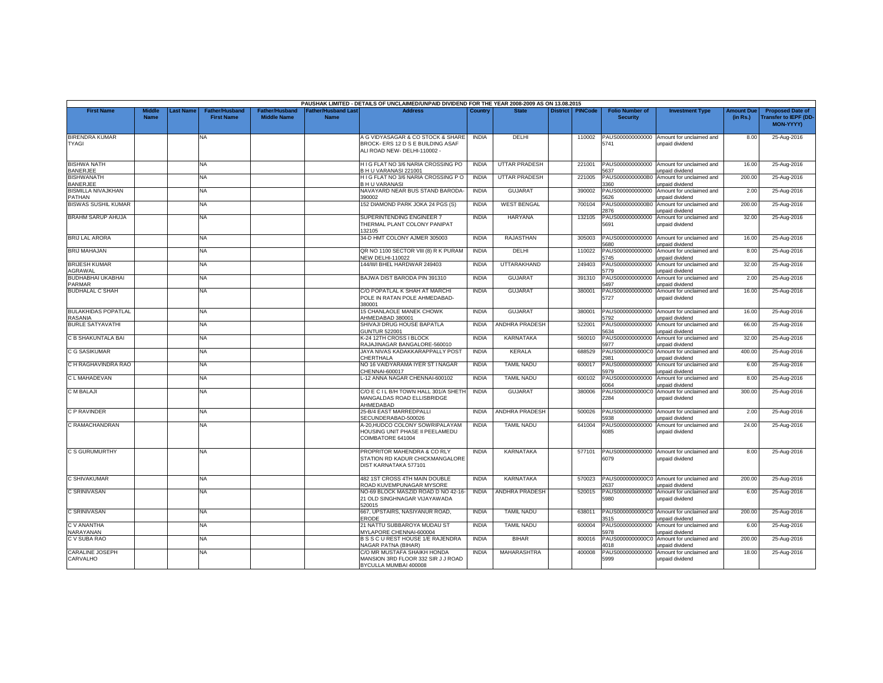PAUSHAK LIMITED - DETAILS OF UNCLAIMED/UNPAID DIVIDEND FOR THE YEAR 2008-2009 AS ON 13.08.2015

| First Name | Middle Name | Last Name | Father/Husband First Name | Father/Husband Middle Name | Father/Husband Last Name | Address | Country | State | District | PINCode | Folio Number of Security | Investment Type | Amount Due (in Rs.) | Proposed Date of Transfer to IEPF (DD-MON-YYYY) |
|---|---|---|---|---|---|---|---|---|---|---|---|---|---|---|
| BIRENDRA KUMAR TYAGI | | | NA | | | A G VIDYASAGAR & CO STOCK & SHARE BROCK- ERS 12 D S E BUILDING ASAF ALI ROAD NEW- DELHI-110002 - | INDIA | DELHI | | 110002 | PAUS0000000000005741 | Amount for unclaimed and unpaid dividend | 8.00 | 25-Aug-2016 |
| BISHWA NATH BANERJEE | | | NA | | | H I G FLAT NO 3/6 NARIA CROSSING PO B H U VARANASI 221001 | INDIA | UTTAR PRADESH | | 221001 | PAUS0000000000005637 | Amount for unclaimed and unpaid dividend | 16.00 | 25-Aug-2016 |
| BISHWANATH BANERJEE | | | NA | | | H I G FLAT NO 3/6 NARIA CROSSING P O B H U VARANASI | INDIA | UTTAR PRADESH | | 221005 | PAUS0000000000B03360 | Amount for unclaimed and unpaid dividend | 200.00 | 25-Aug-2016 |
| BISMILLA NIVAJKHAN PATHAN | | | NA | | | NAVAYARD NEAR BUS STAND BARODA-390002 | INDIA | GUJARAT | | 390002 | PAUS0000000000005626 | Amount for unclaimed and unpaid dividend | 2.00 | 25-Aug-2016 |
| BISWAS SUSHIL KUMAR | | | NA | | | 152 DIAMOND PARK JOKA 24 PGS (S) | INDIA | WEST BENGAL | | 700104 | PAUS0000000000B02876 | Amount for unclaimed and unpaid dividend | 200.00 | 25-Aug-2016 |
| BRAHM SARUP AHUJA | | | NA | | | SUPERINTENDING ENGINEER 7 THERMAL PLANT COLONY PANIPAT 132105 | INDIA | HARYANA | | 132105 | PAUS0000000000005691 | Amount for unclaimed and unpaid dividend | 32.00 | 25-Aug-2016 |
| BRIJ LAL ARORA | | | NA | | | 34-D HMT COLONY AJMER 305003 | INDIA | RAJASTHAN | | 305003 | PAUS0000000000005680 | Amount for unclaimed and unpaid dividend | 16.00 | 25-Aug-2016 |
| BRIJ MAHAJAN | | | NA | | | QR NO 1100 SECTOR VIII (8) R K PURAM NEW DELHI-110022 | INDIA | DELHI | | 110022 | PAUS0000000000005745 | Amount for unclaimed and unpaid dividend | 8.00 | 25-Aug-2016 |
| BRIJESH KUMAR AGRAWAL | | | NA | | | 144/III/I BHEL HARDWAR 249403 | INDIA | UTTARAKHAND | | 249403 | PAUS0000000000005779 | Amount for unclaimed and unpaid dividend | 32.00 | 25-Aug-2016 |
| BUDHABHAI UKABHAI PARMAR | | | NA | | | BAJWA DIST BARODA PIN 391310 | INDIA | GUJARAT | | 391310 | PAUS0000000000005497 | Amount for unclaimed and unpaid dividend | 2.00 | 25-Aug-2016 |
| BUDHALAL C SHAH | | | NA | | | C/O POPATLAL K SHAH AT MARCHI POLE IN RATAN POLE AHMEDABAD-380001 | INDIA | GUJARAT | | 380001 | PAUS0000000000005727 | Amount for unclaimed and unpaid dividend | 16.00 | 25-Aug-2016 |
| BULAKHIDAS POPATLAL RASANIA | | | NA | | | 15 CHANLAOLE MANEK CHOWK AHMEDABAD 380001 | INDIA | GUJARAT | | 380001 | PAUS0000000000005792 | Amount for unclaimed and unpaid dividend | 16.00 | 25-Aug-2016 |
| BURLE SATYAVATHI | | | NA | | | SHIVAJI DRUG HOUSE BAPATLA GUNTUR 522001 | INDIA | ANDHRA PRADESH | | 522001 | PAUS0000000000005634 | Amount for unclaimed and unpaid dividend | 66.00 | 25-Aug-2016 |
| C B SHAKUNTALA BAI | | | NA | | | K-24 12TH CROSS I BLOCK RAJAJINAGAR BANGALORE-560010 | INDIA | KARNATAKA | | 560010 | PAUS0000000000005977 | Amount for unclaimed and unpaid dividend | 32.00 | 25-Aug-2016 |
| C G SASIKUMAR | | | NA | | | JAYA NIVAS KADAKKARAPPALLY POST CHERTHALA | INDIA | KERALA | | 688529 | PAUS0000000000C02981 | Amount for unclaimed and unpaid dividend | 400.00 | 25-Aug-2016 |
| C H RAGHAVINDRA RAO | | | NA | | | NO 16 VAIDYARAMA IYER ST I NAGAR CHENNAI-600017 | INDIA | TAMIL NADU | | 600017 | PAUS0000000000005979 | Amount for unclaimed and unpaid dividend | 6.00 | 25-Aug-2016 |
| C L MAHADEVAN | | | NA | | | L-12 ANNA NAGAR CHENNAI-600102 | INDIA | TAMIL NADU | | 600102 | PAUS0000000000006064 | Amount for unclaimed and unpaid dividend | 8.00 | 25-Aug-2016 |
| C M BALAJI | | | NA | | | C/O E C I L B/H TOWN HALL 301/A SHETH MANGALDAS ROAD ELLISBRIDGE AHMEDABAD | INDIA | GUJARAT | | 380006 | PAUS0000000000C02284 | Amount for unclaimed and unpaid dividend | 300.00 | 25-Aug-2016 |
| C P RAVINDER | | | NA | | | 25-B/4 EAST MARREDPALLI SECUNDERABAD-500026 | INDIA | ANDHRA PRADESH | | 500026 | PAUS0000000000005938 | Amount for unclaimed and unpaid dividend | 2.00 | 25-Aug-2016 |
| C RAMACHANDRAN | | | NA | | | A-20,HUDCO COLONY SOWRIPALAYAM HOUSING UNIT PHASE II PEELAMEDU COIMBATORE 641004 | INDIA | TAMIL NADU | | 641004 | PAUS0000000000006085 | Amount for unclaimed and unpaid dividend | 24.00 | 25-Aug-2016 |
| C S GURUMURTHY | | | NA | | | PROPRITOR MAHENDRA & CO RLY STATION RD KADUR CHICKMANGALORE DIST KARNATAKA 577101 | INDIA | KARNATAKA | | 577101 | PAUS0000000000006079 | Amount for unclaimed and unpaid dividend | 8.00 | 25-Aug-2016 |
| C SHIVAKUMAR | | | NA | | | 482 1ST CROSS 4TH MAIN DOUBLE ROAD KUVEMPUNAGAR MYSORE | INDIA | KARNATAKA | | 570023 | PAUS0000000000C02637 | Amount for unclaimed and unpaid dividend | 200.00 | 25-Aug-2016 |
| C SRINIVASAN | | | NA | | | NO-69 BLOCK MASZID ROAD D NO 42-16-21 OLD SINGHNAGAR VIJAYAWADA 520015 | INDIA | ANDHRA PRADESH | | 520015 | PAUS0000000000005980 | Amount for unclaimed and unpaid dividend | 6.00 | 25-Aug-2016 |
| C SRINIVASAN | | | NA | | | 667, UPSTAIRS, NASIYANUR ROAD, ERODE | INDIA | TAMIL NADU | | 638011 | PAUS0000000000C03515 | Amount for unclaimed and unpaid dividend | 200.00 | 25-Aug-2016 |
| C V ANANTHA NARAYANAN | | | NA | | | 21 NATTU SUBBAROYA MUDAU ST MYLAPORE CHENNAI-600004 | INDIA | TAMIL NADU | | 600004 | PAUS0000000000005978 | Amount for unclaimed and unpaid dividend | 6.00 | 25-Aug-2016 |
| C V SUBA RAO | | | NA | | | B S S C U REST HOUSE 1/E RAJENDRA NAGAR PATNA (BIHAR) | INDIA | BIHAR | | 800016 | PAUS0000000000C04018 | Amount for unclaimed and unpaid dividend | 200.00 | 25-Aug-2016 |
| CARALINE JOSEPH CARVALHO | | | NA | | | C/O MR MUSTAFA SHAIKH HONDA MANSION 3RD FLOOR 332 SIR J J ROAD BYCULLA MUMBAI 400008 | INDIA | MAHARASHTRA | | 400008 | PAUS0000000000005999 | Amount for unclaimed and unpaid dividend | 18.00 | 25-Aug-2016 |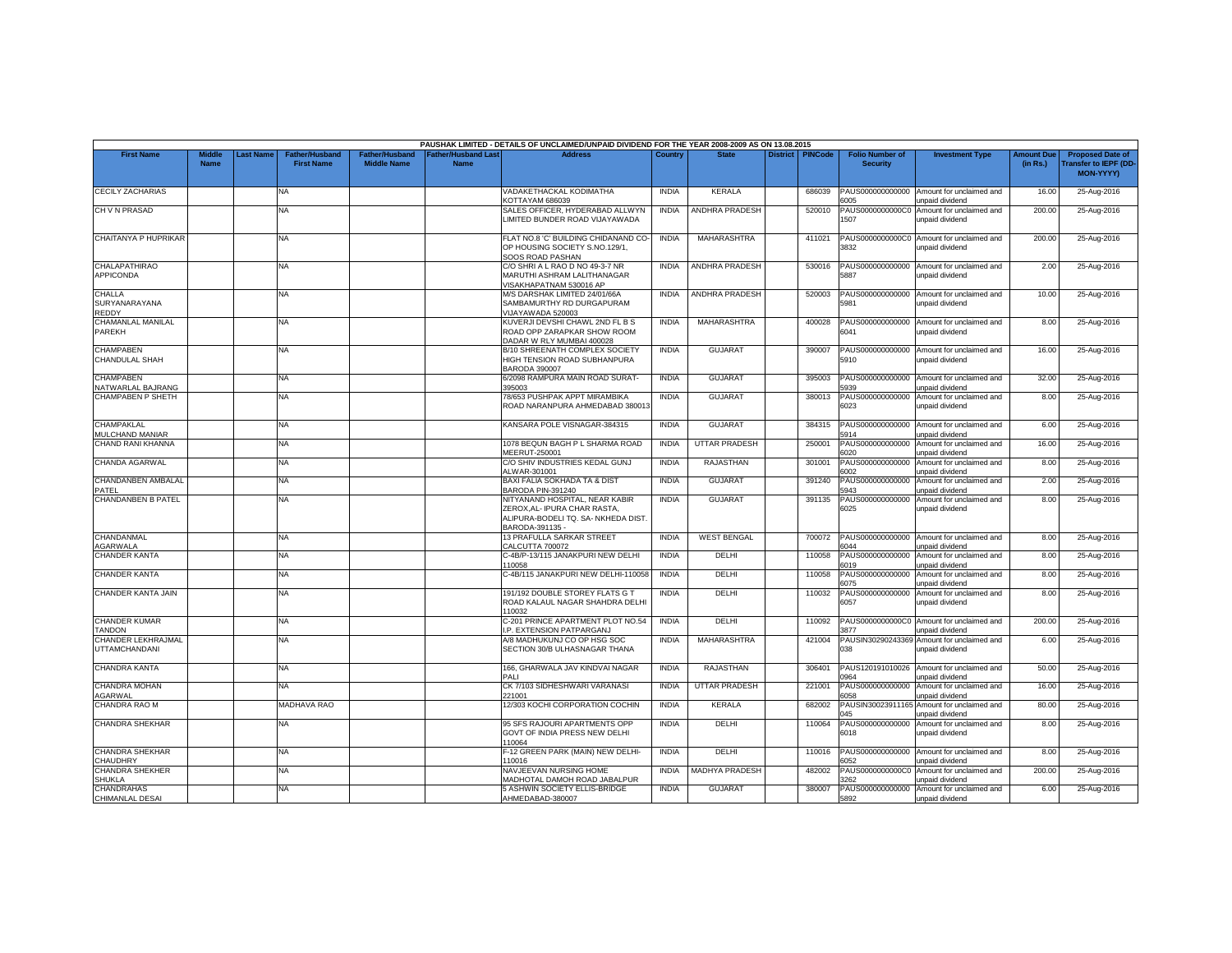PAUSHAK LIMITED - DETAILS OF UNCLAIMED/UNPAID DIVIDEND FOR THE YEAR 2008-2009 AS ON 13.08.2015

| First Name | Middle Name | Last Name | Father/Husband First Name | Father/Husband Middle Name | Father/Husband Last Name | Address | Country | State | District | PINCode | Folio Number of Security | Investment Type | Amount Due (in Rs.) | Proposed Date of Transfer to IEPF (DD-MON-YYYY) |
|---|---|---|---|---|---|---|---|---|---|---|---|---|---|---|
| CECILY ZACHARIAS | | | NA | | | VADAKETHACKAL KODIMATHA KOTTAYAM 686039 | INDIA | KERALA | | 686039 | PAUS0000000000006005 | Amount for unclaimed and unpaid dividend | 16.00 | 25-Aug-2016 |
| CH V N PRASAD | | | NA | | | SALES OFFICER, HYDERABAD ALLWYN LIMITED BUNDER ROAD VIJAYAWADA | INDIA | ANDHRA PRADESH | | 520010 | PAUS0000000000C01507 | Amount for unclaimed and unpaid dividend | 200.00 | 25-Aug-2016 |
| CHAITANYA P HUPRIKAR | | | NA | | | FLAT NO.8 'C' BUILDING CHIDANAND CO-OP HOUSING SOCIETY S.NO.129/1, SOOS ROAD PASHAN | INDIA | MAHARASHTRA | | 411021 | PAUS0000000000C03832 | Amount for unclaimed and unpaid dividend | 200.00 | 25-Aug-2016 |
| CHALAPATHIRAO APPICONDA | | | NA | | | C/O SHRI A L RAO D NO 49-3-7 NR MARUTHI ASHRAM LALITHANAGAR VISAKHAPATNAM 530016 AP | INDIA | ANDHRA PRADESH | | 530016 | PAUS0000000000005887 | Amount for unclaimed and unpaid dividend | 2.00 | 25-Aug-2016 |
| CHALLA SURYANARAYANA REDDY | | | NA | | | M/S DARSHAK LIMITED 24/01/66A SAMBAMURTHY RD DURGAPURAM VIJAYAWADA 520003 | INDIA | ANDHRA PRADESH | | 520003 | PAUS0000000000005981 | Amount for unclaimed and unpaid dividend | 10.00 | 25-Aug-2016 |
| CHAMANLAL MANILAL PAREKH | | | NA | | | KUVERJI DEVSHI CHAWL 2ND FL B S ROAD OPP ZARAPKAR SHOW ROOM DADAR W RLY MUMBAI 400028 | INDIA | MAHARASHTRA | | 400028 | PAUS0000000000006041 | Amount for unclaimed and unpaid dividend | 8.00 | 25-Aug-2016 |
| CHAMPABEN CHANDULAL SHAH | | | NA | | | B/10 SHREENATH COMPLEX SOCIETY HIGH TENSION ROAD SUBHANPURA BARODA 390007 | INDIA | GUJARAT | | 390007 | PAUS0000000000005910 | Amount for unclaimed and unpaid dividend | 16.00 | 25-Aug-2016 |
| CHAMPABEN NATWARLAL BAJRANG | | | NA | | | 6/2098 RAMPURA MAIN ROAD SURAT-395003 | INDIA | GUJARAT | | 395003 | PAUS0000000000005939 | Amount for unclaimed and unpaid dividend | 32.00 | 25-Aug-2016 |
| CHAMPABEN P SHETH | | | NA | | | 78/653 PUSHPAK APPT MIRAMBIKA ROAD NARANPURA AHMEDABAD 380013 | INDIA | GUJARAT | | 380013 | PAUS0000000000006023 | Amount for unclaimed and unpaid dividend | 8.00 | 25-Aug-2016 |
| CHAMPAKLAL MULCHAND MANIAR | | | NA | | | KANSARA POLE VISNAGAR-384315 | INDIA | GUJARAT | | 384315 | PAUS0000000000005914 | Amount for unclaimed and unpaid dividend | 6.00 | 25-Aug-2016 |
| CHAND RANI KHANNA | | | NA | | | 1078 BEQUN BAGH P L SHARMA ROAD MEERUT-250001 | INDIA | UTTAR PRADESH | | 250001 | PAUS0000000000006020 | Amount for unclaimed and unpaid dividend | 16.00 | 25-Aug-2016 |
| CHANDA AGARWAL | | | NA | | | C/O SHIV INDUSTRIES KEDAL GUNJ ALWAR-301001 | INDIA | RAJASTHAN | | 301001 | PAUS0000000000006002 | Amount for unclaimed and unpaid dividend | 8.00 | 25-Aug-2016 |
| CHANDANBEN AMBALAL PATEL | | | NA | | | BAXI FALIA SOKHADA TA & DIST BARODA PIN-391240 | INDIA | GUJARAT | | 391240 | PAUS0000000000005943 | Amount for unclaimed and unpaid dividend | 2.00 | 25-Aug-2016 |
| CHANDANBEN B PATEL | | | NA | | | NITYANAND HOSPITAL, NEAR KABIR ZEROX,AL- IPURA CHAR RASTA, ALIPURA-BODELI TQ. SA- NKHEDA DIST. BARODA-391135 - | INDIA | GUJARAT | | 391135 | PAUS0000000000006025 | Amount for unclaimed and unpaid dividend | 8.00 | 25-Aug-2016 |
| CHANDANMAL AGARWALA | | | NA | | | 13 PRAFULLA SARKAR STREET CALCUTTA 700072 | INDIA | WEST BENGAL | | 700072 | PAUS0000000000006044 | Amount for unclaimed and unpaid dividend | 8.00 | 25-Aug-2016 |
| CHANDER KANTA | | | NA | | | C-4B/P-13/115 JANAKPURI NEW DELHI 110058 | INDIA | DELHI | | 110058 | PAUS0000000000006019 | Amount for unclaimed and unpaid dividend | 8.00 | 25-Aug-2016 |
| CHANDER KANTA | | | NA | | | C-4B/115 JANAKPURI NEW DELHI-110058 | INDIA | DELHI | | 110058 | PAUS0000000000006075 | Amount for unclaimed and unpaid dividend | 8.00 | 25-Aug-2016 |
| CHANDER KANTA JAIN | | | NA | | | 191/192 DOUBLE STOREY FLATS G T ROAD KALAUL NAGAR SHAHDRA DELHI 110032 | INDIA | DELHI | | 110032 | PAUS0000000000006057 | Amount for unclaimed and unpaid dividend | 8.00 | 25-Aug-2016 |
| CHANDER KUMAR TANDON | | | NA | | | C-201 PRINCE APARTMENT PLOT NO.54 I.P. EXTENSION PATPARGANJ | INDIA | DELHI | | 110092 | PAUS0000000000C03877 | Amount for unclaimed and unpaid dividend | 200.00 | 25-Aug-2016 |
| CHANDER LEKHRAJMAL UTTAMCHANDANI | | | NA | | | A/8 MADHUKUNJ CO OP HSG SOC SECTION 30/B ULHASNAGAR THANA | INDIA | MAHARASHTRA | | 421004 | PAUSIN30290243369038 | Amount for unclaimed and unpaid dividend | 6.00 | 25-Aug-2016 |
| CHANDRA KANTA | | | NA | | | 166, GHARWALA JAV KINDVAI NAGAR PALI | INDIA | RAJASTHAN | | 306401 | PAUS1201910100260964 | Amount for unclaimed and unpaid dividend | 50.00 | 25-Aug-2016 |
| CHANDRA MOHAN AGARWAL | | | NA | | | CK 7/103 SIDHESHWARI VARANASI 221001 | INDIA | UTTAR PRADESH | | 221001 | PAUS0000000000006058 | Amount for unclaimed and unpaid dividend | 16.00 | 25-Aug-2016 |
| CHANDRA RAO M | | | MADHAVA RAO | | | 12/303 KOCHI CORPORATION COCHIN | INDIA | KERALA | | 682002 | PAUSIN30023911165045 | Amount for unclaimed and unpaid dividend | 80.00 | 25-Aug-2016 |
| CHANDRA SHEKHAR | | | NA | | | 95 SFS RAJOURI APARTMENTS OPP GOVT OF INDIA PRESS NEW DELHI 110064 | INDIA | DELHI | | 110064 | PAUS0000000000006018 | Amount for unclaimed and unpaid dividend | 8.00 | 25-Aug-2016 |
| CHANDRA SHEKHAR CHAUDHRY | | | NA | | | F-12 GREEN PARK (MAIN) NEW DELHI-110016 | INDIA | DELHI | | 110016 | PAUS0000000000006052 | Amount for unclaimed and unpaid dividend | 8.00 | 25-Aug-2016 |
| CHANDRA SHEKHER SHUKLA | | | NA | | | NAVJEEVAN NURSING HOME MADHOTAL DAMOH ROAD JABALPUR | INDIA | MADHYA PRADESH | | 482002 | PAUS0000000000C03262 | Amount for unclaimed and unpaid dividend | 200.00 | 25-Aug-2016 |
| CHANDRAHAS CHIMANLAL DESAI | | | NA | | | 5 ASHWIN SOCIETY ELLIS-BRIDGE AHMEDABAD-380007 | INDIA | GUJARAT | | 380007 | PAUS0000000000005892 | Amount for unclaimed and unpaid dividend | 6.00 | 25-Aug-2016 |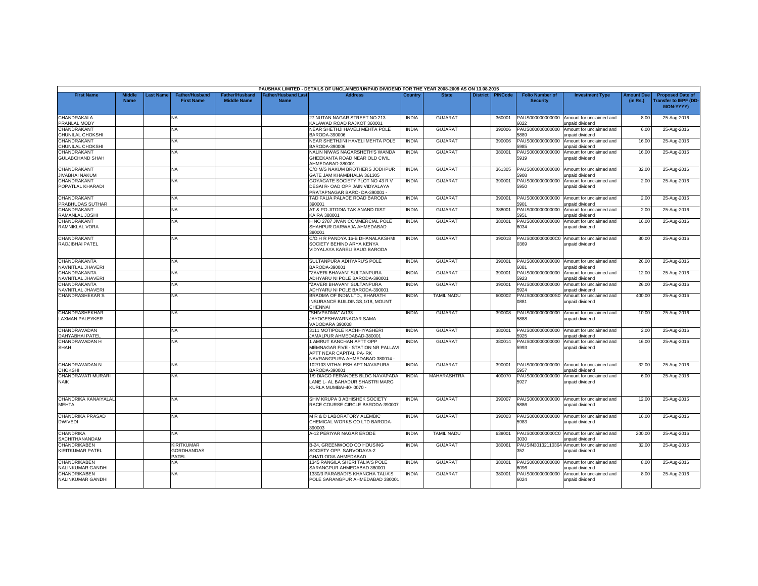PAUSHAK LIMITED - DETAILS OF UNCLAIMED/UNPAID DIVIDEND FOR THE YEAR 2008-2009 AS ON 13.08.2015

| First Name | Middle Name | Last Name | Father/Husband First Name | Father/Husband Middle Name | Father/Husband Last Name | Address | Country | State | District | PINCode | Folio Number of Security | Investment Type | Amount Due (in Rs.) | Proposed Date of Transfer to IEPF (DD-MON-YYYY) |
|---|---|---|---|---|---|---|---|---|---|---|---|---|---|---|
| CHANDRAKALA PRANLAL MODY | | | NA | | | 27 NUTAN NAGAR STREET NO 213 KALAWAD ROAD RAJKOT 360001 | INDIA | GUJARAT | | 360001 | PAUS0000000000006022 | Amount for unclaimed and unpaid dividend | 8.00 | 25-Aug-2016 |
| CHANDRAKANT CHUNILAL CHOKSHI | | | NA | | | NEAR SHETHJI HAVELI MEHTA POLE BARODA-390006 | INDIA | GUJARAT | | 390006 | PAUS0000000000005889 | Amount for unclaimed and unpaid dividend | 6.00 | 25-Aug-2016 |
| CHANDRAKANT CHUNILAL CHOKSHI | | | NA | | | NEAR SHETHJINI HAVELI MEHTA POLE BARODA-390006 | INDIA | GUJARAT | | 390006 | PAUS0000000000005985 | Amount for unclaimed and unpaid dividend | 16.00 | 25-Aug-2016 |
| CHANDRAKANT GULABCHAND SHAH | | | NA | | | NALIN NIWAS NAGARSHETH'S WANDA GHEEKANTA ROAD NEAR OLD CIVIL AHMEDABAD-380001 | INDIA | GUJARAT | | 380001 | PAUS0000000000005919 | Amount for unclaimed and unpaid dividend | 16.00 | 25-Aug-2016 |
| CHANDRAKANT JIVABHAI NAKUM | | | NA | | | C/O M/S NAKUM BROTHERS JODHPUR GATE JAM KHAMBHALIA 361305 | INDIA | GUJARAT | | 361305 | PAUS0000000000005908 | Amount for unclaimed and unpaid dividend | 32.00 | 25-Aug-2016 |
| CHANDRAKANT POPATLAL KHARADI | | | NA | | | GOYAGATE SOCIETY PLOT NO 43 R V DESAI R- OAD OPP JAIN VIDYALAYA PRATAPNAGAR BARO- DA-390001 - | INDIA | GUJARAT | | 390001 | PAUS0000000000005950 | Amount for unclaimed and unpaid dividend | 2.00 | 25-Aug-2016 |
| CHANDRAKANT PRABHUDAS SUTHAR | | | NA | | | TAD FALIA PALACE ROAD BARODA 390001 | INDIA | GUJARAT | | 390001 | PAUS0000000000005901 | Amount for unclaimed and unpaid dividend | 2.00 | 25-Aug-2016 |
| CHANDRAKANT RAMANLAL JOSHI | | | NA | | | AT & PO JITODIA TAK ANAND DIST KAIRA 388001 | INDIA | GUJARAT | | 388001 | PAUS0000000000005951 | Amount for unclaimed and unpaid dividend | 2.00 | 25-Aug-2016 |
| CHANDRAKANT RAMNIKLAL VORA | | | NA | | | H NO 2787 JIVAN COMMERCIAL POLE SHAHPUR DARWAJA AHMEDABAD 380001 | INDIA | GUJARAT | | 380001 | PAUS0000000000006034 | Amount for unclaimed and unpaid dividend | 16.00 | 25-Aug-2016 |
| CHANDRAKANT RAOJIBHAI PATEL | | | NA | | | C/O.H R PANDYA 16-B DHANALAKSHMI SOCIETY BEHIND ARYA KENYA VIDYALAYA KARELI BAUG BARODA | INDIA | GUJARAT | | 390018 | PAUS0000000000C00369 | Amount for unclaimed and unpaid dividend | 80.00 | 25-Aug-2016 |
| CHANDRAKANTA NAVNITLAL JHAVERI | | | NA | | | SULTANPURA ADHYARU'S POLE BARODA-390001 | INDIA | GUJARAT | | 390001 | PAUS0000000000006081 | Amount for unclaimed and unpaid dividend | 26.00 | 25-Aug-2016 |
| CHANDRAKANTA NAVNITLAL JHAVERI | | | NA | | | "ZAVERI BHAVAN" SULTANPURA ADHYARU NI POLE BARODA-390001 | INDIA | GUJARAT | | 390001 | PAUS0000000000005923 | Amount for unclaimed and unpaid dividend | 12.00 | 25-Aug-2016 |
| CHANDRAKANTA NAVNITLAL JHAVERI | | | NA | | | "ZAVERI BHAVAN" SULTANPURA ADHYARU NI POLE BARODA-390001 | INDIA | GUJARAT | | 390001 | PAUS0000000000005924 | Amount for unclaimed and unpaid dividend | 26.00 | 25-Aug-2016 |
| CHANDRASHEKAR S | | | NA | | | BRADMA OF INDIA LTD., BHARATH INSURANCE BUILDINGS,1/18, MOUNT CHENNAI | INDIA | TAMIL NADU | | 600002 | PAUS0000000000S00881 | Amount for unclaimed and unpaid dividend | 400.00 | 25-Aug-2016 |
| CHANDRASHEKHAR LAXMAN PALEYKER | | | NA | | | "SHIVPADMA" A/133 JAYOGESHWARNAGAR SAMA VADODARA 390008 | INDIA | GUJARAT | | 390008 | PAUS0000000000005888 | Amount for unclaimed and unpaid dividend | 10.00 | 25-Aug-2016 |
| CHANDRAVADAN DAHYABHAI PATEL | | | NA | | | 3111 MOTIPOLE KACHHIYASHERI JAMALPUR AHMEDABAD-380001 | INDIA | GUJARAT | | 380001 | PAUS0000000000005925 | Amount for unclaimed and unpaid dividend | 2.00 | 25-Aug-2016 |
| CHANDRAVADAN H SHAH | | | NA | | | 1 AMRUT KANCHAN APTT OPP MEMNAGAR FIVE - STATION NR PALLAVI APTT NEAR CAPITAL PA- RK NAVRANGPURA AHMEDABAD 380014 - | INDIA | GUJARAT | | 380014 | PAUS0000000000005993 | Amount for unclaimed and unpaid dividend | 16.00 | 25-Aug-2016 |
| CHANDRAVADAN N CHOKSHI | | | NA | | | 102/103 VITHALESH APT NAVAPURA BARODA-390001 | INDIA | GUJARAT | | 390001 | PAUS0000000000005957 | Amount for unclaimed and unpaid dividend | 32.00 | 25-Aug-2016 |
| CHANDRAVATI MURARI NAIK | | | NA | | | 1/9 DIAGO FERANDES BLDG NAVAPADA LANE L- AL BAHADUR SHASTRI MARG KURLA MUMBAI-40- 0070 - | INDIA | MAHARASHTRA | | 400070 | PAUS0000000000005927 | Amount for unclaimed and unpaid dividend | 6.00 | 25-Aug-2016 |
| CHANDRIKA KANAIYALAL MEHTA | | | NA | | | SHIV KRUPA 3 ABHISHEK SOCIETY RACE COURSE CIRCLE BARODA-390007 | INDIA | GUJARAT | | 390007 | PAUS0000000000005886 | Amount for unclaimed and unpaid dividend | 12.00 | 25-Aug-2016 |
| CHANDRIKA PRASAD DWIVEDI | | | NA | | | M R & D LABORATORY ALEMBIC CHEMICAL WORKS CO LTD BARODA-390003 | INDIA | GUJARAT | | 390003 | PAUS0000000000005983 | Amount for unclaimed and unpaid dividend | 16.00 | 25-Aug-2016 |
| CHANDRIKA SACHITHANANDAM | | | NA | | | A-12 PERIYAR NAGAR ERODE | INDIA | TAMIL NADU | | 638001 | PAUS0000000000C03030 | Amount for unclaimed and unpaid dividend | 200.00 | 25-Aug-2016 |
| CHANDRIKABEN KIRITKUMAR PATEL | | | KIRITKUMAR GORDHANDAS PATEL | | | B-24, GREENWOOD CO HOUSING SOCIETY OPP. SARVODAYA-2 GHATLODIA AHMEDABAD | INDIA | GUJARAT | | 380061 | PAUSIN30132110364352 | Amount for unclaimed and unpaid dividend | 32.00 | 25-Aug-2016 |
| CHANDRIKABEN NALINKUMAR GANDHI | | | NA | | | 1345 RANGILA SHERI TALIA'S POLE SARANGPUR AHMEDABAD 380001 | INDIA | GUJARAT | | 380001 | PAUS0000000000006096 | Amount for unclaimed and unpaid dividend | 8.00 | 25-Aug-2016 |
| CHANDRIKABEN NALINKUMAR GANDHI | | | NA | | | 1330/3 PARABADI'S KHANCHA TALIA'S POLE SARANGPUR AHMEDABAD 380001 | INDIA | GUJARAT | | 380001 | PAUS0000000000006024 | Amount for unclaimed and unpaid dividend | 8.00 | 25-Aug-2016 |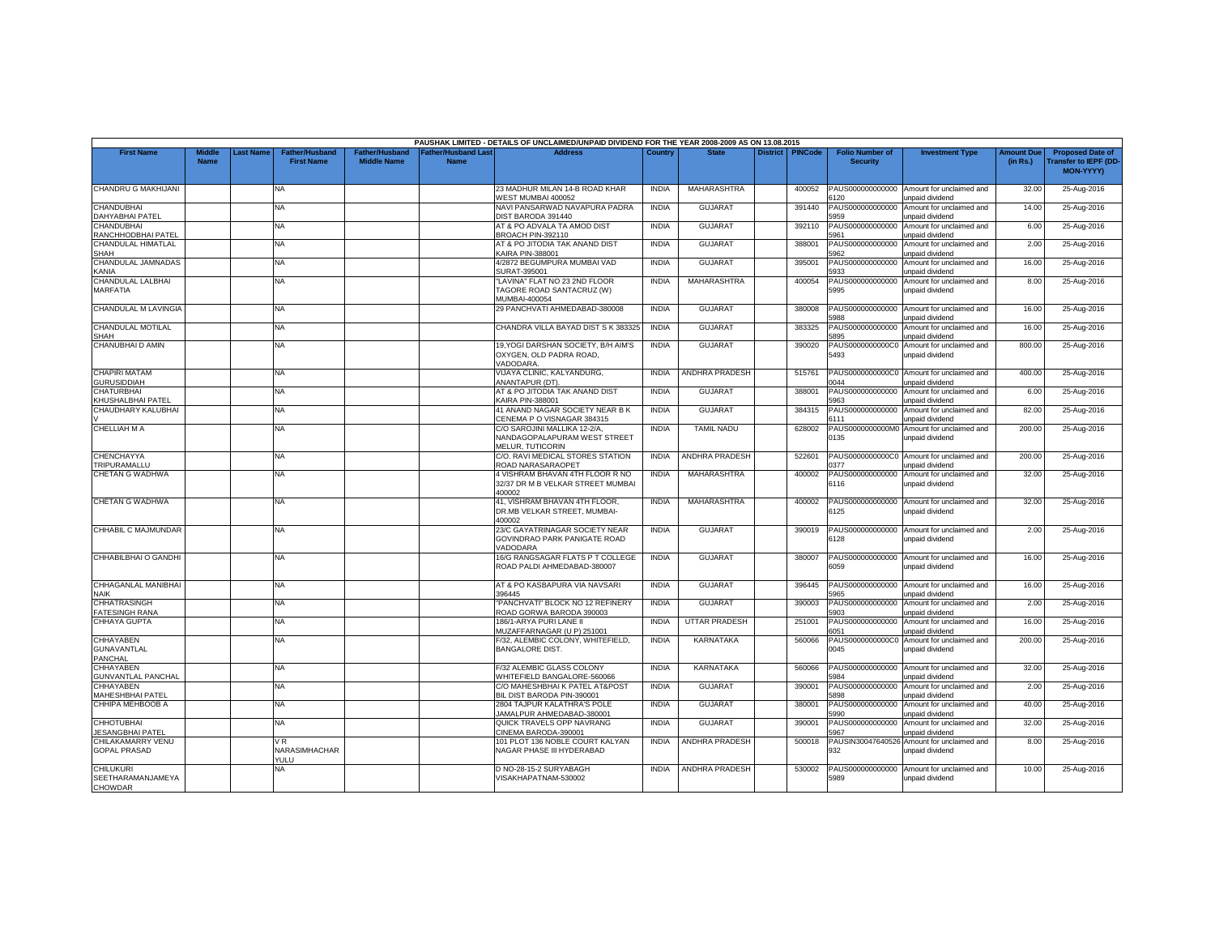| PAUSHAK LIMITED - DETAILS OF UNCLAIMED/UNPAID DIVIDEND FOR THE YEAR 2008-2009 AS ON 13.08.2015 | | | | | | | | | | | | | | | |
|---|---|---|---|---|---|---|---|---|---|---|---|---|---|---|---|
| First Name | Middle Name | Last Name | Father/Husband First Name | Father/Husband Middle Name | Father/Husband Last Name | Address | Country | State | District | PINCode | Folio Number of Security | Investment Type | Amount Due (in Rs.) | Proposed Date of Transfer to IEPF (DD-MON-YYYY) |
| CHANDRU G MAKHIJANI | | | NA | | | 23 MADHUR MILAN 14-B ROAD KHAR WEST MUMBAI 400052 | INDIA | MAHARASHTRA | | 400052 | PAUS000000000000 6120 | Amount for unclaimed and unpaid dividend | 32.00 | 25-Aug-2016 |
| CHANDUBHAI DAHYABHAI PATEL | | | NA | | | NAVI PANSARWAD NAVAPURA PADRA DIST BARODA 391440 | INDIA | GUJARAT | | 391440 | PAUS000000000000 5959 | Amount for unclaimed and unpaid dividend | 14.00 | 25-Aug-2016 |
| CHANDUBHAI RANCHHODBHAI PATEL | | | NA | | | AT & PO ADVALA TA AMOD DIST BROACH PIN-392110 | INDIA | GUJARAT | | 392110 | PAUS000000000000 5961 | Amount for unclaimed and unpaid dividend | 6.00 | 25-Aug-2016 |
| CHANDULAL HIMATLAL SHAH | | | NA | | | AT & PO JITODIA TAK ANAND DIST KAIRA PIN-388001 | INDIA | GUJARAT | | 388001 | PAUS000000000000 5962 | Amount for unclaimed and unpaid dividend | 2.00 | 25-Aug-2016 |
| CHANDULAL JAMNADAS KANIA | | | NA | | | 4/2872 BEGUMPURA MUMBAI VAD SURAT-395001 | INDIA | GUJARAT | | 395001 | PAUS000000000000 5933 | Amount for unclaimed and unpaid dividend | 16.00 | 25-Aug-2016 |
| CHANDULAL LALBHAI MARFATIA | | | NA | | | "LAVINA" FLAT NO 23 2ND FLOOR TAGORE ROAD SANTACRUZ (W) MUMBAI-400054 | INDIA | MAHARASHTRA | | 400054 | PAUS000000000000 5995 | Amount for unclaimed and unpaid dividend | 8.00 | 25-Aug-2016 |
| CHANDULAL M LAVINGIA | | | NA | | | 29 PANCHVATI AHMEDABAD-380008 | INDIA | GUJARAT | | 380008 | PAUS000000000000 5988 | Amount for unclaimed and unpaid dividend | 16.00 | 25-Aug-2016 |
| CHANDULAL MOTILAL SHAH | | | NA | | | CHANDRA VILLA BAYAD DIST S K 383325 | INDIA | GUJARAT | | 383325 | PAUS000000000000 5895 | Amount for unclaimed and unpaid dividend | 16.00 | 25-Aug-2016 |
| CHANUBHAI D AMIN | | | NA | | | 19,YOGI DARSHAN SOCIETY, B/H AIM'S OXYGEN, OLD PADRA ROAD, VADODARA. | INDIA | GUJARAT | | 390020 | PAUS0000000000C0 5493 | Amount for unclaimed and unpaid dividend | 800.00 | 25-Aug-2016 |
| CHAPIRI MATAM GURUSIDDIAH | | | NA | | | VIJAYA CLINIC, KALYANDURG, ANANTAPUR (DT). | INDIA | ANDHRA PRADESH | | 515761 | PAUS0000000000C0 0044 | Amount for unclaimed and unpaid dividend | 400.00 | 25-Aug-2016 |
| CHATURBHAI KHUSHALBHAI PATEL | | | NA | | | AT & PO JITODIA TAK ANAND DIST KAIRA PIN-388001 | INDIA | GUJARAT | | 388001 | PAUS000000000000 5963 | Amount for unclaimed and unpaid dividend | 6.00 | 25-Aug-2016 |
| CHAUDHARY KALUBHAI V | | | NA | | | 41 ANAND NAGAR SOCIETY NEAR B K CENEMA P O VISNAGAR 384315 | INDIA | GUJARAT | | 384315 | PAUS000000000000 6111 | Amount for unclaimed and unpaid dividend | 82.00 | 25-Aug-2016 |
| CHELLIAH M A | | | NA | | | C/O SAROJINI MALLIKA 12-2/A, NANDAGOPALAPURAM WEST STREET MELUR, TUTICORIN | INDIA | TAMIL NADU | | 628002 | PAUS0000000000M0 0135 | Amount for unclaimed and unpaid dividend | 200.00 | 25-Aug-2016 |
| CHENCHAYYA TRIPURAMALLU | | | NA | | | C/O. RAVI MEDICAL STORES STATION ROAD NARASARAOPET | INDIA | ANDHRA PRADESH | | 522601 | PAUS0000000000C0 0377 | Amount for unclaimed and unpaid dividend | 200.00 | 25-Aug-2016 |
| CHETAN G WADHWA | | | NA | | | 4 VISHRAM BHAVAN 4TH FLOOR R NO 32/37 DR M B VELKAR STREET MUMBAI 400002 | INDIA | MAHARASHTRA | | 400002 | PAUS000000000000 6116 | Amount for unclaimed and unpaid dividend | 32.00 | 25-Aug-2016 |
| CHETAN G WADHWA | | | NA | | | 41, VISHRAM BHAVAN 4TH FLOOR, DR.MB VELKAR STREET, MUMBAI-400002 | INDIA | MAHARASHTRA | | 400002 | PAUS000000000000 6125 | Amount for unclaimed and unpaid dividend | 32.00 | 25-Aug-2016 |
| CHHABIL C MAJMUNDAR | | | NA | | | 23/C GAYATRINAGAR SOCIETY NEAR GOVINDRAO PARK PANIGATE ROAD VADODARA | INDIA | GUJARAT | | 390019 | PAUS000000000000 6128 | Amount for unclaimed and unpaid dividend | 2.00 | 25-Aug-2016 |
| CHHABILBHAI O GANDHI | | | NA | | | 16/G RANGSAGAR FLATS P T COLLEGE ROAD PALDI AHMEDABAD-380007 | INDIA | GUJARAT | | 380007 | PAUS000000000000 6059 | Amount for unclaimed and unpaid dividend | 16.00 | 25-Aug-2016 |
| CHHAGANLAL MANIBHAI NAIK | | | NA | | | AT & PO KASBAPURA VIA NAVSARI 396445 | INDIA | GUJARAT | | 396445 | PAUS000000000000 5965 | Amount for unclaimed and unpaid dividend | 16.00 | 25-Aug-2016 |
| CHHATRASINGH FATESINGH RANA | | | NA | | | "PANCHVATI" BLOCK NO 12 REFINERY ROAD GORWA BARODA 390003 | INDIA | GUJARAT | | 390003 | PAUS000000000000 5903 | Amount for unclaimed and unpaid dividend | 2.00 | 25-Aug-2016 |
| CHHAYA GUPTA | | | NA | | | 186/1-ARYA PURI LANE II MUZAFFARNAGAR (U P) 251001 | INDIA | UTTAR PRADESH | | 251001 | PAUS000000000000 6051 | Amount for unclaimed and unpaid dividend | 16.00 | 25-Aug-2016 |
| CHHAYABEN GUNAVANTLAL PANCHAL | | | NA | | | F/32, ALEMBIC COLONY, WHITEFIELD, BANGALORE DIST. | INDIA | KARNATAKA | | 560066 | PAUS0000000000C0 0045 | Amount for unclaimed and unpaid dividend | 200.00 | 25-Aug-2016 |
| CHHAYABEN GUNVANTLAL PANCHAL | | | NA | | | F/32 ALEMBIC GLASS COLONY WHITEFIELD BANGALORE-560066 | INDIA | KARNATAKA | | 560066 | PAUS000000000000 5984 | Amount for unclaimed and unpaid dividend | 32.00 | 25-Aug-2016 |
| CHHAYABEN MAHESHBHAI PATEL | | | NA | | | C/O MAHESHBHAI K PATEL AT&POST BIL DIST BARODA PIN-390001 | INDIA | GUJARAT | | 390001 | PAUS000000000000 5898 | Amount for unclaimed and unpaid dividend | 2.00 | 25-Aug-2016 |
| CHHIPA MEHBOOB A | | | NA | | | 2804 TAJPUR KALATHRA'S POLE JAMALPUR AHMEDABAD-380001 | INDIA | GUJARAT | | 380001 | PAUS000000000000 5990 | Amount for unclaimed and unpaid dividend | 40.00 | 25-Aug-2016 |
| CHHOTUBHAI JESANGBHAI PATEL | | | NA | | | QUICK TRAVELS OPP NAVRANG CINEMA BARODA-390001 | INDIA | GUJARAT | | 390001 | PAUS000000000000 5967 | Amount for unclaimed and unpaid dividend | 32.00 | 25-Aug-2016 |
| CHILAKAMARRY VENU GOPAL PRASAD | | | V R NARASIMHACHAR YULU | | | 101 PLOT 136 NOBLE COURT KALYAN NAGAR PHASE III HYDERABAD | INDIA | ANDHRA PRADESH | | 500018 | PAUSIN30047640526 932 | Amount for unclaimed and unpaid dividend | 8.00 | 25-Aug-2016 |
| CHILUKURI SEETHARAMANJAMEYA CHOWDAR | | | NA | | | D NO-28-15-2 SURYABAGH VISAKHAPATNAM-530002 | INDIA | ANDHRA PRADESH | | 530002 | PAUS000000000000 5989 | Amount for unclaimed and unpaid dividend | 10.00 | 25-Aug-2016 |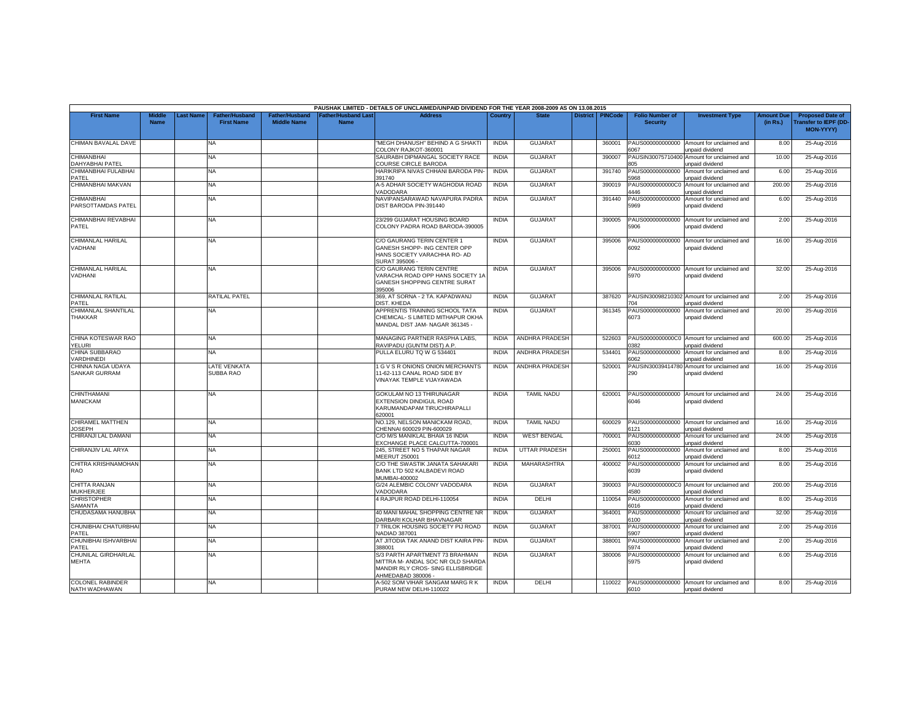PAUSHAK LIMITED - DETAILS OF UNCLAIMED/UNPAID DIVIDEND FOR THE YEAR 2008-2009 AS ON 13.08.2015

| First Name | Middle Name | Last Name | Father/Husband First Name | Father/Husband Middle Name | Father/Husband Last Name | Address | Country | State | District | PINCode | Folio Number of Security | Investment Type | Amount Due (in Rs.) | Proposed Date of Transfer to IEPF (DD-MON-YYYY) |
|---|---|---|---|---|---|---|---|---|---|---|---|---|---|---|
| CHIMAN BAVALAL DAVE | | | NA | | | "MEGH DHANUSH" BEHIND A G SHAKTI COLONY RAJKOT-360001 | INDIA | GUJARAT | | 360001 | PAUS0000000000006067 | Amount for unclaimed and unpaid dividend | 8.00 | 25-Aug-2016 |
| CHIMANBHAI DAHYABHAI PATEL | | | NA | | | SAURABH DIPMANGAL SOCIETY RACE COURSE CIRCLE BARODA | INDIA | GUJARAT | | 390007 | PAUSIN30075710400805 | Amount for unclaimed and unpaid dividend | 10.00 | 25-Aug-2016 |
| CHIMANBHAI FULABHAI PATEL | | | NA | | | HARIKRIPA NIVAS CHHANI BARODA PIN-391740 | INDIA | GUJARAT | | 391740 | PAUS0000000000005968 | Amount for unclaimed and unpaid dividend | 6.00 | 25-Aug-2016 |
| CHIMANBHAI MAKVAN | | | NA | | | A-5 ADHAR SOCIETY WAGHODIA ROAD VADODARA | INDIA | GUJARAT | | 390019 | PAUS0000000000C04446 | Amount for unclaimed and unpaid dividend | 200.00 | 25-Aug-2016 |
| CHIMANBHAI PARSOTTAMDAS PATEL | | | NA | | | NAVIPANSARAWAD NAVAPURA PADRA DIST BARODA PIN-391440 | INDIA | GUJARAT | | 391440 | PAUS0000000000005969 | Amount for unclaimed and unpaid dividend | 6.00 | 25-Aug-2016 |
| CHIMANBHAI REVABHAI PATEL | | | NA | | | 23/299 GUJARAT HOUSING BOARD COLONY PADRA ROAD BARODA-390005 | INDIA | GUJARAT | | 390005 | PAUS0000000000005906 | Amount for unclaimed and unpaid dividend | 2.00 | 25-Aug-2016 |
| CHIMANLAL HARILAL VADHANI | | | NA | | | C/O GAURANG TERIN CENTER 1 GANESH SHOPP- ING CENTER OPP HANS SOCIETY VARACHHA RO- AD SURAT 395006 - | INDIA | GUJARAT | | 395006 | PAUS0000000000006092 | Amount for unclaimed and unpaid dividend | 16.00 | 25-Aug-2016 |
| CHIMANLAL HARILAL VADHANI | | | NA | | | C/O GAURANG TERIN CENTRE VARACHA ROAD OPP HANS SOCIETY 1A GANESH SHOPPING CENTRE SURAT 395006 | INDIA | GUJARAT | | 395006 | PAUS0000000000005970 | Amount for unclaimed and unpaid dividend | 32.00 | 25-Aug-2016 |
| CHIMANLAL RATILAL PATEL | | | RATILAL PATEL | | | 369, AT SORNA - 2 TA. KAPADWANJ DIST. KHEDA | INDIA | GUJARAT | | 387620 | PAUSIN30098210302704 | Amount for unclaimed and unpaid dividend | 2.00 | 25-Aug-2016 |
| CHIMANLAL SHANTILAL THAKKAR | | | NA | | | APPRENTIS TRAINING SCHOOL TATA CHEMICAL- S LIMITED MITHAPUR OKHA MANDAL DIST JAM- NAGAR 361345 - | INDIA | GUJARAT | | 361345 | PAUS0000000000006073 | Amount for unclaimed and unpaid dividend | 20.00 | 25-Aug-2016 |
| CHINA KOTESWAR RAO YELURI | | | NA | | | MANAGING PARTNER RASPHA LABS, RAVIPADU (GUNTM DIST) A.P. | INDIA | ANDHRA PRADESH | | 522603 | PAUS0000000000C00382 | Amount for unclaimed and unpaid dividend | 600.00 | 25-Aug-2016 |
| CHINA SUBBARAO VARDHINEDI | | | NA | | | PULLA ELURU TQ W G 534401 | INDIA | ANDHRA PRADESH | | 534401 | PAUS0000000000006062 | Amount for unclaimed and unpaid dividend | 8.00 | 25-Aug-2016 |
| CHINNA NAGA UDAYA SANKAR GURRAM | | | LATE VENKATA SUBBA RAO | | | 1 G V S R ONIONS ONION MERCHANTS 11-62-113 CANAL ROAD SIDE BY VINAYAK TEMPLE VIJAYAWADA | INDIA | ANDHRA PRADESH | | 520001 | PAUSIN30039414780290 | Amount for unclaimed and unpaid dividend | 16.00 | 25-Aug-2016 |
| CHINTHAMANI MANICKAM | | | NA | | | GOKULAM NO 13 THIRUNAGAR EXTENSION DINDIGUL ROAD KARUMANDAPAM TIRUCHIRAPALLI 620001 | INDIA | TAMIL NADU | | 620001 | PAUS0000000000006046 | Amount for unclaimed and unpaid dividend | 24.00 | 25-Aug-2016 |
| CHIRAMEL MATTHEN JOSEPH | | | NA | | | NO.129, NELSON MANICKAM ROAD, CHENNAI 600029 PIN-600029 | INDIA | TAMIL NADU | | 600029 | PAUS0000000000006121 | Amount for unclaimed and unpaid dividend | 16.00 | 25-Aug-2016 |
| CHIRANJI LAL DAMANI | | | NA | | | C/O M/S MANIKLAL BHAIA 16 INDIA EXCHANGE PLACE CALCUTTA-700001 | INDIA | WEST BENGAL | | 700001 | PAUS0000000000006030 | Amount for unclaimed and unpaid dividend | 24.00 | 25-Aug-2016 |
| CHIRANJIV LAL ARYA | | | NA | | | 245, STREET NO 5 THAPAR NAGAR MEERUT 250001 | INDIA | UTTAR PRADESH | | 250001 | PAUS0000000000006012 | Amount for unclaimed and unpaid dividend | 8.00 | 25-Aug-2016 |
| CHITRA KRISHNAMOHAN RAO | | | NA | | | C/O THE SWASTIK JANATA SAHAKARI BANK LTD 502 KALBADEVI ROAD MUMBAI-400002 | INDIA | MAHARASHTRA | | 400002 | PAUS0000000000006039 | Amount for unclaimed and unpaid dividend | 8.00 | 25-Aug-2016 |
| CHITTA RANJAN MUKHERJEE | | | NA | | | G/24 ALEMBIC COLONY VADODARA VADODARA | INDIA | GUJARAT | | 390003 | PAUS0000000000C04580 | Amount for unclaimed and unpaid dividend | 200.00 | 25-Aug-2016 |
| CHRISTOPHER SAMANTA | | | NA | | | 4 RAJPUR ROAD DELHI-110054 | INDIA | DELHI | | 110054 | PAUS0000000000006016 | Amount for unclaimed and unpaid dividend | 8.00 | 25-Aug-2016 |
| CHUDASAMA HANUBHA | | | NA | | | 40 MANI MAHAL SHOPPING CENTRE NR DARBARI KOLHAR BHAVNAGAR | INDIA | GUJARAT | | 364001 | PAUS0000000000006100 | Amount for unclaimed and unpaid dividend | 32.00 | 25-Aug-2016 |
| CHUNIBHAI CHATURBHAI PATEL | | | NA | | | 7 TRILOK HOUSING SOCIETY PIJ ROAD NADIAD 387001 | INDIA | GUJARAT | | 387001 | PAUS0000000000005907 | Amount for unclaimed and unpaid dividend | 2.00 | 25-Aug-2016 |
| CHUNIBHAI ISHVARBHAI PATEL | | | NA | | | AT JITODIA TAK ANAND DIST KAIRA PIN-388001 | INDIA | GUJARAT | | 388001 | PAUS0000000000005974 | Amount for unclaimed and unpaid dividend | 2.00 | 25-Aug-2016 |
| CHUNILAL GIRDHARLAL MEHTA | | | NA | | | S/3 PARTH APARTMENT 73 BRAHMAN MITTRA M- ANDAL SOC NR OLD SHARDA MANDIR RLY CROS- SING ELLISBRIDGE AHMEDABAD 380006 - | INDIA | GUJARAT | | 380006 | PAUS0000000000005975 | Amount for unclaimed and unpaid dividend | 6.00 | 25-Aug-2016 |
| COLONEL RABINDER NATH WADHAWAN | | | NA | | | A-502 SOM VIHAR SANGAM MARG R K PURAM NEW DELHI-110022 | INDIA | DELHI | | 110022 | PAUS0000000000006010 | Amount for unclaimed and unpaid dividend | 8.00 | 25-Aug-2016 |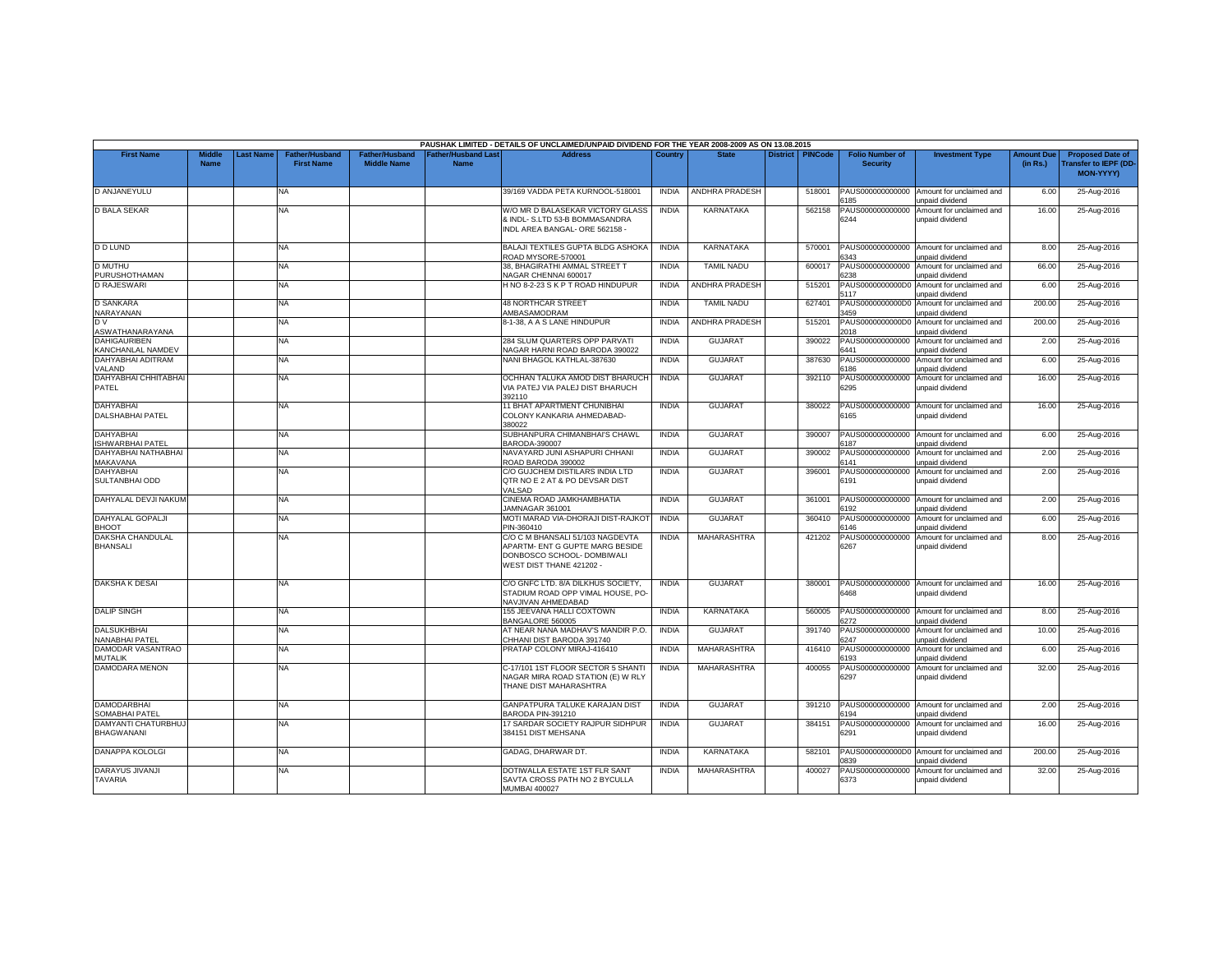PAUSHAK LIMITED - DETAILS OF UNCLAIMED/UNPAID DIVIDEND FOR THE YEAR 2008-2009 AS ON 13.08.2015

| First Name | Middle Name | Last Name | Father/Husband First Name | Father/Husband Middle Name | Father/Husband Last Name | Address | Country | State | District | PINCode | Folio Number of Security | Investment Type | Amount Due (in Rs.) | Proposed Date of Transfer to IEPF (DD-MON-YYYY) |
|---|---|---|---|---|---|---|---|---|---|---|---|---|---|---|
| D ANJANEYULU | | | NA | | | 39/169 VADDA PETA KURNOOL-518001 | INDIA | ANDHRA PRADESH | | 518001 | PAUS0000000000006185 | Amount for unclaimed and unpaid dividend | 6.00 | 25-Aug-2016 |
| D BALA SEKAR | | | NA | | | W/O MR D BALASEKAR VICTORY GLASS & INDL- S.LTD 53-B BOMMASANDRA INDL AREA BANGAL- ORE 562158 - | INDIA | KARNATAKA | | 562158 | PAUS0000000000006244 | Amount for unclaimed and unpaid dividend | 16.00 | 25-Aug-2016 |
| D D LUND | | | NA | | | BALAJI TEXTILES GUPTA BLDG ASHOKA ROAD MYSORE-570001 | INDIA | KARNATAKA | | 570001 | PAUS0000000000006343 | Amount for unclaimed and unpaid dividend | 8.00 | 25-Aug-2016 |
| D MUTHU PURUSHOTHAMAN | | | NA | | | 38, BHAGIRATHI AMMAL STREET T NAGAR CHENNAI 600017 | INDIA | TAMIL NADU | | 600017 | PAUS0000000000006238 | Amount for unclaimed and unpaid dividend | 66.00 | 25-Aug-2016 |
| D RAJESWARI | | | NA | | | H NO 8-2-23 S K P T ROAD HINDUPUR | INDIA | ANDHRA PRADESH | | 515201 | PAUS0000000000D05117 | Amount for unclaimed and unpaid dividend | 6.00 | 25-Aug-2016 |
| D SANKARA NARAYANAN | | | NA | | | 48 NORTHCAR STREET AMBASAMODRAM | INDIA | TAMIL NADU | | 627401 | PAUS0000000000D03459 | Amount for unclaimed and unpaid dividend | 200.00 | 25-Aug-2016 |
| D V ASWATHANARAYANA | | | NA | | | 8-1-38, A A S LANE HINDUPUR | INDIA | ANDHRA PRADESH | | 515201 | PAUS0000000000D02018 | Amount for unclaimed and unpaid dividend | 200.00 | 25-Aug-2016 |
| DAHIGAURIBEN KANCHANLAL NAMDEV | | | NA | | | 284 SLUM QUARTERS OPP PARVATI NAGAR HARNI ROAD BARODA 390022 | INDIA | GUJARAT | | 390022 | PAUS0000000000006441 | Amount for unclaimed and unpaid dividend | 2.00 | 25-Aug-2016 |
| DAHYABHAI ADITRAM VALAND | | | NA | | | NANI BHAGOL KATHLAL-387630 | INDIA | GUJARAT | | 387630 | PAUS0000000000006186 | Amount for unclaimed and unpaid dividend | 6.00 | 25-Aug-2016 |
| DAHYABHAI CHHITABHAI PATEL | | | NA | | | OCHHAN TALUKA AMOD DIST BHARUCH VIA PATEJ VIA PALEJ DIST BHARUCH 392110 | INDIA | GUJARAT | | 392110 | PAUS0000000000006295 | Amount for unclaimed and unpaid dividend | 16.00 | 25-Aug-2016 |
| DAHYABHAI DALSHABHAI PATEL | | | NA | | | 11 BHAT APARTMENT CHUNIBHAI COLONY KANKARIA AHMEDABAD-380022 | INDIA | GUJARAT | | 380022 | PAUS0000000000006165 | Amount for unclaimed and unpaid dividend | 16.00 | 25-Aug-2016 |
| DAHYABHAI ISHWARBHAI PATEL | | | NA | | | SUBHANPURA CHIMANBHAI'S CHAWL BARODA-390007 | INDIA | GUJARAT | | 390007 | PAUS0000000000006187 | Amount for unclaimed and unpaid dividend | 6.00 | 25-Aug-2016 |
| DAHYABHAI NATHABHAI MAKAVANA | | | NA | | | NAVAYARD JUNI ASHAPURI CHHANI ROAD BARODA 390002 | INDIA | GUJARAT | | 390002 | PAUS0000000000006141 | Amount for unclaimed and unpaid dividend | 2.00 | 25-Aug-2016 |
| DAHYABHAI SULTANBHAI ODD | | | NA | | | C/O GUJCHEM DISTILARS INDIA LTD QTR NO E 2 AT & PO DEVSAR DIST VALSAD | INDIA | GUJARAT | | 396001 | PAUS0000000000006191 | Amount for unclaimed and unpaid dividend | 2.00 | 25-Aug-2016 |
| DAHYALAL DEVJI NAKUM | | | NA | | | CINEMA ROAD JAMKHAMBHATIA JAMNAGAR 361001 | INDIA | GUJARAT | | 361001 | PAUS0000000000006192 | Amount for unclaimed and unpaid dividend | 2.00 | 25-Aug-2016 |
| DAHYALAL GOPALJI BHOOT | | | NA | | | MOTI MARAD VIA-DHORAJI DIST-RAJKOT PIN-360410 | INDIA | GUJARAT | | 360410 | PAUS0000000000006146 | Amount for unclaimed and unpaid dividend | 6.00 | 25-Aug-2016 |
| DAKSHA CHANDULAL BHANSALI | | | NA | | | C/O C M BHANSALI 51/103 NAGDEVTA APARTM- ENT G GUPTE MARG BESIDE DONBOSCO SCHOOL- DOMBIWALI WEST DIST THANE 421202 - | INDIA | MAHARASHTRA | | 421202 | PAUS0000000000006267 | Amount for unclaimed and unpaid dividend | 8.00 | 25-Aug-2016 |
| DAKSHA K DESAI | | | NA | | | C/O GNFC LTD. 8/A DILKHUS SOCIETY, STADIUM ROAD OPP VIMAL HOUSE, PO-NAVJIVAN AHMEDABAD | INDIA | GUJARAT | | 380001 | PAUS0000000000006468 | Amount for unclaimed and unpaid dividend | 16.00 | 25-Aug-2016 |
| DALIP SINGH | | | NA | | | 155 JEEVANA HALLI COXTOWN BANGALORE 560005 | INDIA | KARNATAKA | | 560005 | PAUS0000000000006272 | Amount for unclaimed and unpaid dividend | 8.00 | 25-Aug-2016 |
| DALSUKHBHAI NANABHAI PATEL | | | NA | | | AT NEAR NANA MADHAV'S MANDIR P.O. CHHANI DIST BARODA 391740 | INDIA | GUJARAT | | 391740 | PAUS0000000000006247 | Amount for unclaimed and unpaid dividend | 10.00 | 25-Aug-2016 |
| DAMODAR VASANTRAO MUTALIK | | | NA | | | PRATAP COLONY MIRAJ-416410 | INDIA | MAHARASHTRA | | 416410 | PAUS0000000000006193 | Amount for unclaimed and unpaid dividend | 6.00 | 25-Aug-2016 |
| DAMODARA MENON | | | NA | | | C-17/101 1ST FLOOR SECTOR 5 SHANTI NAGAR MIRA ROAD STATION (E) W RLY THANE DIST MAHARASHTRA | INDIA | MAHARASHTRA | | 400055 | PAUS0000000000006297 | Amount for unclaimed and unpaid dividend | 32.00 | 25-Aug-2016 |
| DAMODARBHAI SOMABHAI PATEL | | | NA | | | GANPATPURA TALUKE KARAJAN DIST BARODA PIN-391210 | INDIA | GUJARAT | | 391210 | PAUS0000000000006194 | Amount for unclaimed and unpaid dividend | 2.00 | 25-Aug-2016 |
| DAMYANTI CHATURBHUJ BHAGWANANI | | | NA | | | 17 SARDAR SOCIETY RAJPUR SIDHPUR 384151 DIST MEHSANA | INDIA | GUJARAT | | 384151 | PAUS0000000000006291 | Amount for unclaimed and unpaid dividend | 16.00 | 25-Aug-2016 |
| DANAPPA KOLOLGI | | | NA | | | GADAG, DHARWAR DT. | INDIA | KARNATAKA | | 582101 | PAUS0000000000D00839 | Amount for unclaimed and unpaid dividend | 200.00 | 25-Aug-2016 |
| DARAYUS JIVANJI TAVARIA | | | NA | | | DOTIWALLA ESTATE 1ST FLR SANT SAVTA CROSS PATH NO 2 BYCULLA MUMBAI 400027 | INDIA | MAHARASHTRA | | 400027 | PAUS0000000000006373 | Amount for unclaimed and unpaid dividend | 32.00 | 25-Aug-2016 |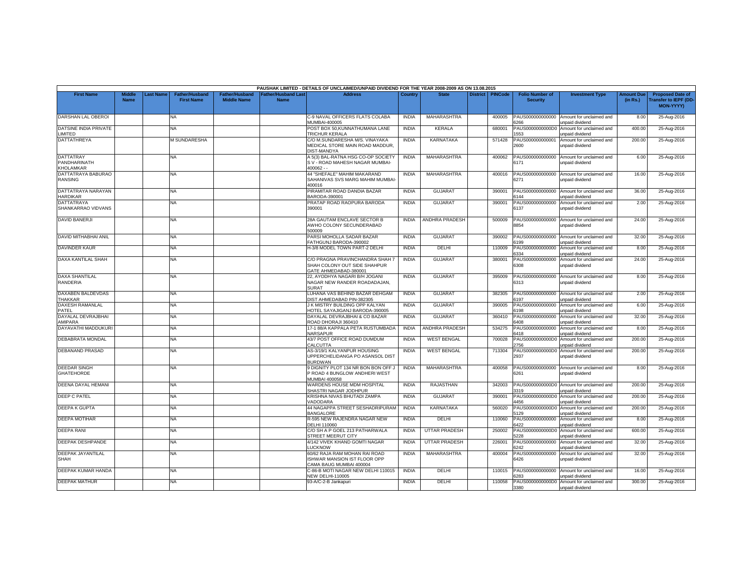| PAUSHAK LIMITED - DETAILS OF UNCLAIMED/UNPAID DIVIDEND FOR THE YEAR 2008-2009 AS ON 13.08.2015 | | | | | | | | | | | | | | | | |
|---|---|---|---|---|---|---|---|---|---|---|---|---|---|---|---|---|
| **First Name** | **Middle Name** | **Last Name** | **Father/Husband First Name** | **Father/Husband Middle Name** | **Father/Husband Last Name** | **Address** | **Country** | **State** | **District** | **PINCode** | **Folio Number of Security** | **Investment Type** | **Amount Due (in Rs.)** | **Proposed Date of Transfer to IEPF (DD-MON-YYYY)** |
| DARSHAN LAL OBEROI | | | NA | | | C-9 NAVAL OFFICERS FLATS COLABA MUMBAI-400005 | INDIA | MAHARASHTRA | | 400005 | PAUS0000000000006266 | Amount for unclaimed and unpaid dividend | 8.00 | 25-Aug-2016 |
| DATSINE INDIA PRIVATE LIMITED | | | NA | | | POST BOX 50,KUNNATHUMANA LANE TRICHUR KERALA | INDIA | KERALA | | 680001 | PAUS0000000000D01553 | Amount for unclaimed and unpaid dividend | 400.00 | 25-Aug-2016 |
| DATTATHREYA | | | M SUNDARESHA | | | C/O M.SUNDARESHA M/S. VINAYAKA MEDICAL STORE MAIN ROAD MADDUR, DIST-MANDYA | INDIA | KARNATAKA | | 571428 | PAUS0000000000012600 | Amount for unclaimed and unpaid dividend | 200.00 | 25-Aug-2016 |
| DATTATRAY PANDHARINATH KHOLAMKAR | | | NA | | | A 5(3) BAL-RATNA HSG CO-OP SOCIETY S V - ROAD MAHESH NAGAR MUMBAI-400062 - - | INDIA | MAHARASHTRA | | 400062 | PAUS0000000000006171 | Amount for unclaimed and unpaid dividend | 6.00 | 25-Aug-2016 |
| DATTATRAYA BABURAO RANSING | | | NA | | | 44 "SHEFALE" MAHIM MAKARAND SAHANIVAS SVS MARG MAHIM MUMBAI-400016 | INDIA | MAHARASHTRA | | 400016 | PAUS0000000000006271 | Amount for unclaimed and unpaid dividend | 16.00 | 25-Aug-2016 |
| DATTATRAYA NARAYAN HARDIKAR | | | NA | | | PIRAMITAR ROAD DANDIA BAZAR BARODA-390001 | INDIA | GUJARAT | | 390001 | PAUS0000000000006144 | Amount for unclaimed and unpaid dividend | 36.00 | 25-Aug-2016 |
| DATTATRAYA SHANKARRAO VIDVANS | | | NA | | | PRATAP ROAD RAOPURA BARODA 390001 | INDIA | GUJARAT | | 390001 | PAUS0000000000006137 | Amount for unclaimed and unpaid dividend | 2.00 | 25-Aug-2016 |
| DAVID BANERJI | | | NA | | | 28A GAUTAM ENCLAVE SECTOR B AWHO COLONY SECUNDERABAD 500009 | INDIA | ANDHRA PRADESH | | 500009 | PAUS0000000000008854 | Amount for unclaimed and unpaid dividend | 24.00 | 25-Aug-2016 |
| DAVID MITHABHAI ANIL | | | NA | | | PARSI MOHOLLA SADAR BAZAR FATHGUNJ BARODA-390002 | INDIA | GUJARAT | | 390002 | PAUS0000000000006199 | Amount for unclaimed and unpaid dividend | 32.00 | 25-Aug-2016 |
| DAVINDER KAUR | | | NA | | | H-3/8 MODEL TOWN PART-2 DELHI | INDIA | DELHI | | 110009 | PAUS0000000000006334 | Amount for unclaimed and unpaid dividend | 8.00 | 25-Aug-2016 |
| DAXA KANTILAL SHAH | | | NA | | | C/O PRAGNA PRAVINCHANDRA SHAH 7 SHAH COLONY OUT SIDE SHAHPUR GATE AHMEDABAD-380001 | INDIA | GUJARAT | | 380001 | PAUS0000000000006308 | Amount for unclaimed and unpaid dividend | 24.00 | 25-Aug-2016 |
| DAXA SHANTILAL RANDERIA | | | NA | | | 22, AYODHYA NAGARI B/H JOGANI NAGAR NEW RANDER ROADADAJAN, SURAT | INDIA | GUJARAT | | 395009 | PAUS0000000000006313 | Amount for unclaimed and unpaid dividend | 8.00 | 25-Aug-2016 |
| DAXABEN BALDEVDAS THAKKAR | | | NA | | | LUHANA VAS BEHIND BAZAR DEHGAM DIST AHMEDABAD PIN-382305 | INDIA | GUJARAT | | 382305 | PAUS0000000000006197 | Amount for unclaimed and unpaid dividend | 2.00 | 25-Aug-2016 |
| DAXESH RAMANLAL PATEL | | | NA | | | J K MISTRY BUILDING OPP KALYAN HOTEL SAYAJIGANJ BARODA-390005 | INDIA | GUJARAT | | 390005 | PAUS0000000000006198 | Amount for unclaimed and unpaid dividend | 6.00 | 25-Aug-2016 |
| DAYALAL DEVRAJBHAI AMIPARA | | | NA | | | DAYALAL DEVRAJBHAI & CO BAZAR ROAD DHORAJI 360410 | INDIA | GUJARAT | | 360410 | PAUS0000000000006408 | Amount for unclaimed and unpaid dividend | 32.00 | 25-Aug-2016 |
| DAYAVATHI MADDUKURI | | | NA | | | 17-1 88/A KAPPALA PETA RUSTUMBADA NARSAPUR | INDIA | ANDHRA PRADESH | | 534275 | PAUS0000000000006418 | Amount for unclaimed and unpaid dividend | 8.00 | 25-Aug-2016 |
| DEBABRATA MONDAL | | | NA | | | 43/7 POST OFFICE ROAD DUMDUM CALCUTTA | INDIA | WEST BENGAL | | 700028 | PAUS0000000000D02756 | Amount for unclaimed and unpaid dividend | 200.00 | 25-Aug-2016 |
| DEBANAND PRASAD | | | NA | | | AS-3/19/1 KALYANPUR HOUSING UPPERCHELIDANGA PO ASANSOL DIST BURDWAN | INDIA | WEST BENGAL | | 713304 | PAUS0000000000D02937 | Amount for unclaimed and unpaid dividend | 200.00 | 25-Aug-2016 |
| DEEDAR SINGH GHATEHORDE | | | NA | | | 9 DIGNITY PLOT 134 NR BON BON OFF J P ROAD 4 BUNGLOW ANDHERI WEST MUMBAI 400058 | INDIA | MAHARASHTRA | | 400058 | PAUS0000000000006261 | Amount for unclaimed and unpaid dividend | 8.00 | 25-Aug-2016 |
| DEENA DAYAL HEMANI | | | NA | | | WARDENS HOUSE MDM HOSPITAL SHASTRI NAGAR JODHPUR | INDIA | RAJASTHAN | | 342003 | PAUS0000000000D03319 | Amount for unclaimed and unpaid dividend | 200.00 | 25-Aug-2016 |
| DEEP C PATEL | | | NA | | | KRISHNA NIVAS BHUTADI ZAMPA VADODARA | INDIA | GUJARAT | | 390001 | PAUS0000000000D04456 | Amount for unclaimed and unpaid dividend | 200.00 | 25-Aug-2016 |
| DEEPA K GUPTA | | | NA | | | 44 NAGAPPA STREET SESHADRIPURAM BANGALORE | INDIA | KARNATAKA | | 560020 | PAUS0000000000D05129 | Amount for unclaimed and unpaid dividend | 200.00 | 25-Aug-2016 |
| DEEPA MOTIHAR | | | NA | | | R-595 NEW RAJENDRA NAGAR NEW DELHI 110060 | INDIA | DELHI | | 110060 | PAUS0000000000006422 | Amount for unclaimed and unpaid dividend | 8.00 | 25-Aug-2016 |
| DEEPA RANI | | | NA | | | C/O SH A P GOEL 213 PATHARWALA STREET MEERUT CITY | INDIA | UTTAR PRADESH | | 250002 | PAUS0000000000D05228 | Amount for unclaimed and unpaid dividend | 600.00 | 25-Aug-2016 |
| DEEPAK DESHPANDE | | | NA | | | 4/142 VIVEK KHAND GOMTI NAGAR LUCKNOW | INDIA | UTTAR PRADESH | | 226001 | PAUS0000000000006242 | Amount for unclaimed and unpaid dividend | 32.00 | 25-Aug-2016 |
| DEEPAK JAYANTILAL SHAH | | | NA | | | 60/62 RAJA RAM MOHAN RAI ROAD ISHWAR MANSION IST FLOOR OPP CAMA BAUG MUMBAI 400004 | INDIA | MAHARASHTRA | | 400004 | PAUS0000000000006426 | Amount for unclaimed and unpaid dividend | 32.00 | 25-Aug-2016 |
| DEEPAK KUMAR HANDA | | | NA | | | C-86-B MOTI NAGAR NEW DELHI 110015 NEW DELHI-110005 | INDIA | DELHI | | 110015 | PAUS0000000000006283 | Amount for unclaimed and unpaid dividend | 16.00 | 25-Aug-2016 |
| DEEPAK MATHUR | | | NA | | | 93-A/C-2-B Jankapuri | INDIA | DELHI | | 110058 | PAUS0000000000D03380 | Amount for unclaimed and unpaid dividend | 300.00 | 25-Aug-2016 |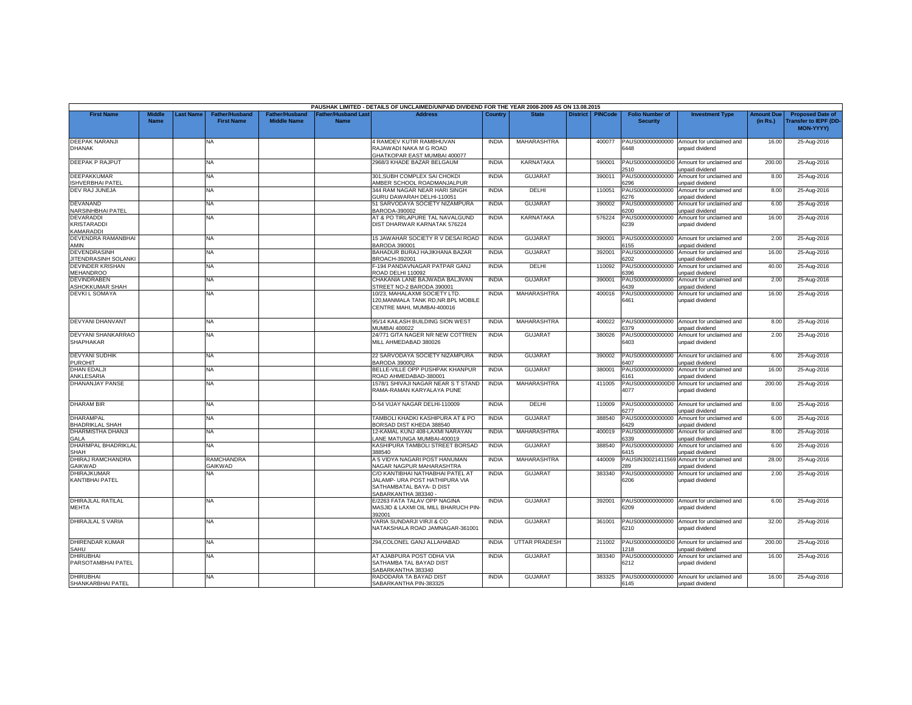**PAUSHAK LIMITED - DETAILS OF UNCLAIMED/UNPAID DIVIDEND FOR THE YEAR 2008-2009 AS ON 13.08.2015**

| First Name | Middle Name | Last Name | Father/Husband First Name | Father/Husband Middle Name | Father/Husband Last Name | Address | Country | State | District | PINCode | Folio Number of Security | Investment Type | Amount Due (in Rs.) | Proposed Date of Transfer to IEPF (DD-MON-YYYY) |
|---|---|---|---|---|---|---|---|---|---|---|---|---|---|---|
| DEEPAK NARANJI DHANAK | | | NA | | | 4 RAMDEV KUTIR RAMBHUVAN RAJAWADI NAKA M G ROAD GHATKOPAR EAST MUMBAI 400077 | INDIA | MAHARASHTRA | | 400077 | PAUS0000000000006448 | Amount for unclaimed and unpaid dividend | 16.00 | 25-Aug-2016 |
| DEEPAK P RAJPUT | | | NA | | | 2968/3 KHADE BAZAR BELGAUM | INDIA | KARNATAKA | | 590001 | PAUS0000000000D02510 | Amount for unclaimed and unpaid dividend | 200.00 | 25-Aug-2016 |
| DEEPAKKUMAR ISHVERBHAI PATEL | | | NA | | | 301,SUBH COMPLEX SAI CHOKDI AMBER SCHOOL ROADMANJALPUR | INDIA | GUJARAT | | 390011 | PAUS0000000000006296 | Amount for unclaimed and unpaid dividend | 8.00 | 25-Aug-2016 |
| DEV RAJ JUNEJA | | | NA | | | 344 RAM NAGAR NEAR HARI SINGH GURU DAWARAH DELHI-110051 | INDIA | DELHI | | 110051 | PAUS0000000000006276 | Amount for unclaimed and unpaid dividend | 8.00 | 25-Aug-2016 |
| DEVANAND NARSINHBHAI PATEL | | | NA | | | 51 SARVODAYA SOCIETY NIZAMPURA BARODA-390002 | INDIA | GUJARAT | | 390002 | PAUS0000000000006200 | Amount for unclaimed and unpaid dividend | 6.00 | 25-Aug-2016 |
| DEVARADDI KRISTARADDI KAMARADDI | | | NA | | | AT & PO TIRLAPURE TAL NAVALGUND DIST DHARWAR KARNATAK 576224 | INDIA | KARNATAKA | | 576224 | PAUS0000000000006239 | Amount for unclaimed and unpaid dividend | 16.00 | 25-Aug-2016 |
| DEVENDRA RAMANBHAI AMIN | | | NA | | | 15 JAWAHAR SOCIETY R V DESAI ROAD BARODA 390001 | INDIA | GUJARAT | | 390001 | PAUS0000000000006155 | Amount for unclaimed and unpaid dividend | 2.00 | 25-Aug-2016 |
| DEVENDRASINH JITENDRASINH SOLANKI | | | NA | | | BAHADUR BURAJ HAJIKHANA BAZAR BROACH-392001 | INDIA | GUJARAT | | 392001 | PAUS0000000000006202 | Amount for unclaimed and unpaid dividend | 16.00 | 25-Aug-2016 |
| DEVINDER KRISHAN MEHANDROO | | | NA | | | F-194 PANDAVNAGAR PATPAR GANJ ROAD DELHI 110092 | INDIA | DELHI | | 110092 | PAUS0000000000006396 | Amount for unclaimed and unpaid dividend | 40.00 | 25-Aug-2016 |
| DEVINDRABEN ASHOKKUMAR SHAH | | | NA | | | CHAKANIA LANE BAJWADA BALJIVAN STREET NO-2 BARODA 390001 | INDIA | GUJARAT | | 390001 | PAUS0000000000006439 | Amount for unclaimed and unpaid dividend | 2.00 | 25-Aug-2016 |
| DEVKI L SOMAYA | | | NA | | | 10/23, MAHALAXMI SOCIETY LTD. 120,MANMALA TANK RD,NR.BPL MOBILE CENTRE MAHI, MUMBAI-400016 | INDIA | MAHARASHTRA | | 400016 | PAUS0000000000006461 | Amount for unclaimed and unpaid dividend | 16.00 | 25-Aug-2016 |
| DEVYANI DHANVANT | | | NA | | | 95/14 KAILASH BUILDING SION WEST MUMBAI 400022 | INDIA | MAHARASHTRA | | 400022 | PAUS0000000000006379 | Amount for unclaimed and unpaid dividend | 8.00 | 25-Aug-2016 |
| DEVYANI SHANKARRAO SHAPHAKAR | | | NA | | | 24/771 GITA NAGER NR NEW COTTREN MILL AHMEDABAD 380026 | INDIA | GUJARAT | | 380026 | PAUS0000000000006403 | Amount for unclaimed and unpaid dividend | 2.00 | 25-Aug-2016 |
| DEVYANI SUDHIK PUROHIT | | | NA | | | 22 SARVODAYA SOCIETY NIZAMPURA BARODA 390002 | INDIA | GUJARAT | | 390002 | PAUS0000000000006407 | Amount for unclaimed and unpaid dividend | 6.00 | 25-Aug-2016 |
| DHAN EDALJI ANKLESARIA | | | NA | | | BELLE-VILLE OPP PUSHPAK KHANPUR ROAD AHMEDABAD-380001 | INDIA | GUJARAT | | 380001 | PAUS0000000000006161 | Amount for unclaimed and unpaid dividend | 16.00 | 25-Aug-2016 |
| DHANANJAY PANSE | | | NA | | | 1578/1 SHIVAJI NAGAR NEAR S T STAND RAMA-RAMAN KARYALAYA PUNE | INDIA | MAHARASHTRA | | 411005 | PAUS0000000000D04077 | Amount for unclaimed and unpaid dividend | 200.00 | 25-Aug-2016 |
| DHARAM BIR | | | NA | | | D-54 VIJAY NAGAR DELHI-110009 | INDIA | DELHI | | 110009 | PAUS0000000000006277 | Amount for unclaimed and unpaid dividend | 8.00 | 25-Aug-2016 |
| DHARAMPAL BHADRIKLAL SHAH | | | NA | | | TAMBOLI KHADKI KASHIPURA AT & PO BORSAD DIST KHEDA 388540 | INDIA | GUJARAT | | 388540 | PAUS0000000000006429 | Amount for unclaimed and unpaid dividend | 6.00 | 25-Aug-2016 |
| DHARMISTHA DHANJI GALA | | | NA | | | 12-KAMAL KUNJ 408-LAXMI NARAYAN LANE MATUNGA MUMBAI-400019 | INDIA | MAHARASHTRA | | 400019 | PAUS0000000000006339 | Amount for unclaimed and unpaid dividend | 8.00 | 25-Aug-2016 |
| DHARMPAL BHADRIKLAL SHAH | | | NA | | | KASHIPURA TAMBOLI STREET BORSAD 388540 | INDIA | GUJARAT | | 388540 | PAUS0000000000006415 | Amount for unclaimed and unpaid dividend | 6.00 | 25-Aug-2016 |
| DHIRAJ RAMCHANDRA GAIKWAD | | | RAMCHANDRA GAIKWAD | | | A 5 VIDYA NAGARI POST HANUMAN NAGAR NAGPUR MAHARASHTRA | INDIA | MAHARASHTRA | | 440009 | PAUSIN30021411569289 | Amount for unclaimed and unpaid dividend | 28.00 | 25-Aug-2016 |
| DHIRAJKUMAR KANTIBHAI PATEL | | | NA | | | C/O KANTIBHAI NATHABHAI PATEL AT JALAMP- URA POST HATHIPURA VIA SATHAMBATAL BAYA- D DIST SABARKANTHA 383340 - | INDIA | GUJARAT | | 383340 | PAUS0000000000006206 | Amount for unclaimed and unpaid dividend | 2.00 | 25-Aug-2016 |
| DHIRAJLAL RATILAL MEHTA | | | NA | | | E/2263 FATA TALAV OPP NAGINA MASJID & LAXMI OIL MILL BHARUCH PIN-392001 | INDIA | GUJARAT | | 392001 | PAUS0000000000006209 | Amount for unclaimed and unpaid dividend | 6.00 | 25-Aug-2016 |
| DHIRAJLAL S VARIA | | | NA | | | VARIA SUNDARJI VIRJI & CO NATAKSHALA ROAD JAMNAGAR-361001 | INDIA | GUJARAT | | 361001 | PAUS0000000000006210 | Amount for unclaimed and unpaid dividend | 32.00 | 25-Aug-2016 |
| DHIRENDAR KUMAR SAHU | | | NA | | | 294,COLONEL GANJ ALLAHABAD | INDIA | UTTAR PRADESH | | 211002 | PAUS0000000000D01218 | Amount for unclaimed and unpaid dividend | 200.00 | 25-Aug-2016 |
| DHIRUBHAI PARSOTAMBHAI PATEL | | | NA | | | AT AJABPURA POST ODHA VIA SATHAMBA TAL BAYAD DIST SABARKANTHA 383340 | INDIA | GUJARAT | | 383340 | PAUS0000000000006212 | Amount for unclaimed and unpaid dividend | 16.00 | 25-Aug-2016 |
| DHIRUBHAI SHANKARBHAI PATEL | | | NA | | | RADODARA TA BAYAD DIST SABARKANTHA PIN-383325 | INDIA | GUJARAT | | 383325 | PAUS0000000000006145 | Amount for unclaimed and unpaid dividend | 16.00 | 25-Aug-2016 |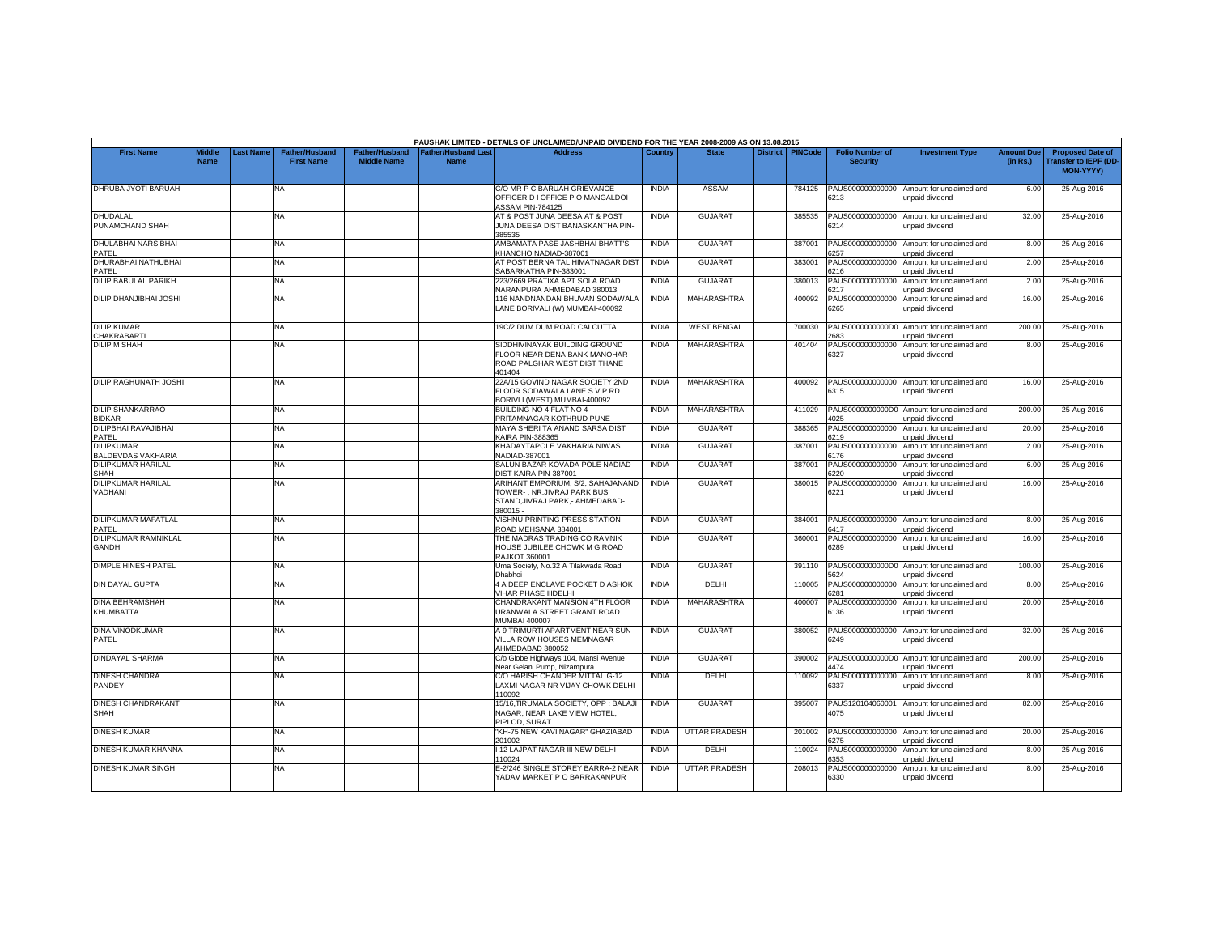PAUSHAK LIMITED - DETAILS OF UNCLAIMED/UNPAID DIVIDEND FOR THE YEAR 2008-2009 AS ON 13.08.2015

| First Name | Middle Name | Last Name | Father/Husband First Name | Father/Husband Middle Name | Father/Husband Last Name | Address | Country | State | District | PINCode | Folio Number of Security | Investment Type | Amount Due (in Rs.) | Proposed Date of Transfer to IEPF (DD-MON-YYYY) |
|---|---|---|---|---|---|---|---|---|---|---|---|---|---|---|
| DHRUBA JYOTI BARUAH | | | NA | | | C/O MR P C BARUAH GRIEVANCE OFFICER D I OFFICE P O MANGALDOI ASSAM PIN-784125 | INDIA | ASSAM | | 784125 | PAUS000000000000 6213 | Amount for unclaimed and unpaid dividend | 6.00 | 25-Aug-2016 |
| DHUDALAL PUNAMCHAND SHAH | | | NA | | | AT & POST JUNA DEESA AT & POST JUNA DEESA DIST BANASKANTHA PIN-385535 | INDIA | GUJARAT | | 385535 | PAUS000000000000 6214 | Amount for unclaimed and unpaid dividend | 32.00 | 25-Aug-2016 |
| DHULABHAI NARSIBHAI PATEL | | | NA | | | AMBAMATA PASE JASHBHAI BHATT'S KHANCHO NADIAD-387001 | INDIA | GUJARAT | | 387001 | PAUS000000000000 6257 | Amount for unclaimed and unpaid dividend | 8.00 | 25-Aug-2016 |
| DHURABHAI NATHUBHAI PATEL | | | NA | | | AT POST BERNA TAL HIMATNAGAR DIST SABARKATHA PIN-383001 | INDIA | GUJARAT | | 383001 | PAUS000000000000 6216 | Amount for unclaimed and unpaid dividend | 2.00 | 25-Aug-2016 |
| DILIP BABULAL PARIKH | | | NA | | | 223/2669 PRATIXA APT SOLA ROAD NARANPURA AHMEDABAD 380013 | INDIA | GUJARAT | | 380013 | PAUS000000000000 6217 | Amount for unclaimed and unpaid dividend | 2.00 | 25-Aug-2016 |
| DILIP DHANJIBHAI JOSHI | | | NA | | | 116 NANDNANDAN BHUVAN SODAWALA LANE BORIVALI (W) MUMBAI-400092 | INDIA | MAHARASHTRA | | 400092 | PAUS000000000000 6265 | Amount for unclaimed and unpaid dividend | 16.00 | 25-Aug-2016 |
| DILIP KUMAR CHAKRABARTI | | | NA | | | 19C/2 DUM DUM ROAD CALCUTTA | INDIA | WEST BENGAL | | 700030 | PAUS0000000000D0 2683 | Amount for unclaimed and unpaid dividend | 200.00 | 25-Aug-2016 |
| DILIP M SHAH | | | NA | | | SIDDHIVINAYAK BUILDING GROUND FLOOR NEAR DENA BANK MANOHAR ROAD PALGHAR WEST DIST THANE 401404 | INDIA | MAHARASHTRA | | 401404 | PAUS000000000000 6327 | Amount for unclaimed and unpaid dividend | 8.00 | 25-Aug-2016 |
| DILIP RAGHUNATH JOSHI | | | NA | | | 22A/15 GOVIND NAGAR SOCIETY 2ND FLOOR SODAWALA LANE S V P RD BORIVLI (WEST) MUMBAI-400092 | INDIA | MAHARASHTRA | | 400092 | PAUS000000000000 6315 | Amount for unclaimed and unpaid dividend | 16.00 | 25-Aug-2016 |
| DILIP SHANKARRAO BIDKAR | | | NA | | | BUILDING NO 4 FLAT NO 4 PRITAMNAGAR KOTHRUD PUNE | INDIA | MAHARASHTRA | | 411029 | PAUS0000000000D0 4025 | Amount for unclaimed and unpaid dividend | 200.00 | 25-Aug-2016 |
| DILIPBHAI RAVAJIBHAI PATEL | | | NA | | | MAYA SHERI TA ANAND SARSA DIST KAIRA PIN-388365 | INDIA | GUJARAT | | 388365 | PAUS000000000000 6219 | Amount for unclaimed and unpaid dividend | 20.00 | 25-Aug-2016 |
| DILIPKUMAR BALDEVDAS VAKHARIA | | | NA | | | KHADAYTAPOLE VAKHARIA NIWAS NADIAD-387001 | INDIA | GUJARAT | | 387001 | PAUS000000000000 6176 | Amount for unclaimed and unpaid dividend | 2.00 | 25-Aug-2016 |
| DILIPKUMAR HARILAL SHAH | | | NA | | | SALUN BAZAR KOVADA POLE NADIAD DIST KAIRA PIN-387001 | INDIA | GUJARAT | | 387001 | PAUS000000000000 6220 | Amount for unclaimed and unpaid dividend | 6.00 | 25-Aug-2016 |
| DILIPKUMAR HARILAL VADHANI | | | NA | | | ARIHANT EMPORIUM, S/2, SAHAJANAND TOWER- , NR.JIVRAJ PARK BUS STAND,JIVRAJ PARK,- AHMEDABAD-380015 - | INDIA | GUJARAT | | 380015 | PAUS000000000000 6221 | Amount for unclaimed and unpaid dividend | 16.00 | 25-Aug-2016 |
| DILIPKUMAR MAFATLAL PATEL | | | NA | | | VISHNU PRINTING PRESS STATION ROAD MEHSANA 384001 | INDIA | GUJARAT | | 384001 | PAUS000000000000 6417 | Amount for unclaimed and unpaid dividend | 8.00 | 25-Aug-2016 |
| DILIPKUMAR RAMNIKLAL GANDHI | | | NA | | | THE MADRAS TRADING CO RAMNIK HOUSE JUBILEE CHOWK M G ROAD RAJKOT 360001 | INDIA | GUJARAT | | 360001 | PAUS000000000000 6289 | Amount for unclaimed and unpaid dividend | 16.00 | 25-Aug-2016 |
| DIMPLE HINESH PATEL | | | NA | | | Uma Society, No.32 A Tilakwada Road Dhabhoi | INDIA | GUJARAT | | 391110 | PAUS0000000000D0 5624 | Amount for unclaimed and unpaid dividend | 100.00 | 25-Aug-2016 |
| DIN DAYAL GUPTA | | | NA | | | 4 A DEEP ENCLAVE POCKET D ASHOK VIHAR PHASE IIIDELHI | INDIA | DELHI | | 110005 | PAUS000000000000 6281 | Amount for unclaimed and unpaid dividend | 8.00 | 25-Aug-2016 |
| DINA BEHRAMSHAH KHUMBATTA | | | NA | | | CHANDRAKANT MANSION 4TH FLOOR URANWALA STREET GRANT ROAD MUMBAI 400007 | INDIA | MAHARASHTRA | | 400007 | PAUS000000000000 6136 | Amount for unclaimed and unpaid dividend | 20.00 | 25-Aug-2016 |
| DINA VINODKUMAR PATEL | | | NA | | | A-9 TRIMURTI APARTMENT NEAR SUN VILLA ROW HOUSES MEMNAGAR AHMEDABAD 380052 | INDIA | GUJARAT | | 380052 | PAUS000000000000 6249 | Amount for unclaimed and unpaid dividend | 32.00 | 25-Aug-2016 |
| DINDAYAL SHARMA | | | NA | | | C/o Globe Highways 104, Mansi Avenue Near Gelani Pump, Nizampura | INDIA | GUJARAT | | 390002 | PAUS0000000000D0 4474 | Amount for unclaimed and unpaid dividend | 200.00 | 25-Aug-2016 |
| DINESH CHANDRA PANDEY | | | NA | | | C/O HARISH CHANDER MITTAL G-12 LAXMI NAGAR NR VIJAY CHOWK DELHI 110092 | INDIA | DELHI | | 110092 | PAUS000000000000 6337 | Amount for unclaimed and unpaid dividend | 8.00 | 25-Aug-2016 |
| DINESH CHANDRAKANT SHAH | | | NA | | | 15/16,TIRUMALA SOCIETY, OPP : BALAJI NAGAR, NEAR LAKE VIEW HOTEL, PIPLOD, SURAT | INDIA | GUJARAT | | 395007 | PAUS120104060001 4075 | Amount for unclaimed and unpaid dividend | 82.00 | 25-Aug-2016 |
| DINESH KUMAR | | | NA | | | "KH-75 NEW KAVI NAGAR" GHAZIABAD 201002 | INDIA | UTTAR PRADESH | | 201002 | PAUS000000000000 6275 | Amount for unclaimed and unpaid dividend | 20.00 | 25-Aug-2016 |
| DINESH KUMAR KHANNA | | | NA | | | I-12 LAJPAT NAGAR III NEW DELHI-110024 | INDIA | DELHI | | 110024 | PAUS000000000000 6353 | Amount for unclaimed and unpaid dividend | 8.00 | 25-Aug-2016 |
| DINESH KUMAR SINGH | | | NA | | | E-2/246 SINGLE STOREY BARRA-2 NEAR YADAV MARKET P O BARRAKANPUR | INDIA | UTTAR PRADESH | | 208013 | PAUS000000000000 6330 | Amount for unclaimed and unpaid dividend | 8.00 | 25-Aug-2016 |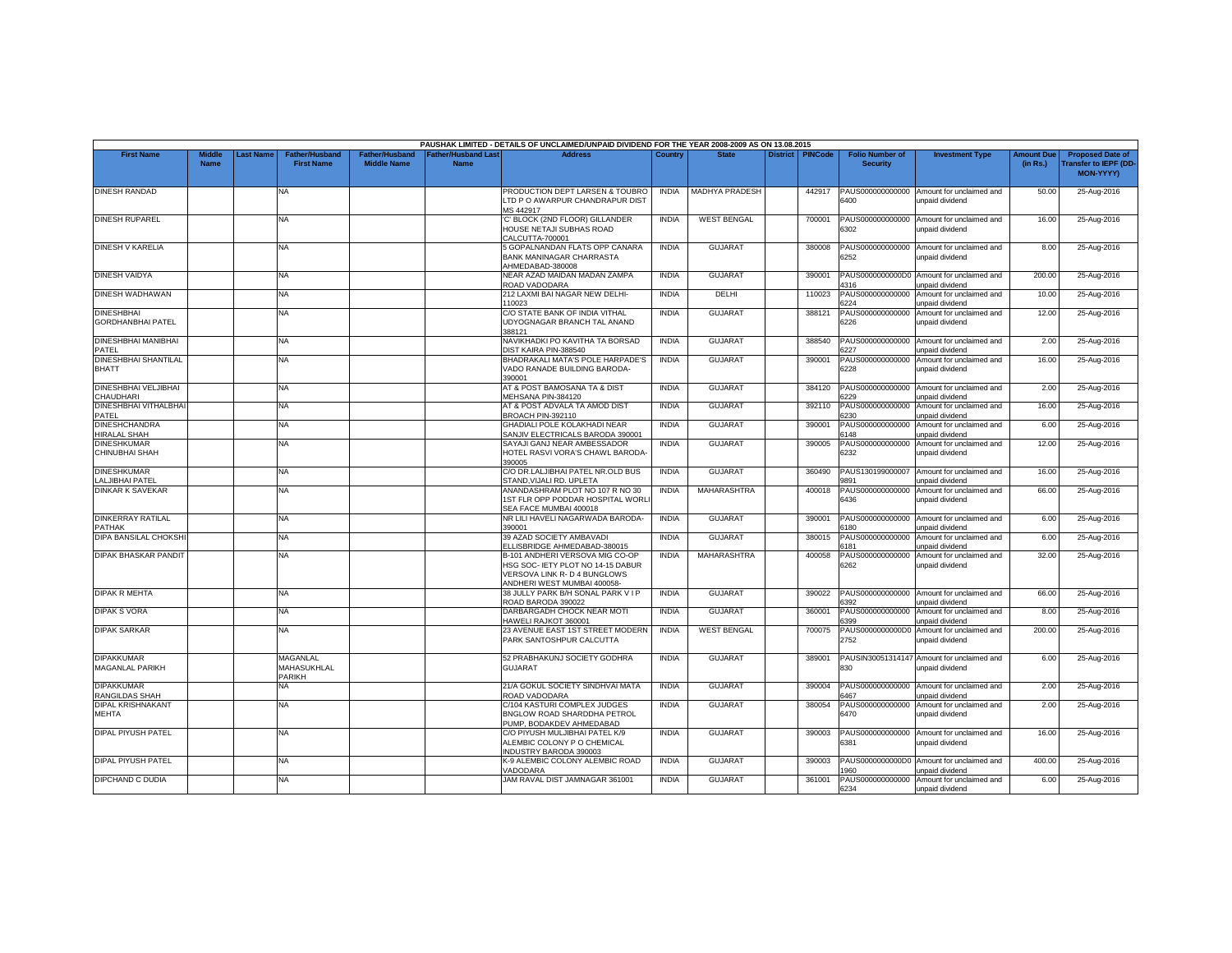PAUSHAK LIMITED - DETAILS OF UNCLAIMED/UNPAID DIVIDEND FOR THE YEAR 2008-2009 AS ON 13.08.2015

| First Name | Middle Name | Last Name | Father/Husband First Name | Father/Husband Middle Name | Father/Husband Last Name | Address | Country | State | District | PINCode | Folio Number of Security | Investment Type | Amount Due (in Rs.) | Proposed Date of Transfer to IEPF (DD-MON-YYYY) |
|---|---|---|---|---|---|---|---|---|---|---|---|---|---|---|
| DINESH RANDAD | | | NA | | | PRODUCTION DEPT LARSEN & TOUBRO LTD P O AWARPUR CHANDRAPUR DIST MS 442917 | INDIA | MADHYA PRADESH | | 442917 | PAUS0000000000006400 | Amount for unclaimed and unpaid dividend | 50.00 | 25-Aug-2016 |
| DINESH RUPAREL | | | NA | | | 'C' BLOCK (2ND FLOOR) GILLANDER HOUSE NETAJI SUBHAS ROAD CALCUTTA-700001 | INDIA | WEST BENGAL | | 700001 | PAUS0000000000006302 | Amount for unclaimed and unpaid dividend | 16.00 | 25-Aug-2016 |
| DINESH V KARELIA | | | NA | | | 5 GOPALNANDAN FLATS OPP CANARA BANK MANINAGAR CHARRASTA AHMEDABAD-380008 | INDIA | GUJARAT | | 380008 | PAUS0000000000006252 | Amount for unclaimed and unpaid dividend | 8.00 | 25-Aug-2016 |
| DINESH VAIDYA | | | NA | | | NEAR AZAD MAIDAN MADAN ZAMPA ROAD VADODARA | INDIA | GUJARAT | | 390001 | PAUS0000000000D04316 | Amount for unclaimed and unpaid dividend | 200.00 | 25-Aug-2016 |
| DINESH WADHAWAN | | | NA | | | 212 LAXMI BAI NAGAR NEW DELHI-110023 | INDIA | DELHI | | 110023 | PAUS0000000000006224 | Amount for unclaimed and unpaid dividend | 10.00 | 25-Aug-2016 |
| DINESHBHAI GORDHANBHAI PATEL | | | NA | | | C/O STATE BANK OF INDIA VITHAL UDYOGNAGAR BRANCH TAL ANAND 388121 | INDIA | GUJARAT | | 388121 | PAUS0000000000006226 | Amount for unclaimed and unpaid dividend | 12.00 | 25-Aug-2016 |
| DINESHBHAI MANIBHAI PATEL | | | NA | | | NAVIKHADKI PO KAVITHA TA BORSAD DIST KAIRA PIN-388540 | INDIA | GUJARAT | | 388540 | PAUS0000000000006227 | Amount for unclaimed and unpaid dividend | 2.00 | 25-Aug-2016 |
| DINESHBHAI SHANTILAL BHATT | | | NA | | | BHADRAKALI MATA'S POLE HARPADE'S VADO RANADE BUILDING BARODA-390001 | INDIA | GUJARAT | | 390001 | PAUS0000000000006228 | Amount for unclaimed and unpaid dividend | 16.00 | 25-Aug-2016 |
| DINESHBHAI VELJIBHAI CHAUDHARI | | | NA | | | AT & POST BAMOSANA TA & DIST MEHSANA PIN-384120 | INDIA | GUJARAT | | 384120 | PAUS0000000000006229 | Amount for unclaimed and unpaid dividend | 2.00 | 25-Aug-2016 |
| DINESHBHAI VITHALBHAI PATEL | | | NA | | | AT & POST ADVALA TA AMOD DIST BROACH PIN-392110 | INDIA | GUJARAT | | 392110 | PAUS0000000000006230 | Amount for unclaimed and unpaid dividend | 16.00 | 25-Aug-2016 |
| DINESHCHANDRA HIRALAL SHAH | | | NA | | | GHADIALI POLE KOLAKHADI NEAR SANJIV ELECTRICALS BARODA 390001 | INDIA | GUJARAT | | 390001 | PAUS0000000000006148 | Amount for unclaimed and unpaid dividend | 6.00 | 25-Aug-2016 |
| DINESHKUMAR CHINUBHAI SHAH | | | NA | | | SAYAJI GANJ NEAR AMBESSADOR HOTEL RASVI VORA'S CHAWL BARODA-390005 | INDIA | GUJARAT | | 390005 | PAUS0000000000006232 | Amount for unclaimed and unpaid dividend | 12.00 | 25-Aug-2016 |
| DINESHKUMAR LALJIBHAI PATEL | | | NA | | | C/O DR.LALJIBHAI PATEL NR.OLD BUS STAND,VIJALI RD. UPLETA | INDIA | GUJARAT | | 360490 | PAUS1301990000079891 | Amount for unclaimed and unpaid dividend | 16.00 | 25-Aug-2016 |
| DINKAR K SAVEKAR | | | NA | | | ANANDASHRAM PLOT NO 107 R NO 30 1ST FLR OPP PODDAR HOSPITAL WORLI SEA FACE MUMBAI 400018 | INDIA | MAHARASHTRA | | 400018 | PAUS0000000000006436 | Amount for unclaimed and unpaid dividend | 66.00 | 25-Aug-2016 |
| DINKERRAY RATILAL PATHAK | | | NA | | | NR LILI HAVELI NAGARWADA BARODA-390001 | INDIA | GUJARAT | | 390001 | PAUS0000000000006180 | Amount for unclaimed and unpaid dividend | 6.00 | 25-Aug-2016 |
| DIPA BANSILAL CHOKSHI | | | NA | | | 39 AZAD SOCIETY AMBAVADI ELLISBRIDGE AHMEDABAD-380015 | INDIA | GUJARAT | | 380015 | PAUS0000000000006181 | Amount for unclaimed and unpaid dividend | 6.00 | 25-Aug-2016 |
| DIPAK BHASKAR PANDIT | | | NA | | | B-101 ANDHERI VERSOVA MIG CO-OP HSG SOC- IETY PLOT NO 14-15 DABUR VERSOVA LINK R- D 4 BUNGLOWS ANDHERI WEST MUMBAI 400058- | INDIA | MAHARASHTRA | | 400058 | PAUS0000000000006262 | Amount for unclaimed and unpaid dividend | 32.00 | 25-Aug-2016 |
| DIPAK R MEHTA | | | NA | | | 38 JULLY PARK B/H SONAL PARK V I P ROAD BARODA 390022 | INDIA | GUJARAT | | 390022 | PAUS0000000000006392 | Amount for unclaimed and unpaid dividend | 66.00 | 25-Aug-2016 |
| DIPAK S VORA | | | NA | | | DARBARGADH CHOCK NEAR MOTI HAWELI RAJKOT 360001 | INDIA | GUJARAT | | 360001 | PAUS0000000000006399 | Amount for unclaimed and unpaid dividend | 8.00 | 25-Aug-2016 |
| DIPAK SARKAR | | | NA | | | 23 AVENUE EAST 1ST STREET MODERN PARK SANTOSHPUR CALCUTTA | INDIA | WEST BENGAL | | 700075 | PAUS0000000000D02752 | Amount for unclaimed and unpaid dividend | 200.00 | 25-Aug-2016 |
| DIPAKKUMAR MAGANLAL PARIKH | | | MAGANLAL MAHASUKHLAL PARIKH | | | 52 PRABHAKUNJ SOCIETY GODHRA GUJARAT | INDIA | GUJARAT | | 389001 | PAUSIN30051314147830 | Amount for unclaimed and unpaid dividend | 6.00 | 25-Aug-2016 |
| DIPAKKUMAR RANGILDAS SHAH | | | NA | | | 21/A GOKUL SOCIETY SINDHVAI MATA ROAD VADODARA | INDIA | GUJARAT | | 390004 | PAUS0000000000006467 | Amount for unclaimed and unpaid dividend | 2.00 | 25-Aug-2016 |
| DIPAL KRISHNAKANT MEHTA | | | NA | | | C/104 KASTURI COMPLEX JUDGES BNGLOW ROAD SHARDDHA PETROL PUMP, BODAKDEV AHMEDABAD | INDIA | GUJARAT | | 380054 | PAUS0000000000006470 | Amount for unclaimed and unpaid dividend | 2.00 | 25-Aug-2016 |
| DIPAL PIYUSH PATEL | | | NA | | | C/O PIYUSH MULJIBHAI PATEL K/9 ALEMBIC COLONY P O CHEMICAL INDUSTRY BARODA 390003 | INDIA | GUJARAT | | 390003 | PAUS0000000000006381 | Amount for unclaimed and unpaid dividend | 16.00 | 25-Aug-2016 |
| DIPAL PIYUSH PATEL | | | NA | | | K-9 ALEMBIC COLONY ALEMBIC ROAD VADODARA | INDIA | GUJARAT | | 390003 | PAUS0000000000D01960 | Amount for unclaimed and unpaid dividend | 400.00 | 25-Aug-2016 |
| DIPCHAND C DUDIA | | | NA | | | JAM RAVAL DIST JAMNAGAR 361001 | INDIA | GUJARAT | | 361001 | PAUS0000000000006234 | Amount for unclaimed and unpaid dividend | 6.00 | 25-Aug-2016 |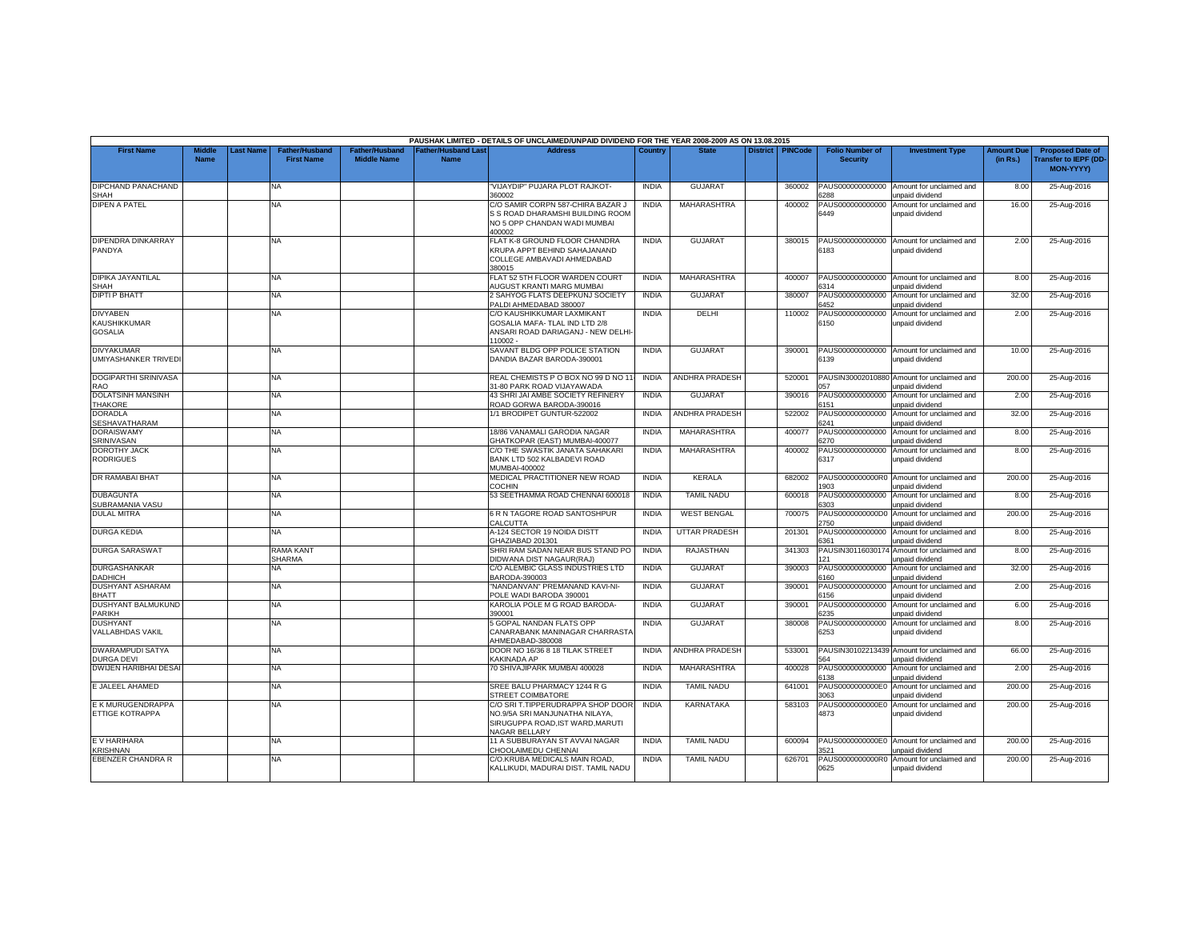PAUSHAK LIMITED - DETAILS OF UNCLAIMED/UNPAID DIVIDEND FOR THE YEAR 2008-2009 AS ON 13.08.2015

| First Name | Middle Name | Last Name | Father/Husband First Name | Father/Husband Middle Name | Father/Husband Last Name | Address | Country | State | District | PINCode | Folio Number of Security | Investment Type | Amount Due (in Rs.) | Proposed Date of Transfer to IEPF (DD-MON-YYYY) |
|---|---|---|---|---|---|---|---|---|---|---|---|---|---|---|
| DIPCHAND PANACHAND SHAH | | | NA | | | "VIJAYDIP" PUJARA PLOT RAJKOT-360002 | INDIA | GUJARAT | | 360002 | PAUS0000000000006288 | Amount for unclaimed and unpaid dividend | 8.00 | 25-Aug-2016 |
| DIPEN A PATEL | | | NA | | | C/O SAMIR CORPN 587-CHIRA BAZAR J S S ROAD DHARAMSHI BUILDING ROOM NO 5 OPP CHANDAN WADI MUMBAI 400002 | INDIA | MAHARASHTRA | | 400002 | PAUS0000000000006449 | Amount for unclaimed and unpaid dividend | 16.00 | 25-Aug-2016 |
| DIPENDRA DINKARRAY PANDYA | | | NA | | | FLAT K-8 GROUND FLOOR CHANDRA KRUPA APPT BEHIND SAHAJANAND COLLEGE AMBAVADI AHMEDABAD 380015 | INDIA | GUJARAT | | 380015 | PAUS0000000000006183 | Amount for unclaimed and unpaid dividend | 2.00 | 25-Aug-2016 |
| DIPIKA JAYANTILAL SHAH | | | NA | | | FLAT 52 5TH FLOOR WARDEN COURT AUGUST KRANTI MARG MUMBAI | INDIA | MAHARASHTRA | | 400007 | PAUS0000000000006314 | Amount for unclaimed and unpaid dividend | 8.00 | 25-Aug-2016 |
| DIPTI P BHATT | | | NA | | | 2 SAHYOG FLATS DEEPKUNJ SOCIETY PALDI AHMEDABAD 380007 | INDIA | GUJARAT | | 380007 | PAUS0000000000006452 | Amount for unclaimed and unpaid dividend | 32.00 | 25-Aug-2016 |
| DIVYABEN KAUSHIKKUMAR GOSALIA | | | NA | | | C/O KAUSHIKKUMAR LAXMIKANT GOSALIA MAFA- TLAL IND LTD 2/8 ANSARI ROAD DARIAGANJ - NEW DELHI-110002 - | INDIA | DELHI | | 110002 | PAUS0000000000006150 | Amount for unclaimed and unpaid dividend | 2.00 | 25-Aug-2016 |
| DIVYAKUMAR UMIYASHANKER TRIVEDI | | | NA | | | SAVANT BLDG OPP POLICE STATION DANDIA BAZAR BARODA-390001 | INDIA | GUJARAT | | 390001 | PAUS0000000000006139 | Amount for unclaimed and unpaid dividend | 10.00 | 25-Aug-2016 |
| DOGIPARTHI SRINIVASA RAO | | | NA | | | REAL CHEMISTS P O BOX NO 99 D NO 11-31-80 PARK ROAD VIJAYAWADA | INDIA | ANDHRA PRADESH | | 520001 | PAUSIN30002010880057 | Amount for unclaimed and unpaid dividend | 200.00 | 25-Aug-2016 |
| DOLATSINH MANSINH THAKORE | | | NA | | | 43 SHRI JAI AMBE SOCIETY REFINERY ROAD GORWA BARODA-390016 | INDIA | GUJARAT | | 390016 | PAUS0000000000006151 | Amount for unclaimed and unpaid dividend | 2.00 | 25-Aug-2016 |
| DORADLA SESHAVATHARAM | | | NA | | | 1/1 BRODIPET GUNTUR-522002 | INDIA | ANDHRA PRADESH | | 522002 | PAUS0000000000006241 | Amount for unclaimed and unpaid dividend | 32.00 | 25-Aug-2016 |
| DORAISWAMY SRINIVASAN | | | NA | | | 18/86 VANAMALI GARODIA NAGAR GHATKOPAR (EAST) MUMBAI-400077 | INDIA | MAHARASHTRA | | 400077 | PAUS0000000000006270 | Amount for unclaimed and unpaid dividend | 8.00 | 25-Aug-2016 |
| DOROTHY JACK RODRIGUES | | | NA | | | C/O THE SWASTIK JANATA SAHAKARI BANK LTD 502 KALBADEVI ROAD MUMBAI-400002 | INDIA | MAHARASHTRA | | 400002 | PAUS0000000000006317 | Amount for unclaimed and unpaid dividend | 8.00 | 25-Aug-2016 |
| DR RAMABAI BHAT | | | NA | | | MEDICAL PRACTITIONER NEW ROAD COCHIN | INDIA | KERALA | | 682002 | PAUS0000000000R01903 | Amount for unclaimed and unpaid dividend | 200.00 | 25-Aug-2016 |
| DUBAGUNTA SUBRAMANIA VASU | | | NA | | | 53 SEETHAMMA ROAD CHENNAI 600018 | INDIA | TAMIL NADU | | 600018 | PAUS0000000000006303 | Amount for unclaimed and unpaid dividend | 8.00 | 25-Aug-2016 |
| DULAL MITRA | | | NA | | | 6 R N TAGORE ROAD SANTOSHPUR CALCUTTA | INDIA | WEST BENGAL | | 700075 | PAUS0000000000D02750 | Amount for unclaimed and unpaid dividend | 200.00 | 25-Aug-2016 |
| DURGA KEDIA | | | NA | | | A-124 SECTOR 19 NOIDA DISTT GHAZIABAD 201301 | INDIA | UTTAR PRADESH | | 201301 | PAUS0000000000006361 | Amount for unclaimed and unpaid dividend | 8.00 | 25-Aug-2016 |
| DURGA SARASWAT | | | RAMA KANT SHARMA | | | SHRI RAM SADAN NEAR BUS STAND PO DIDWANA DIST NAGAUR(RAJ) | INDIA | RAJASTHAN | | 341303 | PAUSIN30116030174121 | Amount for unclaimed and unpaid dividend | 8.00 | 25-Aug-2016 |
| DURGASHANKAR DADHICH | | | NA | | | C/O ALEMBIC GLASS INDUSTRIES LTD BARODA-390003 | INDIA | GUJARAT | | 390003 | PAUS0000000000006160 | Amount for unclaimed and unpaid dividend | 32.00 | 25-Aug-2016 |
| DUSHYANT ASHARAM BHATT | | | NA | | | "NANDANVAN" PREMANAND KAVI-NI-POLE WADI BARODA 390001 | INDIA | GUJARAT | | 390001 | PAUS0000000000006156 | Amount for unclaimed and unpaid dividend | 2.00 | 25-Aug-2016 |
| DUSHYANT BALMUKUND PARIKH | | | NA | | | KAROLIA POLE M G ROAD BARODA-390001 | INDIA | GUJARAT | | 390001 | PAUS0000000000006235 | Amount for unclaimed and unpaid dividend | 6.00 | 25-Aug-2016 |
| DUSHYANT VALLABHDAS VAKIL | | | NA | | | 5 GOPAL NANDAN FLATS OPP CANARABANK MANINAGAR CHARRASTA AHMEDABAD-380008 | INDIA | GUJARAT | | 380008 | PAUS0000000000006253 | Amount for unclaimed and unpaid dividend | 8.00 | 25-Aug-2016 |
| DWARAMPUDI SATYA DURGA DEVI | | | NA | | | DOOR NO 16/36 8 18 TILAK STREET KAKINADA AP | INDIA | ANDHRA PRADESH | | 533001 | PAUSIN30102213439564 | Amount for unclaimed and unpaid dividend | 66.00 | 25-Aug-2016 |
| DWIJEN HARIBHAI DESAI | | | NA | | | 70 SHIVAJIPARK MUMBAI 400028 | INDIA | MAHARASHTRA | | 400028 | PAUS0000000000006138 | Amount for unclaimed and unpaid dividend | 2.00 | 25-Aug-2016 |
| E JALEEL AHAMED | | | NA | | | SREE BALU PHARMACY 1244 R G STREET COIMBATORE | INDIA | TAMIL NADU | | 641001 | PAUS0000000000E03063 | Amount for unclaimed and unpaid dividend | 200.00 | 25-Aug-2016 |
| E K MURUGENDRAPPA ETTIGE KOTRAPPA | | | NA | | | C/O SRI T.TIPPERUDRAPPA SHOP DOOR NO.9/5A SRI MANJUNATHA NILAYA, SIRUGUPPA ROAD,IST WARD,MARUTI NAGAR BELLARY | INDIA | KARNATAKA | | 583103 | PAUS0000000000E04873 | Amount for unclaimed and unpaid dividend | 200.00 | 25-Aug-2016 |
| E V HARIHARA KRISHNAN | | | NA | | | 11 A SUBBURAYAN ST AVVAI NAGAR CHOOLAIMEDU CHENNAI | INDIA | TAMIL NADU | | 600094 | PAUS0000000000E03521 | Amount for unclaimed and unpaid dividend | 200.00 | 25-Aug-2016 |
| EBENZER CHANDRA R | | | NA | | | C/O.KRUBA MEDICALS MAIN ROAD, KALLIKUDI, MADURAI DIST. TAMIL NADU | INDIA | TAMIL NADU | | 626701 | PAUS0000000000R00625 | Amount for unclaimed and unpaid dividend | 200.00 | 25-Aug-2016 |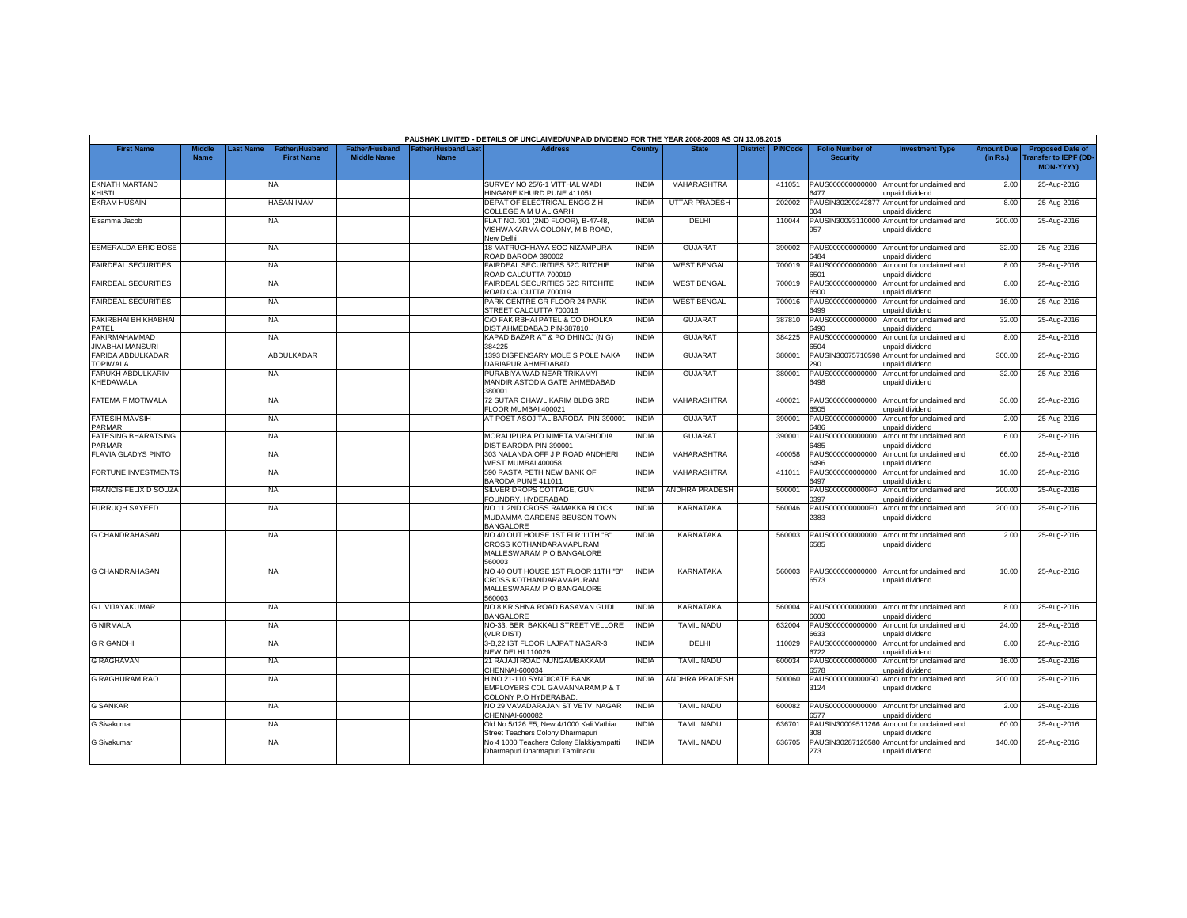PAUSHAK LIMITED - DETAILS OF UNCLAIMED/UNPAID DIVIDEND FOR THE YEAR 2008-2009 AS ON 13.08.2015

| First Name | Middle Name | Last Name | Father/Husband First Name | Father/Husband Middle Name | Father/Husband Last Name | Address | Country | State | District | PINCode | Folio Number of Security | Investment Type | Amount Due (in Rs.) | Proposed Date of Transfer to IEPF (DD-MON-YYYY) |
|---|---|---|---|---|---|---|---|---|---|---|---|---|---|---|
| EKNATH MARTAND KHISTI | | | NA | | | SURVEY NO 25/6-1 VITTHAL WADI HINGANE KHURD PUNE 411051 | INDIA | MAHARASHTRA | | 411051 | PAUS0000000000006477 | Amount for unclaimed and unpaid dividend | 2.00 | 25-Aug-2016 |
| EKRAM HUSAIN | | | HASAN IMAM | | | DEPAT OF ELECTRICAL ENGG Z H COLLEGE A M U ALIGARH | INDIA | UTTAR PRADESH | | 202002 | PAUSIN30290242877004 | Amount for unclaimed and unpaid dividend | 8.00 | 25-Aug-2016 |
| Elsamma Jacob | | | NA | | | FLAT NO. 301 (2ND FLOOR), B-47-48, VISHWAKARMA COLONY, M B ROAD, New Delhi | INDIA | DELHI | | 110044 | PAUSIN30093110000957 | Amount for unclaimed and unpaid dividend | 200.00 | 25-Aug-2016 |
| ESMERALDA ERIC BOSE | | | NA | | | 18 MATRUCHHAYA SOC NIZAMPURA ROAD BARODA 390002 | INDIA | GUJARAT | | 390002 | PAUS0000000000006484 | Amount for unclaimed and unpaid dividend | 32.00 | 25-Aug-2016 |
| FAIRDEAL SECURITIES | | | NA | | | FAIRDEAL SECURITIES 52C RITCHIE ROAD CALCUTTA 700019 | INDIA | WEST BENGAL | | 700019 | PAUS0000000000006501 | Amount for unclaimed and unpaid dividend | 8.00 | 25-Aug-2016 |
| FAIRDEAL SECURITIES | | | NA | | | FAIRDEAL SECURITIES 52C RITCHITE ROAD CALCUTTA 700019 | INDIA | WEST BENGAL | | 700019 | PAUS0000000000006500 | Amount for unclaimed and unpaid dividend | 8.00 | 25-Aug-2016 |
| FAIRDEAL SECURITIES | | | NA | | | PARK CENTRE GR FLOOR 24 PARK STREET CALCUTTA 700016 | INDIA | WEST BENGAL | | 700016 | PAUS0000000000006499 | Amount for unclaimed and unpaid dividend | 16.00 | 25-Aug-2016 |
| FAKIRBHAI BHIKHABHAI PATEL | | | NA | | | C/O FAKIRBHAI PATEL & CO DHOLKA DIST AHMEDABAD PIN-387810 | INDIA | GUJARAT | | 387810 | PAUS0000000000006490 | Amount for unclaimed and unpaid dividend | 32.00 | 25-Aug-2016 |
| FAKIRMAHAMMAD JIVABHAI MANSURI | | | NA | | | KAPAD BAZAR AT & PO DHINOJ (N G) 384225 | INDIA | GUJARAT | | 384225 | PAUS0000000000006504 | Amount for unclaimed and unpaid dividend | 8.00 | 25-Aug-2016 |
| FARIDA ABDULKADAR TOPIWALA | | | ABDULKADAR | | | 1393 DISPENSARY MOLE S POLE NAKA DARIAPUR AHMEDABAD | INDIA | GUJARAT | | 380001 | PAUSIN30075710598290 | Amount for unclaimed and unpaid dividend | 300.00 | 25-Aug-2016 |
| FARUKH ABDULKARIM KHEDAWALA | | | NA | | | PURABIYA WAD NEAR TRIKAMYI MANDIR ASTODIA GATE AHMEDABAD 380001 | INDIA | GUJARAT | | 380001 | PAUS0000000000006498 | Amount for unclaimed and unpaid dividend | 32.00 | 25-Aug-2016 |
| FATEMA F MOTIWALA | | | NA | | | 72 SUTAR CHAWL KARIM BLDG 3RD FLOOR MUMBAI 400021 | INDIA | MAHARASHTRA | | 400021 | PAUS0000000000006505 | Amount for unclaimed and unpaid dividend | 36.00 | 25-Aug-2016 |
| FATESIH MAVSIH PARMAR | | | NA | | | AT POST ASOJ TAL BARODA- PIN-390001 | INDIA | GUJARAT | | 390001 | PAUS0000000000006486 | Amount for unclaimed and unpaid dividend | 2.00 | 25-Aug-2016 |
| FATESING BHARATSING PARMAR | | | NA | | | MORALIPURA PO NIMETA VAGHODIA DIST BARODA PIN-390001 | INDIA | GUJARAT | | 390001 | PAUS0000000000006485 | Amount for unclaimed and unpaid dividend | 6.00 | 25-Aug-2016 |
| FLAVIA GLADYS PINTO | | | NA | | | 303 NALANDA OFF J P ROAD ANDHERI WEST MUMBAI 400058 | INDIA | MAHARASHTRA | | 400058 | PAUS0000000000006496 | Amount for unclaimed and unpaid dividend | 66.00 | 25-Aug-2016 |
| FORTUNE INVESTMENTS | | | NA | | | 590 RASTA PETH NEW BANK OF BARODA PUNE 411011 | INDIA | MAHARASHTRA | | 411011 | PAUS0000000000006497 | Amount for unclaimed and unpaid dividend | 16.00 | 25-Aug-2016 |
| FRANCIS FELIX D SOUZA | | | NA | | | SILVER DROPS COTTAGE, GUN FOUNDRY, HYDERABAD | INDIA | ANDHRA PRADESH | | 500001 | PAUS00000000000F00397 | Amount for unclaimed and unpaid dividend | 200.00 | 25-Aug-2016 |
| FURRUQH SAYEED | | | NA | | | NO 11 2ND CROSS RAMAKKA BLOCK MUDAMMA GARDENS BEUSON TOWN BANGALORE | INDIA | KARNATAKA | | 560046 | PAUS00000000000F02383 | Amount for unclaimed and unpaid dividend | 200.00 | 25-Aug-2016 |
| G CHANDRAHASAN | | | NA | | | NO 40 OUT HOUSE 1ST FLR 11TH "B" CROSS KOTHANDARAMAPURAM MALLESWARAM P O BANGALORE 560003 | INDIA | KARNATAKA | | 560003 | PAUS0000000000006585 | Amount for unclaimed and unpaid dividend | 2.00 | 25-Aug-2016 |
| G CHANDRAHASAN | | | NA | | | NO 40 OUT HOUSE 1ST FLOOR 11TH "B" CROSS KOTHANDARAMAPURAM MALLESWARAM P O BANGALORE 560003 | INDIA | KARNATAKA | | 560003 | PAUS0000000000006573 | Amount for unclaimed and unpaid dividend | 10.00 | 25-Aug-2016 |
| G L VIJAYAKUMAR | | | NA | | | NO 8 KRISHNA ROAD BASAVAN GUDI BANGALORE | INDIA | KARNATAKA | | 560004 | PAUS0000000000006600 | Amount for unclaimed and unpaid dividend | 8.00 | 25-Aug-2016 |
| G NIRMALA | | | NA | | | NO-33, BERI BAKKALI STREET VELLORE (VLR DIST) | INDIA | TAMIL NADU | | 632004 | PAUS0000000000006633 | Amount for unclaimed and unpaid dividend | 24.00 | 25-Aug-2016 |
| G R GANDHI | | | NA | | | 3-B,22 IST FLOOR LAJPAT NAGAR-3 NEW DELHI 110029 | INDIA | DELHI | | 110029 | PAUS0000000000006722 | Amount for unclaimed and unpaid dividend | 8.00 | 25-Aug-2016 |
| G RAGHAVAN | | | NA | | | 21 RAJAJI ROAD NUNGAMBAKKAM CHENNAI-600034 | INDIA | TAMIL NADU | | 600034 | PAUS0000000000006578 | Amount for unclaimed and unpaid dividend | 16.00 | 25-Aug-2016 |
| G RAGHURAM RAO | | | NA | | | H.NO 21-110 SYNDICATE BANK EMPLOYERS COL GAMANNARAM,P & T COLONY P.O HYDERABAD. | INDIA | ANDHRA PRADESH | | 500060 | PAUS00000000000G03124 | Amount for unclaimed and unpaid dividend | 200.00 | 25-Aug-2016 |
| G SANKAR | | | NA | | | NO 29 VAVADARAJAN ST VETVI NAGAR CHENNAI-600082 | INDIA | TAMIL NADU | | 600082 | PAUS0000000000006577 | Amount for unclaimed and unpaid dividend | 2.00 | 25-Aug-2016 |
| G Sivakumar | | | NA | | | Old No 5/126 E5, New 4/1000 Kali Vathiar Street Teachers Colony Dharmapuri | INDIA | TAMIL NADU | | 636701 | PAUSIN30009511266308 | Amount for unclaimed and unpaid dividend | 60.00 | 25-Aug-2016 |
| G Sivakumar | | | NA | | | No 4 1000 Teachers Colony Elakkiyampatti Dharmapuri Dharmapuri Tamilnadu | INDIA | TAMIL NADU | | 636705 | PAUSIN30287120580273 | Amount for unclaimed and unpaid dividend | 140.00 | 25-Aug-2016 |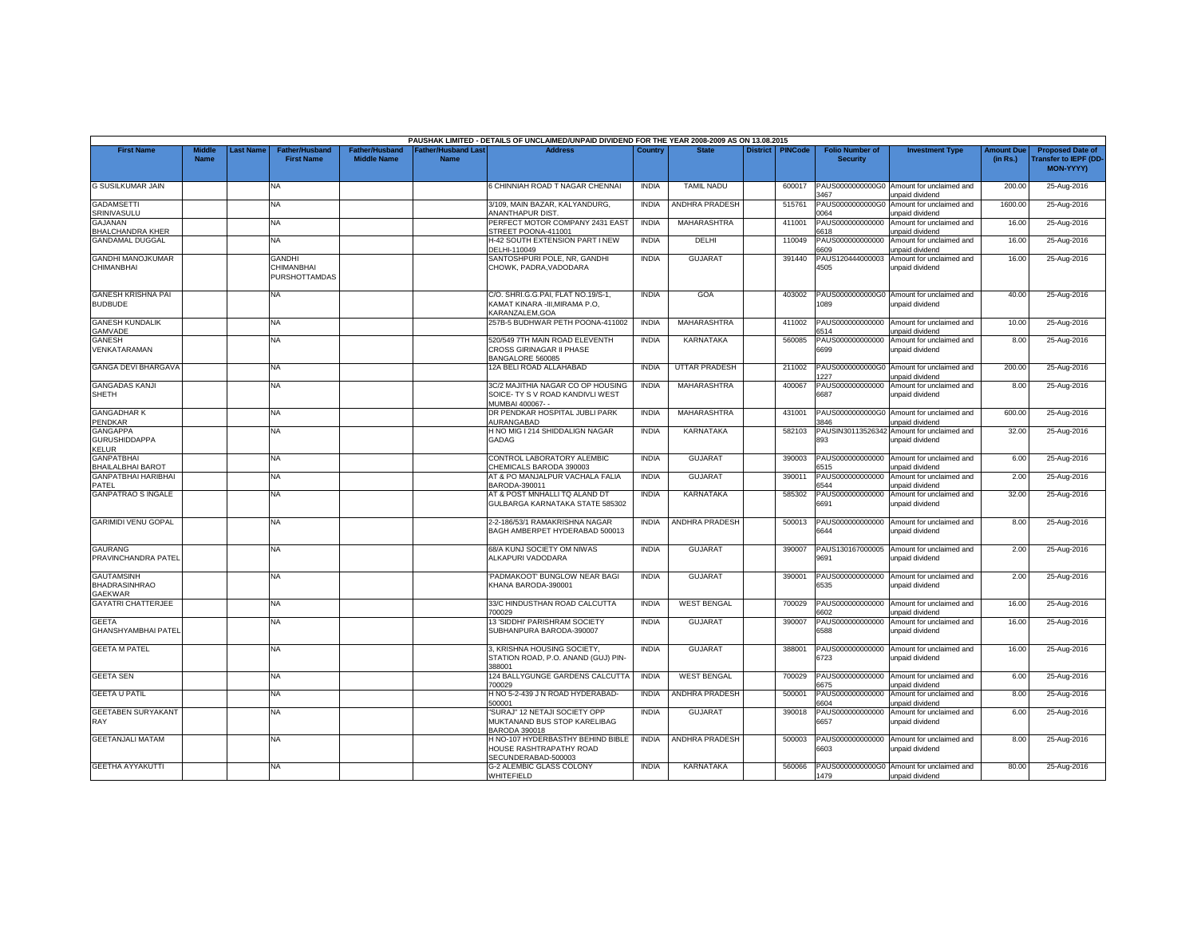| PAUSHAK LIMITED - DETAILS OF UNCLAIMED/UNPAID DIVIDEND FOR THE YEAR 2008-2009 AS ON 13.08.2015 | | | | | | | | | | | | | | | |
|---|---|---|---|---|---|---|---|---|---|---|---|---|---|---|---|
| First Name | Middle Name | Last Name | Father/Husband First Name | Father/Husband Middle Name | Father/Husband Last Name | Address | Country | State | District | PINCode | Folio Number of Security | Investment Type | Amount Due (in Rs.) | Proposed Date of Transfer to IEPF (DD-MON-YYYY) |
| G SUSILKUMAR JAIN | | | NA | | | 6 CHINNIAH ROAD T NAGAR CHENNAI | INDIA | TAMIL NADU | | 600017 | PAUS0000000000G03467 | Amount for unclaimed and unpaid dividend | 200.00 | 25-Aug-2016 |
| GADAMSETTI SRINIVASULU | | | NA | | | 3/109, MAIN BAZAR, KALYANDURG, ANANTHAPUR DIST. | INDIA | ANDHRA PRADESH | | 515761 | PAUS0000000000G00064 | Amount for unclaimed and unpaid dividend | 1600.00 | 25-Aug-2016 |
| GAJANAN BHALCHANDRA KHER | | | NA | | | PERFECT MOTOR COMPANY 2431 EAST STREET POONA-411001 | INDIA | MAHARASHTRA | | 411001 | PAUS0000000000006618 | Amount for unclaimed and unpaid dividend | 16.00 | 25-Aug-2016 |
| GANDAMAL DUGGAL | | | NA | | | H-42 SOUTH EXTENSION PART I NEW DELHI-110049 | INDIA | DELHI | | 110049 | PAUS0000000000006609 | Amount for unclaimed and unpaid dividend | 16.00 | 25-Aug-2016 |
| GANDHI MANOJKUMAR CHIMANBHAI | | | GANDHI CHIMANBHAI PURSHOTTAMDAS | | | SANTOSHPURI POLE, NR, GANDHI CHOWK, PADRA,VADODARA | INDIA | GUJARAT | | 391440 | PAUS1204440000034505 | Amount for unclaimed and unpaid dividend | 16.00 | 25-Aug-2016 |
| GANESH KRISHNA PAI BUDBUDE | | | NA | | | C/O. SHRI.G.G.PAI, FLAT NO.19/S-1, KAMAT KINARA -III,MIRAMA P.O, KARANZALEM,GOA | INDIA | GOA | | 403002 | PAUS0000000000G01089 | Amount for unclaimed and unpaid dividend | 40.00 | 25-Aug-2016 |
| GANESH KUNDALIK GAMVADE | | | NA | | | 257B-5 BUDHWAR PETH POONA-411002 | INDIA | MAHARASHTRA | | 411002 | PAUS0000000000006514 | Amount for unclaimed and unpaid dividend | 10.00 | 25-Aug-2016 |
| GANESH VENKATARAMAN | | | NA | | | 520/549 7TH MAIN ROAD ELEVENTH CROSS GIRINAGAR II PHASE BANGALORE 560085 | INDIA | KARNATAKA | | 560085 | PAUS0000000000006699 | Amount for unclaimed and unpaid dividend | 8.00 | 25-Aug-2016 |
| GANGA DEVI BHARGAVA | | | NA | | | 12A BELI ROAD ALLAHABAD | INDIA | UTTAR PRADESH | | 211002 | PAUS0000000000G01227 | Amount for unclaimed and unpaid dividend | 200.00 | 25-Aug-2016 |
| GANGADAS KANJI SHETH | | | NA | | | 3C/2 MAJITHIA NAGAR CO OP HOUSING SOICE- TY S V ROAD KANDIVLI WEST MUMBAI 400067- - | INDIA | MAHARASHTRA | | 400067 | PAUS0000000000006687 | Amount for unclaimed and unpaid dividend | 8.00 | 25-Aug-2016 |
| GANGADHAR K PENDKAR | | | NA | | | DR PENDKAR HOSPITAL JUBLI PARK AURANGABAD | INDIA | MAHARASHTRA | | 431001 | PAUS0000000000G03846 | Amount for unclaimed and unpaid dividend | 600.00 | 25-Aug-2016 |
| GANGAPPA GURUSHIDDAPPA KELUR | | | NA | | | H NO MIG I 214 SHIDDALIGN NAGAR GADAG | INDIA | KARNATAKA | | 582103 | PAUSIN30113526342893 | Amount for unclaimed and unpaid dividend | 32.00 | 25-Aug-2016 |
| GANPATBHAI BHAILALBHAI BAROT | | | NA | | | CONTROL LABORATORY ALEMBIC CHEMICALS BARODA 390003 | INDIA | GUJARAT | | 390003 | PAUS0000000000006515 | Amount for unclaimed and unpaid dividend | 6.00 | 25-Aug-2016 |
| GANPATBHAI HARIBHAI PATEL | | | NA | | | AT & PO MANJALPUR VACHALA FALIA BARODA-390011 | INDIA | GUJARAT | | 390011 | PAUS0000000000006544 | Amount for unclaimed and unpaid dividend | 2.00 | 25-Aug-2016 |
| GANPATRAO S INGALE | | | NA | | | AT & POST MNHALLI TQ ALAND DT GULBARGA KARNATAKA STATE 585302 | INDIA | KARNATAKA | | 585302 | PAUS0000000000006691 | Amount for unclaimed and unpaid dividend | 32.00 | 25-Aug-2016 |
| GARIMIDI VENU GOPAL | | | NA | | | 2-2-186/53/1 RAMAKRISHNA NAGAR BAGH AMBERPET HYDERABAD 500013 | INDIA | ANDHRA PRADESH | | 500013 | PAUS0000000000006644 | Amount for unclaimed and unpaid dividend | 8.00 | 25-Aug-2016 |
| GAURANG PRAVINCHANDRA PATEL | | | NA | | | 68/A KUNJ SOCIETY OM NIWAS ALKAPURI VADODARA | INDIA | GUJARAT | | 390007 | PAUS1301670000059691 | Amount for unclaimed and unpaid dividend | 2.00 | 25-Aug-2016 |
| GAUTAMSINH BHADRASINHRAO GAEKWAR | | | NA | | | 'PADMAKOOT' BUNGLOW NEAR BAGI KHANA BARODA-390001 | INDIA | GUJARAT | | 390001 | PAUS0000000000006535 | Amount for unclaimed and unpaid dividend | 2.00 | 25-Aug-2016 |
| GAYATRI CHATTERJEE | | | NA | | | 33/C HINDUSTHAN ROAD CALCUTTA 700029 | INDIA | WEST BENGAL | | 700029 | PAUS0000000000006602 | Amount for unclaimed and unpaid dividend | 16.00 | 25-Aug-2016 |
| GEETA GHANSHYAMBHAI PATEL | | | NA | | | 13 'SIDDHI' PARISHRAM SOCIETY SUBHANPURA BARODA-390007 | INDIA | GUJARAT | | 390007 | PAUS0000000000006588 | Amount for unclaimed and unpaid dividend | 16.00 | 25-Aug-2016 |
| GEETA M PATEL | | | NA | | | 3, KRISHNA HOUSING SOCIETY, STATION ROAD, P.O. ANAND (GUJ) PIN-388001 | INDIA | GUJARAT | | 388001 | PAUS0000000000006723 | Amount for unclaimed and unpaid dividend | 16.00 | 25-Aug-2016 |
| GEETA SEN | | | NA | | | 124 BALLYGUNGE GARDENS CALCUTTA 700029 | INDIA | WEST BENGAL | | 700029 | PAUS0000000000006675 | Amount for unclaimed and unpaid dividend | 6.00 | 25-Aug-2016 |
| GEETA U PATIL | | | NA | | | H NO 5-2-439 J N ROAD HYDERABAD-500001 | INDIA | ANDHRA PRADESH | | 500001 | PAUS0000000000006604 | Amount for unclaimed and unpaid dividend | 8.00 | 25-Aug-2016 |
| GEETABEN SURYAKANT RAY | | | NA | | | "SURAJ" 12 NETAJI SOCIETY OPP MUKTANAND BUS STOP KARELIBAG BARODA 390018 | INDIA | GUJARAT | | 390018 | PAUS0000000000006657 | Amount for unclaimed and unpaid dividend | 6.00 | 25-Aug-2016 |
| GEETANJALI MATAM | | | NA | | | H NO-107 HYDERBASTHY BEHIND BIBLE HOUSE RASHTRAPATHY ROAD SECUNDERABAD-500003 | INDIA | ANDHRA PRADESH | | 500003 | PAUS0000000000006603 | Amount for unclaimed and unpaid dividend | 8.00 | 25-Aug-2016 |
| GEETHA AYYAKUTTI | | | NA | | | G-2 ALEMBIC GLASS COLONY WHITEFIELD | INDIA | KARNATAKA | | 560066 | PAUS0000000000G01479 | Amount for unclaimed and unpaid dividend | 80.00 | 25-Aug-2016 |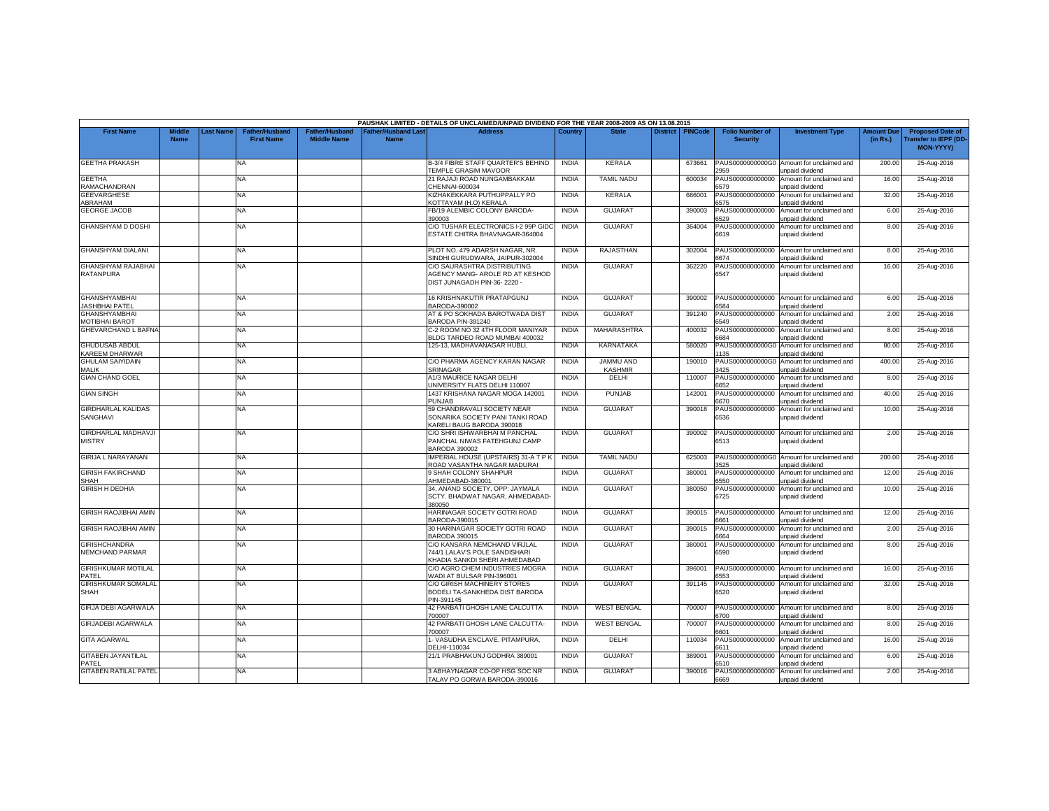PAUSHAK LIMITED - DETAILS OF UNCLAIMED/UNPAID DIVIDEND FOR THE YEAR 2008-2009 AS ON 13.08.2015

| First Name | Middle Name | Last Name | Father/Husband First Name | Father/Husband Middle Name | Father/Husband Last Name | Address | Country | State | District | PINCode | Folio Number of Security | Investment Type | Amount Due (in Rs.) | Proposed Date of Transfer to IEPF (DD-MON-YYYY) |
|---|---|---|---|---|---|---|---|---|---|---|---|---|---|---|
| GEETHA PRAKASH | | | NA | | | B-3/4 FIBRE STAFF QUARTER'S BEHIND TEMPLE GRASIM MAVOOR | INDIA | KERALA | | 673661 | PAUS0000000000G02959 | Amount for unclaimed and unpaid dividend | 200.00 | 25-Aug-2016 |
| GEETHA RAMACHANDRAN | | | NA | | | 21 RAJAJI ROAD NUNGAMBAKKAM CHENNAI-600034 | INDIA | TAMIL NADU | | 600034 | PAUS0000000000006579 | Amount for unclaimed and unpaid dividend | 16.00 | 25-Aug-2016 |
| GEEVARGHESE ABRAHAM | | | NA | | | KIZHAKEKKARA PUTHUPPALLY PO KOTTAYAM (H.O) KERALA | INDIA | KERALA | | 686001 | PAUS0000000000006575 | Amount for unclaimed and unpaid dividend | 32.00 | 25-Aug-2016 |
| GEORGE JACOB | | | NA | | | FB/19 ALEMBIC COLONY BARODA-390003 | INDIA | GUJARAT | | 390003 | PAUS0000000000006529 | Amount for unclaimed and unpaid dividend | 6.00 | 25-Aug-2016 |
| GHANSHYAM D DOSHI | | | NA | | | C/O TUSHAR ELECTRONICS I-2 99P GIDC ESTATE CHITRA BHAVNAGAR-364004 | INDIA | GUJARAT | | 364004 | PAUS0000000000006619 | Amount for unclaimed and unpaid dividend | 8.00 | 25-Aug-2016 |
| GHANSHYAM DIALANI | | | NA | | | PLOT NO. 479 ADARSH NAGAR, NR. SINDHI GURUDWARA, JAIPUR-302004 | INDIA | RAJASTHAN | | 302004 | PAUS0000000000006674 | Amount for unclaimed and unpaid dividend | 8.00 | 25-Aug-2016 |
| GHANSHYAM RAJABHAI RATANPURA | | | NA | | | C/O SAURASHTRA DISTRIBUTING AGENCY MANG- AROLE RD AT KESHOD DIST JUNAGADH PIN-36- 2220 - | INDIA | GUJARAT | | 362220 | PAUS0000000000006547 | Amount for unclaimed and unpaid dividend | 16.00 | 25-Aug-2016 |
| GHANSHYAMBHAI JASHBHAI PATEL | | | NA | | | 16 KRISHNAKUTIR PRATAPGUNJ BARODA-390002 | INDIA | GUJARAT | | 390002 | PAUS0000000000006584 | Amount for unclaimed and unpaid dividend | 6.00 | 25-Aug-2016 |
| GHANSHYAMBHAI MOTIBHAI BAROT | | | NA | | | AT & PO SOKHADA BAROTWADA DIST BARODA PIN-391240 | INDIA | GUJARAT | | 391240 | PAUS0000000000006549 | Amount for unclaimed and unpaid dividend | 2.00 | 25-Aug-2016 |
| GHEVARCHAND L BAFNA | | | NA | | | C-2 ROOM NO 32 4TH FLOOR MANIYAR BLDG TARDEO ROAD MUMBAI 400032 | INDIA | MAHARASHTRA | | 400032 | PAUS0000000000006684 | Amount for unclaimed and unpaid dividend | 8.00 | 25-Aug-2016 |
| GHUDUSAB ABDUL KAREEM DHARWAR | | | NA | | | 125-13, MADHAVANAGAR HUBLI. | INDIA | KARNATAKA | | 580020 | PAUS0000000000G01135 | Amount for unclaimed and unpaid dividend | 80.00 | 25-Aug-2016 |
| GHULAM SAIYIDAIN MALIK | | | NA | | | C/O PHARMA AGENCY KARAN NAGAR SRINAGAR | INDIA | JAMMU AND KASHMIR | | 190010 | PAUS0000000000G03425 | Amount for unclaimed and unpaid dividend | 400.00 | 25-Aug-2016 |
| GIAN CHAND GOEL | | | NA | | | A1/3 MAURICE NAGAR DELHI UNIVERSITY FLATS DELHI 110007 | INDIA | DELHI | | 110007 | PAUS0000000000006652 | Amount for unclaimed and unpaid dividend | 8.00 | 25-Aug-2016 |
| GIAN SINGH | | | NA | | | 1437 KRISHANA NAGAR MOGA 142001 PUNJAB | INDIA | PUNJAB | | 142001 | PAUS0000000000006670 | Amount for unclaimed and unpaid dividend | 40.00 | 25-Aug-2016 |
| GIRDHARLAL KALIDAS SANGHAVI | | | NA | | | 59 CHANDRAVALI SOCIETY NEAR SONARIKA SOCIETY PANI TANKI ROAD KARELI BAUG BARODA 390018 | INDIA | GUJARAT | | 390018 | PAUS0000000000006536 | Amount for unclaimed and unpaid dividend | 10.00 | 25-Aug-2016 |
| GIRDHARLAL MADHAVJI MISTRY | | | NA | | | C/O SHRI ISHWARBHAI M PANCHAL PANCHAL NIWAS FATEHGUNJ CAMP BARODA 390002 | INDIA | GUJARAT | | 390002 | PAUS0000000000006513 | Amount for unclaimed and unpaid dividend | 2.00 | 25-Aug-2016 |
| GIRIJA L NARAYANAN | | | NA | | | IMPERIAL HOUSE (UPSTAIRS) 31-A T P K ROAD VASANTHA NAGAR MADURAI | INDIA | TAMIL NADU | | 625003 | PAUS0000000000G03525 | Amount for unclaimed and unpaid dividend | 200.00 | 25-Aug-2016 |
| GIRISH FAKIRCHAND SHAH | | | NA | | | 9 SHAH COLONY SHAHPUR AHMEDABAD-380001 | INDIA | GUJARAT | | 380001 | PAUS0000000000006550 | Amount for unclaimed and unpaid dividend | 12.00 | 25-Aug-2016 |
| GIRISH H DEDHIA | | | NA | | | 34, ANAND SOCIETY, OPP: JAYMALA SCTY. BHADWAT NAGAR, AHMEDABAD-380050 | INDIA | GUJARAT | | 380050 | PAUS0000000000006725 | Amount for unclaimed and unpaid dividend | 10.00 | 25-Aug-2016 |
| GIRISH RAOJIBHAI AMIN | | | NA | | | HARINAGAR SOCIETY GOTRI ROAD BARODA-390015 | INDIA | GUJARAT | | 390015 | PAUS0000000000006661 | Amount for unclaimed and unpaid dividend | 12.00 | 25-Aug-2016 |
| GIRISH RAOJIBHAI AMIN | | | NA | | | 30 HARINAGAR SOCIETY GOTRI ROAD BARODA 390015 | INDIA | GUJARAT | | 390015 | PAUS0000000000006664 | Amount for unclaimed and unpaid dividend | 2.00 | 25-Aug-2016 |
| GIRISHCHANDRA NEMCHAND PARMAR | | | NA | | | C/O KANSARA NEMCHAND VIRJLAL 744/1 LALAV'S POLE SANDISHARI KHADIA SANKDI SHERI AHMEDABAD | INDIA | GUJARAT | | 380001 | PAUS0000000000006590 | Amount for unclaimed and unpaid dividend | 8.00 | 25-Aug-2016 |
| GIRISHKUMAR MOTILAL PATEL | | | NA | | | C/O AGRO CHEM INDUSTRIES MOGRA WADI AT BULSAR PIN-396001 | INDIA | GUJARAT | | 396001 | PAUS0000000000006553 | Amount for unclaimed and unpaid dividend | 16.00 | 25-Aug-2016 |
| GIRISHKUMAR SOMALAL SHAH | | | NA | | | C/O GIRISH MACHINERY STORES BODELI TA-SANKHEDA DIST BARODA PIN-391145 | INDIA | GUJARAT | | 391145 | PAUS0000000000006520 | Amount for unclaimed and unpaid dividend | 32.00 | 25-Aug-2016 |
| GIRJA DEBI AGARWALA | | | NA | | | 42 PARBATI GHOSH LANE CALCUTTA 700007 | INDIA | WEST BENGAL | | 700007 | PAUS0000000000006700 | Amount for unclaimed and unpaid dividend | 8.00 | 25-Aug-2016 |
| GIRJADEBI AGARWALA | | | NA | | | 42 PARBATI GHOSH LANE CALCUTTA-700007 | INDIA | WEST BENGAL | | 700007 | PAUS0000000000006601 | Amount for unclaimed and unpaid dividend | 8.00 | 25-Aug-2016 |
| GITA AGARWAL | | | NA | | | 1- VASUDHA ENCLAVE, PITAMPURA, DELHI-110034 | INDIA | DELHI | | 110034 | PAUS0000000000006611 | Amount for unclaimed and unpaid dividend | 16.00 | 25-Aug-2016 |
| GITABEN JAYANTILAL PATEL | | | NA | | | 21/1 PRABHAKUNJ GODHRA 389001 | INDIA | GUJARAT | | 389001 | PAUS0000000000006510 | Amount for unclaimed and unpaid dividend | 6.00 | 25-Aug-2016 |
| GITABEN RATILAL PATEL | | | NA | | | 3 ABHAYNAGAR CO-OP HSG SOC NR TALAV PO GORWA BARODA-390016 | INDIA | GUJARAT | | 390016 | PAUS0000000000006669 | Amount for unclaimed and unpaid dividend | 2.00 | 25-Aug-2016 |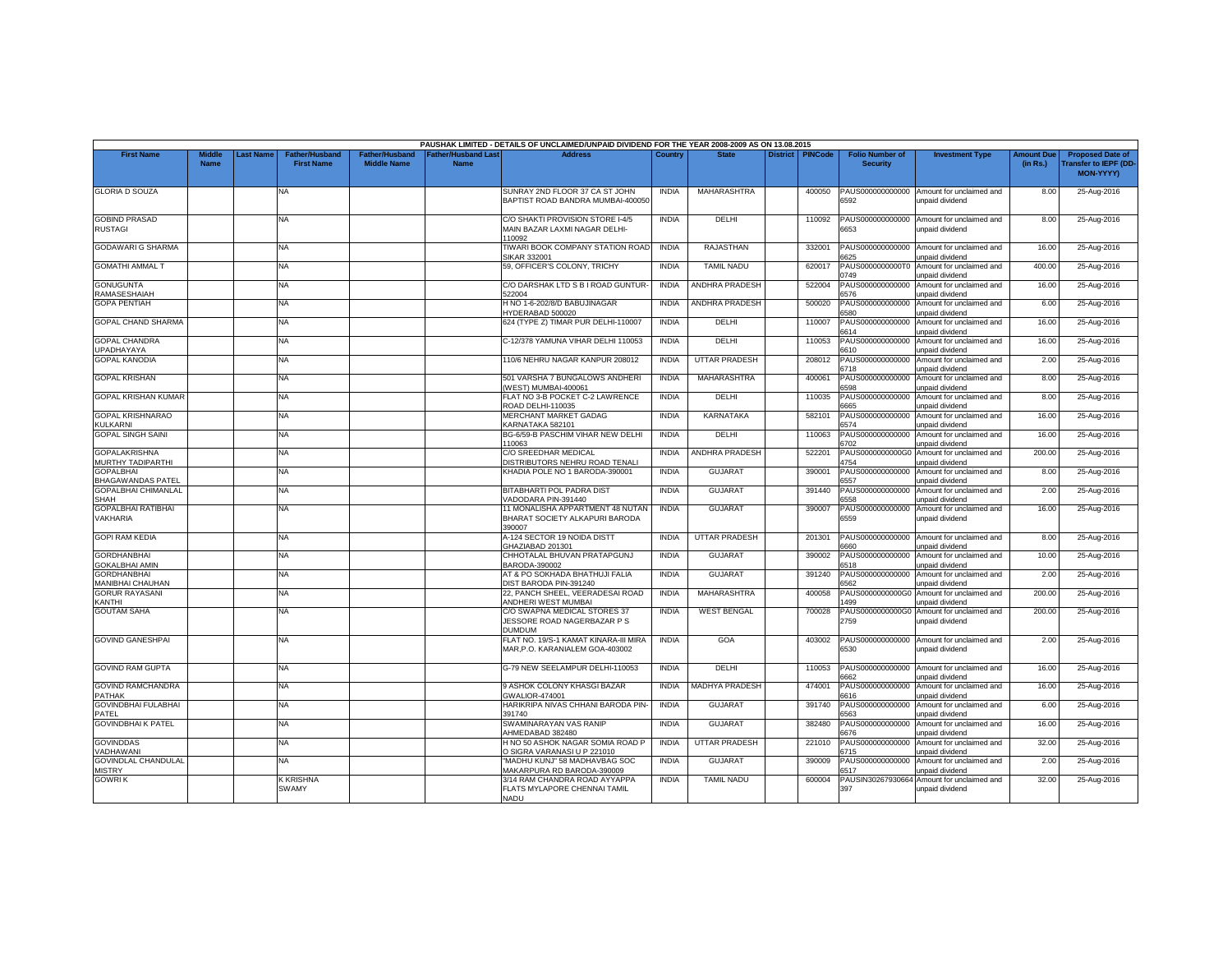PAUSHAK LIMITED - DETAILS OF UNCLAIMED/UNPAID DIVIDEND FOR THE YEAR 2008-2009 AS ON 13.08.2015

| First Name | Middle Name | Last Name | Father/Husband First Name | Father/Husband Middle Name | Father/Husband Last Name | Address | Country | State | District | PINCode | Folio Number of Security | Investment Type | Amount Due (in Rs.) | Proposed Date of Transfer to IEPF (DD-MON-YYYY) |
|---|---|---|---|---|---|---|---|---|---|---|---|---|---|---|
| GLORIA D SOUZA | | | NA | | | SUNRAY 2ND FLOOR 37 CA ST JOHN BAPTIST ROAD BANDRA MUMBAI-400050 | INDIA | MAHARASHTRA | | 400050 | PAUS0000000000006592 | Amount for unclaimed and unpaid dividend | 8.00 | 25-Aug-2016 |
| GOBIND PRASAD RUSTAGI | | | NA | | | C/O SHAKTI PROVISION STORE I-4/5 MAIN BAZAR LAXMI NAGAR DELHI-110092 | INDIA | DELHI | | 110092 | PAUS0000000000006653 | Amount for unclaimed and unpaid dividend | 8.00 | 25-Aug-2016 |
| GODAWARI G SHARMA | | | NA | | | TIWARI BOOK COMPANY STATION ROAD SIKAR 332001 | INDIA | RAJASTHAN | | 332001 | PAUS0000000000006625 | Amount for unclaimed and unpaid dividend | 16.00 | 25-Aug-2016 |
| GOMATHI AMMAL T | | | NA | | | 59, OFFICER'S COLONY, TRICHY | INDIA | TAMIL NADU | | 620017 | PAUS0000000000T00749 | Amount for unclaimed and unpaid dividend | 400.00 | 25-Aug-2016 |
| GONUGUNTA RAMASESHAIAH | | | NA | | | C/O DARSHAK LTD S B I ROAD GUNTUR-522004 | INDIA | ANDHRA PRADESH | | 522004 | PAUS0000000000006576 | Amount for unclaimed and unpaid dividend | 16.00 | 25-Aug-2016 |
| GOPA PENTIAH | | | NA | | | H NO 1-6-202/8/D BABUJINAGAR HYDERABAD 500020 | INDIA | ANDHRA PRADESH | | 500020 | PAUS0000000000006580 | Amount for unclaimed and unpaid dividend | 6.00 | 25-Aug-2016 |
| GOPAL CHAND SHARMA | | | NA | | | 624 (TYPE Z) TIMAR PUR DELHI-110007 | INDIA | DELHI | | 110007 | PAUS0000000000006614 | Amount for unclaimed and unpaid dividend | 16.00 | 25-Aug-2016 |
| GOPAL CHANDRA UPADHAYAYA | | | NA | | | C-12/378 YAMUNA VIHAR DELHI 110053 | INDIA | DELHI | | 110053 | PAUS0000000000006610 | Amount for unclaimed and unpaid dividend | 16.00 | 25-Aug-2016 |
| GOPAL KANODIA | | | NA | | | 110/6 NEHRU NAGAR KANPUR 208012 | INDIA | UTTAR PRADESH | | 208012 | PAUS0000000000006718 | Amount for unclaimed and unpaid dividend | 2.00 | 25-Aug-2016 |
| GOPAL KRISHAN | | | NA | | | 501 VARSHA 7 BUNGALOWS ANDHERI (WEST) MUMBAI-400061 | INDIA | MAHARASHTRA | | 400061 | PAUS0000000000006598 | Amount for unclaimed and unpaid dividend | 8.00 | 25-Aug-2016 |
| GOPAL KRISHAN KUMAR | | | NA | | | FLAT NO 3-B POCKET C-2 LAWRENCE ROAD DELHI-110035 | INDIA | DELHI | | 110035 | PAUS0000000000006665 | Amount for unclaimed and unpaid dividend | 8.00 | 25-Aug-2016 |
| GOPAL KRISHNARAO KULKARNI | | | NA | | | MERCHANT MARKET GADAG KARNATAKA 582101 | INDIA | KARNATAKA | | 582101 | PAUS0000000000006574 | Amount for unclaimed and unpaid dividend | 16.00 | 25-Aug-2016 |
| GOPAL SINGH SAINI | | | NA | | | BG-6/59-B PASCHIM VIHAR NEW DELHI 110063 | INDIA | DELHI | | 110063 | PAUS0000000000006702 | Amount for unclaimed and unpaid dividend | 16.00 | 25-Aug-2016 |
| GOPALAKRISHNA MURTHY TADIPARTHI | | | NA | | | C/O SREEDHAR MEDICAL DISTRIBUTORS NEHRU ROAD TENALI | INDIA | ANDHRA PRADESH | | 522201 | PAUS0000000000G04754 | Amount for unclaimed and unpaid dividend | 200.00 | 25-Aug-2016 |
| GOPALBHAI BHAGAWANDAS PATEL | | | NA | | | KHADIA POLE NO 1 BARODA-390001 | INDIA | GUJARAT | | 390001 | PAUS0000000000006557 | Amount for unclaimed and unpaid dividend | 8.00 | 25-Aug-2016 |
| GOPALBHAI CHIMANLAL SHAH | | | NA | | | BITABHARTI POL PADRA DIST VADODARA PIN-391440 | INDIA | GUJARAT | | 391440 | PAUS0000000000006558 | Amount for unclaimed and unpaid dividend | 2.00 | 25-Aug-2016 |
| GOPALBHAI RATIBHAI VAKHARIA | | | NA | | | 11 MONALISHA APPARTMENT 48 NUTAN BHARAT SOCIETY ALKAPURI BARODA 390007 | INDIA | GUJARAT | | 390007 | PAUS0000000000006559 | Amount for unclaimed and unpaid dividend | 16.00 | 25-Aug-2016 |
| GOPI RAM KEDIA | | | NA | | | A-124 SECTOR 19 NOIDA DISTT GHAZIABAD 201301 | INDIA | UTTAR PRADESH | | 201301 | PAUS0000000000006660 | Amount for unclaimed and unpaid dividend | 8.00 | 25-Aug-2016 |
| GORDHANBHAI GOKALBHAI AMIN | | | NA | | | CHHOTALAL BHUVAN PRATAPGUNJ BARODA-390002 | INDIA | GUJARAT | | 390002 | PAUS0000000000006518 | Amount for unclaimed and unpaid dividend | 10.00 | 25-Aug-2016 |
| GORDHANBHAI MANIBHAI CHAUHAN | | | NA | | | AT & PO SOKHADA BHATHUJI FALIA DIST BARODA PIN-391240 | INDIA | GUJARAT | | 391240 | PAUS0000000000006562 | Amount for unclaimed and unpaid dividend | 2.00 | 25-Aug-2016 |
| GORUR RAYASANI KANTHI | | | NA | | | 22, PANCH SHEEL, VEERADESAI ROAD ANDHERI WEST MUMBAI | INDIA | MAHARASHTRA | | 400058 | PAUS0000000000G01499 | Amount for unclaimed and unpaid dividend | 200.00 | 25-Aug-2016 |
| GOUTAM SAHA | | | NA | | | C/O SWAPNA MEDICAL STORES 37 JESSORE ROAD NAGERBAZAR P S DUMDUM | INDIA | WEST BENGAL | | 700028 | PAUS0000000000G02759 | Amount for unclaimed and unpaid dividend | 200.00 | 25-Aug-2016 |
| GOVIND GANESHPAI | | | NA | | | FLAT NO. 19/S-1 KAMAT KINARA-III MIRA MAR,P.O. KARANIALEM GOA-403002 | INDIA | GOA | | 403002 | PAUS0000000000006530 | Amount for unclaimed and unpaid dividend | 2.00 | 25-Aug-2016 |
| GOVIND RAM GUPTA | | | NA | | | G-79 NEW SEELAMPUR DELHI-110053 | INDIA | DELHI | | 110053 | PAUS0000000000006662 | Amount for unclaimed and unpaid dividend | 16.00 | 25-Aug-2016 |
| GOVIND RAMCHANDRA PATHAK | | | NA | | | 9 ASHOK COLONY KHASGI BAZAR GWALIOR-474001 | INDIA | MADHYA PRADESH | | 474001 | PAUS0000000000006616 | Amount for unclaimed and unpaid dividend | 16.00 | 25-Aug-2016 |
| GOVINDBHAI FULABHAI PATEL | | | NA | | | HARIKRIPA NIVAS CHHANI BARODA PIN-391740 | INDIA | GUJARAT | | 391740 | PAUS0000000000006563 | Amount for unclaimed and unpaid dividend | 6.00 | 25-Aug-2016 |
| GOVINDBHAI K PATEL | | | NA | | | SWAMINARAYAN VAS RANIP AHMEDABAD 382480 | INDIA | GUJARAT | | 382480 | PAUS0000000000006676 | Amount for unclaimed and unpaid dividend | 16.00 | 25-Aug-2016 |
| GOVINDDAS VADHAWANI | | | NA | | | H NO 50 ASHOK NAGAR SOMIA ROAD P O SIGRA VARANASI U P 221010 | INDIA | UTTAR PRADESH | | 221010 | PAUS0000000000006715 | Amount for unclaimed and unpaid dividend | 32.00 | 25-Aug-2016 |
| GOVINDLAL CHANDULAL MISTRY | | | NA | | | "MADHU KUNJ" 58 MADHAVBAG SOC MAKARPURA RD BARODA-390009 | INDIA | GUJARAT | | 390009 | PAUS0000000000006517 | Amount for unclaimed and unpaid dividend | 2.00 | 25-Aug-2016 |
| GOWRI K | | | K KRISHNA SWAMY | | | 3/14 RAM CHANDRA ROAD AYYAPPA FLATS MYLAPORE CHENNAI TAMIL NADU | INDIA | TAMIL NADU | | 600004 | PAUSIN30267930664397 | Amount for unclaimed and unpaid dividend | 32.00 | 25-Aug-2016 |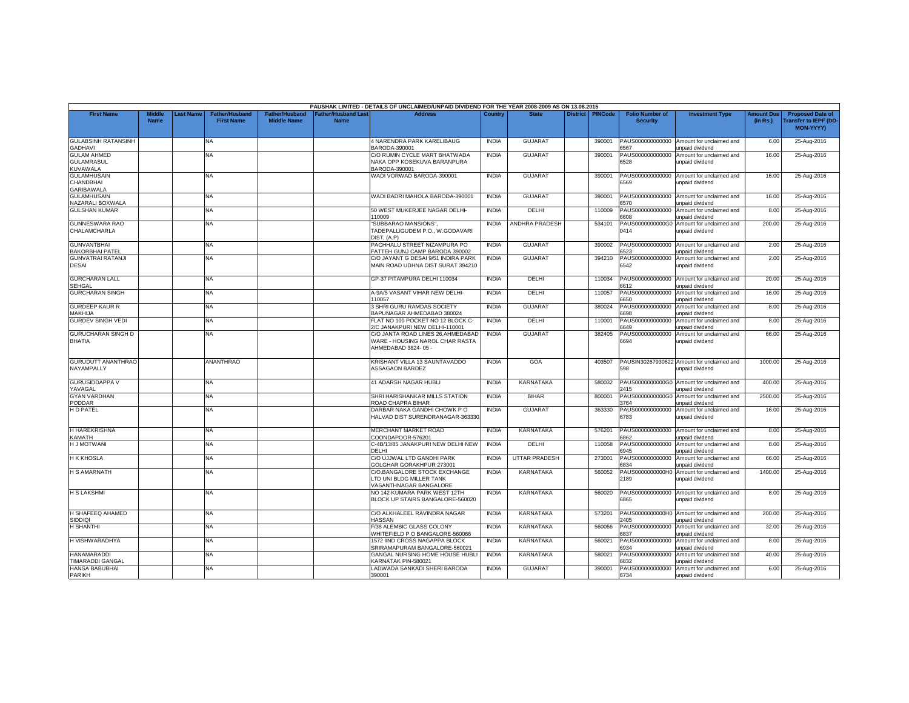PAUSHAK LIMITED - DETAILS OF UNCLAIMED/UNPAID DIVIDEND FOR THE YEAR 2008-2009 AS ON 13.08.2015

| First Name | Middle Name | Last Name | Father/Husband First Name | Father/Husband Middle Name | Father/Husband Last Name | Address | Country | State | District | PINCode | Folio Number of Security | Investment Type | Amount Due (in Rs.) | Proposed Date of Transfer to IEPF (DD-MON-YYYY) |
|---|---|---|---|---|---|---|---|---|---|---|---|---|---|---|
| GULABSINH RATANSINH GADHAVI | | | NA | | | 4 NARENDRA PARK KARELIBAUG BARODA-390001 | INDIA | GUJARAT | | 390001 | PAUS0000000000006567 | Amount for unclaimed and unpaid dividend | 6.00 | 25-Aug-2016 |
| GULAM AHMED GULAMRASUL KUVAWALA | | | NA | | | C/O RUMIN CYCLE MART BHATWADA NAKA OPP KOSEKUVA BARANPURA BARODA-390001 | INDIA | GUJARAT | | 390001 | PAUS0000000000006528 | Amount for unclaimed and unpaid dividend | 16.00 | 25-Aug-2016 |
| GULAMHUSAIN CHANDBHAI GARIBAWALA | | | NA | | | WADI VORWAD BARODA-390001 | INDIA | GUJARAT | | 390001 | PAUS0000000000006569 | Amount for unclaimed and unpaid dividend | 16.00 | 25-Aug-2016 |
| GULAMHUSAIN NAZARALI BOXWALA | | | NA | | | WADI BADRI MAHOLA BARODA-390001 | INDIA | GUJARAT | | 390001 | PAUS0000000000006570 | Amount for unclaimed and unpaid dividend | 16.00 | 25-Aug-2016 |
| GULSHAN KUMAR | | | NA | | | 50 WEST MUKERJEE NAGAR DELHI-110009 | INDIA | DELHI | | 110009 | PAUS0000000000006608 | Amount for unclaimed and unpaid dividend | 8.00 | 25-Aug-2016 |
| GUNNESWARA RAO CHALAMCHARLA | | | NA | | | "SUBBARAO MANSIONS", TADEPALLIGUDEM P.O., W.GODAVARI DIST, (A.P) | INDIA | ANDHRA PRADESH | | 534101 | PAUS0000000000G00414 | Amount for unclaimed and unpaid dividend | 200.00 | 25-Aug-2016 |
| GUNVANTBHAI BAKORBHAI PATEL | | | NA | | | PACHHALU STREET NIZAMPURA PO FATTEH GUNJ CAMP BARODA 390002 | INDIA | GUJARAT | | 390002 | PAUS0000000000006523 | Amount for unclaimed and unpaid dividend | 2.00 | 25-Aug-2016 |
| GUNVATRAI RATANJI DESAI | | | NA | | | C/O JAYANT G DESAI 9/51 INDIRA PARK MAIN ROAD UDHNA DIST SURAT 394210 | INDIA | GUJARAT | | 394210 | PAUS0000000000006542 | Amount for unclaimed and unpaid dividend | 2.00 | 25-Aug-2016 |
| GURCHARAN LALL SEHGAL | | | NA | | | GP-37 PITAMPURA DELHI 110034 | INDIA | DELHI | | 110034 | PAUS0000000000006612 | Amount for unclaimed and unpaid dividend | 20.00 | 25-Aug-2016 |
| GURCHARAN SINGH | | | NA | | | A-9A/5 VASANT VIHAR NEW DELHI-110057 | INDIA | DELHI | | 110057 | PAUS0000000000006650 | Amount for unclaimed and unpaid dividend | 16.00 | 25-Aug-2016 |
| GURDEEP KAUR R MAKHIJA | | | NA | | | 3 SHRI GURU RAMDAS SOCIETY BAPUNAGAR AHMEDABAD 380024 | INDIA | GUJARAT | | 380024 | PAUS0000000000006698 | Amount for unclaimed and unpaid dividend | 8.00 | 25-Aug-2016 |
| GURDEV SINGH VEDI | | | NA | | | FLAT NO 100 POCKET NO 12 BLOCK C-2/C JANAKPURI NEW DELHI-110001 | INDIA | DELHI | | 110001 | PAUS0000000000006649 | Amount for unclaimed and unpaid dividend | 8.00 | 25-Aug-2016 |
| GURUCHARAN SINGH D BHATIA | | | NA | | | C/O JANTA ROAD LINES 26,AHMEDABAD WARE - HOUSING NAROL CHAR RASTA AHMEDABAD 3824- 05 - | INDIA | GUJARAT | | 382405 | PAUS0000000000006694 | Amount for unclaimed and unpaid dividend | 66.00 | 25-Aug-2016 |
| GURUDUTT ANANTHRAO NAYAMPALLY | | | ANANTHRAO | | | KRISHANT VILLA 13 SAUNTAVADDO ASSAGAON BARDEZ | INDIA | GOA | | 403507 | PAUSIN30267930822598 | Amount for unclaimed and unpaid dividend | 1000.00 | 25-Aug-2016 |
| GURUSIDDAPPA V YAVAGAL | | | NA | | | 41 ADARSH NAGAR HUBLI | INDIA | KARNATAKA | | 580032 | PAUS0000000000G02415 | Amount for unclaimed and unpaid dividend | 400.00 | 25-Aug-2016 |
| GYAN VARDHAN PODDAR | | | NA | | | SHRI HARISHANKAR MILLS STATION ROAD CHAPRA BIHAR | INDIA | BIHAR | | 800001 | PAUS0000000000G03764 | Amount for unclaimed and unpaid dividend | 2500.00 | 25-Aug-2016 |
| H D PATEL | | | NA | | | DARBAR NAKA GANDHI CHOWK P O HALVAD DIST SURENDRANAGAR-363330 | INDIA | GUJARAT | | 363330 | PAUS0000000000006783 | Amount for unclaimed and unpaid dividend | 16.00 | 25-Aug-2016 |
| H HAREKRISHNA KAMATH | | | NA | | | MERCHANT MARKET ROAD COONDAPOOR-576201 | INDIA | KARNATAKA | | 576201 | PAUS0000000000006862 | Amount for unclaimed and unpaid dividend | 8.00 | 25-Aug-2016 |
| H J MOTWANI | | | NA | | | C-4B/13/85 JANAKPURI NEW DELHI NEW DELHI | INDIA | DELHI | | 110058 | PAUS0000000000006945 | Amount for unclaimed and unpaid dividend | 8.00 | 25-Aug-2016 |
| H K KHOSLA | | | NA | | | C/O UJJWAL LTD GANDHI PARK GOLGHAR GORAKHPUR 273001 | INDIA | UTTAR PRADESH | | 273001 | PAUS0000000000006834 | Amount for unclaimed and unpaid dividend | 66.00 | 25-Aug-2016 |
| H S AMARNATH | | | NA | | | C/O.BANGALORE STOCK EXCHANGE LTD UNI BLDG MILLER TANK VASANTHNAGAR BANGALORE | INDIA | KARNATAKA | | 560052 | PAUS0000000000H02189 | Amount for unclaimed and unpaid dividend | 1400.00 | 25-Aug-2016 |
| H S LAKSHMI | | | NA | | | NO 142 KUMARA PARK WEST 12TH BLOCK UP STAIRS BANGALORE-560020 | INDIA | KARNATAKA | | 560020 | PAUS0000000000006865 | Amount for unclaimed and unpaid dividend | 8.00 | 25-Aug-2016 |
| H SHAFEEQ AHAMED SIDDIQI | | | NA | | | C/O ALKHALEEL RAVINDRA NAGAR HASSAN | INDIA | KARNATAKA | | 573201 | PAUS0000000000H02405 | Amount for unclaimed and unpaid dividend | 200.00 | 25-Aug-2016 |
| H SHANTHI | | | NA | | | F/38 ALEMBIC GLASS COLONY WHITEFIELD P O BANGALORE-560066 | INDIA | KARNATAKA | | 560066 | PAUS0000000000006837 | Amount for unclaimed and unpaid dividend | 32.00 | 25-Aug-2016 |
| H VISHWARADHYA | | | NA | | | 1572 IIND CROSS NAGAPPA BLOCK SRIRAMAPURAM BANGALORE-560021 | INDIA | KARNATAKA | | 560021 | PAUS0000000000006934 | Amount for unclaimed and unpaid dividend | 8.00 | 25-Aug-2016 |
| HANAMARADDI TIMARADDI GANGAL | | | NA | | | GANGAL NURSING HOME HOUSE HUBLI KARNATAK PIN-580021 | INDIA | KARNATAKA | | 580021 | PAUS0000000000006832 | Amount for unclaimed and unpaid dividend | 40.00 | 25-Aug-2016 |
| HANSA BABUBHAI PARIKH | | | NA | | | LADWADA SANKADI SHERI BARODA 390001 | INDIA | GUJARAT | | 390001 | PAUS0000000000006734 | Amount for unclaimed and unpaid dividend | 6.00 | 25-Aug-2016 |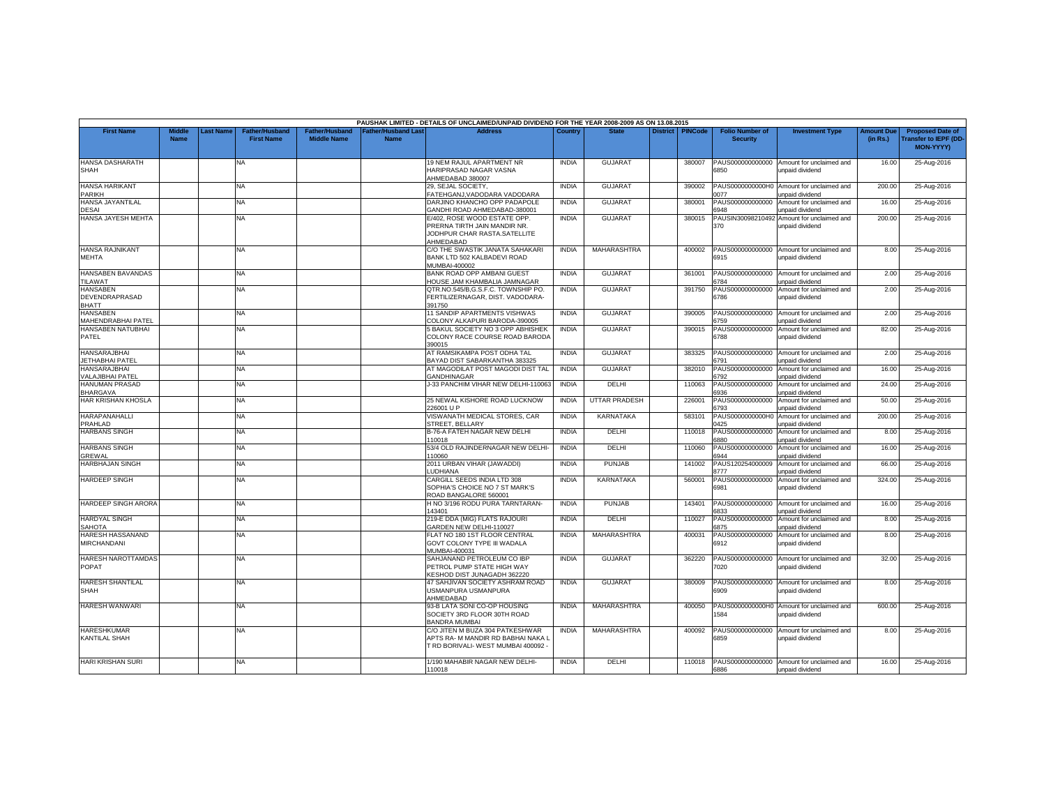| PAUSHAK LIMITED - DETAILS OF UNCLAIMED/UNPAID DIVIDEND FOR THE YEAR 2008-2009 AS ON 13.08.2015 | | | | | | | | | | | | | | | |
|---|---|---|---|---|---|---|---|---|---|---|---|---|---|---|---|
| First Name | Middle Name | Last Name | Father/Husband First Name | Father/Husband Middle Name | Father/Husband Last Name | Address | Country | State | District | PINCode | Folio Number of Security | Investment Type | Amount Due (in Rs.) | Proposed Date of Transfer to IEPF (DD-MON-YYYY) |
| HANSA DASHARATH SHAH | | | NA | | | 19 NEM RAJUL APARTMENT NR HARIPRASAD NAGAR VASNA AHMEDABAD 380007 | INDIA | GUJARAT | | 380007 | PAUS0000000000006850 | Amount for unclaimed and unpaid dividend | 16.00 | 25-Aug-2016 |
| HANSA HARIKANT PARIKH | | | NA | | | 29, SEJAL SOCIETY, FATEHGANJ,VADODARA VADODARA | INDIA | GUJARAT | | 390002 | PAUS0000000000H00077 | Amount for unclaimed and unpaid dividend | 200.00 | 25-Aug-2016 |
| HANSA JAYANTILAL DESAI | | | NA | | | DARJINO KHANCHO OPP PADAPOLE GANDHI ROAD AHMEDABAD-380001 | INDIA | GUJARAT | | 380001 | PAUS0000000000006948 | Amount for unclaimed and unpaid dividend | 16.00 | 25-Aug-2016 |
| HANSA JAYESH MEHTA | | | NA | | | E/402, ROSE WOOD ESTATE OPP. PRERNA TIRTH JAIN MANDIR NR. JODHPUR CHAR RASTA.SATELLITE AHMEDABAD | INDIA | GUJARAT | | 380015 | PAUSIN30098210492370 | Amount for unclaimed and unpaid dividend | 200.00 | 25-Aug-2016 |
| HANSA RAJNIKANT MEHTA | | | NA | | | C/O THE SWASTIK JANATA SAHAKARI BANK LTD 502 KALBADEVI ROAD MUMBAI-400002 | INDIA | MAHARASHTRA | | 400002 | PAUS0000000000006915 | Amount for unclaimed and unpaid dividend | 8.00 | 25-Aug-2016 |
| HANSABEN BAVANDAS TILAWAT | | | NA | | | BANK ROAD OPP AMBANI GUEST HOUSE JAM KHAMBALIA JAMNAGAR | INDIA | GUJARAT | | 361001 | PAUS0000000000006784 | Amount for unclaimed and unpaid dividend | 2.00 | 25-Aug-2016 |
| HANSABEN DEVENDRAPRASAD BHATT | | | NA | | | QTR.NO.545/B,G.S.F.C. TOWNSHIP PO. FERTILIZERNAGAR, DIST. VADODARA-391750 | INDIA | GUJARAT | | 391750 | PAUS0000000000006786 | Amount for unclaimed and unpaid dividend | 2.00 | 25-Aug-2016 |
| HANSABEN MAHENDRABHAI PATEL | | | NA | | | 11 SANDIP APARTMENTS VISHWAS COLONY ALKAPURI BARODA-390005 | INDIA | GUJARAT | | 390005 | PAUS0000000000006759 | Amount for unclaimed and unpaid dividend | 2.00 | 25-Aug-2016 |
| HANSABEN NATUBHAI PATEL | | | NA | | | 5 BAKUL SOCIETY NO 3 OPP ABHISHEK COLONY RACE COURSE ROAD BARODA 390015 | INDIA | GUJARAT | | 390015 | PAUS0000000000006788 | Amount for unclaimed and unpaid dividend | 82.00 | 25-Aug-2016 |
| HANSARAJBHAI JETHABHAI PATEL | | | NA | | | AT RAMSIKAMPA POST ODHA TAL BAYAD DIST SABARKANTHA 383325 | INDIA | GUJARAT | | 383325 | PAUS0000000000006791 | Amount for unclaimed and unpaid dividend | 2.00 | 25-Aug-2016 |
| HANSARAJBHAI VALAJIBHAI PATEL | | | NA | | | AT MAGODILAT POST MAGODI DIST TAL GANDHINAGAR | INDIA | GUJARAT | | 382010 | PAUS0000000000006792 | Amount for unclaimed and unpaid dividend | 16.00 | 25-Aug-2016 |
| HANUMAN PRASAD BHARGAVA | | | NA | | | J-33 PANCHIM VIHAR NEW DELHI-110063 | INDIA | DELHI | | 110063 | PAUS0000000000006936 | Amount for unclaimed and unpaid dividend | 24.00 | 25-Aug-2016 |
| HAR KRISHAN KHOSLA | | | NA | | | 25 NEWAL KISHORE ROAD LUCKNOW 226001 U P | INDIA | UTTAR PRADESH | | 226001 | PAUS0000000000006793 | Amount for unclaimed and unpaid dividend | 50.00 | 25-Aug-2016 |
| HARAPANAHALLI PRAHLAD | | | NA | | | VISWANATH MEDICAL STORES, CAR STREET, BELLARY | INDIA | KARNATAKA | | 583101 | PAUS0000000000H00425 | Amount for unclaimed and unpaid dividend | 200.00 | 25-Aug-2016 |
| HARBANS SINGH | | | NA | | | B-76-A FATEH NAGAR NEW DELHI 110018 | INDIA | DELHI | | 110018 | PAUS0000000000006880 | Amount for unclaimed and unpaid dividend | 8.00 | 25-Aug-2016 |
| HARBANS SINGH GREWAL | | | NA | | | 53/4 OLD RAJINDERNAGAR NEW DELHI-110060 | INDIA | DELHI | | 110060 | PAUS0000000000006944 | Amount for unclaimed and unpaid dividend | 16.00 | 25-Aug-2016 |
| HARBHAJAN SINGH | | | NA | | | 2011 URBAN VIHAR (JAWADDI) LUDHIANA | INDIA | PUNJAB | | 141002 | PAUS1202540000098777 | Amount for unclaimed and unpaid dividend | 66.00 | 25-Aug-2016 |
| HARDEEP SINGH | | | NA | | | CARGILL SEEDS INDIA LTD 308 SOPHIA'S CHOICE NO 7 ST MARK'S ROAD BANGALORE 560001 | INDIA | KARNATAKA | | 560001 | PAUS0000000000006981 | Amount for unclaimed and unpaid dividend | 324.00 | 25-Aug-2016 |
| HARDEEP SINGH ARORA | | | NA | | | H NO 3/196 RODU PURA TARNTARAN-143401 | INDIA | PUNJAB | | 143401 | PAUS0000000000006833 | Amount for unclaimed and unpaid dividend | 16.00 | 25-Aug-2016 |
| HARDYAL SINGH SAHOTA | | | NA | | | 219-E DDA (MIG) FLATS RAJOURI GARDEN NEW DELHI-110027 | INDIA | DELHI | | 110027 | PAUS0000000000006875 | Amount for unclaimed and unpaid dividend | 8.00 | 25-Aug-2016 |
| HARESH HASSANAND MIRCHANDANI | | | NA | | | FLAT NO 180 1ST FLOOR CENTRAL GOVT COLONY TYPE III WADALA MUMBAI-400031 | INDIA | MAHARASHTRA | | 400031 | PAUS0000000000006912 | Amount for unclaimed and unpaid dividend | 8.00 | 25-Aug-2016 |
| HARESH NAROTTAMDAS POPAT | | | NA | | | SAHJANAND PETROLEUM CO IBP PETROL PUMP STATE HIGH WAY KESHOD DIST JUNAGADH 362220 | INDIA | GUJARAT | | 362220 | PAUS0000000000007020 | Amount for unclaimed and unpaid dividend | 32.00 | 25-Aug-2016 |
| HARESH SHANTILAL SHAH | | | NA | | | 47 SAHJIVAN SOCIETY ASHRAM ROAD USMANPURA USMANPURA AHMEDABAD | INDIA | GUJARAT | | 380009 | PAUS0000000000006909 | Amount for unclaimed and unpaid dividend | 8.00 | 25-Aug-2016 |
| HARESH WANWARI | | | NA | | | 93-B LATA SONI CO-OP HOUSING SOCIETY 3RD FLOOR 30TH ROAD BANDRA MUMBAI | INDIA | MAHARASHTRA | | 400050 | PAUS0000000000H01584 | Amount for unclaimed and unpaid dividend | 600.00 | 25-Aug-2016 |
| HARESHKUMAR KANTILAL SHAH | | | NA | | | C/O JITEN M BUZA 304 PATKESHWAR APTS RA- M MANDIR RD BABHAI NAKA L T RD BORIVALI- WEST MUMBAI 400092 - | INDIA | MAHARASHTRA | | 400092 | PAUS0000000000006859 | Amount for unclaimed and unpaid dividend | 8.00 | 25-Aug-2016 |
| HARI KRISHAN SURI | | | NA | | | 1/190 MAHABIR NAGAR NEW DELHI-110018 | INDIA | DELHI | | 110018 | PAUS0000000000006886 | Amount for unclaimed and unpaid dividend | 16.00 | 25-Aug-2016 |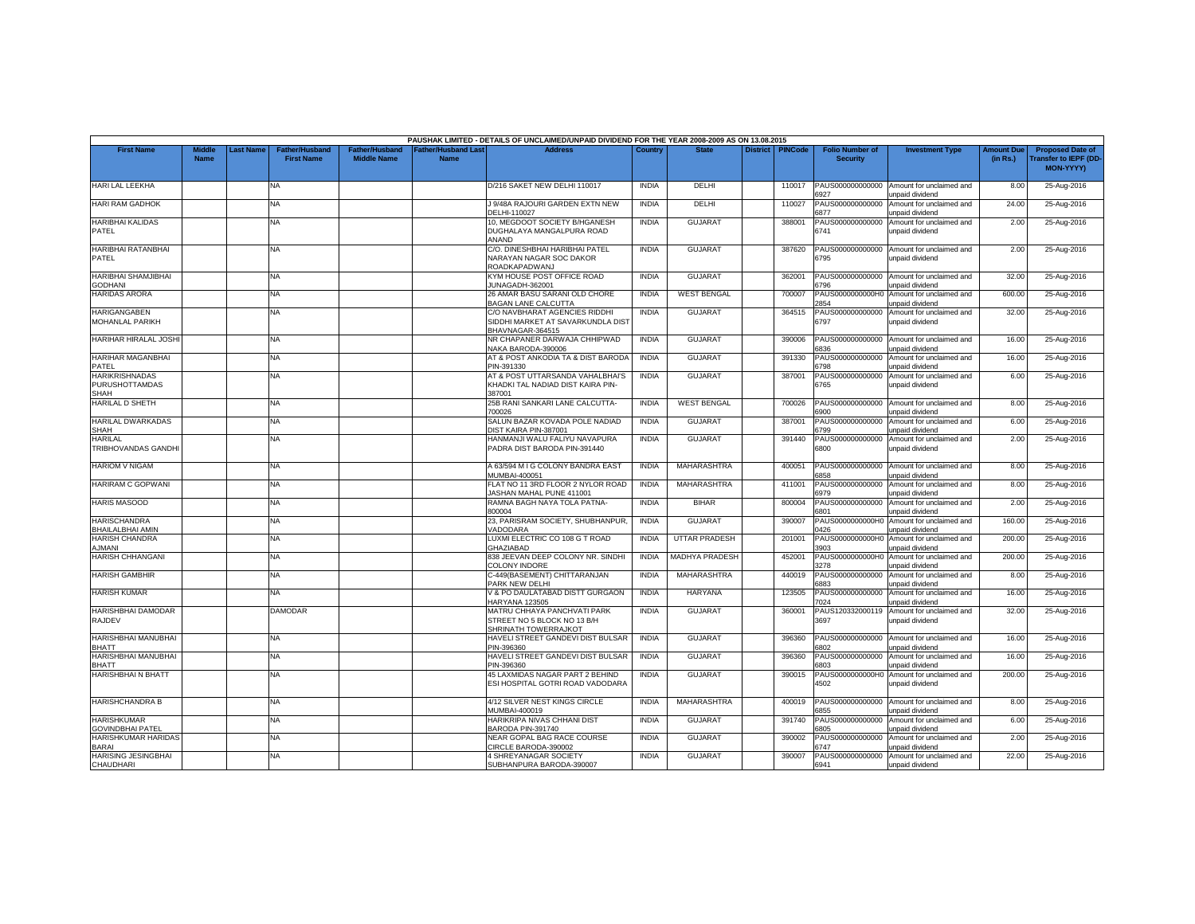PAUSHAK LIMITED - DETAILS OF UNCLAIMED/UNPAID DIVIDEND FOR THE YEAR 2008-2009 AS ON 13.08.2015

| First Name | Middle Name | Last Name | Father/Husband First Name | Father/Husband Middle Name | Father/Husband Last Name | Address | Country | State | District | PINCode | Folio Number of Security | Investment Type | Amount Due (in Rs.) | Proposed Date of Transfer to IEPF (DD-MON-YYYY) |
|---|---|---|---|---|---|---|---|---|---|---|---|---|---|---|
| HARI LAL LEEKHA | | | NA | | | D/216 SAKET NEW DELHI 110017 | INDIA | DELHI | | 110017 | PAUS0000000000006927 | Amount for unclaimed and unpaid dividend | 8.00 | 25-Aug-2016 |
| HARI RAM GADHOK | | | NA | | | J 9/48A RAJOURI GARDEN EXTN NEW DELHI-110027 | INDIA | DELHI | | 110027 | PAUS0000000000006877 | Amount for unclaimed and unpaid dividend | 24.00 | 25-Aug-2016 |
| HARIBHAI KALIDAS PATEL | | | NA | | | 10, MEGDOOT SOCIETY B/HGANESH DUGHALAYA MANGALPURA ROAD ANAND | INDIA | GUJARAT | | 388001 | PAUS0000000000006741 | Amount for unclaimed and unpaid dividend | 2.00 | 25-Aug-2016 |
| HARIBHAI RATANBHAI PATEL | | | NA | | | C/O. DINESHBHAI HARIBHAI PATEL NARAYAN NAGAR SOC DAKOR ROADKAPADWANJ | INDIA | GUJARAT | | 387620 | PAUS0000000000006795 | Amount for unclaimed and unpaid dividend | 2.00 | 25-Aug-2016 |
| HARIBHAI SHAMJIBHAI GODHANI | | | NA | | | KYM HOUSE POST OFFICE ROAD JUNAGADH-362001 | INDIA | GUJARAT | | 362001 | PAUS0000000000006796 | Amount for unclaimed and unpaid dividend | 32.00 | 25-Aug-2016 |
| HARIDAS ARORA | | | NA | | | 26 AMAR BASU SARANI OLD CHORE BAGAN LANE CALCUTTA | INDIA | WEST BENGAL | | 700007 | PAUS0000000000H02854 | Amount for unclaimed and unpaid dividend | 600.00 | 25-Aug-2016 |
| HARIGANGABEN MOHANLAL PARIKH | | | NA | | | C/O NAVBHARAT AGENCIES RIDDHI SIDDHI MARKET AT SAVARKUNDLA DIST BHAVNAGAR-364515 | INDIA | GUJARAT | | 364515 | PAUS0000000000006797 | Amount for unclaimed and unpaid dividend | 32.00 | 25-Aug-2016 |
| HARIHAR HIRALAL JOSHI | | | NA | | | NR CHAPANER DARWAJA CHHIPWAD NAKA BARODA-390006 | INDIA | GUJARAT | | 390006 | PAUS0000000000006836 | Amount for unclaimed and unpaid dividend | 16.00 | 25-Aug-2016 |
| HARIHAR MAGANBHAI PATEL | | | NA | | | AT & POST ANKODIA TA & DIST BARODA PIN-391330 | INDIA | GUJARAT | | 391330 | PAUS0000000000006798 | Amount for unclaimed and unpaid dividend | 16.00 | 25-Aug-2016 |
| HARIKRISHNADAS PURUSHOTTAMDAS SHAH | | | NA | | | AT & POST UTTARSANDA VAHALBHAI'S KHADKI TAL NADIAD DIST KAIRA PIN-387001 | INDIA | GUJARAT | | 387001 | PAUS0000000000006765 | Amount for unclaimed and unpaid dividend | 6.00 | 25-Aug-2016 |
| HARILAL D SHETH | | | NA | | | 25B RANI SANKARI LANE CALCUTTA-700026 | INDIA | WEST BENGAL | | 700026 | PAUS0000000000006900 | Amount for unclaimed and unpaid dividend | 8.00 | 25-Aug-2016 |
| HARILAL DWARKADAS SHAH | | | NA | | | SALUN BAZAR KOVADA POLE NADIAD DIST KAIRA PIN-387001 | INDIA | GUJARAT | | 387001 | PAUS0000000000006799 | Amount for unclaimed and unpaid dividend | 6.00 | 25-Aug-2016 |
| HARILAL TRIBHOVANDAS GANDHI | | | NA | | | HANMANJI WALU FALIYU NAVAPURA PADRA DIST BARODA PIN-391440 | INDIA | GUJARAT | | 391440 | PAUS0000000000006800 | Amount for unclaimed and unpaid dividend | 2.00 | 25-Aug-2016 |
| HARIOM V NIGAM | | | NA | | | A 63/594 M I G COLONY BANDRA EAST MUMBAI-400051 | INDIA | MAHARASHTRA | | 400051 | PAUS0000000000006858 | Amount for unclaimed and unpaid dividend | 8.00 | 25-Aug-2016 |
| HARIRAM C GOPWANI | | | NA | | | FLAT NO 11 3RD FLOOR 2 NYLOR ROAD JASHAN MAHAL PUNE 411001 | INDIA | MAHARASHTRA | | 411001 | PAUS0000000000006979 | Amount for unclaimed and unpaid dividend | 8.00 | 25-Aug-2016 |
| HARIS MASOOD | | | NA | | | RAMNA BAGH NAYA TOLA PATNA-800004 | INDIA | BIHAR | | 800004 | PAUS0000000000006801 | Amount for unclaimed and unpaid dividend | 2.00 | 25-Aug-2016 |
| HARISCHANDRA BHAILALBHAI AMIN | | | NA | | | 23, PARISRAM SOCIETY, SHUBHANPUR, VADODARA | INDIA | GUJARAT | | 390007 | PAUS0000000000H00426 | Amount for unclaimed and unpaid dividend | 160.00 | 25-Aug-2016 |
| HARISH CHANDRA AJMANI | | | NA | | | LUXMI ELECTRIC CO 108 G T ROAD GHAZIABAD | INDIA | UTTAR PRADESH | | 201001 | PAUS0000000000H03903 | Amount for unclaimed and unpaid dividend | 200.00 | 25-Aug-2016 |
| HARISH CHHANGANI | | | NA | | | 838 JEEVAN DEEP COLONY NR. SINDHI COLONY INDORE | INDIA | MADHYA PRADESH | | 452001 | PAUS0000000000H03278 | Amount for unclaimed and unpaid dividend | 200.00 | 25-Aug-2016 |
| HARISH GAMBHIR | | | NA | | | C-449(BASEMENT) CHITTARANJAN PARK NEW DELHI | INDIA | MAHARASHTRA | | 440019 | PAUS0000000000006883 | Amount for unclaimed and unpaid dividend | 8.00 | 25-Aug-2016 |
| HARISH KUMAR | | | NA | | | V & PO DAULATABAD DISTT GURGAON HARYANA 123505 | INDIA | HARYANA | | 123505 | PAUS0000000000007024 | Amount for unclaimed and unpaid dividend | 16.00 | 25-Aug-2016 |
| HARISHBHAI DAMODAR RAJDEV | | | DAMODAR | | | MATRU CHHAYA PANCHVATI PARK STREET NO 5 BLOCK NO 13 B/H SHRINATH TOWERRAJKOT | INDIA | GUJARAT | | 360001 | PAUS1203320001193697 | Amount for unclaimed and unpaid dividend | 32.00 | 25-Aug-2016 |
| HARISHBHAI MANUBHAI BHATT | | | NA | | | HAVELI STREET GANDEVI DIST BULSAR PIN-396360 | INDIA | GUJARAT | | 396360 | PAUS0000000000006802 | Amount for unclaimed and unpaid dividend | 16.00 | 25-Aug-2016 |
| HARISHBHAI MANUBHAI BHATT | | | NA | | | HAVELI STREET GANDEVI DIST BULSAR PIN-396360 | INDIA | GUJARAT | | 396360 | PAUS0000000000006803 | Amount for unclaimed and unpaid dividend | 16.00 | 25-Aug-2016 |
| HARISHBHAI N BHATT | | | NA | | | 45 LAXMIDAS NAGAR PART 2 BEHIND ESI HOSPITAL GOTRI ROAD VADODARA | INDIA | GUJARAT | | 390015 | PAUS0000000000H04502 | Amount for unclaimed and unpaid dividend | 200.00 | 25-Aug-2016 |
| HARISHCHANDRA B | | | NA | | | 4/12 SILVER NEST KINGS CIRCLE MUMBAI-400019 | INDIA | MAHARASHTRA | | 400019 | PAUS0000000000006855 | Amount for unclaimed and unpaid dividend | 8.00 | 25-Aug-2016 |
| HARISHKUMAR GOVINDBHAI PATEL | | | NA | | | HARIKRIPA NIVAS CHHANI DIST BARODA PIN-391740 | INDIA | GUJARAT | | 391740 | PAUS0000000000006805 | Amount for unclaimed and unpaid dividend | 6.00 | 25-Aug-2016 |
| HARISHKUMAR HARIDAS BARAI | | | NA | | | NEAR GOPAL BAG RACE COURSE CIRCLE BARODA-390002 | INDIA | GUJARAT | | 390002 | PAUS0000000000006747 | Amount for unclaimed and unpaid dividend | 2.00 | 25-Aug-2016 |
| HARISING JESINGBHAI CHAUDHARI | | | NA | | | 4 SHREYANAGAR SOCIETY SUBHANPURA BARODA-390007 | INDIA | GUJARAT | | 390007 | PAUS0000000000006941 | Amount for unclaimed and unpaid dividend | 22.00 | 25-Aug-2016 |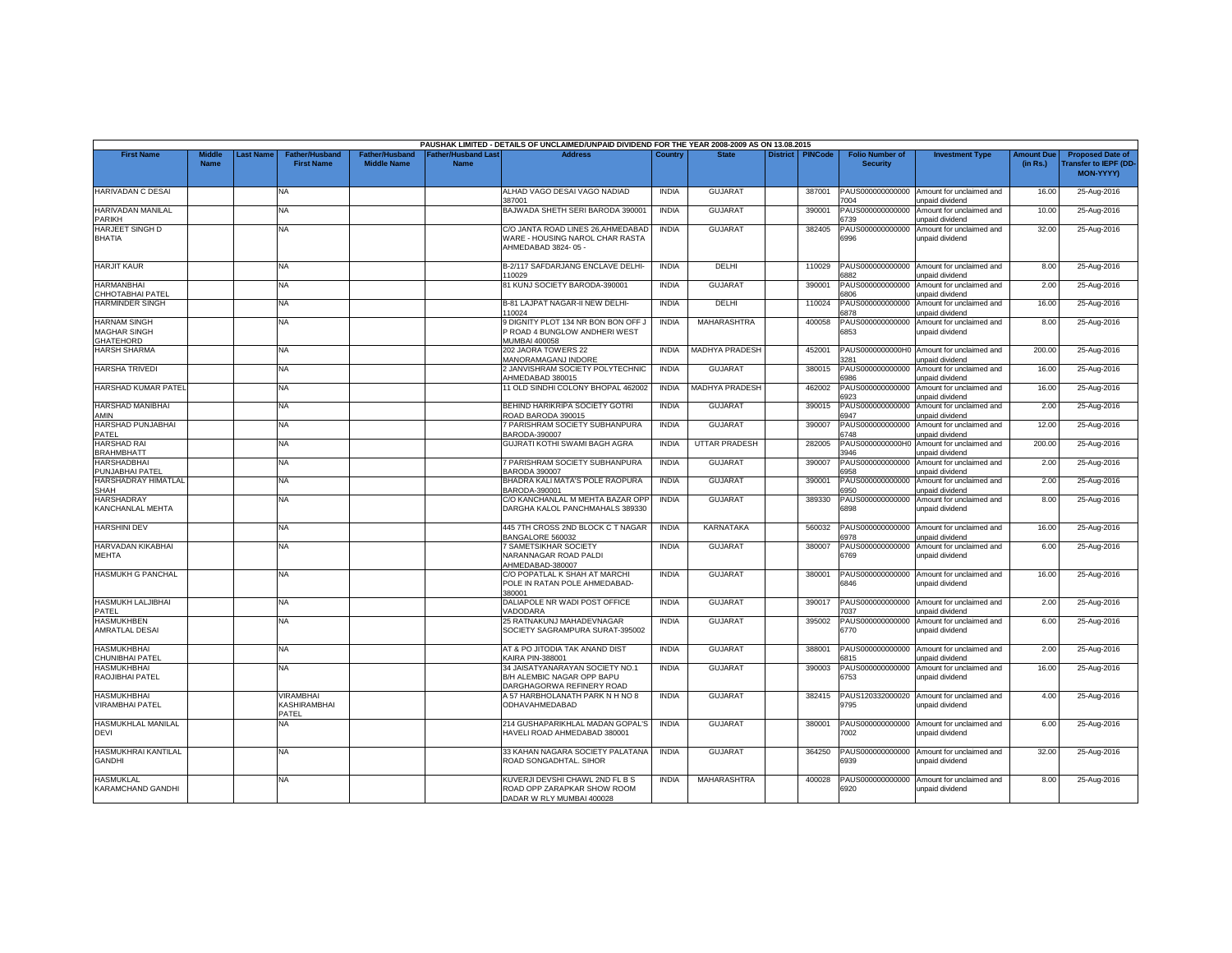PAUSHAK LIMITED - DETAILS OF UNCLAIMED/UNPAID DIVIDEND FOR THE YEAR 2008-2009 AS ON 13.08.2015

| First Name | Middle Name | Last Name | Father/Husband First Name | Father/Husband Middle Name | Father/Husband Last Name | Address | Country | State | District | PINCode | Folio Number of Security | Investment Type | Amount Due (in Rs.) | Proposed Date of Transfer to IEPF (DD-MON-YYYY) |
|---|---|---|---|---|---|---|---|---|---|---|---|---|---|---|
| HARIVADAN C DESAI | | | NA | | | ALHAD VAGO DESAI VAGO NADIAD 387001 | INDIA | GUJARAT | | 387001 | PAUS000000000000 7004 | Amount for unclaimed and unpaid dividend | 16.00 | 25-Aug-2016 |
| HARIVADAN MANILAL PARIKH | | | NA | | | BAJWADA SHETH SERI BARODA 390001 | INDIA | GUJARAT | | 390001 | PAUS000000000000 6739 | Amount for unclaimed and unpaid dividend | 10.00 | 25-Aug-2016 |
| HARJEET SINGH D BHATIA | | | NA | | | C/O JANTA ROAD LINES 26,AHMEDABAD WARE - HOUSING NAROL CHAR RASTA AHMEDABAD 3824- 05 - | INDIA | GUJARAT | | 382405 | PAUS000000000000 6996 | Amount for unclaimed and unpaid dividend | 32.00 | 25-Aug-2016 |
| HARJIT KAUR | | | NA | | | B-2/117 SAFDARJANG ENCLAVE DELHI-110029 | INDIA | DELHI | | 110029 | PAUS000000000000 6882 | Amount for unclaimed and unpaid dividend | 8.00 | 25-Aug-2016 |
| HARMANBHAI CHHOTABHAI PATEL | | | NA | | | 81 KUNJ SOCIETY BARODA-390001 | INDIA | GUJARAT | | 390001 | PAUS000000000000 6806 | Amount for unclaimed and unpaid dividend | 2.00 | 25-Aug-2016 |
| HARMINDER SINGH | | | NA | | | B-81 LAJPAT NAGAR-II NEW DELHI-110024 | INDIA | DELHI | | 110024 | PAUS000000000000 6878 | Amount for unclaimed and unpaid dividend | 16.00 | 25-Aug-2016 |
| HARNAM SINGH MAGHAR SINGH GHATEHORD | | | NA | | | 9 DIGNITY PLOT 134 NR BON BON OFF J P ROAD 4 BUNGLOW ANDHERI WEST MUMBAI 400058 | INDIA | MAHARASHTRA | | 400058 | PAUS000000000000 6853 | Amount for unclaimed and unpaid dividend | 8.00 | 25-Aug-2016 |
| HARSH SHARMA | | | NA | | | 202 JAORA TOWERS 22 MANORAMAGANJ INDORE | INDIA | MADHYA PRADESH | | 452001 | PAUS0000000000H0 3281 | Amount for unclaimed and unpaid dividend | 200.00 | 25-Aug-2016 |
| HARSHA TRIVEDI | | | NA | | | 2 JANVISHRAM SOCIETY POLYTECHNIC AHMEDABAD 380015 | INDIA | GUJARAT | | 380015 | PAUS000000000000 6986 | Amount for unclaimed and unpaid dividend | 16.00 | 25-Aug-2016 |
| HARSHAD KUMAR PATEL | | | NA | | | 11 OLD SINDHI COLONY BHOPAL 462002 | INDIA | MADHYA PRADESH | | 462002 | PAUS000000000000 6923 | Amount for unclaimed and unpaid dividend | 16.00 | 25-Aug-2016 |
| HARSHAD MANIBHAI AMIN | | | NA | | | BEHIND HARIKRIPA SOCIETY GOTRI ROAD BARODA 390015 | INDIA | GUJARAT | | 390015 | PAUS000000000000 6947 | Amount for unclaimed and unpaid dividend | 2.00 | 25-Aug-2016 |
| HARSHAD PUNJABHAI PATEL | | | NA | | | 7 PARISHRAM SOCIETY SUBHANPURA BARODA-390007 | INDIA | GUJARAT | | 390007 | PAUS000000000000 6748 | Amount for unclaimed and unpaid dividend | 12.00 | 25-Aug-2016 |
| HARSHAD RAI BRAHMBHATT | | | NA | | | GUJRATI KOTHI SWAMI BAGH AGRA | INDIA | UTTAR PRADESH | | 282005 | PAUS0000000000H0 3946 | Amount for unclaimed and unpaid dividend | 200.00 | 25-Aug-2016 |
| HARSHADBHAI PUNJABHAI PATEL | | | NA | | | 7 PARISHRAM SOCIETY SUBHANPURA BARODA 390007 | INDIA | GUJARAT | | 390007 | PAUS000000000000 6958 | Amount for unclaimed and unpaid dividend | 2.00 | 25-Aug-2016 |
| HARSHADRAY HIMATLAL SHAH | | | NA | | | BHADRA KALI MATA'S POLE RAOPURA BARODA-390001 | INDIA | GUJARAT | | 390001 | PAUS000000000000 6950 | Amount for unclaimed and unpaid dividend | 2.00 | 25-Aug-2016 |
| HARSHADRAY KANCHANLAL MEHTA | | | NA | | | C/O KANCHANLAL M MEHTA BAZAR OPP DARGHA KALOL PANCHMAHALS 389330 | INDIA | GUJARAT | | 389330 | PAUS000000000000 6898 | Amount for unclaimed and unpaid dividend | 8.00 | 25-Aug-2016 |
| HARSHINI DEV | | | NA | | | 445 7TH CROSS 2ND BLOCK C T NAGAR BANGALORE 560032 | INDIA | KARNATAKA | | 560032 | PAUS000000000000 6978 | Amount for unclaimed and unpaid dividend | 16.00 | 25-Aug-2016 |
| HARVADAN KIKABHAI MEHTA | | | NA | | | 7 SAMETSIKHAR SOCIETY NARANNAGAR ROAD PALDI AHMEDABAD-380007 | INDIA | GUJARAT | | 380007 | PAUS000000000000 6769 | Amount for unclaimed and unpaid dividend | 6.00 | 25-Aug-2016 |
| HASMUKH G PANCHAL | | | NA | | | C/O POPATLAL K SHAH AT MARCHI POLE IN RATAN POLE AHMEDABAD-380001 | INDIA | GUJARAT | | 380001 | PAUS000000000000 6846 | Amount for unclaimed and unpaid dividend | 16.00 | 25-Aug-2016 |
| HASMUKH LALJIBHAI PATEL | | | NA | | | DALIAPOLE NR WADI POST OFFICE VADODARA | INDIA | GUJARAT | | 390017 | PAUS000000000000 7037 | Amount for unclaimed and unpaid dividend | 2.00 | 25-Aug-2016 |
| HASMUKHBEN AMRATLAL DESAI | | | NA | | | 25 RATNAKUNJ MAHADEVNAGAR SOCIETY SAGRAMPURA SURAT-395002 | INDIA | GUJARAT | | 395002 | PAUS000000000000 6770 | Amount for unclaimed and unpaid dividend | 6.00 | 25-Aug-2016 |
| HASMUKHBHAI CHUNIBHAI PATEL | | | NA | | | AT & PO JITODIA TAK ANAND DIST KAIRA PIN-388001 | INDIA | GUJARAT | | 388001 | PAUS000000000000 6815 | Amount for unclaimed and unpaid dividend | 2.00 | 25-Aug-2016 |
| HASMUKHBHAI RAOJIBHAI PATEL | | | NA | | | 34 JAISATYANARAYAN SOCIETY NO.1 B/H ALEMBIC NAGAR OPP BAPU DARGHAGORWA REFINERY ROAD | INDIA | GUJARAT | | 390003 | PAUS000000000000 6753 | Amount for unclaimed and unpaid dividend | 16.00 | 25-Aug-2016 |
| HASMUKHBHAI VIRAMBHAI PATEL | | | VIRAMBHAI KASHIRAMBHAI PATEL | | | A 57 HARBHOLANATH PARK N H NO 8 ODHAVAHMEDABAD | INDIA | GUJARAT | | 382415 | PAUS120332000020 9795 | Amount for unclaimed and unpaid dividend | 4.00 | 25-Aug-2016 |
| HASMUKHLAL MANILAL DEVI | | | NA | | | 214 GUSHAPARIKHLAL MADAN GOPAL'S HAVELI ROAD AHMEDABAD 380001 | INDIA | GUJARAT | | 380001 | PAUS000000000000 7002 | Amount for unclaimed and unpaid dividend | 6.00 | 25-Aug-2016 |
| HASMUKHRAI KANTILAL GANDHI | | | NA | | | 33 KAHAN NAGARA SOCIETY PALATANA ROAD SONGADHTAL. SIHOR | INDIA | GUJARAT | | 364250 | PAUS000000000000 6939 | Amount for unclaimed and unpaid dividend | 32.00 | 25-Aug-2016 |
| HASMUKLAL KARAMCHAND GANDHI | | | NA | | | KUVERJI DEVSHI CHAWL 2ND FL B S ROAD OPP ZARAPKAR SHOW ROOM DADAR W RLY MUMBAI 400028 | INDIA | MAHARASHTRA | | 400028 | PAUS000000000000 6920 | Amount for unclaimed and unpaid dividend | 8.00 | 25-Aug-2016 |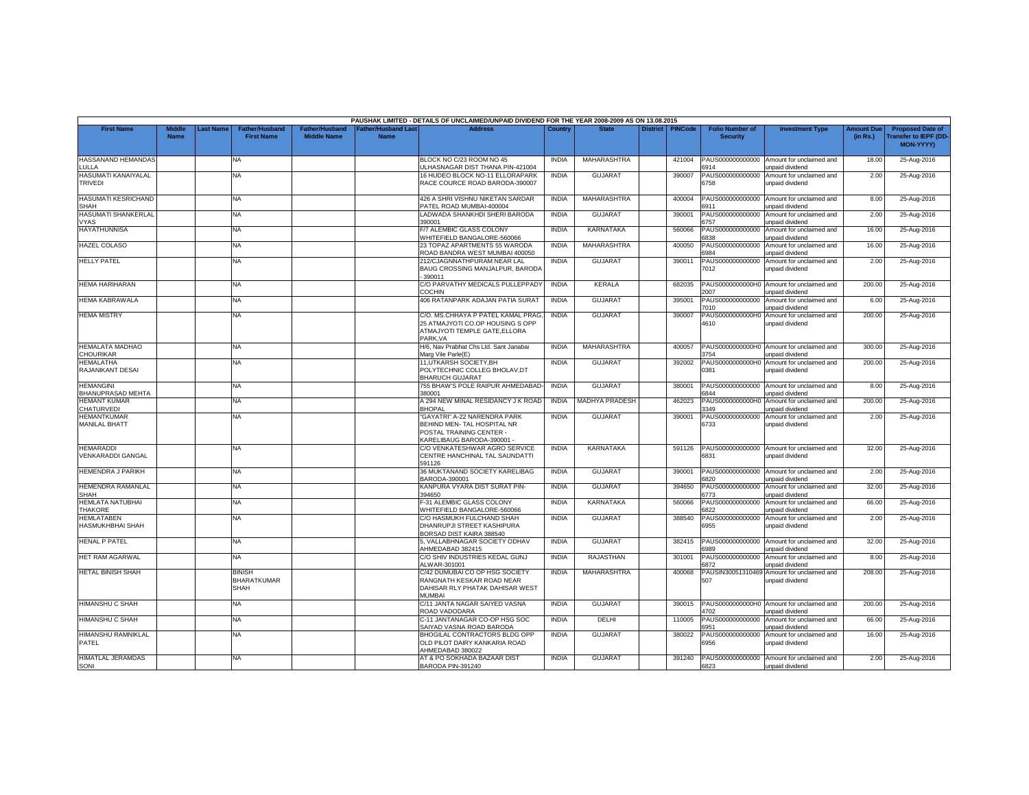PAUSHAK LIMITED - DETAILS OF UNCLAIMED/UNPAID DIVIDEND FOR THE YEAR 2008-2009 AS ON 13.08.2015

| First Name | Middle Name | Last Name | Father/Husband First Name | Father/Husband Middle Name | Father/Husband Last Name | Address | Country | State | District | PINCode | Folio Number of Security | Investment Type | Amount Due (in Rs.) | Proposed Date of Transfer to IEPF (DD-MON-YYYY) |
|---|---|---|---|---|---|---|---|---|---|---|---|---|---|---|
| HASSANAND HEMANDAS LULLA | | | NA | | | BLOCK NO C/23 ROOM NO 45 ULHASNAGAR DIST THANA PIN-421004 | INDIA | MAHARASHTRA | | 421004 | PAUS000000000000 6914 | Amount for unclaimed and unpaid dividend | 18.00 | 25-Aug-2016 |
| HASUMATI KANAIYALAL TRIVEDI | | | NA | | | 16 HUDEO BLOCK NO-11 ELLORAPARK RACE COURCE ROAD BARODA-390007 | INDIA | GUJARAT | | 390007 | PAUS000000000000 6758 | Amount for unclaimed and unpaid dividend | 2.00 | 25-Aug-2016 |
| HASUMATI KESRICHAND SHAH | | | NA | | | 426 A SHRI VISHNU NIKETAN SARDAR PATEL ROAD MUMBAI-400004 | INDIA | MAHARASHTRA | | 400004 | PAUS000000000000 6911 | Amount for unclaimed and unpaid dividend | 8.00 | 25-Aug-2016 |
| HASUMATI SHANKERLAL VYAS | | | NA | | | LADWADA SHANKHDI SHERI BARODA 390001 | INDIA | GUJARAT | | 390001 | PAUS000000000000 6757 | Amount for unclaimed and unpaid dividend | 2.00 | 25-Aug-2016 |
| HAYATHUNNISA | | | NA | | | F/7 ALEMBIC GLASS COLONY WHITEFIELD BANGALORE-560066 | INDIA | KARNATAKA | | 560066 | PAUS000000000000 6838 | Amount for unclaimed and unpaid dividend | 16.00 | 25-Aug-2016 |
| HAZEL COLASO | | | NA | | | 23 TOPAZ APARTMENTS 55 WARODA ROAD BANDRA WEST MUMBAI 400050 | INDIA | MAHARASHTRA | | 400050 | PAUS000000000000 6984 | Amount for unclaimed and unpaid dividend | 16.00 | 25-Aug-2016 |
| HELLY PATEL | | | NA | | | 212/CJAGNNATHPURAM NEAR LAL BAUG CROSSING MANJALPUR, BARODA - 390011 | INDIA | GUJARAT | | 390011 | PAUS000000000000 7012 | Amount for unclaimed and unpaid dividend | 2.00 | 25-Aug-2016 |
| HEMA HARIHARAN | | | NA | | | C/O PARVATHY MEDICALS PULLEPPADY COCHIN | INDIA | KERALA | | 682035 | PAUS0000000000H0 2007 | Amount for unclaimed and unpaid dividend | 200.00 | 25-Aug-2016 |
| HEMA KABRAWALA | | | NA | | | 406 RATANPARK ADAJAN PATIA SURAT | INDIA | GUJARAT | | 395001 | PAUS000000000000 7010 | Amount for unclaimed and unpaid dividend | 6.00 | 25-Aug-2016 |
| HEMA MISTRY | | | NA | | | C/O. MS.CHHAYA P PATEL KAMAL PRAG, 25 ATMAJYOTI CO.OP HOUSING S OPP ATMAJYOTI TEMPLE GATE,ELLORA PARK,VA | INDIA | GUJARAT | | 390007 | PAUS0000000000H0 4610 | Amount for unclaimed and unpaid dividend | 200.00 | 25-Aug-2016 |
| HEMALATA MADHAO CHOURIKAR | | | NA | | | H/6, Nav Prabhat Chs Ltd. Sant Janabai Marg Vile Parle(E) | INDIA | MAHARASHTRA | | 400057 | PAUS0000000000H0 3754 | Amount for unclaimed and unpaid dividend | 300.00 | 25-Aug-2016 |
| HEMALATHA RAJANIKANT DESAI | | | NA | | | 11,UTKARSH SOCIETY,BH POLYTECHNIC COLLEG BHOLAV,DT BHARUCH GUJARAT | INDIA | GUJARAT | | 392002 | PAUS0000000000H0 0381 | Amount for unclaimed and unpaid dividend | 200.00 | 25-Aug-2016 |
| HEMANGINI BHANUPRASAD MEHTA | | | NA | | | 755 BHAW'S POLE RAIPUR AHMEDABAD-380001 | INDIA | GUJARAT | | 380001 | PAUS000000000000 6844 | Amount for unclaimed and unpaid dividend | 8.00 | 25-Aug-2016 |
| HEMANT KUMAR CHATURVEDI | | | NA | | | A 294 NEW MINAL RESIDANCY J K ROAD BHOPAL | INDIA | MADHYA PRADESH | | 462023 | PAUS0000000000H0 3349 | Amount for unclaimed and unpaid dividend | 200.00 | 25-Aug-2016 |
| HEMANTKUMAR MANILAL BHATT | | | NA | | | "GAYATRI" A-22 NARENDRA PARK BEHIND MEN- TAL HOSPITAL NR POSTAL TRAINING CENTER - KARELIBAUG BARODA-390001 - | INDIA | GUJARAT | | 390001 | PAUS000000000000 6733 | Amount for unclaimed and unpaid dividend | 2.00 | 25-Aug-2016 |
| HEMARADDI VENKARADDI GANGAL | | | NA | | | C/O VENKATESHWAR AGRO SERVICE CENTRE HANCHINAL TAL SAUNDATTI 591126 | INDIA | KARNATAKA | | 591126 | PAUS000000000000 6831 | Amount for unclaimed and unpaid dividend | 32.00 | 25-Aug-2016 |
| HEMENDRA J PARIKH | | | NA | | | 36 MUKTANAND SOCIETY KARELIBAG BARODA-390001 | INDIA | GUJARAT | | 390001 | PAUS000000000000 6820 | Amount for unclaimed and unpaid dividend | 2.00 | 25-Aug-2016 |
| HEMENDRA RAMANLAL SHAH | | | NA | | | KANPURA VYARA DIST SURAT PIN-394650 | INDIA | GUJARAT | | 394650 | PAUS000000000000 6773 | Amount for unclaimed and unpaid dividend | 32.00 | 25-Aug-2016 |
| HEMLATA NATUBHAI THAKORE | | | NA | | | F-31 ALEMBIC GLASS COLONY WHITEFIELD BANGALORE-560066 | INDIA | KARNATAKA | | 560066 | PAUS000000000000 6822 | Amount for unclaimed and unpaid dividend | 66.00 | 25-Aug-2016 |
| HEMLATABEN HASMUKHBHAI SHAH | | | NA | | | C/O HASMUKH FULCHAND SHAH DHANRUPJI STREET KASHIPURA BORSAD DIST KAIRA 388540 | INDIA | GUJARAT | | 388540 | PAUS000000000000 6955 | Amount for unclaimed and unpaid dividend | 2.00 | 25-Aug-2016 |
| HENAL P PATEL | | | NA | | | 5, VALLABHNAGAR SOCIETY ODHAV AHMEDABAD 382415 | INDIA | GUJARAT | | 382415 | PAUS000000000000 6989 | Amount for unclaimed and unpaid dividend | 32.00 | 25-Aug-2016 |
| HET RAM AGARWAL | | | NA | | | C/O SHIV INDUSTRIES KEDAL GUNJ ALWAR-301001 | INDIA | RAJASTHAN | | 301001 | PAUS000000000000 6872 | Amount for unclaimed and unpaid dividend | 8.00 | 25-Aug-2016 |
| HETAL BINISH SHAH | | | BINISH BHARATKUMAR SHAH | | | C/42 DUMUBAI CO OP HSG SOCIETY RANGNATH KESKAR ROAD NEAR DAHISAR RLY PHATAK DAHISAR WEST MUMBAI | INDIA | MAHARASHTRA | | 400068 | PAUSIN30051310469 507 | Amount for unclaimed and unpaid dividend | 208.00 | 25-Aug-2016 |
| HIMANSHU C SHAH | | | NA | | | C/11 JANTA NAGAR SAIYED VASNA ROAD VADODARA | INDIA | GUJARAT | | 390015 | PAUS0000000000H0 4702 | Amount for unclaimed and unpaid dividend | 200.00 | 25-Aug-2016 |
| HIMANSHU C SHAH | | | NA | | | C-11 JANTANAGAR CO-OP HSG SOC SAIYAD VASNA ROAD BARODA | INDIA | DELHI | | 110005 | PAUS000000000000 6951 | Amount for unclaimed and unpaid dividend | 66.00 | 25-Aug-2016 |
| HIMANSHU RAMNIKLAL PATEL | | | NA | | | BHOGILAL CONTRACTORS BLDG OPP OLD PILOT DAIRY KANKARIA ROAD AHMEDABAD 380022 | INDIA | GUJARAT | | 380022 | PAUS000000000000 6956 | Amount for unclaimed and unpaid dividend | 16.00 | 25-Aug-2016 |
| HIMATLAL JERAMDAS SONI | | | NA | | | AT & PO SOKHADA BAZAAR DIST BARODA PIN-391240 | INDIA | GUJARAT | | 391240 | PAUS000000000000 6823 | Amount for unclaimed and unpaid dividend | 2.00 | 25-Aug-2016 |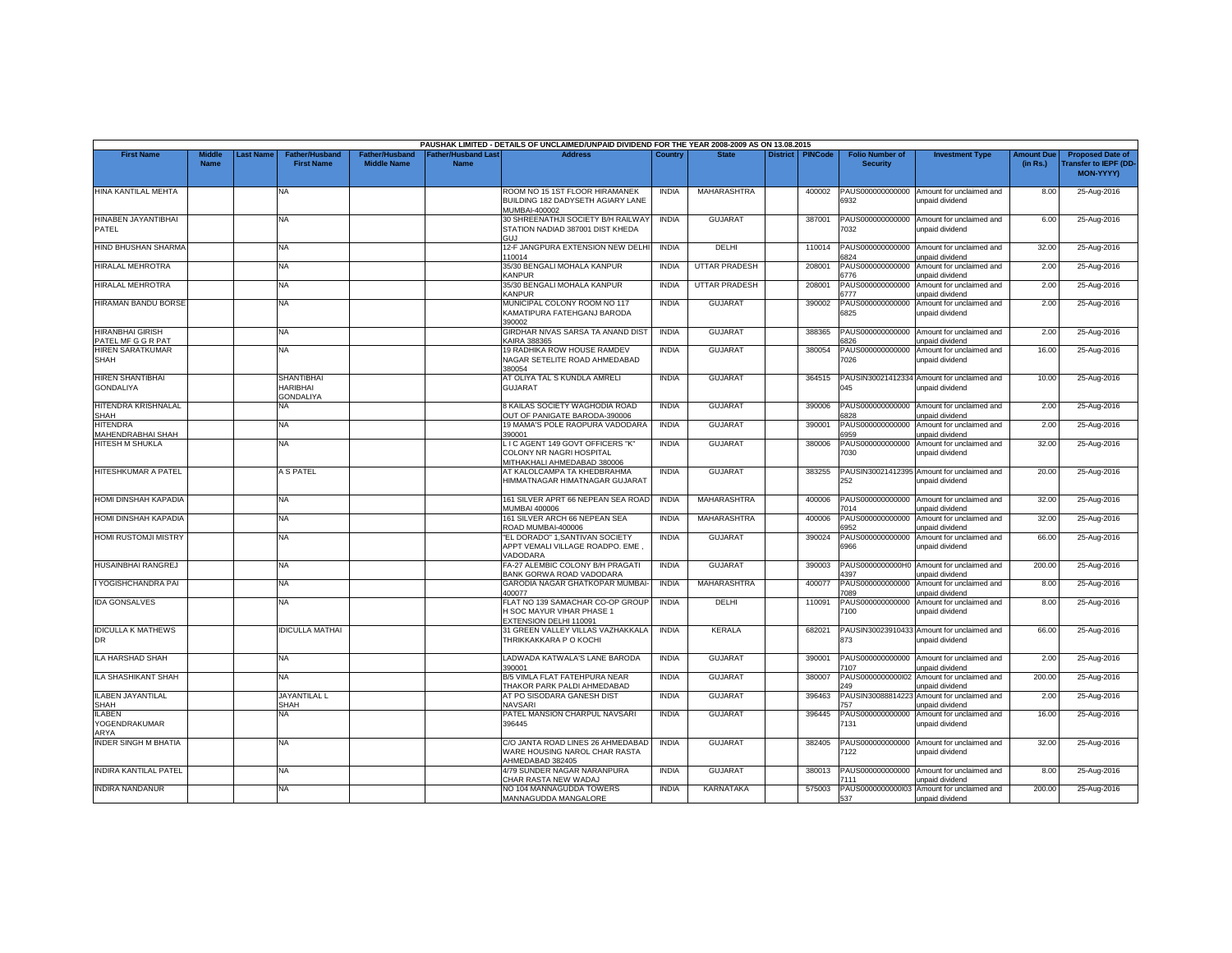PAUSHAK LIMITED - DETAILS OF UNCLAIMED/UNPAID DIVIDEND FOR THE YEAR 2008-2009 AS ON 13.08.2015

| First Name | Middle Name | Last Name | Father/Husband First Name | Father/Husband Middle Name | Father/Husband Last Name | Address | Country | State | District | PINCode | Folio Number of Security | Investment Type | Amount Due (in Rs.) | Proposed Date of Transfer to IEPF (DD-MON-YYYY) |
|---|---|---|---|---|---|---|---|---|---|---|---|---|---|---|
| HINA KANTILAL MEHTA | | | NA | | | ROOM NO 15 1ST FLOOR HIRAMANEK BUILDING 182 DADYSETH AGIARY LANE MUMBAI-400002 | INDIA | MAHARASHTRA | | 400002 | PAUS0000000000006932 | Amount for unclaimed and unpaid dividend | 8.00 | 25-Aug-2016 |
| HINABEN JAYANTIBHAI PATEL | | | NA | | | 30 SHREENATHJI SOCIETY B/H RAILWAY STATION NADIAD 387001 DIST KHEDA GUJ | INDIA | GUJARAT | | 387001 | PAUS0000000000007032 | Amount for unclaimed and unpaid dividend | 6.00 | 25-Aug-2016 |
| HIND BHUSHAN SHARMA | | | NA | | | 12-F JANGPURA EXTENSION NEW DELHI 110014 | INDIA | DELHI | | 110014 | PAUS0000000000006824 | Amount for unclaimed and unpaid dividend | 32.00 | 25-Aug-2016 |
| HIRALAL MEHROTRA | | | NA | | | 35/30 BENGALI MOHALA KANPUR KANPUR | INDIA | UTTAR PRADESH | | 208001 | PAUS0000000000006776 | Amount for unclaimed and unpaid dividend | 2.00 | 25-Aug-2016 |
| HIRALAL MEHROTRA | | | NA | | | 35/30 BENGALI MOHALA KANPUR KANPUR | INDIA | UTTAR PRADESH | | 208001 | PAUS0000000000006777 | Amount for unclaimed and unpaid dividend | 2.00 | 25-Aug-2016 |
| HIRAMAN BANDU BORSE | | | NA | | | MUNICIPAL COLONY ROOM NO 117 KAMATIPURA FATEHGANJ BARODA 390002 | INDIA | GUJARAT | | 390002 | PAUS0000000000006825 | Amount for unclaimed and unpaid dividend | 2.00 | 25-Aug-2016 |
| HIRANBHAI GIRISH PATEL MF G G R PAT | | | NA | | | GIRDHAR NIVAS SARSA TA ANAND DIST KAIRA 388365 | INDIA | GUJARAT | | 388365 | PAUS0000000000006826 | Amount for unclaimed and unpaid dividend | 2.00 | 25-Aug-2016 |
| HIREN SARATKUMAR SHAH | | | NA | | | 19 RADHIKA ROW HOUSE RAMDEV NAGAR SETELITE ROAD AHMEDABAD 380054 | INDIA | GUJARAT | | 380054 | PAUS0000000000007026 | Amount for unclaimed and unpaid dividend | 16.00 | 25-Aug-2016 |
| HIREN SHANTIBHAI GONDALIYA | | | SHANTIBHAI HARIBHAI GONDALIYA | | | AT OLIYA TAL S KUNDLA AMRELI GUJARAT | INDIA | GUJARAT | | 364515 | PAUSIN30021412334045 | Amount for unclaimed and unpaid dividend | 10.00 | 25-Aug-2016 |
| HITENDRA KRISHNALAL SHAH | | | NA | | | 8 KAILAS SOCIETY WAGHODIA ROAD OUT OF PANIGATE BARODA-390006 | INDIA | GUJARAT | | 390006 | PAUS0000000000006828 | Amount for unclaimed and unpaid dividend | 2.00 | 25-Aug-2016 |
| HITENDRA MAHENDRABHAI SHAH | | | NA | | | 19 MAMA'S POLE RAOPURA VADODARA 390001 | INDIA | GUJARAT | | 390001 | PAUS0000000000006959 | Amount for unclaimed and unpaid dividend | 2.00 | 25-Aug-2016 |
| HITESH M SHUKLA | | | NA | | | L I C AGENT 149 GOVT OFFICERS "K" COLONY NR NAGRI HOSPITAL MITHAKHALI AHMEDABAD 380006 | INDIA | GUJARAT | | 380006 | PAUS0000000000007030 | Amount for unclaimed and unpaid dividend | 32.00 | 25-Aug-2016 |
| HITESHKUMAR A PATEL | | | A S PATEL | | | AT KALOLCAMPA TA KHEDBRAHMA HIMMATNAGAR HIMATNAGAR GUJARAT | INDIA | GUJARAT | | 383255 | PAUSIN30021412395252 | Amount for unclaimed and unpaid dividend | 20.00 | 25-Aug-2016 |
| HOMI DINSHAH KAPADIA | | | NA | | | 161 SILVER APRT 66 NEPEAN SEA ROAD MUMBAI 400006 | INDIA | MAHARASHTRA | | 400006 | PAUS0000000000007014 | Amount for unclaimed and unpaid dividend | 32.00 | 25-Aug-2016 |
| HOMI DINSHAH KAPADIA | | | NA | | | 161 SILVER ARCH 66 NEPEAN SEA ROAD MUMBAI-400006 | INDIA | MAHARASHTRA | | 400006 | PAUS0000000000006952 | Amount for unclaimed and unpaid dividend | 32.00 | 25-Aug-2016 |
| HOMI RUSTOMJI MISTRY | | | NA | | | "EL DORADO" 1,SANTIVAN SOCIETY APPT VEMALI VILLAGE ROADPO. EME , VADODARA | INDIA | GUJARAT | | 390024 | PAUS0000000000006966 | Amount for unclaimed and unpaid dividend | 66.00 | 25-Aug-2016 |
| HUSAINBHAI RANGREJ | | | NA | | | FA-27 ALEMBIC COLONY B/H PRAGATI BANK GORWA ROAD VADODARA | INDIA | GUJARAT | | 390003 | PAUS0000000000H04397 | Amount for unclaimed and unpaid dividend | 200.00 | 25-Aug-2016 |
| I YOGISHCHANDRA PAI | | | NA | | | GARODIA NAGAR GHATKOPAR MUMBAI-400077 | INDIA | MAHARASHTRA | | 400077 | PAUS0000000000007089 | Amount for unclaimed and unpaid dividend | 8.00 | 25-Aug-2016 |
| IDA GONSALVES | | | NA | | | FLAT NO 139 SAMACHAR CO-OP GROUP H SOC MAYUR VIHAR PHASE 1 EXTENSION DELHI 110091 | INDIA | DELHI | | 110091 | PAUS0000000000007100 | Amount for unclaimed and unpaid dividend | 8.00 | 25-Aug-2016 |
| IDICULLA K MATHEWS DR | | | IDICULLA MATHAI | | | 31 GREEN VALLEY VILLAS VAZHAKKALA THRIKKAKKARA P O KOCHI | INDIA | KERALA | | 682021 | PAUSIN30023910433873 | Amount for unclaimed and unpaid dividend | 66.00 | 25-Aug-2016 |
| ILA HARSHAD SHAH | | | NA | | | LADWADA KATWALA'S LANE BARODA 390001 | INDIA | GUJARAT | | 390001 | PAUS0000000000007107 | Amount for unclaimed and unpaid dividend | 2.00 | 25-Aug-2016 |
| ILA SHASHIKANT SHAH | | | NA | | | B/5 VIMLA FLAT FATEHPURA NEAR THAKOR PARK PALDI AHMEDABAD | INDIA | GUJARAT | | 380007 | PAUS0000000000I02249 | Amount for unclaimed and unpaid dividend | 200.00 | 25-Aug-2016 |
| ILABEN JAYANTILAL SHAH | | | JAYANTILAL L SHAH | | | AT PO SISODARA GANESH DIST NAVSARI | INDIA | GUJARAT | | 396463 | PAUSIN30088814223757 | Amount for unclaimed and unpaid dividend | 2.00 | 25-Aug-2016 |
| ILABEN YOGENDRAKUMAR ARYA | | | NA | | | PATEL MANSION CHARPUL NAVSARI 396445 | INDIA | GUJARAT | | 396445 | PAUS0000000000007131 | Amount for unclaimed and unpaid dividend | 16.00 | 25-Aug-2016 |
| INDER SINGH M BHATIA | | | NA | | | C/O JANTA ROAD LINES 26 AHMEDABAD WARE HOUSING NAROL CHAR RASTA AHMEDABAD 382405 | INDIA | GUJARAT | | 382405 | PAUS0000000000007122 | Amount for unclaimed and unpaid dividend | 32.00 | 25-Aug-2016 |
| INDIRA KANTILAL PATEL | | | NA | | | 4/79 SUNDER NAGAR NARANPURA CHAR RASTA NEW WADAJ | INDIA | GUJARAT | | 380013 | PAUS0000000000007111 | Amount for unclaimed and unpaid dividend | 8.00 | 25-Aug-2016 |
| INDIRA NANDANUR | | | NA | | | NO 104 MANNAGUDDA TOWERS MANNAGUDDA MANGALORE | INDIA | KARNATAKA | | 575003 | PAUS0000000000I03537 | Amount for unclaimed and unpaid dividend | 200.00 | 25-Aug-2016 |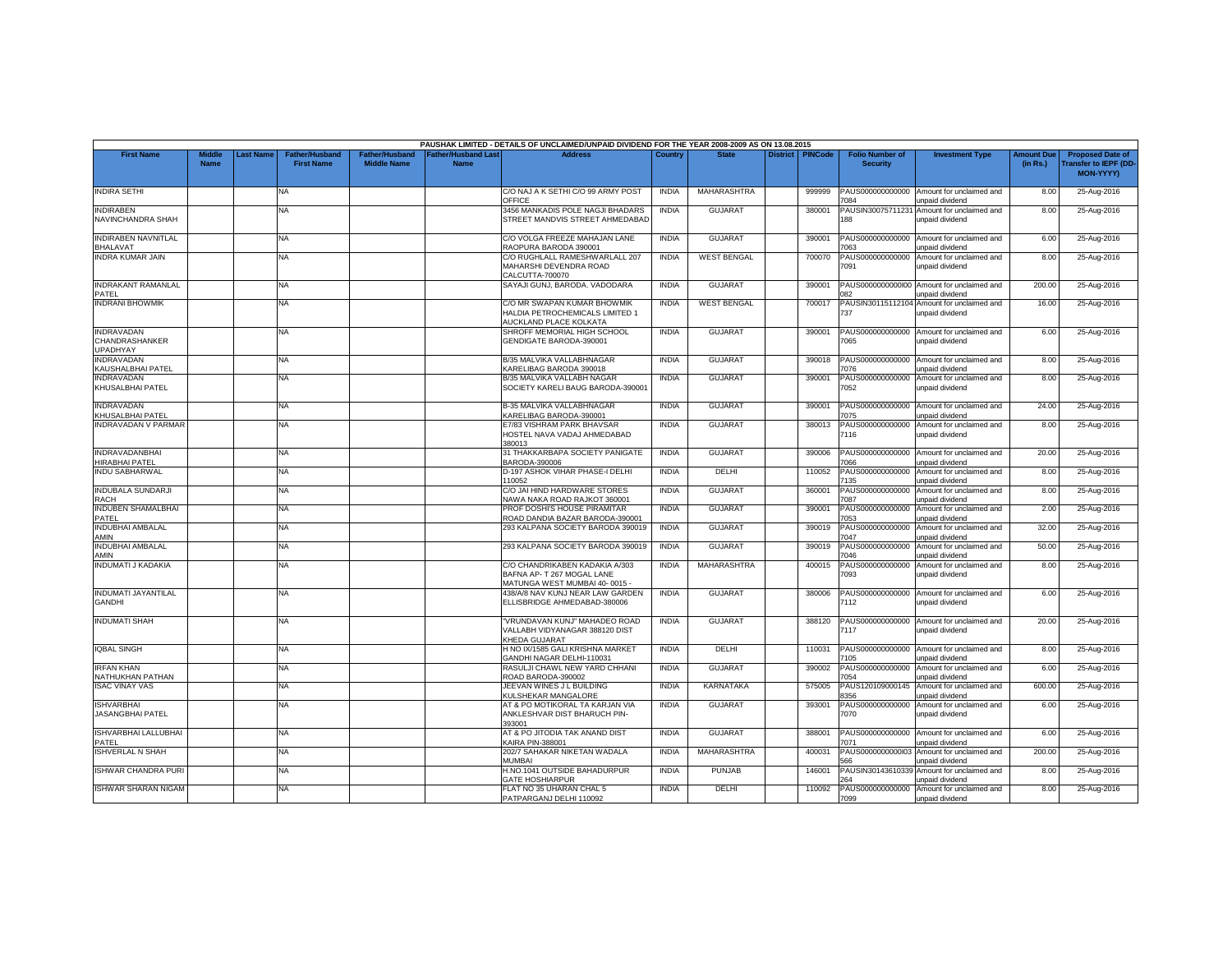PAUSHAK LIMITED - DETAILS OF UNCLAIMED/UNPAID DIVIDEND FOR THE YEAR 2008-2009 AS ON 13.08.2015

| First Name | Middle Name | Last Name | Father/Husband First Name | Father/Husband Middle Name | Father/Husband Last Name | Address | Country | State | District | PINCode | Folio Number of Security | Investment Type | Amount Due (in Rs.) | Proposed Date of Transfer to IEPF (DD-MON-YYYY) |
|---|---|---|---|---|---|---|---|---|---|---|---|---|---|---|
| INDIRA SETHI | | | NA | | | C/O NAJ A K SETHI C/O 99 ARMY POST OFFICE | INDIA | MAHARASHTRA | | 999999 | PAUS0000000000007084 | Amount for unclaimed and unpaid dividend | 8.00 | 25-Aug-2016 |
| INDIRABEN NAVINCHANDRA SHAH | | | NA | | | 3456 MANKADIS POLE NAGJI BHADARS STREET MANDVIS STREET AHMEDABAD | INDIA | GUJARAT | | 380001 | PAUSIN30075711231188 | Amount for unclaimed and unpaid dividend | 8.00 | 25-Aug-2016 |
| INDIRABEN NAVNITLAL BHALAVAT | | | NA | | | C/O VOLGA FREEZE MAHAJAN LANE RAOPURA BARODA 390001 | INDIA | GUJARAT | | 390001 | PAUS0000000000007063 | Amount for unclaimed and unpaid dividend | 6.00 | 25-Aug-2016 |
| INDRA KUMAR JAIN | | | NA | | | C/O RUGHLALL RAMESHWARLALL 207 MAHARSHI DEVENDRA ROAD CALCUTTA-700070 | INDIA | WEST BENGAL | | 700070 | PAUS0000000000007091 | Amount for unclaimed and unpaid dividend | 8.00 | 25-Aug-2016 |
| INDRAKANT RAMANLAL PATEL | | | NA | | | SAYAJI GUNJ, BARODA. VADODARA | INDIA | GUJARAT | | 390001 | PAUS0000000000I00082 | Amount for unclaimed and unpaid dividend | 200.00 | 25-Aug-2016 |
| INDRANI BHOWMIK | | | NA | | | C/O MR SWAPAN KUMAR BHOWMIK HALDIA PETROCHEMICALS LIMITED 1 AUCKLAND PLACE KOLKATA | INDIA | WEST BENGAL | | 700017 | PAUSIN30115112104737 | Amount for unclaimed and unpaid dividend | 16.00 | 25-Aug-2016 |
| INDRAVADAN CHANDRASHANKER UPADHYAY | | | NA | | | SHROFF MEMORIAL HIGH SCHOOL GENDIGATE BARODA-390001 | INDIA | GUJARAT | | 390001 | PAUS0000000000007065 | Amount for unclaimed and unpaid dividend | 6.00 | 25-Aug-2016 |
| INDRAVADAN KAUSHALBHAI PATEL | | | NA | | | B/35 MALVIKA VALLABHNAGAR KARELIBAG BARODA 390018 | INDIA | GUJARAT | | 390018 | PAUS0000000000007076 | Amount for unclaimed and unpaid dividend | 8.00 | 25-Aug-2016 |
| INDRAVADAN KHUSALBHAI PATEL | | | NA | | | B/35 MALVIKA VALLABH NAGAR SOCIETY KARELI BAUG BARODA-390001 | INDIA | GUJARAT | | 390001 | PAUS0000000000007052 | Amount for unclaimed and unpaid dividend | 8.00 | 25-Aug-2016 |
| INDRAVADAN KHUSALBHAI PATEL | | | NA | | | B-35 MALVIKA VALLABHNAGAR KARELIBAG BARODA-390001 | INDIA | GUJARAT | | 390001 | PAUS0000000000007075 | Amount for unclaimed and unpaid dividend | 24.00 | 25-Aug-2016 |
| INDRAVADAN V PARMAR | | | NA | | | E7/83 VISHRAM PARK BHAVSAR HOSTEL NAVA VADAJ AHMEDABAD 380013 | INDIA | GUJARAT | | 380013 | PAUS0000000000007116 | Amount for unclaimed and unpaid dividend | 8.00 | 25-Aug-2016 |
| INDRAVADANBHAI HIRABHAI PATEL | | | NA | | | 31 THAKKARBAPA SOCIETY PANIGATE BARODA-390006 | INDIA | GUJARAT | | 390006 | PAUS0000000000007066 | Amount for unclaimed and unpaid dividend | 20.00 | 25-Aug-2016 |
| INDU SABHARWAL | | | NA | | | D-197 ASHOK VIHAR PHASE-I DELHI 110052 | INDIA | DELHI | | 110052 | PAUS0000000000007135 | Amount for unclaimed and unpaid dividend | 8.00 | 25-Aug-2016 |
| INDUBALA SUNDARJI RACH | | | NA | | | C/O JAI HIND HARDWARE STORES NAWA NAKA ROAD RAJKOT 360001 | INDIA | GUJARAT | | 360001 | PAUS0000000000007087 | Amount for unclaimed and unpaid dividend | 8.00 | 25-Aug-2016 |
| INDUBEN SHAMALBHAI PATEL | | | NA | | | PROF DOSHI'S HOUSE PIRAMITAR ROAD DANDIA BAZAR BARODA-390001 | INDIA | GUJARAT | | 390001 | PAUS0000000000007053 | Amount for unclaimed and unpaid dividend | 2.00 | 25-Aug-2016 |
| INDUBHAI AMBALAL AMIN | | | NA | | | 293 KALPANA SOCIETY BARODA 390019 | INDIA | GUJARAT | | 390019 | PAUS0000000000007047 | Amount for unclaimed and unpaid dividend | 32.00 | 25-Aug-2016 |
| INDUBHAI AMBALAL AMIN | | | NA | | | 293 KALPANA SOCIETY BARODA 390019 | INDIA | GUJARAT | | 390019 | PAUS0000000000007046 | Amount for unclaimed and unpaid dividend | 50.00 | 25-Aug-2016 |
| INDUMATI J KADAKIA | | | NA | | | C/O CHANDRIKABEN KADAKIA A/303 BAFNA AP- T 267 MOGAL LANE MATUNGA WEST MUMBAI 40- 0015 - | INDIA | MAHARASHTRA | | 400015 | PAUS0000000000007093 | Amount for unclaimed and unpaid dividend | 8.00 | 25-Aug-2016 |
| INDUMATI JAYANTILAL GANDHI | | | NA | | | 438/A/8 NAV KUNJ NEAR LAW GARDEN ELLISBRIDGE AHMEDABAD-380006 | INDIA | GUJARAT | | 380006 | PAUS0000000000007112 | Amount for unclaimed and unpaid dividend | 6.00 | 25-Aug-2016 |
| INDUMATI SHAH | | | NA | | | "VRUNDAVAN KUNJ" MAHADEO ROAD VALLABH VIDYANAGAR 388120 DIST KHEDA GUJARAT | INDIA | GUJARAT | | 388120 | PAUS0000000000007117 | Amount for unclaimed and unpaid dividend | 20.00 | 25-Aug-2016 |
| IQBAL SINGH | | | NA | | | H NO IX/1585 GALI KRISHNA MARKET GANDHI NAGAR DELHI-110031 | INDIA | DELHI | | 110031 | PAUS0000000000007105 | Amount for unclaimed and unpaid dividend | 8.00 | 25-Aug-2016 |
| IRFAN KHAN NATHUKHAN PATHAN | | | NA | | | RASULJI CHAWL NEW YARD CHHANI ROAD BARODA-390002 | INDIA | GUJARAT | | 390002 | PAUS0000000000007054 | Amount for unclaimed and unpaid dividend | 6.00 | 25-Aug-2016 |
| ISAC VINAY VAS | | | NA | | | JEEVAN WINES J L BUILDING KULSHEKAR MANGALORE | INDIA | KARNATAKA | | 575005 | PAUS1201090001458356 | Amount for unclaimed and unpaid dividend | 600.00 | 25-Aug-2016 |
| ISHVARBHAI JASANGBHAI PATEL | | | NA | | | AT & PO MOTIKORAL TA KARJAN VIA ANKLESHVAR DIST BHARUCH PIN-393001 | INDIA | GUJARAT | | 393001 | PAUS0000000000007070 | Amount for unclaimed and unpaid dividend | 6.00 | 25-Aug-2016 |
| ISHVARBHAI LALLUBHAI PATEL | | | NA | | | AT & PO JITODIA TAK ANAND DIST KAIRA PIN-388001 | INDIA | GUJARAT | | 388001 | PAUS0000000000007071 | Amount for unclaimed and unpaid dividend | 6.00 | 25-Aug-2016 |
| ISHVERLAL N SHAH | | | NA | | | 202/7 SAHAKAR NIKETAN WADALA MUMBAI | INDIA | MAHARASHTRA | | 400031 | PAUS0000000000I03566 | Amount for unclaimed and unpaid dividend | 200.00 | 25-Aug-2016 |
| ISHWAR CHANDRA PURI | | | NA | | | H.NO.1041 OUTSIDE BAHADURPUR GATE HOSHIARPUR | INDIA | PUNJAB | | 146001 | PAUSIN30143610339264 | Amount for unclaimed and unpaid dividend | 8.00 | 25-Aug-2016 |
| ISHWAR SHARAN NIGAM | | | NA | | | FLAT NO 35 UHARAN CHAL 5 PATPARGANJ DELHI 110092 | INDIA | DELHI | | 110092 | PAUS0000000000007099 | Amount for unclaimed and unpaid dividend | 8.00 | 25-Aug-2016 |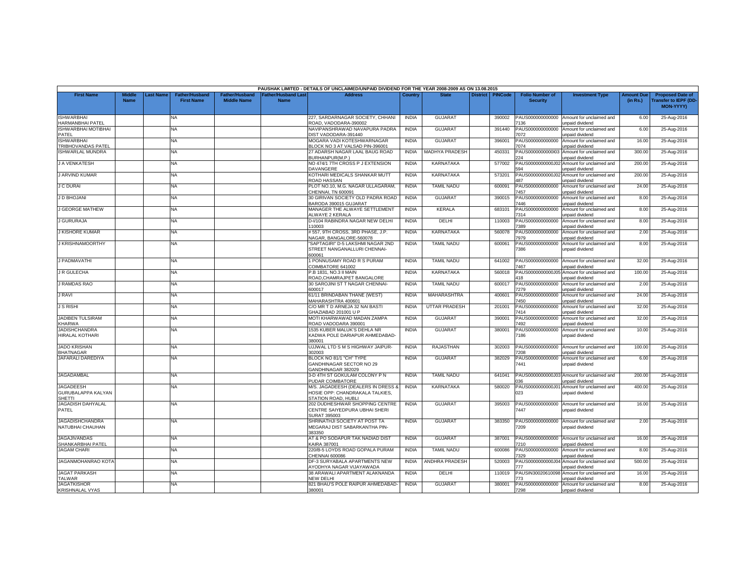PAUSHAK LIMITED - DETAILS OF UNCLAIMED/UNPAID DIVIDEND FOR THE YEAR 2008-2009 AS ON 13.08.2015

| First Name | Middle Name | Last Name | Father/Husband First Name | Father/Husband Middle Name | Father/Husband Last Name | Address | Country | State | District | PINCode | Folio Number of Security | Investment Type | Amount Due (in Rs.) | Proposed Date of Transfer to IEPF (DD-MON-YYYY) |
|---|---|---|---|---|---|---|---|---|---|---|---|---|---|---|
| ISHWARBHAI HARMANBHAI PATEL | | | NA | | | 227, SARDARNAGAR SOCIETY, CHHANI ROAD, VADODARA-390002 | INDIA | GUJARAT | | 390002 | PAUS0000000000007136 | Amount for unclaimed and unpaid dividend | 6.00 | 25-Aug-2016 |
| ISHWARBHAI MOTIBHAI PATEL | | | NA | | | NAVIPANSHRAWAD NAVAPURA PADRA DIST VADODARA-391440 | INDIA | GUJARAT | | 391440 | PAUS0000000000007072 | Amount for unclaimed and unpaid dividend | 6.00 | 25-Aug-2016 |
| ISHWARBHAI TRIBHOVANDAS PATEL | | | NA | | | MOGARA VADI KOTESHWARNAGAR BLOCK NO 3 AT VALSAD PIN-396001 | INDIA | GUJARAT | | 396001 | PAUS0000000000007074 | Amount for unclaimed and unpaid dividend | 16.00 | 25-Aug-2016 |
| ISHWARLAL MUNDRA | | | NA | | | 27 ADARSH NAGAR LAAL BAUG ROAD BURHANPUR(M.P.) | INDIA | MADHYA PRADESH | | 450331 | PAUS0000000000I03224 | Amount for unclaimed and unpaid dividend | 300.00 | 25-Aug-2016 |
| J A VENKATESH | | | NA | | | NO 474/1 7TH CROSS P J EXTENSION DAVANGERE | INDIA | KARNATAKA | | 577002 | PAUS0000000000J02594 | Amount for unclaimed and unpaid dividend | 200.00 | 25-Aug-2016 |
| J ARVIND KUMAR | | | NA | | | KOTHARI MEDICALS SHANKAR MUTT ROAD HASSAN | INDIA | KARNATAKA | | 573201 | PAUS0000000000J02487 | Amount for unclaimed and unpaid dividend | 200.00 | 25-Aug-2016 |
| J C DURAI | | | NA | | | PLOT NO.10, M.G. NAGAR ULLAGARAM, CHENNAI, TN 600091 | INDIA | TAMIL NADU | | 600091 | PAUS0000000000007457 | Amount for unclaimed and unpaid dividend | 24.00 | 25-Aug-2016 |
| J D BHOJANI | | | NA | | | 30 GIRIVAN SOCIETY OLD PADRA ROAD BARODA 390015 GUJARAT | INDIA | GUJARAT | | 390015 | PAUS0000000000007446 | Amount for unclaimed and unpaid dividend | 8.00 | 25-Aug-2016 |
| J GEORGE MATHEW | | | NA | | | MANAGER THE ALWAYE SETTLEMENT ALWAYE 2 KERALA | INDIA | KERALA | | 683101 | PAUS0000000000007314 | Amount for unclaimed and unpaid dividend | 8.00 | 25-Aug-2016 |
| J GURURAJA | | | NA | | | D-I/104 RABINDRA NAGAR NEW DELHI 110003 | INDIA | DELHI | | 110003 | PAUS0000000000007389 | Amount for unclaimed and unpaid dividend | 8.00 | 25-Aug-2016 |
| J KISHORE KUMAR | | | NA | | | # 557, 9TH CROSS, 3RD PHASE, J.P. NAGAR, BANGALORE-560078 | INDIA | KARNATAKA | | 560078 | PAUS0000000000007979 | Amount for unclaimed and unpaid dividend | 2.00 | 25-Aug-2016 |
| J KRISHNAMOORTHY | | | NA | | | "SAPTAGIRI" D-5 LAKSHMI NAGAR 2ND STREET NANGANALLURI CHENNAI-600061 | INDIA | TAMIL NADU | | 600061 | PAUS0000000000007386 | Amount for unclaimed and unpaid dividend | 8.00 | 25-Aug-2016 |
| J PADMAVATHI | | | NA | | | 1 PONNUSAMY ROAD R S PURAM COIMBATORE 641002 | INDIA | TAMIL NADU | | 641002 | PAUS0000000000007467 | Amount for unclaimed and unpaid dividend | 32.00 | 25-Aug-2016 |
| J R GULECHA | | | NA | | | P.B 1831, NO.3 II MAIN ROAD,CHAMRAJPET BANGALORE | INDIA | KARNATAKA | | 560018 | PAUS0000000000J05418 | Amount for unclaimed and unpaid dividend | 100.00 | 25-Aug-2016 |
| J RAMDAS RAO | | | NA | | | 30 SAROJINI ST T NAGAR CHENNAI-600017 | INDIA | TAMIL NADU | | 600017 | PAUS0000000000007279 | Amount for unclaimed and unpaid dividend | 2.00 | 25-Aug-2016 |
| J RAVI | | | NA | | | 61/11 BRINDABAN THANE (WEST) MAHARASHTRA 400601 | INDIA | MAHARASHTRA | | 400601 | PAUS0000000000007450 | Amount for unclaimed and unpaid dividend | 24.00 | 25-Aug-2016 |
| J S RISHI | | | NA | | | C/O MR T D ARNEJA 32 NAI BASTI GHAZIABAD 201001 U P | INDIA | UTTAR PRADESH | | 201001 | PAUS0000000000007414 | Amount for unclaimed and unpaid dividend | 32.00 | 25-Aug-2016 |
| JADIBEN TULSIRAM KHARWA | | | NA | | | MOTI KHARWAWAD MADAN ZAMPA ROAD VADODARA 390001 | INDIA | GUJARAT | | 390001 | PAUS0000000000007492 | Amount for unclaimed and unpaid dividend | 32.00 | 25-Aug-2016 |
| JADISHCHANDRA HIRALAL KOTHARI | | | NA | | | 1535 KUBER MALUK'S DEHLA NR KADWA POLE DARIAPUR AHMEDABAD-380001 | INDIA | GUJARAT | | 380001 | PAUS0000000000007186 | Amount for unclaimed and unpaid dividend | 10.00 | 25-Aug-2016 |
| JADO KRISHAN BHATNAGAR | | | NA | | | UJJWAL LTD S M S HIGHWAY JAIPUR-302003 | INDIA | RAJASTHAN | | 302003 | PAUS0000000000007208 | Amount for unclaimed and unpaid dividend | 100.00 | 25-Aug-2016 |
| JAFARALI DAREDIYA | | | NA | | | BLOCK NO 81/1 "CH" TYPE GANDHINAGAR SECTOR NO 29 GANDHINAGAR 382029 | INDIA | GUJARAT | | 382029 | PAUS0000000000007441 | Amount for unclaimed and unpaid dividend | 6.00 | 25-Aug-2016 |
| JAGADAMBAL | | | NA | | | 3-D 4TH ST GOKULAM COLONY P N PUDAR COIMBATORE | INDIA | TAMIL NADU | | 641041 | PAUS0000000000J03036 | Amount for unclaimed and unpaid dividend | 200.00 | 25-Aug-2016 |
| JAGADEESH GURUBALAPPA KALYAN SHETTI | | | NA | | | M/S. JAGADEESH (DEALERS IN DRESS & HOSIE OPP: CHANDRAKALA TALKIES, STATION ROAD, HUBLI | INDIA | KARNATAKA | | 580020 | PAUS0000000000J01023 | Amount for unclaimed and unpaid dividend | 400.00 | 25-Aug-2016 |
| JAGADISH DAHYALAL PATEL | | | NA | | | 202 DUDHESHWAR SHOPPING CENTRE CENTRE SAIYEDPURA UBHAI SHERI SURAT 395003 | INDIA | GUJARAT | | 395003 | PAUS0000000000007447 | Amount for unclaimed and unpaid dividend | 16.00 | 25-Aug-2016 |
| JAGADISHCHANDRA NATUBHAI CHAUHAN | | | NA | | | SHRINATHJI SOCIETY AT POST TA MEGARAJ DIST SABARKANTHA PIN-383350 | INDIA | GUJARAT | | 383350 | PAUS0000000000007209 | Amount for unclaimed and unpaid dividend | 2.00 | 25-Aug-2016 |
| JAGAJIVANDAS SHANKARBHAI PATEL | | | NA | | | AT & PO SODAPUR TAK NADIAD DIST KAIRA 387001 | INDIA | GUJARAT | | 387001 | PAUS0000000000007210 | Amount for unclaimed and unpaid dividend | 16.00 | 25-Aug-2016 |
| JAGAM CHARI | | | NA | | | 220/B-5 LOYDS ROAD GOPALA PURAM CHENNAI 600086 | INDIA | TAMIL NADU | | 600086 | PAUS0000000000007329 | Amount for unclaimed and unpaid dividend | 8.00 | 25-Aug-2016 |
| JAGANMOHANRAO KOTA | | | NA | | | DF-3 SURYABALA APARTMENTS NEW AYODHYA NAGAR VIJAYAWADA | INDIA | ANDHRA PRADESH | | 520003 | PAUS0000000000J04777 | Amount for unclaimed and unpaid dividend | 500.00 | 25-Aug-2016 |
| JAGAT PARKASH TALWAR | | | NA | | | 38 ARAWALI APARTMENT ALAKNANDA NEW DELHI | INDIA | DELHI | | 110019 | PAUSIN30020610098773 | Amount for unclaimed and unpaid dividend | 16.00 | 25-Aug-2016 |
| JAGATKISHOR KRISHNALAL VYAS | | | NA | | | 821 BHAU'S POLE RAIPUR AHMEDABAD-380001 | INDIA | GUJARAT | | 380001 | PAUS0000000000007298 | Amount for unclaimed and unpaid dividend | 8.00 | 25-Aug-2016 |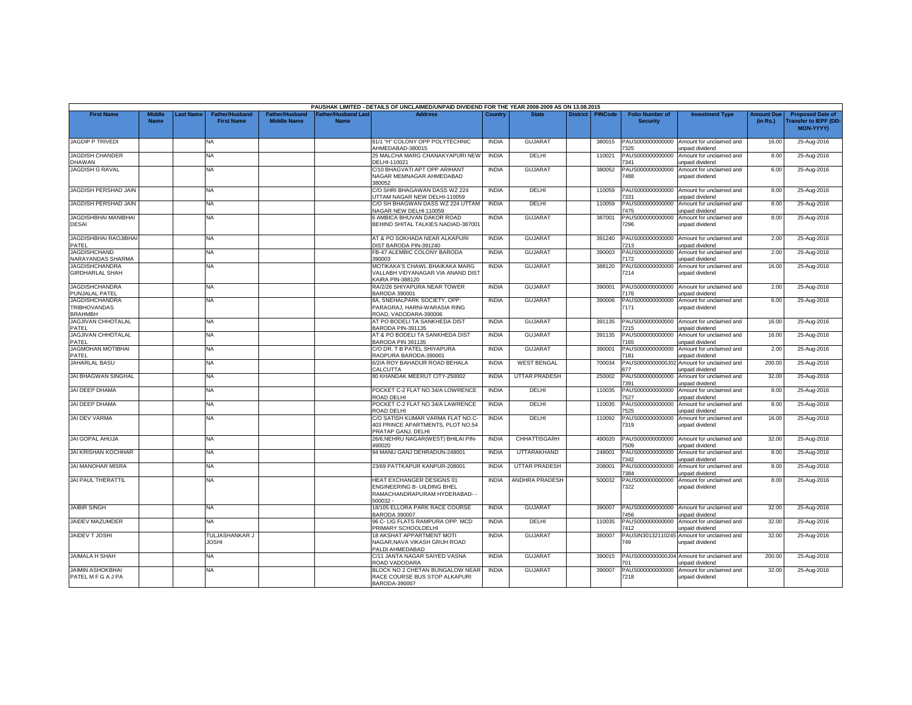PAUSHAK LIMITED - DETAILS OF UNCLAIMED/UNPAID DIVIDEND FOR THE YEAR 2008-2009 AS ON 13.08.2015

| First Name | Middle Name | Last Name | Father/Husband First Name | Father/Husband Middle Name | Father/Husband Last Name | Address | Country | State | District | PINCode | Folio Number of Security | Investment Type | Amount Due (in Rs.) | Proposed Date of Transfer to IEPF (DD-MON-YYYY) |
|---|---|---|---|---|---|---|---|---|---|---|---|---|---|---|
| JAGDIP P TRIVEDI | | | NA | | | 81/1 "H" COLONY OPP POLYTECHNIC AHMEDABAD-380015 | INDIA | GUJARAT | | 380015 | PAUS0000000000007325 | Amount for unclaimed and unpaid dividend | 16.00 | 25-Aug-2016 |
| JAGDISH CHANDER DHAWAN | | | NA | | | 25 MALCHA MARG CHANAKYAPURI NEW DELHI-110021 | INDIA | DELHI | | 110021 | PAUS0000000000007341 | Amount for unclaimed and unpaid dividend | 8.00 | 25-Aug-2016 |
| JAGDISH G RAVAL | | | NA | | | C/10 BHAGVATI APT OPP ARIHANT NAGAR MEMNAGAR AHMEDABAD 380052 | INDIA | GUJARAT | | 380052 | PAUS0000000000007488 | Amount for unclaimed and unpaid dividend | 6.00 | 25-Aug-2016 |
| JAGDISH PERSHAD JAIN | | | NA | | | C/O SHRI BHAGAWAN DASS WZ 224 UTTAM NAGAR NEW DELHI-110059 | INDIA | DELHI | | 110059 | PAUS0000000000007331 | Amount for unclaimed and unpaid dividend | 8.00 | 25-Aug-2016 |
| JAGDISH PERSHAD JAIN | | | NA | | | C/O SH BHAGWAN DASS WZ 224 UTTAM NAGAR NEW DELHI 110059 | INDIA | DELHI | | 110059 | PAUS0000000000007475 | Amount for unclaimed and unpaid dividend | 8.00 | 25-Aug-2016 |
| JAGDISHBHAI MANIBHAI DESAI | | | NA | | | 6 AMBICA BHUVAN DAKOR ROAD BEHIND SHITAL TALKIES NADIAD-387001 | INDIA | GUJARAT | | 387001 | PAUS0000000000007296 | Amount for unclaimed and unpaid dividend | 8.00 | 25-Aug-2016 |
| JAGDISHBHAI RAOJIBHAI PATEL | | | NA | | | AT & PO SOKHADA NEAR ALKAPURI DIST BARODA PIN-391240 | INDIA | GUJARAT | | 391240 | PAUS0000000000007213 | Amount for unclaimed and unpaid dividend | 2.00 | 25-Aug-2016 |
| JAGDISHCHAND NARAYANDAS SHARMA | | | NA | | | FB-47 ALEMBIC COLONY BARODA 390003 | INDIA | GUJARAT | | 390003 | PAUS0000000000007172 | Amount for unclaimed and unpaid dividend | 2.00 | 25-Aug-2016 |
| JAGDISHCHANDRA GIRDHARLAL SHAH | | | NA | | | MOTIKAKA'S CHAWL BHAIKAKA MARG VALLABH VIDYANAGAR VIA ANAND DIST KAIRA PIN-388120 | INDIA | GUJARAT | | 388120 | PAUS0000000000007214 | Amount for unclaimed and unpaid dividend | 16.00 | 25-Aug-2016 |
| JAGDISHCHANDRA PUNJALAL PATEL | | | NA | | | RA/2/26 SHIYAPURA NEAR TOWER BARODA 390001 | INDIA | GUJARAT | | 390001 | PAUS0000000000007176 | Amount for unclaimed and unpaid dividend | 2.00 | 25-Aug-2016 |
| JAGDISHCHANDRA TRIBHOVANDAS BRAHMBH | | | NA | | | 8A, SNEHALPARK SOCIETY, OPP: PARAGRAJ, HARNI-WARASIA RING ROAD, VADODARA-390006 | INDIA | GUJARAT | | 390006 | PAUS0000000000007171 | Amount for unclaimed and unpaid dividend | 6.00 | 25-Aug-2016 |
| JAGJIVAN CHHOTALAL PATEL | | | NA | | | AT PO BODELI TA SANKHEDA DIST BARODA PIN-391135 | INDIA | GUJARAT | | 391135 | PAUS0000000000007215 | Amount for unclaimed and unpaid dividend | 16.00 | 25-Aug-2016 |
| JAGJIVAN CHHOTALAL PATEL | | | NA | | | AT & PO BODELI TA SANKHEDA DIST BARODA PIN 391135 | INDIA | GUJARAT | | 391135 | PAUS0000000000007165 | Amount for unclaimed and unpaid dividend | 16.00 | 25-Aug-2016 |
| JAGMOHAN MOTIBHAI PATEL | | | NA | | | C/O DR. T B PATEL SHIYAPURA RAOPURA BARODA-390001 | INDIA | GUJARAT | | 390001 | PAUS0000000000007181 | Amount for unclaimed and unpaid dividend | 2.00 | 25-Aug-2016 |
| JAHARLAL BASU | | | NA | | | 6/2/A ROY BAHADUR ROAD BEHALA CALCUTTA | INDIA | WEST BENGAL | | 700034 | PAUS0000000000J02877 | Amount for unclaimed and unpaid dividend | 200.00 | 25-Aug-2016 |
| JAI BHAGWAN SINGHAL | | | NA | | | 80 KHANDAK MEERUT CITY-250002 | INDIA | UTTAR PRADESH | | 250002 | PAUS0000000000007391 | Amount for unclaimed and unpaid dividend | 32.00 | 25-Aug-2016 |
| JAI DEEP DHAMA | | | NA | | | POCKET C-2 FLAT NO.34/A LOWRENCE ROAD DELHI | INDIA | DELHI | | 110035 | PAUS0000000000007527 | Amount for unclaimed and unpaid dividend | 8.00 | 25-Aug-2016 |
| JAI DEEP DHAMA | | | NA | | | POCKET C-2 FLAT NO.34/A LAWRENCE ROAD DELHI | INDIA | DELHI | | 110035 | PAUS0000000000007525 | Amount for unclaimed and unpaid dividend | 8.00 | 25-Aug-2016 |
| JAI DEV VARMA | | | NA | | | C/O SATISH KUMAR VARMA FLAT NO.C-403 PRINCE APARTMENTS, PLOT NO.54 PRATAP GANJ, DELHI | INDIA | DELHI | | 110092 | PAUS0000000000007319 | Amount for unclaimed and unpaid dividend | 16.00 | 25-Aug-2016 |
| JAI GOPAL AHUJA | | | NA | | | 26/6,NEHRU NAGAR(WEST) BHILAI PIN-490020 | INDIA | CHHATTISGARH | | 490020 | PAUS0000000000007509 | Amount for unclaimed and unpaid dividend | 32.00 | 25-Aug-2016 |
| JAI KRISHAN KOCHHAR | | | NA | | | 94 MANU GANJ DEHRADUN-248001 | INDIA | UTTARAKHAND | | 248001 | PAUS0000000000007342 | Amount for unclaimed and unpaid dividend | 8.00 | 25-Aug-2016 |
| JAI MANOHAR MISRA | | | NA | | | 23/69 PATTKAPUR KANPUR-208001 | INDIA | UTTAR PRADESH | | 208001 | PAUS0000000000007384 | Amount for unclaimed and unpaid dividend | 8.00 | 25-Aug-2016 |
| JAI PAUL THERATTIL | | | NA | | | HEAT EXCHANGER DESIGNS 01 ENGINEERING B- UILDING BHEL RAMACHANDRAPURAM HYDERABAD- - 500032 - | INDIA | ANDHRA PRADESH | | 500032 | PAUS0000000000007322 | Amount for unclaimed and unpaid dividend | 8.00 | 25-Aug-2016 |
| JAIBIR SINGH | | | NA | | | 18/105 ELLORA PARK RACE COURSE BARODA 390007 | INDIA | GUJARAT | | 390007 | PAUS0000000000007456 | Amount for unclaimed and unpaid dividend | 32.00 | 25-Aug-2016 |
| JAIDEV MAZUMDER | | | NA | | | 96 C- LIG FLATS RAMPURA OPP. MCD PRIMARY SCHOOLDELHI | INDIA | DELHI | | 110035 | PAUS0000000000007412 | Amount for unclaimed and unpaid dividend | 32.00 | 25-Aug-2016 |
| JAIDEV T JOSHI | | | TULJASHANKAR J JOSHI | | | 18 AKSHAT APPARTMENT MOTI NAGAR,NAVA VIKASH GRUH ROAD PALDI AHMEDABAD | INDIA | GUJARAT | | 380007 | PAUSIN30132110245749 | Amount for unclaimed and unpaid dividend | 32.00 | 25-Aug-2016 |
| JAIMALA H SHAH | | | NA | | | C/11 JANTA NAGAR SAIYED VASNA ROAD VADODARA | INDIA | GUJARAT | | 390015 | PAUS0000000000J04701 | Amount for unclaimed and unpaid dividend | 200.00 | 25-Aug-2016 |
| JAIMIN ASHOKBHAI PATEL M F G A J PA | | | NA | | | BLOCK NO 2 CHETAN BUNGALOW NEAR RACE COURSE BUS STOP ALKAPURI BARODA-390007 | INDIA | GUJARAT | | 390007 | PAUS0000000000007218 | Amount for unclaimed and unpaid dividend | 32.00 | 25-Aug-2016 |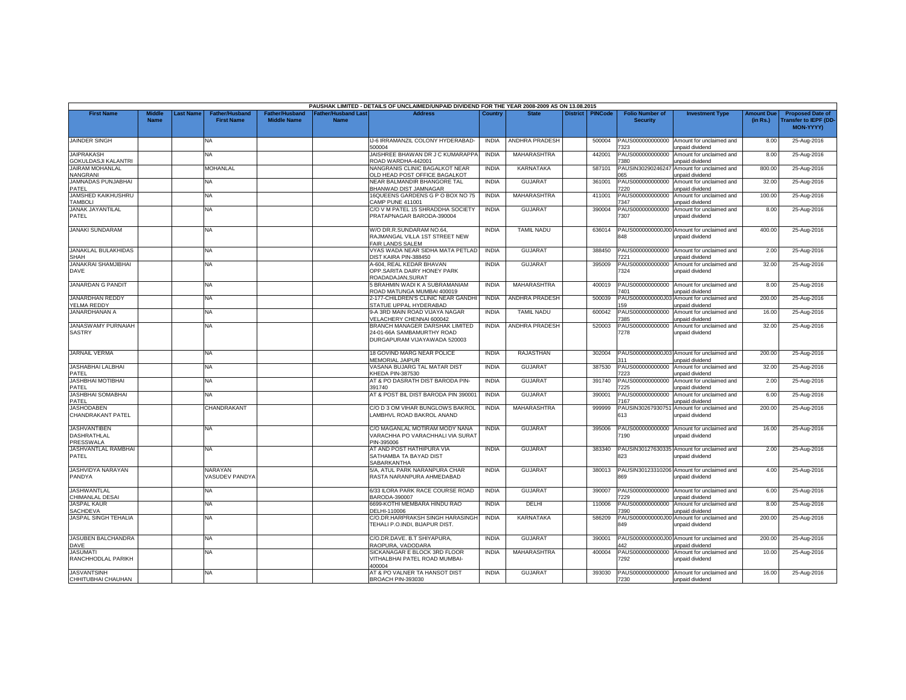PAUSHAK LIMITED - DETAILS OF UNCLAIMED/UNPAID DIVIDEND FOR THE YEAR 2008-2009 AS ON 13.08.2015

| First Name | Middle Name | Last Name | Father/Husband First Name | Father/Husband Middle Name | Father/Husband Last Name | Address | Country | State | District | PINCode | Folio Number of Security | Investment Type | Amount Due (in Rs.) | Proposed Date of Transfer to IEPF (DD-MON-YYYY) |
|---|---|---|---|---|---|---|---|---|---|---|---|---|---|---|
| JAINDER SINGH | | | NA | | | IJ-6 IRRAMANZIL COLONY HYDERABAD-500004 | INDIA | ANDHRA PRADESH | | 500004 | PAUS0000000000007323 | Amount for unclaimed and unpaid dividend | 8.00 | 25-Aug-2016 |
| JAIPRAKASH GOKULDASJI KALANTRI | | | NA | | | JAISHREE BHAWAN DR J C KUMARAPPA ROAD WARDHA-442001 | INDIA | MAHARASHTRA | | 442001 | PAUS0000000000007380 | Amount for unclaimed and unpaid dividend | 8.00 | 25-Aug-2016 |
| JAIRAM MOHANLAL NANGRANI | | | MOHANLAL | | | NANGRANIS CLINIC BAGALKOT NEAR OLD HEAD POST OFFICE BAGALKOT | INDIA | KARNATAKA | | 587101 | PAUSIN30290246247065 | Amount for unclaimed and unpaid dividend | 800.00 | 25-Aug-2016 |
| JAMNADAS PUNJABHAI PATEL | | | NA | | | NEAR BALMANDIR BHANGORE TAL BHANWAD DIST JAMNAGAR | INDIA | GUJARAT | | 361001 | PAUS0000000000007220 | Amount for unclaimed and unpaid dividend | 32.00 | 25-Aug-2016 |
| JAMSHED KAIKHUSHRU TAMBOLI | | | NA | | | 16QUEENS GARDENS G P O BOX NO 75 CAMP PUNE 411001 | INDIA | MAHARASHTRA | | 411001 | PAUS0000000000007347 | Amount for unclaimed and unpaid dividend | 100.00 | 25-Aug-2016 |
| JANAK JAYANTILAL PATEL | | | NA | | | C/O V M PATEL 15 SHRADDHA SOCIETY PRATAPNAGAR BARODA-390004 | INDIA | GUJARAT | | 390004 | PAUS0000000000007307 | Amount for unclaimed and unpaid dividend | 8.00 | 25-Aug-2016 |
| JANAKI SUNDARAM | | | NA | | | W/O DR.R.SUNDARAM NO.64, RAJMANGAL VILLA 1ST STREET NEW FAIR LANDS SALEM | INDIA | TAMIL NADU | | 636014 | PAUS0000000000J00848 | Amount for unclaimed and unpaid dividend | 400.00 | 25-Aug-2016 |
| JANAKLAL BULAKHIDAS SHAH | | | NA | | | VYAS WADA NEAR SIDHA MATA PETLAD DIST KAIRA PIN-388450 | INDIA | GUJARAT | | 388450 | PAUS0000000000007221 | Amount for unclaimed and unpaid dividend | 2.00 | 25-Aug-2016 |
| JANAKRAI SHAMJIBHAI DAVE | | | NA | | | A-604, REAL KEDAR BHAVAN OPP.SARITA DAIRY HONEY PARK ROADADAJAN,SURAT | INDIA | GUJARAT | | 395009 | PAUS0000000000007324 | Amount for unclaimed and unpaid dividend | 32.00 | 25-Aug-2016 |
| JANARDAN G PANDIT | | | NA | | | 5 BRAHMIN WADI K A SUBRAMANIAM ROAD MATUNGA MUMBAI 400019 | INDIA | MAHARASHTRA | | 400019 | PAUS0000000000007401 | Amount for unclaimed and unpaid dividend | 8.00 | 25-Aug-2016 |
| JANARDHAN REDDY YELMA REDDY | | | NA | | | 2-177-CHILDREN'S CLINIC NEAR GANDHI STATUE UPPAL HYDERABAD | INDIA | ANDHRA PRADESH | | 500039 | PAUS0000000000J03159 | Amount for unclaimed and unpaid dividend | 200.00 | 25-Aug-2016 |
| JANARDHANAN A | | | NA | | | 9-A 3RD MAIN ROAD VIJAYA NAGAR VELACHERY CHENNAI 600042 | INDIA | TAMIL NADU | | 600042 | PAUS0000000000007385 | Amount for unclaimed and unpaid dividend | 16.00 | 25-Aug-2016 |
| JANASWAMY PURNAIAH SASTRY | | | NA | | | BRANCH MANAGER DARSHAK LIMITED 24-01-66A SAMBAMURTHY ROAD DURGAPURAM VIJAYAWADA 520003 | INDIA | ANDHRA PRADESH | | 520003 | PAUS0000000000007278 | Amount for unclaimed and unpaid dividend | 32.00 | 25-Aug-2016 |
| JARNAIL VERMA | | | NA | | | 18 GOVIND MARG NEAR POLICE MEMORIAL JAIPUR | INDIA | RAJASTHAN | | 302004 | PAUS0000000000J03311 | Amount for unclaimed and unpaid dividend | 200.00 | 25-Aug-2016 |
| JASHABHAI LALBHAI PATEL | | | NA | | | VASANA BUJARG TAL MATAR DIST KHEDA PIN-387530 | INDIA | GUJARAT | | 387530 | PAUS0000000000007223 | Amount for unclaimed and unpaid dividend | 32.00 | 25-Aug-2016 |
| JASHBHAI MOTIBHAI PATEL | | | NA | | | AT & PO DASRATH DIST BARODA PIN-391740 | INDIA | GUJARAT | | 391740 | PAUS0000000000007225 | Amount for unclaimed and unpaid dividend | 2.00 | 25-Aug-2016 |
| JASHBHAI SOMABHAI PATEL | | | NA | | | AT & POST BIL DIST BARODA PIN 390001 | INDIA | GUJARAT | | 390001 | PAUS0000000000007167 | Amount for unclaimed and unpaid dividend | 6.00 | 25-Aug-2016 |
| JASHODABEN CHANDRAKANT PATEL | | | CHANDRAKANT | | | C/O D 3 OM VIHAR BUNGLOWS BAKROL LAMBHVL ROAD BAKROL ANAND | INDIA | MAHARASHTRA | | 999999 | PAUSIN30267930751613 | Amount for unclaimed and unpaid dividend | 200.00 | 25-Aug-2016 |
| JASHVANTIBEN DASHRATHLAL PRESSWALA | | | NA | | | C/O MAGANLAL MOTIRAM MODY NANA VARACHHA PO VARACHHALI VIA SURAT PIN-395006 | INDIA | GUJARAT | | 395006 | PAUS0000000000007190 | Amount for unclaimed and unpaid dividend | 16.00 | 25-Aug-2016 |
| JASHVANTLAL RAMBHAI PATEL | | | NA | | | AT AND POST HATHIPURA VIA SATHAMBA TA BAYAD DIST SABARKANTHA | INDIA | GUJARAT | | 383340 | PAUSIN30127630335823 | Amount for unclaimed and unpaid dividend | 2.00 | 25-Aug-2016 |
| JASHVIDYA NARAYAN PANDYA | | | NARAYAN VASUDEV PANDYA | | | 5/A, ATUL PARK NARANPURA CHAR RASTA NARANPURA AHMEDABAD | INDIA | GUJARAT | | 380013 | PAUSIN30123310206869 | Amount for unclaimed and unpaid dividend | 4.00 | 25-Aug-2016 |
| JASHWANTLAL CHIMANLAL DESAI | | | NA | | | 6/33 ILORA PARK RACE COURSE ROAD BARODA-390007 | INDIA | GUJARAT | | 390007 | PAUS0000000000007229 | Amount for unclaimed and unpaid dividend | 6.00 | 25-Aug-2016 |
| JASPAL KAUR SACHDEVA | | | NA | | | 6699-KOTHI MEMBARA HINDU RAO DELHI-110006 | INDIA | DELHI | | 110006 | PAUS0000000000007390 | Amount for unclaimed and unpaid dividend | 8.00 | 25-Aug-2016 |
| JASPAL SINGH TEHALIA | | | NA | | | C/O.DR.HARPRAKSH SINGH HARASINGH TEHALI P.O.INDI, BIJAPUR DIST. | INDIA | KARNATAKA | | 586209 | PAUS0000000000J00849 | Amount for unclaimed and unpaid dividend | 200.00 | 25-Aug-2016 |
| JASUBEN BALCHANDRA DAVE | | | NA | | | C/O.DR.DAVE. B.T SHIYAPURA, RAOPURA, VADODARA | INDIA | GUJARAT | | 390001 | PAUS0000000000J00442 | Amount for unclaimed and unpaid dividend | 200.00 | 25-Aug-2016 |
| JASUMATI RANCHHODLAL PARIKH | | | NA | | | SICKANAGAR E BLOCK 3RD FLOOR VITHALBHAI PATEL ROAD MUMBAI-400004 | INDIA | MAHARASHTRA | | 400004 | PAUS0000000000007292 | Amount for unclaimed and unpaid dividend | 10.00 | 25-Aug-2016 |
| JASVANTSINH CHHITUBHAI CHAUHAN | | | NA | | | AT & PO VALNER TA HANSOT DIST BROACH PIN-393030 | INDIA | GUJARAT | | 393030 | PAUS0000000000007230 | Amount for unclaimed and unpaid dividend | 16.00 | 25-Aug-2016 |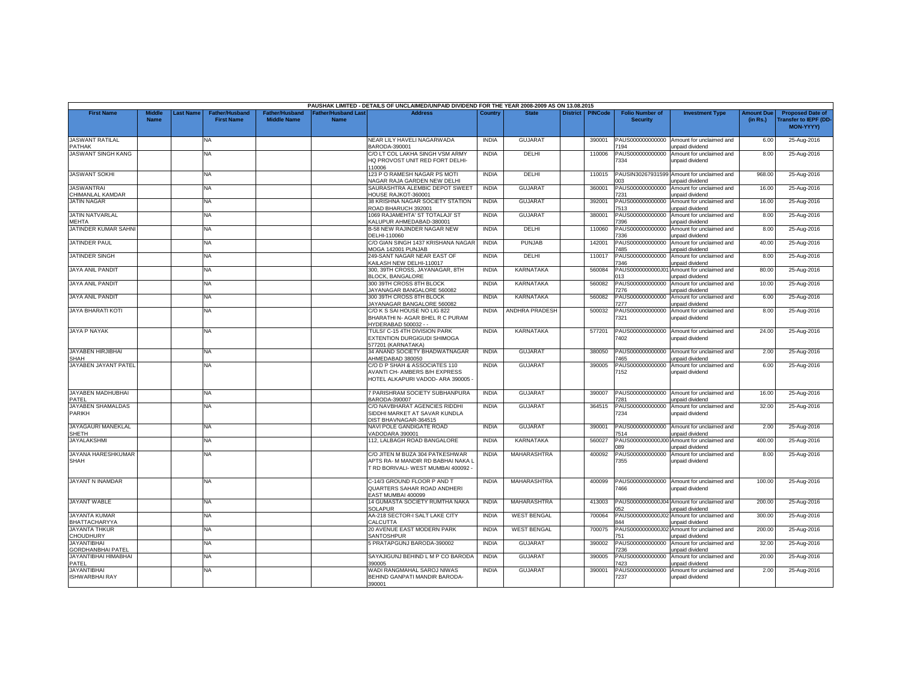PAUSHAK LIMITED - DETAILS OF UNCLAIMED/UNPAID DIVIDEND FOR THE YEAR 2008-2009 AS ON 13.08.2015

| First Name | Middle Name | Last Name | Father/Husband First Name | Father/Husband Middle Name | Father/Husband Last Name | Address | Country | State | District | PINCode | Folio Number of Security | Investment Type | Amount Due (in Rs.) | Proposed Date of Transfer to IEPF (DD-MON-YYYY) |
|---|---|---|---|---|---|---|---|---|---|---|---|---|---|---|
| JASWANT RATILAL PATHAK | | | NA | | | NEAR LILY HAVELI NAGARWADA BARODA-390001 | INDIA | GUJARAT | | 390001 | PAUS000000000000 7194 | Amount for unclaimed and unpaid dividend | 6.00 | 25-Aug-2016 |
| JASWANT SINGH KANG | | | NA | | | C/O LT COL LAKHA SINGH VSM ARMY HQ PROVOST UNIT RED FORT DELHI-110006 | INDIA | DELHI | | 110006 | PAUS000000000000 7334 | Amount for unclaimed and unpaid dividend | 8.00 | 25-Aug-2016 |
| JASWANT SOKHI | | | NA | | | 123 P O RAMESH NAGAR PS MOTI NAGAR RAJA GARDEN NEW DELHI | INDIA | DELHI | | 110015 | PAUSIN30267931599 003 | Amount for unclaimed and unpaid dividend | 968.00 | 25-Aug-2016 |
| JASWANTRAI CHIMANLAL KAMDAR | | | NA | | | SAURASHTRA ALEMBIC DEPOT SWEET HOUSE RAJKOT-360001 | INDIA | GUJARAT | | 360001 | PAUS000000000000 7231 | Amount for unclaimed and unpaid dividend | 16.00 | 25-Aug-2016 |
| JATIN NAGAR | | | NA | | | 38 KRISHNA NAGAR SOCIETY STATION ROAD BHARUCH 392001 | INDIA | GUJARAT | | 392001 | PAUS000000000000 7513 | Amount for unclaimed and unpaid dividend | 16.00 | 25-Aug-2016 |
| JATIN NATVARLAL MEHTA | | | NA | | | 1069 RAJAMEHTA' ST TOTALAJI' ST KALUPUR AHMEDABAD-380001 | INDIA | GUJARAT | | 380001 | PAUS000000000000 7396 | Amount for unclaimed and unpaid dividend | 8.00 | 25-Aug-2016 |
| JATINDER KUMAR SAHNI | | | NA | | | B-58 NEW RAJINDER NAGAR NEW DELHI-110060 | INDIA | DELHI | | 110060 | PAUS000000000000 7336 | Amount for unclaimed and unpaid dividend | 8.00 | 25-Aug-2016 |
| JATINDER PAUL | | | NA | | | C/O GIAN SINGH 1437 KRISHANA NAGAR MOGA 142001 PUNJAB | INDIA | PUNJAB | | 142001 | PAUS000000000000 7485 | Amount for unclaimed and unpaid dividend | 40.00 | 25-Aug-2016 |
| JATINDER SINGH | | | NA | | | 249-SANT NAGAR NEAR EAST OF KAILASH NEW DELHI-110017 | INDIA | DELHI | | 110017 | PAUS000000000000 7346 | Amount for unclaimed and unpaid dividend | 8.00 | 25-Aug-2016 |
| JAYA ANIL PANDIT | | | NA | | | 300, 39TH CROSS, JAYANAGAR, 8TH BLOCK, BANGALORE | INDIA | KARNATAKA | | 560084 | PAUS0000000000J01 013 | Amount for unclaimed and unpaid dividend | 80.00 | 25-Aug-2016 |
| JAYA ANIL PANDIT | | | NA | | | 300 39TH CROSS 8TH BLOCK JAYANAGAR BANGALORE 560082 | INDIA | KARNATAKA | | 560082 | PAUS000000000000 7276 | Amount for unclaimed and unpaid dividend | 10.00 | 25-Aug-2016 |
| JAYA ANIL PANDIT | | | NA | | | 300 39TH CROSS 8TH BLOCK JAYANAGAR BANGALORE 560082 | INDIA | KARNATAKA | | 560082 | PAUS000000000000 7277 | Amount for unclaimed and unpaid dividend | 6.00 | 25-Aug-2016 |
| JAYA BHARATI KOTI | | | NA | | | C/O K S SAI HOUSE NO LIG 822 BHARATHI N- AGAR BHEL R C PURAM HYDERABAD 500032 - - | INDIA | ANDHRA PRADESH | | 500032 | PAUS000000000000 7321 | Amount for unclaimed and unpaid dividend | 8.00 | 25-Aug-2016 |
| JAYA P NAYAK | | | NA | | | 'TULSI' C-15 4TH DIVISION PARK EXTENTION DURGIGUDI SHIMOGA 577201 (KARNATAKA) | INDIA | KARNATAKA | | 577201 | PAUS000000000000 7402 | Amount for unclaimed and unpaid dividend | 24.00 | 25-Aug-2016 |
| JAYABEN HIRJIBHAI SHAH | | | NA | | | 34 ANAND SOCIETY BHADWATNAGAR AHMEDABAD 380050 | INDIA | GUJARAT | | 380050 | PAUS000000000000 7465 | Amount for unclaimed and unpaid dividend | 2.00 | 25-Aug-2016 |
| JAYABEN JAYANT PATEL | | | NA | | | C/O D P SHAH & ASSOCIATES 110 AVANTI CH- AMBERS B/H EXPRESS HOTEL ALKAPURI VADOD- ARA 390005 - | INDIA | GUJARAT | | 390005 | PAUS000000000000 7152 | Amount for unclaimed and unpaid dividend | 6.00 | 25-Aug-2016 |
| JAYABEN MADHUBHAI PATEL | | | NA | | | 7 PARISHRAM SOCIETY SUBHANPURA BARODA-390007 | INDIA | GUJARAT | | 390007 | PAUS000000000000 7281 | Amount for unclaimed and unpaid dividend | 16.00 | 25-Aug-2016 |
| JAYABEN SHAMALDAS PARIKH | | | NA | | | C/O NAVBHARAT AGENCIES RIDDHI SIDDHI MARKET AT SAVAR KUNDLA DIST BHAVNAGAR-364515 | INDIA | GUJARAT | | 364515 | PAUS000000000000 7234 | Amount for unclaimed and unpaid dividend | 32.00 | 25-Aug-2016 |
| JAYAGAURI MANEKLAL SHETH | | | NA | | | NAVI POLE GANDIGATE ROAD VADODARA 390001 | INDIA | GUJARAT | | 390001 | PAUS000000000000 7514 | Amount for unclaimed and unpaid dividend | 2.00 | 25-Aug-2016 |
| JAYALAKSHMI | | | NA | | | 112, LALBAGH ROAD BANGALORE | INDIA | KARNATAKA | | 560027 | PAUS0000000000J00 089 | Amount for unclaimed and unpaid dividend | 400.00 | 25-Aug-2016 |
| JAYANA HARESHKUMAR SHAH | | | NA | | | C/O JITEN M BUZA 304 PATKESHWAR APTS RA- M MANDIR RD BABHAI NAKA L T RD BORIVALI- WEST MUMBAI 400092 - | INDIA | MAHARASHTRA | | 400092 | PAUS000000000000 7355 | Amount for unclaimed and unpaid dividend | 8.00 | 25-Aug-2016 |
| JAYANT N INAMDAR | | | NA | | | C-14/3 GROUND FLOOR P AND T QUARTERS SAHAR ROAD ANDHERI EAST MUMBAI 400099 | INDIA | MAHARASHTRA | | 400099 | PAUS000000000000 7466 | Amount for unclaimed and unpaid dividend | 100.00 | 25-Aug-2016 |
| JAYANT WABLE | | | NA | | | 14 GUMASTA SOCIETY RUMTHA NAKA SOLAPUR | INDIA | MAHARASHTRA | | 413003 | PAUS0000000000J04 052 | Amount for unclaimed and unpaid dividend | 200.00 | 25-Aug-2016 |
| JAYANTA KUMAR BHATTACHARYYA | | | NA | | | AA-218 SECTOR-I SALT LAKE CITY CALCUTTA | INDIA | WEST BENGAL | | 700064 | PAUS0000000000J02 844 | Amount for unclaimed and unpaid dividend | 300.00 | 25-Aug-2016 |
| JAYANTA THKUR CHOUDHURY | | | NA | | | 20 AVENUE EAST MODERN PARK SANTOSHPUR | INDIA | WEST BENGAL | | 700075 | PAUS0000000000J02 751 | Amount for unclaimed and unpaid dividend | 200.00 | 25-Aug-2016 |
| JAYANTIBHAI GORDHANBHAI PATEL | | | NA | | | 5 PRATAPGUNJ BARODA-390002 | INDIA | GUJARAT | | 390002 | PAUS000000000000 7236 | Amount for unclaimed and unpaid dividend | 32.00 | 25-Aug-2016 |
| JAYANTIBHAI HIMABHAI PATEL | | | NA | | | SAYAJIGUNJ BEHIND L M P CO BARODA 390005 | INDIA | GUJARAT | | 390005 | PAUS000000000000 7423 | Amount for unclaimed and unpaid dividend | 20.00 | 25-Aug-2016 |
| JAYANTIBHAI ISHWARBHAI RAY | | | NA | | | WADI RANGMAHAL SAROJ NIWAS BEHIND GANPATI MANDIR BARODA-390001 | INDIA | GUJARAT | | 390001 | PAUS000000000000 7237 | Amount for unclaimed and unpaid dividend | 2.00 | 25-Aug-2016 |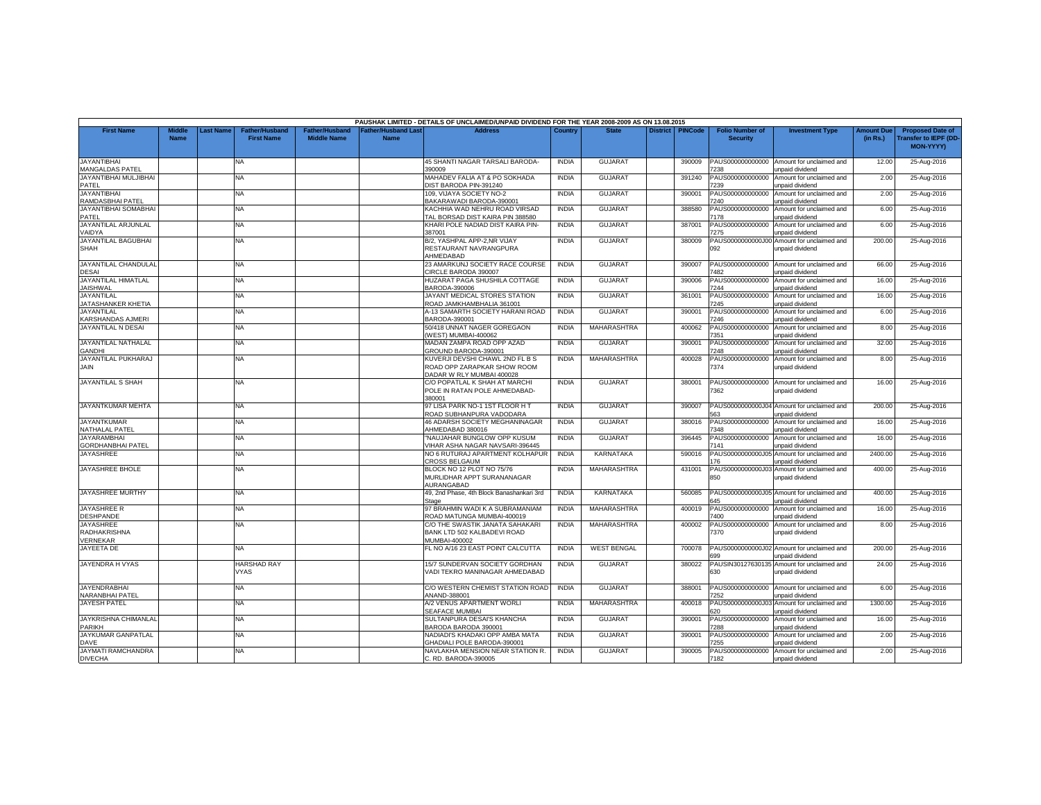PAUSHAK LIMITED - DETAILS OF UNCLAIMED/UNPAID DIVIDEND FOR THE YEAR 2008-2009 AS ON 13.08.2015

| First Name | Middle Name | Last Name | Father/Husband First Name | Father/Husband Middle Name | Father/Husband Last Name | Address | Country | State | District | PINCode | Folio Number of Security | Investment Type | Amount Due (in Rs.) | Proposed Date of Transfer to IEPF (DD-MON-YYYY) |
|---|---|---|---|---|---|---|---|---|---|---|---|---|---|---|
| JAYANTIBHAI MANGALDAS PATEL | | | NA | | | 45 SHANTI NAGAR TARSALI BARODA-390009 | INDIA | GUJARAT | | 390009 | PAUS0000000000007238 | Amount for unclaimed and unpaid dividend | 12.00 | 25-Aug-2016 |
| JAYANTIBHAI MULJIBHAI PATEL | | | NA | | | MAHADEV FALIA AT & PO SOKHADA DIST BARODA PIN-391240 | INDIA | GUJARAT | | 391240 | PAUS0000000000007239 | Amount for unclaimed and unpaid dividend | 2.00 | 25-Aug-2016 |
| JAYANTIBHAI RAMDASBHAI PATEL | | | NA | | | 109, VIJAYA SOCIETY NO-2 BAKARAWADI BARODA-390001 | INDIA | GUJARAT | | 390001 | PAUS0000000000007240 | Amount for unclaimed and unpaid dividend | 2.00 | 25-Aug-2016 |
| JAYANTIBHAI SOMABHAI PATEL | | | NA | | | KACHHIA WAD NEHRU ROAD VIRSAD TAL BORSAD DIST KAIRA PIN 388580 | INDIA | GUJARAT | | 388580 | PAUS0000000000007178 | Amount for unclaimed and unpaid dividend | 6.00 | 25-Aug-2016 |
| JAYANTILAL ARJUNLAL VAIDYA | | | NA | | | KHARI POLE NADIAD DIST KAIRA PIN-387001 | INDIA | GUJARAT | | 387001 | PAUS0000000000007275 | Amount for unclaimed and unpaid dividend | 6.00 | 25-Aug-2016 |
| JAYANTILAL BAGUBHAI SHAH | | | NA | | | B/2, YASHPAL APP-2,NR VIJAY RESTAURANT NAVRANGPURA AHMEDABAD | INDIA | GUJARAT | | 380009 | PAUS0000000000J00092 | Amount for unclaimed and unpaid dividend | 200.00 | 25-Aug-2016 |
| JAYANTILAL CHANDULAL DESAI | | | NA | | | 23 AMARKUNJ SOCIETY RACE COURSE CIRCLE BARODA 390007 | INDIA | GUJARAT | | 390007 | PAUS0000000000007482 | Amount for unclaimed and unpaid dividend | 66.00 | 25-Aug-2016 |
| JAYANTILAL HIMATLAL JAISHWAL | | | NA | | | HUZARAT PAGA SHUSHILA COTTAGE BARODA-390006 | INDIA | GUJARAT | | 390006 | PAUS0000000000007244 | Amount for unclaimed and unpaid dividend | 16.00 | 25-Aug-2016 |
| JAYANTILAL JATASHANKER KHETIA | | | NA | | | JAYANT MEDICAL STORES STATION ROAD JAMKHAMBHALIA 361001 | INDIA | GUJARAT | | 361001 | PAUS0000000000007245 | Amount for unclaimed and unpaid dividend | 16.00 | 25-Aug-2016 |
| JAYANTILAL KARSHANDAS AJMERI | | | NA | | | A-13 SAMARTH SOCIETY HARANI ROAD BARODA-390001 | INDIA | GUJARAT | | 390001 | PAUS0000000000007246 | Amount for unclaimed and unpaid dividend | 6.00 | 25-Aug-2016 |
| JAYANTILAL N DESAI | | | NA | | | 50/418 UNNAT NAGER GOREGAON (WEST) MUMBAI-400062 | INDIA | MAHARASHTRA | | 400062 | PAUS0000000000007351 | Amount for unclaimed and unpaid dividend | 8.00 | 25-Aug-2016 |
| JAYANTILAL NATHALAL GANDHI | | | NA | | | MADAN ZAMPA ROAD OPP AZAD GROUND BARODA-390001 | INDIA | GUJARAT | | 390001 | PAUS0000000000007248 | Amount for unclaimed and unpaid dividend | 32.00 | 25-Aug-2016 |
| JAYANTILAL PUKHARAJ JAIN | | | NA | | | KUVERJI DEVSHI CHAWL 2ND FL B S ROAD OPP ZARAPKAR SHOW ROOM DADAR W RLY MUMBAI 400028 | INDIA | MAHARASHTRA | | 400028 | PAUS0000000000007374 | Amount for unclaimed and unpaid dividend | 8.00 | 25-Aug-2016 |
| JAYANTILAL S SHAH | | | NA | | | C/O POPATLAL K SHAH AT MARCHI POLE IN RATAN POLE AHMEDABAD-380001 | INDIA | GUJARAT | | 380001 | PAUS0000000000007362 | Amount for unclaimed and unpaid dividend | 16.00 | 25-Aug-2016 |
| JAYANTKUMAR MEHTA | | | NA | | | 97 LISA PARK NO-1 1ST FLOOR H T ROAD SUBHANPURA VADODARA | INDIA | GUJARAT | | 390007 | PAUS0000000000J04563 | Amount for unclaimed and unpaid dividend | 200.00 | 25-Aug-2016 |
| JAYANTKUMAR NATHALAL PATEL | | | NA | | | 46 ADARSH SOCIETY MEGHANINAGAR AHMEDABAD 380016 | INDIA | GUJARAT | | 380016 | PAUS0000000000007348 | Amount for unclaimed and unpaid dividend | 16.00 | 25-Aug-2016 |
| JAYARAMBHAI GORDHANBHAI PATEL | | | NA | | | "NAUJAHAR BUNGLOW OPP KUSUM VIHAR ASHA NAGAR NAVSARI-396445 | INDIA | GUJARAT | | 396445 | PAUS0000000000007141 | Amount for unclaimed and unpaid dividend | 16.00 | 25-Aug-2016 |
| JAYASHREE | | | NA | | | NO 6 RUTURAJ APARTMENT KOLHAPUR CROSS BELGAUM | INDIA | KARNATAKA | | 590016 | PAUS0000000000J05176 | Amount for unclaimed and unpaid dividend | 2400.00 | 25-Aug-2016 |
| JAYASHREE BHOLE | | | NA | | | BLOCK NO 12 PLOT NO 75/76 MURLIDHAR APPT SURANANAGAR AURANGABAD | INDIA | MAHARASHTRA | | 431001 | PAUS0000000000J03850 | Amount for unclaimed and unpaid dividend | 400.00 | 25-Aug-2016 |
| JAYASHREE MURTHY | | | NA | | | 49, 2nd Phase, 4th Block Banashankari 3rd Stage | INDIA | KARNATAKA | | 560085 | PAUS0000000000J05645 | Amount for unclaimed and unpaid dividend | 400.00 | 25-Aug-2016 |
| JAYASHREE R DESHPANDE | | | NA | | | 97 BRAHMIN WADI K A SUBRAMANIAM ROAD MATUNGA MUMBAI-400019 | INDIA | MAHARASHTRA | | 400019 | PAUS0000000000007400 | Amount for unclaimed and unpaid dividend | 16.00 | 25-Aug-2016 |
| JAYASHREE RADHAKRISHNA VERENKAR | | | NA | | | C/O THE SWASTIK JANATA SAHAKARI BANK LTD 502 KALBADEVI ROAD MUMBAI-400002 | INDIA | MAHARASHTRA | | 400002 | PAUS0000000000007370 | Amount for unclaimed and unpaid dividend | 8.00 | 25-Aug-2016 |
| JAYEETA DE | | | NA | | | FL NO A/16 23 EAST POINT CALCUTTA | INDIA | WEST BENGAL | | 700078 | PAUS0000000000J02699 | Amount for unclaimed and unpaid dividend | 200.00 | 25-Aug-2016 |
| JAYENDRA H VYAS | | | HARSHAD RAY VYAS | | | 15/7 SUNDERVAN SOCIETY GORDHAN VADI TEKRO MANINAGAR AHMEDABAD | INDIA | GUJARAT | | 380022 | PAUSIN30127630135630 | Amount for unclaimed and unpaid dividend | 24.00 | 25-Aug-2016 |
| JAYENDRABHAI NARANBHAI PATEL | | | NA | | | C/O WESTERN CHEMIST STATION ROAD ANAND-388001 | INDIA | GUJARAT | | 388001 | PAUS0000000000007252 | Amount for unclaimed and unpaid dividend | 6.00 | 25-Aug-2016 |
| JAYESH PATEL | | | NA | | | A/2 VENUS APARTMENT WORLI SEAFACE MUMBAI | INDIA | MAHARASHTRA | | 400018 | PAUS0000000000J03620 | Amount for unclaimed and unpaid dividend | 1300.00 | 25-Aug-2016 |
| JAYKRISHNA CHIMANLAL PARIKH | | | NA | | | SULTANPURA DESAI'S KHANCHA BARODA BARODA 390001 | INDIA | GUJARAT | | 390001 | PAUS0000000000007288 | Amount for unclaimed and unpaid dividend | 16.00 | 25-Aug-2016 |
| JAYKUMAR GANPATLAL DAVE | | | NA | | | NADIADI'S KHADAKI OPP AMBA MATA GHADIALI POLE BARODA-390001 | INDIA | GUJARAT | | 390001 | PAUS0000000000007255 | Amount for unclaimed and unpaid dividend | 2.00 | 25-Aug-2016 |
| JAYMATI RAMCHANDRA DIVECHA | | | NA | | | NAVLAKHA MENSION NEAR STATION R. C. RD. BARODA-390005 | INDIA | GUJARAT | | 390005 | PAUS0000000000007182 | Amount for unclaimed and unpaid dividend | 2.00 | 25-Aug-2016 |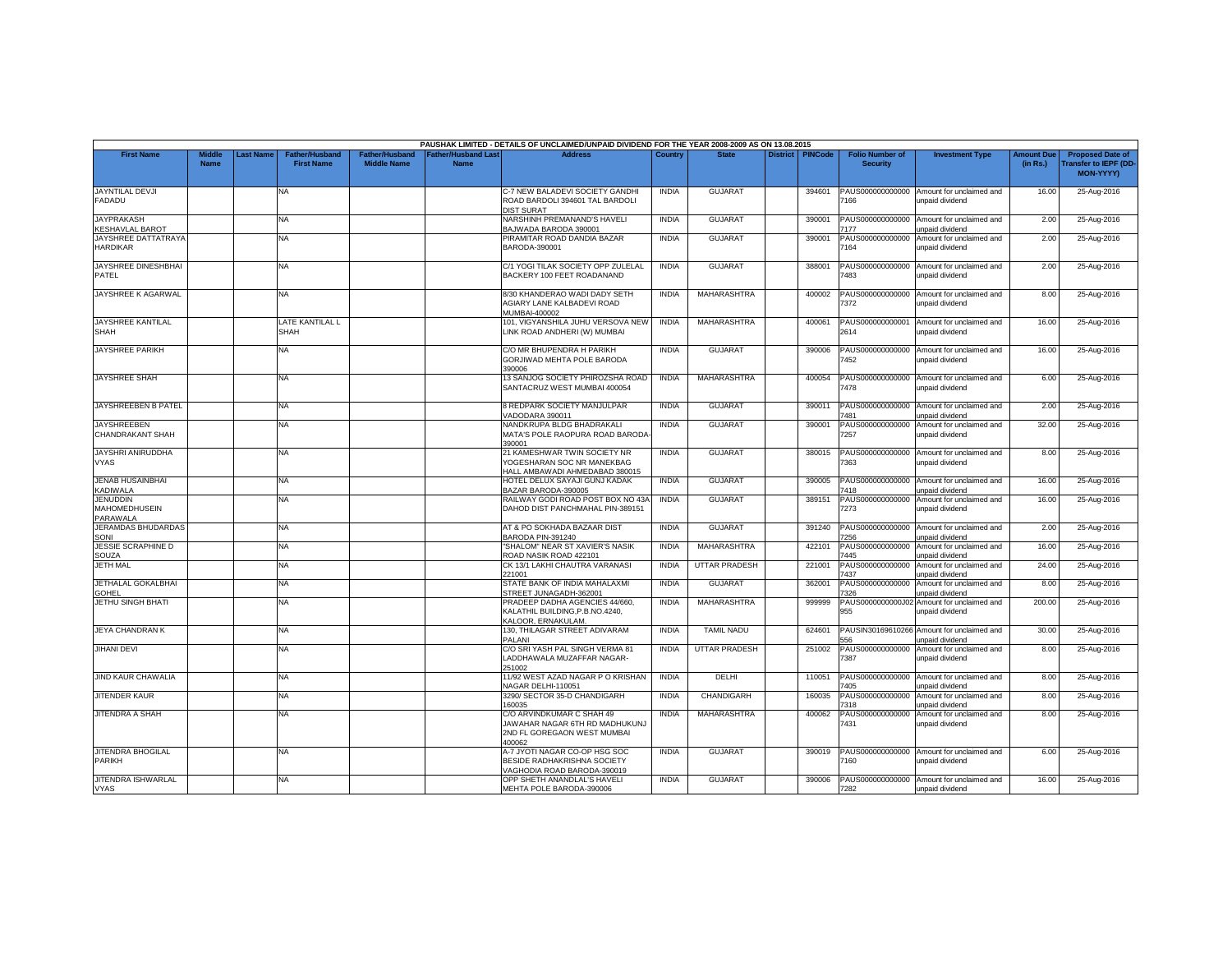| PAUSHAK LIMITED - DETAILS OF UNCLAIMED/UNPAID DIVIDEND FOR THE YEAR 2008-2009 AS ON 13.08.2015 | | | | | | | | | | | | | | | |
|---|---|---|---|---|---|---|---|---|---|---|---|---|---|---|---|
| First Name | Middle Name | Last Name | Father/Husband First Name | Father/Husband Middle Name | Father/Husband Last Name | Address | Country | State | District | PINCode | Folio Number of Security | Investment Type | Amount Due (in Rs.) | Proposed Date of Transfer to IEPF (DD-MON-YYYY) |
| JAYNTILAL DEVJI FADADU | | | NA | | | C-7 NEW BALADEVI SOCIETY GANDHI ROAD BARDOLI 394601 TAL BARDOLI DIST SURAT | INDIA | GUJARAT | | 394601 | PAUS0000000000007166 | Amount for unclaimed and unpaid dividend | 16.00 | 25-Aug-2016 |
| JAYPRAKASH KESHAVLAL BAROT | | | NA | | | NARSHINH PREMANAND'S HAVELI BAJWADA BARODA 390001 | INDIA | GUJARAT | | 390001 | PAUS0000000000007177 | Amount for unclaimed and unpaid dividend | 2.00 | 25-Aug-2016 |
| JAYSHREE DATTATRAYA HARDIKAR | | | NA | | | PIRAMITAR ROAD DANDIA BAZAR BARODA-390001 | INDIA | GUJARAT | | 390001 | PAUS0000000000007164 | Amount for unclaimed and unpaid dividend | 2.00 | 25-Aug-2016 |
| JAYSHREE DINESHBHAI PATEL | | | NA | | | C/1 YOGI TILAK SOCIETY OPP ZULELAL BACKERY 100 FEET ROADANAND | INDIA | GUJARAT | | 388001 | PAUS0000000000007483 | Amount for unclaimed and unpaid dividend | 2.00 | 25-Aug-2016 |
| JAYSHREE K AGARWAL | | | NA | | | 8/30 KHANDERAO WADI DADY SETH AGIARY LANE KALBADEVI ROAD MUMBAI-400002 | INDIA | MAHARASHTRA | | 400002 | PAUS0000000000007372 | Amount for unclaimed and unpaid dividend | 8.00 | 25-Aug-2016 |
| JAYSHREE KANTILAL SHAH | | | LATE KANTILAL L SHAH | | | 101, VIGYANSHILA JUHU VERSOVA NEW LINK ROAD ANDHERI (W) MUMBAI | INDIA | MAHARASHTRA | | 400061 | PAUS0000000000012614 | Amount for unclaimed and unpaid dividend | 16.00 | 25-Aug-2016 |
| JAYSHREE PARIKH | | | NA | | | C/O MR BHUPENDRA H PARIKH GORJIWAD MEHTA POLE BARODA 390006 | INDIA | GUJARAT | | 390006 | PAUS0000000000007452 | Amount for unclaimed and unpaid dividend | 16.00 | 25-Aug-2016 |
| JAYSHREE SHAH | | | NA | | | 13 SANJOG SOCIETY PHIROZSHA ROAD SANTACRUZ WEST MUMBAI 400054 | INDIA | MAHARASHTRA | | 400054 | PAUS0000000000007478 | Amount for unclaimed and unpaid dividend | 6.00 | 25-Aug-2016 |
| JAYSHREEBEN B PATEL | | | NA | | | 8 REDPARK SOCIETY MANJULPAR VADODARA 390011 | INDIA | GUJARAT | | 390011 | PAUS0000000000007481 | Amount for unclaimed and unpaid dividend | 2.00 | 25-Aug-2016 |
| JAYSHREEBEN CHANDRAKANT SHAH | | | NA | | | NANDKRUPA BLDG BHADRAKALI MATA'S POLE RAOPURA ROAD BARODA-390001 | INDIA | GUJARAT | | 390001 | PAUS0000000000007257 | Amount for unclaimed and unpaid dividend | 32.00 | 25-Aug-2016 |
| JAYSHRI ANIRUDDHA VYAS | | | NA | | | 21 KAMESHWAR TWIN SOCIETY NR YOGESHARAN SOC NR MANEKBAG HALL AMBAWADI AHMEDABAD 380015 | INDIA | GUJARAT | | 380015 | PAUS0000000000007363 | Amount for unclaimed and unpaid dividend | 8.00 | 25-Aug-2016 |
| JENAB HUSAINBHAI KADIWALA | | | NA | | | HOTEL DELUX SAYAJI GUNJ KADAK BAZAR BARODA-390005 | INDIA | GUJARAT | | 390005 | PAUS0000000000007418 | Amount for unclaimed and unpaid dividend | 16.00 | 25-Aug-2016 |
| JENUDDIN MAHOMEDHUSEIN PARAWALA | | | NA | | | RAILWAY GODI ROAD POST BOX NO 43A DAHOD DIST PANCHMAHAL PIN-389151 | INDIA | GUJARAT | | 389151 | PAUS0000000000007273 | Amount for unclaimed and unpaid dividend | 16.00 | 25-Aug-2016 |
| JERAMDAS BHUDARDAS SONI | | | NA | | | AT & PO SOKHADA BAZAAR DIST BARODA PIN-391240 | INDIA | GUJARAT | | 391240 | PAUS0000000000007256 | Amount for unclaimed and unpaid dividend | 2.00 | 25-Aug-2016 |
| JESSIE SCRAPHINE D SOUZA | | | NA | | | "SHALOM" NEAR ST XAVIER'S NASIK ROAD NASIK ROAD 422101 | INDIA | MAHARASHTRA | | 422101 | PAUS0000000000007445 | Amount for unclaimed and unpaid dividend | 16.00 | 25-Aug-2016 |
| JETH MAL | | | NA | | | CK 13/1 LAKHI CHAUTRA VARANASI 221001 | INDIA | UTTAR PRADESH | | 221001 | PAUS0000000000007437 | Amount for unclaimed and unpaid dividend | 24.00 | 25-Aug-2016 |
| JETHALAL GOKALBHAI GOHEL | | | NA | | | STATE BANK OF INDIA MAHALAXMI STREET JUNAGADH-362001 | INDIA | GUJARAT | | 362001 | PAUS0000000000007326 | Amount for unclaimed and unpaid dividend | 8.00 | 25-Aug-2016 |
| JETHU SINGH BHATI | | | NA | | | PRADEEP DADHA AGENCIES 44/660, KALATHIL BUILDING,P.B.NO.4240, KALOOR, ERNAKULAM. | INDIA | MAHARASHTRA | | 999999 | PAUS0000000000J02955 | Amount for unclaimed and unpaid dividend | 200.00 | 25-Aug-2016 |
| JEYA CHANDRAN K | | | NA | | | 130, THILAGAR STREET ADIVARAM PALANI | INDIA | TAMIL NADU | | 624601 | PAUSIN30169610266556 | Amount for unclaimed and unpaid dividend | 30.00 | 25-Aug-2016 |
| JIHANI DEVI | | | NA | | | C/O SRI YASH PAL SINGH VERMA 81 LADDHAWALA MUZAFFAR NAGAR-251002 | INDIA | UTTAR PRADESH | | 251002 | PAUS0000000000007387 | Amount for unclaimed and unpaid dividend | 8.00 | 25-Aug-2016 |
| JIND KAUR CHAWALIA | | | NA | | | 11/92 WEST AZAD NAGAR P O KRISHAN NAGAR DELHI-110051 | INDIA | DELHI | | 110051 | PAUS0000000000007405 | Amount for unclaimed and unpaid dividend | 8.00 | 25-Aug-2016 |
| JITENDER KAUR | | | NA | | | 3290/ SECTOR 35-D CHANDIGARH 160035 | INDIA | CHANDIGARH | | 160035 | PAUS0000000000007318 | Amount for unclaimed and unpaid dividend | 8.00 | 25-Aug-2016 |
| JITENDRA A SHAH | | | NA | | | C/O ARVINDKUMAR C SHAH 49 JAWAHAR NAGAR 6TH RD MADHUKUNJ 2ND FL GOREGAON WEST MUMBAI 400062 | INDIA | MAHARASHTRA | | 400062 | PAUS0000000000007431 | Amount for unclaimed and unpaid dividend | 8.00 | 25-Aug-2016 |
| JITENDRA BHOGILAL PARIKH | | | NA | | | A-7 JYOTI NAGAR CO-OP HSG SOC BESIDE RADHAKRISHNA SOCIETY VAGHODIA ROAD BARODA-390019 | INDIA | GUJARAT | | 390019 | PAUS0000000000007160 | Amount for unclaimed and unpaid dividend | 6.00 | 25-Aug-2016 |
| JITENDRA ISHWARLAL VYAS | | | NA | | | OPP SHETH ANANDLAL'S HAVELI MEHTA POLE BARODA-390006 | INDIA | GUJARAT | | 390006 | PAUS0000000000007282 | Amount for unclaimed and unpaid dividend | 16.00 | 25-Aug-2016 |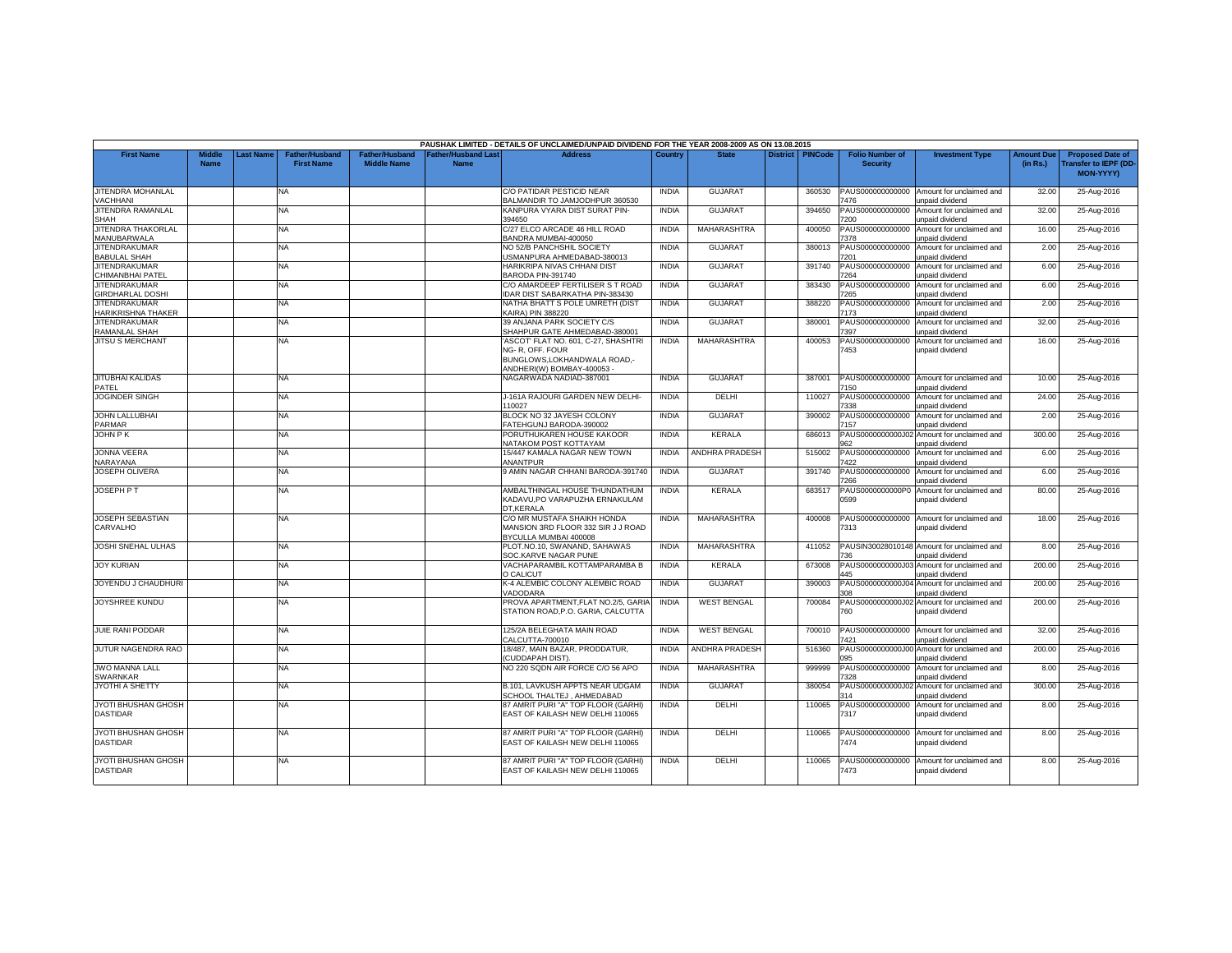PAUSHAK LIMITED - DETAILS OF UNCLAIMED/UNPAID DIVIDEND FOR THE YEAR 2008-2009 AS ON 13.08.2015

| First Name | Middle Name | Last Name | Father/Husband First Name | Father/Husband Middle Name | Father/Husband Last Name | Address | Country | State | District | PINCode | Folio Number of Security | Investment Type | Amount Due (in Rs.) | Proposed Date of Transfer to IEPF (DD-MON-YYYY) |
|---|---|---|---|---|---|---|---|---|---|---|---|---|---|---|
| JITENDRA MOHANLAL VACHHANI | | | NA | | | C/O PATIDAR PESTICID NEAR BALMANDIR TO JAMJODHPUR 360530 | INDIA | GUJARAT | | 360530 | PAUS0000000000007476 | Amount for unclaimed and unpaid dividend | 32.00 | 25-Aug-2016 |
| JITENDRA RAMANLAL SHAH | | | NA | | | KANPURA VYARA DIST SURAT PIN-394650 | INDIA | GUJARAT | | 394650 | PAUS0000000000007200 | Amount for unclaimed and unpaid dividend | 32.00 | 25-Aug-2016 |
| JITENDRA THAKORLAL MANUBARWALA | | | NA | | | C/27 ELCO ARCADE 46 HILL ROAD BANDRA MUMBAI-400050 | INDIA | MAHARASHTRA | | 400050 | PAUS0000000000007378 | Amount for unclaimed and unpaid dividend | 16.00 | 25-Aug-2016 |
| JITENDRAKUMAR BABULAL SHAH | | | NA | | | NO 52/B PANCHSHIL SOCIETY USMANPURA AHMEDABAD-380013 | INDIA | GUJARAT | | 380013 | PAUS0000000000007201 | Amount for unclaimed and unpaid dividend | 2.00 | 25-Aug-2016 |
| JITENDRAKUMAR CHIMANBHAI PATEL | | | NA | | | HARIKRIPA NIVAS CHHANI DIST BARODA PIN-391740 | INDIA | GUJARAT | | 391740 | PAUS0000000000007264 | Amount for unclaimed and unpaid dividend | 6.00 | 25-Aug-2016 |
| JITENDRAKUMAR GIRDHARLAL DOSHI | | | NA | | | C/O AMARDEEP FERTILISER S T ROAD IDAR DIST SABARKATHA PIN-383430 | INDIA | GUJARAT | | 383430 | PAUS0000000000007265 | Amount for unclaimed and unpaid dividend | 6.00 | 25-Aug-2016 |
| JITENDRAKUMAR HARIKRISHNA THAKER | | | NA | | | NATHA BHATT S POLE UMRETH (DIST KAIRA) PIN 388220 | INDIA | GUJARAT | | 388220 | PAUS0000000000007173 | Amount for unclaimed and unpaid dividend | 2.00 | 25-Aug-2016 |
| JITENDRAKUMAR RAMANLAL SHAH | | | NA | | | 39 ANJANA PARK SOCIETY C/S SHAHPUR GATE AHMEDABAD-380001 | INDIA | GUJARAT | | 380001 | PAUS0000000000007397 | Amount for unclaimed and unpaid dividend | 32.00 | 25-Aug-2016 |
| JITSU S MERCHANT | | | NA | | | 'ASCOT' FLAT NO. 601, C-27, SHASHTRI NG- R, OFF. FOUR BUNGLOWS,LOKHANDWALA ROAD,- ANDHERI(W) BOMBAY-400053 - | INDIA | MAHARASHTRA | | 400053 | PAUS0000000000007453 | Amount for unclaimed and unpaid dividend | 16.00 | 25-Aug-2016 |
| JITUBHAI KALIDAS PATEL | | | NA | | | NAGARWADA NADIAD-387001 | INDIA | GUJARAT | | 387001 | PAUS0000000000007150 | Amount for unclaimed and unpaid dividend | 10.00 | 25-Aug-2016 |
| JOGINDER SINGH | | | NA | | | J-161A RAJOURI GARDEN NEW DELHI-110027 | INDIA | DELHI | | 110027 | PAUS0000000000007338 | Amount for unclaimed and unpaid dividend | 24.00 | 25-Aug-2016 |
| JOHN LALLUBHAI PARMAR | | | NA | | | BLOCK NO 32 JAYESH COLONY FATEHGUNJ BARODA-390002 | INDIA | GUJARAT | | 390002 | PAUS0000000000007157 | Amount for unclaimed and unpaid dividend | 2.00 | 25-Aug-2016 |
| JOHN P K | | | NA | | | PORUTHUKAREN HOUSE KAKOOR NATAKOM POST KOTTAYAM | INDIA | KERALA | | 686013 | PAUS0000000000J02962 | Amount for unclaimed and unpaid dividend | 300.00 | 25-Aug-2016 |
| JONNA VEERA NARAYANA | | | NA | | | 15/447 KAMALA NAGAR NEW TOWN ANANTPUR | INDIA | ANDHRA PRADESH | | 515002 | PAUS0000000000007422 | Amount for unclaimed and unpaid dividend | 6.00 | 25-Aug-2016 |
| JOSEPH OLIVERA | | | NA | | | 9 AMIN NAGAR CHHANI BARODA-391740 | INDIA | GUJARAT | | 391740 | PAUS0000000000007266 | Amount for unclaimed and unpaid dividend | 6.00 | 25-Aug-2016 |
| JOSEPH P T | | | NA | | | AMBALTHINGAL HOUSE THUNDATHUM KADAVU,PO VARAPUZHA ERNAKULAM DT,KERALA | INDIA | KERALA | | 683517 | PAUS0000000000P00599 | Amount for unclaimed and unpaid dividend | 80.00 | 25-Aug-2016 |
| JOSEPH SEBASTIAN CARVALHO | | | NA | | | C/O MR MUSTAFA SHAIKH HONDA MANSION 3RD FLOOR 332 SIR J J ROAD BYCULLA MUMBAI 400008 | INDIA | MAHARASHTRA | | 400008 | PAUS0000000000007313 | Amount for unclaimed and unpaid dividend | 18.00 | 25-Aug-2016 |
| JOSHI SNEHAL ULHAS | | | NA | | | PLOT.NO.10, SWANAND, SAHAWAS SOC.KARVE NAGAR PUNE | INDIA | MAHARASHTRA | | 411052 | PAUSIN30028010148736 | Amount for unclaimed and unpaid dividend | 8.00 | 25-Aug-2016 |
| JOY KURIAN | | | NA | | | VACHAPARAMBIL KOTTAMPARAMBA B O CALICUT | INDIA | KERALA | | 673008 | PAUS0000000000J03445 | Amount for unclaimed and unpaid dividend | 200.00 | 25-Aug-2016 |
| JOYENDU J CHAUDHURI | | | NA | | | K-4 ALEMBIC COLONY ALEMBIC ROAD VADODARA | INDIA | GUJARAT | | 390003 | PAUS0000000000J04308 | Amount for unclaimed and unpaid dividend | 200.00 | 25-Aug-2016 |
| JOYSHREE KUNDU | | | NA | | | PROVA APARTMENT,FLAT NO.2/5, GARIA STATION ROAD,P.O. GARIA, CALCUTTA | INDIA | WEST BENGAL | | 700084 | PAUS0000000000J02760 | Amount for unclaimed and unpaid dividend | 200.00 | 25-Aug-2016 |
| JUIE RANI PODDAR | | | NA | | | 125/2A BELEGHATA MAIN ROAD CALCUTTA-700010 | INDIA | WEST BENGAL | | 700010 | PAUS0000000000007421 | Amount for unclaimed and unpaid dividend | 32.00 | 25-Aug-2016 |
| JUTUR NAGENDRA RAO | | | NA | | | 18/487, MAIN BAZAR, PRODDATUR, (CUDDAPAH DIST). | INDIA | ANDHRA PRADESH | | 516360 | PAUS0000000000J00095 | Amount for unclaimed and unpaid dividend | 200.00 | 25-Aug-2016 |
| JWO MANNA LALL SWARNKAR | | | NA | | | NO 220 SQDN AIR FORCE C/O 56 APO | INDIA | MAHARASHTRA | | 999999 | PAUS0000000000007328 | Amount for unclaimed and unpaid dividend | 8.00 | 25-Aug-2016 |
| JYOTHI A SHETTY | | | NA | | | B.101, LAVKUSH APPTS NEAR UDGAM SCHOOL THALTEJ , AHMEDABAD | INDIA | GUJARAT | | 380054 | PAUS0000000000J02314 | Amount for unclaimed and unpaid dividend | 300.00 | 25-Aug-2016 |
| JYOTI BHUSHAN GHOSH DASTIDAR | | | NA | | | 87 AMRIT PURI "A" TOP FLOOR (GARHI) EAST OF KAILASH NEW DELHI 110065 | INDIA | DELHI | | 110065 | PAUS0000000000007317 | Amount for unclaimed and unpaid dividend | 8.00 | 25-Aug-2016 |
| JYOTI BHUSHAN GHOSH DASTIDAR | | | NA | | | 87 AMRIT PURI "A" TOP FLOOR (GARHI) EAST OF KAILASH NEW DELHI 110065 | INDIA | DELHI | | 110065 | PAUS0000000000007474 | Amount for unclaimed and unpaid dividend | 8.00 | 25-Aug-2016 |
| JYOTI BHUSHAN GHOSH DASTIDAR | | | NA | | | 87 AMRIT PURI "A" TOP FLOOR (GARHI) EAST OF KAILASH NEW DELHI 110065 | INDIA | DELHI | | 110065 | PAUS0000000000007473 | Amount for unclaimed and unpaid dividend | 8.00 | 25-Aug-2016 |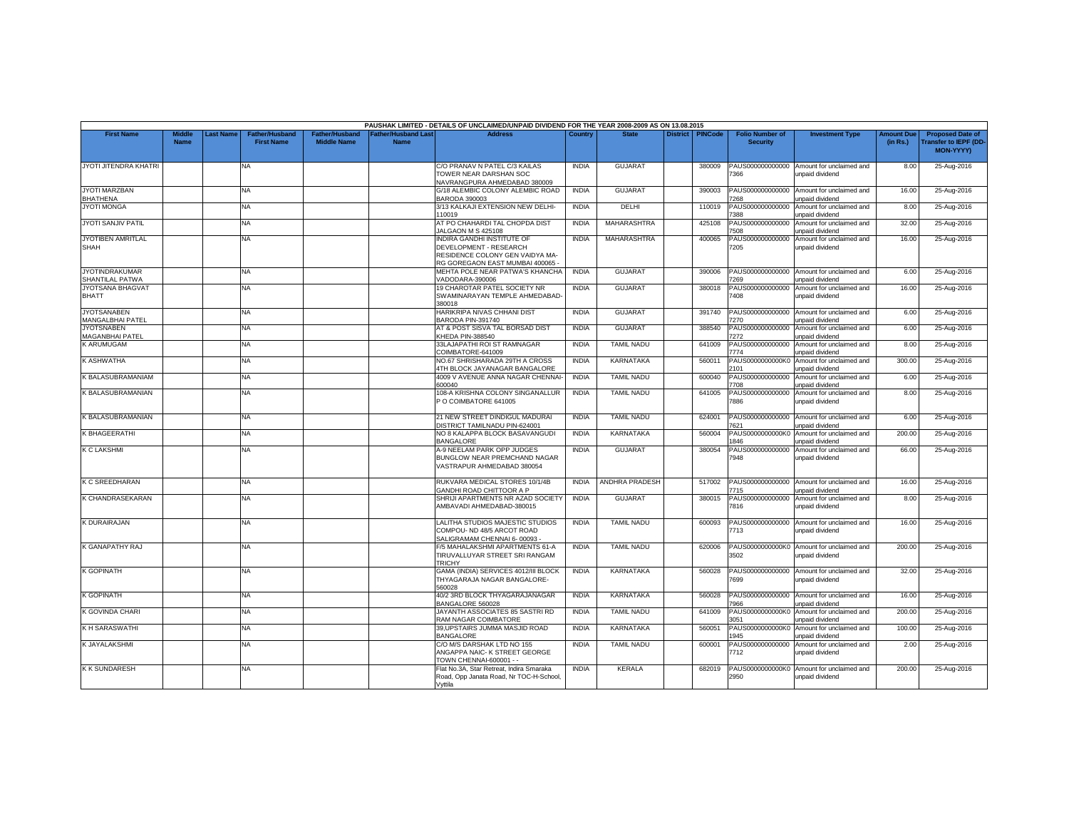PAUSHAK LIMITED - DETAILS OF UNCLAIMED/UNPAID DIVIDEND FOR THE YEAR 2008-2009 AS ON 13.08.2015

| First Name | Middle Name | Last Name | Father/Husband First Name | Father/Husband Middle Name | Father/Husband Last Name | Address | Country | State | District | PINCode | Folio Number of Security | Investment Type | Amount Due (in Rs.) | Proposed Date of Transfer to IEPF (DD-MON-YYYY) |
|---|---|---|---|---|---|---|---|---|---|---|---|---|---|---|
| JYOTI JITENDRA KHATRI | | | NA | | | C/O PRANAV N PATEL C/3 KAILAS TOWER NEAR DARSHAN SOC NAVRANGPURA AHMEDABAD 380009 | INDIA | GUJARAT | | 380009 | PAUS0000000000007366 | Amount for unclaimed and unpaid dividend | 8.00 | 25-Aug-2016 |
| JYOTI MARZBAN BHATHENA | | | NA | | | G/18 ALEMBIC COLONY ALEMBIC ROAD BARODA 390003 | INDIA | GUJARAT | | 390003 | PAUS0000000000007268 | Amount for unclaimed and unpaid dividend | 16.00 | 25-Aug-2016 |
| JYOTI MONGA | | | NA | | | 3/13 KALKAJI EXTENSION NEW DELHI-110019 | INDIA | DELHI | | 110019 | PAUS0000000000007388 | Amount for unclaimed and unpaid dividend | 8.00 | 25-Aug-2016 |
| JYOTI SANJIV PATIL | | | NA | | | AT PO CHAHARDI TAL CHOPDA DIST JALGAON M S 425108 | INDIA | MAHARASHTRA | | 425108 | PAUS0000000000007508 | Amount for unclaimed and unpaid dividend | 32.00 | 25-Aug-2016 |
| JYOTIBEN AMRITLAL SHAH | | | NA | | | INDIRA GANDHI INSTITUTE OF DEVELOPMENT - RESEARCH RESIDENCE COLONY GEN VAIDYA MA-RG GOREGAON EAST MUMBAI 400065 - | INDIA | MAHARASHTRA | | 400065 | PAUS0000000000007205 | Amount for unclaimed and unpaid dividend | 16.00 | 25-Aug-2016 |
| JYOTINDRAKUMAR SHANTILAL PATWA | | | NA | | | MEHTA POLE NEAR PATWA'S KHANCHA VADODARA-390006 | INDIA | GUJARAT | | 390006 | PAUS0000000000007269 | Amount for unclaimed and unpaid dividend | 6.00 | 25-Aug-2016 |
| JYOTSANA BHAGVAT BHATT | | | NA | | | 19 CHAROTAR PATEL SOCIETY NR SWAMINARAYAN TEMPLE AHMEDABAD-380018 | INDIA | GUJARAT | | 380018 | PAUS0000000000007408 | Amount for unclaimed and unpaid dividend | 16.00 | 25-Aug-2016 |
| JYOTSANABEN MANGALBHAI PATEL | | | NA | | | HARIKRIPA NIVAS CHHANI DIST BARODA PIN-391740 | INDIA | GUJARAT | | 391740 | PAUS0000000000007270 | Amount for unclaimed and unpaid dividend | 6.00 | 25-Aug-2016 |
| JYOTSNABEN MAGANBHAI PATEL | | | NA | | | AT & POST SISVA TAL BORSAD DIST KHEDA PIN-388540 | INDIA | GUJARAT | | 388540 | PAUS0000000000007272 | Amount for unclaimed and unpaid dividend | 6.00 | 25-Aug-2016 |
| K ARUMUGAM | | | NA | | | 33LAJAPATHI ROI ST RAMNAGAR COIMBATORE-641009 | INDIA | TAMIL NADU | | 641009 | PAUS0000000000007774 | Amount for unclaimed and unpaid dividend | 8.00 | 25-Aug-2016 |
| K ASHWATHA | | | NA | | | NO.67 SHRISHARADA 29TH A CROSS 4TH BLOCK JAYANAGAR BANGALORE | INDIA | KARNATAKA | | 560011 | PAUS0000000000K02101 | Amount for unclaimed and unpaid dividend | 300.00 | 25-Aug-2016 |
| K BALASUBRAMANIAM | | | NA | | | 4009 V AVENUE ANNA NAGAR CHENNAI-600040 | INDIA | TAMIL NADU | | 600040 | PAUS0000000000007708 | Amount for unclaimed and unpaid dividend | 6.00 | 25-Aug-2016 |
| K BALASUBRAMANIAN | | | NA | | | 108-A KRISHNA COLONY SINGANALLUR P O COIMBATORE 641005 | INDIA | TAMIL NADU | | 641005 | PAUS0000000000007886 | Amount for unclaimed and unpaid dividend | 8.00 | 25-Aug-2016 |
| K BALASUBRAMANIAN | | | NA | | | 21 NEW STREET DINDIGUL MADURAI DISTRICT TAMILNADU PIN-624001 | INDIA | TAMIL NADU | | 624001 | PAUS0000000000007621 | Amount for unclaimed and unpaid dividend | 6.00 | 25-Aug-2016 |
| K BHAGEERATHI | | | NA | | | NO 8 KALAPPA BLOCK BASAVANGUDI BANGALORE | INDIA | KARNATAKA | | 560004 | PAUS0000000000K01846 | Amount for unclaimed and unpaid dividend | 200.00 | 25-Aug-2016 |
| K C LAKSHMI | | | NA | | | A-9 NEELAM PARK OPP JUDGES BUNGLOW NEAR PREMCHAND NAGAR VASTRAPUR AHMEDABAD 380054 | INDIA | GUJARAT | | 380054 | PAUS0000000000007948 | Amount for unclaimed and unpaid dividend | 66.00 | 25-Aug-2016 |
| K C SREEDHARAN | | | NA | | | RUKVARA MEDICAL STORES 10/1/4B GANDHI ROAD CHITTOOR A P | INDIA | ANDHRA PRADESH | | 517002 | PAUS0000000000007715 | Amount for unclaimed and unpaid dividend | 16.00 | 25-Aug-2016 |
| K CHANDRASEKARAN | | | NA | | | SHRIJI APARTMENTS NR AZAD SOCIETY AMBAVADI AHMEDABAD-380015 | INDIA | GUJARAT | | 380015 | PAUS0000000000007816 | Amount for unclaimed and unpaid dividend | 8.00 | 25-Aug-2016 |
| K DURAIRAJAN | | | NA | | | LALITHA STUDIOS MAJESTIC STUDIOS COMPOU- ND 48/5 ARCOT ROAD SALIGRAMAM CHENNAI 6- 00093 - | INDIA | TAMIL NADU | | 600093 | PAUS0000000000007713 | Amount for unclaimed and unpaid dividend | 16.00 | 25-Aug-2016 |
| K GANAPATHY RAJ | | | NA | | | F/5 MAHALAKSHMI APARTMENTS 61-A TIRUVALLUYAR STREET SRI RANGAM TRICHY | INDIA | TAMIL NADU | | 620006 | PAUS0000000000K03502 | Amount for unclaimed and unpaid dividend | 200.00 | 25-Aug-2016 |
| K GOPINATH | | | NA | | | GAMA (INDIA) SERVICES 4012/III BLOCK THYAGARAJA NAGAR BANGALORE-560028 | INDIA | KARNATAKA | | 560028 | PAUS0000000000007699 | Amount for unclaimed and unpaid dividend | 32.00 | 25-Aug-2016 |
| K GOPINATH | | | NA | | | 40/2 3RD BLOCK THYAGARAJANAGAR BANGALORE 560028 | INDIA | KARNATAKA | | 560028 | PAUS0000000000007966 | Amount for unclaimed and unpaid dividend | 16.00 | 25-Aug-2016 |
| K GOVINDA CHARI | | | NA | | | JAYANTH ASSOCIATES 85 SASTRI RD RAM NAGAR COIMBATORE | INDIA | TAMIL NADU | | 641009 | PAUS0000000000K03051 | Amount for unclaimed and unpaid dividend | 200.00 | 25-Aug-2016 |
| K H SARASWATHI | | | NA | | | 39,UPSTAIRS JUMMA MASJID ROAD BANGALORE | INDIA | KARNATAKA | | 560051 | PAUS0000000000K01945 | Amount for unclaimed and unpaid dividend | 100.00 | 25-Aug-2016 |
| K JAYALAKSHMI | | | NA | | | C/O M/S DARSHAK LTD NO 155 ANGAPPA NAIC- K STREET GEORGE TOWN CHENNAI-600001 - - | INDIA | TAMIL NADU | | 600001 | PAUS0000000000007712 | Amount for unclaimed and unpaid dividend | 2.00 | 25-Aug-2016 |
| K K SUNDARESH | | | NA | | | Flat No.3A, Star Retreat, Indira Smaraka Road, Opp Janata Road, Nr TOC-H-School, Vyttila | INDIA | KERALA | | 682019 | PAUS0000000000K02950 | Amount for unclaimed and unpaid dividend | 200.00 | 25-Aug-2016 |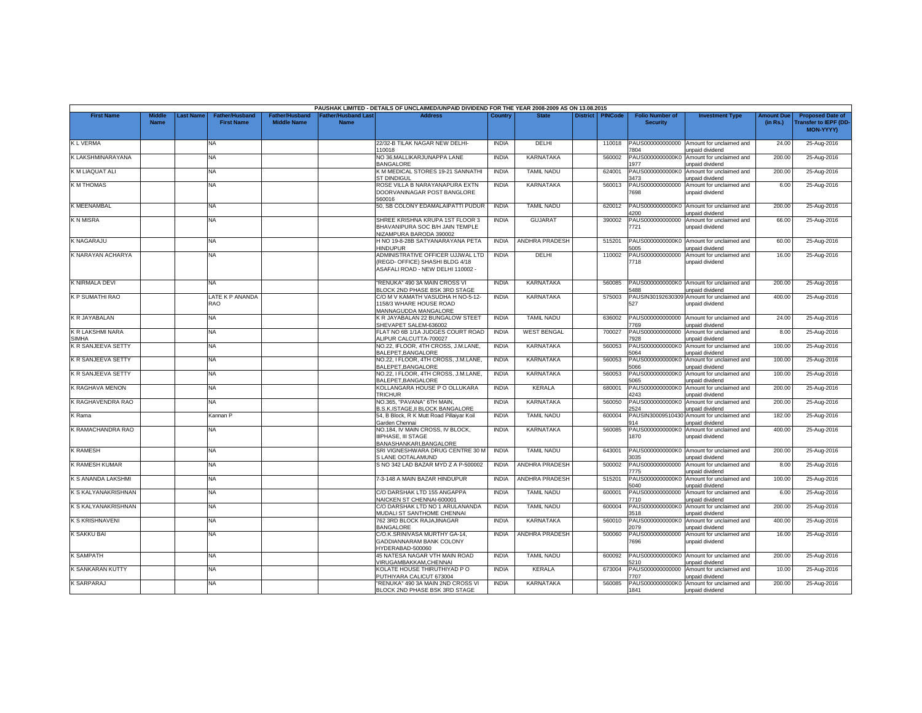PAUSHAK LIMITED - DETAILS OF UNCLAIMED/UNPAID DIVIDEND FOR THE YEAR 2008-2009 AS ON 13.08.2015

| First Name | Middle Name | Last Name | Father/Husband First Name | Father/Husband Middle Name | Father/Husband Last Name | Address | Country | State | District | PINCode | Folio Number of Security | Investment Type | Amount Due (in Rs.) | Proposed Date of Transfer to IEPF (DD-MON-YYYY) |
|---|---|---|---|---|---|---|---|---|---|---|---|---|---|---|
| K L VERMA | | | NA | | | 22/32-B TILAK NAGAR NEW DELHI-110018 | INDIA | DELHI | | 110018 | PAUS000000000000 7804 | Amount for unclaimed and unpaid dividend | 24.00 | 25-Aug-2016 |
| K LAKSHMINARAYANA | | | NA | | | NO 36,MALLIKARJUNAPPA LANE BANGALORE | INDIA | KARNATAKA | | 560002 | PAUS0000000000K0 1977 | Amount for unclaimed and unpaid dividend | 200.00 | 25-Aug-2016 |
| K M LIAQUAT ALI | | | NA | | | K M MEDICAL STORES 19-21 SANNATHI ST DINDIGUL | INDIA | TAMIL NADU | | 624001 | PAUS0000000000K0 3473 | Amount for unclaimed and unpaid dividend | 200.00 | 25-Aug-2016 |
| K M THOMAS | | | NA | | | ROSE VILLA B NARAYANAPURA EXTN DOORVANINAGAR POST BANGLORE 560016 | INDIA | KARNATAKA | | 560013 | PAUS000000000000 7698 | Amount for unclaimed and unpaid dividend | 6.00 | 25-Aug-2016 |
| K MEENAMBAL | | | NA | | | 50, SB COLONY EDAMALAIPATTI PUDUR | INDIA | TAMIL NADU | | 620012 | PAUS0000000000K0 4200 | Amount for unclaimed and unpaid dividend | 200.00 | 25-Aug-2016 |
| K N MISRA | | | NA | | | SHREE KRISHNA KRUPA 1ST FLOOR 3 BHAVANIPURA SOC B/H JAIN TEMPLE NIZAMPURA BARODA 390002 | INDIA | GUJARAT | | 390002 | PAUS000000000000 7721 | Amount for unclaimed and unpaid dividend | 66.00 | 25-Aug-2016 |
| K NAGARAJU | | | NA | | | H NO 19-8-28B SATYANARAYANA PETA HINDUPUR | INDIA | ANDHRA PRADESH | | 515201 | PAUS0000000000K0 5005 | Amount for unclaimed and unpaid dividend | 60.00 | 25-Aug-2016 |
| K NARAYAN ACHARYA | | | NA | | | ADMINISTRATIVE OFFICER UJJWAL LTD (REGD- OFFICE) SHASHI BLDG 4/18 ASAFALI ROAD - NEW DELHI 110002 - | INDIA | DELHI | | 110002 | PAUS000000000000 7718 | Amount for unclaimed and unpaid dividend | 16.00 | 25-Aug-2016 |
| K NIRMALA DEVI | | | NA | | | "RENUKA" 490 3A MAIN CROSS VI BLOCK 2ND PHASE BSK 3RD STAGE | INDIA | KARNATAKA | | 560085 | PAUS0000000000K0 5488 | Amount for unclaimed and unpaid dividend | 200.00 | 25-Aug-2016 |
| K P SUMATHI RAO | | | LATE K P ANANDA RAO | | | C/O M V KAMATH VASUDHA H NO-5-12-1158/3 WHARE HOUSE ROAD MANNAGUDDA MANGALORE | INDIA | KARNATAKA | | 575003 | PAUSIN30192630309 527 | Amount for unclaimed and unpaid dividend | 400.00 | 25-Aug-2016 |
| K R JAYABALAN | | | NA | | | K R JAYABALAN 22 BUNGALOW STEET SHEVAPET SALEM-636002 | INDIA | TAMIL NADU | | 636002 | PAUS000000000000 7769 | Amount for unclaimed and unpaid dividend | 24.00 | 25-Aug-2016 |
| K R LAKSHMI NARA SIMHA | | | NA | | | FLAT NO 6B 1/1A JUDGES COURT ROAD ALIPUR CALCUTTA-700027 | INDIA | WEST BENGAL | | 700027 | PAUS000000000000 7928 | Amount for unclaimed and unpaid dividend | 8.00 | 25-Aug-2016 |
| K R SANJEEVA SETTY | | | NA | | | NO.22, IFLOOR, 4TH CROSS, J.M.LANE, BALEPET,BANGALORE | INDIA | KARNATAKA | | 560053 | PAUS0000000000K0 5064 | Amount for unclaimed and unpaid dividend | 100.00 | 25-Aug-2016 |
| K R SANJEEVA SETTY | | | NA | | | NO.22, I FLOOR, 4TH CROSS, J.M.LANE, BALEPET,BANGALORE | INDIA | KARNATAKA | | 560053 | PAUS0000000000K0 5066 | Amount for unclaimed and unpaid dividend | 100.00 | 25-Aug-2016 |
| K R SANJEEVA SETTY | | | NA | | | NO.22, I FLOOR, 4TH CROSS, J.M.LANE, BALEPET,BANGALORE | INDIA | KARNATAKA | | 560053 | PAUS0000000000K0 5065 | Amount for unclaimed and unpaid dividend | 100.00 | 25-Aug-2016 |
| K RAGHAVA MENON | | | NA | | | KOLLANGARA HOUSE P O OLLUKARA TRICHUR | INDIA | KERALA | | 680001 | PAUS0000000000K0 4243 | Amount for unclaimed and unpaid dividend | 200.00 | 25-Aug-2016 |
| K RAGHAVENDRA RAO | | | NA | | | NO.365, "PAVANA" 6TH MAIN, B.S.K.ISTAGE,II BLOCK BANGALORE | INDIA | KARNATAKA | | 560050 | PAUS0000000000K0 2524 | Amount for unclaimed and unpaid dividend | 200.00 | 25-Aug-2016 |
| K Rama | | | Kannan P | | | 54, B Block, R K Mutt Road Pillaiyar Koil Garden Chennai | INDIA | TAMIL NADU | | 600004 | PAUSIN30009510430 914 | Amount for unclaimed and unpaid dividend | 182.00 | 25-Aug-2016 |
| K RAMACHANDRA RAO | | | NA | | | NO.184, IV MAIN CROSS, IV BLOCK, IIIPHASE, III STAGE BANASHANKARI,BANGALORE | INDIA | KARNATAKA | | 560085 | PAUS0000000000K0 1870 | Amount for unclaimed and unpaid dividend | 400.00 | 25-Aug-2016 |
| K RAMESH | | | NA | | | SRI VIGNESHWARA DRUG CENTRE 30 M S LANE OOTALAMUND | INDIA | TAMIL NADU | | 643001 | PAUS0000000000K0 3035 | Amount for unclaimed and unpaid dividend | 200.00 | 25-Aug-2016 |
| K RAMESH KUMAR | | | NA | | | S NO 342 LAD BAZAR MYD Z A P-500002 | INDIA | ANDHRA PRADESH | | 500002 | PAUS000000000000 7775 | Amount for unclaimed and unpaid dividend | 8.00 | 25-Aug-2016 |
| K S ANANDA LAKSHMI | | | NA | | | 7-3-148 A MAIN BAZAR HINDUPUR | INDIA | ANDHRA PRADESH | | 515201 | PAUS0000000000K0 5040 | Amount for unclaimed and unpaid dividend | 100.00 | 25-Aug-2016 |
| K S KALYANAKRISHNAN | | | NA | | | C/O DARSHAK LTD 155 ANGAPPA NAICKEN ST CHENNAI-600001 | INDIA | TAMIL NADU | | 600001 | PAUS000000000000 7710 | Amount for unclaimed and unpaid dividend | 6.00 | 25-Aug-2016 |
| K S KALYANAKRISHNAN | | | NA | | | C/O DARSHAK LTD NO 1 ARULANANDA MUDALI ST SANTHOME CHENNAI | INDIA | TAMIL NADU | | 600004 | PAUS0000000000K0 3518 | Amount for unclaimed and unpaid dividend | 200.00 | 25-Aug-2016 |
| K S KRISHNAVENI | | | NA | | | 762 3RD BLOCK RAJAJINAGAR BANGALORE | INDIA | KARNATAKA | | 560010 | PAUS0000000000K0 2079 | Amount for unclaimed and unpaid dividend | 400.00 | 25-Aug-2016 |
| K SAKKU BAI | | | NA | | | C/O.K.SRINIVASA MURTHY GA-14, GADDIANNARAM BANK COLONY HYDERABAD-500060 | INDIA | ANDHRA PRADESH | | 500060 | PAUS000000000000 7696 | Amount for unclaimed and unpaid dividend | 16.00 | 25-Aug-2016 |
| K SAMPATH | | | NA | | | 45 NATESA NAGAR VTH MAIN ROAD VIRUGAMBAKKAM,CHENNAI | INDIA | TAMIL NADU | | 600092 | PAUS0000000000K0 5210 | Amount for unclaimed and unpaid dividend | 200.00 | 25-Aug-2016 |
| K SANKARAN KUTTY | | | NA | | | KOLATE HOUSE THIRUTHIYAD P O PUTHIYARA CALICUT 673004 | INDIA | KERALA | | 673004 | PAUS000000000000 7707 | Amount for unclaimed and unpaid dividend | 10.00 | 25-Aug-2016 |
| K SARPARAJ | | | NA | | | "RENUKA" 490 3A MAIN 2ND CROSS VI BLOCK 2ND PHASE BSK 3RD STAGE | INDIA | KARNATAKA | | 560085 | PAUS0000000000K0 1841 | Amount for unclaimed and unpaid dividend | 200.00 | 25-Aug-2016 |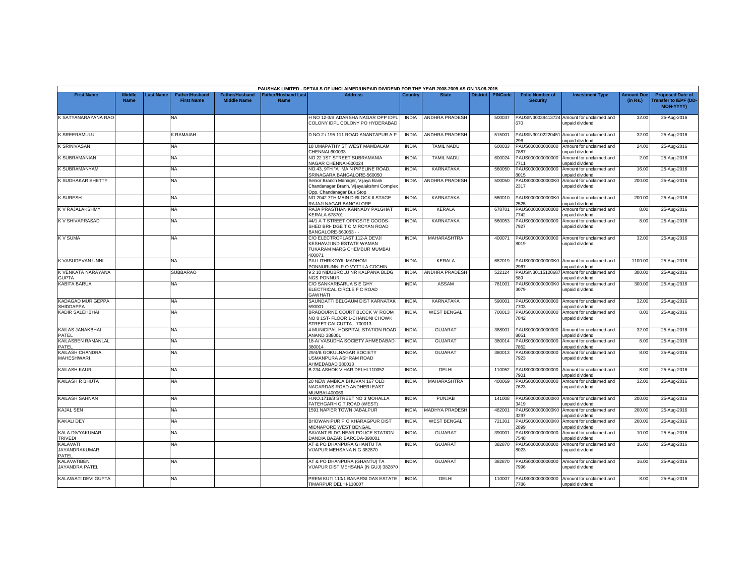PAUSHAK LIMITED - DETAILS OF UNCLAIMED/UNPAID DIVIDEND FOR THE YEAR 2008-2009 AS ON 13.08.2015

| First Name | Middle Name | Last Name | Father/Husband First Name | Father/Husband Middle Name | Father/Husband Last Name | Address | Country | State | District | PINCode | Folio Number of Security | Investment Type | Amount Due (in Rs.) | Proposed Date of Transfer to IEPF (DD-MON-YYYY) |
|---|---|---|---|---|---|---|---|---|---|---|---|---|---|---|
| K SATYANARAYANA RAO | | | NA | | | H NO 12-3/B ADARSHA NAGAR OPP IDPL COLONY IDPL COLONY PO HYDERABAD | INDIA | ANDHRA PRADESH | | 500037 | PAUSIN30039413724670 | Amount for unclaimed and unpaid dividend | 32.00 | 25-Aug-2016 |
| K SREERAMULU | | | K RAMAIAH | | | D NO 2 / 195 111 ROAD ANANTAPUR A P | INDIA | ANDHRA PRADESH | | 515001 | PAUSIN30102220451296 | Amount for unclaimed and unpaid dividend | 32.00 | 25-Aug-2016 |
| K SRINIVASAN | | | NA | | | 18 UMAPATHY ST WEST MAMBALAM CHENNAI-600033 | INDIA | TAMIL NADU | | 600033 | PAUS0000000000007887 | Amount for unclaimed and unpaid dividend | 24.00 | 25-Aug-2016 |
| K SUBRAMANIAN | | | NA | | | NO 22 1ST STREET SUBRAMANIA NAGAR CHENNAI-600024 | INDIA | TAMIL NADU | | 600024 | PAUS0000000000007711 | Amount for unclaimed and unpaid dividend | 2.00 | 25-Aug-2016 |
| K SUBRAMANYAM | | | NA | | | NO.43, 9TH "A" MAIN PIPELINE ROAD, SRINAGARA BANGALORE-560050 | INDIA | KARNATAKA | | 560050 | PAUS0000000000008015 | Amount for unclaimed and unpaid dividend | 16.00 | 25-Aug-2016 |
| K SUDHAKAR SHETTY | | | NA | | | Senior Branch Manager, Vijaya Bank Chandanagar Branh, Vijayalakshmi Complex Opp. Chandanagar Bus Stop | INDIA | ANDHRA PRADESH | | 500050 | PAUS0000000000K02317 | Amount for unclaimed and unpaid dividend | 200.00 | 25-Aug-2016 |
| K SURESH | | | NA | | | NO 2042 7TH MAIN D-BLOCK II STAGE RAJAJI NAGAR BANGALORE | INDIA | KARNATAKA | | 560010 | PAUS0000000000K02525 | Amount for unclaimed and unpaid dividend | 200.00 | 25-Aug-2016 |
| K V RAJALAKSHMY | | | NA | | | RAJA PRASTHAN KANNADY PALGHAT KERALA-678701 | INDIA | KERALA | | 678701 | PAUS0000000000007742 | Amount for unclaimed and unpaid dividend | 8.00 | 25-Aug-2016 |
| K V SHIVAPRASAD | | | NA | | | 44/1 A T STREET OPPOSITE GOODS-SHED BRI- DGE T C M ROYAN ROAD BANGALORE-560053 - - | INDIA | KARNATAKA | | 560053 | PAUS0000000000007927 | Amount for unclaimed and unpaid dividend | 8.00 | 25-Aug-2016 |
| K V SUMA | | | NA | | | C/O ELECTROPLAST 112-A DEVJI KESHAVJI IND ESTATE WAMAN TUKARAM MARG CHEMBUR MUMBAI 400071 | INDIA | MAHARASHTRA | | 400071 | PAUS0000000000008019 | Amount for unclaimed and unpaid dividend | 32.00 | 25-Aug-2016 |
| K VASUDEVAN UNNI | | | NA | | | PALLITHRIKOYIL MADHOM PONNURUNNI P O VYTTILA COCHIN | INDIA | KERALA | | 682019 | PAUS0000000000K02967 | Amount for unclaimed and unpaid dividend | 1100.00 | 25-Aug-2016 |
| K VENKATA NARAYANA GUPTA | | | SUBBARAO | | | 9 2 10 NIDUBROLU NR KALPANA BLDG NGS PONNUR | INDIA | ANDHRA PRADESH | | 522124 | PAUSIN30115120687589 | Amount for unclaimed and unpaid dividend | 300.00 | 25-Aug-2016 |
| KABITA BARUA | | | NA | | | C/O SANKARBARUA S E GHY ELECTRICAL CIRCLE F C ROAD GAWHATI | INDIA | ASSAM | | 781001 | PAUS0000000000K03079 | Amount for unclaimed and unpaid dividend | 300.00 | 25-Aug-2016 |
| KADAGAD MURIGEPPA SHIDDAPPA | | | NA | | | SAUNDATTI BELGAUM DIST KARNATAK 590001 | INDIA | KARNATAKA | | 590001 | PAUS0000000000007703 | Amount for unclaimed and unpaid dividend | 32.00 | 25-Aug-2016 |
| KADIR SALEHBHAI | | | NA | | | BRABOURNE COURT BLOCK 'A' ROOM NO 8 1ST- FLOOR 1-CHANDNI CHOWK STREET CALCUTTA-- 700013 - | INDIA | WEST BENGAL | | 700013 | PAUS0000000000007842 | Amount for unclaimed and unpaid dividend | 8.00 | 25-Aug-2016 |
| KAILAS JANAKBHAI PATEL | | | NA | | | 4 MUNICIPAL HOSPITAL STATION ROAD ANAND 388001 | INDIA | GUJARAT | | 388001 | PAUS0000000000008051 | Amount for unclaimed and unpaid dividend | 32.00 | 25-Aug-2016 |
| KAILASBEN RAMANLAL PATEL | | | NA | | | 18-A/ VASUDHA SOCIETY AHMEDABAD-380014 | INDIA | GUJARAT | | 380014 | PAUS0000000000007852 | Amount for unclaimed and unpaid dividend | 8.00 | 25-Aug-2016 |
| KAILASH CHANDRA MAHESHWARI | | | NA | | | 29/4/B GOKULNAGAR SOCIETY USMANPURA ASHRAM ROAD AHMEDABAD 380013 | INDIA | GUJARAT | | 380013 | PAUS0000000000007923 | Amount for unclaimed and unpaid dividend | 8.00 | 25-Aug-2016 |
| KAILASH KAUR | | | NA | | | B-234 ASHOK VIHAR DELHI 110052 | INDIA | DELHI | | 110052 | PAUS0000000000007901 | Amount for unclaimed and unpaid dividend | 8.00 | 25-Aug-2016 |
| KAILASH R BHUTA | | | NA | | | 20 NEW AMBICA BHUVAN 167 OLD NAGARDAS ROAD ANDHERI EAST MUMBAI-400069 | INDIA | MAHARASHTRA | | 400069 | PAUS0000000000007623 | Amount for unclaimed and unpaid dividend | 32.00 | 25-Aug-2016 |
| KAILASH SAHNAN | | | NA | | | H.NO.1718/8 STREET NO 3 MOHALLA FATEHGARH G.T.ROAD (WEST) | INDIA | PUNJAB | | 141008 | PAUS0000000000K03419 | Amount for unclaimed and unpaid dividend | 200.00 | 25-Aug-2016 |
| KAJAL SEN | | | NA | | | 1591 NAPIER TOWN JABALPUR | INDIA | MADHYA PRADESH | | 482001 | PAUS0000000000K03297 | Amount for unclaimed and unpaid dividend | 200.00 | 25-Aug-2016 |
| KAKALI DEY | | | NA | | | BHOWANIPUR P O KHARAGPUR DIST MIDNAPORE WEST BENGAL | INDIA | WEST BENGAL | | 721301 | PAUS0000000000K02899 | Amount for unclaimed and unpaid dividend | 200.00 | 25-Aug-2016 |
| KALA DIVYAKUMAR TRIVEDI | | | NA | | | SAVANT BLDG NEAR POLICE STATION DANDIA BAZAR BARODA-390001 | INDIA | GUJARAT | | 390001 | PAUS0000000000007548 | Amount for unclaimed and unpaid dividend | 10.00 | 25-Aug-2016 |
| KALAVATI JAYANDRAKUMAR PATEL | | | NA | | | AT & PO DHANPURA GHANTU TA VIJAPUR MEHSANA N G 382870 | INDIA | GUJARAT | | 382870 | PAUS0000000000008023 | Amount for unclaimed and unpaid dividend | 16.00 | 25-Aug-2016 |
| KALAVATIBEN JAYANDRA PATEL | | | NA | | | AT & PO DHANPURA (GHANTU) TA VIJAPUR DIST MEHSANA (N GUJ) 382870 | INDIA | GUJARAT | | 382870 | PAUS0000000000007996 | Amount for unclaimed and unpaid dividend | 16.00 | 25-Aug-2016 |
| KALAWATI DEVI GUPTA | | | NA | | | PREM KUTI 110/1 BANARSI DAS ESTATE TIMARPUR DELHI-110007 | INDIA | DELHI | | 110007 | PAUS0000000000007786 | Amount for unclaimed and unpaid dividend | 8.00 | 25-Aug-2016 |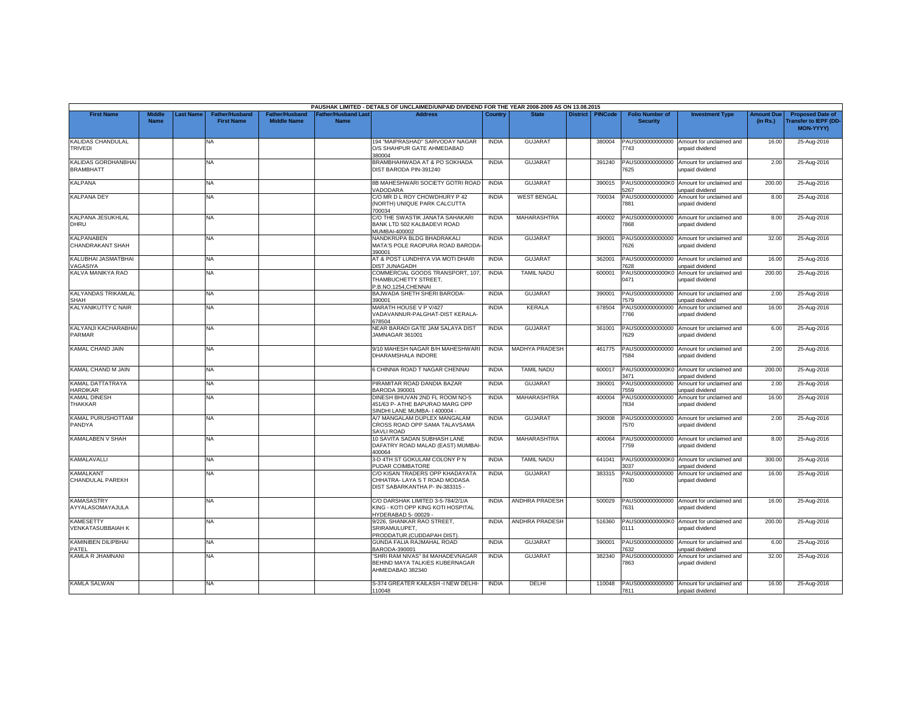PAUSHAK LIMITED - DETAILS OF UNCLAIMED/UNPAID DIVIDEND FOR THE YEAR 2008-2009 AS ON 13.08.2015

| First Name | Middle Name | Last Name | Father/Husband First Name | Father/Husband Middle Name | Father/Husband Last Name | Address | Country | State | District | PINCode | Folio Number of Security | Investment Type | Amount Due (in Rs.) | Proposed Date of Transfer to IEPF (DD-MON-YYYY) |
|---|---|---|---|---|---|---|---|---|---|---|---|---|---|---|
| KALIDAS CHANDULAL TRIVEDI | | | NA | | | 194 "MAIPRASHAD" SARVODAY NAGAR O/S SHAHPUR GATE AHMEDABAD 380004 | INDIA | GUJARAT | | 380004 | PAUS0000000000007743 | Amount for unclaimed and unpaid dividend | 16.00 | 25-Aug-2016 |
| KALIDAS GORDHANBHAI BRAMBHATT | | | NA | | | BRAMBHAHWADA AT & PO SOKHADA DIST BARODA PIN-391240 | INDIA | GUJARAT | | 391240 | PAUS0000000000007625 | Amount for unclaimed and unpaid dividend | 2.00 | 25-Aug-2016 |
| KALPANA | | | NA | | | 8B MAHESHWARI SOCIETY GOTRI ROAD VADODARA | INDIA | GUJARAT | | 390015 | PAUS0000000000K05267 | Amount for unclaimed and unpaid dividend | 200.00 | 25-Aug-2016 |
| KALPANA DEY | | | NA | | | C/O MR D L ROY CHOWDHURY P 42 (NORTH) UNIQUE PARK CALCUTTA 700034 | INDIA | WEST BENGAL | | 700034 | PAUS0000000000007881 | Amount for unclaimed and unpaid dividend | 8.00 | 25-Aug-2016 |
| KALPANA JESUKHLAL DHRU | | | NA | | | C/O THE SWASTIK JANATA SAHAKARI BANK LTD 502 KALBADEVI ROAD MUMBAI-400002 | INDIA | MAHARASHTRA | | 400002 | PAUS0000000000007868 | Amount for unclaimed and unpaid dividend | 8.00 | 25-Aug-2016 |
| KALPANABEN CHANDRAKANT SHAH | | | NA | | | NANDKRUPA BLDG BHADRAKALI MATA'S POLE RAOPURA ROAD BARODA-390001 | INDIA | GUJARAT | | 390001 | PAUS0000000000007626 | Amount for unclaimed and unpaid dividend | 32.00 | 25-Aug-2016 |
| KALUBHAI JASMATBHAI VAGASIYA | | | NA | | | AT & POST LUNDHIYA VIA MOTI DHARI DIST JUNAGADH | INDIA | GUJARAT | | 362001 | PAUS0000000000007628 | Amount for unclaimed and unpaid dividend | 16.00 | 25-Aug-2016 |
| KALVA MANIKYA RAO | | | NA | | | COMMERCIAL GOODS TRANSPORT, 107, THAMBUCHETTY STREET, P.B.NO.1254,CHENNAI | INDIA | TAMIL NADU | | 600001 | PAUS0000000000K00471 | Amount for unclaimed and unpaid dividend | 200.00 | 25-Aug-2016 |
| KALYANDAS TRIKAMLAL SHAH | | | NA | | | BAJWADA SHETH SHERI BARODA-390001 | INDIA | GUJARAT | | 390001 | PAUS0000000000007579 | Amount for unclaimed and unpaid dividend | 2.00 | 25-Aug-2016 |
| KALYANIKUTTY C NAIR | | | NA | | | MARATH HOUSE V P V/427 VADAVANNUR-PALGHAT-DIST KERALA-678504 | INDIA | KERALA | | 678504 | PAUS0000000000007766 | Amount for unclaimed and unpaid dividend | 16.00 | 25-Aug-2016 |
| KALYANJI KACHARABHAI PARMAR | | | NA | | | NEAR BARADI GATE JAM SALAYA DIST JAMNAGAR 361001 | INDIA | GUJARAT | | 361001 | PAUS0000000000007629 | Amount for unclaimed and unpaid dividend | 6.00 | 25-Aug-2016 |
| KAMAL CHAND JAIN | | | NA | | | 9/10 MAHESH NAGAR B/H MAHESHWARI DHARAMSHALA INDORE | INDIA | MADHYA PRADESH | | 461775 | PAUS0000000000007584 | Amount for unclaimed and unpaid dividend | 2.00 | 25-Aug-2016 |
| KAMAL CHAND M JAIN | | | NA | | | 6 CHINNIA ROAD T NAGAR CHENNAI | INDIA | TAMIL NADU | | 600017 | PAUS0000000000K03471 | Amount for unclaimed and unpaid dividend | 200.00 | 25-Aug-2016 |
| KAMAL DATTATRAYA HARDIKAR | | | NA | | | PIRAMITAR ROAD DANDIA BAZAR BARODA 390001 | INDIA | GUJARAT | | 390001 | PAUS0000000000007559 | Amount for unclaimed and unpaid dividend | 2.00 | 25-Aug-2016 |
| KAMAL DINESH THAKKAR | | | NA | | | DINESH BHUVAN 2ND FL ROOM NO-5 451/63 P- ATHE BAPURAO MARG OPP SINDHI LANE MUMBA- I 400004 - | INDIA | MAHARASHTRA | | 400004 | PAUS0000000000007834 | Amount for unclaimed and unpaid dividend | 16.00 | 25-Aug-2016 |
| KAMAL PURUSHOTTAM PANDYA | | | NA | | | A/7 MANGALAM DUPLEX MANGALAM CROSS ROAD OPP SAMA TALAVSAMA SAVLI ROAD | INDIA | GUJARAT | | 390008 | PAUS0000000000007570 | Amount for unclaimed and unpaid dividend | 2.00 | 25-Aug-2016 |
| KAMALABEN V SHAH | | | NA | | | 10 SAVITA SADAN SUBHASH LANE DAFATRY ROAD MALAD (EAST) MUMBAI-400064 | INDIA | MAHARASHTRA | | 400064 | PAUS0000000000007759 | Amount for unclaimed and unpaid dividend | 8.00 | 25-Aug-2016 |
| KAMALAVALLI | | | NA | | | 3-D 4TH ST GOKULAM COLONY P N PUDAR COIMBATORE | INDIA | TAMIL NADU | | 641041 | PAUS0000000000K03037 | Amount for unclaimed and unpaid dividend | 300.00 | 25-Aug-2016 |
| KAMALKANT CHANDULAL PAREKH | | | NA | | | C/O KISAN TRADERS OPP KHADAYATA CHHATRA- LAYA S T ROAD MODASA DIST SABARKANTHA P- IN-383315 - | INDIA | GUJARAT | | 383315 | PAUS0000000000007630 | Amount for unclaimed and unpaid dividend | 16.00 | 25-Aug-2016 |
| KAMASASTRY AYYALASOMAYAJULA | | | NA | | | C/O DARSHAK LIMITED 3-5-784/2/1/A KING - KOTI OPP KING KOTI HOSPITAL HYDERABAD 5- 00029 - | INDIA | ANDHRA PRADESH | | 500029 | PAUS0000000000007631 | Amount for unclaimed and unpaid dividend | 16.00 | 25-Aug-2016 |
| KAMESETTY VENKATASUBBAIAH K | | | NA | | | 9/226, SHANKAR RAO STREET, SRIRAMULUPET, PRODDATUR.(CUDDAPAH DIST). | INDIA | ANDHRA PRADESH | | 516360 | PAUS0000000000K00111 | Amount for unclaimed and unpaid dividend | 200.00 | 25-Aug-2016 |
| KAMINIBEN DILIPBHAI PATEL | | | NA | | | GUNDA FALIA RAJMAHAL ROAD BARODA-390001 | INDIA | GUJARAT | | 390001 | PAUS0000000000007632 | Amount for unclaimed and unpaid dividend | 6.00 | 25-Aug-2016 |
| KAMLA R JHAMNANI | | | NA | | | "SHRI RAM NIVAS" 84 MAHADEVNAGAR BEHIND MAYA TALKIES KUBERNAGAR AHMEDABAD 382340 | INDIA | GUJARAT | | 382340 | PAUS0000000000007863 | Amount for unclaimed and unpaid dividend | 32.00 | 25-Aug-2016 |
| KAMLA SALWAN | | | NA | | | S-374 GREATER KAILASH -I NEW DELHI-110048 | INDIA | DELHI | | 110048 | PAUS0000000000007811 | Amount for unclaimed and unpaid dividend | 16.00 | 25-Aug-2016 |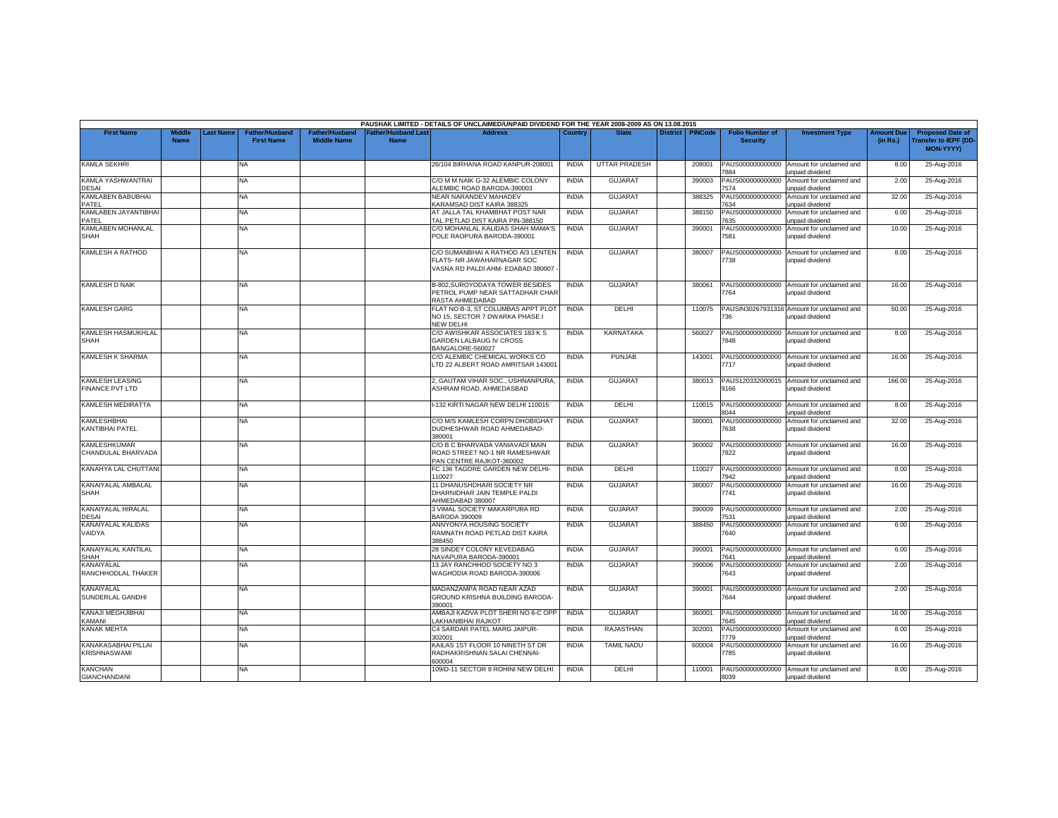PAUSHAK LIMITED - DETAILS OF UNCLAIMED/UNPAID DIVIDEND FOR THE YEAR 2008-2009 AS ON 13.08.2015

| First Name | Middle Name | Last Name | Father/Husband First Name | Father/Husband Middle Name | Father/Husband Last Name | Address | Country | State | District | PINCode | Folio Number of Security | Investment Type | Amount Due (in Rs.) | Proposed Date of Transfer to IEPF (DD-MON-YYYY) |
|---|---|---|---|---|---|---|---|---|---|---|---|---|---|---|
| KAMLA SEKHRI | | | NA | | | 26/104 BIRHANA ROAD KANPUR-208001 | INDIA | UTTAR PRADESH | | 208001 | PAUS0000000000007884 | Amount for unclaimed and unpaid dividend | 8.00 | 25-Aug-2016 |
| KAMLA YASHWANTRAI DESAI | | | NA | | | C/O M M NAIK G-32 ALEMBIC COLONY ALEMBIC ROAD BARODA-390003 | INDIA | GUJARAT | | 390003 | PAUS0000000000007574 | Amount for unclaimed and unpaid dividend | 2.00 | 25-Aug-2016 |
| KAMLABEN BABUBHAI PATEL | | | NA | | | NEAR NARANDEV MAHADEV KARAMSAD DIST KAIRA 388325 | INDIA | GUJARAT | | 388325 | PAUS0000000000007634 | Amount for unclaimed and unpaid dividend | 32.00 | 25-Aug-2016 |
| KAMLABEN JAYANTIBHAI PATEL | | | NA | | | AT JALLA TAL KHAMBHAT POST NAR TAL PETLAD DIST KAIRA PIN-388150 | INDIA | GUJARAT | | 388150 | PAUS0000000000007635 | Amount for unclaimed and unpaid dividend | 6.00 | 25-Aug-2016 |
| KAMLABEN MOHANLAL SHAH | | | NA | | | C/O MOHANLAL KALIDAS SHAH MAMA'S POLE RAOPURA BARODA-390001 | INDIA | GUJARAT | | 390001 | PAUS0000000000007581 | Amount for unclaimed and unpaid dividend | 10.00 | 25-Aug-2016 |
| KAMLESH A RATHOD | | | NA | | | C/O SUMANBHAI A RATHOD A/3 LENTEN FLATS- NR JAWAHARNAGAR SOC VASNA RD PALDI AHM- EDABAD 380007 - | INDIA | GUJARAT | | 380007 | PAUS0000000000007738 | Amount for unclaimed and unpaid dividend | 8.00 | 25-Aug-2016 |
| KAMLESH D NAIK | | | NA | | | B-802,SUROYODAYA TOWER BESIDES PETROL PUMP NEAR SATTADHAR CHAR RASTA AHMEDABAD | INDIA | GUJARAT | | 380061 | PAUS0000000000007764 | Amount for unclaimed and unpaid dividend | 16.00 | 25-Aug-2016 |
| KAMLESH GARG | | | NA | | | FLAT NO B-3, ST COLUMBAS APPT PLOT NO 15, SECTOR 7 DWARKA PHASE I NEW DELHI | INDIA | DELHI | | 110075 | PAUSIN30267931316736 | Amount for unclaimed and unpaid dividend | 50.00 | 25-Aug-2016 |
| KAMLESH HASMUKHLAL SHAH | | | NA | | | C/O AWISHKAR ASSOCIATES 183 K S GARDEN LALBAUG IV CROSS BANGALORE-560027 | INDIA | KARNATAKA | | 560027 | PAUS0000000000007848 | Amount for unclaimed and unpaid dividend | 8.00 | 25-Aug-2016 |
| KAMLESH K SHARMA | | | NA | | | C/O ALEMBIC CHEMICAL WORKS CO LTD 22 ALBERT ROAD AMRITSAR 143001 | INDIA | PUNJAB | | 143001 | PAUS0000000000007717 | Amount for unclaimed and unpaid dividend | 16.00 | 25-Aug-2016 |
| KAMLESH LEASING FINANCE PVT LTD | | | NA | | | 2, GAUTAM VIHAR SOC., USHNANPURA, ASHRAM ROAD, AHMEDASBAD | INDIA | GUJARAT | | 380013 | PAUS1203320000159166 | Amount for unclaimed and unpaid dividend | 166.00 | 25-Aug-2016 |
| KAMLESH MEDIRATTA | | | NA | | | I-132 KIRTI NAGAR NEW DELHI 110015 | INDIA | DELHI | | 110015 | PAUS0000000000008044 | Amount for unclaimed and unpaid dividend | 8.00 | 25-Aug-2016 |
| KAMLESHBHAI KANTIBHAI PATEL | | | NA | | | C/O M/S KAMLESH CORPN DHOBIGHAT DUDHESHWAR ROAD AHMEDABAD-380001 | INDIA | GUJARAT | | 380001 | PAUS0000000000007638 | Amount for unclaimed and unpaid dividend | 32.00 | 25-Aug-2016 |
| KAMLESHKUMAR CHANDULAL BHARVADA | | | NA | | | C/O B C BHARVADA VANIAVADI MAIN ROAD STREET NO-1 NR RAMESHWAR PAN CENTRE RAJKOT-360002 | INDIA | GUJARAT | | 360002 | PAUS0000000000007822 | Amount for unclaimed and unpaid dividend | 16.00 | 25-Aug-2016 |
| KANAHYA LAL CHUTTANI | | | NA | | | FC 136 TAGORE GARDEN NEW DELHI-110027 | INDIA | DELHI | | 110027 | PAUS0000000000007942 | Amount for unclaimed and unpaid dividend | 8.00 | 25-Aug-2016 |
| KANAIYALAL AMBALAL SHAH | | | NA | | | 11 DHANUSHDHARI SOCIETY NR DHARNIDHAR JAIN TEMPLE PALDI AHMEDABAD 380007 | INDIA | GUJARAT | | 380007 | PAUS0000000000007741 | Amount for unclaimed and unpaid dividend | 16.00 | 25-Aug-2016 |
| KANAIYALAL HIRALAL DESAI | | | NA | | | 3 VIMAL SOCIETY MAKARPURA RD BARODA 390009 | INDIA | GUJARAT | | 390009 | PAUS0000000000007531 | Amount for unclaimed and unpaid dividend | 2.00 | 25-Aug-2016 |
| KANAIYALAL KALIDAS VAIDYA | | | NA | | | ANNYONYA HOUSING SOCIETY RAMNATH ROAD PETLAD DIST KAIRA 388450 | INDIA | GUJARAT | | 388450 | PAUS0000000000007640 | Amount for unclaimed and unpaid dividend | 6.00 | 25-Aug-2016 |
| KANAIYALAL KANTILAL SHAH | | | NA | | | 28 SINDEY COLONY KEVEDABAG NAVAPURA BARODA-390001 | INDIA | GUJARAT | | 390001 | PAUS0000000000007641 | Amount for unclaimed and unpaid dividend | 6.00 | 25-Aug-2016 |
| KANAIYALAL RANCHHODLAL THAKER | | | NA | | | 13 JAY RANCHHOD SOCIETY NO 3 WAGHODIA ROAD BARODA-390006 | INDIA | GUJARAT | | 390006 | PAUS0000000000007643 | Amount for unclaimed and unpaid dividend | 2.00 | 25-Aug-2016 |
| KANAIYALAL SUNDERLAL GANDHI | | | NA | | | MADANZAMPA ROAD NEAR AZAD GROUND KRISHNA BUILDING BARODA-390001 | INDIA | GUJARAT | | 390001 | PAUS0000000000007644 | Amount for unclaimed and unpaid dividend | 2.00 | 25-Aug-2016 |
| KANAJI MEGHJIBHAI KAMANI | | | NA | | | AMBAJI KADVA PLOT SHERI NO 6-C OPP LAKHANIBHAI RAJKOT | INDIA | GUJARAT | | 360001 | PAUS0000000000007645 | Amount for unclaimed and unpaid dividend | 16.00 | 25-Aug-2016 |
| KANAK MEHTA | | | NA | | | C4 SARDAR PATEL MARG JAIPUR-302001 | INDIA | RAJASTHAN | | 302001 | PAUS0000000000007779 | Amount for unclaimed and unpaid dividend | 8.00 | 25-Aug-2016 |
| KANAKASABHAI PILLAI KRISHNASWAMI | | | NA | | | KAILAS 1ST FLOOR 10 NINETH ST DR RADHAKRISHNAN SALAI CHENNAI-600004 | INDIA | TAMIL NADU | | 600004 | PAUS0000000000007785 | Amount for unclaimed and unpaid dividend | 16.00 | 25-Aug-2016 |
| KANCHAN GIANCHANDANI | | | NA | | | 109/D-11 SECTOR 8 ROHINI NEW DELHI | INDIA | DELHI | | 110001 | PAUS0000000000008039 | Amount for unclaimed and unpaid dividend | 8.00 | 25-Aug-2016 |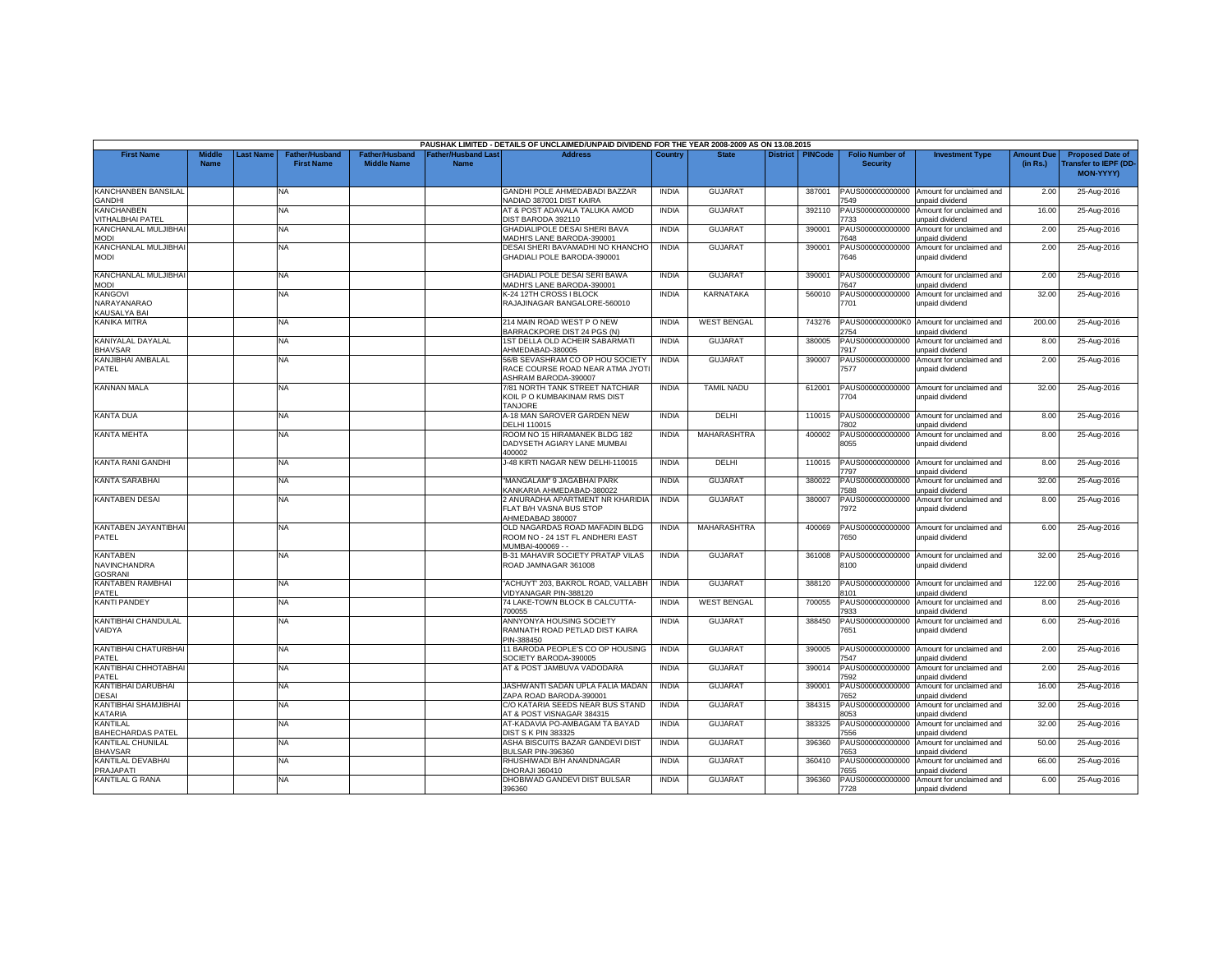PAUSHAK LIMITED - DETAILS OF UNCLAIMED/UNPAID DIVIDEND FOR THE YEAR 2008-2009 AS ON 13.08.2015

| First Name | Middle Name | Last Name | Father/Husband First Name | Father/Husband Middle Name | Father/Husband Last Name | Address | Country | State | District | PINCode | Folio Number of Security | Investment Type | Amount Due (in Rs.) | Proposed Date of Transfer to IEPF (DD-MON-YYYY) |
|---|---|---|---|---|---|---|---|---|---|---|---|---|---|---|
| KANCHANBEN BANSILAL GANDHI | | | NA | | | GANDHI POLE AHMEDABADI BAZZAR NADIAD 387001 DIST KAIRA | INDIA | GUJARAT | | 387001 | PAUS0000000000007549 | Amount for unclaimed and unpaid dividend | 2.00 | 25-Aug-2016 |
| KANCHANBEN VITHALBHAI PATEL | | | NA | | | AT & POST ADAVALA TALUKA AMOD DIST BARODA 392110 | INDIA | GUJARAT | | 392110 | PAUS0000000000007733 | Amount for unclaimed and unpaid dividend | 16.00 | 25-Aug-2016 |
| KANCHANLAL MULJIBHAI MODI | | | NA | | | GHADIALIPOLE DESAI SHERI BAVA MADHI'S LANE BARODA-390001 | INDIA | GUJARAT | | 390001 | PAUS0000000000007648 | Amount for unclaimed and unpaid dividend | 2.00 | 25-Aug-2016 |
| KANCHANLAL MULJIBHAI MODI | | | NA | | | DESAI SHERI BAVAMADHI NO KHANCHO GHADIALI POLE BARODA-390001 | INDIA | GUJARAT | | 390001 | PAUS0000000000007646 | Amount for unclaimed and unpaid dividend | 2.00 | 25-Aug-2016 |
| KANCHANLAL MULJIBHAI MODI | | | NA | | | GHADIALI POLE DESAI SERI BAWA MADHI'S LANE BARODA-390001 | INDIA | GUJARAT | | 390001 | PAUS0000000000007647 | Amount for unclaimed and unpaid dividend | 2.00 | 25-Aug-2016 |
| KANGOVI NARAYANARAO KAUSALYA BAI | | | NA | | | K-24 12TH CROSS I BLOCK RAJAJINAGAR BANGALORE-560010 | INDIA | KARNATAKA | | 560010 | PAUS0000000000007701 | Amount for unclaimed and unpaid dividend | 32.00 | 25-Aug-2016 |
| KANIKA MITRA | | | NA | | | 214 MAIN ROAD WEST P O NEW BARRACKPORE DIST 24 PGS (N) | INDIA | WEST BENGAL | | 743276 | PAUS0000000000K02754 | Amount for unclaimed and unpaid dividend | 200.00 | 25-Aug-2016 |
| KANIYALAL DAYALAL BHAVSAR | | | NA | | | 1ST DELLA OLD ACHEIR SABARMATI AHMEDABAD-380005 | INDIA | GUJARAT | | 380005 | PAUS0000000000007917 | Amount for unclaimed and unpaid dividend | 8.00 | 25-Aug-2016 |
| KANJIBHAI AMBALAL PATEL | | | NA | | | 56/B SEVASHRAM CO OP HOU SOCIETY RACE COURSE ROAD NEAR ATMA JYOTI ASHRAM BARODA-390007 | INDIA | GUJARAT | | 390007 | PAUS0000000000007577 | Amount for unclaimed and unpaid dividend | 2.00 | 25-Aug-2016 |
| KANNAN MALA | | | NA | | | 7/81 NORTH TANK STREET NATCHIAR KOIL P O KUMBAKINAM RMS DIST TANJORE | INDIA | TAMIL NADU | | 612001 | PAUS0000000000007704 | Amount for unclaimed and unpaid dividend | 32.00 | 25-Aug-2016 |
| KANTA DUA | | | NA | | | A-18 MAN SAROVER GARDEN NEW DELHI 110015 | INDIA | DELHI | | 110015 | PAUS0000000000007802 | Amount for unclaimed and unpaid dividend | 8.00 | 25-Aug-2016 |
| KANTA MEHTA | | | NA | | | ROOM NO 15 HIRAMANEK BLDG 182 DADYSETH AGIARY LANE MUMBAI 400002 | INDIA | MAHARASHTRA | | 400002 | PAUS0000000000008055 | Amount for unclaimed and unpaid dividend | 8.00 | 25-Aug-2016 |
| KANTA RANI GANDHI | | | NA | | | J-48 KIRTI NAGAR NEW DELHI-110015 | INDIA | DELHI | | 110015 | PAUS0000000000007797 | Amount for unclaimed and unpaid dividend | 8.00 | 25-Aug-2016 |
| KANTA SARABHAI | | | NA | | | "MANGALAM" 9 JAGABHAI PARK KANKARIA AHMEDABAD-380022 | INDIA | GUJARAT | | 380022 | PAUS0000000000007588 | Amount for unclaimed and unpaid dividend | 32.00 | 25-Aug-2016 |
| KANTABEN DESAI | | | NA | | | 2 ANURADHA APARTMENT NR KHARIDIA FLAT B/H VASNA BUS STOP AHMEDABAD 380007 | INDIA | GUJARAT | | 380007 | PAUS0000000000007972 | Amount for unclaimed and unpaid dividend | 8.00 | 25-Aug-2016 |
| KANTABEN JAYANTIBHAI PATEL | | | NA | | | OLD NAGARDAS ROAD MAFADIN BLDG ROOM NO - 24 1ST FL ANDHERI EAST MUMBAI-400069 - - | INDIA | MAHARASHTRA | | 400069 | PAUS0000000000007650 | Amount for unclaimed and unpaid dividend | 6.00 | 25-Aug-2016 |
| KANTABEN NAVINCHANDRA GOSRANI | | | NA | | | B-31 MAHAVIR SOCIETY PRATAP VILAS ROAD JAMNAGAR 361008 | INDIA | GUJARAT | | 361008 | PAUS0000000000008100 | Amount for unclaimed and unpaid dividend | 32.00 | 25-Aug-2016 |
| KANTABEN RAMBHAI PATEL | | | NA | | | "ACHUYT' 203, BAKROL ROAD, VALLABH VIDYANAGAR PIN-388120 | INDIA | GUJARAT | | 388120 | PAUS0000000000008101 | Amount for unclaimed and unpaid dividend | 122.00 | 25-Aug-2016 |
| KANTI PANDEY | | | NA | | | 74 LAKE-TOWN BLOCK B CALCUTTA-700055 | INDIA | WEST BENGAL | | 700055 | PAUS0000000000007933 | Amount for unclaimed and unpaid dividend | 8.00 | 25-Aug-2016 |
| KANTIBHAI CHANDULAL VAIDYA | | | NA | | | ANNYONYA HOUSING SOCIETY RAMNATH ROAD PETLAD DIST KAIRA PIN-388450 | INDIA | GUJARAT | | 388450 | PAUS0000000000007651 | Amount for unclaimed and unpaid dividend | 6.00 | 25-Aug-2016 |
| KANTIBHAI CHATURBHAI PATEL | | | NA | | | 11 BARODA PEOPLE'S CO OP HOUSING SOCIETY BARODA-390005 | INDIA | GUJARAT | | 390005 | PAUS0000000000007547 | Amount for unclaimed and unpaid dividend | 2.00 | 25-Aug-2016 |
| KANTIBHAI CHHOTABHAI PATEL | | | NA | | | AT & POST JAMBUVA VADODARA | INDIA | GUJARAT | | 390014 | PAUS0000000000007592 | Amount for unclaimed and unpaid dividend | 2.00 | 25-Aug-2016 |
| KANTIBHAI DARUBHAI DESAI | | | NA | | | JASHWANTI SADAN UPLA FALIA MADAN ZAPA ROAD BARODA-390001 | INDIA | GUJARAT | | 390001 | PAUS0000000000007652 | Amount for unclaimed and unpaid dividend | 16.00 | 25-Aug-2016 |
| KANTIBHAI SHAMJIBHAI KATARIA | | | NA | | | C/O KATARIA SEEDS NEAR BUS STAND AT & POST VISNAGAR 384315 | INDIA | GUJARAT | | 384315 | PAUS0000000000008053 | Amount for unclaimed and unpaid dividend | 32.00 | 25-Aug-2016 |
| KANTILAL BAHECHARDAS PATEL | | | NA | | | AT-KADAVIA PO-AMBAGAM TA BAYAD DIST S K PIN 383325 | INDIA | GUJARAT | | 383325 | PAUS0000000000007556 | Amount for unclaimed and unpaid dividend | 32.00 | 25-Aug-2016 |
| KANTILAL CHUNILAL BHAVSAR | | | NA | | | ASHA BISCUITS BAZAR GANDEVI DIST BULSAR PIN-396360 | INDIA | GUJARAT | | 396360 | PAUS0000000000007653 | Amount for unclaimed and unpaid dividend | 50.00 | 25-Aug-2016 |
| KANTILAL DEVABHAI PRAJAPATI | | | NA | | | RHUSHIWADI B/H ANANDNAGAR DHORAJI 360410 | INDIA | GUJARAT | | 360410 | PAUS0000000000007655 | Amount for unclaimed and unpaid dividend | 66.00 | 25-Aug-2016 |
| KANTILAL G RANA | | | NA | | | DHOBIWAD GANDEVI DIST BULSAR 396360 | INDIA | GUJARAT | | 396360 | PAUS0000000000007728 | Amount for unclaimed and unpaid dividend | 6.00 | 25-Aug-2016 |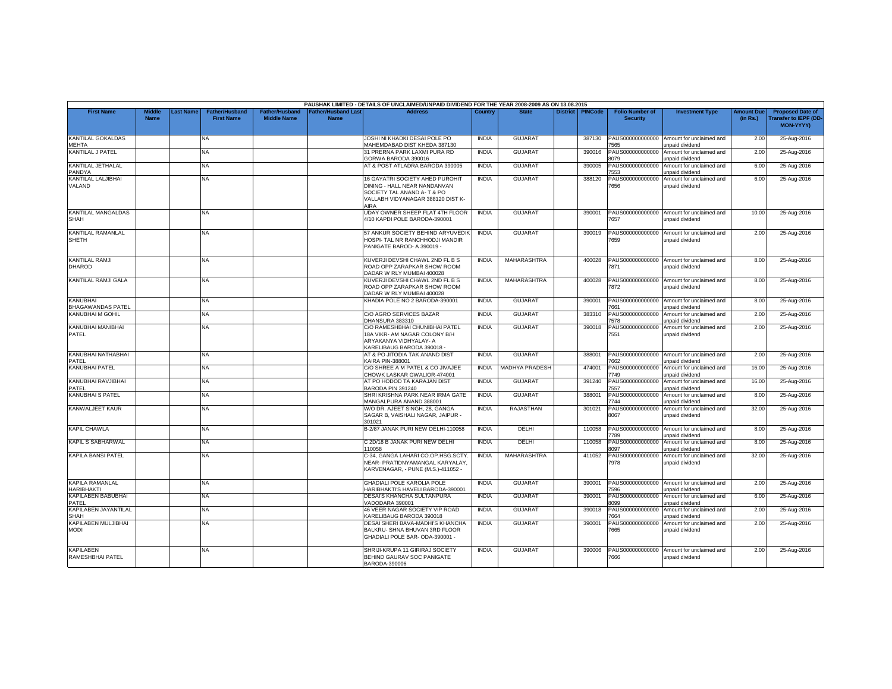| PAUSHAK LIMITED - DETAILS OF UNCLAIMED/UNPAID DIVIDEND FOR THE YEAR 2008-2009 AS ON 13.08.2015 | | | | | | | | | | | | | | | |
|---|---|---|---|---|---|---|---|---|---|---|---|---|---|---|---|
| First Name | Middle Name | Last Name | Father/Husband First Name | Father/Husband Middle Name | Father/Husband Last Name | Address | Country | State | District | PINCode | Folio Number of Security | Investment Type | Amount Due (in Rs.) | Proposed Date of Transfer to IEPF (DD-MON-YYYY) |
| KANTILAL GOKALDAS MEHTA | | | NA | | | JOSHI NI KHADKI DESAI POLE PO MAHEMDABAD DIST KHEDA 387130 | INDIA | GUJARAT | | 387130 | PAUS0000000000007565 | Amount for unclaimed and unpaid dividend | 2.00 | 25-Aug-2016 |
| KANTILAL J PATEL | | | NA | | | 31 PRERNA PARK LAXMI PURA RD GORWA BARODA 390016 | INDIA | GUJARAT | | 390016 | PAUS0000000000008079 | Amount for unclaimed and unpaid dividend | 2.00 | 25-Aug-2016 |
| KANTILAL JETHALAL PANDYA | | | NA | | | AT & POST ATLADRA BARODA 390005 | INDIA | GUJARAT | | 390005 | PAUS0000000000007553 | Amount for unclaimed and unpaid dividend | 6.00 | 25-Aug-2016 |
| KANTILAL LALJIBHAI VALAND | | | NA | | | 16 GAYATRI SOCIETY AHED PUROHIT DINING - HALL NEAR NANDANVAN SOCIETY TAL ANAND A- T & PO VALLABH VIDYANAGAR 388120 DIST K- AIRA | INDIA | GUJARAT | | 388120 | PAUS0000000000007656 | Amount for unclaimed and unpaid dividend | 6.00 | 25-Aug-2016 |
| KANTILAL MANGALDAS SHAH | | | NA | | | UDAY OWNER SHEEP FLAT 4TH FLOOR 4/10 KAPDI POLE BARODA-390001 | INDIA | GUJARAT | | 390001 | PAUS0000000000007657 | Amount for unclaimed and unpaid dividend | 10.00 | 25-Aug-2016 |
| KANTILAL RAMANLAL SHETH | | | NA | | | 57 ANKUR SOCIETY BEHIND ARYUVEDIK HOSPI- TAL NR RANCHHODJI MANDIR PANIGATE BAROD- A 390019 - | INDIA | GUJARAT | | 390019 | PAUS0000000000007659 | Amount for unclaimed and unpaid dividend | 2.00 | 25-Aug-2016 |
| KANTILAL RAMJI DHAROD | | | NA | | | KUVERJI DEVSHI CHAWL 2ND FL B S ROAD OPP ZARAPKAR SHOW ROOM DADAR W RLY MUMBAI 400028 | INDIA | MAHARASHTRA | | 400028 | PAUS0000000000007871 | Amount for unclaimed and unpaid dividend | 8.00 | 25-Aug-2016 |
| KANTILAL RAMJI GALA | | | NA | | | KUVERJI DEVSHI CHAWL 2ND FL B S ROAD OPP ZARAPKAR SHOW ROOM DADAR W RLY MUMBAI 400028 | INDIA | MAHARASHTRA | | 400028 | PAUS0000000000007872 | Amount for unclaimed and unpaid dividend | 8.00 | 25-Aug-2016 |
| KANUBHAI BHAGAWANDAS PATEL | | | NA | | | KHADIA POLE NO 2 BARODA-390001 | INDIA | GUJARAT | | 390001 | PAUS0000000000007661 | Amount for unclaimed and unpaid dividend | 8.00 | 25-Aug-2016 |
| KANUBHAI M GOHIL | | | NA | | | C/O AGRO SERVICES BAZAR DHANSURA 383310 | INDIA | GUJARAT | | 383310 | PAUS0000000000007578 | Amount for unclaimed and unpaid dividend | 2.00 | 25-Aug-2016 |
| KANUBHAI MANIBHAI PATEL | | | NA | | | C/O RAMESHBHAI CHUNIBHAI PATEL 18A VIKR- AM NAGAR COLONY B/H ARYAKANYA VIDHYALAY- A KARELIBAUG BARODA 390018 - | INDIA | GUJARAT | | 390018 | PAUS0000000000007551 | Amount for unclaimed and unpaid dividend | 2.00 | 25-Aug-2016 |
| KANUBHAI NATHABHAI PATEL | | | NA | | | AT & PO JITODIA TAK ANAND DIST KAIRA PIN-388001 | INDIA | GUJARAT | | 388001 | PAUS0000000000007662 | Amount for unclaimed and unpaid dividend | 2.00 | 25-Aug-2016 |
| KANUBHAI PATEL | | | NA | | | C/O SHREE A M PATEL & CO JIVAJEE CHOWK LASKAR GWALIOR-474001 | INDIA | MADHYA PRADESH | | 474001 | PAUS0000000000007749 | Amount for unclaimed and unpaid dividend | 16.00 | 25-Aug-2016 |
| KANUBHAI RAVJIBHAI PATEL | | | NA | | | AT PO HODOD TA KARAJAN DIST BARODA PIN 391240 | INDIA | GUJARAT | | 391240 | PAUS0000000000007557 | Amount for unclaimed and unpaid dividend | 16.00 | 25-Aug-2016 |
| KANUBHAI S PATEL | | | NA | | | SHRI KRISHNA PARK NEAR IRMA GATE MANGALPURA ANAND 388001 | INDIA | GUJARAT | | 388001 | PAUS0000000000007744 | Amount for unclaimed and unpaid dividend | 8.00 | 25-Aug-2016 |
| KANWALJEET KAUR | | | NA | | | W/O DR. AJEET SINGH, 28, GANGA SAGAR B, VAISHALI NAGAR, JAIPUR - 301021 | INDIA | RAJASTHAN | | 301021 | PAUS0000000000008067 | Amount for unclaimed and unpaid dividend | 32.00 | 25-Aug-2016 |
| KAPIL CHAWLA | | | NA | | | B-2/87 JANAK PURI NEW DELHI-110058 | INDIA | DELHI | | 110058 | PAUS0000000000007789 | Amount for unclaimed and unpaid dividend | 8.00 | 25-Aug-2016 |
| KAPIL S SABHARWAL | | | NA | | | C 2D/18 B JANAK PURI NEW DELHI 110058 | INDIA | DELHI | | 110058 | PAUS0000000000008097 | Amount for unclaimed and unpaid dividend | 8.00 | 25-Aug-2016 |
| KAPILA BANSI PATEL | | | NA | | | C-34, GANGA LAHARI CO.OP.HSG.SCTY. NEAR- PRATIDNYAMANGAL KARYALAY, KARVENAGAR, - PUNE (M.S.)-411052 - | INDIA | MAHARASHTRA | | 411052 | PAUS0000000000007978 | Amount for unclaimed and unpaid dividend | 32.00 | 25-Aug-2016 |
| KAPILA RAMANLAL HARIBHAKTI | | | NA | | | GHADIALI POLE KAROLIA POLE HARIBHAKTI'S HAVELI BARODA-390001 | INDIA | GUJARAT | | 390001 | PAUS0000000000007596 | Amount for unclaimed and unpaid dividend | 2.00 | 25-Aug-2016 |
| KAPILABEN BABUBHAI PATEL | | | NA | | | DESAI'S KHANCHA SULTANPURA VADODARA 390001 | INDIA | GUJARAT | | 390001 | PAUS0000000000008099 | Amount for unclaimed and unpaid dividend | 6.00 | 25-Aug-2016 |
| KAPILABEN JAYANTILAL SHAH | | | NA | | | 46 VEER NAGAR SOCIETY VIP ROAD KARELIBAUG BARODA 390018 | INDIA | GUJARAT | | 390018 | PAUS0000000000007664 | Amount for unclaimed and unpaid dividend | 2.00 | 25-Aug-2016 |
| KAPILABEN MULJIBHAI MODI | | | NA | | | DESAI SHERI BAVA-MADHI'S KHANCHA BALKRU- SHNA BHUVAN 3RD FLOOR GHADIALI POLE BAR- ODA-390001 - | INDIA | GUJARAT | | 390001 | PAUS0000000000007665 | Amount for unclaimed and unpaid dividend | 2.00 | 25-Aug-2016 |
| KAPILABEN RAMESHBHAI PATEL | | | NA | | | SHRIJI-KRUPA 11 GIRIRAJ SOCIETY BEHIND GAURAV SOC PANIGATE BARODA-390006 | INDIA | GUJARAT | | 390006 | PAUS0000000000007666 | Amount for unclaimed and unpaid dividend | 2.00 | 25-Aug-2016 |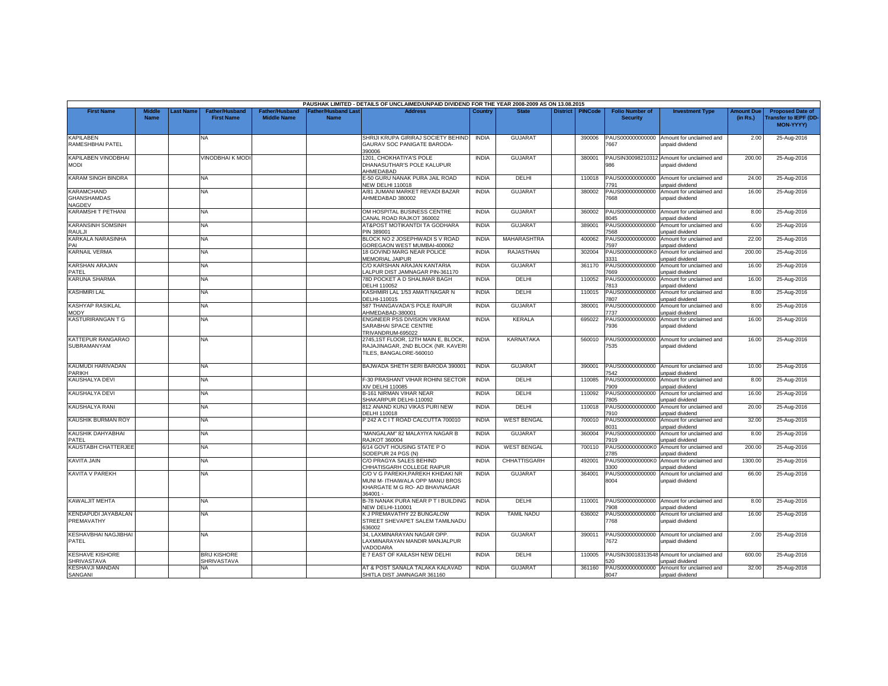PAUSHAK LIMITED - DETAILS OF UNCLAIMED/UNPAID DIVIDEND FOR THE YEAR 2008-2009 AS ON 13.08.2015

| First Name | Middle Name | Last Name | Father/Husband First Name | Father/Husband Middle Name | Father/Husband Last Name | Address | Country | State | District | PINCode | Folio Number of Security | Investment Type | Amount Due (in Rs.) | Proposed Date of Transfer to IEPF (DD-MON-YYYY) |
|---|---|---|---|---|---|---|---|---|---|---|---|---|---|---|
| KAPILABEN RAMESHBHAI PATEL | | | NA | | | SHRIJI KRUPA GIRIRAJ SOCIETY BEHIND GAURAV SOC PANIGATE BARODA-390006 | INDIA | GUJARAT | | 390006 | PAUS000000000000 7667 | Amount for unclaimed and unpaid dividend | 2.00 | 25-Aug-2016 |
| KAPILABEN VINODBHAI MODI | | | VINODBHAI K MODI | | | 1201, CHOKHATIYA'S POLE DHANASUTHAR'S POLE KALUPUR AHMEDABAD | INDIA | GUJARAT | | 380001 | PAUSIN30098210312 986 | Amount for unclaimed and unpaid dividend | 200.00 | 25-Aug-2016 |
| KARAM SINGH BINDRA | | | NA | | | E-50 GURU NANAK PURA JAIL ROAD NEW DELHI 110018 | INDIA | DELHI | | 110018 | PAUS000000000000 7791 | Amount for unclaimed and unpaid dividend | 24.00 | 25-Aug-2016 |
| KARAMCHAND GHANSHAMDAS NAGDEV | | | NA | | | A/81 JUMANI MARKET REVADI BAZAR AHMEDABAD 380002 | INDIA | GUJARAT | | 380002 | PAUS000000000000 7668 | Amount for unclaimed and unpaid dividend | 16.00 | 25-Aug-2016 |
| KARAMSHI T PETHANI | | | NA | | | OM HOSPITAL BUSINESS CENTRE CANAL ROAD RAJKOT 360002 | INDIA | GUJARAT | | 360002 | PAUS000000000000 8045 | Amount for unclaimed and unpaid dividend | 8.00 | 25-Aug-2016 |
| KARANSINH SOMSINH RAULJI | | | NA | | | AT&POST MOTIKANTDI TA GODHARA PIN 389001 | INDIA | GUJARAT | | 389001 | PAUS000000000000 7568 | Amount for unclaimed and unpaid dividend | 6.00 | 25-Aug-2016 |
| KARKALA NARASINHA PAI | | | NA | | | BLOCK NO 2 JOSEPHWADI S V ROAD GOREGAON WEST MUMBAI-400062 | INDIA | MAHARASHTRA | | 400062 | PAUS000000000000 7597 | Amount for unclaimed and unpaid dividend | 22.00 | 25-Aug-2016 |
| KARNAIL VERMA | | | NA | | | 18 GOVIND MARG NEAR POLICE MEMORIAL JAIPUR | INDIA | RAJASTHAN | | 302004 | PAUS0000000000K0 3331 | Amount for unclaimed and unpaid dividend | 200.00 | 25-Aug-2016 |
| KARSHAN ARAJAN PATEL | | | NA | | | C/O KARSHAN ARAJAN KANTARIA LALPUR DIST JAMNAGAR PIN-361170 | INDIA | GUJARAT | | 361170 | PAUS000000000000 7669 | Amount for unclaimed and unpaid dividend | 16.00 | 25-Aug-2016 |
| KARUNA SHARMA | | | NA | | | 78D POCKET A D SHALIMAR BAGH DELHI 110052 | INDIA | DELHI | | 110052 | PAUS000000000000 7813 | Amount for unclaimed and unpaid dividend | 16.00 | 25-Aug-2016 |
| KASHMIRI LAL | | | NA | | | KASHMIRI LAL 1/53 AMATI NAGAR N DELHI-110015 | INDIA | DELHI | | 110015 | PAUS000000000000 7807 | Amount for unclaimed and unpaid dividend | 8.00 | 25-Aug-2016 |
| KASHYAP RASIKLAL MODY | | | NA | | | 587 THANGAVADA'S POLE RAIPUR AHMEDABAD-380001 | INDIA | GUJARAT | | 380001 | PAUS000000000000 7737 | Amount for unclaimed and unpaid dividend | 8.00 | 25-Aug-2016 |
| KASTURIRANGAN T G | | | NA | | | ENGINEER PSS DIVISION VIKRAM SARABHAI SPACE CENTRE TRIVANDRUM-695022 | INDIA | KERALA | | 695022 | PAUS000000000000 7936 | Amount for unclaimed and unpaid dividend | 16.00 | 25-Aug-2016 |
| KATTEPUR RANGARAO SUBRAMANYAM | | | NA | | | 2745,1ST FLOOR, 12TH MAIN E, BLOCK, RAJAJINAGAR, 2ND BLOCK (NR. KAVERI TILES, BANGALORE-560010 | INDIA | KARNATAKA | | 560010 | PAUS000000000000 7535 | Amount for unclaimed and unpaid dividend | 16.00 | 25-Aug-2016 |
| KAUMUDI HARIVADAN PARIKH | | | NA | | | BAJWADA SHETH SERI BARODA 390001 | INDIA | GUJARAT | | 390001 | PAUS000000000000 7542 | Amount for unclaimed and unpaid dividend | 10.00 | 25-Aug-2016 |
| KAUSHALYA DEVI | | | NA | | | F-30 PRASHANT VIHAR ROHINI SECTOR XIV DELHI 110085 | INDIA | DELHI | | 110085 | PAUS000000000000 7909 | Amount for unclaimed and unpaid dividend | 8.00 | 25-Aug-2016 |
| KAUSHALYA DEVI | | | NA | | | B-161 NIRMAN VIHAR NEAR SHAKARPUR DELHI-110092 | INDIA | DELHI | | 110092 | PAUS000000000000 7805 | Amount for unclaimed and unpaid dividend | 16.00 | 25-Aug-2016 |
| KAUSHALYA RANI | | | NA | | | 812 ANAND KUNJ VIKAS PURI NEW DELHI 110018 | INDIA | DELHI | | 110018 | PAUS000000000000 7910 | Amount for unclaimed and unpaid dividend | 20.00 | 25-Aug-2016 |
| KAUSHIK BURMAN ROY | | | NA | | | P 242 A C I T ROAD CALCUTTA 700010 | INDIA | WEST BENGAL | | 700010 | PAUS000000000000 8031 | Amount for unclaimed and unpaid dividend | 32.00 | 25-Aug-2016 |
| KAUSHIK DAHYABHAI PATEL | | | NA | | | "MANGALAM" 82 MALAYIYA NAGAR B RAJKOT 360004 | INDIA | GUJARAT | | 360004 | PAUS000000000000 7919 | Amount for unclaimed and unpaid dividend | 8.00 | 25-Aug-2016 |
| KAUSTABH CHATTERJEE | | | NA | | | 6/14 GOVT HOUSING STATE P O SODEPUR 24 PGS (N) | INDIA | WEST BENGAL | | 700110 | PAUS0000000000K0 2785 | Amount for unclaimed and unpaid dividend | 200.00 | 25-Aug-2016 |
| KAVITA JAIN | | | NA | | | C/O PRAGYA SALES BEHIND CHHATISGARH COLLEGE RAIPUR | INDIA | CHHATTISGARH | | 492001 | PAUS0000000000K0 3300 | Amount for unclaimed and unpaid dividend | 1300.00 | 25-Aug-2016 |
| KAVITA V PAREKH | | | NA | | | C/O V G PAREKH,PAREKH KHIDAKI NR MUNI M- ITHAIWALA OPP MANU BROS KHARGATE M G RO- AD BHAVNAGAR 364001 - | INDIA | GUJARAT | | 364001 | PAUS000000000000 8004 | Amount for unclaimed and unpaid dividend | 66.00 | 25-Aug-2016 |
| KAWALJIT MEHTA | | | NA | | | B-78 NANAK PURA NEAR P T I BUILDING NEW DELHI-110001 | INDIA | DELHI | | 110001 | PAUS000000000000 7908 | Amount for unclaimed and unpaid dividend | 8.00 | 25-Aug-2016 |
| KENDAPUDI JAYABALAN PREMAVATHY | | | NA | | | K J PREMAVATHY 22 BUNGALOW STREET SHEVAPET SALEM TAMILNADU 636002 | INDIA | TAMIL NADU | | 636002 | PAUS000000000000 7768 | Amount for unclaimed and unpaid dividend | 16.00 | 25-Aug-2016 |
| KESHAVBHAI NAGJIBHAI PATEL | | | NA | | | 34, LAXMINARAYAN NAGAR OPP. LAXMINARAYAN MANDIR MANJALPUR VADODARA | INDIA | GUJARAT | | 390011 | PAUS000000000000 7672 | Amount for unclaimed and unpaid dividend | 2.00 | 25-Aug-2016 |
| KESHAVE KISHORE SHRIVASTAVA | | | BRIJ KISHORE SHRIVASTAVA | | | E 7 EAST OF KAILASH NEW DELHI | INDIA | DELHI | | 110005 | PAUSIN30018313548 520 | Amount for unclaimed and unpaid dividend | 600.00 | 25-Aug-2016 |
| KESHAVJI MANDAN SANGANI | | | NA | | | AT & POST SANALA TALAKA KALAVAD SHITLA DIST JAMNAGAR 361160 | INDIA | GUJARAT | | 361160 | PAUS000000000000 8047 | Amount for unclaimed and unpaid dividend | 32.00 | 25-Aug-2016 |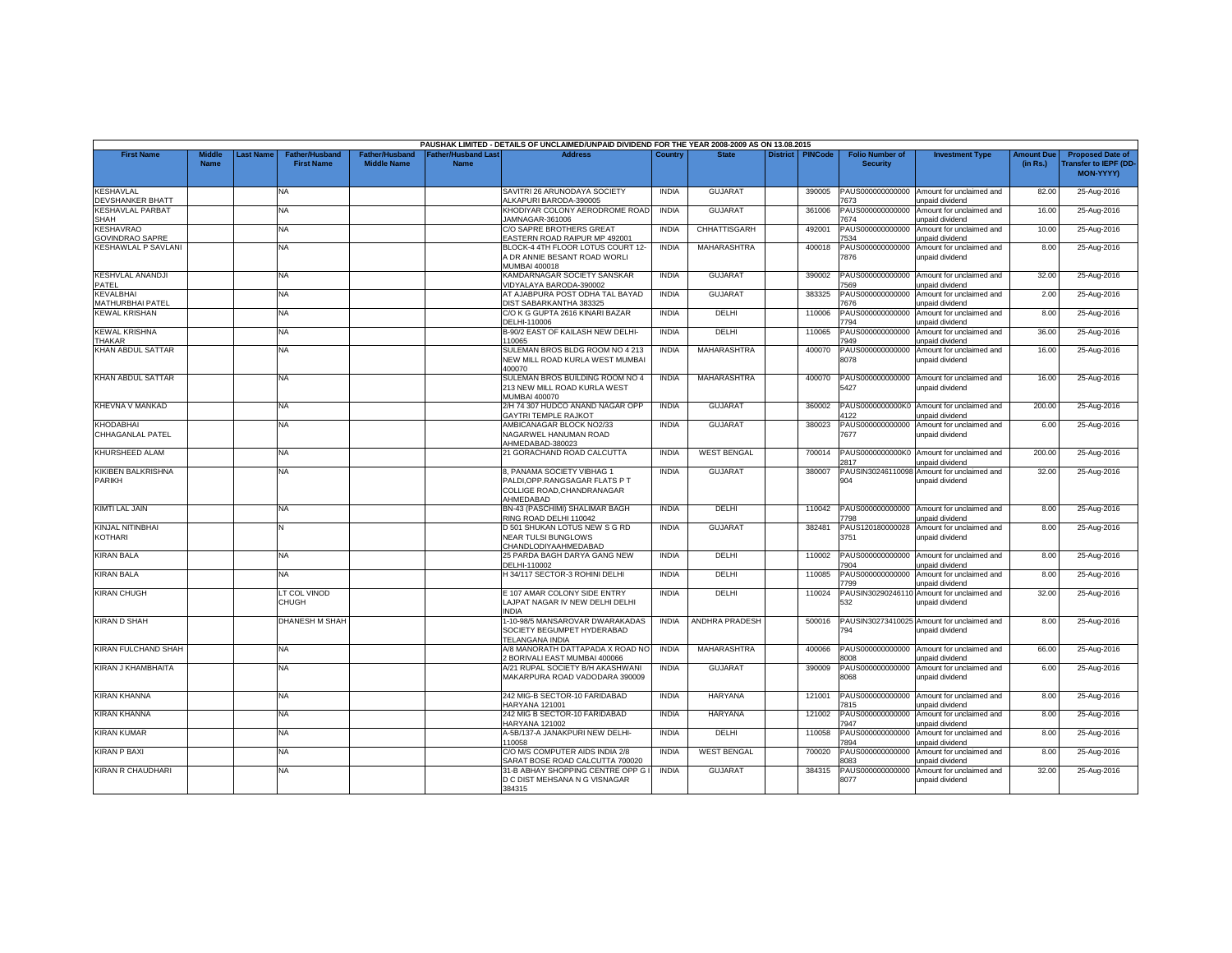PAUSHAK LIMITED - DETAILS OF UNCLAIMED/UNPAID DIVIDEND FOR THE YEAR 2008-2009 AS ON 13.08.2015

| First Name | Middle Name | Last Name | Father/Husband First Name | Father/Husband Middle Name | Father/Husband Last Name | Address | Country | State | District | PINCode | Folio Number of Security | Investment Type | Amount Due (in Rs.) | Proposed Date of Transfer to IEPF (DD-MON-YYYY) |
|---|---|---|---|---|---|---|---|---|---|---|---|---|---|---|
| KESHAVLAL DEVSHANKER BHATT | | | NA | | | SAVITRI 26 ARUNODAYA SOCIETY ALKAPURI BARODA-390005 | INDIA | GUJARAT | | 390005 | PAUS0000000000007673 | Amount for unclaimed and unpaid dividend | 82.00 | 25-Aug-2016 |
| KESHAVLAL PARBAT SHAH | | | NA | | | KHODIYAR COLONY AERODROME ROAD JAMNAGAR-361006 | INDIA | GUJARAT | | 361006 | PAUS0000000000007674 | Amount for unclaimed and unpaid dividend | 16.00 | 25-Aug-2016 |
| KESHAVRAO GOVINDRAO SAPRE | | | NA | | | C/O SAPRE BROTHERS GREAT EASTERN ROAD RAIPUR MP 492001 | INDIA | CHHATTISGARH | | 492001 | PAUS0000000000007534 | Amount for unclaimed and unpaid dividend | 10.00 | 25-Aug-2016 |
| KESHAWLAL P SAVLANI | | | NA | | | BLOCK-4 4TH FLOOR LOTUS COURT 12-A DR ANNIE BESANT ROAD WORLI MUMBAI 400018 | INDIA | MAHARASHTRA | | 400018 | PAUS0000000000007876 | Amount for unclaimed and unpaid dividend | 8.00 | 25-Aug-2016 |
| KESHVLAL ANANDJI PATEL | | | NA | | | KAMDARNAGAR SOCIETY SANSKAR VIDYALAYA BARODA-390002 | INDIA | GUJARAT | | 390002 | PAUS0000000000007569 | Amount for unclaimed and unpaid dividend | 32.00 | 25-Aug-2016 |
| KEVALBHAI MATHURBHAI PATEL | | | NA | | | AT AJABPURA POST ODHA TAL BAYAD DIST SABARKANTHA 383325 | INDIA | GUJARAT | | 383325 | PAUS0000000000007676 | Amount for unclaimed and unpaid dividend | 2.00 | 25-Aug-2016 |
| KEWAL KRISHAN | | | NA | | | C/O K G GUPTA 2616 KINARI BAZAR DELHI-110006 | INDIA | DELHI | | 110006 | PAUS0000000000007794 | Amount for unclaimed and unpaid dividend | 8.00 | 25-Aug-2016 |
| KEWAL KRISHNA THAKAR | | | NA | | | B-90/2 EAST OF KAILASH NEW DELHI-110065 | INDIA | DELHI | | 110065 | PAUS0000000000007949 | Amount for unclaimed and unpaid dividend | 36.00 | 25-Aug-2016 |
| KHAN ABDUL SATTAR | | | NA | | | SULEMAN BROS BLDG ROOM NO 4 213 NEW MILL ROAD KURLA WEST MUMBAI 400070 | INDIA | MAHARASHTRA | | 400070 | PAUS0000000000008078 | Amount for unclaimed and unpaid dividend | 16.00 | 25-Aug-2016 |
| KHAN ABDUL SATTAR | | | NA | | | SULEMAN BROS BUILDING ROOM NO 4 213 NEW MILL ROAD KURLA WEST MUMBAI 400070 | INDIA | MAHARASHTRA | | 400070 | PAUS0000000000005427 | Amount for unclaimed and unpaid dividend | 16.00 | 25-Aug-2016 |
| KHEVNA V MANKAD | | | NA | | | 2/H 74 307 HUDCO ANAND NAGAR OPP GAYTRI TEMPLE RAJKOT | INDIA | GUJARAT | | 360002 | PAUS00000000000K04122 | Amount for unclaimed and unpaid dividend | 200.00 | 25-Aug-2016 |
| KHODABHAI CHHAGANLAL PATEL | | | NA | | | AMBICANAGAR BLOCK NO2/33 NAGARWEL HANUMAN ROAD AHMEDABAD-380023 | INDIA | GUJARAT | | 380023 | PAUS0000000000007677 | Amount for unclaimed and unpaid dividend | 6.00 | 25-Aug-2016 |
| KHURSHEED ALAM | | | NA | | | 21 GORACHAND ROAD CALCUTTA | INDIA | WEST BENGAL | | 700014 | PAUS00000000000K02817 | Amount for unclaimed and unpaid dividend | 200.00 | 25-Aug-2016 |
| KIKIBEN BALKRISHNA PARIKH | | | NA | | | 8, PANAMA SOCIETY VIBHAG 1 PALDI,OPP.RANGSAGAR FLATS P T COLLIGE ROAD,CHANDRANAGAR AHMEDABAD | INDIA | GUJARAT | | 380007 | PAUSIN30246110098904 | Amount for unclaimed and unpaid dividend | 32.00 | 25-Aug-2016 |
| KIMTI LAL JAIN | | | NA | | | BN-43 (PASCHIMI) SHALIMAR BAGH RING ROAD DELHI 110042 | INDIA | DELHI | | 110042 | PAUS0000000000007798 | Amount for unclaimed and unpaid dividend | 8.00 | 25-Aug-2016 |
| KINJAL NITINBHAI KOTHARI | | | N | | | D 501 SHUKAN LOTUS NEW S G RD NEAR TULSI BUNGLOWS CHANDLODIYAAHMEDABAD | INDIA | GUJARAT | | 382481 | PAUS1201800000283751 | Amount for unclaimed and unpaid dividend | 8.00 | 25-Aug-2016 |
| KIRAN BALA | | | NA | | | 25 PARDA BAGH DARYA GANG NEW DELHI-110002 | INDIA | DELHI | | 110002 | PAUS0000000000007904 | Amount for unclaimed and unpaid dividend | 8.00 | 25-Aug-2016 |
| KIRAN BALA | | | NA | | | H 34/117 SECTOR-3 ROHINI DELHI | INDIA | DELHI | | 110085 | PAUS0000000000007799 | Amount for unclaimed and unpaid dividend | 8.00 | 25-Aug-2016 |
| KIRAN CHUGH | | | LT COL VINOD CHUGH | | | E 107 AMAR COLONY SIDE ENTRY LAJPAT NAGAR IV NEW DELHI DELHI INDIA | INDIA | DELHI | | 110024 | PAUSIN30290246110532 | Amount for unclaimed and unpaid dividend | 32.00 | 25-Aug-2016 |
| KIRAN D SHAH | | | DHANESH M SHAH | | | 1-10-98/5 MANSAROVAR DWARAKADAS SOCIETY BEGUMPET HYDERABAD TELANGANA INDIA | INDIA | ANDHRA PRADESH | | 500016 | PAUSIN30273410025794 | Amount for unclaimed and unpaid dividend | 8.00 | 25-Aug-2016 |
| KIRAN FULCHAND SHAH | | | NA | | | A/8 MANORATH DATTAPADA X ROAD NO 2 BORIVALI EAST MUMBAI 400066 | INDIA | MAHARASHTRA | | 400066 | PAUS0000000000008008 | Amount for unclaimed and unpaid dividend | 66.00 | 25-Aug-2016 |
| KIRAN J KHAMBHAITA | | | NA | | | A/21 RUPAL SOCIETY B/H AKASHWANI MAKARPURA ROAD VADODARA 390009 | INDIA | GUJARAT | | 390009 | PAUS0000000000008068 | Amount for unclaimed and unpaid dividend | 6.00 | 25-Aug-2016 |
| KIRAN KHANNA | | | NA | | | 242 MIG-B SECTOR-10 FARIDABAD HARYANA 121001 | INDIA | HARYANA | | 121001 | PAUS0000000000007815 | Amount for unclaimed and unpaid dividend | 8.00 | 25-Aug-2016 |
| KIRAN KHANNA | | | NA | | | 242 MIG B SECTOR-10 FARIDABAD HARYANA 121002 | INDIA | HARYANA | | 121002 | PAUS0000000000007947 | Amount for unclaimed and unpaid dividend | 8.00 | 25-Aug-2016 |
| KIRAN KUMAR | | | NA | | | A-5B/137-A JANAKPURI NEW DELHI-110058 | INDIA | DELHI | | 110058 | PAUS0000000000007894 | Amount for unclaimed and unpaid dividend | 8.00 | 25-Aug-2016 |
| KIRAN P BAXI | | | NA | | | C/O M/S COMPUTER AIDS INDIA 2/8 SARAT BOSE ROAD CALCUTTA 700020 | INDIA | WEST BENGAL | | 700020 | PAUS0000000000008083 | Amount for unclaimed and unpaid dividend | 8.00 | 25-Aug-2016 |
| KIRAN R CHAUDHARI | | | NA | | | 31-B ABHAY SHOPPING CENTRE OPP G I D C DIST MEHSANA N G VISNAGAR 384315 | INDIA | GUJARAT | | 384315 | PAUS0000000000008077 | Amount for unclaimed and unpaid dividend | 32.00 | 25-Aug-2016 |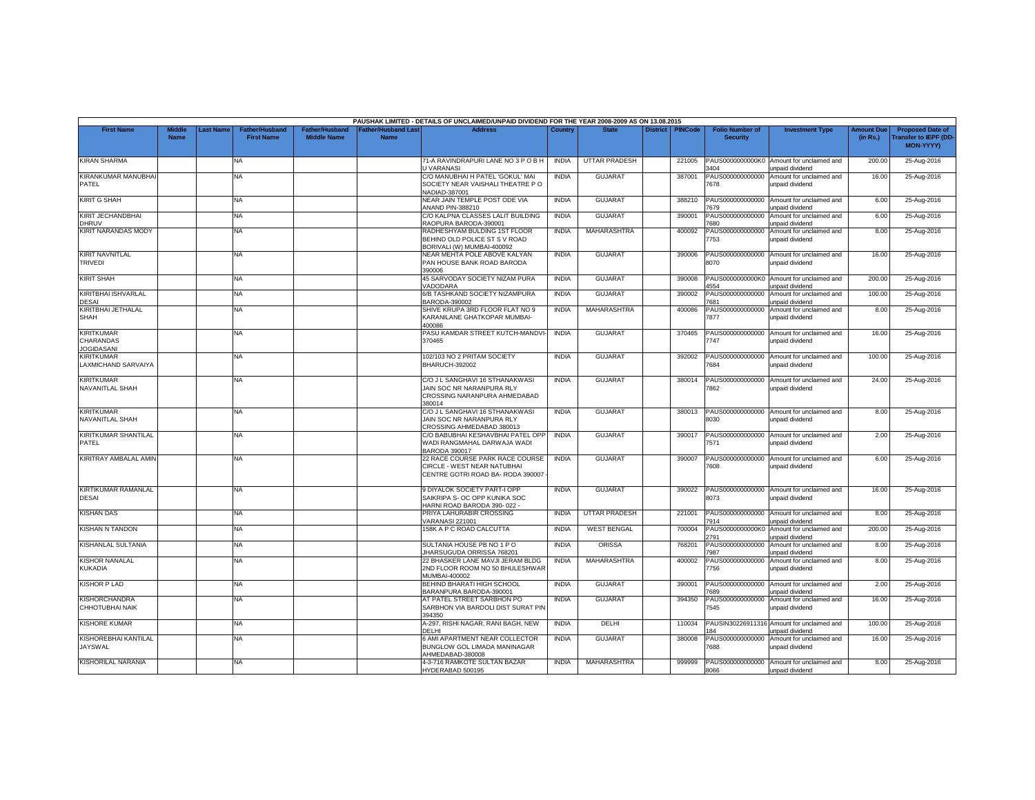PAUSHAK LIMITED - DETAILS OF UNCLAIMED/UNPAID DIVIDEND FOR THE YEAR 2008-2009 AS ON 13.08.2015

| First Name | Middle Name | Last Name | Father/Husband First Name | Father/Husband Middle Name | Father/Husband Last Name | Address | Country | State | District | PINCode | Folio Number of Security | Investment Type | Amount Due (in Rs.) | Proposed Date of Transfer to IEPF (DD-MON-YYYY) |
|---|---|---|---|---|---|---|---|---|---|---|---|---|---|---|
| KIRAN SHARMA | | | NA | | | 71-A RAVINDRAPURI LANE NO 3 P O B H U VARANASI | INDIA | UTTAR PRADESH | | 221005 | PAUS0000000000K03404 | Amount for unclaimed and unpaid dividend | 200.00 | 25-Aug-2016 |
| KIRANKUMAR MANUBHAI PATEL | | | NA | | | C/O MANUBHAI H PATEL 'GOKUL' MAI SOCIETY NEAR VAISHALI THEATRE P O NADIAD-387001 | INDIA | GUJARAT | | 387001 | PAUS0000000000007678 | Amount for unclaimed and unpaid dividend | 16.00 | 25-Aug-2016 |
| KIRIT G SHAH | | | NA | | | NEAR JAIN TEMPLE POST ODE VIA ANAND PIN-388210 | INDIA | GUJARAT | | 388210 | PAUS0000000000007679 | Amount for unclaimed and unpaid dividend | 6.00 | 25-Aug-2016 |
| KIRIT JECHANDBHAI DHRUV | | | NA | | | C/O KALPNA CLASSES LALIT BUILDING RAOPURA BARODA-390001 | INDIA | GUJARAT | | 390001 | PAUS0000000000007680 | Amount for unclaimed and unpaid dividend | 6.00 | 25-Aug-2016 |
| KIRIT NARANDAS MODY | | | NA | | | RADHESHYAM BULDING 1ST FLOOR BEHIND OLD POLICE ST S V ROAD BORIVALI (W) MUMBAI-400092 | INDIA | MAHARASHTRA | | 400092 | PAUS0000000000007753 | Amount for unclaimed and unpaid dividend | 8.00 | 25-Aug-2016 |
| KIRIT NAVNITLAL TRIVEDI | | | NA | | | NEAR MEHTA POLE ABOVE KALYAN PAN HOUSE BANK ROAD BARODA 390006 | INDIA | GUJARAT | | 390006 | PAUS0000000000008070 | Amount for unclaimed and unpaid dividend | 16.00 | 25-Aug-2016 |
| KIRIT SHAH | | | NA | | | 45 SARVODAY SOCIETY NIZAM PURA VADODARA | INDIA | GUJARAT | | 390008 | PAUS0000000000K04554 | Amount for unclaimed and unpaid dividend | 200.00 | 25-Aug-2016 |
| KIRITBHAI ISHVARLAL DESAI | | | NA | | | 6/B TASHKAND SOCIETY NIZAMPURA BARODA-390002 | INDIA | GUJARAT | | 390002 | PAUS0000000000007681 | Amount for unclaimed and unpaid dividend | 100.00 | 25-Aug-2016 |
| KIRITBHAI JETHALAL SHAH | | | NA | | | SHIVE KRUPA 3RD FLOOR FLAT NO 9 KARANILANE GHATKOPAR MUMBAI-400086 | INDIA | MAHARASHTRA | | 400086 | PAUS0000000000007877 | Amount for unclaimed and unpaid dividend | 8.00 | 25-Aug-2016 |
| KIRITKUMAR CHARANDAS JOGIDASANI | | | NA | | | PASU KAMDAR STREET KUTCH-MANDVI-370465 | INDIA | GUJARAT | | 370465 | PAUS0000000000007747 | Amount for unclaimed and unpaid dividend | 16.00 | 25-Aug-2016 |
| KIRITKUMAR LAXMICHAND SARVAIYA | | | NA | | | 102/103 NO 2 PRITAM SOCIETY BHARUCH-392002 | INDIA | GUJARAT | | 392002 | PAUS0000000000007684 | Amount for unclaimed and unpaid dividend | 100.00 | 25-Aug-2016 |
| KIRITKUMAR NAVANITLAL SHAH | | | NA | | | C/O J L SANGHAVI 16 STHANAKWASI JAIN SOC NR NARANPURA RLY CROSSING NARANPURA AHMEDABAD 380014 | INDIA | GUJARAT | | 380014 | PAUS0000000000007862 | Amount for unclaimed and unpaid dividend | 24.00 | 25-Aug-2016 |
| KIRITKUMAR NAVANITLAL SHAH | | | NA | | | C/O J L SANGHAVI 16 STHANAKWASI JAIN SOC NR NARANPURA RLY CROSSING AHMEDABAD 380013 | INDIA | GUJARAT | | 380013 | PAUS0000000000008030 | Amount for unclaimed and unpaid dividend | 8.00 | 25-Aug-2016 |
| KIRITKUMAR SHANTILAL PATEL | | | NA | | | C/O BABUBHAI KESHAVBHAI PATEL OPP WADI RANGMAHAL DARWAJA WADI BARODA 390017 | INDIA | GUJARAT | | 390017 | PAUS0000000000007571 | Amount for unclaimed and unpaid dividend | 2.00 | 25-Aug-2016 |
| KIRITRAY AMBALAL AMIN | | | NA | | | 22 RACE COURSE PARK RACE COURSE CIRCLE - WEST NEAR NATUBHAI CENTRE GOTRI ROAD BA- RODA 390007 - | INDIA | GUJARAT | | 390007 | PAUS0000000000007608 | Amount for unclaimed and unpaid dividend | 6.00 | 25-Aug-2016 |
| KIRTIKUMAR RAMANLAL DESAI | | | NA | | | 9 DIYALOK SOCIETY PART-I OPP SAIKRIPA S- OC OPP KUNIKA SOC HARNI ROAD BARODA 390- 022 - | INDIA | GUJARAT | | 390022 | PAUS0000000000008073 | Amount for unclaimed and unpaid dividend | 16.00 | 25-Aug-2016 |
| KISHAN DAS | | | NA | | | PRIYA LAHURABIR CROSSING VARANASI 221001 | INDIA | UTTAR PRADESH | | 221001 | PAUS0000000000007914 | Amount for unclaimed and unpaid dividend | 8.00 | 25-Aug-2016 |
| KISHAN N TANDON | | | NA | | | 158K A P C ROAD CALCUTTA | INDIA | WEST BENGAL | | 700004 | PAUS0000000000K02791 | Amount for unclaimed and unpaid dividend | 200.00 | 25-Aug-2016 |
| KISHANLAL SULTANIA | | | NA | | | SULTANIA HOUSE PB NO 1 P O JHARSUGUDA ORRISSA 768201 | INDIA | ORISSA | | 768201 | PAUS0000000000007987 | Amount for unclaimed and unpaid dividend | 8.00 | 25-Aug-2016 |
| KISHOR NANALAL KUKADIA | | | NA | | | 22 BHASKER LANE MAVJI JERAM BLDG 2ND FLOOR ROOM NO 50 BHULESHWAR MUMBAI-400002 | INDIA | MAHARASHTRA | | 400002 | PAUS0000000000007756 | Amount for unclaimed and unpaid dividend | 8.00 | 25-Aug-2016 |
| KISHOR P LAD | | | NA | | | BEHIND BHARATI HIGH SCHOOL BARANPURA BARODA-390001 | INDIA | GUJARAT | | 390001 | PAUS0000000000007689 | Amount for unclaimed and unpaid dividend | 2.00 | 25-Aug-2016 |
| KISHORCHANDRA CHHOTUBHAI NAIK | | | NA | | | AT PATEL STREET SARBHON PO SARBHON VIA BARDOLI DIST SURAT PIN 394350 | INDIA | GUJARAT | | 394350 | PAUS0000000000007545 | Amount for unclaimed and unpaid dividend | 16.00 | 25-Aug-2016 |
| KISHORE KUMAR | | | NA | | | A-297, RISHI NAGAR, RANI BAGH, NEW DELHI | INDIA | DELHI | | 110034 | PAUSIN30226911316184 | Amount for unclaimed and unpaid dividend | 100.00 | 25-Aug-2016 |
| KISHOREBHAI KANTILAL JAYSWAL | | | NA | | | 6 AMI APARTMENT NEAR COLLECTOR BUNGLOW GOL LIMADA MANINAGAR AHMEDABAD-380008 | INDIA | GUJARAT | | 380008 | PAUS0000000000007688 | Amount for unclaimed and unpaid dividend | 16.00 | 25-Aug-2016 |
| KISHORILAL NARANIA | | | NA | | | 4-3-716 RAMKOTE SULTAN BAZAR HYDERABAD 500195 | INDIA | MAHARASHTRA | | 999999 | PAUS0000000000008066 | Amount for unclaimed and unpaid dividend | 8.00 | 25-Aug-2016 |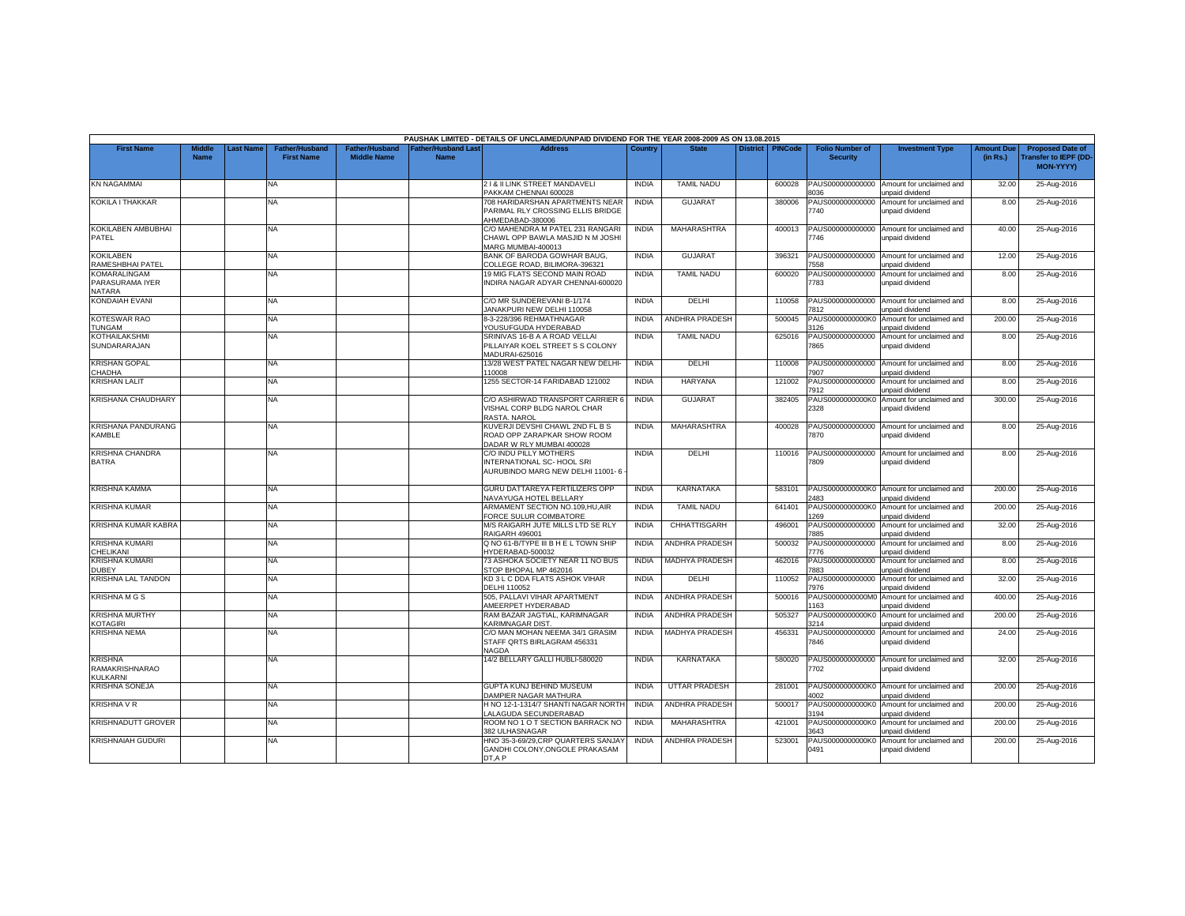PAUSHAK LIMITED - DETAILS OF UNCLAIMED/UNPAID DIVIDEND FOR THE YEAR 2008-2009 AS ON 13.08.2015

| First Name | Middle Name | Last Name | Father/Husband First Name | Father/Husband Middle Name | Father/Husband Last Name | Address | Country | State | District | PINCode | Folio Number of Security | Investment Type | Amount Due (in Rs.) | Proposed Date of Transfer to IEPF (DD-MON-YYYY) |
|---|---|---|---|---|---|---|---|---|---|---|---|---|---|---|
| KN NAGAMMAI | | | NA | | | 2 I & II LINK STREET MANDAVELI PAKKAM CHENNAI 600028 | INDIA | TAMIL NADU | | 600028 | PAUS0000000000008036 | Amount for unclaimed and unpaid dividend | 32.00 | 25-Aug-2016 |
| KOKILA I THAKKAR | | | NA | | | 708 HARIDARSHAN APARTMENTS NEAR PARIMAL RLY CROSSING ELLIS BRIDGE AHMEDABAD-380006 | INDIA | GUJARAT | | 380006 | PAUS0000000000007740 | Amount for unclaimed and unpaid dividend | 8.00 | 25-Aug-2016 |
| KOKILABEN AMBUBHAI PATEL | | | NA | | | C/O MAHENDRA M PATEL 231 RANGARI CHAWL OPP BAWLA MASJID N M JOSHI MARG MUMBAI-400013 | INDIA | MAHARASHTRA | | 400013 | PAUS0000000000007746 | Amount for unclaimed and unpaid dividend | 40.00 | 25-Aug-2016 |
| KOKILABEN RAMESHBHAI PATEL | | | NA | | | BANK OF BARODA GOWHAR BAUG, COLLEGE ROAD, BILIMORA-396321 | INDIA | GUJARAT | | 396321 | PAUS0000000000007558 | Amount for unclaimed and unpaid dividend | 12.00 | 25-Aug-2016 |
| KOMARALINGAM PARASURAMA IYER NATARA | | | NA | | | 19 MIG FLATS SECOND MAIN ROAD INDIRA NAGAR ADYAR CHENNAI-600020 | INDIA | TAMIL NADU | | 600020 | PAUS0000000000007783 | Amount for unclaimed and unpaid dividend | 8.00 | 25-Aug-2016 |
| KONDAIAH EVANI | | | NA | | | C/O MR SUNDEREVANI B-1/174 JANAKPURI NEW DELHI 110058 | INDIA | DELHI | | 110058 | PAUS0000000000007812 | Amount for unclaimed and unpaid dividend | 8.00 | 25-Aug-2016 |
| KOTESWAR RAO TUNGAM | | | NA | | | 8-3-228/396 REHMATHNAGAR YOUSUFGUDA HYDERABAD | INDIA | ANDHRA PRADESH | | 500045 | PAUS0000000000K03126 | Amount for unclaimed and unpaid dividend | 200.00 | 25-Aug-2016 |
| KOTHAILAKSHMI SUNDARARAJAN | | | NA | | | SRINIVAS 16-B A A ROAD VELLAI PILLAIYAR KOEL STREET S S COLONY MADURAI-625016 | INDIA | TAMIL NADU | | 625016 | PAUS0000000000007865 | Amount for unclaimed and unpaid dividend | 8.00 | 25-Aug-2016 |
| KRISHAN GOPAL CHADHA | | | NA | | | 13/28 WEST PATEL NAGAR NEW DELHI-110008 | INDIA | DELHI | | 110008 | PAUS0000000000007907 | Amount for unclaimed and unpaid dividend | 8.00 | 25-Aug-2016 |
| KRISHAN LALIT | | | NA | | | 1255 SECTOR-14 FARIDABAD 121002 | INDIA | HARYANA | | 121002 | PAUS0000000000007912 | Amount for unclaimed and unpaid dividend | 8.00 | 25-Aug-2016 |
| KRISHANA CHAUDHARY | | | NA | | | C/O ASHIRWAD TRANSPORT CARRIER 6 VISHAL CORP BLDG NAROL CHAR RASTA. NAROL | INDIA | GUJARAT | | 382405 | PAUS0000000000K02328 | Amount for unclaimed and unpaid dividend | 300.00 | 25-Aug-2016 |
| KRISHANA PANDURANG KAMBLE | | | NA | | | KUVERJI DEVSHI CHAWL 2ND FL B S ROAD OPP ZARAPKAR SHOW ROOM DADAR W RLY MUMBAI 400028 | INDIA | MAHARASHTRA | | 400028 | PAUS0000000000007870 | Amount for unclaimed and unpaid dividend | 8.00 | 25-Aug-2016 |
| KRISHNA CHANDRA BATRA | | | NA | | | C/O INDU PILLY MOTHERS INTERNATIONAL SC- HOOL SRI AUROBINDO MARG NEW DELHI 11001- 6 - | INDIA | DELHI | | 110016 | PAUS0000000000007809 | Amount for unclaimed and unpaid dividend | 8.00 | 25-Aug-2016 |
| KRISHNA KAMMA | | | NA | | | GURU DATTAREYA FERTILIZERS OPP NAVAYUGA HOTEL BELLARY | INDIA | KARNATAKA | | 583101 | PAUS0000000000K02483 | Amount for unclaimed and unpaid dividend | 200.00 | 25-Aug-2016 |
| KRISHNA KUMAR | | | NA | | | ARMAMENT SECTION NO.109,HU,AIR FORCE SULUR COIMBATORE | INDIA | TAMIL NADU | | 641401 | PAUS0000000000K01269 | Amount for unclaimed and unpaid dividend | 200.00 | 25-Aug-2016 |
| KRISHNA KUMAR KABRA | | | NA | | | M/S RAIGARH JUTE MILLS LTD SE RLY RAIGARH 496001 | INDIA | CHHATTISGARH | | 496001 | PAUS0000000000007885 | Amount for unclaimed and unpaid dividend | 32.00 | 25-Aug-2016 |
| KRISHNA KUMARI CHELIKANI | | | NA | | | Q NO 61-B/TYPE III B H E L TOWN SHIP HYDERABAD-500032 | INDIA | ANDHRA PRADESH | | 500032 | PAUS0000000000007776 | Amount for unclaimed and unpaid dividend | 8.00 | 25-Aug-2016 |
| KRISHNA KUMARI DUBEY | | | NA | | | 73 ASHOKA SOCIETY NEAR 11 NO BUS STOP BHOPAL MP 462016 | INDIA | MADHYA PRADESH | | 462016 | PAUS0000000000007883 | Amount for unclaimed and unpaid dividend | 8.00 | 25-Aug-2016 |
| KRISHNA LAL TANDON | | | NA | | | KD 3 L C DDA FLATS ASHOK VIHAR DELHI 110052 | INDIA | DELHI | | 110052 | PAUS0000000000007976 | Amount for unclaimed and unpaid dividend | 32.00 | 25-Aug-2016 |
| KRISHNA M G S | | | NA | | | 505, PALLAVI VIHAR APARTMENT AMEERPET HYDERABAD | INDIA | ANDHRA PRADESH | | 500016 | PAUS0000000000M01163 | Amount for unclaimed and unpaid dividend | 400.00 | 25-Aug-2016 |
| KRISHNA MURTHY KOTAGIRI | | | NA | | | RAM BAZAR JAGTIAL, KARIMNAGAR KARIMNAGAR DIST. | INDIA | ANDHRA PRADESH | | 505327 | PAUS0000000000K03214 | Amount for unclaimed and unpaid dividend | 200.00 | 25-Aug-2016 |
| KRISHNA NEMA | | | NA | | | C/O MAN MOHAN NEEMA 34/1 GRASIM STAFF QRTS BIRLAGRAM 456331 NAGDA | INDIA | MADHYA PRADESH | | 456331 | PAUS0000000000007846 | Amount for unclaimed and unpaid dividend | 24.00 | 25-Aug-2016 |
| KRISHNA RAMAKRISHNARAO KULKARNI | | | NA | | | 14/2 BELLARY GALLI HUBLI-580020 | INDIA | KARNATAKA | | 580020 | PAUS0000000000007702 | Amount for unclaimed and unpaid dividend | 32.00 | 25-Aug-2016 |
| KRISHNA SONEJA | | | NA | | | GUPTA KUNJ BEHIND MUSEUM DAMPIER NAGAR MATHURA | INDIA | UTTAR PRADESH | | 281001 | PAUS0000000000K04002 | Amount for unclaimed and unpaid dividend | 200.00 | 25-Aug-2016 |
| KRISHNA V R | | | NA | | | H NO 12-1-1314/7 SHANTI NAGAR NORTH LALAGUDA SECUNDERABAD | INDIA | ANDHRA PRADESH | | 500017 | PAUS0000000000K03194 | Amount for unclaimed and unpaid dividend | 200.00 | 25-Aug-2016 |
| KRISHNADUTT GROVER | | | NA | | | ROOM NO 1 O T SECTION BARRACK NO 382 ULHASNAGAR | INDIA | MAHARASHTRA | | 421001 | PAUS0000000000K03643 | Amount for unclaimed and unpaid dividend | 200.00 | 25-Aug-2016 |
| KRISHNAIAH GUDURI | | | NA | | | HNO 35-3-69/29,CRP QUARTERS SANJAY GANDHI COLONY,ONGOLE PRAKASAM DT,A P | INDIA | ANDHRA PRADESH | | 523001 | PAUS0000000000K00491 | Amount for unclaimed and unpaid dividend | 200.00 | 25-Aug-2016 |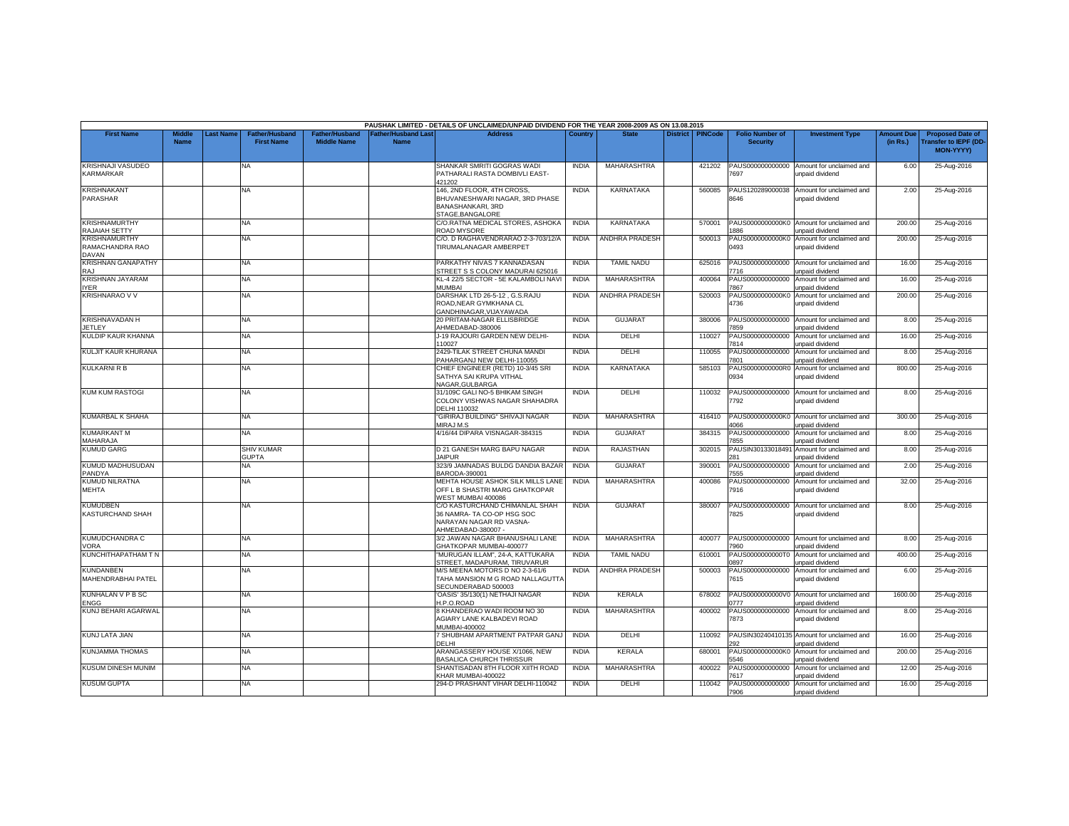PAUSHAK LIMITED - DETAILS OF UNCLAIMED/UNPAID DIVIDEND FOR THE YEAR 2008-2009 AS ON 13.08.2015

| First Name | Middle Name | Last Name | Father/Husband First Name | Father/Husband Middle Name | Father/Husband Last Name | Address | Country | State | District | PINCode | Folio Number of Security | Investment Type | Amount Due (in Rs.) | Proposed Date of Transfer to IEPF (DD-MON-YYYY) |
|---|---|---|---|---|---|---|---|---|---|---|---|---|---|---|
| KRISHNAJI VASUDEO KARMARKAR | | | NA | | | SHANKAR SMRITI GOGRAS WADI PATHARALI RASTA DOMBIVLI EAST-421202 | INDIA | MAHARASHTRA | | 421202 | PAUS0000000000007697 | Amount for unclaimed and unpaid dividend | 6.00 | 25-Aug-2016 |
| KRISHNAKANT PARASHAR | | | NA | | | 146, 2ND FLOOR, 4TH CROSS, BHUVANESHWARI NAGAR, 3RD PHASE BANASHANKARI, 3RD STAGE,BANGALORE | INDIA | KARNATAKA | | 560085 | PAUS1202890000388646 | Amount for unclaimed and unpaid dividend | 2.00 | 25-Aug-2016 |
| KRISHNAMURTHY RAJAIAH SETTY | | | NA | | | C/O.RATNA MEDICAL STORES, ASHOKA ROAD MYSORE | INDIA | KARNATAKA | | 570001 | PAUS0000000000K01886 | Amount for unclaimed and unpaid dividend | 200.00 | 25-Aug-2016 |
| KRISHNAMURTHY RAMACHANDRA RAO DAVAN | | | NA | | | C/O. D RAGHAVENDRARAO 2-3-703/12/A TIRUMALANAGAR AMBERPET | INDIA | ANDHRA PRADESH | | 500013 | PAUS0000000000K00493 | Amount for unclaimed and unpaid dividend | 200.00 | 25-Aug-2016 |
| KRISHNAN GANAPATHY RAJ | | | NA | | | PARKATHY NIVAS 7 KANNADASAN STREET S S COLONY MADURAI 625016 | INDIA | TAMIL NADU | | 625016 | PAUS0000000000007716 | Amount for unclaimed and unpaid dividend | 16.00 | 25-Aug-2016 |
| KRISHNAN JAYARAM IYER | | | NA | | | KL-4 22/5 SECTOR - 5E KALAMBOLI NAVI MUMBAI | INDIA | MAHARASHTRA | | 400064 | PAUS0000000000007867 | Amount for unclaimed and unpaid dividend | 16.00 | 25-Aug-2016 |
| KRISHNARAO V V | | | NA | | | DARSHAK LTD 26-5-12 , G.S.RAJU ROAD,NEAR GYMKHANA CL GANDHINAGAR,VIJAYAWADA | INDIA | ANDHRA PRADESH | | 520003 | PAUS0000000000K04736 | Amount for unclaimed and unpaid dividend | 200.00 | 25-Aug-2016 |
| KRISHNAVADAN H JETLEY | | | NA | | | 20 PRITAM-NAGAR ELLISBRIDGE AHMEDABAD-380006 | INDIA | GUJARAT | | 380006 | PAUS0000000000007859 | Amount for unclaimed and unpaid dividend | 8.00 | 25-Aug-2016 |
| KULDIP KAUR KHANNA | | | NA | | | J-19 RAJOURI GARDEN NEW DELHI-110027 | INDIA | DELHI | | 110027 | PAUS0000000000007814 | Amount for unclaimed and unpaid dividend | 16.00 | 25-Aug-2016 |
| KULJIT KAUR KHURANA | | | NA | | | 2429-TILAK STREET CHUNA MANDI PAHARGANJ NEW DELHI-110055 | INDIA | DELHI | | 110055 | PAUS0000000000007801 | Amount for unclaimed and unpaid dividend | 8.00 | 25-Aug-2016 |
| KULKARNI R B | | | NA | | | CHIEF ENGINEER (RETD) 10-3/45 SRI SATHYA SAI KRUPA VITHAL NAGAR,GULBARGA | INDIA | KARNATAKA | | 585103 | PAUS0000000000R00934 | Amount for unclaimed and unpaid dividend | 800.00 | 25-Aug-2016 |
| KUM KUM RASTOGI | | | NA | | | 31/109C GALI NO-5 BHIKAM SINGH COLONY VISHWAS NAGAR SHAHADRA DELHI 110032 | INDIA | DELHI | | 110032 | PAUS0000000000007792 | Amount for unclaimed and unpaid dividend | 8.00 | 25-Aug-2016 |
| KUMARBAL K SHAHA | | | NA | | | "GIRIRAJ BUILDING" SHIVAJI NAGAR MIRAJ M.S | INDIA | MAHARASHTRA | | 416410 | PAUS0000000000K04066 | Amount for unclaimed and unpaid dividend | 300.00 | 25-Aug-2016 |
| KUMARKANT M MAHARAJA | | | NA | | | 4/16/44 DIPARA VISNAGAR-384315 | INDIA | GUJARAT | | 384315 | PAUS0000000000007855 | Amount for unclaimed and unpaid dividend | 8.00 | 25-Aug-2016 |
| KUMUD GARG | | | SHIV KUMAR GUPTA | | | D 21 GANESH MARG BAPU NAGAR JAIPUR | INDIA | RAJASTHAN | | 302015 | PAUSIN30133018491281 | Amount for unclaimed and unpaid dividend | 8.00 | 25-Aug-2016 |
| KUMUD MADHUSUDAN PANDYA | | | NA | | | 323/9 JAMNADAS BULDG DANDIA BAZAR BARODA-390001 | INDIA | GUJARAT | | 390001 | PAUS0000000000007555 | Amount for unclaimed and unpaid dividend | 2.00 | 25-Aug-2016 |
| KUMUD NILRATNA MEHTA | | | NA | | | MEHTA HOUSE ASHOK SILK MILLS LANE OFF L B SHASTRI MARG GHATKOPAR WEST MUMBAI 400086 | INDIA | MAHARASHTRA | | 400086 | PAUS0000000000007916 | Amount for unclaimed and unpaid dividend | 32.00 | 25-Aug-2016 |
| KUMUDBEN KASTURCHAND SHAH | | | NA | | | C/O KASTURCHAND CHIMANLAL SHAH 36 NAMRA- TA CO-OP HSG SOC NARAYAN NAGAR RD VASNA-AHMEDABAD-380007 - | INDIA | GUJARAT | | 380007 | PAUS0000000000007825 | Amount for unclaimed and unpaid dividend | 8.00 | 25-Aug-2016 |
| KUMUDCHANDRA C VORA | | | NA | | | 3/2 JAWAN NAGAR BHANUSHALI LANE GHATKOPAR MUMBAI-400077 | INDIA | MAHARASHTRA | | 400077 | PAUS0000000000007960 | Amount for unclaimed and unpaid dividend | 8.00 | 25-Aug-2016 |
| KUNCHITHAPATHAM T N | | | NA | | | "MURUGAN ILLAM", 24-A, KATTUKARA STREET, MADAPURAM, TIRUVARUR | INDIA | TAMIL NADU | | 610001 | PAUS0000000000T00897 | Amount for unclaimed and unpaid dividend | 400.00 | 25-Aug-2016 |
| KUNDANBEN MAHENDRABHAI PATEL | | | NA | | | M/S MEENA MOTORS D NO 2-3-61/6 TAHA MANSION M G ROAD NALLAGUTTA SECUNDERABAD 500003 | INDIA | ANDHRA PRADESH | | 500003 | PAUS0000000000007615 | Amount for unclaimed and unpaid dividend | 6.00 | 25-Aug-2016 |
| KUNHALAN V P B SC ENGG | | | NA | | | 'OASIS' 35/130(1) NETHAJI NAGAR H.P.O.ROAD | INDIA | KERALA | | 678002 | PAUS0000000000V00777 | Amount for unclaimed and unpaid dividend | 1600.00 | 25-Aug-2016 |
| KUNJ BEHARI AGARWAL | | | NA | | | 8 KHANDERAO WADI ROOM NO 30 AGIARY LANE KALBADEVI ROAD MUMBAI-400002 | INDIA | MAHARASHTRA | | 400002 | PAUS0000000000007873 | Amount for unclaimed and unpaid dividend | 8.00 | 25-Aug-2016 |
| KUNJ LATA JIAN | | | NA | | | 7 SHUBHAM APARTMENT PATPAR GANJ DELHI | INDIA | DELHI | | 110092 | PAUSIN30240410135292 | Amount for unclaimed and unpaid dividend | 16.00 | 25-Aug-2016 |
| KUNJAMMA THOMAS | | | NA | | | ARANGASSERY HOUSE X/1066, NEW BASALICA CHURCH THRISSUR | INDIA | KERALA | | 680001 | PAUS0000000000K05546 | Amount for unclaimed and unpaid dividend | 200.00 | 25-Aug-2016 |
| KUSUM DINESH MUNIM | | | NA | | | SHANTISADAN 8TH FLOOR XIITH ROAD KHAR MUMBAI-400022 | INDIA | MAHARASHTRA | | 400022 | PAUS0000000000007617 | Amount for unclaimed and unpaid dividend | 12.00 | 25-Aug-2016 |
| KUSUM GUPTA | | | NA | | | 294-D PRASHANT VIHAR DELHI-110042 | INDIA | DELHI | | 110042 | PAUS0000000000007906 | Amount for unclaimed and unpaid dividend | 16.00 | 25-Aug-2016 |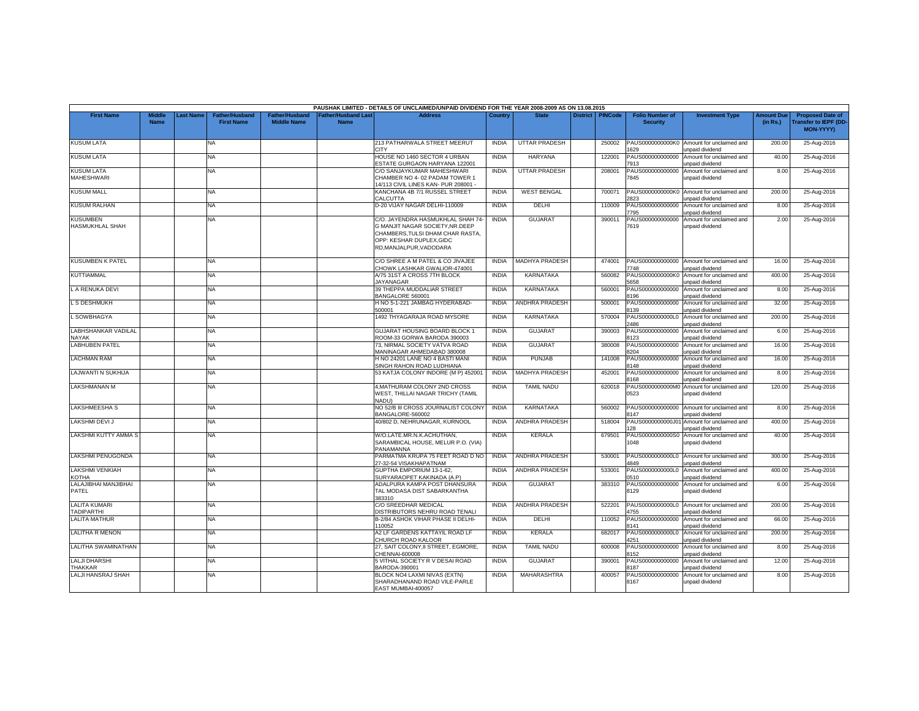PAUSHAK LIMITED - DETAILS OF UNCLAIMED/UNPAID DIVIDEND FOR THE YEAR 2008-2009 AS ON 13.08.2015

| First Name | Middle Name | Last Name | Father/Husband First Name | Father/Husband Middle Name | Father/Husband Last Name | Address | Country | State | District | PINCode | Folio Number of Security | Investment Type | Amount Due (in Rs.) | Proposed Date of Transfer to IEPF (DD-MON-YYYY) |
|---|---|---|---|---|---|---|---|---|---|---|---|---|---|---|
| KUSUM LATA | | | NA | | | 213 PATHARWALA STREET MEERUT CITY | INDIA | UTTAR PRADESH | | 250002 | PAUS0000000000K01629 | Amount for unclaimed and unpaid dividend | 200.00 | 25-Aug-2016 |
| KUSUM LATA | | | NA | | | HOUSE NO 1460 SECTOR 4 URBAN ESTATE GURGAON HARYANA 122001 | INDIA | HARYANA | | 122001 | PAUS0000000000007913 | Amount for unclaimed and unpaid dividend | 40.00 | 25-Aug-2016 |
| KUSUM LATA MAHESHWARI | | | NA | | | C/O SANJAYKUMAR MAHESHWARI CHAMBER NO 4- 02 PADAM TOWER 1 14/113 CIVIL LINES KAN- PUR 208001 - | INDIA | UTTAR PRADESH | | 208001 | PAUS0000000000007845 | Amount for unclaimed and unpaid dividend | 8.00 | 25-Aug-2016 |
| KUSUM MALL | | | NA | | | KANCHANA 4B 7/1 RUSSEL STREET CALCUTTA | INDIA | WEST BENGAL | | 700071 | PAUS0000000000K02823 | Amount for unclaimed and unpaid dividend | 200.00 | 25-Aug-2016 |
| KUSUM RALHAN | | | NA | | | D-20 VIJAY NAGAR DELHI-110009 | INDIA | DELHI | | 110009 | PAUS0000000000007795 | Amount for unclaimed and unpaid dividend | 8.00 | 25-Aug-2016 |
| KUSUMBEN HASMUKHLAL SHAH | | | NA | | | C/O. JAYENDRA HASMUKHLAL SHAH 74-G MANJIT NAGAR SOCIETY,NR.DEEP CHAMBERS,TULSI DHAM CHAR RASTA, OPP: KESHAR DUPLEX,GIDC RD,MANJALPUR,VADODARA | INDIA | GUJARAT | | 390011 | PAUS0000000000007619 | Amount for unclaimed and unpaid dividend | 2.00 | 25-Aug-2016 |
| KUSUMBEN K PATEL | | | NA | | | C/O SHREE A M PATEL & CO JIVAJEE CHOWK LASHKAR GWALIOR-474001 | INDIA | MADHYA PRADESH | | 474001 | PAUS0000000000007748 | Amount for unclaimed and unpaid dividend | 16.00 | 25-Aug-2016 |
| KUTTIAMMAL | | | NA | | | A/75 31ST A CROSS 7TH BLOCK JAYANAGAR | INDIA | KARNATAKA | | 560082 | PAUS0000000000K05658 | Amount for unclaimed and unpaid dividend | 400.00 | 25-Aug-2016 |
| L A RENUKA DEVI | | | NA | | | 39 THEPPA MUDDALIAR STREET BANGALORE 560001 | INDIA | KARNATAKA | | 560001 | PAUS0000000000008196 | Amount for unclaimed and unpaid dividend | 8.00 | 25-Aug-2016 |
| L S DESHMUKH | | | NA | | | H NO 5-1-221 JAMBAG HYDERABAD-500001 | INDIA | ANDHRA PRADESH | | 500001 | PAUS0000000000008139 | Amount for unclaimed and unpaid dividend | 32.00 | 25-Aug-2016 |
| L SOWBHAGYA | | | NA | | | 1492 THYAGARAJA ROAD MYSORE | INDIA | KARNATAKA | | 570004 | PAUS0000000000L02486 | Amount for unclaimed and unpaid dividend | 200.00 | 25-Aug-2016 |
| LABHSHANKAR VADILAL NAYAK | | | NA | | | GUJARAT HOUSING BOARD BLOCK 1 ROOM-33 GORWA BARODA 390003 | INDIA | GUJARAT | | 390003 | PAUS0000000000008123 | Amount for unclaimed and unpaid dividend | 6.00 | 25-Aug-2016 |
| LABHUBEN PATEL | | | NA | | | 73, NIRMAL SOCIETY VATVA ROAD MANINAGAR AHMEDABAD 380008 | INDIA | GUJARAT | | 380008 | PAUS0000000000008204 | Amount for unclaimed and unpaid dividend | 16.00 | 25-Aug-2016 |
| LACHMAN RAM | | | NA | | | H NO 24201 LANE NO 4 BASTI MANI SINGH RAHON ROAD LUDHIANA | INDIA | PUNJAB | | 141008 | PAUS0000000000008148 | Amount for unclaimed and unpaid dividend | 16.00 | 25-Aug-2016 |
| LAJWANTI N SUKHIJA | | | NA | | | 53 KATJA COLONY INDORE (M P) 452001 | INDIA | MADHYA PRADESH | | 452001 | PAUS0000000000008168 | Amount for unclaimed and unpaid dividend | 8.00 | 25-Aug-2016 |
| LAKSHMANAN M | | | NA | | | 4,MATHURAM COLONY 2ND CROSS WEST, THILLAI NAGAR TRICHY (TAMIL NADU) | INDIA | TAMIL NADU | | 620018 | PAUS0000000000M00523 | Amount for unclaimed and unpaid dividend | 120.00 | 25-Aug-2016 |
| LAKSHMEESHA S | | | NA | | | NO 52/B III CROSS JOURNALIST COLONY BANGALORE-560002 | INDIA | KARNATAKA | | 560002 | PAUS0000000000008147 | Amount for unclaimed and unpaid dividend | 8.00 | 25-Aug-2016 |
| LAKSHMI DEVI J | | | NA | | | 40/802 D, NEHRUNAGAR, KURNOOL | INDIA | ANDHRA PRADESH | | 518004 | PAUS0000000000J01128 | Amount for unclaimed and unpaid dividend | 400.00 | 25-Aug-2016 |
| LAKSHMI KUTTY AMMA S | | | NA | | | W/O.LATE.MR.N.K.ACHUTHAN, SARAMBICAL HOUSE, MELUR P.O. (VIA) PANAMANNA | INDIA | KERALA | | 679501 | PAUS0000000000S01048 | Amount for unclaimed and unpaid dividend | 40.00 | 25-Aug-2016 |
| LAKSHMI PENUGONDA | | | NA | | | PARMATMA KRUPA 75 FEET ROAD D NO 27-32-54 VISAKHAPATNAM | INDIA | ANDHRA PRADESH | | 530001 | PAUS0000000000L04849 | Amount for unclaimed and unpaid dividend | 300.00 | 25-Aug-2016 |
| LAKSHMI VENKIAH KOTHA | | | NA | | | GUPTHA EMPORIUM 13-1-62, SURYARAOPET KAKINADA (A.P) | INDIA | ANDHRA PRADESH | | 533001 | PAUS0000000000L00510 | Amount for unclaimed and unpaid dividend | 400.00 | 25-Aug-2016 |
| LALAJIBHAI MANJIBHAI PATEL | | | NA | | | ADALPURA KAMPA POST DHANSURA TAL MODASA DIST SABARKANTHA 383310 | INDIA | GUJARAT | | 383310 | PAUS0000000000008129 | Amount for unclaimed and unpaid dividend | 6.00 | 25-Aug-2016 |
| LALITA KUMARI TADIPARTHI | | | NA | | | C/O SREEDHAR MEDICAL DISTRIBUTORS NEHRU ROAD TENALI | INDIA | ANDHRA PRADESH | | 522201 | PAUS0000000000L04755 | Amount for unclaimed and unpaid dividend | 200.00 | 25-Aug-2016 |
| LALITA MATHUR | | | NA | | | B-2/84 ASHOK VIHAR PHASE II DELHI-110052 | INDIA | DELHI | | 110052 | PAUS0000000000008141 | Amount for unclaimed and unpaid dividend | 66.00 | 25-Aug-2016 |
| LALITHA R MENON | | | NA | | | A2 LF GARDENS KATTAYIL ROAD LF CHURCH ROAD KALOOR | INDIA | KERALA | | 682017 | PAUS0000000000L04251 | Amount for unclaimed and unpaid dividend | 200.00 | 25-Aug-2016 |
| LALITHA SWAMINATHAN | | | NA | | | 27, SAIT COLONY,II STREET, EGMORE, CHENNAI-600008 | INDIA | TAMIL NADU | | 600008 | PAUS0000000000008152 | Amount for unclaimed and unpaid dividend | 8.00 | 25-Aug-2016 |
| LALJI DHARSHI THAKKAR | | | NA | | | 5 VITHAL SOCIETY R V DESAI ROAD BARODA-390001 | INDIA | GUJARAT | | 390001 | PAUS0000000000008187 | Amount for unclaimed and unpaid dividend | 12.00 | 25-Aug-2016 |
| LALJI HANSRAJ SHAH | | | NA | | | BLOCK NO4 LAXMI NIVAS (EXTN) SHARADHANAND ROAD VILE-PARLE EAST MUMBAI-400057 | INDIA | MAHARASHTRA | | 400057 | PAUS0000000000008167 | Amount for unclaimed and unpaid dividend | 8.00 | 25-Aug-2016 |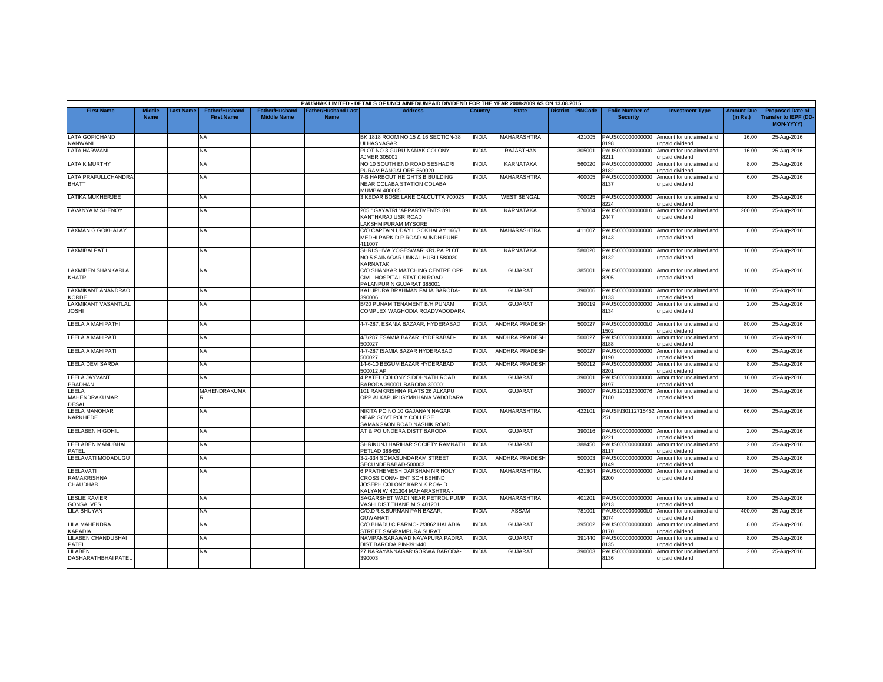PAUSHAK LIMITED - DETAILS OF UNCLAIMED/UNPAID DIVIDEND FOR THE YEAR 2008-2009 AS ON 13.08.2015

| First Name | Middle Name | Last Name | Father/Husband First Name | Father/Husband Middle Name | Father/Husband Last Name | Address | Country | State | District | PINCode | Folio Number of Security | Investment Type | Amount Due (in Rs.) | Proposed Date of Transfer to IEPF (DD-MON-YYYY) |
|---|---|---|---|---|---|---|---|---|---|---|---|---|---|---|
| LATA GOPICHAND NANWANI | | | NA | | | BK 1818 ROOM NO.15 & 16 SECTION-38 ULHASNAGAR | INDIA | MAHARASHTRA | | 421005 | PAUS0000000000008198 | Amount for unclaimed and unpaid dividend | 16.00 | 25-Aug-2016 |
| LATA HARWANI | | | NA | | | PLOT NO 3 GURU NANAK COLONY AJMER 305001 | INDIA | RAJASTHAN | | 305001 | PAUS0000000000008211 | Amount for unclaimed and unpaid dividend | 16.00 | 25-Aug-2016 |
| LATA K MURTHY | | | NA | | | NO 10 SOUTH END ROAD SESHADRI PURAM BANGALORE-560020 | INDIA | KARNATAKA | | 560020 | PAUS0000000000008182 | Amount for unclaimed and unpaid dividend | 8.00 | 25-Aug-2016 |
| LATA PRAFULLCHANDRA BHATT | | | NA | | | 7-B HARBOUT HEIGHTS B BUILDING NEAR COLABA STATION COLABA MUMBAI 400005 | INDIA | MAHARASHTRA | | 400005 | PAUS0000000000008137 | Amount for unclaimed and unpaid dividend | 6.00 | 25-Aug-2016 |
| LATIKA MUKHERJEE | | | NA | | | 3 KEDAR BOSE LANE CALCUTTA 700025 | INDIA | WEST BENGAL | | 700025 | PAUS0000000000008224 | Amount for unclaimed and unpaid dividend | 8.00 | 25-Aug-2016 |
| LAVANYA M SHENOY | | | NA | | | 205," GAYATRI "APPARTMENTS 891 KANTHARAJ USR ROAD LAKSHMIPURAM MYSORE | INDIA | KARNATAKA | | 570004 | PAUS00000000000L02447 | Amount for unclaimed and unpaid dividend | 200.00 | 25-Aug-2016 |
| LAXMAN G GOKHALAY | | | NA | | | C/O CAPTAIN UDAY L GOKHALAY 166/7 MEDHI PARK D P ROAD AUNDH PUNE 411007 | INDIA | MAHARASHTRA | | 411007 | PAUS0000000000008143 | Amount for unclaimed and unpaid dividend | 8.00 | 25-Aug-2016 |
| LAXMIBAI PATIL | | | NA | | | SHRI SHIVA YOGESWAR KRUPA PLOT NO 5 SAINAGAR UNKAL HUBLI 580020 KARNATAK | INDIA | KARNATAKA | | 580020 | PAUS0000000000008132 | Amount for unclaimed and unpaid dividend | 16.00 | 25-Aug-2016 |
| LAXMIBEN SHANKARLAL KHATRI | | | NA | | | C/O SHANKAR MATCHING CENTRE OPP CIVIL HOSPITAL STATION ROAD PALANPUR N GUJARAT 385001 | INDIA | GUJARAT | | 385001 | PAUS0000000000008205 | Amount for unclaimed and unpaid dividend | 16.00 | 25-Aug-2016 |
| LAXMIKANT ANANDRAO KORDE | | | NA | | | KALUPURA BRAHMAN FALIA BARODA-390006 | INDIA | GUJARAT | | 390006 | PAUS0000000000008133 | Amount for unclaimed and unpaid dividend | 16.00 | 25-Aug-2016 |
| LAXMIKANT VASANTLAL JOSHI | | | NA | | | B/20 PUNAM TENAMENT B/H PUNAM COMPLEX WAGHODIA ROADVADODARA | INDIA | GUJARAT | | 390019 | PAUS0000000000008134 | Amount for unclaimed and unpaid dividend | 2.00 | 25-Aug-2016 |
| LEELA A MAHIPATHI | | | NA | | | 4-7-287, ESANIA BAZAAR, HYDERABAD | INDIA | ANDHRA PRADESH | | 500027 | PAUS00000000000L01502 | Amount for unclaimed and unpaid dividend | 80.00 | 25-Aug-2016 |
| LEELA A MAHIPATI | | | NA | | | 4/7/287 ESAMIA BAZAR HYDERABAD-500027 | INDIA | ANDHRA PRADESH | | 500027 | PAUS0000000000008188 | Amount for unclaimed and unpaid dividend | 16.00 | 25-Aug-2016 |
| LEELA A MAHIPATI | | | NA | | | 4-7-287 ISAMIA BAZAR HYDERABAD 500027 | INDIA | ANDHRA PRADESH | | 500027 | PAUS0000000000008190 | Amount for unclaimed and unpaid dividend | 6.00 | 25-Aug-2016 |
| LEELA DEVI SARDA | | | NA | | | 14-6-10 BEGUM BAZAR HYDERABAD 500012 AP | INDIA | ANDHRA PRADESH | | 500012 | PAUS0000000000008201 | Amount for unclaimed and unpaid dividend | 8.00 | 25-Aug-2016 |
| LEELA JAYVANT PRADHAN | | | NA | | | 4 PATEL COLONY SIDDHNATH ROAD BARODA 390001 BARODA 390001 | INDIA | GUJARAT | | 390001 | PAUS0000000000008197 | Amount for unclaimed and unpaid dividend | 16.00 | 25-Aug-2016 |
| LEELA MAHENDRAKUMAR DESAI | | | MAHENDRAKUMAR | | | 101 RAMKRISHNA FLATS 26 ALKAPU OPP ALKAPURI GYMKHANA VADODARA | INDIA | GUJARAT | | 390007 | PAUS1201320000767180 | Amount for unclaimed and unpaid dividend | 16.00 | 25-Aug-2016 |
| LEELA MANOHAR NARKHEDE | | | NA | | | NIKITA PO NO 10 GAJANAN NAGAR NEAR GOVT POLY COLLEGE SAMANGAON ROAD NASHIK ROAD | INDIA | MAHARASHTRA | | 422101 | PAUSIN30112715452251 | Amount for unclaimed and unpaid dividend | 66.00 | 25-Aug-2016 |
| LEELABEN H GOHIL | | | NA | | | AT & PO UNDERA DISTT BARODA | INDIA | GUJARAT | | 390016 | PAUS0000000000008221 | Amount for unclaimed and unpaid dividend | 2.00 | 25-Aug-2016 |
| LEELABEN MANUBHAI PATEL | | | NA | | | SHRIKUNJ HARIHAR SOCIETY RAMNATH PETLAD 388450 | INDIA | GUJARAT | | 388450 | PAUS0000000000008117 | Amount for unclaimed and unpaid dividend | 2.00 | 25-Aug-2016 |
| LEELAVATI MODADUGU | | | NA | | | 3-2-334 SOMASUNDARAM STREET SECUNDERABAD-500003 | INDIA | ANDHRA PRADESH | | 500003 | PAUS0000000000008149 | Amount for unclaimed and unpaid dividend | 8.00 | 25-Aug-2016 |
| LEELAVATI RAMAKRISHNA CHAUDHARI | | | NA | | | 6 PRATHEMESH DARSHAN NR HOLY CROSS CONV- ENT SCH BEHIND JOSEPH COLONY KARNIK ROA- D KALYAN W 421304 MAHARASHTRA - | INDIA | MAHARASHTRA | | 421304 | PAUS0000000000008200 | Amount for unclaimed and unpaid dividend | 16.00 | 25-Aug-2016 |
| LESLIE XAVIER GONSALVES | | | NA | | | SAGARSHET WADI NEAR PETROL PUMP VASHI DIST THANE M S 401201 | INDIA | MAHARASHTRA | | 401201 | PAUS0000000000008213 | Amount for unclaimed and unpaid dividend | 8.00 | 25-Aug-2016 |
| LILA BHUYAN | | | NA | | | C/O.DR.S.BURMAN PAN BAZAR, GUWAHATI | INDIA | ASSAM | | 781001 | PAUS00000000000L03074 | Amount for unclaimed and unpaid dividend | 400.00 | 25-Aug-2016 |
| LILA MAHENDRA KAPADIA | | | NA | | | C/O BHADU C PARMO- 2/3862 HALADIA STREET SAGRAMPURA SURAT | INDIA | GUJARAT | | 395002 | PAUS0000000000008170 | Amount for unclaimed and unpaid dividend | 8.00 | 25-Aug-2016 |
| LILABEN CHANDUBHAI PATEL | | | NA | | | NAVIPANSARAWAD NAVAPURA PADRA DIST BARODA PIN-391440 | INDIA | GUJARAT | | 391440 | PAUS0000000000008135 | Amount for unclaimed and unpaid dividend | 8.00 | 25-Aug-2016 |
| LILABEN DASHARATHBHAI PATEL | | | NA | | | 27 NARAYANNAGAR GORWA BARODA-390003 | INDIA | GUJARAT | | 390003 | PAUS0000000000008136 | Amount for unclaimed and unpaid dividend | 2.00 | 25-Aug-2016 |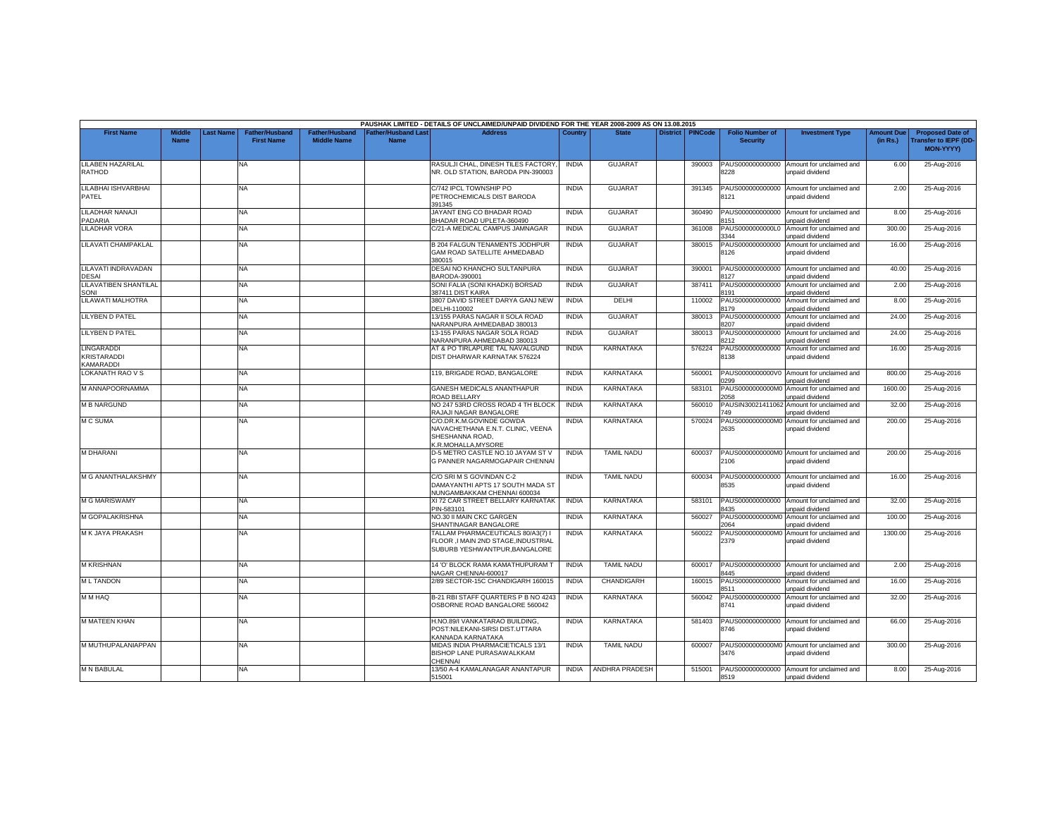PAUSHAK LIMITED - DETAILS OF UNCLAIMED/UNPAID DIVIDEND FOR THE YEAR 2008-2009 AS ON 13.08.2015

| First Name | Middle Name | Last Name | Father/Husband First Name | Father/Husband Middle Name | Father/Husband Last Name | Address | Country | State | District | PINCode | Folio Number of Security | Investment Type | Amount Due (in Rs.) | Proposed Date of Transfer to IEPF (DD-MON-YYYY) |
|---|---|---|---|---|---|---|---|---|---|---|---|---|---|---|
| LILABEN HAZARILAL RATHOD | | | NA | | | RASULJI CHAL, DINESH TILES FACTORY, NR. OLD STATION, BARODA PIN-390003 | INDIA | GUJARAT | | 390003 | PAUS0000000000008228 | Amount for unclaimed and unpaid dividend | 6.00 | 25-Aug-2016 |
| LILABHAI ISHVARBHAI PATEL | | | NA | | | C/742 IPCL TOWNSHIP PO PETROCHEMICALS DIST BARODA 391345 | INDIA | GUJARAT | | 391345 | PAUS0000000000008121 | Amount for unclaimed and unpaid dividend | 2.00 | 25-Aug-2016 |
| LILADHAR NANAJI PADARIA | | | NA | | | JAYANT ENG CO BHADAR ROAD BHADAR ROAD UPLETA-360490 | INDIA | GUJARAT | | 360490 | PAUS0000000000008151 | Amount for unclaimed and unpaid dividend | 8.00 | 25-Aug-2016 |
| LILADHAR VORA | | | NA | | | C/21-A MEDICAL CAMPUS JAMNAGAR | INDIA | GUJARAT | | 361008 | PAUS00000000000L03344 | Amount for unclaimed and unpaid dividend | 300.00 | 25-Aug-2016 |
| LILAVATI CHAMPAKLAL | | | NA | | | B 204 FALGUN TENAMENTS JODHPUR GAM ROAD SATELLITE AHMEDABAD 380015 | INDIA | GUJARAT | | 380015 | PAUS0000000000008126 | Amount for unclaimed and unpaid dividend | 16.00 | 25-Aug-2016 |
| LILAVATI INDRAVADAN DESAI | | | NA | | | DESAI NO KHANCHO SULTANPURA BARODA-390001 | INDIA | GUJARAT | | 390001 | PAUS0000000000008127 | Amount for unclaimed and unpaid dividend | 40.00 | 25-Aug-2016 |
| LILAVATIBEN SHANTILAL SONI | | | NA | | | SONI FALIA (SONI KHADKI) BORSAD 387411 DIST KAIRA | INDIA | GUJARAT | | 387411 | PAUS0000000000008191 | Amount for unclaimed and unpaid dividend | 2.00 | 25-Aug-2016 |
| LILAWATI MALHOTRA | | | NA | | | 3807 DAVID STREET DARYA GANJ NEW DELHI-110002 | INDIA | DELHI | | 110002 | PAUS0000000000008179 | Amount for unclaimed and unpaid dividend | 8.00 | 25-Aug-2016 |
| LILYBEN D PATEL | | | NA | | | 13/155 PARAS NAGAR II SOLA ROAD NARANPURA AHMEDABAD 380013 | INDIA | GUJARAT | | 380013 | PAUS0000000000008207 | Amount for unclaimed and unpaid dividend | 24.00 | 25-Aug-2016 |
| LILYBEN D PATEL | | | NA | | | 13-155 PARAS NAGAR SOLA ROAD NARANPURA AHMEDABAD 380013 | INDIA | GUJARAT | | 380013 | PAUS0000000000008212 | Amount for unclaimed and unpaid dividend | 24.00 | 25-Aug-2016 |
| LINGARADDI KRISTARADDI KAMARADDI | | | NA | | | AT & PO TIRLAPURE TAL NAVALGUND DIST DHARWAR KARNATAK 576224 | INDIA | KARNATAKA | | 576224 | PAUS0000000000008138 | Amount for unclaimed and unpaid dividend | 16.00 | 25-Aug-2016 |
| LOKANATH RAO V S | | | NA | | | 119, BRIGADE ROAD, BANGALORE | INDIA | KARNATAKA | | 560001 | PAUS00000000000V00299 | Amount for unclaimed and unpaid dividend | 800.00 | 25-Aug-2016 |
| M ANNAPOORNAMMA | | | NA | | | GANESH MEDICALS ANANTHAPUR ROAD BELLARY | INDIA | KARNATAKA | | 583101 | PAUS00000000000M02058 | Amount for unclaimed and unpaid dividend | 1600.00 | 25-Aug-2016 |
| M B NARGUND | | | NA | | | NO 247 53RD CROSS ROAD 4 TH BLOCK RAJAJI NAGAR BANGALORE | INDIA | KARNATAKA | | 560010 | PAUSIN30021411062749 | Amount for unclaimed and unpaid dividend | 32.00 | 25-Aug-2016 |
| M C SUMA | | | NA | | | C/O.DR.K.M.GOVINDE GOWDA NAVACHETHANA E.N.T. CLINIC, VEENA SHESHANNA ROAD, K.R.MOHALLA,MYSORE | INDIA | KARNATAKA | | 570024 | PAUS00000000000M02635 | Amount for unclaimed and unpaid dividend | 200.00 | 25-Aug-2016 |
| M DHARANI | | | NA | | | D-5 METRO CASTLE NO.10 JAYAM ST V G PANNER NAGARMOGAPAIR CHENNAI | INDIA | TAMIL NADU | | 600037 | PAUS00000000000M02106 | Amount for unclaimed and unpaid dividend | 200.00 | 25-Aug-2016 |
| M G ANANTHALAKSHMY | | | NA | | | C/O SRI M S GOVINDAN C-2 DAMAYANTHI APTS 17 SOUTH MADA ST NUNGAMBAKKAM CHENNAI 600034 | INDIA | TAMIL NADU | | 600034 | PAUS0000000000008535 | Amount for unclaimed and unpaid dividend | 16.00 | 25-Aug-2016 |
| M G MARISWAMY | | | NA | | | XI 72 CAR STREET BELLARY KARNATAK PIN-583101 | INDIA | KARNATAKA | | 583101 | PAUS0000000000008435 | Amount for unclaimed and unpaid dividend | 32.00 | 25-Aug-2016 |
| M GOPALAKRISHNA | | | NA | | | NO.30 II MAIN CKC GARGEN SHANTINAGAR BANGALORE | INDIA | KARNATAKA | | 560027 | PAUS00000000000M02064 | Amount for unclaimed and unpaid dividend | 100.00 | 25-Aug-2016 |
| M K JAYA PRAKASH | | | NA | | | TALLAM PHARMACEUTICALS 80/A3(7) I FLOOR ,I MAIN 2ND STAGE,INDUSTRIAL SUBURB YESHWANTPUR,BANGALORE | INDIA | KARNATAKA | | 560022 | PAUS00000000000M02379 | Amount for unclaimed and unpaid dividend | 1300.00 | 25-Aug-2016 |
| M KRISHNAN | | | NA | | | 14 'O' BLOCK RAMA KAMATHUPURAM T NAGAR CHENNAI-600017 | INDIA | TAMIL NADU | | 600017 | PAUS0000000000008445 | Amount for unclaimed and unpaid dividend | 2.00 | 25-Aug-2016 |
| M L TANDON | | | NA | | | 2/89 SECTOR-15C CHANDIGARH 160015 | INDIA | CHANDIGARH | | 160015 | PAUS0000000000008511 | Amount for unclaimed and unpaid dividend | 16.00 | 25-Aug-2016 |
| M M HAQ | | | NA | | | B-21 RBI STAFF QUARTERS P B NO 4243 OSBORNE ROAD BANGALORE 560042 | INDIA | KARNATAKA | | 560042 | PAUS0000000000008741 | Amount for unclaimed and unpaid dividend | 32.00 | 25-Aug-2016 |
| M MATEEN KHAN | | | NA | | | H.NO.89/I VANKATARAO BUILDING, POST:NILEKANI-SIRSI DIST.UTTARA KANNADA KARNATAKA | INDIA | KARNATAKA | | 581403 | PAUS0000000000008746 | Amount for unclaimed and unpaid dividend | 66.00 | 25-Aug-2016 |
| M MUTHUPALANIAPPAN | | | NA | | | MIDAS INDIA PHARMACIETICALS 13/1 BISHOP LANE PURASAWALKKAM CHENNAI | INDIA | TAMIL NADU | | 600007 | PAUS00000000000M03476 | Amount for unclaimed and unpaid dividend | 300.00 | 25-Aug-2016 |
| M N BABULAL | | | NA | | | 13/50 A-4 KAMALANAGAR ANANTAPUR 515001 | INDIA | ANDHRA PRADESH | | 515001 | PAUS0000000000008519 | Amount for unclaimed and unpaid dividend | 8.00 | 25-Aug-2016 |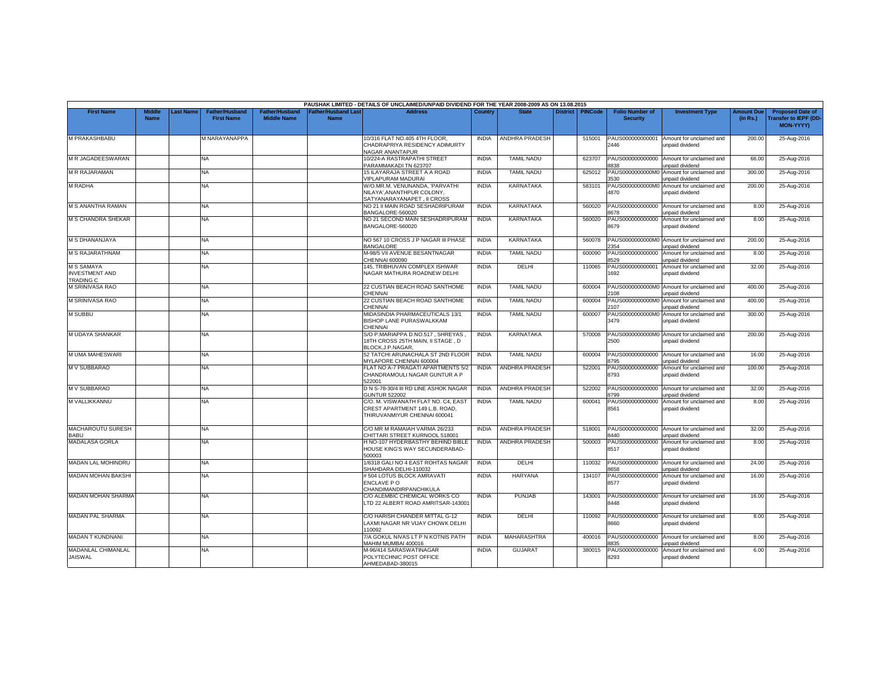PAUSHAK LIMITED - DETAILS OF UNCLAIMED/UNPAID DIVIDEND FOR THE YEAR 2008-2009 AS ON 13.08.2015

| First Name | Middle Name | Last Name | Father/Husband First Name | Father/Husband Middle Name | Father/Husband Last Name | Address | Country | State | District | PINCode | Folio Number of Security | Investment Type | Amount Due (in Rs.) | Proposed Date of Transfer to IEPF (DD-MON-YYYY) |
|---|---|---|---|---|---|---|---|---|---|---|---|---|---|---|
| M PRAKASHBABU | | | M NARAYANAPPA | | | 10/316 FLAT NO.405 4TH FLOOR, CHADRAPRIYA RESIDENCY ADIMURTY NAGAR ANANTAPUR | INDIA | ANDHRA PRADESH | | 515001 | PAUS0000000000012446 | Amount for unclaimed and unpaid dividend | 200.00 | 25-Aug-2016 |
| M R JAGADEESWARAN | | | NA | | | 10/224-A RASTRAPATHI STREET PARAMMAKADI TN 623707 | INDIA | TAMIL NADU | | 623707 | PAUS0000000000008838 | Amount for unclaimed and unpaid dividend | 66.00 | 25-Aug-2016 |
| M R RAJARAMAN | | | NA | | | 15 ILAYARAJA STREET A A ROAD VIPLAPURAM MADURAI | INDIA | TAMIL NADU | | 625012 | PAUS0000000000M03530 | Amount for unclaimed and unpaid dividend | 300.00 | 25-Aug-2016 |
| M RADHA | | | NA | | | W/O.MR.M. VENUNANDA, 'PARVATHI NILAYA',ANANTHPUR COLONY, SATYANARAYANAPET , II CROSS | INDIA | KARNATAKA | | 583101 | PAUS0000000000M04870 | Amount for unclaimed and unpaid dividend | 200.00 | 25-Aug-2016 |
| M S ANANTHA RAMAN | | | NA | | | NO 21 II MAIN ROAD SESHADRIPURAM BANGALORE-560020 | INDIA | KARNATAKA | | 560020 | PAUS0000000000008678 | Amount for unclaimed and unpaid dividend | 8.00 | 25-Aug-2016 |
| M S CHANDRA SHEKAR | | | NA | | | NO 21 SECOND MAIN SESHADRIPURAM BANGALORE-560020 | INDIA | KARNATAKA | | 560020 | PAUS0000000000008679 | Amount for unclaimed and unpaid dividend | 8.00 | 25-Aug-2016 |
| M S DHANANJAYA | | | NA | | | NO 567 10 CROSS J P NAGAR III PHASE BANGALORE | INDIA | KARNATAKA | | 560078 | PAUS0000000000M02354 | Amount for unclaimed and unpaid dividend | 200.00 | 25-Aug-2016 |
| M S RAJARATHNAM | | | NA | | | M-98/5 VII AVENUE BESANTNAGAR CHENNAI 600090 | INDIA | TAMIL NADU | | 600090 | PAUS0000000000008529 | Amount for unclaimed and unpaid dividend | 8.00 | 25-Aug-2016 |
| M S SAMAYA INVESTMENT AND TRADING C | | | NA | | | 145, TRIBHUVAN COMPLEX ISHWAR NAGAR MATHURA ROADNEW DELHI | INDIA | DELHI | | 110065 | PAUS0000000000011692 | Amount for unclaimed and unpaid dividend | 32.00 | 25-Aug-2016 |
| M SRINIVASA RAO | | | NA | | | 22 CUSTIAN BEACH ROAD SANTHOME CHENNAI | INDIA | TAMIL NADU | | 600004 | PAUS0000000000M02108 | Amount for unclaimed and unpaid dividend | 400.00 | 25-Aug-2016 |
| M SRINIVASA RAO | | | NA | | | 22 CUSTIAN BEACH ROAD SANTHOME CHENNAI | INDIA | TAMIL NADU | | 600004 | PAUS0000000000M02107 | Amount for unclaimed and unpaid dividend | 400.00 | 25-Aug-2016 |
| M SUBBU | | | NA | | | MIDASINDIA PHARMACEUTICALS 13/1 BISHOP LANE PURASWALKKAM CHENNAI | INDIA | TAMIL NADU | | 600007 | PAUS0000000000M03479 | Amount for unclaimed and unpaid dividend | 300.00 | 25-Aug-2016 |
| M UDAYA SHANKAR | | | NA | | | S/O P.MARIAPPA D.NO.517 , SHREYAS , 18TH CROSS 25TH MAIN, II STAGE , D BLOCK,J.P.NAGAR, | INDIA | KARNATAKA | | 570008 | PAUS0000000000M02500 | Amount for unclaimed and unpaid dividend | 200.00 | 25-Aug-2016 |
| M UMA MAHESWARI | | | NA | | | 52 TATCHI ARUNACHALA ST 2ND FLOOR MYLAPORE CHENNAI 600004 | INDIA | TAMIL NADU | | 600004 | PAUS0000000000008795 | Amount for unclaimed and unpaid dividend | 16.00 | 25-Aug-2016 |
| M V SUBBARAO | | | NA | | | FLAT NO A-7 PRAGATI APARTMENTS 5/2 CHANDRAMOULI NAGAR GUNTUR A P 522001 | INDIA | ANDHRA PRADESH | | 522001 | PAUS0000000000008793 | Amount for unclaimed and unpaid dividend | 100.00 | 25-Aug-2016 |
| M V SUBBARAO | | | NA | | | D N S-78-30/4 III RD LINE ASHOK NAGAR GUNTUR 522002 | INDIA | ANDHRA PRADESH | | 522002 | PAUS0000000000008799 | Amount for unclaimed and unpaid dividend | 32.00 | 25-Aug-2016 |
| M VALLIKKANNU | | | NA | | | C/O. M. VISWANATH FLAT NO. C4, EAST CREST APARTMENT 149 L.B. ROAD, THIRUVANMIYUR CHENNAI 600041 | INDIA | TAMIL NADU | | 600041 | PAUS0000000000008561 | Amount for unclaimed and unpaid dividend | 8.00 | 25-Aug-2016 |
| MACHAROUTU SURESH BABU | | | NA | | | C/O MR M RAMAIAH VARMA 26/233 CHITTARI STREET KURNOOL 518001 | INDIA | ANDHRA PRADESH | | 518001 | PAUS0000000000008440 | Amount for unclaimed and unpaid dividend | 32.00 | 25-Aug-2016 |
| MADALASA GORLA | | | NA | | | H NO-107 HYDERBASTHY BEHIND BIBLE HOUSE KING'S WAY SECUNDERABAD-500003 | INDIA | ANDHRA PRADESH | | 500003 | PAUS0000000000008517 | Amount for unclaimed and unpaid dividend | 8.00 | 25-Aug-2016 |
| MADAN LAL MOHINDRU | | | NA | | | 1/6318 GALI NO 4 EAST ROHTAS NAGAR SHAHDARA DELHI-110032 | INDIA | DELHI | | 110032 | PAUS0000000000008658 | Amount for unclaimed and unpaid dividend | 24.00 | 25-Aug-2016 |
| MADAN MOHAN BAKSHI | | | NA | | | # 504 LOTUS BLOCK AMRAVATI ENCLAVE P O CHANDIMANDIRPANCHIKULA | INDIA | HARYANA | | 134107 | PAUS0000000000008577 | Amount for unclaimed and unpaid dividend | 16.00 | 25-Aug-2016 |
| MADAN MOHAN SHARMA | | | NA | | | C/O ALEMBIC CHEMICAL WORKS CO LTD 22 ALBERT ROAD AMRITSAR-143001 | INDIA | PUNJAB | | 143001 | PAUS0000000000008448 | Amount for unclaimed and unpaid dividend | 16.00 | 25-Aug-2016 |
| MADAN PAL SHARMA | | | NA | | | C/O HARISH CHANDER MITTAL G-12 LAXMI NAGAR NR VIJAY CHOWK DELHI 110092 | INDIA | DELHI | | 110092 | PAUS0000000000008660 | Amount for unclaimed and unpaid dividend | 8.00 | 25-Aug-2016 |
| MADAN T KUNDNANI | | | NA | | | 7/A GOKUL NIVAS LT P N KOTNIS PATH MAHIM MUMBAI 400016 | INDIA | MAHARASHTRA | | 400016 | PAUS0000000000008835 | Amount for unclaimed and unpaid dividend | 8.00 | 25-Aug-2016 |
| MADANLAL CHIMANLAL JAISWAL | | | NA | | | M-96/414 SARASWATINAGAR POLYTECHNIC POST OFFICE AHMEDABAD-380015 | INDIA | GUJARAT | | 380015 | PAUS0000000000008293 | Amount for unclaimed and unpaid dividend | 6.00 | 25-Aug-2016 |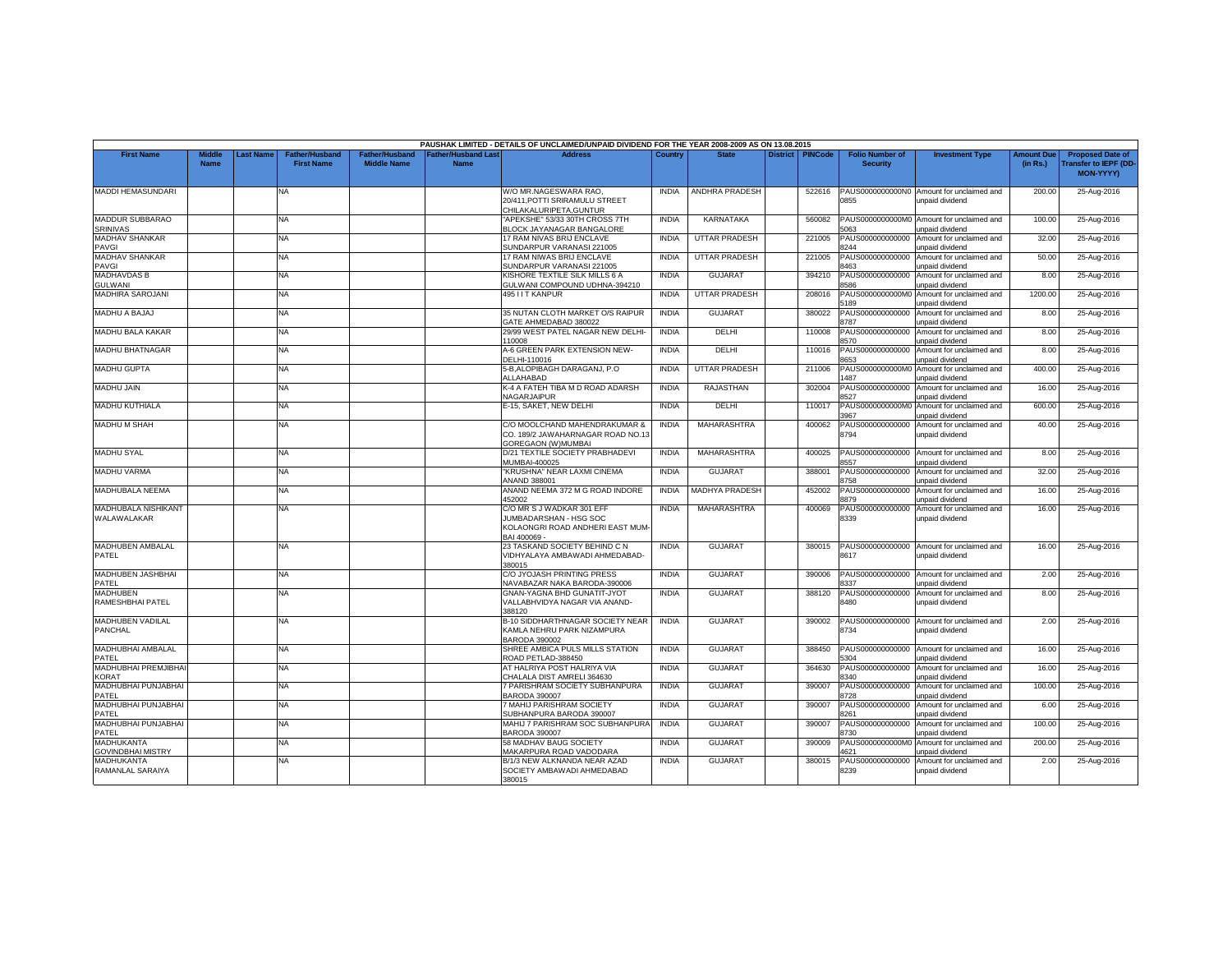PAUSHAK LIMITED - DETAILS OF UNCLAIMED/UNPAID DIVIDEND FOR THE YEAR 2008-2009 AS ON 13.08.2015

| First Name | Middle Name | Last Name | Father/Husband First Name | Father/Husband Middle Name | Father/Husband Last Name | Address | Country | State | District | PINCode | Folio Number of Security | Investment Type | Amount Due (in Rs.) | Proposed Date of Transfer to IEPF (DD-MON-YYYY) |
|---|---|---|---|---|---|---|---|---|---|---|---|---|---|---|
| MADDI HEMASUNDARI | | | NA | | | W/O MR.NAGESWARA RAO, 20/411,POTTI SRIRAMULU STREET CHILAKALURIPETA,GUNTUR | INDIA | ANDHRA PRADESH | | 522616 | PAUS0000000000N00855 | Amount for unclaimed and unpaid dividend | 200.00 | 25-Aug-2016 |
| MADDUR SUBBARAO SRINIVAS | | | NA | | | "APEKSHE" 53/33 30TH CROSS 7TH BLOCK JAYANAGAR BANGALORE | INDIA | KARNATAKA | | 560082 | PAUS0000000000M05063 | Amount for unclaimed and unpaid dividend | 100.00 | 25-Aug-2016 |
| MADHAV SHANKAR PAVGI | | | NA | | | 17 RAM NIVAS BRIJ ENCLAVE SUNDARPUR VARANASI 221005 | INDIA | UTTAR PRADESH | | 221005 | PAUS0000000000008244 | Amount for unclaimed and unpaid dividend | 32.00 | 25-Aug-2016 |
| MADHAV SHANKAR PAVGI | | | NA | | | 17 RAM NIWAS BRIJ ENCLAVE SUNDARPUR VARANASI 221005 | INDIA | UTTAR PRADESH | | 221005 | PAUS0000000000008463 | Amount for unclaimed and unpaid dividend | 50.00 | 25-Aug-2016 |
| MADHAVDAS B GULWANI | | | NA | | | KISHORE TEXTILE SILK MILLS 6 A GULWANI COMPOUND UDHNA-394210 | INDIA | GUJARAT | | 394210 | PAUS0000000000008586 | Amount for unclaimed and unpaid dividend | 8.00 | 25-Aug-2016 |
| MADHIRA SAROJANI | | | NA | | | 495 I I T KANPUR | INDIA | UTTAR PRADESH | | 208016 | PAUS0000000000M05189 | Amount for unclaimed and unpaid dividend | 1200.00 | 25-Aug-2016 |
| MADHU A BAJAJ | | | NA | | | 35 NUTAN CLOTH MARKET O/S RAIPUR GATE AHMEDABAD 380022 | INDIA | GUJARAT | | 380022 | PAUS0000000000008787 | Amount for unclaimed and unpaid dividend | 8.00 | 25-Aug-2016 |
| MADHU BALA KAKAR | | | NA | | | 29/99 WEST PATEL NAGAR NEW DELHI-110008 | INDIA | DELHI | | 110008 | PAUS0000000000008570 | Amount for unclaimed and unpaid dividend | 8.00 | 25-Aug-2016 |
| MADHU BHATNAGAR | | | NA | | | A-6 GREEN PARK EXTENSION NEW-DELHI-110016 | INDIA | DELHI | | 110016 | PAUS0000000000008653 | Amount for unclaimed and unpaid dividend | 8.00 | 25-Aug-2016 |
| MADHU GUPTA | | | NA | | | 5-B,ALOPIBAGH DARAGANJ, P.O ALLAHABAD | INDIA | UTTAR PRADESH | | 211006 | PAUS0000000000M01487 | Amount for unclaimed and unpaid dividend | 400.00 | 25-Aug-2016 |
| MADHU JAIN | | | NA | | | K-4 A FATEH TIBA M D ROAD ADARSH NAGARJAIPUR | INDIA | RAJASTHAN | | 302004 | PAUS0000000000008527 | Amount for unclaimed and unpaid dividend | 16.00 | 25-Aug-2016 |
| MADHU KUTHIALA | | | NA | | | E-15, SAKET, NEW DELHI | INDIA | DELHI | | 110017 | PAUS0000000000M03967 | Amount for unclaimed and unpaid dividend | 600.00 | 25-Aug-2016 |
| MADHU M SHAH | | | NA | | | C/O MOOLCHAND MAHENDRAKUMAR & CO. 189/2 JAWAHARNAGAR ROAD NO.13 GOREGAON (W)MUMBAI | INDIA | MAHARASHTRA | | 400062 | PAUS0000000000008794 | Amount for unclaimed and unpaid dividend | 40.00 | 25-Aug-2016 |
| MADHU SYAL | | | NA | | | D/21 TEXTILE SOCIETY PRABHADEVI MUMBAI-400025 | INDIA | MAHARASHTRA | | 400025 | PAUS0000000000008557 | Amount for unclaimed and unpaid dividend | 8.00 | 25-Aug-2016 |
| MADHU VARMA | | | NA | | | "KRUSHNA" NEAR LAXMI CINEMA ANAND 388001 | INDIA | GUJARAT | | 388001 | PAUS0000000000008758 | Amount for unclaimed and unpaid dividend | 32.00 | 25-Aug-2016 |
| MADHUBALA NEEMA | | | NA | | | ANAND NEEMA 372 M G ROAD INDORE 452002 | INDIA | MADHYA PRADESH | | 452002 | PAUS0000000000008879 | Amount for unclaimed and unpaid dividend | 16.00 | 25-Aug-2016 |
| MADHUBALA NISHIKANT WALAWALAKAR | | | NA | | | C/O MR S J WADKAR 301 EFF JUMBADARSHAN - HSG SOC KOLAONGRI ROAD ANDHERI EAST MUM-BAI 400069 - | INDIA | MAHARASHTRA | | 400069 | PAUS0000000000008339 | Amount for unclaimed and unpaid dividend | 16.00 | 25-Aug-2016 |
| MADHUBEN AMBALAL PATEL | | | NA | | | 23 TASKAND SOCIETY BEHIND C N VIDHYALAYA AMBAWADI AHMEDABAD-380015 | INDIA | GUJARAT | | 380015 | PAUS0000000000008617 | Amount for unclaimed and unpaid dividend | 16.00 | 25-Aug-2016 |
| MADHUBEN JASHBHAI PATEL | | | NA | | | C/O JYOJASH PRINTING PRESS NAVABAZAR NAKA BARODA-390006 | INDIA | GUJARAT | | 390006 | PAUS0000000000008337 | Amount for unclaimed and unpaid dividend | 2.00 | 25-Aug-2016 |
| MADHUBEN RAMESHBHAI PATEL | | | NA | | | GNAN-YAGNA BHD GUNATIT-JYOT VALLABHVIDYA NAGAR VIA ANAND-388120 | INDIA | GUJARAT | | 388120 | PAUS0000000000008480 | Amount for unclaimed and unpaid dividend | 8.00 | 25-Aug-2016 |
| MADHUBEN VADILAL PANCHAL | | | NA | | | B-10 SIDDHARTHNAGAR SOCIETY NEAR KAMLA NEHRU PARK NIZAMPURA BARODA 390002 | INDIA | GUJARAT | | 390002 | PAUS0000000000008734 | Amount for unclaimed and unpaid dividend | 2.00 | 25-Aug-2016 |
| MADHUBHAI AMBALAL PATEL | | | NA | | | SHREE AMBICA PULS MILLS STATION ROAD PETLAD-388450 | INDIA | GUJARAT | | 388450 | PAUS0000000000005304 | Amount for unclaimed and unpaid dividend | 16.00 | 25-Aug-2016 |
| MADHUBHAI PREMJIBHAI KORAT | | | NA | | | AT HALRIYA POST HALRIYA VIA CHALALA DIST AMRELI 364630 | INDIA | GUJARAT | | 364630 | PAUS0000000000008340 | Amount for unclaimed and unpaid dividend | 16.00 | 25-Aug-2016 |
| MADHUBHAI PUNJABHAI PATEL | | | NA | | | 7 PARISHRAM SOCIETY SUBHANPURA BARODA 390007 | INDIA | GUJARAT | | 390007 | PAUS0000000000008728 | Amount for unclaimed and unpaid dividend | 100.00 | 25-Aug-2016 |
| MADHUBHAI PUNJABHAI PATEL | | | NA | | | 7 MAHIJ PARISHRAM SOCIETY SUBHANPURA BARODA 390007 | INDIA | GUJARAT | | 390007 | PAUS0000000000008261 | Amount for unclaimed and unpaid dividend | 6.00 | 25-Aug-2016 |
| MADHUBHAI PUNJABHAI PATEL | | | NA | | | MAHIJ 7 PARISHRAM SOC SUBHANPURA BARODA 390007 | INDIA | GUJARAT | | 390007 | PAUS0000000000008730 | Amount for unclaimed and unpaid dividend | 100.00 | 25-Aug-2016 |
| MADHUKANTA GOVINDBHAI MISTRY | | | NA | | | 58 MADHAV BAUG SOCIETY MAKARPURA ROAD VADODARA | INDIA | GUJARAT | | 390009 | PAUS0000000000M04621 | Amount for unclaimed and unpaid dividend | 200.00 | 25-Aug-2016 |
| MADHUKANTA RAMANLAL SARAIYA | | | NA | | | B/1/3 NEW ALKNANDA NEAR AZAD SOCIETY AMBAWADI AHMEDABAD 380015 | INDIA | GUJARAT | | 380015 | PAUS0000000000008239 | Amount for unclaimed and unpaid dividend | 2.00 | 25-Aug-2016 |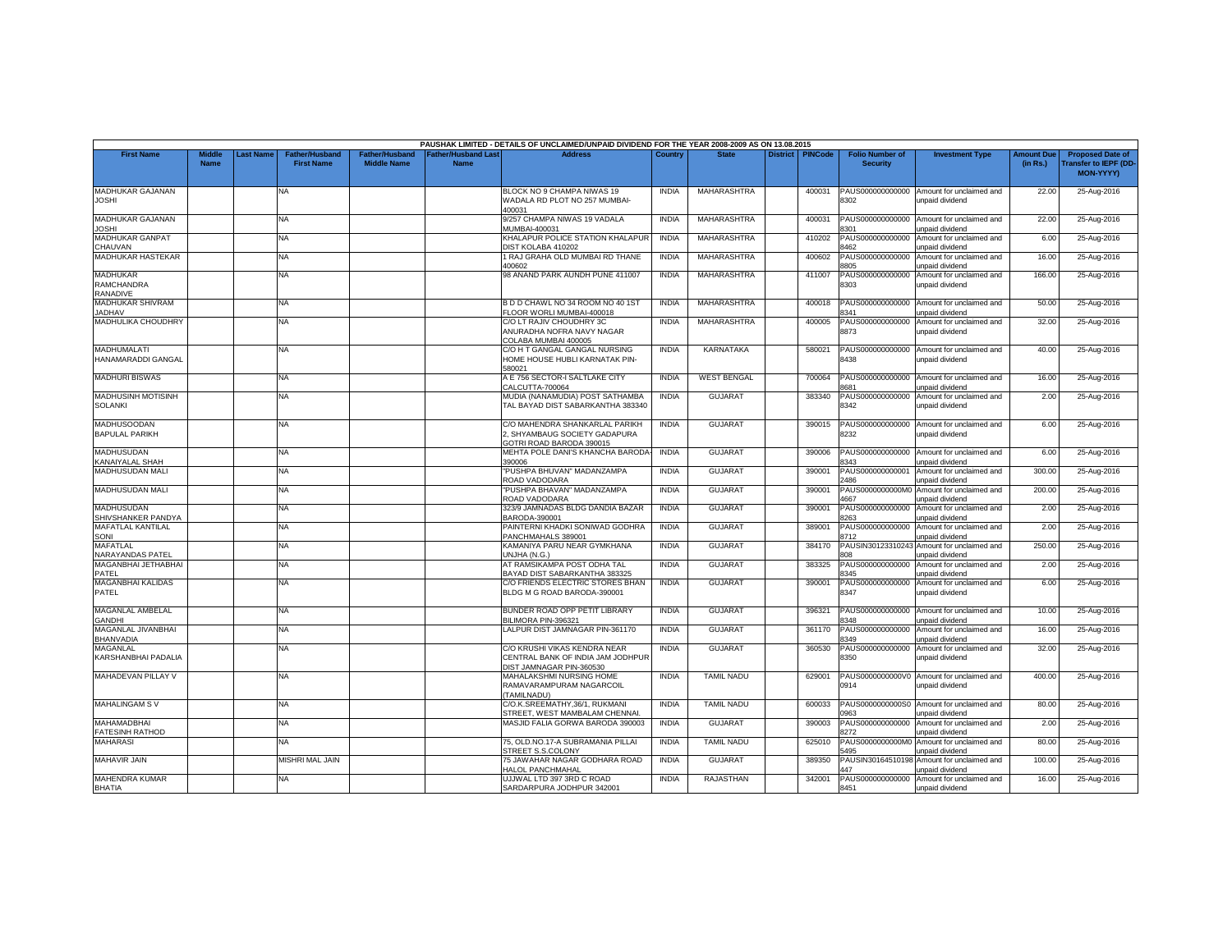PAUSHAK LIMITED - DETAILS OF UNCLAIMED/UNPAID DIVIDEND FOR THE YEAR 2008-2009 AS ON 13.08.2015

| First Name | Middle Name | Last Name | Father/Husband First Name | Father/Husband Middle Name | Father/Husband Last Name | Address | Country | State | District | PINCode | Folio Number of Security | Investment Type | Amount Due (in Rs.) | Proposed Date of Transfer to IEPF (DD-MON-YYYY) |
|---|---|---|---|---|---|---|---|---|---|---|---|---|---|---|
| MADHUKAR GAJANAN JOSHI | | | NA | | | BLOCK NO 9 CHAMPA NIWAS 19 WADALA RD PLOT NO 257 MUMBAI-400031 | INDIA | MAHARASHTRA | | 400031 | PAUS0000000000008302 | Amount for unclaimed and unpaid dividend | 22.00 | 25-Aug-2016 |
| MADHUKAR GAJANAN JOSHI | | | NA | | | 9/257 CHAMPA NIWAS 19 VADALA MUMBAI-400031 | INDIA | MAHARASHTRA | | 400031 | PAUS0000000000008301 | Amount for unclaimed and unpaid dividend | 22.00 | 25-Aug-2016 |
| MADHUKAR GANPAT CHAUVAN | | | NA | | | KHALAPUR POLICE STATION KHALAPUR DIST KOLABA 410202 | INDIA | MAHARASHTRA | | 410202 | PAUS0000000000008462 | Amount for unclaimed and unpaid dividend | 6.00 | 25-Aug-2016 |
| MADHUKAR HASTEKAR | | | NA | | | 1 RAJ GRAHA OLD MUMBAI RD THANE 400602 | INDIA | MAHARASHTRA | | 400602 | PAUS0000000000008805 | Amount for unclaimed and unpaid dividend | 16.00 | 25-Aug-2016 |
| MADHUKAR RAMCHANDRA RANADIVE | | | NA | | | 98 ANAND PARK AUNDH PUNE 411007 | INDIA | MAHARASHTRA | | 411007 | PAUS0000000000008303 | Amount for unclaimed and unpaid dividend | 166.00 | 25-Aug-2016 |
| MADHUKAR SHIVRAM JADHAV | | | NA | | | B D D CHAWL NO 34 ROOM NO 40 1ST FLOOR WORLI MUMBAI-400018 | INDIA | MAHARASHTRA | | 400018 | PAUS0000000000008341 | Amount for unclaimed and unpaid dividend | 50.00 | 25-Aug-2016 |
| MADHULIKA CHOUDHRY | | | NA | | | C/O LT RAJIV CHOUDHRY 3C ANURADHA NOFRA NAVY NAGAR COLABA MUMBAI 400005 | INDIA | MAHARASHTRA | | 400005 | PAUS0000000000008873 | Amount for unclaimed and unpaid dividend | 32.00 | 25-Aug-2016 |
| MADHUMALATI HANAMARADDI GANGAL | | | NA | | | C/O H T GANGAL GANGAL NURSING HOME HOUSE HUBLI KARNATAK PIN-580021 | INDIA | KARNATAKA | | 580021 | PAUS0000000000008438 | Amount for unclaimed and unpaid dividend | 40.00 | 25-Aug-2016 |
| MADHURI BISWAS | | | NA | | | A E 756 SECTOR-I SALTLAKE CITY CALCUTTA-700064 | INDIA | WEST BENGAL | | 700064 | PAUS0000000000008681 | Amount for unclaimed and unpaid dividend | 16.00 | 25-Aug-2016 |
| MADHUSINH MOTISINH SOLANKI | | | NA | | | MUDIA (NANAMUDIA) POST SATHAMBA TAL BAYAD DIST SABARKANTHA 383340 | INDIA | GUJARAT | | 383340 | PAUS0000000000008342 | Amount for unclaimed and unpaid dividend | 2.00 | 25-Aug-2016 |
| MADHUSOODAN BAPULAL PARIKH | | | NA | | | C/O MAHENDRA SHANKARLAL PARIKH 2, SHYAMBAUG SOCIETY GADAPURA GOTRI ROAD BARODA 390015 | INDIA | GUJARAT | | 390015 | PAUS0000000000008232 | Amount for unclaimed and unpaid dividend | 6.00 | 25-Aug-2016 |
| MADHUSUDAN KANAIYALAL SHAH | | | NA | | | MEHTA POLE DANI'S KHANCHA BARODA-390006 | INDIA | GUJARAT | | 390006 | PAUS0000000000008343 | Amount for unclaimed and unpaid dividend | 6.00 | 25-Aug-2016 |
| MADHUSUDAN MALI | | | NA | | | "PUSHPA BHUVAN" MADANZAMPA ROAD VADODARA | INDIA | GUJARAT | | 390001 | PAUS0000000000012486 | Amount for unclaimed and unpaid dividend | 300.00 | 25-Aug-2016 |
| MADHUSUDAN MALI | | | NA | | | "PUSHPA BHAVAN" MADANZAMPA ROAD VADODARA | INDIA | GUJARAT | | 390001 | PAUS0000000000M04667 | Amount for unclaimed and unpaid dividend | 200.00 | 25-Aug-2016 |
| MADHUSUDAN SHIVSHANKER PANDYA | | | NA | | | 323/9 JAMNADAS BLDG DANDIA BAZAR BARODA-390001 | INDIA | GUJARAT | | 390001 | PAUS0000000000008263 | Amount for unclaimed and unpaid dividend | 2.00 | 25-Aug-2016 |
| MAFATLAL KANTILAL SONI | | | NA | | | PAINTERNI KHADKI SONIWAD GODHRA PANCHMAHALS 389001 | INDIA | GUJARAT | | 389001 | PAUS0000000000008712 | Amount for unclaimed and unpaid dividend | 2.00 | 25-Aug-2016 |
| MAFATLAL NARAYANDAS PATEL | | | NA | | | KAMANIYA PARU NEAR GYMKHANA UNJHA (N.G.) | INDIA | GUJARAT | | 384170 | PAUSIN30123310243808 | Amount for unclaimed and unpaid dividend | 250.00 | 25-Aug-2016 |
| MAGANBHAI JETHABHAI PATEL | | | NA | | | AT RAMSIKAMPA POST ODHA TAL BAYAD DIST SABARKANTHA 383325 | INDIA | GUJARAT | | 383325 | PAUS0000000000008345 | Amount for unclaimed and unpaid dividend | 2.00 | 25-Aug-2016 |
| MAGANBHAI KALIDAS PATEL | | | NA | | | C/O FRIENDS ELECTRIC STORES BHAN BLDG M G ROAD BARODA-390001 | INDIA | GUJARAT | | 390001 | PAUS0000000000008347 | Amount for unclaimed and unpaid dividend | 6.00 | 25-Aug-2016 |
| MAGANLAL AMBELAL GANDHI | | | NA | | | BUNDER ROAD OPP PETIT LIBRARY BILIMORA PIN-396321 | INDIA | GUJARAT | | 396321 | PAUS0000000000008348 | Amount for unclaimed and unpaid dividend | 10.00 | 25-Aug-2016 |
| MAGANLAL JIVANBHAI BHANVADIA | | | NA | | | LALPUR DIST JAMNAGAR PIN-361170 | INDIA | GUJARAT | | 361170 | PAUS0000000000008349 | Amount for unclaimed and unpaid dividend | 16.00 | 25-Aug-2016 |
| MAGANLAL KARSHANBHAI PADALIA | | | NA | | | C/O KRUSHI VIKAS KENDRA NEAR CENTRAL BANK OF INDIA JAM JODHPUR DIST JAMNAGAR PIN-360530 | INDIA | GUJARAT | | 360530 | PAUS0000000000008350 | Amount for unclaimed and unpaid dividend | 32.00 | 25-Aug-2016 |
| MAHADEVAN PILLAY V | | | NA | | | MAHALAKSHMI NURSING HOME RAMAVARAMPURAM NAGARCOIL (TAMILNADU) | INDIA | TAMIL NADU | | 629001 | PAUS0000000000V00914 | Amount for unclaimed and unpaid dividend | 400.00 | 25-Aug-2016 |
| MAHALINGAM S V | | | NA | | | C/O.K.SREEMATHY,36/1, RUKMANI STREET, WEST MAMBALAM CHENNAI. | INDIA | TAMIL NADU | | 600033 | PAUS0000000000S00963 | Amount for unclaimed and unpaid dividend | 80.00 | 25-Aug-2016 |
| MAHAMADBHAI FATESINH RATHOD | | | NA | | | MASJID FALIA GORWA BARODA 390003 | INDIA | GUJARAT | | 390003 | PAUS0000000000008272 | Amount for unclaimed and unpaid dividend | 2.00 | 25-Aug-2016 |
| MAHARASI | | | NA | | | 75, OLD.NO.17-A SUBRAMANIA PILLAI STREET S.S.COLONY | INDIA | TAMIL NADU | | 625010 | PAUS0000000000M05495 | Amount for unclaimed and unpaid dividend | 80.00 | 25-Aug-2016 |
| MAHAVIR JAIN | | | MISHRI MAL JAIN | | | 75 JAWAHAR NAGAR GODHARA ROAD HALOL PANCHMAHAL | INDIA | GUJARAT | | 389350 | PAUSIN30164510198447 | Amount for unclaimed and unpaid dividend | 100.00 | 25-Aug-2016 |
| MAHENDRA KUMAR BHATIA | | | NA | | | UJJWAL LTD 397 3RD C ROAD SARDARPURA JODHPUR 342001 | INDIA | RAJASTHAN | | 342001 | PAUS0000000000008451 | Amount for unclaimed and unpaid dividend | 16.00 | 25-Aug-2016 |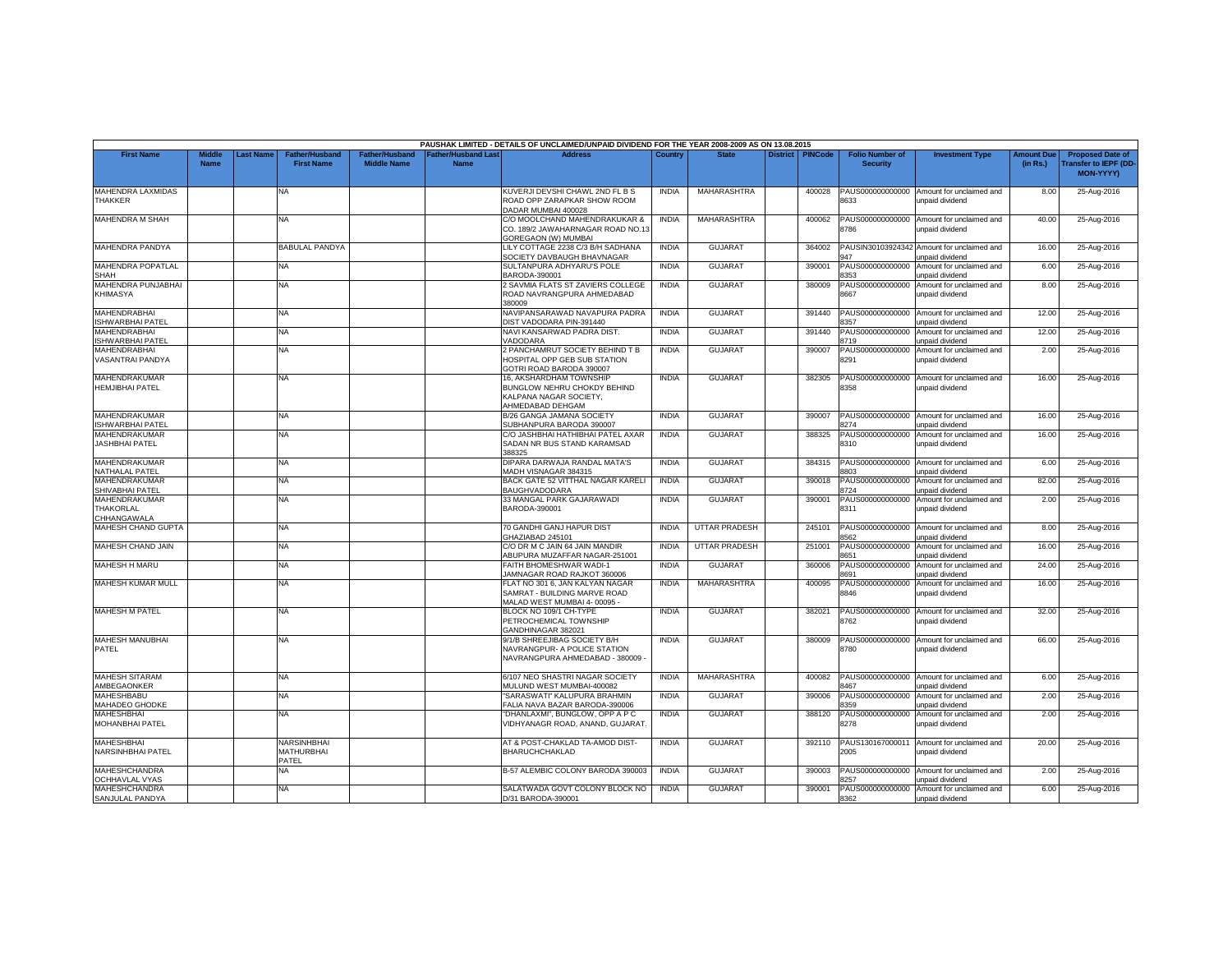| PAUSHAK LIMITED - DETAILS OF UNCLAIMED/UNPAID DIVIDEND FOR THE YEAR 2008-2009 AS ON 13.08.2015 | | | | | | | | | | | | | | | |
|---|---|---|---|---|---|---|---|---|---|---|---|---|---|---|---|
| First Name | Middle Name | Last Name | Father/Husband First Name | Father/Husband Middle Name | Father/Husband Last Name | Address | Country | State | District | PINCode | Folio Number of Security | Investment Type | Amount Due (in Rs.) | Proposed Date of Transfer to IEPF (DD-MON-YYYY) |
| MAHENDRA LAXMIDAS THAKKER | | | NA | | | KUVERJI DEVSHI CHAWL 2ND FL B S ROAD OPP ZARAPKAR SHOW ROOM DADAR MUMBAI 400028 | INDIA | MAHARASHTRA | | 400028 | PAUS000000000000 8633 | Amount for unclaimed and unpaid dividend | 8.00 | 25-Aug-2016 |
| MAHENDRA M SHAH | | | NA | | | C/O MOOLCHAND MAHENDRAKUKAR & CO. 189/2 JAWAHARNAGAR ROAD NO.13 GOREGAON (W) MUMBAI | INDIA | MAHARASHTRA | | 400062 | PAUS000000000000 8786 | Amount for unclaimed and unpaid dividend | 40.00 | 25-Aug-2016 |
| MAHENDRA PANDYA | | | BABULAL PANDYA | | | LILY COTTAGE 2238 C/3 B/H SADHANA SOCIETY DAVBAUGH BHAVNAGAR | INDIA | GUJARAT | | 364002 | PAUSIN30103924342 947 | Amount for unclaimed and unpaid dividend | 16.00 | 25-Aug-2016 |
| MAHENDRA POPATLAL SHAH | | | NA | | | SULTANPURA ADHYARU'S POLE BARODA-390001 | INDIA | GUJARAT | | 390001 | PAUS000000000000 8353 | Amount for unclaimed and unpaid dividend | 6.00 | 25-Aug-2016 |
| MAHENDRA PUNJABHAI KHIMASYA | | | NA | | | 2 SAVMIA FLATS ST ZAVIERS COLLEGE ROAD NAVRANGPURA AHMEDABAD 380009 | INDIA | GUJARAT | | 380009 | PAUS000000000000 8667 | Amount for unclaimed and unpaid dividend | 8.00 | 25-Aug-2016 |
| MAHENDRABHAI ISHWARBHAI PATEL | | | NA | | | NAVIPANSARAWAD NAVAPURA PADRA DIST VADODARA PIN-391440 | INDIA | GUJARAT | | 391440 | PAUS000000000000 8357 | Amount for unclaimed and unpaid dividend | 12.00 | 25-Aug-2016 |
| MAHENDRABHAI ISHWARBHAI PATEL | | | NA | | | NAVI KANSARWAD PADRA DIST. VADODARA | INDIA | GUJARAT | | 391440 | PAUS000000000000 8719 | Amount for unclaimed and unpaid dividend | 12.00 | 25-Aug-2016 |
| MAHENDRABHAI VASANTRAI PANDYA | | | NA | | | 2 PANCHAMRUT SOCIETY BEHIND T B HOSPITAL OPP GEB SUB STATION GOTRI ROAD BARODA 390007 | INDIA | GUJARAT | | 390007 | PAUS000000000000 8291 | Amount for unclaimed and unpaid dividend | 2.00 | 25-Aug-2016 |
| MAHENDRAKUMAR HEMJIBHAI PATEL | | | NA | | | 16, AKSHARDHAM TOWNSHIP BUNGLOW NEHRU CHOKDY BEHIND KALPANA NAGAR SOCIETY, AHMEDABAD DEHGAM | INDIA | GUJARAT | | 382305 | PAUS000000000000 8358 | Amount for unclaimed and unpaid dividend | 16.00 | 25-Aug-2016 |
| MAHENDRAKUMAR ISHWARBHAI PATEL | | | NA | | | B/26 GANGA JAMANA SOCIETY SUBHANPURA BARODA 390007 | INDIA | GUJARAT | | 390007 | PAUS000000000000 8274 | Amount for unclaimed and unpaid dividend | 16.00 | 25-Aug-2016 |
| MAHENDRAKUMAR JASHBHAI PATEL | | | NA | | | C/O JASHBHAI HATHIBHAI PATEL AXAR SADAN NR BUS STAND KARAMSAD 388325 | INDIA | GUJARAT | | 388325 | PAUS000000000000 8310 | Amount for unclaimed and unpaid dividend | 16.00 | 25-Aug-2016 |
| MAHENDRAKUMAR NATHALAL PATEL | | | NA | | | DIPARA DARWAJA RANDAL MATA'S MADH VISNAGAR 384315 | INDIA | GUJARAT | | 384315 | PAUS000000000000 8803 | Amount for unclaimed and unpaid dividend | 6.00 | 25-Aug-2016 |
| MAHENDRAKUMAR SHIVABHAI PATEL | | | NA | | | BACK GATE 52 VITTHAL NAGAR KARELI BAUGHVADODARA | INDIA | GUJARAT | | 390018 | PAUS000000000000 8724 | Amount for unclaimed and unpaid dividend | 82.00 | 25-Aug-2016 |
| MAHENDRAKUMAR THAKORLAL CHHANGAWALA | | | NA | | | 33 MANGAL PARK GAJARAWADI BARODA-390001 | INDIA | GUJARAT | | 390001 | PAUS000000000000 8311 | Amount for unclaimed and unpaid dividend | 2.00 | 25-Aug-2016 |
| MAHESH CHAND GUPTA | | | NA | | | 70 GANDHI GANJ HAPUR DIST GHAZIABAD 245101 | INDIA | UTTAR PRADESH | | 245101 | PAUS000000000000 8562 | Amount for unclaimed and unpaid dividend | 8.00 | 25-Aug-2016 |
| MAHESH CHAND JAIN | | | NA | | | C/O DR M C JAIN 64 JAIN MANDIR ABUPURA MUZAFFAR NAGAR-251001 | INDIA | UTTAR PRADESH | | 251001 | PAUS000000000000 8651 | Amount for unclaimed and unpaid dividend | 16.00 | 25-Aug-2016 |
| MAHESH H MARU | | | NA | | | FAITH BHOMESHWAR WADI-1 JAMNAGAR ROAD RAJKOT 360006 | INDIA | GUJARAT | | 360006 | PAUS000000000000 8691 | Amount for unclaimed and unpaid dividend | 24.00 | 25-Aug-2016 |
| MAHESH KUMAR MULL | | | NA | | | FLAT NO 301 6, JAN KALYAN NAGAR SAMRAT - BUILDING MARVE ROAD MALAD WEST MUMBAI 4- 00095 - | INDIA | MAHARASHTRA | | 400095 | PAUS000000000000 8846 | Amount for unclaimed and unpaid dividend | 16.00 | 25-Aug-2016 |
| MAHESH M PATEL | | | NA | | | BLOCK NO 109/1 CH-TYPE PETROCHEMICAL TOWNSHIP GANDHINAGAR 382021 | INDIA | GUJARAT | | 382021 | PAUS000000000000 8762 | Amount for unclaimed and unpaid dividend | 32.00 | 25-Aug-2016 |
| MAHESH MANUBHAI PATEL | | | NA | | | 9/1/B SHREEJIBAG SOCIETY B/H NAVRANGPUR- A POLICE STATION NAVRANGPURA AHMEDABAD - 380009 - | INDIA | GUJARAT | | 380009 | PAUS000000000000 8780 | Amount for unclaimed and unpaid dividend | 66.00 | 25-Aug-2016 |
| MAHESH SITARAM AMBEGAONKER | | | NA | | | 6/107 NEO SHASTRI NAGAR SOCIETY MULUND WEST MUMBAI-400082 | INDIA | MAHARASHTRA | | 400082 | PAUS000000000000 8467 | Amount for unclaimed and unpaid dividend | 6.00 | 25-Aug-2016 |
| MAHESHBABU MAHADEO GHODKE | | | NA | | | "SARASWATI" KALUPURA BRAHMIN FALIA NAVA BAZAR BARODA-390006 | INDIA | GUJARAT | | 390006 | PAUS000000000000 8359 | Amount for unclaimed and unpaid dividend | 2.00 | 25-Aug-2016 |
| MAHESHBHAI MOHANBHAI PATEL | | | NA | | | "DHANLAXMI", BUNGLOW, OPP A P C VIDHYANAGR ROAD, ANAND, GUJARAT. | INDIA | GUJARAT | | 388120 | PAUS000000000000 8278 | Amount for unclaimed and unpaid dividend | 2.00 | 25-Aug-2016 |
| MAHESHBHAI NARSINHBHAI PATEL | | | NARSINHBHAI MATHURBHAI PATEL | | | AT & POST-CHAKLAD TA-AMOD DIST-BHARUCHCHAKLAD | INDIA | GUJARAT | | 392110 | PAUS130167000011 2005 | Amount for unclaimed and unpaid dividend | 20.00 | 25-Aug-2016 |
| MAHESHCHANDRA OCHHAVLAL VYAS | | | NA | | | B-57 ALEMBIC COLONY BARODA 390003 | INDIA | GUJARAT | | 390003 | PAUS000000000000 8257 | Amount for unclaimed and unpaid dividend | 2.00 | 25-Aug-2016 |
| MAHESHCHANDRA SANJULAL PANDYA | | | NA | | | SALATWADA GOVT COLONY BLOCK NO D/31 BARODA-390001 | INDIA | GUJARAT | | 390001 | PAUS000000000000 8362 | Amount for unclaimed and unpaid dividend | 6.00 | 25-Aug-2016 |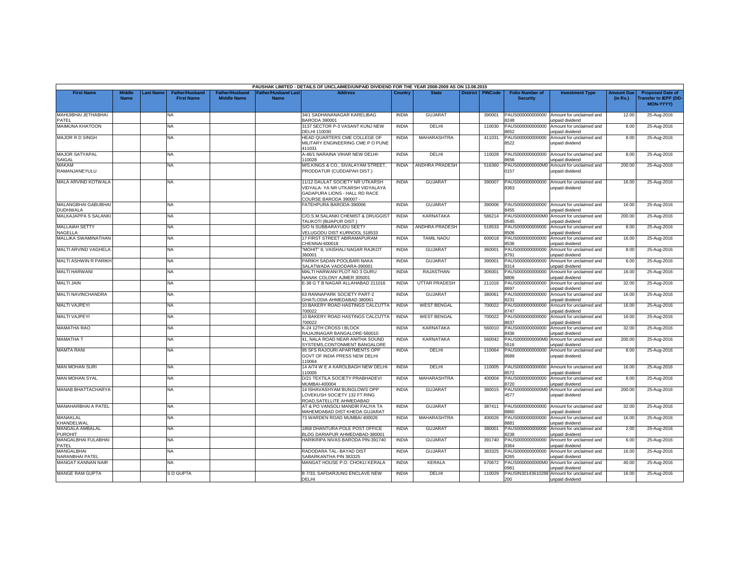PAUSHAK LIMITED - DETAILS OF UNCLAIMED/UNPAID DIVIDEND FOR THE YEAR 2008-2009 AS ON 13.08.2015

| First Name | Middle Name | Last Name | Father/Husband First Name | Father/Husband Middle Name | Father/Husband Last Name | Address | Country | State | District | PINCode | Folio Number of Security | Investment Type | Amount Due (in Rs.) | Proposed Date of Transfer to IEPF (DD-MON-YYYY) |
|---|---|---|---|---|---|---|---|---|---|---|---|---|---|---|
| MAHIJIBHAI JETHABHAI PATEL | | | NA | | | 34/1 SADHANANAGAR KARELIBAG BARODA 390001 | INDIA | GUJARAT | | 390001 | PAUS0000000000008248 | Amount for unclaimed and unpaid dividend | 12.00 | 25-Aug-2016 |
| MAIMUNA KHATOON | | | NA | | | 3137 SECTOR P-3 VASANT KUNJ NEW DELHI 110030 | INDIA | DELHI | | 110030 | PAUS0000000000008652 | Amount for unclaimed and unpaid dividend | 8.00 | 25-Aug-2016 |
| MAJOR R D SINGH | | | NA | | | HEAD QUARTERS CME COLLEGE OF MILITARY ENGINEERING CME P O PUNE 411031 | INDIA | MAHARASHTRA | | 411031 | PAUS0000000000008522 | Amount for unclaimed and unpaid dividend | 8.00 | 25-Aug-2016 |
| MAJOR SATYAPAL SAIGAL | | | NA | | | A-46/1 NARAINA VIHAR NEW DELHI-110028 | INDIA | DELHI | | 110028 | PAUS0000000000008656 | Amount for unclaimed and unpaid dividend | 8.00 | 25-Aug-2016 |
| MAKAM RAMANJANEYULU | | | NA | | | M/S.KINGS & CO., SIVALAYAM STREET, PRODDATUR (CUDDAPAH DIST.) | INDIA | ANDHRA PRADESH | | 516360 | PAUS0000000000M00157 | Amount for unclaimed and unpaid dividend | 200.00 | 25-Aug-2016 |
| MALA ARVIND KOTWALA | | | NA | | | 11/12 DAULAT SOCIETY NR UTKARSH VIDYALA- YA NR UTKARSH VIDYALAYA GADAPURA LIONS - HALL RD RACE COURSE BARODA 390007 - | INDIA | GUJARAT | | 390007 | PAUS0000000000008363 | Amount for unclaimed and unpaid dividend | 16.00 | 25-Aug-2016 |
| MALANGBHAI GABUBHAI DUDHWALA | | | NA | | | FATEHPURA BARODA-390006 | INDIA | GUJARAT | | 390006 | PAUS0000000000008455 | Amount for unclaimed and unpaid dividend | 16.00 | 25-Aug-2016 |
| MALKAJAPPA S SALANKI | | | NA | | | C/O.S.M.SALANKI CHEMIST & DRUGGIST TALIKOTI (BIJAPUR DIST.) | INDIA | KARNATAKA | | 586214 | PAUS0000000000M00545 | Amount for unclaimed and unpaid dividend | 200.00 | 25-Aug-2016 |
| MALLAIAH SETTY NAGELLA | | | NA | | | S/O N SUBBARAYUDU SEETY VELUGODU DIST KURNOOL 518533 | INDIA | ANDHRA PRADESH | | 518533 | PAUS0000000000008506 | Amount for unclaimed and unpaid dividend | 8.00 | 25-Aug-2016 |
| MALLIKA SWAMINATHAN | | | NA | | | 17 FIRST STREET ABIRAMAPURAM CHENNAI-600018 | INDIA | TAMIL NADU | | 600018 | PAUS0000000000008536 | Amount for unclaimed and unpaid dividend | 16.00 | 25-Aug-2016 |
| MALTI ARVIND VAGHELA | | | NA | | | "MOHIT" 8, VAISHALI NAGAR RAJKOT 360001 | INDIA | GUJARAT | | 360001 | PAUS0000000000008791 | Amount for unclaimed and unpaid dividend | 8.00 | 25-Aug-2016 |
| MALTI ASHWIN R PARIKH | | | NA | | | PARIKH SADAN POOLBARI NAKA SALATWADA VADODARA-390001 | INDIA | GUJARAT | | 390001 | PAUS0000000000008314 | Amount for unclaimed and unpaid dividend | 6.00 | 25-Aug-2016 |
| MALTI HARWANI | | | NA | | | MALTI HARWANI PLOT NO 3 GURU NANAK COLONY AJMER 305001 | INDIA | RAJASTHAN | | 305001 | PAUS0000000000008806 | Amount for unclaimed and unpaid dividend | 16.00 | 25-Aug-2016 |
| MALTI JAIN | | | NA | | | E-38 G T B NAGAR ALLAHABAD 211016 | INDIA | UTTAR PRADESH | | 211016 | PAUS0000000000008697 | Amount for unclaimed and unpaid dividend | 32.00 | 25-Aug-2016 |
| MALTI NAVINCHANDRA | | | NA | | | 63 RANNAPARK SOCIETY PART-2 GHATLODIA AHMEDABAD 380061 | INDIA | GUJARAT | | 380061 | PAUS0000000000008231 | Amount for unclaimed and unpaid dividend | 16.00 | 25-Aug-2016 |
| MALTI VAJPEYI | | | NA | | | 10 BAKERY ROAD HASTINGS CALCUTTA 700022 | INDIA | WEST BENGAL | | 700022 | PAUS0000000000008747 | Amount for unclaimed and unpaid dividend | 16.00 | 25-Aug-2016 |
| MALTI VAJPEYI | | | NA | | | 10 BAKERY ROAD HASTINGS CALCUTTA 700022 | INDIA | WEST BENGAL | | 700022 | PAUS0000000000008637 | Amount for unclaimed and unpaid dividend | 16.00 | 25-Aug-2016 |
| MAMATHA RAO | | | NA | | | K-24 12TH CROSS I BLOCK RAJAJINAGAR BANGALORE-560010 | INDIA | KARNATAKA | | 560010 | PAUS0000000000008436 | Amount for unclaimed and unpaid dividend | 32.00 | 25-Aug-2016 |
| MAMATHA T | | | NA | | | 41, NALA ROAD NEAR ANITHA SOUND SYSTEMS,CONTONMENT BANGALORE | INDIA | KARNATAKA | | 560042 | PAUS0000000000M05516 | Amount for unclaimed and unpaid dividend | 200.00 | 25-Aug-2016 |
| MAMTA RANI | | | NA | | | 95 SFS RAJOURI APARTMENTS OPP GOVT OF INDIA PRESS NEW DELHI 110064 | INDIA | DELHI | | 110064 | PAUS0000000000008689 | Amount for unclaimed and unpaid dividend | 8.00 | 25-Aug-2016 |
| MAN MOHAN SURI | | | NA | | | 14 A/74 W E A KAROLBAGH NEW DELHI-110005 | INDIA | DELHI | | 110005 | PAUS0000000000008572 | Amount for unclaimed and unpaid dividend | 16.00 | 25-Aug-2016 |
| MAN MOHAN SYAL | | | NA | | | D/21 TEXTILA SOCIETY PRABHADEVI MUMBAI-400004 | INDIA | MAHARASHTRA | | 400004 | PAUS0000000000008720 | Amount for unclaimed and unpaid dividend | 8.00 | 25-Aug-2016 |
| MANAB BHATTACHARYA | | | NA | | | 14 ISHAVASHYAM BUNGLOWS OPP LOVEKUSH SOCIETY 132 FT RING ROAD,SATELLITE AHMEDABAD | INDIA | GUJARAT | | 380015 | PAUS0000000000M04577 | Amount for unclaimed and unpaid dividend | 200.00 | 25-Aug-2016 |
| MANAHARBHAI A PATEL | | | NA | | | AT & PO VANSOLI MANDIR FALIYA TA MAHEMDABAD DIST KHEDA GUJARAT | INDIA | GUJARAT | | 387411 | PAUS0000000000008860 | Amount for unclaimed and unpaid dividend | 32.00 | 25-Aug-2016 |
| MANAKLAL KHANDELWAL | | | NA | | | 73 WARDEN ROAD MUMBAI 400026 | INDIA | MAHARASHTRA | | 400026 | PAUS0000000000008881 | Amount for unclaimed and unpaid dividend | 16.00 | 25-Aug-2016 |
| MANGALA AMBALAL PUROHIT | | | NA | | | 1858 DHANTURA POLE POST OFFICE BLDG DARIAPUR AHMEDABAD-380001 | INDIA | GUJARAT | | 380001 | PAUS0000000000008238 | Amount for unclaimed and unpaid dividend | 2.00 | 25-Aug-2016 |
| MANGALBHAI FULABHAI PATEL | | | NA | | | HARIKRIPA NIVAS BARODA PIN-391740 | INDIA | GUJARAT | | 391740 | PAUS0000000000008364 | Amount for unclaimed and unpaid dividend | 6.00 | 25-Aug-2016 |
| MANGALBHAI NARANBHAI PATEL | | | NA | | | RADODARA TAL- BAYAD DIST SABARKANTHA PIN 383325 | INDIA | GUJARAT | | 383325 | PAUS0000000000008265 | Amount for unclaimed and unpaid dividend | 16.00 | 25-Aug-2016 |
| MANGAT KANNAN NAIR | | | NA | | | MANGAT HOUSE P.O. CHOKLI KERALA | INDIA | KERALA | | 670672 | PAUS0000000000M00981 | Amount for unclaimed and unpaid dividend | 40.00 | 25-Aug-2016 |
| MANGE RAM GUPTA | | | S D GUPTA | | | B 7/33, SAFDARJUNG ENCLAVE NEW DELHI | INDIA | DELHI | | 110029 | PAUSIN30143610288200 | Amount for unclaimed and unpaid dividend | 16.00 | 25-Aug-2016 |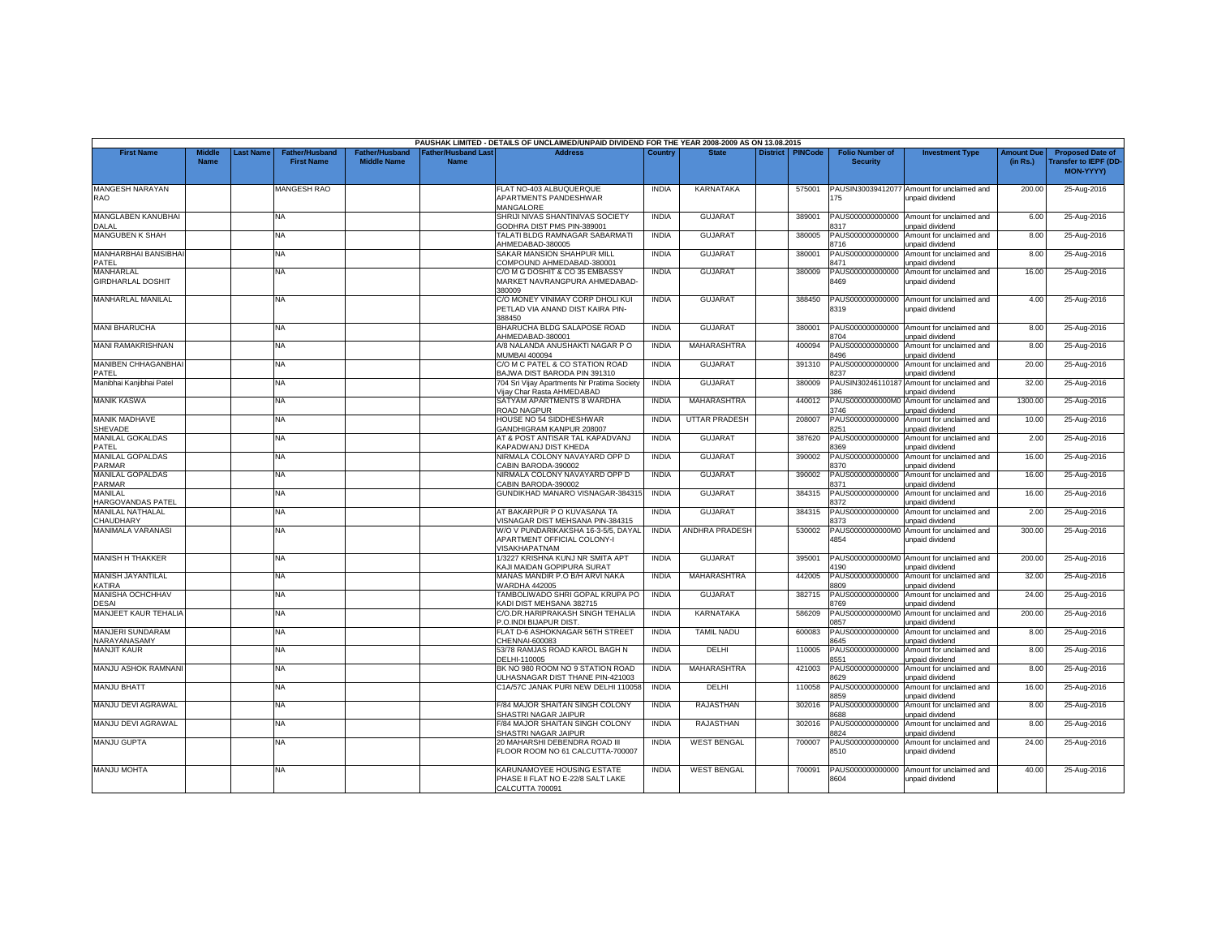PAUSHAK LIMITED - DETAILS OF UNCLAIMED/UNPAID DIVIDEND FOR THE YEAR 2008-2009 AS ON 13.08.2015

| First Name | Middle Name | Last Name | Father/Husband First Name | Father/Husband Middle Name | Father/Husband Last Name | Address | Country | State | District | PINCode | Folio Number of Security | Investment Type | Amount Due (in Rs.) | Proposed Date of Transfer to IEPF (DD-MON-YYYY) |
|---|---|---|---|---|---|---|---|---|---|---|---|---|---|---|
| MANGESH NARAYAN RAO | | | MANGESH RAO | | | FLAT NO-403 ALBUQUERQUE APARTMENTS PANDESHWAR MANGALORE | INDIA | KARNATAKA | | 575001 | PAUSIN30039412077175 | Amount for unclaimed and unpaid dividend | 200.00 | 25-Aug-2016 |
| MANGLABEN KANUBHAI DALAL | | | NA | | | SHRIJI NIVAS SHANTINIVAS SOCIETY GODHRA DIST PMS PIN-389001 | INDIA | GUJARAT | | 389001 | PAUS0000000000008317 | Amount for unclaimed and unpaid dividend | 6.00 | 25-Aug-2016 |
| MANGUBEN K SHAH | | | NA | | | TALATI BLDG RAMNAGAR SABARMATI AHMEDABAD-380005 | INDIA | GUJARAT | | 380005 | PAUS0000000000008716 | Amount for unclaimed and unpaid dividend | 8.00 | 25-Aug-2016 |
| MANHARBHAI BANSIBHAI PATEL | | | NA | | | SAKAR MANSION SHAHPUR MILL COMPOUND AHMEDABAD-380001 | INDIA | GUJARAT | | 380001 | PAUS0000000000008471 | Amount for unclaimed and unpaid dividend | 8.00 | 25-Aug-2016 |
| MANHARLAL GIRDHARLAL DOSHIT | | | NA | | | C/O M G DOSHIT & CO 35 EMBASSY MARKET NAVRANGPURA AHMEDABAD-380009 | INDIA | GUJARAT | | 380009 | PAUS0000000000008469 | Amount for unclaimed and unpaid dividend | 16.00 | 25-Aug-2016 |
| MANHARLAL MANILAL | | | NA | | | C/O MONEY VINIMAY CORP DHOLI KUI PETLAD VIA ANAND DIST KAIRA PIN-388450 | INDIA | GUJARAT | | 388450 | PAUS0000000000008319 | Amount for unclaimed and unpaid dividend | 4.00 | 25-Aug-2016 |
| MANI BHARUCHA | | | NA | | | BHARUCHA BLDG SALAPOSE ROAD AHMEDABAD-380001 | INDIA | GUJARAT | | 380001 | PAUS0000000000008704 | Amount for unclaimed and unpaid dividend | 8.00 | 25-Aug-2016 |
| MANI RAMAKRISHNAN | | | NA | | | A/8 NALANDA ANUSHAKTI NAGAR P O MUMBAI 400094 | INDIA | MAHARASHTRA | | 400094 | PAUS0000000000008496 | Amount for unclaimed and unpaid dividend | 8.00 | 25-Aug-2016 |
| MANIBEN CHHAGANBHAI PATEL | | | NA | | | C/O M C PATEL & CO STATION ROAD BAJWA DIST BARODA PIN 391310 | INDIA | GUJARAT | | 391310 | PAUS0000000000008237 | Amount for unclaimed and unpaid dividend | 20.00 | 25-Aug-2016 |
| Manibhai Kanjibhai Patel | | | NA | | | 704 Sri Vijay Apartments Nr Pratima Society Vijay Char Rasta AHMEDABAD | INDIA | GUJARAT | | 380009 | PAUSIN30246110187386 | Amount for unclaimed and unpaid dividend | 32.00 | 25-Aug-2016 |
| MANIK KASWA | | | NA | | | SATYAM APARTMENTS 8 WARDHA ROAD NAGPUR | INDIA | MAHARASHTRA | | 440012 | PAUS0000000000M03746 | Amount for unclaimed and unpaid dividend | 1300.00 | 25-Aug-2016 |
| MANIK MADHAVE SHEVADE | | | NA | | | HOUSE NO 54 SIDDHESHWAR GANDHIGRAM KANPUR 208007 | INDIA | UTTAR PRADESH | | 208007 | PAUS0000000000008251 | Amount for unclaimed and unpaid dividend | 10.00 | 25-Aug-2016 |
| MANILAL GOKALDAS PATEL | | | NA | | | AT & POST ANTISAR TAL KAPADVANJ KAPADWANJ DIST KHEDA | INDIA | GUJARAT | | 387620 | PAUS0000000000008369 | Amount for unclaimed and unpaid dividend | 2.00 | 25-Aug-2016 |
| MANILAL GOPALDAS PARMAR | | | NA | | | NIRMALA COLONY NAVAYARD OPP D CABIN BARODA-390002 | INDIA | GUJARAT | | 390002 | PAUS0000000000008370 | Amount for unclaimed and unpaid dividend | 16.00 | 25-Aug-2016 |
| MANILAL GOPALDAS PARMAR | | | NA | | | NIRMALA COLONY NAVAYARD OPP D CABIN BARODA-390002 | INDIA | GUJARAT | | 390002 | PAUS0000000000008371 | Amount for unclaimed and unpaid dividend | 16.00 | 25-Aug-2016 |
| MANILAL HARGOVANDAS PATEL | | | NA | | | GUNDIKHAD MANARO VISNAGAR-384315 | INDIA | GUJARAT | | 384315 | PAUS0000000000008372 | Amount for unclaimed and unpaid dividend | 16.00 | 25-Aug-2016 |
| MANILAL NATHALAL CHAUDHARY | | | NA | | | AT BAKARPUR P O KUVASANA TA VISNAGAR DIST MEHSANA PIN-384315 | INDIA | GUJARAT | | 384315 | PAUS0000000000008373 | Amount for unclaimed and unpaid dividend | 2.00 | 25-Aug-2016 |
| MANIMALA VARANASI | | | NA | | | W/O V PUNDARIKAKSHA 16-3-5/5, DAYAL APARTMENT OFFICIAL COLONY-I VISAKHAPATNAM | INDIA | ANDHRA PRADESH | | 530002 | PAUS0000000000M04854 | Amount for unclaimed and unpaid dividend | 300.00 | 25-Aug-2016 |
| MANISH H THAKKER | | | NA | | | 1/3227 KRISHNA KUNJ NR SMITA APT KAJI MAIDAN GOPIPURA SURAT | INDIA | GUJARAT | | 395001 | PAUS0000000000M04190 | Amount for unclaimed and unpaid dividend | 200.00 | 25-Aug-2016 |
| MANISH JAYANTILAL KATIRA | | | NA | | | MANAS MANDIR P.O B/H ARVI NAKA WARDHA 442005 | INDIA | MAHARASHTRA | | 442005 | PAUS0000000000008809 | Amount for unclaimed and unpaid dividend | 32.00 | 25-Aug-2016 |
| MANISHA OCHCHHAV DESAI | | | NA | | | TAMBOLIWADO SHRI GOPAL KRUPA PO KADI DIST MEHSANA 382715 | INDIA | GUJARAT | | 382715 | PAUS0000000000008769 | Amount for unclaimed and unpaid dividend | 24.00 | 25-Aug-2016 |
| MANJEET KAUR TEHALIA | | | NA | | | C/O.DR.HARIPRAKASH SINGH TEHALIA P.O.INDI BIJAPUR DIST. | INDIA | KARNATAKA | | 586209 | PAUS0000000000M00857 | Amount for unclaimed and unpaid dividend | 200.00 | 25-Aug-2016 |
| MANJERI SUNDARAM NARAYANASAMY | | | NA | | | FLAT D-6 ASHOKNAGAR 56TH STREET CHENNAI-600083 | INDIA | TAMIL NADU | | 600083 | PAUS0000000000008645 | Amount for unclaimed and unpaid dividend | 8.00 | 25-Aug-2016 |
| MANJIT KAUR | | | NA | | | 53/78 RAMJAS ROAD KAROL BAGH N DELHI-110005 | INDIA | DELHI | | 110005 | PAUS0000000000008551 | Amount for unclaimed and unpaid dividend | 8.00 | 25-Aug-2016 |
| MANJU ASHOK RAMNANI | | | NA | | | BK NO 980 ROOM NO 9 STATION ROAD ULHASNAGAR DIST THANE PIN-421003 | INDIA | MAHARASHTRA | | 421003 | PAUS0000000000008629 | Amount for unclaimed and unpaid dividend | 8.00 | 25-Aug-2016 |
| MANJU BHATT | | | NA | | | C1A/57C JANAK PURI NEW DELHI 110058 | INDIA | DELHI | | 110058 | PAUS0000000000008859 | Amount for unclaimed and unpaid dividend | 16.00 | 25-Aug-2016 |
| MANJU DEVI AGRAWAL | | | NA | | | F/84 MAJOR SHAITAN SINGH COLONY SHASTRI NAGAR JAIPUR | INDIA | RAJASTHAN | | 302016 | PAUS0000000000008688 | Amount for unclaimed and unpaid dividend | 8.00 | 25-Aug-2016 |
| MANJU DEVI AGRAWAL | | | NA | | | F/84 MAJOR SHAITAN SINGH COLONY SHASTRI NAGAR JAIPUR | INDIA | RAJASTHAN | | 302016 | PAUS0000000000008824 | Amount for unclaimed and unpaid dividend | 8.00 | 25-Aug-2016 |
| MANJU GUPTA | | | NA | | | 20 MAHARSHI DEBENDRA ROAD III FLOOR ROOM NO 61 CALCUTTA-700007 | INDIA | WEST BENGAL | | 700007 | PAUS0000000000008510 | Amount for unclaimed and unpaid dividend | 24.00 | 25-Aug-2016 |
| MANJU MOHTA | | | NA | | | KARUNAMOYEE HOUSING ESTATE PHASE II FLAT NO E-22/8 SALT LAKE CALCUTTA 700091 | INDIA | WEST BENGAL | | 700091 | PAUS0000000000008604 | Amount for unclaimed and unpaid dividend | 40.00 | 25-Aug-2016 |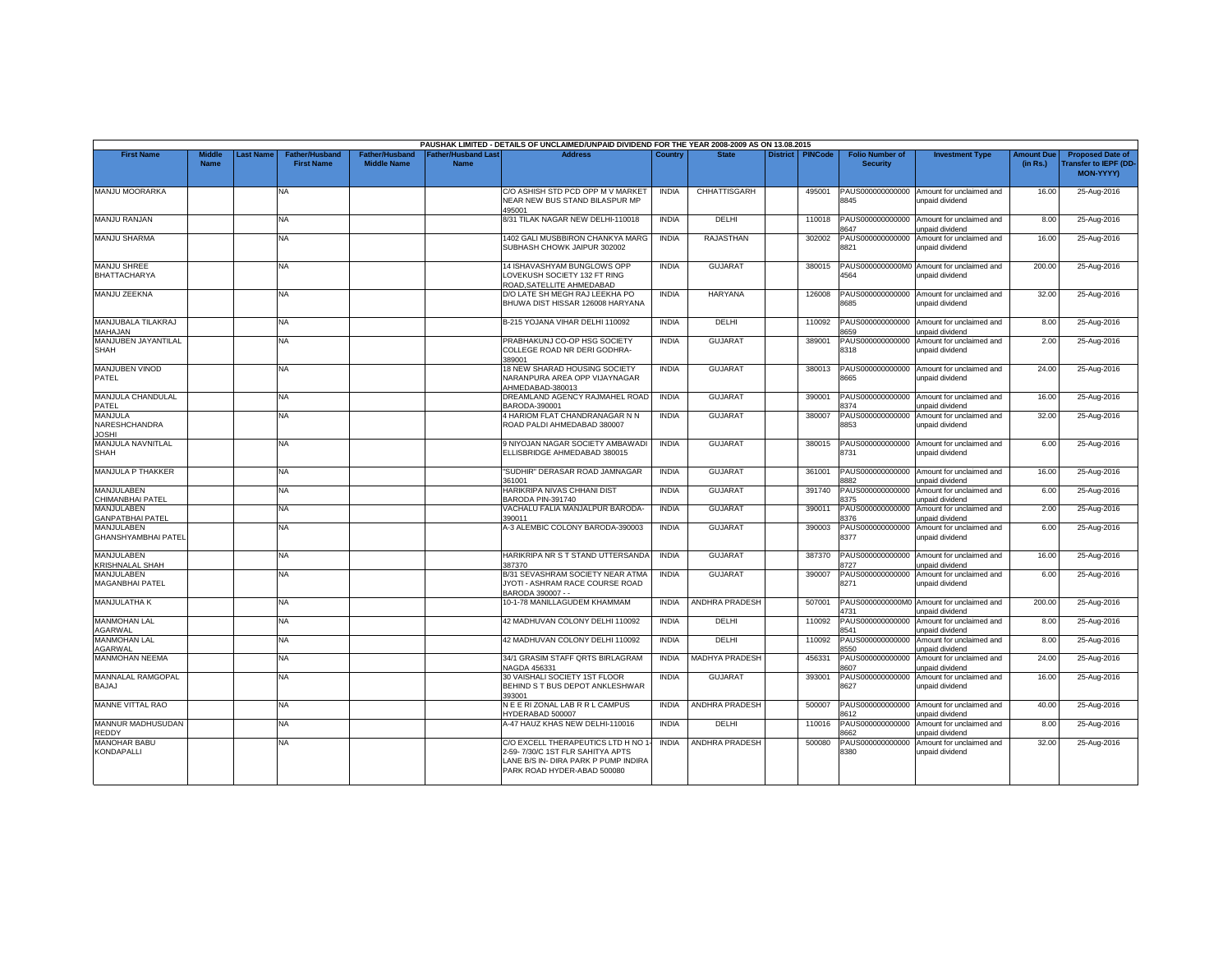PAUSHAK LIMITED - DETAILS OF UNCLAIMED/UNPAID DIVIDEND FOR THE YEAR 2008-2009 AS ON 13.08.2015

| First Name | Middle Name | Last Name | Father/Husband First Name | Father/Husband Middle Name | Father/Husband Last Name | Address | Country | State | District | PINCode | Folio Number of Security | Investment Type | Amount Due (in Rs.) | Proposed Date of Transfer to IEPF (DD-MON-YYYY) |
|---|---|---|---|---|---|---|---|---|---|---|---|---|---|---|
| MANJU MOORARKA | | | NA | | | C/O ASHISH STD PCD OPP M V MARKET NEAR NEW BUS STAND BILASPUR MP 495001 | INDIA | CHHATTISGARH | | 495001 | PAUS0000000000008845 | Amount for unclaimed and unpaid dividend | 16.00 | 25-Aug-2016 |
| MANJU RANJAN | | | NA | | | 8/31 TILAK NAGAR NEW DELHI-110018 | INDIA | DELHI | | 110018 | PAUS0000000000008647 | Amount for unclaimed and unpaid dividend | 8.00 | 25-Aug-2016 |
| MANJU SHARMA | | | NA | | | 1402 GALI MUSBBIRON CHANKYA MARG SUBHASH CHOWK JAIPUR 302002 | INDIA | RAJASTHAN | | 302002 | PAUS0000000000008821 | Amount for unclaimed and unpaid dividend | 16.00 | 25-Aug-2016 |
| MANJU SHREE BHATTACHARYA | | | NA | | | 14 ISHAVASHYAM BUNGLOWS OPP LOVEKUSH SOCIETY 132 FT RING ROAD,SATELLITE AHMEDABAD | INDIA | GUJARAT | | 380015 | PAUS0000000000M04564 | Amount for unclaimed and unpaid dividend | 200.00 | 25-Aug-2016 |
| MANJU ZEEKNA | | | NA | | | D/O LATE SH MEGH RAJ LEEKHA PO BHUWA DIST HISSAR 126008 HARYANA | INDIA | HARYANA | | 126008 | PAUS0000000000008685 | Amount for unclaimed and unpaid dividend | 32.00 | 25-Aug-2016 |
| MANJUBALA TILAKRAJ MAHAJAN | | | NA | | | B-215 YOJANA VIHAR DELHI 110092 | INDIA | DELHI | | 110092 | PAUS0000000000008659 | Amount for unclaimed and unpaid dividend | 8.00 | 25-Aug-2016 |
| MANJUBEN JAYANTILAL SHAH | | | NA | | | PRABHAKUNJ CO-OP HSG SOCIETY COLLEGE ROAD NR DERI GODHRA-389001 | INDIA | GUJARAT | | 389001 | PAUS0000000000008318 | Amount for unclaimed and unpaid dividend | 2.00 | 25-Aug-2016 |
| MANJUBEN VINOD PATEL | | | NA | | | 18 NEW SHARAD HOUSING SOCIETY NARANPURA AREA OPP VIJAYNAGAR AHMEDABAD-380013 | INDIA | GUJARAT | | 380013 | PAUS0000000000008665 | Amount for unclaimed and unpaid dividend | 24.00 | 25-Aug-2016 |
| MANJULA CHANDULAL PATEL | | | NA | | | DREAMLAND AGENCY RAJMAHEL ROAD BARODA-390001 | INDIA | GUJARAT | | 390001 | PAUS0000000000008374 | Amount for unclaimed and unpaid dividend | 16.00 | 25-Aug-2016 |
| MANJULA NARESHCHANDRA JOSHI | | | NA | | | 4 HARIOM FLAT CHANDRANAGAR N N ROAD PALDI AHMEDABAD 380007 | INDIA | GUJARAT | | 380007 | PAUS0000000000008853 | Amount for unclaimed and unpaid dividend | 32.00 | 25-Aug-2016 |
| MANJULA NAVNITLAL SHAH | | | NA | | | 9 NIYOJAN NAGAR SOCIETY AMBAWADI ELLISBRIDGE AHMEDABAD 380015 | INDIA | GUJARAT | | 380015 | PAUS0000000000008731 | Amount for unclaimed and unpaid dividend | 6.00 | 25-Aug-2016 |
| MANJULA P THAKKER | | | NA | | | "SUDHIR" DERASAR ROAD JAMNAGAR 361001 | INDIA | GUJARAT | | 361001 | PAUS0000000000008882 | Amount for unclaimed and unpaid dividend | 16.00 | 25-Aug-2016 |
| MANJULABEN CHIMANBHAI PATEL | | | NA | | | HARIKRIPA NIVAS CHHANI DIST BARODA PIN-391740 | INDIA | GUJARAT | | 391740 | PAUS0000000000008375 | Amount for unclaimed and unpaid dividend | 6.00 | 25-Aug-2016 |
| MANJULABEN GANPATBHAI PATEL | | | NA | | | VACHALU FALIA MANJALPUR BARODA-390011 | INDIA | GUJARAT | | 390011 | PAUS0000000000008376 | Amount for unclaimed and unpaid dividend | 2.00 | 25-Aug-2016 |
| MANJULABEN GHANSHYAMBHAI PATEL | | | NA | | | A-3 ALEMBIC COLONY BARODA-390003 | INDIA | GUJARAT | | 390003 | PAUS0000000000008377 | Amount for unclaimed and unpaid dividend | 6.00 | 25-Aug-2016 |
| MANJULABEN KRISHNALAL SHAH | | | NA | | | HARIKRIPA NR S T STAND UTTERSANDA 387370 | INDIA | GUJARAT | | 387370 | PAUS0000000000008727 | Amount for unclaimed and unpaid dividend | 16.00 | 25-Aug-2016 |
| MANJULABEN MAGANBHAI PATEL | | | NA | | | B/31 SEVASHRAM SOCIETY NEAR ATMA JYOTI - ASHRAM RACE COURSE ROAD BARODA 390007 - - | INDIA | GUJARAT | | 390007 | PAUS0000000000008271 | Amount for unclaimed and unpaid dividend | 6.00 | 25-Aug-2016 |
| MANJULATHA K | | | NA | | | 10-1-78 MANILLAGUDEM KHAMMAM | INDIA | ANDHRA PRADESH | | 507001 | PAUS0000000000M04731 | Amount for unclaimed and unpaid dividend | 200.00 | 25-Aug-2016 |
| MANMOHAN LAL AGARWAL | | | NA | | | 42 MADHUVAN COLONY DELHI 110092 | INDIA | DELHI | | 110092 | PAUS0000000000008541 | Amount for unclaimed and unpaid dividend | 8.00 | 25-Aug-2016 |
| MANMOHAN LAL AGARWAL | | | NA | | | 42 MADHUVAN COLONY DELHI 110092 | INDIA | DELHI | | 110092 | PAUS0000000000008550 | Amount for unclaimed and unpaid dividend | 8.00 | 25-Aug-2016 |
| MANMOHAN NEEMA | | | NA | | | 34/1 GRASIM STAFF QRTS BIRLAGRAM NAGDA 456331 | INDIA | MADHYA PRADESH | | 456331 | PAUS0000000000008607 | Amount for unclaimed and unpaid dividend | 24.00 | 25-Aug-2016 |
| MANNALAL RAMGOPAL BAJAJ | | | NA | | | 30 VAISHALI SOCIETY 1ST FLOOR BEHIND S T BUS DEPOT ANKLESHWAR 393001 | INDIA | GUJARAT | | 393001 | PAUS0000000000008627 | Amount for unclaimed and unpaid dividend | 16.00 | 25-Aug-2016 |
| MANNE VITTAL RAO | | | NA | | | N E E RI ZONAL LAB R R L CAMPUS HYDERABAD 500007 | INDIA | ANDHRA PRADESH | | 500007 | PAUS0000000000008612 | Amount for unclaimed and unpaid dividend | 40.00 | 25-Aug-2016 |
| MANNUR MADHUSUDAN REDDY | | | NA | | | A-47 HAUZ KHAS NEW DELHI-110016 | INDIA | DELHI | | 110016 | PAUS0000000000008662 | Amount for unclaimed and unpaid dividend | 8.00 | 25-Aug-2016 |
| MANOHAR BABU KONDAPALLI | | | NA | | | C/O EXCELL THERAPEUTICS LTD H NO 1-2-59- 7/30/C 1ST FLR SAHITYA APTS LANE B/S IN- DIRA PARK P PUMP INDIRA PARK ROAD HYDER-ABAD 500080 | INDIA | ANDHRA PRADESH | | 500080 | PAUS0000000000008380 | Amount for unclaimed and unpaid dividend | 32.00 | 25-Aug-2016 |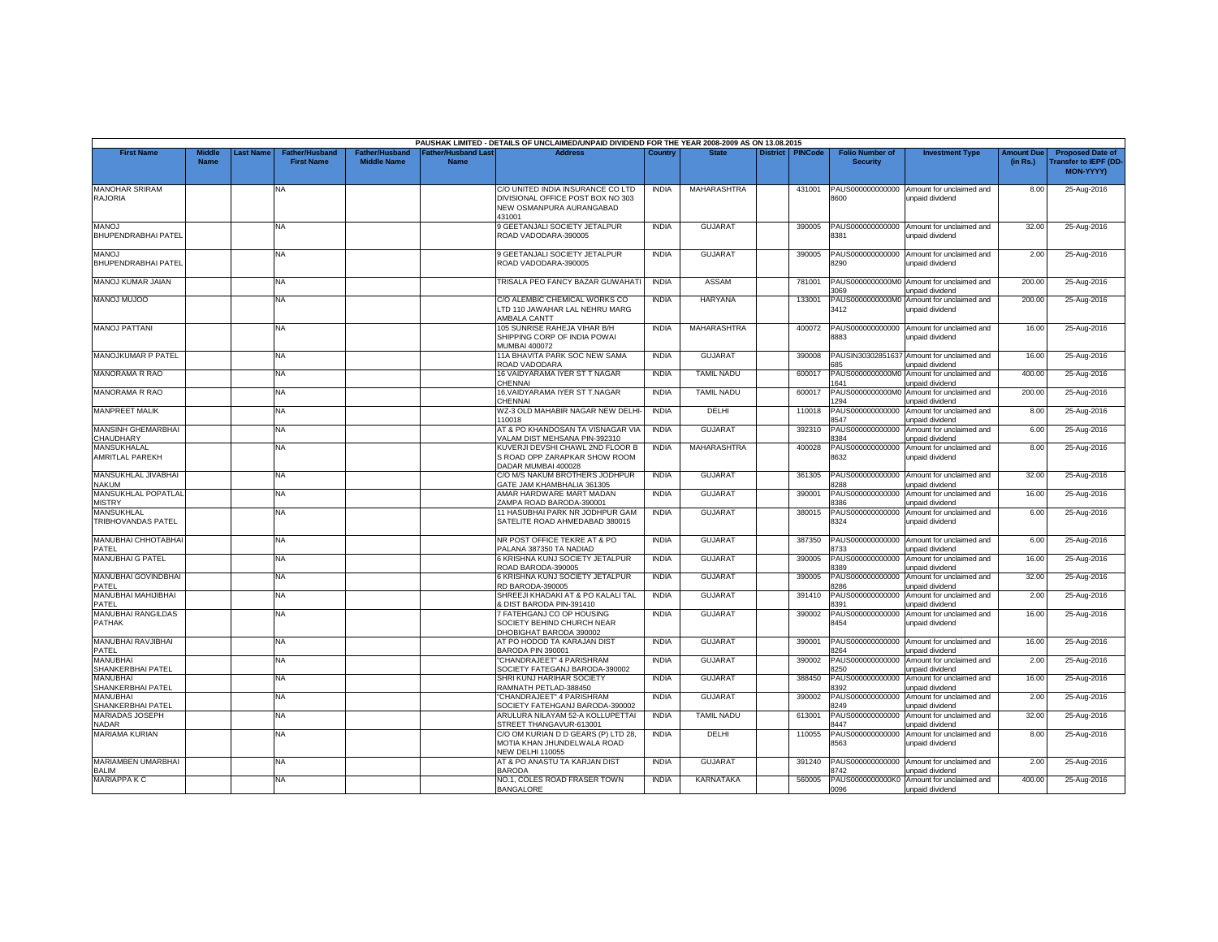| PAUSHAK LIMITED - DETAILS OF UNCLAIMED/UNPAID DIVIDEND FOR THE YEAR 2008-2009 AS ON 13.08.2015 | | | | | | | | | | | | | | | |
|---|---|---|---|---|---|---|---|---|---|---|---|---|---|---|---|
| First Name | Middle Name | Last Name | Father/Husband First Name | Father/Husband Middle Name | Father/Husband Last Name | Address | Country | State | District | PINCode | Folio Number of Security | Investment Type | Amount Due (in Rs.) | Proposed Date of Transfer to IEPF (DD-MON-YYYY) |
| MANOHAR SRIRAM RAJORIA | | | NA | | | C/O UNITED INDIA INSURANCE CO LTD DIVISIONAL OFFICE POST BOX NO 303 NEW OSMANPURA AURANGABAD 431001 | INDIA | MAHARASHTRA | | 431001 | PAUS0000000000008600 | Amount for unclaimed and unpaid dividend | 8.00 | 25-Aug-2016 |
| MANOJ BHUPENDRABHAI PATEL | | | NA | | | 9 GEETANJALI SOCIETY JETALPUR ROAD VADODARA-390005 | INDIA | GUJARAT | | 390005 | PAUS0000000000008381 | Amount for unclaimed and unpaid dividend | 32.00 | 25-Aug-2016 |
| MANOJ BHUPENDRABHAI PATEL | | | NA | | | 9 GEETANJALI SOCIETY JETALPUR ROAD VADODARA-390005 | INDIA | GUJARAT | | 390005 | PAUS0000000000008290 | Amount for unclaimed and unpaid dividend | 2.00 | 25-Aug-2016 |
| MANOJ KUMAR JAIAN | | | NA | | | TRISALA PEO FANCY BAZAR GUWAHATI | INDIA | ASSAM | | 781001 | PAUS0000000000M03069 | Amount for unclaimed and unpaid dividend | 200.00 | 25-Aug-2016 |
| MANOJ MUJOO | | | NA | | | C/O ALEMBIC CHEMICAL WORKS CO LTD 110 JAWAHAR LAL NEHRU MARG AMBALA CANTT | INDIA | HARYANA | | 133001 | PAUS0000000000M03412 | Amount for unclaimed and unpaid dividend | 200.00 | 25-Aug-2016 |
| MANOJ PATTANI | | | NA | | | 105 SUNRISE RAHEJA VIHAR B/H SHIPPING CORP OF INDIA POWAI MUMBAI 400072 | INDIA | MAHARASHTRA | | 400072 | PAUS0000000000008883 | Amount for unclaimed and unpaid dividend | 16.00 | 25-Aug-2016 |
| MANOJKUMAR P PATEL | | | NA | | | 11A BHAVITA PARK SOC NEW SAMA ROAD VADODARA | INDIA | GUJARAT | | 390008 | PAUSIN30302851637685 | Amount for unclaimed and unpaid dividend | 16.00 | 25-Aug-2016 |
| MANORAMA R RAO | | | NA | | | 16 VAIDYARAMA IYER ST T NAGAR CHENNAI | INDIA | TAMIL NADU | | 600017 | PAUS0000000000M01641 | Amount for unclaimed and unpaid dividend | 400.00 | 25-Aug-2016 |
| MANORAMA R RAO | | | NA | | | 16,VAIDYARAMA IYER ST T.NAGAR CHENNAI | INDIA | TAMIL NADU | | 600017 | PAUS0000000000M01294 | Amount for unclaimed and unpaid dividend | 200.00 | 25-Aug-2016 |
| MANPREET MALIK | | | NA | | | WZ-3 OLD MAHABIR NAGAR NEW DELHI-110018 | INDIA | DELHI | | 110018 | PAUS0000000000008547 | Amount for unclaimed and unpaid dividend | 8.00 | 25-Aug-2016 |
| MANSINH GHEMARBHAI CHAUDHARY | | | NA | | | AT & PO KHANDOSAN TA VISNAGAR VIA VALAM DIST MEHSANA PIN-392310 | INDIA | GUJARAT | | 392310 | PAUS0000000000008384 | Amount for unclaimed and unpaid dividend | 6.00 | 25-Aug-2016 |
| MANSUKHALAL AMRITLAL PAREKH | | | NA | | | KUVERJI DEVSHI CHAWL 2ND FLOOR B S ROAD OPP ZARAPKAR SHOW ROOM DADAR MUMBAI 400028 | INDIA | MAHARASHTRA | | 400028 | PAUS0000000000008632 | Amount for unclaimed and unpaid dividend | 8.00 | 25-Aug-2016 |
| MANSUKHLAL JIVABHAI NAKUM | | | NA | | | C/O M/S NAKUM BROTHERS JODHPUR GATE JAM KHAMBHALIA 361305 | INDIA | GUJARAT | | 361305 | PAUS0000000000008288 | Amount for unclaimed and unpaid dividend | 32.00 | 25-Aug-2016 |
| MANSUKHLAL POPATLAL MISTRY | | | NA | | | AMAR HARDWARE MART MADAN ZAMPA ROAD BARODA-390001 | INDIA | GUJARAT | | 390001 | PAUS0000000000008386 | Amount for unclaimed and unpaid dividend | 16.00 | 25-Aug-2016 |
| MANSUKHLAL TRIBHOVANDAS PATEL | | | NA | | | 11 HASUBHAI PARK NR JODHPUR GAM SATELITE ROAD AHMEDABAD 380015 | INDIA | GUJARAT | | 380015 | PAUS0000000000008324 | Amount for unclaimed and unpaid dividend | 6.00 | 25-Aug-2016 |
| MANUBHAI CHHOTABHAI PATEL | | | NA | | | NR POST OFFICE TEKRE AT & PO PALANA 387350 TA NADIAD | INDIA | GUJARAT | | 387350 | PAUS0000000000008733 | Amount for unclaimed and unpaid dividend | 6.00 | 25-Aug-2016 |
| MANUBHAI G PATEL | | | NA | | | 6 KRISHNA KUNJ SOCIETY JETALPUR ROAD BARODA-390005 | INDIA | GUJARAT | | 390005 | PAUS0000000000008389 | Amount for unclaimed and unpaid dividend | 16.00 | 25-Aug-2016 |
| MANUBHAI GOVINDBHAI PATEL | | | NA | | | 6 KRISHNA KUNJ SOCIETY JETALPUR RD BARODA-390005 | INDIA | GUJARAT | | 390005 | PAUS0000000000008286 | Amount for unclaimed and unpaid dividend | 32.00 | 25-Aug-2016 |
| MANUBHAI MAHIJIBHAI PATEL | | | NA | | | SHREEJI KHADAKI AT & PO KALALI TAL & DIST BARODA PIN-391410 | INDIA | GUJARAT | | 391410 | PAUS0000000000008391 | Amount for unclaimed and unpaid dividend | 2.00 | 25-Aug-2016 |
| MANUBHAI RANGILDAS PATHAK | | | NA | | | 7 FATEHGANJ CO OP HOUSING SOCIETY BEHIND CHURCH NEAR DHOBIGHAT BARODA 390002 | INDIA | GUJARAT | | 390002 | PAUS0000000000008454 | Amount for unclaimed and unpaid dividend | 16.00 | 25-Aug-2016 |
| MANUBHAI RAVJIBHAI PATEL | | | NA | | | AT PO HODOD TA KARAJAN DIST BARODA PIN 390001 | INDIA | GUJARAT | | 390001 | PAUS0000000000008264 | Amount for unclaimed and unpaid dividend | 16.00 | 25-Aug-2016 |
| MANUBHAI SHANKERBHAI PATEL | | | NA | | | "CHANDRAJEET" 4 PARISHRAM SOCIETY FATEGANJ BARODA-390002 | INDIA | GUJARAT | | 390002 | PAUS0000000000008250 | Amount for unclaimed and unpaid dividend | 2.00 | 25-Aug-2016 |
| MANUBHAI SHANKERBHAI PATEL | | | NA | | | SHRI KUNJ HARIHAR SOCIETY RAMNATH PETLAD-388450 | INDIA | GUJARAT | | 388450 | PAUS0000000000008392 | Amount for unclaimed and unpaid dividend | 16.00 | 25-Aug-2016 |
| MANUBHAI SHANKERBHAI PATEL | | | NA | | | "CHANDRAJEET" 4 PARISHRAM SOCIETY FATEHGANJ BARODA-390002 | INDIA | GUJARAT | | 390002 | PAUS0000000000008249 | Amount for unclaimed and unpaid dividend | 2.00 | 25-Aug-2016 |
| MARIADAS JOSEPH NADAR | | | NA | | | ARULURA NILAYAM 52-A KOLLUPETTAI STREET THANGAVUR-613001 | INDIA | TAMIL NADU | | 613001 | PAUS0000000000008447 | Amount for unclaimed and unpaid dividend | 32.00 | 25-Aug-2016 |
| MARIAMA KURIAN | | | NA | | | C/O OM KURIAN D D GEARS (P) LTD 28, MOTIA KHAN JHUNDELWALA ROAD NEW DELHI 110055 | INDIA | DELHI | | 110055 | PAUS0000000000008563 | Amount for unclaimed and unpaid dividend | 8.00 | 25-Aug-2016 |
| MARIAMBEN UMARBHAI BALIM | | | NA | | | AT & PO ANASTU TA KARJAN DIST BARODA | INDIA | GUJARAT | | 391240 | PAUS0000000000008742 | Amount for unclaimed and unpaid dividend | 2.00 | 25-Aug-2016 |
| MARIAPPA K C | | | NA | | | NO.1, COLES ROAD FRASER TOWN BANGALORE | INDIA | KARNATAKA | | 560005 | PAUS0000000000K00096 | Amount for unclaimed and unpaid dividend | 400.00 | 25-Aug-2016 |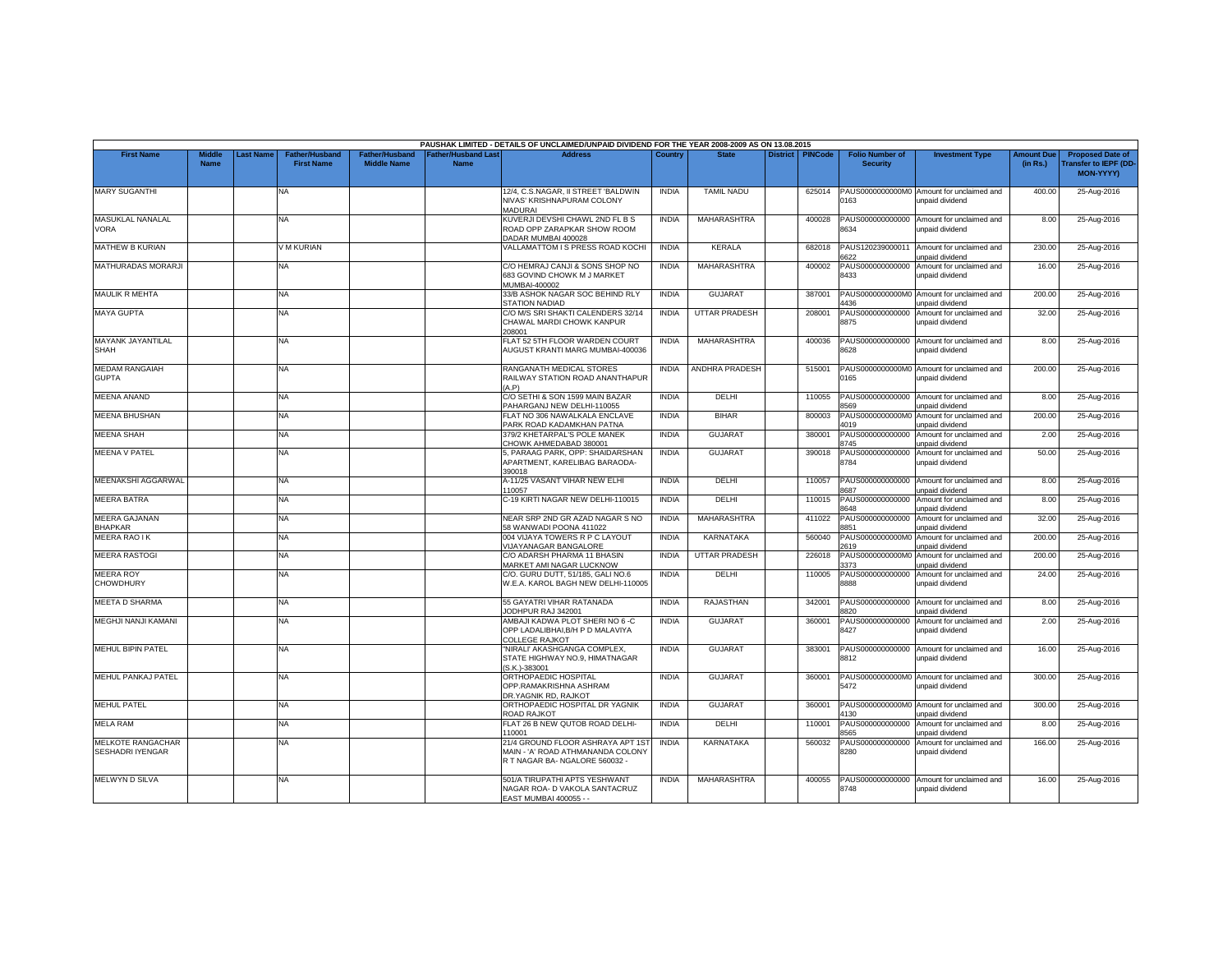PAUSHAK LIMITED - DETAILS OF UNCLAIMED/UNPAID DIVIDEND FOR THE YEAR 2008-2009 AS ON 13.08.2015

| First Name | Middle Name | Last Name | Father/Husband First Name | Father/Husband Middle Name | Father/Husband Last Name | Address | Country | State | District | PINCode | Folio Number of Security | Investment Type | Amount Due (in Rs.) | Proposed Date of Transfer to IEPF (DD-MON-YYYY) |
|---|---|---|---|---|---|---|---|---|---|---|---|---|---|---|
| MARY SUGANTHI | | | NA | | | 12/4, C.S.NAGAR, II STREET 'BALDWIN NIVAS' KRISHNAPURAM COLONY MADURAI | INDIA | TAMIL NADU | | 625014 | PAUS0000000000M0 0163 | Amount for unclaimed and unpaid dividend | 400.00 | 25-Aug-2016 |
| MASUKLAL NANALAL VORA | | | NA | | | KUVERJI DEVSHI CHAWL 2ND FL B S ROAD OPP ZARAPKAR SHOW ROOM DADAR MUMBAI 400028 | INDIA | MAHARASHTRA | | 400028 | PAUS000000000000 8634 | Amount for unclaimed and unpaid dividend | 8.00 | 25-Aug-2016 |
| MATHEW B KURIAN | | | V M KURIAN | | | VALLAMATTOM I S PRESS ROAD KOCHI | INDIA | KERALA | | 682018 | PAUS120239000011 6622 | Amount for unclaimed and unpaid dividend | 230.00 | 25-Aug-2016 |
| MATHURADAS MORARJI | | | NA | | | C/O HEMRAJ CANJI & SONS SHOP NO 683 GOVIND CHOWK M J MARKET MUMBAI-400002 | INDIA | MAHARASHTRA | | 400002 | PAUS000000000000 8433 | Amount for unclaimed and unpaid dividend | 16.00 | 25-Aug-2016 |
| MAULIK R MEHTA | | | NA | | | 33/B ASHOK NAGAR SOC BEHIND RLY STATION NADIAD | INDIA | GUJARAT | | 387001 | PAUS0000000000M0 4436 | Amount for unclaimed and unpaid dividend | 200.00 | 25-Aug-2016 |
| MAYA GUPTA | | | NA | | | C/O M/S SRI SHAKTI CALENDERS 32/14 CHAWAL MARDI CHOWK KANPUR 208001 | INDIA | UTTAR PRADESH | | 208001 | PAUS000000000000 8875 | Amount for unclaimed and unpaid dividend | 32.00 | 25-Aug-2016 |
| MAYANK JAYANTILAL SHAH | | | NA | | | FLAT 52 5TH FLOOR WARDEN COURT AUGUST KRANTI MARG MUMBAI-400036 | INDIA | MAHARASHTRA | | 400036 | PAUS000000000000 8628 | Amount for unclaimed and unpaid dividend | 8.00 | 25-Aug-2016 |
| MEDAM RANGAIAH GUPTA | | | NA | | | RANGANATH MEDICAL STORES RAILWAY STATION ROAD ANANTHAPUR (A.P) | INDIA | ANDHRA PRADESH | | 515001 | PAUS0000000000M0 0165 | Amount for unclaimed and unpaid dividend | 200.00 | 25-Aug-2016 |
| MEENA ANAND | | | NA | | | C/O SETHI & SON 1599 MAIN BAZAR PAHARGANJ NEW DELHI-110055 | INDIA | DELHI | | 110055 | PAUS000000000000 8569 | Amount for unclaimed and unpaid dividend | 8.00 | 25-Aug-2016 |
| MEENA BHUSHAN | | | NA | | | FLAT NO 306 NAWALKALA ENCLAVE PARK ROAD KADAMKHAN PATNA | INDIA | BIHAR | | 800003 | PAUS0000000000M0 4019 | Amount for unclaimed and unpaid dividend | 200.00 | 25-Aug-2016 |
| MEENA SHAH | | | NA | | | 379/2 KHETARPAL'S POLE MANEK CHOWK AHMEDABAD 380001 | INDIA | GUJARAT | | 380001 | PAUS000000000000 8745 | Amount for unclaimed and unpaid dividend | 2.00 | 25-Aug-2016 |
| MEENA V PATEL | | | NA | | | 5, PARAAG PARK, OPP: SHAIDARSHAN APARTMENT, KARELIBAG BARAODA-390018 | INDIA | GUJARAT | | 390018 | PAUS000000000000 8784 | Amount for unclaimed and unpaid dividend | 50.00 | 25-Aug-2016 |
| MEENAKSHI AGGARWAL | | | NA | | | A-11/25 VASANT VIHAR NEW ELHI 110057 | INDIA | DELHI | | 110057 | PAUS000000000000 8687 | Amount for unclaimed and unpaid dividend | 8.00 | 25-Aug-2016 |
| MEERA BATRA | | | NA | | | C-19 KIRTI NAGAR NEW DELHI-110015 | INDIA | DELHI | | 110015 | PAUS000000000000 8648 | Amount for unclaimed and unpaid dividend | 8.00 | 25-Aug-2016 |
| MEERA GAJANAN BHAPKAR | | | NA | | | NEAR SRP 2ND GR AZAD NAGAR S NO 58 WANWADI POONA 411022 | INDIA | MAHARASHTRA | | 411022 | PAUS000000000000 8851 | Amount for unclaimed and unpaid dividend | 32.00 | 25-Aug-2016 |
| MEERA RAO I K | | | NA | | | 004 VIJAYA TOWERS R P C LAYOUT VIJAYANAGAR BANGALORE | INDIA | KARNATAKA | | 560040 | PAUS0000000000M0 2619 | Amount for unclaimed and unpaid dividend | 200.00 | 25-Aug-2016 |
| MEERA RASTOGI | | | NA | | | C/O ADARSH PHARMA 11 BHASIN MARKET AMI NAGAR LUCKNOW | INDIA | UTTAR PRADESH | | 226018 | PAUS0000000000M0 3373 | Amount for unclaimed and unpaid dividend | 200.00 | 25-Aug-2016 |
| MEERA ROY CHOWDHURY | | | NA | | | C/O. GURU DUTT, 51/185, GALI NO.6 W.E.A. KAROL BAGH NEW DELHI-110005 | INDIA | DELHI | | 110005 | PAUS000000000000 8888 | Amount for unclaimed and unpaid dividend | 24.00 | 25-Aug-2016 |
| MEETA D SHARMA | | | NA | | | 55 GAYATRI VIHAR RATANADA JODHPUR RAJ 342001 | INDIA | RAJASTHAN | | 342001 | PAUS000000000000 8820 | Amount for unclaimed and unpaid dividend | 8.00 | 25-Aug-2016 |
| MEGHJI NANJI KAMANI | | | NA | | | AMBAJI KADWA PLOT SHERI NO 6 -C OPP LADALIBHAI,B/H P D MALAVIYA COLLEGE RAJKOT | INDIA | GUJARAT | | 360001 | PAUS000000000000 8427 | Amount for unclaimed and unpaid dividend | 2.00 | 25-Aug-2016 |
| MEHUL BIPIN PATEL | | | NA | | | "NIRALI" AKASHGANGA COMPLEX, STATE HIGHWAY NO.9, HIMATNAGAR (S.K.)-383001 | INDIA | GUJARAT | | 383001 | PAUS000000000000 8812 | Amount for unclaimed and unpaid dividend | 16.00 | 25-Aug-2016 |
| MEHUL PANKAJ PATEL | | | NA | | | ORTHOPAEDIC HOSPITAL OPP.RAMAKRISHNA ASHRAM DR.YAGNIK RD, RAJKOT | INDIA | GUJARAT | | 360001 | PAUS0000000000M0 5472 | Amount for unclaimed and unpaid dividend | 300.00 | 25-Aug-2016 |
| MEHUL PATEL | | | NA | | | ORTHOPAEDIC HOSPITAL DR YAGNIK ROAD RAJKOT | INDIA | GUJARAT | | 360001 | PAUS0000000000M0 4130 | Amount for unclaimed and unpaid dividend | 300.00 | 25-Aug-2016 |
| MELA RAM | | | NA | | | FLAT 26 B NEW QUTOB ROAD DELHI-110001 | INDIA | DELHI | | 110001 | PAUS000000000000 8565 | Amount for unclaimed and unpaid dividend | 8.00 | 25-Aug-2016 |
| MELKOTE RANGACHAR SESHADRI IYENGAR | | | NA | | | 21/4 GROUND FLOOR ASHRAYA APT 1ST MAIN - 'A' ROAD ATHMANANDA COLONY R T NAGAR BA- NGALORE 560032 - | INDIA | KARNATAKA | | 560032 | PAUS000000000000 8280 | Amount for unclaimed and unpaid dividend | 166.00 | 25-Aug-2016 |
| MELWYN D SILVA | | | NA | | | 501/A TIRUPATHI APTS YESHWANT NAGAR ROA- D VAKOLA SANTACRUZ EAST MUMBAI 400055 - - | INDIA | MAHARASHTRA | | 400055 | PAUS000000000000 8748 | Amount for unclaimed and unpaid dividend | 16.00 | 25-Aug-2016 |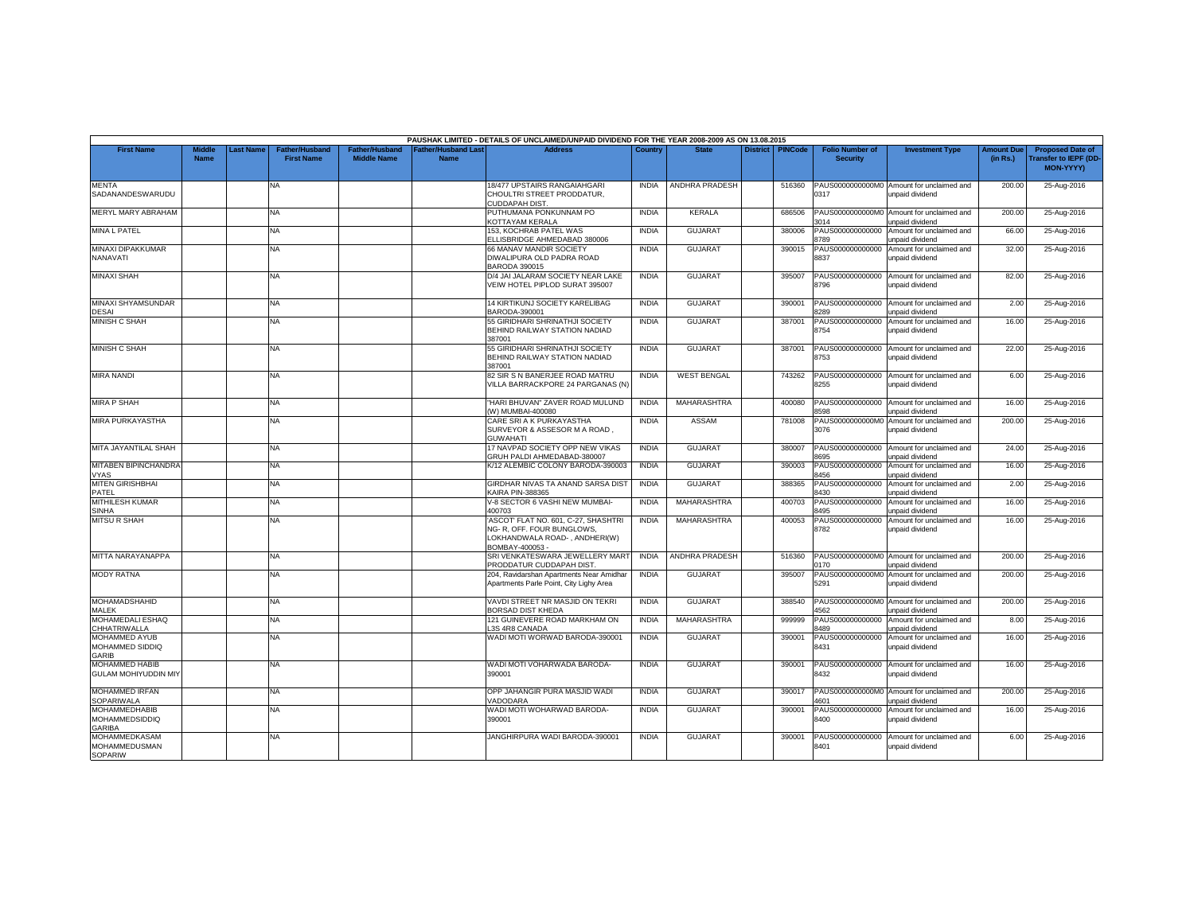PAUSHAK LIMITED - DETAILS OF UNCLAIMED/UNPAID DIVIDEND FOR THE YEAR 2008-2009 AS ON 13.08.2015

| First Name | Middle Name | Last Name | Father/Husband First Name | Father/Husband Middle Name | Father/Husband Last Name | Address | Country | State | District | PINCode | Folio Number of Security | Investment Type | Amount Due (in Rs.) | Proposed Date of Transfer to IEPF (DD-MON-YYYY) |
|---|---|---|---|---|---|---|---|---|---|---|---|---|---|---|
| MENTA SADANANDESWARUDU | | | NA | | | 18/477 UPSTAIRS RANGAIAHGARI CHOULTRI STREET PRODDATUR, CUDDAPAH DIST. | INDIA | ANDHRA PRADESH | | 516360 | PAUS0000000000M00317 | Amount for unclaimed and unpaid dividend | 200.00 | 25-Aug-2016 |
| MERYL MARY ABRAHAM | | | NA | | | PUTHUMANA PONKUNNAM PO KOTTAYAM KERALA | INDIA | KERALA | | 686506 | PAUS0000000000M03014 | Amount for unclaimed and unpaid dividend | 200.00 | 25-Aug-2016 |
| MINA L PATEL | | | NA | | | 153, KOCHRAB PATEL WAS ELLISBRIDGE AHMEDABAD 380006 | INDIA | GUJARAT | | 380006 | PAUS0000000000008789 | Amount for unclaimed and unpaid dividend | 66.00 | 25-Aug-2016 |
| MINAXI DIPAKKUMAR NANAVATI | | | NA | | | 66 MANAV MANDIR SOCIETY DIWALIPURA OLD PADRA ROAD BARODA 390015 | INDIA | GUJARAT | | 390015 | PAUS0000000000008837 | Amount for unclaimed and unpaid dividend | 32.00 | 25-Aug-2016 |
| MINAXI SHAH | | | NA | | | D/4 JAI JALARAM SOCIETY NEAR LAKE VEIW HOTEL PIPLOD SURAT 395007 | INDIA | GUJARAT | | 395007 | PAUS0000000000008796 | Amount for unclaimed and unpaid dividend | 82.00 | 25-Aug-2016 |
| MINAXI SHYAMSUNDAR DESAI | | | NA | | | 14 KIRTIKUNJ SOCIETY KARELIBAG BARODA-390001 | INDIA | GUJARAT | | 390001 | PAUS0000000000008289 | Amount for unclaimed and unpaid dividend | 2.00 | 25-Aug-2016 |
| MINISH C SHAH | | | NA | | | 55 GIRIDHARI SHRINATHJI SOCIETY BEHIND RAILWAY STATION NADIAD 387001 | INDIA | GUJARAT | | 387001 | PAUS0000000000008754 | Amount for unclaimed and unpaid dividend | 16.00 | 25-Aug-2016 |
| MINISH C SHAH | | | NA | | | 55 GIRIDHARI SHRINATHJI SOCIETY BEHIND RAILWAY STATION NADIAD 387001 | INDIA | GUJARAT | | 387001 | PAUS0000000000008753 | Amount for unclaimed and unpaid dividend | 22.00 | 25-Aug-2016 |
| MIRA NANDI | | | NA | | | 82 SIR S N BANERJEE ROAD MATRU VILLA BARRACKPORE 24 PARGANAS (N) | INDIA | WEST BENGAL | | 743262 | PAUS0000000000008255 | Amount for unclaimed and unpaid dividend | 6.00 | 25-Aug-2016 |
| MIRA P SHAH | | | NA | | | "HARI BHUVAN" ZAVER ROAD MULUND (W) MUMBAI-400080 | INDIA | MAHARASHTRA | | 400080 | PAUS0000000000008598 | Amount for unclaimed and unpaid dividend | 16.00 | 25-Aug-2016 |
| MIRA PURKAYASTHA | | | NA | | | CARE SRI A K PURKAYASTHA SURVEYOR & ASSESOR M A ROAD , GUWAHATI | INDIA | ASSAM | | 781008 | PAUS0000000000M03076 | Amount for unclaimed and unpaid dividend | 200.00 | 25-Aug-2016 |
| MITA JAYANTILAL SHAH | | | NA | | | 17 NAVPAD SOCIETY OPP NEW VIKAS GRUH PALDI AHMEDABAD-380007 | INDIA | GUJARAT | | 380007 | PAUS0000000000008695 | Amount for unclaimed and unpaid dividend | 24.00 | 25-Aug-2016 |
| MITABEN BIPINCHANDRA VYAS | | | NA | | | K/12 ALEMBIC COLONY BARODA-390003 | INDIA | GUJARAT | | 390003 | PAUS0000000000008456 | Amount for unclaimed and unpaid dividend | 16.00 | 25-Aug-2016 |
| MITEN GIRISHBHAI PATEL | | | NA | | | GIRDHAR NIVAS TA ANAND SARSA DIST KAIRA PIN-388365 | INDIA | GUJARAT | | 388365 | PAUS0000000000008430 | Amount for unclaimed and unpaid dividend | 2.00 | 25-Aug-2016 |
| MITHILESH KUMAR SINHA | | | NA | | | V-8 SECTOR 6 VASHI NEW MUMBAI-400703 | INDIA | MAHARASHTRA | | 400703 | PAUS0000000000008495 | Amount for unclaimed and unpaid dividend | 16.00 | 25-Aug-2016 |
| MITSU R SHAH | | | NA | | | 'ASCOT' FLAT NO. 601, C-27, SHASHTRI NG- R, OFF. FOUR BUNGLOWS, LOKHANDWALA ROAD- , ANDHERI(W) BOMBAY-400053 - | INDIA | MAHARASHTRA | | 400053 | PAUS0000000000008782 | Amount for unclaimed and unpaid dividend | 16.00 | 25-Aug-2016 |
| MITTA NARAYANAPPA | | | NA | | | SRI VENKATESWARA JEWELLERY MART PRODDATUR CUDDAPAH DIST. | INDIA | ANDHRA PRADESH | | 516360 | PAUS0000000000M00170 | Amount for unclaimed and unpaid dividend | 200.00 | 25-Aug-2016 |
| MODY RATNA | | | NA | | | 204, Ravidarshan Apartments Near Amidhar Apartments Parle Point, City Lighy Area | INDIA | GUJARAT | | 395007 | PAUS0000000000M05291 | Amount for unclaimed and unpaid dividend | 200.00 | 25-Aug-2016 |
| MOHAMADSHAHID MALEK | | | NA | | | VAVDI STREET NR MASJID ON TEKRI BORSAD DIST KHEDA | INDIA | GUJARAT | | 388540 | PAUS0000000000M04562 | Amount for unclaimed and unpaid dividend | 200.00 | 25-Aug-2016 |
| MOHAMEDALI ESHAQ CHHATRIWALLA | | | NA | | | 121 GUINEVERE ROAD MARKHAM ON L3S 4R8 CANADA | INDIA | MAHARASHTRA | | 999999 | PAUS0000000000008489 | Amount for unclaimed and unpaid dividend | 8.00 | 25-Aug-2016 |
| MOHAMMED AYUB MOHAMMED SIDDIQ GARIB | | | NA | | | WADI MOTI WORWAD BARODA-390001 | INDIA | GUJARAT | | 390001 | PAUS0000000000008431 | Amount for unclaimed and unpaid dividend | 16.00 | 25-Aug-2016 |
| MOHAMMED HABIB GULAM MOHIYUDDIN MIY | | | NA | | | WADI MOTI VOHARWADA BARODA-390001 | INDIA | GUJARAT | | 390001 | PAUS0000000000008432 | Amount for unclaimed and unpaid dividend | 16.00 | 25-Aug-2016 |
| MOHAMMED IRFAN SOPARIWALA | | | NA | | | OPP JAHANGIR PURA MASJID WADI VADODARA | INDIA | GUJARAT | | 390017 | PAUS0000000000M04601 | Amount for unclaimed and unpaid dividend | 200.00 | 25-Aug-2016 |
| MOHAMMEDHABIB MOHAMMEDSIDDIQ GARIBA | | | NA | | | WADI MOTI WOHARWAD BARODA-390001 | INDIA | GUJARAT | | 390001 | PAUS0000000000008400 | Amount for unclaimed and unpaid dividend | 16.00 | 25-Aug-2016 |
| MOHAMMEDKASAM MOHAMMEDUSMAN SOPARIW | | | NA | | | JANGHIRPURA WADI BARODA-390001 | INDIA | GUJARAT | | 390001 | PAUS0000000000008401 | Amount for unclaimed and unpaid dividend | 6.00 | 25-Aug-2016 |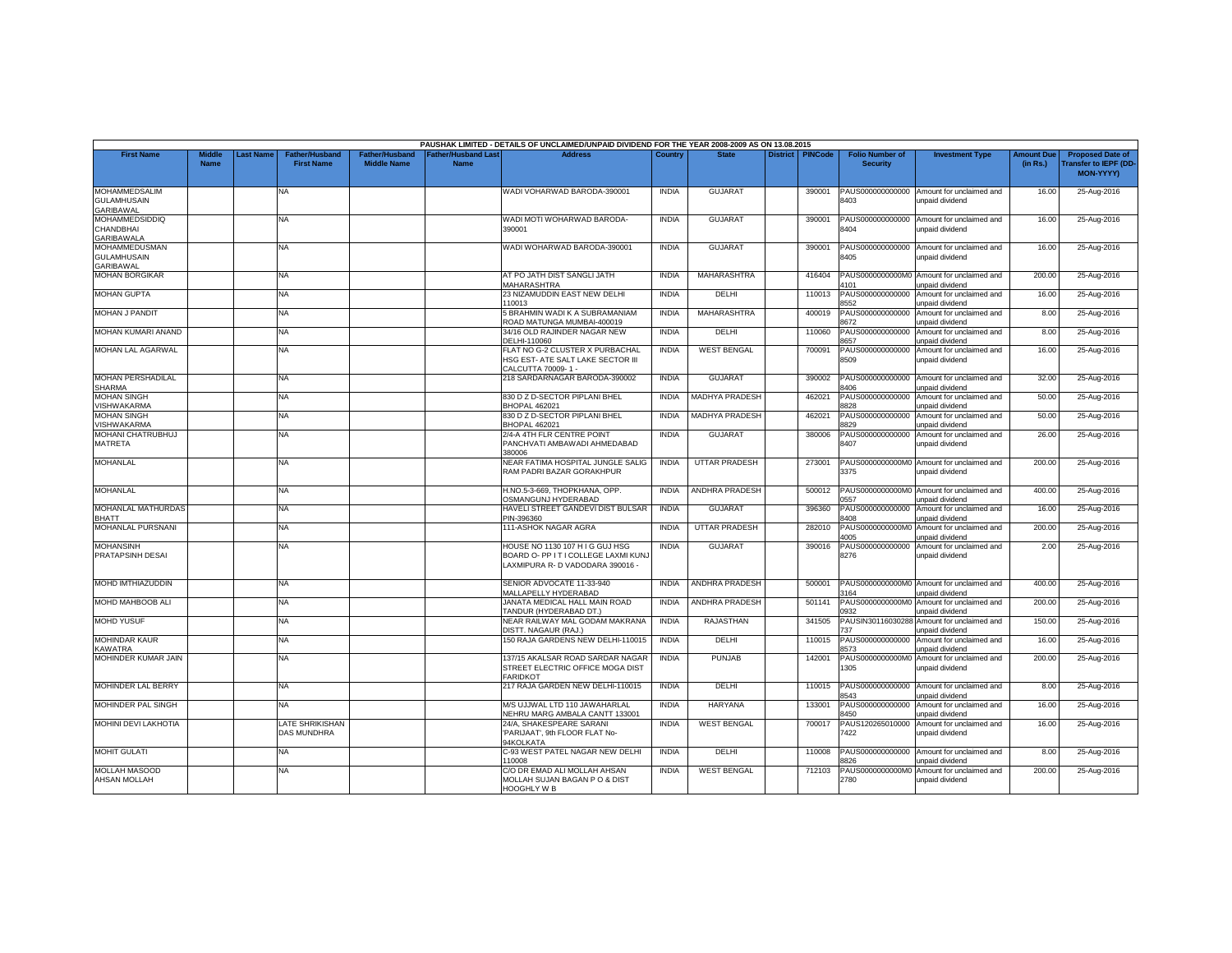PAUSHAK LIMITED - DETAILS OF UNCLAIMED/UNPAID DIVIDEND FOR THE YEAR 2008-2009 AS ON 13.08.2015

| First Name | Middle Name | Last Name | Father/Husband First Name | Father/Husband Middle Name | Father/Husband Last Name | Address | Country | State | District | PINCode | Folio Number of Security | Investment Type | Amount Due (in Rs.) | Proposed Date of Transfer to IEPF (DD-MON-YYYY) |
|---|---|---|---|---|---|---|---|---|---|---|---|---|---|---|
| MOHAMMEDSALIM GULAMHUSAIN GARIBAWAL | | | NA | | | WADI VOHARWAD BARODA-390001 | INDIA | GUJARAT | | 390001 | PAUS0000000000008403 | Amount for unclaimed and unpaid dividend | 16.00 | 25-Aug-2016 |
| MOHAMMEDSIDDIQ CHANDBHAI GARIBAWALA | | | NA | | | WADI MOTI WOHARWAD BARODA-390001 | INDIA | GUJARAT | | 390001 | PAUS0000000000008404 | Amount for unclaimed and unpaid dividend | 16.00 | 25-Aug-2016 |
| MOHAMMEDUSMAN GULAMHUSAIN GARIBAWAL | | | NA | | | WADI WOHARWAD BARODA-390001 | INDIA | GUJARAT | | 390001 | PAUS0000000000008405 | Amount for unclaimed and unpaid dividend | 16.00 | 25-Aug-2016 |
| MOHAN BORGIKAR | | | NA | | | AT PO JATH DIST SANGLI JATH MAHARASHTRA | INDIA | MAHARASHTRA | | 416404 | PAUS0000000000M04101 | Amount for unclaimed and unpaid dividend | 200.00 | 25-Aug-2016 |
| MOHAN GUPTA | | | NA | | | 23 NIZAMUDDIN EAST NEW DELHI 110013 | INDIA | DELHI | | 110013 | PAUS0000000000008552 | Amount for unclaimed and unpaid dividend | 16.00 | 25-Aug-2016 |
| MOHAN J PANDIT | | | NA | | | 5 BRAHMIN WADI K A SUBRAMANIAM ROAD MATUNGA MUMBAI-400019 | INDIA | MAHARASHTRA | | 400019 | PAUS0000000000008672 | Amount for unclaimed and unpaid dividend | 8.00 | 25-Aug-2016 |
| MOHAN KUMARI ANAND | | | NA | | | 34/16 OLD RAJINDER NAGAR NEW DELHI-110060 | INDIA | DELHI | | 110060 | PAUS0000000000008657 | Amount for unclaimed and unpaid dividend | 8.00 | 25-Aug-2016 |
| MOHAN LAL AGARWAL | | | NA | | | FLAT NO G-2 CLUSTER X PURBACHAL HSG EST- ATE SALT LAKE SECTOR III CALCUTTA 70009- 1 - | INDIA | WEST BENGAL | | 700091 | PAUS0000000000008509 | Amount for unclaimed and unpaid dividend | 16.00 | 25-Aug-2016 |
| MOHAN PERSHADILAL SHARMA | | | NA | | | 218 SARDARNAGAR BARODA-390002 | INDIA | GUJARAT | | 390002 | PAUS0000000000008406 | Amount for unclaimed and unpaid dividend | 32.00 | 25-Aug-2016 |
| MOHAN SINGH VISHWAKARMA | | | NA | | | 830 D Z D-SECTOR PIPLANI BHEL BHOPAL 462021 | INDIA | MADHYA PRADESH | | 462021 | PAUS0000000000008828 | Amount for unclaimed and unpaid dividend | 50.00 | 25-Aug-2016 |
| MOHAN SINGH VISHWAKARMA | | | NA | | | 830 D Z D-SECTOR PIPLANI BHEL BHOPAL 462021 | INDIA | MADHYA PRADESH | | 462021 | PAUS0000000000008829 | Amount for unclaimed and unpaid dividend | 50.00 | 25-Aug-2016 |
| MOHANI CHATRUBHUJ MATRETA | | | NA | | | 2/4-A 4TH FLR CENTRE POINT PANCHVATI AMBAWADI AHMEDABAD 380006 | INDIA | GUJARAT | | 380006 | PAUS0000000000008407 | Amount for unclaimed and unpaid dividend | 26.00 | 25-Aug-2016 |
| MOHANLAL | | | NA | | | NEAR FATIMA HOSPITAL JUNGLE SALIG RAM PADRI BAZAR GORAKHPUR | INDIA | UTTAR PRADESH | | 273001 | PAUS0000000000M03375 | Amount for unclaimed and unpaid dividend | 200.00 | 25-Aug-2016 |
| MOHANLAL | | | NA | | | H.NO.5-3-669, THOPKHANA, OPP. OSMANGUNJ HYDERABAD | INDIA | ANDHRA PRADESH | | 500012 | PAUS0000000000M00557 | Amount for unclaimed and unpaid dividend | 400.00 | 25-Aug-2016 |
| MOHANLAL MATHURDAS BHATT | | | NA | | | HAVELI STREET GANDEVI DIST BULSAR PIN-396360 | INDIA | GUJARAT | | 396360 | PAUS0000000000008408 | Amount for unclaimed and unpaid dividend | 16.00 | 25-Aug-2016 |
| MOHANLAL PURSNANI | | | NA | | | 111-ASHOK NAGAR AGRA | INDIA | UTTAR PRADESH | | 282010 | PAUS0000000000M04005 | Amount for unclaimed and unpaid dividend | 200.00 | 25-Aug-2016 |
| MOHANSINH PRATAPSINH DESAI | | | NA | | | HOUSE NO 1130 107 H I G GUJ HSG BOARD O- PP I T I COLLEGE LAXMI KUNJ LAXMIPURA R- D VADODARA 390016 - | INDIA | GUJARAT | | 390016 | PAUS0000000000008276 | Amount for unclaimed and unpaid dividend | 2.00 | 25-Aug-2016 |
| MOHD IMTHIAZUDDIN | | | NA | | | SENIOR ADVOCATE 11-33-940 MALLAPELLY HYDERABAD | INDIA | ANDHRA PRADESH | | 500001 | PAUS0000000000M03164 | Amount for unclaimed and unpaid dividend | 400.00 | 25-Aug-2016 |
| MOHD MAHBOOB ALI | | | NA | | | JANATA MEDICAL HALL MAIN ROAD TANDUR (HYDERABAD DT.) | INDIA | ANDHRA PRADESH | | 501141 | PAUS0000000000M00932 | Amount for unclaimed and unpaid dividend | 200.00 | 25-Aug-2016 |
| MOHD YUSUF | | | NA | | | NEAR RAILWAY MAL GODAM MAKRANA DISTT. NAGAUR (RAJ.) | INDIA | RAJASTHAN | | 341505 | PAUSIN30116030288737 | Amount for unclaimed and unpaid dividend | 150.00 | 25-Aug-2016 |
| MOHINDAR KAUR KAWATRA | | | NA | | | 150 RAJA GARDENS NEW DELHI-110015 | INDIA | DELHI | | 110015 | PAUS0000000000008573 | Amount for unclaimed and unpaid dividend | 16.00 | 25-Aug-2016 |
| MOHINDER KUMAR JAIN | | | NA | | | 137/15 AKALSAR ROAD SARDAR NAGAR STREET ELECTRIC OFFICE MOGA DIST FARIDKOT | INDIA | PUNJAB | | 142001 | PAUS0000000000M01305 | Amount for unclaimed and unpaid dividend | 200.00 | 25-Aug-2016 |
| MOHINDER LAL BERRY | | | NA | | | 217 RAJA GARDEN NEW DELHI-110015 | INDIA | DELHI | | 110015 | PAUS0000000000008543 | Amount for unclaimed and unpaid dividend | 8.00 | 25-Aug-2016 |
| MOHINDER PAL SINGH | | | NA | | | M/S UJJWAL LTD 110 JAWAHARLAL NEHRU MARG AMBALA CANTT 133001 | INDIA | HARYANA | | 133001 | PAUS0000000000008450 | Amount for unclaimed and unpaid dividend | 16.00 | 25-Aug-2016 |
| MOHINI DEVI LAKHOTIA | | | LATE SHRIKISHAN DAS MUNDHRA | | | 24/A, SHAKESPEARE SARANI 'PARIJAAT', 9th FLOOR FLAT No-94KOLKATA | INDIA | WEST BENGAL | | 700017 | PAUS12026501000007422 | Amount for unclaimed and unpaid dividend | 16.00 | 25-Aug-2016 |
| MOHIT GULATI | | | NA | | | C-93 WEST PATEL NAGAR NEW DELHI 110008 | INDIA | DELHI | | 110008 | PAUS0000000000008826 | Amount for unclaimed and unpaid dividend | 8.00 | 25-Aug-2016 |
| MOLLAH MASOOD AHSAN MOLLAH | | | NA | | | C/O DR EMAD ALI MOLLAH AHSAN MOLLAH SUJAN BAGAN P O & DIST HOOGHLY W B | INDIA | WEST BENGAL | | 712103 | PAUS0000000000M02780 | Amount for unclaimed and unpaid dividend | 200.00 | 25-Aug-2016 |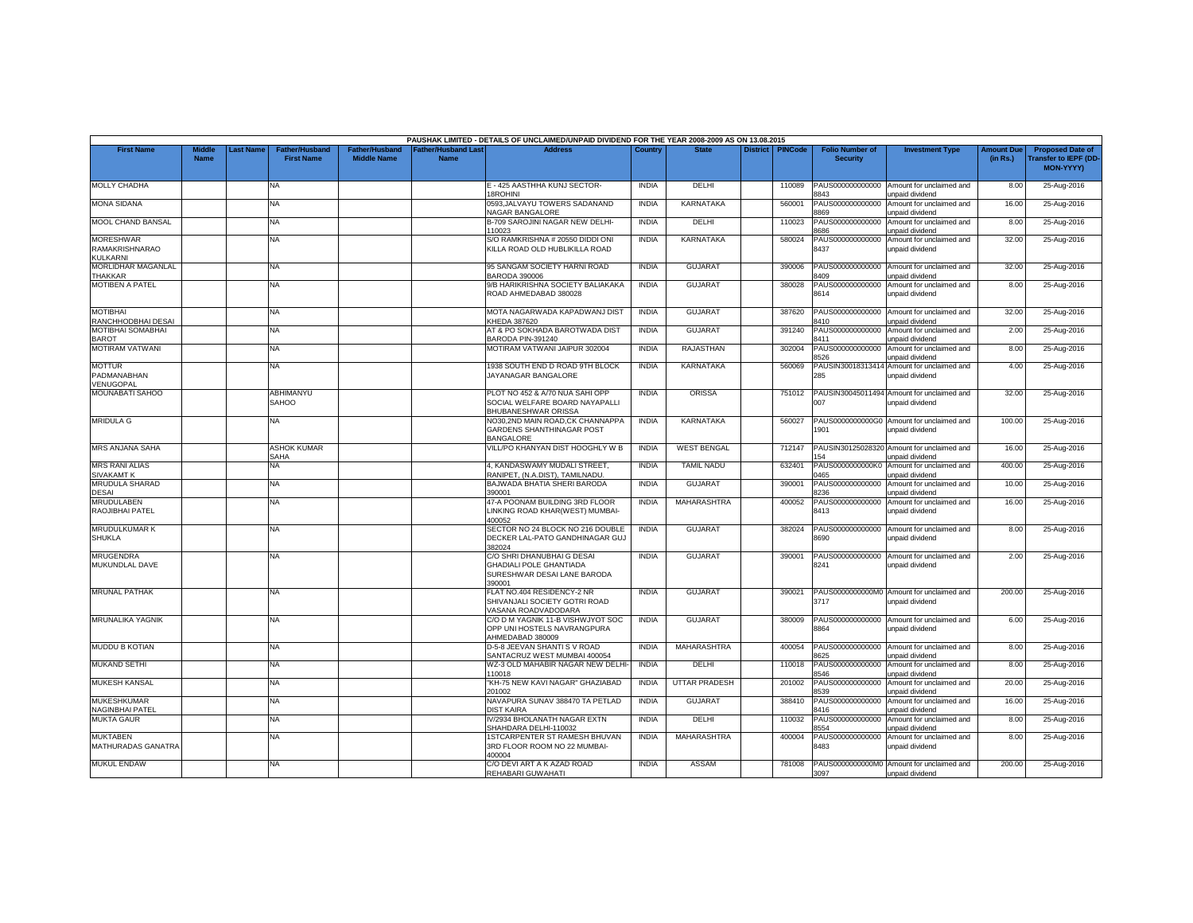PAUSHAK LIMITED - DETAILS OF UNCLAIMED/UNPAID DIVIDEND FOR THE YEAR 2008-2009 AS ON 13.08.2015

| First Name | Middle Name | Last Name | Father/Husband First Name | Father/Husband Middle Name | Father/Husband Last Name | Address | Country | State | District | PINCode | Folio Number of Security | Investment Type | Amount Due (in Rs.) | Proposed Date of Transfer to IEPF (DD-MON-YYYY) |
|---|---|---|---|---|---|---|---|---|---|---|---|---|---|---|
| MOLLY CHADHA | | | NA | | | E - 425 AASTHHA KUNJ SECTOR-18ROHINI | INDIA | DELHI | | 110089 | PAUS0000000000008843 | Amount for unclaimed and unpaid dividend | 8.00 | 25-Aug-2016 |
| MONA SIDANA | | | NA | | | 0593,JALVAYU TOWERS SADANAND NAGAR BANGALORE | INDIA | KARNATAKA | | 560001 | PAUS0000000000008869 | Amount for unclaimed and unpaid dividend | 16.00 | 25-Aug-2016 |
| MOOL CHAND BANSAL | | | NA | | | B-709 SAROJINI NAGAR NEW DELHI-110023 | INDIA | DELHI | | 110023 | PAUS0000000000008686 | Amount for unclaimed and unpaid dividend | 8.00 | 25-Aug-2016 |
| MORESHWAR RAMAKRISHNARAO KULKARNI | | | NA | | | S/O RAMKRISHNA # 20550 DIDDI ONI KILLA ROAD OLD HUBLIKILLA ROAD | INDIA | KARNATAKA | | 580024 | PAUS0000000000008437 | Amount for unclaimed and unpaid dividend | 32.00 | 25-Aug-2016 |
| MORLIDHAR MAGANLAL THAKKAR | | | NA | | | 95 SANGAM SOCIETY HARNI ROAD BARODA 390006 | INDIA | GUJARAT | | 390006 | PAUS0000000000008409 | Amount for unclaimed and unpaid dividend | 32.00 | 25-Aug-2016 |
| MOTIBEN A PATEL | | | NA | | | 9/B HARIKRISHNA SOCIETY BALIAKAKA ROAD AHMEDABAD 380028 | INDIA | GUJARAT | | 380028 | PAUS0000000000008614 | Amount for unclaimed and unpaid dividend | 8.00 | 25-Aug-2016 |
| MOTIBHAI RANCHHODBHAI DESAI | | | NA | | | MOTA NAGARWADA KAPADWANJ DIST KHEDA 387620 | INDIA | GUJARAT | | 387620 | PAUS0000000000008410 | Amount for unclaimed and unpaid dividend | 32.00 | 25-Aug-2016 |
| MOTIBHAI SOMABHAI BAROT | | | NA | | | AT & PO SOKHADA BAROTWADA DIST BARODA PIN-391240 | INDIA | GUJARAT | | 391240 | PAUS0000000000008411 | Amount for unclaimed and unpaid dividend | 2.00 | 25-Aug-2016 |
| MOTIRAM VATWANI | | | NA | | | MOTIRAM VATWANI JAIPUR 302004 | INDIA | RAJASTHAN | | 302004 | PAUS0000000000008526 | Amount for unclaimed and unpaid dividend | 8.00 | 25-Aug-2016 |
| MOTTUR PADMANABHAN VENUGOPAL | | | NA | | | 1938 SOUTH END D ROAD 9TH BLOCK JAYANAGAR BANGALORE | INDIA | KARNATAKA | | 560069 | PAUSIN30018313414285 | Amount for unclaimed and unpaid dividend | 4.00 | 25-Aug-2016 |
| MOUNABATI SAHOO | | | ABHIMANYU SAHOO | | | PLOT NO 452 & A/70 NUA SAHI OPP SOCIAL WELFARE BOARD NAYAPALLI BHUBANESHWAR ORISSA | INDIA | ORISSA | | 751012 | PAUSIN30045011494007 | Amount for unclaimed and unpaid dividend | 32.00 | 25-Aug-2016 |
| MRIDULA G | | | NA | | | NO30,2ND MAIN ROAD,CK CHANNAPPA GARDENS SHANTHINAGAR POST BANGALORE | INDIA | KARNATAKA | | 560027 | PAUS0000000000G01901 | Amount for unclaimed and unpaid dividend | 100.00 | 25-Aug-2016 |
| MRS ANJANA SAHA | | | ASHOK KUMAR SAHA | | | VILL/PO KHANYAN DIST HOOGHLY W B | INDIA | WEST BENGAL | | 712147 | PAUSIN30125028320154 | Amount for unclaimed and unpaid dividend | 16.00 | 25-Aug-2016 |
| MRS RANI ALIAS SIVAKAMT K | | | NA | | | 4, KANDASWAMY MUDALI STREET, RANIPET, (N.A.DIST), TAMILNADU. | INDIA | TAMIL NADU | | 632401 | PAUS0000000000K00465 | Amount for unclaimed and unpaid dividend | 400.00 | 25-Aug-2016 |
| MRUDULA SHARAD DESAI | | | NA | | | BAJWADA BHATIA SHERI BARODA 390001 | INDIA | GUJARAT | | 390001 | PAUS0000000000008236 | Amount for unclaimed and unpaid dividend | 10.00 | 25-Aug-2016 |
| MRUDULABEN RAOJIBHAI PATEL | | | NA | | | 47-A POONAM BUILDING 3RD FLOOR LINKING ROAD KHAR(WEST) MUMBAI-400052 | INDIA | MAHARASHTRA | | 400052 | PAUS0000000000008413 | Amount for unclaimed and unpaid dividend | 16.00 | 25-Aug-2016 |
| MRUDULKUMAR K SHUKLA | | | NA | | | SECTOR NO 24 BLOCK NO 216 DOUBLE DECKER LAL-PATO GANDHINAGAR GUJ 382024 | INDIA | GUJARAT | | 382024 | PAUS0000000000008690 | Amount for unclaimed and unpaid dividend | 8.00 | 25-Aug-2016 |
| MRUGENDRA MUKUNDLAL DAVE | | | NA | | | C/O SHRI DHANUBHAI G DESAI GHADIALI POLE GHANTIADA SURESHWAR DESAI LANE BARODA 390001 | INDIA | GUJARAT | | 390001 | PAUS0000000000008241 | Amount for unclaimed and unpaid dividend | 2.00 | 25-Aug-2016 |
| MRUNAL PATHAK | | | NA | | | FLAT NO.404 RESIDENCY-2 NR SHIVANJALI SOCIETY GOTRI ROAD VASANA ROADVADODARA | INDIA | GUJARAT | | 390021 | PAUS0000000000M03717 | Amount for unclaimed and unpaid dividend | 200.00 | 25-Aug-2016 |
| MRUNALIKA YAGNIK | | | NA | | | C/O D M YAGNIK 11-B VISHWJYOT SOC OPP UNI HOSTELS NAVRANGPURA AHMEDABAD 380009 | INDIA | GUJARAT | | 380009 | PAUS0000000000008864 | Amount for unclaimed and unpaid dividend | 6.00 | 25-Aug-2016 |
| MUDDU B KOTIAN | | | NA | | | D-5-8 JEEVAN SHANTI S V ROAD SANTACRUZ WEST MUMBAI 400054 | INDIA | MAHARASHTRA | | 400054 | PAUS0000000000008625 | Amount for unclaimed and unpaid dividend | 8.00 | 25-Aug-2016 |
| MUKAND SETHI | | | NA | | | WZ-3 OLD MAHABIR NAGAR NEW DELHI-110018 | INDIA | DELHI | | 110018 | PAUS0000000000008546 | Amount for unclaimed and unpaid dividend | 8.00 | 25-Aug-2016 |
| MUKESH KANSAL | | | NA | | | "KH-75 NEW KAVI NAGAR" GHAZIABAD 201002 | INDIA | UTTAR PRADESH | | 201002 | PAUS0000000000008539 | Amount for unclaimed and unpaid dividend | 20.00 | 25-Aug-2016 |
| MUKESHKUMAR NAGINBHAI PATEL | | | NA | | | NAVAPURA SUNAV 388470 TA PETLAD DIST KAIRA | INDIA | GUJARAT | | 388410 | PAUS0000000000008416 | Amount for unclaimed and unpaid dividend | 16.00 | 25-Aug-2016 |
| MUKTA GAUR | | | NA | | | IV/2934 BHOLANATH NAGAR EXTN SHAHDARA DELHI-110032 | INDIA | DELHI | | 110032 | PAUS0000000000008554 | Amount for unclaimed and unpaid dividend | 8.00 | 25-Aug-2016 |
| MUKTABEN MATHURADAS GANATRA | | | NA | | | 1STCARPENTER ST RAMESH BHUVAN 3RD FLOOR ROOM NO 22 MUMBAI-400004 | INDIA | MAHARASHTRA | | 400004 | PAUS0000000000008483 | Amount for unclaimed and unpaid dividend | 8.00 | 25-Aug-2016 |
| MUKUL ENDAW | | | NA | | | C/O DEVI ART A K AZAD ROAD REHABARI GUWAHATI | INDIA | ASSAM | | 781008 | PAUS0000000000M03097 | Amount for unclaimed and unpaid dividend | 200.00 | 25-Aug-2016 |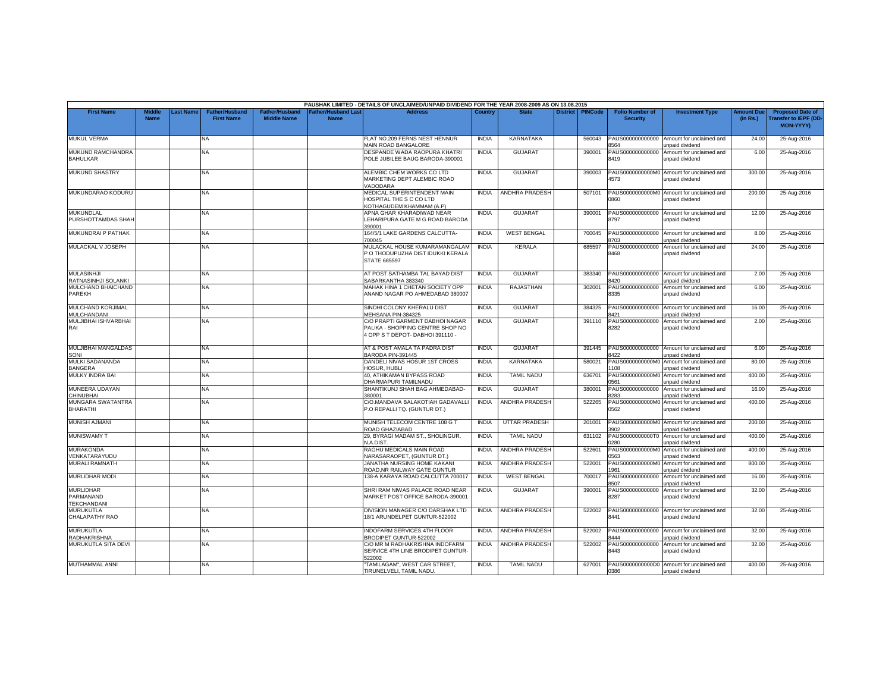PAUSHAK LIMITED - DETAILS OF UNCLAIMED/UNPAID DIVIDEND FOR THE YEAR 2008-2009 AS ON 13.08.2015

| First Name | Middle Name | Last Name | Father/Husband First Name | Father/Husband Middle Name | Father/Husband Last Name | Address | Country | State | District | PINCode | Folio Number of Security | Investment Type | Amount Due (in Rs.) | Proposed Date of Transfer to IEPF (DD-MON-YYYY) |
|---|---|---|---|---|---|---|---|---|---|---|---|---|---|---|
| MUKUL VERMA | | | NA | | | FLAT NO.209 FERNS NEST HENNUR MAIN ROAD BANGALORE | INDIA | KARNATAKA | | 560043 | PAUS0000000000008564 | Amount for unclaimed and unpaid dividend | 24.00 | 25-Aug-2016 |
| MUKUND RAMCHANDRA BAHULKAR | | | NA | | | DESPANDE WADA RAOPURA KHATRI POLE JUBILEE BAUG BARODA-390001 | INDIA | GUJARAT | | 390001 | PAUS0000000000008419 | Amount for unclaimed and unpaid dividend | 6.00 | 25-Aug-2016 |
| MUKUND SHASTRY | | | NA | | | ALEMBIC CHEM WORKS CO LTD MARKETING DEPT ALEMBIC ROAD VADODARA | INDIA | GUJARAT | | 390003 | PAUS0000000000M04573 | Amount for unclaimed and unpaid dividend | 300.00 | 25-Aug-2016 |
| MUKUNDARAO KODURU | | | NA | | | MEDICAL SUPERINTENDENT MAIN HOSPITAL THE S C CO LTD KOTHAGUDEM KHAMMAM (A.P) | INDIA | ANDHRA PRADESH | | 507101 | PAUS0000000000M00860 | Amount for unclaimed and unpaid dividend | 200.00 | 25-Aug-2016 |
| MUKUNDLAL PURSHOTTAMDAS SHAH | | | NA | | | APNA GHAR KHARADIWAD NEAR LEHARIPURA GATE M G ROAD BARODA 390001 | INDIA | GUJARAT | | 390001 | PAUS0000000000008797 | Amount for unclaimed and unpaid dividend | 12.00 | 25-Aug-2016 |
| MUKUNDRAI P PATHAK | | | NA | | | 164/5/1 LAKE GARDENS CALCUTTA-700045 | INDIA | WEST BENGAL | | 700045 | PAUS0000000000008703 | Amount for unclaimed and unpaid dividend | 8.00 | 25-Aug-2016 |
| MULACKAL V JOSEPH | | | NA | | | MULACKAL HOUSE KUMARAMANGALAM P O THODUPUZHA DIST IDUKKI KERALA STATE 685597 | INDIA | KERALA | | 685597 | PAUS0000000000008468 | Amount for unclaimed and unpaid dividend | 24.00 | 25-Aug-2016 |
| MULASINHJI RATNASINHJI SOLANKI | | | NA | | | AT POST SATHAMBA TAL BAYAD DIST SABARKANTHA 383340 | INDIA | GUJARAT | | 383340 | PAUS0000000000008420 | Amount for unclaimed and unpaid dividend | 2.00 | 25-Aug-2016 |
| MULCHAND BHAICHAND PAREKH | | | NA | | | MAHAK HINA 1 CHETAN SOCIETY OPP ANAND NAGAR PO AHMEDABAD 380007 | INDIA | RAJASTHAN | | 302001 | PAUS0000000000008335 | Amount for unclaimed and unpaid dividend | 6.00 | 25-Aug-2016 |
| MULCHAND KORJIMAL MULCHANDANI | | | NA | | | SINDHI COLONY KHERALU DIST MEHSANA PIN-384325 | INDIA | GUJARAT | | 384325 | PAUS0000000000008421 | Amount for unclaimed and unpaid dividend | 16.00 | 25-Aug-2016 |
| MULJIBHAI ISHVARBHAI RAI | | | NA | | | C/O PRAPTI GARMENT DABHOI NAGAR PALIKA - SHOPPING CENTRE SHOP NO 4 OPP S T DEPOT- DABHOI 391110 - | INDIA | GUJARAT | | 391110 | PAUS0000000000008282 | Amount for unclaimed and unpaid dividend | 2.00 | 25-Aug-2016 |
| MULJIBHAI MANGALDAS SONI | | | NA | | | AT & POST AMALA TA PADRA DIST BARODA PIN-391445 | INDIA | GUJARAT | | 391445 | PAUS0000000000008422 | Amount for unclaimed and unpaid dividend | 6.00 | 25-Aug-2016 |
| MULKI SADANANDA BANGERA | | | NA | | | DANDELI NIVAS HOSUR 1ST CROSS HOSUR, HUBLI | INDIA | KARNATAKA | | 580021 | PAUS0000000000M01108 | Amount for unclaimed and unpaid dividend | 80.00 | 25-Aug-2016 |
| MULKY INDRA BAI | | | NA | | | 40, ATHIKAMAN BYPASS ROAD DHARMAPURI TAMILNADU | INDIA | TAMIL NADU | | 636701 | PAUS0000000000M00561 | Amount for unclaimed and unpaid dividend | 400.00 | 25-Aug-2016 |
| MUNEERA UDAYAN CHINUBHAI | | | NA | | | SHANTIKUNJ SHAH BAG AHMEDABAD-380001 | INDIA | GUJARAT | | 380001 | PAUS0000000000008283 | Amount for unclaimed and unpaid dividend | 16.00 | 25-Aug-2016 |
| MUNGARA SWATANTRA BHARATHI | | | NA | | | C/O.MANDAVA BALAKOTIAH GADAVALLI P.O REPALLI TQ. (GUNTUR DT.) | INDIA | ANDHRA PRADESH | | 522265 | PAUS0000000000M00562 | Amount for unclaimed and unpaid dividend | 400.00 | 25-Aug-2016 |
| MUNISH AJMANI | | | NA | | | MUNISH TELECOM CENTRE 108 G T ROAD GHAZIABAD | INDIA | UTTAR PRADESH | | 201001 | PAUS0000000000M03902 | Amount for unclaimed and unpaid dividend | 200.00 | 25-Aug-2016 |
| MUNISWAMY T | | | NA | | | 29, BYRAGI MADAM ST., SHOLINGUR. N.A.DIST. | INDIA | TAMIL NADU | | 631102 | PAUS0000000000T00280 | Amount for unclaimed and unpaid dividend | 400.00 | 25-Aug-2016 |
| MURAKONDA VENKATARAYUDU | | | NA | | | RAGHU MEDICALS MAIN ROAD NARASARAOPET, (GUNTUR DT.) | INDIA | ANDHRA PRADESH | | 522601 | PAUS0000000000M00563 | Amount for unclaimed and unpaid dividend | 400.00 | 25-Aug-2016 |
| MURALI RAMNATH | | | NA | | | JANATHA NURSING HOME KAKANI ROAD,NR RAILWAY GATE GUNTUR | INDIA | ANDHRA PRADESH | | 522001 | PAUS0000000000M01961 | Amount for unclaimed and unpaid dividend | 800.00 | 25-Aug-2016 |
| MURLIDHAR MODI | | | NA | | | 138-A KARAYA ROAD CALCUTTA 700017 | INDIA | WEST BENGAL | | 700017 | PAUS0000000000008507 | Amount for unclaimed and unpaid dividend | 16.00 | 25-Aug-2016 |
| MURLIDHAR PARMANAND TEKCHANDANI | | | NA | | | SHRI RAM NIWAS PALACE ROAD NEAR MARKET POST OFFICE BARODA-390001 | INDIA | GUJARAT | | 390001 | PAUS0000000000008287 | Amount for unclaimed and unpaid dividend | 32.00 | 25-Aug-2016 |
| MURUKUTLA CHALAPATHY RAO | | | NA | | | DIVISION MANAGER C/O DARSHAK LTD 18/1 ARUNDELPET GUNTUR-522002 | INDIA | ANDHRA PRADESH | | 522002 | PAUS0000000000008441 | Amount for unclaimed and unpaid dividend | 32.00 | 25-Aug-2016 |
| MURUKUTLA RADHAKRISHNA | | | NA | | | INDOFARM SERVICES 4TH FLOOR BRODIPET GUNTUR-522002 | INDIA | ANDHRA PRADESH | | 522002 | PAUS0000000000008444 | Amount for unclaimed and unpaid dividend | 32.00 | 25-Aug-2016 |
| MURUKUTLA SITA DEVI | | | NA | | | C/O MR M RADHAKRISHNA INDOFARM SERVICE 4TH LINE BRODIPET GUNTUR-522002 | INDIA | ANDHRA PRADESH | | 522002 | PAUS0000000000008443 | Amount for unclaimed and unpaid dividend | 32.00 | 25-Aug-2016 |
| MUTHAMMAL ANNI | | | NA | | | "TAMILAGAM", WEST CAR STREET, TIRUNELVELI, TAMIL NADU. | INDIA | TAMIL NADU | | 627001 | PAUS0000000000D00386 | Amount for unclaimed and unpaid dividend | 400.00 | 25-Aug-2016 |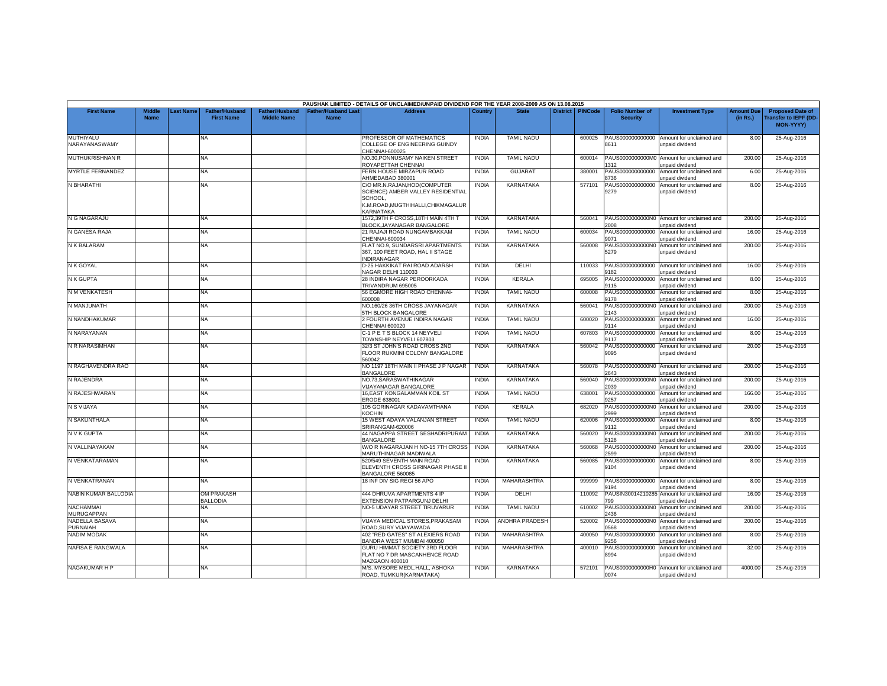**PAUSHAK LIMITED - DETAILS OF UNCLAIMED/UNPAID DIVIDEND FOR THE YEAR 2008-2009 AS ON 13.08.2015**

| First Name | Middle Name | Last Name | Father/Husband First Name | Father/Husband Middle Name | Father/Husband Last Name | Address | Country | State | District | PINCode | Folio Number of Security | Investment Type | Amount Due (in Rs.) | Proposed Date of Transfer to IEPF (DD-MON-YYYY) |
|---|---|---|---|---|---|---|---|---|---|---|---|---|---|---|
| MUTHIYALU NARAYANASWAMY | | | NA | | | PROFESSOR OF MATHEMATICS COLLEGE OF ENGINEERING GUINDY CHENNAI-600025 | INDIA | TAMIL NADU | | 600025 | PAUS0000000000008611 | Amount for unclaimed and unpaid dividend | 8.00 | 25-Aug-2016 |
| MUTHUKRISHNAN R | | | NA | | | NO.30,PONNUSAMY NAIKEN STREET ROYAPETTAH CHENNAI | INDIA | TAMIL NADU | | 600014 | PAUS0000000000M01312 | Amount for unclaimed and unpaid dividend | 200.00 | 25-Aug-2016 |
| MYRTLE FERNANDEZ | | | NA | | | FERN HOUSE MIRZAPUR ROAD AHMEDABAD 380001 | INDIA | GUJARAT | | 380001 | PAUS0000000000008736 | Amount for unclaimed and unpaid dividend | 6.00 | 25-Aug-2016 |
| N BHARATHI | | | NA | | | C/O MR.N.RAJAN,HOD(COMPUTER SCIENCE) AMBER VALLEY RESIDENTIAL SCHOOL, K.M.ROAD,MUGTHIHALLI,CHIKMAGALUR KARNATAKA | INDIA | KARNATAKA | | 577101 | PAUS0000000000009279 | Amount for unclaimed and unpaid dividend | 8.00 | 25-Aug-2016 |
| N G NAGARAJU | | | NA | | | 1572,39TH F CROSS,18TH MAIN 4TH T BLOCK,JAYANAGAR BANGALORE | INDIA | KARNATAKA | | 560041 | PAUS0000000000N02008 | Amount for unclaimed and unpaid dividend | 200.00 | 25-Aug-2016 |
| N GANESA RAJA | | | NA | | | 21 RAJAJI ROAD NUNGAMBAKKAM CHENNAI-600034 | INDIA | TAMIL NADU | | 600034 | PAUS0000000000009071 | Amount for unclaimed and unpaid dividend | 16.00 | 25-Aug-2016 |
| N K BALARAM | | | NA | | | FLAT NO.9, SUNDARSRI APARTMENTS 367, 100 FEET ROAD, HAL II STAGE INDIRANAGAR | INDIA | KARNATAKA | | 560008 | PAUS0000000000N05279 | Amount for unclaimed and unpaid dividend | 200.00 | 25-Aug-2016 |
| N K GOYAL | | | NA | | | D-25 HAKKIKAT RAI ROAD ADARSH NAGAR DELHI 110033 | INDIA | DELHI | | 110033 | PAUS0000000000009182 | Amount for unclaimed and unpaid dividend | 16.00 | 25-Aug-2016 |
| N K GUPTA | | | NA | | | 28 INDIRA NAGAR PEROORKADA TRIVANDRUM 695005 | INDIA | KERALA | | 695005 | PAUS0000000000009115 | Amount for unclaimed and unpaid dividend | 8.00 | 25-Aug-2016 |
| N M VENKATESH | | | NA | | | 56 EGMORE HIGH ROAD CHENNAI-600008 | INDIA | TAMIL NADU | | 600008 | PAUS0000000000009178 | Amount for unclaimed and unpaid dividend | 8.00 | 25-Aug-2016 |
| N MANJUNATH | | | NA | | | NO.160/26 36TH CROSS JAYANAGAR 5TH BLOCK BANGALORE | INDIA | KARNATAKA | | 560041 | PAUS0000000000N02143 | Amount for unclaimed and unpaid dividend | 200.00 | 25-Aug-2016 |
| N NANDHAKUMAR | | | NA | | | 2 FOURTH AVENUE INDIRA NAGAR CHENNAI 600020 | INDIA | TAMIL NADU | | 600020 | PAUS0000000000009114 | Amount for unclaimed and unpaid dividend | 16.00 | 25-Aug-2016 |
| N NARAYANAN | | | NA | | | C-1 P E T S BLOCK 14 NEYVELI TOWNSHIP NEYVELI 607803 | INDIA | TAMIL NADU | | 607803 | PAUS0000000000009117 | Amount for unclaimed and unpaid dividend | 8.00 | 25-Aug-2016 |
| N R NARASIMHAN | | | NA | | | 32/3 ST JOHN'S ROAD CROSS 2ND FLOOR RUKMINI COLONY BANGALORE 560042 | INDIA | KARNATAKA | | 560042 | PAUS0000000000009095 | Amount for unclaimed and unpaid dividend | 20.00 | 25-Aug-2016 |
| N RAGHAVENDRA RAO | | | NA | | | NO 1197 18TH MAIN II PHASE J P NAGAR BANGALORE | INDIA | KARNATAKA | | 560078 | PAUS0000000000N02643 | Amount for unclaimed and unpaid dividend | 200.00 | 25-Aug-2016 |
| N RAJENDRA | | | NA | | | NO.73,SARASWATHINAGAR VIJAYANAGAR BANGALORE | INDIA | KARNATAKA | | 560040 | PAUS0000000000N02039 | Amount for unclaimed and unpaid dividend | 200.00 | 25-Aug-2016 |
| N RAJESHWARAN | | | NA | | | 16,EAST KONGALAMMAN KOIL ST ERODE 638001 | INDIA | TAMIL NADU | | 638001 | PAUS0000000000009257 | Amount for unclaimed and unpaid dividend | 166.00 | 25-Aug-2016 |
| N S VIJAYA | | | NA | | | 105 GORINAGAR KADAVAMTHANA KOCHIN | INDIA | KERALA | | 682020 | PAUS0000000000N02999 | Amount for unclaimed and unpaid dividend | 200.00 | 25-Aug-2016 |
| N SAKUNTHALA | | | NA | | | 15 WEST ADAYA VALANJAN STREET SRIRANGAM-620006 | INDIA | TAMIL NADU | | 620006 | PAUS0000000000009112 | Amount for unclaimed and unpaid dividend | 8.00 | 25-Aug-2016 |
| N V K GUPTA | | | NA | | | 44 NAGAPPA STREET SESHADRIPURAM BANGALORE | INDIA | KARNATAKA | | 560020 | PAUS0000000000N05128 | Amount for unclaimed and unpaid dividend | 200.00 | 25-Aug-2016 |
| N VALLINAYAKAM | | | NA | | | W/O R NAGARAJAN H NO-15 7TH CROSS MARUTHINAGAR MADIWALA | INDIA | KARNATAKA | | 560068 | PAUS0000000000N02599 | Amount for unclaimed and unpaid dividend | 200.00 | 25-Aug-2016 |
| N VENKATARAMAN | | | NA | | | 520/549 SEVENTH MAIN ROAD ELEVENTH CROSS GIRINAGAR PHASE II BANGALORE 560085 | INDIA | KARNATAKA | | 560085 | PAUS0000000000009104 | Amount for unclaimed and unpaid dividend | 8.00 | 25-Aug-2016 |
| N VENKATRANAN | | | NA | | | 18 INF DIV SIG REGI 56 APO | INDIA | MAHARASHTRA | | 999999 | PAUS0000000000009194 | Amount for unclaimed and unpaid dividend | 8.00 | 25-Aug-2016 |
| NABIN KUMAR BALLODIA | | | OM PRAKASH BALLODIA | | | 444 DHRUVA APARTMENTS 4 IP EXTENSION PATPARGUNJ DELHI | INDIA | DELHI | | 110092 | PAUSIN30014210285799 | Amount for unclaimed and unpaid dividend | 16.00 | 25-Aug-2016 |
| NACHAMMAI MURUGAPPAN | | | NA | | | NO-5 UDAYAR STREET TIRUVARUR | INDIA | TAMIL NADU | | 610002 | PAUS0000000000N02436 | Amount for unclaimed and unpaid dividend | 200.00 | 25-Aug-2016 |
| NADELLA BASAVA PURNAIAH | | | NA | | | VIJAYA MEDICAL STORES,PRAKASAM ROAD,SURY VIJAYAWADA | INDIA | ANDHRA PRADESH | | 520002 | PAUS0000000000N00568 | Amount for unclaimed and unpaid dividend | 200.00 | 25-Aug-2016 |
| NADIM MODAK | | | NA | | | 402 "RED GATES" ST ALEXIERS ROAD BANDRA WEST MUMBAI 400050 | INDIA | MAHARASHTRA | | 400050 | PAUS0000000000009256 | Amount for unclaimed and unpaid dividend | 8.00 | 25-Aug-2016 |
| NAFISA E RANGWALA | | | NA | | | GURU HIMMAT SOCIETY 3RD FLOOR FLAT NO 7 DR MASCANHENCE ROAD MAZGAON 400010 | INDIA | MAHARASHTRA | | 400010 | PAUS0000000000008994 | Amount for unclaimed and unpaid dividend | 32.00 | 25-Aug-2016 |
| NAGAKUMAR H P | | | NA | | | M/S. MYSORE MEDL.HALL, ASHOKA ROAD, TUMKUR(KARNATAKA) | INDIA | KARNATAKA | | 572101 | PAUS0000000000H00074 | Amount for unclaimed and unpaid dividend | 4000.00 | 25-Aug-2016 |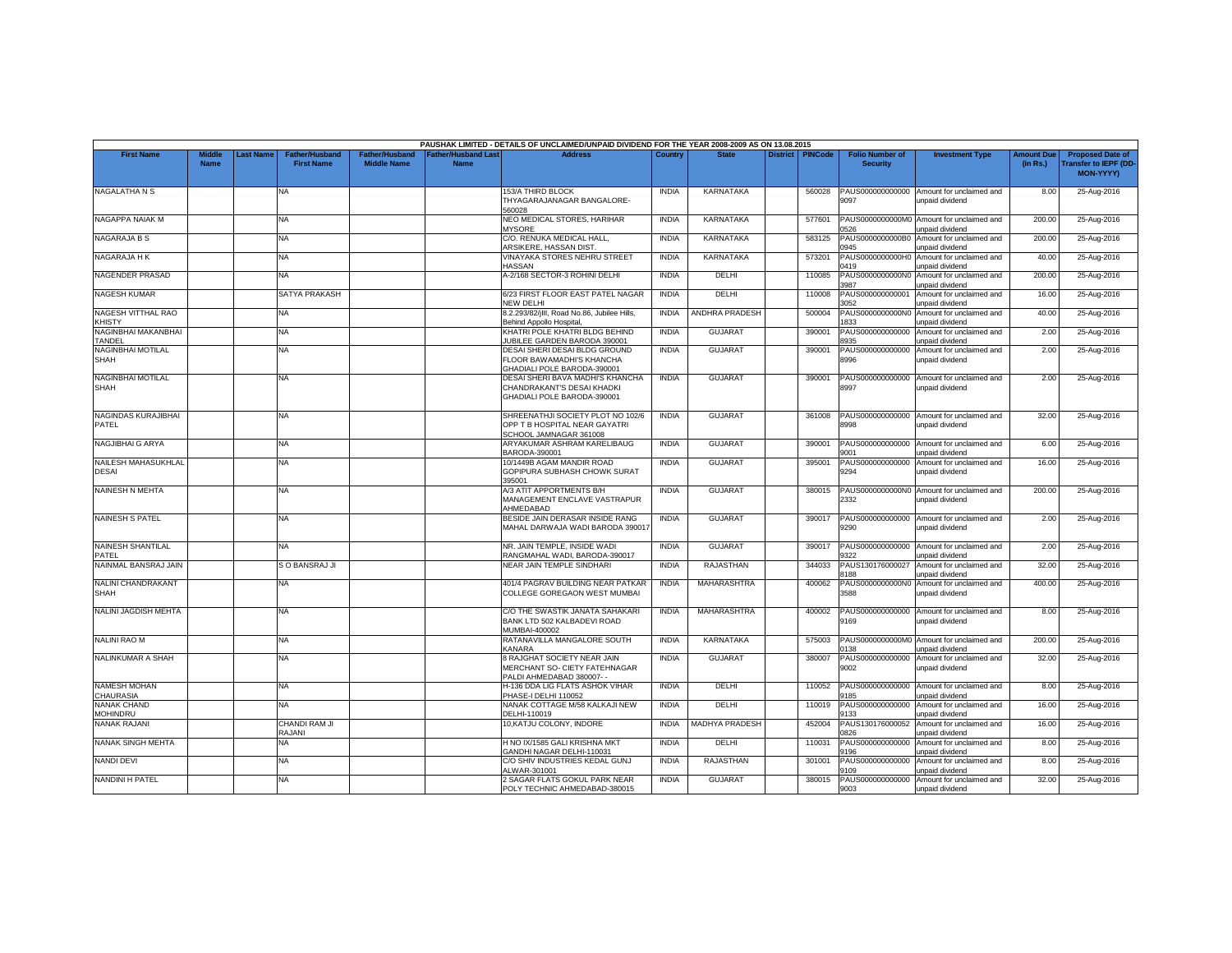PAUSHAK LIMITED - DETAILS OF UNCLAIMED/UNPAID DIVIDEND FOR THE YEAR 2008-2009 AS ON 13.08.2015

| First Name | Middle Name | Last Name | Father/Husband First Name | Father/Husband Middle Name | Father/Husband Last Name | Address | Country | State | District | PINCode | Folio Number of Security | Investment Type | Amount Due (in Rs.) | Proposed Date of Transfer to IEPF (DD-MON-YYYY) |
|---|---|---|---|---|---|---|---|---|---|---|---|---|---|---|
| NAGALATHA N S | | | NA | | | 153/A THIRD BLOCK THYAGARAJANAGAR BANGALORE-560028 | INDIA | KARNATAKA | | 560028 | PAUS0000000000009097 | Amount for unclaimed and unpaid dividend | 8.00 | 25-Aug-2016 |
| NAGAPPA NAIAK M | | | NA | | | NEO MEDICAL STORES, HARIHAR MYSORE | INDIA | KARNATAKA | | 577601 | PAUS0000000000M00526 | Amount for unclaimed and unpaid dividend | 200.00 | 25-Aug-2016 |
| NAGARAJA B S | | | NA | | | C/O. RENUKA MEDICAL HALL, ARSIKERE, HASSAN DIST. | INDIA | KARNATAKA | | 583125 | PAUS0000000000B00945 | Amount for unclaimed and unpaid dividend | 200.00 | 25-Aug-2016 |
| NAGARAJA H K | | | NA | | | VINAYAKA STORES NEHRU STREET HASSAN | INDIA | KARNATAKA | | 573201 | PAUS0000000000H00419 | Amount for unclaimed and unpaid dividend | 40.00 | 25-Aug-2016 |
| NAGENDER PRASAD | | | NA | | | A-2/168 SECTOR-3 ROHINI DELHI | INDIA | DELHI | | 110085 | PAUS0000000000N03987 | Amount for unclaimed and unpaid dividend | 200.00 | 25-Aug-2016 |
| NAGESH KUMAR | | | SATYA PRAKASH | | | 6/23 FIRST FLOOR EAST PATEL NAGAR NEW DELHI | INDIA | DELHI | | 110008 | PAUS0000000000013052 | Amount for unclaimed and unpaid dividend | 16.00 | 25-Aug-2016 |
| NAGESH VITTHAL RAO KHISTY | | | NA | | | 8.2.293/82/jIII, Road No.86, Jubilee Hills, Behind Appollo Hospital, | INDIA | ANDHRA PRADESH | | 500004 | PAUS0000000000N01833 | Amount for unclaimed and unpaid dividend | 40.00 | 25-Aug-2016 |
| NAGINBHAI MAKANBHAI TANDEL | | | NA | | | KHATRI POLE KHATRI BLDG BEHIND JUBILEE GARDEN BARODA 390001 | INDIA | GUJARAT | | 390001 | PAUS0000000000008935 | Amount for unclaimed and unpaid dividend | 2.00 | 25-Aug-2016 |
| NAGINBHAI MOTILAL SHAH | | | NA | | | DESAI SHERI DESAI BLDG GROUND FLOOR BAWAMADHI'S KHANCHA GHADIALI POLE BARODA-390001 | INDIA | GUJARAT | | 390001 | PAUS0000000000008996 | Amount for unclaimed and unpaid dividend | 2.00 | 25-Aug-2016 |
| NAGINBHAI MOTILAL SHAH | | | NA | | | DESAI SHERI BAVA MADHI'S KHANCHA CHANDRAKANT'S DESAI KHADKI GHADIALI POLE BARODA-390001 | INDIA | GUJARAT | | 390001 | PAUS0000000000008997 | Amount for unclaimed and unpaid dividend | 2.00 | 25-Aug-2016 |
| NAGINDAS KURAJIBHAI PATEL | | | NA | | | SHREENATHJI SOCIETY PLOT NO 102/6 OPP T B HOSPITAL NEAR GAYATRI SCHOOL JAMNAGAR 361008 | INDIA | GUJARAT | | 361008 | PAUS0000000000008998 | Amount for unclaimed and unpaid dividend | 32.00 | 25-Aug-2016 |
| NAGJIBHAI G ARYA | | | NA | | | ARYAKUMAR ASHRAM KARELIBAUG BARODA-390001 | INDIA | GUJARAT | | 390001 | PAUS0000000000009001 | Amount for unclaimed and unpaid dividend | 6.00 | 25-Aug-2016 |
| NAILESH MAHASUKHLAL DESAI | | | NA | | | 10/1449B AGAM MANDIR ROAD GOPIPURA SUBHASH CHOWK SURAT 395001 | INDIA | GUJARAT | | 395001 | PAUS0000000000009294 | Amount for unclaimed and unpaid dividend | 16.00 | 25-Aug-2016 |
| NAINESH N MEHTA | | | NA | | | A/3 ATIT APPORTMENTS B/H MANAGEMENT ENCLAVE VASTRAPUR AHMEDABAD | INDIA | GUJARAT | | 380015 | PAUS0000000000N02332 | Amount for unclaimed and unpaid dividend | 200.00 | 25-Aug-2016 |
| NAINESH S PATEL | | | NA | | | BESIDE JAIN DERASAR INSIDE RANG MAHAL DARWAJA WADI BARODA 390017 | INDIA | GUJARAT | | 390017 | PAUS0000000000009290 | Amount for unclaimed and unpaid dividend | 2.00 | 25-Aug-2016 |
| NAINESH SHANTILAL PATEL | | | NA | | | NR. JAIN TEMPLE, INSIDE WADI RANGMAHAL WADI, BARODA-390017 | INDIA | GUJARAT | | 390017 | PAUS0000000000009322 | Amount for unclaimed and unpaid dividend | 2.00 | 25-Aug-2016 |
| NAINMAL BANSRAJ JAIN | | | S O BANSRAJ JI | | | NEAR JAIN TEMPLE SINDHARI | INDIA | RAJASTHAN | | 344033 | PAUS1301760000278188 | Amount for unclaimed and unpaid dividend | 32.00 | 25-Aug-2016 |
| NALINI CHANDRAKANT SHAH | | | NA | | | 401/4 PAGRAV BUILDING NEAR PATKAR COLLEGE GOREGAON WEST MUMBAI | INDIA | MAHARASHTRA | | 400062 | PAUS0000000000N03588 | Amount for unclaimed and unpaid dividend | 400.00 | 25-Aug-2016 |
| NALINI JAGDISH MEHTA | | | NA | | | C/O THE SWASTIK JANATA SAHAKARI BANK LTD 502 KALBADEVI ROAD MUMBAI-400002 | INDIA | MAHARASHTRA | | 400002 | PAUS0000000000009169 | Amount for unclaimed and unpaid dividend | 8.00 | 25-Aug-2016 |
| NALINI RAO M | | | NA | | | RATANAVILLA MANGALORE SOUTH KANARA | INDIA | KARNATAKA | | 575003 | PAUS0000000000M00138 | Amount for unclaimed and unpaid dividend | 200.00 | 25-Aug-2016 |
| NALINKUMAR A SHAH | | | NA | | | 8 RAJGHAT SOCIETY NEAR JAIN MERCHANT SO- CIETY FATEHNAGAR PALDI AHMEDABAD 380007- - | INDIA | GUJARAT | | 380007 | PAUS0000000000009002 | Amount for unclaimed and unpaid dividend | 32.00 | 25-Aug-2016 |
| NAMESH MOHAN CHAURASIA | | | NA | | | H-136 DDA LIG FLATS ASHOK VIHAR PHASE-I DELHI 110052 | INDIA | DELHI | | 110052 | PAUS0000000000009185 | Amount for unclaimed and unpaid dividend | 8.00 | 25-Aug-2016 |
| NANAK CHAND MOHINDRU | | | NA | | | NANAK COTTAGE M/58 KALKAJI NEW DELHI-110019 | INDIA | DELHI | | 110019 | PAUS0000000000009133 | Amount for unclaimed and unpaid dividend | 16.00 | 25-Aug-2016 |
| NANAK RAJANI | | | CHANDI RAM JI RAJANI | | | 10,KATJU COLONY, INDORE | INDIA | MADHYA PRADESH | | 452004 | PAUS1301760000520826 | Amount for unclaimed and unpaid dividend | 16.00 | 25-Aug-2016 |
| NANAK SINGH MEHTA | | | NA | | | H NO IX/1585 GALI KRISHNA MKT GANDHI NAGAR DELHI-110031 | INDIA | DELHI | | 110031 | PAUS0000000000009196 | Amount for unclaimed and unpaid dividend | 8.00 | 25-Aug-2016 |
| NANDI DEVI | | | NA | | | C/O SHIV INDUSTRIES KEDAL GUNJ ALWAR-301001 | INDIA | RAJASTHAN | | 301001 | PAUS0000000000009109 | Amount for unclaimed and unpaid dividend | 8.00 | 25-Aug-2016 |
| NANDINI H PATEL | | | NA | | | 2 SAGAR FLATS GOKUL PARK NEAR POLY TECHNIC AHMEDABAD-380015 | INDIA | GUJARAT | | 380015 | PAUS0000000000009003 | Amount for unclaimed and unpaid dividend | 32.00 | 25-Aug-2016 |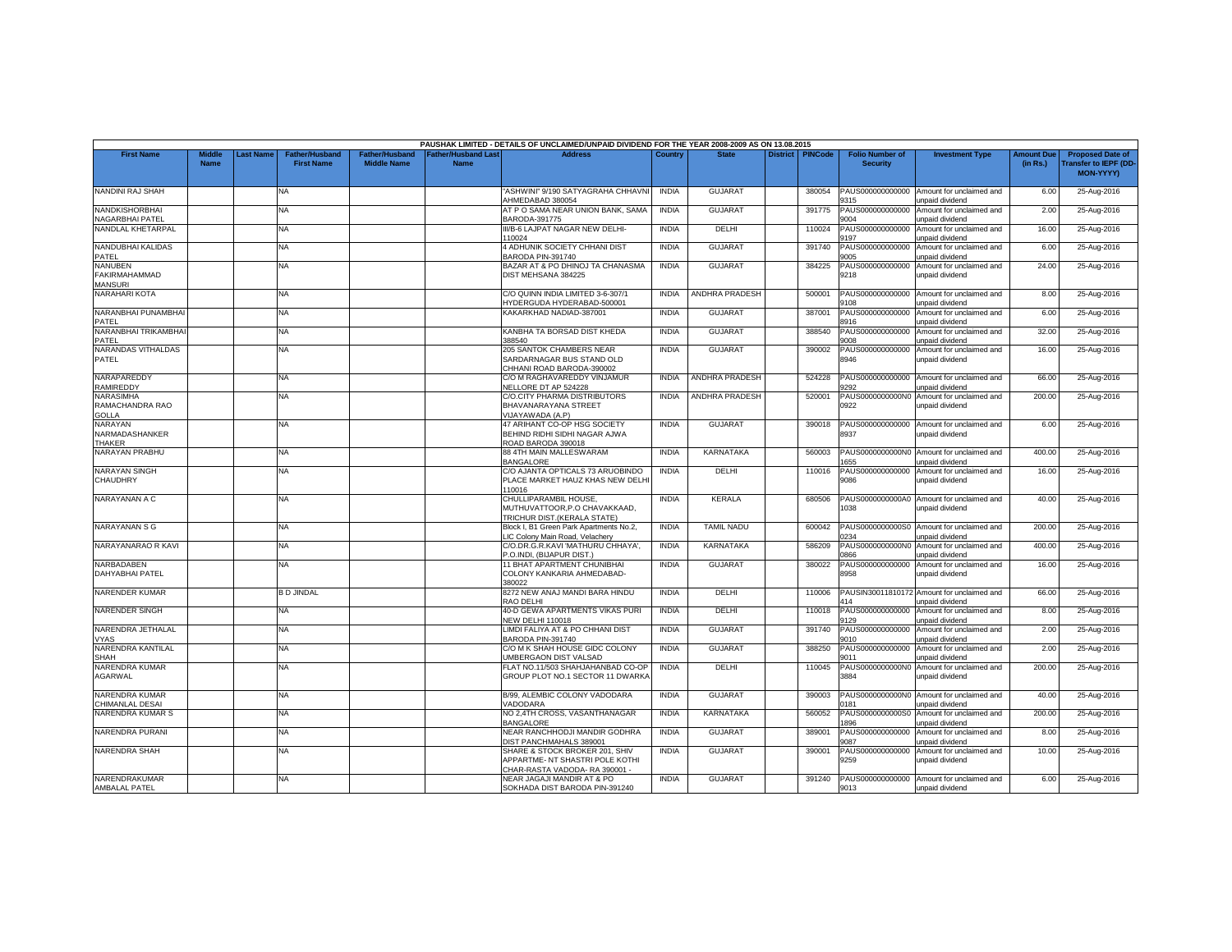PAUSHAK LIMITED - DETAILS OF UNCLAIMED/UNPAID DIVIDEND FOR THE YEAR 2008-2009 AS ON 13.08.2015

| First Name | Middle Name | Last Name | Father/Husband First Name | Father/Husband Middle Name | Father/Husband Last Name | Address | Country | State | District | PINCode | Folio Number of Security | Investment Type | Amount Due (in Rs.) | Proposed Date of Transfer to IEPF (DD-MON-YYYY) |
|---|---|---|---|---|---|---|---|---|---|---|---|---|---|---|
| NANDINI RAJ SHAH | | | NA | | | "ASHWINI" 9/190 SATYAGRAHA CHHAVNI AHMEDABAD 380054 | INDIA | GUJARAT | | 380054 | PAUS0000000000009315 | Amount for unclaimed and unpaid dividend | 6.00 | 25-Aug-2016 |
| NANDKISHORBHAI NAGARBHAI PATEL | | | NA | | | AT P O SAMA NEAR UNION BANK, SAMA BARODA-391775 | INDIA | GUJARAT | | 391775 | PAUS0000000000009004 | Amount for unclaimed and unpaid dividend | 2.00 | 25-Aug-2016 |
| NANDLAL KHETARPAL | | | NA | | | III/B-6 LAJPAT NAGAR NEW DELHI-110024 | INDIA | DELHI | | 110024 | PAUS0000000000009197 | Amount for unclaimed and unpaid dividend | 16.00 | 25-Aug-2016 |
| NANDUBHAI KALIDAS PATEL | | | NA | | | 4 ADHUNIK SOCIETY CHHANI DIST BARODA PIN-391740 | INDIA | GUJARAT | | 391740 | PAUS0000000000009005 | Amount for unclaimed and unpaid dividend | 6.00 | 25-Aug-2016 |
| NANUBEN FAKIRMAHAMMAD MANSURI | | | NA | | | BAZAR AT & PO DHINOJ TA CHANASMA DIST MEHSANA 384225 | INDIA | GUJARAT | | 384225 | PAUS0000000000009218 | Amount for unclaimed and unpaid dividend | 24.00 | 25-Aug-2016 |
| NARAHARI KOTA | | | NA | | | C/O QUINN INDIA LIMITED 3-6-307/1 HYDERGUDA HYDERABAD-500001 | INDIA | ANDHRA PRADESH | | 500001 | PAUS0000000000009108 | Amount for unclaimed and unpaid dividend | 8.00 | 25-Aug-2016 |
| NARANBHAI PUNAMBHAI PATEL | | | NA | | | KAKARKHAD NADIAD-387001 | INDIA | GUJARAT | | 387001 | PAUS0000000000008916 | Amount for unclaimed and unpaid dividend | 6.00 | 25-Aug-2016 |
| NARANBHAI TRIKAMBHAI PATEL | | | NA | | | KANBHA TA BORSAD DIST KHEDA 388540 | INDIA | GUJARAT | | 388540 | PAUS0000000000009008 | Amount for unclaimed and unpaid dividend | 32.00 | 25-Aug-2016 |
| NARANDAS VITHALDAS PATEL | | | NA | | | 205 SANTOK CHAMBERS NEAR SARDARNAGAR BUS STAND OLD CHHANI ROAD BARODA-390002 | INDIA | GUJARAT | | 390002 | PAUS0000000000008946 | Amount for unclaimed and unpaid dividend | 16.00 | 25-Aug-2016 |
| NARAPAREDDY RAMIREDDY | | | NA | | | C/O M RAGHAVAREDDY VINJAMUR NELLORE DT AP 524228 | INDIA | ANDHRA PRADESH | | 524228 | PAUS0000000000009292 | Amount for unclaimed and unpaid dividend | 66.00 | 25-Aug-2016 |
| NARASIMHA RAMACHANDRA RAO GOLLA | | | NA | | | C/O.CITY PHARMA DISTRIBUTORS BHAVANARAYANA STREET VIJAYAWADA (A.P) | INDIA | ANDHRA PRADESH | | 520001 | PAUS0000000000N00922 | Amount for unclaimed and unpaid dividend | 200.00 | 25-Aug-2016 |
| NARAYAN NARMADASHANKER THAKER | | | NA | | | 47 ARIHANT CO-OP HSG SOCIETY BEHIND RIDHI SIDHI NAGAR AJWA ROAD BARODA 390018 | INDIA | GUJARAT | | 390018 | PAUS0000000000008937 | Amount for unclaimed and unpaid dividend | 6.00 | 25-Aug-2016 |
| NARAYAN PRABHU | | | NA | | | 88 4TH MAIN MALLESWARAM BANGALORE | INDIA | KARNATAKA | | 560003 | PAUS0000000000N01655 | Amount for unclaimed and unpaid dividend | 400.00 | 25-Aug-2016 |
| NARAYAN SINGH CHAUDHRY | | | NA | | | C/O AJANTA OPTICALS 73 ARUOBINDO PLACE MARKET HAUZ KHAS NEW DELHI 110016 | INDIA | DELHI | | 110016 | PAUS0000000000009086 | Amount for unclaimed and unpaid dividend | 16.00 | 25-Aug-2016 |
| NARAYANAN A C | | | NA | | | CHULLIPARAMBIL HOUSE, MUTHUVATTOOR,P.O CHAVAKKAAD, TRICHUR DIST.(KERALA STATE) | INDIA | KERALA | | 680506 | PAUS0000000000A01038 | Amount for unclaimed and unpaid dividend | 40.00 | 25-Aug-2016 |
| NARAYANAN S G | | | NA | | | Block I, B1 Green Park Apartments No.2, LIC Colony Main Road, Velachery | INDIA | TAMIL NADU | | 600042 | PAUS0000000000S00234 | Amount for unclaimed and unpaid dividend | 200.00 | 25-Aug-2016 |
| NARAYANARAO R KAVI | | | NA | | | C/O.DR.G.R.KAVI 'MATHURU CHHAYA', P.O.INDI, (BIJAPUR DIST.) | INDIA | KARNATAKA | | 586209 | PAUS0000000000N00866 | Amount for unclaimed and unpaid dividend | 400.00 | 25-Aug-2016 |
| NARBADABEN DAHYABHAI PATEL | | | NA | | | 11 BHAT APARTMENT CHUNIBHAI COLONY KANKARIA AHMEDABAD-380022 | INDIA | GUJARAT | | 380022 | PAUS0000000000008958 | Amount for unclaimed and unpaid dividend | 16.00 | 25-Aug-2016 |
| NARENDER KUMAR | | | B D JINDAL | | | 8272 NEW ANAJ MANDI BARA HINDU RAO DELHI | INDIA | DELHI | | 110006 | PAUSIN30011810172414 | Amount for unclaimed and unpaid dividend | 66.00 | 25-Aug-2016 |
| NARENDER SINGH | | | NA | | | 40-D GEWA APARTMENTS VIKAS PURI NEW DELHI 110018 | INDIA | DELHI | | 110018 | PAUS0000000000009129 | Amount for unclaimed and unpaid dividend | 8.00 | 25-Aug-2016 |
| NARENDRA JETHALAL VYAS | | | NA | | | LIMDI FALIYA AT & PO CHHANI DIST BARODA PIN-391740 | INDIA | GUJARAT | | 391740 | PAUS0000000000009010 | Amount for unclaimed and unpaid dividend | 2.00 | 25-Aug-2016 |
| NARENDRA KANTILAL SHAH | | | NA | | | C/O M K SHAH HOUSE GIDC COLONY UMBERGAON DIST VALSAD | INDIA | GUJARAT | | 388250 | PAUS0000000000009011 | Amount for unclaimed and unpaid dividend | 2.00 | 25-Aug-2016 |
| NARENDRA KUMAR AGARWAL | | | NA | | | FLAT NO.11/503 SHAHJAHANBAD CO-OP GROUP PLOT NO.1 SECTOR 11 DWARKA | INDIA | DELHI | | 110045 | PAUS0000000000N03884 | Amount for unclaimed and unpaid dividend | 200.00 | 25-Aug-2016 |
| NARENDRA KUMAR CHIMANLAL DESAI | | | NA | | | B/99, ALEMBIC COLONY VADODARA VADODARA | INDIA | GUJARAT | | 390003 | PAUS0000000000N00181 | Amount for unclaimed and unpaid dividend | 40.00 | 25-Aug-2016 |
| NARENDRA KUMAR S | | | NA | | | NO 2,4TH CROSS, VASANTHANAGAR BANGALORE | INDIA | KARNATAKA | | 560052 | PAUS0000000000S01896 | Amount for unclaimed and unpaid dividend | 200.00 | 25-Aug-2016 |
| NARENDRA PURANI | | | NA | | | NEAR RANCHHODJI MANDIR GODHRA DIST PANCHMAHALS 389001 | INDIA | GUJARAT | | 389001 | PAUS0000000000009087 | Amount for unclaimed and unpaid dividend | 8.00 | 25-Aug-2016 |
| NARENDRA SHAH | | | NA | | | SHARE & STOCK BROKER 201, SHIV APPARTME- NT SHASTRI POLE KOTHI CHAR-RASTA VADODA- RA 390001 - | INDIA | GUJARAT | | 390001 | PAUS0000000000009259 | Amount for unclaimed and unpaid dividend | 10.00 | 25-Aug-2016 |
| NARENDRAKUMAR AMBALAL PATEL | | | NA | | | NEAR JAGAJI MANDIR AT & PO SOKHADA DIST BARODA PIN-391240 | INDIA | GUJARAT | | 391240 | PAUS0000000000009013 | Amount for unclaimed and unpaid dividend | 6.00 | 25-Aug-2016 |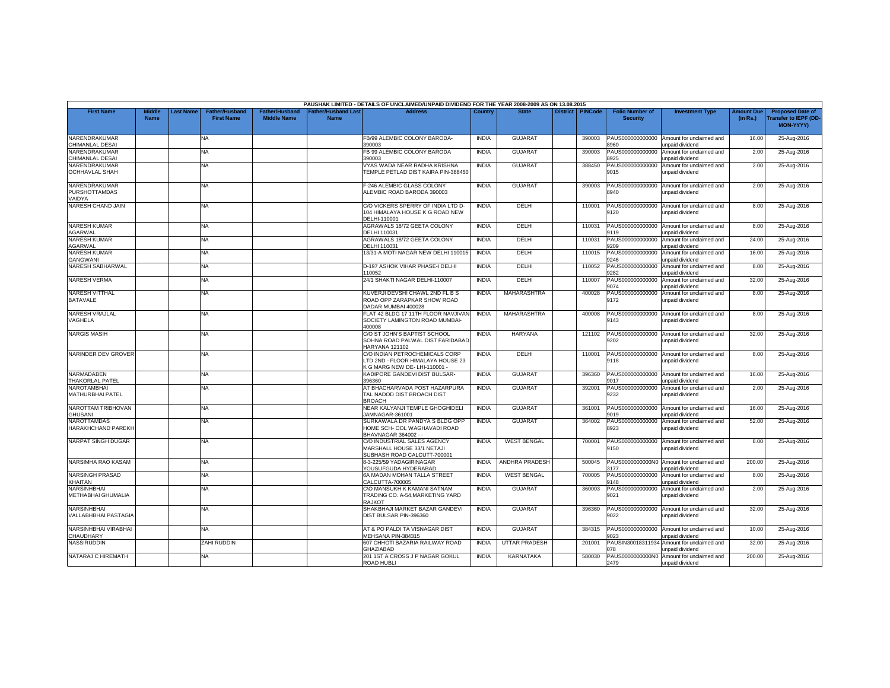| PAUSHAK LIMITED - DETAILS OF UNCLAIMED/UNPAID DIVIDEND FOR THE YEAR 2008-2009 AS ON 13.08.2015 | | | | | | | | | | | | | | | |
|---|---|---|---|---|---|---|---|---|---|---|---|---|---|---|---|
| First Name | Middle Name | Last Name | Father/Husband First Name | Father/Husband Middle Name | Father/Husband Last Name | Address | Country | State | District | PINCode | Folio Number of Security | Investment Type | Amount Due (in Rs.) | Proposed Date of Transfer to IEPF (DD-MON-YYYY) |
| NARENDRAKUMAR CHIMANLAL DESAI | | | NA | | | FB/99 ALEMBIC COLONY BARODA-390003 | INDIA | GUJARAT | | 390003 | PAUS0000000000008960 | Amount for unclaimed and unpaid dividend | 16.00 | 25-Aug-2016 |
| NARENDRAKUMAR CHIMANLAL DESAI | | | NA | | | FB 99 ALEMBIC COLONY BARODA 390003 | INDIA | GUJARAT | | 390003 | PAUS0000000000008925 | Amount for unclaimed and unpaid dividend | 2.00 | 25-Aug-2016 |
| NARENDRAKUMAR OCHHAVLAL SHAH | | | NA | | | VYAS WADA NEAR RADHA KRISHNA TEMPLE PETLAD DIST KAIRA PIN-388450 | INDIA | GUJARAT | | 388450 | PAUS0000000000009015 | Amount for unclaimed and unpaid dividend | 2.00 | 25-Aug-2016 |
| NARENDRAKUMAR PURSHOTTAMDAS VAIDYA | | | NA | | | F-246 ALEMBIC GLASS COLONY ALEMBIC ROAD BARODA 390003 | INDIA | GUJARAT | | 390003 | PAUS0000000000008940 | Amount for unclaimed and unpaid dividend | 2.00 | 25-Aug-2016 |
| NARESH CHAND JAIN | | | NA | | | C/O VICKERS SPERRY OF INDIA LTD D-104 HIMALAYA HOUSE K G ROAD NEW DELHI-110001 | INDIA | DELHI | | 110001 | PAUS0000000000009120 | Amount for unclaimed and unpaid dividend | 8.00 | 25-Aug-2016 |
| NARESH KUMAR AGARWAL | | | NA | | | AGRAWALS 18/72 GEETA COLONY DELHI 110031 | INDIA | DELHI | | 110031 | PAUS0000000000009119 | Amount for unclaimed and unpaid dividend | 8.00 | 25-Aug-2016 |
| NARESH KUMAR AGARWAL | | | NA | | | AGRAWALS 18/72 GEETA COLONY DELHI 110031 | INDIA | DELHI | | 110031 | PAUS0000000000009209 | Amount for unclaimed and unpaid dividend | 24.00 | 25-Aug-2016 |
| NARESH KUMAR GANGWANI | | | NA | | | 13/31-A MOTI NAGAR NEW DELHI 110015 | INDIA | DELHI | | 110015 | PAUS0000000000009246 | Amount for unclaimed and unpaid dividend | 16.00 | 25-Aug-2016 |
| NARESH SABHARWAL | | | NA | | | D-197 ASHOK VIHAR PHASE-I DELHI 110052 | INDIA | DELHI | | 110052 | PAUS0000000000009282 | Amount for unclaimed and unpaid dividend | 8.00 | 25-Aug-2016 |
| NARESH VERMA | | | NA | | | 24/1 SHAKTI NAGAR DELHI-110007 | INDIA | DELHI | | 110007 | PAUS0000000000009074 | Amount for unclaimed and unpaid dividend | 32.00 | 25-Aug-2016 |
| NARESH VITTHAL BATAVALE | | | NA | | | KUVERJI DEVSHI CHAWL 2ND FL B S ROAD OPP ZARAPKAR SHOW ROAD DADAR MUMBAI 400028 | INDIA | MAHARASHTRA | | 400028 | PAUS0000000000009172 | Amount for unclaimed and unpaid dividend | 8.00 | 25-Aug-2016 |
| NARESH VRAJLAL VAGHELA | | | NA | | | FLAT 42 BLDG 17 11TH FLOOR NAVJIVAN SOCIETY LAMINGTON ROAD MUMBAI-400008 | INDIA | MAHARASHTRA | | 400008 | PAUS0000000000009143 | Amount for unclaimed and unpaid dividend | 8.00 | 25-Aug-2016 |
| NARGIS MASIH | | | NA | | | C/O ST JOHN'S BAPTIST SCHOOL SOHNA ROAD PALWAL DIST FARIDABAD HARYANA 121102 | INDIA | HARYANA | | 121102 | PAUS0000000000009202 | Amount for unclaimed and unpaid dividend | 32.00 | 25-Aug-2016 |
| NARINDER DEV GROVER | | | NA | | | C/O INDIAN PETROCHEMICALS CORP LTD 2ND - FLOOR HIMALAYA HOUSE 23 K G MARG NEW DE- LHI-110001 - | INDIA | DELHI | | 110001 | PAUS0000000000009118 | Amount for unclaimed and unpaid dividend | 8.00 | 25-Aug-2016 |
| NARMADABEN THAKORLAL PATEL | | | NA | | | KADIPORE GANDEVI DIST BULSAR-396360 | INDIA | GUJARAT | | 396360 | PAUS0000000000009017 | Amount for unclaimed and unpaid dividend | 16.00 | 25-Aug-2016 |
| NAROTAMBHAI MATHURBHAI PATEL | | | NA | | | AT BHACHARVADA POST HAZARPURA TAL NADOD DIST BROACH DIST BROACH | INDIA | GUJARAT | | 392001 | PAUS0000000000009232 | Amount for unclaimed and unpaid dividend | 2.00 | 25-Aug-2016 |
| NAROTTAM TRIBHOVAN GHUSANI | | | NA | | | NEAR KALYANJI TEMPLE GHOGHIDELI JAMNAGAR-361001 | INDIA | GUJARAT | | 361001 | PAUS0000000000009019 | Amount for unclaimed and unpaid dividend | 16.00 | 25-Aug-2016 |
| NAROTTAMDAS HARAKHCHAND PAREKH | | | NA | | | SURKAWALA DR PANDYA S BLDG OPP HOME SCH- OOL WAGHAVADI ROAD BHAVNAGAR 364002 - - | INDIA | GUJARAT | | 364002 | PAUS0000000000008923 | Amount for unclaimed and unpaid dividend | 52.00 | 25-Aug-2016 |
| NARPAT SINGH DUGAR | | | NA | | | C/O INDUSTRIAL SALES AGENCY MARSHALL HOUSE 33/1 NETAJI SUBHASH ROAD CALCUTT-700001 | INDIA | WEST BENGAL | | 700001 | PAUS0000000000009150 | Amount for unclaimed and unpaid dividend | 8.00 | 25-Aug-2016 |
| NARSIMHA RAO KASAM | | | NA | | | 8-3-225/59 YADAGIRINAGAR YOUSUFGUDA HYDERABAD | INDIA | ANDHRA PRADESH | | 500045 | PAUS0000000000N03177 | Amount for unclaimed and unpaid dividend | 200.00 | 25-Aug-2016 |
| NARSINGH PRASAD KHAITAN | | | NA | | | 6A MADAN MOHAN TALLA STREET CALCUTTA-700005 | INDIA | WEST BENGAL | | 700005 | PAUS0000000000009148 | Amount for unclaimed and unpaid dividend | 8.00 | 25-Aug-2016 |
| NARSINHBHAI METHABHAI GHUMALIA | | | NA | | | C\O MANSUKH K KAMANI SATNAM TRADING CO. A-54,MARKETING YARD RAJKOT | INDIA | GUJARAT | | 360003 | PAUS0000000000009021 | Amount for unclaimed and unpaid dividend | 2.00 | 25-Aug-2016 |
| NARSINHBHAI VALLABHBHAI PASTAGIA | | | NA | | | SHAKBHAJI MARKET BAZAR GANDEVI DIST BULSAR PIN-396360 | INDIA | GUJARAT | | 396360 | PAUS0000000000009022 | Amount for unclaimed and unpaid dividend | 32.00 | 25-Aug-2016 |
| NARSINHBHAI VIRABHAI CHAUDHARY | | | NA | | | AT & PO PALDI TA VISNAGAR DIST MEHSANA PIN-384315 | INDIA | GUJARAT | | 384315 | PAUS0000000000009023 | Amount for unclaimed and unpaid dividend | 10.00 | 25-Aug-2016 |
| NASSIRUDDIN | | | ZAHI RUDDIN | | | 607 CHHOTI BAZARIA RAILWAY ROAD GHAZIABAD | INDIA | UTTAR PRADESH | | 201001 | PAUSIN30018311934078 | Amount for unclaimed and unpaid dividend | 32.00 | 25-Aug-2016 |
| NATARAJ C HIREMATH | | | NA | | | 201 1ST A CROSS J P NAGAR GOKUL ROAD HUBLI | INDIA | KARNATAKA | | 580030 | PAUS0000000000N02479 | Amount for unclaimed and unpaid dividend | 200.00 | 25-Aug-2016 |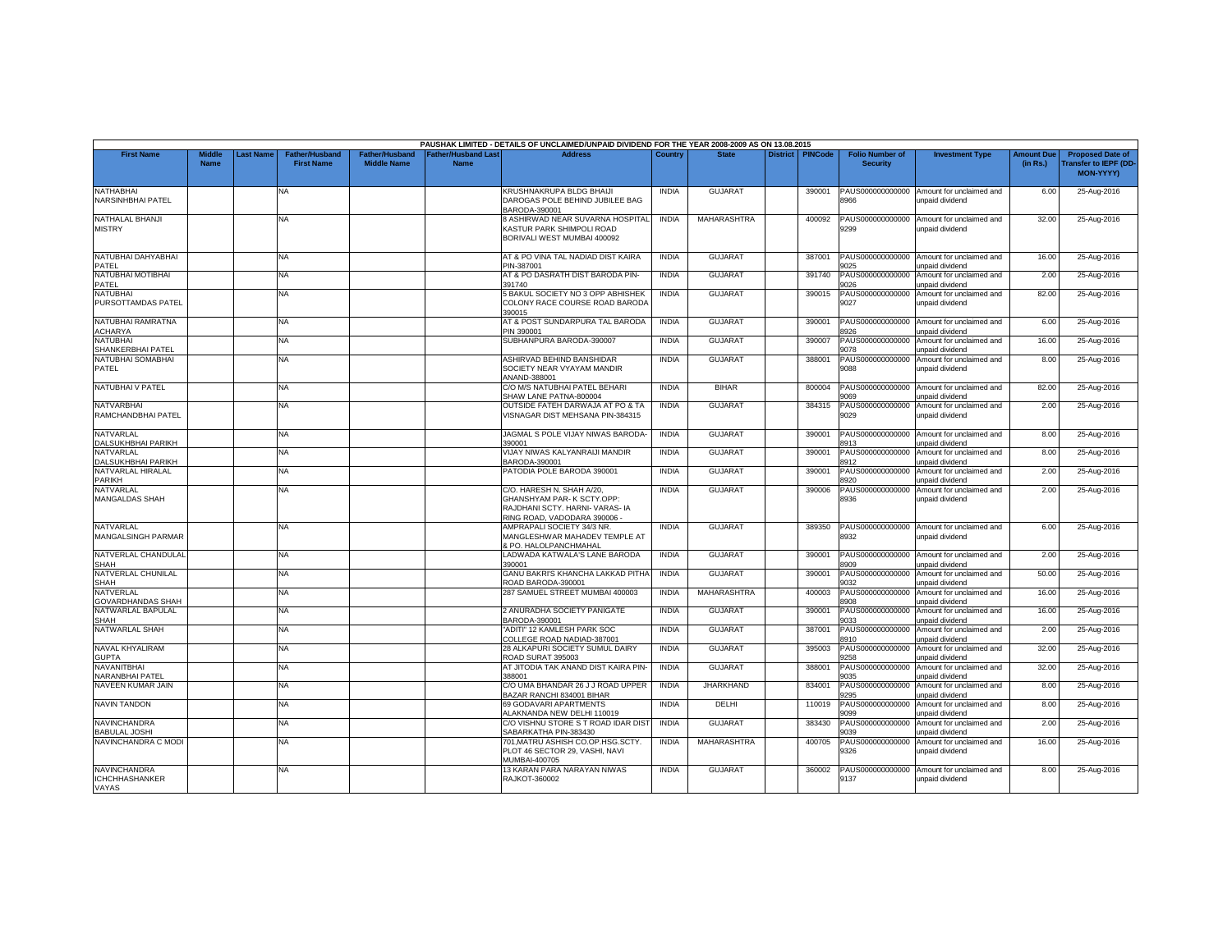PAUSHAK LIMITED - DETAILS OF UNCLAIMED/UNPAID DIVIDEND FOR THE YEAR 2008-2009 AS ON 13.08.2015

| First Name | Middle Name | Last Name | Father/Husband First Name | Father/Husband Middle Name | Father/Husband Last Name | Address | Country | State | District | PINCode | Folio Number of Security | Investment Type | Amount Due (in Rs.) | Proposed Date of Transfer to IEPF (DD-MON-YYYY) |
|---|---|---|---|---|---|---|---|---|---|---|---|---|---|---|
| NATHABHAI NARSINHBHAI PATEL | | | NA | | | KRUSHNAKRUPA BLDG BHAIJI DAROGAS POLE BEHIND JUBILEE BAG BARODA-390001 | INDIA | GUJARAT | | 390001 | PAUS0000000000008966 | Amount for unclaimed and unpaid dividend | 6.00 | 25-Aug-2016 |
| NATHALAL BHANJI MISTRY | | | NA | | | 8 ASHIRWAD NEAR SUVARNA HOSPITAL KASTUR PARK SHIMPOLI ROAD BORIVALI WEST MUMBAI 400092 | INDIA | MAHARASHTRA | | 400092 | PAUS0000000000009299 | Amount for unclaimed and unpaid dividend | 32.00 | 25-Aug-2016 |
| NATUBHAI DAHYABHAI PATEL | | | NA | | | AT & PO VINA TAL NADIAD DIST KAIRA PIN-387001 | INDIA | GUJARAT | | 387001 | PAUS0000000000009025 | Amount for unclaimed and unpaid dividend | 16.00 | 25-Aug-2016 |
| NATUBHAI MOTIBHAI PATEL | | | NA | | | AT & PO DASRATH DIST BARODA PIN-391740 | INDIA | GUJARAT | | 391740 | PAUS0000000000009026 | Amount for unclaimed and unpaid dividend | 2.00 | 25-Aug-2016 |
| NATUBHAI PURSOTTAMDAS PATEL | | | NA | | | 5 BAKUL SOCIETY NO 3 OPP ABHISHEK COLONY RACE COURSE ROAD BARODA 390015 | INDIA | GUJARAT | | 390015 | PAUS0000000000009027 | Amount for unclaimed and unpaid dividend | 82.00 | 25-Aug-2016 |
| NATUBHAI RAMRATNA ACHARYA | | | NA | | | AT & POST SUNDARPURA TAL BARODA PIN 390001 | INDIA | GUJARAT | | 390001 | PAUS0000000000008926 | Amount for unclaimed and unpaid dividend | 6.00 | 25-Aug-2016 |
| NATUBHAI SHANKERBHAI PATEL | | | NA | | | SUBHANPURA BARODA-390007 | INDIA | GUJARAT | | 390007 | PAUS0000000000009078 | Amount for unclaimed and unpaid dividend | 16.00 | 25-Aug-2016 |
| NATUBHAI SOMABHAI PATEL | | | NA | | | ASHIRVAD BEHIND BANSHIDAR SOCIETY NEAR VYAYAM MANDIR ANAND-388001 | INDIA | GUJARAT | | 388001 | PAUS0000000000009088 | Amount for unclaimed and unpaid dividend | 8.00 | 25-Aug-2016 |
| NATUBHAI V PATEL | | | NA | | | C/O M/S NATUBHAI PATEL BEHARI SHAW LANE PATNA-800004 | INDIA | BIHAR | | 800004 | PAUS0000000000009069 | Amount for unclaimed and unpaid dividend | 82.00 | 25-Aug-2016 |
| NATVARBHAI RAMCHANDBHAI PATEL | | | NA | | | OUTSIDE FATEH DARWAJA AT PO & TA VISNAGAR DIST MEHSANA PIN-384315 | INDIA | GUJARAT | | 384315 | PAUS0000000000009029 | Amount for unclaimed and unpaid dividend | 2.00 | 25-Aug-2016 |
| NATVARLAL DALSUKHBHAI PARIKH | | | NA | | | JAGMAL S POLE VIJAY NIWAS BARODA-390001 | INDIA | GUJARAT | | 390001 | PAUS0000000000008913 | Amount for unclaimed and unpaid dividend | 8.00 | 25-Aug-2016 |
| NATVARLAL DALSUKHBHAI PARIKH | | | NA | | | VIJAY NIWAS KALYANRAIJI MANDIR BARODA-390001 | INDIA | GUJARAT | | 390001 | PAUS0000000000008912 | Amount for unclaimed and unpaid dividend | 8.00 | 25-Aug-2016 |
| NATVARLAL HIRALAL PARIKH | | | NA | | | PATODIA POLE BARODA 390001 | INDIA | GUJARAT | | 390001 | PAUS0000000000008920 | Amount for unclaimed and unpaid dividend | 2.00 | 25-Aug-2016 |
| NATVARLAL MANGALDAS SHAH | | | NA | | | C/O. HARESH N. SHAH A/20, GHANSHYAM PAR- K SCTY.OPP: RAJDHANI SCTY. HARNI- VARAS- IA RING ROAD, VADODARA 390006 - | INDIA | GUJARAT | | 390006 | PAUS0000000000008936 | Amount for unclaimed and unpaid dividend | 2.00 | 25-Aug-2016 |
| NATVARLAL MANGALSINGH PARMAR | | | NA | | | AMPRAPALI SOCIETY 34/3 NR. MANGLESHWAR MAHADEV TEMPLE AT & PO. HALOLPANCHMAHAL | INDIA | GUJARAT | | 389350 | PAUS0000000000008932 | Amount for unclaimed and unpaid dividend | 6.00 | 25-Aug-2016 |
| NATVERLAL CHANDULAL SHAH | | | NA | | | LADWADA KATWALA'S LANE BARODA 390001 | INDIA | GUJARAT | | 390001 | PAUS0000000000008909 | Amount for unclaimed and unpaid dividend | 2.00 | 25-Aug-2016 |
| NATVERLAL CHUNILAL SHAH | | | NA | | | GANU BAKRI'S KHANCHA LAKKAD PITHA ROAD BARODA-390001 | INDIA | GUJARAT | | 390001 | PAUS0000000000009032 | Amount for unclaimed and unpaid dividend | 50.00 | 25-Aug-2016 |
| NATVERLAL GOVARDHANDAS SHAH | | | NA | | | 287 SAMUEL STREET MUMBAI 400003 | INDIA | MAHARASHTRA | | 400003 | PAUS0000000000008908 | Amount for unclaimed and unpaid dividend | 16.00 | 25-Aug-2016 |
| NATWARLAL BAPULAL SHAH | | | NA | | | 2 ANURADHA SOCIETY PANIGATE BARODA-390001 | INDIA | GUJARAT | | 390001 | PAUS0000000000009033 | Amount for unclaimed and unpaid dividend | 16.00 | 25-Aug-2016 |
| NATWARLAL SHAH | | | NA | | | "ADITI" 12 KAMLESH PARK SOC COLLEGE ROAD NADIAD-387001 | INDIA | GUJARAT | | 387001 | PAUS0000000000008910 | Amount for unclaimed and unpaid dividend | 2.00 | 25-Aug-2016 |
| NAVAL KHYALIRAM GUPTA | | | NA | | | 28 ALKAPURI SOCIETY SUMUL DAIRY ROAD SURAT 395003 | INDIA | GUJARAT | | 395003 | PAUS0000000000009258 | Amount for unclaimed and unpaid dividend | 32.00 | 25-Aug-2016 |
| NAVANITBHAI NARANBHAI PATEL | | | NA | | | AT JITODIA TAK ANAND DIST KAIRA PIN-388001 | INDIA | GUJARAT | | 388001 | PAUS0000000000009035 | Amount for unclaimed and unpaid dividend | 32.00 | 25-Aug-2016 |
| NAVEEN KUMAR JAIN | | | NA | | | C/O UMA BHANDAR 26 J J ROAD UPPER BAZAR RANCHI 834001 BIHAR | INDIA | JHARKHAND | | 834001 | PAUS0000000000009295 | Amount for unclaimed and unpaid dividend | 8.00 | 25-Aug-2016 |
| NAVIN TANDON | | | NA | | | 69 GODAVARI APARTMENTS ALAKNANDA NEW DELHI 110019 | INDIA | DELHI | | 110019 | PAUS0000000000009099 | Amount for unclaimed and unpaid dividend | 8.00 | 25-Aug-2016 |
| NAVINCHANDRA BABULAL JOSHI | | | NA | | | C/O VISHNU STORE S T ROAD IDAR DIST SABARKATHA PIN-383430 | INDIA | GUJARAT | | 383430 | PAUS0000000000009039 | Amount for unclaimed and unpaid dividend | 2.00 | 25-Aug-2016 |
| NAVINCHANDRA C MODI | | | NA | | | 701,MATRU ASHISH CO.OP.HSG.SCTY. PLOT 46 SECTOR 29, VASHI, NAVI MUMBAI-400705 | INDIA | MAHARASHTRA | | 400705 | PAUS0000000000009326 | Amount for unclaimed and unpaid dividend | 16.00 | 25-Aug-2016 |
| NAVINCHANDRA ICHCHHASHANKER VAYAS | | | NA | | | 13 KARAN PARA NARAYAN NIWAS RAJKOT-360002 | INDIA | GUJARAT | | 360002 | PAUS0000000000009137 | Amount for unclaimed and unpaid dividend | 8.00 | 25-Aug-2016 |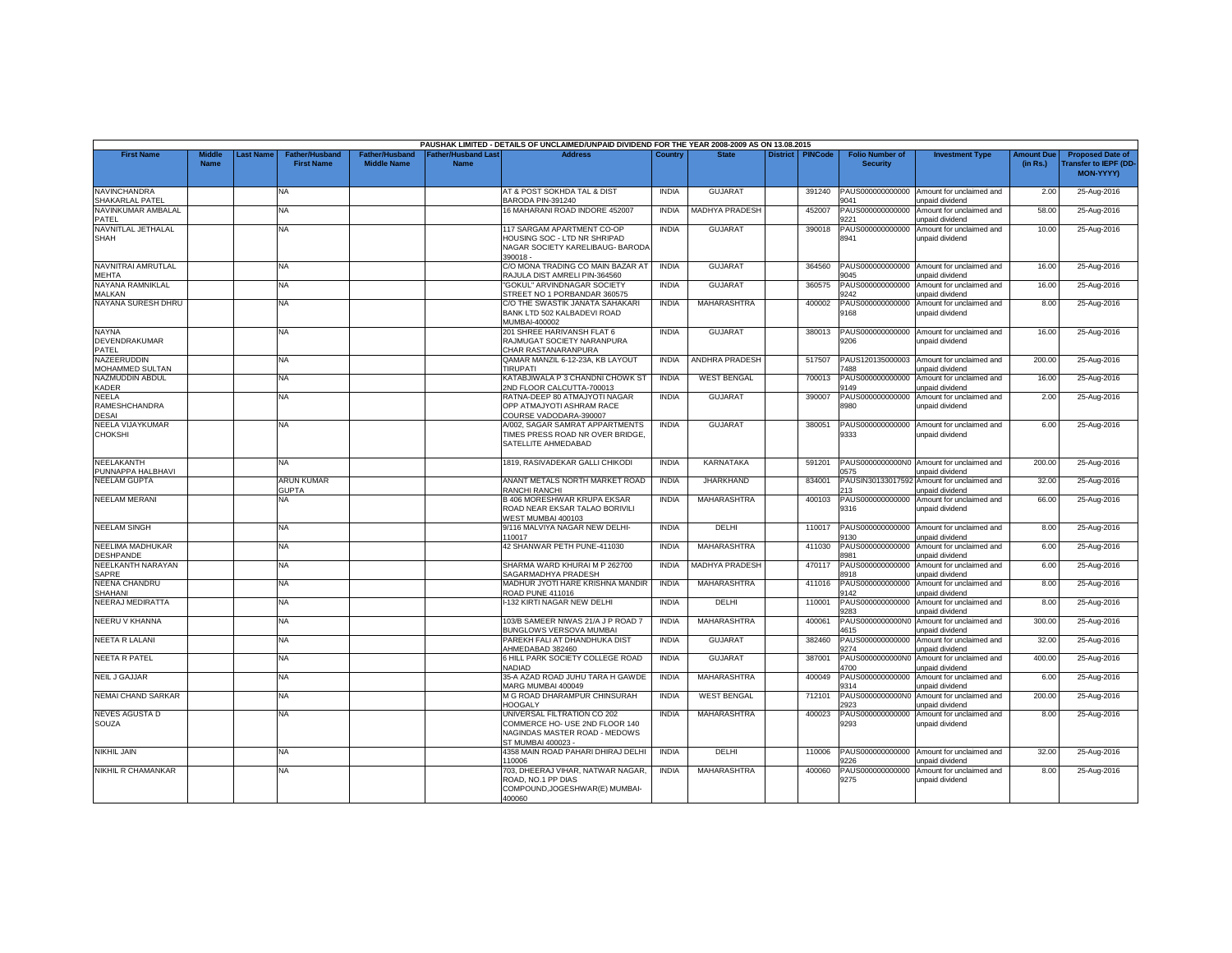PAUSHAK LIMITED - DETAILS OF UNCLAIMED/UNPAID DIVIDEND FOR THE YEAR 2008-2009 AS ON 13.08.2015

| First Name | Middle Name | Last Name | Father/Husband First Name | Father/Husband Middle Name | Father/Husband Last Name | Address | Country | State | District | PINCode | Folio Number of Security | Investment Type | Amount Due (in Rs.) | Proposed Date of Transfer to IEPF (DD-MON-YYYY) |
|---|---|---|---|---|---|---|---|---|---|---|---|---|---|---|
| NAVINCHANDRA SHAKARLAL PATEL | | | NA | | | AT & POST SOKHDA TAL & DIST BARODA PIN-391240 | INDIA | GUJARAT | | 391240 | PAUS0000000000009041 | Amount for unclaimed and unpaid dividend | 2.00 | 25-Aug-2016 |
| NAVINKUMAR AMBALAL PATEL | | | NA | | | 16 MAHARANI ROAD INDORE 452007 | INDIA | MADHYA PRADESH | | 452007 | PAUS0000000000009221 | Amount for unclaimed and unpaid dividend | 58.00 | 25-Aug-2016 |
| NAVNITLAL JETHALAL SHAH | | | NA | | | 117 SARGAM APARTMENT CO-OP HOUSING SOC - LTD NR SHRIPAD NAGAR SOCIETY KARELIBAUG- BARODA 390018 - | INDIA | GUJARAT | | 390018 | PAUS0000000000008941 | Amount for unclaimed and unpaid dividend | 10.00 | 25-Aug-2016 |
| NAVNITRAI AMRUTLAL MEHTA | | | NA | | | C/O MONA TRADING CO MAIN BAZAR AT RAJULA DIST AMRELI PIN-364560 | INDIA | GUJARAT | | 364560 | PAUS0000000000009045 | Amount for unclaimed and unpaid dividend | 16.00 | 25-Aug-2016 |
| NAYANA RAMNIKLAL MALKAN | | | NA | | | "GOKUL" ARVINDNAGAR SOCIETY STREET NO 1 PORBANDAR 360575 | INDIA | GUJARAT | | 360575 | PAUS0000000000009242 | Amount for unclaimed and unpaid dividend | 16.00 | 25-Aug-2016 |
| NAYANA SURESH DHRU | | | NA | | | C/O THE SWASTIK JANATA SAHAKARI BANK LTD 502 KALBADEVI ROAD MUMBAI-400002 | INDIA | MAHARASHTRA | | 400002 | PAUS0000000000009168 | Amount for unclaimed and unpaid dividend | 8.00 | 25-Aug-2016 |
| NAYNA DEVENDRAKUMAR PATEL | | | NA | | | 201 SHREE HARIVANSH FLAT 6 RAJMUGAT SOCIETY NARANPURA CHAR RASTANARANPURA | INDIA | GUJARAT | | 380013 | PAUS0000000000009206 | Amount for unclaimed and unpaid dividend | 16.00 | 25-Aug-2016 |
| NAZEERUDDIN MOHAMMED SULTAN | | | NA | | | QAMAR MANZIL 6-12-23A, KB LAYOUT TIRUPATI | INDIA | ANDHRA PRADESH | | 517507 | PAUS1201350000037488 | Amount for unclaimed and unpaid dividend | 200.00 | 25-Aug-2016 |
| NAZMUDDIN ABDUL KADER | | | NA | | | KATABJIWALA P 3 CHANDNI CHOWK ST 2ND FLOOR CALCUTTA-700013 | INDIA | WEST BENGAL | | 700013 | PAUS0000000000009149 | Amount for unclaimed and unpaid dividend | 16.00 | 25-Aug-2016 |
| NEELA RAMESHCHANDRA DESAI | | | NA | | | RATNA-DEEP 80 ATMAJYOTI NAGAR OPP ATMAJYOTI ASHRAM RACE COURSE VADODARA-390007 | INDIA | GUJARAT | | 390007 | PAUS0000000000008980 | Amount for unclaimed and unpaid dividend | 2.00 | 25-Aug-2016 |
| NEELA VIJAYKUMAR CHOKSHI | | | NA | | | A/002, SAGAR SAMRAT APPARTMENTS TIMES PRESS ROAD NR OVER BRIDGE, SATELLITE AHMEDABAD | INDIA | GUJARAT | | 380051 | PAUS0000000000009333 | Amount for unclaimed and unpaid dividend | 6.00 | 25-Aug-2016 |
| NEELAKANTH PUNNAPPA HALBHAVI | | | NA | | | 1819, RASIVADEKAR GALLI CHIKODI | INDIA | KARNATAKA | | 591201 | PAUS0000000000N00575 | Amount for unclaimed and unpaid dividend | 200.00 | 25-Aug-2016 |
| NEELAM GUPTA | | | ARUN KUMAR GUPTA | | | ANANT METALS NORTH MARKET ROAD RANCHI RANCHI | INDIA | JHARKHAND | | 834001 | PAUSIN30133017592213 | Amount for unclaimed and unpaid dividend | 32.00 | 25-Aug-2016 |
| NEELAM MERANI | | | NA | | | B 406 MORESHWAR KRUPA EKSAR ROAD NEAR EKSAR TALAO BORIVILI WEST MUMBAI 400103 | INDIA | MAHARASHTRA | | 400103 | PAUS0000000000009316 | Amount for unclaimed and unpaid dividend | 66.00 | 25-Aug-2016 |
| NEELAM SINGH | | | NA | | | 9/116 MALVIYA NAGAR NEW DELHI-110017 | INDIA | DELHI | | 110017 | PAUS0000000000009130 | Amount for unclaimed and unpaid dividend | 8.00 | 25-Aug-2016 |
| NEELIMA MADHUKAR DESHPANDE | | | NA | | | 42 SHANWAR PETH PUNE-411030 | INDIA | MAHARASHTRA | | 411030 | PAUS0000000000008981 | Amount for unclaimed and unpaid dividend | 6.00 | 25-Aug-2016 |
| NEELKANTH NARAYAN SAPRE | | | NA | | | SHARMA WARD KHURAI M P 262700 SAGARMADHYA PRADESH | INDIA | MADHYA PRADESH | | 470117 | PAUS0000000000008918 | Amount for unclaimed and unpaid dividend | 6.00 | 25-Aug-2016 |
| NEENA CHANDRU SHAHANI | | | NA | | | MADHUR JYOTI HARE KRISHNA MANDIR ROAD PUNE 411016 | INDIA | MAHARASHTRA | | 411016 | PAUS0000000000009142 | Amount for unclaimed and unpaid dividend | 8.00 | 25-Aug-2016 |
| NEERAJ MEDIRATTA | | | NA | | | I-132 KIRTI NAGAR NEW DELHI | INDIA | DELHI | | 110001 | PAUS0000000000009283 | Amount for unclaimed and unpaid dividend | 8.00 | 25-Aug-2016 |
| NEERU V KHANNA | | | NA | | | 103/B SAMEER NIWAS 21/A J P ROAD 7 BUNGLOWS VERSOVA MUMBAI | INDIA | MAHARASHTRA | | 400061 | PAUS0000000000N04615 | Amount for unclaimed and unpaid dividend | 300.00 | 25-Aug-2016 |
| NEETA R LALANI | | | NA | | | PAREKH FALI AT DHANDHUKA DIST AHMEDABAD 382460 | INDIA | GUJARAT | | 382460 | PAUS0000000000009274 | Amount for unclaimed and unpaid dividend | 32.00 | 25-Aug-2016 |
| NEETA R PATEL | | | NA | | | 6 HILL PARK SOCIETY COLLEGE ROAD NADIAD | INDIA | GUJARAT | | 387001 | PAUS0000000000N04700 | Amount for unclaimed and unpaid dividend | 400.00 | 25-Aug-2016 |
| NEIL J GAJJAR | | | NA | | | 35-A AZAD ROAD JUHU TARA H GAWDE MARG MUMBAI 400049 | INDIA | MAHARASHTRA | | 400049 | PAUS0000000000009314 | Amount for unclaimed and unpaid dividend | 6.00 | 25-Aug-2016 |
| NEMAI CHAND SARKAR | | | NA | | | M G ROAD DHARAMPUR CHINSURAH HOOGALY | INDIA | WEST BENGAL | | 712101 | PAUS0000000000N02923 | Amount for unclaimed and unpaid dividend | 200.00 | 25-Aug-2016 |
| NEVES AGUSTA D SOUZA | | | NA | | | UNIVERSAL FILTRATION CO 202 COMMERCE HO- USE 2ND FLOOR 140 NAGINDAS MASTER ROAD - MEDOWS ST MUMBAI 400023 - | INDIA | MAHARASHTRA | | 400023 | PAUS0000000000009293 | Amount for unclaimed and unpaid dividend | 8.00 | 25-Aug-2016 |
| NIKHIL JAIN | | | NA | | | 4358 MAIN ROAD PAHARI DHIRAJ DELHI 110006 | INDIA | DELHI | | 110006 | PAUS0000000000009226 | Amount for unclaimed and unpaid dividend | 32.00 | 25-Aug-2016 |
| NIKHIL R CHAMANKAR | | | NA | | | 703, DHEERAJ VIHAR, NATWAR NAGAR, ROAD, NO.1 PP DIAS COMPOUND,JOGESHWAR(E) MUMBAI-400060 | INDIA | MAHARASHTRA | | 400060 | PAUS0000000000009275 | Amount for unclaimed and unpaid dividend | 8.00 | 25-Aug-2016 |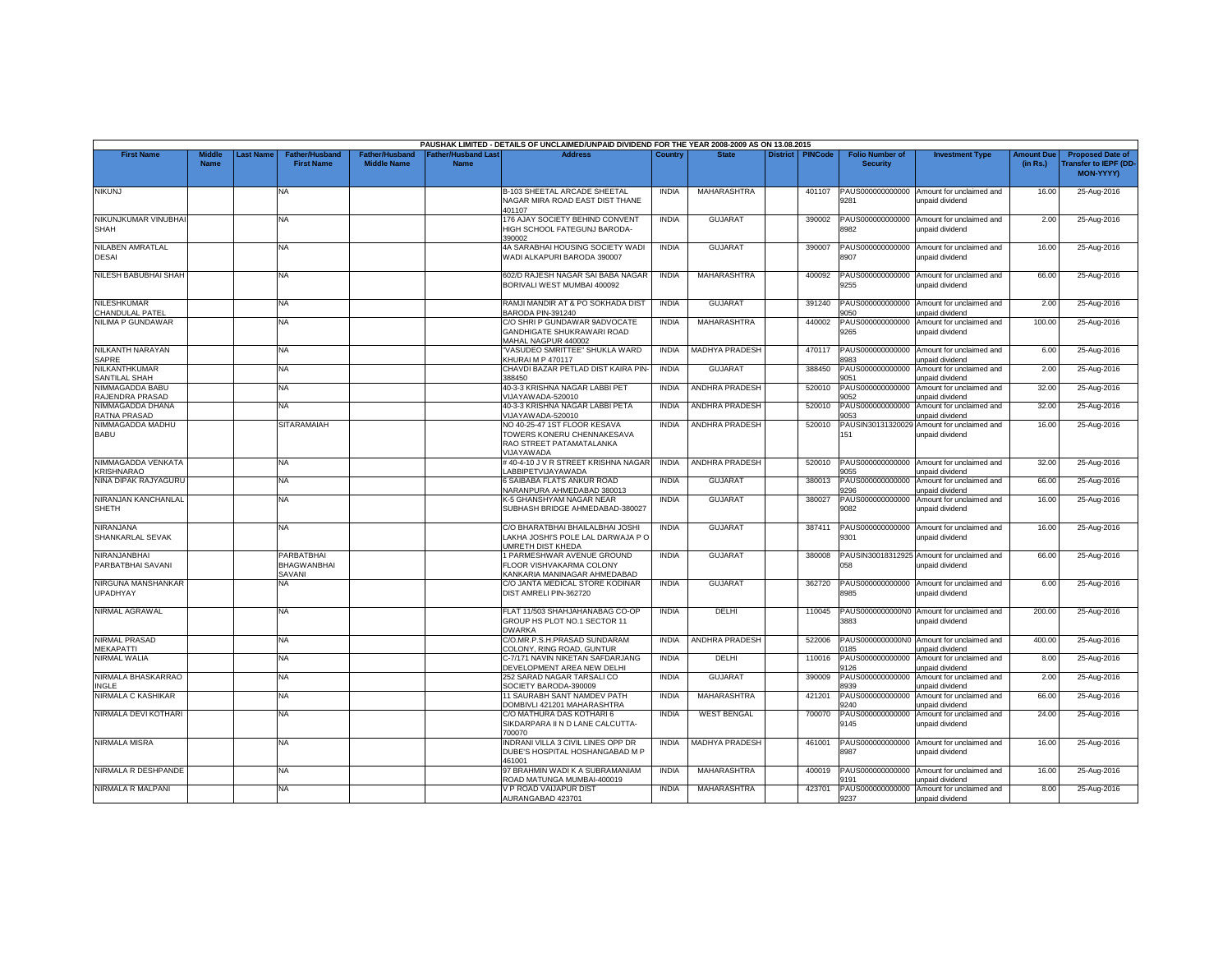PAUSHAK LIMITED - DETAILS OF UNCLAIMED/UNPAID DIVIDEND FOR THE YEAR 2008-2009 AS ON 13.08.2015

| First Name | Middle Name | Last Name | Father/Husband First Name | Father/Husband Middle Name | Father/Husband Last Name | Address | Country | State | District | PINCode | Folio Number of Security | Investment Type | Amount Due (in Rs.) | Proposed Date of Transfer to IEPF (DD-MON-YYYY) |
|---|---|---|---|---|---|---|---|---|---|---|---|---|---|---|
| NIKUNJ | | | NA | | | B-103 SHEETAL ARCADE SHEETAL NAGAR MIRA ROAD EAST DIST THANE 401107 | INDIA | MAHARASHTRA | | 401107 | PAUS0000000000009281 | Amount for unclaimed and unpaid dividend | 16.00 | 25-Aug-2016 |
| NIKUNJKUMAR VINUBHAI SHAH | | | NA | | | 176 AJAY SOCIETY BEHIND CONVENT HIGH SCHOOL FATEGUNJ BARODA-390002 | INDIA | GUJARAT | | 390002 | PAUS0000000000008982 | Amount for unclaimed and unpaid dividend | 2.00 | 25-Aug-2016 |
| NILABEN AMRATLAL DESAI | | | NA | | | 4A SARABHAI HOUSING SOCIETY WADI WADI ALKAPURI BARODA 390007 | INDIA | GUJARAT | | 390007 | PAUS0000000000008907 | Amount for unclaimed and unpaid dividend | 16.00 | 25-Aug-2016 |
| NILESH BABUBHAI SHAH | | | NA | | | 602/D RAJESH NAGAR SAI BABA NAGAR BORIVALI WEST MUMBAI 400092 | INDIA | MAHARASHTRA | | 400092 | PAUS0000000000009255 | Amount for unclaimed and unpaid dividend | 66.00 | 25-Aug-2016 |
| NILESHKUMAR CHANDULAL PATEL | | | NA | | | RAMJI MANDIR AT & PO SOKHADA DIST BARODA PIN-391240 | INDIA | GUJARAT | | 391240 | PAUS0000000000009050 | Amount for unclaimed and unpaid dividend | 2.00 | 25-Aug-2016 |
| NILIMA P GUNDAWAR | | | NA | | | C/O SHRI P GUNDAWAR 9ADVOCATE GANDHIGATE SHUKRAWARI ROAD MAHAL NAGPUR 440002 | INDIA | MAHARASHTRA | | 440002 | PAUS0000000000009265 | Amount for unclaimed and unpaid dividend | 100.00 | 25-Aug-2016 |
| NILKANTH NARAYAN SAPRE | | | NA | | | "VASUDEO SMRITTEE" SHUKLA WARD KHURAI M P 470117 | INDIA | MADHYA PRADESH | | 470117 | PAUS0000000000008983 | Amount for unclaimed and unpaid dividend | 6.00 | 25-Aug-2016 |
| NILKANTHKUMAR SANTILAL SHAH | | | NA | | | CHAVDI BAZAR PETLAD DIST KAIRA PIN-388450 | INDIA | GUJARAT | | 388450 | PAUS0000000000009051 | Amount for unclaimed and unpaid dividend | 2.00 | 25-Aug-2016 |
| NIMMAGADDA BABU RAJENDRA PRASAD | | | NA | | | 40-3-3 KRISHNA NAGAR LABBI PET VIJAYAWADA-520010 | INDIA | ANDHRA PRADESH | | 520010 | PAUS0000000000009052 | Amount for unclaimed and unpaid dividend | 32.00 | 25-Aug-2016 |
| NIMMAGADDA DHANA RATNA PRASAD | | | NA | | | 40-3-3 KRISHNA NAGAR LABBI PETA VIJAYAWADA-520010 | INDIA | ANDHRA PRADESH | | 520010 | PAUS0000000000009053 | Amount for unclaimed and unpaid dividend | 32.00 | 25-Aug-2016 |
| NIMMAGADDA MADHU BABU | | | SITARAMAIAH | | | NO 40-25-47 1ST FLOOR KESAVA TOWERS KONERU CHENNAKESAVA RAO STREET PATAMATALANKA VIJAYAWADA | INDIA | ANDHRA PRADESH | | 520010 | PAUSIN30131320029151 | Amount for unclaimed and unpaid dividend | 16.00 | 25-Aug-2016 |
| NIMMAGADDA VENKATA KRISHNARAO | | | NA | | | # 40-4-10 J V R STREET KRISHNA NAGAR LABBIPETVIJAYAWADA | INDIA | ANDHRA PRADESH | | 520010 | PAUS0000000000009055 | Amount for unclaimed and unpaid dividend | 32.00 | 25-Aug-2016 |
| NINA DIPAK RAJYAGURU | | | NA | | | 6 SAIBABA FLATS ANKUR ROAD NARANPURA AHMEDABAD 380013 | INDIA | GUJARAT | | 380013 | PAUS0000000000009296 | Amount for unclaimed and unpaid dividend | 66.00 | 25-Aug-2016 |
| NIRANJAN KANCHANLAL SHETH | | | NA | | | K-5 GHANSHYAM NAGAR NEAR SUBHASH BRIDGE AHMEDABAD-380027 | INDIA | GUJARAT | | 380027 | PAUS0000000000009082 | Amount for unclaimed and unpaid dividend | 16.00 | 25-Aug-2016 |
| NIRANJANA SHANKARLAL SEVAK | | | NA | | | C/O BHARATBHAI BHAILALBHAI JOSHI LAKHA JOSHI'S POLE LAL DARWAJA P O UMRETH DIST KHEDA | INDIA | GUJARAT | | 387411 | PAUS0000000000009301 | Amount for unclaimed and unpaid dividend | 16.00 | 25-Aug-2016 |
| NIRANJANBHAI PARBATBHAI SAVANI | | | PARBATBHAI BHAGWANBHAI SAVANI | | | 1 PARMESHWAR AVENUE GROUND FLOOR VISHVAKARMA COLONY KANKARIA MANINAGAR AHMEDABAD | INDIA | GUJARAT | | 380008 | PAUSIN30018312925058 | Amount for unclaimed and unpaid dividend | 66.00 | 25-Aug-2016 |
| NIRGUNA MANSHANKAR UPADHYAY | | | NA | | | C/O JANTA MEDICAL STORE KODINAR DIST AMRELI PIN-362720 | INDIA | GUJARAT | | 362720 | PAUS0000000000008985 | Amount for unclaimed and unpaid dividend | 6.00 | 25-Aug-2016 |
| NIRMAL AGRAWAL | | | NA | | | FLAT 11/503 SHAHJAHANABAG CO-OP GROUP HS PLOT NO.1 SECTOR 11 DWARKA | INDIA | DELHI | | 110045 | PAUS0000000000N03883 | Amount for unclaimed and unpaid dividend | 200.00 | 25-Aug-2016 |
| NIRMAL PRASAD MEKAPATTI | | | NA | | | C/O.MR.P.S.H.PRASAD SUNDARAM COLONY, RING ROAD, GUNTUR | INDIA | ANDHRA PRADESH | | 522006 | PAUS0000000000N00185 | Amount for unclaimed and unpaid dividend | 400.00 | 25-Aug-2016 |
| NIRMAL WALIA | | | NA | | | C-7/171 NAVIN NIKETAN SAFDARJANG DEVELOPMENT AREA NEW DELHI | INDIA | DELHI | | 110016 | PAUS0000000000009126 | Amount for unclaimed and unpaid dividend | 8.00 | 25-Aug-2016 |
| NIRMALA BHASKARRAO INGLE | | | NA | | | 252 SARAD NAGAR TARSALI CO SOCIETY BARODA-390009 | INDIA | GUJARAT | | 390009 | PAUS0000000000008939 | Amount for unclaimed and unpaid dividend | 2.00 | 25-Aug-2016 |
| NIRMALA C KASHIKAR | | | NA | | | 11 SAURABH SANT NAMDEV PATH DOMBIVLI 421201 MAHARASHTRA | INDIA | MAHARASHTRA | | 421201 | PAUS0000000000009240 | Amount for unclaimed and unpaid dividend | 66.00 | 25-Aug-2016 |
| NIRMALA DEVI KOTHARI | | | NA | | | C/O MATHURA DAS KOTHARI 6 SIKDARPARA II N D LANE CALCUTTA-700070 | INDIA | WEST BENGAL | | 700070 | PAUS0000000000009145 | Amount for unclaimed and unpaid dividend | 24.00 | 25-Aug-2016 |
| NIRMALA MISRA | | | NA | | | INDRANI VILLA 3 CIVIL LINES OPP DR DUBE'S HOSPITAL HOSHANGABAD M P 461001 | INDIA | MADHYA PRADESH | | 461001 | PAUS0000000000008987 | Amount for unclaimed and unpaid dividend | 16.00 | 25-Aug-2016 |
| NIRMALA R DESHPANDE | | | NA | | | 97 BRAHMIN WADI K A SUBRAMANIAM ROAD MATUNGA MUMBAI-400019 | INDIA | MAHARASHTRA | | 400019 | PAUS0000000000009191 | Amount for unclaimed and unpaid dividend | 16.00 | 25-Aug-2016 |
| NIRMALA R MALPANI | | | NA | | | V P ROAD VAIJAPUR DIST AURANGABAD 423701 | INDIA | MAHARASHTRA | | 423701 | PAUS0000000000009237 | Amount for unclaimed and unpaid dividend | 8.00 | 25-Aug-2016 |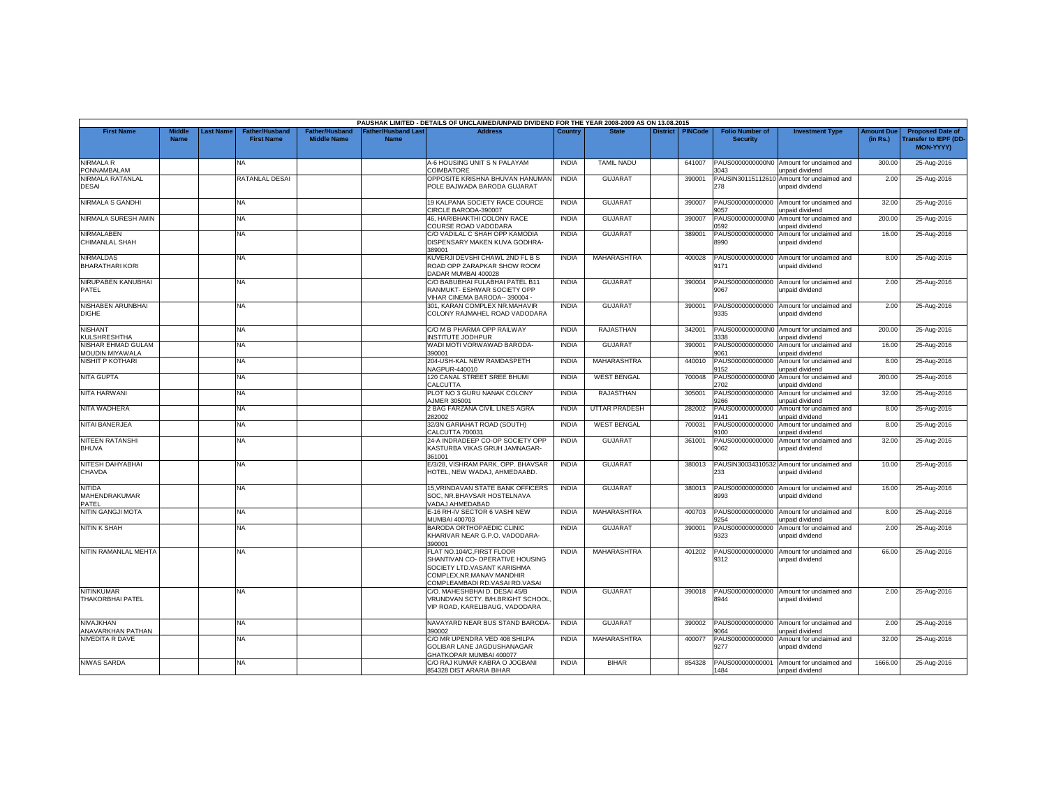PAUSHAK LIMITED - DETAILS OF UNCLAIMED/UNPAID DIVIDEND FOR THE YEAR 2008-2009 AS ON 13.08.2015

| First Name | Middle Name | Last Name | Father/Husband First Name | Father/Husband Middle Name | Father/Husband Last Name | Address | Country | State | District | PINCode | Folio Number of Security | Investment Type | Amount Due (in Rs.) | Proposed Date of Transfer to IEPF (DD-MON-YYYY) |
|---|---|---|---|---|---|---|---|---|---|---|---|---|---|---|
| NIRMALA R PONNAMBALAM | | | NA | | | A-6 HOUSING UNIT S N PALAYAM COIMBATORE | INDIA | TAMIL NADU | | 641007 | PAUS0000000000N03043 | Amount for unclaimed and unpaid dividend | 300.00 | 25-Aug-2016 |
| NIRMALA RATANLAL DESAI | | | RATANLAL DESAI | | | OPPOSITE KRISHNA BHUVAN HANUMAN POLE BAJWADA BARODA GUJARAT | INDIA | GUJARAT | | 390001 | PAUSIN30115112610278 | Amount for unclaimed and unpaid dividend | 2.00 | 25-Aug-2016 |
| NIRMALA S GANDHI | | | NA | | | 19 KALPANA SOCIETY RACE COURCE CIRCLE BARODA-390007 | INDIA | GUJARAT | | 390007 | PAUS0000000000009057 | Amount for unclaimed and unpaid dividend | 32.00 | 25-Aug-2016 |
| NIRMALA SURESH AMIN | | | NA | | | 46, HARIBHAKTHI COLONY RACE COURSE ROAD VADODARA | INDIA | GUJARAT | | 390007 | PAUS0000000000N00592 | Amount for unclaimed and unpaid dividend | 200.00 | 25-Aug-2016 |
| NIRMALABEN CHIMANLAL SHAH | | | NA | | | C/O VADILAL C SHAH OPP KAMODIA DISPENSARY MAKEN KUVA GODHRA-389001 | INDIA | GUJARAT | | 389001 | PAUS0000000000008990 | Amount for unclaimed and unpaid dividend | 16.00 | 25-Aug-2016 |
| NIRMALDAS BHARATHARI KORI | | | NA | | | KUVERJI DEVSHI CHAWL 2ND FL B S ROAD OPP ZARAPKAR SHOW ROOM DADAR MUMBAI 400028 | INDIA | MAHARASHTRA | | 400028 | PAUS0000000000009171 | Amount for unclaimed and unpaid dividend | 8.00 | 25-Aug-2016 |
| NIRUPABEN KANUBHAI PATEL | | | NA | | | C/O BABUBHAI FULABHAI PATEL B11 RANMUKT- ESHWAR SOCIETY OPP VIHAR CINEMA BARODA-- 390004 - | INDIA | GUJARAT | | 390004 | PAUS0000000000009067 | Amount for unclaimed and unpaid dividend | 2.00 | 25-Aug-2016 |
| NISHABEN ARUNBHAI DIGHE | | | NA | | | 301, KARAN COMPLEX NR.MAHAVIR COLONY RAJMAHEL ROAD VADODARA | INDIA | GUJARAT | | 390001 | PAUS0000000000009335 | Amount for unclaimed and unpaid dividend | 2.00 | 25-Aug-2016 |
| NISHANT KULSHRESHTHA | | | NA | | | C/O M B PHARMA OPP RAILWAY INSTITUTE JODHPUR | INDIA | RAJASTHAN | | 342001 | PAUS0000000000N03338 | Amount for unclaimed and unpaid dividend | 200.00 | 25-Aug-2016 |
| NISHAR EHMAD GULAM MOUDIN MIYAWALA | | | NA | | | WADI MOTI VORWAWAD BARODA-390001 | INDIA | GUJARAT | | 390001 | PAUS0000000000009061 | Amount for unclaimed and unpaid dividend | 16.00 | 25-Aug-2016 |
| NISHIT P KOTHARI | | | NA | | | 204-USH-KAL NEW RAMDASPETH NAGPUR-440010 | INDIA | MAHARASHTRA | | 440010 | PAUS0000000000009152 | Amount for unclaimed and unpaid dividend | 8.00 | 25-Aug-2016 |
| NITA GUPTA | | | NA | | | 120 CANAL STREET SREE BHUMI CALCUTTA | INDIA | WEST BENGAL | | 700048 | PAUS0000000000N02702 | Amount for unclaimed and unpaid dividend | 200.00 | 25-Aug-2016 |
| NITA HARWANI | | | NA | | | PLOT NO 3 GURU NANAK COLONY AJMER 305001 | INDIA | RAJASTHAN | | 305001 | PAUS0000000000009266 | Amount for unclaimed and unpaid dividend | 32.00 | 25-Aug-2016 |
| NITA WADHERA | | | NA | | | 2 BAG FARZANA CIVIL LINES AGRA 282002 | INDIA | UTTAR PRADESH | | 282002 | PAUS0000000000009141 | Amount for unclaimed and unpaid dividend | 8.00 | 25-Aug-2016 |
| NITAI BANERJEA | | | NA | | | 32/3N GARIAHAT ROAD (SOUTH) CALCUTTA 700031 | INDIA | WEST BENGAL | | 700031 | PAUS0000000000009100 | Amount for unclaimed and unpaid dividend | 8.00 | 25-Aug-2016 |
| NITEEN RATANSHI BHUVA | | | NA | | | 24-A INDRADEEP CO-OP SOCIETY OPP KASTURBA VIKAS GRUH JAMNAGAR-361001 | INDIA | GUJARAT | | 361001 | PAUS0000000000009062 | Amount for unclaimed and unpaid dividend | 32.00 | 25-Aug-2016 |
| NITESH DAHYABHAI CHAVDA | | | NA | | | E/3/28, VISHRAM PARK, OPP. BHAVSAR HOTEL, NEW WADAJ, AHMEDAABD. | INDIA | GUJARAT | | 380013 | PAUSIN30034310532233 | Amount for unclaimed and unpaid dividend | 10.00 | 25-Aug-2016 |
| NITIDA MAHENDRAKUMAR PATEL | | | NA | | | 15,VRINDAVAN STATE BANK OFFICERS SOC, NR.BHAVSAR HOSTELNAVA VADAJ AHMEDABAD | INDIA | GUJARAT | | 380013 | PAUS0000000000008993 | Amount for unclaimed and unpaid dividend | 16.00 | 25-Aug-2016 |
| NITIN GANGJI MOTA | | | NA | | | E-16 RH-IV SECTOR 6 VASHI NEW MUMBAI 400703 | INDIA | MAHARASHTRA | | 400703 | PAUS0000000000009254 | Amount for unclaimed and unpaid dividend | 8.00 | 25-Aug-2016 |
| NITIN K SHAH | | | NA | | | BARODA ORTHOPAEDIC CLINIC KHARIVAR NEAR G.P.O. VADODARA-390001 | INDIA | GUJARAT | | 390001 | PAUS0000000000009323 | Amount for unclaimed and unpaid dividend | 2.00 | 25-Aug-2016 |
| NITIN RAMANLAL MEHTA | | | NA | | | FLAT NO.104/C,FIRST FLOOR SHANTIVAN CO- OPERATIVE HOUSING SOCIETY LTD.VASANT KARISHMA COMPLEX,NR.MANAV MANDHIR COMPLEAMBADI RD.VASAI RD.VASAI | INDIA | MAHARASHTRA | | 401202 | PAUS0000000000009312 | Amount for unclaimed and unpaid dividend | 66.00 | 25-Aug-2016 |
| NITINKUMAR THAKORBHAI PATEL | | | NA | | | C/O. MAHESHBHAI D. DESAI 45/B VRUNDVAN SCTY. B/H.BRIGHT SCHOOL, VIP ROAD, KARELIBAUG, VADODARA | INDIA | GUJARAT | | 390018 | PAUS0000000000008944 | Amount for unclaimed and unpaid dividend | 2.00 | 25-Aug-2016 |
| NIVAJKHAN ANAVARKHAN PATHAN | | | NA | | | NAVAYARD NEAR BUS STAND BARODA-390002 | INDIA | GUJARAT | | 390002 | PAUS0000000000009064 | Amount for unclaimed and unpaid dividend | 2.00 | 25-Aug-2016 |
| NIVEDITA R DAVE | | | NA | | | C/O MR UPENDRA VED 408 SHILPA GOLIBAR LANE JAGDUSHANAGAR GHATKOPAR MUMBAI 400077 | INDIA | MAHARASHTRA | | 400077 | PAUS0000000000009277 | Amount for unclaimed and unpaid dividend | 32.00 | 25-Aug-2016 |
| NIWAS SARDA | | | NA | | | C/O RAJ KUMAR KABRA O JOGBANI 854328 DIST ARARIA BIHAR | INDIA | BIHAR | | 854328 | PAUS0000000000011484 | Amount for unclaimed and unpaid dividend | 1666.00 | 25-Aug-2016 |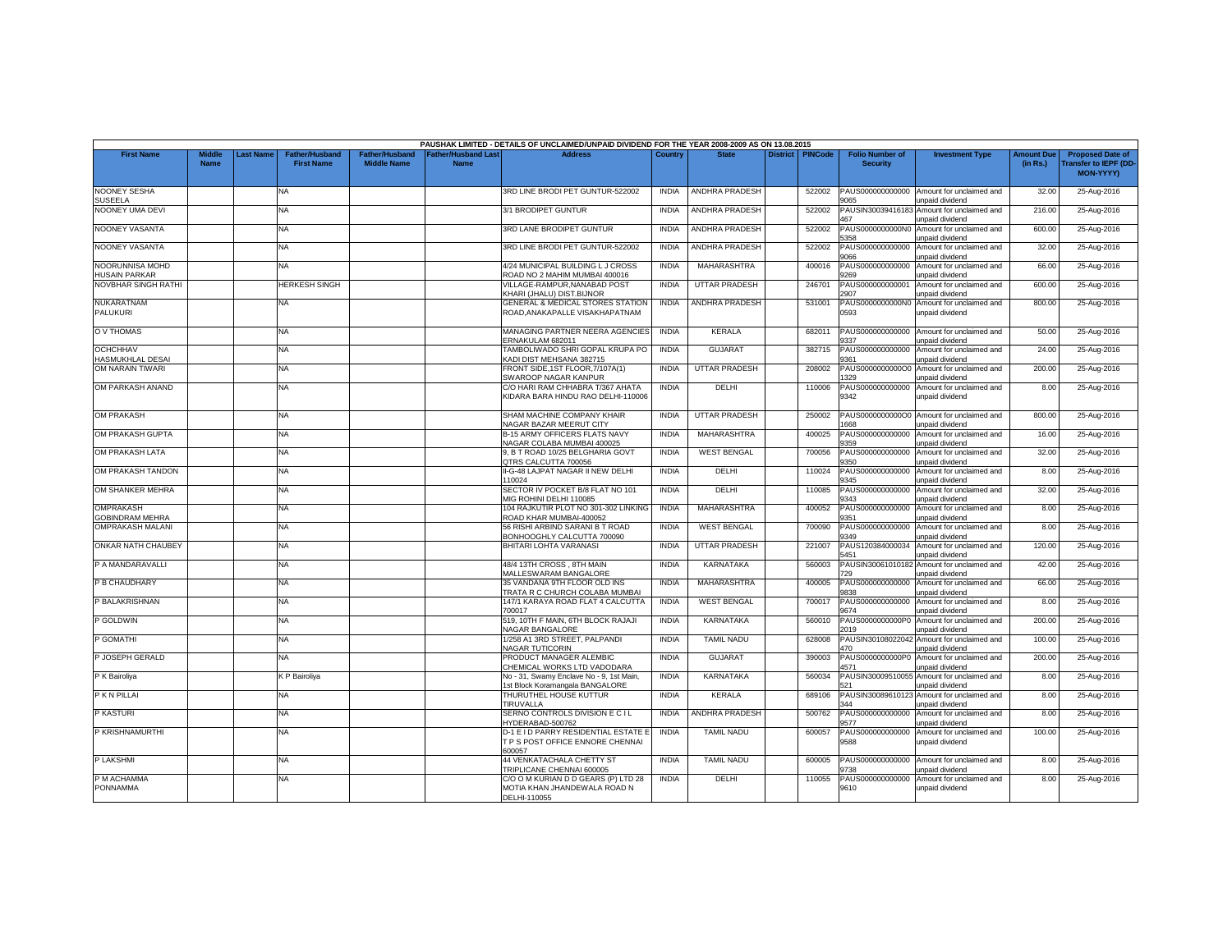PAUSHAK LIMITED - DETAILS OF UNCLAIMED/UNPAID DIVIDEND FOR THE YEAR 2008-2009 AS ON 13.08.2015

| First Name | Middle Name | Last Name | Father/Husband First Name | Father/Husband Middle Name | Father/Husband Last Name | Address | Country | State | District | PINCode | Folio Number of Security | Investment Type | Amount Due (in Rs.) | Proposed Date of Transfer to IEPF (DD-MON-YYYY) |
|---|---|---|---|---|---|---|---|---|---|---|---|---|---|---|
| NOONEY SESHA SUSEELA | | | NA | | | 3RD LINE BRODI PET GUNTUR-522002 | INDIA | ANDHRA PRADESH | | 522002 | PAUS0000000000009065 | Amount for unclaimed and unpaid dividend | 32.00 | 25-Aug-2016 |
| NOONEY UMA DEVI | | | NA | | | 3/1 BRODIPET GUNTUR | INDIA | ANDHRA PRADESH | | 522002 | PAUSIN30039416183467 | Amount for unclaimed and unpaid dividend | 216.00 | 25-Aug-2016 |
| NOONEY VASANTA | | | NA | | | 3RD LANE BRODIPET GUNTUR | INDIA | ANDHRA PRADESH | | 522002 | PAUS0000000000N05358 | Amount for unclaimed and unpaid dividend | 600.00 | 25-Aug-2016 |
| NOONEY VASANTA | | | NA | | | 3RD LINE BRODI PET GUNTUR-522002 | INDIA | ANDHRA PRADESH | | 522002 | PAUS0000000000009066 | Amount for unclaimed and unpaid dividend | 32.00 | 25-Aug-2016 |
| NOORUNNISA MOHD HUSAIN PARKAR | | | NA | | | 4/24 MUNICIPAL BUILDING L J CROSS ROAD NO 2 MAHIM MUMBAI 400016 | INDIA | MAHARASHTRA | | 400016 | PAUS0000000000009269 | Amount for unclaimed and unpaid dividend | 66.00 | 25-Aug-2016 |
| NOVBHAR SINGH RATHI | | | HERKESH SINGH | | | VILLAGE-RAMPUR,NANABAD POST KHARI (JHALU) DIST.BIJNOR | INDIA | UTTAR PRADESH | | 246701 | PAUS0000000000012907 | Amount for unclaimed and unpaid dividend | 600.00 | 25-Aug-2016 |
| NUKARATNAM PALUKURI | | | NA | | | GENERAL & MEDICAL STORES STATION ROAD,ANAKAPALLE VISAKHAPATNAM | INDIA | ANDHRA PRADESH | | 531001 | PAUS0000000000N00593 | Amount for unclaimed and unpaid dividend | 800.00 | 25-Aug-2016 |
| O V THOMAS | | | NA | | | MANAGING PARTNER NEERA AGENCIES ERNAKULAM 682011 | INDIA | KERALA | | 682011 | PAUS0000000000009337 | Amount for unclaimed and unpaid dividend | 50.00 | 25-Aug-2016 |
| OCHCHHAV HASMUKHLAL DESAI | | | NA | | | TAMBOLIWADO SHRI GOPAL KRUPA PO KADI DIST MEHSANA 382715 | INDIA | GUJARAT | | 382715 | PAUS0000000000009361 | Amount for unclaimed and unpaid dividend | 24.00 | 25-Aug-2016 |
| OM NARAIN TIWARI | | | NA | | | FRONT SIDE,1ST FLOOR,7/107A(1) SWAROOP NAGAR KANPUR | INDIA | UTTAR PRADESH | | 208002 | PAUS0000000000O01329 | Amount for unclaimed and unpaid dividend | 200.00 | 25-Aug-2016 |
| OM PARKASH ANAND | | | NA | | | C/O HARI RAM CHHABRA T/367 AHATA KIDARA BARA HINDU RAO DELHI-110006 | INDIA | DELHI | | 110006 | PAUS0000000000009342 | Amount for unclaimed and unpaid dividend | 8.00 | 25-Aug-2016 |
| OM PRAKASH | | | NA | | | SHAM MACHINE COMPANY KHAIR NAGAR BAZAR MEERUT CITY | INDIA | UTTAR PRADESH | | 250002 | PAUS0000000000O01668 | Amount for unclaimed and unpaid dividend | 800.00 | 25-Aug-2016 |
| OM PRAKASH GUPTA | | | NA | | | B-15 ARMY OFFICERS FLATS NAVY NAGAR COLABA MUMBAI 400025 | INDIA | MAHARASHTRA | | 400025 | PAUS0000000000009359 | Amount for unclaimed and unpaid dividend | 16.00 | 25-Aug-2016 |
| OM PRAKASH LATA | | | NA | | | 9, B T ROAD 10/25 BELGHARIA GOVT QTRS CALCUTTA 700056 | INDIA | WEST BENGAL | | 700056 | PAUS0000000000009350 | Amount for unclaimed and unpaid dividend | 32.00 | 25-Aug-2016 |
| OM PRAKASH TANDON | | | NA | | | II-G-48 LAJPAT NAGAR II NEW DELHI 110024 | INDIA | DELHI | | 110024 | PAUS0000000000009345 | Amount for unclaimed and unpaid dividend | 8.00 | 25-Aug-2016 |
| OM SHANKER MEHRA | | | NA | | | SECTOR IV POCKET B/8 FLAT NO 101 MIG ROHINI DELHI 110085 | INDIA | DELHI | | 110085 | PAUS0000000000009343 | Amount for unclaimed and unpaid dividend | 32.00 | 25-Aug-2016 |
| OMPRAKASH GOBINDRAM MEHRA | | | NA | | | 104 RAJKUTIR PLOT NO 301-302 LINKING ROAD KHAR MUMBAI-400052 | INDIA | MAHARASHTRA | | 400052 | PAUS0000000000009351 | Amount for unclaimed and unpaid dividend | 8.00 | 25-Aug-2016 |
| OMPRAKASH MALANI | | | NA | | | 56 RISHI ARBIND SARANI B T ROAD BONHOOGHLY CALCUTTA 700090 | INDIA | WEST BENGAL | | 700090 | PAUS0000000000009349 | Amount for unclaimed and unpaid dividend | 8.00 | 25-Aug-2016 |
| ONKAR NATH CHAUBEY | | | NA | | | BHITARI LOHTA VARANASI | INDIA | UTTAR PRADESH | | 221007 | PAUS1203840000345451 | Amount for unclaimed and unpaid dividend | 120.00 | 25-Aug-2016 |
| P A MANDARAVALLI | | | NA | | | 48/4 13TH CROSS , 8TH MAIN MALLESWARAM BANGALORE | INDIA | KARNATAKA | | 560003 | PAUSIN30061010182729 | Amount for unclaimed and unpaid dividend | 42.00 | 25-Aug-2016 |
| P B CHAUDHARY | | | NA | | | 35 VANDANA 9TH FLOOR OLD INS TRATA R C CHURCH COLABA MUMBAI | INDIA | MAHARASHTRA | | 400005 | PAUS0000000000009838 | Amount for unclaimed and unpaid dividend | 66.00 | 25-Aug-2016 |
| P BALAKRISHNAN | | | NA | | | 147/1 KARAYA ROAD FLAT 4 CALCUTTA 700017 | INDIA | WEST BENGAL | | 700017 | PAUS0000000000009674 | Amount for unclaimed and unpaid dividend | 8.00 | 25-Aug-2016 |
| P GOLDWIN | | | NA | | | 519, 10TH F MAIN, 6TH BLOCK RAJAJI NAGAR BANGALORE | INDIA | KARNATAKA | | 560010 | PAUS0000000000P02019 | Amount for unclaimed and unpaid dividend | 200.00 | 25-Aug-2016 |
| P GOMATHI | | | NA | | | 1/258 A1 3RD STREET, PALPANDI NAGAR TUTICORIN | INDIA | TAMIL NADU | | 628008 | PAUSIN30108022042470 | Amount for unclaimed and unpaid dividend | 100.00 | 25-Aug-2016 |
| P JOSEPH GERALD | | | NA | | | PRODUCT MANAGER ALEMBIC CHEMICAL WORKS LTD VADODARA | INDIA | GUJARAT | | 390003 | PAUS0000000000P04571 | Amount for unclaimed and unpaid dividend | 200.00 | 25-Aug-2016 |
| P K Bairoliya | | | K P Bairoliya | | | No - 31, Swamy Enclave No - 9, 1st Main, 1st Block Koramangala BANGALORE | INDIA | KARNATAKA | | 560034 | PAUSIN30009510055521 | Amount for unclaimed and unpaid dividend | 8.00 | 25-Aug-2016 |
| P K N PILLAI | | | NA | | | THURUTHEL HOUSE KUTTUR TIRUVALLA | INDIA | KERALA | | 689106 | PAUSIN30089610123344 | Amount for unclaimed and unpaid dividend | 8.00 | 25-Aug-2016 |
| P KASTURI | | | NA | | | SERNO CONTROLS DIVISION E C I L HYDERABAD-500762 | INDIA | ANDHRA PRADESH | | 500762 | PAUS0000000000009577 | Amount for unclaimed and unpaid dividend | 8.00 | 25-Aug-2016 |
| P KRISHNAMURTHI | | | NA | | | D-1 E I D PARRY RESIDENTIAL ESTATE E T P S POST OFFICE ENNORE CHENNAI 600057 | INDIA | TAMIL NADU | | 600057 | PAUS0000000000009588 | Amount for unclaimed and unpaid dividend | 100.00 | 25-Aug-2016 |
| P LAKSHMI | | | NA | | | 44 VENKATACHALA CHETTY ST TRIPLICANE CHENNAI 600005 | INDIA | TAMIL NADU | | 600005 | PAUS0000000000009738 | Amount for unclaimed and unpaid dividend | 8.00 | 25-Aug-2016 |
| P M ACHAMMA PONNAMMA | | | NA | | | C/O O M KURIAN D D GEARS (P) LTD 28 MOTIA KHAN JHANDEWALA ROAD N DELHI-110055 | INDIA | DELHI | | 110055 | PAUS0000000000009610 | Amount for unclaimed and unpaid dividend | 8.00 | 25-Aug-2016 |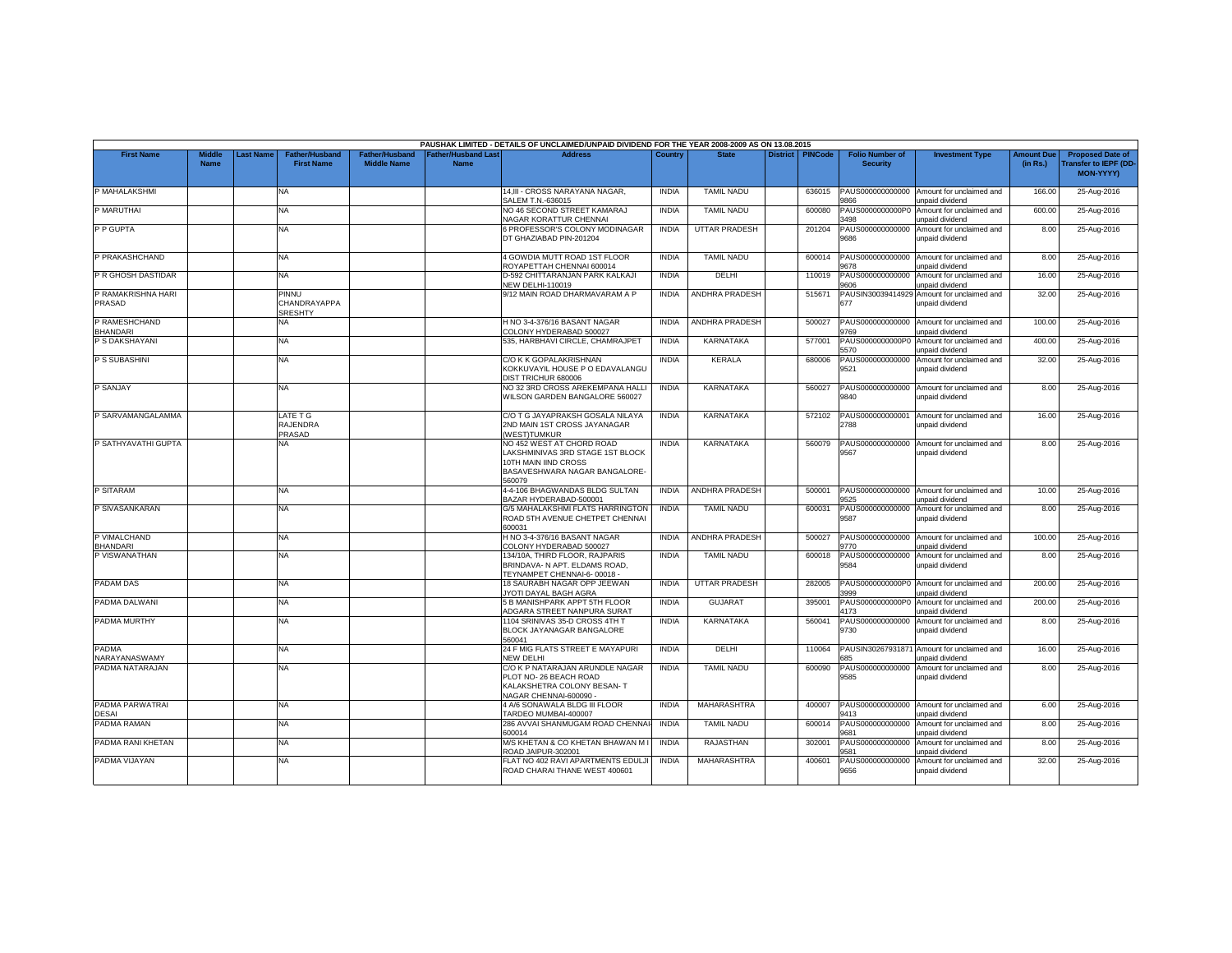PAUSHAK LIMITED - DETAILS OF UNCLAIMED/UNPAID DIVIDEND FOR THE YEAR 2008-2009 AS ON 13.08.2015

| First Name | Middle Name | Last Name | Father/Husband First Name | Father/Husband Middle Name | Father/Husband Last Name | Address | Country | State | District | PINCode | Folio Number of Security | Investment Type | Amount Due (in Rs.) | Proposed Date of Transfer to IEPF (DD-MON-YYYY) |
|---|---|---|---|---|---|---|---|---|---|---|---|---|---|---|
| P MAHALAKSHMI | | | NA | | | 14,III - CROSS NARAYANA NAGAR, SALEM T.N.-636015 | INDIA | TAMIL NADU | | 636015 | PAUS0000000000009866 | Amount for unclaimed and unpaid dividend | 166.00 | 25-Aug-2016 |
| P MARUTHAI | | | NA | | | NO 46 SECOND STREET KAMARAJ NAGAR KORATTUR CHENNAI | INDIA | TAMIL NADU | | 600080 | PAUS0000000000P03498 | Amount for unclaimed and unpaid dividend | 600.00 | 25-Aug-2016 |
| P P GUPTA | | | NA | | | 6 PROFESSOR'S COLONY MODINAGAR DT GHAZIABAD PIN-201204 | INDIA | UTTAR PRADESH | | 201204 | PAUS0000000000009686 | Amount for unclaimed and unpaid dividend | 8.00 | 25-Aug-2016 |
| P PRAKASHCHAND | | | NA | | | 4 GOWDIA MUTT ROAD 1ST FLOOR ROYAPETTAH CHENNAI 600014 | INDIA | TAMIL NADU | | 600014 | PAUS0000000000009678 | Amount for unclaimed and unpaid dividend | 8.00 | 25-Aug-2016 |
| P R GHOSH DASTIDAR | | | NA | | | D-592 CHITTARANJAN PARK KALKAJI NEW DELHI-110019 | INDIA | DELHI | | 110019 | PAUS0000000000009606 | Amount for unclaimed and unpaid dividend | 16.00 | 25-Aug-2016 |
| P RAMAKRISHNA HARI PRASAD | | | PINNU CHANDRAYAPPA SRESHTY | | | 9/12 MAIN ROAD DHARMAVARAM A P | INDIA | ANDHRA PRADESH | | 515671 | PAUSIN30039414929677 | Amount for unclaimed and unpaid dividend | 32.00 | 25-Aug-2016 |
| P RAMESHCHAND BHANDARI | | | NA | | | H NO 3-4-376/16 BASANT NAGAR COLONY HYDERABAD 500027 | INDIA | ANDHRA PRADESH | | 500027 | PAUS0000000000009769 | Amount for unclaimed and unpaid dividend | 100.00 | 25-Aug-2016 |
| P S DAKSHAYANI | | | NA | | | 535, HARBHAVI CIRCLE, CHAMRAJPET | INDIA | KARNATAKA | | 577001 | PAUS0000000000P05570 | Amount for unclaimed and unpaid dividend | 400.00 | 25-Aug-2016 |
| P S SUBASHINI | | | NA | | | C/O K K GOPALAKRISHNAN KOKKUVAYIL HOUSE P O EDAVALANGU DIST TRICHUR 680006 | INDIA | KERALA | | 680006 | PAUS0000000000009521 | Amount for unclaimed and unpaid dividend | 32.00 | 25-Aug-2016 |
| P SANJAY | | | NA | | | NO 32 3RD CROSS AREKEMPANA HALLI WILSON GARDEN BANGALORE 560027 | INDIA | KARNATAKA | | 560027 | PAUS0000000000009840 | Amount for unclaimed and unpaid dividend | 8.00 | 25-Aug-2016 |
| P SARVAMANGALAMMA | | | LATE T G RAJENDRA PRASAD | | | C/O T G JAYAPRAKSH GOSALA NILAYA 2ND MAIN 1ST CROSS JAYANAGAR (WEST)TUMKUR | INDIA | KARNATAKA | | 572102 | PAUS0000000000012788 | Amount for unclaimed and unpaid dividend | 16.00 | 25-Aug-2016 |
| P SATHYAVATHI GUPTA | | | NA | | | NO 452 WEST AT CHORD ROAD LAKSHMINIVAS 3RD STAGE 1ST BLOCK 10TH MAIN IIND CROSS BASAVESHWARA NAGAR BANGALORE-560079 | INDIA | KARNATAKA | | 560079 | PAUS0000000000009567 | Amount for unclaimed and unpaid dividend | 8.00 | 25-Aug-2016 |
| P SITARAM | | | NA | | | 4-4-106 BHAGWANDAS BLDG SULTAN BAZAR HYDERABAD-500001 | INDIA | ANDHRA PRADESH | | 500001 | PAUS0000000000009525 | Amount for unclaimed and unpaid dividend | 10.00 | 25-Aug-2016 |
| P SIVASANKARAN | | | NA | | | G/5 MAHALAKSHMI FLATS HARRINGTON ROAD 5TH AVENUE CHETPET CHENNAI 600031 | INDIA | TAMIL NADU | | 600031 | PAUS0000000000009587 | Amount for unclaimed and unpaid dividend | 8.00 | 25-Aug-2016 |
| P VIMALCHAND BHANDARI | | | NA | | | H NO 3-4-376/16 BASANT NAGAR COLONY HYDERABAD 500027 | INDIA | ANDHRA PRADESH | | 500027 | PAUS0000000000009770 | Amount for unclaimed and unpaid dividend | 100.00 | 25-Aug-2016 |
| P VISWANATHAN | | | NA | | | 134/10A, THIRD FLOOR, RAJPARIS BRINDAVA- N APT. ELDAMS ROAD, TEYNAMPET CHENNAI-6- 00018 - | INDIA | TAMIL NADU | | 600018 | PAUS0000000000009584 | Amount for unclaimed and unpaid dividend | 8.00 | 25-Aug-2016 |
| PADAM DAS | | | NA | | | 18 SAURABH NAGAR OPP JEEWAN JYOTI DAYAL BAGH AGRA | INDIA | UTTAR PRADESH | | 282005 | PAUS0000000000P03999 | Amount for unclaimed and unpaid dividend | 200.00 | 25-Aug-2016 |
| PADMA DALWANI | | | NA | | | 5 B MANISHPARK APPT 5TH FLOOR ADGARA STREET NANPURA SURAT | INDIA | GUJARAT | | 395001 | PAUS0000000000P04173 | Amount for unclaimed and unpaid dividend | 200.00 | 25-Aug-2016 |
| PADMA MURTHY | | | NA | | | 1104 SRINIVAS 35-D CROSS 4TH T BLOCK JAYANAGAR BANGALORE 560041 | INDIA | KARNATAKA | | 560041 | PAUS0000000000009730 | Amount for unclaimed and unpaid dividend | 8.00 | 25-Aug-2016 |
| PADMA NARAYANASWAMY | | | NA | | | 24 F MIG FLATS STREET E MAYAPURI NEW DELHI | INDIA | DELHI | | 110064 | PAUSIN30267931871685 | Amount for unclaimed and unpaid dividend | 16.00 | 25-Aug-2016 |
| PADMA NATARAJAN | | | NA | | | C/O K P NATARAJAN ARUNDLE NAGAR PLOT NO- 26 BEACH ROAD KALAKSHETRA COLONY BESAN- T NAGAR CHENNAI-600090 - | INDIA | TAMIL NADU | | 600090 | PAUS0000000000009585 | Amount for unclaimed and unpaid dividend | 8.00 | 25-Aug-2016 |
| PADMA PARWATRAI DESAI | | | NA | | | 4 A/6 SONAWALA BLDG III FLOOR TARDEO MUMBAI-400007 | INDIA | MAHARASHTRA | | 400007 | PAUS0000000000009413 | Amount for unclaimed and unpaid dividend | 6.00 | 25-Aug-2016 |
| PADMA RAMAN | | | NA | | | 286 AVVAI SHANMUGAM ROAD CHENNAI-600014 | INDIA | TAMIL NADU | | 600014 | PAUS0000000000009681 | Amount for unclaimed and unpaid dividend | 8.00 | 25-Aug-2016 |
| PADMA RANI KHETAN | | | NA | | | M/S KHETAN & CO KHETAN BHAWAN M I ROAD JAIPUR-302001 | INDIA | RAJASTHAN | | 302001 | PAUS0000000000009581 | Amount for unclaimed and unpaid dividend | 8.00 | 25-Aug-2016 |
| PADMA VIJAYAN | | | NA | | | FLAT NO 402 RAVI APARTMENTS EDULJI ROAD CHARAI THANE WEST 400601 | INDIA | MAHARASHTRA | | 400601 | PAUS0000000000009656 | Amount for unclaimed and unpaid dividend | 32.00 | 25-Aug-2016 |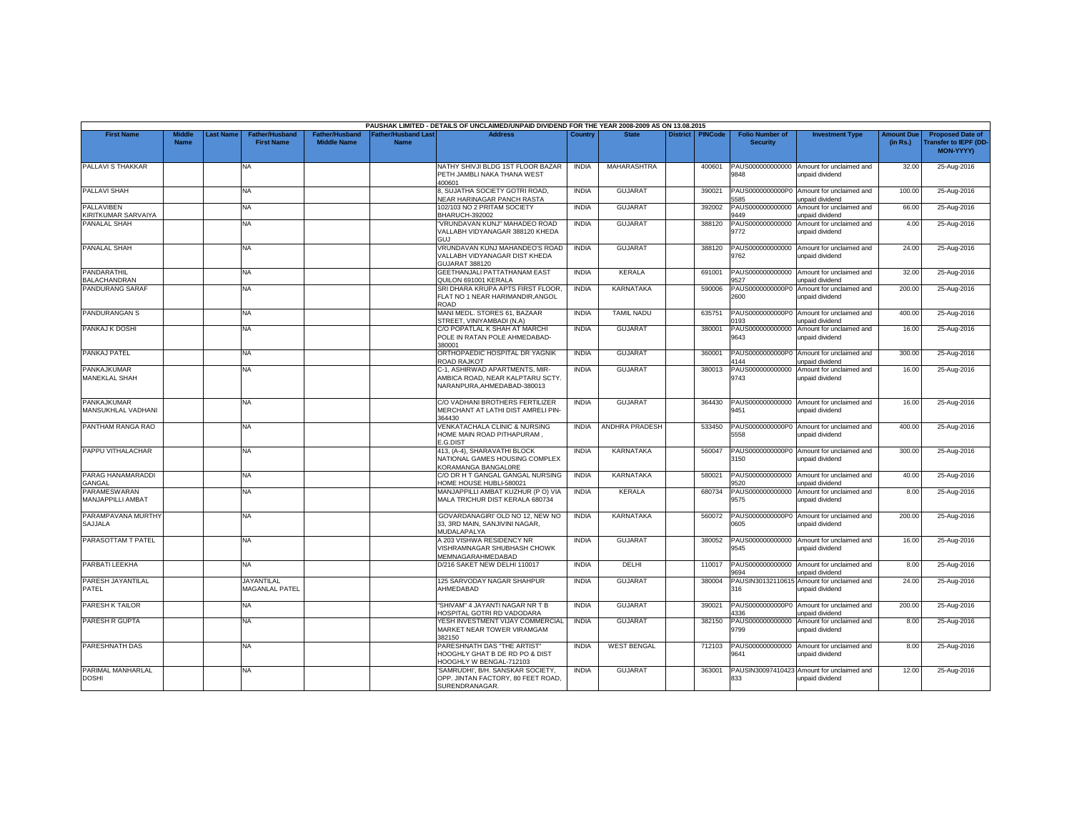| PAUSHAK LIMITED - DETAILS OF UNCLAIMED/UNPAID DIVIDEND FOR THE YEAR 2008-2009 AS ON 13.08.2015 | | | | | | | | | | | | | | | |
|---|---|---|---|---|---|---|---|---|---|---|---|---|---|---|---|
| **First Name** | **Middle Name** | **Last Name** | **Father/Husband First Name** | **Father/Husband Middle Name** | **Father/Husband Last Name** | **Address** | **Country** | **State** | **District** | **PINCode** | **Folio Number of Security** | **Investment Type** | **Amount Due (in Rs.)** | **Proposed Date of Transfer to IEPF (DD-MON-YYYY)** |
| PALLAVI S THAKKAR | | | NA | | | NATHY SHIVJI BLDG 1ST FLOOR BAZAR PETH JAMBLI NAKA THANA WEST 400601 | INDIA | MAHARASHTRA | | 400601 | PAUS0000000000009848 | Amount for unclaimed and unpaid dividend | 32.00 | 25-Aug-2016 |
| PALLAVI SHAH | | | NA | | | 8, SUJATHA SOCIETY GOTRI ROAD, NEAR HARINAGAR PANCH RASTA | INDIA | GUJARAT | | 390021 | PAUS0000000000P05585 | Amount for unclaimed and unpaid dividend | 100.00 | 25-Aug-2016 |
| PALLAVIBEN KIRITKUMAR SARVAIYA | | | NA | | | 102/103 NO 2 PRITAM SOCIETY BHARUCH-392002 | INDIA | GUJARAT | | 392002 | PAUS0000000000009449 | Amount for unclaimed and unpaid dividend | 66.00 | 25-Aug-2016 |
| PANALAL SHAH | | | NA | | | "VRUNDAVAN KUNJ" MAHADEO ROAD VALLABH VIDYANAGAR 388120 KHEDA GUJ | INDIA | GUJARAT | | 388120 | PAUS0000000000009772 | Amount for unclaimed and unpaid dividend | 4.00 | 25-Aug-2016 |
| PANALAL SHAH | | | NA | | | VRUNDAVAN KUNJ MAHANDEO'S ROAD VALLABH VIDYANAGAR DIST KHEDA GUJARAT 388120 | INDIA | GUJARAT | | 388120 | PAUS0000000000009762 | Amount for unclaimed and unpaid dividend | 24.00 | 25-Aug-2016 |
| PANDARATHIL BALACHANDRAN | | | NA | | | GEETHANJALI PATTATHANAM EAST QUILON 691001 KERALA | INDIA | KERALA | | 691001 | PAUS0000000000009527 | Amount for unclaimed and unpaid dividend | 32.00 | 25-Aug-2016 |
| PANDURANG SARAF | | | NA | | | SRI DHARA KRUPA APTS FIRST FLOOR, FLAT NO 1 NEAR HARIMANDIR,ANGOL ROAD | INDIA | KARNATAKA | | 590006 | PAUS0000000000P02600 | Amount for unclaimed and unpaid dividend | 200.00 | 25-Aug-2016 |
| PANDURANGAN S | | | NA | | | MANI MEDL. STORES 61, BAZAAR STREET, VINIYAMBADI (N.A) | INDIA | TAMIL NADU | | 635751 | PAUS0000000000P00193 | Amount for unclaimed and unpaid dividend | 400.00 | 25-Aug-2016 |
| PANKAJ K DOSHI | | | NA | | | C/O POPATLAL K SHAH AT MARCHI POLE IN RATAN POLE AHMEDABAD-380001 | INDIA | GUJARAT | | 380001 | PAUS0000000000009643 | Amount for unclaimed and unpaid dividend | 16.00 | 25-Aug-2016 |
| PANKAJ PATEL | | | NA | | | ORTHOPAEDIC HOSPITAL DR YAGNIK ROAD RAJKOT | INDIA | GUJARAT | | 360001 | PAUS0000000000P04144 | Amount for unclaimed and unpaid dividend | 300.00 | 25-Aug-2016 |
| PANKAJKUMAR MANEKLAL SHAH | | | NA | | | C-1, ASHIRWAD APARTMENTS, MIR-AMBICA ROAD, NEAR KALPTARU SCTY. NARANPURA,AHMEDABAD-380013 | INDIA | GUJARAT | | 380013 | PAUS0000000000009743 | Amount for unclaimed and unpaid dividend | 16.00 | 25-Aug-2016 |
| PANKAJKUMAR MANSUKHLAL VADHANI | | | NA | | | C/O VADHANI BROTHERS FERTILIZER MERCHANT AT LATHI DIST AMRELI PIN-364430 | INDIA | GUJARAT | | 364430 | PAUS0000000000009451 | Amount for unclaimed and unpaid dividend | 16.00 | 25-Aug-2016 |
| PANTHAM RANGA RAO | | | NA | | | VENKATACHALA CLINIC & NURSING HOME MAIN ROAD PITHAPURAM , E.G.DIST | INDIA | ANDHRA PRADESH | | 533450 | PAUS0000000000P05558 | Amount for unclaimed and unpaid dividend | 400.00 | 25-Aug-2016 |
| PAPPU VITHALACHAR | | | NA | | | 413, (A-4), SHARAVATHI BLOCK NATIONAL GAMES HOUSING COMPLEX KORAMANGA BANGAL0RE | INDIA | KARNATAKA | | 560047 | PAUS0000000000P03150 | Amount for unclaimed and unpaid dividend | 300.00 | 25-Aug-2016 |
| PARAG HANAMARADDI GANGAL | | | NA | | | C/O DR H T GANGAL GANGAL NURSING HOME HOUSE HUBLI-580021 | INDIA | KARNATAKA | | 580021 | PAUS0000000000009520 | Amount for unclaimed and unpaid dividend | 40.00 | 25-Aug-2016 |
| PARAMESWARAN MANJAPPILLI AMBAT | | | NA | | | MANJAPPILLI AMBAT KUZHUR (P O) VIA MALA TRICHUR DIST KERALA 680734 | INDIA | KERALA | | 680734 | PAUS0000000000009575 | Amount for unclaimed and unpaid dividend | 8.00 | 25-Aug-2016 |
| PARAMPAVANA MURTHY SAJJALA | | | NA | | | 'GOVARDANAGIRI' OLD NO 12, NEW NO 33, 3RD MAIN, SANJIVINI NAGAR, MUDALAPALYA | INDIA | KARNATAKA | | 560072 | PAUS0000000000P00605 | Amount for unclaimed and unpaid dividend | 200.00 | 25-Aug-2016 |
| PARASOTTAM T PATEL | | | NA | | | A 203 VISHWA RESIDENCY NR VISHRAMNAGAR SHUBHASH CHOWK MEMNAGARAHMEDABAD | INDIA | GUJARAT | | 380052 | PAUS0000000000009545 | Amount for unclaimed and unpaid dividend | 16.00 | 25-Aug-2016 |
| PARBATI LEEKHA | | | NA | | | D/216 SAKET NEW DELHI 110017 | INDIA | DELHI | | 110017 | PAUS0000000000009694 | Amount for unclaimed and unpaid dividend | 8.00 | 25-Aug-2016 |
| PARESH JAYANTILAL PATEL | | | JAYANTILAL MAGANLAL PATEL | | | 125 SARVODAY NAGAR SHAHPUR AHMEDABAD | INDIA | GUJARAT | | 380004 | PAUSIN30132110615316 | Amount for unclaimed and unpaid dividend | 24.00 | 25-Aug-2016 |
| PARESH K TAILOR | | | NA | | | "SHIVAM" 4 JAYANTI NAGAR NR T B HOSPITAL GOTRI RD VADODARA | INDIA | GUJARAT | | 390021 | PAUS0000000000P04336 | Amount for unclaimed and unpaid dividend | 200.00 | 25-Aug-2016 |
| PARESH R GUPTA | | | NA | | | YESH INVESTMENT VIJAY COMMERCIAL MARKET NEAR TOWER VIRAMGAM 382150 | INDIA | GUJARAT | | 382150 | PAUS0000000000009799 | Amount for unclaimed and unpaid dividend | 8.00 | 25-Aug-2016 |
| PARESHNATH DAS | | | NA | | | PARESHNATH DAS "THE ARTIST" HOOGHLY GHAT B DE RD PO & DIST HOOGHLY W BENGAL-712103 | INDIA | WEST BENGAL | | 712103 | PAUS0000000000009641 | Amount for unclaimed and unpaid dividend | 8.00 | 25-Aug-2016 |
| PARIMAL MANHARLAL DOSHI | | | NA | | | 'SAMRUDHI', B/H. SANSKAR SOCIETY, OPP. JINTAN FACTORY, 80 FEET ROAD, SURENDRANAGAR. | INDIA | GUJARAT | | 363001 | PAUSIN30097410423833 | Amount for unclaimed and unpaid dividend | 12.00 | 25-Aug-2016 |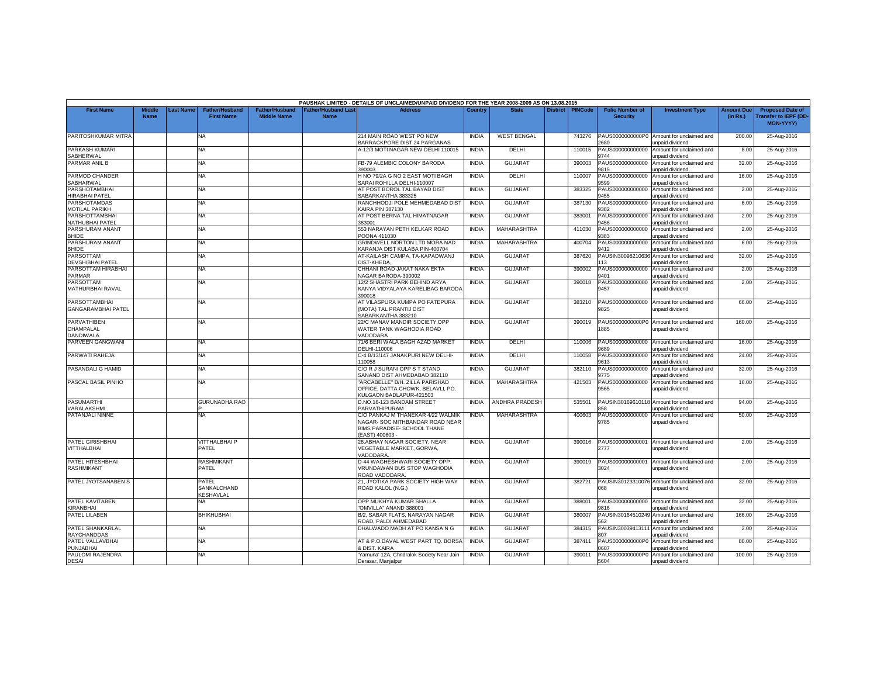PAUSHAK LIMITED - DETAILS OF UNCLAIMED/UNPAID DIVIDEND FOR THE YEAR 2008-2009 AS ON 13.08.2015

| First Name | Middle Name | Last Name | Father/Husband First Name | Father/Husband Middle Name | Father/Husband Last Name | Address | Country | State | District | PINCode | Folio Number of Security | Investment Type | Amount Due (in Rs.) | Proposed Date of Transfer to IEPF (DD-MON-YYYY) |
|---|---|---|---|---|---|---|---|---|---|---|---|---|---|---|
| PARITOSHKUMAR MITRA | | | NA | | | 214 MAIN ROAD WEST PO NEW BARRACKPORE DIST 24 PARGANAS | INDIA | WEST BENGAL | | 743276 | PAUS0000000000P02680 | Amount for unclaimed and unpaid dividend | 200.00 | 25-Aug-2016 |
| PARKASH KUMARI SABHERWAL | | | NA | | | A-12/3 MOTI NAGAR NEW DELHI 110015 | INDIA | DELHI | | 110015 | PAUS0000000000009744 | Amount for unclaimed and unpaid dividend | 8.00 | 25-Aug-2016 |
| PARMAR ANIL B | | | NA | | | FB-79 ALEMBIC COLONY BARODA 390003 | INDIA | GUJARAT | | 390003 | PAUS0000000000009815 | Amount for unclaimed and unpaid dividend | 32.00 | 25-Aug-2016 |
| PARMOD CHANDER SABHARWAL | | | NA | | | H NO 79/2A G NO 2 EAST MOTI BAGH SARAI ROHILLA DELHI-110007 | INDIA | DELHI | | 110007 | PAUS0000000000009599 | Amount for unclaimed and unpaid dividend | 16.00 | 25-Aug-2016 |
| PARSHOTAMBHAI HIRABHAI PATEL | | | NA | | | AT POST BOROL TAL BAYAD DIST SABARKANTHA 383325 | INDIA | GUJARAT | | 383325 | PAUS0000000000009455 | Amount for unclaimed and unpaid dividend | 2.00 | 25-Aug-2016 |
| PARSHOTAMDAS MOTILAL PARIKH | | | NA | | | RANCHHODJI POLE MEHMEDABAD DIST KAIRA PIN 387130 | INDIA | GUJARAT | | 387130 | PAUS0000000000009382 | Amount for unclaimed and unpaid dividend | 6.00 | 25-Aug-2016 |
| PARSHOTTAMBHAI NATHUBHAI PATEL | | | NA | | | AT POST BERNA TAL HIMATNAGAR 383001 | INDIA | GUJARAT | | 383001 | PAUS0000000000009456 | Amount for unclaimed and unpaid dividend | 2.00 | 25-Aug-2016 |
| PARSHURAM ANANT BHIDE | | | NA | | | 553 NARAYAN PETH KELKAR ROAD POONA 411030 | INDIA | MAHARASHTRA | | 411030 | PAUS0000000000009383 | Amount for unclaimed and unpaid dividend | 2.00 | 25-Aug-2016 |
| PARSHURAM ANANT BHIDE | | | NA | | | GRINDWELL NORTON LTD MORA NAD KARANJA DIST KULABA PIN-400704 | INDIA | MAHARASHTRA | | 400704 | PAUS0000000000009412 | Amount for unclaimed and unpaid dividend | 6.00 | 25-Aug-2016 |
| PARSOTTAM DEVSHIBHAI PATEL | | | NA | | | AT-KAILASH CAMPA, TA-KAPADWANJ DIST-KHEDA, | INDIA | GUJARAT | | 387620 | PAUSIN30098210636113 | Amount for unclaimed and unpaid dividend | 32.00 | 25-Aug-2016 |
| PARSOTTAM HIRABHAI PARMAR | | | NA | | | CHHANI ROAD JAKAT NAKA EKTA NAGAR BARODA-390002 | INDIA | GUJARAT | | 390002 | PAUS0000000000009401 | Amount for unclaimed and unpaid dividend | 2.00 | 25-Aug-2016 |
| PARSOTTAM MATHURBHAI RAVAL | | | NA | | | 12/2 SHASTRI PARK BEHIND ARYA KANYA VIDYALAYA KARELIBAG BARODA 390018 | INDIA | GUJARAT | | 390018 | PAUS0000000000009457 | Amount for unclaimed and unpaid dividend | 2.00 | 25-Aug-2016 |
| PARSOTTAMBHAI GANGARAMBHAI PATEL | | | NA | | | AT VILASPURA KUMPA PO FATEPURA (MOTA) TAL PRANTIJ DIST SABARKANTHA 383210 | INDIA | GUJARAT | | 383210 | PAUS0000000000009825 | Amount for unclaimed and unpaid dividend | 66.00 | 25-Aug-2016 |
| PARVATHIBEN CHAMPALAL DANDIWALA | | | NA | | | 22/C MANAV MANDIR SOCIETY,OPP WATER TANK WAGHODIA ROAD VADODARA | INDIA | GUJARAT | | 390019 | PAUS0000000000P01885 | Amount for unclaimed and unpaid dividend | 160.00 | 25-Aug-2016 |
| PARVEEN GANGWANI | | | NA | | | 71/6 BERI WALA BAGH AZAD MARKET DELHI-110006 | INDIA | DELHI | | 110006 | PAUS0000000000009689 | Amount for unclaimed and unpaid dividend | 16.00 | 25-Aug-2016 |
| PARWATI RAHEJA | | | NA | | | C-4 B/13/147 JANAKPURI NEW DELHI-110058 | INDIA | DELHI | | 110058 | PAUS0000000000009613 | Amount for unclaimed and unpaid dividend | 24.00 | 25-Aug-2016 |
| PASANDALI G HAMID | | | NA | | | C/O R J SURANI OPP S T STAND SANAND DIST AHMEDABAD 382110 | INDIA | GUJARAT | | 382110 | PAUS0000000000009775 | Amount for unclaimed and unpaid dividend | 32.00 | 25-Aug-2016 |
| PASCAL BASIL PINHO | | | NA | | | "ARCABELLE" B/H. ZILLA PARISHAD OFFICE, DATTA CHOWK, BELAVLI, PO. KULGAON BADLAPUR-421503 | INDIA | MAHARASHTRA | | 421503 | PAUS0000000000009565 | Amount for unclaimed and unpaid dividend | 16.00 | 25-Aug-2016 |
| PASUMARTHI VARALAKSHMI | | | GURUNADHA RAO P | | | D.NO.16-123 BANDAM STREET PARVATHIPURAM | INDIA | ANDHRA PRADESH | | 535501 | PAUSIN30169610118858 | Amount for unclaimed and unpaid dividend | 94.00 | 25-Aug-2016 |
| PATANJALI NINNE | | | NA | | | C/O PANKAJ M THANEKAR 4/22 WALMIK NAGAR- SOC MITHBANDAR ROAD NEAR BIMS PARADISE- SCHOOL THANE (EAST) 400603 - | INDIA | MAHARASHTRA | | 400603 | PAUS0000000000009785 | Amount for unclaimed and unpaid dividend | 50.00 | 25-Aug-2016 |
| PATEL GIRISHBHAI VITTHALBHAI | | | VITTHALBHAI P PATEL | | | 26,ABHAY NAGAR SOCIETY, NEAR VEGETABLE MARKET, GORWA, VADODARA. | INDIA | GUJARAT | | 390016 | PAUS0000000000012777 | Amount for unclaimed and unpaid dividend | 2.00 | 25-Aug-2016 |
| PATEL HITESHBHAI RASHMIKANT | | | RASHMIKANT PATEL | | | D-44 WAGHESHWARI SOCIETY OPP. VRUNDAWAN BUS STOP WAGHODIA ROAD VADODARA. | INDIA | GUJARAT | | 390019 | PAUS0000000000013024 | Amount for unclaimed and unpaid dividend | 2.00 | 25-Aug-2016 |
| PATEL JYOTSANABEN S | | | PATEL SANKALCHAND KESHAVLAL | | | 21, JYOTIKA PARK SOCIETY HIGH WAY ROAD KALOL (N.G.) | INDIA | GUJARAT | | 382721 | PAUSIN30123310076068 | Amount for unclaimed and unpaid dividend | 32.00 | 25-Aug-2016 |
| PATEL KAVITABEN KIRANBHAI | | | NA | | | OPP MUKHYA KUMAR SHALLA "OMVILLA" ANAND 388001 | INDIA | GUJARAT | | 388001 | PAUS0000000000009816 | Amount for unclaimed and unpaid dividend | 32.00 | 25-Aug-2016 |
| PATEL LILABEN | | | BHIKHUBHAI | | | B/2, SABAR FLATS, NARAYAN NAGAR ROAD, PALDI AHMEDABAD | INDIA | GUJARAT | | 380007 | PAUSIN30164510249562 | Amount for unclaimed and unpaid dividend | 166.00 | 25-Aug-2016 |
| PATEL SHANKARLAL RAYCHANDDAS | | | NA | | | DHALWADO MADH AT PO KANSA N G | INDIA | GUJARAT | | 384315 | PAUSIN30039413111807 | Amount for unclaimed and unpaid dividend | 2.00 | 25-Aug-2016 |
| PATEL VALLAVBHAI PUNJABHAI | | | NA | | | AT & P.O.DAVAL WEST PART TQ. BORSA & DIST. KAIRA | INDIA | GUJARAT | | 387411 | PAUS0000000000P00607 | Amount for unclaimed and unpaid dividend | 80.00 | 25-Aug-2016 |
| PAULOMI RAJENDRA DESAI | | | NA | | | 'Yamuna' 12A, Chndralok Society Near Jain Derasar, Manjalpur | INDIA | GUJARAT | | 390011 | PAUS0000000000P05604 | Amount for unclaimed and unpaid dividend | 100.00 | 25-Aug-2016 |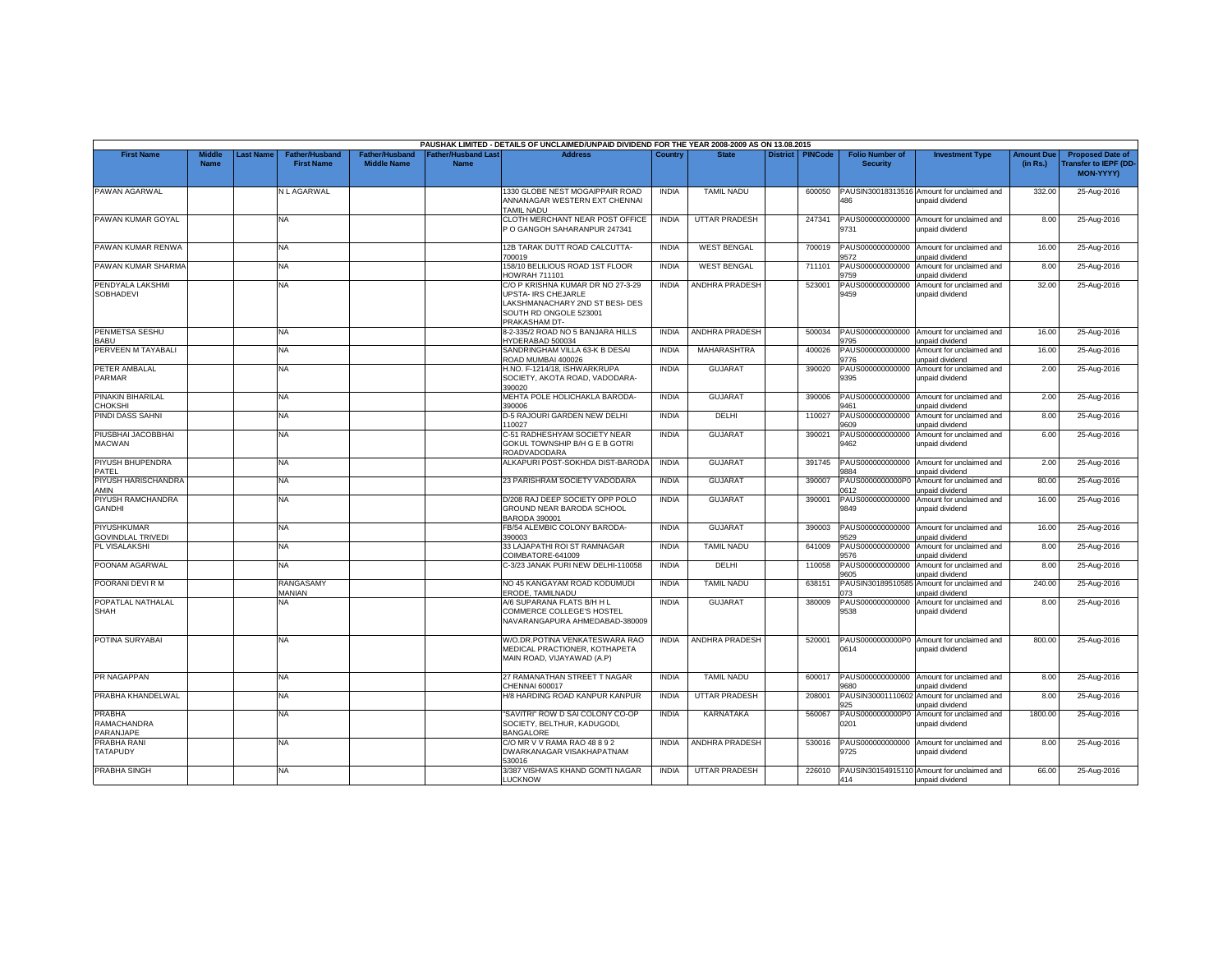PAUSHAK LIMITED - DETAILS OF UNCLAIMED/UNPAID DIVIDEND FOR THE YEAR 2008-2009 AS ON 13.08.2015

| First Name | Middle Name | Last Name | Father/Husband First Name | Father/Husband Middle Name | Father/Husband Last Name | Address | Country | State | District | PINCode | Folio Number of Security | Investment Type | Amount Due (in Rs.) | Proposed Date of Transfer to IEPF (DD-MON-YYYY) |
|---|---|---|---|---|---|---|---|---|---|---|---|---|---|---|
| PAWAN AGARWAL | | | N L AGARWAL | | | 1330 GLOBE NEST MOGAIPPAIR ROAD ANNANAGAR WESTERN EXT CHENNAI TAMIL NADU | INDIA | TAMIL NADU | | 600050 | PAUSIN30018313516 486 | Amount for unclaimed and unpaid dividend | 332.00 | 25-Aug-2016 |
| PAWAN KUMAR GOYAL | | | NA | | | CLOTH MERCHANT NEAR POST OFFICE P O GANGOH SAHARANPUR 247341 | INDIA | UTTAR PRADESH | | 247341 | PAUS000000000000 9731 | Amount for unclaimed and unpaid dividend | 8.00 | 25-Aug-2016 |
| PAWAN KUMAR RENWA | | | NA | | | 12B TARAK DUTT ROAD CALCUTTA-700019 | INDIA | WEST BENGAL | | 700019 | PAUS000000000000 9572 | Amount for unclaimed and unpaid dividend | 16.00 | 25-Aug-2016 |
| PAWAN KUMAR SHARMA | | | NA | | | 158/10 BELILIOUS ROAD 1ST FLOOR HOWRAH 711101 | INDIA | WEST BENGAL | | 711101 | PAUS000000000000 9759 | Amount for unclaimed and unpaid dividend | 8.00 | 25-Aug-2016 |
| PENDYALA LAKSHMI SOBHADEVI | | | NA | | | C/O P KRISHNA KUMAR DR NO 27-3-29 UPSTA- IRS CHEJARLE LAKSHMANACHARY 2ND ST BESI- DES SOUTH RD ONGOLE 523001 PRAKASHAM DT- | INDIA | ANDHRA PRADESH | | 523001 | PAUS000000000000 9459 | Amount for unclaimed and unpaid dividend | 32.00 | 25-Aug-2016 |
| PENMETSA SESHU BABU | | | NA | | | 8-2-335/2 ROAD NO 5 BANJARA HILLS HYDERABAD 500034 | INDIA | ANDHRA PRADESH | | 500034 | PAUS000000000000 9795 | Amount for unclaimed and unpaid dividend | 16.00 | 25-Aug-2016 |
| PERVEEN M TAYABALI | | | NA | | | SANDRINGHAM VILLA 63-K B DESAI ROAD MUMBAI 400026 | INDIA | MAHARASHTRA | | 400026 | PAUS000000000000 9776 | Amount for unclaimed and unpaid dividend | 16.00 | 25-Aug-2016 |
| PETER AMBALAL PARMAR | | | NA | | | H.NO. F-1214/18, ISHWARKRUPA SOCIETY, AKOTA ROAD, VADODARA-390020 | INDIA | GUJARAT | | 390020 | PAUS000000000000 9395 | Amount for unclaimed and unpaid dividend | 2.00 | 25-Aug-2016 |
| PINAKIN BIHARILAL CHOKSHI | | | NA | | | MEHTA POLE HOLICHAKLA BARODA-390006 | INDIA | GUJARAT | | 390006 | PAUS000000000000 9461 | Amount for unclaimed and unpaid dividend | 2.00 | 25-Aug-2016 |
| PINDI DASS SAHNI | | | NA | | | D-5 RAJOURI GARDEN NEW DELHI 110027 | INDIA | DELHI | | 110027 | PAUS000000000000 9609 | Amount for unclaimed and unpaid dividend | 8.00 | 25-Aug-2016 |
| PIUSBHAI JACOBBHAI MACWAN | | | NA | | | C-51 RADHESHYAM SOCIETY NEAR GOKUL TOWNSHIP B/H G E B GOTRI ROADVADODARA | INDIA | GUJARAT | | 390021 | PAUS000000000000 9462 | Amount for unclaimed and unpaid dividend | 6.00 | 25-Aug-2016 |
| PIYUSH BHUPENDRA PATEL | | | NA | | | ALKAPURI POST-SOKHDA DIST-BARODA | INDIA | GUJARAT | | 391745 | PAUS000000000000 9884 | Amount for unclaimed and unpaid dividend | 2.00 | 25-Aug-2016 |
| PIYUSH HARISCHANDRA AMIN | | | NA | | | 23 PARISHRAM SOCIETY VADODARA | INDIA | GUJARAT | | 390007 | PAUS0000000000P0 0612 | Amount for unclaimed and unpaid dividend | 80.00 | 25-Aug-2016 |
| PIYUSH RAMCHANDRA GANDHI | | | NA | | | D/208 RAJ DEEP SOCIETY OPP POLO GROUND NEAR BARODA SCHOOL BARODA 390001 | INDIA | GUJARAT | | 390001 | PAUS000000000000 9849 | Amount for unclaimed and unpaid dividend | 16.00 | 25-Aug-2016 |
| PIYUSHKUMAR GOVINDLAL TRIVEDI | | | NA | | | FB/54 ALEMBIC COLONY BARODA-390003 | INDIA | GUJARAT | | 390003 | PAUS000000000000 9529 | Amount for unclaimed and unpaid dividend | 16.00 | 25-Aug-2016 |
| PL VISALAKSHI | | | NA | | | 33 LAJAPATHI ROI ST RAMNAGAR COIMBATORE-641009 | INDIA | TAMIL NADU | | 641009 | PAUS000000000000 9576 | Amount for unclaimed and unpaid dividend | 8.00 | 25-Aug-2016 |
| POONAM AGARWAL | | | NA | | | C-3/23 JANAK PURI NEW DELHI-110058 | INDIA | DELHI | | 110058 | PAUS000000000000 9605 | Amount for unclaimed and unpaid dividend | 8.00 | 25-Aug-2016 |
| POORANI DEVI R M | | | RANGASAMY MANIAN | | | NO 45 KANGAYAM ROAD KODUMUDI ERODE, TAMILNADU | INDIA | TAMIL NADU | | 638151 | PAUSIN30189510585 073 | Amount for unclaimed and unpaid dividend | 240.00 | 25-Aug-2016 |
| POPATLAL NATHALAL SHAH | | | NA | | | A/6 SUPARANA FLATS B/H H L COMMERCE COLLEGE'S HOSTEL NAVARANGAPURA AHMEDABAD-380009 | INDIA | GUJARAT | | 380009 | PAUS000000000000 9538 | Amount for unclaimed and unpaid dividend | 8.00 | 25-Aug-2016 |
| POTINA SURYABAI | | | NA | | | W/O.DR.POTINA VENKATESWARA RAO MEDICAL PRACTIONER, KOTHAPETA MAIN ROAD, VIJAYAWAD (A.P) | INDIA | ANDHRA PRADESH | | 520001 | PAUS0000000000P0 0614 | Amount for unclaimed and unpaid dividend | 800.00 | 25-Aug-2016 |
| PR NAGAPPAN | | | NA | | | 27 RAMANATHAN STREET T NAGAR CHENNAI 600017 | INDIA | TAMIL NADU | | 600017 | PAUS000000000000 9680 | Amount for unclaimed and unpaid dividend | 8.00 | 25-Aug-2016 |
| PRABHA KHANDELWAL | | | NA | | | H/8 HARDING ROAD KANPUR KANPUR | INDIA | UTTAR PRADESH | | 208001 | PAUSIN30001110602 925 | Amount for unclaimed and unpaid dividend | 8.00 | 25-Aug-2016 |
| PRABHA RAMACHANDRA PARANJAPE | | | NA | | | "SAVITRI" ROW D SAI COLONY CO-OP SOCIETY, BELTHUR, KADUGODI, BANGALORE | INDIA | KARNATAKA | | 560067 | PAUS0000000000P0 0201 | Amount for unclaimed and unpaid dividend | 1800.00 | 25-Aug-2016 |
| PRABHA RANI TATAPUDY | | | NA | | | C/O MR V V RAMA RAO 48 8 9 2 DWARKANAGAR VISAKHAPATNAM 530016 | INDIA | ANDHRA PRADESH | | 530016 | PAUS000000000000 9725 | Amount for unclaimed and unpaid dividend | 8.00 | 25-Aug-2016 |
| PRABHA SINGH | | | NA | | | 3/387 VISHWAS KHAND GOMTI NAGAR LUCKNOW | INDIA | UTTAR PRADESH | | 226010 | PAUSIN30154915110 414 | Amount for unclaimed and unpaid dividend | 66.00 | 25-Aug-2016 |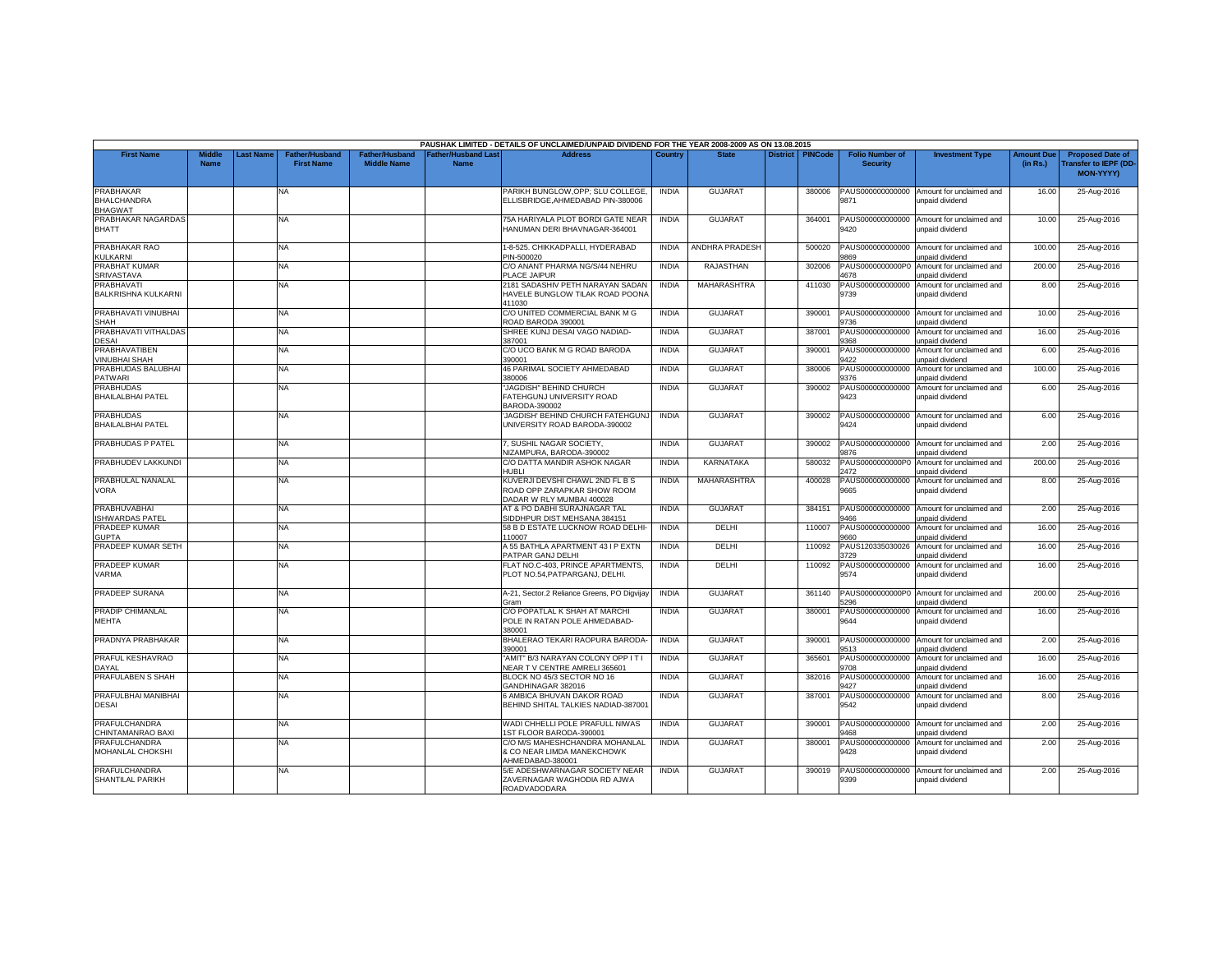PAUSHAK LIMITED - DETAILS OF UNCLAIMED/UNPAID DIVIDEND FOR THE YEAR 2008-2009 AS ON 13.08.2015

| First Name | Middle Name | Last Name | Father/Husband First Name | Father/Husband Middle Name | Father/Husband Last Name | Address | Country | State | District | PINCode | Folio Number of Security | Investment Type | Amount Due (in Rs.) | Proposed Date of Transfer to IEPF (DD-MON-YYYY) |
|---|---|---|---|---|---|---|---|---|---|---|---|---|---|---|
| PRABHAKAR BHALCHANDRA BHAGWAT | | | NA | | | PARIKH BUNGLOW,OPP; SLU COLLEGE, ELLISBRIDGE,AHMEDABAD PIN-380006 | INDIA | GUJARAT | | 380006 | PAUS0000000000009871 | Amount for unclaimed and unpaid dividend | 16.00 | 25-Aug-2016 |
| PRABHAKAR NAGARDAS BHATT | | | NA | | | 75A HARIYALA PLOT BORDI GATE NEAR HANUMAN DERI BHAVNAGAR-364001 | INDIA | GUJARAT | | 364001 | PAUS0000000000009420 | Amount for unclaimed and unpaid dividend | 10.00 | 25-Aug-2016 |
| PRABHAKAR RAO KULKARNI | | | NA | | | 1-8-525. CHIKKADPALLI, HYDERABAD PIN-500020 | INDIA | ANDHRA PRADESH | | 500020 | PAUS0000000000009869 | Amount for unclaimed and unpaid dividend | 100.00 | 25-Aug-2016 |
| PRABHAT KUMAR SRIVASTAVA | | | NA | | | C/O ANANT PHARMA NG/S/44 NEHRU PLACE JAIPUR | INDIA | RAJASTHAN | | 302006 | PAUS0000000000P04678 | Amount for unclaimed and unpaid dividend | 200.00 | 25-Aug-2016 |
| PRABHAVATI BALKRISHNA KULKARNI | | | NA | | | 2181 SADASHIV PETH NARAYAN SADAN HAVELE BUNGLOW TILAK ROAD POONA 411030 | INDIA | MAHARASHTRA | | 411030 | PAUS0000000000009739 | Amount for unclaimed and unpaid dividend | 8.00 | 25-Aug-2016 |
| PRABHAVATI VINUBHAI SHAH | | | NA | | | C/O UNITED COMMERCIAL BANK M G ROAD BARODA 390001 | INDIA | GUJARAT | | 390001 | PAUS0000000000009736 | Amount for unclaimed and unpaid dividend | 10.00 | 25-Aug-2016 |
| PRABHAVATI VITHALDAS DESAI | | | NA | | | SHREE KUNJ DESAI VAGO NADIAD-387001 | INDIA | GUJARAT | | 387001 | PAUS0000000000009368 | Amount for unclaimed and unpaid dividend | 16.00 | 25-Aug-2016 |
| PRABHAVATIBEN VINUBHAI SHAH | | | NA | | | C/O UCO BANK M G ROAD BARODA 390001 | INDIA | GUJARAT | | 390001 | PAUS0000000000009422 | Amount for unclaimed and unpaid dividend | 6.00 | 25-Aug-2016 |
| PRABHUDAS BALUBHAI PATWARI | | | NA | | | 46 PARIMAL SOCIETY AHMEDABAD 380006 | INDIA | GUJARAT | | 380006 | PAUS0000000000009376 | Amount for unclaimed and unpaid dividend | 100.00 | 25-Aug-2016 |
| PRABHUDAS BHAILALBHAI PATEL | | | NA | | | "JAGDISH" BEHIND CHURCH FATEHGUNJ UNIVERSITY ROAD BARODA-390002 | INDIA | GUJARAT | | 390002 | PAUS0000000000009423 | Amount for unclaimed and unpaid dividend | 6.00 | 25-Aug-2016 |
| PRABHUDAS BHAILALBHAI PATEL | | | NA | | | 'JAGDISH' BEHIND CHURCH FATEHGUNJ UNIVERSITY ROAD BARODA-390002 | INDIA | GUJARAT | | 390002 | PAUS0000000000009424 | Amount for unclaimed and unpaid dividend | 6.00 | 25-Aug-2016 |
| PRABHUDAS P PATEL | | | NA | | | 7, SUSHIL NAGAR SOCIETY, NIZAMPURA, BARODA-390002 | INDIA | GUJARAT | | 390002 | PAUS0000000000009876 | Amount for unclaimed and unpaid dividend | 2.00 | 25-Aug-2016 |
| PRABHUDEV LAKKUNDI | | | NA | | | C/O DATTA MANDIR ASHOK NAGAR HUBLI | INDIA | KARNATAKA | | 580032 | PAUS0000000000P02472 | Amount for unclaimed and unpaid dividend | 200.00 | 25-Aug-2016 |
| PRABHULAL NANALAL VORA | | | NA | | | KUVERJI DEVSHI CHAWL 2ND FL B S ROAD OPP ZARAPKAR SHOW ROOM DADAR W RLY MUMBAI 400028 | INDIA | MAHARASHTRA | | 400028 | PAUS0000000000009665 | Amount for unclaimed and unpaid dividend | 8.00 | 25-Aug-2016 |
| PRABHUVABHAI ISHWARDAS PATEL | | | NA | | | AT & PO DABHI SURAJNAGAR TAL SIDDHPUR DIST MEHSANA 384151 | INDIA | GUJARAT | | 384151 | PAUS0000000000009466 | Amount for unclaimed and unpaid dividend | 2.00 | 25-Aug-2016 |
| PRADEEP KUMAR GUPTA | | | NA | | | 58 B D ESTATE LUCKNOW ROAD DELHI-110007 | INDIA | DELHI | | 110007 | PAUS0000000000009660 | Amount for unclaimed and unpaid dividend | 16.00 | 25-Aug-2016 |
| PRADEEP KUMAR SETH | | | NA | | | A 55 BATHLA APARTMENT 43 I P EXTN PATPAR GANJ DELHI | INDIA | DELHI | | 110092 | PAUS1203350300263729 | Amount for unclaimed and unpaid dividend | 16.00 | 25-Aug-2016 |
| PRADEEP KUMAR VARMA | | | NA | | | FLAT NO.C-403, PRINCE APARTMENTS, PLOT NO.54,PATPARGANJ, DELHI. | INDIA | DELHI | | 110092 | PAUS0000000000009574 | Amount for unclaimed and unpaid dividend | 16.00 | 25-Aug-2016 |
| PRADEEP SURANA | | | NA | | | A-21, Sector.2 Reliance Greens, PO Digvijay Gram | INDIA | GUJARAT | | 361140 | PAUS0000000000P05296 | Amount for unclaimed and unpaid dividend | 200.00 | 25-Aug-2016 |
| PRADIP CHIMANLAL MEHTA | | | NA | | | C/O POPATLAL K SHAH AT MARCHI POLE IN RATAN POLE AHMEDABAD-380001 | INDIA | GUJARAT | | 380001 | PAUS0000000000009644 | Amount for unclaimed and unpaid dividend | 16.00 | 25-Aug-2016 |
| PRADNYA PRABHAKAR | | | NA | | | BHALERAO TEKARI RAOPURA BARODA-390001 | INDIA | GUJARAT | | 390001 | PAUS0000000000009513 | Amount for unclaimed and unpaid dividend | 2.00 | 25-Aug-2016 |
| PRAFUL KESHAVRAO DAYAL | | | NA | | | "AMIT" B/3 NARAYAN COLONY OPP I T I NEAR T V CENTRE AMRELI 365601 | INDIA | GUJARAT | | 365601 | PAUS0000000000009708 | Amount for unclaimed and unpaid dividend | 16.00 | 25-Aug-2016 |
| PRAFULABEN S SHAH | | | NA | | | BLOCK NO 45/3 SECTOR NO 16 GANDHINAGAR 382016 | INDIA | GUJARAT | | 382016 | PAUS0000000000009427 | Amount for unclaimed and unpaid dividend | 16.00 | 25-Aug-2016 |
| PRAFULBHAI MANIBHAI DESAI | | | NA | | | 6 AMBICA BHUVAN DAKOR ROAD BEHIND SHITAL TALKIES NADIAD-387001 | INDIA | GUJARAT | | 387001 | PAUS0000000000009542 | Amount for unclaimed and unpaid dividend | 8.00 | 25-Aug-2016 |
| PRAFULCHANDRA CHINTAMANRAO BAXI | | | NA | | | WADI CHHELLI POLE PRAFULL NIWAS 1ST FLOOR BARODA-390001 | INDIA | GUJARAT | | 390001 | PAUS0000000000009468 | Amount for unclaimed and unpaid dividend | 2.00 | 25-Aug-2016 |
| PRAFULCHANDRA MOHANLAL CHOKSHI | | | NA | | | C/O M/S MAHESHCHANDRA MOHANLAL & CO NEAR LIMDA MANEKCHOWK AHMEDABAD-380001 | INDIA | GUJARAT | | 380001 | PAUS0000000000009428 | Amount for unclaimed and unpaid dividend | 2.00 | 25-Aug-2016 |
| PRAFULCHANDRA SHANTILAL PARIKH | | | NA | | | 5/E ADESHWARNAGAR SOCIETY NEAR ZAVERNAGAR WAGHODIA RD AJWA ROADVADODARA | INDIA | GUJARAT | | 390019 | PAUS0000000000009399 | Amount for unclaimed and unpaid dividend | 2.00 | 25-Aug-2016 |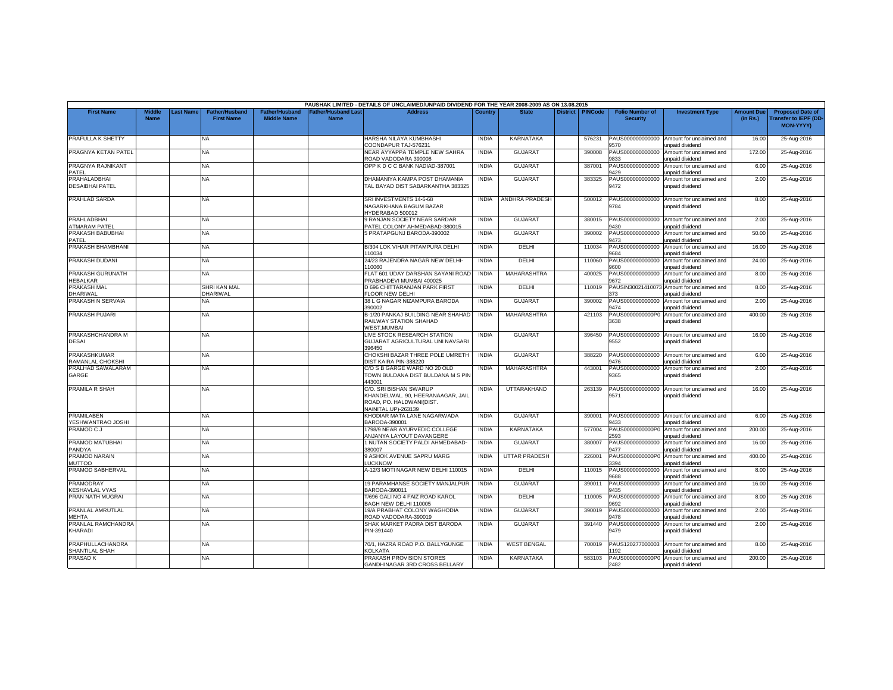PAUSHAK LIMITED - DETAILS OF UNCLAIMED/UNPAID DIVIDEND FOR THE YEAR 2008-2009 AS ON 13.08.2015

| First Name | Middle Name | Last Name | Father/Husband First Name | Father/Husband Middle Name | Father/Husband Last Name | Address | Country | State | District | PINCode | Folio Number of Security | Investment Type | Amount Due (in Rs.) | Proposed Date of Transfer to IEPF (DD-MON-YYYY) |
|---|---|---|---|---|---|---|---|---|---|---|---|---|---|---|
| PRAFULLA K SHETTY | | | NA | | | HARSHA NILAYA KUMBHASHI COONDAPUR TAJ-576231 | INDIA | KARNATAKA | | 576231 | PAUS0000000000009570 | Amount for unclaimed and unpaid dividend | 16.00 | 25-Aug-2016 |
| PRAGNYA KETAN PATEL | | | NA | | | NEAR AYYAPPA TEMPLE NEW SAHRA ROAD VADODARA 390008 | INDIA | GUJARAT | | 390008 | PAUS0000000000009833 | Amount for unclaimed and unpaid dividend | 172.00 | 25-Aug-2016 |
| PRAGNYA RAJNIKANT PATEL | | | NA | | | OPP K D C C BANK NADIAD-387001 | INDIA | GUJARAT | | 387001 | PAUS0000000000009429 | Amount for unclaimed and unpaid dividend | 6.00 | 25-Aug-2016 |
| PRAHALADBHAI DESAIBHAI PATEL | | | NA | | | DHAMANIYA KAMPA POST DHAMANIA TAL BAYAD DIST SABARKANTHA 383325 | INDIA | GUJARAT | | 383325 | PAUS0000000000009472 | Amount for unclaimed and unpaid dividend | 2.00 | 25-Aug-2016 |
| PRAHLAD SARDA | | | NA | | | SRI INVESTMENTS 14-6-68 NAGARKHANA BAGUM BAZAR HYDERABAD 500012 | INDIA | ANDHRA PRADESH | | 500012 | PAUS0000000000009784 | Amount for unclaimed and unpaid dividend | 8.00 | 25-Aug-2016 |
| PRAHLADBHAI ATMARAM PATEL | | | NA | | | 9 RANJAN SOCIETY NEAR SARDAR PATEL COLONY AHMEDABAD-380015 | INDIA | GUJARAT | | 380015 | PAUS0000000000009430 | Amount for unclaimed and unpaid dividend | 2.00 | 25-Aug-2016 |
| PRAKASH BABUBHAI PATEL | | | NA | | | 5 PRATAPGUNJ BARODA-390002 | INDIA | GUJARAT | | 390002 | PAUS0000000000009473 | Amount for unclaimed and unpaid dividend | 50.00 | 25-Aug-2016 |
| PRAKASH BHAMBHANI | | | NA | | | B/304 LOK VIHAR PITAMPURA DELHI 110034 | INDIA | DELHI | | 110034 | PAUS0000000000009684 | Amount for unclaimed and unpaid dividend | 16.00 | 25-Aug-2016 |
| PRAKASH DUDANI | | | NA | | | 24/23 RAJENDRA NAGAR NEW DELHI-110060 | INDIA | DELHI | | 110060 | PAUS0000000000009600 | Amount for unclaimed and unpaid dividend | 24.00 | 25-Aug-2016 |
| PRAKASH GURUNATH HEBALKAR | | | NA | | | FLAT 601 UDAY DARSHAN SAYANI ROAD PRABHADEVI MUMBAI 400025 | INDIA | MAHARASHTRA | | 400025 | PAUS0000000000009672 | Amount for unclaimed and unpaid dividend | 8.00 | 25-Aug-2016 |
| PRAKASH MAL DHARIWAL | | | SHRI KAN MAL DHARIWAL | | | D 696 CHITTARANJAN PARK FIRST FLOOR NEW DELHI | INDIA | DELHI | | 110019 | PAUSIN30021410073373 | Amount for unclaimed and unpaid dividend | 8.00 | 25-Aug-2016 |
| PRAKASH N SERVAIA | | | NA | | | 38 L G NAGAR NIZAMPURA BARODA 390002 | INDIA | GUJARAT | | 390002 | PAUS0000000000009474 | Amount for unclaimed and unpaid dividend | 2.00 | 25-Aug-2016 |
| PRAKASH PUJARI | | | NA | | | B-1/20 PANKAJ BUILDING NEAR SHAHAD RAILWAY STATION SHAHAD WEST,MUMBAI | INDIA | MAHARASHTRA | | 421103 | PAUS0000000000P03638 | Amount for unclaimed and unpaid dividend | 400.00 | 25-Aug-2016 |
| PRAKASHCHANDRA M DESAI | | | NA | | | LIVE STOCK RESEARCH STATION GUJARAT AGRICULTURAL UNI NAVSARI 396450 | INDIA | GUJARAT | | 396450 | PAUS0000000000009552 | Amount for unclaimed and unpaid dividend | 16.00 | 25-Aug-2016 |
| PRAKASHKUMAR RAMANLAL CHOKSHI | | | NA | | | CHOKSHI BAZAR THREE POLE UMRETH DIST KAIRA PIN-388220 | INDIA | GUJARAT | | 388220 | PAUS0000000000009476 | Amount for unclaimed and unpaid dividend | 6.00 | 25-Aug-2016 |
| PRALHAD SAWALARAM GARGE | | | NA | | | C/O S B GARGE WARD NO 20 OLD TOWN BULDANA DIST BULDANA M S PIN 443001 | INDIA | MAHARASHTRA | | 443001 | PAUS0000000000009365 | Amount for unclaimed and unpaid dividend | 2.00 | 25-Aug-2016 |
| PRAMILA R SHAH | | | NA | | | C/O. SRI BISHAN SWARUP KHANDELWAL. 90, HEERANAAGAR, JAIL ROAD, PO. HALDWANI(DIST. NAINITAL.UP)-263139 | INDIA | UTTARAKHAND | | 263139 | PAUS0000000000009571 | Amount for unclaimed and unpaid dividend | 16.00 | 25-Aug-2016 |
| PRAMILABEN YESHWANTRAO JOSHI | | | NA | | | KHODIAR MATA LANE NAGARWADA BARODA-390001 | INDIA | GUJARAT | | 390001 | PAUS0000000000009433 | Amount for unclaimed and unpaid dividend | 6.00 | 25-Aug-2016 |
| PRAMOD C J | | | NA | | | 1798/9 NEAR AYURVEDIC COLLEGE ANJANYA LAYOUT DAVANGERE | INDIA | KARNATAKA | | 577004 | PAUS0000000000P02593 | Amount for unclaimed and unpaid dividend | 200.00 | 25-Aug-2016 |
| PRAMOD MATUBHAI PANDYA | | | NA | | | 1 NUTAN SOCIETY PALDI AHMEDABAD-380007 | INDIA | GUJARAT | | 380007 | PAUS0000000000009477 | Amount for unclaimed and unpaid dividend | 16.00 | 25-Aug-2016 |
| PRAMOD NARAIN MUTTOO | | | NA | | | 9 ASHOK AVENUE SAPRU MARG LUCKNOW | INDIA | UTTAR PRADESH | | 226001 | PAUS0000000000P03394 | Amount for unclaimed and unpaid dividend | 400.00 | 25-Aug-2016 |
| PRAMOD SABHERVAL | | | NA | | | A-12/3 MOTI NAGAR NEW DELHI 110015 | INDIA | DELHI | | 110015 | PAUS0000000000009688 | Amount for unclaimed and unpaid dividend | 8.00 | 25-Aug-2016 |
| PRAMODRAY KESHAVLAL VYAS | | | NA | | | 19 PARAMHANSE SOCIETY MANJALPUR BARODA-390011 | INDIA | GUJARAT | | 390011 | PAUS0000000000009435 | Amount for unclaimed and unpaid dividend | 16.00 | 25-Aug-2016 |
| PRAN NATH MUGRAI | | | NA | | | T/696 GALI NO 4 FAIZ ROAD KAROL BAGH NEW DELHI 110005 | INDIA | DELHI | | 110005 | PAUS0000000000009692 | Amount for unclaimed and unpaid dividend | 8.00 | 25-Aug-2016 |
| PRANLAL AMRUTLAL MEHTA | | | NA | | | 19/A PRABHAT COLONY WAGHODIA ROAD VADODARA-390019 | INDIA | GUJARAT | | 390019 | PAUS0000000000009478 | Amount for unclaimed and unpaid dividend | 2.00 | 25-Aug-2016 |
| PRANLAL RAMCHANDRA KHARADI | | | NA | | | SHAK MARKET PADRA DIST BARODA PIN-391440 | INDIA | GUJARAT | | 391440 | PAUS0000000000009479 | Amount for unclaimed and unpaid dividend | 2.00 | 25-Aug-2016 |
| PRAPHULLACHANDRA SHANTILAL SHAH | | | NA | | | 70/1, HAZRA ROAD P.O. BALLYGUNGE KOLKATA | INDIA | WEST BENGAL | | 700019 | PAUS1202770000031192 | Amount for unclaimed and unpaid dividend | 8.00 | 25-Aug-2016 |
| PRASAD K | | | NA | | | PRAKASH PROVISION STORES GANDHINAGAR 3RD CROSS BELLARY | INDIA | KARNATAKA | | 583103 | PAUS0000000000P02482 | Amount for unclaimed and unpaid dividend | 200.00 | 25-Aug-2016 |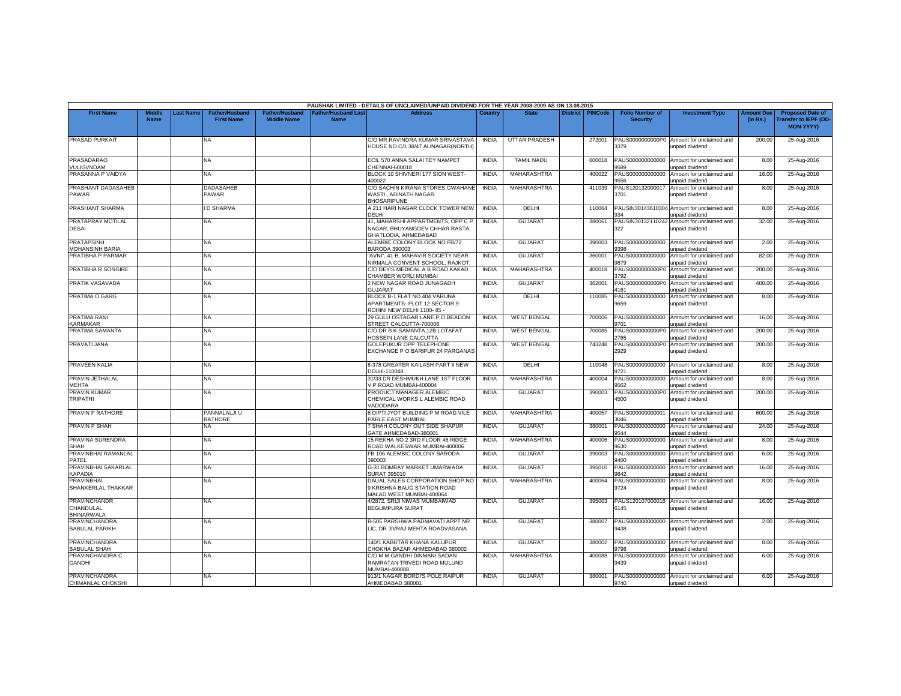PAUSHAK LIMITED - DETAILS OF UNCLAIMED/UNPAID DIVIDEND FOR THE YEAR 2008-2009 AS ON 13.08.2015

| First Name | Middle Name | Last Name | Father/Husband First Name | Father/Husband Middle Name | Father/Husband Last Name | Address | Country | State | District | PINCode | Folio Number of Security | Investment Type | Amount Due (in Rs.) | Proposed Date of Transfer to IEPF (DD-MON-YYYY) |
|---|---|---|---|---|---|---|---|---|---|---|---|---|---|---|
| PRASAD PURKAIT | | | NA | | | C/O MR.RAVINDRA KUMAR SRIVASTAVA HOUSE NO.C/1 38/47 ALINAGAR(NORTH) | INDIA | UTTAR PRADESH | | 272001 | PAUS0000000000P03379 | Amount for unclaimed and unpaid dividend | 200.00 | 25-Aug-2016 |
| PRASADARAO VULIGVNDAM | | | NA | | | ECIL 570 ANNA SALAI TEY NAMPET CHENNAI-600018 | INDIA | TAMIL NADU | | 600018 | PAUS0000000000009589 | Amount for unclaimed and unpaid dividend | 8.00 | 25-Aug-2016 |
| PRASANNA P VAIDYA | | | NA | | | BLOCK 10 SHIVNERI 177 SION WEST-400022 | INDIA | MAHARASHTRA | | 400022 | PAUS0000000000009556 | Amount for unclaimed and unpaid dividend | 16.00 | 25-Aug-2016 |
| PRASHANT DADASAHEB PAWAR | | | DADASAHEB PAWAR | | | C/O SACHIN KIRANA STORES GWAHANE WASTI , ADINATH NAGAR BHOSARIPUNE | INDIA | MAHARASHTRA | | 411039 | PAUS1201320000173701 | Amount for unclaimed and unpaid dividend | 8.00 | 25-Aug-2016 |
| PRASHANT SHARMA | | | I D SHARMA | | | A 211 HARI NAGAR CLOCK TOWER NEW DELHI | INDIA | DELHI | | 110064 | PAUSIN30143610304934 | Amount for unclaimed and unpaid dividend | 8.00 | 25-Aug-2016 |
| PRATAPRAY MOTILAL DESAI | | | NA | | | 41, MAHARSHI APPARTMENTS, OPP C P NAGAR, BHUYANGDEV CHHAR RASTA, GHATLODIA, AHMEDABAD | INDIA | GUJARAT | | 380061 | PAUSIN30132110242322 | Amount for unclaimed and unpaid dividend | 32.00 | 25-Aug-2016 |
| PRATAPSINH MOHANSINH BARIA | | | NA | | | ALEMBIC COLONY BLOCK NO FB/72 BARODA 390003 | INDIA | GUJARAT | | 390003 | PAUS0000000000009398 | Amount for unclaimed and unpaid dividend | 2.00 | 25-Aug-2016 |
| PRATIBHA P PARMAR | | | NA | | | "AVNI", 41-B, MAHAVIR SOCIETY NEAR NIRMALA CONVENT SCHOOL, RAJKOT. | INDIA | GUJARAT | | 360001 | PAUS0000000000009879 | Amount for unclaimed and unpaid dividend | 82.00 | 25-Aug-2016 |
| PRATIBHA R SONGIRE | | | NA | | | C/O DEY'S MEDICAL A B ROAD KAKAD CHAMBER WORLI MUMBAI | INDIA | MAHARASHTRA | | 400018 | PAUS0000000000P03792 | Amount for unclaimed and unpaid dividend | 200.00 | 25-Aug-2016 |
| PRATIK VASAVADA | | | NA | | | 2 NEW NAGAR ROAD JUNAGADH GUJARAT | INDIA | GUJARAT | | 362001 | PAUS0000000000P04161 | Amount for unclaimed and unpaid dividend | 400.00 | 25-Aug-2016 |
| PRATIMA O GARG | | | NA | | | BLOCK B-1 FLAT NO 404 VARUNA APARTMENTS- PLOT 12 SECTOR 9 ROHINI NEW DELHI 1100- 85 - | INDIA | DELHI | | 110085 | PAUS0000000000009659 | Amount for unclaimed and unpaid dividend | 8.00 | 25-Aug-2016 |
| PRATIMA RANI KARMAKAR | | | NA | | | 29 GULU OSTAGAR LANE P O BEADON STREET CALCUTTA-700006 | INDIA | WEST BENGAL | | 700006 | PAUS0000000000009701 | Amount for unclaimed and unpaid dividend | 16.00 | 25-Aug-2016 |
| PRATIMA SAMANTA | | | NA | | | C/O DR B K SAMANTA 12B LOTAFAT HOSSEIN LANE CALCUTTA | INDIA | WEST BENGAL | | 700085 | PAUS0000000000P02765 | Amount for unclaimed and unpaid dividend | 200.00 | 25-Aug-2016 |
| PRAVATI JANA | | | NA | | | GOLEPUKUR OPP TELEPHONE EXCHANGE P O BARIPUR 24 PARGANAS | INDIA | WEST BENGAL | | 743248 | PAUS0000000000P02929 | Amount for unclaimed and unpaid dividend | 200.00 | 25-Aug-2016 |
| PRAVEEN KALIA | | | NA | | | 8-378 GREATER KAILASH PART II NEW DELHI-110048 | INDIA | DELHI | | 110048 | PAUS0000000000009721 | Amount for unclaimed and unpaid dividend | 8.00 | 25-Aug-2016 |
| PRAVIN JETHALAL MEHTA | | | NA | | | 31/33 DR DESHMUKH LANE 1ST FLOOR V P ROAD MUMBAI-400004 | INDIA | MAHARASHTRA | | 400004 | PAUS0000000000009562 | Amount for unclaimed and unpaid dividend | 8.00 | 25-Aug-2016 |
| PRAVIN KUMAR TRIPATHI | | | NA | | | PRODUCT MANAGER ALEMBIC CHEMICAL WORKS L ALEMBIC ROAD VADODARA | INDIA | GUJARAT | | 390003 | PAUS0000000000P04500 | Amount for unclaimed and unpaid dividend | 200.00 | 25-Aug-2016 |
| PRAVIN P RATHORE | | | PANNALALJI U RATHORE | | | 6 DIPTI JYOT BUILDING P M ROAD VILE PARLE EAST MUMBAI. | INDIA | MAHARASHTRA | | 400057 | PAUS0000000000013046 | Amount for unclaimed and unpaid dividend | 600.00 | 25-Aug-2016 |
| PRAVIN P SHAH | | | NA | | | 7 SHAH COLONY OUT SIDE SHAPUR GATE AHMEDABAD-380001 | INDIA | GUJARAT | | 380001 | PAUS0000000000009544 | Amount for unclaimed and unpaid dividend | 24.00 | 25-Aug-2016 |
| PRAVINA SURENDRA SHAH | | | NA | | | 15 REKHA NO 2 3RD FLOOR 46 RIDGE ROAD WALKESWAR MUMBAI-400006 | INDIA | MAHARASHTRA | | 400006 | PAUS0000000000009630 | Amount for unclaimed and unpaid dividend | 8.00 | 25-Aug-2016 |
| PRAVINBHAI RAMANLAL PATEL | | | NA | | | FB 106 ALEMBIC COLONY BARODA 390003 | INDIA | GUJARAT | | 390003 | PAUS0000000000009400 | Amount for unclaimed and unpaid dividend | 6.00 | 25-Aug-2016 |
| PRAVINBHAI SAKARLAL KAPADIA | | | NA | | | G-31 BOMBAY MARKET UMARWADA SURAT 395010 | INDIA | GUJARAT | | 395010 | PAUS0000000000009842 | Amount for unclaimed and unpaid dividend | 16.00 | 25-Aug-2016 |
| PRAVINBHAI SHANKERLAL THAKKAR | | | NA | | | DAUAL SALES CORPORATION SHOP NO 9 KRISHNA BAUG STATION ROAD MALAD WEST MUMBAI-400064 | INDIA | MAHARASHTRA | | 400064 | PAUS0000000000009724 | Amount for unclaimed and unpaid dividend | 8.00 | 25-Aug-2016 |
| PRAVINCHANDR CHANDULAL BHINARWALA | | | NA | | | 4/2872, SRIJI NIWAS MUMBAIWAD BEGUMPURA SURAT | INDIA | GUJARAT | | 395003 | PAUS1201070000166145 | Amount for unclaimed and unpaid dividend | 16.00 | 25-Aug-2016 |
| PRAVINCHANDRA BABULAL PARIKH | | | NA | | | B-505 PARSHWA PADMAVATI APPT NR LIC, DR JIVRAJ MEHTA ROADVASANA | INDIA | GUJARAT | | 380007 | PAUS0000000000009438 | Amount for unclaimed and unpaid dividend | 2.00 | 25-Aug-2016 |
| PRAVINCHANDRA BABULAL SHAH | | | NA | | | 140/1 KABUTAR KHANA KALUPUR CHOKHA BAZAR AHMEDABAD 380002 | INDIA | GUJARAT | | 380002 | PAUS0000000000009798 | Amount for unclaimed and unpaid dividend | 8.00 | 25-Aug-2016 |
| PRAVINCHANDRA C GANDHI | | | NA | | | C/O M M GANDHI DINMANI SADAN RAMRATAN TRIVEDI ROAD MULUND MUMBAI-400088 | INDIA | MAHARASHTRA | | 400088 | PAUS0000000000009439 | Amount for unclaimed and unpaid dividend | 6.00 | 25-Aug-2016 |
| PRAVINCHANDRA CHIMANLAL CHOKSHI | | | NA | | | 913/1 NAGAR BORDI'S POLE RAIPUR AHMEDABAD 380001 | INDIA | GUJARAT | | 380001 | PAUS0000000000009740 | Amount for unclaimed and unpaid dividend | 6.00 | 25-Aug-2016 |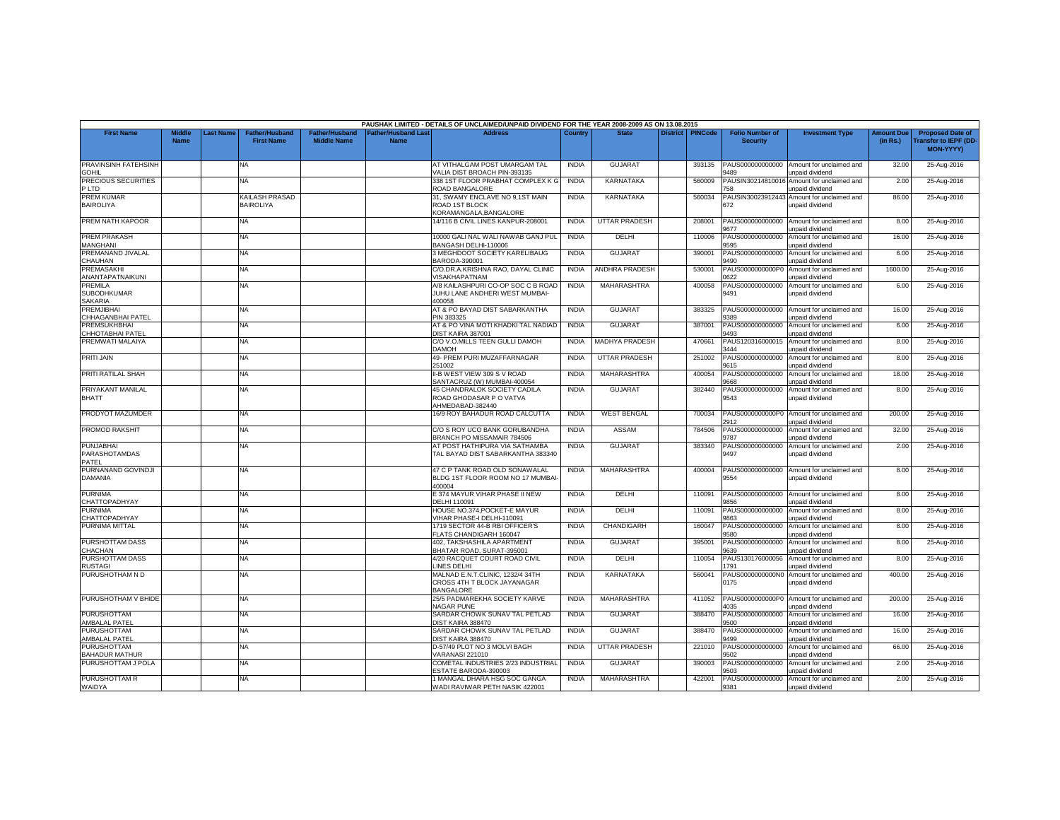PAUSHAK LIMITED - DETAILS OF UNCLAIMED/UNPAID DIVIDEND FOR THE YEAR 2008-2009 AS ON 13.08.2015

| First Name | Middle Name | Last Name | Father/Husband First Name | Father/Husband Middle Name | Father/Husband Last Name | Address | Country | State | District | PINCode | Folio Number of Security | Investment Type | Amount Due (in Rs.) | Proposed Date of Transfer to IEPF (DD-MON-YYYY) |
|---|---|---|---|---|---|---|---|---|---|---|---|---|---|---|
| PRAVINSINH FATEHSINH GOHIL | | | NA | | | AT VITHALGAM POST UMARGAM TAL VALIA DIST BROACH PIN-393135 | INDIA | GUJARAT | | 393135 | PAUS0000000000009489 | Amount for unclaimed and unpaid dividend | 32.00 | 25-Aug-2016 |
| PRECIOUS SECURITIES P LTD | | | NA | | | 338 1ST FLOOR PRABHAT COMPLEX K G ROAD BANGALORE | INDIA | KARNATAKA | | 560009 | PAUSIN30214810016758 | Amount for unclaimed and unpaid dividend | 2.00 | 25-Aug-2016 |
| PREM KUMAR BAIROLIYA | | | KAILASH PRASAD BAIROLIYA | | | 31, SWAMY ENCLAVE NO 9,1ST MAIN ROAD 1ST BLOCK KORAMANGALA,BANGALORE | INDIA | KARNATAKA | | 560034 | PAUSIN30023912443672 | Amount for unclaimed and unpaid dividend | 86.00 | 25-Aug-2016 |
| PREM NATH KAPOOR | | | NA | | | 14/116 B CIVIL LINES KANPUR-208001 | INDIA | UTTAR PRADESH | | 208001 | PAUS0000000000009677 | Amount for unclaimed and unpaid dividend | 8.00 | 25-Aug-2016 |
| PREM PRAKASH MANGHANI | | | NA | | | 10000 GALI NAL WALI NAWAB GANJ PUL BANGASH DELHI-110006 | INDIA | DELHI | | 110006 | PAUS0000000000009595 | Amount for unclaimed and unpaid dividend | 16.00 | 25-Aug-2016 |
| PREMANAND JIVALAL CHAUHAN | | | NA | | | 3 MEGHDOOT SOCIETY KARELIBAUG BARODA-390001 | INDIA | GUJARAT | | 390001 | PAUS0000000000009490 | Amount for unclaimed and unpaid dividend | 6.00 | 25-Aug-2016 |
| PREMASAKHI ANANTAPATNAIKUNI | | | NA | | | C/O.DR.A.KRISHNA RAO, DAYAL CLINIC VISAKHAPATNAM | INDIA | ANDHRA PRADESH | | 530001 | PAUS0000000000P00622 | Amount for unclaimed and unpaid dividend | 1600.00 | 25-Aug-2016 |
| PREMILA SUBODHKUMAR SAKARIA | | | NA | | | A/8 KAILASHPURI CO-OP SOC C B ROAD JUHU LANE ANDHERI WEST MUMBAI-400058 | INDIA | MAHARASHTRA | | 400058 | PAUS0000000000009491 | Amount for unclaimed and unpaid dividend | 6.00 | 25-Aug-2016 |
| PREMJIBHAI CHHAGANBHAI PATEL | | | NA | | | AT & PO BAYAD DIST SABARKANTHA PIN 383325 | INDIA | GUJARAT | | 383325 | PAUS0000000000009389 | Amount for unclaimed and unpaid dividend | 16.00 | 25-Aug-2016 |
| PREMSUKHBHAI CHHOTABHAI PATEL | | | NA | | | AT & PO VINA MOTI KHADKI TAL NADIAD DIST KAIRA 387001 | INDIA | GUJARAT | | 387001 | PAUS0000000000009493 | Amount for unclaimed and unpaid dividend | 6.00 | 25-Aug-2016 |
| PREMWATI MALAIYA | | | NA | | | C/O V.O.MILLS TEEN GULLI DAMOH DAMOH | INDIA | MADHYA PRADESH | | 470661 | PAUS1203160000153444 | Amount for unclaimed and unpaid dividend | 8.00 | 25-Aug-2016 |
| PRITI JAIN | | | NA | | | 49- PREM PURI MUZAFFARNAGAR 251002 | INDIA | UTTAR PRADESH | | 251002 | PAUS0000000000009615 | Amount for unclaimed and unpaid dividend | 8.00 | 25-Aug-2016 |
| PRITI RATILAL SHAH | | | NA | | | II-B WEST VIEW 309 S V ROAD SANTACRUZ (W) MUMBAI-400054 | INDIA | MAHARASHTRA | | 400054 | PAUS0000000000009668 | Amount for unclaimed and unpaid dividend | 18.00 | 25-Aug-2016 |
| PRIYAKANT MANILAL BHATT | | | NA | | | 45 CHANDRALOK SOCIETY CADILA ROAD GHODASAR P O VATVA AHMEDABAD-382440 | INDIA | GUJARAT | | 382440 | PAUS0000000000009543 | Amount for unclaimed and unpaid dividend | 8.00 | 25-Aug-2016 |
| PRODYOT MAZUMDER | | | NA | | | 16/9 ROY BAHADUR ROAD CALCUTTA | INDIA | WEST BENGAL | | 700034 | PAUS0000000000P02912 | Amount for unclaimed and unpaid dividend | 200.00 | 25-Aug-2016 |
| PROMOD RAKSHIT | | | NA | | | C/O S ROY UCO BANK GORUBANDHA BRANCH PO MISSAMAIR 784506 | INDIA | ASSAM | | 784506 | PAUS0000000000009787 | Amount for unclaimed and unpaid dividend | 32.00 | 25-Aug-2016 |
| PUNJABHAI PARASHOTAMDAS PATEL | | | NA | | | AT POST HATHIPURA VIA SATHAMBA TAL BAYAD DIST SABARKANTHA 383340 | INDIA | GUJARAT | | 383340 | PAUS0000000000009497 | Amount for unclaimed and unpaid dividend | 2.00 | 25-Aug-2016 |
| PURNANAND GOVINDJI DAMANIA | | | NA | | | 47 C P TANK ROAD OLD SONAWALAL BLDG 1ST FLOOR ROOM NO 17 MUMBAI-400004 | INDIA | MAHARASHTRA | | 400004 | PAUS0000000000009554 | Amount for unclaimed and unpaid dividend | 8.00 | 25-Aug-2016 |
| PURNIMA CHATTOPADHYAY | | | NA | | | E 374 MAYUR VIHAR PHASE II NEW DELHI 110091 | INDIA | DELHI | | 110091 | PAUS0000000000009856 | Amount for unclaimed and unpaid dividend | 8.00 | 25-Aug-2016 |
| PURNIMA CHATTOPADHYAY | | | NA | | | HOUSE NO.374,POCKET-E MAYUR VIHAR PHASE-I DELHI-110091 | INDIA | DELHI | | 110091 | PAUS0000000000009863 | Amount for unclaimed and unpaid dividend | 8.00 | 25-Aug-2016 |
| PURNIMA MITTAL | | | NA | | | 1719 SECTOR 44-B RBI OFFICER'S FLATS CHANDIGARH 160047 | INDIA | CHANDIGARH | | 160047 | PAUS0000000000009580 | Amount for unclaimed and unpaid dividend | 8.00 | 25-Aug-2016 |
| PURSHOTTAM DASS CHACHAN | | | NA | | | 402, TAKSHASHILA APARTMENT BHATAR ROAD, SURAT-395001 | INDIA | GUJARAT | | 395001 | PAUS0000000000009639 | Amount for unclaimed and unpaid dividend | 8.00 | 25-Aug-2016 |
| PURSHOTTAM DASS RUSTAGI | | | NA | | | 4/20 RACQUET COURT ROAD CIVIL LINES DELHI | INDIA | DELHI | | 110054 | PAUS1301760000561791 | Amount for unclaimed and unpaid dividend | 8.00 | 25-Aug-2016 |
| PURUSHOTHAM N D | | | NA | | | MALNAD E.N.T.CLINIC, 1232/4 34TH CROSS 4TH T BLOCK JAYANAGAR BANGALORE | INDIA | KARNATAKA | | 560041 | PAUS0000000000N00175 | Amount for unclaimed and unpaid dividend | 400.00 | 25-Aug-2016 |
| PURUSHOTHAM V BHIDE | | | NA | | | 25/5 PADMAREKHA SOCIETY KARVE NAGAR PUNE | INDIA | MAHARASHTRA | | 411052 | PAUS0000000000P04035 | Amount for unclaimed and unpaid dividend | 200.00 | 25-Aug-2016 |
| PURUSHOTTAM AMBALAL PATEL | | | NA | | | SARDAR CHOWK SUNAV TAL PETLAD DIST KAIRA 388470 | INDIA | GUJARAT | | 388470 | PAUS0000000000009500 | Amount for unclaimed and unpaid dividend | 16.00 | 25-Aug-2016 |
| PURUSHOTTAM AMBALAL PATEL | | | NA | | | SARDAR CHOWK SUNAV TAL PETLAD DIST KAIRA 388470 | INDIA | GUJARAT | | 388470 | PAUS0000000000009499 | Amount for unclaimed and unpaid dividend | 16.00 | 25-Aug-2016 |
| PURUSHOTTAM BAHADUR MATHUR | | | NA | | | D-57/49 PLOT NO 3 MOLVI BAGH VARANASI 221010 | INDIA | UTTAR PRADESH | | 221010 | PAUS0000000000009502 | Amount for unclaimed and unpaid dividend | 66.00 | 25-Aug-2016 |
| PURUSHOTTAM J POLA | | | NA | | | COMETAL INDUSTRIES 2/23 INDUSTRIAL ESTATE BARODA-390003 | INDIA | GUJARAT | | 390003 | PAUS0000000000009503 | Amount for unclaimed and unpaid dividend | 2.00 | 25-Aug-2016 |
| PURUSHOTTAM R WAIDYA | | | NA | | | 1 MANGAL DHARA HSG SOC GANGA WADI RAVIWAR PETH NASIK 422001 | INDIA | MAHARASHTRA | | 422001 | PAUS0000000000009381 | Amount for unclaimed and unpaid dividend | 2.00 | 25-Aug-2016 |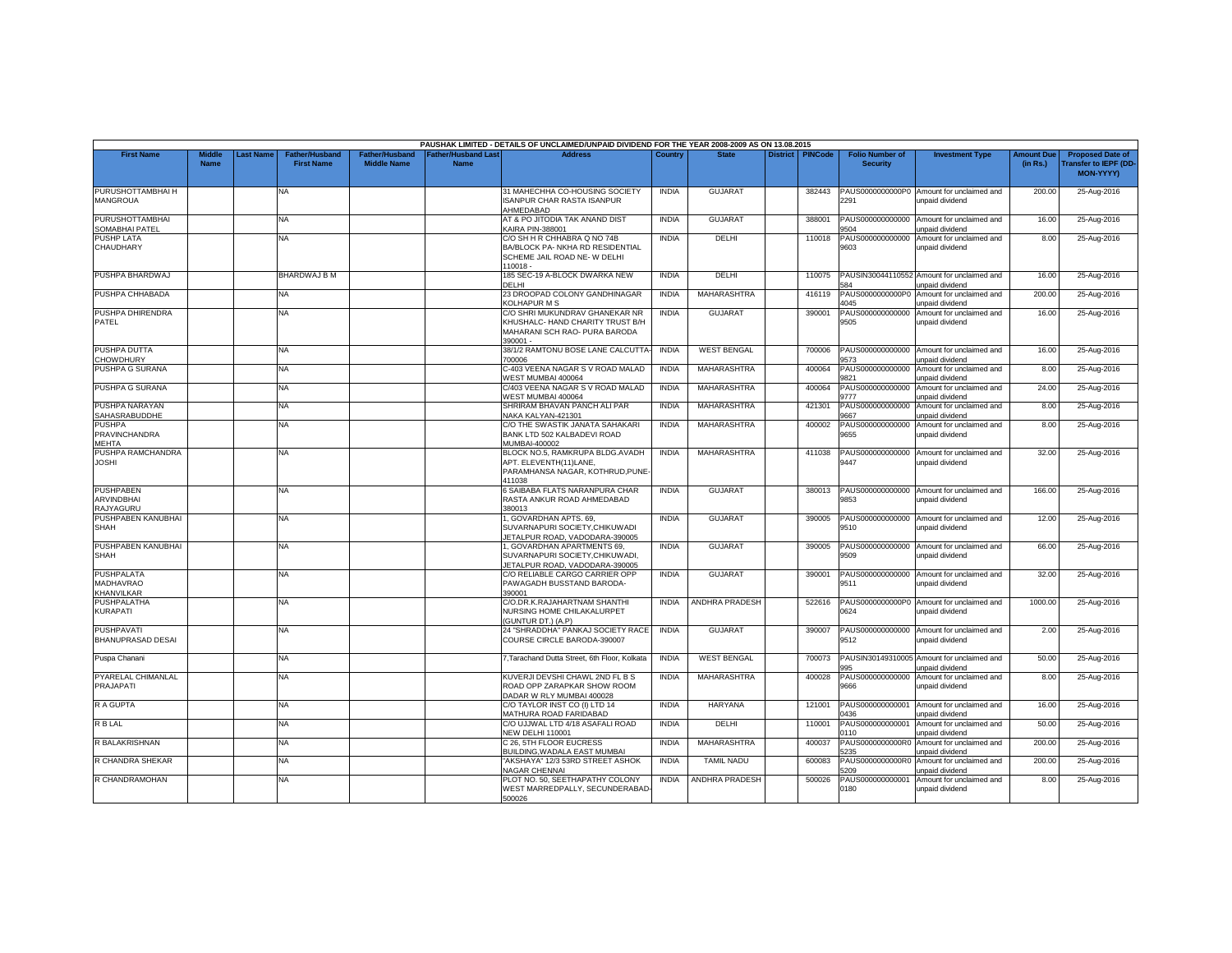PAUSHAK LIMITED - DETAILS OF UNCLAIMED/UNPAID DIVIDEND FOR THE YEAR 2008-2009 AS ON 13.08.2015

| First Name | Middle Name | Last Name | Father/Husband First Name | Father/Husband Middle Name | Father/Husband Last Name | Address | Country | State | District | PINCode | Folio Number of Security | Investment Type | Amount Due (in Rs.) | Proposed Date of Transfer to IEPF (DD-MON-YYYY) |
|---|---|---|---|---|---|---|---|---|---|---|---|---|---|---|
| PURUSHOTTAMBHAI H MANGROUA | | | NA | | | 31 MAHECHHA CO-HOUSING SOCIETY ISANPUR CHAR RASTA ISANPUR AHMEDABAD | INDIA | GUJARAT | | 382443 | PAUS0000000000P02291 | Amount for unclaimed and unpaid dividend | 200.00 | 25-Aug-2016 |
| PURUSHOTTAMBHAI SOMABHAI PATEL | | | NA | | | AT & PO JITODIA TAK ANAND DIST KAIRA PIN-388001 | INDIA | GUJARAT | | 388001 | PAUS0000000000009504 | Amount for unclaimed and unpaid dividend | 16.00 | 25-Aug-2016 |
| PUSHP LATA CHAUDHARY | | | NA | | | C/O SH H R CHHABRA Q NO 74B BA/BLOCK PA- NKHA RD RESIDENTIAL SCHEME JAIL ROAD NE- W DELHI 110018 - | INDIA | DELHI | | 110018 | PAUS0000000000009603 | Amount for unclaimed and unpaid dividend | 8.00 | 25-Aug-2016 |
| PUSHPA BHARDWAJ | | | BHARDWAJ B M | | | 185 SEC-19 A-BLOCK DWARKA NEW DELHI | INDIA | DELHI | | 110075 | PAUSIN30044110552584 | Amount for unclaimed and unpaid dividend | 16.00 | 25-Aug-2016 |
| PUSHPA CHHABADA | | | NA | | | 23 DROOPAD COLONY GANDHINAGAR KOLHAPUR M S | INDIA | MAHARASHTRA | | 416119 | PAUS0000000000P04045 | Amount for unclaimed and unpaid dividend | 200.00 | 25-Aug-2016 |
| PUSHPA DHIRENDRA PATEL | | | NA | | | C/O SHRI MUKUNDRAV GHANEKAR NR KHUSHALC- HAND CHARITY TRUST B/H MAHARANI SCH RAO- PURA BARODA 390001 - | INDIA | GUJARAT | | 390001 | PAUS0000000000009505 | Amount for unclaimed and unpaid dividend | 16.00 | 25-Aug-2016 |
| PUSHPA DUTTA CHOWDHURY | | | NA | | | 38/1/2 RAMTONU BOSE LANE CALCUTTA-700006 | INDIA | WEST BENGAL | | 700006 | PAUS0000000000009573 | Amount for unclaimed and unpaid dividend | 16.00 | 25-Aug-2016 |
| PUSHPA G SURANA | | | NA | | | C-403 VEENA NAGAR S V ROAD MALAD WEST MUMBAI 400064 | INDIA | MAHARASHTRA | | 400064 | PAUS0000000000009821 | Amount for unclaimed and unpaid dividend | 8.00 | 25-Aug-2016 |
| PUSHPA G SURANA | | | NA | | | C/403 VEENA NAGAR S V ROAD MALAD WEST MUMBAI 400064 | INDIA | MAHARASHTRA | | 400064 | PAUS0000000000009777 | Amount for unclaimed and unpaid dividend | 24.00 | 25-Aug-2016 |
| PUSHPA NARAYAN SAHASRABUDDHE | | | NA | | | SHRIRAM BHAVAN PANCH ALI PAR NAKA KALYAN-421301 | INDIA | MAHARASHTRA | | 421301 | PAUS0000000000009667 | Amount for unclaimed and unpaid dividend | 8.00 | 25-Aug-2016 |
| PUSHPA PRAVINCHANDRA MEHTA | | | NA | | | C/O THE SWASTIK JANATA SAHAKARI BANK LTD 502 KALBADEVI ROAD MUMBAI-400002 | INDIA | MAHARASHTRA | | 400002 | PAUS0000000000009655 | Amount for unclaimed and unpaid dividend | 8.00 | 25-Aug-2016 |
| PUSHPA RAMCHANDRA JOSHI | | | NA | | | BLOCK NO.5, RAMKRUPA BLDG.AVADH APT. ELEVENTH(11)LANE, PARAMHANSA NAGAR, KOTHRUD,PUNE-411038 | INDIA | MAHARASHTRA | | 411038 | PAUS0000000000009447 | Amount for unclaimed and unpaid dividend | 32.00 | 25-Aug-2016 |
| PUSHPABEN ARVINDBHAI RAJYAGURU | | | NA | | | 6 SAIBABA FLATS NARANPURA CHAR RASTA ANKUR ROAD AHMEDABAD 380013 | INDIA | GUJARAT | | 380013 | PAUS0000000000009853 | Amount for unclaimed and unpaid dividend | 166.00 | 25-Aug-2016 |
| PUSHPABEN KANUBHAI SHAH | | | NA | | | 1, GOVARDHAN APTS. 69, SUVARNAPURI SOCIETY,CHIKUWADI JETALPUR ROAD, VADODARA-390005 | INDIA | GUJARAT | | 390005 | PAUS0000000000009510 | Amount for unclaimed and unpaid dividend | 12.00 | 25-Aug-2016 |
| PUSHPABEN KANUBHAI SHAH | | | NA | | | 1, GOVARDHAN APARTMENTS 69, SUVARNAPURI SOCIETY,CHIKUWADI, JETALPUR ROAD, VADODARA-390005 | INDIA | GUJARAT | | 390005 | PAUS0000000000009509 | Amount for unclaimed and unpaid dividend | 66.00 | 25-Aug-2016 |
| PUSHPALATA MADHAVRAO KHANVILKAR | | | NA | | | C/O RELIABLE CARGO CARRIER OPP PAWAGADH BUSSTAND BARODA-390001 | INDIA | GUJARAT | | 390001 | PAUS0000000000009511 | Amount for unclaimed and unpaid dividend | 32.00 | 25-Aug-2016 |
| PUSHPALATHA KURAPATI | | | NA | | | C/O.DR.K.RAJAHARTNAM SHANTHI NURSING HOME CHILAKALURPET (GUNTUR DT.) (A.P) | INDIA | ANDHRA PRADESH | | 522616 | PAUS0000000000P00624 | Amount for unclaimed and unpaid dividend | 1000.00 | 25-Aug-2016 |
| PUSHPAVATI BHANUPRASAD DESAI | | | NA | | | 24 "SHRADDHA" PANKAJ SOCIETY RACE COURSE CIRCLE BARODA-390007 | INDIA | GUJARAT | | 390007 | PAUS0000000000009512 | Amount for unclaimed and unpaid dividend | 2.00 | 25-Aug-2016 |
| Puspa Chanani | | | NA | | | 7,Tarachand Dutta Street, 6th Floor, Kolkata | INDIA | WEST BENGAL | | 700073 | PAUSIN30149310005995 | Amount for unclaimed and unpaid dividend | 50.00 | 25-Aug-2016 |
| PYARELAL CHIMANLAL PRAJAPATI | | | NA | | | KUVERJI DEVSHI CHAWL 2ND FL B S ROAD OPP ZARAPKAR SHOW ROOM DADAR W RLY MUMBAI 400028 | INDIA | MAHARASHTRA | | 400028 | PAUS0000000000009666 | Amount for unclaimed and unpaid dividend | 8.00 | 25-Aug-2016 |
| R A GUPTA | | | NA | | | C/O TAYLOR INST CO (I) LTD 14 MATHURA ROAD FARIDABAD | INDIA | HARYANA | | 121001 | PAUS0000000000010436 | Amount for unclaimed and unpaid dividend | 16.00 | 25-Aug-2016 |
| R B LAL | | | NA | | | C/O UJJWAL LTD 4/18 ASAFALI ROAD NEW DELHI 110001 | INDIA | DELHI | | 110001 | PAUS0000000000010110 | Amount for unclaimed and unpaid dividend | 50.00 | 25-Aug-2016 |
| R BALAKRISHNAN | | | NA | | | C 26, 5TH FLOOR EUCRESS BUILDING,WADALA EAST MUMBAI | INDIA | MAHARASHTRA | | 400037 | PAUS0000000000R05235 | Amount for unclaimed and unpaid dividend | 200.00 | 25-Aug-2016 |
| R CHANDRA SHEKAR | | | NA | | | "AKSHAYA" 12/3 53RD STREET ASHOK NAGAR CHENNAI | INDIA | TAMIL NADU | | 600083 | PAUS0000000000R05209 | Amount for unclaimed and unpaid dividend | 200.00 | 25-Aug-2016 |
| R CHANDRAMOHAN | | | NA | | | PLOT NO. 50, SEETHAPATHY COLONY WEST MARREDPALLY, SECUNDERABAD-500026 | INDIA | ANDHRA PRADESH | | 500026 | PAUS0000000000010180 | Amount for unclaimed and unpaid dividend | 8.00 | 25-Aug-2016 |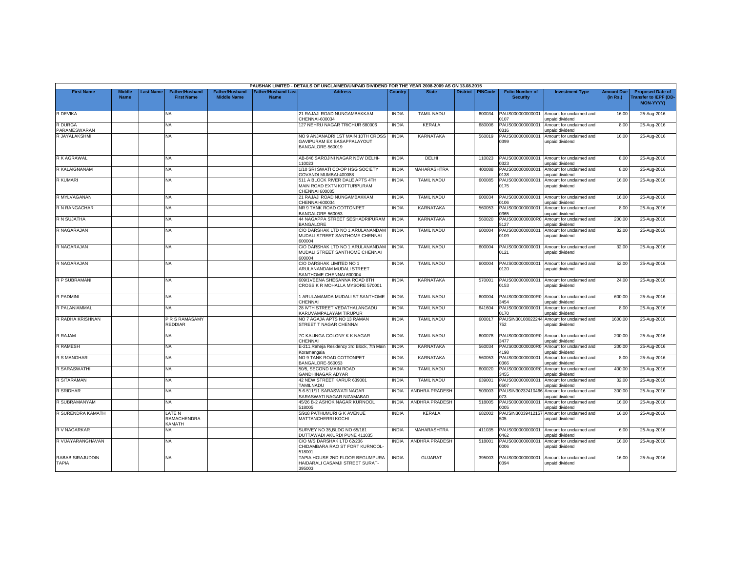PAUSHAK LIMITED - DETAILS OF UNCLAIMED/UNPAID DIVIDEND FOR THE YEAR 2008-2009 AS ON 13.08.2015

| First Name | Middle Name | Last Name | Father/Husband First Name | Father/Husband Middle Name | Father/Husband Last Name | Address | Country | State | District | PINCode | Folio Number of Security | Investment Type | Amount Due (in Rs.) | Proposed Date of Transfer to IEPF (DD-MON-YYYY) |
|---|---|---|---|---|---|---|---|---|---|---|---|---|---|---|
| R DEVIKA | | | NA | | | 21 RAJAJI ROAD NUNGAMBAKKAM CHENNAI-600034 | INDIA | TAMIL NADU | | 600034 | PAUS0000000000010107 | Amount for unclaimed and unpaid dividend | 16.00 | 25-Aug-2016 |
| R DURGA PARAMESWARAN | | | NA | | | 127 NEHRU NAGAR TRICHUR 680006 | INDIA | KERALA | | 680006 | PAUS0000000000010316 | Amount for unclaimed and unpaid dividend | 8.00 | 25-Aug-2016 |
| R JAYALAKSHMI | | | NA | | | NO 9 ANJANADRI 1ST MAIN 10TH CROSS GAVIPURAM EX BASAPPALAYOUT BANGALORE-560019 | INDIA | KARNATAKA | | 560019 | PAUS0000000000010399 | Amount for unclaimed and unpaid dividend | 16.00 | 25-Aug-2016 |
| R K AGRAWAL | | | NA | | | AB-846 SAROJINI NAGAR NEW DELHI-110023 | INDIA | DELHI | | 110023 | PAUS0000000000010323 | Amount for unclaimed and unpaid dividend | 8.00 | 25-Aug-2016 |
| R KALAIGNANAM | | | NA | | | 1/10 SRI SWATI CO-OP HSG SOCIETY GOVANDI MUMBAI-400088 | INDIA | MAHARASHTRA | | 400088 | PAUS0000000000010138 | Amount for unclaimed and unpaid dividend | 8.00 | 25-Aug-2016 |
| R KUMARI | | | NA | | | 511 A BLOCK RIVER DALE APTS 4TH MAIN ROAD EXTN KOTTURPURAM CHENNAI 600085 | INDIA | TAMIL NADU | | 600085 | PAUS0000000000010175 | Amount for unclaimed and unpaid dividend | 16.00 | 25-Aug-2016 |
| R MYLVAGANAN | | | NA | | | 21 RAJAJI ROAD NUNGAMBAKKAM CHENNAI-600034 | INDIA | TAMIL NADU | | 600034 | PAUS0000000000010106 | Amount for unclaimed and unpaid dividend | 16.00 | 25-Aug-2016 |
| R N RANGACHAR | | | NA | | | NR 9 TANK ROAD COTTONPET BANGALORE-560053 | INDIA | KARNATAKA | | 560053 | PAUS0000000000010365 | Amount for unclaimed and unpaid dividend | 8.00 | 25-Aug-2016 |
| R N SUJATHA | | | NA | | | 44 NAGAPPA STREET SESHADRIPURAM BANGALORE | INDIA | KARNATAKA | | 560020 | PAUS0000000000R05127 | Amount for unclaimed and unpaid dividend | 200.00 | 25-Aug-2016 |
| R NAGARAJAN | | | NA | | | C/O DARSHAK LTD NO 1 ARULANANDAM MUDALI STREET SANTHOME CHENNAI 600004 | INDIA | TAMIL NADU | | 600004 | PAUS0000000000010109 | Amount for unclaimed and unpaid dividend | 32.00 | 25-Aug-2016 |
| R NAGARAJAN | | | NA | | | C/O DARSHAK LTD NO 1 ARULANANDAM MUDALI STREET SANTHOME CHENNAI 600004 | INDIA | TAMIL NADU | | 600004 | PAUS0000000000010121 | Amount for unclaimed and unpaid dividend | 32.00 | 25-Aug-2016 |
| R NAGARAJAN | | | NA | | | C/O DARSHAK LIMITED NO 1 ARULANANDAM MUDALI STREET SANTHOME CHENNAI 600004 | INDIA | TAMIL NADU | | 600004 | PAUS0000000000010120 | Amount for unclaimed and unpaid dividend | 52.00 | 25-Aug-2016 |
| R P SUBRAMANI | | | NA | | | 609/1VEENA SHESANNA ROAD 8TH CROSS K R MOHALLA MYSORE 570001 | INDIA | KARNATAKA | | 570001 | PAUS0000000000010153 | Amount for unclaimed and unpaid dividend | 24.00 | 25-Aug-2016 |
| R PADMINI | | | NA | | | 1 ARULAMAMDA MUDALI ST SANTHOME CHENNAI | INDIA | TAMIL NADU | | 600004 | PAUS0000000000R03454 | Amount for unclaimed and unpaid dividend | 600.00 | 25-Aug-2016 |
| R PALANIAMMAL | | | NA | | | 28 IVTH STREET VEDATHALANGADU KARUVAMPALAYAM TIRUPUR | INDIA | TAMIL NADU | | 641604 | PAUS0000000000010170 | Amount for unclaimed and unpaid dividend | 8.00 | 25-Aug-2016 |
| R RADHA KRISHNAN | | | P R S RAMASAMY REDDIAR | | | NO 7 AGAJA APTS NO 13 RAMAN STREET T NAGAR CHENNAI | INDIA | TAMIL NADU | | 600017 | PAUSIN30108022244752 | Amount for unclaimed and unpaid dividend | 1600.00 | 25-Aug-2016 |
| R RAJAM | | | NA | | | 7C KALINGA COLONY K K NAGAR CHENNAI | INDIA | TAMIL NADU | | 600078 | PAUS0000000000R03477 | Amount for unclaimed and unpaid dividend | 200.00 | 25-Aug-2016 |
| R RAMESH | | | NA | | | E-211,Raheja Residency 3rd Block, 7th Main Koramangala | INDIA | KARNATAKA | | 560034 | PAUS0000000000R04198 | Amount for unclaimed and unpaid dividend | 200.00 | 25-Aug-2016 |
| R S MANOHAR | | | NA | | | NO 9 TANK ROAD COTTONPET BANGALORE-560053 | INDIA | KARNATAKA | | 560053 | PAUS0000000000010366 | Amount for unclaimed and unpaid dividend | 8.00 | 25-Aug-2016 |
| R SARASWATHI | | | NA | | | 50/5, SECOND MAIN ROAD GANDHINAGAR ADYAR | INDIA | TAMIL NADU | | 600020 | PAUS0000000000R03455 | Amount for unclaimed and unpaid dividend | 400.00 | 25-Aug-2016 |
| R SITARAMAN | | | NA | | | 42 NEW STREET KARUR 639001 TAMILNADU | INDIA | TAMIL NADU | | 639001 | PAUS0000000000010507 | Amount for unclaimed and unpaid dividend | 32.00 | 25-Aug-2016 |
| R SRIDHAR | | | NA | | | 5-6-511/11 SARASWATI NAGAR SARASWATI NAGAR NIZAMABAD | INDIA | ANDHRA PRADESH | | 503003 | PAUSIN30232410466073 | Amount for unclaimed and unpaid dividend | 300.00 | 25-Aug-2016 |
| R SUBRAMANYAM | | | NA | | | 45/26 B-2 ASHOK NAGAR KURNOOL 518005 | INDIA | ANDHRA PRADESH | | 518005 | PAUS0000000000010005 | Amount for unclaimed and unpaid dividend | 16.00 | 25-Aug-2016 |
| R SURENDRA KAMATH | | | LATE N RAMACHENDRA KAMATH | | | 5/918 PATHUMURI G K AVENUE MATTANCHERRI KOCHI | INDIA | KERALA | | 682002 | PAUSIN30039412157505 | Amount for unclaimed and unpaid dividend | 16.00 | 25-Aug-2016 |
| R V NAGARKAR | | | NA | | | SURVEY NO 35,BLDG NO 65/181 DUTTAWADI AKURDI PUNE 411035 | INDIA | MAHARASHTRA | | 411035 | PAUS0000000000010462 | Amount for unclaimed and unpaid dividend | 6.00 | 25-Aug-2016 |
| R VIJAYARANGHAVAN | | | NA | | | C/O M/S DARSHAK LTD 62/236 CHIDAMBARA RAO ST FORT KURNOOL-518001 | INDIA | ANDHRA PRADESH | | 518001 | PAUS0000000000010006 | Amount for unclaimed and unpaid dividend | 16.00 | 25-Aug-2016 |
| RABAB SIRAJUDDIN TAPIA | | | NA | | | TAPIA HOUSE 2ND FLOOR BEGUMPURA HAIDARALI CASAMJI STREET SURAT-395003 | INDIA | GUJARAT | | 395003 | PAUS0000000000010394 | Amount for unclaimed and unpaid dividend | 16.00 | 25-Aug-2016 |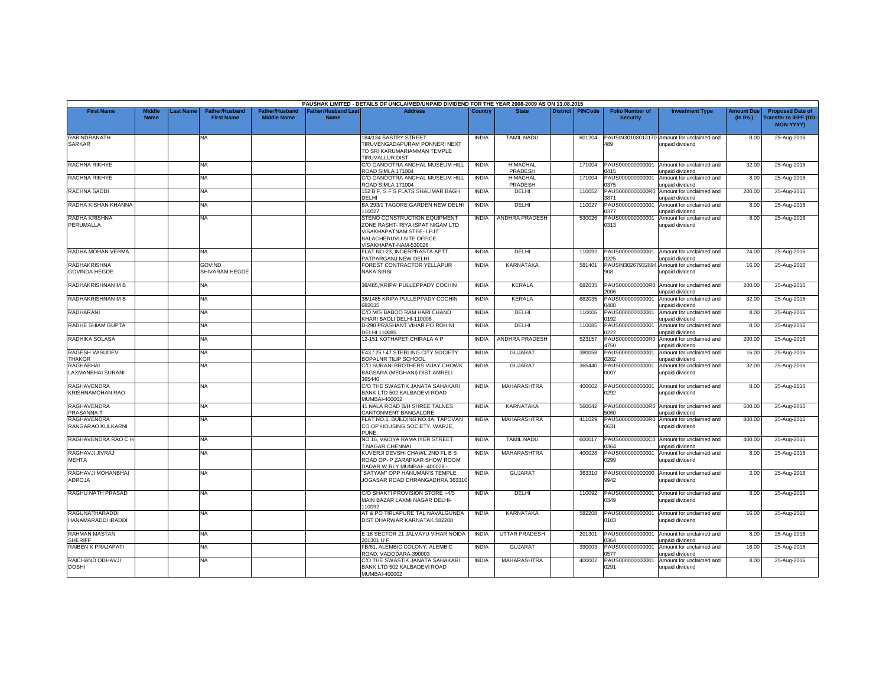PAUSHAK LIMITED - DETAILS OF UNCLAIMED/UNPAID DIVIDEND FOR THE YEAR 2008-2009 AS ON 13.08.2015

| First Name | Middle Name | Last Name | Father/Husband First Name | Father/Husband Middle Name | Father/Husband Last Name | Address | Country | State | District | PINCode | Folio Number of Security | Investment Type | Amount Due (in Rs.) | Proposed Date of Transfer to IEPF (DD-MON-YYYY) |
|---|---|---|---|---|---|---|---|---|---|---|---|---|---|---|
| RABINDRANATH SARKAR | | | NA | | | 184/134 SASTRY STREET TIRUVENGADAPURAM PONNERI NEXT TO SRI KARUMARIAMMAN TEMPLE TIRUVALLUR DIST | INDIA | TAMIL NADU | | 601204 | PAUSIN30108013170489 | Amount for unclaimed and unpaid dividend | 8.00 | 25-Aug-2016 |
| RACHNA RIKHYE | | | NA | | | C/O GANDOTRA ANCHAL MUSEUM HILL ROAD SIMLA 171004 | INDIA | HIMACHAL PRADESH | | 171004 | PAUS0000000000010415 | Amount for unclaimed and unpaid dividend | 32.00 | 25-Aug-2016 |
| RACHNA RIKHYE | | | NA | | | C/O GANDOTRA ANCHAL MUSEUM HILL ROAD SIMLA 171004 | INDIA | HIMACHAL PRADESH | | 171004 | PAUS0000000000010375 | Amount for unclaimed and unpaid dividend | 8.00 | 25-Aug-2016 |
| RACHNA SADDI | | | NA | | | 152 B F, S F S FLATS SHALIMAR BAGH DELHI | INDIA | DELHI | | 110052 | PAUS0000000000R03871 | Amount for unclaimed and unpaid dividend | 200.00 | 25-Aug-2016 |
| RADHA KISHAN KHANNA | | | NA | | | BA 293/1 TAGORE GARDEN NEW DELHI 110027 | INDIA | DELHI | | 110027 | PAUS0000000000010377 | Amount for unclaimed and unpaid dividend | 8.00 | 25-Aug-2016 |
| RADHA KRISHNA PERUMALLA | | | NA | | | STENO CONSTRUCTION EQUIPMENT ZONE RASHT- RIYA ISPAT NIGAM LTD VISAKHAPATNAM STEE- LPJT BALACHERUVU SITE OFFICE VISAKHAPAT-NAM-530026 | INDIA | ANDHRA PRADESH | | 530026 | PAUS0000000000010313 | Amount for unclaimed and unpaid dividend | 8.00 | 25-Aug-2016 |
| RADHA MOHAN VERMA | | | NA | | | FLAT NO-23, INDERPRASTA APTT. PATPARGANJ NEW DELHI | INDIA | DELHI | | 110092 | PAUS0000000000010225 | Amount for unclaimed and unpaid dividend | 24.00 | 25-Aug-2016 |
| RADHAKRISHNA GOVINDA HEGDE | | | GOVIND SHIVARAM HEGDE | | | FOREST CONTRACTOR YELLAPUR NAKA SIRSI | INDIA | KARNATAKA | | 581401 | PAUSIN30267932894908 | Amount for unclaimed and unpaid dividend | 16.00 | 25-Aug-2016 |
| RADHAKRISHNAN M B | | | NA | | | 38/485,'KRIPA' PULLEPPADY COCHIN | INDIA | KERALA | | 682035 | PAUS0000000000R02006 | Amount for unclaimed and unpaid dividend | 200.00 | 25-Aug-2016 |
| RADHAKRISHNAN M B | | | NA | | | 38/1485 KRIPA PULLEPPADY COCHIN 682035 | INDIA | KERALA | | 682035 | PAUS0000000000010488 | Amount for unclaimed and unpaid dividend | 32.00 | 25-Aug-2016 |
| RADHARANI | | | NA | | | C/O M/S BABOO RAM HARI CHAND KHARI BAOLI DELHI-110006 | INDIA | DELHI | | 110006 | PAUS0000000000010192 | Amount for unclaimed and unpaid dividend | 8.00 | 25-Aug-2016 |
| RADHE SHIAM GUPTA | | | NA | | | D-290 PRASHANT VIHAR PO ROHINI DELHI 110085 | INDIA | DELHI | | 110085 | PAUS0000000000010222 | Amount for unclaimed and unpaid dividend | 8.00 | 25-Aug-2016 |
| RADHIKA SOLASA | | | NA | | | 12-151 KOTHAPET CHIRALA A P | INDIA | ANDHRA PRADESH | | 523157 | PAUS0000000000R04750 | Amount for unclaimed and unpaid dividend | 200.00 | 25-Aug-2016 |
| RAGESH VASUDEV THAKOR | | | NA | | | E43 / 25 / 47 STERLING CITY SOCIETY BOPALNR TILIP SCHOOL | INDIA | GUJARAT | | 380058 | PAUS0000000000010282 | Amount for unclaimed and unpaid dividend | 16.00 | 25-Aug-2016 |
| RAGHABHAI LAXMANBHAI SURANI | | | NA | | | C/O SURANI BROTHERS VIJAY CHOWK BAGSARA (MEGHANI) DIST AMRELI 365440 | INDIA | GUJARAT | | 365440 | PAUS0000000000010007 | Amount for unclaimed and unpaid dividend | 32.00 | 25-Aug-2016 |
| RAGHAVENDRA KRISHNAMOHAN RAO | | | NA | | | C/O THE SWASTIK JANATA SAHAKARI BANK LTD 502 KALBADEVI ROAD MUMBAI-400002 | INDIA | MAHARASHTRA | | 400002 | PAUS0000000000010292 | Amount for unclaimed and unpaid dividend | 8.00 | 25-Aug-2016 |
| RAGHAVENDRA PRASANNA T | | | NA | | | 41 NALA ROAD B/H SHREE TALNES CANTONMENT BANGALORE | INDIA | KARNATAKA | | 560042 | PAUS0000000000R05060 | Amount for unclaimed and unpaid dividend | 600.00 | 25-Aug-2016 |
| RAGHAVENDRA RANGARAO KULKARNI | | | NA | | | FLAT NO.1, BUILDING NO.4A, TAPOVAN CO.OP HOUSING SOCIETY, WARJE, PUNE. | INDIA | MAHARASHTRA | | 411029 | PAUS0000000000R00631 | Amount for unclaimed and unpaid dividend | 800.00 | 25-Aug-2016 |
| RAGHAVENDRA RAO C H | | | NA | | | NO.16, VAIDYA RAMA IYER STREET T.NAGAR CHENNAI | INDIA | TAMIL NADU | | 600017 | PAUS0000000000C00364 | Amount for unclaimed and unpaid dividend | 400.00 | 25-Aug-2016 |
| RAGHAVJI JIVRAJ MEHTA | | | NA | | | KUVERJI DEVSHI CHAWL 2ND FL B S ROAD OP- P ZARAPKAR SHOW ROOM DADAR W RLY MUMBAI- -400028 - | INDIA | MAHARASHTRA | | 400028 | PAUS0000000000010299 | Amount for unclaimed and unpaid dividend | 8.00 | 25-Aug-2016 |
| RAGHAVJI MOHANBHAI ADROJA | | | NA | | | "SATYAM" OPP HANUMAN'S TEMPLE JOGASAR ROAD DHRANGADHRA 363310 | INDIA | GUJARAT | | 363310 | PAUS0000000000009942 | Amount for unclaimed and unpaid dividend | 2.00 | 25-Aug-2016 |
| RAGHU NATH PRASAD | | | NA | | | C/O SHAKTI PROVISION STORE I-4/5 MAIN BAZAR LAXMI NAGAR DELHI-110092 | INDIA | DELHI | | 110092 | PAUS0000000000010349 | Amount for unclaimed and unpaid dividend | 8.00 | 25-Aug-2016 |
| RAGUNATHARADDI HANAMARADDI IRADDI | | | NA | | | AT & PO TIRLAPURE TAL NAVALGUNDA DIST DHARWAR KARNATAK 582208 | INDIA | KARNATAKA | | 582208 | PAUS0000000000010103 | Amount for unclaimed and unpaid dividend | 16.00 | 25-Aug-2016 |
| RAHMAN MASTAN SHERIFF | | | NA | | | E-18 SECTOR 21 JALVAYU VIHAR NOIDA 201301 U P | INDIA | UTTAR PRADESH | | 201301 | PAUS0000000000010364 | Amount for unclaimed and unpaid dividend | 8.00 | 25-Aug-2016 |
| RAIBEN K PRAJAPATI | | | NA | | | FB/61, ALEMBIC COLONY, ALEMBIC ROAD, VADODARA-390003 | INDIA | GUJARAT | | 390003 | PAUS0000000000010577 | Amount for unclaimed and unpaid dividend | 16.00 | 25-Aug-2016 |
| RAICHAND ODHAVJI DOSHI | | | NA | | | C/O THE SWASTIK JANATA SAHAKARI BANK LTD 502 KALBADEVI ROAD MUMBAI-400002 | INDIA | MAHARASHTRA | | 400002 | PAUS0000000000010291 | Amount for unclaimed and unpaid dividend | 8.00 | 25-Aug-2016 |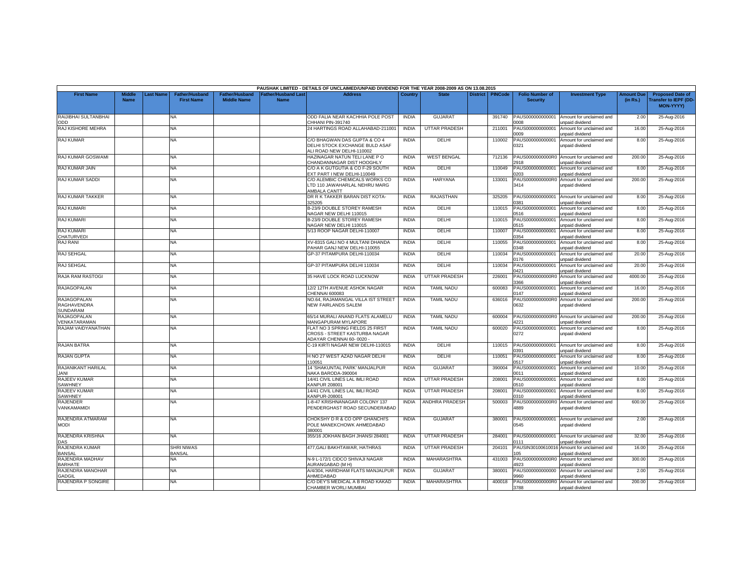PAUSHAK LIMITED - DETAILS OF UNCLAIMED/UNPAID DIVIDEND FOR THE YEAR 2008-2009 AS ON 13.08.2015

| First Name | Middle Name | Last Name | Father/Husband First Name | Father/Husband Middle Name | Father/Husband Last Name | Address | Country | State | District | PINCode | Folio Number of Security | Investment Type | Amount Due (in Rs.) | Proposed Date of Transfer to IEPF (DD-MON-YYYY) |
|---|---|---|---|---|---|---|---|---|---|---|---|---|---|---|
| RAIJIBHAI SULTANBHAI ODD | | | NA | | | ODD FALIA NEAR KACHHIA POLE POST CHHANI PIN-391740 | INDIA | GUJARAT | | 391740 | PAUS000000000001 0008 | Amount for unclaimed and unpaid dividend | 2.00 | 25-Aug-2016 |
| RAJ KISHORE MEHRA | | | NA | | | 24 HARTINGS ROAD ALLAHABAD-211001 | INDIA | UTTAR PRADESH | | 211001 | PAUS000000000001 0009 | Amount for unclaimed and unpaid dividend | 16.00 | 25-Aug-2016 |
| RAJ KUMAR | | | NA | | | C/O BHAGWAN DAS GUPTA & CO 4 DELHI STOCK EXCHANGE BULD ASAF ALI ROAD NEW DELHI-110002 | INDIA | DELHI | | 110002 | PAUS000000000001 0321 | Amount for unclaimed and unpaid dividend | 8.00 | 25-Aug-2016 |
| RAJ KUMAR GOSWAMI | | | NA | | | HAZINAGAR NATUN TELI LANE P O CHANDANNAGAR DIST HOOGHLY | INDIA | WEST BENGAL | | 712136 | PAUS0000000000R0 2918 | Amount for unclaimed and unpaid dividend | 200.00 | 25-Aug-2016 |
| RAJ KUMAR JAIN | | | NA | | | C/O A K GUTGUTIA & CO F-29 SOUTH EXT PART I NEW DELHI-110049 | INDIA | DELHI | | 110049 | PAUS000000000001 0203 | Amount for unclaimed and unpaid dividend | 8.00 | 25-Aug-2016 |
| RAJ KUMAR SADDI | | | NA | | | C/O ALEMBIC CHEMICALS WORKS CO LTD 110 JAWAHARLAL NEHRU MARG AMBALA CANTT | INDIA | HARYANA | | 133001 | PAUS0000000000R0 3414 | Amount for unclaimed and unpaid dividend | 200.00 | 25-Aug-2016 |
| RAJ KUMAR TAKKER | | | NA | | | DR R K TAKKER BARAN DIST KOTA-325205 | INDIA | RAJASTHAN | | 325205 | PAUS000000000001 0381 | Amount for unclaimed and unpaid dividend | 8.00 | 25-Aug-2016 |
| RAJ KUMARI | | | NA | | | B-23/9 DOUBLE STOREY RAMESH NAGAR NEW DELHI 110015 | INDIA | DELHI | | 110015 | PAUS000000000001 0516 | Amount for unclaimed and unpaid dividend | 8.00 | 25-Aug-2016 |
| RAJ KUMARI | | | NA | | | B-23/9 DOUBLE STOREY RAMESH NAGAR NEW DELHI 110015 | INDIA | DELHI | | 110015 | PAUS000000000001 0515 | Amount for unclaimed and unpaid dividend | 8.00 | 25-Aug-2016 |
| RAJ KUMARI CHATURVEDI | | | NA | | | 5/13 ROOP NAGAR DELHI-110007 | INDIA | DELHI | | 110007 | PAUS000000000001 0354 | Amount for unclaimed and unpaid dividend | 8.00 | 25-Aug-2016 |
| RAJ RANI | | | NA | | | XV-8315 GALI NO 4 MULTANI DHANDA PAHAR GANJ NEW DELHI-110055 | INDIA | DELHI | | 110055 | PAUS000000000001 0348 | Amount for unclaimed and unpaid dividend | 8.00 | 25-Aug-2016 |
| RAJ SEHGAL | | | NA | | | GP-37 PITAMPURA DELHI-110034 | INDIA | DELHI | | 110034 | PAUS000000000001 0176 | Amount for unclaimed and unpaid dividend | 20.00 | 25-Aug-2016 |
| RAJ SEHGAL | | | NA | | | GP-37 PITAMPURA DELHI 110034 | INDIA | DELHI | | 110034 | PAUS000000000001 0421 | Amount for unclaimed and unpaid dividend | 20.00 | 25-Aug-2016 |
| RAJA RAM RASTOGI | | | NA | | | 35 HAVE LOCK ROAD LUCKNOW | INDIA | UTTAR PRADESH | | 226001 | PAUS0000000000R0 3366 | Amount for unclaimed and unpaid dividend | 4000.00 | 25-Aug-2016 |
| RAJAGOPALAN | | | NA | | | 12/2 12TH AVENUE ASHOK NAGAR CHENNAI 600083 | INDIA | TAMIL NADU | | 600083 | PAUS000000000001 0147 | Amount for unclaimed and unpaid dividend | 16.00 | 25-Aug-2016 |
| RAJAGOPALAN RAGHAVENDRA SUNDARAM | | | NA | | | NO.64, RAJAMANGAL VILLA IST STREET NEW FAIRLANDS SALEM | INDIA | TAMIL NADU | | 636016 | PAUS0000000000R0 0632 | Amount for unclaimed and unpaid dividend | 200.00 | 25-Aug-2016 |
| RAJAGOPALAN VENKATARAMAN | | | NA | | | 65/14 MURALI ANAND FLATS ALAMELU MANGAPURAM MYLAPORE | INDIA | TAMIL NADU | | 600004 | PAUS0000000000R0 4221 | Amount for unclaimed and unpaid dividend | 200.00 | 25-Aug-2016 |
| RAJAM VAIDYANATHAN | | | NA | | | FLAT NO 3 SPRING FIELDS 25 FIRST CROSS - STREET KASTURBA NAGAR ADAYAR CHENNAI 60- 0020 - | INDIA | TAMIL NADU | | 600020 | PAUS000000000001 0272 | Amount for unclaimed and unpaid dividend | 8.00 | 25-Aug-2016 |
| RAJAN BATRA | | | NA | | | C-19 KIRTI NAGAR NEW DELHI-110015 | INDIA | DELHI | | 110015 | PAUS000000000001 0391 | Amount for unclaimed and unpaid dividend | 8.00 | 25-Aug-2016 |
| RAJAN GUPTA | | | NA | | | H NO 27 WEST AZAD NAGAR DELHI 110051 | INDIA | DELHI | | 110051 | PAUS000000000001 0517 | Amount for unclaimed and unpaid dividend | 8.00 | 25-Aug-2016 |
| RAJANIKANT HARILAL JANI | | | NA | | | 14 'SHAKUNTAL PARK' MANJALPUR NAKA BARODA-390004 | INDIA | GUJARAT | | 390004 | PAUS000000000001 0011 | Amount for unclaimed and unpaid dividend | 10.00 | 25-Aug-2016 |
| RAJEEV KUMAR SAWHNEY | | | NA | | | 14/41 CIVIL LINES LAL IMLI ROAD KANPUR 208001 | INDIA | UTTAR PRADESH | | 208001 | PAUS000000000001 0510 | Amount for unclaimed and unpaid dividend | 8.00 | 25-Aug-2016 |
| RAJEEV KUMAR SAWHNEY | | | NA | | | 14/41 CIVIL LINES LAL IMLI ROAD KANPUR-208001 | INDIA | UTTAR PRADESH | | 208001 | PAUS000000000001 0310 | Amount for unclaimed and unpaid dividend | 8.00 | 25-Aug-2016 |
| RAJENDER VANKAMAMIDI | | | NA | | | 1-8-47 KRISHNANAGAR COLONY 137 PENDERGHAST ROAD SECUNDERABAD | INDIA | ANDHRA PRADESH | | 500003 | PAUS0000000000R0 4889 | Amount for unclaimed and unpaid dividend | 600.00 | 25-Aug-2016 |
| RAJENDRA ATMARAM MODI | | | NA | | | CHOKSHY D R & CO OPP GHANCHI'S POLE MANEKCHOWK AHMEDABAD 380001 | INDIA | GUJARAT | | 380001 | PAUS000000000001 0545 | Amount for unclaimed and unpaid dividend | 2.00 | 25-Aug-2016 |
| RAJENDRA KRISHNA DAS | | | NA | | | 355/16 JOKHAN BAGH JHANSI 284001 | INDIA | UTTAR PRADESH | | 284001 | PAUS000000000001 0111 | Amount for unclaimed and unpaid dividend | 32.00 | 25-Aug-2016 |
| RAJENDRA KUMAR BANSAL | | | SHRI NIWAS BANSAL | | | 477,GALI BAKHTAWAR, HATHRAS | INDIA | UTTAR PRADESH | | 204101 | PAUSIN30100610016 105 | Amount for unclaimed and unpaid dividend | 16.00 | 25-Aug-2016 |
| RAJENDRA MADHAV BARHATE | | | NA | | | N-9 L-172/1 CIDCO SHIVAJI NAGAR AURANGABAD (M H) | INDIA | MAHARASHTRA | | 431003 | PAUS0000000000R0 4923 | Amount for unclaimed and unpaid dividend | 300.00 | 25-Aug-2016 |
| RAJENDRA MANOHAR GADGIL | | | NA | | | A/4/304, HARIDHAM FLATS MANJALPUR AHMEDABAD | INDIA | GUJARAT | | 380001 | PAUS000000000000 9960 | Amount for unclaimed and unpaid dividend | 2.00 | 25-Aug-2016 |
| RAJENDRA P SONGIRE | | | NA | | | C/O DEY'S MEDICAL A B ROAD KAKAD CHAMBER WORLI MUMBAI | INDIA | MAHARASHTRA | | 400018 | PAUS0000000000R0 3788 | Amount for unclaimed and unpaid dividend | 200.00 | 25-Aug-2016 |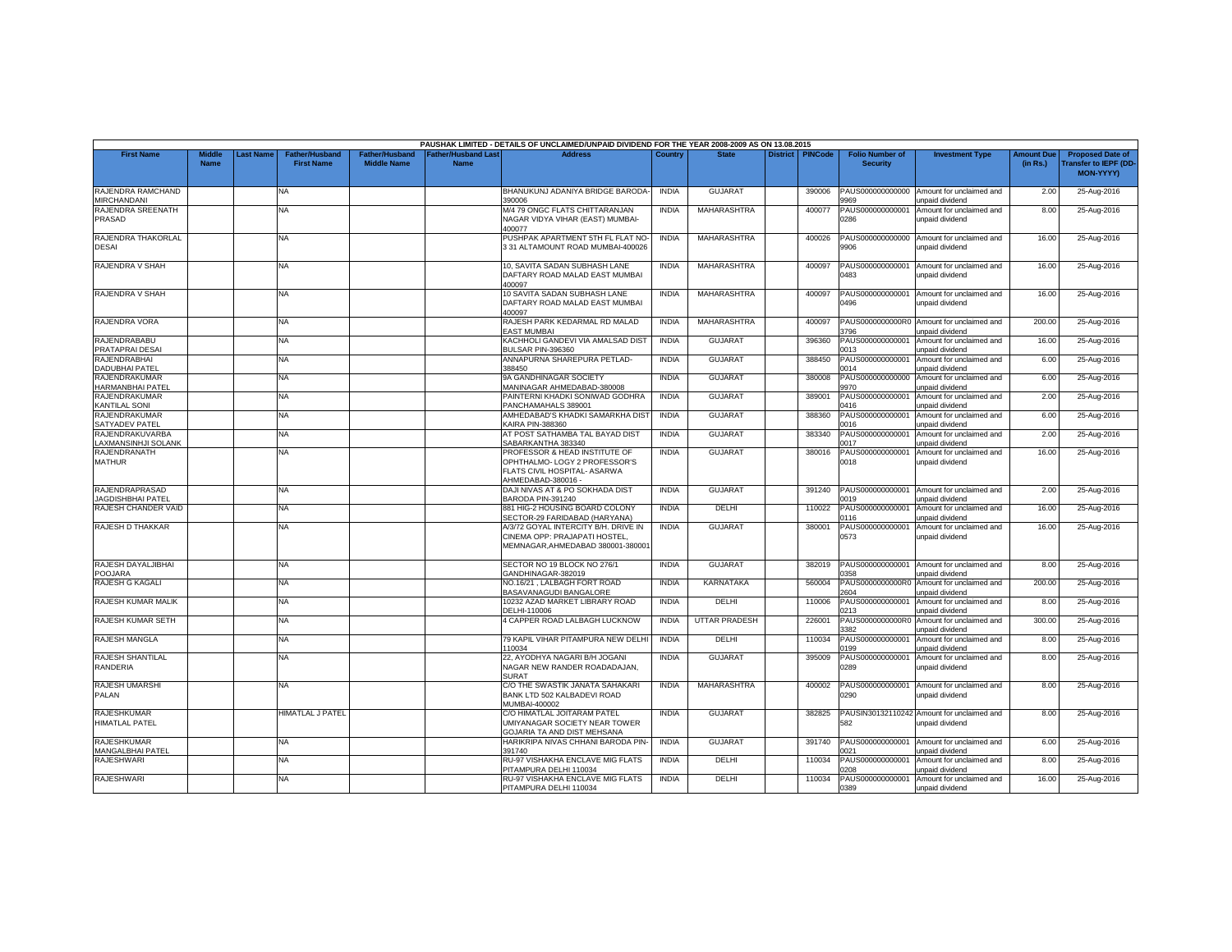PAUSHAK LIMITED - DETAILS OF UNCLAIMED/UNPAID DIVIDEND FOR THE YEAR 2008-2009 AS ON 13.08.2015

| First Name | Middle Name | Last Name | Father/Husband First Name | Father/Husband Middle Name | Father/Husband Last Name | Address | Country | State | District | PINCode | Folio Number of Security | Investment Type | Amount Due (in Rs.) | Proposed Date of Transfer to IEPF (DD-MON-YYYY) |
|---|---|---|---|---|---|---|---|---|---|---|---|---|---|---|
| RAJENDRA RAMCHAND MIRCHANDANI | | | NA | | | BHANUKUNJ ADANIYA BRIDGE BARODA-390006 | INDIA | GUJARAT | | 390006 | PAUS0000000000009969 | Amount for unclaimed and unpaid dividend | 2.00 | 25-Aug-2016 |
| RAJENDRA SREENATH PRASAD | | | NA | | | M/4 79 ONGC FLATS CHITTARANJAN NAGAR VIDYA VIHAR (EAST) MUMBAI-400077 | INDIA | MAHARASHTRA | | 400077 | PAUS0000000000010286 | Amount for unclaimed and unpaid dividend | 8.00 | 25-Aug-2016 |
| RAJENDRA THAKORLAL DESAI | | | NA | | | PUSHPAK APARTMENT 5TH FL FLAT NO-3 31 ALTAMOUNT ROAD MUMBAI-400026 | INDIA | MAHARASHTRA | | 400026 | PAUS0000000000009906 | Amount for unclaimed and unpaid dividend | 16.00 | 25-Aug-2016 |
| RAJENDRA V SHAH | | | NA | | | 10, SAVITA SADAN SUBHASH LANE DAFTARY ROAD MALAD EAST MUMBAI 400097 | INDIA | MAHARASHTRA | | 400097 | PAUS0000000000010483 | Amount for unclaimed and unpaid dividend | 16.00 | 25-Aug-2016 |
| RAJENDRA V SHAH | | | NA | | | 10 SAVITA SADAN SUBHASH LANE DAFTARY ROAD MALAD EAST MUMBAI 400097 | INDIA | MAHARASHTRA | | 400097 | PAUS0000000000010496 | Amount for unclaimed and unpaid dividend | 16.00 | 25-Aug-2016 |
| RAJENDRA VORA | | | NA | | | RAJESH PARK KEDARMAL RD MALAD EAST MUMBAI | INDIA | MAHARASHTRA | | 400097 | PAUS0000000000R03796 | Amount for unclaimed and unpaid dividend | 200.00 | 25-Aug-2016 |
| RAJENDRABABU PRATAPRAI DESAI | | | NA | | | KACHHOLI GANDEVI VIA AMALSAD DIST BULSAR PIN-396360 | INDIA | GUJARAT | | 396360 | PAUS0000000000010013 | Amount for unclaimed and unpaid dividend | 16.00 | 25-Aug-2016 |
| RAJENDRABHAI DADUBHAI PATEL | | | NA | | | ANNAPURNA SHAREPURA PETLAD-388450 | INDIA | GUJARAT | | 388450 | PAUS0000000000010014 | Amount for unclaimed and unpaid dividend | 6.00 | 25-Aug-2016 |
| RAJENDRAKUMAR HARMANBHAI PATEL | | | NA | | | 9A GANDHINAGAR SOCIETY MANINAGAR AHMEDABAD-380008 | INDIA | GUJARAT | | 380008 | PAUS0000000000009970 | Amount for unclaimed and unpaid dividend | 6.00 | 25-Aug-2016 |
| RAJENDRAKUMAR KANTILAL SONI | | | NA | | | PAINTERNI KHADKI SONIWAD GODHRA PANCHAMAHALS 389001 | INDIA | GUJARAT | | 389001 | PAUS0000000000010416 | Amount for unclaimed and unpaid dividend | 2.00 | 25-Aug-2016 |
| RAJENDRAKUMAR SATYADEV PATEL | | | NA | | | AMHEDABAD'S KHADKI SAMARKHA DIST KAIRA PIN-388360 | INDIA | GUJARAT | | 388360 | PAUS0000000000010016 | Amount for unclaimed and unpaid dividend | 6.00 | 25-Aug-2016 |
| RAJENDRAKUVARBA LAXMANSINHJI SOLANK | | | NA | | | AT POST SATHAMBA TAL BAYAD DIST SABARKANTHA 383340 | INDIA | GUJARAT | | 383340 | PAUS0000000000010017 | Amount for unclaimed and unpaid dividend | 2.00 | 25-Aug-2016 |
| RAJENDRANATH MATHUR | | | NA | | | PROFESSOR & HEAD INSTITUTE OF OPHTHALMO- LOGY 2 PROFESSOR'S FLATS CIVIL HOSPITAL- ASARWA AHMEDABAD-380016 - | INDIA | GUJARAT | | 380016 | PAUS0000000000010018 | Amount for unclaimed and unpaid dividend | 16.00 | 25-Aug-2016 |
| RAJENDRAPRASAD JAGDISHBHAI PATEL | | | NA | | | DAJI NIVAS AT & PO SOKHADA DIST BARODA PIN-391240 | INDIA | GUJARAT | | 391240 | PAUS0000000000010019 | Amount for unclaimed and unpaid dividend | 2.00 | 25-Aug-2016 |
| RAJESH CHANDER VAID | | | NA | | | 881 HIG-2 HOUSING BOARD COLONY SECTOR-29 FARIDABAD (HARYANA) | INDIA | DELHI | | 110022 | PAUS0000000000010116 | Amount for unclaimed and unpaid dividend | 16.00 | 25-Aug-2016 |
| RAJESH D THAKKAR | | | NA | | | A/3/72 GOYAL INTERCITY B/H. DRIVE IN CINEMA OPP: PRAJAPATI HOSTEL, MEMNAGAR,AHMEDABAD 380001-380001 | INDIA | GUJARAT | | 380001 | PAUS0000000000010573 | Amount for unclaimed and unpaid dividend | 16.00 | 25-Aug-2016 |
| RAJESH DAYALJIBHAI POOJARA | | | NA | | | SECTOR NO 19 BLOCK NO 276/1 GANDHINAGAR-382019 | INDIA | GUJARAT | | 382019 | PAUS0000000000010358 | Amount for unclaimed and unpaid dividend | 8.00 | 25-Aug-2016 |
| RAJESH G KAGALI | | | NA | | | NO.16/21 , LALBAGH FORT ROAD BASAVANAGUDI BANGALORE | INDIA | KARNATAKA | | 560004 | PAUS0000000000R02604 | Amount for unclaimed and unpaid dividend | 200.00 | 25-Aug-2016 |
| RAJESH KUMAR MALIK | | | NA | | | 10232 AZAD MARKET LIBRARY ROAD DELHI-110006 | INDIA | DELHI | | 110006 | PAUS0000000000010213 | Amount for unclaimed and unpaid dividend | 8.00 | 25-Aug-2016 |
| RAJESH KUMAR SETH | | | NA | | | 4 CAPPER ROAD LALBAGH LUCKNOW | INDIA | UTTAR PRADESH | | 226001 | PAUS0000000000R03382 | Amount for unclaimed and unpaid dividend | 300.00 | 25-Aug-2016 |
| RAJESH MANGLA | | | NA | | | 79 KAPIL VIHAR PITAMPURA NEW DELHI 110034 | INDIA | DELHI | | 110034 | PAUS0000000000010199 | Amount for unclaimed and unpaid dividend | 8.00 | 25-Aug-2016 |
| RAJESH SHANTILAL RANDERIA | | | NA | | | 22, AYODHYA NAGARI B/H JOGANI NAGAR NEW RANDER ROADADAJAN, SURAT | INDIA | GUJARAT | | 395009 | PAUS0000000000010289 | Amount for unclaimed and unpaid dividend | 8.00 | 25-Aug-2016 |
| RAJESH UMARSHI PALAN | | | NA | | | C/O THE SWASTIK JANATA SAHAKARI BANK LTD 502 KALBADEVI ROAD MUMBAI-400002 | INDIA | MAHARASHTRA | | 400002 | PAUS0000000000010290 | Amount for unclaimed and unpaid dividend | 8.00 | 25-Aug-2016 |
| RAJESHKUMAR HIMATLAL PATEL | | | HIMATLAL J PATEL | | | C/O HIMATLAL JOITARAM PATEL UMIYANAGAR SOCIETY NEAR TOWER GOJARIA TA AND DIST MEHSANA | INDIA | GUJARAT | | 382825 | PAUSIN30132110242582 | Amount for unclaimed and unpaid dividend | 8.00 | 25-Aug-2016 |
| RAJESHKUMAR MANGALBHAI PATEL | | | NA | | | HARIKRIPA NIVAS CHHANI BARODA PIN-391740 | INDIA | GUJARAT | | 391740 | PAUS0000000000010021 | Amount for unclaimed and unpaid dividend | 6.00 | 25-Aug-2016 |
| RAJESHWARI | | | NA | | | RU-97 VISHAKHA ENCLAVE MIG FLATS PITAMPURA DELHI 110034 | INDIA | DELHI | | 110034 | PAUS0000000000010208 | Amount for unclaimed and unpaid dividend | 8.00 | 25-Aug-2016 |
| RAJESHWARI | | | NA | | | RU-97 VISHAKHA ENCLAVE MIG FLATS PITAMPURA DELHI 110034 | INDIA | DELHI | | 110034 | PAUS0000000000010389 | Amount for unclaimed and unpaid dividend | 16.00 | 25-Aug-2016 |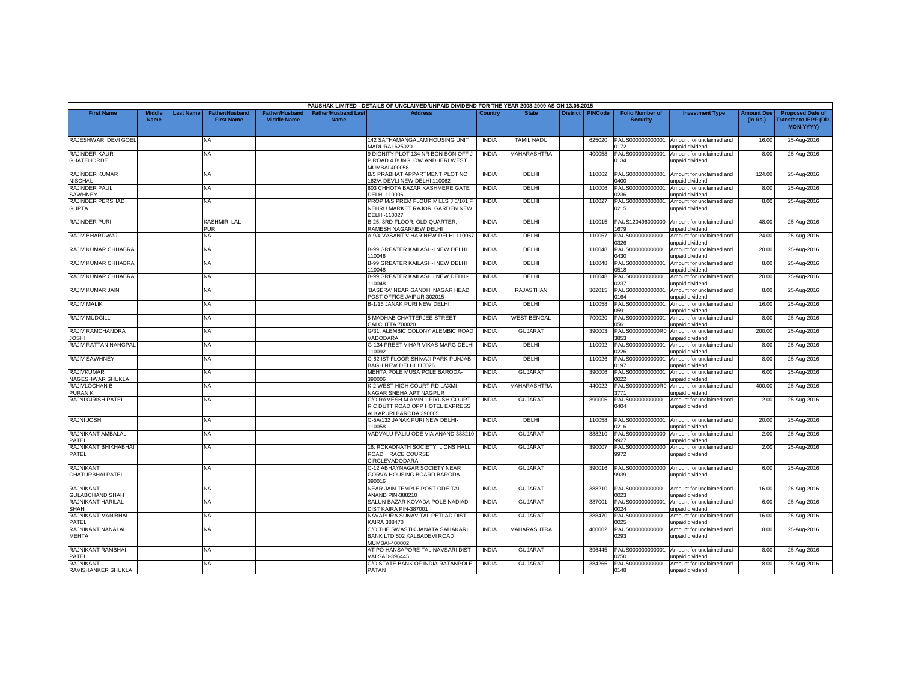PAUSHAK LIMITED - DETAILS OF UNCLAIMED/UNPAID DIVIDEND FOR THE YEAR 2008-2009 AS ON 13.08.2015

| First Name | Middle Name | Last Name | Father/Husband First Name | Father/Husband Middle Name | Father/Husband Last Name | Address | Country | State | District | PINCode | Folio Number of Security | Investment Type | Amount Due (in Rs.) | Proposed Date of Transfer to IEPF (DD-MON-YYYY) |
|---|---|---|---|---|---|---|---|---|---|---|---|---|---|---|
| RAJESHWARI DEVI GOEL | | | NA | | | 142 SATHAMANGALAM HOUSING UNIT MADURAI-625020 | INDIA | TAMIL NADU | | 625020 | PAUS0000000000010172 | Amount for unclaimed and unpaid dividend | 16.00 | 25-Aug-2016 |
| RAJINDER KAUR GHATEHORDE | | | NA | | | 9 DIGNITY PLOT 134 NR BON BON OFF J P ROAD 4 BUNGLOW ANDHERI WEST MUMBAI 400058 | INDIA | MAHARASHTRA | | 400058 | PAUS0000000000010134 | Amount for unclaimed and unpaid dividend | 8.00 | 25-Aug-2016 |
| RAJINDER KUMAR NISCHAL | | | NA | | | B/5 PRABHAT APPARTMENT PLOT NO 162/A DEVLI NEW DELHI 110062 | INDIA | DELHI | | 110062 | PAUS0000000000010400 | Amount for unclaimed and unpaid dividend | 124.00 | 25-Aug-2016 |
| RAJINDER PAUL SAWHNEY | | | NA | | | 803 CHHOTA BAZAR KASHMERE GATE DELHI-110006 | INDIA | DELHI | | 110006 | PAUS0000000000010236 | Amount for unclaimed and unpaid dividend | 8.00 | 25-Aug-2016 |
| RAJINDER PERSHAD GUPTA | | | NA | | | PROP M/S PREM FLOUR MILLS J 5/101 F NEHRU MARKET RAJORI GARDEN NEW DELHI-110027 | INDIA | DELHI | | 110027 | PAUS0000000000010215 | Amount for unclaimed and unpaid dividend | 8.00 | 25-Aug-2016 |
| RAJINDER PURI | | | KASHMIRI LAL PURI | | | B-25, 3RD FLOOR, OLD QUARTER, RAMESH NAGARNEW DELHI | INDIA | DELHI | | 110015 | PAUS1204960000001679 | Amount for unclaimed and unpaid dividend | 48.00 | 25-Aug-2016 |
| RAJIV BHARDWAJ | | | NA | | | A-9/4 VASANT VIHAR NEW DELHI-110057 | INDIA | DELHI | | 110057 | PAUS0000000000010326 | Amount for unclaimed and unpaid dividend | 24.00 | 25-Aug-2016 |
| RAJIV KUMAR CHHABRA | | | NA | | | B-99 GREATER KAILASH-I NEW DELHI 110048 | INDIA | DELHI | | 110048 | PAUS0000000000010430 | Amount for unclaimed and unpaid dividend | 20.00 | 25-Aug-2016 |
| RAJIV KUMAR CHHABRA | | | NA | | | B-99 GREATER KAILASH-I NEW DELHI 110048 | INDIA | DELHI | | 110048 | PAUS0000000000010518 | Amount for unclaimed and unpaid dividend | 8.00 | 25-Aug-2016 |
| RAJIV KUMAR CHHABRA | | | NA | | | B-99 GREATER KAILASH I NEW DELHI-110048 | INDIA | DELHI | | 110048 | PAUS0000000000010237 | Amount for unclaimed and unpaid dividend | 20.00 | 25-Aug-2016 |
| RAJIV KUMAR JAIN | | | NA | | | 'BASERA' NEAR GANDHI NAGAR HEAD POST OFFICE JAIPUR 302015 | INDIA | RAJASTHAN | | 302015 | PAUS0000000000010164 | Amount for unclaimed and unpaid dividend | 8.00 | 25-Aug-2016 |
| RAJIV MALIK | | | NA | | | B-1/16 JANAK PURI NEW DELHI | INDIA | DELHI | | 110058 | PAUS0000000000010591 | Amount for unclaimed and unpaid dividend | 16.00 | 25-Aug-2016 |
| RAJIV MUDGILL | | | NA | | | 5 MADHAB CHATTERJEE STREET CALCUTTA 700020 | INDIA | WEST BENGAL | | 700020 | PAUS0000000000010561 | Amount for unclaimed and unpaid dividend | 8.00 | 25-Aug-2016 |
| RAJIV RAMCHANDRA JOSHI | | | NA | | | G/31, ALEMBIC COLONY ALEMBIC ROAD VADODARA | INDIA | GUJARAT | | 390003 | PAUS0000000000R03853 | Amount for unclaimed and unpaid dividend | 200.00 | 25-Aug-2016 |
| RAJIV RATTAN NANGPAL | | | NA | | | G-134 PREET VIHAR VIKAS MARG DELHI 110092 | INDIA | DELHI | | 110092 | PAUS0000000000010226 | Amount for unclaimed and unpaid dividend | 8.00 | 25-Aug-2016 |
| RAJIV SAWHNEY | | | NA | | | C-62 IST FLOOR SHIVAJI PARK PUNJABI BAGH NEW DELHI 110026 | INDIA | DELHI | | 110026 | PAUS0000000000010197 | Amount for unclaimed and unpaid dividend | 8.00 | 25-Aug-2016 |
| RAJIVKUMAR NAGESHWAR SHUKLA | | | NA | | | MEHTA POLE MUSA POLE BARODA-390006 | INDIA | GUJARAT | | 390006 | PAUS0000000000010022 | Amount for unclaimed and unpaid dividend | 6.00 | 25-Aug-2016 |
| RAJIVLOCHAN B PURANIK | | | NA | | | K-2 WEST HIGH COURT RD LAXMI NAGAR SNEHA APT NAGPUR | INDIA | MAHARASHTRA | | 440022 | PAUS0000000000R03771 | Amount for unclaimed and unpaid dividend | 400.00 | 25-Aug-2016 |
| RAJNI GIRISH PATEL | | | NA | | | C/O RAMESH M AMIN 1 PIYUSH COURT R C DUTT ROAD OPP HOTEL EXPRESS ALKAPURI BARODA 390005 | INDIA | GUJARAT | | 390005 | PAUS0000000000010404 | Amount for unclaimed and unpaid dividend | 2.00 | 25-Aug-2016 |
| RAJNI JOSHI | | | NA | | | C-5A/132 JANAK PURI NEW DELHI-110058 | INDIA | DELHI | | 110058 | PAUS0000000000010216 | Amount for unclaimed and unpaid dividend | 20.00 | 25-Aug-2016 |
| RAJNIKANT AMBALAL PATEL | | | NA | | | VADVALU FALIU ODE VIA ANAND 388210 | INDIA | GUJARAT | | 388210 | PAUS0000000000009927 | Amount for unclaimed and unpaid dividend | 2.00 | 25-Aug-2016 |
| RAJNIKANT BHIKHABHAI PATEL | | | NA | | | 16, ROKADNATH SOCIETY, LIONS HALL ROAD, , RACE COURSE CIRCLEVADODARA | INDIA | GUJARAT | | 390007 | PAUS0000000000009972 | Amount for unclaimed and unpaid dividend | 2.00 | 25-Aug-2016 |
| RAJNIKANT CHATURBHAI PATEL | | | NA | | | C-12 ABHAYNAGAR SOCIETY NEAR GORVA HOUSING BOARD BARODA-390016 | INDIA | GUJARAT | | 390016 | PAUS0000000000009939 | Amount for unclaimed and unpaid dividend | 6.00 | 25-Aug-2016 |
| RAJNIKANT GULABCHAND SHAH | | | NA | | | NEAR JAIN TEMPLE POST ODE TAL ANAND PIN-388210 | INDIA | GUJARAT | | 388210 | PAUS0000000000010023 | Amount for unclaimed and unpaid dividend | 16.00 | 25-Aug-2016 |
| RAJNIKANT HARILAL SHAH | | | NA | | | SALUN BAZAR KOVADA POLE NADIAD DIST KAIRA PIN-387001 | INDIA | GUJARAT | | 387001 | PAUS0000000000010024 | Amount for unclaimed and unpaid dividend | 6.00 | 25-Aug-2016 |
| RAJNIKANT MANIBHAI PATEL | | | NA | | | NAVAPURA SUNAV TAL PETLAD DIST KAIRA 388470 | INDIA | GUJARAT | | 388470 | PAUS0000000000010025 | Amount for unclaimed and unpaid dividend | 16.00 | 25-Aug-2016 |
| RAJNIKANT NANALAL MEHTA | | | NA | | | C/O THE SWASTIK JANATA SAHAKARI BANK LTD 502 KALBADEVI ROAD MUMBAI-400002 | INDIA | MAHARASHTRA | | 400002 | PAUS0000000000010293 | Amount for unclaimed and unpaid dividend | 8.00 | 25-Aug-2016 |
| RAJNIKANT RAMBHAI PATEL | | | NA | | | AT PO HANSAPORE TAL NAVSARI DIST VALSAD-396445 | INDIA | GUJARAT | | 396445 | PAUS0000000000010250 | Amount for unclaimed and unpaid dividend | 8.00 | 25-Aug-2016 |
| RAJNIKANT RAVISHANKER SHUKLA | | | NA | | | C/O STATE BANK OF INDIA RATANPOLE PATAN | INDIA | GUJARAT | | 384265 | PAUS0000000000010148 | Amount for unclaimed and unpaid dividend | 8.00 | 25-Aug-2016 |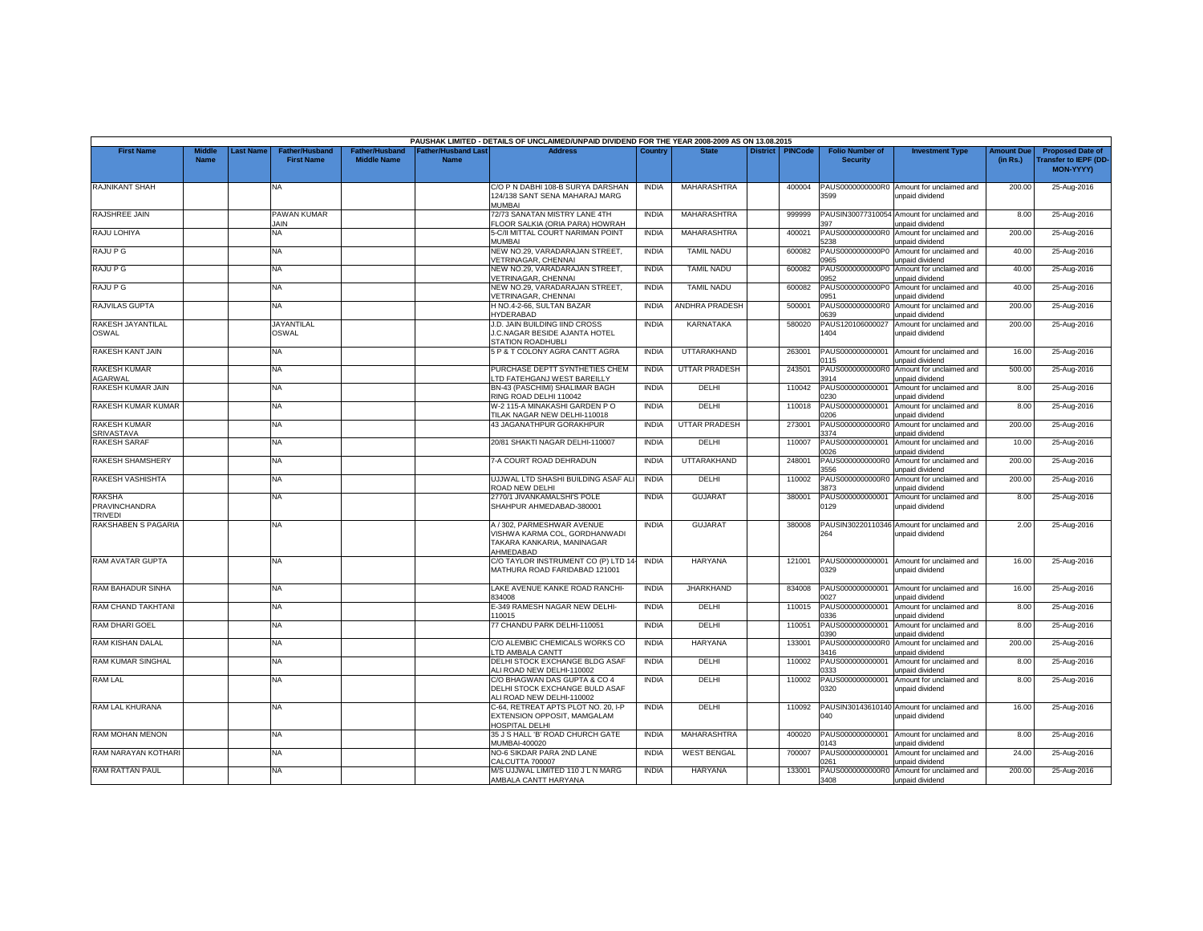PAUSHAK LIMITED - DETAILS OF UNCLAIMED/UNPAID DIVIDEND FOR THE YEAR 2008-2009 AS ON 13.08.2015

| First Name | Middle Name | Last Name | Father/Husband First Name | Father/Husband Middle Name | Father/Husband Last Name | Address | Country | State | District | PINCode | Folio Number of Security | Investment Type | Amount Due (in Rs.) | Proposed Date of Transfer to IEPF (DD-MON-YYYY) |
|---|---|---|---|---|---|---|---|---|---|---|---|---|---|---|
| RAJNIKANT SHAH | | | NA | | | C/O P N DABHI 108-B SURYA DARSHAN 124/138 SANT SENA MAHARAJ MARG MUMBAI | INDIA | MAHARASHTRA | | 400004 | PAUS0000000000R03599 | Amount for unclaimed and unpaid dividend | 200.00 | 25-Aug-2016 |
| RAJSHREE JAIN | | | PAWAN KUMAR JAIN | | | 72/73 SANATAN MISTRY LANE 4TH FLOOR SALKIA (ORIA PARA) HOWRAH | INDIA | MAHARASHTRA | | 999999 | PAUSIN30077310054397 | Amount for unclaimed and unpaid dividend | 8.00 | 25-Aug-2016 |
| RAJU LOHIYA | | | NA | | | 5-C/II MITTAL COURT NARIMAN POINT MUMBAI | INDIA | MAHARASHTRA | | 400021 | PAUS0000000000R05238 | Amount for unclaimed and unpaid dividend | 200.00 | 25-Aug-2016 |
| RAJU P G | | | NA | | | NEW NO.29, VARADARAJAN STREET, VETRINAGAR, CHENNAI | INDIA | TAMIL NADU | | 600082 | PAUS0000000000P00965 | Amount for unclaimed and unpaid dividend | 40.00 | 25-Aug-2016 |
| RAJU P G | | | NA | | | NEW NO.29, VARADARAJAN STREET, VETRINAGAR, CHENNAI | INDIA | TAMIL NADU | | 600082 | PAUS0000000000P00952 | Amount for unclaimed and unpaid dividend | 40.00 | 25-Aug-2016 |
| RAJU P G | | | NA | | | NEW NO.29, VARADARAJAN STREET, VETRINAGAR, CHENNAI | INDIA | TAMIL NADU | | 600082 | PAUS0000000000P00951 | Amount for unclaimed and unpaid dividend | 40.00 | 25-Aug-2016 |
| RAJVILAS GUPTA | | | NA | | | H NO.4-2-66, SULTAN BAZAR HYDERABAD | INDIA | ANDHRA PRADESH | | 500001 | PAUS0000000000R00639 | Amount for unclaimed and unpaid dividend | 200.00 | 25-Aug-2016 |
| RAKESH JAYANTILAL OSWAL | | | JAYANTILAL OSWAL | | | J.D. JAIN BUILDING IIND CROSS J.C.NAGAR BESIDE AJANTA HOTEL STATION ROADHUBLI | INDIA | KARNATAKA | | 580020 | PAUS1201060000271404 | Amount for unclaimed and unpaid dividend | 200.00 | 25-Aug-2016 |
| RAKESH KANT JAIN | | | NA | | | 5 P & T COLONY AGRA CANTT AGRA | INDIA | UTTARAKHAND | | 263001 | PAUS0000000000010115 | Amount for unclaimed and unpaid dividend | 16.00 | 25-Aug-2016 |
| RAKESH KUMAR AGARWAL | | | NA | | | PURCHASE DEPTT SYNTHETIES CHEM LTD FATEHGANJ WEST BAREILLY | INDIA | UTTAR PRADESH | | 243501 | PAUS0000000000R03914 | Amount for unclaimed and unpaid dividend | 500.00 | 25-Aug-2016 |
| RAKESH KUMAR JAIN | | | NA | | | BN-43 (PASCHIMI) SHALIMAR BAGH RING ROAD DELHI 110042 | INDIA | DELHI | | 110042 | PAUS0000000000010230 | Amount for unclaimed and unpaid dividend | 8.00 | 25-Aug-2016 |
| RAKESH KUMAR KUMAR | | | NA | | | W-2 115-A MINAKASHI GARDEN P O TILAK NAGAR NEW DELHI-110018 | INDIA | DELHI | | 110018 | PAUS0000000000010206 | Amount for unclaimed and unpaid dividend | 8.00 | 25-Aug-2016 |
| RAKESH KUMAR SRIVASTAVA | | | NA | | | 43 JAGANATHPUR GORAKHPUR | INDIA | UTTAR PRADESH | | 273001 | PAUS0000000000R03374 | Amount for unclaimed and unpaid dividend | 200.00 | 25-Aug-2016 |
| RAKESH SARAF | | | NA | | | 20/81 SHAKTI NAGAR DELHI-110007 | INDIA | DELHI | | 110007 | PAUS0000000000010026 | Amount for unclaimed and unpaid dividend | 10.00 | 25-Aug-2016 |
| RAKESH SHAMSHERY | | | NA | | | 7-A COURT ROAD DEHRADUN | INDIA | UTTARAKHAND | | 248001 | PAUS0000000000R03556 | Amount for unclaimed and unpaid dividend | 200.00 | 25-Aug-2016 |
| RAKESH VASHISHTA | | | NA | | | UJJWAL LTD SHASHI BUILDING ASAF ALI ROAD NEW DELHI | INDIA | DELHI | | 110002 | PAUS0000000000R03873 | Amount for unclaimed and unpaid dividend | 200.00 | 25-Aug-2016 |
| RAKSHA PRAVINCHANDRA TRIVEDI | | | NA | | | 2770/1 JIVANKAMALSHI'S POLE SHAHPUR AHMEDABAD-380001 | INDIA | GUJARAT | | 380001 | PAUS0000000000010129 | Amount for unclaimed and unpaid dividend | 8.00 | 25-Aug-2016 |
| RAKSHABEN S PAGARIA | | | NA | | | A / 302, PARMESHWAR AVENUE VISHWA KARMA COL, GORDHANWADI TAKARA KANKARIA, MANINAGAR AHMEDABAD | INDIA | GUJARAT | | 380008 | PAUSIN30220110346264 | Amount for unclaimed and unpaid dividend | 2.00 | 25-Aug-2016 |
| RAM AVATAR GUPTA | | | NA | | | C/O TAYLOR INSTRUMENT CO (P) LTD 14-MATHURA ROAD FARIDABAD 121001 | INDIA | HARYANA | | 121001 | PAUS0000000000010329 | Amount for unclaimed and unpaid dividend | 16.00 | 25-Aug-2016 |
| RAM BAHADUR SINHA | | | NA | | | LAKE AVENUE KANKE ROAD RANCHI-834008 | INDIA | JHARKHAND | | 834008 | PAUS0000000000010027 | Amount for unclaimed and unpaid dividend | 16.00 | 25-Aug-2016 |
| RAM CHAND TAKHTANI | | | NA | | | E-349 RAMESH NAGAR NEW DELHI-110015 | INDIA | DELHI | | 110015 | PAUS0000000000010336 | Amount for unclaimed and unpaid dividend | 8.00 | 25-Aug-2016 |
| RAM DHARI GOEL | | | NA | | | 77 CHANDU PARK DELHI-110051 | INDIA | DELHI | | 110051 | PAUS0000000000010390 | Amount for unclaimed and unpaid dividend | 8.00 | 25-Aug-2016 |
| RAM KISHAN DALAL | | | NA | | | C/O ALEMBIC CHEMICALS WORKS CO LTD AMBALA CANTT | INDIA | HARYANA | | 133001 | PAUS0000000000R03416 | Amount for unclaimed and unpaid dividend | 200.00 | 25-Aug-2016 |
| RAM KUMAR SINGHAL | | | NA | | | DELHI STOCK EXCHANGE BLDG ASAF ALI ROAD NEW DELHI-110002 | INDIA | DELHI | | 110002 | PAUS0000000000010333 | Amount for unclaimed and unpaid dividend | 8.00 | 25-Aug-2016 |
| RAM LAL | | | NA | | | C/O BHAGWAN DAS GUPTA & CO 4 DELHI STOCK EXCHANGE BULD ASAF ALI ROAD NEW DELHI-110002 | INDIA | DELHI | | 110002 | PAUS0000000000010320 | Amount for unclaimed and unpaid dividend | 8.00 | 25-Aug-2016 |
| RAM LAL KHURANA | | | NA | | | C-64, RETREAT APTS PLOT NO. 20, I-P EXTENSION OPPOSIT, MAMGALAM HOSPITAL DELHI | INDIA | DELHI | | 110092 | PAUSIN30143610140040 | Amount for unclaimed and unpaid dividend | 16.00 | 25-Aug-2016 |
| RAM MOHAN MENON | | | NA | | | 35 J S HALL 'B' ROAD CHURCH GATE MUMBAI-400020 | INDIA | MAHARASHTRA | | 400020 | PAUS0000000000010143 | Amount for unclaimed and unpaid dividend | 8.00 | 25-Aug-2016 |
| RAM NARAYAN KOTHARI | | | NA | | | NO-6 SIKDAR PARA 2ND LANE CALCUTTA 700007 | INDIA | WEST BENGAL | | 700007 | PAUS0000000000010261 | Amount for unclaimed and unpaid dividend | 24.00 | 25-Aug-2016 |
| RAM RATTAN PAUL | | | NA | | | M/S UJJWAL LIMITED 110 J L N MARG AMBALA CANTT HARYANA | INDIA | HARYANA | | 133001 | PAUS0000000000R03408 | Amount for unclaimed and unpaid dividend | 200.00 | 25-Aug-2016 |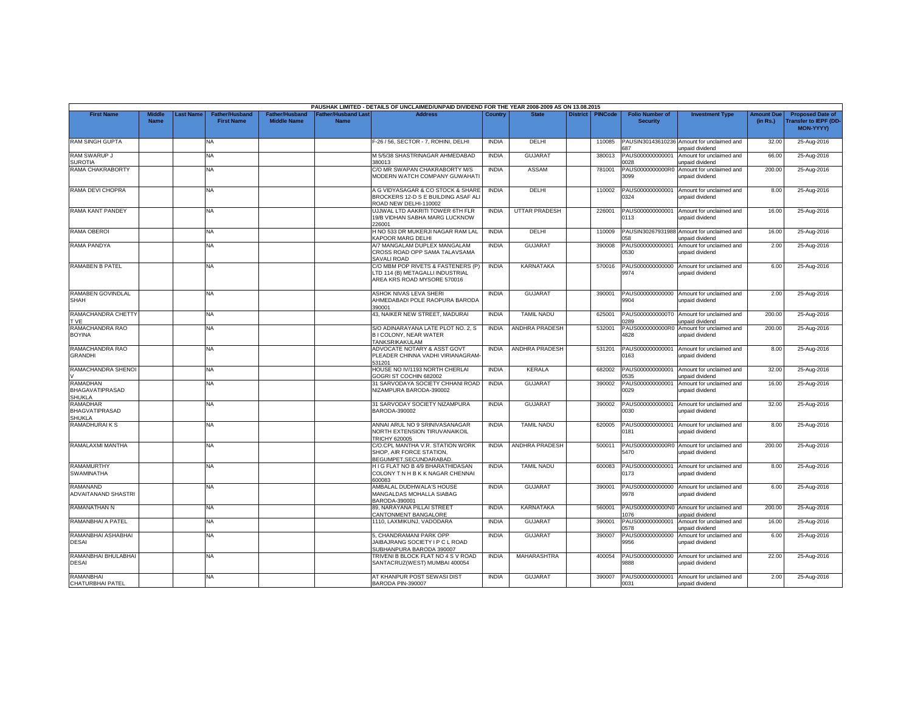PAUSHAK LIMITED - DETAILS OF UNCLAIMED/UNPAID DIVIDEND FOR THE YEAR 2008-2009 AS ON 13.08.2015

| First Name | Middle Name | Last Name | Father/Husband First Name | Father/Husband Middle Name | Father/Husband Last Name | Address | Country | State | District | PINCode | Folio Number of Security | Investment Type | Amount Due (in Rs.) | Proposed Date of Transfer to IEPF (DD-MON-YYYY) |
|---|---|---|---|---|---|---|---|---|---|---|---|---|---|---|
| RAM SINGH GUPTA | | | NA | | | F-26 / 56, SECTOR - 7, ROHINI, DELHI | INDIA | DELHI | | 110085 | PAUSIN30143610236687 | Amount for unclaimed and unpaid dividend | 32.00 | 25-Aug-2016 |
| RAM SWARUP J SUROTIA | | | NA | | | M 5/5/38 SHASTRINAGAR AHMEDABAD 380013 | INDIA | GUJARAT | | 380013 | PAUS0000000000010028 | Amount for unclaimed and unpaid dividend | 66.00 | 25-Aug-2016 |
| RAMA CHAKRABORTY | | | NA | | | C/O MR SWAPAN CHAKRABORTY M/S MODERN WATCH COMPANY GUWAHATI | INDIA | ASSAM | | 781001 | PAUS0000000000R03099 | Amount for unclaimed and unpaid dividend | 200.00 | 25-Aug-2016 |
| RAMA DEVI CHOPRA | | | NA | | | A G VIDYASAGAR & CO STOCK & SHARE BROCKERS 12-D S E BUILDING ASAF ALI ROAD NEW DELHI-110002 | INDIA | DELHI | | 110002 | PAUS0000000000010324 | Amount for unclaimed and unpaid dividend | 8.00 | 25-Aug-2016 |
| RAMA KANT PANDEY | | | NA | | | UJJWAL LTD AAKRITI TOWER 6TH FLR 19/B VIDHAN SABHA MARG LUCKNOW 226001 | INDIA | UTTAR PRADESH | | 226001 | PAUS0000000000010113 | Amount for unclaimed and unpaid dividend | 16.00 | 25-Aug-2016 |
| RAMA OBEROI | | | NA | | | H NO 533 DR MUKERJI NAGAR RAM LAL KAPOOR MARG DELHI | INDIA | DELHI | | 110009 | PAUSIN30267931988058 | Amount for unclaimed and unpaid dividend | 16.00 | 25-Aug-2016 |
| RAMA PANDYA | | | NA | | | A/7 MANGALAM DUPLEX MANGALAM CROSS ROAD OPP SAMA TALAVSAMA SAVALI ROAD | INDIA | GUJARAT | | 390008 | PAUS0000000000010530 | Amount for unclaimed and unpaid dividend | 2.00 | 25-Aug-2016 |
| RAMABEN B PATEL | | | NA | | | C/O MBM POP RIVETS & FASTENERS (P) LTD 114 (B) METAGALLI INDUSTRIAL AREA KRS ROAD MYSORE 570016 | INDIA | KARNATAKA | | 570016 | PAUS0000000000009974 | Amount for unclaimed and unpaid dividend | 6.00 | 25-Aug-2016 |
| RAMABEN GOVINDLAL SHAH | | | NA | | | ASHOK NIVAS LEVA SHERI AHMEDABADI POLE RAOPURA BARODA 390001 | INDIA | GUJARAT | | 390001 | PAUS0000000000009904 | Amount for unclaimed and unpaid dividend | 2.00 | 25-Aug-2016 |
| RAMACHANDRA CHETTY T VE | | | NA | | | 43, NAIKER NEW STREET, MADURAI | INDIA | TAMIL NADU | | 625001 | PAUS0000000000T00289 | Amount for unclaimed and unpaid dividend | 200.00 | 25-Aug-2016 |
| RAMACHANDRA RAO BOYINA | | | NA | | | S/O ADINARAYANA LATE PLOT NO. 2, S B I COLONY, NEAR WATER TANKSRIKAKULAM | INDIA | ANDHRA PRADESH | | 532001 | PAUS0000000000R04828 | Amount for unclaimed and unpaid dividend | 200.00 | 25-Aug-2016 |
| RAMACHANDRA RAO GRANDHI | | | NA | | | ADVOCATE NOTARY & ASST GOVT PLEADER CHINNA VADHI VIRIANAGRAM-531201 | INDIA | ANDHRA PRADESH | | 531201 | PAUS0000000000010163 | Amount for unclaimed and unpaid dividend | 8.00 | 25-Aug-2016 |
| RAMACHANDRA SHENOI V | | | NA | | | HOUSE NO IV/1193 NORTH CHERLAI GOGRI ST COCHIN 682002 | INDIA | KERALA | | 682002 | PAUS0000000000010535 | Amount for unclaimed and unpaid dividend | 32.00 | 25-Aug-2016 |
| RAMADHAN BHAGAVATIPRASAD SHUKLA | | | NA | | | 31 SARVODAYA SOCIETY CHHANI ROAD NIZAMPURA BARODA-390002 | INDIA | GUJARAT | | 390002 | PAUS0000000000010029 | Amount for unclaimed and unpaid dividend | 16.00 | 25-Aug-2016 |
| RAMADHAR BHAGVATIPRASAD SHUKLA | | | NA | | | 31 SARVODAY SOCIETY NIZAMPURA BARODA-390002 | INDIA | GUJARAT | | 390002 | PAUS0000000000010030 | Amount for unclaimed and unpaid dividend | 32.00 | 25-Aug-2016 |
| RAMADHURAI K S | | | NA | | | ANNAI ARUL NO 9 SRINIVASANAGAR NORTH EXTENSION TIRUVANAIKOIL TRICHY 620005 | INDIA | TAMIL NADU | | 620005 | PAUS0000000000010181 | Amount for unclaimed and unpaid dividend | 8.00 | 25-Aug-2016 |
| RAMALAXMI MANTHA | | | NA | | | C/O.CPL MANTHA V.R. STATION WORK SHOP, AIR FORCE STATION, BEGUMPET,SECUNDARABAD. | INDIA | ANDHRA PRADESH | | 500011 | PAUS0000000000R05470 | Amount for unclaimed and unpaid dividend | 200.00 | 25-Aug-2016 |
| RAMAMURTHY SWAMINATHA | | | NA | | | H I G FLAT NO B 4/9 BHARATHIDASAN COLONY T N H B K K NAGAR CHENNAI 600083 | INDIA | TAMIL NADU | | 600083 | PAUS0000000000010173 | Amount for unclaimed and unpaid dividend | 8.00 | 25-Aug-2016 |
| RAMANAND ADVAITANAND SHASTRI | | | NA | | | AMBALAL DUDHWALA'S HOUSE MANGALDAS MOHALLA SIABAG BARODA-390001 | INDIA | GUJARAT | | 390001 | PAUS0000000000009978 | Amount for unclaimed and unpaid dividend | 6.00 | 25-Aug-2016 |
| RAMANATHAN N | | | NA | | | 89, NARAYANA PILLAI STREET CANTONMENT BANGALORE | INDIA | KARNATAKA | | 560001 | PAUS0000000000N01076 | Amount for unclaimed and unpaid dividend | 200.00 | 25-Aug-2016 |
| RAMANBHAI A PATEL | | | NA | | | 1110, LAXMIKUNJ, VADODARA | INDIA | GUJARAT | | 390001 | PAUS0000000000010578 | Amount for unclaimed and unpaid dividend | 16.00 | 25-Aug-2016 |
| RAMANBHAI ASHABHAI DESAI | | | NA | | | 5, CHANDRAMANI PARK OPP JAIBAJRANG SOCIETY I P C L ROAD SUBHANPURA BARODA 390007 | INDIA | GUJARAT | | 390007 | PAUS0000000000009956 | Amount for unclaimed and unpaid dividend | 6.00 | 25-Aug-2016 |
| RAMANBHAI BHULABHAI DESAI | | | NA | | | TRIVENI B BLOCK FLAT NO 4 S V ROAD SANTACRUZ(WEST) MUMBAI 400054 | INDIA | MAHARASHTRA | | 400054 | PAUS0000000000009888 | Amount for unclaimed and unpaid dividend | 22.00 | 25-Aug-2016 |
| RAMANBHAI CHATURBHAI PATEL | | | NA | | | AT KHANPUR POST SEWASI DIST BARODA PIN-390007 | INDIA | GUJARAT | | 390007 | PAUS0000000000010031 | Amount for unclaimed and unpaid dividend | 2.00 | 25-Aug-2016 |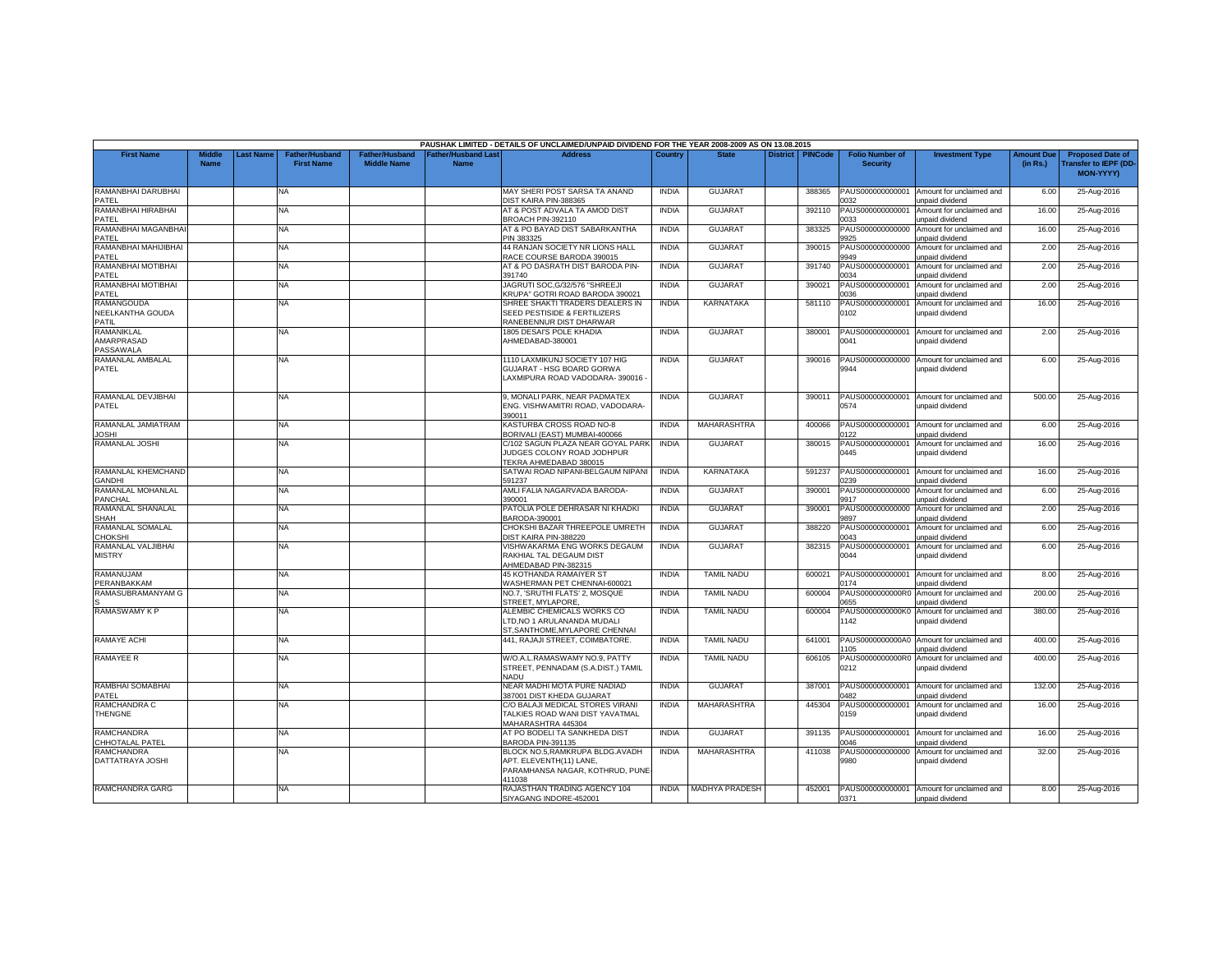PAUSHAK LIMITED - DETAILS OF UNCLAIMED/UNPAID DIVIDEND FOR THE YEAR 2008-2009 AS ON 13.08.2015

| First Name | Middle Name | Last Name | Father/Husband First Name | Father/Husband Middle Name | Father/Husband Last Name | Address | Country | State | District | PINCode | Folio Number of Security | Investment Type | Amount Due (in Rs.) | Proposed Date of Transfer to IEPF (DD-MON-YYYY) |
|---|---|---|---|---|---|---|---|---|---|---|---|---|---|---|
| RAMANBHAI DARUBHAI PATEL | | | NA | | | MAY SHERI POST SARSA TA ANAND DIST KAIRA PIN-388365 | INDIA | GUJARAT | | 388365 | PAUS0000000000010032 | Amount for unclaimed and unpaid dividend | 6.00 | 25-Aug-2016 |
| RAMANBHAI HIRABHAI PATEL | | | NA | | | AT & POST ADVALA TA AMOD DIST BROACH PIN-392110 | INDIA | GUJARAT | | 392110 | PAUS0000000000010033 | Amount for unclaimed and unpaid dividend | 16.00 | 25-Aug-2016 |
| RAMANBHAI MAGANBHAI PATEL | | | NA | | | AT & PO BAYAD DIST SABARKANTHA PIN 383325 | INDIA | GUJARAT | | 383325 | PAUS0000000000009925 | Amount for unclaimed and unpaid dividend | 16.00 | 25-Aug-2016 |
| RAMANBHAI MAHIJIBHAI PATEL | | | NA | | | 44 RANJAN SOCIETY NR LIONS HALL RACE COURSE BARODA 390015 | INDIA | GUJARAT | | 390015 | PAUS0000000000009949 | Amount for unclaimed and unpaid dividend | 2.00 | 25-Aug-2016 |
| RAMANBHAI MOTIBHAI PATEL | | | NA | | | AT & PO DASRATH DIST BARODA PIN-391740 | INDIA | GUJARAT | | 391740 | PAUS0000000000010034 | Amount for unclaimed and unpaid dividend | 2.00 | 25-Aug-2016 |
| RAMANBHAI MOTIBHAI PATEL | | | NA | | | JAGRUTI SOC,G/32/576 "SHREEJI KRUPA" GOTRI ROAD BARODA 390021 | INDIA | GUJARAT | | 390021 | PAUS0000000000010036 | Amount for unclaimed and unpaid dividend | 2.00 | 25-Aug-2016 |
| RAMANGOUDA NEELKANTHA GOUDA PATIL | | | NA | | | SHREE SHAKTI TRADERS DEALERS IN SEED PESTISIDE & FERTILIZERS RANEBENNUR DIST DHARWAR | INDIA | KARNATAKA | | 581110 | PAUS0000000000010102 | Amount for unclaimed and unpaid dividend | 16.00 | 25-Aug-2016 |
| RAMANIKLAL AMARPRASAD PASSAWALA | | | NA | | | 1805 DESAI'S POLE KHADIA AHMEDABAD-380001 | INDIA | GUJARAT | | 380001 | PAUS0000000000010041 | Amount for unclaimed and unpaid dividend | 2.00 | 25-Aug-2016 |
| RAMANLAL AMBALAL PATEL | | | NA | | | 1110 LAXMIKUNJ SOCIETY 107 HIG GUJARAT - HSG BOARD GORWA LAXMIPURA ROAD VADODARA- 390016 - | INDIA | GUJARAT | | 390016 | PAUS0000000000009944 | Amount for unclaimed and unpaid dividend | 6.00 | 25-Aug-2016 |
| RAMANLAL DEVJIBHAI PATEL | | | NA | | | 9, MONALI PARK, NEAR PADMATEX ENG. VISHWAMITRI ROAD, VADODARA-390011 | INDIA | GUJARAT | | 390011 | PAUS0000000000010574 | Amount for unclaimed and unpaid dividend | 500.00 | 25-Aug-2016 |
| RAMANLAL JAMIATRAM JOSHI | | | NA | | | KASTURBA CROSS ROAD NO-8 BORIVALI (EAST) MUMBAI-400066 | INDIA | MAHARASHTRA | | 400066 | PAUS0000000000010122 | Amount for unclaimed and unpaid dividend | 6.00 | 25-Aug-2016 |
| RAMANLAL JOSHI | | | NA | | | C/102 SAGUN PLAZA NEAR GOYAL PARK JUDGES COLONY ROAD JODHPUR TEKRA AHMEDABAD 380015 | INDIA | GUJARAT | | 380015 | PAUS0000000000010445 | Amount for unclaimed and unpaid dividend | 16.00 | 25-Aug-2016 |
| RAMANLAL KHEMCHAND GANDHI | | | NA | | | SATWAI ROAD NIPANI-BELGAUM NIPANI 591237 | INDIA | KARNATAKA | | 591237 | PAUS0000000000010239 | Amount for unclaimed and unpaid dividend | 16.00 | 25-Aug-2016 |
| RAMANLAL MOHANLAL PANCHAL | | | NA | | | AMLI FALIA NAGARVADA BARODA-390001 | INDIA | GUJARAT | | 390001 | PAUS0000000000009917 | Amount for unclaimed and unpaid dividend | 6.00 | 25-Aug-2016 |
| RAMANLAL SHANALAL SHAH | | | NA | | | PATOLIA POLE DEHRASAR NI KHADKI BARODA-390001 | INDIA | GUJARAT | | 390001 | PAUS0000000000009897 | Amount for unclaimed and unpaid dividend | 2.00 | 25-Aug-2016 |
| RAMANLAL SOMALAL CHOKSHI | | | NA | | | CHOKSHI BAZAR THREEPOLE UMRETH DIST KAIRA PIN-388220 | INDIA | GUJARAT | | 388220 | PAUS0000000000010043 | Amount for unclaimed and unpaid dividend | 6.00 | 25-Aug-2016 |
| RAMANLAL VALJIBHAI MISTRY | | | NA | | | VISHWAKARMA ENG WORKS DEGAUM RAKHIAL TAL DEGAUM DIST AHMEDABAD PIN-382315 | INDIA | GUJARAT | | 382315 | PAUS0000000000010044 | Amount for unclaimed and unpaid dividend | 6.00 | 25-Aug-2016 |
| RAMANUJAM PERANBAKKAM | | | NA | | | 45 KOTHANDA RAMAIYER ST WASHERMAN PET CHENNAI-600021 | INDIA | TAMIL NADU | | 600021 | PAUS0000000000010174 | Amount for unclaimed and unpaid dividend | 8.00 | 25-Aug-2016 |
| RAMASUBRAMANYAM G S | | | NA | | | NO.7, 'SRUTHI FLATS' 2, MOSQUE STREET, MYLAPORE, | INDIA | TAMIL NADU | | 600004 | PAUS0000000000R00655 | Amount for unclaimed and unpaid dividend | 200.00 | 25-Aug-2016 |
| RAMASWAMY K P | | | NA | | | ALEMBIC CHEMICALS WORKS CO LTD,NO 1 ARULANANDA MUDALI ST,SANTHOME,MYLAPORE CHENNAI | INDIA | TAMIL NADU | | 600004 | PAUS0000000000K01142 | Amount for unclaimed and unpaid dividend | 380.00 | 25-Aug-2016 |
| RAMAYE ACHI | | | NA | | | 441, RAJAJI STREET, COIMBATORE. | INDIA | TAMIL NADU | | 641001 | PAUS0000000000A01105 | Amount for unclaimed and unpaid dividend | 400.00 | 25-Aug-2016 |
| RAMAYEE R | | | NA | | | W/O.A.L.RAMASWAMY NO.9, PATTY STREET, PENNADAM (S.A.DIST.) TAMIL NADU | INDIA | TAMIL NADU | | 606105 | PAUS0000000000R00212 | Amount for unclaimed and unpaid dividend | 400.00 | 25-Aug-2016 |
| RAMBHAI SOMABHAI PATEL | | | NA | | | NEAR MADHI MOTA PURE NADIAD 387001 DIST KHEDA GUJARAT | INDIA | GUJARAT | | 387001 | PAUS0000000000010482 | Amount for unclaimed and unpaid dividend | 132.00 | 25-Aug-2016 |
| RAMCHANDRA C THENGNE | | | NA | | | C/O BALAJI MEDICAL STORES VIRANI TALKIES ROAD WANI DIST YAVATMAL MAHARASHTRA 445304 | INDIA | MAHARASHTRA | | 445304 | PAUS0000000000010159 | Amount for unclaimed and unpaid dividend | 16.00 | 25-Aug-2016 |
| RAMCHANDRA CHHOTALAL PATEL | | | NA | | | AT PO BODELI TA SANKHEDA DIST BARODA PIN-391135 | INDIA | GUJARAT | | 391135 | PAUS0000000000010046 | Amount for unclaimed and unpaid dividend | 16.00 | 25-Aug-2016 |
| RAMCHANDRA DATTATRAYA JOSHI | | | NA | | | BLOCK NO.5,RAMKRUPA BLDG.AVADH APT. ELEVENTH(11) LANE, PARAMHANSA NAGAR, KOTHRUD, PUNE-411038 | INDIA | MAHARASHTRA | | 411038 | PAUS0000000000009980 | Amount for unclaimed and unpaid dividend | 32.00 | 25-Aug-2016 |
| RAMCHANDRA GARG | | | NA | | | RAJASTHAN TRADING AGENCY 104 SIYAGANG INDORE-452001 | INDIA | MADHYA PRADESH | | 452001 | PAUS0000000000010371 | Amount for unclaimed and unpaid dividend | 8.00 | 25-Aug-2016 |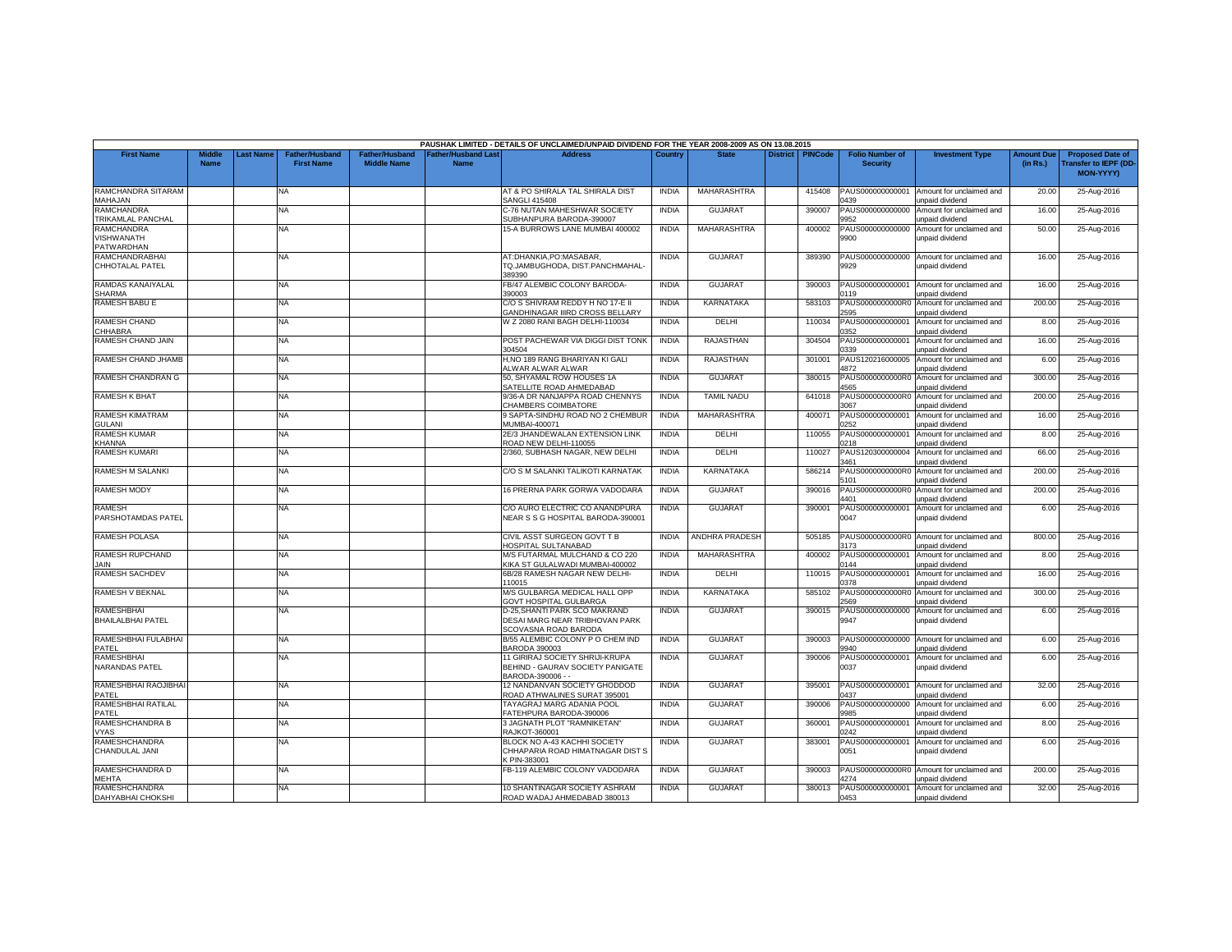PAUSHAK LIMITED - DETAILS OF UNCLAIMED/UNPAID DIVIDEND FOR THE YEAR 2008-2009 AS ON 13.08.2015

| First Name | Middle Name | Last Name | Father/Husband First Name | Father/Husband Middle Name | Father/Husband Last Name | Address | Country | State | District | PINCode | Folio Number of Security | Investment Type | Amount Due (in Rs.) | Proposed Date of Transfer to IEPF (DD-MON-YYYY) |
|---|---|---|---|---|---|---|---|---|---|---|---|---|---|---|
| RAMCHANDRA SITARAM MAHAJAN | | | NA | | | AT & PO SHIRALA TAL SHIRALA DIST SANGLI 415408 | INDIA | MAHARASHTRA | | 415408 | PAUS000000000001 0439 | Amount for unclaimed and unpaid dividend | 20.00 | 25-Aug-2016 |
| RAMCHANDRA TRIKAMLAL PANCHAL | | | NA | | | C-76 NUTAN MAHESHWAR SOCIETY SUBHANPURA BARODA-390007 | INDIA | GUJARAT | | 390007 | PAUS000000000000 9952 | Amount for unclaimed and unpaid dividend | 16.00 | 25-Aug-2016 |
| RAMCHANDRA VISHWANATH PATWARDHAN | | | NA | | | 15-A BURROWS LANE MUMBAI 400002 | INDIA | MAHARASHTRA | | 400002 | PAUS000000000000 9900 | Amount for unclaimed and unpaid dividend | 50.00 | 25-Aug-2016 |
| RAMCHANDRABHAI CHHOTALAL PATEL | | | NA | | | AT:DHANKIA,PO:MASABAR, TQ.JAMBUGHODA, DIST.PANCHMAHAL-389390 | INDIA | GUJARAT | | 389390 | PAUS000000000000 9929 | Amount for unclaimed and unpaid dividend | 16.00 | 25-Aug-2016 |
| RAMDAS KANAIYALAL SHARMA | | | NA | | | FB/47 ALEMBIC COLONY BARODA-390003 | INDIA | GUJARAT | | 390003 | PAUS000000000001 0119 | Amount for unclaimed and unpaid dividend | 16.00 | 25-Aug-2016 |
| RAMESH BABU E | | | NA | | | C/O S SHIVRAM REDDY H NO 17-E II GANDHINAGAR IIIRD CROSS BELLARY | INDIA | KARNATAKA | | 583103 | PAUS0000000000R0 2595 | Amount for unclaimed and unpaid dividend | 200.00 | 25-Aug-2016 |
| RAMESH CHAND CHHABRA | | | NA | | | W Z 2080 RANI BAGH DELHI-110034 | INDIA | DELHI | | 110034 | PAUS000000000001 0352 | Amount for unclaimed and unpaid dividend | 8.00 | 25-Aug-2016 |
| RAMESH CHAND JAIN | | | NA | | | POST PACHEWAR VIA DIGGI DIST TONK 304504 | INDIA | RAJASTHAN | | 304504 | PAUS000000000001 0339 | Amount for unclaimed and unpaid dividend | 16.00 | 25-Aug-2016 |
| RAMESH CHAND JHAMB | | | NA | | | H,NO 189 RANG BHARIYAN KI GALI ALWAR ALWAR ALWAR | INDIA | RAJASTHAN | | 301001 | PAUS120216000005 4872 | Amount for unclaimed and unpaid dividend | 6.00 | 25-Aug-2016 |
| RAMESH CHANDRAN G | | | NA | | | 50, SHYAMAL ROW HOUSES 1A SATELLITE ROAD AHMEDABAD | INDIA | GUJARAT | | 380015 | PAUS0000000000R0 4565 | Amount for unclaimed and unpaid dividend | 300.00 | 25-Aug-2016 |
| RAMESH K BHAT | | | NA | | | 9/36-A DR NANJAPPA ROAD CHENNYS CHAMBERS COIMBATORE | INDIA | TAMIL NADU | | 641018 | PAUS0000000000R0 3067 | Amount for unclaimed and unpaid dividend | 200.00 | 25-Aug-2016 |
| RAMESH KIMATRAM GULANI | | | NA | | | 9 SAPTA-SINDHU ROAD NO 2 CHEMBUR MUMBAI-400071 | INDIA | MAHARASHTRA | | 400071 | PAUS000000000001 0252 | Amount for unclaimed and unpaid dividend | 16.00 | 25-Aug-2016 |
| RAMESH KUMAR KHANNA | | | NA | | | 2E/3 JHANDEWALAN EXTENSION LINK ROAD NEW DELHI-110055 | INDIA | DELHI | | 110055 | PAUS000000000001 0218 | Amount for unclaimed and unpaid dividend | 8.00 | 25-Aug-2016 |
| RAMESH KUMARI | | | NA | | | 2/360, SUBHASH NAGAR, NEW DELHI | INDIA | DELHI | | 110027 | PAUS120300000004 3461 | Amount for unclaimed and unpaid dividend | 66.00 | 25-Aug-2016 |
| RAMESH M SALANKI | | | NA | | | C/O S M SALANKI TALIKOTI KARNATAK | INDIA | KARNATAKA | | 586214 | PAUS0000000000R0 5101 | Amount for unclaimed and unpaid dividend | 200.00 | 25-Aug-2016 |
| RAMESH MODY | | | NA | | | 16 PRERNA PARK GORWA VADODARA | INDIA | GUJARAT | | 390016 | PAUS0000000000R0 4401 | Amount for unclaimed and unpaid dividend | 200.00 | 25-Aug-2016 |
| RAMESH PARSHOTAMDAS PATEL | | | NA | | | C/O AURO ELECTRIC CO ANANDPURA NEAR S S G HOSPITAL BARODA-390001 | INDIA | GUJARAT | | 390001 | PAUS000000000001 0047 | Amount for unclaimed and unpaid dividend | 6.00 | 25-Aug-2016 |
| RAMESH POLASA | | | NA | | | CIVIL ASST SURGEON GOVT T B HOSPITAL SULTANABAD | INDIA | ANDHRA PRADESH | | 505185 | PAUS0000000000R0 3173 | Amount for unclaimed and unpaid dividend | 800.00 | 25-Aug-2016 |
| RAMESH RUPCHAND JAIN | | | NA | | | M/S FUTARMAL MULCHAND & CO 220 KIKA ST GULALWADI MUMBAI-400002 | INDIA | MAHARASHTRA | | 400002 | PAUS000000000001 0144 | Amount for unclaimed and unpaid dividend | 8.00 | 25-Aug-2016 |
| RAMESH SACHDEV | | | NA | | | 6B/28 RAMESH NAGAR NEW DELHI-110015 | INDIA | DELHI | | 110015 | PAUS000000000001 0378 | Amount for unclaimed and unpaid dividend | 16.00 | 25-Aug-2016 |
| RAMESH V BEKNAL | | | NA | | | M/S GULBARGA MEDICAL HALL OPP GOVT HOSPITAL GULBARGA | INDIA | KARNATAKA | | 585102 | PAUS0000000000R0 2569 | Amount for unclaimed and unpaid dividend | 300.00 | 25-Aug-2016 |
| RAMESHBHAI BHAILALBHAI PATEL | | | NA | | | D-25,SHANTI PARK SCO MAKRAND DESAI MARG NEAR TRIBHOVAN PARK SCOVASNA ROAD BARODA | INDIA | GUJARAT | | 390015 | PAUS000000000000 9947 | Amount for unclaimed and unpaid dividend | 6.00 | 25-Aug-2016 |
| RAMESHBHAI FULABHAI PATEL | | | NA | | | B/55 ALEMBIC COLONY P O CHEM IND BARODA 390003 | INDIA | GUJARAT | | 390003 | PAUS000000000000 9940 | Amount for unclaimed and unpaid dividend | 6.00 | 25-Aug-2016 |
| RAMESHBHAI NARANDAS PATEL | | | NA | | | 11 GIRIRAJ SOCIETY SHRIJI-KRUPA BEHIND - GAURAV SOCIETY PANIGATE BARODA-390006 - - | INDIA | GUJARAT | | 390006 | PAUS000000000001 0037 | Amount for unclaimed and unpaid dividend | 6.00 | 25-Aug-2016 |
| RAMESHBHAI RAOJIBHAI PATEL | | | NA | | | 12 NANDANVAN SOCIETY GHODDOD ROAD ATHWALINES SURAT 395001 | INDIA | GUJARAT | | 395001 | PAUS000000000001 0437 | Amount for unclaimed and unpaid dividend | 32.00 | 25-Aug-2016 |
| RAMESHBHAI RATILAL PATEL | | | NA | | | TAYAGRAJ MARG ADANIA POOL FATEHPURA BARODA-390006 | INDIA | GUJARAT | | 390006 | PAUS000000000000 9985 | Amount for unclaimed and unpaid dividend | 6.00 | 25-Aug-2016 |
| RAMESHCHANDRA B VYAS | | | NA | | | 3 JAGNATH PLOT "RAMNIKETAN" RAJKOT-360001 | INDIA | GUJARAT | | 360001 | PAUS000000000001 0242 | Amount for unclaimed and unpaid dividend | 8.00 | 25-Aug-2016 |
| RAMESHCHANDRA CHANDULAL JANI | | | NA | | | BLOCK NO A-43 KACHHI SOCIETY CHHAPARIA ROAD HIMATNAGAR DIST S K PIN-383001 | INDIA | GUJARAT | | 383001 | PAUS000000000001 0051 | Amount for unclaimed and unpaid dividend | 6.00 | 25-Aug-2016 |
| RAMESHCHANDRA D MEHTA | | | NA | | | FB-119 ALEMBIC COLONY VADODARA | INDIA | GUJARAT | | 390003 | PAUS0000000000R0 4274 | Amount for unclaimed and unpaid dividend | 200.00 | 25-Aug-2016 |
| RAMESHCHANDRA DAHYABHAI CHOKSHI | | | NA | | | 10 SHANTINAGAR SOCIETY ASHRAM ROAD WADAJ AHMEDABAD 380013 | INDIA | GUJARAT | | 380013 | PAUS000000000001 0453 | Amount for unclaimed and unpaid dividend | 32.00 | 25-Aug-2016 |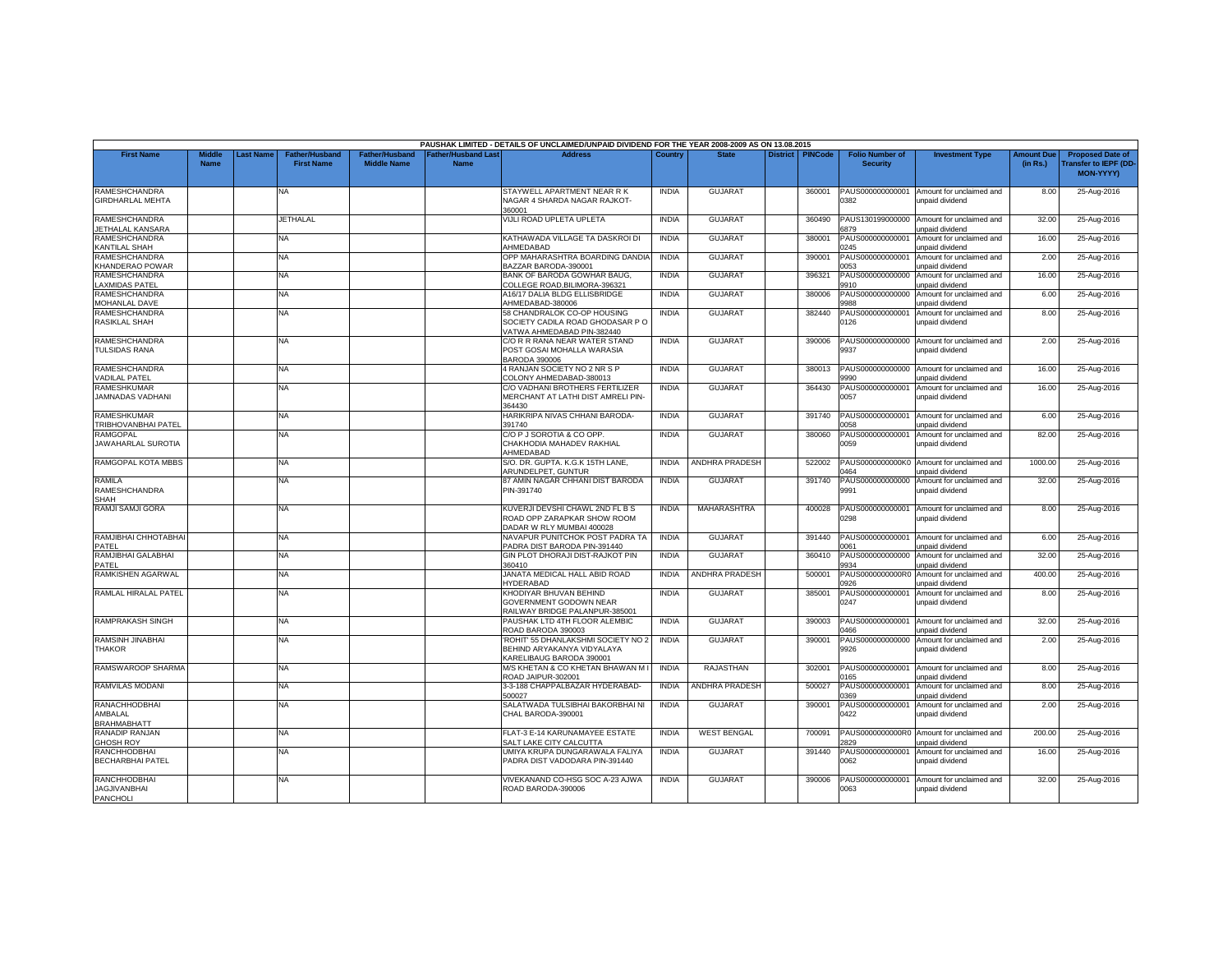PAUSHAK LIMITED - DETAILS OF UNCLAIMED/UNPAID DIVIDEND FOR THE YEAR 2008-2009 AS ON 13.08.2015

| First Name | Middle Name | Last Name | Father/Husband First Name | Father/Husband Middle Name | Father/Husband Last Name | Address | Country | State | District | PINCode | Folio Number of Security | Investment Type | Amount Due (in Rs.) | Proposed Date of Transfer to IEPF (DD-MON-YYYY) |
|---|---|---|---|---|---|---|---|---|---|---|---|---|---|---|
| RAMESHCHANDRA GIRDHARLAL MEHTA | | | NA | | | STAYWELL APARTMENT NEAR R K NAGAR 4 SHARDA NAGAR RAJKOT-360001 | INDIA | GUJARAT | | 360001 | PAUS0000000000010382 | Amount for unclaimed and unpaid dividend | 8.00 | 25-Aug-2016 |
| RAMESHCHANDRA JETHALAL KANSARA | | | JETHALAL | | | VIJLI ROAD UPLETA UPLETA | INDIA | GUJARAT | | 360490 | PAUS1301990000006879 | Amount for unclaimed and unpaid dividend | 32.00 | 25-Aug-2016 |
| RAMESHCHANDRA KANTILAL SHAH | | | NA | | | KATHAWADA VILLAGE TA DASKROI DI AHMEDABAD | INDIA | GUJARAT | | 380001 | PAUS0000000000010245 | Amount for unclaimed and unpaid dividend | 16.00 | 25-Aug-2016 |
| RAMESHCHANDRA KHANDERAO POWAR | | | NA | | | OPP MAHARASHTRA BOARDING DANDIA BAZZAR BARODA-390001 | INDIA | GUJARAT | | 390001 | PAUS0000000000010053 | Amount for unclaimed and unpaid dividend | 2.00 | 25-Aug-2016 |
| RAMESHCHANDRA LAXMIDAS PATEL | | | NA | | | BANK OF BARODA GOWHAR BAUG, COLLEGE ROAD,BILIMORA-396321 | INDIA | GUJARAT | | 396321 | PAUS0000000000009910 | Amount for unclaimed and unpaid dividend | 16.00 | 25-Aug-2016 |
| RAMESHCHANDRA MOHANLAL DAVE | | | NA | | | A16/17 DALIA BLDG ELLISBRIDGE AHMEDABAD-380006 | INDIA | GUJARAT | | 380006 | PAUS0000000000009988 | Amount for unclaimed and unpaid dividend | 6.00 | 25-Aug-2016 |
| RAMESHCHANDRA RASIKLAL SHAH | | | NA | | | 58 CHANDRALOK CO-OP HOUSING SOCIETY CADILA ROAD GHODASAR P O VATWA AHMEDABAD PIN-382440 | INDIA | GUJARAT | | 382440 | PAUS0000000000010126 | Amount for unclaimed and unpaid dividend | 8.00 | 25-Aug-2016 |
| RAMESHCHANDRA TULSIDAS RANA | | | NA | | | C/O R R RANA NEAR WATER STAND POST GOSAI MOHALLA WARASIA BARODA 390006 | INDIA | GUJARAT | | 390006 | PAUS0000000000009937 | Amount for unclaimed and unpaid dividend | 2.00 | 25-Aug-2016 |
| RAMESHCHANDRA VADILAL PATEL | | | NA | | | 4 RANJAN SOCIETY NO 2 NR S P COLONY AHMEDABAD-380013 | INDIA | GUJARAT | | 380013 | PAUS0000000000009990 | Amount for unclaimed and unpaid dividend | 16.00 | 25-Aug-2016 |
| RAMESHKUMAR JAMNADAS VADHANI | | | NA | | | C/O VADHANI BROTHERS FERTILIZER MERCHANT AT LATHI DIST AMRELI PIN-364430 | INDIA | GUJARAT | | 364430 | PAUS0000000000010057 | Amount for unclaimed and unpaid dividend | 16.00 | 25-Aug-2016 |
| RAMESHKUMAR TRIBHOVANBHAI PATEL | | | NA | | | HARIKRIPA NIVAS CHHANI BARODA-391740 | INDIA | GUJARAT | | 391740 | PAUS0000000000010058 | Amount for unclaimed and unpaid dividend | 6.00 | 25-Aug-2016 |
| RAMGOPAL JAWAHARLAL SUROTIA | | | NA | | | C/O P J SOROTIA & CO OPP. CHAKHODIA MAHADEV RAKHIAL AHMEDABAD | INDIA | GUJARAT | | 380060 | PAUS0000000000010059 | Amount for unclaimed and unpaid dividend | 82.00 | 25-Aug-2016 |
| RAMGOPAL KOTA MBBS | | | NA | | | S/O. DR. GUPTA. K.G.K 15TH LANE, ARUNDELPET, GUNTUR | INDIA | ANDHRA PRADESH | | 522002 | PAUS0000000000K00464 | Amount for unclaimed and unpaid dividend | 1000.00 | 25-Aug-2016 |
| RAMILA RAMESHCHANDRA SHAH | | | NA | | | 87 AMIN NAGAR CHHANI DIST BARODA PIN-391740 | INDIA | GUJARAT | | 391740 | PAUS0000000000009991 | Amount for unclaimed and unpaid dividend | 32.00 | 25-Aug-2016 |
| RAMJI SAMJI GORA | | | NA | | | KUVERJI DEVSHI CHAWL 2ND FL B S ROAD OPP ZARAPKAR SHOW ROOM DADAR W RLY MUMBAI 400028 | INDIA | MAHARASHTRA | | 400028 | PAUS0000000000010298 | Amount for unclaimed and unpaid dividend | 8.00 | 25-Aug-2016 |
| RAMJIBHAI CHHOTABHAI PATEL | | | NA | | | NAVAPUR PUNITCHOK POST PADRA TA PADRA DIST BARODA PIN-391440 | INDIA | GUJARAT | | 391440 | PAUS0000000000010061 | Amount for unclaimed and unpaid dividend | 6.00 | 25-Aug-2016 |
| RAMJIBHAI GALABHAI PATEL | | | NA | | | GIN PLOT DHORAJI DIST-RAJKOT PIN 360410 | INDIA | GUJARAT | | 360410 | PAUS0000000000009934 | Amount for unclaimed and unpaid dividend | 32.00 | 25-Aug-2016 |
| RAMKISHEN AGARWAL | | | NA | | | JANATA MEDICAL HALL ABID ROAD HYDERABAD | INDIA | ANDHRA PRADESH | | 500001 | PAUS0000000000R00926 | Amount for unclaimed and unpaid dividend | 400.00 | 25-Aug-2016 |
| RAMLAL HIRALAL PATEL | | | NA | | | KHODIYAR BHUVAN BEHIND GOVERNMENT GODOWN NEAR RAILWAY BRIDGE PALANPUR-385001 | INDIA | GUJARAT | | 385001 | PAUS0000000000010247 | Amount for unclaimed and unpaid dividend | 8.00 | 25-Aug-2016 |
| RAMPRAKASH SINGH | | | NA | | | PAUSHAK LTD 4TH FLOOR ALEMBIC ROAD BARODA 390003 | INDIA | GUJARAT | | 390003 | PAUS0000000000010466 | Amount for unclaimed and unpaid dividend | 32.00 | 25-Aug-2016 |
| RAMSINH JINABHAI THAKOR | | | NA | | | 'ROHIT' 55 DHANLAKSHMI SOCIETY NO 2 BEHIND ARYAKANYA VIDYALAYA KARELIBAUG BARODA 390001 | INDIA | GUJARAT | | 390001 | PAUS0000000000009926 | Amount for unclaimed and unpaid dividend | 2.00 | 25-Aug-2016 |
| RAMSWAROOP SHARMA | | | NA | | | M/S KHETAN & CO KHETAN BHAWAN M I ROAD JAIPUR-302001 | INDIA | RAJASTHAN | | 302001 | PAUS0000000000010165 | Amount for unclaimed and unpaid dividend | 8.00 | 25-Aug-2016 |
| RAMVILAS MODANI | | | NA | | | 3-3-188 CHAPPALBAZAR HYDERABAD-500027 | INDIA | ANDHRA PRADESH | | 500027 | PAUS0000000000010369 | Amount for unclaimed and unpaid dividend | 8.00 | 25-Aug-2016 |
| RANACHHODBHAI AMBALAL BRAHMABHATT | | | NA | | | SALATWADA TULSIBHAI BAKORBHAI NI CHAL BARODA-390001 | INDIA | GUJARAT | | 390001 | PAUS0000000000010422 | Amount for unclaimed and unpaid dividend | 2.00 | 25-Aug-2016 |
| RANADIP RANJAN GHOSH ROY | | | NA | | | FLAT-3 E-14 KARUNAMAYEE ESTATE SALT LAKE CITY CALCUTTA | INDIA | WEST BENGAL | | 700091 | PAUS0000000000R02829 | Amount for unclaimed and unpaid dividend | 200.00 | 25-Aug-2016 |
| RANCHHODBHAI BECHARBHAI PATEL | | | NA | | | UMIYA KRUPA DUNGARAWALA FALIYA PADRA DIST VADODARA PIN-391440 | INDIA | GUJARAT | | 391440 | PAUS0000000000010062 | Amount for unclaimed and unpaid dividend | 16.00 | 25-Aug-2016 |
| RANCHHODBHAI JAGJIVANBHAI PANCHOLI | | | NA | | | VIVEKANAND CO-HSG SOC A-23 AJWA ROAD BARODA-390006 | INDIA | GUJARAT | | 390006 | PAUS0000000000010063 | Amount for unclaimed and unpaid dividend | 32.00 | 25-Aug-2016 |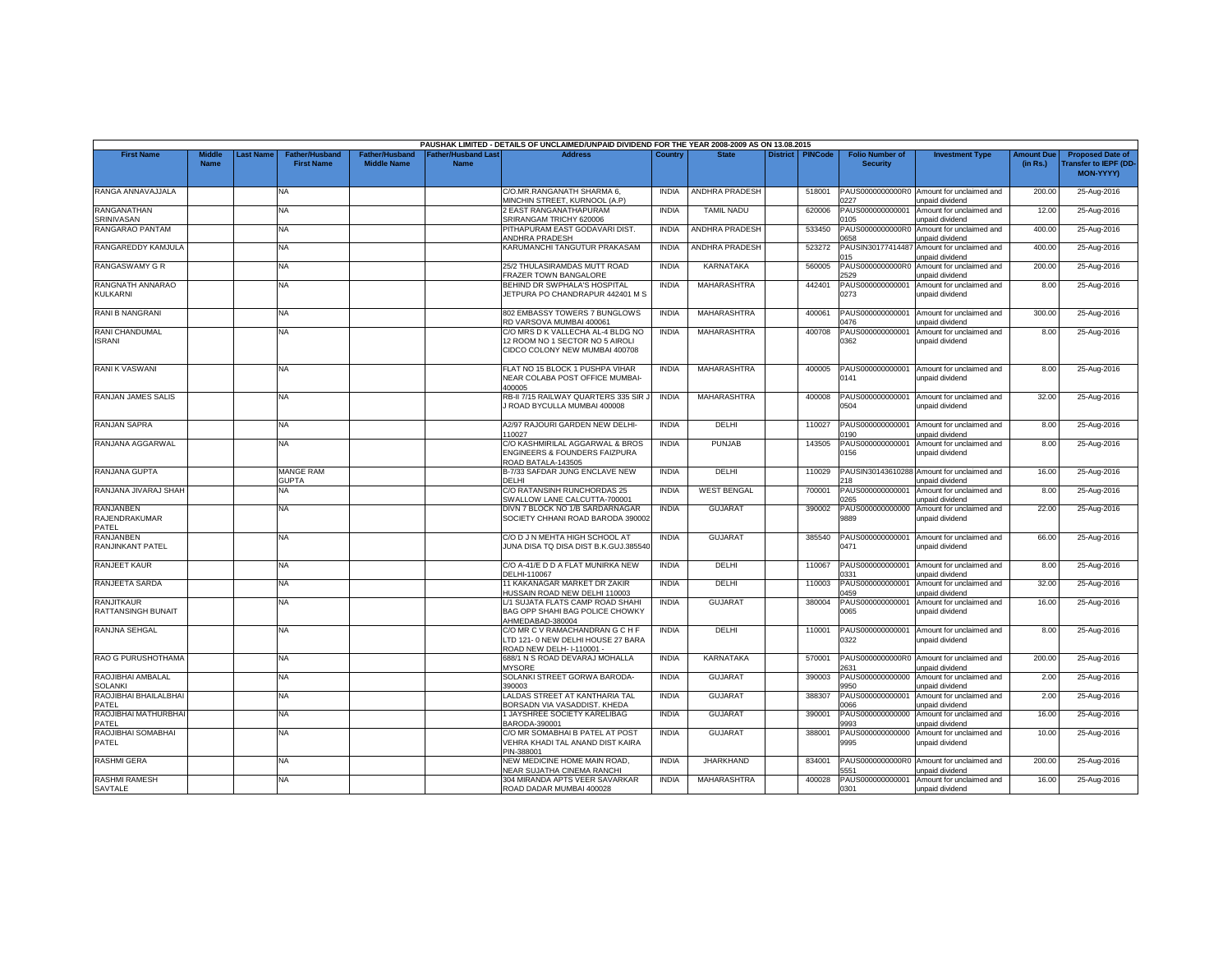PAUSHAK LIMITED - DETAILS OF UNCLAIMED/UNPAID DIVIDEND FOR THE YEAR 2008-2009 AS ON 13.08.2015

| First Name | Middle Name | Last Name | Father/Husband First Name | Father/Husband Middle Name | Father/Husband Last Name | Address | Country | State | District | PINCode | Folio Number of Security | Investment Type | Amount Due (in Rs.) | Proposed Date of Transfer to IEPF (DD-MON-YYYY) |
|---|---|---|---|---|---|---|---|---|---|---|---|---|---|---|
| RANGA ANNAVAJJALA | | | NA | | | C/O.MR.RANGANATH SHARMA 6, MINCHIN STREET, KURNOOL (A.P) | INDIA | ANDHRA PRADESH | | 518001 | PAUS0000000000R00227 | Amount for unclaimed and unpaid dividend | 200.00 | 25-Aug-2016 |
| RANGANATHAN SRINIVASAN | | | NA | | | 2 EAST RANGANATHAPURAM SRIRANGAM TRICHY 620006 | INDIA | TAMIL NADU | | 620006 | PAUS0000000000010105 | Amount for unclaimed and unpaid dividend | 12.00 | 25-Aug-2016 |
| RANGARAO PANTAM | | | NA | | | PITHAPURAM EAST GODAVARI DIST. ANDHRA PRADESH | INDIA | ANDHRA PRADESH | | 533450 | PAUS0000000000R00658 | Amount for unclaimed and unpaid dividend | 400.00 | 25-Aug-2016 |
| RANGAREDDY KAMJULA | | | NA | | | KARUMANCHI TANGUTUR PRAKASAM | INDIA | ANDHRA PRADESH | | 523272 | PAUSIN30177414487015 | Amount for unclaimed and unpaid dividend | 400.00 | 25-Aug-2016 |
| RANGASWAMY G R | | | NA | | | 25/2 THULASIRAMDAS MUTT ROAD FRAZER TOWN BANGALORE | INDIA | KARNATAKA | | 560005 | PAUS0000000000R02529 | Amount for unclaimed and unpaid dividend | 200.00 | 25-Aug-2016 |
| RANGNATH ANNARAO KULKARNI | | | NA | | | BEHIND DR SWPHALA'S HOSPITAL JETPURA PO CHANDRAPUR 442401 M S | INDIA | MAHARASHTRA | | 442401 | PAUS0000000000010273 | Amount for unclaimed and unpaid dividend | 8.00 | 25-Aug-2016 |
| RANI B NANGRANI | | | NA | | | 802 EMBASSY TOWERS 7 BUNGLOWS RD VARSOVA MUMBAI 400061 | INDIA | MAHARASHTRA | | 400061 | PAUS0000000000010476 | Amount for unclaimed and unpaid dividend | 300.00 | 25-Aug-2016 |
| RANI CHANDUMAL ISRANI | | | NA | | | C/O MRS D K VALLECHA AL-4 BLDG NO 12 ROOM NO 1 SECTOR NO 5 AIROLI CIDCO COLONY NEW MUMBAI 400708 | INDIA | MAHARASHTRA | | 400708 | PAUS0000000000010362 | Amount for unclaimed and unpaid dividend | 8.00 | 25-Aug-2016 |
| RANI K VASWANI | | | NA | | | FLAT NO 15 BLOCK 1 PUSHPA VIHAR NEAR COLABA POST OFFICE MUMBAI-400005 | INDIA | MAHARASHTRA | | 400005 | PAUS0000000000010141 | Amount for unclaimed and unpaid dividend | 8.00 | 25-Aug-2016 |
| RANJAN JAMES SALIS | | | NA | | | RB-II 7/15 RAILWAY QUARTERS 335 SIR J J ROAD BYCULLA MUMBAI 400008 | INDIA | MAHARASHTRA | | 400008 | PAUS0000000000010504 | Amount for unclaimed and unpaid dividend | 32.00 | 25-Aug-2016 |
| RANJAN SAPRA | | | NA | | | A2/97 RAJOURI GARDEN NEW DELHI-110027 | INDIA | DELHI | | 110027 | PAUS0000000000010190 | Amount for unclaimed and unpaid dividend | 8.00 | 25-Aug-2016 |
| RANJANA AGGARWAL | | | NA | | | C/O KASHMIRILAL AGGARWAL & BROS ENGINEERS & FOUNDERS FAIZPURA ROAD BATALA-143505 | INDIA | PUNJAB | | 143505 | PAUS0000000000010156 | Amount for unclaimed and unpaid dividend | 8.00 | 25-Aug-2016 |
| RANJANA GUPTA | | | MANGE RAM GUPTA | | | B-7/33 SAFDAR JUNG ENCLAVE NEW DELHI | INDIA | DELHI | | 110029 | PAUSIN30143610288218 | Amount for unclaimed and unpaid dividend | 16.00 | 25-Aug-2016 |
| RANJANA JIVARAJ SHAH | | | NA | | | C/O RATANSINH RUNCHORDAS 25 SWALLOW LANE CALCUTTA-700001 | INDIA | WEST BENGAL | | 700001 | PAUS0000000000010265 | Amount for unclaimed and unpaid dividend | 8.00 | 25-Aug-2016 |
| RANJANBEN RAJENDRAKUMAR PATEL | | | NA | | | DIVN 7 BLOCK NO 1/B SARDARNAGAR SOCIETY CHHANI ROAD BARODA 390002 | INDIA | GUJARAT | | 390002 | PAUS0000000000009889 | Amount for unclaimed and unpaid dividend | 22.00 | 25-Aug-2016 |
| RANJANBEN RANJINKANT PATEL | | | NA | | | C/O D J N MEHTA HIGH SCHOOL AT JUNA DISA TQ DISA DIST B.K.GUJ.385540 | INDIA | GUJARAT | | 385540 | PAUS0000000000010471 | Amount for unclaimed and unpaid dividend | 66.00 | 25-Aug-2016 |
| RANJEET KAUR | | | NA | | | C/O A-41/E D D A FLAT MUNIRKA NEW DELHI-110067 | INDIA | DELHI | | 110067 | PAUS0000000000010331 | Amount for unclaimed and unpaid dividend | 8.00 | 25-Aug-2016 |
| RANJEETA SARDA | | | NA | | | 11 KAKANAGAR MARKET DR ZAKIR HUSSAIN ROAD NEW DELHI 110003 | INDIA | DELHI | | 110003 | PAUS0000000000010459 | Amount for unclaimed and unpaid dividend | 32.00 | 25-Aug-2016 |
| RANJITKAUR RATTANSINGH BUNAIT | | | NA | | | L/1 SUJATA FLATS CAMP ROAD SHAHI BAG OPP SHAHI BAG POLICE CHOWKY AHMEDABAD-380004 | INDIA | GUJARAT | | 380004 | PAUS0000000000010065 | Amount for unclaimed and unpaid dividend | 16.00 | 25-Aug-2016 |
| RANJNA SEHGAL | | | NA | | | C/O MR C V RAMACHANDRAN G C H F LTD 121- 0 NEW DELHI HOUSE 27 BARA ROAD NEW DELH- I-110001 - | INDIA | DELHI | | 110001 | PAUS0000000000010322 | Amount for unclaimed and unpaid dividend | 8.00 | 25-Aug-2016 |
| RAO G PURUSHOTHAMA | | | NA | | | 688/1 N S ROAD DEVARAJ MOHALLA MYSORE | INDIA | KARNATAKA | | 570001 | PAUS0000000000R02631 | Amount for unclaimed and unpaid dividend | 200.00 | 25-Aug-2016 |
| RAOJIBHAI AMBALAL SOLANKI | | | NA | | | SOLANKI STREET GORWA BARODA-390003 | INDIA | GUJARAT | | 390003 | PAUS0000000000009950 | Amount for unclaimed and unpaid dividend | 2.00 | 25-Aug-2016 |
| RAOJIBHAI BHAILALBHAI PATEL | | | NA | | | LALDAS STREET AT KANTHARIA TAL BORSADN VIA VASADDIST. KHEDA | INDIA | GUJARAT | | 388307 | PAUS0000000000010066 | Amount for unclaimed and unpaid dividend | 2.00 | 25-Aug-2016 |
| RAOJIBHAI MATHURBHAI PATEL | | | NA | | | 1 JAYSHREE SOCIETY KARELIBAG BARODA-390001 | INDIA | GUJARAT | | 390001 | PAUS0000000000009993 | Amount for unclaimed and unpaid dividend | 16.00 | 25-Aug-2016 |
| RAOJIBHAI SOMABHAI PATEL | | | NA | | | C/O MR SOMABHAI B PATEL AT POST VEHRA KHADI TAL ANAND DIST KAIRA PIN-388001 | INDIA | GUJARAT | | 388001 | PAUS0000000000009995 | Amount for unclaimed and unpaid dividend | 10.00 | 25-Aug-2016 |
| RASHMI GERA | | | NA | | | NEW MEDICINE HOME MAIN ROAD, NEAR SUJATHA CINEMA RANCHI | INDIA | JHARKHAND | | 834001 | PAUS0000000000R05551 | Amount for unclaimed and unpaid dividend | 200.00 | 25-Aug-2016 |
| RASHMI RAMESH SAVTALE | | | NA | | | 304 MIRANDA APTS VEER SAVARKAR ROAD DADAR MUMBAI 400028 | INDIA | MAHARASHTRA | | 400028 | PAUS0000000000010301 | Amount for unclaimed and unpaid dividend | 16.00 | 25-Aug-2016 |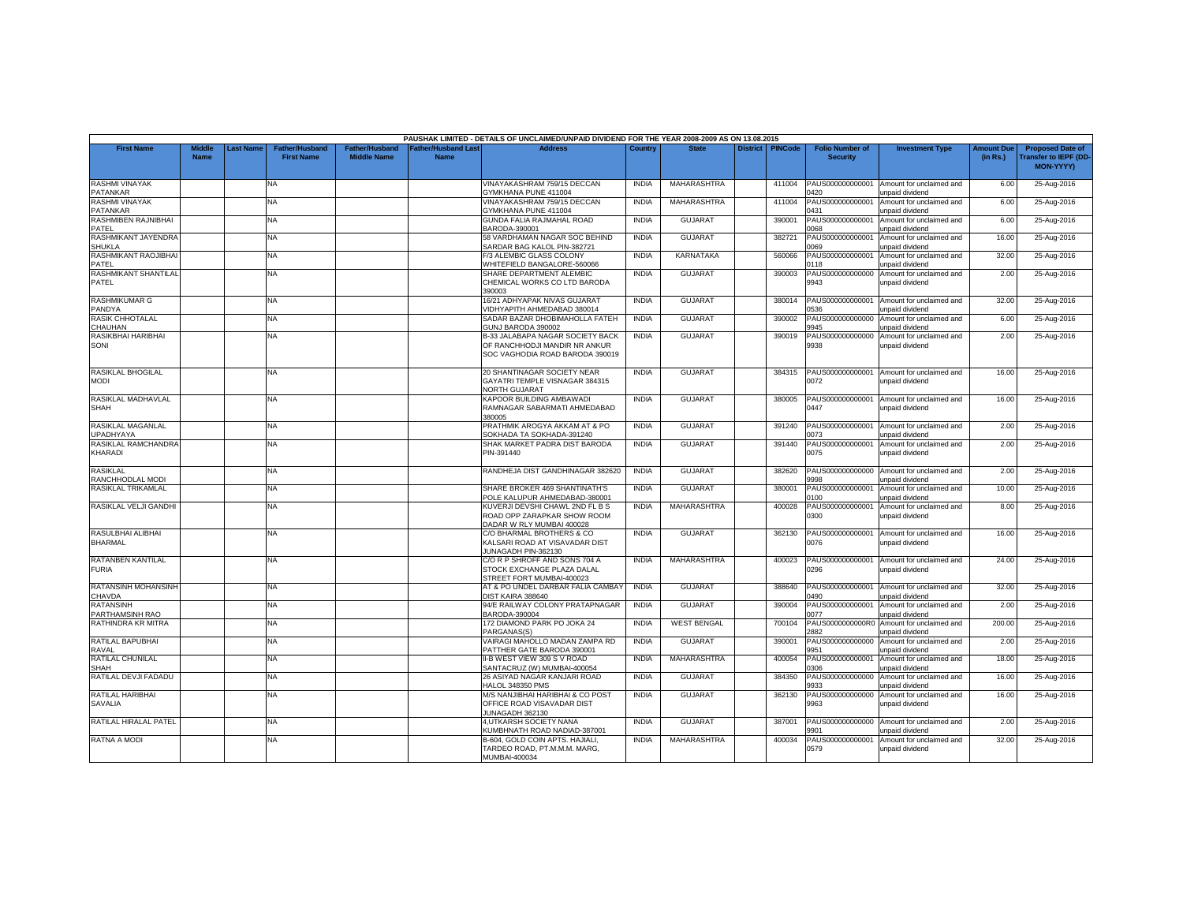PAUSHAK LIMITED - DETAILS OF UNCLAIMED/UNPAID DIVIDEND FOR THE YEAR 2008-2009 AS ON 13.08.2015

| First Name | Middle Name | Last Name | Father/Husband First Name | Father/Husband Middle Name | Father/Husband Last Name | Address | Country | State | District | PINCode | Folio Number of Security | Investment Type | Amount Due (in Rs.) | Proposed Date of Transfer to IEPF (DD-MON-YYYY) |
|---|---|---|---|---|---|---|---|---|---|---|---|---|---|---|
| RASHMI VINAYAK PATANKAR | | | NA | | | VINAYAKASHRAM 759/15 DECCAN GYMKHANA PUNE 411004 | INDIA | MAHARASHTRA | | 411004 | PAUS0000000000010420 | Amount for unclaimed and unpaid dividend | 6.00 | 25-Aug-2016 |
| RASHMI VINAYAK PATANKAR | | | NA | | | VINAYAKASHRAM 759/15 DECCAN GYMKHANA PUNE 411004 | INDIA | MAHARASHTRA | | 411004 | PAUS0000000000010431 | Amount for unclaimed and unpaid dividend | 6.00 | 25-Aug-2016 |
| RASHMIBEN RAJNIBHAI PATEL | | | NA | | | GUNDA FALIA RAJMAHAL ROAD BARODA-390001 | INDIA | GUJARAT | | 390001 | PAUS0000000000010068 | Amount for unclaimed and unpaid dividend | 6.00 | 25-Aug-2016 |
| RASHMIKANT JAYENDRA SHUKLA | | | NA | | | 58 VARDHAMAN NAGAR SOC BEHIND SARDAR BAG KALOL PIN-382721 | INDIA | GUJARAT | | 382721 | PAUS0000000000010069 | Amount for unclaimed and unpaid dividend | 16.00 | 25-Aug-2016 |
| RASHMIKANT RAOJIBHAI PATEL | | | NA | | | F/3 ALEMBIC GLASS COLONY WHITEFIELD BANGALORE-560066 | INDIA | KARNATAKA | | 560066 | PAUS0000000000010118 | Amount for unclaimed and unpaid dividend | 32.00 | 25-Aug-2016 |
| RASHMIKANT SHANTILAL PATEL | | | NA | | | SHARE DEPARTMENT ALEMBIC CHEMICAL WORKS CO LTD BARODA 390003 | INDIA | GUJARAT | | 390003 | PAUS0000000000009943 | Amount for unclaimed and unpaid dividend | 2.00 | 25-Aug-2016 |
| RASHMIKUMAR G PANDYA | | | NA | | | 16/21 ADHYAPAK NIVAS GUJARAT VIDHYAPITH AHMEDABAD 380014 | INDIA | GUJARAT | | 380014 | PAUS0000000000010536 | Amount for unclaimed and unpaid dividend | 32.00 | 25-Aug-2016 |
| RASIK CHHOTALAL CHAUHAN | | | NA | | | SADAR BAZAR DHOBIMAHOLLA FATEH GUNJ BARODA 390002 | INDIA | GUJARAT | | 390002 | PAUS0000000000009945 | Amount for unclaimed and unpaid dividend | 6.00 | 25-Aug-2016 |
| RASIKBHAI HARIBHAI SONI | | | NA | | | B-33 JALABAPA NAGAR SOCIETY BACK OF RANCHHODJI MANDIR NR ANKUR SOC VAGHODIA ROAD BARODA 390019 | INDIA | GUJARAT | | 390019 | PAUS0000000000009938 | Amount for unclaimed and unpaid dividend | 2.00 | 25-Aug-2016 |
| RASIKLAL BHOGILAL MODI | | | NA | | | 20 SHANTINAGAR SOCIETY NEAR GAYATRI TEMPLE VISNAGAR 384315 NORTH GUJARAT | INDIA | GUJARAT | | 384315 | PAUS0000000000010072 | Amount for unclaimed and unpaid dividend | 16.00 | 25-Aug-2016 |
| RASIKLAL MADHAVLAL SHAH | | | NA | | | KAPOOR BUILDING AMBAWADI RAMNAGAR SABARMATI AHMEDABAD 380005 | INDIA | GUJARAT | | 380005 | PAUS0000000000010447 | Amount for unclaimed and unpaid dividend | 16.00 | 25-Aug-2016 |
| RASIKLAL MAGANLAL UPADHYAYA | | | NA | | | PRATHMIK AROGYA AKKAM AT & PO SOKHADA TA SOKHADA-391240 | INDIA | GUJARAT | | 391240 | PAUS0000000000010073 | Amount for unclaimed and unpaid dividend | 2.00 | 25-Aug-2016 |
| RASIKLAL RAMCHANDRA KHARADI | | | NA | | | SHAK MARKET PADRA DIST BARODA PIN-391440 | INDIA | GUJARAT | | 391440 | PAUS0000000000010075 | Amount for unclaimed and unpaid dividend | 2.00 | 25-Aug-2016 |
| RASIKLAL RANCHHODLAL MODI | | | NA | | | RANDHEJA DIST GANDHINAGAR 382620 | INDIA | GUJARAT | | 382620 | PAUS0000000000009998 | Amount for unclaimed and unpaid dividend | 2.00 | 25-Aug-2016 |
| RASIKLAL TRIKAMLAL | | | NA | | | SHARE BROKER 469 SHANTINATH'S POLE KALUPUR AHMEDABAD-380001 | INDIA | GUJARAT | | 380001 | PAUS0000000000010100 | Amount for unclaimed and unpaid dividend | 10.00 | 25-Aug-2016 |
| RASIKLAL VELJI GANDHI | | | NA | | | KUVERJI DEVSHI CHAWL 2ND FL B S ROAD OPP ZARAPKAR SHOW ROOM DADAR W RLY MUMBAI 400028 | INDIA | MAHARASHTRA | | 400028 | PAUS0000000000010300 | Amount for unclaimed and unpaid dividend | 8.00 | 25-Aug-2016 |
| RASULBHAI ALIBHAI BHARMAL | | | NA | | | C/O BHARMAL BROTHERS & CO KALSARI ROAD AT VISAVADAR DIST JUNAGADH PIN-362130 | INDIA | GUJARAT | | 362130 | PAUS0000000000010076 | Amount for unclaimed and unpaid dividend | 16.00 | 25-Aug-2016 |
| RATANBEN KANTILAL FURIA | | | NA | | | C/O R P SHROFF AND SONS 704 A STOCK EXCHANGE PLAZA DALAL STREET FORT MUMBAI-400023 | INDIA | MAHARASHTRA | | 400023 | PAUS0000000000010296 | Amount for unclaimed and unpaid dividend | 24.00 | 25-Aug-2016 |
| RATANSINH MOHANSINH CHAVDA | | | NA | | | AT & PO UNDEL DARBAR FALIA CAMBAY DIST KAIRA 388640 | INDIA | GUJARAT | | 388640 | PAUS0000000000010490 | Amount for unclaimed and unpaid dividend | 32.00 | 25-Aug-2016 |
| RATANSINH PARTHAMSINH RAO | | | NA | | | 94/E RAILWAY COLONY PRATAPNAGAR BARODA-390004 | INDIA | GUJARAT | | 390004 | PAUS0000000000010077 | Amount for unclaimed and unpaid dividend | 2.00 | 25-Aug-2016 |
| RATHINDRA KR MITRA | | | NA | | | 172 DIAMOND PARK PO JOKA 24 PARGANAS(S) | INDIA | WEST BENGAL | | 700104 | PAUS0000000000R02882 | Amount for unclaimed and unpaid dividend | 200.00 | 25-Aug-2016 |
| RATILAL BAPUBHAI RAVAL | | | NA | | | VAIRAGI MAHOLLO MADAN ZAMPA RD PATTHER GATE BARODA 390001 | INDIA | GUJARAT | | 390001 | PAUS0000000000009951 | Amount for unclaimed and unpaid dividend | 2.00 | 25-Aug-2016 |
| RATILAL CHUNILAL SHAH | | | NA | | | II-B WEST VIEW 309 S V ROAD SANTACRUZ (W) MUMBAI-400054 | INDIA | MAHARASHTRA | | 400054 | PAUS0000000000010306 | Amount for unclaimed and unpaid dividend | 18.00 | 25-Aug-2016 |
| RATILAL DEVJI FADADU | | | NA | | | 26 ASIYAD NAGAR KANJARI ROAD HALOL 348350 PMS | INDIA | GUJARAT | | 384350 | PAUS0000000000009933 | Amount for unclaimed and unpaid dividend | 16.00 | 25-Aug-2016 |
| RATILAL HARIBHAI SAVALIA | | | NA | | | M/S NANJIBHAI HARIBHAI & CO POST OFFICE ROAD VISAVADAR DIST JUNAGADH 362130 | INDIA | GUJARAT | | 362130 | PAUS0000000000009963 | Amount for unclaimed and unpaid dividend | 16.00 | 25-Aug-2016 |
| RATILAL HIRALAL PATEL | | | NA | | | 4,UTKARSH SOCIETY NANA KUMBHNATH ROAD NADIAD-387001 | INDIA | GUJARAT | | 387001 | PAUS0000000000009901 | Amount for unclaimed and unpaid dividend | 2.00 | 25-Aug-2016 |
| RATNA A MODI | | | NA | | | B-604, GOLD COIN APTS. HAJIALI, TARDEO ROAD, PT.M.M.M. MARG, MUMBAI-400034 | INDIA | MAHARASHTRA | | 400034 | PAUS0000000000010579 | Amount for unclaimed and unpaid dividend | 32.00 | 25-Aug-2016 |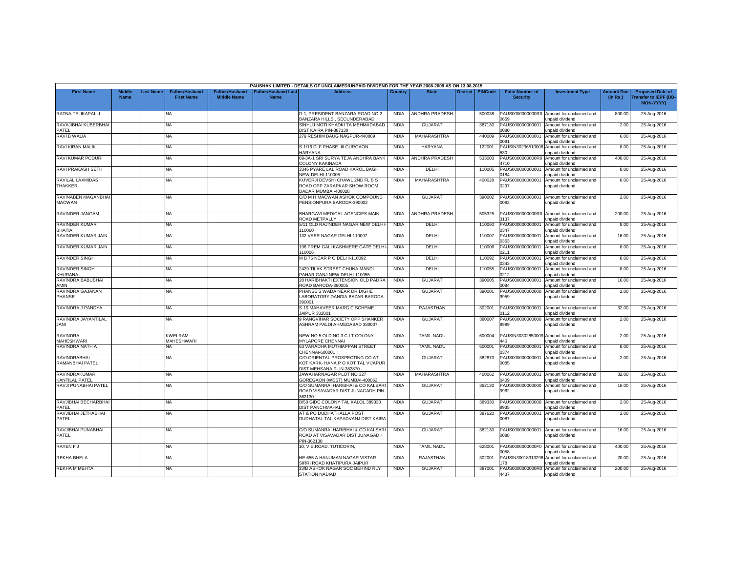PAUSHAK LIMITED - DETAILS OF UNCLAIMED/UNPAID DIVIDEND FOR THE YEAR 2008-2009 AS ON 13.08.2015

| First Name | Middle Name | Last Name | Father/Husband First Name | Father/Husband Middle Name | Father/Husband Last Name | Address | Country | State | District | PINCode | Folio Number of Security | Investment Type | Amount Due (in Rs.) | Proposed Date of Transfer to IEPF (DD-MON-YYYY) |
|---|---|---|---|---|---|---|---|---|---|---|---|---|---|---|
| RATNA TELIKAPALLI | | | NA | | | D-1, PRESIDENT BANZARA ROAD NO.2 BANZARA HILLS , SECUNDERABAD | INDIA | ANDHRA PRADESH | | 500038 | PAUS0000000000R00659 | Amount for unclaimed and unpaid dividend | 800.00 | 25-Aug-2016 |
| RAVAJIBHAI KUBERBHAI PATEL | | | NA | | | SINHUJ MOTI KHADKI TA MEHMADABAD DIST KAIRA PIN-387130 | INDIA | GUJARAT | | 387130 | PAUS0000000000010080 | Amount for unclaimed and unpaid dividend | 2.00 | 25-Aug-2016 |
| RAVI B WALIA | | | NA | | | 279 RESHIM BAUG NAGPUR-440009 | INDIA | MAHARASHTRA | | 440009 | PAUS0000000000010081 | Amount for unclaimed and unpaid dividend | 6.00 | 25-Aug-2016 |
| RAVI KIRAN MALIK | | | NA | | | S-1/16 DLF PHASE -III GURGAON HARYANA | INDIA | HARYANA | | 122001 | PAUSIN30236510008530 | Amount for unclaimed and unpaid dividend | 8.00 | 25-Aug-2016 |
| RAVI KUMAR PODURI | | | NA | | | 69-3A-1 SRI SURYA TEJA ANDHRA BANK COLONY KAKINADA | INDIA | ANDHRA PRADESH | | 533003 | PAUS0000000000R04710 | Amount for unclaimed and unpaid dividend | 400.00 | 25-Aug-2016 |
| RAVI PRAKASH SETH | | | NA | | | 3346 PYARE LAL ROAD KAROL BAGH NEW DELHI-110005 | INDIA | DELHI | | 110005 | PAUS0000000000010184 | Amount for unclaimed and unpaid dividend | 8.00 | 25-Aug-2016 |
| RAVILAL LAXMIDAS THAKKER | | | NA | | | KUVERJI DEVSHI CHAWL 2ND FL B S ROAD OPP ZARAPKAR SHOW ROOM DADAR MUMBAI-400028 | INDIA | MAHARASHTRA | | 400028 | PAUS0000000000010297 | Amount for unclaimed and unpaid dividend | 8.00 | 25-Aug-2016 |
| RAVINABEN MAGANBHAI MACWAN | | | NA | | | C/O M H MACWAN ASHOK COMPOUND PENSIONPURA BARODA-390002 | INDIA | GUJARAT | | 390002 | PAUS0000000000010083 | Amount for unclaimed and unpaid dividend | 2.00 | 25-Aug-2016 |
| RAVINDER JANGAM | | | NA | | | BHARGAVI MEDICAL AGENCIES MAIN ROAD METPALLY | INDIA | ANDHRA PRADESH | | 505325 | PAUS0000000000R03137 | Amount for unclaimed and unpaid dividend | 200.00 | 25-Aug-2016 |
| RAVINDER KUMAR BHATIA | | | NA | | | 5/11 OLD RAJINDER NAGAR NEW DELHI-110060 | INDIA | DELHI | | 110060 | PAUS0000000000010347 | Amount for unclaimed and unpaid dividend | 8.00 | 25-Aug-2016 |
| RAVINDER KUMAR JAIN | | | NA | | | 132 VEER NAGAR DELHI-110007 | INDIA | DELHI | | 110007 | PAUS0000000000010353 | Amount for unclaimed and unpaid dividend | 16.00 | 25-Aug-2016 |
| RAVINDER KUMAR JAIN | | | NA | | | 196 PREM GALI KASHMERE GATE DELHI-110006 | INDIA | DELHI | | 110006 | PAUS0000000000010211 | Amount for unclaimed and unpaid dividend | 8.00 | 25-Aug-2016 |
| RAVINDER SINGH | | | NA | | | M B 76 NEAR P O DELHI-110092 | INDIA | DELHI | | 110092 | PAUS0000000000010343 | Amount for unclaimed and unpaid dividend | 8.00 | 25-Aug-2016 |
| RAVINDER SINGH KHURANA | | | NA | | | 2429-TILAK STREET CHUNA MANDI PAHAR GANJ NEW DELHI-110055 | INDIA | DELHI | | 110055 | PAUS0000000000010212 | Amount for unclaimed and unpaid dividend | 8.00 | 25-Aug-2016 |
| RAVINDRA BABUBHAI AMIN | | | NA | | | 28 HARIBHAKTI EXTENSION OLD PADRA ROAD BARODA-390005 | INDIA | GUJARAT | | 390005 | PAUS0000000000010084 | Amount for unclaimed and unpaid dividend | 16.00 | 25-Aug-2016 |
| RAVINDRA GAJANAN PHANSE | | | NA | | | PHANSE'S WADA NEAR DR DIGHE LABORATORY DANDIA BAZAR BARODA-390001 | INDIA | GUJARAT | | 390001 | PAUS0000000000009959 | Amount for unclaimed and unpaid dividend | 2.00 | 25-Aug-2016 |
| RAVINDRA J PANDYA | | | NA | | | S-19 MAHAVEER MARG C SCHEME JAIPUR 302001 | INDIA | RAJASTHAN | | 302001 | PAUS0000000000010112 | Amount for unclaimed and unpaid dividend | 32.00 | 25-Aug-2016 |
| RAVINDRA JAYANTILAL JANI | | | NA | | | 9 RANGVIHAR SOCIETY OPP SHANKER ASHRAM PALDI AHMEDABAD 380007 | INDIA | GUJARAT | | 380007 | PAUS0000000000009999 | Amount for unclaimed and unpaid dividend | 2.00 | 25-Aug-2016 |
| RAVINDRA MAHESHWARI | | | KWELRAM MAHESHWARI | | | NEW NO 5 OLD NO 3 C I T COLONY MYLAPORE CHENNAI | INDIA | TAMIL NADU | | 600004 | PAUSIN30302850009440 | Amount for unclaimed and unpaid dividend | 2.00 | 25-Aug-2016 |
| RAVINDRA NATH A | | | NA | | | 63 VARADHA MUTHIAPPAN STREET CHENNAI-600001 | INDIA | TAMIL NADU | | 600001 | PAUS0000000000010374 | Amount for unclaimed and unpaid dividend | 8.00 | 25-Aug-2016 |
| RAVINDRABHAI RAMANBHAI PATEL | | | NA | | | C/O ORIENTAL PROSPECTING CO AT KOT KARK- HANA P O KOT TAL VIJAPUR DIST MEHSANA P- IN-382870 - | INDIA | GUJARAT | | 382870 | PAUS0000000000010085 | Amount for unclaimed and unpaid dividend | 2.00 | 25-Aug-2016 |
| RAVINDRAKUMAR KANTILAL PATEL | | | NA | | | JAWAHARNAGAR PLOT NO 327 GOREGAON (WEST) MUMBAI-400062 | INDIA | MAHARASHTRA | | 400062 | PAUS0000000000010409 | Amount for unclaimed and unpaid dividend | 32.00 | 25-Aug-2016 |
| RAVJI PUNABHAI PATEL | | | NA | | | C/O SUMANRAI HARIBHAI & CO KALSARI ROAD VISAVADAR DIST JUNAGADH PIN-362130 | INDIA | GUJARAT | | 362130 | PAUS0000000000009962 | Amount for unclaimed and unpaid dividend | 16.00 | 25-Aug-2016 |
| RAVJIBHAI BECHARBHAI PATEL | | | NA | | | B/50 GIDC COLONY TAL KALOL 389330 DIST PANCHMAHAL | INDIA | GUJARAT | | 389330 | PAUS0000000000009935 | Amount for unclaimed and unpaid dividend | 2.00 | 25-Aug-2016 |
| RAVJIBHAI JETHABHAI PATEL | | | NA | | | AT & PO DUDHATHALLA POST DUDHATAL TAL KAPADVANJ DIST KAIRA | INDIA | GUJARAT | | 387620 | PAUS0000000000010087 | Amount for unclaimed and unpaid dividend | 2.00 | 25-Aug-2016 |
| RAVJIBHAI PUNABHAI PATEL | | | NA | | | C/O SUMANRAI HARIBHAI & CO KALSARI ROAD AT VISAVADAR DIST JUNAGADH PIN-362130 | INDIA | GUJARAT | | 362130 | PAUS0000000000010088 | Amount for unclaimed and unpaid dividend | 16.00 | 25-Aug-2016 |
| RAYEN F J | | | NA | | | 10, V.E.ROAD, TUTICORIN, | INDIA | TAMIL NADU | | 628001 | PAUS0000000000F00058 | Amount for unclaimed and unpaid dividend | 400.00 | 25-Aug-2016 |
| REKHA BHELA | | | NA | | | HE 655 A HANUMAN NAGAR VISTAR SIRRI ROAD KHATIPURA JAIPUR | INDIA | RAJASTHAN | | 302001 | PAUSIN30018313298178 | Amount for unclaimed and unpaid dividend | 20.00 | 25-Aug-2016 |
| REKHA M MEHTA | | | NA | | | 33/B ASHOK NAGAR SOC BEHIND RLY STATION NADIAD | INDIA | GUJARAT | | 387001 | PAUS0000000000R04437 | Amount for unclaimed and unpaid dividend | 200.00 | 25-Aug-2016 |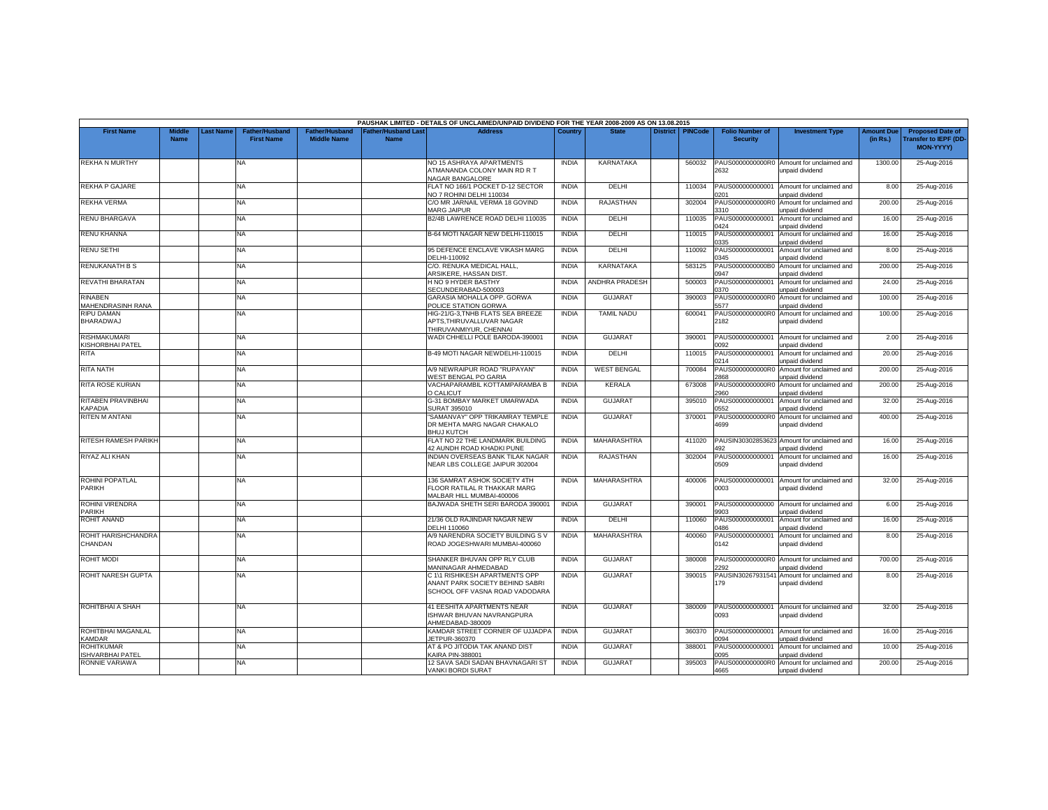PAUSHAK LIMITED - DETAILS OF UNCLAIMED/UNPAID DIVIDEND FOR THE YEAR 2008-2009 AS ON 13.08.2015

| First Name | Middle Name | Last Name | Father/Husband First Name | Father/Husband Middle Name | Father/Husband Last Name | Address | Country | State | District | PINCode | Folio Number of Security | Investment Type | Amount Due (in Rs.) | Proposed Date of Transfer to IEPF (DD-MON-YYYY) |
|---|---|---|---|---|---|---|---|---|---|---|---|---|---|---|
| REKHA N MURTHY | | | NA | | | NO 15 ASHRAYA APARTMENTS ATMANANDA COLONY MAIN RD R T NAGAR BANGALORE | INDIA | KARNATAKA | | 560032 | PAUS0000000000R02632 | Amount for unclaimed and unpaid dividend | 1300.00 | 25-Aug-2016 |
| REKHA P GAJARE | | | NA | | | FLAT NO 166/1 POCKET D-12 SECTOR NO 7 ROHINI DELHI 110034 | INDIA | DELHI | | 110034 | PAUS0000000000010201 | Amount for unclaimed and unpaid dividend | 8.00 | 25-Aug-2016 |
| REKHA VERMA | | | NA | | | C/O MR JARNAIL VERMA 18 GOVIND MARG JAIPUR | INDIA | RAJASTHAN | | 302004 | PAUS0000000000R03310 | Amount for unclaimed and unpaid dividend | 200.00 | 25-Aug-2016 |
| RENU BHARGAVA | | | NA | | | B2/4B LAWRENCE ROAD DELHI 110035 | INDIA | DELHI | | 110035 | PAUS0000000000010424 | Amount for unclaimed and unpaid dividend | 16.00 | 25-Aug-2016 |
| RENU KHANNA | | | NA | | | B-64 MOTI NAGAR NEW DELHI-110015 | INDIA | DELHI | | 110015 | PAUS0000000000010335 | Amount for unclaimed and unpaid dividend | 16.00 | 25-Aug-2016 |
| RENU SETHI | | | NA | | | 95 DEFENCE ENCLAVE VIKASH MARG DELHI-110092 | INDIA | DELHI | | 110092 | PAUS0000000000010345 | Amount for unclaimed and unpaid dividend | 8.00 | 25-Aug-2016 |
| RENUKANATH B S | | | NA | | | C/O. RENUKA MEDICAL HALL, ARSIKERE, HASSAN DIST. | INDIA | KARNATAKA | | 583125 | PAUS0000000000B00947 | Amount for unclaimed and unpaid dividend | 200.00 | 25-Aug-2016 |
| REVATHI BHARATAN | | | NA | | | H NO 9 HYDER BASTHY SECUNDERABAD-500003 | INDIA | ANDHRA PRADESH | | 500003 | PAUS0000000000010370 | Amount for unclaimed and unpaid dividend | 24.00 | 25-Aug-2016 |
| RINABEN MAHENDRASINH RANA | | | NA | | | GARASIA MOHALLA OPP. GORWA POLICE STATION GORWA | INDIA | GUJARAT | | 390003 | PAUS0000000000R05577 | Amount for unclaimed and unpaid dividend | 100.00 | 25-Aug-2016 |
| RIPU DAMAN BHARADWAJ | | | NA | | | HIG-21/G-3,TNHB FLATS SEA BREEZE APTS,THIRUVALLUVAR NAGAR THIRUVANMIYUR, CHENNAI | INDIA | TAMIL NADU | | 600041 | PAUS0000000000R02182 | Amount for unclaimed and unpaid dividend | 100.00 | 25-Aug-2016 |
| RISHMAKUMARI KISHORBHAI PATEL | | | NA | | | WADI CHHELLI POLE BARODA-390001 | INDIA | GUJARAT | | 390001 | PAUS0000000000010092 | Amount for unclaimed and unpaid dividend | 2.00 | 25-Aug-2016 |
| RITA | | | NA | | | B-49 MOTI NAGAR NEWDELHI-110015 | INDIA | DELHI | | 110015 | PAUS0000000000010214 | Amount for unclaimed and unpaid dividend | 20.00 | 25-Aug-2016 |
| RITA NATH | | | NA | | | A/9 NEWRAIPUR ROAD "RUPAYAN" WEST BENGAL PO GARIA | INDIA | WEST BENGAL | | 700084 | PAUS0000000000R02868 | Amount for unclaimed and unpaid dividend | 200.00 | 25-Aug-2016 |
| RITA ROSE KURIAN | | | NA | | | VACHAPARAMBIL KOTTAMPARAMBA B O CALICUT | INDIA | KERALA | | 673008 | PAUS0000000000R02960 | Amount for unclaimed and unpaid dividend | 200.00 | 25-Aug-2016 |
| RITABEN PRAVINBHAI KAPADIA | | | NA | | | G-31 BOMBAY MARKET UMARWADA SURAT 395010 | INDIA | GUJARAT | | 395010 | PAUS0000000000010552 | Amount for unclaimed and unpaid dividend | 32.00 | 25-Aug-2016 |
| RITEN M ANTANI | | | NA | | | "SAMANVAY" OPP TRIKAMRAY TEMPLE DR MEHTA MARG NAGAR CHAKALO BHUJ KUTCH | INDIA | GUJARAT | | 370001 | PAUS0000000000R04699 | Amount for unclaimed and unpaid dividend | 400.00 | 25-Aug-2016 |
| RITESH RAMESH PARIKH | | | NA | | | FLAT NO 22 THE LANDMARK BUILDING 42 AUNDH ROAD KHADKI PUNE | INDIA | MAHARASHTRA | | 411020 | PAUSIN30302853623492 | Amount for unclaimed and unpaid dividend | 16.00 | 25-Aug-2016 |
| RIYAZ ALI KHAN | | | NA | | | INDIAN OVERSEAS BANK TILAK NAGAR NEAR LBS COLLEGE JAIPUR 302004 | INDIA | RAJASTHAN | | 302004 | PAUS0000000000010509 | Amount for unclaimed and unpaid dividend | 16.00 | 25-Aug-2016 |
| ROHINI POPATLAL PARIKH | | | NA | | | 136 SAMRAT ASHOK SOCIETY 4TH FLOOR RATILAL R THAKKAR MARG MALBAR HILL MUMBAI-400006 | INDIA | MAHARASHTRA | | 400006 | PAUS0000000000010003 | Amount for unclaimed and unpaid dividend | 32.00 | 25-Aug-2016 |
| ROHINI VIRENDRA PARIKH | | | NA | | | BAJWADA SHETH SERI BARODA 390001 | INDIA | GUJARAT | | 390001 | PAUS0000000000009903 | Amount for unclaimed and unpaid dividend | 6.00 | 25-Aug-2016 |
| ROHIT ANAND | | | NA | | | 21/36 OLD RAJINDAR NAGAR NEW DELHI 110060 | INDIA | DELHI | | 110060 | PAUS0000000000010486 | Amount for unclaimed and unpaid dividend | 16.00 | 25-Aug-2016 |
| ROHIT HARISHCHANDRA CHANDAN | | | NA | | | A/9 NARENDRA SOCIETY BUILDING S V ROAD JOGESHWARI MUMBAI-400060 | INDIA | MAHARASHTRA | | 400060 | PAUS0000000000010142 | Amount for unclaimed and unpaid dividend | 8.00 | 25-Aug-2016 |
| ROHIT MODI | | | NA | | | SHANKER BHUVAN OPP RLY CLUB MANINAGAR AHMEDABAD | INDIA | GUJARAT | | 380008 | PAUS0000000000R02292 | Amount for unclaimed and unpaid dividend | 700.00 | 25-Aug-2016 |
| ROHIT NARESH GUPTA | | | NA | | | C 1\1 RISHIKESH APARTMENTS OPP ANANT PARK SOCIETY BEHIND SABRI SCHOOL OFF VASNA ROAD VADODARA | INDIA | GUJARAT | | 390015 | PAUSIN30267931541179 | Amount for unclaimed and unpaid dividend | 8.00 | 25-Aug-2016 |
| ROHITBHAI A SHAH | | | NA | | | 41 EESHITA APARTMENTS NEAR ISHWAR BHUVAN NAVRANGPURA AHMEDABAD-380009 | INDIA | GUJARAT | | 380009 | PAUS0000000000010093 | Amount for unclaimed and unpaid dividend | 32.00 | 25-Aug-2016 |
| ROHITBHAI MAGANLAL KAMDAR | | | NA | | | KAMDAR STREET CORNER OF UJJADPA JETPUR-360370 | INDIA | GUJARAT | | 360370 | PAUS0000000000010094 | Amount for unclaimed and unpaid dividend | 16.00 | 25-Aug-2016 |
| ROHITKUMAR ISHVARBHAI PATEL | | | NA | | | AT & PO JITODIA TAK ANAND DIST KAIRA PIN-388001 | INDIA | GUJARAT | | 388001 | PAUS0000000000010095 | Amount for unclaimed and unpaid dividend | 10.00 | 25-Aug-2016 |
| RONNIE VARIAWA | | | NA | | | 12 SAVA SADI SADAN BHAVNAGARI ST VANKI BORDI SURAT | INDIA | GUJARAT | | 395003 | PAUS0000000000R04665 | Amount for unclaimed and unpaid dividend | 200.00 | 25-Aug-2016 |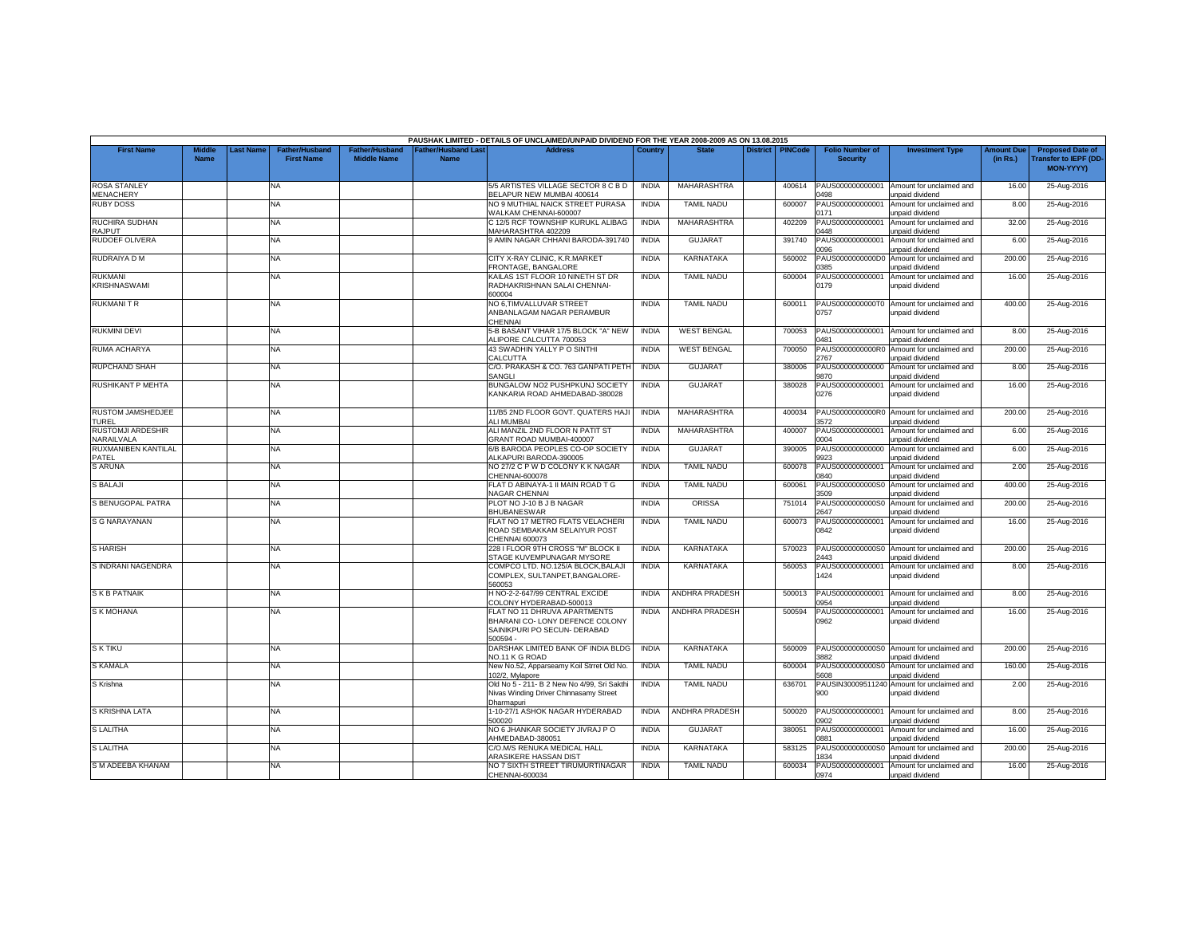PAUSHAK LIMITED - DETAILS OF UNCLAIMED/UNPAID DIVIDEND FOR THE YEAR 2008-2009 AS ON 13.08.2015

| First Name | Middle Name | Last Name | Father/Husband First Name | Father/Husband Middle Name | Father/Husband Last Name | Address | Country | State | District | PINCode | Folio Number of Security | Investment Type | Amount Due (in Rs.) | Proposed Date of Transfer to IEPF (DD-MON-YYYY) |
|---|---|---|---|---|---|---|---|---|---|---|---|---|---|---|
| ROSA STANLEY MENACHERY | | | NA | | | 5/5 ARTISTES VILLAGE SECTOR 8 C B D BELAPUR NEW MUMBAI 400614 | INDIA | MAHARASHTRA | | 400614 | PAUS0000000000010498 | Amount for unclaimed and unpaid dividend | 16.00 | 25-Aug-2016 |
| RUBY DOSS | | | NA | | | NO 9 MUTHIAL NAICK STREET PURASA WALKAM CHENNAI-600007 | INDIA | TAMIL NADU | | 600007 | PAUS0000000000010171 | Amount for unclaimed and unpaid dividend | 8.00 | 25-Aug-2016 |
| RUCHIRA SUDHAN RAJPUT | | | NA | | | C 12/5 RCF TOWNSHIP KURUKL ALIBAG MAHARASHTRA 402209 | INDIA | MAHARASHTRA | | 402209 | PAUS0000000000010448 | Amount for unclaimed and unpaid dividend | 32.00 | 25-Aug-2016 |
| RUDOEF OLIVERA | | | NA | | | 9 AMIN NAGAR CHHANI BARODA-391740 | INDIA | GUJARAT | | 391740 | PAUS0000000000010096 | Amount for unclaimed and unpaid dividend | 6.00 | 25-Aug-2016 |
| RUDRAIYA D M | | | NA | | | CITY X-RAY CLINIC, K.R.MARKET FRONTAGE, BANGALORE | INDIA | KARNATAKA | | 560002 | PAUS0000000000D00385 | Amount for unclaimed and unpaid dividend | 200.00 | 25-Aug-2016 |
| RUKMANI KRISHNASWAMI | | | NA | | | KAILAS 1ST FLOOR 10 NINETH ST DR RADHAKRISHNAN SALAI CHENNAI-600004 | INDIA | TAMIL NADU | | 600004 | PAUS0000000000010179 | Amount for unclaimed and unpaid dividend | 16.00 | 25-Aug-2016 |
| RUKMANI T R | | | NA | | | NO 6,TIMVALLUVAR STREET ANBANLAGAM NAGAR PERAMBUR CHENNAI | INDIA | TAMIL NADU | | 600011 | PAUS0000000000T00757 | Amount for unclaimed and unpaid dividend | 400.00 | 25-Aug-2016 |
| RUKMINI DEVI | | | NA | | | 5-B BASANT VIHAR 17/5 BLOCK "A" NEW ALIPORE CALCUTTA 700053 | INDIA | WEST BENGAL | | 700053 | PAUS0000000000010481 | Amount for unclaimed and unpaid dividend | 8.00 | 25-Aug-2016 |
| RUMA ACHARYA | | | NA | | | 43 SWADHIN YALLY P O SINTHI CALCUTTA | INDIA | WEST BENGAL | | 700050 | PAUS0000000000R02767 | Amount for unclaimed and unpaid dividend | 200.00 | 25-Aug-2016 |
| RUPCHAND SHAH | | | NA | | | C/O. PRAKASH & CO. 763 GANPATI PETH SANGLI | INDIA | GUJARAT | | 380006 | PAUS0000000000009870 | Amount for unclaimed and unpaid dividend | 8.00 | 25-Aug-2016 |
| RUSHIKANT P MEHTA | | | NA | | | BUNGALOW NO2 PUSHPKUNJ SOCIETY KANKARIA ROAD AHMEDABAD-380028 | INDIA | GUJARAT | | 380028 | PAUS0000000000010276 | Amount for unclaimed and unpaid dividend | 16.00 | 25-Aug-2016 |
| RUSTOM JAMSHEDJEE TUREL | | | NA | | | 11/B5 2ND FLOOR GOVT. QUATERS HAJI ALI MUMBAI | INDIA | MAHARASHTRA | | 400034 | PAUS0000000000R03572 | Amount for unclaimed and unpaid dividend | 200.00 | 25-Aug-2016 |
| RUSTOMJI ARDESHIR NARAILVALA | | | NA | | | ALI MANZIL 2ND FLOOR N PATIT ST GRANT ROAD MUMBAI-400007 | INDIA | MAHARASHTRA | | 400007 | PAUS0000000000010004 | Amount for unclaimed and unpaid dividend | 6.00 | 25-Aug-2016 |
| RUXMANIBEN KANTILAL PATEL | | | NA | | | 6/B BARODA PEOPLES CO-OP SOCIETY ALKAPURI BARODA-390005 | INDIA | GUJARAT | | 390005 | PAUS0000000000009923 | Amount for unclaimed and unpaid dividend | 6.00 | 25-Aug-2016 |
| S ARUNA | | | NA | | | NO 27/2 C P W D COLONY K K NAGAR CHENNAI-600078 | INDIA | TAMIL NADU | | 600078 | PAUS0000000000010840 | Amount for unclaimed and unpaid dividend | 2.00 | 25-Aug-2016 |
| S BALAJI | | | NA | | | FLAT D ABINAYA-1 II MAIN ROAD T G NAGAR CHENNAI | INDIA | TAMIL NADU | | 600061 | PAUS0000000000S03509 | Amount for unclaimed and unpaid dividend | 400.00 | 25-Aug-2016 |
| S BENUGOPAL PATRA | | | NA | | | PLOT NO J-10 B J B NAGAR BHUBANESWAR | INDIA | ORISSA | | 751014 | PAUS0000000000S02647 | Amount for unclaimed and unpaid dividend | 200.00 | 25-Aug-2016 |
| S G NARAYANAN | | | NA | | | FLAT NO 17 METRO FLATS VELACHERI ROAD SEMBAKKAM SELAIYUR POST CHENNAI 600073 | INDIA | TAMIL NADU | | 600073 | PAUS0000000000010842 | Amount for unclaimed and unpaid dividend | 16.00 | 25-Aug-2016 |
| S HARISH | | | NA | | | 228 I FLOOR 9TH CROSS "M" BLOCK II STAGE KUVEMPUNAGAR MYSORE | INDIA | KARNATAKA | | 570023 | PAUS0000000000S02443 | Amount for unclaimed and unpaid dividend | 200.00 | 25-Aug-2016 |
| S INDRANI NAGENDRA | | | NA | | | COMPCO LTD. NO.125/A BLOCK,BALAJI COMPLEX, SULTANPET,BANGALORE-560053 | INDIA | KARNATAKA | | 560053 | PAUS0000000000011424 | Amount for unclaimed and unpaid dividend | 8.00 | 25-Aug-2016 |
| S K B PATNAIK | | | NA | | | H NO-2-2-647/99 CENTRAL EXCIDE COLONY HYDERABAD-500013 | INDIA | ANDHRA PRADESH | | 500013 | PAUS0000000000010954 | Amount for unclaimed and unpaid dividend | 8.00 | 25-Aug-2016 |
| S K MOHANA | | | NA | | | FLAT NO 11 DHRUVA APARTMENTS BHARANI CO- LONY DEFENCE COLONY SAINIKPURI PO SECUN- DERABAD 500594 - | INDIA | ANDHRA PRADESH | | 500594 | PAUS0000000000010962 | Amount for unclaimed and unpaid dividend | 16.00 | 25-Aug-2016 |
| S K TIKU | | | NA | | | DARSHAK LIMITED BANK OF INDIA BLDG NO.11 K G ROAD | INDIA | KARNATAKA | | 560009 | PAUS0000000000S03882 | Amount for unclaimed and unpaid dividend | 200.00 | 25-Aug-2016 |
| S KAMALA | | | NA | | | New No.52, Apparseamy Koil Strret Old No. 102/2, Mylapore | INDIA | TAMIL NADU | | 600004 | PAUS0000000000S05608 | Amount for unclaimed and unpaid dividend | 160.00 | 25-Aug-2016 |
| S Krishna | | | NA | | | Old No 5 - 211- B 2 New No 4/99, Sri Sakthi Nivas Winding Driver Chinnasamy Street Dharmapuri | INDIA | TAMIL NADU | | 636701 | PAUSIN30009511240900 | Amount for unclaimed and unpaid dividend | 2.00 | 25-Aug-2016 |
| S KRISHNA LATA | | | NA | | | 1-10-27/1 ASHOK NAGAR HYDERABAD 500020 | INDIA | ANDHRA PRADESH | | 500020 | PAUS0000000000010902 | Amount for unclaimed and unpaid dividend | 8.00 | 25-Aug-2016 |
| S LALITHA | | | NA | | | NO 6 JHANKAR SOCIETY JIVRAJ P O AHMEDABAD-380051 | INDIA | GUJARAT | | 380051 | PAUS0000000000010881 | Amount for unclaimed and unpaid dividend | 16.00 | 25-Aug-2016 |
| S LALITHA | | | NA | | | C/O.M/S RENUKA MEDICAL HALL ARASIKERE HASSAN DIST | INDIA | KARNATAKA | | 583125 | PAUS0000000000S01834 | Amount for unclaimed and unpaid dividend | 200.00 | 25-Aug-2016 |
| S M ADEEBA KHANAM | | | NA | | | NO 7 SIXTH STREET TIRUMURTINAGAR CHENNAI-600034 | INDIA | TAMIL NADU | | 600034 | PAUS0000000000010974 | Amount for unclaimed and unpaid dividend | 16.00 | 25-Aug-2016 |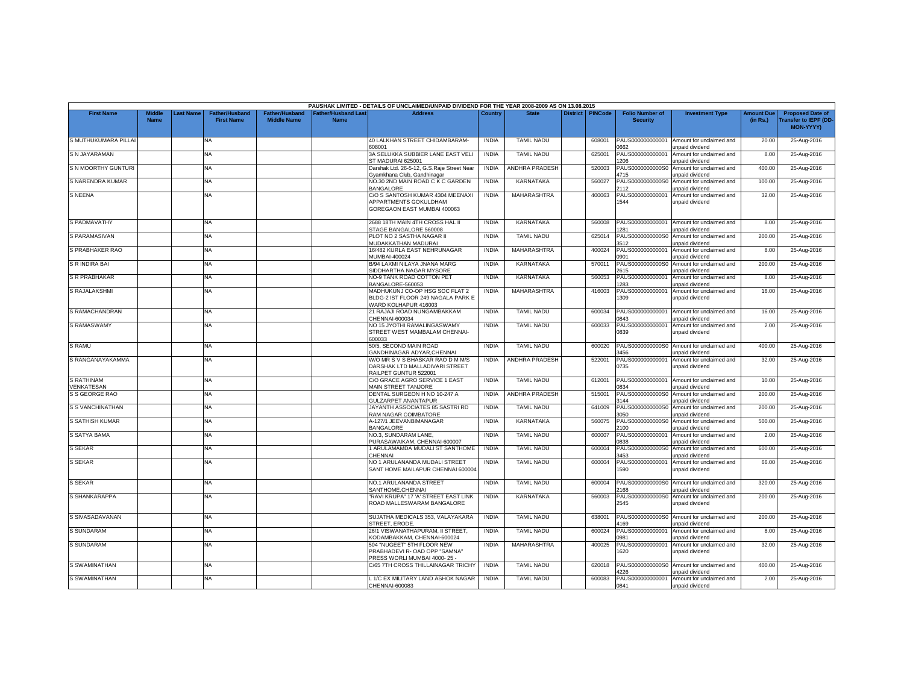PAUSHAK LIMITED - DETAILS OF UNCLAIMED/UNPAID DIVIDEND FOR THE YEAR 2008-2009 AS ON 13.08.2015

| First Name | Middle Name | Last Name | Father/Husband First Name | Father/Husband Middle Name | Father/Husband Last Name | Address | Country | State | District | PINCode | Folio Number of Security | Investment Type | Amount Due (in Rs.) | Proposed Date of Transfer to IEPF (DD-MON-YYYY) |
|---|---|---|---|---|---|---|---|---|---|---|---|---|---|---|
| S MUTHUKUMARA PILLAI | | | NA | | | 40 LALKHAN STREET CHIDAMBARAM-608001 | INDIA | TAMIL NADU | | 608001 | PAUS0000000000010662 | Amount for unclaimed and unpaid dividend | 20.00 | 25-Aug-2016 |
| S N JAYARAMAN | | | NA | | | 3A SELUKKA SUBBIER LANE EAST VELI ST MADURAI 625001 | INDIA | TAMIL NADU | | 625001 | PAUS0000000000011206 | Amount for unclaimed and unpaid dividend | 8.00 | 25-Aug-2016 |
| S N MOORTHY GUNTURI | | | NA | | | Darshak Ltd. 26-5-12, G.S.Raje Street Near Gyamkhana Club, Gandhinagar | INDIA | ANDHRA PRADESH | | 520003 | PAUS0000000000S04715 | Amount for unclaimed and unpaid dividend | 400.00 | 25-Aug-2016 |
| S NARENDRA KUMAR | | | NA | | | NO.30 2ND MAIN ROAD C K C GARDEN BANGALORE | INDIA | KARNATAKA | | 560027 | PAUS0000000000S02112 | Amount for unclaimed and unpaid dividend | 100.00 | 25-Aug-2016 |
| S NEENA | | | NA | | | C/O S SANTOSH KUMAR 4304 MEENAXI APPARTMENTS GOKULDHAM GOREGAON EAST MUMBAI 400063 | INDIA | MAHARASHTRA | | 400063 | PAUS0000000000011544 | Amount for unclaimed and unpaid dividend | 32.00 | 25-Aug-2016 |
| S PADMAVATHY | | | NA | | | 2688 18TH MAIN 4TH CROSS HAL II STAGE BANGALORE 560008 | INDIA | KARNATAKA | | 560008 | PAUS0000000000011281 | Amount for unclaimed and unpaid dividend | 8.00 | 25-Aug-2016 |
| S PARAMASIVAN | | | NA | | | PLOT NO 2 SASTHA NAGAR II MUDAKKATHAN MADURAI | INDIA | TAMIL NADU | | 625014 | PAUS0000000000S03512 | Amount for unclaimed and unpaid dividend | 200.00 | 25-Aug-2016 |
| S PRABHAKER RAO | | | NA | | | 16/482 KURLA EAST NEHRUNAGAR MUMBAI-400024 | INDIA | MAHARASHTRA | | 400024 | PAUS0000000000010901 | Amount for unclaimed and unpaid dividend | 8.00 | 25-Aug-2016 |
| S R INDIRA BAI | | | NA | | | B/94 LAXMI NILAYA JNANA MARG SIDDHARTHA NAGAR MYSORE | INDIA | KARNATAKA | | 570011 | PAUS0000000000S02615 | Amount for unclaimed and unpaid dividend | 200.00 | 25-Aug-2016 |
| S R PRABHAKAR | | | NA | | | NO-9 TANK ROAD COTTON PET BANGALORE-560053 | INDIA | KARNATAKA | | 560053 | PAUS0000000000011283 | Amount for unclaimed and unpaid dividend | 8.00 | 25-Aug-2016 |
| S RAJALAKSHMI | | | NA | | | MADHUKUNJ CO-OP HSG SOC FLAT 2 BLDG-2 IST FLOOR 249 NAGALA PARK E WARD KOLHAPUR 416003 | INDIA | MAHARASHTRA | | 416003 | PAUS0000000000011309 | Amount for unclaimed and unpaid dividend | 16.00 | 25-Aug-2016 |
| S RAMACHANDRAN | | | NA | | | 21 RAJAJI ROAD NUNGAMBAKKAM CHENNAI-600034 | INDIA | TAMIL NADU | | 600034 | PAUS0000000000010843 | Amount for unclaimed and unpaid dividend | 16.00 | 25-Aug-2016 |
| S RAMASWAMY | | | NA | | | NO 15 JYOTHI RAMALINGASWAMY STREET WEST MAMBALAM CHENNAI-600033 | INDIA | TAMIL NADU | | 600033 | PAUS0000000000010839 | Amount for unclaimed and unpaid dividend | 2.00 | 25-Aug-2016 |
| S RAMU | | | NA | | | 50/5, SECOND MAIN ROAD GANDHINAGAR ADYAR,CHENNAI | INDIA | TAMIL NADU | | 600020 | PAUS0000000000S03456 | Amount for unclaimed and unpaid dividend | 400.00 | 25-Aug-2016 |
| S RANGANAYAKAMMA | | | NA | | | W/O MR S V S BHASKAR RAO D M M/S DARSHAK LTD MALLADIVARI STREET RAILPET GUNTUR 522001 | INDIA | ANDHRA PRADESH | | 522001 | PAUS0000000000010735 | Amount for unclaimed and unpaid dividend | 32.00 | 25-Aug-2016 |
| S RATHINAM VENKATESAN | | | NA | | | C/O GRACE AGRO SERVICE 1 EAST MAIN STREET TANJORE | INDIA | TAMIL NADU | | 612001 | PAUS0000000000010834 | Amount for unclaimed and unpaid dividend | 10.00 | 25-Aug-2016 |
| S S GEORGE RAO | | | NA | | | DENTAL SURGEON H NO 10-247 A GULZARPET ANANTAPUR | INDIA | ANDHRA PRADESH | | 515001 | PAUS0000000000S03144 | Amount for unclaimed and unpaid dividend | 200.00 | 25-Aug-2016 |
| S S VANCHINATHAN | | | NA | | | JAYANTH ASSOCIATES 85 SASTRI RD RAM NAGAR COIMBATORE | INDIA | TAMIL NADU | | 641009 | PAUS0000000000S03050 | Amount for unclaimed and unpaid dividend | 200.00 | 25-Aug-2016 |
| S SATHISH KUMAR | | | NA | | | A-127/1 JEEVANBIMANAGAR BANGALORE | INDIA | KARNATAKA | | 560075 | PAUS0000000000S02100 | Amount for unclaimed and unpaid dividend | 500.00 | 25-Aug-2016 |
| S SATYA BAMA | | | NA | | | NO.3, SUNDARAM LANE, PURASAWAIKAM, CHENNAI-600007 | INDIA | TAMIL NADU | | 600007 | PAUS0000000000010838 | Amount for unclaimed and unpaid dividend | 2.00 | 25-Aug-2016 |
| S SEKAR | | | NA | | | 1 ARULAMAMDA MUDALI ST SANTHOME CHENNAI | INDIA | TAMIL NADU | | 600004 | PAUS0000000000S03453 | Amount for unclaimed and unpaid dividend | 600.00 | 25-Aug-2016 |
| S SEKAR | | | NA | | | NO 1 ARULANANDA MUDALI STREET SANT HOME MAILAPUR CHENNAI 600004 | INDIA | TAMIL NADU | | 600004 | PAUS0000000000011590 | Amount for unclaimed and unpaid dividend | 66.00 | 25-Aug-2016 |
| S SEKAR | | | NA | | | NO.1 ARULANANDA STREET SANTHOME,CHENNAI | INDIA | TAMIL NADU | | 600004 | PAUS0000000000S02168 | Amount for unclaimed and unpaid dividend | 320.00 | 25-Aug-2016 |
| S SHANKARAPPA | | | NA | | | "RAVI KRUPA" 17 'A' STREET EAST LINK ROAD MALLESWARAM BANGALORE | INDIA | KARNATAKA | | 560003 | PAUS0000000000S02545 | Amount for unclaimed and unpaid dividend | 200.00 | 25-Aug-2016 |
| S SIVASADAVANAN | | | NA | | | SUJATHA MEDICALS 353, VALAYAKARA STREET, ERODE. | INDIA | TAMIL NADU | | 638001 | PAUS0000000000S04169 | Amount for unclaimed and unpaid dividend | 200.00 | 25-Aug-2016 |
| S SUNDARAM | | | NA | | | 26/1 VISWANATHAPURAM, II STREET, KODAMBAKKAM, CHENNAI-600024 | INDIA | TAMIL NADU | | 600024 | PAUS0000000000010981 | Amount for unclaimed and unpaid dividend | 8.00 | 25-Aug-2016 |
| S SUNDARAM | | | NA | | | 504 "NUGEET" 5TH FLOOR NEW PRABHADEVI R- OAD OPP "SAMNA" PRESS WORLI MUMBAI 4000- 25 - | INDIA | MAHARASHTRA | | 400025 | PAUS0000000000011620 | Amount for unclaimed and unpaid dividend | 32.00 | 25-Aug-2016 |
| S SWAMINATHAN | | | NA | | | C/65 7TH CROSS THILLAINAGAR TRICHY | INDIA | TAMIL NADU | | 620018 | PAUS0000000000S04226 | Amount for unclaimed and unpaid dividend | 400.00 | 25-Aug-2016 |
| S SWAMINATHAN | | | NA | | | L 1/C EX MILITARY LAND ASHOK NAGAR CHENNAI-600083 | INDIA | TAMIL NADU | | 600083 | PAUS0000000000010841 | Amount for unclaimed and unpaid dividend | 2.00 | 25-Aug-2016 |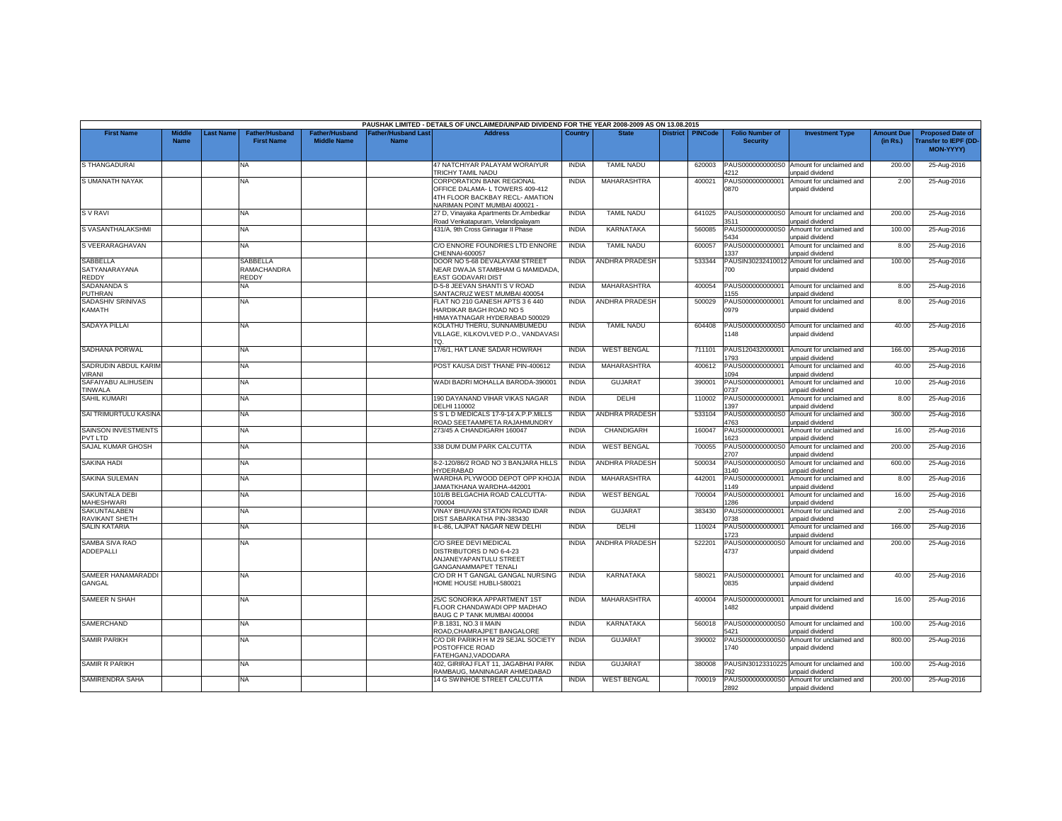PAUSHAK LIMITED - DETAILS OF UNCLAIMED/UNPAID DIVIDEND FOR THE YEAR 2008-2009 AS ON 13.08.2015

| First Name | Middle Name | Last Name | Father/Husband First Name | Father/Husband Middle Name | Father/Husband Last Name | Address | Country | State | District | PINCode | Folio Number of Security | Investment Type | Amount Due (in Rs.) | Proposed Date of Transfer to IEPF (DD-MON-YYYY) |
|---|---|---|---|---|---|---|---|---|---|---|---|---|---|---|
| S THANGADURAI | | | NA | | | 47 NATCHIYAR PALAYAM WORAIYUR TRICHY TAMIL NADU | INDIA | TAMIL NADU | | 620003 | PAUS0000000000S04212 | Amount for unclaimed and unpaid dividend | 200.00 | 25-Aug-2016 |
| S UMANATH NAYAK | | | NA | | | CORPORATION BANK REGIONAL OFFICE DALAMA- L TOWERS 409-412 4TH FLOOR BACKBAY RECL- AMATION NARIMAN POINT MUMBAI 400021 - | INDIA | MAHARASHTRA | | 400021 | PAUS0000000000010870 | Amount for unclaimed and unpaid dividend | 2.00 | 25-Aug-2016 |
| S V RAVI | | | NA | | | 27 D, Vinayaka Apartments Dr.Ambedkar Road Venkatapuram, Velandipalayam | INDIA | TAMIL NADU | | 641025 | PAUS0000000000S03511 | Amount for unclaimed and unpaid dividend | 200.00 | 25-Aug-2016 |
| S VASANTHALAKSHMI | | | NA | | | 431/A, 9th Cross Girinagar II Phase | INDIA | KARNATAKA | | 560085 | PAUS0000000000S05434 | Amount for unclaimed and unpaid dividend | 100.00 | 25-Aug-2016 |
| S VEERARAGHAVAN | | | NA | | | C/O ENNORE FOUNDRIES LTD ENNORE CHENNAI-600057 | INDIA | TAMIL NADU | | 600057 | PAUS0000000000011337 | Amount for unclaimed and unpaid dividend | 8.00 | 25-Aug-2016 |
| SABBELLA SATYANARAYANA REDDY | | | SABBELLA RAMACHANDRA REDDY | | | DOOR NO 5-68 DEVALAYAM STREET NEAR DWAJA STAMBHAM G MAMIDADA, EAST GODAVARI DIST | INDIA | ANDHRA PRADESH | | 533344 | PAUSIN30232410012700 | Amount for unclaimed and unpaid dividend | 100.00 | 25-Aug-2016 |
| SADANANDA S PUTHRAN | | | NA | | | D-5-8 JEEVAN SHANTI S V ROAD SANTACRUZ WEST MUMBAI 400054 | INDIA | MAHARASHTRA | | 400054 | PAUS0000000000011155 | Amount for unclaimed and unpaid dividend | 8.00 | 25-Aug-2016 |
| SADASHIV SRINIVAS KAMATH | | | NA | | | FLAT NO 210 GANESH APTS 3 6 440 HARDIKAR BAGH ROAD NO 5 HIMAYATNAGAR HYDERABAD 500029 | INDIA | ANDHRA PRADESH | | 500029 | PAUS0000000000010979 | Amount for unclaimed and unpaid dividend | 8.00 | 25-Aug-2016 |
| SADAYA PILLAI | | | NA | | | KOLATHU THERU, SUNNAMBUMEDU VILLAGE, KILKOVLVED P.O., VANDAVASI TQ. | INDIA | TAMIL NADU | | 604408 | PAUS0000000000S01148 | Amount for unclaimed and unpaid dividend | 40.00 | 25-Aug-2016 |
| SADHANA PORWAL | | | NA | | | 17/6/1, HAT LANE SADAR HOWRAH | INDIA | WEST BENGAL | | 711101 | PAUS12043200001793 | Amount for unclaimed and unpaid dividend | 166.00 | 25-Aug-2016 |
| SADRUDIN ABDUL KARIM VIRANI | | | NA | | | POST KAUSA DIST THANE PIN-400612 | INDIA | MAHARASHTRA | | 400612 | PAUS0000000000011094 | Amount for unclaimed and unpaid dividend | 40.00 | 25-Aug-2016 |
| SAFAIYABU ALIHUSEIN TINWALA | | | NA | | | WADI BADRI MOHALLA BARODA-390001 | INDIA | GUJARAT | | 390001 | PAUS0000000000010737 | Amount for unclaimed and unpaid dividend | 10.00 | 25-Aug-2016 |
| SAHIL KUMARI | | | NA | | | 190 DAYANAND VIHAR VIKAS NAGAR DELHI 110002 | INDIA | DELHI | | 110002 | PAUS0000000000011397 | Amount for unclaimed and unpaid dividend | 8.00 | 25-Aug-2016 |
| SAI TRIMURTULU KASINA | | | NA | | | S S L D MEDICALS 17-9-14 A.P.P.MILLS ROAD SEETAAMPETA RAJAHMUNDRY | INDIA | ANDHRA PRADESH | | 533104 | PAUS0000000000S04763 | Amount for unclaimed and unpaid dividend | 300.00 | 25-Aug-2016 |
| SAINSON INVESTMENTS PVT LTD | | | NA | | | 273/45 A CHANDIGARH 160047 | INDIA | CHANDIGARH | | 160047 | PAUS0000000000011623 | Amount for unclaimed and unpaid dividend | 16.00 | 25-Aug-2016 |
| SAJAL KUMAR GHOSH | | | NA | | | 338 DUM DUM PARK CALCUTTA | INDIA | WEST BENGAL | | 700055 | PAUS0000000000S02707 | Amount for unclaimed and unpaid dividend | 200.00 | 25-Aug-2016 |
| SAKINA HADI | | | NA | | | 8-2-120/86/2 ROAD NO 3 BANJARA HILLS HYDERABAD | INDIA | ANDHRA PRADESH | | 500034 | PAUS0000000000S03140 | Amount for unclaimed and unpaid dividend | 600.00 | 25-Aug-2016 |
| SAKINA SULEMAN | | | NA | | | WARDHA PLYWOOD DEPOT OPP KHOJA JAMATKHANA WARDHA-442001 | INDIA | MAHARASHTRA | | 442001 | PAUS0000000000011149 | Amount for unclaimed and unpaid dividend | 8.00 | 25-Aug-2016 |
| SAKUNTALA DEBI MAHESHWARI | | | NA | | | 101/B BELGACHIA ROAD CALCUTTA-700004 | INDIA | WEST BENGAL | | 700004 | PAUS0000000000011286 | Amount for unclaimed and unpaid dividend | 16.00 | 25-Aug-2016 |
| SAKUNTALABEN RAVIKANT SHETH | | | NA | | | VINAY BHUVAN STATION ROAD IDAR DIST SABARKATHA PIN-383430 | INDIA | GUJARAT | | 383430 | PAUS0000000000010738 | Amount for unclaimed and unpaid dividend | 2.00 | 25-Aug-2016 |
| SALIN KATARIA | | | NA | | | II-L-86, LAJPAT NAGAR NEW DELHI | INDIA | DELHI | | 110024 | PAUS0000000000011723 | Amount for unclaimed and unpaid dividend | 166.00 | 25-Aug-2016 |
| SAMBA SIVA RAO ADDEPALLI | | | NA | | | C/O SREE DEVI MEDICAL DISTRIBUTORS D NO 6-4-23 ANJANEYAPANTULU STREET GANGANAMMAPET TENALI | INDIA | ANDHRA PRADESH | | 522201 | PAUS0000000000S04737 | Amount for unclaimed and unpaid dividend | 200.00 | 25-Aug-2016 |
| SAMEER HANAMARADDI GANGAL | | | NA | | | C/O DR H T GANGAL GANGAL NURSING HOME HOUSE HUBLI-580021 | INDIA | KARNATAKA | | 580021 | PAUS0000000000010835 | Amount for unclaimed and unpaid dividend | 40.00 | 25-Aug-2016 |
| SAMEER N SHAH | | | NA | | | 25/C SONORIKA APPARTMENT 1ST FLOOR CHANDAWADI OPP MADHAO BAUG C P TANK MUMBAI 400004 | INDIA | MAHARASHTRA | | 400004 | PAUS0000000000011482 | Amount for unclaimed and unpaid dividend | 16.00 | 25-Aug-2016 |
| SAMERCHAND | | | NA | | | P.B.1831, NO.3 II MAIN ROAD,CHAMRAJPET BANGALORE | INDIA | KARNATAKA | | 560018 | PAUS0000000000S05421 | Amount for unclaimed and unpaid dividend | 100.00 | 25-Aug-2016 |
| SAMIR PARIKH | | | NA | | | C/O DR PARIKH H M 29 SEJAL SOCIETY POSTOFFICE ROAD FATEHGANJ,VADODARA | INDIA | GUJARAT | | 390002 | PAUS0000000000S01740 | Amount for unclaimed and unpaid dividend | 800.00 | 25-Aug-2016 |
| SAMIR R PARIKH | | | NA | | | 402, GIRIRAJ FLAT 11, JAGABHAI PARK RAMBAUG, MANINAGAR AHMEDABAD | INDIA | GUJARAT | | 380008 | PAUSIN30123310225792 | Amount for unclaimed and unpaid dividend | 100.00 | 25-Aug-2016 |
| SAMIRENDRA SAHA | | | NA | | | 14 G SWINHOE STREET CALCUTTA | INDIA | WEST BENGAL | | 700019 | PAUS0000000000S02892 | Amount for unclaimed and unpaid dividend | 200.00 | 25-Aug-2016 |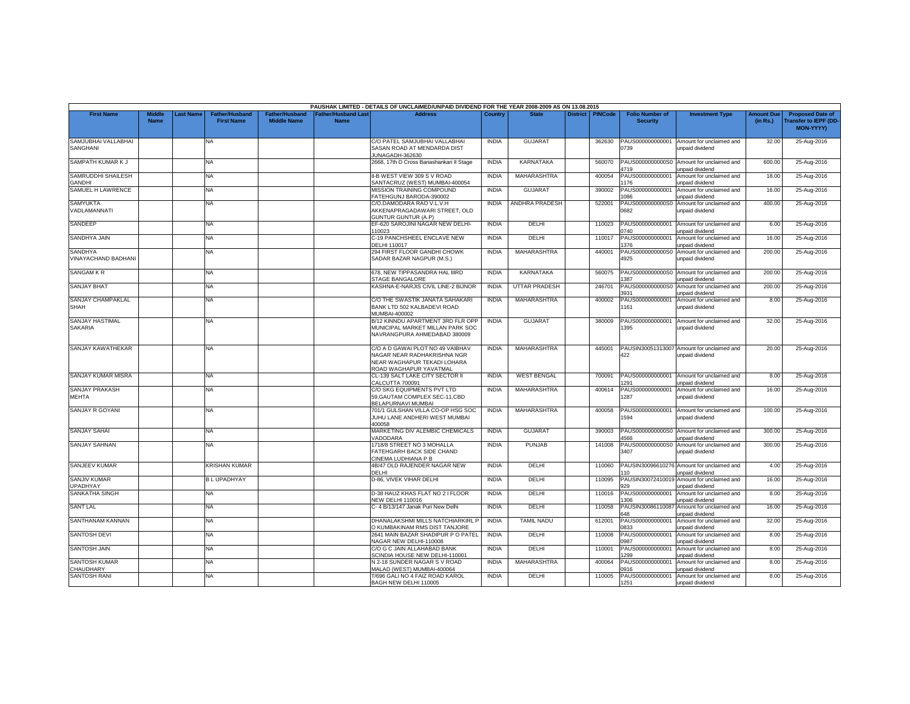PAUSHAK LIMITED - DETAILS OF UNCLAIMED/UNPAID DIVIDEND FOR THE YEAR 2008-2009 AS ON 13.08.2015

| First Name | Middle Name | Last Name | Father/Husband First Name | Father/Husband Middle Name | Father/Husband Last Name | Address | Country | State | District | PINCode | Folio Number of Security | Investment Type | Amount Due (in Rs.) | Proposed Date of Transfer to IEPF (DD-MON-YYYY) |
|---|---|---|---|---|---|---|---|---|---|---|---|---|---|---|
| SAMJUBHAI VALLABHAI SANGHANI | | | NA | | | C/O PATEL SAMJUBHAI VALLABHAI SASAN ROAD AT MENDARDA DIST JUNAGADH-362630 | INDIA | GUJARAT | | 362630 | PAUS000000000001 0739 | Amount for unclaimed and unpaid dividend | 32.00 | 25-Aug-2016 |
| SAMPATH KUMAR K J | | | NA | | | 2668, 17th D Cross Banashankari II Stage | INDIA | KARNATAKA | | 560070 | PAUS0000000000S0 4719 | Amount for unclaimed and unpaid dividend | 600.00 | 25-Aug-2016 |
| SAMRUDDHI SHAILESH GANDHI | | | NA | | | II-B WEST VIEW 309 S V ROAD SANTACRUZ (WEST) MUMBAI-400054 | INDIA | MAHARASHTRA | | 400054 | PAUS000000000001 1176 | Amount for unclaimed and unpaid dividend | 18.00 | 25-Aug-2016 |
| SAMUEL H LAWRENCE | | | NA | | | MISSION TRAINING COMPOUND FATEHGUNJ BARODA-390002 | INDIA | GUJARAT | | 390002 | PAUS000000000001 1086 | Amount for unclaimed and unpaid dividend | 16.00 | 25-Aug-2016 |
| SAMYUKTA VADLAMANNATI | | | NA | | | C/O.DAMODARA RAO V.L.V.H AKKENAPRAGADAWARI STREET, OLD GUNTUR GUNTUR (A.P) | INDIA | ANDHRA PRADESH | | 522001 | PAUS0000000000S0 0682 | Amount for unclaimed and unpaid dividend | 400.00 | 25-Aug-2016 |
| SANDEEP | | | NA | | | EF-620 SAROJINI NAGAR NEW DELHI-110023 | INDIA | DELHI | | 110023 | PAUS000000000001 0740 | Amount for unclaimed and unpaid dividend | 6.00 | 25-Aug-2016 |
| SANDHYA JAIN | | | NA | | | C-19 PANCHSHEEL ENCLAVE NEW DELHI 110017 | INDIA | DELHI | | 110017 | PAUS000000000001 1376 | Amount for unclaimed and unpaid dividend | 16.00 | 25-Aug-2016 |
| SANDHYA VINAYACHAND BADHANI | | | NA | | | 294 FIRST FLOOR GANDHI CHOWK SADAR BAZAR NAGPUR (M.S.) | INDIA | MAHARASHTRA | | 440001 | PAUS0000000000S0 4925 | Amount for unclaimed and unpaid dividend | 200.00 | 25-Aug-2016 |
| SANGAM K R | | | NA | | | 678, NEW TIPPASANDRA HAL IIIRD STAGE BANGALORE | INDIA | KARNATAKA | | 560075 | PAUS0000000000S0 1387 | Amount for unclaimed and unpaid dividend | 200.00 | 25-Aug-2016 |
| SANJAY BHAT | | | NA | | | KASHNA-E-NARJIS CIVIL LINE-2 BIJNOR | INDIA | UTTAR PRADESH | | 246701 | PAUS0000000000S0 3931 | Amount for unclaimed and unpaid dividend | 200.00 | 25-Aug-2016 |
| SANJAY CHAMPAKLAL SHAH | | | NA | | | C/O THE SWASTIK JANATA SAHAKARI BANK LTD 502 KALBADEVI ROAD MUMBAI-400002 | INDIA | MAHARASHTRA | | 400002 | PAUS000000000001 1161 | Amount for unclaimed and unpaid dividend | 8.00 | 25-Aug-2016 |
| SANJAY HASTIMAL SAKARIA | | | NA | | | B/12 KINNDU APARTMENT 3RD FLR OPP MUNICIPAL MARKET MILLAN PARK SOC NAVRANGPURA AHMEDABAD 380009 | INDIA | GUJARAT | | 380009 | PAUS000000000001 1395 | Amount for unclaimed and unpaid dividend | 32.00 | 25-Aug-2016 |
| SANJAY KAWATHEKAR | | | NA | | | C/O A D GAWAI PLOT NO 49 VAIBHAV NAGAR NEAR RADHAKRISHNA NGR NEAR WAGHAPUR TEKADI LOHARA ROAD WAGHAPUR YAVATMAL | INDIA | MAHARASHTRA | | 445001 | PAUSIN30051313007 422 | Amount for unclaimed and unpaid dividend | 20.00 | 25-Aug-2016 |
| SANJAY KUMAR MISRA | | | NA | | | CL-139 SALT LAKE CITY SECTOR II CALCUTTA 700091 | INDIA | WEST BENGAL | | 700091 | PAUS000000000001 1291 | Amount for unclaimed and unpaid dividend | 8.00 | 25-Aug-2016 |
| SANJAY PRAKASH MEHTA | | | NA | | | C/O SKG EQUIPMENTS PVT LTD 59,GAUTAM COMPLEX SEC-11,CBD BELAPURNAVI MUMBAI | INDIA | MAHARASHTRA | | 400614 | PAUS000000000001 1287 | Amount for unclaimed and unpaid dividend | 16.00 | 25-Aug-2016 |
| SANJAY R GOYANI | | | NA | | | 701/1 GULSHAN VILLA CO-OP HSG SOC JUHU LANE ANDHERI WEST MUMBAI 400058 | INDIA | MAHARASHTRA | | 400058 | PAUS000000000001 1594 | Amount for unclaimed and unpaid dividend | 100.00 | 25-Aug-2016 |
| SANJAY SAHAI | | | NA | | | MARKETING DIV ALEMBIC CHEMICALS VADODARA | INDIA | GUJARAT | | 390003 | PAUS0000000000S0 4566 | Amount for unclaimed and unpaid dividend | 300.00 | 25-Aug-2016 |
| SANJAY SAHNAN | | | NA | | | 1718/8 STREET NO 3 MOHALLA FATEHGARH BACK SIDE CHAND CINEMA LUDHIANA P B | INDIA | PUNJAB | | 141008 | PAUS0000000000S0 3407 | Amount for unclaimed and unpaid dividend | 300.00 | 25-Aug-2016 |
| SANJEEV KUMAR | | | KRISHAN KUMAR | | | 4B/47 OLD RAJENDER NAGAR NEW DELHI | INDIA | DELHI | | 110060 | PAUSIN30096610276 110 | Amount for unclaimed and unpaid dividend | 4.00 | 25-Aug-2016 |
| SANJIV KUMAR UPADHYAY | | | B L UPADHYAY | | | D-86, VIVEK VIHAR DELHI | INDIA | DELHI | | 110095 | PAUSIN30072410019 929 | Amount for unclaimed and unpaid dividend | 16.00 | 25-Aug-2016 |
| SANKATHA SINGH | | | NA | | | D-38 HAUZ KHAS FLAT NO 2 I FLOOR NEW DELHI 110016 | INDIA | DELHI | | 110016 | PAUS000000000001 1306 | Amount for unclaimed and unpaid dividend | 8.00 | 25-Aug-2016 |
| SANT LAL | | | NA | | | C- 4 B/13/147 Janak Puri New Delhi | INDIA | DELHI | | 110058 | PAUSIN30086110087 648 | Amount for unclaimed and unpaid dividend | 16.00 | 25-Aug-2016 |
| SANTHANAM KANNAN | | | NA | | | DHANALAKSHMI MILLS NATCHIARKIRL P O KUMBAKINAM RMS DIST TANJORE | INDIA | TAMIL NADU | | 612001 | PAUS000000000001 0833 | Amount for unclaimed and unpaid dividend | 32.00 | 25-Aug-2016 |
| SANTOSH DEVI | | | NA | | | 2641 MAIN BAZAR SHADIPUR P O PATEL NAGAR NEW DELHI-110008 | INDIA | DELHI | | 110008 | PAUS000000000001 0987 | Amount for unclaimed and unpaid dividend | 8.00 | 25-Aug-2016 |
| SANTOSH JAIN | | | NA | | | C/O G C JAIN ALLAHABAD BANK SCINDIA HOUSE NEW DELHI-110001 | INDIA | DELHI | | 110001 | PAUS000000000001 1299 | Amount for unclaimed and unpaid dividend | 8.00 | 25-Aug-2016 |
| SANTOSH KUMAR CHAUDHARY | | | NA | | | N 2-18 SUNDER NAGAR S V ROAD MALAD (WEST) MUMBAI-400064 | INDIA | MAHARASHTRA | | 400064 | PAUS000000000001 0916 | Amount for unclaimed and unpaid dividend | 8.00 | 25-Aug-2016 |
| SANTOSH RANI | | | NA | | | T/696 GALI NO 4 FAIZ ROAD KAROL BAGH NEW DELHI 110005 | INDIA | DELHI | | 110005 | PAUS000000000001 1251 | Amount for unclaimed and unpaid dividend | 8.00 | 25-Aug-2016 |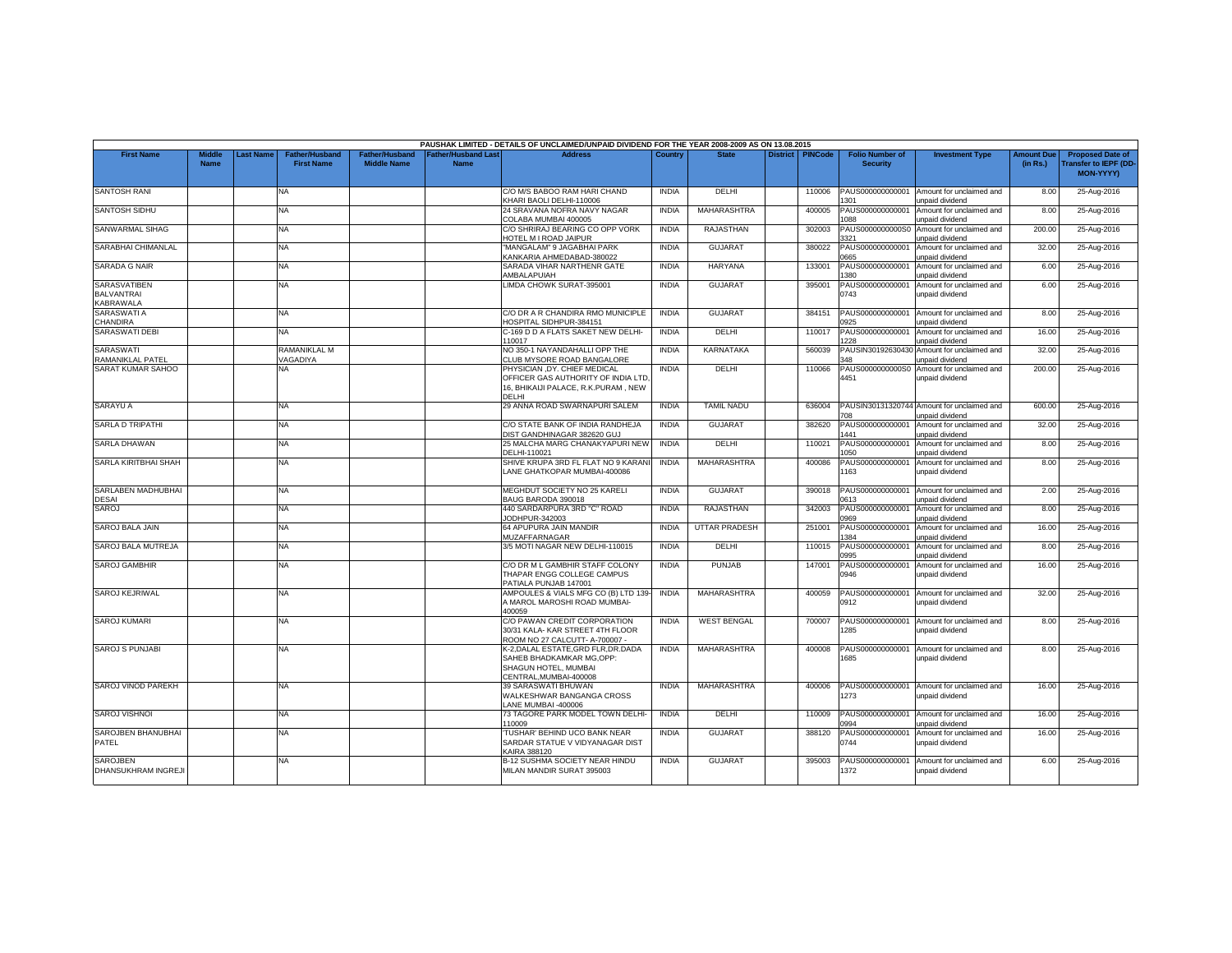PAUSHAK LIMITED - DETAILS OF UNCLAIMED/UNPAID DIVIDEND FOR THE YEAR 2008-2009 AS ON 13.08.2015

| First Name | Middle Name | Last Name | Father/Husband First Name | Father/Husband Middle Name | Father/Husband Last Name | Address | Country | State | District | PINCode | Folio Number of Security | Investment Type | Amount Due (in Rs.) | Proposed Date of Transfer to IEPF (DD-MON-YYYY) |
|---|---|---|---|---|---|---|---|---|---|---|---|---|---|---|
| SANTOSH RANI | | | NA | | | C/O M/S BABOO RAM HARI CHAND KHARI BAOLI DELHI-110006 | INDIA | DELHI | | 110006 | PAUS000000000001301 | Amount for unclaimed and unpaid dividend | 8.00 | 25-Aug-2016 |
| SANTOSH SIDHU | | | NA | | | 24 SRAVANA NOFRA NAVY NAGAR COLABA MUMBAI 400005 | INDIA | MAHARASHTRA | | 400005 | PAUS000000000001088 | Amount for unclaimed and unpaid dividend | 8.00 | 25-Aug-2016 |
| SANWARMAL SIHAG | | | NA | | | C/O SHRIRAJ BEARING CO OPP VORK HOTEL M I ROAD JAIPUR | INDIA | RAJASTHAN | | 302003 | PAUS0000000000S03321 | Amount for unclaimed and unpaid dividend | 200.00 | 25-Aug-2016 |
| SARABHAI CHIMANLAL | | | NA | | | "MANGALAM" 9 JAGABHAI PARK KANKARIA AHMEDABAD-380022 | INDIA | GUJARAT | | 380022 | PAUS000000000000665 | Amount for unclaimed and unpaid dividend | 32.00 | 25-Aug-2016 |
| SARADA G NAIR | | | NA | | | SARADA VIHAR NARTHENR GATE AMBALAPUIAH | INDIA | HARYANA | | 133001 | PAUS000000000001380 | Amount for unclaimed and unpaid dividend | 6.00 | 25-Aug-2016 |
| SARASVATIBEN BALVANTRAI KABRAWALA | | | NA | | | LIMDA CHOWK SURAT-395001 | INDIA | GUJARAT | | 395001 | PAUS000000000000743 | Amount for unclaimed and unpaid dividend | 6.00 | 25-Aug-2016 |
| SARASWATI A CHANDIRA | | | NA | | | C/O DR A R CHANDIRA RMO MUNICIPLE HOSPITAL SIDHPUR-384151 | INDIA | GUJARAT | | 384151 | PAUS000000000000925 | Amount for unclaimed and unpaid dividend | 8.00 | 25-Aug-2016 |
| SARASWATI DEBI | | | NA | | | C-169 D D A FLATS SAKET NEW DELHI-110017 | INDIA | DELHI | | 110017 | PAUS000000000001228 | Amount for unclaimed and unpaid dividend | 16.00 | 25-Aug-2016 |
| SARASWATI RAMANIKLAL PATEL | | | RAMANIKLAL M VAGADIYA | | | NO 350-1 NAYANDAHALLI OPP THE CLUB MYSORE ROAD BANGALORE | INDIA | KARNATAKA | | 560039 | PAUSIN30192630430348 | Amount for unclaimed and unpaid dividend | 32.00 | 25-Aug-2016 |
| SARAT KUMAR SAHOO | | | NA | | | PHYSICIAN ,DY. CHIEF MEDICAL OFFICER GAS AUTHORITY OF INDIA LTD, 16, BHIKAIJI PALACE, R.K.PURAM , NEW DELHI | INDIA | DELHI | | 110066 | PAUS0000000000S04451 | Amount for unclaimed and unpaid dividend | 200.00 | 25-Aug-2016 |
| SARAYU A | | | NA | | | 29 ANNA ROAD SWARNAPURI SALEM | INDIA | TAMIL NADU | | 636004 | PAUSIN30131320744708 | Amount for unclaimed and unpaid dividend | 600.00 | 25-Aug-2016 |
| SARLA D TRIPATHI | | | NA | | | C/O STATE BANK OF INDIA RANDHEJA DIST GANDHINAGAR 382620 GUJ | INDIA | GUJARAT | | 382620 | PAUS000000000001441 | Amount for unclaimed and unpaid dividend | 32.00 | 25-Aug-2016 |
| SARLA DHAWAN | | | NA | | | 25 MALCHA MARG CHANAKYAPURI NEW DELHI-110021 | INDIA | DELHI | | 110021 | PAUS000000000001050 | Amount for unclaimed and unpaid dividend | 8.00 | 25-Aug-2016 |
| SARLA KIRITBHAI SHAH | | | NA | | | SHIVE KRUPA 3RD FL FLAT NO 9 KARANI LANE GHATKOPAR MUMBAI-400086 | INDIA | MAHARASHTRA | | 400086 | PAUS000000000001163 | Amount for unclaimed and unpaid dividend | 8.00 | 25-Aug-2016 |
| SARLABEN MADHUBHAI DESAI | | | NA | | | MEGHDUT SOCIETY NO 25 KARELI BAUG BARODA 390018 | INDIA | GUJARAT | | 390018 | PAUS000000000000613 | Amount for unclaimed and unpaid dividend | 2.00 | 25-Aug-2016 |
| SAROJ | | | NA | | | 440 SARDARPURA 3RD "C" ROAD JODHPUR-342003 | INDIA | RAJASTHAN | | 342003 | PAUS000000000000969 | Amount for unclaimed and unpaid dividend | 8.00 | 25-Aug-2016 |
| SAROJ BALA JAIN | | | NA | | | 64 APUPURA JAIN MANDIR MUZAFFARNAGAR | INDIA | UTTAR PRADESH | | 251001 | PAUS000000000001384 | Amount for unclaimed and unpaid dividend | 16.00 | 25-Aug-2016 |
| SAROJ BALA MUTREJA | | | NA | | | 3/5 MOTI NAGAR NEW DELHI-110015 | INDIA | DELHI | | 110015 | PAUS000000000000995 | Amount for unclaimed and unpaid dividend | 8.00 | 25-Aug-2016 |
| SAROJ GAMBHIR | | | NA | | | C/O DR M L GAMBHIR STAFF COLONY THAPAR ENGG COLLEGE CAMPUS PATIALA PUNJAB 147001 | INDIA | PUNJAB | | 147001 | PAUS000000000000946 | Amount for unclaimed and unpaid dividend | 16.00 | 25-Aug-2016 |
| SAROJ KEJRIWAL | | | NA | | | AMPOULES & VIALS MFG CO (B) LTD 139-A MAROL MAROSHI ROAD MUMBAI-400059 | INDIA | MAHARASHTRA | | 400059 | PAUS000000000000912 | Amount for unclaimed and unpaid dividend | 32.00 | 25-Aug-2016 |
| SAROJ KUMARI | | | NA | | | C/O PAWAN CREDIT CORPORATION 30/31 KALA- KAR STREET 4TH FLOOR ROOM NO 27 CALCUTT- A-700007 - | INDIA | WEST BENGAL | | 700007 | PAUS000000000001285 | Amount for unclaimed and unpaid dividend | 8.00 | 25-Aug-2016 |
| SAROJ S PUNJABI | | | NA | | | K-2,DALAL ESTATE,GRD FLR,DR.DADA SAHEB BHADKAMKAR MG,OPP: SHAGUN HOTEL, MUMBAI CENTRAL,MUMBAI-400008 | INDIA | MAHARASHTRA | | 400008 | PAUS000000000001685 | Amount for unclaimed and unpaid dividend | 8.00 | 25-Aug-2016 |
| SAROJ VINOD PAREKH | | | NA | | | 39 SARASWATI BHUWAN WALKESHWAR BANGANGA CROSS LANE MUMBAI -400006 | INDIA | MAHARASHTRA | | 400006 | PAUS000000000001273 | Amount for unclaimed and unpaid dividend | 16.00 | 25-Aug-2016 |
| SAROJ VISHNOI | | | NA | | | 73 TAGORE PARK MODEL TOWN DELHI-110009 | INDIA | DELHI | | 110009 | PAUS000000000000994 | Amount for unclaimed and unpaid dividend | 16.00 | 25-Aug-2016 |
| SAROJBEN BHANUBHAI PATEL | | | NA | | | 'TUSHAR' BEHIND UCO BANK NEAR SARDAR STATUE V VIDYANAGAR DIST KAIRA 388120 | INDIA | GUJARAT | | 388120 | PAUS000000000000744 | Amount for unclaimed and unpaid dividend | 16.00 | 25-Aug-2016 |
| SAROJBEN DHANSUKHRAM INGREJI | | | NA | | | B-12 SUSHMA SOCIETY NEAR HINDU MILAN MANDIR SURAT 395003 | INDIA | GUJARAT | | 395003 | PAUS000000000001372 | Amount for unclaimed and unpaid dividend | 6.00 | 25-Aug-2016 |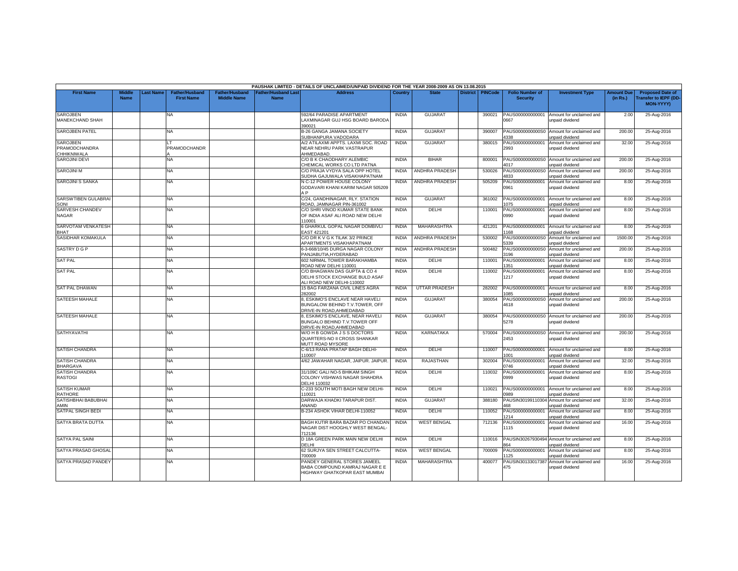PAUSHAK LIMITED - DETAILS OF UNCLAIMED/UNPAID DIVIDEND FOR THE YEAR 2008-2009 AS ON 13.08.2015

| First Name | Middle Name | Last Name | Father/Husband First Name | Father/Husband Middle Name | Father/Husband Last Name | Address | Country | State | District | PINCode | Folio Number of Security | Investment Type | Amount Due (in Rs.) | Proposed Date of Transfer to IEPF (DD-MON-YYYY) |
|---|---|---|---|---|---|---|---|---|---|---|---|---|---|---|
| SAROJBEN MANEKCHAND SHAH | | | NA | | | 592/64 PARADISE APARTMENT LAXMINAGAR GUJ HSG BOARD BARODA 390021 | INDIA | GUJARAT | | 390021 | PAUS000000000001 0667 | Amount for unclaimed and unpaid dividend | 2.00 | 25-Aug-2016 |
| SAROJBEN PATEL | | | NA | | | B-26 GANGA JAMANA SOCIETY SUBHANPURA VADODARA | INDIA | GUJARAT | | 390007 | PAUS0000000000S0 4338 | Amount for unclaimed and unpaid dividend | 200.00 | 25-Aug-2016 |
| SAROJBEN PRAMODCHANDRA CHHIKNIWALA | | | LT PRAMODCHANDR A | | | A/2 ATILAXMI APPTS. LAXMI SOC. ROAD NEAR NEHRU PARK VASTRAPUR AHMEDABAD. | INDIA | GUJARAT | | 380015 | PAUS000000000001 2993 | Amount for unclaimed and unpaid dividend | 32.00 | 25-Aug-2016 |
| SAROJINI DEVI | | | NA | | | C/O B K CHAODHARY ALEMBIC CHEMICAL WORKS CO LTD PATNA | INDIA | BIHAR | | 800001 | PAUS0000000000S0 4017 | Amount for unclaimed and unpaid dividend | 200.00 | 25-Aug-2016 |
| SAROJINI M | | | NA | | | C/O PRAJA VYDYA SALA OPP HOTEL SUDHA GAJUWALA VISAKHAPATNAM | INDIA | ANDHRA PRADESH | | 530026 | PAUS0000000000S0 4833 | Amount for unclaimed and unpaid dividend | 200.00 | 25-Aug-2016 |
| SAROJINI S SANKA | | | NA | | | N C-12 POWER HOUSE COLONY GODAVARI KHANI KARIM NAGAR 505209 A P | INDIA | ANDHRA PRADESH | | 505209 | PAUS000000000001 0961 | Amount for unclaimed and unpaid dividend | 8.00 | 25-Aug-2016 |
| SARSWTIBEN GULABRAI SONI | | | NA | | | C/24, GANDHINAGAR, RLY. STATION ROAD, JAMNAGAR PIN-361002 | INDIA | GUJARAT | | 361002 | PAUS000000000001 1075 | Amount for unclaimed and unpaid dividend | 8.00 | 25-Aug-2016 |
| SARVESH CHANDEV NAGAR | | | NA | | | C/O SHRI VINOD KUMAR STATE BANK OF INDIA ASAF ALI ROAD NEW DELHI 110001 | INDIA | DELHI | | 110001 | PAUS000000000001 0990 | Amount for unclaimed and unpaid dividend | 8.00 | 25-Aug-2016 |
| SARVOTAM VENKATESH BHAT | | | NA | | | 6 GHARKUL GOPAL NAGAR DOMBIVLI EAST 421201 | INDIA | MAHARASHTRA | | 421201 | PAUS000000000001 1168 | Amount for unclaimed and unpaid dividend | 8.00 | 25-Aug-2016 |
| SASIDHAR KOMAKULA | | | NA | | | C/O DR K V G K TILAK 3/2 PRINCE APARTMENTS VISAKHAPATNAM | INDIA | ANDHRA PRADESH | | 530002 | PAUS0000000000S0 5339 | Amount for unclaimed and unpaid dividend | 1500.00 | 25-Aug-2016 |
| SASTRY D G P | | | NA | | | 6-3-668/10/45 DURGA NAGAR COLONY PANJABUTIA,HYDERABAD | INDIA | ANDHRA PRADESH | | 500482 | PAUS0000000000S0 3196 | Amount for unclaimed and unpaid dividend | 200.00 | 25-Aug-2016 |
| SAT PAL | | | NA | | | 602 NIRMAL TOWER BARAKHAMBA ROAD NEW DELHI 110001 | INDIA | DELHI | | 110001 | PAUS000000000001 1351 | Amount for unclaimed and unpaid dividend | 8.00 | 25-Aug-2016 |
| SAT PAL | | | NA | | | C/O BHAGWAN DAS GUPTA & CO 4 DELHI STOCK EXCHANGE BULD ASAF ALI ROAD NEW DELHI-110002 | INDIA | DELHI | | 110002 | PAUS000000000001 1217 | Amount for unclaimed and unpaid dividend | 8.00 | 25-Aug-2016 |
| SAT PAL DHAWAN | | | NA | | | 15 BAG FARZANA CIVIL LINES AGRA 282002 | INDIA | UTTAR PRADESH | | 282002 | PAUS000000000001 1085 | Amount for unclaimed and unpaid dividend | 8.00 | 25-Aug-2016 |
| SATEESH MAHALE | | | NA | | | 8, ESKIMO'S ENCLAVE NEAR HAVELI BUNGALOW BEHIND T.V.TOWER, OFF DRIVE-IN ROAD,AHMEDABAD | INDIA | GUJARAT | | 380054 | PAUS0000000000S0 4618 | Amount for unclaimed and unpaid dividend | 200.00 | 25-Aug-2016 |
| SATEESH MAHALE | | | NA | | | 8, ESKIMO'S ENCLAVE, NEAR HAVELI BUNGALO BEHIND T.V.TOWER OFF DIRVE-IN ROAD,AHMEDABAD | INDIA | GUJARAT | | 380054 | PAUS0000000000S0 5278 | Amount for unclaimed and unpaid dividend | 200.00 | 25-Aug-2016 |
| SATHYAVATHI | | | NA | | | W/O H B GOWDA J S S DOCTORS QUARTERS-NO II CROSS SHANKAR MUTT ROAD MYSORE | INDIA | KARNATAKA | | 570004 | PAUS0000000000S0 2453 | Amount for unclaimed and unpaid dividend | 200.00 | 25-Aug-2016 |
| SATISH CHANDRA | | | NA | | | C-6/13 RANA PRATAP BAGH DELHI-110007 | INDIA | DELHI | | 110007 | PAUS000000000001 1001 | Amount for unclaimed and unpaid dividend | 8.00 | 25-Aug-2016 |
| SATISH CHANDRA BHARGAVA | | | NA | | | 4/62 JAWAHAR NAGAR, JAIPUR. JAIPUR. | INDIA | RAJASTHAN | | 302004 | PAUS000000000001 0746 | Amount for unclaimed and unpaid dividend | 32.00 | 25-Aug-2016 |
| SATISH CHANDRA RASTOGI | | | NA | | | 31/109C GALI NO-5 BHIKAM SINGH COLONY VISHWAS NAGAR SHAHDRA DELHI 110032 | INDIA | DELHI | | 110032 | PAUS000000000001 0999 | Amount for unclaimed and unpaid dividend | 8.00 | 25-Aug-2016 |
| SATISH KUMAR RATHORE | | | NA | | | C-233 SOUTH MOTI BAGH NEW DELHI-110021 | INDIA | DELHI | | 110021 | PAUS000000000001 0989 | Amount for unclaimed and unpaid dividend | 8.00 | 25-Aug-2016 |
| SATISHBHAI BABUBHAI AMIN | | | NA | | | DARWAJA KHADKI TARAPUR DIST. ANAND | INDIA | GUJARAT | | 388180 | PAUSIN30199110304 468 | Amount for unclaimed and unpaid dividend | 32.00 | 25-Aug-2016 |
| SATPAL SINGH BEDI | | | NA | | | B-234 ASHOK VIHAR DELHI-110052 | INDIA | DELHI | | 110052 | PAUS000000000001 1214 | Amount for unclaimed and unpaid dividend | 8.00 | 25-Aug-2016 |
| SATYA BRATA DUTTA | | | NA | | | BAGH KUTIR BARA BAZAR PO CHANDAN NAGAR DIST HOOGHLY WEST BENGAL-712136 | INDIA | WEST BENGAL | | 712136 | PAUS000000000001 1115 | Amount for unclaimed and unpaid dividend | 16.00 | 25-Aug-2016 |
| SATYA PAL SAINI | | | NA | | | D 18A GREEN PARK MAIN NEW DELHI DELHI | INDIA | DELHI | | 110016 | PAUSIN30267930494 864 | Amount for unclaimed and unpaid dividend | 8.00 | 25-Aug-2016 |
| SATYA PRASAD GHOSAL | | | NA | | | 62 SURJYA SEN STREET CALCUTTA-700009 | INDIA | WEST BENGAL | | 700009 | PAUS000000000001 1125 | Amount for unclaimed and unpaid dividend | 8.00 | 25-Aug-2016 |
| SATYA PRASAD PANDEY | | | NA | | | PANDEY GENERAL STORES JAMEEL BABA COMPOUND KAMRAJ NAGAR E E HIGHWAY GHATKOPAR EAST MUMBAI | INDIA | MAHARASHTRA | | 400077 | PAUSIN30133017387 475 | Amount for unclaimed and unpaid dividend | 16.00 | 25-Aug-2016 |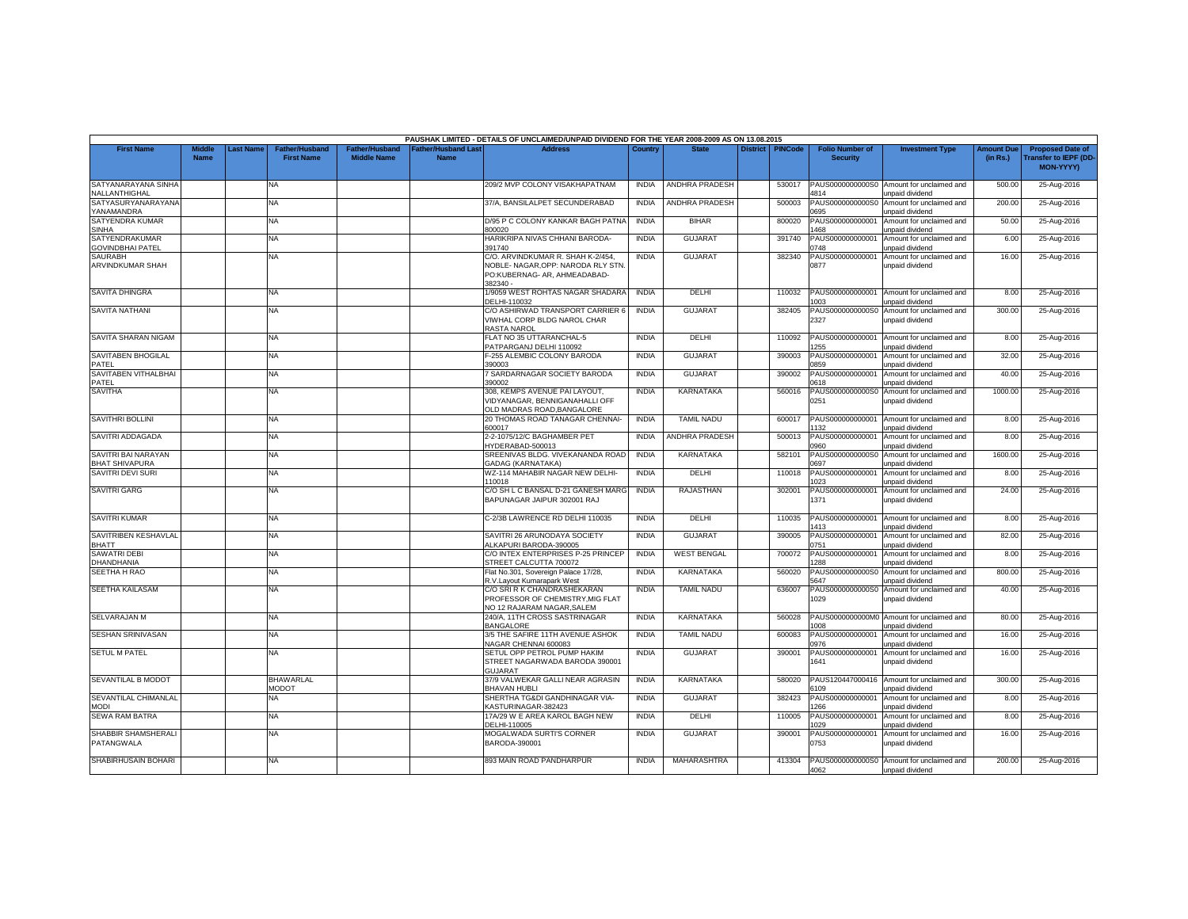PAUSHAK LIMITED - DETAILS OF UNCLAIMED/UNPAID DIVIDEND FOR THE YEAR 2008-2009 AS ON 13.08.2015

| First Name | Middle Name | Last Name | Father/Husband First Name | Father/Husband Middle Name | Father/Husband Last Name | Address | Country | State | District | PINCode | Folio Number of Security | Investment Type | Amount Due (in Rs.) | Proposed Date of Transfer to IEPF (DD-MON-YYYY) |
|---|---|---|---|---|---|---|---|---|---|---|---|---|---|---|
| SATYANARAYANA SINHA NALLANTHIGHAL | | | NA | | | 209/2 MVP COLONY VISAKHAPATNAM | INDIA | ANDHRA PRADESH | | 530017 | PAUS0000000000S04814 | Amount for unclaimed and unpaid dividend | 500.00 | 25-Aug-2016 |
| SATYASURYANARAYANA YANAMANDRA | | | NA | | | 37/A, BANSILALPET SECUNDERABAD | INDIA | ANDHRA PRADESH | | 500003 | PAUS0000000000S00695 | Amount for unclaimed and unpaid dividend | 200.00 | 25-Aug-2016 |
| SATYENDRA KUMAR SINHA | | | NA | | | D/95 P C COLONY KANKAR BAGH PATNA 800020 | INDIA | BIHAR | | 800020 | PAUS0000000000011468 | Amount for unclaimed and unpaid dividend | 50.00 | 25-Aug-2016 |
| SATYENDRAKUMAR GOVINDBHAI PATEL | | | NA | | | HARIKRIPA NIVAS CHHANI BARODA-391740 | INDIA | GUJARAT | | 391740 | PAUS0000000000010748 | Amount for unclaimed and unpaid dividend | 6.00 | 25-Aug-2016 |
| SAURABH ARVINDKUMAR SHAH | | | NA | | | C/O. ARVINDKUMAR R. SHAH K-2/454, NOBLE- NAGAR,OPP: NARODA RLY STN. PO:KUBERNAG- AR, AHMEADABAD-382340 - | INDIA | GUJARAT | | 382340 | PAUS0000000000010877 | Amount for unclaimed and unpaid dividend | 16.00 | 25-Aug-2016 |
| SAVITA DHINGRA | | | NA | | | 1/9059 WEST ROHTAS NAGAR SHADARA DELHI-110032 | INDIA | DELHI | | 110032 | PAUS0000000000011003 | Amount for unclaimed and unpaid dividend | 8.00 | 25-Aug-2016 |
| SAVITA NATHANI | | | NA | | | C/O ASHIRWAD TRANSPORT CARRIER 6 VIWHAL CORP BLDG NAROL CHAR RASTA NAROL | INDIA | GUJARAT | | 382405 | PAUS0000000000S02327 | Amount for unclaimed and unpaid dividend | 300.00 | 25-Aug-2016 |
| SAVITA SHARAN NIGAM | | | NA | | | FLAT NO 35 UTTARANCHAL-5 PATPARGANJ DELHI 110092 | INDIA | DELHI | | 110092 | PAUS0000000000011255 | Amount for unclaimed and unpaid dividend | 8.00 | 25-Aug-2016 |
| SAVITABEN BHOGILAL PATEL | | | NA | | | F-255 ALEMBIC COLONY BARODA 390003 | INDIA | GUJARAT | | 390003 | PAUS0000000000010859 | Amount for unclaimed and unpaid dividend | 32.00 | 25-Aug-2016 |
| SAVITABEN VITHALBHAI PATEL | | | NA | | | 7 SARDARNAGAR SOCIETY BARODA 390002 | INDIA | GUJARAT | | 390002 | PAUS0000000000010618 | Amount for unclaimed and unpaid dividend | 40.00 | 25-Aug-2016 |
| SAVITHA | | | NA | | | 308, KEMPS AVENUE PAI LAYOUT, VIDYANAGAR, BENNIGANAHALLI OFF OLD MADRAS ROAD,BANGALORE | INDIA | KARNATAKA | | 560016 | PAUS0000000000S00251 | Amount for unclaimed and unpaid dividend | 1000.00 | 25-Aug-2016 |
| SAVITHRI BOLLINI | | | NA | | | 20 THOMAS ROAD TANAGAR CHENNAI-600017 | INDIA | TAMIL NADU | | 600017 | PAUS0000000000011132 | Amount for unclaimed and unpaid dividend | 8.00 | 25-Aug-2016 |
| SAVITRI ADDAGADA | | | NA | | | 2-2-1075/12/C BAGHAMBER PET HYDERABAD-500013 | INDIA | ANDHRA PRADESH | | 500013 | PAUS0000000000010960 | Amount for unclaimed and unpaid dividend | 8.00 | 25-Aug-2016 |
| SAVITRI BAI NARAYAN BHAT SHIVAPURA | | | NA | | | SREENIVAS BLDG. VIVEKANANDA ROAD GADAG (KARNATAKA) | INDIA | KARNATAKA | | 582101 | PAUS0000000000S00697 | Amount for unclaimed and unpaid dividend | 1600.00 | 25-Aug-2016 |
| SAVITRI DEVI SURI | | | NA | | | WZ-114 MAHABIR NAGAR NEW DELHI-110018 | INDIA | DELHI | | 110018 | PAUS0000000000011023 | Amount for unclaimed and unpaid dividend | 8.00 | 25-Aug-2016 |
| SAVITRI GARG | | | NA | | | C/O SH L C BANSAL D-21 GANESH MARG BAPUNAGAR JAIPUR 302001 RAJ | INDIA | RAJASTHAN | | 302001 | PAUS0000000000011371 | Amount for unclaimed and unpaid dividend | 24.00 | 25-Aug-2016 |
| SAVITRI KUMAR | | | NA | | | C-2/3B LAWRENCE RD DELHI 110035 | INDIA | DELHI | | 110035 | PAUS0000000000011413 | Amount for unclaimed and unpaid dividend | 8.00 | 25-Aug-2016 |
| SAVITRIBEN KESHAVLAL BHATT | | | NA | | | SAVITRI 26 ARUNODAYA SOCIETY ALKAPURI BARODA-390005 | INDIA | GUJARAT | | 390005 | PAUS0000000000010751 | Amount for unclaimed and unpaid dividend | 82.00 | 25-Aug-2016 |
| SAWATRI DEBI DHANDHANIA | | | NA | | | C/O INTEX ENTERPRISES P-25 PRINCEP STREET CALCUTTA 700072 | INDIA | WEST BENGAL | | 700072 | PAUS0000000000011288 | Amount for unclaimed and unpaid dividend | 8.00 | 25-Aug-2016 |
| SEETHA H RAO | | | NA | | | Flat No.301, Sovereign Palace 17/28, R.V.Layout Kumarapark West | INDIA | KARNATAKA | | 560020 | PAUS0000000000S05647 | Amount for unclaimed and unpaid dividend | 800.00 | 25-Aug-2016 |
| SEETHA KAILASAM | | | NA | | | C/O SRI R K CHANDRASHEKARAN PROFESSOR OF CHEMISTRY,MIG FLAT NO 12 RAJARAM NAGAR,SALEM | INDIA | TAMIL NADU | | 636007 | PAUS0000000000S01029 | Amount for unclaimed and unpaid dividend | 40.00 | 25-Aug-2016 |
| SELVARAJAN M | | | NA | | | 240/A, 11TH CROSS SASTRINAGAR BANGALORE | INDIA | KARNATAKA | | 560028 | PAUS0000000000M01008 | Amount for unclaimed and unpaid dividend | 80.00 | 25-Aug-2016 |
| SESHAN SRINIVASAN | | | NA | | | 3/5 THE SAFIRE 11TH AVENUE ASHOK NAGAR CHENNAI 600083 | INDIA | TAMIL NADU | | 600083 | PAUS0000000000010976 | Amount for unclaimed and unpaid dividend | 16.00 | 25-Aug-2016 |
| SETUL M PATEL | | | NA | | | SETUL OPP PETROL PUMP HAKIM STREET NAGARWADA BARODA 390001 GUJARAT | INDIA | GUJARAT | | 390001 | PAUS0000000000011641 | Amount for unclaimed and unpaid dividend | 16.00 | 25-Aug-2016 |
| SEVANTILAL B MODOT | | | BHAWARLAL MODOT | | | 37/9 VALWEKAR GALLI NEAR AGRASIN BHAVAN HUBLI | INDIA | KARNATAKA | | 580020 | PAUS1204470004166109 | Amount for unclaimed and unpaid dividend | 300.00 | 25-Aug-2016 |
| SEVANTILAL CHIMANLAL MODI | | | NA | | | SHERTHA TG&DI GANDHINAGAR VIA-KASTURINAGAR-382423 | INDIA | GUJARAT | | 382423 | PAUS0000000000011266 | Amount for unclaimed and unpaid dividend | 8.00 | 25-Aug-2016 |
| SEWA RAM BATRA | | | NA | | | 17A/29 W E AREA KAROL BAGH NEW DELHI-110005 | INDIA | DELHI | | 110005 | PAUS0000000000011029 | Amount for unclaimed and unpaid dividend | 8.00 | 25-Aug-2016 |
| SHABBIR SHAMSHERALI PATANGWALA | | | NA | | | MOGALWADA SURTI'S CORNER BARODA-390001 | INDIA | GUJARAT | | 390001 | PAUS0000000000010753 | Amount for unclaimed and unpaid dividend | 16.00 | 25-Aug-2016 |
| SHABIRHUSAIN BOHARI | | | NA | | | 893 MAIN ROAD PANDHARPUR | INDIA | MAHARASHTRA | | 413304 | PAUS0000000000S04062 | Amount for unclaimed and unpaid dividend | 200.00 | 25-Aug-2016 |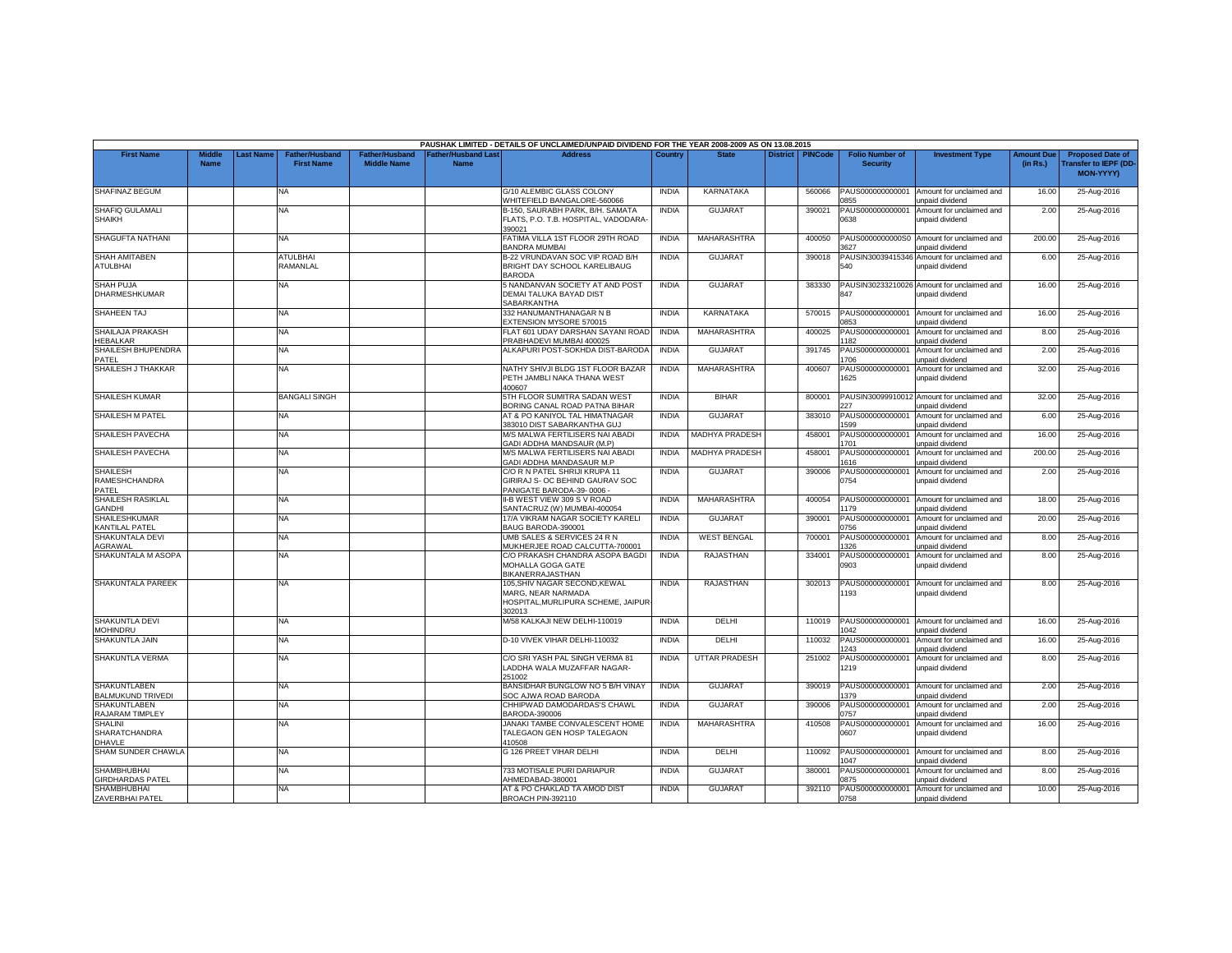PAUSHAK LIMITED - DETAILS OF UNCLAIMED/UNPAID DIVIDEND FOR THE YEAR 2008-2009 AS ON 13.08.2015

| First Name | Middle Name | Last Name | Father/Husband First Name | Father/Husband Middle Name | Father/Husband Last Name | Address | Country | State | District | PINCode | Folio Number of Security | Investment Type | Amount Due (in Rs.) | Proposed Date of Transfer to IEPF (DD-MON-YYYY) |
|---|---|---|---|---|---|---|---|---|---|---|---|---|---|---|
| SHAFINAZ BEGUM | | | NA | | | G/10 ALEMBIC GLASS COLONY WHITEFIELD BANGALORE-560066 | INDIA | KARNATAKA | | 560066 | PAUS000000000001 0855 | Amount for unclaimed and unpaid dividend | 16.00 | 25-Aug-2016 |
| SHAFIQ GULAMALI SHAIKH | | | NA | | | B-150, SAURABH PARK, B/H. SAMATA FLATS, P.O. T.B. HOSPITAL, VADODARA-390021 | INDIA | GUJARAT | | 390021 | PAUS000000000001 0638 | Amount for unclaimed and unpaid dividend | 2.00 | 25-Aug-2016 |
| SHAGUFTA NATHANI | | | NA | | | FATIMA VILLA 1ST FLOOR 29TH ROAD BANDRA MUMBAI | INDIA | MAHARASHTRA | | 400050 | PAUS0000000000S0 3627 | Amount for unclaimed and unpaid dividend | 200.00 | 25-Aug-2016 |
| SHAH AMITABEN ATULBHAI | | | ATULBHAI RAMANLAL | | | B-22 VRUNDAVAN SOC VIP ROAD B/H BRIGHT DAY SCHOOL KARELIBAUG BARODA | INDIA | GUJARAT | | 390018 | PAUSIN30039415346 540 | Amount for unclaimed and unpaid dividend | 6.00 | 25-Aug-2016 |
| SHAH PUJA DHARMESHKUMAR | | | NA | | | 5 NANDANVAN SOCIETY AT AND POST DEMAI TALUKA BAYAD DIST SABARKANTHA | INDIA | GUJARAT | | 383330 | PAUSIN30233210026 847 | Amount for unclaimed and unpaid dividend | 16.00 | 25-Aug-2016 |
| SHAHEEN TAJ | | | NA | | | 332 HANUMANTHANAGAR N B EXTENSION MYSORE 570015 | INDIA | KARNATAKA | | 570015 | PAUS000000000001 0853 | Amount for unclaimed and unpaid dividend | 16.00 | 25-Aug-2016 |
| SHAILAJA PRAKASH HEBALKAR | | | NA | | | FLAT 601 UDAY DARSHAN SAYANI ROAD PRABHADEVI MUMBAI 400025 | INDIA | MAHARASHTRA | | 400025 | PAUS000000000001 1182 | Amount for unclaimed and unpaid dividend | 8.00 | 25-Aug-2016 |
| SHAILESH BHUPENDRA PATEL | | | NA | | | ALKAPURI POST-SOKHDA DIST-BARODA | INDIA | GUJARAT | | 391745 | PAUS000000000001 1706 | Amount for unclaimed and unpaid dividend | 2.00 | 25-Aug-2016 |
| SHAILESH J THAKKAR | | | NA | | | NATHY SHIVJI BLDG 1ST FLOOR BAZAR PETH JAMBLI NAKA THANA WEST 400607 | INDIA | MAHARASHTRA | | 400607 | PAUS000000000001 1625 | Amount for unclaimed and unpaid dividend | 32.00 | 25-Aug-2016 |
| SHAILESH KUMAR | | | BANGALI SINGH | | | 5TH FLOOR SUMITRA SADAN WEST BORING CANAL ROAD PATNA BIHAR | INDIA | BIHAR | | 800001 | PAUSIN30099910012 227 | Amount for unclaimed and unpaid dividend | 32.00 | 25-Aug-2016 |
| SHAILESH M PATEL | | | NA | | | AT & PO KANIYOL TAL HIMATNAGAR 383010 DIST SABARKANTHA GUJ | INDIA | GUJARAT | | 383010 | PAUS000000000001 1599 | Amount for unclaimed and unpaid dividend | 6.00 | 25-Aug-2016 |
| SHAILESH PAVECHA | | | NA | | | M/S MALWA FERTILISERS NAI ABADI GADI ADDHA MANDSAUR (M.P) | INDIA | MADHYA PRADESH | | 458001 | PAUS000000000001 1701 | Amount for unclaimed and unpaid dividend | 16.00 | 25-Aug-2016 |
| SHAILESH PAVECHA | | | NA | | | M/S MALWA FERTILISERS NAI ABADI GADI ADDHA MANDASAUR M.P | INDIA | MADHYA PRADESH | | 458001 | PAUS000000000001 1616 | Amount for unclaimed and unpaid dividend | 200.00 | 25-Aug-2016 |
| SHAILESH RAMESHCHANDRA PATEL | | | NA | | | C/O R N PATEL SHRIJI KRUPA 11 GIRIRAJ S- OC BEHIND GAURAV SOC PANIGATE BARODA-39- 0006 - | INDIA | GUJARAT | | 390006 | PAUS000000000001 0754 | Amount for unclaimed and unpaid dividend | 2.00 | 25-Aug-2016 |
| SHAILESH RASIKLAL GANDHI | | | NA | | | II-B WEST VIEW 309 S V ROAD SANTACRUZ (W) MUMBAI-400054 | INDIA | MAHARASHTRA | | 400054 | PAUS000000000001 1179 | Amount for unclaimed and unpaid dividend | 18.00 | 25-Aug-2016 |
| SHAILESHKUMAR KANTILAL PATEL | | | NA | | | 17/A VIKRAM NAGAR SOCIETY KARELI BAUG BARODA-390001 | INDIA | GUJARAT | | 390001 | PAUS000000000001 0756 | Amount for unclaimed and unpaid dividend | 20.00 | 25-Aug-2016 |
| SHAKUNTALA DEVI AGRAWAL | | | NA | | | UMB SALES & SERVICES 24 R N MUKHERJEE ROAD CALCUTTA-700001 | INDIA | WEST BENGAL | | 700001 | PAUS000000000001 1326 | Amount for unclaimed and unpaid dividend | 8.00 | 25-Aug-2016 |
| SHAKUNTALA M ASOPA | | | NA | | | C/O PRAKASH CHANDRA ASOPA BAGDI MOHALLA GOGA GATE BIKANERRAJASTHAN | INDIA | RAJASTHAN | | 334001 | PAUS000000000001 0903 | Amount for unclaimed and unpaid dividend | 8.00 | 25-Aug-2016 |
| SHAKUNTALA PAREEK | | | NA | | | 105,SHIV NAGAR SECOND,KEWAL MARG, NEAR NARMADA HOSPITAL,MURLIPURA SCHEME, JAIPUR-302013 | INDIA | RAJASTHAN | | 302013 | PAUS000000000001 1193 | Amount for unclaimed and unpaid dividend | 8.00 | 25-Aug-2016 |
| SHAKUNTLA DEVI MOHINDRU | | | NA | | | M/58 KALKAJI NEW DELHI-110019 | INDIA | DELHI | | 110019 | PAUS000000000001 1042 | Amount for unclaimed and unpaid dividend | 16.00 | 25-Aug-2016 |
| SHAKUNTLA JAIN | | | NA | | | D-10 VIVEK VIHAR DELHI-110032 | INDIA | DELHI | | 110032 | PAUS000000000001 1243 | Amount for unclaimed and unpaid dividend | 16.00 | 25-Aug-2016 |
| SHAKUNTLA VERMA | | | NA | | | C/O SRI YASH PAL SINGH VERMA 81 LADDHA WALA MUZAFFAR NAGAR-251002 | INDIA | UTTAR PRADESH | | 251002 | PAUS000000000001 1219 | Amount for unclaimed and unpaid dividend | 8.00 | 25-Aug-2016 |
| SHAKUNTLABEN BALMUKUND TRIVEDI | | | NA | | | BANSIDHAR BUNGLOW NO 5 B/H VINAY SOC AJWA ROAD BARODA | INDIA | GUJARAT | | 390019 | PAUS000000000001 1379 | Amount for unclaimed and unpaid dividend | 2.00 | 25-Aug-2016 |
| SHAKUNTLABEN RAJARAM TIMPLEY | | | NA | | | CHHIPWAD DAMODARDAS'S CHAWL BARODA-390006 | INDIA | GUJARAT | | 390006 | PAUS000000000001 0757 | Amount for unclaimed and unpaid dividend | 2.00 | 25-Aug-2016 |
| SHALINI SHARATCHANDRA DHAVLE | | | NA | | | JANAKI TAMBE CONVALESCENT HOME TALEGAON GEN HOSP TALEGAON 410508 | INDIA | MAHARASHTRA | | 410508 | PAUS000000000001 0607 | Amount for unclaimed and unpaid dividend | 16.00 | 25-Aug-2016 |
| SHAM SUNDER CHAWLA | | | NA | | | G 126 PREET VIHAR DELHI | INDIA | DELHI | | 110092 | PAUS000000000001 1047 | Amount for unclaimed and unpaid dividend | 8.00 | 25-Aug-2016 |
| SHAMBHUBHAI GIRDHARDAS PATEL | | | NA | | | 733 MOTISALE PURI DARIAPUR AHMEDABAD-380001 | INDIA | GUJARAT | | 380001 | PAUS000000000001 0875 | Amount for unclaimed and unpaid dividend | 8.00 | 25-Aug-2016 |
| SHAMBHUBHAI ZAVERBHAI PATEL | | | NA | | | AT & PO CHAKLAD TA AMOD DIST BROACH PIN-392110 | INDIA | GUJARAT | | 392110 | PAUS000000000001 0758 | Amount for unclaimed and unpaid dividend | 10.00 | 25-Aug-2016 |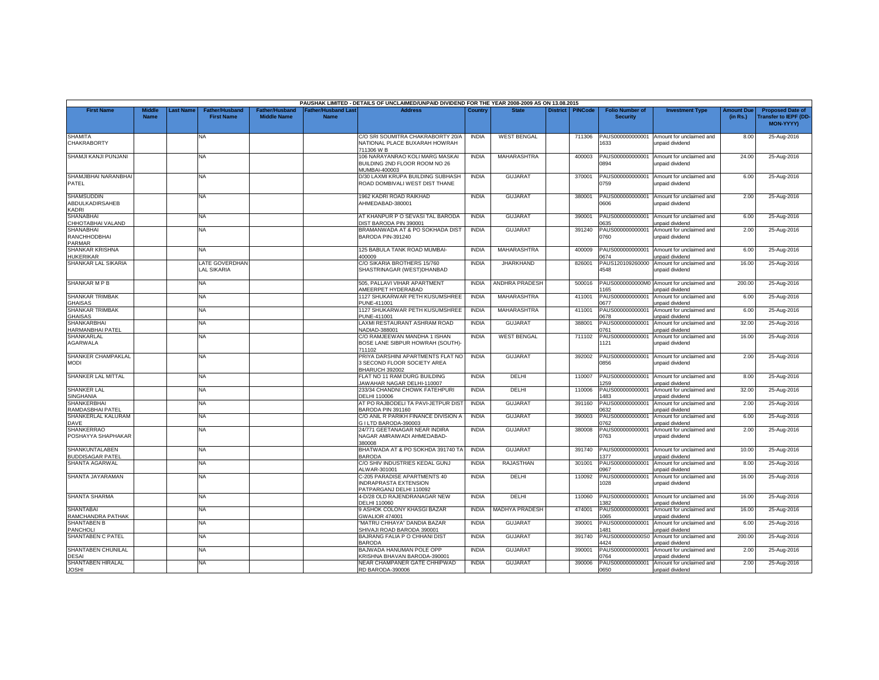PAUSHAK LIMITED - DETAILS OF UNCLAIMED/UNPAID DIVIDEND FOR THE YEAR 2008-2009 AS ON 13.08.2015

| First Name | Middle Name | Last Name | Father/Husband First Name | Father/Husband Middle Name | Father/Husband Last Name | Address | Country | State | District | PINCode | Folio Number of Security | Investment Type | Amount Due (in Rs.) | Proposed Date of Transfer to IEPF (DD-MON-YYYY) |
|---|---|---|---|---|---|---|---|---|---|---|---|---|---|---|
| SHAMITA CHAKRABORTY | | | NA | | | C/O SRI SOUMITRA CHAKRABORTY 20/A NATIONAL PLACE BUXARAH HOWRAH 711306 W B | INDIA | WEST BENGAL | | 711306 | PAUS0000000000011633 | Amount for unclaimed and unpaid dividend | 8.00 | 25-Aug-2016 |
| SHAMJI KANJI PUNJANI | | | NA | | | 106 NARAYANRAO KOLI MARG MASKAI BUILDING 2ND FLOOR ROOM NO 26 MUMBAI-400003 | INDIA | MAHARASHTRA | | 400003 | PAUS0000000000010894 | Amount for unclaimed and unpaid dividend | 24.00 | 25-Aug-2016 |
| SHAMJIBHAI NARANBHAI PATEL | | | NA | | | D/30 LAXMI KRUPA BUILDING SUBHASH ROAD DOMBIVALI WEST DIST THANE | INDIA | GUJARAT | | 370001 | PAUS0000000000010759 | Amount for unclaimed and unpaid dividend | 6.00 | 25-Aug-2016 |
| SHAMSUDDIN ABDULKADIRSAHEB KADRI | | | NA | | | 1962 KADRI ROAD RAIKHAD AHMEDABAD-380001 | INDIA | GUJARAT | | 380001 | PAUS0000000000010606 | Amount for unclaimed and unpaid dividend | 2.00 | 25-Aug-2016 |
| SHANABHAI CHHOTABHAI VALAND | | | NA | | | AT KHANPUR P O SEVASI TAL BARODA DIST BARODA PIN 390001 | INDIA | GUJARAT | | 390001 | PAUS0000000000010635 | Amount for unclaimed and unpaid dividend | 6.00 | 25-Aug-2016 |
| SHANABHAI RANCHHODBHAI PARMAR | | | NA | | | BRAMANWADA AT & PO SOKHADA DIST BARODA PIN-391240 | INDIA | GUJARAT | | 391240 | PAUS0000000000010760 | Amount for unclaimed and unpaid dividend | 2.00 | 25-Aug-2016 |
| SHANKAR KRISHNA HUKERIKAR | | | NA | | | 125 BABULA TANK ROAD MUMBAI-400009 | INDIA | MAHARASHTRA | | 400009 | PAUS0000000000010674 | Amount for unclaimed and unpaid dividend | 6.00 | 25-Aug-2016 |
| SHANKAR LAL SIKARIA | | | LATE GOVERDHAN LAL SIKARIA | | | C/O SIKARIA BROTHERS 15/760 SHASTRINAGAR (WEST)DHANBAD | INDIA | JHARKHAND | | 826001 | PAUS1201092600004548 | Amount for unclaimed and unpaid dividend | 16.00 | 25-Aug-2016 |
| SHANKAR M P B | | | NA | | | 505, PALLAVI VIHAR APARTMENT AMEERPET HYDERABAD | INDIA | ANDHRA PRADESH | | 500016 | PAUS0000000000M01165 | Amount for unclaimed and unpaid dividend | 200.00 | 25-Aug-2016 |
| SHANKAR TRIMBAK GHAISAS | | | NA | | | 1127 SHUKARWAR PETH KUSUMSHREE PUNE-411001 | INDIA | MAHARASHTRA | | 411001 | PAUS0000000000010677 | Amount for unclaimed and unpaid dividend | 6.00 | 25-Aug-2016 |
| SHANKAR TRIMBAK GHAISAS | | | NA | | | 1127 SHUKARWAR PETH KUSUMSHREE PUNE-411001 | INDIA | MAHARASHTRA | | 411001 | PAUS0000000000010678 | Amount for unclaimed and unpaid dividend | 6.00 | 25-Aug-2016 |
| SHANKARBHAI HARMANBHAI PATEL | | | NA | | | LAXMI RESTAURANT ASHRAM ROAD NADIAD-388001 | INDIA | GUJARAT | | 388001 | PAUS0000000000010761 | Amount for unclaimed and unpaid dividend | 32.00 | 25-Aug-2016 |
| SHANKARLAL AGARWALA | | | NA | | | C/O RAMJEEWAN MANDHA 1 ISHAN BOSE LANE SIBPUR HOWRAH (SOUTH)-711102 | INDIA | WEST BENGAL | | 711102 | PAUS0000000000011121 | Amount for unclaimed and unpaid dividend | 16.00 | 25-Aug-2016 |
| SHANKER CHAMPAKLAL MODI | | | NA | | | PRIYA DARSHINI APARTMENTS FLAT NO 3 SECOND FLOOR SOCIETY AREA BHARUCH 392002 | INDIA | GUJARAT | | 392002 | PAUS0000000000010856 | Amount for unclaimed and unpaid dividend | 2.00 | 25-Aug-2016 |
| SHANKER LAL MITTAL | | | NA | | | FLAT NO 11 RAM DURG BUILDING JAWAHAR NAGAR DELHI-110007 | INDIA | DELHI | | 110007 | PAUS0000000000011259 | Amount for unclaimed and unpaid dividend | 8.00 | 25-Aug-2016 |
| SHANKER LAL SINGHANIA | | | NA | | | 233/34 CHANDNI CHOWK FATEHPURI DELHI 110006 | INDIA | DELHI | | 110006 | PAUS0000000000011483 | Amount for unclaimed and unpaid dividend | 32.00 | 25-Aug-2016 |
| SHANKERBHAI RAMDASBHAI PATEL | | | NA | | | AT PO RAJBODELI TA PAVI-JETPUR DIST BARODA PIN 391160 | INDIA | GUJARAT | | 391160 | PAUS0000000000010632 | Amount for unclaimed and unpaid dividend | 2.00 | 25-Aug-2016 |
| SHANKERLAL KALURAM DAVE | | | NA | | | C/O ANIL R PARIKH FINANCE DIVISION A G I LTD BARODA-390003 | INDIA | GUJARAT | | 390003 | PAUS0000000000010762 | Amount for unclaimed and unpaid dividend | 6.00 | 25-Aug-2016 |
| SHANKERRAO POSHAYYA SHAPHAKAR | | | NA | | | 24/771 GEETANAGAR NEAR INDIRA NAGAR AMRAIWADI AHMEDABAD-380008 | INDIA | GUJARAT | | 380008 | PAUS0000000000010763 | Amount for unclaimed and unpaid dividend | 2.00 | 25-Aug-2016 |
| SHANKUNTALABEN BUDDISAGAR PATEL | | | NA | | | BHATWADA AT & PO SOKHDA 391740 TA BARODA | INDIA | GUJARAT | | 391740 | PAUS0000000000011377 | Amount for unclaimed and unpaid dividend | 10.00 | 25-Aug-2016 |
| SHANTA AGARWAL | | | NA | | | C/O SHIV INDUSTRIES KEDAL GUNJ ALWAR-301001 | INDIA | RAJASTHAN | | 301001 | PAUS0000000000010967 | Amount for unclaimed and unpaid dividend | 8.00 | 25-Aug-2016 |
| SHANTA JAYARAMAN | | | NA | | | C-205 PARADISE APARTMENTS 40 INDRAPRASTA EXTENSION PATPARGANJ DELHI 110092 | INDIA | DELHI | | 110092 | PAUS0000000000011028 | Amount for unclaimed and unpaid dividend | 16.00 | 25-Aug-2016 |
| SHANTA SHARMA | | | NA | | | 4-D/28 OLD RAJENDRANAGAR NEW DELHI 110060 | INDIA | DELHI | | 110060 | PAUS0000000000011382 | Amount for unclaimed and unpaid dividend | 16.00 | 25-Aug-2016 |
| SHANTABAI RAMCHANDRA PATHAK | | | NA | | | 9 ASHOK COLONY KHASGI BAZAR GWALIOR 474001 | INDIA | MADHYA PRADESH | | 474001 | PAUS0000000000011065 | Amount for unclaimed and unpaid dividend | 16.00 | 25-Aug-2016 |
| SHANTABEN B PANCHOLI | | | NA | | | "MATRU CHHAYA" DANDIA BAZAR SHIVAJI ROAD BARODA 390001 | INDIA | GUJARAT | | 390001 | PAUS0000000000011481 | Amount for unclaimed and unpaid dividend | 6.00 | 25-Aug-2016 |
| SHANTABEN C PATEL | | | NA | | | BAJRANG FALIA P O CHHANI DIST BARODA | INDIA | GUJARAT | | 391740 | PAUS0000000000S04424 | Amount for unclaimed and unpaid dividend | 200.00 | 25-Aug-2016 |
| SHANTABEN CHUNILAL DESAI | | | NA | | | BAJWADA HANUMAN POLE OPP KRISHNA BHAVAN BARODA-390001 | INDIA | GUJARAT | | 390001 | PAUS0000000000010764 | Amount for unclaimed and unpaid dividend | 2.00 | 25-Aug-2016 |
| SHANTABEN HIRALAL JOSHI | | | NA | | | NEAR CHAMPANER GATE CHHIPWAD RD BARODA-390006 | INDIA | GUJARAT | | 390006 | PAUS0000000000010650 | Amount for unclaimed and unpaid dividend | 2.00 | 25-Aug-2016 |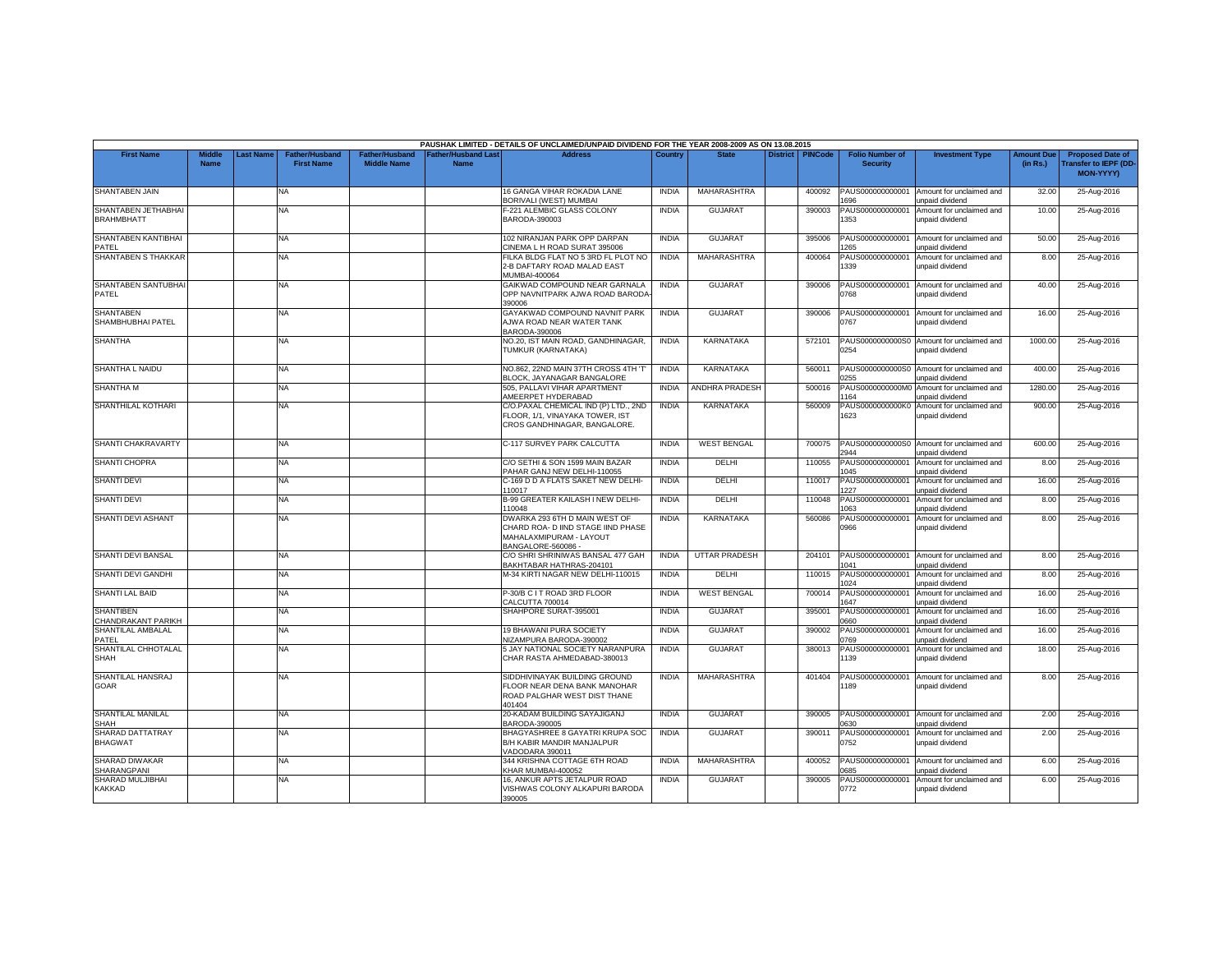PAUSHAK LIMITED - DETAILS OF UNCLAIMED/UNPAID DIVIDEND FOR THE YEAR 2008-2009 AS ON 13.08.2015

| First Name | Middle Name | Last Name | Father/Husband First Name | Father/Husband Middle Name | Father/Husband Last Name | Address | Country | State | District | PINCode | Folio Number of Security | Investment Type | Amount Due (in Rs.) | Proposed Date of Transfer to IEPF (DD-MON-YYYY) |
|---|---|---|---|---|---|---|---|---|---|---|---|---|---|---|
| SHANTABEN JAIN | | | NA | | | 16 GANGA VIHAR ROKADIA LANE BORIVALI (WEST) MUMBAI | INDIA | MAHARASHTRA | | 400092 | PAUS0000000000001696 | Amount for unclaimed and unpaid dividend | 32.00 | 25-Aug-2016 |
| SHANTABEN JETHABHAI BRAHMBHATT | | | NA | | | F-221 ALEMBIC GLASS COLONY BARODA-390003 | INDIA | GUJARAT | | 390003 | PAUS0000000000001353 | Amount for unclaimed and unpaid dividend | 10.00 | 25-Aug-2016 |
| SHANTABEN KANTIBHAI PATEL | | | NA | | | 102 NIRANJAN PARK OPP DARPAN CINEMA L H ROAD SURAT 395006 | INDIA | GUJARAT | | 395006 | PAUS0000000000001265 | Amount for unclaimed and unpaid dividend | 50.00 | 25-Aug-2016 |
| SHANTABEN S THAKKAR | | | NA | | | FILKA BLDG FLAT NO 5 3RD FL PLOT NO 2-B DAFTARY ROAD MALAD EAST MUMBAI-400064 | INDIA | MAHARASHTRA | | 400064 | PAUS0000000000001339 | Amount for unclaimed and unpaid dividend | 8.00 | 25-Aug-2016 |
| SHANTABEN SANTUBHAI PATEL | | | NA | | | GAIKWAD COMPOUND NEAR GARNALA OPP NAVNITPARK AJWA ROAD BARODA-390006 | INDIA | GUJARAT | | 390006 | PAUS0000000000000768 | Amount for unclaimed and unpaid dividend | 40.00 | 25-Aug-2016 |
| SHANTABEN SHAMBHUBHAI PATEL | | | NA | | | GAYAKWAD COMPOUND NAVNIT PARK AJWA ROAD NEAR WATER TANK BARODA-390006 | INDIA | GUJARAT | | 390006 | PAUS0000000000000767 | Amount for unclaimed and unpaid dividend | 16.00 | 25-Aug-2016 |
| SHANTHA | | | NA | | | NO.20, IST MAIN ROAD, GANDHINAGAR, TUMKUR (KARNATAKA) | INDIA | KARNATAKA | | 572101 | PAUS0000000000S00254 | Amount for unclaimed and unpaid dividend | 1000.00 | 25-Aug-2016 |
| SHANTHA L NAIDU | | | NA | | | NO.862, 22ND MAIN 37TH CROSS 4TH 'T' BLOCK, JAYANAGAR BANGALORE | INDIA | KARNATAKA | | 560011 | PAUS0000000000S00255 | Amount for unclaimed and unpaid dividend | 400.00 | 25-Aug-2016 |
| SHANTHA M | | | NA | | | 505, PALLAVI VIHAR APARTMENT AMEERPET HYDERABAD | INDIA | ANDHRA PRADESH | | 500016 | PAUS0000000000M01164 | Amount for unclaimed and unpaid dividend | 1280.00 | 25-Aug-2016 |
| SHANTHILAL KOTHARI | | | NA | | | C/O.PAXAL CHEMICAL IND (P) LTD., 2ND FLOOR, 1/1, VINAYAKA TOWER, IST CROS GANDHINAGAR, BANGALORE. | INDIA | KARNATAKA | | 560009 | PAUS0000000000K01623 | Amount for unclaimed and unpaid dividend | 900.00 | 25-Aug-2016 |
| SHANTI CHAKRAVARTY | | | NA | | | C-117 SURVEY PARK CALCUTTA | INDIA | WEST BENGAL | | 700075 | PAUS0000000000S02944 | Amount for unclaimed and unpaid dividend | 600.00 | 25-Aug-2016 |
| SHANTI CHOPRA | | | NA | | | C/O SETHI & SON 1599 MAIN BAZAR PAHAR GANJ NEW DELHI-110055 | INDIA | DELHI | | 110055 | PAUS0000000000001045 | Amount for unclaimed and unpaid dividend | 8.00 | 25-Aug-2016 |
| SHANTI DEVI | | | NA | | | C-169 D D A FLATS SAKET NEW DELHI-110017 | INDIA | DELHI | | 110017 | PAUS0000000000001227 | Amount for unclaimed and unpaid dividend | 16.00 | 25-Aug-2016 |
| SHANTI DEVI | | | NA | | | B-99 GREATER KAILASH I NEW DELHI-110048 | INDIA | DELHI | | 110048 | PAUS0000000000001063 | Amount for unclaimed and unpaid dividend | 8.00 | 25-Aug-2016 |
| SHANTI DEVI ASHANT | | | NA | | | DWARKA 293 6TH D MAIN WEST OF CHARD ROA- D IIND STAGE IIND PHASE MAHALAXMIPURAM - LAYOUT BANGALORE-560086 - | INDIA | KARNATAKA | | 560086 | PAUS0000000000000966 | Amount for unclaimed and unpaid dividend | 8.00 | 25-Aug-2016 |
| SHANTI DEVI BANSAL | | | NA | | | C/O SHRI SHRINIWAS BANSAL 477 GAH BAKHTABAR HATHRAS-204101 | INDIA | UTTAR PRADESH | | 204101 | PAUS0000000000001041 | Amount for unclaimed and unpaid dividend | 8.00 | 25-Aug-2016 |
| SHANTI DEVI GANDHI | | | NA | | | M-34 KIRTI NAGAR NEW DELHI-110015 | INDIA | DELHI | | 110015 | PAUS0000000000001024 | Amount for unclaimed and unpaid dividend | 8.00 | 25-Aug-2016 |
| SHANTI LAL BAID | | | NA | | | P-30/B C I T ROAD 3RD FLOOR CALCUTTA 700014 | INDIA | WEST BENGAL | | 700014 | PAUS0000000000001647 | Amount for unclaimed and unpaid dividend | 16.00 | 25-Aug-2016 |
| SHANTIBEN CHANDRAKANT PARIKH | | | NA | | | SHAHPORE SURAT-395001 | INDIA | GUJARAT | | 395001 | PAUS0000000000000660 | Amount for unclaimed and unpaid dividend | 16.00 | 25-Aug-2016 |
| SHANTILAL AMBALAL PATEL | | | NA | | | 19 BHAWANI PURA SOCIETY NIZAMPURA BARODA-390002 | INDIA | GUJARAT | | 390002 | PAUS0000000000000769 | Amount for unclaimed and unpaid dividend | 16.00 | 25-Aug-2016 |
| SHANTILAL CHHOTALAL SHAH | | | NA | | | 5 JAY NATIONAL SOCIETY NARANPURA CHAR RASTA AHMEDABAD-380013 | INDIA | GUJARAT | | 380013 | PAUS0000000000001139 | Amount for unclaimed and unpaid dividend | 18.00 | 25-Aug-2016 |
| SHANTILAL HANSRAJ GOAR | | | NA | | | SIDDHIVINAYAK BUILDING GROUND FLOOR NEAR DENA BANK MANOHAR ROAD PALGHAR WEST DIST THANE 401404 | INDIA | MAHARASHTRA | | 401404 | PAUS0000000000001189 | Amount for unclaimed and unpaid dividend | 8.00 | 25-Aug-2016 |
| SHANTILAL MANILAL SHAH | | | NA | | | 20-KADAM BUILDING SAYAJIGANJ BARODA-390005 | INDIA | GUJARAT | | 390005 | PAUS0000000000000630 | Amount for unclaimed and unpaid dividend | 2.00 | 25-Aug-2016 |
| SHARAD DATTATRAY BHAGWAT | | | NA | | | BHAGYASHREE 8 GAYATRI KRUPA SOC B/H KABIR MANDIR MANJALPUR VADODARA 390011 | INDIA | GUJARAT | | 390011 | PAUS0000000000000752 | Amount for unclaimed and unpaid dividend | 2.00 | 25-Aug-2016 |
| SHARAD DIWAKAR SHARANGPANI | | | NA | | | 344 KRISHNA COTTAGE 6TH ROAD KHAR MUMBAI-400052 | INDIA | MAHARASHTRA | | 400052 | PAUS0000000000000685 | Amount for unclaimed and unpaid dividend | 6.00 | 25-Aug-2016 |
| SHARAD MULJIBHAI KAKKAD | | | NA | | | 16, ANKUR APTS JETALPUR ROAD VISHWAS COLONY ALKAPURI BARODA 390005 | INDIA | GUJARAT | | 390005 | PAUS0000000000000772 | Amount for unclaimed and unpaid dividend | 6.00 | 25-Aug-2016 |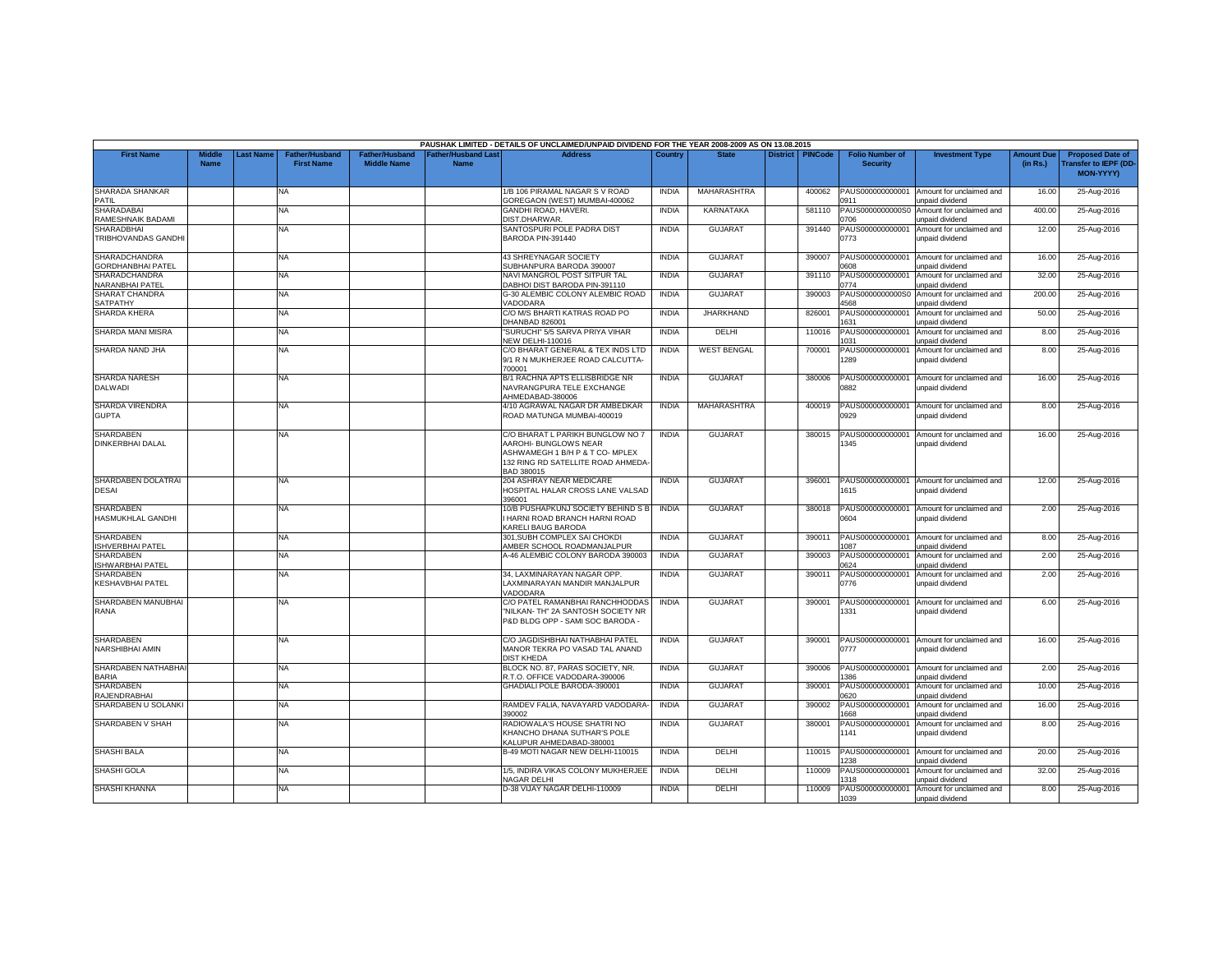PAUSHAK LIMITED - DETAILS OF UNCLAIMED/UNPAID DIVIDEND FOR THE YEAR 2008-2009 AS ON 13.08.2015

| First Name | Middle Name | Last Name | Father/Husband First Name | Father/Husband Middle Name | Father/Husband Last Name | Address | Country | State | District | PINCode | Folio Number of Security | Investment Type | Amount Due (in Rs.) | Proposed Date of Transfer to IEPF (DD-MON-YYYY) |
|---|---|---|---|---|---|---|---|---|---|---|---|---|---|---|
| SHARADA SHANKAR PATIL | | | NA | | | 1/B 106 PIRAMAL NAGAR S V ROAD GOREGAON (WEST) MUMBAI-400062 | INDIA | MAHARASHTRA | | 400062 | PAUS000000000001 0911 | Amount for unclaimed and unpaid dividend | 16.00 | 25-Aug-2016 |
| SHARADABAI RAMESHNAIK BADAMI | | | NA | | | GANDHI ROAD, HAVERI. DIST.DHARWAR. | INDIA | KARNATAKA | | 581110 | PAUS0000000000S0 0706 | Amount for unclaimed and unpaid dividend | 400.00 | 25-Aug-2016 |
| SHARADBHAI TRIBHOVANDAS GANDHI | | | NA | | | SANTOSPURI POLE PADRA DIST BARODA PIN-391440 | INDIA | GUJARAT | | 391440 | PAUS000000000001 0773 | Amount for unclaimed and unpaid dividend | 12.00 | 25-Aug-2016 |
| SHARADCHANDRA GORDHANBHAI PATEL | | | NA | | | 43 SHREYNAGAR SOCIETY SUBHANPURA BARODA 390007 | INDIA | GUJARAT | | 390007 | PAUS000000000001 0608 | Amount for unclaimed and unpaid dividend | 16.00 | 25-Aug-2016 |
| SHARADCHANDRA NARANBHAI PATEL | | | NA | | | NAVI MANGROL POST SITPUR TAL DABHOI DIST BARODA PIN-391110 | INDIA | GUJARAT | | 391110 | PAUS000000000001 0774 | Amount for unclaimed and unpaid dividend | 32.00 | 25-Aug-2016 |
| SHARAT CHANDRA SATPATHY | | | NA | | | G-30 ALEMBIC COLONY ALEMBIC ROAD VADODARA | INDIA | GUJARAT | | 390003 | PAUS0000000000S0 4568 | Amount for unclaimed and unpaid dividend | 200.00 | 25-Aug-2016 |
| SHARDA KHERA | | | NA | | | C/O M/S BHARTI KATRAS ROAD PO DHANBAD 826001 | INDIA | JHARKHAND | | 826001 | PAUS000000000001 1631 | Amount for unclaimed and unpaid dividend | 50.00 | 25-Aug-2016 |
| SHARDA MANI MISRA | | | NA | | | "SURUCHI" 5/5 SARVA PRIYA VIHAR NEW DELHI-110016 | INDIA | DELHI | | 110016 | PAUS000000000001 1031 | Amount for unclaimed and unpaid dividend | 8.00 | 25-Aug-2016 |
| SHARDA NAND JHA | | | NA | | | C/O BHARAT GENERAL & TEX INDS LTD 9/1 R N MUKHERJEE ROAD CALCUTTA-700001 | INDIA | WEST BENGAL | | 700001 | PAUS000000000001 1289 | Amount for unclaimed and unpaid dividend | 8.00 | 25-Aug-2016 |
| SHARDA NARESH DALWADI | | | NA | | | B/1 RACHNA APTS ELLISBRIDGE NR NAVRANGPURA TELE EXCHANGE AHMEDABAD-380006 | INDIA | GUJARAT | | 380006 | PAUS000000000001 0882 | Amount for unclaimed and unpaid dividend | 16.00 | 25-Aug-2016 |
| SHARDA VIRENDRA GUPTA | | | NA | | | 4/10 AGRAWAL NAGAR DR AMBEDKAR ROAD MATUNGA MUMBAI-400019 | INDIA | MAHARASHTRA | | 400019 | PAUS000000000001 0929 | Amount for unclaimed and unpaid dividend | 8.00 | 25-Aug-2016 |
| SHARDABEN DINKERBHAI DALAL | | | NA | | | C/O BHARAT L PARIKH BUNGLOW NO 7 AAROHI- BUNGLOWS NEAR ASHWAMEGH 1 B/H P & T CO- MPLEX 132 RING RD SATELLITE ROAD AHMEDA-BAD 380015 | INDIA | GUJARAT | | 380015 | PAUS000000000001 1345 | Amount for unclaimed and unpaid dividend | 16.00 | 25-Aug-2016 |
| SHARDABEN DOLATRAI DESAI | | | NA | | | 204 ASHRAY NEAR MEDICARE HOSPITAL HALAR CROSS LANE VALSAD 396001 | INDIA | GUJARAT | | 396001 | PAUS000000000001 1615 | Amount for unclaimed and unpaid dividend | 12.00 | 25-Aug-2016 |
| SHARDABEN HASMUKHLAL GANDHI | | | NA | | | 10/B PUSHAPKUNJ SOCIETY BEHIND S B I HARNI ROAD BRANCH HARNI ROAD KARELI BAUG BARODA | INDIA | GUJARAT | | 380018 | PAUS000000000001 0604 | Amount for unclaimed and unpaid dividend | 2.00 | 25-Aug-2016 |
| SHARDABEN ISHVERBHAI PATEL | | | NA | | | 301,SUBH COMPLEX SAI CHOKDI AMBER SCHOOL ROADMANJALPUR | INDIA | GUJARAT | | 390011 | PAUS000000000001 1087 | Amount for unclaimed and unpaid dividend | 8.00 | 25-Aug-2016 |
| SHARDABEN ISHWARBHAI PATEL | | | NA | | | A-46 ALEMBIC COLONY BARODA 390003 | INDIA | GUJARAT | | 390003 | PAUS000000000001 0624 | Amount for unclaimed and unpaid dividend | 2.00 | 25-Aug-2016 |
| SHARDABEN KESHAVBHAI PATEL | | | NA | | | 34, LAXMINARAYAN NAGAR OPP. LAXMINARAYAN MANDIR MANJALPUR VADODARA | INDIA | GUJARAT | | 390011 | PAUS000000000001 0776 | Amount for unclaimed and unpaid dividend | 2.00 | 25-Aug-2016 |
| SHARDABEN MANUBHAI RANA | | | NA | | | C/O PATEL RAMANBHAI RANCHHODDAS "NILKAN- TH" 2A SANTOSH SOCIETY NR P&D BLDG OPP - SAMI SOC BARODA - | INDIA | GUJARAT | | 390001 | PAUS000000000001 1331 | Amount for unclaimed and unpaid dividend | 6.00 | 25-Aug-2016 |
| SHARDABEN NARSHIBHAI AMIN | | | NA | | | C/O JAGDISHBHAI NATHABHAI PATEL MANOR TEKRA PO VASAD TAL ANAND DIST KHEDA | INDIA | GUJARAT | | 390001 | PAUS000000000001 0777 | Amount for unclaimed and unpaid dividend | 16.00 | 25-Aug-2016 |
| SHARDABEN NATHABHAI BARIA | | | NA | | | BLOCK NO. 87, PARAS SOCIETY, NR. R.T.O. OFFICE VADODARA-390006 | INDIA | GUJARAT | | 390006 | PAUS000000000001 1386 | Amount for unclaimed and unpaid dividend | 2.00 | 25-Aug-2016 |
| SHARDABEN RAJENDRABHAI | | | NA | | | GHADIALI POLE BARODA-390001 | INDIA | GUJARAT | | 390001 | PAUS000000000001 0620 | Amount for unclaimed and unpaid dividend | 10.00 | 25-Aug-2016 |
| SHARDABEN U SOLANKI | | | NA | | | RAMDEV FALIA, NAVAYARD VADODARA-390002 | INDIA | GUJARAT | | 390002 | PAUS000000000001 1668 | Amount for unclaimed and unpaid dividend | 16.00 | 25-Aug-2016 |
| SHARDABEN V SHAH | | | NA | | | RADIOWALA'S HOUSE SHATRI NO KHANCHO DHANA SUTHAR'S POLE KALUPUR AHMEDABAD-380001 | INDIA | GUJARAT | | 380001 | PAUS000000000001 1141 | Amount for unclaimed and unpaid dividend | 8.00 | 25-Aug-2016 |
| SHASHI BALA | | | NA | | | B-49 MOTI NAGAR NEW DELHI-110015 | INDIA | DELHI | | 110015 | PAUS000000000001 1238 | Amount for unclaimed and unpaid dividend | 20.00 | 25-Aug-2016 |
| SHASHI GOLA | | | NA | | | 1/5, INDIRA VIKAS COLONY MUKHERJEE NAGAR DELHI | INDIA | DELHI | | 110009 | PAUS000000000001 1318 | Amount for unclaimed and unpaid dividend | 32.00 | 25-Aug-2016 |
| SHASHI KHANNA | | | NA | | | D-38 VIJAY NAGAR DELHI-110009 | INDIA | DELHI | | 110009 | PAUS000000000001 1039 | Amount for unclaimed and unpaid dividend | 8.00 | 25-Aug-2016 |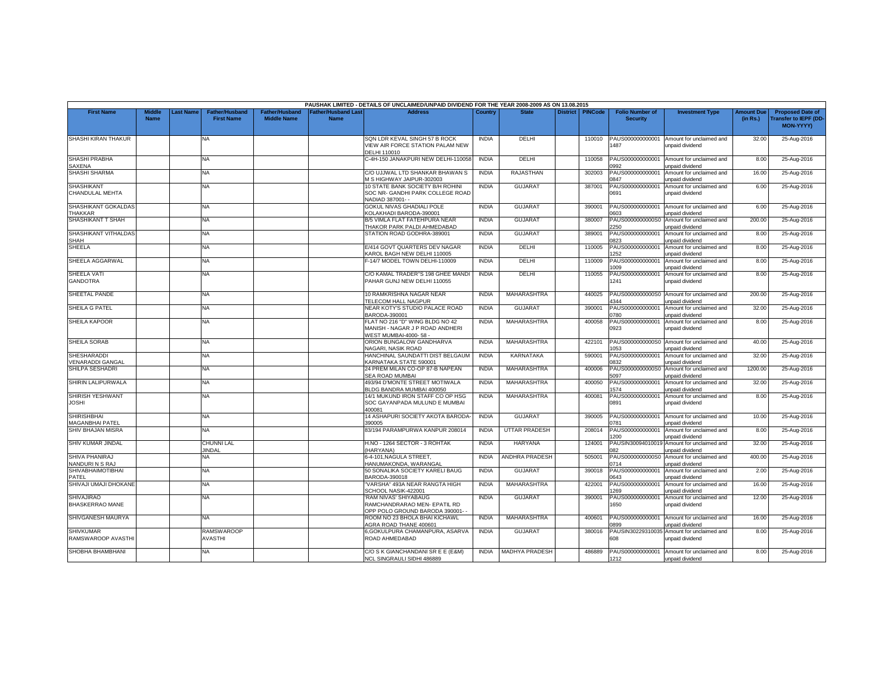PAUSHAK LIMITED - DETAILS OF UNCLAIMED/UNPAID DIVIDEND FOR THE YEAR 2008-2009 AS ON 13.08.2015

| First Name | Middle Name | Last Name | Father/Husband First Name | Father/Husband Middle Name | Father/Husband Last Name | Address | Country | State | District | PINCode | Folio Number of Security | Investment Type | Amount Due (in Rs.) | Proposed Date of Transfer to IEPF (DD-MON-YYYY) |
|---|---|---|---|---|---|---|---|---|---|---|---|---|---|---|
| SHASHI KIRAN THAKUR | | | NA | | | SQN LDR KEVAL SINGH 57 B ROCK VIEW AIR FORCE STATION PALAM NEW DELHI 110010 | INDIA | DELHI | | 110010 | PAUS000000000001487 | Amount for unclaimed and unpaid dividend | 32.00 | 25-Aug-2016 |
| SHASHI PRABHA SAXENA | | | NA | | | C-4H-150 JANAKPURI NEW DELHI-110058 | INDIA | DELHI | | 110058 | PAUS000000000000992 | Amount for unclaimed and unpaid dividend | 8.00 | 25-Aug-2016 |
| SHASHI SHARMA | | | NA | | | C/O UJJWAL LTD SHANKAR BHAWAN S M S HIGHWAY JAIPUR-302003 | INDIA | RAJASTHAN | | 302003 | PAUS000000000000847 | Amount for unclaimed and unpaid dividend | 16.00 | 25-Aug-2016 |
| SHASHIKANT CHANDULAL MEHTA | | | NA | | | 10 STATE BANK SOCIETY B/H ROHINI SOC NR- GANDHI PARK COLLEGE ROAD NADIAD 387001- - | INDIA | GUJARAT | | 387001 | PAUS000000000000691 | Amount for unclaimed and unpaid dividend | 6.00 | 25-Aug-2016 |
| SHASHIKANT GOKALDAS THAKKAR | | | NA | | | GOKUL NIVAS GHADIALI POLE KOLAKHADI BARODA-390001 | INDIA | GUJARAT | | 390001 | PAUS000000000000603 | Amount for unclaimed and unpaid dividend | 6.00 | 25-Aug-2016 |
| SHASHIKANT T SHAH | | | NA | | | B/5 VIMLA FLAT FATEHPURA NEAR THAKOR PARK PALDI AHMEDABAD | INDIA | GUJARAT | | 380007 | PAUS0000000000S02250 | Amount for unclaimed and unpaid dividend | 200.00 | 25-Aug-2016 |
| SHASHIKANT VITHALDAS SHAH | | | NA | | | STATION ROAD GODHRA-389001 | INDIA | GUJARAT | | 389001 | PAUS000000000000823 | Amount for unclaimed and unpaid dividend | 8.00 | 25-Aug-2016 |
| SHEELA | | | NA | | | E/414 GOVT QUARTERS DEV NAGAR KAROL BAGH NEW DELHI 110005 | INDIA | DELHI | | 110005 | PAUS000000000001252 | Amount for unclaimed and unpaid dividend | 8.00 | 25-Aug-2016 |
| SHEELA AGGARWAL | | | NA | | | F-14/7 MODEL TOWN DELHI-110009 | INDIA | DELHI | | 110009 | PAUS000000000001009 | Amount for unclaimed and unpaid dividend | 8.00 | 25-Aug-2016 |
| SHEELA VATI GANDOTRA | | | NA | | | C/O KAMAL TRADER"S 198 GHEE MANDI PAHAR GUNJ NEW DELHI 110055 | INDIA | DELHI | | 110055 | PAUS000000000001241 | Amount for unclaimed and unpaid dividend | 8.00 | 25-Aug-2016 |
| SHEETAL PANDE | | | NA | | | 10 RAMKRISHNA NAGAR NEAR TELECOM HALL NAGPUR | INDIA | MAHARASHTRA | | 440025 | PAUS0000000000S04344 | Amount for unclaimed and unpaid dividend | 200.00 | 25-Aug-2016 |
| SHEILA G PATEL | | | NA | | | NEAR KOTY'S STUDIO PALACE ROAD BARODA-390001 | INDIA | GUJARAT | | 390001 | PAUS000000000000780 | Amount for unclaimed and unpaid dividend | 32.00 | 25-Aug-2016 |
| SHEILA KAPOOR | | | NA | | | FLAT NO 216 "D" WING BLDG NO 42 MANISH - NAGAR J P ROAD ANDHERI WEST MUMBAI-4000- 58 - | INDIA | MAHARASHTRA | | 400058 | PAUS000000000000923 | Amount for unclaimed and unpaid dividend | 8.00 | 25-Aug-2016 |
| SHEILA SORAB | | | NA | | | ORION BUNGALOW GANDHARVA NAGARI, NASIK ROAD | INDIA | MAHARASHTRA | | 422101 | PAUS0000000000S01053 | Amount for unclaimed and unpaid dividend | 40.00 | 25-Aug-2016 |
| SHESHARADDI VENARADDI GANGAL | | | NA | | | HANCHINAL SAUNDATTI DIST BELGAUM KARNATAKA STATE 590001 | INDIA | KARNATAKA | | 590001 | PAUS000000000000832 | Amount for unclaimed and unpaid dividend | 32.00 | 25-Aug-2016 |
| SHILPA SESHADRI | | | NA | | | 24 PREM MILAN CO-OP 87-B NAPEAN SEA ROAD MUMBAI | INDIA | MAHARASHTRA | | 400006 | PAUS0000000000S05097 | Amount for unclaimed and unpaid dividend | 1200.00 | 25-Aug-2016 |
| SHIRIN LALIPURWALA | | | NA | | | 493/94 D'MONTE STREET MOTIWALA BLDG BANDRA MUMBAI 400050 | INDIA | MAHARASHTRA | | 400050 | PAUS000000000001574 | Amount for unclaimed and unpaid dividend | 32.00 | 25-Aug-2016 |
| SHIRISH YESHWANT JOSHI | | | NA | | | 14/1 MUKUND IRON STAFF CO OP HSG SOC GAYANPADA MULUND E MUMBAI 400081 | INDIA | MAHARASHTRA | | 400081 | PAUS000000000000891 | Amount for unclaimed and unpaid dividend | 8.00 | 25-Aug-2016 |
| SHIRISHBHAI MAGANBHAI PATEL | | | NA | | | 14 ASHAPURI SOCIETY AKOTA BARODA-390005 | INDIA | GUJARAT | | 390005 | PAUS000000000000781 | Amount for unclaimed and unpaid dividend | 10.00 | 25-Aug-2016 |
| SHIV BHAJAN MISRA | | | NA | | | 83/194 PARAMPURWA KANPUR 208014 | INDIA | UTTAR PRADESH | | 208014 | PAUS000000000001200 | Amount for unclaimed and unpaid dividend | 8.00 | 25-Aug-2016 |
| SHIV KUMAR JINDAL | | | CHUNNI LAL JINDAL | | | H.NO - 1264 SECTOR - 3 ROHTAK (HARYANA) | INDIA | HARYANA | | 124001 | PAUSIN30094010019082 | Amount for unclaimed and unpaid dividend | 32.00 | 25-Aug-2016 |
| SHIVA PHANIRAJ NANDURI N S RAJ | | | NA | | | 6-4-101,NAGULA STREET, HANUMAKONDA, WARANGAL | INDIA | ANDHRA PRADESH | | 505001 | PAUS0000000000S00714 | Amount for unclaimed and unpaid dividend | 400.00 | 25-Aug-2016 |
| SHIVABHAIMOTIBHAI PATEL | | | NA | | | 50 SONALIKA SOCIETY KARELI BAUG BARODA-390018 | INDIA | GUJARAT | | 390018 | PAUS000000000000643 | Amount for unclaimed and unpaid dividend | 2.00 | 25-Aug-2016 |
| SHIVAJI UMAJI DHOKANE | | | NA | | | "VARSHA" 493A NEAR RANGTA HIGH SCHOOL NASIK-422001 | INDIA | MAHARASHTRA | | 422001 | PAUS000000000001269 | Amount for unclaimed and unpaid dividend | 16.00 | 25-Aug-2016 |
| SHIVAJIRAO BHASKERRAO MANE | | | NA | | | 'RAM NIVAS' SHIYABAUG RAMCHANDRARAO MEN- EPATIL RD OPP POLO GROUND BARODA 390001- - | INDIA | GUJARAT | | 390001 | PAUS000000000001650 | Amount for unclaimed and unpaid dividend | 12.00 | 25-Aug-2016 |
| SHIVGANESH MAURYA | | | NA | | | ROOM NO 23 BHOLA BHAI KICHAWL AGRA ROAD THANE 400601 | INDIA | MAHARASHTRA | | 400601 | PAUS000000000000899 | Amount for unclaimed and unpaid dividend | 16.00 | 25-Aug-2016 |
| SHIVKUMAR RAMSWAROOP AVASTHI | | | RAMSWAROOP AVASTHI | | | 6,GOKULPURA CHAMANPURA, ASARVA ROAD AHMEDABAD | INDIA | GUJARAT | | 380016 | PAUSIN30229310035608 | Amount for unclaimed and unpaid dividend | 8.00 | 25-Aug-2016 |
| SHOBHA BHAMBHANI | | | NA | | | C/O S K GIANCHANDANI SR E E (E&M) NCL SINGRAULI SIDHI 486889 | INDIA | MADHYA PRADESH | | 486889 | PAUS000000000001212 | Amount for unclaimed and unpaid dividend | 8.00 | 25-Aug-2016 |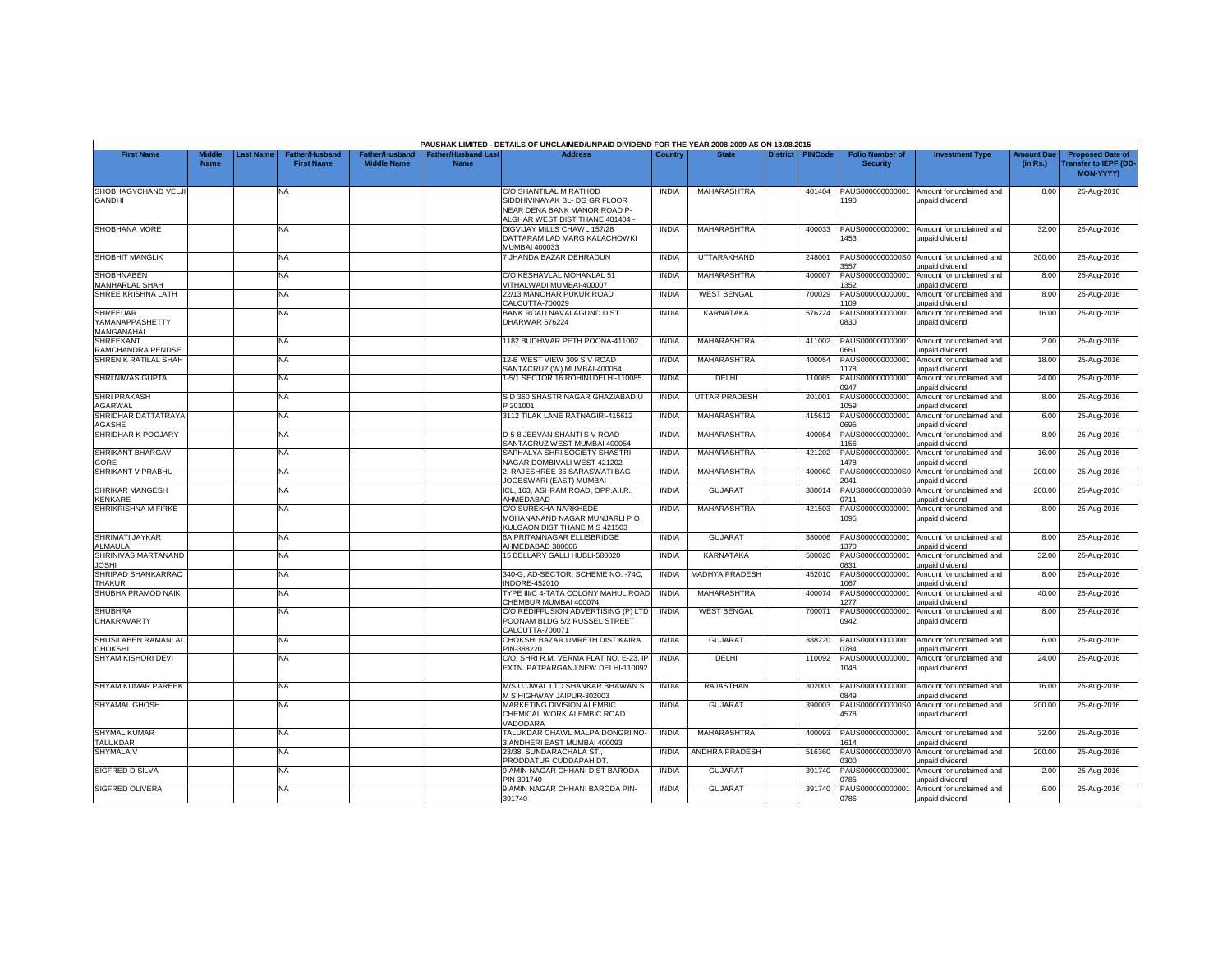PAUSHAK LIMITED - DETAILS OF UNCLAIMED/UNPAID DIVIDEND FOR THE YEAR 2008-2009 AS ON 13.08.2015

| First Name | Middle Name | Last Name | Father/Husband First Name | Father/Husband Middle Name | Father/Husband Last Name | Address | Country | State | District | PINCode | Folio Number of Security | Investment Type | Amount Due (in Rs.) | Proposed Date of Transfer to IEPF (DD-MON-YYYY) |
|---|---|---|---|---|---|---|---|---|---|---|---|---|---|---|
| SHOBHAGYCHAND VELJI GANDHI | | | NA | | | C/O SHANTILAL M RATHOD SIDDHIVINAYAK BL- DG GR FLOOR NEAR DENA BANK MANOR ROAD P- ALGHAR WEST DIST THANE 401404 - | INDIA | MAHARASHTRA | | 401404 | PAUS000000000001 1190 | Amount for unclaimed and unpaid dividend | 8.00 | 25-Aug-2016 |
| SHOBHANA MORE | | | NA | | | DIGVIJAY MILLS CHAWL 157/28 DATTARAM LAD MARG KALACHOWKI MUMBAI 400033 | INDIA | MAHARASHTRA | | 400033 | PAUS000000000001 1453 | Amount for unclaimed and unpaid dividend | 32.00 | 25-Aug-2016 |
| SHOBHIT MANGLIK | | | NA | | | 7 JHANDA BAZAR DEHRADUN | INDIA | UTTARAKHAND | | 248001 | PAUS0000000000S0 3557 | Amount for unclaimed and unpaid dividend | 300.00 | 25-Aug-2016 |
| SHOBHNABEN MANHARLAL SHAH | | | NA | | | C/O KESHAVLAL MOHANLAL 51 VITHALWADI MUMBAI-400007 | INDIA | MAHARASHTRA | | 400007 | PAUS000000000001 1352 | Amount for unclaimed and unpaid dividend | 8.00 | 25-Aug-2016 |
| SHREE KRISHNA LATH | | | NA | | | 22/13 MANOHAR PUKUR ROAD CALCUTTA-700029 | INDIA | WEST BENGAL | | 700029 | PAUS000000000001 1109 | Amount for unclaimed and unpaid dividend | 8.00 | 25-Aug-2016 |
| SHREEDAR YAMANAPPASHETTY MANGANAHAL | | | NA | | | BANK ROAD NAVALAGUND DIST DHARWAR 576224 | INDIA | KARNATAKA | | 576224 | PAUS000000000001 0830 | Amount for unclaimed and unpaid dividend | 16.00 | 25-Aug-2016 |
| SHREEKANT RAMCHANDRA PENDSE | | | NA | | | 1182 BUDHWAR PETH POONA-411002 | INDIA | MAHARASHTRA | | 411002 | PAUS000000000001 0661 | Amount for unclaimed and unpaid dividend | 2.00 | 25-Aug-2016 |
| SHRENIK RATILAL SHAH | | | NA | | | 12-B WEST VIEW 309 S V ROAD SANTACRUZ (W) MUMBAI-400054 | INDIA | MAHARASHTRA | | 400054 | PAUS000000000001 1178 | Amount for unclaimed and unpaid dividend | 18.00 | 25-Aug-2016 |
| SHRI NIWAS GUPTA | | | NA | | | 1-5/1 SECTOR 16 ROHINI DELHI-110085 | INDIA | DELHI | | 110085 | PAUS000000000001 0947 | Amount for unclaimed and unpaid dividend | 24.00 | 25-Aug-2016 |
| SHRI PRAKASH AGARWAL | | | NA | | | S D 360 SHASTRINAGAR GHAZIABAD U P 201001 | INDIA | UTTAR PRADESH | | 201001 | PAUS000000000001 1059 | Amount for unclaimed and unpaid dividend | 8.00 | 25-Aug-2016 |
| SHRIDHAR DATTATRAYA AGASHE | | | NA | | | 3112 TILAK LANE RATNAGIRI-415612 | INDIA | MAHARASHTRA | | 415612 | PAUS000000000001 0695 | Amount for unclaimed and unpaid dividend | 6.00 | 25-Aug-2016 |
| SHRIDHAR K POOJARY | | | NA | | | D-5-8 JEEVAN SHANTI S V ROAD SANTACRUZ WEST MUMBAI 400054 | INDIA | MAHARASHTRA | | 400054 | PAUS000000000001 1156 | Amount for unclaimed and unpaid dividend | 8.00 | 25-Aug-2016 |
| SHRIKANT BHARGAV GORE | | | NA | | | SAPHALYA SHRI SOCIETY SHASTRI NAGAR DOMBIVALI WEST 421202 | INDIA | MAHARASHTRA | | 421202 | PAUS000000000001 1478 | Amount for unclaimed and unpaid dividend | 16.00 | 25-Aug-2016 |
| SHRIKANT V PRABHU | | | NA | | | 2, RAJESHREE 36 SARASWATI BAG JOGESWARI (EAST) MUMBAI | INDIA | MAHARASHTRA | | 400060 | PAUS0000000000S0 2041 | Amount for unclaimed and unpaid dividend | 200.00 | 25-Aug-2016 |
| SHRIKAR MANGESH KENKARE | | | NA | | | ICL, 163, ASHRAM ROAD, OPP.A.I.R., AHMEDABAD | INDIA | GUJARAT | | 380014 | PAUS0000000000S0 0711 | Amount for unclaimed and unpaid dividend | 200.00 | 25-Aug-2016 |
| SHRIKRISHNA M FIRKE | | | NA | | | C/O SUREKHA NARKHEDE MOHANANAND NAGAR MUNJARLI P O KULGAON DIST THANE M S 421503 | INDIA | MAHARASHTRA | | 421503 | PAUS000000000001 1095 | Amount for unclaimed and unpaid dividend | 8.00 | 25-Aug-2016 |
| SHRIMATI JAYKAR ALMAULA | | | NA | | | 6A PRITAMNAGAR ELLISBRIDGE AHMEDABAD 380006 | INDIA | GUJARAT | | 380006 | PAUS000000000001 1370 | Amount for unclaimed and unpaid dividend | 8.00 | 25-Aug-2016 |
| SHRINIVAS MARTANAND JOSHI | | | NA | | | 15 BELLARY GALLI HUBLI-580020 | INDIA | KARNATAKA | | 580020 | PAUS000000000001 0831 | Amount for unclaimed and unpaid dividend | 32.00 | 25-Aug-2016 |
| SHRIPAD SHANKARRAO THAKUR | | | NA | | | 340-G, AD-SECTOR, SCHEME NO. -74C, INDORE-452010 | INDIA | MADHYA PRADESH | | 452010 | PAUS000000000001 1067 | Amount for unclaimed and unpaid dividend | 8.00 | 25-Aug-2016 |
| SHUBHA PRAMOD NAIK | | | NA | | | TYPE III/C 4-TATA COLONY MAHUL ROAD CHEMBUR MUMBAI 400074 | INDIA | MAHARASHTRA | | 400074 | PAUS000000000001 1277 | Amount for unclaimed and unpaid dividend | 40.00 | 25-Aug-2016 |
| SHUBHRA CHAKRAVARTY | | | NA | | | C/O REDIFFUSION ADVERTISING (P) LTD POONAM BLDG 5/2 RUSSEL STREET CALCUTTA-700071 | INDIA | WEST BENGAL | | 700071 | PAUS000000000001 0942 | Amount for unclaimed and unpaid dividend | 8.00 | 25-Aug-2016 |
| SHUSILABEN RAMANLAL CHOKSHI | | | NA | | | CHOKSHI BAZAR UMRETH DIST KAIRA PIN-388220 | INDIA | GUJARAT | | 388220 | PAUS000000000001 0784 | Amount for unclaimed and unpaid dividend | 6.00 | 25-Aug-2016 |
| SHYAM KISHORI DEVI | | | NA | | | C/O. SHRI R.M. VERMA FLAT NO. E-23, IP EXTN. PATPARGANJ NEW DELHI-110092 | INDIA | DELHI | | 110092 | PAUS000000000001 1048 | Amount for unclaimed and unpaid dividend | 24.00 | 25-Aug-2016 |
| SHYAM KUMAR PAREEK | | | NA | | | M/S UJJWAL LTD SHANKAR BHAWAN S M S HIGHWAY JAIPUR-302003 | INDIA | RAJASTHAN | | 302003 | PAUS000000000001 0849 | Amount for unclaimed and unpaid dividend | 16.00 | 25-Aug-2016 |
| SHYAMAL GHOSH | | | NA | | | MARKETING DIVISION ALEMBIC CHEMICAL WORK ALEMBIC ROAD VADODARA | INDIA | GUJARAT | | 390003 | PAUS0000000000S0 4578 | Amount for unclaimed and unpaid dividend | 200.00 | 25-Aug-2016 |
| SHYMAL KUMAR TALUKDAR | | | NA | | | TALUKDAR CHAWL MALPA DONGRI NO-3 ANDHERI EAST MUMBAI 400093 | INDIA | MAHARASHTRA | | 400093 | PAUS000000000001 1614 | Amount for unclaimed and unpaid dividend | 32.00 | 25-Aug-2016 |
| SHYMALA V | | | NA | | | 23/38, SUNDARACHALA ST., PRODDATUR CUDDAPAH DT. | INDIA | ANDHRA PRADESH | | 516360 | PAUS0000000000V0 0300 | Amount for unclaimed and unpaid dividend | 200.00 | 25-Aug-2016 |
| SIGFRED D SILVA | | | NA | | | 9 AMIN NAGAR CHHANI DIST BARODA PIN-391740 | INDIA | GUJARAT | | 391740 | PAUS000000000001 0785 | Amount for unclaimed and unpaid dividend | 2.00 | 25-Aug-2016 |
| SIGFRED OLIVERA | | | NA | | | 9 AMIN NAGAR CHHANI BARODA PIN-391740 | INDIA | GUJARAT | | 391740 | PAUS000000000001 0786 | Amount for unclaimed and unpaid dividend | 6.00 | 25-Aug-2016 |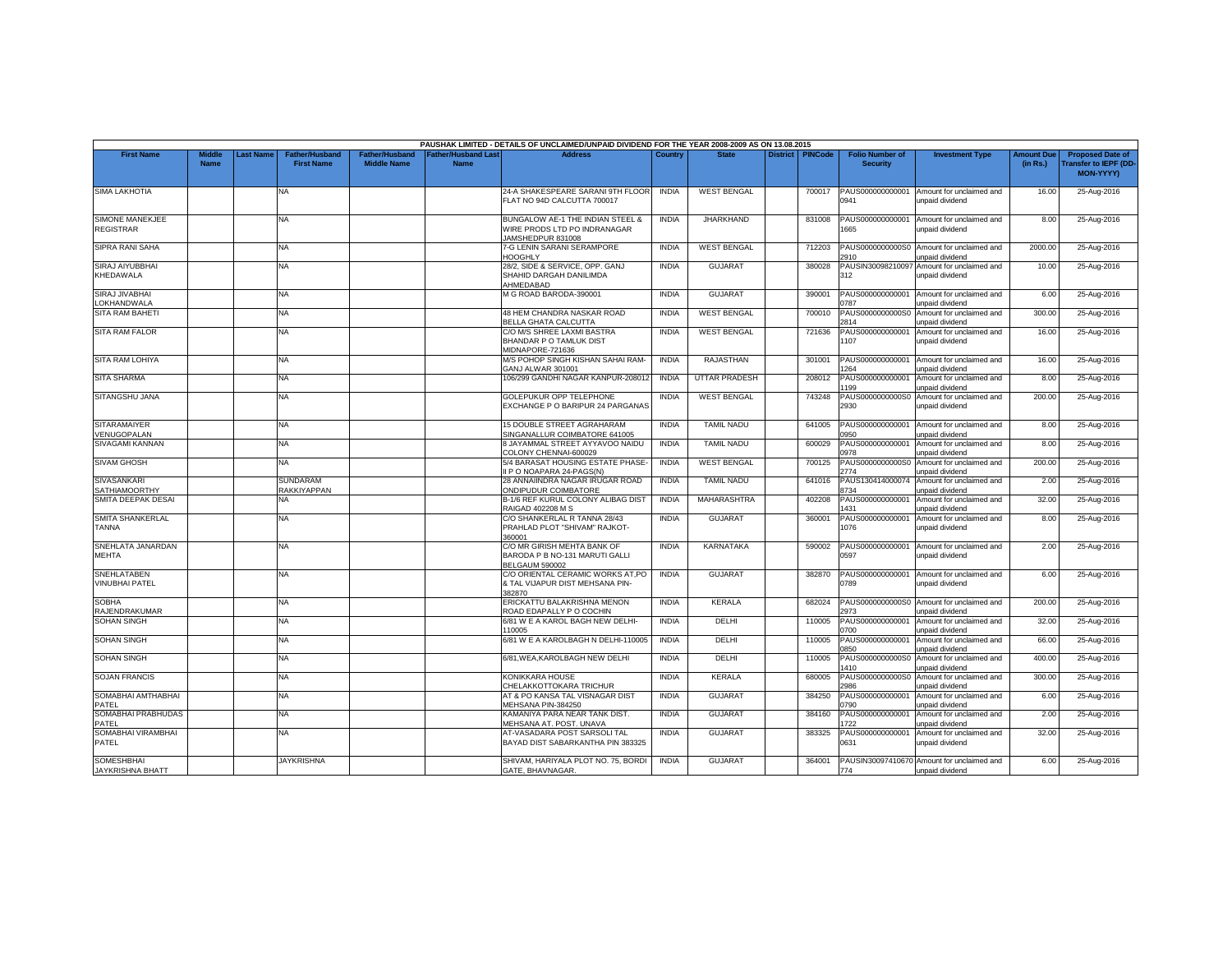PAUSHAK LIMITED - DETAILS OF UNCLAIMED/UNPAID DIVIDEND FOR THE YEAR 2008-2009 AS ON 13.08.2015

| First Name | Middle Name | Last Name | Father/Husband First Name | Father/Husband Middle Name | Father/Husband Last Name | Address | Country | State | District | PINCode | Folio Number of Security | Investment Type | Amount Due (in Rs.) | Proposed Date of Transfer to IEPF (DD-MON-YYYY) |
|---|---|---|---|---|---|---|---|---|---|---|---|---|---|---|
| SIMA LAKHOTIA | | | NA | | | 24-A SHAKESPEARE SARANI 9TH FLOOR FLAT NO 94D CALCUTTA 700017 | INDIA | WEST BENGAL | | 700017 | PAUS000000000001 0941 | Amount for unclaimed and unpaid dividend | 16.00 | 25-Aug-2016 |
| SIMONE MANEKJEE REGISTRAR | | | NA | | | BUNGALOW AE-1 THE INDIAN STEEL & WIRE PRODS LTD PO INDRANAGAR JAMSHEDPUR 831008 | INDIA | JHARKHAND | | 831008 | PAUS000000000001 1665 | Amount for unclaimed and unpaid dividend | 8.00 | 25-Aug-2016 |
| SIPRA RANI SAHA | | | NA | | | 7-G LENIN SARANI SERAMPORE HOOGHLY | INDIA | WEST BENGAL | | 712203 | PAUS0000000000S0 2910 | Amount for unclaimed and unpaid dividend | 2000.00 | 25-Aug-2016 |
| SIRAJ AIYUBBHAI KHEDAWALA | | | NA | | | 28/2, SIDE & SERVICE, OPP. GANJ SHAHID DARGAH DANILIMDA AHMEDABAD | INDIA | GUJARAT | | 380028 | PAUSIN30098210097 312 | Amount for unclaimed and unpaid dividend | 10.00 | 25-Aug-2016 |
| SIRAJ JIVABHAI LOKHANDWALA | | | NA | | | M G ROAD BARODA-390001 | INDIA | GUJARAT | | 390001 | PAUS000000000001 0787 | Amount for unclaimed and unpaid dividend | 6.00 | 25-Aug-2016 |
| SITA RAM BAHETI | | | NA | | | 48 HEM CHANDRA NASKAR ROAD BELLA GHATA CALCUTTA | INDIA | WEST BENGAL | | 700010 | PAUS0000000000S0 2814 | Amount for unclaimed and unpaid dividend | 300.00 | 25-Aug-2016 |
| SITA RAM FALOR | | | NA | | | C/O M/S SHREE LAXMI BASTRA BHANDAR P O TAMLUK DIST MIDNAPORE-721636 | INDIA | WEST BENGAL | | 721636 | PAUS000000000001 1107 | Amount for unclaimed and unpaid dividend | 16.00 | 25-Aug-2016 |
| SITA RAM LOHIYA | | | NA | | | M/S POHOP SINGH KISHAN SAHAI RAM-GANJ ALWAR 301001 | INDIA | RAJASTHAN | | 301001 | PAUS000000000001 1264 | Amount for unclaimed and unpaid dividend | 16.00 | 25-Aug-2016 |
| SITA SHARMA | | | NA | | | 106/299 GANDHI NAGAR KANPUR-208012 | INDIA | UTTAR PRADESH | | 208012 | PAUS000000000001 1199 | Amount for unclaimed and unpaid dividend | 8.00 | 25-Aug-2016 |
| SITANGSHU JANA | | | NA | | | GOLEPUKUR OPP TELEPHONE EXCHANGE P O BARIPUR 24 PARGANAS | INDIA | WEST BENGAL | | 743248 | PAUS0000000000S0 2930 | Amount for unclaimed and unpaid dividend | 200.00 | 25-Aug-2016 |
| SITARAMAIYER VENUGOPALAN | | | NA | | | 15 DOUBLE STREET AGRAHARAM SINGANALLUR COIMBATORE 641005 | INDIA | TAMIL NADU | | 641005 | PAUS000000000001 0950 | Amount for unclaimed and unpaid dividend | 8.00 | 25-Aug-2016 |
| SIVAGAMI KANNAN | | | NA | | | 8 JAYAMMAL STREET AYYAVOO NAIDU COLONY CHENNAI-600029 | INDIA | TAMIL NADU | | 600029 | PAUS000000000001 0978 | Amount for unclaimed and unpaid dividend | 8.00 | 25-Aug-2016 |
| SIVAM GHOSH | | | NA | | | 5/4 BARASAT HOUSING ESTATE PHASE-II P O NOAPARA 24-PAGS(N) | INDIA | WEST BENGAL | | 700125 | PAUS0000000000S0 2774 | Amount for unclaimed and unpaid dividend | 200.00 | 25-Aug-2016 |
| SIVASANKARI SATHIAMOORTHY | | | SUNDARAM RAKKIYAPPAN | | | 28 ANNAIINDRA NAGAR IRUGAR ROAD ONDIPUDUR COIMBATORE | INDIA | TAMIL NADU | | 641016 | PAUS130414000074 8734 | Amount for unclaimed and unpaid dividend | 2.00 | 25-Aug-2016 |
| SMITA DEEPAK DESAI | | | NA | | | B-1/6 REF KURUL COLONY ALIBAG DIST RAIGAD 402208 M S | INDIA | MAHARASHTRA | | 402208 | PAUS000000000001 1431 | Amount for unclaimed and unpaid dividend | 32.00 | 25-Aug-2016 |
| SMITA SHANKERLAL TANNA | | | NA | | | C/O SHANKERLAL R TANNA 28/43 PRAHLAD PLOT "SHIVAM" RAJKOT-360001 | INDIA | GUJARAT | | 360001 | PAUS000000000001 1076 | Amount for unclaimed and unpaid dividend | 8.00 | 25-Aug-2016 |
| SNEHLATA JANARDAN MEHTA | | | NA | | | C/O MR GIRISH MEHTA BANK OF BARODA P B NO-131 MARUTI GALLI BELGAUM 590002 | INDIA | KARNATAKA | | 590002 | PAUS000000000001 0597 | Amount for unclaimed and unpaid dividend | 2.00 | 25-Aug-2016 |
| SNEHLATABEN VINUBHAI PATEL | | | NA | | | C/O ORIENTAL CERAMIC WORKS AT,PO & TAL VIJAPUR DIST MEHSANA PIN-382870 | INDIA | GUJARAT | | 382870 | PAUS000000000001 0789 | Amount for unclaimed and unpaid dividend | 6.00 | 25-Aug-2016 |
| SOBHA RAJENDRAKUMAR | | | NA | | | ERICKATTU BALAKRISHNA MENON ROAD EDAPALLY P O COCHIN | INDIA | KERALA | | 682024 | PAUS0000000000S0 2973 | Amount for unclaimed and unpaid dividend | 200.00 | 25-Aug-2016 |
| SOHAN SINGH | | | NA | | | 6/81 W E A KAROL BAGH NEW DELHI-110005 | INDIA | DELHI | | 110005 | PAUS000000000001 0700 | Amount for unclaimed and unpaid dividend | 32.00 | 25-Aug-2016 |
| SOHAN SINGH | | | NA | | | 6/81 W E A KAROLBAGH N DELHI-110005 | INDIA | DELHI | | 110005 | PAUS000000000001 0850 | Amount for unclaimed and unpaid dividend | 66.00 | 25-Aug-2016 |
| SOHAN SINGH | | | NA | | | 6/81,WEA,KAROLBAGH NEW DELHI | INDIA | DELHI | | 110005 | PAUS0000000000S0 1410 | Amount for unclaimed and unpaid dividend | 400.00 | 25-Aug-2016 |
| SOJAN FRANCIS | | | NA | | | KONIKKARA HOUSE CHELAKKOTTOKARA TRICHUR | INDIA | KERALA | | 680005 | PAUS0000000000S0 2986 | Amount for unclaimed and unpaid dividend | 300.00 | 25-Aug-2016 |
| SOMABHAI AMTHABHAI PATEL | | | NA | | | AT & PO KANSA TAL VISNAGAR DIST MEHSANA PIN-384250 | INDIA | GUJARAT | | 384250 | PAUS000000000001 0790 | Amount for unclaimed and unpaid dividend | 6.00 | 25-Aug-2016 |
| SOMABHAI PRABHUDAS PATEL | | | NA | | | KAMANIYA PARA NEAR TANK DIST. MEHSANA AT. POST. UNAVA | INDIA | GUJARAT | | 384160 | PAUS000000000001 1722 | Amount for unclaimed and unpaid dividend | 2.00 | 25-Aug-2016 |
| SOMABHAI VIRAMBHAI PATEL | | | NA | | | AT-VASADARA POST SARSOLI TAL BAYAD DIST SABARKANTHA PIN 383325 | INDIA | GUJARAT | | 383325 | PAUS000000000001 0631 | Amount for unclaimed and unpaid dividend | 32.00 | 25-Aug-2016 |
| SOMESHBHAI JAYKRISHNA BHATT | | | JAYKRISHNA | | | SHIVAM, HARIYALA PLOT NO. 75, BORDI GATE, BHAVNAGAR. | INDIA | GUJARAT | | 364001 | PAUSIN30097410670 774 | Amount for unclaimed and unpaid dividend | 6.00 | 25-Aug-2016 |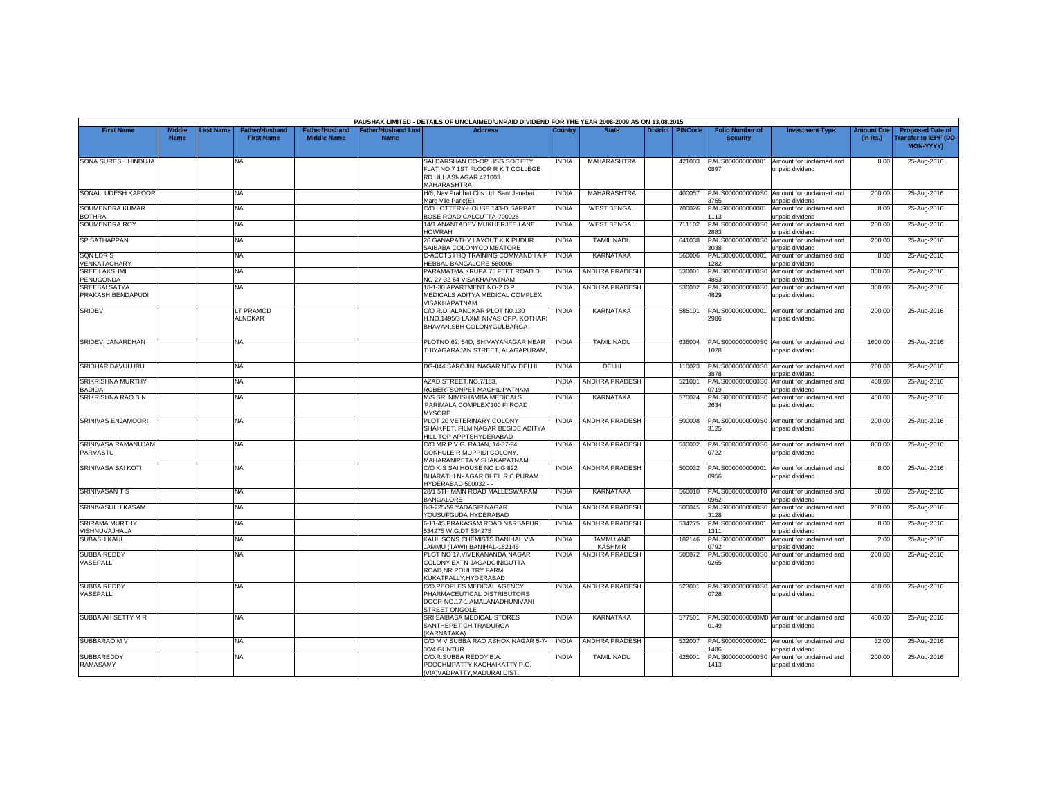PAUSHAK LIMITED - DETAILS OF UNCLAIMED/UNPAID DIVIDEND FOR THE YEAR 2008-2009 AS ON 13.08.2015

| First Name | Middle Name | Last Name | Father/Husband First Name | Father/Husband Middle Name | Father/Husband Last Name | Address | Country | State | District | PINCode | Folio Number of Security | Investment Type | Amount Due (in Rs.) | Proposed Date of Transfer to IEPF (DD-MON-YYYY) |
|---|---|---|---|---|---|---|---|---|---|---|---|---|---|---|
| SONA SURESH HINDUJA | | | NA | | | SAI DARSHAN CO-OP HSG SOCIETY FLAT NO 7 1ST FLOOR R K T COLLEGE RD ULHASNAGAR 421003 MAHARASHTRA | INDIA | MAHARASHTRA | | 421003 | PAUS000000000001 0897 | Amount for unclaimed and unpaid dividend | 8.00 | 25-Aug-2016 |
| SONALI UDESH KAPOOR | | | NA | | | H/6, Nav Prabhat Chs Ltd. Sant Janabai Marg Vile Parle(E) | INDIA | MAHARASHTRA | | 400057 | PAUS0000000000S0 3755 | Amount for unclaimed and unpaid dividend | 200.00 | 25-Aug-2016 |
| SOUMENDRA KUMAR BOTHRA | | | NA | | | C/O LOTTERY-HOUSE 143-D SARPAT BOSE ROAD CALCUTTA-700026 | INDIA | WEST BENGAL | | 700026 | PAUS000000000001 1113 | Amount for unclaimed and unpaid dividend | 8.00 | 25-Aug-2016 |
| SOUMENDRA ROY | | | NA | | | 14/1 ANANTADEV MUKHERJEE LANE HOWRAH | INDIA | WEST BENGAL | | 711102 | PAUS0000000000S0 2883 | Amount for unclaimed and unpaid dividend | 200.00 | 25-Aug-2016 |
| SP SATHAPPAN | | | NA | | | 26 GANAPATHY LAYOUT K K PUDUR SAIBABA COLONYCOIMBATORE | INDIA | TAMIL NADU | | 641038 | PAUS0000000000S0 3038 | Amount for unclaimed and unpaid dividend | 200.00 | 25-Aug-2016 |
| SQN LDR S VENKATACHARY | | | NA | | | C-ACCTS I HQ TRAINING COMMAND I A F HEBBAL BANGALORE-560006 | INDIA | KARNATAKA | | 560006 | PAUS000000000001 1282 | Amount for unclaimed and unpaid dividend | 8.00 | 25-Aug-2016 |
| SREE LAKSHMI PENUGONDA | | | NA | | | PARAMATMA KRUPA 75 FEET ROAD D NO 27-32-54 VISAKHAPATNAM | INDIA | ANDHRA PRADESH | | 530001 | PAUS0000000000S0 4853 | Amount for unclaimed and unpaid dividend | 300.00 | 25-Aug-2016 |
| SREESAI SATYA PRAKASH BENDAPUDI | | | NA | | | 18-1-30 APARTMENT NO-2 O P MEDICALS ADITYA MEDICAL COMPLEX VISAKHAPATNAM | INDIA | ANDHRA PRADESH | | 530002 | PAUS0000000000S0 4829 | Amount for unclaimed and unpaid dividend | 300.00 | 25-Aug-2016 |
| SRIDEVI | | | LT PRAMOD ALNDKAR | | | C/O R.D. ALANDKAR PLOT N0.130 H.NO.1495/3 LAXMI NIVAS OPP. KOTHARI BHAVAN,SBH COLONYGULBARGA | INDIA | KARNATAKA | | 585101 | PAUS000000000001 2986 | Amount for unclaimed and unpaid dividend | 200.00 | 25-Aug-2016 |
| SRIDEVI JANARDHAN | | | NA | | | PLOTNO.62, 54D, SHIVAYANAGAR NEAR THIYAGARAJAN STREET, ALAGAPURAM, | INDIA | TAMIL NADU | | 636004 | PAUS0000000000S0 1028 | Amount for unclaimed and unpaid dividend | 1600.00 | 25-Aug-2016 |
| SRIDHAR DAVULURU | | | NA | | | DG-844 SAROJINI NAGAR NEW DELHI | INDIA | DELHI | | 110023 | PAUS0000000000S0 3878 | Amount for unclaimed and unpaid dividend | 200.00 | 25-Aug-2016 |
| SRIKRISHNA MURTHY BADIDA | | | NA | | | AZAD STREET,NO.7/183, ROBERTSONPET MACHILIPATNAM | INDIA | ANDHRA PRADESH | | 521001 | PAUS0000000000S0 0719 | Amount for unclaimed and unpaid dividend | 400.00 | 25-Aug-2016 |
| SRIKRISHNA RAO B N | | | NA | | | M/S SRI NIMISHAMBA MEDICALS 'PARIMALA COMPLEX'100 FI ROAD MYSORE | INDIA | KARNATAKA | | 570024 | PAUS0000000000S0 2634 | Amount for unclaimed and unpaid dividend | 400.00 | 25-Aug-2016 |
| SRINIVAS ENJAMOORI | | | NA | | | PLOT 20 VETERINARY COLONY SHAIKPET, FILM NAGAR BESIDE ADITYA HILL TOP APPTSHYDERABAD | INDIA | ANDHRA PRADESH | | 500008 | PAUS0000000000S0 3125 | Amount for unclaimed and unpaid dividend | 200.00 | 25-Aug-2016 |
| SRINIVASA RAMANUJAM PARVASTU | | | NA | | | C/O MR.P.V.G. RAJAN, 14-37-24, GOKHULE R MUPPIDI COLONY, MAHARANIPETA VISHAKAPATNAM | INDIA | ANDHRA PRADESH | | 530002 | PAUS0000000000S0 0722 | Amount for unclaimed and unpaid dividend | 800.00 | 25-Aug-2016 |
| SRINIVASA SAI KOTI | | | NA | | | C/O K S SAI HOUSE NO LIG 822 BHARATHI N- AGAR BHEL R C PURAM HYDERABAD 500032 - - | INDIA | ANDHRA PRADESH | | 500032 | PAUS000000000001 0956 | Amount for unclaimed and unpaid dividend | 8.00 | 25-Aug-2016 |
| SRINIVASAN T S | | | NA | | | 28/1 5TH MAIN ROAD MALLESWARAM BANGALORE | INDIA | KARNATAKA | | 560010 | PAUS0000000000T0 0962 | Amount for unclaimed and unpaid dividend | 80.00 | 25-Aug-2016 |
| SRINIVASULU KASAM | | | NA | | | 8-3-225/59 YADAGIRINAGAR YOUSUFGUDA HYDERABAD | INDIA | ANDHRA PRADESH | | 500045 | PAUS0000000000S0 3128 | Amount for unclaimed and unpaid dividend | 200.00 | 25-Aug-2016 |
| SRIRAMA MURTHY VISHNUVAJHALA | | | NA | | | 6-11-45 PRAKASAM ROAD NARSAPUR 534275 W.G.DT 534275 | INDIA | ANDHRA PRADESH | | 534275 | PAUS000000000001 1311 | Amount for unclaimed and unpaid dividend | 8.00 | 25-Aug-2016 |
| SUBASH KAUL | | | NA | | | KAUL SONS CHEMISTS BANIHAL VIA JAMMU (TAWI) BANIHAL-182146 | INDIA | JAMMU AND KASHMIR | | 182146 | PAUS000000000001 0792 | Amount for unclaimed and unpaid dividend | 2.00 | 25-Aug-2016 |
| SUBBA REDDY VASEPALLI | | | NA | | | PLOT NO 17,VIVEKANANDA NAGAR COLONY EXTN JAGADGINIGUTTA ROAD,NR POULTRY FARM KUKATPALLY,HYDERABAD | INDIA | ANDHRA PRADESH | | 500872 | PAUS0000000000S0 0265 | Amount for unclaimed and unpaid dividend | 200.00 | 25-Aug-2016 |
| SUBBA REDDY VASEPALLI | | | NA | | | C/O.PEOPLES MEDICAL AGENCY PHARMACEUTICAL DISTRIBUTORS DOOR NO.17-1 AMALANADHUNIVANI STREET ONGOLE | INDIA | ANDHRA PRADESH | | 523001 | PAUS0000000000S0 0728 | Amount for unclaimed and unpaid dividend | 400.00 | 25-Aug-2016 |
| SUBBAIAH SETTY M R | | | NA | | | SRI SAIBABA MEDICAL STORES SANTHEPET CHITRADURGA (KARNATAKA) | INDIA | KARNATAKA | | 577501 | PAUS0000000000M0 0149 | Amount for unclaimed and unpaid dividend | 400.00 | 25-Aug-2016 |
| SUBBARAO M V | | | NA | | | C/O M V SUBBA RAO ASHOK NAGAR 5-7-30/4 GUNTUR | INDIA | ANDHRA PRADESH | | 522007 | PAUS000000000001 1486 | Amount for unclaimed and unpaid dividend | 32.00 | 25-Aug-2016 |
| SUBBAREDDY RAMASAMY | | | NA | | | C/O.R.SUBBA REDDY B.A. POOCHMPATTY,KACHAIKATTY P.O. (VIA)VADPATTY,MADURAI DIST. | INDIA | TAMIL NADU | | 625001 | PAUS0000000000S0 1413 | Amount for unclaimed and unpaid dividend | 200.00 | 25-Aug-2016 |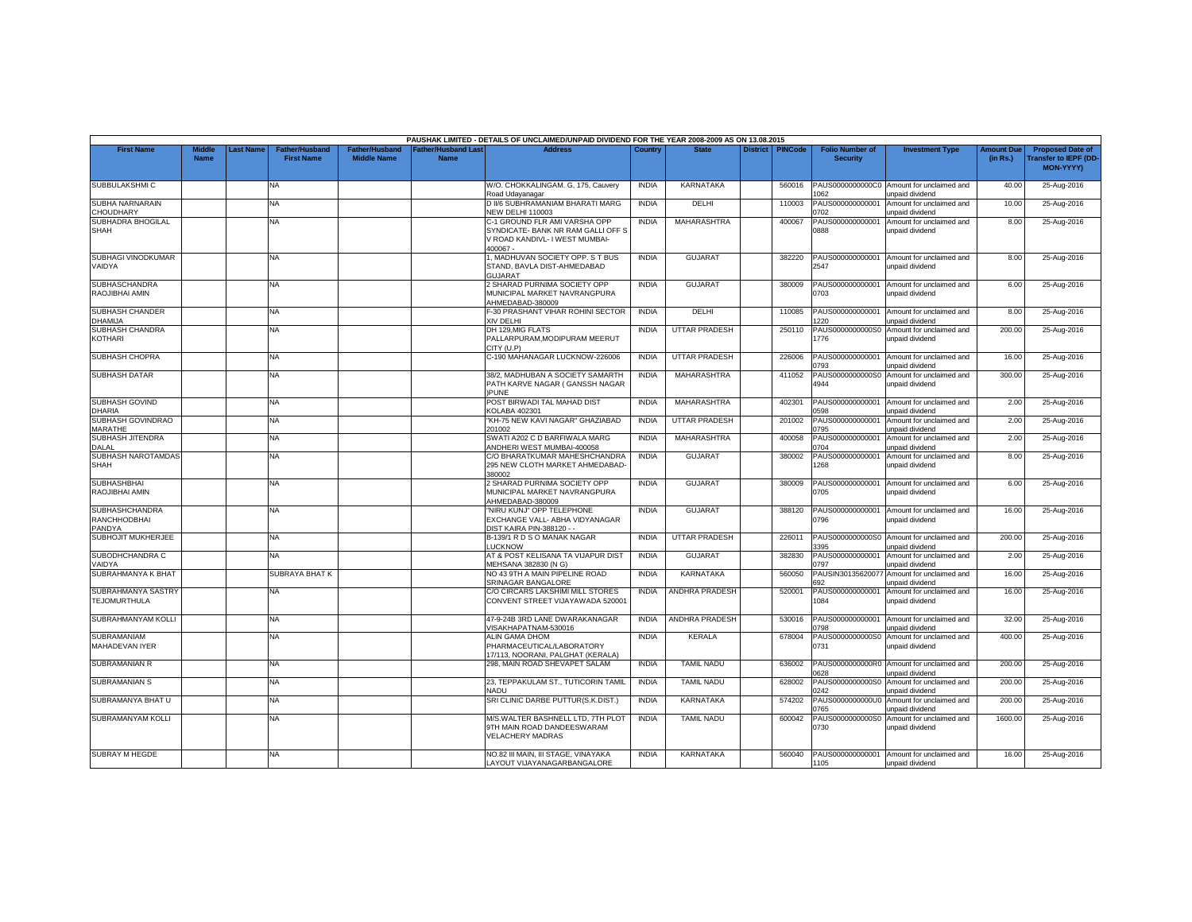PAUSHAK LIMITED - DETAILS OF UNCLAIMED/UNPAID DIVIDEND FOR THE YEAR 2008-2009 AS ON 13.08.2015

| First Name | Middle Name | Last Name | Father/Husband First Name | Father/Husband Middle Name | Father/Husband Last Name | Address | Country | State | District | PINCode | Folio Number of Security | Investment Type | Amount Due (in Rs.) | Proposed Date of Transfer to IEPF (DD-MON-YYYY) |
|---|---|---|---|---|---|---|---|---|---|---|---|---|---|---|
| SUBBULAKSHMI C | | | NA | | | W/O. CHOKKALINGAM. G, 175, Cauvery Road Udayanagar | INDIA | KARNATAKA | | 560016 | PAUS0000000000C01062 | Amount for unclaimed and unpaid dividend | 40.00 | 25-Aug-2016 |
| SUBHA NARNARAIN CHOUDHARY | | | NA | | | D II/6 SUBHRAMANIAM BHARATI MARG NEW DELHI 110003 | INDIA | DELHI | | 110003 | PAUS0000000000010702 | Amount for unclaimed and unpaid dividend | 10.00 | 25-Aug-2016 |
| SUBHADRA BHOGILAL SHAH | | | NA | | | C-1 GROUND FLR AMI VARSHA OPP SYNDICATE- BANK NR RAM GALLI OFF S V ROAD KANDIVL- I WEST MUMBAI-400067 - | INDIA | MAHARASHTRA | | 400067 | PAUS0000000000010888 | Amount for unclaimed and unpaid dividend | 8.00 | 25-Aug-2016 |
| SUBHAGI VINODKUMAR VAIDYA | | | NA | | | 1, MADHUVAN SOCIETY OPP. S T BUS STAND, BAVLA DIST-AHMEDABAD GUJARAT | INDIA | GUJARAT | | 382220 | PAUS0000000000012547 | Amount for unclaimed and unpaid dividend | 8.00 | 25-Aug-2016 |
| SUBHASCHANDRA RAOJIBHAI AMIN | | | NA | | | 2 SHARAD PURNIMA SOCIETY OPP MUNICIPAL MARKET NAVRANGPURA AHMEDABAD-380009 | INDIA | GUJARAT | | 380009 | PAUS0000000000010703 | Amount for unclaimed and unpaid dividend | 6.00 | 25-Aug-2016 |
| SUBHASH CHANDER DHAMIJA | | | NA | | | F-30 PRASHANT VIHAR ROHINI SECTOR XIV DELHI | INDIA | DELHI | | 110085 | PAUS0000000000011220 | Amount for unclaimed and unpaid dividend | 8.00 | 25-Aug-2016 |
| SUBHASH CHANDRA KOTHARI | | | NA | | | DH 129,MIG FLATS PALLARPURAM,MODIPURAM MEERUT CITY (U.P) | INDIA | UTTAR PRADESH | | 250110 | PAUS0000000000S01776 | Amount for unclaimed and unpaid dividend | 200.00 | 25-Aug-2016 |
| SUBHASH CHOPRA | | | NA | | | C-190 MAHANAGAR LUCKNOW-226006 | INDIA | UTTAR PRADESH | | 226006 | PAUS0000000000010793 | Amount for unclaimed and unpaid dividend | 16.00 | 25-Aug-2016 |
| SUBHASH DATAR | | | NA | | | 38/2, MADHUBAN A SOCIETY SAMARTH PATH KARVE NAGAR ( GANSSH NAGAR )PUNE | INDIA | MAHARASHTRA | | 411052 | PAUS0000000000S04944 | Amount for unclaimed and unpaid dividend | 300.00 | 25-Aug-2016 |
| SUBHASH GOVIND DHARIA | | | NA | | | POST BIRWADI TAL MAHAD DIST KOLABA 402301 | INDIA | MAHARASHTRA | | 402301 | PAUS0000000000010598 | Amount for unclaimed and unpaid dividend | 2.00 | 25-Aug-2016 |
| SUBHASH GOVINDRAO MARATHE | | | NA | | | "KH-75 NEW KAVI NAGAR" GHAZIABAD 201002 | INDIA | UTTAR PRADESH | | 201002 | PAUS0000000000010795 | Amount for unclaimed and unpaid dividend | 2.00 | 25-Aug-2016 |
| SUBHASH JITENDRA DALAL | | | NA | | | SWATI A202 C D BARFIWALA MARG ANDHERI WEST MUMBAI-400058 | INDIA | MAHARASHTRA | | 400058 | PAUS0000000000010704 | Amount for unclaimed and unpaid dividend | 2.00 | 25-Aug-2016 |
| SUBHASH NAROTAMDAS SHAH | | | NA | | | C/O BHARATKUMAR MAHESHCHANDRA 295 NEW CLOTH MARKET AHMEDABAD-380002 | INDIA | GUJARAT | | 380002 | PAUS0000000000011268 | Amount for unclaimed and unpaid dividend | 8.00 | 25-Aug-2016 |
| SUBHASHBHAI RAOJIBHAI AMIN | | | NA | | | 2 SHARAD PURNIMA SOCIETY OPP MUNICIPAL MARKET NAVRANGPURA AHMEDABAD-380009 | INDIA | GUJARAT | | 380009 | PAUS0000000000010705 | Amount for unclaimed and unpaid dividend | 6.00 | 25-Aug-2016 |
| SUBHASHCHANDRA RANCHHODBHAI PANDYA | | | NA | | | "NIRU KUNJ" OPP TELEPHONE EXCHANGE VALL- ABHA VIDYANAGAR DIST KAIRA PIN-388120 - - | INDIA | GUJARAT | | 388120 | PAUS0000000000010796 | Amount for unclaimed and unpaid dividend | 16.00 | 25-Aug-2016 |
| SUBHOJIT MUKHERJEE | | | NA | | | B-139/1 R D S O MANAK NAGAR LUCKNOW | INDIA | UTTAR PRADESH | | 226011 | PAUS0000000000S03395 | Amount for unclaimed and unpaid dividend | 200.00 | 25-Aug-2016 |
| SUBODHCHANDRA C VAIDYA | | | NA | | | AT & POST KELISANA TA VIJAPUR DIST MEHSANA 382830 (N G) | INDIA | GUJARAT | | 382830 | PAUS0000000000010797 | Amount for unclaimed and unpaid dividend | 2.00 | 25-Aug-2016 |
| SUBRAHMANYA K BHAT | | | SUBRAYA BHAT K | | | NO 43 9TH A MAIN PIPELINE ROAD SRINAGAR BANGALORE | INDIA | KARNATAKA | | 560050 | PAUSIN30135620077692 | Amount for unclaimed and unpaid dividend | 16.00 | 25-Aug-2016 |
| SUBRAHMANYA SASTRY TEJOMURTHULA | | | NA | | | C/O CIRCARS LAKSHIMI MILL STORES CONVENT STREET VIJAYAWADA 520001 | INDIA | ANDHRA PRADESH | | 520001 | PAUS0000000000011084 | Amount for unclaimed and unpaid dividend | 16.00 | 25-Aug-2016 |
| SUBRAHMANYAM KOLLI | | | NA | | | 47-9-24B 3RD LANE DWARAKANAGAR VISAKHAPATNAM-530016 | INDIA | ANDHRA PRADESH | | 530016 | PAUS0000000000010798 | Amount for unclaimed and unpaid dividend | 32.00 | 25-Aug-2016 |
| SUBRAMANIAM MAHADEVAN IYER | | | NA | | | ALIN GAMA DHOM PHARMACEUTICAL/LABORATORY 17/113, NOORANI, PALGHAT (KERALA) | INDIA | KERALA | | 678004 | PAUS0000000000S00731 | Amount for unclaimed and unpaid dividend | 400.00 | 25-Aug-2016 |
| SUBRAMANIAN R | | | NA | | | 298, MAIN ROAD SHEVAPET SALAM | INDIA | TAMIL NADU | | 636002 | PAUS0000000000R00628 | Amount for unclaimed and unpaid dividend | 200.00 | 25-Aug-2016 |
| SUBRAMANIAN S | | | NA | | | 23, TEPPAKULAM ST., TUTICORIN TAMIL NADU | INDIA | TAMIL NADU | | 628002 | PAUS0000000000S00242 | Amount for unclaimed and unpaid dividend | 200.00 | 25-Aug-2016 |
| SUBRAMANYA BHAT U | | | NA | | | SRI CLINIC DARBE PUTTUR(S.K.DIST.) | INDIA | KARNATAKA | | 574202 | PAUS0000000000U00765 | Amount for unclaimed and unpaid dividend | 200.00 | 25-Aug-2016 |
| SUBRAMANYAM KOLLI | | | NA | | | M/S.WALTER BASHNELL LTD, 7TH PLOT 9TH MAIN ROAD DANDEESWARAM VELACHERY MADRAS | INDIA | TAMIL NADU | | 600042 | PAUS0000000000S00730 | Amount for unclaimed and unpaid dividend | 1600.00 | 25-Aug-2016 |
| SUBRAY M HEGDE | | | NA | | | NO.82 III MAIN, III STAGE, VINAYAKA LAYOUT VIJAYANAGARBANGALORE | INDIA | KARNATAKA | | 560040 | PAUS0000000000011105 | Amount for unclaimed and unpaid dividend | 16.00 | 25-Aug-2016 |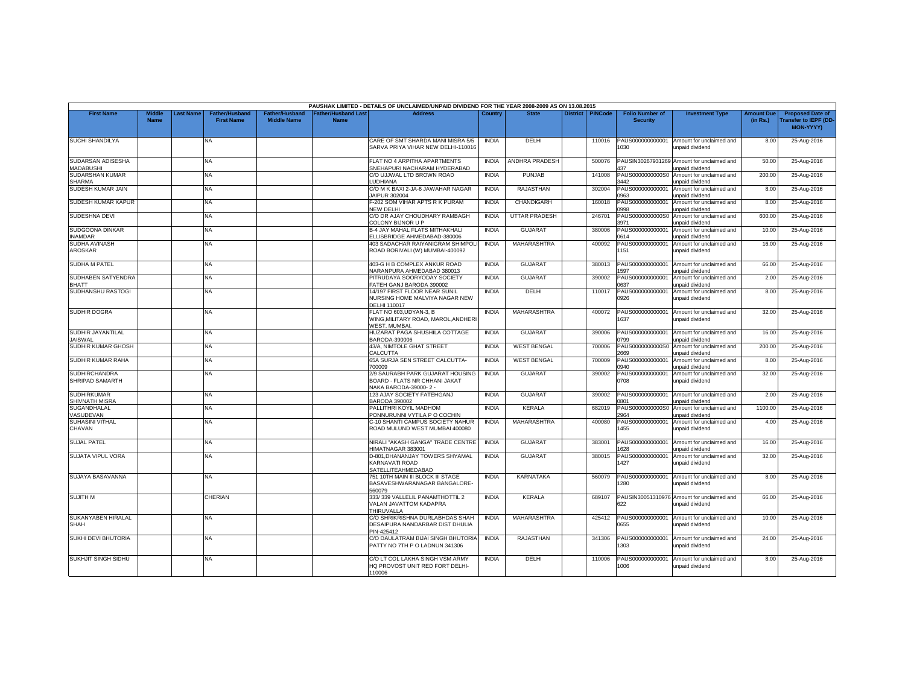| PAUSHAK LIMITED - DETAILS OF UNCLAIMED/UNPAID DIVIDEND FOR THE YEAR 2008-2009 AS ON 13.08.2015 | | | | | | | | | | | | | | | |
|---|---|---|---|---|---|---|---|---|---|---|---|---|---|---|---|
| First Name | Middle Name | Last Name | Father/Husband First Name | Father/Husband Middle Name | Father/Husband Last Name | Address | Country | State | District | PINCode | Folio Number of Security | Investment Type | Amount Due (in Rs.) | Proposed Date of Transfer to IEPF (DD-MON-YYYY) |
| SUCHI SHANDILYA | | | NA | | | CARE OF SMT SHARDA MANI MISRA 5/5 SARVA PRIYA VIHAR NEW DELHI-110016 | INDIA | DELHI | | 110016 | PAUS000000000001 1030 | Amount for unclaimed and unpaid dividend | 8.00 | 25-Aug-2016 |
| SUDARSAN ADISESHA MADABUSHI | | | NA | | | FLAT NO 4 ARPITHA APARTMENTS SNEHAPURI NACHARAM HYDERABAD | INDIA | ANDHRA PRADESH | | 500076 | PAUSIN30267931269 437 | Amount for unclaimed and unpaid dividend | 50.00 | 25-Aug-2016 |
| SUDARSHAN KUMAR SHARMA | | | NA | | | C/O UJJWAL LTD BROWN ROAD LUDHIANA | INDIA | PUNJAB | | 141008 | PAUS0000000000S0 3442 | Amount for unclaimed and unpaid dividend | 200.00 | 25-Aug-2016 |
| SUDESH KUMAR JAIN | | | NA | | | C/O M K BAXI 2-JA-6 JAWAHAR NAGAR JAIPUR 302004 | INDIA | RAJASTHAN | | 302004 | PAUS000000000001 0963 | Amount for unclaimed and unpaid dividend | 8.00 | 25-Aug-2016 |
| SUDESH KUMAR KAPUR | | | NA | | | F-202 SOM VIHAR APTS R K PURAM NEW DELHI | INDIA | CHANDIGARH | | 160018 | PAUS000000000001 0998 | Amount for unclaimed and unpaid dividend | 8.00 | 25-Aug-2016 |
| SUDESHNA DEVI | | | NA | | | C/O DR AJAY CHOUDHARY RAMBAGH COLONY BIJNOR U P | INDIA | UTTAR PRADESH | | 246701 | PAUS0000000000S0 3971 | Amount for unclaimed and unpaid dividend | 600.00 | 25-Aug-2016 |
| SUDGOONA DINKAR INAMDAR | | | NA | | | B-4 JAY MAHAL FLATS MITHAKHALI ELLISBRIDGE AHMEDABAD-380006 | INDIA | GUJARAT | | 380006 | PAUS000000000001 0614 | Amount for unclaimed and unpaid dividend | 10.00 | 25-Aug-2016 |
| SUDHA AVINASH AROSKAR | | | NA | | | 403 SADACHAR RAIYANIGRAM SHIMPOLI ROAD BORIVALI (W) MUMBAI-400092 | INDIA | MAHARASHTRA | | 400092 | PAUS000000000001 1151 | Amount for unclaimed and unpaid dividend | 16.00 | 25-Aug-2016 |
| SUDHA M PATEL | | | NA | | | 403-G H B COMPLEX ANKUR ROAD NARANPURA AHMEDABAD 380013 | INDIA | GUJARAT | | 380013 | PAUS000000000001 1597 | Amount for unclaimed and unpaid dividend | 66.00 | 25-Aug-2016 |
| SUDHABEN SATYENDRA BHATT | | | NA | | | PITRUDAYA SOORYODAY SOCIETY FATEH GANJ BARODA 390002 | INDIA | GUJARAT | | 390002 | PAUS000000000001 0637 | Amount for unclaimed and unpaid dividend | 2.00 | 25-Aug-2016 |
| SUDHANSHU RASTOGI | | | NA | | | 14/197 FIRST FLOOR NEAR SUNIL NURSING HOME MALVIYA NAGAR NEW DELHI 110017 | INDIA | DELHI | | 110017 | PAUS000000000001 0926 | Amount for unclaimed and unpaid dividend | 8.00 | 25-Aug-2016 |
| SUDHIR DOGRA | | | NA | | | FLAT NO 603,UDYAN-3, B WING,MILITARY ROAD, MAROL,ANDHERI WEST, MUMBAI. | INDIA | MAHARASHTRA | | 400072 | PAUS000000000001 1637 | Amount for unclaimed and unpaid dividend | 32.00 | 25-Aug-2016 |
| SUDHIR JAYANTILAL JAISWAL | | | NA | | | HUZARAT PAGA SHUSHILA COTTAGE BARODA-390006 | INDIA | GUJARAT | | 390006 | PAUS000000000001 0799 | Amount for unclaimed and unpaid dividend | 16.00 | 25-Aug-2016 |
| SUDHIR KUMAR GHOSH | | | NA | | | 43/A, NIMTOLE GHAT STREET CALCUTTA | INDIA | WEST BENGAL | | 700006 | PAUS0000000000S0 2669 | Amount for unclaimed and unpaid dividend | 200.00 | 25-Aug-2016 |
| SUDHIR KUMAR RAHA | | | NA | | | 65A SURJA SEN STREET CALCUTTA-700009 | INDIA | WEST BENGAL | | 700009 | PAUS000000000001 0940 | Amount for unclaimed and unpaid dividend | 8.00 | 25-Aug-2016 |
| SUDHIRCHANDRA SHRIPAD SAMARTH | | | NA | | | 2/9 SAURABH PARK GUJARAT HOUSING BOARD - FLATS NR CHHANI JAKAT NAKA BARODA-39000- 2 - | INDIA | GUJARAT | | 390002 | PAUS000000000001 0708 | Amount for unclaimed and unpaid dividend | 32.00 | 25-Aug-2016 |
| SUDHIRKUMAR SHIVNATH MISRA | | | NA | | | 123 AJAY SOCIETY FATEHGANJ BARODA 390002 | INDIA | GUJARAT | | 390002 | PAUS000000000001 0801 | Amount for unclaimed and unpaid dividend | 2.00 | 25-Aug-2016 |
| SUGANDHALAL VASUDEVAN | | | NA | | | PALLITHRI KOYIL MADHOM PONNURUNNI VYTILA P O COCHIN | INDIA | KERALA | | 682019 | PAUS0000000000S0 2964 | Amount for unclaimed and unpaid dividend | 1100.00 | 25-Aug-2016 |
| SUHASINI VITHAL CHAVAN | | | NA | | | C-10 SHANTI CAMPUS SOCIETY NAHUR ROAD MULUND WEST MUMBAI 400080 | INDIA | MAHARASHTRA | | 400080 | PAUS000000000001 1455 | Amount for unclaimed and unpaid dividend | 4.00 | 25-Aug-2016 |
| SUJAL PATEL | | | NA | | | NIRALI "AKASH GANGA" TRADE CENTRE HIMATNAGAR 383001 | INDIA | GUJARAT | | 383001 | PAUS000000000001 1628 | Amount for unclaimed and unpaid dividend | 16.00 | 25-Aug-2016 |
| SUJATA VIPUL VORA | | | NA | | | D-801,DHANANJAY TOWERS SHYAMAL KARNAVATI ROAD SATELLITEAHMEDABAD | INDIA | GUJARAT | | 380015 | PAUS000000000001 1427 | Amount for unclaimed and unpaid dividend | 32.00 | 25-Aug-2016 |
| SUJAYA BASAVANNA | | | NA | | | 751 10TH MAIN III BLOCK III STAGE BASAVESHWARANAGAR BANGALORE-560079 | INDIA | KARNATAKA | | 560079 | PAUS000000000001 1280 | Amount for unclaimed and unpaid dividend | 8.00 | 25-Aug-2016 |
| SUJITH M | | | CHERIAN | | | 333/ 339 VALLELIL PANAMTHOTTIL 2 VALAN JAVATTOM KADAPRA THIRUVALLA | INDIA | KERALA | | 689107 | PAUSIN30051310976 622 | Amount for unclaimed and unpaid dividend | 66.00 | 25-Aug-2016 |
| SUKANYABEN HIRALAL SHAH | | | NA | | | C/O SHRIKRISHNA DURLABHDAS SHAH DESAIPURA NANDARBAR DIST DHULIA PIN-425412 | INDIA | MAHARASHTRA | | 425412 | PAUS000000000001 0655 | Amount for unclaimed and unpaid dividend | 10.00 | 25-Aug-2016 |
| SUKHI DEVI BHUTORIA | | | NA | | | C/O DAULATRAM BIJAI SINGH BHUTORIA PATTY NO 7TH P O LADNUN 341306 | INDIA | RAJASTHAN | | 341306 | PAUS000000000001 1303 | Amount for unclaimed and unpaid dividend | 24.00 | 25-Aug-2016 |
| SUKHJIT SINGH SIDHU | | | NA | | | C/O LT COL LAKHA SINGH VSM ARMY HQ PROVOST UNIT RED FORT DELHI-110006 | INDIA | DELHI | | 110006 | PAUS000000000001 1006 | Amount for unclaimed and unpaid dividend | 8.00 | 25-Aug-2016 |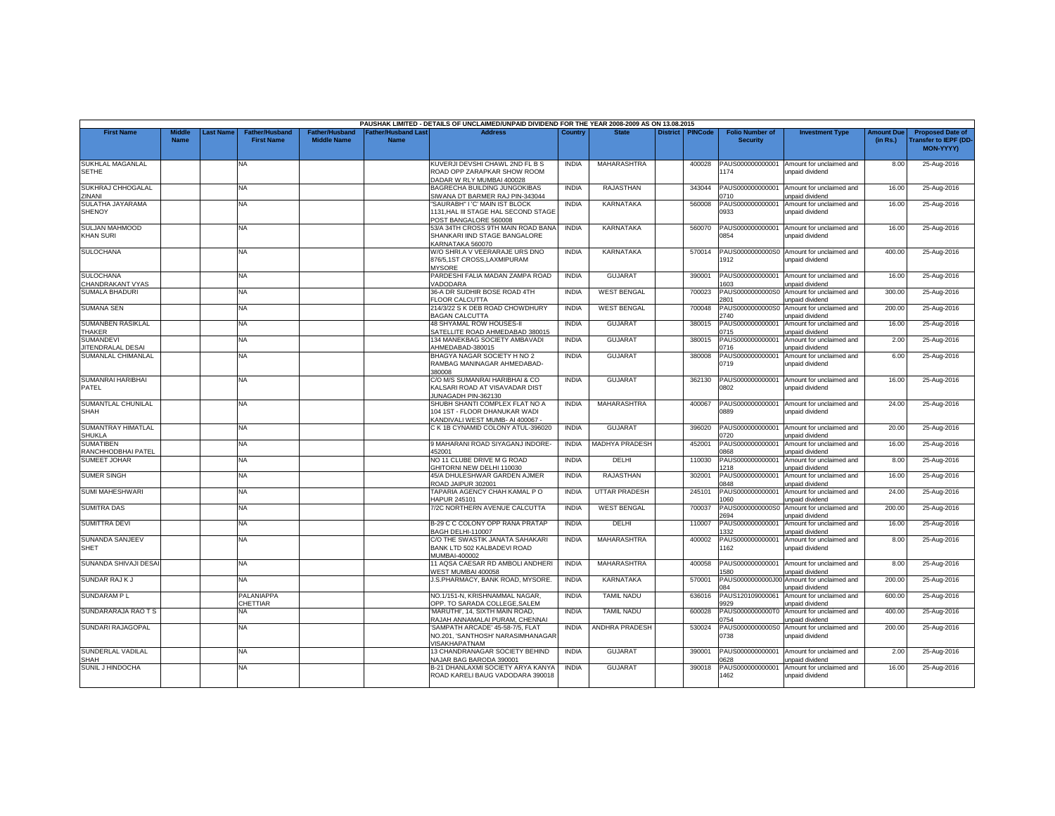PAUSHAK LIMITED - DETAILS OF UNCLAIMED/UNPAID DIVIDEND FOR THE YEAR 2008-2009 AS ON 13.08.2015

| First Name | Middle Name | Last Name | Father/Husband First Name | Father/Husband Middle Name | Father/Husband Last Name | Address | Country | State | District | PINCode | Folio Number of Security | Investment Type | Amount Due (in Rs.) | Proposed Date of Transfer to IEPF (DD-MON-YYYY) |
|---|---|---|---|---|---|---|---|---|---|---|---|---|---|---|
| SUKHLAL MAGANLAL SETHE | | | NA | | | KUVERJI DEVSHI CHAWL 2ND FL B S ROAD OPP ZARAPKAR SHOW ROOM DADAR W RLY MUMBAI 400028 | INDIA | MAHARASHTRA | | 400028 | PAUS000000000001174 | Amount for unclaimed and unpaid dividend | 8.00 | 25-Aug-2016 |
| SUKHRAJ CHHOGALAL ZINANI | | | NA | | | BAGRECHA BUILDING JUNGOKIBAS SIWANA DT BARMER RAJ PIN-343044 | INDIA | RAJASTHAN | | 343044 | PAUS000000000000710 | Amount for unclaimed and unpaid dividend | 16.00 | 25-Aug-2016 |
| SULATHA JAYARAMA SHENOY | | | NA | | | "SAURABH" I 'C' MAIN IST BLOCK 1131,HAL III STAGE HAL SECOND STAGE POST BANGALORE 560008 | INDIA | KARNATAKA | | 560008 | PAUS000000000000933 | Amount for unclaimed and unpaid dividend | 16.00 | 25-Aug-2016 |
| SULJAN MAHMOOD KHAN SURI | | | NA | | | 53/A 34TH CROSS 9TH MAIN ROAD BANA SHANKARI IIND STAGE BANGALORE KARNATAKA 560070 | INDIA | KARNATAKA | | 560070 | PAUS000000000000854 | Amount for unclaimed and unpaid dividend | 16.00 | 25-Aug-2016 |
| SULOCHANA | | | NA | | | W/O SHRI.A V VEERARAJE URS DNO 876/5,1ST CROSS,LAXMIPURAM MYSORE | INDIA | KARNATAKA | | 570014 | PAUS0000000000S01912 | Amount for unclaimed and unpaid dividend | 400.00 | 25-Aug-2016 |
| SULOCHANA CHANDRAKANT VYAS | | | NA | | | PARDESHI FALIA MADAN ZAMPA ROAD VADODARA | INDIA | GUJARAT | | 390001 | PAUS000000000001603 | Amount for unclaimed and unpaid dividend | 16.00 | 25-Aug-2016 |
| SUMALA BHADURI | | | NA | | | 36-A DR SUDHIR BOSE ROAD 4TH FLOOR CALCUTTA | INDIA | WEST BENGAL | | 700023 | PAUS0000000000S02801 | Amount for unclaimed and unpaid dividend | 300.00 | 25-Aug-2016 |
| SUMANA SEN | | | NA | | | 214/3/22 S K DEB ROAD CHOWDHURY BAGAN CALCUTTA | INDIA | WEST BENGAL | | 700048 | PAUS0000000000S02740 | Amount for unclaimed and unpaid dividend | 200.00 | 25-Aug-2016 |
| SUMANBEN RASIKLAL THAKER | | | NA | | | 48 SHYAMAL ROW HOUSES-II SATELLITE ROAD AHMEDABAD 380015 | INDIA | GUJARAT | | 380015 | PAUS000000000000715 | Amount for unclaimed and unpaid dividend | 16.00 | 25-Aug-2016 |
| SUMANDEVI JITENDRALAL DESAI | | | NA | | | 134 MANEKBAG SOCIETY AMBAVADI AHMEDABAD-380015 | INDIA | GUJARAT | | 380015 | PAUS000000000000716 | Amount for unclaimed and unpaid dividend | 2.00 | 25-Aug-2016 |
| SUMANLAL CHIMANLAL | | | NA | | | BHAGYA NAGAR SOCIETY H NO 2 RAMBAG MANINAGAR AHMEDABAD-380008 | INDIA | GUJARAT | | 380008 | PAUS000000000000719 | Amount for unclaimed and unpaid dividend | 6.00 | 25-Aug-2016 |
| SUMANRAI HARIBHAI PATEL | | | NA | | | C/O M/S SUMANRAI HARIBHAI & CO KALSARI ROAD AT VISAVADAR DIST JUNAGADH PIN-362130 | INDIA | GUJARAT | | 362130 | PAUS000000000000802 | Amount for unclaimed and unpaid dividend | 16.00 | 25-Aug-2016 |
| SUMANTLAL CHUNILAL SHAH | | | NA | | | SHUBH SHANTI COMPLEX FLAT NO A 104 1ST - FLOOR DHANUKAR WADI KANDIVALI WEST MUMB- AI 400067 - | INDIA | MAHARASHTRA | | 400067 | PAUS000000000000889 | Amount for unclaimed and unpaid dividend | 24.00 | 25-Aug-2016 |
| SUMANTRAY HIMATLAL SHUKLA | | | NA | | | C K 1B CYNAMID COLONY ATUL-396020 | INDIA | GUJARAT | | 396020 | PAUS000000000000720 | Amount for unclaimed and unpaid dividend | 20.00 | 25-Aug-2016 |
| SUMATIBEN RANCHHODBHAI PATEL | | | NA | | | 9 MAHARANI ROAD SIYAGANJ INDORE-452001 | INDIA | MADHYA PRADESH | | 452001 | PAUS000000000000868 | Amount for unclaimed and unpaid dividend | 16.00 | 25-Aug-2016 |
| SUMEET JOHAR | | | NA | | | NO 11 CLUBE DRIVE M G ROAD GHITORNI NEW DELHI 110030 | INDIA | DELHI | | 110030 | PAUS000000000001218 | Amount for unclaimed and unpaid dividend | 8.00 | 25-Aug-2016 |
| SUMER SINGH | | | NA | | | 45/A DHULESHWAR GARDEN AJMER ROAD JAIPUR 302001 | INDIA | RAJASTHAN | | 302001 | PAUS000000000000848 | Amount for unclaimed and unpaid dividend | 16.00 | 25-Aug-2016 |
| SUMI MAHESHWARI | | | NA | | | TAPARIA AGENCY CHAH KAMAL P O HAPUR 245101 | INDIA | UTTAR PRADESH | | 245101 | PAUS000000000001060 | Amount for unclaimed and unpaid dividend | 24.00 | 25-Aug-2016 |
| SUMITRA DAS | | | NA | | | 7/2C NORTHERN AVENUE CALCUTTA | INDIA | WEST BENGAL | | 700037 | PAUS0000000000S02694 | Amount for unclaimed and unpaid dividend | 200.00 | 25-Aug-2016 |
| SUMITTRA DEVI | | | NA | | | B-29 C C COLONY OPP RANA PRATAP BAGH DELHI-110007 | INDIA | DELHI | | 110007 | PAUS000000000001332 | Amount for unclaimed and unpaid dividend | 16.00 | 25-Aug-2016 |
| SUNANDA SANJEEV SHET | | | NA | | | C/O THE SWASTIK JANATA SAHAKARI BANK LTD 502 KALBADEVI ROAD MUMBAI-400002 | INDIA | MAHARASHTRA | | 400002 | PAUS000000000001162 | Amount for unclaimed and unpaid dividend | 8.00 | 25-Aug-2016 |
| SUNANDA SHIVAJI DESAI | | | NA | | | 11 AQSA CAESAR RD AMBOLI ANDHERI WEST MUMBAI 400058 | INDIA | MAHARASHTRA | | 400058 | PAUS000000000001580 | Amount for unclaimed and unpaid dividend | 8.00 | 25-Aug-2016 |
| SUNDAR RAJ K J | | | NA | | | J.S.PHARMACY, BANK ROAD, MYSORE. | INDIA | KARNATAKA | | 570001 | PAUS0000000000J00084 | Amount for unclaimed and unpaid dividend | 200.00 | 25-Aug-2016 |
| SUNDARAM P L | | | PALANIAPPA CHETTIAR | | | NO.1/151-N, KRISHNAMMAL NAGAR, OPP. TO SARADA COLLEGE,SALEM | INDIA | TAMIL NADU | | 636016 | PAUS120109000061929 | Amount for unclaimed and unpaid dividend | 600.00 | 25-Aug-2016 |
| SUNDARARAJA RAO T S | | | NA | | | 'MARUTHI', 14, SIXTH MAIN ROAD, RAJAH ANNAMALAI PURAM, CHENNAI | INDIA | TAMIL NADU | | 600028 | PAUS0000000000T00754 | Amount for unclaimed and unpaid dividend | 400.00 | 25-Aug-2016 |
| SUNDARI RAJAGOPAL | | | NA | | | 'SAMPATH ARCADE' 45-58-7/5, FLAT NO.201, 'SANTHOSH' NARASIMHANAGAR VISAKHAPATNAM | INDIA | ANDHRA PRADESH | | 530024 | PAUS0000000000S00738 | Amount for unclaimed and unpaid dividend | 200.00 | 25-Aug-2016 |
| SUNDERLAL VADILAL SHAH | | | NA | | | 13 CHANDRANAGAR SOCIETY BEHIND NAJAR BAG BARODA 390001 | INDIA | GUJARAT | | 390001 | PAUS000000000000628 | Amount for unclaimed and unpaid dividend | 2.00 | 25-Aug-2016 |
| SUNIL J HINDOCHA | | | NA | | | B-21 DHANLAXMI SOCIETY ARYA KANYA ROAD KARELI BAUG VADODARA 390018 | INDIA | GUJARAT | | 390018 | PAUS000000000001462 | Amount for unclaimed and unpaid dividend | 16.00 | 25-Aug-2016 |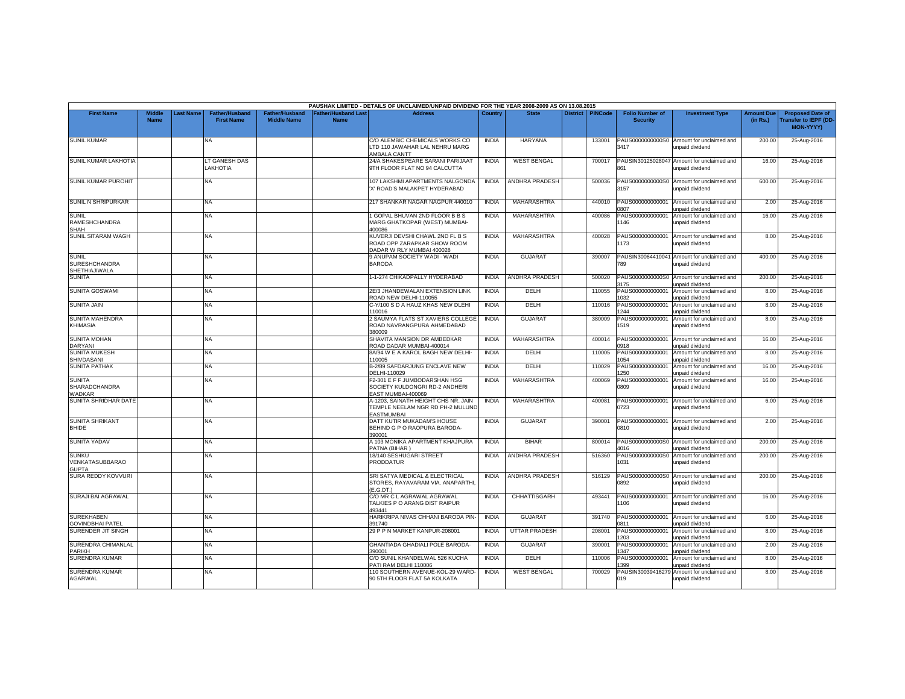PAUSHAK LIMITED - DETAILS OF UNCLAIMED/UNPAID DIVIDEND FOR THE YEAR 2008-2009 AS ON 13.08.2015

| First Name | Middle Name | Last Name | Father/Husband First Name | Father/Husband Middle Name | Father/Husband Last Name | Address | Country | State | District | PINCode | Folio Number of Security | Investment Type | Amount Due (in Rs.) | Proposed Date of Transfer to IEPF (DD-MON-YYYY) |
|---|---|---|---|---|---|---|---|---|---|---|---|---|---|---|
| SUNIL KUMAR | | | NA | | | C/O ALEMBIC CHEMICALS WORKS CO LTD 110 JAWAHAR LAL NEHRU MARG AMBALA CANTT | INDIA | HARYANA | | 133001 | PAUS0000000000S03417 | Amount for unclaimed and unpaid dividend | 200.00 | 25-Aug-2016 |
| SUNIL KUMAR LAKHOTIA | | | LT GANESH DAS LAKHOTIA | | | 24/A SHAKESPEARE SARANI PARIJAAT 9TH FLOOR FLAT NO 94 CALCUTTA | INDIA | WEST BENGAL | | 700017 | PAUSIN30125028047861 | Amount for unclaimed and unpaid dividend | 16.00 | 25-Aug-2016 |
| SUNIL KUMAR PUROHIT | | | NA | | | 107 LAKSHMI APARTMENTS NALGONDA 'X' ROAD'S MALAKPET HYDERABAD | INDIA | ANDHRA PRADESH | | 500036 | PAUS0000000000S03157 | Amount for unclaimed and unpaid dividend | 600.00 | 25-Aug-2016 |
| SUNIL N SHRIPURKAR | | | NA | | | 217 SHANKAR NAGAR NAGPUR 440010 | INDIA | MAHARASHTRA | | 440010 | PAUS0000000000010807 | Amount for unclaimed and unpaid dividend | 2.00 | 25-Aug-2016 |
| SUNIL RAMESHCHANDRA SHAH | | | NA | | | 1 GOPAL BHUVAN 2ND FLOOR B B S MARG GHATKOPAR (WEST) MUMBAI-400086 | INDIA | MAHARASHTRA | | 400086 | PAUS0000000000011146 | Amount for unclaimed and unpaid dividend | 16.00 | 25-Aug-2016 |
| SUNIL SITARAM WAGH | | | NA | | | KUVERJI DEVSHI CHAWL 2ND FL B S ROAD OPP ZARAPKAR SHOW ROOM DADAR W RLY MUMBAI 400028 | INDIA | MAHARASHTRA | | 400028 | PAUS0000000000011173 | Amount for unclaimed and unpaid dividend | 8.00 | 25-Aug-2016 |
| SUNIL SURESHCHANDRA SHETHIAJIWALA | | | NA | | | 9 ANUPAM SOCIETY WADI - WADI BARODA | INDIA | GUJARAT | | 390007 | PAUSIN30064410041789 | Amount for unclaimed and unpaid dividend | 400.00 | 25-Aug-2016 |
| SUNITA | | | NA | | | 1-1-274 CHIKADPALLY HYDERABAD | INDIA | ANDHRA PRADESH | | 500020 | PAUS0000000000S03175 | Amount for unclaimed and unpaid dividend | 200.00 | 25-Aug-2016 |
| SUNITA GOSWAMI | | | NA | | | 2E/3 JHANDEWALAN EXTENSION LINK ROAD NEW DELHI-110055 | INDIA | DELHI | | 110055 | PAUS0000000000011032 | Amount for unclaimed and unpaid dividend | 8.00 | 25-Aug-2016 |
| SUNITA JAIN | | | NA | | | C-Y/100 S D A HAUZ KHAS NEW DLEHI 110016 | INDIA | DELHI | | 110016 | PAUS0000000000011244 | Amount for unclaimed and unpaid dividend | 8.00 | 25-Aug-2016 |
| SUNITA MAHENDRA KHIMASIA | | | NA | | | 2 SAUMYA FLATS ST XAVIERS COLLEGE ROAD NAVRANGPURA AHMEDABAD 380009 | INDIA | GUJARAT | | 380009 | PAUS0000000000011519 | Amount for unclaimed and unpaid dividend | 8.00 | 25-Aug-2016 |
| SUNITA MOHAN DARYANI | | | NA | | | SHAVITA MANSION DR AMBEDKAR ROAD DADAR MUMBAI-400014 | INDIA | MAHARASHTRA | | 400014 | PAUS0000000000010918 | Amount for unclaimed and unpaid dividend | 16.00 | 25-Aug-2016 |
| SUNITA MUKESH SHIVDASANI | | | NA | | | 8A/94 W E A KAROL BAGH NEW DELHI-110005 | INDIA | DELHI | | 110005 | PAUS0000000000011054 | Amount for unclaimed and unpaid dividend | 8.00 | 25-Aug-2016 |
| SUNITA PATHAK | | | NA | | | B-2/89 SAFDARJUNG ENCLAVE NEW DELHI-110029 | INDIA | DELHI | | 110029 | PAUS0000000000011250 | Amount for unclaimed and unpaid dividend | 16.00 | 25-Aug-2016 |
| SUNITA SHARADCHANDRA WADKAR | | | NA | | | F2-301 E F F JUMBODARSHAN HSG SOCIETY KULDONGRI RD-2 ANDHERI EAST MUMBAI-400069 | INDIA | MAHARASHTRA | | 400069 | PAUS0000000000010809 | Amount for unclaimed and unpaid dividend | 16.00 | 25-Aug-2016 |
| SUNITA SHRIDHAR DATE | | | NA | | | A-1203, SAINATH HEIGHT CHS NR. JAIN TEMPLE NEELAM NGR RD PH-2 MULUND EASTMUMBAI | INDIA | MAHARASHTRA | | 400081 | PAUS0000000000010723 | Amount for unclaimed and unpaid dividend | 6.00 | 25-Aug-2016 |
| SUNITA SHRIKANT BHIDE | | | NA | | | DATT KUTIR MUKADAM'S HOUSE BEHIND G P O RAOPURA BARODA-390001 | INDIA | GUJARAT | | 390001 | PAUS0000000000010810 | Amount for unclaimed and unpaid dividend | 2.00 | 25-Aug-2016 |
| SUNITA YADAV | | | NA | | | A 103 MONIKA APARTMENT KHAJPURA PATNA (BIHAR ) | INDIA | BIHAR | | 800014 | PAUS0000000000S04016 | Amount for unclaimed and unpaid dividend | 200.00 | 25-Aug-2016 |
| SUNKU VENKATASUBBARAO GUPTA | | | NA | | | 18/140 SESHUGARI STREET PRODDATUR | INDIA | ANDHRA PRADESH | | 516360 | PAUS0000000000S01031 | Amount for unclaimed and unpaid dividend | 200.00 | 25-Aug-2016 |
| SURA REDDY KOVVURI | | | NA | | | SRI SATYA MEDICAL & ELECTRICAL STORES, RAYAVARAM VIA. ANAPARTHI, (E.G.DT.) | INDIA | ANDHRA PRADESH | | 516129 | PAUS0000000000S00892 | Amount for unclaimed and unpaid dividend | 200.00 | 25-Aug-2016 |
| SURAJI BAI AGRAWAL | | | NA | | | C/O MR C L AGRAWAL AGRAWAL TALKIES P O ARANG DIST RAIPUR 493441 | INDIA | CHHATTISGARH | | 493441 | PAUS0000000000011106 | Amount for unclaimed and unpaid dividend | 16.00 | 25-Aug-2016 |
| SUREKHABEN GOVINDBHAI PATEL | | | NA | | | HARIKRIPA NIVAS CHHANI BARODA PIN-391740 | INDIA | GUJARAT | | 391740 | PAUS0000000000010811 | Amount for unclaimed and unpaid dividend | 6.00 | 25-Aug-2016 |
| SURENDER JIT SINGH | | | NA | | | 29 P P N MARKET KANPUR-208001 | INDIA | UTTAR PRADESH | | 208001 | PAUS0000000000011203 | Amount for unclaimed and unpaid dividend | 8.00 | 25-Aug-2016 |
| SURENDRA CHIMANLAL PARIKH | | | NA | | | GHANTIADA GHADIALI POLE BARODA-390001 | INDIA | GUJARAT | | 390001 | PAUS0000000000011347 | Amount for unclaimed and unpaid dividend | 2.00 | 25-Aug-2016 |
| SURENDRA KUMAR | | | NA | | | C/O SUNIL KHANDELWAL 526 KUCHA PATI RAM DELHI 110006 | INDIA | DELHI | | 110006 | PAUS0000000000011399 | Amount for unclaimed and unpaid dividend | 8.00 | 25-Aug-2016 |
| SURENDRA KUMAR AGARWAL | | | NA | | | 110 SOUTHERN AVENUE-KOL-29 WARD-90 5TH FLOOR FLAT 5A KOLKATA | INDIA | WEST BENGAL | | 700029 | PAUSIN30039416279019 | Amount for unclaimed and unpaid dividend | 8.00 | 25-Aug-2016 |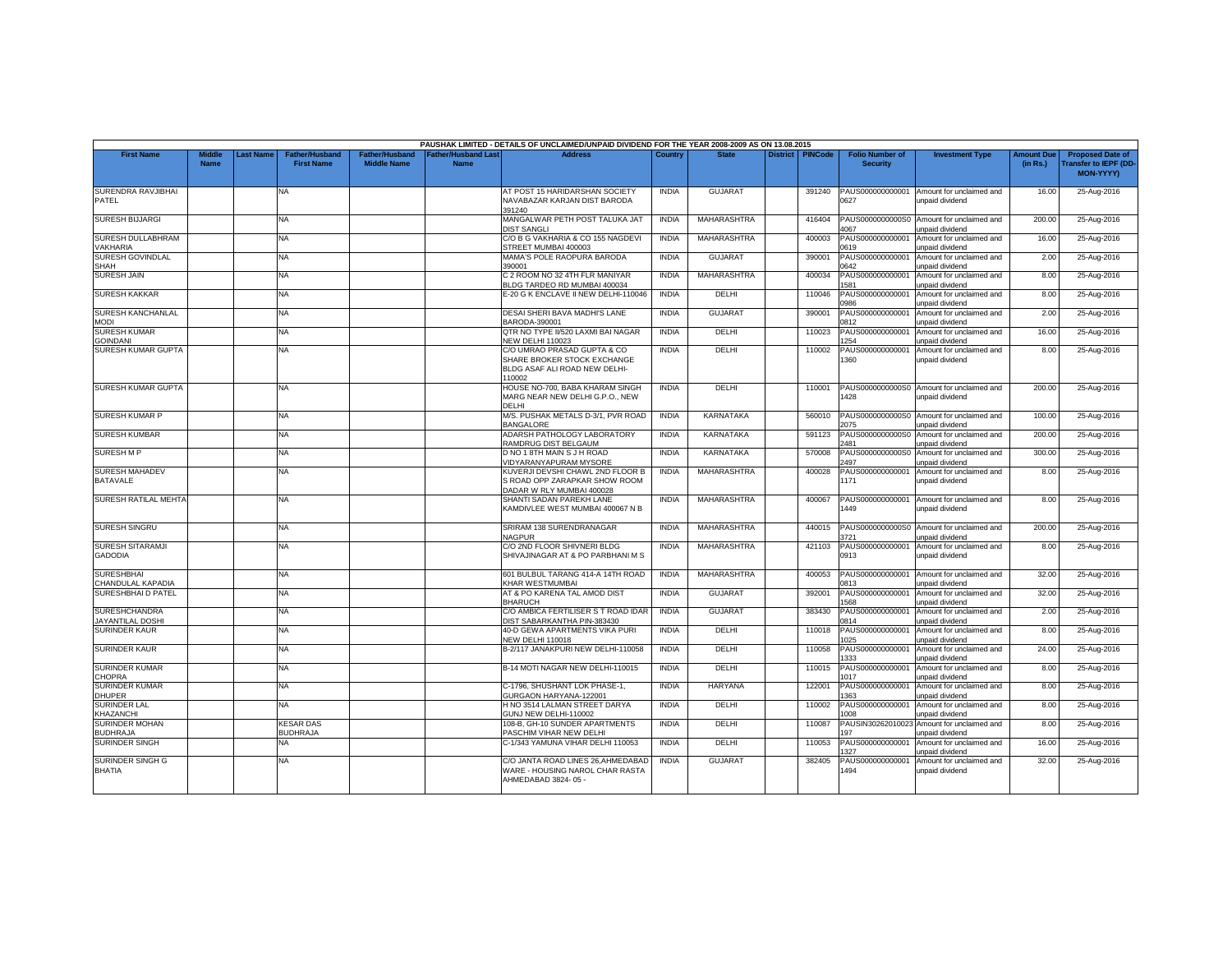PAUSHAK LIMITED - DETAILS OF UNCLAIMED/UNPAID DIVIDEND FOR THE YEAR 2008-2009 AS ON 13.08.2015

| First Name | Middle Name | Last Name | Father/Husband First Name | Father/Husband Middle Name | Father/Husband Last Name | Address | Country | State | District | PINCode | Folio Number of Security | Investment Type | Amount Due (in Rs.) | Proposed Date of Transfer to IEPF (DD-MON-YYYY) |
|---|---|---|---|---|---|---|---|---|---|---|---|---|---|---|
| SURENDRA RAVJIBHAI PATEL | | | NA | | | AT POST 15 HARIDARSHAN SOCIETY NAVABAZAR KARJAN DIST BARODA 391240 | INDIA | GUJARAT | | 391240 | PAUS000000000001 0627 | Amount for unclaimed and unpaid dividend | 16.00 | 25-Aug-2016 |
| SURESH BIJJARGI | | | NA | | | MANGALWAR PETH POST TALUKA JAT DIST SANGLI | INDIA | MAHARASHTRA | | 416404 | PAUS0000000000S0 4067 | Amount for unclaimed and unpaid dividend | 200.00 | 25-Aug-2016 |
| SURESH DULLABHRAM VAKHARIA | | | NA | | | C/O B G VAKHARIA & CO 155 NAGDEVI STREET MUMBAI 400003 | INDIA | MAHARASHTRA | | 400003 | PAUS000000000001 0619 | Amount for unclaimed and unpaid dividend | 16.00 | 25-Aug-2016 |
| SURESH GOVINDLAL SHAH | | | NA | | | MAMA'S POLE RAOPURA BARODA 390001 | INDIA | GUJARAT | | 390001 | PAUS000000000001 0642 | Amount for unclaimed and unpaid dividend | 2.00 | 25-Aug-2016 |
| SURESH JAIN | | | NA | | | C 2 ROOM NO 32 4TH FLR MANIYAR BLDG TARDEO RD MUMBAI 400034 | INDIA | MAHARASHTRA | | 400034 | PAUS000000000001 1581 | Amount for unclaimed and unpaid dividend | 8.00 | 25-Aug-2016 |
| SURESH KAKKAR | | | NA | | | E-20 G K ENCLAVE II NEW DELHI-110046 | INDIA | DELHI | | 110046 | PAUS000000000001 0986 | Amount for unclaimed and unpaid dividend | 8.00 | 25-Aug-2016 |
| SURESH KANCHANLAL MODI | | | NA | | | DESAI SHERI BAVA MADHI'S LANE BARODA-390001 | INDIA | GUJARAT | | 390001 | PAUS000000000001 0812 | Amount for unclaimed and unpaid dividend | 2.00 | 25-Aug-2016 |
| SURESH KUMAR GOINDANI | | | NA | | | QTR NO TYPE II/520 LAXMI BAI NAGAR NEW DELHI 110023 | INDIA | DELHI | | 110023 | PAUS000000000001 1254 | Amount for unclaimed and unpaid dividend | 16.00 | 25-Aug-2016 |
| SURESH KUMAR GUPTA | | | NA | | | C/O UMRAO PRASAD GUPTA & CO SHARE BROKER STOCK EXCHANGE BLDG ASAF ALI ROAD NEW DELHI-110002 | INDIA | DELHI | | 110002 | PAUS000000000001 1360 | Amount for unclaimed and unpaid dividend | 8.00 | 25-Aug-2016 |
| SURESH KUMAR GUPTA | | | NA | | | HOUSE NO-700, BABA KHARAM SINGH MARG NEAR NEW DELHI G.P.O., NEW DELHI | INDIA | DELHI | | 110001 | PAUS0000000000S0 1428 | Amount for unclaimed and unpaid dividend | 200.00 | 25-Aug-2016 |
| SURESH KUMAR P | | | NA | | | M/S. PUSHAK METALS D-3/1, PVR ROAD BANGALORE | INDIA | KARNATAKA | | 560010 | PAUS0000000000S0 2075 | Amount for unclaimed and unpaid dividend | 100.00 | 25-Aug-2016 |
| SURESH KUMBAR | | | NA | | | ADARSH PATHOLOGY LABORATORY RAMDRUG DIST BELGAUM | INDIA | KARNATAKA | | 591123 | PAUS0000000000S0 2481 | Amount for unclaimed and unpaid dividend | 200.00 | 25-Aug-2016 |
| SURESH M P | | | NA | | | D NO 1 8TH MAIN S J H ROAD VIDYARANYAPURAM MYSORE | INDIA | KARNATAKA | | 570008 | PAUS0000000000S0 2497 | Amount for unclaimed and unpaid dividend | 300.00 | 25-Aug-2016 |
| SURESH MAHADEV BATAVALE | | | NA | | | KUVERJI DEVSHI CHAWL 2ND FLOOR B S ROAD OPP ZARAPKAR SHOW ROOM DADAR W RLY MUMBAI 400028 | INDIA | MAHARASHTRA | | 400028 | PAUS000000000001 1171 | Amount for unclaimed and unpaid dividend | 8.00 | 25-Aug-2016 |
| SURESH RATILAL MEHTA | | | NA | | | SHANTI SADAN PAREKH LANE KAMDIVLEE WEST MUMBAI 400067 N B | INDIA | MAHARASHTRA | | 400067 | PAUS000000000001 1449 | Amount for unclaimed and unpaid dividend | 8.00 | 25-Aug-2016 |
| SURESH SINGRU | | | NA | | | SRIRAM 138 SURENDRANAGAR NAGPUR | INDIA | MAHARASHTRA | | 440015 | PAUS0000000000S0 3721 | Amount for unclaimed and unpaid dividend | 200.00 | 25-Aug-2016 |
| SURESH SITARAMJI GADODIA | | | NA | | | C/O 2ND FLOOR SHIVNERI BLDG SHIVAJINAGAR AT & PO PARBHANI M S | INDIA | MAHARASHTRA | | 421103 | PAUS000000000001 0913 | Amount for unclaimed and unpaid dividend | 8.00 | 25-Aug-2016 |
| SURESHBHAI CHANDULAL KAPADIA | | | NA | | | 601 BULBUL TARANG 414-A 14TH ROAD KHAR WESTMUMBAI | INDIA | MAHARASHTRA | | 400053 | PAUS000000000001 0813 | Amount for unclaimed and unpaid dividend | 32.00 | 25-Aug-2016 |
| SURESHBHAI D PATEL | | | NA | | | AT & PO KARENA TAL AMOD DIST BHARUCH | INDIA | GUJARAT | | 392001 | PAUS000000000001 1568 | Amount for unclaimed and unpaid dividend | 32.00 | 25-Aug-2016 |
| SURESHCHANDRA JAYANTILAL DOSHI | | | NA | | | C/O AMBICA FERTILISER S T ROAD IDAR DIST SABARKANTHA PIN-383430 | INDIA | GUJARAT | | 383430 | PAUS000000000001 0814 | Amount for unclaimed and unpaid dividend | 2.00 | 25-Aug-2016 |
| SURINDER KAUR | | | NA | | | 40-D GEWA APARTMENTS VIKA PURI NEW DELHI 110018 | INDIA | DELHI | | 110018 | PAUS000000000001 1025 | Amount for unclaimed and unpaid dividend | 8.00 | 25-Aug-2016 |
| SURINDER KAUR | | | NA | | | B-2/117 JANAKPURI NEW DELHI-110058 | INDIA | DELHI | | 110058 | PAUS000000000001 1333 | Amount for unclaimed and unpaid dividend | 24.00 | 25-Aug-2016 |
| SURINDER KUMAR CHOPRA | | | NA | | | B-14 MOTI NAGAR NEW DELHI-110015 | INDIA | DELHI | | 110015 | PAUS000000000001 1017 | Amount for unclaimed and unpaid dividend | 8.00 | 25-Aug-2016 |
| SURINDER KUMAR DHUPER | | | NA | | | C-1796, SHUSHANT LOK PHASE-1, GURGAON HARYANA-122001 | INDIA | HARYANA | | 122001 | PAUS000000000001 1363 | Amount for unclaimed and unpaid dividend | 8.00 | 25-Aug-2016 |
| SURINDER LAL KHAZANCHI | | | NA | | | H NO 3514 LALMAN STREET DARYA GUNJ NEW DELHI-110002 | INDIA | DELHI | | 110002 | PAUS000000000001 1008 | Amount for unclaimed and unpaid dividend | 8.00 | 25-Aug-2016 |
| SURINDER MOHAN BUDHRAJA | | | KESAR DAS BUDHRAJA | | | 108-B, GH-10 SUNDER APARTMENTS PASCHIM VIHAR NEW DELHI | INDIA | DELHI | | 110087 | PAUSIN30262010023 197 | Amount for unclaimed and unpaid dividend | 8.00 | 25-Aug-2016 |
| SURINDER SINGH | | | NA | | | C-1/343 YAMUNA VIHAR DELHI 110053 | INDIA | DELHI | | 110053 | PAUS000000000001 1327 | Amount for unclaimed and unpaid dividend | 16.00 | 25-Aug-2016 |
| SURINDER SINGH G BHATIA | | | NA | | | C/O JANTA ROAD LINES 26,AHMEDABAD WARE - HOUSING NAROL CHAR RASTA AHMEDABAD 3824- 05 - | INDIA | GUJARAT | | 382405 | PAUS000000000001 1494 | Amount for unclaimed and unpaid dividend | 32.00 | 25-Aug-2016 |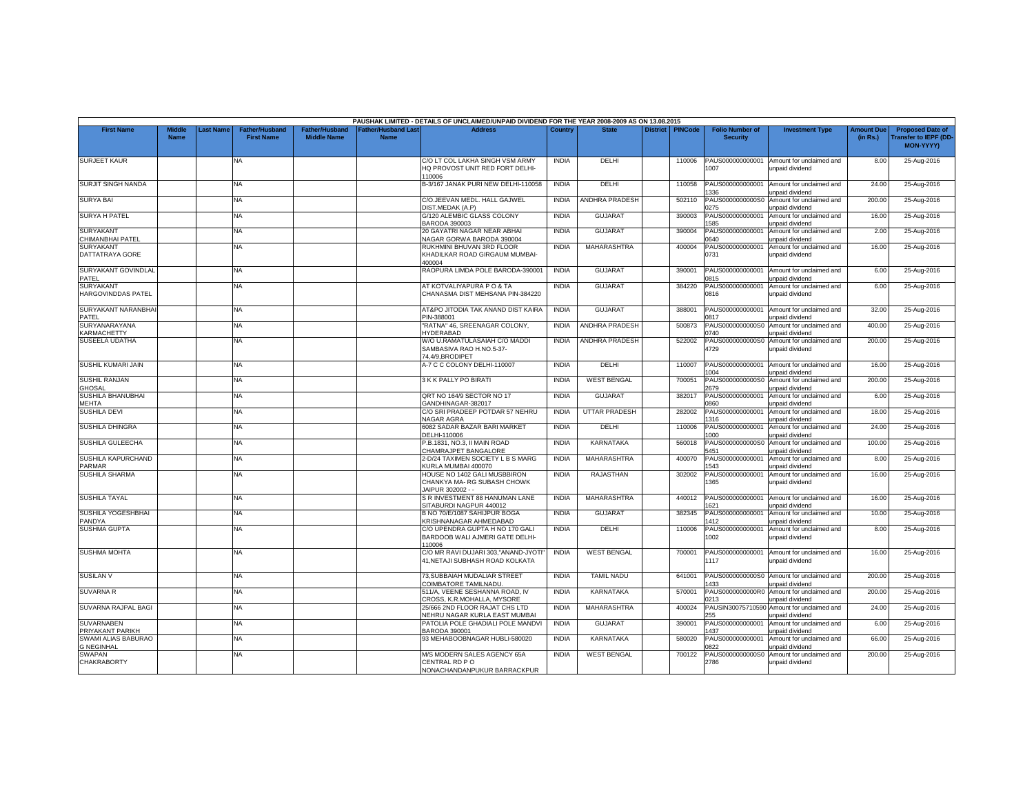PAUSHAK LIMITED - DETAILS OF UNCLAIMED/UNPAID DIVIDEND FOR THE YEAR 2008-2009 AS ON 13.08.2015

| First Name | Middle Name | Last Name | Father/Husband First Name | Father/Husband Middle Name | Father/Husband Last Name | Address | Country | State | District | PINCode | Folio Number of Security | Investment Type | Amount Due (in Rs.) | Proposed Date of Transfer to IEPF (DD-MON-YYYY) |
|---|---|---|---|---|---|---|---|---|---|---|---|---|---|---|
| SURJEET KAUR | | | NA | | | C/O LT COL LAKHA SINGH VSM ARMY HQ PROVOST UNIT RED FORT DELHI-110006 | INDIA | DELHI | | 110006 | PAUS0000000000011007 | Amount for unclaimed and unpaid dividend | 8.00 | 25-Aug-2016 |
| SURJIT SINGH NANDA | | | NA | | | B-3/167 JANAK PURI NEW DELHI-110058 | INDIA | DELHI | | 110058 | PAUS0000000000011336 | Amount for unclaimed and unpaid dividend | 24.00 | 25-Aug-2016 |
| SURYA BAI | | | NA | | | C/O.JEEVAN MEDL. HALL GAJWEL DIST.MEDAK (A.P) | INDIA | ANDHRA PRADESH | | 502110 | PAUS0000000000S00275 | Amount for unclaimed and unpaid dividend | 200.00 | 25-Aug-2016 |
| SURYA H PATEL | | | NA | | | G/120 ALEMBIC GLASS COLONY BARODA 390003 | INDIA | GUJARAT | | 390003 | PAUS0000000000011585 | Amount for unclaimed and unpaid dividend | 16.00 | 25-Aug-2016 |
| SURYAKANT CHIMANBHAI PATEL | | | NA | | | 20 GAYATRI NAGAR NEAR ABHAI NAGAR GORWA BARODA 390004 | INDIA | GUJARAT | | 390004 | PAUS0000000000010640 | Amount for unclaimed and unpaid dividend | 2.00 | 25-Aug-2016 |
| SURYAKANT DATTATRAYA GORE | | | NA | | | RUKHMINI BHUVAN 3RD FLOOR KHADILKAR ROAD GIRGAUM MUMBAI-400004 | INDIA | MAHARASHTRA | | 400004 | PAUS0000000000010731 | Amount for unclaimed and unpaid dividend | 16.00 | 25-Aug-2016 |
| SURYAKANT GOVINDLAL PATEL | | | NA | | | RAOPURA LIMDA POLE BARODA-390001 | INDIA | GUJARAT | | 390001 | PAUS0000000000010815 | Amount for unclaimed and unpaid dividend | 6.00 | 25-Aug-2016 |
| SURYAKANT HARGOVINDDAS PATEL | | | NA | | | AT KOTVALIYAPURA P O & TA CHANASMA DIST MEHSANA PIN-384220 | INDIA | GUJARAT | | 384220 | PAUS0000000000010816 | Amount for unclaimed and unpaid dividend | 6.00 | 25-Aug-2016 |
| SURYAKANT NARANBHAI PATEL | | | NA | | | AT&PO JITODIA TAK ANAND DIST KAIRA PIN-388001 | INDIA | GUJARAT | | 388001 | PAUS0000000000010817 | Amount for unclaimed and unpaid dividend | 32.00 | 25-Aug-2016 |
| SURYANARAYANA KARMACHETTY | | | NA | | | "RATNA" 46, SREENAGAR COLONY, HYDERABAD | INDIA | ANDHRA PRADESH | | 500873 | PAUS0000000000S00740 | Amount for unclaimed and unpaid dividend | 400.00 | 25-Aug-2016 |
| SUSEELA UDATHA | | | NA | | | W/O U.RAMATULASAIAH C/O MADDI SAMBASIVA RAO H.NO.5-37-74,4/9,BRODIPET | INDIA | ANDHRA PRADESH | | 522002 | PAUS0000000000S04729 | Amount for unclaimed and unpaid dividend | 200.00 | 25-Aug-2016 |
| SUSHIL KUMARI JAIN | | | NA | | | A-7 C C COLONY DELHI-110007 | INDIA | DELHI | | 110007 | PAUS0000000000011004 | Amount for unclaimed and unpaid dividend | 16.00 | 25-Aug-2016 |
| SUSHIL RANJAN GHOSAL | | | NA | | | 3 K K PALLY PO BIRATI | INDIA | WEST BENGAL | | 700051 | PAUS0000000000S02679 | Amount for unclaimed and unpaid dividend | 200.00 | 25-Aug-2016 |
| SUSHILA BHANUBHAI MEHTA | | | NA | | | QRT NO 164/9 SECTOR NO 17 GANDHINAGAR-382017 | INDIA | GUJARAT | | 382017 | PAUS0000000000010860 | Amount for unclaimed and unpaid dividend | 6.00 | 25-Aug-2016 |
| SUSHILA DEVI | | | NA | | | C/O SRI PRADEEP POTDAR 57 NEHRU NAGAR AGRA | INDIA | UTTAR PRADESH | | 282002 | PAUS0000000000011316 | Amount for unclaimed and unpaid dividend | 18.00 | 25-Aug-2016 |
| SUSHILA DHINGRA | | | NA | | | 6082 SADAR BAZAR BARI MARKET DELHI-110006 | INDIA | DELHI | | 110006 | PAUS0000000000011000 | Amount for unclaimed and unpaid dividend | 24.00 | 25-Aug-2016 |
| SUSHILA GULEECHA | | | NA | | | P.B.1831, NO.3, II MAIN ROAD CHAMRAJPET BANGALORE | INDIA | KARNATAKA | | 560018 | PAUS0000000000S05451 | Amount for unclaimed and unpaid dividend | 100.00 | 25-Aug-2016 |
| SUSHILA KAPURCHAND PARMAR | | | NA | | | 2-D/24 TAXIMEN SOCIETY L B S MARG KURLA MUMBAI 400070 | INDIA | MAHARASHTRA | | 400070 | PAUS0000000000011543 | Amount for unclaimed and unpaid dividend | 8.00 | 25-Aug-2016 |
| SUSHILA SHARMA | | | NA | | | HOUSE NO 1402 GALI MUSBBIRON CHANKYA MA- RG SUBASH CHOWK JAIPUR 302002 - - | INDIA | RAJASTHAN | | 302002 | PAUS0000000000011365 | Amount for unclaimed and unpaid dividend | 16.00 | 25-Aug-2016 |
| SUSHILA TAYAL | | | NA | | | S R INVESTMENT 88 HANUMAN LANE SITABURDI NAGPUR 440012 | INDIA | MAHARASHTRA | | 440012 | PAUS0000000000011621 | Amount for unclaimed and unpaid dividend | 16.00 | 25-Aug-2016 |
| SUSHILA YOGESHBHAI PANDYA | | | NA | | | B NO 70/E/1087 SAHIJPUR BOGA KRISHNANAGAR AHMEDABAD | INDIA | GUJARAT | | 382345 | PAUS0000000000011412 | Amount for unclaimed and unpaid dividend | 10.00 | 25-Aug-2016 |
| SUSHMA GUPTA | | | NA | | | C/O UPENDRA GUPTA H NO 170 GALI BARDOOB WALI AJMERI GATE DELHI-110006 | INDIA | DELHI | | 110006 | PAUS0000000000011002 | Amount for unclaimed and unpaid dividend | 8.00 | 25-Aug-2016 |
| SUSHMA MOHTA | | | NA | | | C/O MR RAVI DUJARI 303,"ANAND-JYOTI" 41,NETAJI SUBHASH ROAD KOLKATA | INDIA | WEST BENGAL | | 700001 | PAUS0000000000011117 | Amount for unclaimed and unpaid dividend | 16.00 | 25-Aug-2016 |
| SUSILAN V | | | NA | | | 73,SUBBAIAH MUDALIAR STREET COIMBATORE TAMILNADU. | INDIA | TAMIL NADU | | 641001 | PAUS0000000000S01433 | Amount for unclaimed and unpaid dividend | 200.00 | 25-Aug-2016 |
| SUVARNA R | | | NA | | | 511/A, VEENE SESHANNA ROAD, IV CROSS, K.R.MOHALLA, MYSORE | INDIA | KARNATAKA | | 570001 | PAUS0000000000R00213 | Amount for unclaimed and unpaid dividend | 200.00 | 25-Aug-2016 |
| SUVARNA RAJPAL BAGI | | | NA | | | 25/666 2ND FLOOR RAJAT CHS LTD NEHRU NAGAR KURLA EAST MUMBAI | INDIA | MAHARASHTRA | | 400024 | PAUSIN30075710590255 | Amount for unclaimed and unpaid dividend | 24.00 | 25-Aug-2016 |
| SUVARNABEN PRIYAKANT PARIKH | | | NA | | | PATOLIA POLE GHADIALI POLE MANDVI BARODA 390001 | INDIA | GUJARAT | | 390001 | PAUS0000000000011437 | Amount for unclaimed and unpaid dividend | 6.00 | 25-Aug-2016 |
| SWAMI ALIAS BABURAO G NEGINHAL | | | NA | | | 93 MEHABOOBNAGAR HUBLI-580020 | INDIA | KARNATAKA | | 580020 | PAUS0000000000010822 | Amount for unclaimed and unpaid dividend | 66.00 | 25-Aug-2016 |
| SWAPAN CHAKRABORTY | | | NA | | | M/S MODERN SALES AGENCY 65A CENTRAL RD P O NONACHANDANPUKUR BARRACKPUR | INDIA | WEST BENGAL | | 700122 | PAUS0000000000S02786 | Amount for unclaimed and unpaid dividend | 200.00 | 25-Aug-2016 |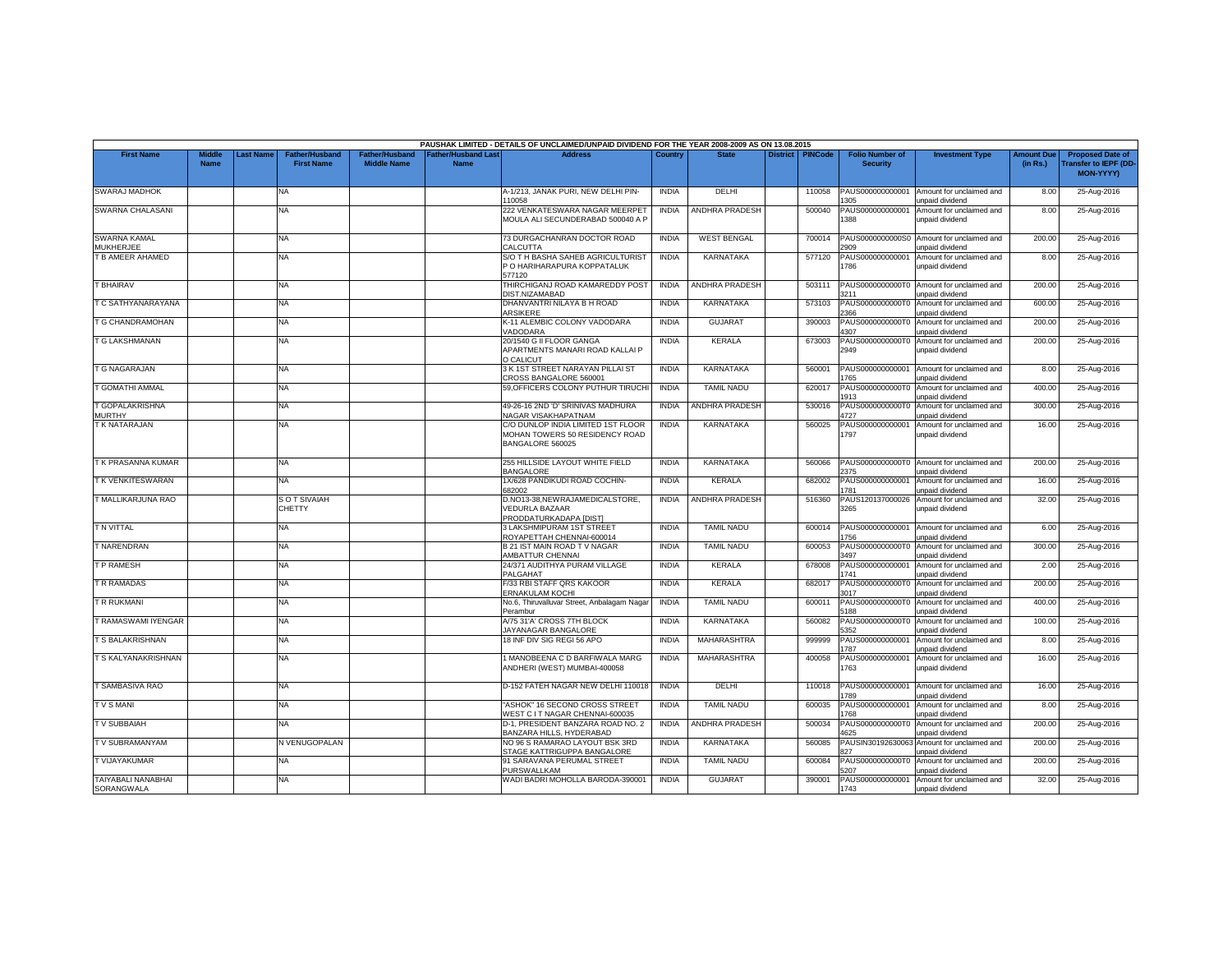PAUSHAK LIMITED - DETAILS OF UNCLAIMED/UNPAID DIVIDEND FOR THE YEAR 2008-2009 AS ON 13.08.2015

| First Name | Middle Name | Last Name | Father/Husband First Name | Father/Husband Middle Name | Father/Husband Last Name | Address | Country | State | District | PINCode | Folio Number of Security | Investment Type | Amount Due (in Rs.) | Proposed Date of Transfer to IEPF (DD-MON-YYYY) |
|---|---|---|---|---|---|---|---|---|---|---|---|---|---|---|
| SWARAJ MADHOK | | | NA | | | A-1/213, JANAK PURI, NEW DELHI PIN-110058 | INDIA | DELHI | | 110058 | PAUS0000000000011305 | Amount for unclaimed and unpaid dividend | 8.00 | 25-Aug-2016 |
| SWARNA CHALASANI | | | NA | | | 222 VENKATESWARA NAGAR MEERPET MOULA ALI SECUNDERABAD 500040 A P | INDIA | ANDHRA PRADESH | | 500040 | PAUS0000000000011388 | Amount for unclaimed and unpaid dividend | 8.00 | 25-Aug-2016 |
| SWARNA KAMAL MUKHERJEE | | | NA | | | 73 DURGACHANRAN DOCTOR ROAD CALCUTTA | INDIA | WEST BENGAL | | 700014 | PAUS0000000000S02909 | Amount for unclaimed and unpaid dividend | 200.00 | 25-Aug-2016 |
| T B AMEER AHAMED | | | NA | | | S/O T H BASHA SAHEB AGRICULTURIST P O HARIHARAPURA KOPPATALUK 577120 | INDIA | KARNATAKA | | 577120 | PAUS0000000000011786 | Amount for unclaimed and unpaid dividend | 8.00 | 25-Aug-2016 |
| T BHAIRAV | | | NA | | | THIRCHIGANJ ROAD KAMAREDDY POST DIST.NIZAMABAD | INDIA | ANDHRA PRADESH | | 503111 | PAUS0000000000T03211 | Amount for unclaimed and unpaid dividend | 200.00 | 25-Aug-2016 |
| T C SATHYANARAYANA | | | NA | | | DHANVANTRI NILAYA B H ROAD ARSIKERE | INDIA | KARNATAKA | | 573103 | PAUS0000000000T02366 | Amount for unclaimed and unpaid dividend | 600.00 | 25-Aug-2016 |
| T G CHANDRAMOHAN | | | NA | | | K-11 ALEMBIC COLONY VADODARA VADODARA | INDIA | GUJARAT | | 390003 | PAUS0000000000T04307 | Amount for unclaimed and unpaid dividend | 200.00 | 25-Aug-2016 |
| T G LAKSHMANAN | | | NA | | | 20/1540 G II FLOOR GANGA APARTMENTS MANARI ROAD KALLAI P O CALICUT | INDIA | KERALA | | 673003 | PAUS0000000000T02949 | Amount for unclaimed and unpaid dividend | 200.00 | 25-Aug-2016 |
| T G NAGARAJAN | | | NA | | | 3 K 1ST STREET NARAYAN PILLAI ST CROSS BANGALORE 560001 | INDIA | KARNATAKA | | 560001 | PAUS0000000000011765 | Amount for unclaimed and unpaid dividend | 8.00 | 25-Aug-2016 |
| T GOMATHI AMMAL | | | NA | | | 59,OFFICERS COLONY PUTHUR TIRUCHI | INDIA | TAMIL NADU | | 620017 | PAUS0000000000T01913 | Amount for unclaimed and unpaid dividend | 400.00 | 25-Aug-2016 |
| T GOPALAKRISHNA MURTHY | | | NA | | | 49-26-16 2ND 'D' SRINIVAS MADHURA NAGAR VISAKHAPATNAM | INDIA | ANDHRA PRADESH | | 530016 | PAUS0000000000T04727 | Amount for unclaimed and unpaid dividend | 300.00 | 25-Aug-2016 |
| T K NATARAJAN | | | NA | | | C/O DUNLOP INDIA LIMITED 1ST FLOOR MOHAN TOWERS 50 RESIDENCY ROAD BANGALORE 560025 | INDIA | KARNATAKA | | 560025 | PAUS0000000000011797 | Amount for unclaimed and unpaid dividend | 16.00 | 25-Aug-2016 |
| T K PRASANNA KUMAR | | | NA | | | 255 HILLSIDE LAYOUT WHITE FIELD BANGALORE | INDIA | KARNATAKA | | 560066 | PAUS0000000000T02375 | Amount for unclaimed and unpaid dividend | 200.00 | 25-Aug-2016 |
| T K VENKITESWARAN | | | NA | | | 1X/628 PANDIKUDI ROAD COCHIN-682002 | INDIA | KERALA | | 682002 | PAUS0000000000011781 | Amount for unclaimed and unpaid dividend | 16.00 | 25-Aug-2016 |
| T MALLIKARJUNA RAO | | | S O T SIVAIAH CHETTY | | | D.NO13-38,NEWRAJAMEDICALSTORE, VEDURLA BAZAAR PRODDATURKADAPA [DIST] | INDIA | ANDHRA PRADESH | | 516360 | PAUS1201370000263265 | Amount for unclaimed and unpaid dividend | 32.00 | 25-Aug-2016 |
| T N VITTAL | | | NA | | | 3 LAKSHMIPURAM 1ST STREET ROYAPETTAH CHENNAI-600014 | INDIA | TAMIL NADU | | 600014 | PAUS0000000000011756 | Amount for unclaimed and unpaid dividend | 6.00 | 25-Aug-2016 |
| T NARENDRAN | | | NA | | | B 21 IST MAIN ROAD T V NAGAR AMBATTUR CHENNAI | INDIA | TAMIL NADU | | 600053 | PAUS0000000000T03497 | Amount for unclaimed and unpaid dividend | 300.00 | 25-Aug-2016 |
| T P RAMESH | | | NA | | | 24/371 AUDITHYA PURAM VILLAGE PALGAHAT | INDIA | KERALA | | 678008 | PAUS0000000000011741 | Amount for unclaimed and unpaid dividend | 2.00 | 25-Aug-2016 |
| T R RAMADAS | | | NA | | | F/33 RBI STAFF QRS KAKOOR ERNAKULAM KOCHI | INDIA | KERALA | | 682017 | PAUS0000000000T03017 | Amount for unclaimed and unpaid dividend | 200.00 | 25-Aug-2016 |
| T R RUKMANI | | | NA | | | No.6, Thiruvalluvar Street, Anbalagam Nagar Perambur | INDIA | TAMIL NADU | | 600011 | PAUS0000000000T05188 | Amount for unclaimed and unpaid dividend | 400.00 | 25-Aug-2016 |
| T RAMASWAMI IYENGAR | | | NA | | | A/75 31'A' CROSS 7TH BLOCK JAYANAGAR BANGALORE | INDIA | KARNATAKA | | 560082 | PAUS0000000000T05352 | Amount for unclaimed and unpaid dividend | 100.00 | 25-Aug-2016 |
| T S BALAKRISHNAN | | | NA | | | 18 INF DIV SIG REGI 56 APO | INDIA | MAHARASHTRA | | 999999 | PAUS0000000000011787 | Amount for unclaimed and unpaid dividend | 8.00 | 25-Aug-2016 |
| T S KALYANAKRISHNAN | | | NA | | | 1 MANOBEENA C D BARFIWALA MARG ANDHERI (WEST) MUMBAI-400058 | INDIA | MAHARASHTRA | | 400058 | PAUS0000000000011763 | Amount for unclaimed and unpaid dividend | 16.00 | 25-Aug-2016 |
| T SAMBASIVA RAO | | | NA | | | D-152 FATEH NAGAR NEW DELHI 110018 | INDIA | DELHI | | 110018 | PAUS0000000000011789 | Amount for unclaimed and unpaid dividend | 16.00 | 25-Aug-2016 |
| T V S MANI | | | NA | | | "ASHOK" 16 SECOND CROSS STREET WEST C I T NAGAR CHENNAI-600035 | INDIA | TAMIL NADU | | 600035 | PAUS0000000000011768 | Amount for unclaimed and unpaid dividend | 8.00 | 25-Aug-2016 |
| T V SUBBAIAH | | | NA | | | D-1, PRESIDENT BANZARA ROAD NO. 2 BANZARA HILLS, HYDERABAD | INDIA | ANDHRA PRADESH | | 500034 | PAUS0000000000T04625 | Amount for unclaimed and unpaid dividend | 200.00 | 25-Aug-2016 |
| T V SUBRAMANYAM | | | N VENUGOPALAN | | | NO 96 S RAMARAO LAYOUT BSK 3RD STAGE KATTRIGUPPA BANGALORE | INDIA | KARNATAKA | | 560085 | PAUSIN30192630063827 | Amount for unclaimed and unpaid dividend | 200.00 | 25-Aug-2016 |
| T VIJAYAKUMAR | | | NA | | | 91 SARAVANA PERUMAL STREET PURSWALLKAM | INDIA | TAMIL NADU | | 600084 | PAUS0000000000T05207 | Amount for unclaimed and unpaid dividend | 200.00 | 25-Aug-2016 |
| TAIYABALI NANABHAI SORANGWALA | | | NA | | | WADI BADRI MOHOLLA BARODA-390001 | INDIA | GUJARAT | | 390001 | PAUS0000000000011743 | Amount for unclaimed and unpaid dividend | 32.00 | 25-Aug-2016 |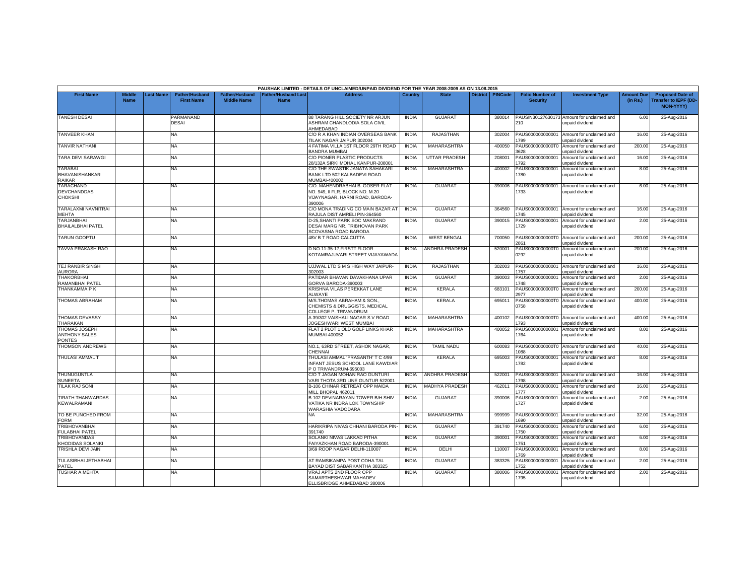PAUSHAK LIMITED - DETAILS OF UNCLAIMED/UNPAID DIVIDEND FOR THE YEAR 2008-2009 AS ON 13.08.2015

| First Name | Middle Name | Last Name | Father/Husband First Name | Father/Husband Middle Name | Father/Husband Last Name | Address | Country | State | District | PINCode | Folio Number of Security | Investment Type | Amount Due (in Rs.) | Proposed Date of Transfer to IEPF (DD-MON-YYYY) |
|---|---|---|---|---|---|---|---|---|---|---|---|---|---|---|
| TANESH DESAI | | | PARMANAND DESAI | | | 88 TARANG HILL SOCIETY NR ARJUN ASHRAM CHANDLODIA SOLA CIVIL AHMEDABAD | INDIA | GUJARAT | | 380014 | PAUSIN30127630173210 | Amount for unclaimed and unpaid dividend | 6.00 | 25-Aug-2016 |
| TANVEER KHAN | | | NA | | | C/O R A KHAN INDIAN OVERSEAS BANK TILAK NAGAR JAIPUR 302004 | INDIA | RAJASTHAN | | 302004 | PAUS0000000000011799 | Amount for unclaimed and unpaid dividend | 16.00 | 25-Aug-2016 |
| TANVIR NATHANI | | | NA | | | 4 FATIMA VILLA 1ST FLOOR 29TH ROAD BANDRA MUMBAI | INDIA | MAHARASHTRA | | 400050 | PAUS0000000000T03628 | Amount for unclaimed and unpaid dividend | 200.00 | 25-Aug-2016 |
| TARA DEVI SARAWGI | | | NA | | | C/O PIONER PLASTIC PRODUCTS 28/132A SIRKI MOHAL KANPUR-208001 | INDIA | UTTAR PRADESH | | 208001 | PAUS0000000000011792 | Amount for unclaimed and unpaid dividend | 16.00 | 25-Aug-2016 |
| TARABAI BHAVANISHANKAR RAIKAR | | | NA | | | C/O THE SWASTIK JANATA SAHAKARI BANK LTD 502 KALBADEVI ROAD MUMBAI-400002 | INDIA | MAHARASHTRA | | 400002 | PAUS0000000000011780 | Amount for unclaimed and unpaid dividend | 8.00 | 25-Aug-2016 |
| TARACHAND DEVCHANDDAS CHOKSHI | | | NA | | | C/O. MAHENDRABHAI B. GOSER FLAT NO. 949, II FLR, BLOCK NO. M.20 VIJAYNAGAR, HARNI ROAD, BARODA-390006 | INDIA | GUJARAT | | 390006 | PAUS0000000000011733 | Amount for unclaimed and unpaid dividend | 6.00 | 25-Aug-2016 |
| TARALAXMI NAVNITRAI MEHTA | | | NA | | | C/O MONA TRADING CO MAIN BAZAR AT RAJULA DIST AMRELI PIN-364560 | INDIA | GUJARAT | | 364560 | PAUS0000000000011745 | Amount for unclaimed and unpaid dividend | 16.00 | 25-Aug-2016 |
| TARJANBHAI BHAILALBHAI PATEL | | | NA | | | D-25,SHANTI PARK SOC MAKRAND DESAI MARG NR. TRIBHOVAN PARK SCOVASNA ROAD BARODA | INDIA | GUJARAT | | 390015 | PAUS0000000000011729 | Amount for unclaimed and unpaid dividend | 2.00 | 25-Aug-2016 |
| TARUN GOOPTU | | | NA | | | 48V B T ROAD CALCUTTA | INDIA | WEST BENGAL | | 700050 | PAUS0000000000T02861 | Amount for unclaimed and unpaid dividend | 200.00 | 25-Aug-2016 |
| TAVVA PRAKASH RAO | | | NA | | | D NO.11-35-17,FIRSTT FLOOR KOTAMRAJUVARI STREET VIJAYAWADA | INDIA | ANDHRA PRADESH | | 520001 | PAUS0000000000T00292 | Amount for unclaimed and unpaid dividend | 200.00 | 25-Aug-2016 |
| TEJ RANBIR SINGH AURORA | | | NA | | | UJJWAL LTD S M S HIGH WAY JAIPUR-302003 | INDIA | RAJASTHAN | | 302003 | PAUS0000000000011757 | Amount for unclaimed and unpaid dividend | 16.00 | 25-Aug-2016 |
| THAKORBHAI RAMANBHAI PATEL | | | NA | | | PATIDAR BHAVAN DAVAKHANA UPAR GORVA BARODA-390003 | INDIA | GUJARAT | | 390003 | PAUS0000000000011748 | Amount for unclaimed and unpaid dividend | 2.00 | 25-Aug-2016 |
| THANKAMMA P K | | | NA | | | KRISHNA VILAS PEREKKAT LANE ALWAYE | INDIA | KERALA | | 683101 | PAUS0000000000T02977 | Amount for unclaimed and unpaid dividend | 200.00 | 25-Aug-2016 |
| THOMAS ABRAHAM | | | NA | | | M/S.THOMAS ABRAHAM & SON., CHEMISTS & DRUGGISTS, MEDICAL COLLEGE P. TRIVANDRUM | INDIA | KERALA | | 695011 | PAUS0000000000T00758 | Amount for unclaimed and unpaid dividend | 400.00 | 25-Aug-2016 |
| THOMAS DEVASSY THARAKAN | | | NA | | | A 39/302 VAISHALI NAGAR S V ROAD JOGESHWARI WEST MUMBAI | INDIA | MAHARASHTRA | | 400102 | PAUS0000000000T01793 | Amount for unclaimed and unpaid dividend | 400.00 | 25-Aug-2016 |
| THOMAS JOSEPH ANTHONY SALES PONTES | | | NA | | | FLAT 2 PLOT 1 OLD GOLF LINKS KHAR MUMBAI-400052 | INDIA | MAHARASHTRA | | 400052 | PAUS0000000000011764 | Amount for unclaimed and unpaid dividend | 8.00 | 25-Aug-2016 |
| THOMSON ANDREWS | | | NA | | | NO.1, 63RD STREET, ASHOK NAGAR, CHENNAI | INDIA | TAMIL NADU | | 600083 | PAUS0000000000T01088 | Amount for unclaimed and unpaid dividend | 40.00 | 25-Aug-2016 |
| THULASI AMMAL T | | | NA | | | THULASI AMMAL 'PRASANTH' T C 4/99 INFANT JESUS SCHOOL LANE KAWDIAR P O TRIVANDRUM-695003 | INDIA | KERALA | | 695003 | PAUS0000000000011782 | Amount for unclaimed and unpaid dividend | 8.00 | 25-Aug-2016 |
| THUNUGUNTLA SUNEETA | | | NA | | | C/O T JAGAN MOHAN RAO GUNTURI VARI THOTA 3RD LINE GUNTUR 522001 | INDIA | ANDHRA PRADESH | | 522001 | PAUS0000000000011798 | Amount for unclaimed and unpaid dividend | 16.00 | 25-Aug-2016 |
| TILAK RAJ SONI | | | NA | | | B-106 CHINAR RETREAT OPP MAIDA MILL BHOPAL 462011 | INDIA | MADHYA PRADESH | | 462011 | PAUS0000000000011777 | Amount for unclaimed and unpaid dividend | 16.00 | 25-Aug-2016 |
| TIRATH THANWARDAS KEWALRAMANI | | | NA | | | B-102 DEVINARAYAN TOWER B/H SHIV VATIKA NR INDRA LOK TOWNSHIP WARASHIA VADODARA | INDIA | GUJARAT | | 390006 | PAUS0000000000011727 | Amount for unclaimed and unpaid dividend | 2.00 | 25-Aug-2016 |
| TO BE PUNCHED FROM FORM | | | NA | | | NA | INDIA | MAHARASHTRA | | 999999 | PAUS0000000000011690 | Amount for unclaimed and unpaid dividend | 32.00 | 25-Aug-2016 |
| TRIBHOVANBHAI FULABHAI PATEL | | | NA | | | HARIKRIPA NIVAS CHHANI BARODA PIN-391740 | INDIA | GUJARAT | | 391740 | PAUS0000000000011750 | Amount for unclaimed and unpaid dividend | 6.00 | 25-Aug-2016 |
| TRIBHOVANDAS KHODIDAS SOLANKI | | | NA | | | SOLANKI NIVAS LAKKAD PITHA FAIYAZKHAN ROAD BARODA-390001 | INDIA | GUJARAT | | 390001 | PAUS0000000000011751 | Amount for unclaimed and unpaid dividend | 6.00 | 25-Aug-2016 |
| TRISHLA DEVI JAIN | | | NA | | | 3/69 ROOP NAGAR DELHI-110007 | INDIA | DELHI | | 110007 | PAUS0000000000011769 | Amount for unclaimed and unpaid dividend | 8.00 | 25-Aug-2016 |
| TULASIBHAI JETHABHAI PATEL | | | NA | | | AT RAMSIKAMPA POST ODHA TAL BAYAD DIST SABARKANTHA 383325 | INDIA | GUJARAT | | 383325 | PAUS0000000000011752 | Amount for unclaimed and unpaid dividend | 2.00 | 25-Aug-2016 |
| TUSHAR A MEHTA | | | NA | | | VRAJ APTS 2ND FLOOR OPP SAMARTHESHWAR MAHADEV ELLISBRIDGE AHMEDABAD 380006 | INDIA | GUJARAT | | 380006 | PAUS0000000000011795 | Amount for unclaimed and unpaid dividend | 2.00 | 25-Aug-2016 |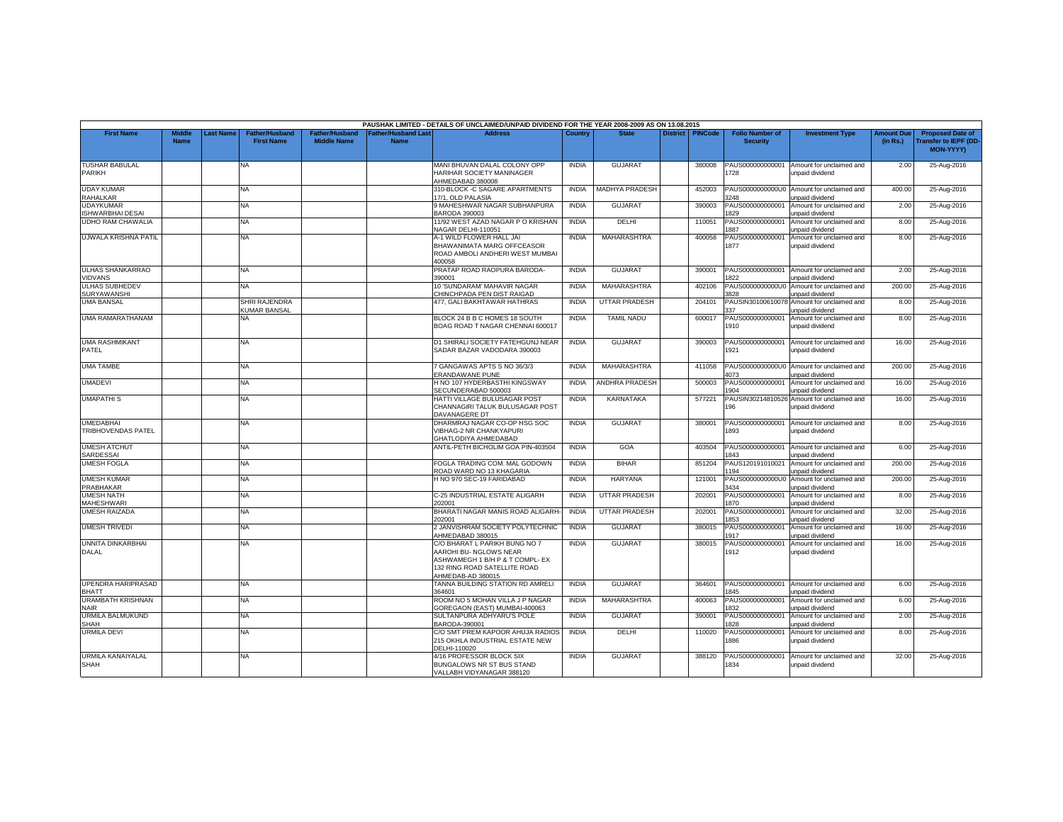PAUSHAK LIMITED - DETAILS OF UNCLAIMED/UNPAID DIVIDEND FOR THE YEAR 2008-2009 AS ON 13.08.2015

| First Name | Middle Name | Last Name | Father/Husband First Name | Father/Husband Middle Name | Father/Husband Last Name | Address | Country | State | District | PINCode | Folio Number of Security | Investment Type | Amount Due (in Rs.) | Proposed Date of Transfer to IEPF (DD-MON-YYYY) |
|---|---|---|---|---|---|---|---|---|---|---|---|---|---|---|
| TUSHAR BABULAL PARIKH | | | NA | | | MANI BHUVAN DALAL COLONY OPP HARIHAR SOCIETY MANINAGER AHMEDABAD 380008 | INDIA | GUJARAT | | 380008 | PAUS000000000001728 | Amount for unclaimed and unpaid dividend | 2.00 | 25-Aug-2016 |
| UDAY KUMAR RAHALKAR | | | NA | | | 310-BLOCK -C SAGARE APARTMENTS 17/1, OLD PALASIA | INDIA | MADHYA PRADESH | | 452003 | PAUS0000000000U03248 | Amount for unclaimed and unpaid dividend | 400.00 | 25-Aug-2016 |
| UDAYKUMAR ISHWARBHAI DESAI | | | NA | | | 9 MAHESHWAR NAGAR SUBHANPURA BARODA 390003 | INDIA | GUJARAT | | 390003 | PAUS000000000001829 | Amount for unclaimed and unpaid dividend | 2.00 | 25-Aug-2016 |
| UDHO RAM CHAWALIA | | | NA | | | 11/92 WEST AZAD NAGAR P O KRISHAN NAGAR DELHI-110051 | INDIA | DELHI | | 110051 | PAUS000000000001887 | Amount for unclaimed and unpaid dividend | 8.00 | 25-Aug-2016 |
| UJWALA KRISHNA PATIL | | | NA | | | A-1 WILD FLOWER HALL JAI BHAWANIMATA MARG OFFCEASOR ROAD AMBOLI ANDHERI WEST MUMBAI 400058 | INDIA | MAHARASHTRA | | 400058 | PAUS000000000001877 | Amount for unclaimed and unpaid dividend | 8.00 | 25-Aug-2016 |
| ULHAS SHANKARRAO VIDVANS | | | NA | | | PRATAP ROAD RAOPURA BARODA-390001 | INDIA | GUJARAT | | 390001 | PAUS000000000001822 | Amount for unclaimed and unpaid dividend | 2.00 | 25-Aug-2016 |
| ULHAS SUBHEDEV SURYAWANSHI | | | NA | | | 10 'SUNDARAM' MAHAVIR NAGAR CHINCHPADA PEN DIST RAIGAD | INDIA | MAHARASHTRA | | 402106 | PAUS0000000000U03828 | Amount for unclaimed and unpaid dividend | 200.00 | 25-Aug-2016 |
| UMA BANSAL | | | SHRI RAJENDRA KUMAR BANSAL | | | 477, GALI BAKHTAWAR HATHRAS | INDIA | UTTAR PRADESH | | 204101 | PAUSIN30100610078337 | Amount for unclaimed and unpaid dividend | 8.00 | 25-Aug-2016 |
| UMA RAMARATHANAM | | | NA | | | BLOCK 24 B B C HOMES 18 SOUTH BOAG ROAD T NAGAR CHENNAI 600017 | INDIA | TAMIL NADU | | 600017 | PAUS000000000001910 | Amount for unclaimed and unpaid dividend | 8.00 | 25-Aug-2016 |
| UMA RASHMIKANT PATEL | | | NA | | | D1 SHIRALI SOCIETY FATEHGUNJ NEAR SADAR BAZAR VADODARA 390003 | INDIA | GUJARAT | | 390003 | PAUS000000000001921 | Amount for unclaimed and unpaid dividend | 16.00 | 25-Aug-2016 |
| UMA TAMBE | | | NA | | | 7 GANGAWAS APTS S NO 36/3/3 ERANDAWANE PUNE | INDIA | MAHARASHTRA | | 411058 | PAUS0000000000U04073 | Amount for unclaimed and unpaid dividend | 200.00 | 25-Aug-2016 |
| UMADEVI | | | NA | | | H NO 107 HYDERBASTHI KINGSWAY SECUNDERABAD 500003 | INDIA | ANDHRA PRADESH | | 500003 | PAUS000000000001904 | Amount for unclaimed and unpaid dividend | 16.00 | 25-Aug-2016 |
| UMAPATHI S | | | NA | | | HATTI VILLAGE BULUSAGAR POST CHANNAGIRI TALUK BULUSAGAR POST DAVANAGERE DT | INDIA | KARNATAKA | | 577221 | PAUSIN30214810526196 | Amount for unclaimed and unpaid dividend | 16.00 | 25-Aug-2016 |
| UMEDABHAI TRIBHOVENDAS PATEL | | | NA | | | DHARMRAJ NAGAR CO-OP HSG SOC VIBHAG-2 NR CHANKYAPURI GHATLODIYA AHMEDABAD | INDIA | GUJARAT | | 380001 | PAUS000000000001893 | Amount for unclaimed and unpaid dividend | 8.00 | 25-Aug-2016 |
| UMESH ATCHUT SARDESSAI | | | NA | | | ANTIL-PETH BICHOLIM GOA PIN-403504 | INDIA | GOA | | 403504 | PAUS000000000001843 | Amount for unclaimed and unpaid dividend | 6.00 | 25-Aug-2016 |
| UMESH FOGLA | | | NA | | | FOGLA TRADING COM. MAL GODOWN ROAD WARD NO 13 KHAGARIA | INDIA | BIHAR | | 851204 | PAUS120191010021194 | Amount for unclaimed and unpaid dividend | 200.00 | 25-Aug-2016 |
| UMESH KUMAR PRABHAKAR | | | NA | | | H NO 970 SEC-19 FARIDABAD | INDIA | HARYANA | | 121001 | PAUS0000000000U03434 | Amount for unclaimed and unpaid dividend | 200.00 | 25-Aug-2016 |
| UMESH NATH MAHESHWARI | | | NA | | | C-25 INDUSTRIAL ESTATE ALIGARH 202001 | INDIA | UTTAR PRADESH | | 202001 | PAUS000000000001870 | Amount for unclaimed and unpaid dividend | 8.00 | 25-Aug-2016 |
| UMESH RAIZADA | | | NA | | | BHARATI NAGAR MANIS ROAD ALIGARH-202001 | INDIA | UTTAR PRADESH | | 202001 | PAUS000000000001853 | Amount for unclaimed and unpaid dividend | 32.00 | 25-Aug-2016 |
| UMESH TRIVEDI | | | NA | | | 2 JANVISHRAM SOCIETY POLYTECHNIC AHMEDABAD 380015 | INDIA | GUJARAT | | 380015 | PAUS000000000001917 | Amount for unclaimed and unpaid dividend | 16.00 | 25-Aug-2016 |
| UNNITA DINKARBHAI DALAL | | | NA | | | C/O BHARAT L PARIKH BUNG NO 7 AAROHI BU- NGLOWS NEAR ASHWAMEGH 1 B/H P & T COMPL- EX 132 RING ROAD SATELLITE ROAD AHMEDAB-AD 380015 | INDIA | GUJARAT | | 380015 | PAUS000000000001912 | Amount for unclaimed and unpaid dividend | 16.00 | 25-Aug-2016 |
| UPENDRA HARIPRASAD BHATT | | | NA | | | TANNA BUILDING STATION RD AMRELI 364601 | INDIA | GUJARAT | | 364601 | PAUS000000000001845 | Amount for unclaimed and unpaid dividend | 6.00 | 25-Aug-2016 |
| URAMBATH KRISHNAN NAIR | | | NA | | | ROOM NO 5 MOHAN VILLA J P NAGAR GOREGAON (EAST) MUMBAI-400063 | INDIA | MAHARASHTRA | | 400063 | PAUS000000000001832 | Amount for unclaimed and unpaid dividend | 6.00 | 25-Aug-2016 |
| URMILA BALMUKUND SHAH | | | NA | | | SULTANPURA ADHYARU'S POLE BARODA-390001 | INDIA | GUJARAT | | 390001 | PAUS000000000001828 | Amount for unclaimed and unpaid dividend | 2.00 | 25-Aug-2016 |
| URMILA DEVI | | | NA | | | C/O SMT PREM KAPOOR AHUJA RADIOS 215 OKHLA INDUSTRIAL ESTATE NEW DELHI-110020 | INDIA | DELHI | | 110020 | PAUS000000000001886 | Amount for unclaimed and unpaid dividend | 8.00 | 25-Aug-2016 |
| URMILA KANAIYALAL SHAH | | | NA | | | 4/16 PROFESSOR BLOCK SIX BUNGALOWS NR ST BUS STAND VALLABH VIDYANAGAR 388120 | INDIA | GUJARAT | | 388120 | PAUS000000000001834 | Amount for unclaimed and unpaid dividend | 32.00 | 25-Aug-2016 |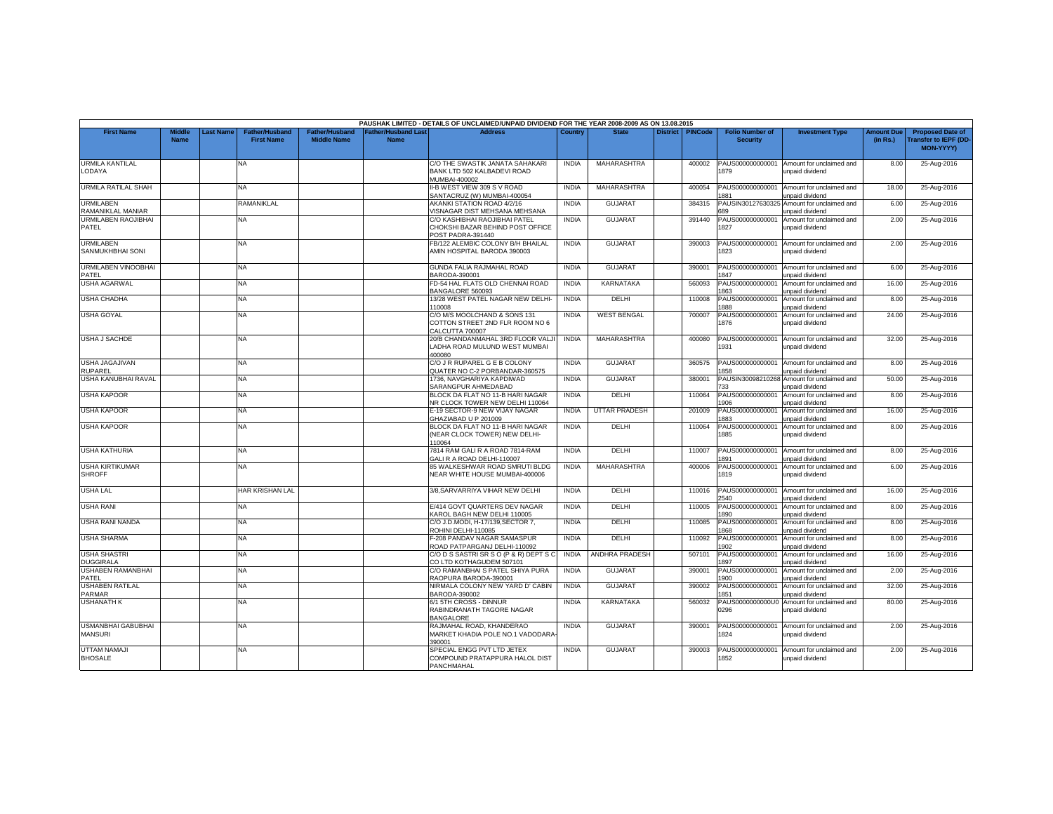PAUSHAK LIMITED - DETAILS OF UNCLAIMED/UNPAID DIVIDEND FOR THE YEAR 2008-2009 AS ON 13.08.2015

| First Name | Middle Name | Last Name | Father/Husband First Name | Father/Husband Middle Name | Father/Husband Last Name | Address | Country | State | District | PINCode | Folio Number of Security | Investment Type | Amount Due (in Rs.) | Proposed Date of Transfer to IEPF (DD-MON-YYYY) |
|---|---|---|---|---|---|---|---|---|---|---|---|---|---|---|
| URMILA KANTILAL LODAYA | | | NA | | | C/O THE SWASTIK JANATA SAHAKARI BANK LTD 502 KALBADEVI ROAD MUMBAI-400002 | INDIA | MAHARASHTRA | | 400002 | PAUS000000000001879 | Amount for unclaimed and unpaid dividend | 8.00 | 25-Aug-2016 |
| URMILA RATILAL SHAH | | | NA | | | II-B WEST VIEW 309 S V ROAD SANTACRUZ (W) MUMBAI-400054 | INDIA | MAHARASHTRA | | 400054 | PAUS000000000001881 | Amount for unclaimed and unpaid dividend | 18.00 | 25-Aug-2016 |
| URMILABEN RAMANIKLAL MANIAR | | | RAMANIKLAL | | | AKANKI STATION ROAD 4/2/16 VISNAGAR DIST MEHSANA MEHSANA | INDIA | GUJARAT | | 384315 | PAUSIN30127630325689 | Amount for unclaimed and unpaid dividend | 6.00 | 25-Aug-2016 |
| URMILABEN RAOJIBHAI PATEL | | | NA | | | C/O KASHIBHAI RAOJIBHAI PATEL CHOKSHI BAZAR BEHIND POST OFFICE POST PADRA-391440 | INDIA | GUJARAT | | 391440 | PAUS000000000001827 | Amount for unclaimed and unpaid dividend | 2.00 | 25-Aug-2016 |
| URMILABEN SANMUKHBHAI SONI | | | NA | | | FB/122 ALEMBIC COLONY B/H BHAILAL AMIN HOSPITAL BARODA 390003 | INDIA | GUJARAT | | 390003 | PAUS000000000001823 | Amount for unclaimed and unpaid dividend | 2.00 | 25-Aug-2016 |
| URMILABEN VINOOBHAI PATEL | | | NA | | | GUNDA FALIA RAJMAHAL ROAD BARODA-390001 | INDIA | GUJARAT | | 390001 | PAUS000000000001847 | Amount for unclaimed and unpaid dividend | 6.00 | 25-Aug-2016 |
| USHA AGARWAL | | | NA | | | FD-54 HAL FLATS OLD CHENNAI ROAD BANGALORE 560093 | INDIA | KARNATAKA | | 560093 | PAUS000000000001863 | Amount for unclaimed and unpaid dividend | 16.00 | 25-Aug-2016 |
| USHA CHADHA | | | NA | | | 13/28 WEST PATEL NAGAR NEW DELHI-110008 | INDIA | DELHI | | 110008 | PAUS000000000001888 | Amount for unclaimed and unpaid dividend | 8.00 | 25-Aug-2016 |
| USHA GOYAL | | | NA | | | C/O M/S MOOLCHAND & SONS 131 COTTON STREET 2ND FLR ROOM NO 6 CALCUTTA 700007 | INDIA | WEST BENGAL | | 700007 | PAUS000000000001876 | Amount for unclaimed and unpaid dividend | 24.00 | 25-Aug-2016 |
| USHA J SACHDE | | | NA | | | 20/B CHANDANMAHAL 3RD FLOOR VALJI LADHA ROAD MULUND WEST MUMBAI 400080 | INDIA | MAHARASHTRA | | 400080 | PAUS000000000001931 | Amount for unclaimed and unpaid dividend | 32.00 | 25-Aug-2016 |
| USHA JAGAJIVAN RUPAREL | | | NA | | | C/O J R RUPAREL G E B COLONY QUATER NO C-2 PORBANDAR-360575 | INDIA | GUJARAT | | 360575 | PAUS000000000001858 | Amount for unclaimed and unpaid dividend | 8.00 | 25-Aug-2016 |
| USHA KANUBHAI RAVAL | | | NA | | | 1736, NAVGHARIYA KAPDIWAD SARANGPUR AHMEDABAD | INDIA | GUJARAT | | 380001 | PAUSIN30098210268733 | Amount for unclaimed and unpaid dividend | 50.00 | 25-Aug-2016 |
| USHA KAPOOR | | | NA | | | BLOCK DA FLAT NO 11-B HARI NAGAR NR CLOCK TOWER NEW DELHI 110064 | INDIA | DELHI | | 110064 | PAUS000000000001906 | Amount for unclaimed and unpaid dividend | 8.00 | 25-Aug-2016 |
| USHA KAPOOR | | | NA | | | E-19 SECTOR-9 NEW VIJAY NAGAR GHAZIABAD U P 201009 | INDIA | UTTAR PRADESH | | 201009 | PAUS000000000001883 | Amount for unclaimed and unpaid dividend | 16.00 | 25-Aug-2016 |
| USHA KAPOOR | | | NA | | | BLOCK DA FLAT NO 11-B HARI NAGAR (NEAR CLOCK TOWER) NEW DELHI-110064 | INDIA | DELHI | | 110064 | PAUS000000000001885 | Amount for unclaimed and unpaid dividend | 8.00 | 25-Aug-2016 |
| USHA KATHURIA | | | NA | | | 7814 RAM GALI R A ROAD 7814-RAM GALI R A ROAD DELHI-110007 | INDIA | DELHI | | 110007 | PAUS000000000001891 | Amount for unclaimed and unpaid dividend | 8.00 | 25-Aug-2016 |
| USHA KIRTIKUMAR SHROFF | | | NA | | | 85 WALKESHWAR ROAD SMRUTI BLDG NEAR WHITE HOUSE MUMBAI-400006 | INDIA | MAHARASHTRA | | 400006 | PAUS000000000001819 | Amount for unclaimed and unpaid dividend | 6.00 | 25-Aug-2016 |
| USHA LAL | | | HAR KRISHAN LAL | | | 3/8,SARVARRIYA VIHAR NEW DELHI | INDIA | DELHI | | 110016 | PAUS000000000002540 | Amount for unclaimed and unpaid dividend | 16.00 | 25-Aug-2016 |
| USHA RANI | | | NA | | | E/414 GOVT QUARTERS DEV NAGAR KAROL BAGH NEW DELHI 110005 | INDIA | DELHI | | 110005 | PAUS000000000001890 | Amount for unclaimed and unpaid dividend | 8.00 | 25-Aug-2016 |
| USHA RANI NANDA | | | NA | | | C/O J.D.MODI, H-17/139,SECTOR 7, ROHINI DELHI-110085 | INDIA | DELHI | | 110085 | PAUS000000000001868 | Amount for unclaimed and unpaid dividend | 8.00 | 25-Aug-2016 |
| USHA SHARMA | | | NA | | | F-208 PANDAV NAGAR SAMASPUR ROAD PATPARGANJ DELHI-110092 | INDIA | DELHI | | 110092 | PAUS000000000001902 | Amount for unclaimed and unpaid dividend | 8.00 | 25-Aug-2016 |
| USHA SHASTRI DUGGIRALA | | | NA | | | C/O D S SASTRI SR S O (P & R) DEPT S C CO LTD KOTHAGUDEM 507101 | INDIA | ANDHRA PRADESH | | 507101 | PAUS000000000001897 | Amount for unclaimed and unpaid dividend | 16.00 | 25-Aug-2016 |
| USHABEN RAMANBHAI PATEL | | | NA | | | C/O RAMANBHAI S PATEL SHIYA PURA RAOPURA BARODA-390001 | INDIA | GUJARAT | | 390001 | PAUS000000000001900 | Amount for unclaimed and unpaid dividend | 2.00 | 25-Aug-2016 |
| USHABEN RATILAL PARMAR | | | NA | | | NIRMALA COLONY NEW YARD D' CABIN BARODA-390002 | INDIA | GUJARAT | | 390002 | PAUS000000000001851 | Amount for unclaimed and unpaid dividend | 32.00 | 25-Aug-2016 |
| USHANATH K | | | NA | | | 6/1 5TH CROSS - DINNUR RABINDRANATH TAGORE NAGAR BANGALORE | INDIA | KARNATAKA | | 560032 | PAUS0000000000U00296 | Amount for unclaimed and unpaid dividend | 80.00 | 25-Aug-2016 |
| USMANBHAI GABUBHAI MANSURI | | | NA | | | RAJMAHAL ROAD, KHANDERAO MARKET KHADIA POLE NO.1 VADODARA-390001 | INDIA | GUJARAT | | 390001 | PAUS000000000001824 | Amount for unclaimed and unpaid dividend | 2.00 | 25-Aug-2016 |
| UTTAM NAMAJI BHOSALE | | | NA | | | SPECIAL ENGG PVT LTD JETEX COMPOUND PRATAPPURA HALOL DIST PANCHMAHAL | INDIA | GUJARAT | | 390003 | PAUS000000000001852 | Amount for unclaimed and unpaid dividend | 2.00 | 25-Aug-2016 |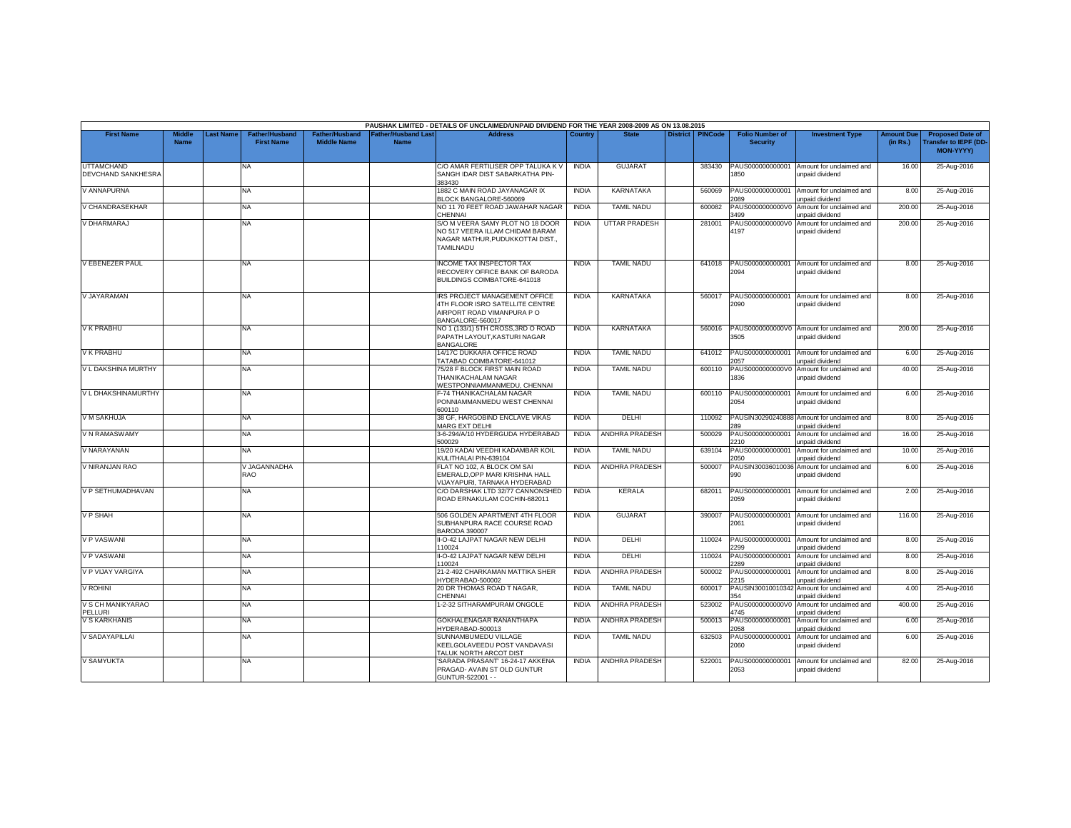PAUSHAK LIMITED - DETAILS OF UNCLAIMED/UNPAID DIVIDEND FOR THE YEAR 2008-2009 AS ON 13.08.2015

| First Name | Middle Name | Last Name | Father/Husband First Name | Father/Husband Middle Name | Father/Husband Last Name | Address | Country | State | District | PINCode | Folio Number of Security | Investment Type | Amount Due (in Rs.) | Proposed Date of Transfer to IEPF (DD-MON-YYYY) |
|---|---|---|---|---|---|---|---|---|---|---|---|---|---|---|
| UTTAMCHAND DEVCHAND SANKHESRA | | | NA | | | C/O AMAR FERTILISER OPP TALUKA K V SANGH IDAR DIST SABARKATHA PIN-383430 | INDIA | GUJARAT | | 383430 | PAUS000000000001 1850 | Amount for unclaimed and unpaid dividend | 16.00 | 25-Aug-2016 |
| V ANNAPURNA | | | NA | | | 1882 C MAIN ROAD JAYANAGAR IX BLOCK BANGALORE-560069 | INDIA | KARNATAKA | | 560069 | PAUS000000000001 2089 | Amount for unclaimed and unpaid dividend | 8.00 | 25-Aug-2016 |
| V CHANDRASEKHAR | | | NA | | | NO 11 70 FEET ROAD JAWAHAR NAGAR CHENNAI | INDIA | TAMIL NADU | | 600082 | PAUS0000000000V0 3499 | Amount for unclaimed and unpaid dividend | 200.00 | 25-Aug-2016 |
| V DHARMARAJ | | | NA | | | S/O M VEERA SAMY PLOT NO 18 DOOR NO 517 VEERA ILLAM CHIDAM BARAM NAGAR MATHUR,PUDUKKOTTAI DIST., TAMILNADU | INDIA | UTTAR PRADESH | | 281001 | PAUS0000000000V0 4197 | Amount for unclaimed and unpaid dividend | 200.00 | 25-Aug-2016 |
| V EBENEZER PAUL | | | NA | | | INCOME TAX INSPECTOR TAX RECOVERY OFFICE BANK OF BARODA BUILDINGS COIMBATORE-641018 | INDIA | TAMIL NADU | | 641018 | PAUS000000000001 2094 | Amount for unclaimed and unpaid dividend | 8.00 | 25-Aug-2016 |
| V JAYARAMAN | | | NA | | | IRS PROJECT MANAGEMENT OFFICE 4TH FLOOR ISRO SATELLITE CENTRE AIRPORT ROAD VIMANPURA P O BANGALORE-560017 | INDIA | KARNATAKA | | 560017 | PAUS000000000001 2090 | Amount for unclaimed and unpaid dividend | 8.00 | 25-Aug-2016 |
| V K PRABHU | | | NA | | | NO 1 (133/1) 5TH CROSS,3RD O ROAD PAPATH LAYOUT,KASTURI NAGAR BANGALORE | INDIA | KARNATAKA | | 560016 | PAUS0000000000V0 3505 | Amount for unclaimed and unpaid dividend | 200.00 | 25-Aug-2016 |
| V K PRABHU | | | NA | | | 14/17C DUKKARA OFFICE ROAD TATABAD COIMBATORE-641012 | INDIA | TAMIL NADU | | 641012 | PAUS000000000001 2057 | Amount for unclaimed and unpaid dividend | 6.00 | 25-Aug-2016 |
| V L DAKSHINA MURTHY | | | NA | | | 75/28 F BLOCK FIRST MAIN ROAD THANIKACHALAM NAGAR WESTPONNIAMMANMEDU, CHENNAI | INDIA | TAMIL NADU | | 600110 | PAUS0000000000V0 1836 | Amount for unclaimed and unpaid dividend | 40.00 | 25-Aug-2016 |
| V L DHAKSHINAMURTHY | | | NA | | | F-74 THANIKACHALAM NAGAR PONNIAMMANMEDU WEST CHENNAI 600110 | INDIA | TAMIL NADU | | 600110 | PAUS000000000001 2054 | Amount for unclaimed and unpaid dividend | 6.00 | 25-Aug-2016 |
| V M SAKHUJA | | | NA | | | 38 GF, HARGOBIND ENCLAVE VIKAS MARG EXT DELHI | INDIA | DELHI | | 110092 | PAUSIN30290240888 289 | Amount for unclaimed and unpaid dividend | 8.00 | 25-Aug-2016 |
| V N RAMASWAMY | | | NA | | | 3-6-294/A/10 HYDERGUDA HYDERABAD 500029 | INDIA | ANDHRA PRADESH | | 500029 | PAUS000000000001 2210 | Amount for unclaimed and unpaid dividend | 16.00 | 25-Aug-2016 |
| V NARAYANAN | | | NA | | | 19/20 KADAI VEEDHI KADAMBAR KOIL KULITHALAI PIN-639104 | INDIA | TAMIL NADU | | 639104 | PAUS000000000001 2050 | Amount for unclaimed and unpaid dividend | 10.00 | 25-Aug-2016 |
| V NIRANJAN RAO | | | V JAGANNADHA RAO | | | FLAT NO 102, A BLOCK OM SAI EMERALD,OPP MARI KRISHNA HALL VIJAYAPURI, TARNAKA HYDERABAD | INDIA | ANDHRA PRADESH | | 500007 | PAUSIN30036010036 990 | Amount for unclaimed and unpaid dividend | 6.00 | 25-Aug-2016 |
| V P SETHUMADHAVAN | | | NA | | | C/O DARSHAK LTD 32/77 CANNONSHED ROAD ERNAKULAM COCHIN-682011 | INDIA | KERALA | | 682011 | PAUS000000000001 2059 | Amount for unclaimed and unpaid dividend | 2.00 | 25-Aug-2016 |
| V P SHAH | | | NA | | | 506 GOLDEN APARTMENT 4TH FLOOR SUBHANPURA RACE COURSE ROAD BARODA 390007 | INDIA | GUJARAT | | 390007 | PAUS000000000001 2061 | Amount for unclaimed and unpaid dividend | 116.00 | 25-Aug-2016 |
| V P VASWANI | | | NA | | | II-O-42 LAJPAT NAGAR NEW DELHI 110024 | INDIA | DELHI | | 110024 | PAUS000000000001 2299 | Amount for unclaimed and unpaid dividend | 8.00 | 25-Aug-2016 |
| V P VASWANI | | | NA | | | II-O-42 LAJPAT NAGAR NEW DELHI 110024 | INDIA | DELHI | | 110024 | PAUS000000000001 2289 | Amount for unclaimed and unpaid dividend | 8.00 | 25-Aug-2016 |
| V P VIJAY VARGIYA | | | NA | | | 21-2-492 CHARKAMAN MATTIKA SHER HYDERABAD-500002 | INDIA | ANDHRA PRADESH | | 500002 | PAUS000000000001 2215 | Amount for unclaimed and unpaid dividend | 8.00 | 25-Aug-2016 |
| V ROHINI | | | NA | | | 20 DR THOMAS ROAD T NAGAR, CHENNAI | INDIA | TAMIL NADU | | 600017 | PAUSIN30010010342 354 | Amount for unclaimed and unpaid dividend | 4.00 | 25-Aug-2016 |
| V S CH MANIKYARAO PELLURI | | | NA | | | 1-2-32 SITHARAMPURAM ONGOLE | INDIA | ANDHRA PRADESH | | 523002 | PAUS0000000000V0 4745 | Amount for unclaimed and unpaid dividend | 400.00 | 25-Aug-2016 |
| V S KARKHANIS | | | NA | | | GOKHALENAGAR RANANTHAPA HYDERABAD-500013 | INDIA | ANDHRA PRADESH | | 500013 | PAUS000000000001 2058 | Amount for unclaimed and unpaid dividend | 6.00 | 25-Aug-2016 |
| V SADAYAPILLAI | | | NA | | | SUNNAMBUMEDU VILLAGE KEELGOLAVEEDU POST VANDAVASI TALUK NORTH ARCOT DIST | INDIA | TAMIL NADU | | 632503 | PAUS000000000001 2060 | Amount for unclaimed and unpaid dividend | 6.00 | 25-Aug-2016 |
| V SAMYUKTA | | | NA | | | 'SARADA PRASANT' 16-24-17 AKKENA PRAGAD- AVAIN ST OLD GUNTUR GUNTUR-522001 - - | INDIA | ANDHRA PRADESH | | 522001 | PAUS000000000001 2053 | Amount for unclaimed and unpaid dividend | 82.00 | 25-Aug-2016 |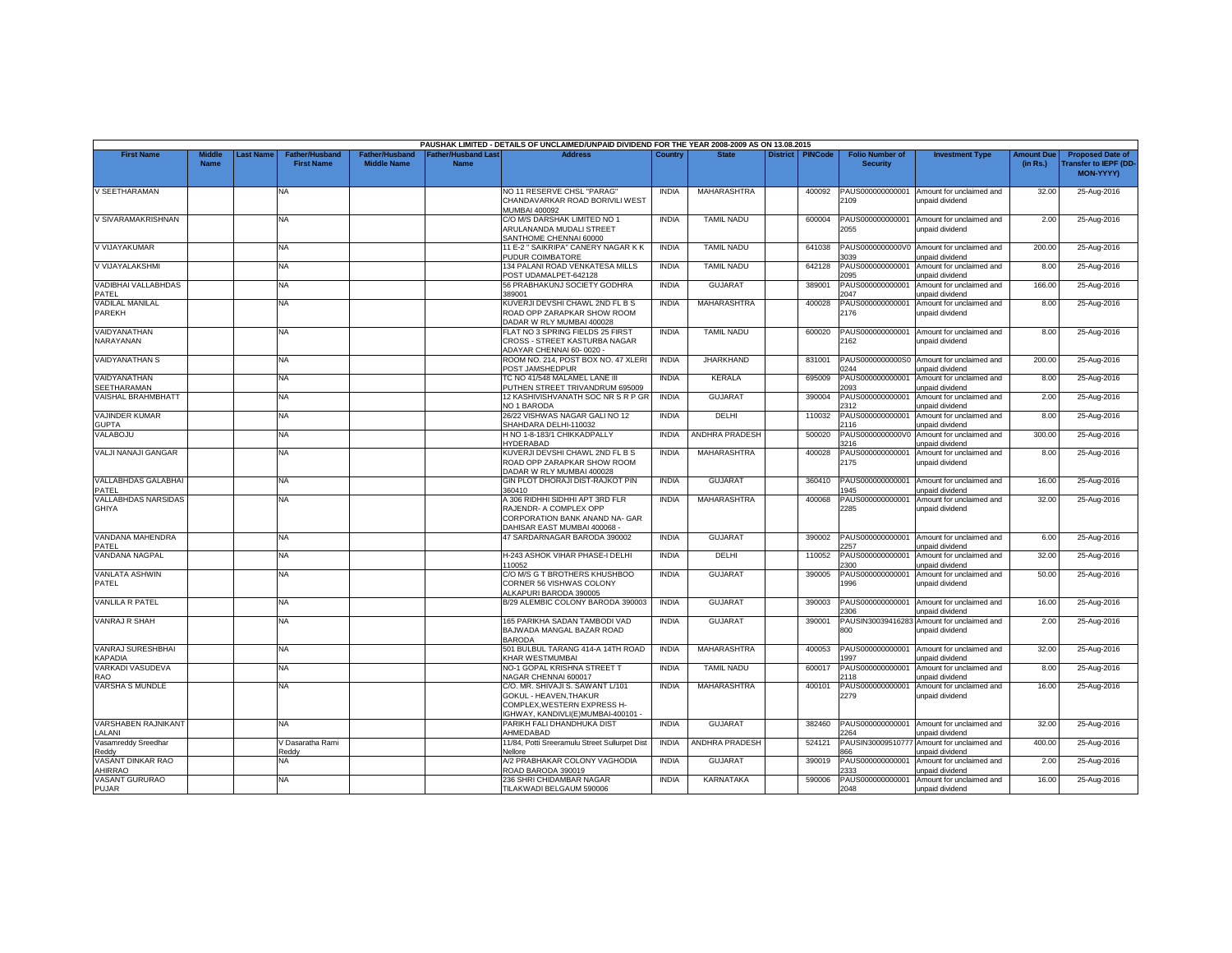PAUSHAK LIMITED - DETAILS OF UNCLAIMED/UNPAID DIVIDEND FOR THE YEAR 2008-2009 AS ON 13.08.2015

| First Name | Middle Name | Last Name | Father/Husband First Name | Father/Husband Middle Name | Father/Husband Last Name | Address | Country | State | District | PINCode | Folio Number of Security | Investment Type | Amount Due (in Rs.) | Proposed Date of Transfer to IEPF (DD-MON-YYYY) |
|---|---|---|---|---|---|---|---|---|---|---|---|---|---|---|
| V SEETHARAMAN | | | NA | | | NO 11 RESERVE CHSL "PARAG" CHANDAVARKAR ROAD BORIVILI WEST MUMBAI 400092 | INDIA | MAHARASHTRA | | 400092 | PAUS000000000001 2109 | Amount for unclaimed and unpaid dividend | 32.00 | 25-Aug-2016 |
| V SIVARAMAKRISHNAN | | | NA | | | C/O M/S DARSHAK LIMITED NO 1 ARULANANDA MUDALI STREET SANTHOME CHENNAI 60000 | INDIA | TAMIL NADU | | 600004 | PAUS000000000001 2055 | Amount for unclaimed and unpaid dividend | 2.00 | 25-Aug-2016 |
| V VIJAYAKUMAR | | | NA | | | 11 E-2 " SAIKRIPA" CANERY NAGAR K K PUDUR COIMBATORE | INDIA | TAMIL NADU | | 641038 | PAUS0000000000V0 3039 | Amount for unclaimed and unpaid dividend | 200.00 | 25-Aug-2016 |
| V VIJAYALAKSHMI | | | NA | | | 134 PALANI ROAD VENKATESA MILLS POST UDAMALPET-642128 | INDIA | TAMIL NADU | | 642128 | PAUS000000000001 2095 | Amount for unclaimed and unpaid dividend | 8.00 | 25-Aug-2016 |
| VADIBHAI VALLABHDAS PATEL | | | NA | | | 56 PRABHAKUNJ SOCIETY GODHRA 389001 | INDIA | GUJARAT | | 389001 | PAUS000000000001 2047 | Amount for unclaimed and unpaid dividend | 166.00 | 25-Aug-2016 |
| VADILAL MANILAL PAREKH | | | NA | | | KUVERJI DEVSHI CHAWL 2ND FL B S ROAD OPP ZARAPKAR SHOW ROOM DADAR W RLY MUMBAI 400028 | INDIA | MAHARASHTRA | | 400028 | PAUS000000000001 2176 | Amount for unclaimed and unpaid dividend | 8.00 | 25-Aug-2016 |
| VAIDYANATHAN NARAYANAN | | | NA | | | FLAT NO 3 SPRING FIELDS 25 FIRST CROSS - STREET KASTURBA NAGAR ADAYAR CHENNAI 60- 0020 - | INDIA | TAMIL NADU | | 600020 | PAUS000000000001 2162 | Amount for unclaimed and unpaid dividend | 8.00 | 25-Aug-2016 |
| VAIDYANATHAN S | | | NA | | | ROOM NO. 214, POST BOX NO. 47 XLERI POST JAMSHEDPUR | INDIA | JHARKHAND | | 831001 | PAUS0000000000S0 0244 | Amount for unclaimed and unpaid dividend | 200.00 | 25-Aug-2016 |
| VAIDYANATHAN SEETHARAMAN | | | NA | | | TC NO 41/548 MALAMEL LANE III PUTHEN STREET TRIVANDRUM 695009 | INDIA | KERALA | | 695009 | PAUS000000000001 2093 | Amount for unclaimed and unpaid dividend | 8.00 | 25-Aug-2016 |
| VAISHAL BRAHMBHATT | | | NA | | | 12 KASHIVISHVANATH SOC NR S R P GR NO 1 BARODA | INDIA | GUJARAT | | 390004 | PAUS000000000001 2312 | Amount for unclaimed and unpaid dividend | 2.00 | 25-Aug-2016 |
| VAJINDER KUMAR GUPTA | | | NA | | | 26/22 VISHWAS NAGAR GALI NO 12 SHAHDARA DELHI-110032 | INDIA | DELHI | | 110032 | PAUS000000000001 2116 | Amount for unclaimed and unpaid dividend | 8.00 | 25-Aug-2016 |
| VALABOJU | | | NA | | | H NO 1-8-183/1 CHIKKADPALLY HYDERABAD | INDIA | ANDHRA PRADESH | | 500020 | PAUS0000000000V0 3216 | Amount for unclaimed and unpaid dividend | 300.00 | 25-Aug-2016 |
| VALJI NANAJI GANGAR | | | NA | | | KUVERJI DEVSHI CHAWL 2ND FL B S ROAD OPP ZARAPKAR SHOW ROOM DADAR W RLY MUMBAI 400028 | INDIA | MAHARASHTRA | | 400028 | PAUS000000000001 2175 | Amount for unclaimed and unpaid dividend | 8.00 | 25-Aug-2016 |
| VALLABHDAS GALABHAI PATEL | | | NA | | | GIN PLOT DHORAJI DIST-RAJKOT PIN 360410 | INDIA | GUJARAT | | 360410 | PAUS000000000001 1945 | Amount for unclaimed and unpaid dividend | 16.00 | 25-Aug-2016 |
| VALLABHDAS NARSIDAS GHIYA | | | NA | | | A 306 RIDHHI SIDHHI APT 3RD FLR RAJENDR- A COMPLEX OPP CORPORATION BANK ANAND NA- GAR DAHISAR EAST MUMBAI 400068 - | INDIA | MAHARASHTRA | | 400068 | PAUS000000000001 2285 | Amount for unclaimed and unpaid dividend | 32.00 | 25-Aug-2016 |
| VANDANA MAHENDRA PATEL | | | NA | | | 47 SARDARNAGAR BARODA 390002 | INDIA | GUJARAT | | 390002 | PAUS000000000001 2257 | Amount for unclaimed and unpaid dividend | 6.00 | 25-Aug-2016 |
| VANDANA NAGPAL | | | NA | | | H-243 ASHOK VIHAR PHASE-I DELHI 110052 | INDIA | DELHI | | 110052 | PAUS000000000001 2300 | Amount for unclaimed and unpaid dividend | 32.00 | 25-Aug-2016 |
| VANLATA ASHWIN PATEL | | | NA | | | C/O M/S G T BROTHERS KHUSHBOO CORNER 56 VISHWAS COLONY ALKAPURI BARODA 390005 | INDIA | GUJARAT | | 390005 | PAUS000000000001 1996 | Amount for unclaimed and unpaid dividend | 50.00 | 25-Aug-2016 |
| VANLILA R PATEL | | | NA | | | B/29 ALEMBIC COLONY BARODA 390003 | INDIA | GUJARAT | | 390003 | PAUS000000000001 2306 | Amount for unclaimed and unpaid dividend | 16.00 | 25-Aug-2016 |
| VANRAJ R SHAH | | | NA | | | 165 PARIKHA SADAN TAMBODI VAD BAJWADA MANGAL BAZAR ROAD BARODA | INDIA | GUJARAT | | 390001 | PAUSIN30039416283 800 | Amount for unclaimed and unpaid dividend | 2.00 | 25-Aug-2016 |
| VANRAJ SURESHBHAI KAPADIA | | | NA | | | 501 BULBUL TARANG 414-A 14TH ROAD KHAR WESTMUMBAI | INDIA | MAHARASHTRA | | 400053 | PAUS000000000001 1997 | Amount for unclaimed and unpaid dividend | 32.00 | 25-Aug-2016 |
| VARKADI VASUDEVA RAO | | | NA | | | NO-1 GOPAL KRISHNA STREET T NAGAR CHENNAI 600017 | INDIA | TAMIL NADU | | 600017 | PAUS000000000001 2118 | Amount for unclaimed and unpaid dividend | 8.00 | 25-Aug-2016 |
| VARSHA S MUNDLE | | | NA | | | C/O. MR. SHIVAJI S. SAWANT L/101 GOKUL - HEAVEN,THAKUR COMPLEX,WESTERN EXPRESS H- IGHWAY, KANDIVLI(E)MUMBAI-400101 - | INDIA | MAHARASHTRA | | 400101 | PAUS000000000001 2279 | Amount for unclaimed and unpaid dividend | 16.00 | 25-Aug-2016 |
| VARSHABEN RAJNIKANT LALANI | | | NA | | | PARIKH FALI DHANDHUKA DIST AHMEDABAD | INDIA | GUJARAT | | 382460 | PAUS000000000001 2264 | Amount for unclaimed and unpaid dividend | 32.00 | 25-Aug-2016 |
| Vasamreddy Sreedhar Reddy | | | V Dasaratha Rami Reddy | | | 11/84, Potti Sreeramulu Street Sullurpet Dist Nellore | INDIA | ANDHRA PRADESH | | 524121 | PAUSIN30009510777 866 | Amount for unclaimed and unpaid dividend | 400.00 | 25-Aug-2016 |
| VASANT DINKAR RAO AHIRRAO | | | NA | | | A/2 PRABHAKAR COLONY VAGHODIA ROAD BARODA 390019 | INDIA | GUJARAT | | 390019 | PAUS000000000001 2333 | Amount for unclaimed and unpaid dividend | 2.00 | 25-Aug-2016 |
| VASANT GURURAO PUJAR | | | NA | | | 236 SHRI CHIDAMBAR NAGAR TILAKWADI BELGAUM 590006 | INDIA | KARNATAKA | | 590006 | PAUS000000000001 2048 | Amount for unclaimed and unpaid dividend | 16.00 | 25-Aug-2016 |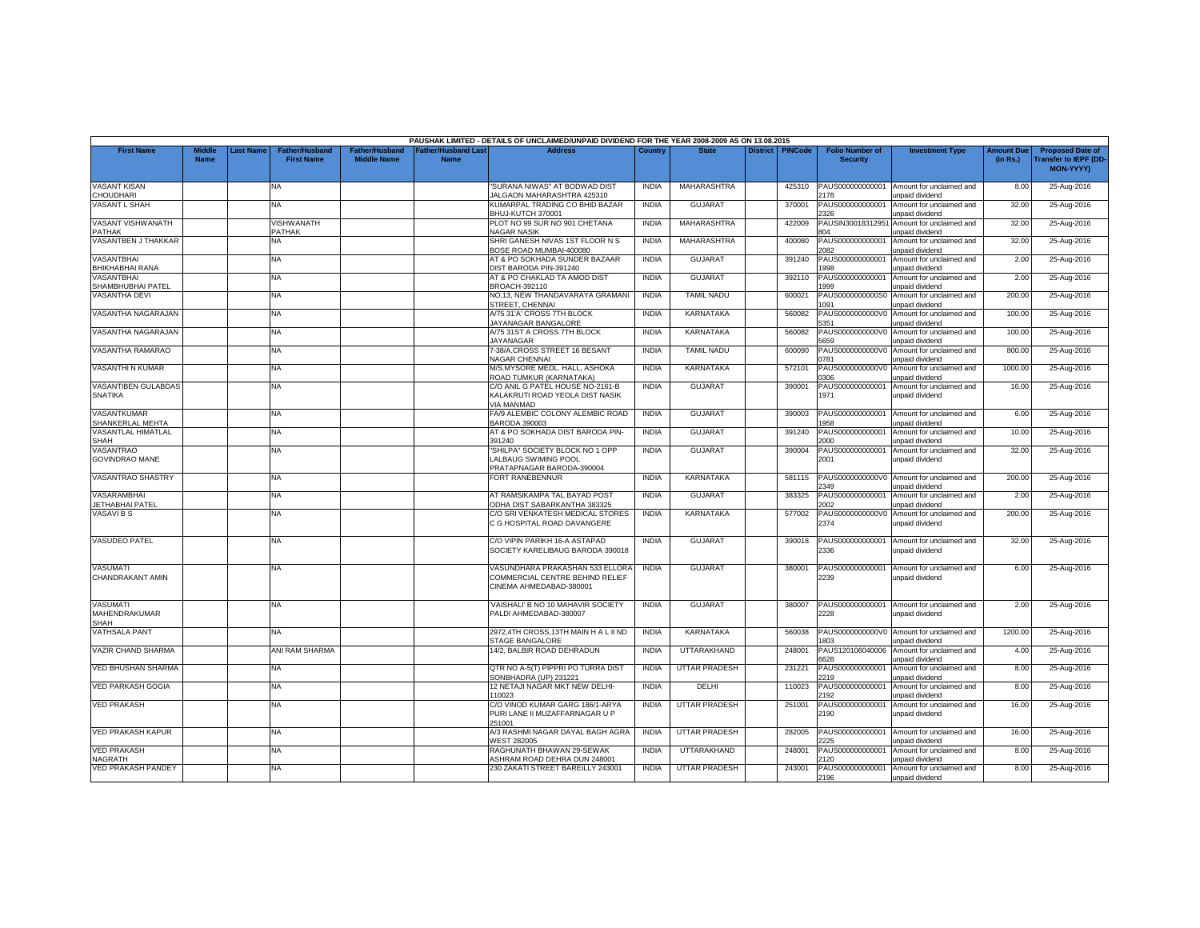PAUSHAK LIMITED - DETAILS OF UNCLAIMED/UNPAID DIVIDEND FOR THE YEAR 2008-2009 AS ON 13.08.2015

| First Name | Middle Name | Last Name | Father/Husband First Name | Father/Husband Middle Name | Father/Husband Last Name | Address | Country | State | District | PINCode | Folio Number of Security | Investment Type | Amount Due (in Rs.) | Proposed Date of Transfer to IEPF (DD-MON-YYYY) |
|---|---|---|---|---|---|---|---|---|---|---|---|---|---|---|
| VASANT KISAN CHOUDHARI | | | NA | | | "SURANA NIWAS" AT BODWAD DIST JALGAON MAHARASHTRA 425310 | INDIA | MAHARASHTRA | | 425310 | PAUS000000000001 2178 | Amount for unclaimed and unpaid dividend | 8.00 | 25-Aug-2016 |
| VASANT L SHAH | | | NA | | | KUMARPAL TRADING CO BHID BAZAR BHUJ-KUTCH 370001 | INDIA | GUJARAT | | 370001 | PAUS000000000001 2326 | Amount for unclaimed and unpaid dividend | 32.00 | 25-Aug-2016 |
| VASANT VISHWANATH PATHAK | | | VISHWANATH PATHAK | | | PLOT NO 99 SUR NO 901 CHETANA NAGAR NASIK | INDIA | MAHARASHTRA | | 422009 | PAUSIN30018312951 804 | Amount for unclaimed and unpaid dividend | 32.00 | 25-Aug-2016 |
| VASANTBEN J THAKKAR | | | NA | | | SHRI GANESH NIVAS 1ST FLOOR N S BOSE ROAD MUMBAI-400080 | INDIA | MAHARASHTRA | | 400080 | PAUS000000000001 2082 | Amount for unclaimed and unpaid dividend | 32.00 | 25-Aug-2016 |
| VASANTBHAI BHIKHABHAI RANA | | | NA | | | AT & PO SOKHADA SUNDER BAZAAR DIST BARODA PIN-391240 | INDIA | GUJARAT | | 391240 | PAUS000000000001 1998 | Amount for unclaimed and unpaid dividend | 2.00 | 25-Aug-2016 |
| VASANTBHAI SHAMBHUBHAI PATEL | | | NA | | | AT & PO CHAKLAD TA AMOD DIST BROACH-392110 | INDIA | GUJARAT | | 392110 | PAUS000000000001 1999 | Amount for unclaimed and unpaid dividend | 2.00 | 25-Aug-2016 |
| VASANTHA DEVI | | | NA | | | NO.13, NEW THANDAVARAYA GRAMANI STREET, CHENNAI | INDIA | TAMIL NADU | | 600021 | PAUS0000000000S0 1091 | Amount for unclaimed and unpaid dividend | 200.00 | 25-Aug-2016 |
| VASANTHA NAGARAJAN | | | NA | | | A/75 31'A' CROSS 7TH BLOCK JAYANAGAR BANGALORE | INDIA | KARNATAKA | | 560082 | PAUS0000000000V0 5351 | Amount for unclaimed and unpaid dividend | 100.00 | 25-Aug-2016 |
| VASANTHA NAGARAJAN | | | NA | | | A/75 31ST A CROSS 7TH BLOCK JAYANAGAR | INDIA | KARNATAKA | | 560082 | PAUS0000000000V0 5659 | Amount for unclaimed and unpaid dividend | 100.00 | 25-Aug-2016 |
| VASANTHA RAMARAO | | | NA | | | 7-38/A,CROSS STREET 16 BESANT NAGAR CHENNAI | INDIA | TAMIL NADU | | 600090 | PAUS0000000000V0 0781 | Amount for unclaimed and unpaid dividend | 800.00 | 25-Aug-2016 |
| VASANTHI N KUMAR | | | NA | | | M/S.MYSORE MEDL. HALL, ASHOKA ROAD TUMKUR (KARNATAKA) | INDIA | KARNATAKA | | 572101 | PAUS0000000000V0 0306 | Amount for unclaimed and unpaid dividend | 1000.00 | 25-Aug-2016 |
| VASANTIBEN GULABDAS SNATIKA | | | NA | | | C/O ANIL G PATEL HOUSE NO-2161-B KALAKRUTI ROAD YEOLA DIST NASIK VIA MANMAD | INDIA | GUJARAT | | 390001 | PAUS000000000001 1971 | Amount for unclaimed and unpaid dividend | 16.00 | 25-Aug-2016 |
| VASANTKUMAR SHANKERLAL MEHTA | | | NA | | | FA/9 ALEMBIC COLONY ALEMBIC ROAD BARODA 390003 | INDIA | GUJARAT | | 390003 | PAUS000000000001 1958 | Amount for unclaimed and unpaid dividend | 6.00 | 25-Aug-2016 |
| VASANTLAL HIMATLAL SHAH | | | NA | | | AT & PO SOKHADA DIST BARODA PIN-391240 | INDIA | GUJARAT | | 391240 | PAUS000000000001 2000 | Amount for unclaimed and unpaid dividend | 10.00 | 25-Aug-2016 |
| VASANTRAO GOVINDRAO MANE | | | NA | | | "SHILPA" SOCIETY BLOCK NO 1 OPP LALBAUG SWIMING POOL PRATAPNAGAR BARODA-390004 | INDIA | GUJARAT | | 390004 | PAUS000000000001 2001 | Amount for unclaimed and unpaid dividend | 32.00 | 25-Aug-2016 |
| VASANTRAO SHASTRY | | | NA | | | FORT RANEBENNUR | INDIA | KARNATAKA | | 581115 | PAUS0000000000V0 2349 | Amount for unclaimed and unpaid dividend | 200.00 | 25-Aug-2016 |
| VASARAMBHAI JETHABHAI PATEL | | | NA | | | AT RAMSIKAMPA TAL BAYAD POST ODHA DIST SABARKANTHA 383325 | INDIA | GUJARAT | | 383325 | PAUS000000000001 2002 | Amount for unclaimed and unpaid dividend | 2.00 | 25-Aug-2016 |
| VASAVI B S | | | NA | | | C/O SRI VENKATESH MEDICAL STORES C G HOSPITAL ROAD DAVANGERE | INDIA | KARNATAKA | | 577002 | PAUS0000000000V0 2374 | Amount for unclaimed and unpaid dividend | 200.00 | 25-Aug-2016 |
| VASUDEO PATEL | | | NA | | | C/O VIPIN PARIKH 16-A ASTAPAD SOCIETY KARELIBAUG BARODA 390018 | INDIA | GUJARAT | | 390018 | PAUS000000000001 2336 | Amount for unclaimed and unpaid dividend | 32.00 | 25-Aug-2016 |
| VASUMATI CHANDRAKANT AMIN | | | NA | | | VASUNDHARA PRAKASHAN 533 ELLORA COMMERCIAL CENTRE BEHIND RELIEF CINEMA AHMEDABAD-380001 | INDIA | GUJARAT | | 380001 | PAUS000000000001 2239 | Amount for unclaimed and unpaid dividend | 6.00 | 25-Aug-2016 |
| VASUMATI MAHENDRAKUMAR SHAH | | | NA | | | 'VAISHALI' B NO 10 MAHAVIR SOCIETY PALDI AHMEDABAD-380007 | INDIA | GUJARAT | | 380007 | PAUS000000000001 2228 | Amount for unclaimed and unpaid dividend | 2.00 | 25-Aug-2016 |
| VATHSALA PANT | | | NA | | | 2972,4TH CROSS,13TH MAIN H A L II ND STAGE BANGALORE | INDIA | KARNATAKA | | 560038 | PAUS0000000000V0 1803 | Amount for unclaimed and unpaid dividend | 1200.00 | 25-Aug-2016 |
| VAZIR CHAND SHARMA | | | ANI RAM SHARMA | | | 14/2, BALBIR ROAD DEHRADUN | INDIA | UTTARAKHAND | | 248001 | PAUS120106040006 6628 | Amount for unclaimed and unpaid dividend | 4.00 | 25-Aug-2016 |
| VED BHUSHAN SHARMA | | | NA | | | QTR NO A-5(T) PIPPRI PO TURRA DIST SONBHADRA (UP) 231221 | INDIA | UTTAR PRADESH | | 231221 | PAUS000000000001 2219 | Amount for unclaimed and unpaid dividend | 8.00 | 25-Aug-2016 |
| VED PARKASH GOGIA | | | NA | | | 12 NETAJI NAGAR MKT NEW DELHI-110023 | INDIA | DELHI | | 110023 | PAUS000000000001 2192 | Amount for unclaimed and unpaid dividend | 8.00 | 25-Aug-2016 |
| VED PRAKASH | | | NA | | | C/O VINOD KUMAR GARG 186/1-ARYA PURI LANE II MUZAFFARNAGAR U P 251001 | INDIA | UTTAR PRADESH | | 251001 | PAUS000000000001 2190 | Amount for unclaimed and unpaid dividend | 16.00 | 25-Aug-2016 |
| VED PRAKASH KAPUR | | | NA | | | A/3 RASHMI NAGAR DAYAL BAGH AGRA WEST 282005 | INDIA | UTTAR PRADESH | | 282005 | PAUS000000000001 2225 | Amount for unclaimed and unpaid dividend | 16.00 | 25-Aug-2016 |
| VED PRAKASH NAGRATH | | | NA | | | RAGHUNATH BHAWAN 29-SEWAK ASHRAM ROAD DEHRA DUN 248001 | INDIA | UTTARAKHAND | | 248001 | PAUS000000000001 2120 | Amount for unclaimed and unpaid dividend | 8.00 | 25-Aug-2016 |
| VED PRAKASH PANDEY | | | NA | | | 230 ZAKATI STREET BAREILLY 243001 | INDIA | UTTAR PRADESH | | 243001 | PAUS000000000001 2196 | Amount for unclaimed and unpaid dividend | 8.00 | 25-Aug-2016 |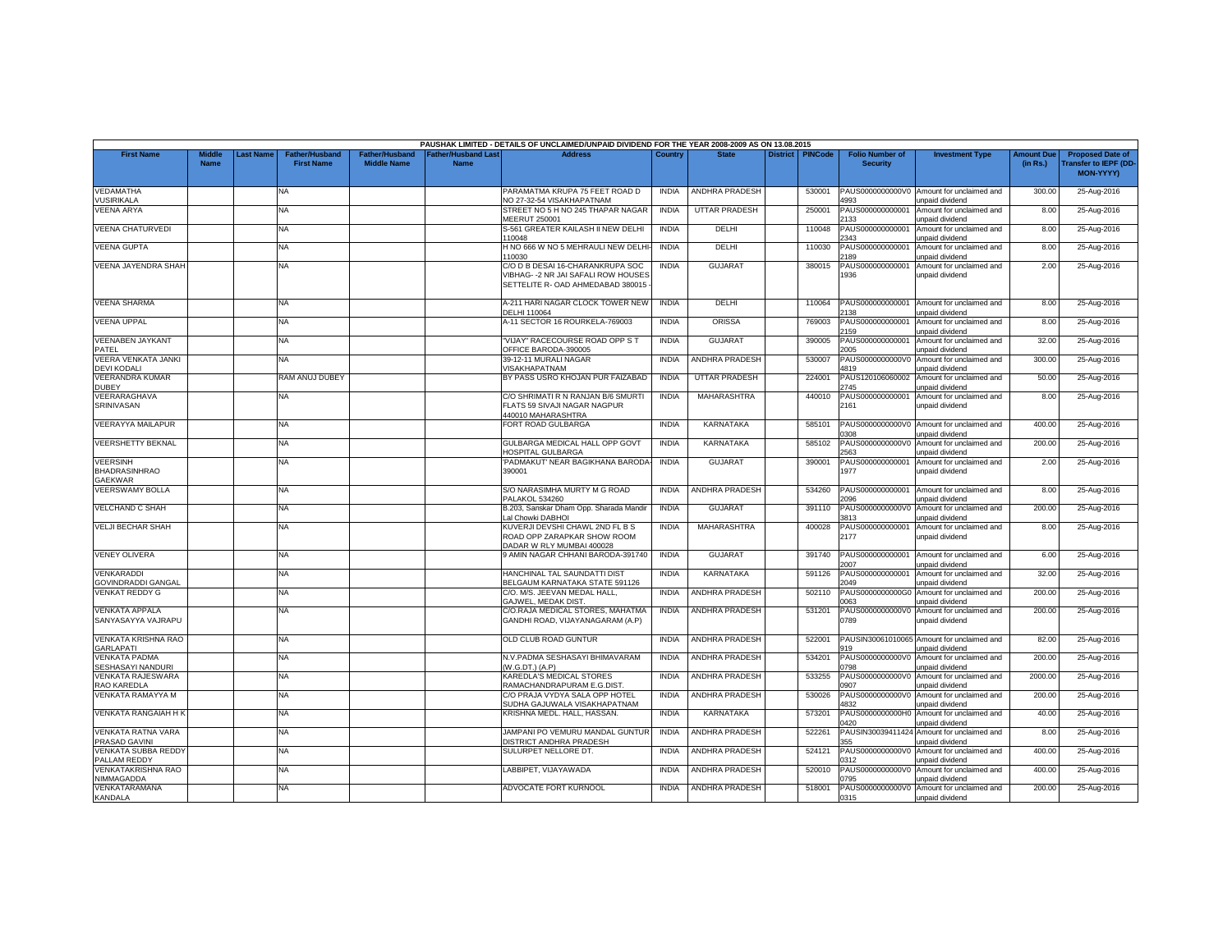PAUSHAK LIMITED - DETAILS OF UNCLAIMED/UNPAID DIVIDEND FOR THE YEAR 2008-2009 AS ON 13.08.2015

| First Name | Middle Name | Last Name | Father/Husband First Name | Father/Husband Middle Name | Father/Husband Last Name | Address | Country | State | District | PINCode | Folio Number of Security | Investment Type | Amount Due (in Rs.) | Proposed Date of Transfer to IEPF (DD-MON-YYYY) |
|---|---|---|---|---|---|---|---|---|---|---|---|---|---|---|
| VEDAMATHA VUSIRIKALA | | | NA | | | PARAMATMA KRUPA 75 FEET ROAD D NO 27-32-54 VISAKHAPATNAM | INDIA | ANDHRA PRADESH | | 530001 | PAUS0000000000V04993 | Amount for unclaimed and unpaid dividend | 300.00 | 25-Aug-2016 |
| VEENA ARYA | | | NA | | | STREET NO 5 H NO 245 THAPAR NAGAR MEERUT 250001 | INDIA | UTTAR PRADESH | | 250001 | PAUS0000000000012133 | Amount for unclaimed and unpaid dividend | 8.00 | 25-Aug-2016 |
| VEENA CHATURVEDI | | | NA | | | S-561 GREATER KAILASH II NEW DELHI 110048 | INDIA | DELHI | | 110048 | PAUS0000000000012343 | Amount for unclaimed and unpaid dividend | 8.00 | 25-Aug-2016 |
| VEENA GUPTA | | | NA | | | H NO 666 W NO 5 MEHRAULI NEW DELHI-110030 | INDIA | DELHI | | 110030 | PAUS0000000000012189 | Amount for unclaimed and unpaid dividend | 8.00 | 25-Aug-2016 |
| VEENA JAYENDRA SHAH | | | NA | | | C/O D B DESAI 16-CHARANKRUPA SOC VIBHAG- -2 NR JAI SAFALI ROW HOUSES SETTELITE R- OAD AHMEDABAD 380015 - | INDIA | GUJARAT | | 380015 | PAUS0000000000011936 | Amount for unclaimed and unpaid dividend | 2.00 | 25-Aug-2016 |
| VEENA SHARMA | | | NA | | | A-211 HARI NAGAR CLOCK TOWER NEW DELHI 110064 | INDIA | DELHI | | 110064 | PAUS0000000000012138 | Amount for unclaimed and unpaid dividend | 8.00 | 25-Aug-2016 |
| VEENA UPPAL | | | NA | | | A-11 SECTOR 16 ROURKELA-769003 | INDIA | ORISSA | | 769003 | PAUS0000000000012159 | Amount for unclaimed and unpaid dividend | 8.00 | 25-Aug-2016 |
| VEENABEN JAYKANT PATEL | | | NA | | | "VIJAY" RACECOURSE ROAD OPP S T OFFICE BARODA-390005 | INDIA | GUJARAT | | 390005 | PAUS0000000000012005 | Amount for unclaimed and unpaid dividend | 32.00 | 25-Aug-2016 |
| VEERA VENKATA JANKI DEVI KODALI | | | NA | | | 39-12-11 MURALI NAGAR VISAKHAPATNAM | INDIA | ANDHRA PRADESH | | 530007 | PAUS0000000000V04819 | Amount for unclaimed and unpaid dividend | 300.00 | 25-Aug-2016 |
| VEERANDRA KUMAR DUBEY | | | RAM ANUJ DUBEY | | | BY PASS USRO KHOJAN PUR FAIZABAD | INDIA | UTTAR PRADESH | | 224001 | PAUS1201060600022745 | Amount for unclaimed and unpaid dividend | 50.00 | 25-Aug-2016 |
| VEERARAGHAVA SRINIVASAN | | | NA | | | C/O SHRIMATI R N RANJAN B/6 SMURTI FLATS 59 SIVAJI NAGAR NAGPUR 440010 MAHARASHTRA | INDIA | MAHARASHTRA | | 440010 | PAUS0000000000012161 | Amount for unclaimed and unpaid dividend | 8.00 | 25-Aug-2016 |
| VEERAYYA MAILAPUR | | | NA | | | FORT ROAD GULBARGA | INDIA | KARNATAKA | | 585101 | PAUS0000000000V00308 | Amount for unclaimed and unpaid dividend | 400.00 | 25-Aug-2016 |
| VEERSHETTY BEKNAL | | | NA | | | GULBARGA MEDICAL HALL OPP GOVT HOSPITAL GULBARGA | INDIA | KARNATAKA | | 585102 | PAUS0000000000V02563 | Amount for unclaimed and unpaid dividend | 200.00 | 25-Aug-2016 |
| VEERSINH BHADRASINHRAO GAEKWAR | | | NA | | | 'PADMAKUT' NEAR BAGIKHANA BARODA-390001 | INDIA | GUJARAT | | 390001 | PAUS0000000000011977 | Amount for unclaimed and unpaid dividend | 2.00 | 25-Aug-2016 |
| VEERSWAMY BOLLA | | | NA | | | S/O NARASIMHA MURTY M G ROAD PALAKOL 534260 | INDIA | ANDHRA PRADESH | | 534260 | PAUS0000000000012096 | Amount for unclaimed and unpaid dividend | 8.00 | 25-Aug-2016 |
| VELCHAND C SHAH | | | NA | | | B.203, Sanskar Dham Opp. Sharada Mandir Lal Chowki DABHOI | INDIA | GUJARAT | | 391110 | PAUS0000000000V03813 | Amount for unclaimed and unpaid dividend | 200.00 | 25-Aug-2016 |
| VELJI BECHAR SHAH | | | NA | | | KUVERJI DEVSHI CHAWL 2ND FL B S ROAD OPP ZARAPKAR SHOW ROOM DADAR W RLY MUMBAI 400028 | INDIA | MAHARASHTRA | | 400028 | PAUS0000000000012177 | Amount for unclaimed and unpaid dividend | 8.00 | 25-Aug-2016 |
| VENEY OLIVERA | | | NA | | | 9 AMIN NAGAR CHHANI BARODA-391740 | INDIA | GUJARAT | | 391740 | PAUS0000000000012007 | Amount for unclaimed and unpaid dividend | 6.00 | 25-Aug-2016 |
| VENKARADDI GOVINDRADDI GANGAL | | | NA | | | HANCHINAL TAL SAUNDATTI DIST BELGAUM KARNATAKA STATE 591126 | INDIA | KARNATAKA | | 591126 | PAUS0000000000012049 | Amount for unclaimed and unpaid dividend | 32.00 | 25-Aug-2016 |
| VENKAT REDDY G | | | NA | | | C/O. M/S. JEEVAN MEDAL HALL, GAJWEL, MEDAK DIST. | INDIA | ANDHRA PRADESH | | 502110 | PAUS0000000000G00063 | Amount for unclaimed and unpaid dividend | 200.00 | 25-Aug-2016 |
| VENKATA APPALA SANYASAYYA VAJRAPU | | | NA | | | C/O.RAJA MEDICAL STORES, MAHATMA GANDHI ROAD, VIJAYANAGARAM (A.P) | INDIA | ANDHRA PRADESH | | 531201 | PAUS0000000000V00789 | Amount for unclaimed and unpaid dividend | 200.00 | 25-Aug-2016 |
| VENKATA KRISHNA RAO GARLAPATI | | | NA | | | OLD CLUB ROAD GUNTUR | INDIA | ANDHRA PRADESH | | 522001 | PAUSIN30061010065919 | Amount for unclaimed and unpaid dividend | 82.00 | 25-Aug-2016 |
| VENKATA PADMA SESHASAYI NANDURI | | | NA | | | N.V.PADMA SESHASAYI BHIMAVARAM (W.G.DT.) (A.P) | INDIA | ANDHRA PRADESH | | 534201 | PAUS0000000000V00798 | Amount for unclaimed and unpaid dividend | 200.00 | 25-Aug-2016 |
| VENKATA RAJESWARA RAO KAREDLA | | | NA | | | KAREDLA'S MEDICAL STORES RAMACHANDRAPURAM E.G.DIST. | INDIA | ANDHRA PRADESH | | 533255 | PAUS0000000000V00907 | Amount for unclaimed and unpaid dividend | 2000.00 | 25-Aug-2016 |
| VENKATA RAMAYYA M | | | NA | | | C/O PRAJA VYDYA SALA OPP HOTEL SUDHA GAJUWALA VISAKHAPATNAM | INDIA | ANDHRA PRADESH | | 530026 | PAUS0000000000V04832 | Amount for unclaimed and unpaid dividend | 200.00 | 25-Aug-2016 |
| VENKATA RANGAIAH H K | | | NA | | | KRISHNA MEDL. HALL, HASSAN. | INDIA | KARNATAKA | | 573201 | PAUS0000000000H00420 | Amount for unclaimed and unpaid dividend | 40.00 | 25-Aug-2016 |
| VENKATA RATNA VARA PRASAD GAVINI | | | NA | | | JAMPANI PO VEMURU MANDAL GUNTUR DISTRICT ANDHRA PRADESH | INDIA | ANDHRA PRADESH | | 522261 | PAUSIN30039411424355 | Amount for unclaimed and unpaid dividend | 8.00 | 25-Aug-2016 |
| VENKATA SUBBA REDDY PALLAM REDDY | | | NA | | | SULURPET NELLORE DT. | INDIA | ANDHRA PRADESH | | 524121 | PAUS0000000000V00312 | Amount for unclaimed and unpaid dividend | 400.00 | 25-Aug-2016 |
| VENKATAKRISHNA RAO NIMMAGADDA | | | NA | | | LABBIPET, VIJAYAWADA | INDIA | ANDHRA PRADESH | | 520010 | PAUS0000000000V00795 | Amount for unclaimed and unpaid dividend | 400.00 | 25-Aug-2016 |
| VENKATARAMANA KANDALA | | | NA | | | ADVOCATE FORT KURNOOL | INDIA | ANDHRA PRADESH | | 518001 | PAUS0000000000V00315 | Amount for unclaimed and unpaid dividend | 200.00 | 25-Aug-2016 |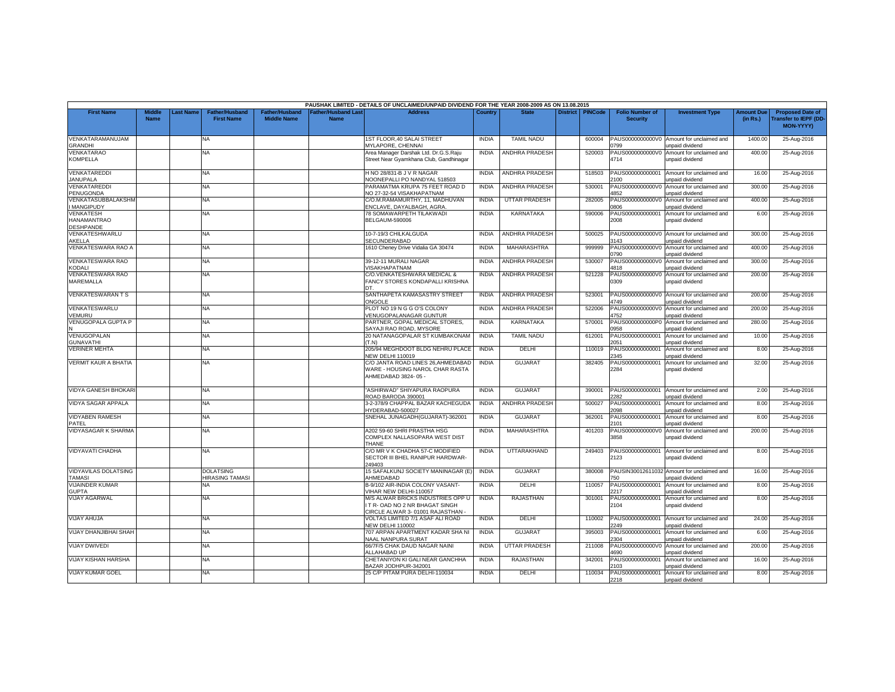PAUSHAK LIMITED - DETAILS OF UNCLAIMED/UNPAID DIVIDEND FOR THE YEAR 2008-2009 AS ON 13.08.2015

| First Name | Middle Name | Last Name | Father/Husband First Name | Father/Husband Middle Name | Father/Husband Last Name | Address | Country | State | District | PINCode | Folio Number of Security | Investment Type | Amount Due (in Rs.) | Proposed Date of Transfer to IEPF (DD-MON-YYYY) |
|---|---|---|---|---|---|---|---|---|---|---|---|---|---|---|
| VENKATARAMANUJAM GRANDHI | | | NA | | | 1ST FLOOR,40 SALAI STREET MYLAPORE, CHENNAI | INDIA | TAMIL NADU | | 600004 | PAUS0000000000V00799 | Amount for unclaimed and unpaid dividend | 1400.00 | 25-Aug-2016 |
| VENKATARAO KOMPELLA | | | NA | | | Area Manager Darshak Ltd. Dr.G.S.Raju Street Near Gyamkhana Club, Gandhinagar | INDIA | ANDHRA PRADESH | | 520003 | PAUS0000000000V04714 | Amount for unclaimed and unpaid dividend | 400.00 | 25-Aug-2016 |
| VENKATAREDDI JANUPALA | | | NA | | | H NO 28/831-B J V R NAGAR NOONEPALLI PO NANDYAL 518503 | INDIA | ANDHRA PRADESH | | 518503 | PAUS0000000000012100 | Amount for unclaimed and unpaid dividend | 16.00 | 25-Aug-2016 |
| VENKATAREDDI PENUGONDA | | | NA | | | PARAMATMA KRUPA 75 FEET ROAD D NO 27-32-54 VISAKHAPATNAM | INDIA | ANDHRA PRADESH | | 530001 | PAUS0000000000V04852 | Amount for unclaimed and unpaid dividend | 300.00 | 25-Aug-2016 |
| VENKATASUBBALAKSHMI MANGIPUDY | | | NA | | | C/O.M.RAMAMURTHY, 11, MADHUVAN ENCLAVE, DAYALBAGH, AGRA. | INDIA | UTTAR PRADESH | | 282005 | PAUS0000000000V00806 | Amount for unclaimed and unpaid dividend | 400.00 | 25-Aug-2016 |
| VENKATESH HANAMANTRAO DESHPANDE | | | NA | | | 78 SOMAWARPETH TILAKWADI BELGAUM-590006 | INDIA | KARNATAKA | | 590006 | PAUS0000000000012008 | Amount for unclaimed and unpaid dividend | 6.00 | 25-Aug-2016 |
| VENKATESHWARLU AKELLA | | | NA | | | 10-7-19/3 CHILKALGUDA SECUNDERABAD | INDIA | ANDHRA PRADESH | | 500025 | PAUS0000000000V03143 | Amount for unclaimed and unpaid dividend | 300.00 | 25-Aug-2016 |
| VENKATESWARA RAO A | | | NA | | | 1610 Cheney Drive Vidalia GA 30474 | INDIA | MAHARASHTRA | | 999999 | PAUS0000000000V00790 | Amount for unclaimed and unpaid dividend | 400.00 | 25-Aug-2016 |
| VENKATESWARA RAO KODALI | | | NA | | | 39-12-11 MURALI NAGAR VISAKHAPATNAM | INDIA | ANDHRA PRADESH | | 530007 | PAUS0000000000V04818 | Amount for unclaimed and unpaid dividend | 300.00 | 25-Aug-2016 |
| VENKATESWARA RAO MAREMALLA | | | NA | | | C/O.VENKATESHWARA MEDICAL & FANCY STORES KONDAPALLI KRISHNA DT. | INDIA | ANDHRA PRADESH | | 521228 | PAUS0000000000V00309 | Amount for unclaimed and unpaid dividend | 200.00 | 25-Aug-2016 |
| VENKATESWARAN T S | | | NA | | | SANTHAPETA KAMASASTRY STREET ONGOLE | INDIA | ANDHRA PRADESH | | 523001 | PAUS0000000000V04749 | Amount for unclaimed and unpaid dividend | 200.00 | 25-Aug-2016 |
| VENKATESWARLU VEMURU | | | NA | | | PLOT NO 19 N G G O'S COLONY VENUGOPALANAGAR GUNTUR | INDIA | ANDHRA PRADESH | | 522006 | PAUS0000000000V04752 | Amount for unclaimed and unpaid dividend | 200.00 | 25-Aug-2016 |
| VENUGOPALA GUPTA P N | | | NA | | | PARTNER, GOPAL MEDICAL STORES, SAYAJI RAO ROAD, MYSORE | INDIA | KARNATAKA | | 570001 | PAUS0000000000P00958 | Amount for unclaimed and unpaid dividend | 280.00 | 25-Aug-2016 |
| VENUGOPALAN GUNAVATHI | | | NA | | | 20 NATANAGOPALAR ST KUMBAKONAM (T.N) | INDIA | TAMIL NADU | | 612001 | PAUS0000000000012051 | Amount for unclaimed and unpaid dividend | 10.00 | 25-Aug-2016 |
| VERINER MEHTA | | | NA | | | 205/94 MEGHDOOT BLDG NEHRU PLACE NEW DELHI 110019 | INDIA | DELHI | | 110019 | PAUS0000000000012345 | Amount for unclaimed and unpaid dividend | 8.00 | 25-Aug-2016 |
| VERMIT KAUR A BHATIA | | | NA | | | C/O JANTA ROAD LINES 26,AHMEDABAD WARE - HOUSING NAROL CHAR RASTA AHMEDABAD 3824- 05 - | INDIA | GUJARAT | | 382405 | PAUS0000000000012284 | Amount for unclaimed and unpaid dividend | 32.00 | 25-Aug-2016 |
| VIDYA GANESH BHOKARI | | | NA | | | "ASHIRWAD" SHIYAPURA RAOPURA ROAD BARODA 390001 | INDIA | GUJARAT | | 390001 | PAUS0000000000012282 | Amount for unclaimed and unpaid dividend | 2.00 | 25-Aug-2016 |
| VIDYA SAGAR APPALA | | | NA | | | 3-2-378/9 CHAPPAL BAZAR KACHEGUDA HYDERABAD-500027 | INDIA | ANDHRA PRADESH | | 500027 | PAUS0000000000012098 | Amount for unclaimed and unpaid dividend | 8.00 | 25-Aug-2016 |
| VIDYABEN RAMESH PATEL | | | NA | | | SNEHAL JUNAGADH(GUJARAT)-362001 | INDIA | GUJARAT | | 362001 | PAUS0000000000012101 | Amount for unclaimed and unpaid dividend | 8.00 | 25-Aug-2016 |
| VIDYASAGAR K SHARMA | | | NA | | | A202 59-60 SHRI PRASTHA HSG COMPLEX NALLASOPARA WEST DIST THANE | INDIA | MAHARASHTRA | | 401203 | PAUS0000000000V03858 | Amount for unclaimed and unpaid dividend | 200.00 | 25-Aug-2016 |
| VIDYAVATI CHADHA | | | NA | | | C/O MR V K CHADHA 57-C MODIFIED SECTOR III BHEL RANIPUR HARDWAR-249403 | INDIA | UTTARAKHAND | | 249403 | PAUS0000000000012123 | Amount for unclaimed and unpaid dividend | 8.00 | 25-Aug-2016 |
| VIDYAVILAS DOLATSING TAMASI | | | DOLATSING HIRASING TAMASI | | | 15 SAFALKUNJ SOCIETY MANINAGAR (E) AHMEDABAD | INDIA | GUJARAT | | 380008 | PAUSIN30012611032750 | Amount for unclaimed and unpaid dividend | 16.00 | 25-Aug-2016 |
| VIJAINDER KUMAR GUPTA | | | NA | | | B-9/102 AIR-INDIA COLONY VASANT-VIHAR NEW DELHI-110057 | INDIA | DELHI | | 110057 | PAUS0000000000012217 | Amount for unclaimed and unpaid dividend | 8.00 | 25-Aug-2016 |
| VIJAY AGARWAL | | | NA | | | M/S ALWAR BRICKS INDUSTRIES OPP U I T R- OAD NO 2 NR BHAGAT SINGH CIRCLE ALWAR 3- 01001 RAJASTHAN - | INDIA | RAJASTHAN | | 301001 | PAUS0000000000012104 | Amount for unclaimed and unpaid dividend | 8.00 | 25-Aug-2016 |
| VIJAY AHUJA | | | NA | | | VOLTAS LIMITED 7/1 ASAF ALI ROAD NEW DELHI 110002 | INDIA | DELHI | | 110002 | PAUS0000000000012249 | Amount for unclaimed and unpaid dividend | 24.00 | 25-Aug-2016 |
| VIJAY DHANJIBHAI SHAH | | | NA | | | 707 ARPAN APARTMENT KADAR SHA NI NAAL NANPURA SURAT | INDIA | GUJARAT | | 395003 | PAUS0000000000012304 | Amount for unclaimed and unpaid dividend | 6.00 | 25-Aug-2016 |
| VIJAY DWIVEDI | | | NA | | | 66/7F/5 CHAK DAUD NAGAR NAINI ALLAHABAD UP | INDIA | UTTAR PRADESH | | 211008 | PAUS0000000000V04690 | Amount for unclaimed and unpaid dividend | 200.00 | 25-Aug-2016 |
| VIJAY KISHAN HARSHA | | | NA | | | CHETANIYON KI GALI NEAR GANCHHA BAZAR JODHPUR-342001 | INDIA | RAJASTHAN | | 342001 | PAUS0000000000012103 | Amount for unclaimed and unpaid dividend | 16.00 | 25-Aug-2016 |
| VIJAY KUMAR GOEL | | | NA | | | 25 C/P PITAM PURA DELHI-110034 | INDIA | DELHI | | 110034 | PAUS0000000000012218 | Amount for unclaimed and unpaid dividend | 8.00 | 25-Aug-2016 |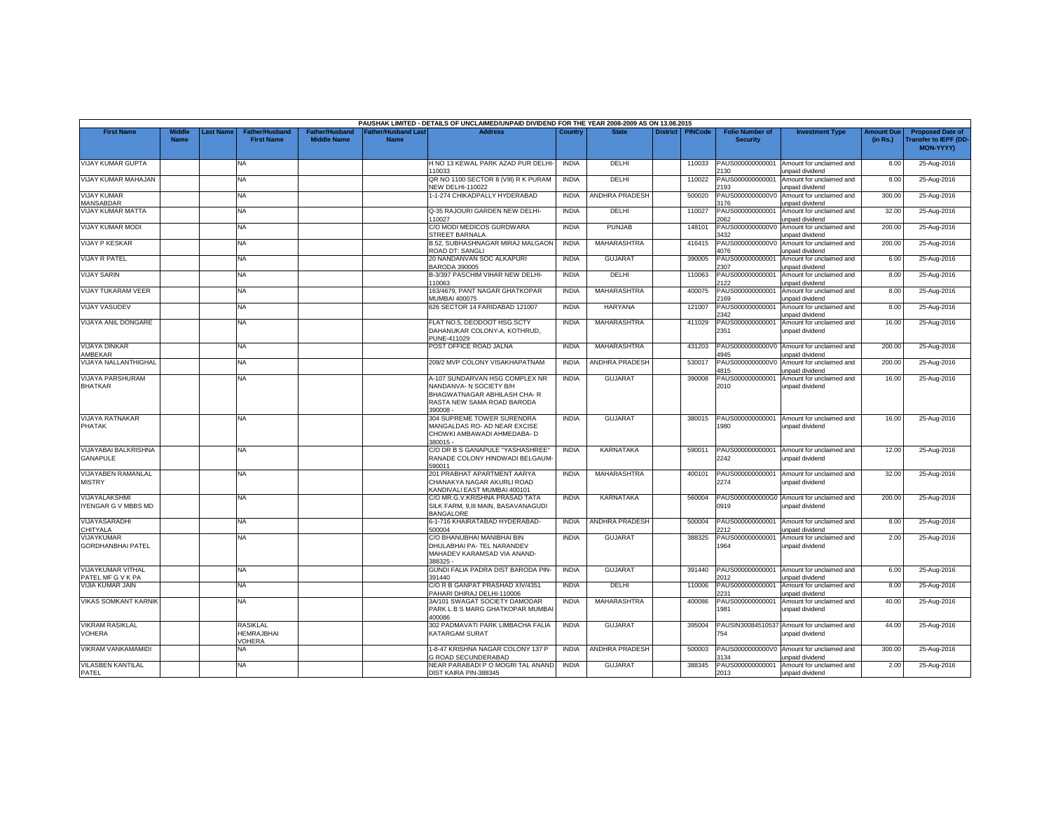PAUSHAK LIMITED - DETAILS OF UNCLAIMED/UNPAID DIVIDEND FOR THE YEAR 2008-2009 AS ON 13.08.2015

| First Name | Middle Name | Last Name | Father/Husband First Name | Father/Husband Middle Name | Father/Husband Last Name | Address | Country | State | District | PINCode | Folio Number of Security | Investment Type | Amount Due (in Rs.) | Proposed Date of Transfer to IEPF (DD-MON-YYYY) |
|---|---|---|---|---|---|---|---|---|---|---|---|---|---|---|
| VIJAY KUMAR GUPTA | | | NA | | | H NO 13 KEWAL PARK AZAD PUR DELHI-110033 | INDIA | DELHI | | 110033 | PAUS0000000000012130 | Amount for unclaimed and unpaid dividend | 8.00 | 25-Aug-2016 |
| VIJAY KUMAR MAHAJAN | | | NA | | | QR NO 1100 SECTOR 8 (VIII) R K PURAM NEW DELHI-110022 | INDIA | DELHI | | 110022 | PAUS0000000000012193 | Amount for unclaimed and unpaid dividend | 8.00 | 25-Aug-2016 |
| VIJAY KUMAR MANSABDAR | | | NA | | | 1-1-274 CHIKADPALLY HYDERABAD | INDIA | ANDHRA PRADESH | | 500020 | PAUS0000000000V03176 | Amount for unclaimed and unpaid dividend | 300.00 | 25-Aug-2016 |
| VIJAY KUMAR MATTA | | | NA | | | Q-35 RAJOURI GARDEN NEW DELHI-110027 | INDIA | DELHI | | 110027 | PAUS0000000000012062 | Amount for unclaimed and unpaid dividend | 32.00 | 25-Aug-2016 |
| VIJAY KUMAR MODI | | | NA | | | C/O MODI MEDICOS GURDWARA STREET BARNALA | INDIA | PUNJAB | | 148101 | PAUS0000000000V03432 | Amount for unclaimed and unpaid dividend | 200.00 | 25-Aug-2016 |
| VIJAY P KESKAR | | | NA | | | B.52, SUBHASHNAGAR MIRAJ MALGAON ROAD DT: SANGLI | INDIA | MAHARASHTRA | | 416415 | PAUS0000000000V04076 | Amount for unclaimed and unpaid dividend | 200.00 | 25-Aug-2016 |
| VIJAY R PATEL | | | NA | | | 20 NANDANVAN SOC ALKAPURI BARODA 390005 | INDIA | GUJARAT | | 390005 | PAUS0000000000012307 | Amount for unclaimed and unpaid dividend | 6.00 | 25-Aug-2016 |
| VIJAY SARIN | | | NA | | | B-3/397 PASCHIM VIHAR NEW DELHI-110063 | INDIA | DELHI | | 110063 | PAUS0000000000012122 | Amount for unclaimed and unpaid dividend | 8.00 | 25-Aug-2016 |
| VIJAY TUKARAM VEER | | | NA | | | 163/4679, PANT NAGAR GHATKOPAR MUMBAI 400075 | INDIA | MAHARASHTRA | | 400075 | PAUS0000000000012169 | Amount for unclaimed and unpaid dividend | 8.00 | 25-Aug-2016 |
| VIJAY VASUDEV | | | NA | | | 626 SECTOR 14 FARIDABAD 121007 | INDIA | HARYANA | | 121007 | PAUS0000000000012342 | Amount for unclaimed and unpaid dividend | 8.00 | 25-Aug-2016 |
| VIJAYA ANIL DONGARE | | | NA | | | FLAT NO.5, DEODOOT HSG.SCTY DAHANUKAR COLONY-A, KOTHRUD, PUNE-411029 | INDIA | MAHARASHTRA | | 411029 | PAUS0000000000012351 | Amount for unclaimed and unpaid dividend | 16.00 | 25-Aug-2016 |
| VIJAYA DINKAR AMBEKAR | | | NA | | | POST OFFICE ROAD JALNA | INDIA | MAHARASHTRA | | 431203 | PAUS0000000000V04945 | Amount for unclaimed and unpaid dividend | 200.00 | 25-Aug-2016 |
| VIJAYA NALLANTHIGHAL | | | NA | | | 209/2 MVP COLONY VISAKHAPATNAM | INDIA | ANDHRA PRADESH | | 530017 | PAUS0000000000V04815 | Amount for unclaimed and unpaid dividend | 200.00 | 25-Aug-2016 |
| VIJAYA PARSHURAM BHATKAR | | | NA | | | A-107 SUNDARVAN HSG COMPLEX NR NANDANVA- N SOCIETY B/H BHAGWATNAGAR ABHILASH CHA- R RASTA NEW SAMA ROAD BARODA 390008 - | INDIA | GUJARAT | | 390008 | PAUS0000000000012010 | Amount for unclaimed and unpaid dividend | 16.00 | 25-Aug-2016 |
| VIJAYA RATNAKAR PHATAK | | | NA | | | 304 SUPREME TOWER SURENDRA MANGALDAS RO- AD NEAR EXCISE CHOWKI AMBAWADI AHMEDABA- D 380015 - | INDIA | GUJARAT | | 380015 | PAUS0000000000011980 | Amount for unclaimed and unpaid dividend | 16.00 | 25-Aug-2016 |
| VIJAYABAI BALKRISHNA GANAPULE | | | NA | | | C/O DR B S GANAPULE "YASHASHREE" RANADE COLONY HINDWADI BELGAUM-590011 | INDIA | KARNATAKA | | 590011 | PAUS0000000000012242 | Amount for unclaimed and unpaid dividend | 12.00 | 25-Aug-2016 |
| VIJAYABEN RAMANLAL MISTRY | | | NA | | | 201 PRABHAT APARTMENT AARYA CHANAKYA NAGAR AKURLI ROAD KANDIVALI EAST MUMBAI 400101 | INDIA | MAHARASHTRA | | 400101 | PAUS0000000000012274 | Amount for unclaimed and unpaid dividend | 32.00 | 25-Aug-2016 |
| VIJAYALAKSHMI IYENGAR G V MBBS MD | | | NA | | | C/O MR.G.V.KRISHNA PRASAD TATA SILK FARM, 9,III MAIN, BASAVANAGUDI BANGALORE | INDIA | KARNATAKA | | 560004 | PAUS0000000000G00919 | Amount for unclaimed and unpaid dividend | 200.00 | 25-Aug-2016 |
| VIJAYASARADHI CHITYALA | | | NA | | | 6-1-716 KHAIRATABAD HYDERABAD-500004 | INDIA | ANDHRA PRADESH | | 500004 | PAUS0000000000012212 | Amount for unclaimed and unpaid dividend | 8.00 | 25-Aug-2016 |
| VIJAYKUMAR GORDHANBHAI PATEL | | | NA | | | C/O BHANUBHAI MANIBHAI BIN DHULABHAI PA- TEL NARANDEV MAHADEV KARAMSAD VIA ANAND-388325 - | INDIA | GUJARAT | | 388325 | PAUS0000000000011964 | Amount for unclaimed and unpaid dividend | 2.00 | 25-Aug-2016 |
| VIJAYKUMAR VITHAL PATEL MF G V K PA | | | NA | | | GUNDI FALIA PADRA DIST BARODA PIN-391440 | INDIA | GUJARAT | | 391440 | PAUS0000000000012012 | Amount for unclaimed and unpaid dividend | 6.00 | 25-Aug-2016 |
| VIJIA KUMAR JAIN | | | NA | | | C/O R B GANPAT PRASHAD XIV/4351 PAHARI DHIRAJ DELHI-110006 | INDIA | DELHI | | 110006 | PAUS0000000000012231 | Amount for unclaimed and unpaid dividend | 8.00 | 25-Aug-2016 |
| VIKAS SOMKANT KARNIK | | | NA | | | 3A/101 SWAGAT SOCIETY DAMODAR PARK L B S MARG GHATKOPAR MUMBAI 400086 | INDIA | MAHARASHTRA | | 400086 | PAUS0000000000011981 | Amount for unclaimed and unpaid dividend | 40.00 | 25-Aug-2016 |
| VIKRAM RASIKLAL VOHERA | | | RASIKLAL HEMRAJBHAI VOHERA | | | 302 PADMAVATI PARK LIMBACHA FALIA KATARGAM SURAT | INDIA | GUJARAT | | 395004 | PAUSIN30084510537754 | Amount for unclaimed and unpaid dividend | 44.00 | 25-Aug-2016 |
| VIKRAM VANKAMAMIDI | | | NA | | | 1-8-47 KRISHNA NAGAR COLONY 137 P G ROAD SECUNDERABAD | INDIA | ANDHRA PRADESH | | 500003 | PAUS0000000000V03134 | Amount for unclaimed and unpaid dividend | 300.00 | 25-Aug-2016 |
| VILASBEN KANTILAL PATEL | | | NA | | | NEAR PARABADI P O MOGRI TAL ANAND DIST KAIRA PIN-388345 | INDIA | GUJARAT | | 388345 | PAUS0000000000012013 | Amount for unclaimed and unpaid dividend | 2.00 | 25-Aug-2016 |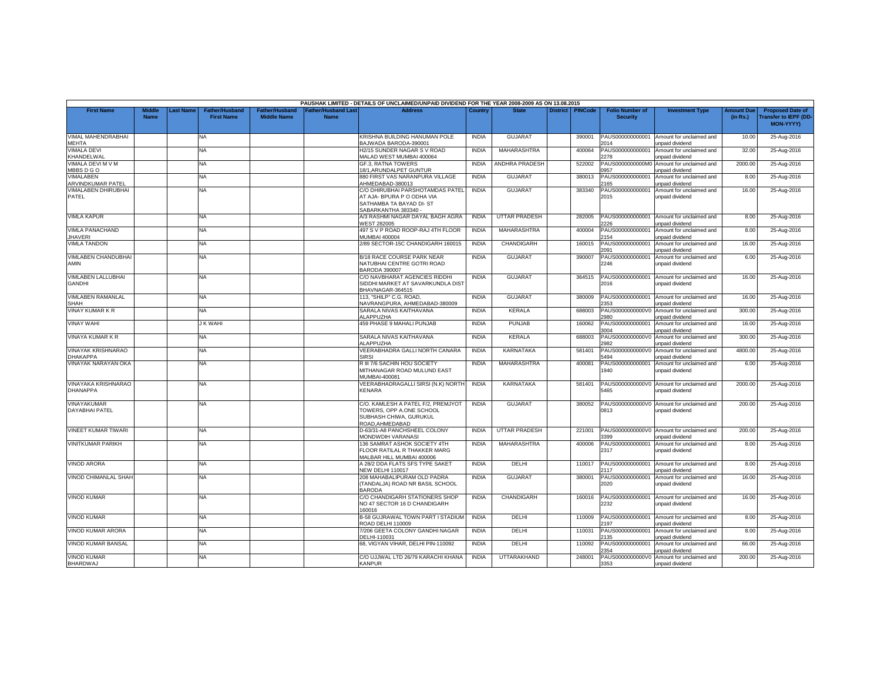PAUSHAK LIMITED - DETAILS OF UNCLAIMED/UNPAID DIVIDEND FOR THE YEAR 2008-2009 AS ON 13.08.2015

| First Name | Middle Name | Last Name | Father/Husband First Name | Father/Husband Middle Name | Father/Husband Last Name | Address | Country | State | District | PINCode | Folio Number of Security | Investment Type | Amount Due (in Rs.) | Proposed Date of Transfer to IEPF (DD-MON-YYYY) |
|---|---|---|---|---|---|---|---|---|---|---|---|---|---|---|
| VIMAL MAHENDRABHAI MEHTA | | | NA | | | KRISHNA BUILDING HANUMAN POLE BAJWADA BARODA-390001 | INDIA | GUJARAT | | 390001 | PAUS0000000000012014 | Amount for unclaimed and unpaid dividend | 10.00 | 25-Aug-2016 |
| VIMALA DEVI KHANDELWAL | | | NA | | | H2/15 SUNDER NAGAR S V ROAD MALAD WEST MUMBAI 400064 | INDIA | MAHARASHTRA | | 400064 | PAUS0000000000012278 | Amount for unclaimed and unpaid dividend | 32.00 | 25-Aug-2016 |
| VIMALA DEVI M V M MBBS D G O | | | NA | | | GF.3, RATNA TOWERS 18/1,ARUNDALPET GUNTUR | INDIA | ANDHRA PRADESH | | 522002 | PAUS0000000000M00957 | Amount for unclaimed and unpaid dividend | 2000.00 | 25-Aug-2016 |
| VIMALABEN ARVINDKUMAR PATEL | | | NA | | | 880 FIRST VAS NARANPURA VILLAGE AHMEDABAD-380013 | INDIA | GUJARAT | | 380013 | PAUS0000000000012165 | Amount for unclaimed and unpaid dividend | 8.00 | 25-Aug-2016 |
| VIMALABEN DHIRUBHAI PATEL | | | NA | | | C/O DHIRUBHAI PARSHOTAMDAS PATEL AT AJA- BPURA P O ODHA VIA SATHAMBA TA BAYAD DI- ST SABARKANTHA 383340 - | INDIA | GUJARAT | | 383340 | PAUS0000000000012015 | Amount for unclaimed and unpaid dividend | 16.00 | 25-Aug-2016 |
| VIMLA KAPUR | | | NA | | | A/3 RASHMI NAGAR DAYAL BAGH AGRA WEST 282005 | INDIA | UTTAR PRADESH | | 282005 | PAUS0000000000012226 | Amount for unclaimed and unpaid dividend | 8.00 | 25-Aug-2016 |
| VIMLA PANACHAND JHAVERI | | | NA | | | 497 S V P ROAD ROOP-RAJ 4TH FLOOR MUMBAI 400004 | INDIA | MAHARASHTRA | | 400004 | PAUS0000000000012154 | Amount for unclaimed and unpaid dividend | 8.00 | 25-Aug-2016 |
| VIMLA TANDON | | | NA | | | 2/89 SECTOR-15C CHANDIGARH 160015 | INDIA | CHANDIGARH | | 160015 | PAUS0000000000012091 | Amount for unclaimed and unpaid dividend | 16.00 | 25-Aug-2016 |
| VIMLABEN CHANDUBHAI AMIN | | | NA | | | B/18 RACE COURSE PARK NEAR NATUBHAI CENTRE GOTRI ROAD BARODA 390007 | INDIA | GUJARAT | | 390007 | PAUS0000000000012246 | Amount for unclaimed and unpaid dividend | 6.00 | 25-Aug-2016 |
| VIMLABEN LALLUBHAI GANDHI | | | NA | | | C/O NAVBHARAT AGENCIES RIDDHI SIDDHI MARKET AT SAVARKUNDLA DIST BHAVNAGAR-364515 | INDIA | GUJARAT | | 364515 | PAUS0000000000012016 | Amount for unclaimed and unpaid dividend | 16.00 | 25-Aug-2016 |
| VIMLABEN RAMANLAL SHAH | | | NA | | | 113, "SHILP" C.G. ROAD, NAVRANGPURA, AHMEDABAD-380009 | INDIA | GUJARAT | | 380009 | PAUS0000000000012353 | Amount for unclaimed and unpaid dividend | 16.00 | 25-Aug-2016 |
| VINAY KUMAR K R | | | NA | | | SARALA NIVAS KAITHAVANA ALAPPUZHA | INDIA | KERALA | | 688003 | PAUS0000000000V02980 | Amount for unclaimed and unpaid dividend | 300.00 | 25-Aug-2016 |
| VINAY WAHI | | | J K WAHI | | | 459 PHASE 9 MAHALI PUNJAB | INDIA | PUNJAB | | 160062 | PAUS0000000000013004 | Amount for unclaimed and unpaid dividend | 16.00 | 25-Aug-2016 |
| VINAYA KUMAR K R | | | NA | | | SARALA NIVAS KAITHAVANA ALAPPUZHA | INDIA | KERALA | | 688003 | PAUS0000000000V02982 | Amount for unclaimed and unpaid dividend | 300.00 | 25-Aug-2016 |
| VINAYAK KRISHNARAO DHAKAPPA | | | NA | | | VEERABHADRA GALLI NORTH CANARA SIRSI | INDIA | KARNATAKA | | 581401 | PAUS0000000000V05494 | Amount for unclaimed and unpaid dividend | 4800.00 | 25-Aug-2016 |
| VINAYAK NARAYAN OKA | | | NA | | | R III 7/6 SACHIN HOU SOCIETY MITHANAGAR ROAD MULUND EAST MUMBAI-400081 | INDIA | MAHARASHTRA | | 400081 | PAUS0000000000011940 | Amount for unclaimed and unpaid dividend | 6.00 | 25-Aug-2016 |
| VINAYAKA KRISHNARAO DHANAPPA | | | NA | | | VEERABHADRAGALLI SIRSI (N.K) NORTH KENARA | INDIA | KARNATAKA | | 581401 | PAUS0000000000V05465 | Amount for unclaimed and unpaid dividend | 2000.00 | 25-Aug-2016 |
| VINAYAKUMAR DAYABHAI PATEL | | | NA | | | C/O. KAMLESH A PATEL F/2, PREMJYOT TOWERS, OPP A.ONE SCHOOL SUBHASH CHIWA, GURUKUL ROAD,AHMEDABAD | INDIA | GUJARAT | | 380052 | PAUS0000000000V00813 | Amount for unclaimed and unpaid dividend | 200.00 | 25-Aug-2016 |
| VINEET KUMAR TIWARI | | | NA | | | D-63/31-A8 PANCHSHEEL COLONY MONDWDIH VARANASI | INDIA | UTTAR PRADESH | | 221001 | PAUS0000000000V03399 | Amount for unclaimed and unpaid dividend | 200.00 | 25-Aug-2016 |
| VINITKUMAR PARIKH | | | NA | | | 136 SAMRAT ASHOK SOCIETY 4TH FLOOR RATILAL R THAKKER MARG MALBAR HILL MUMBAI 400006 | INDIA | MAHARASHTRA | | 400006 | PAUS0000000000012317 | Amount for unclaimed and unpaid dividend | 8.00 | 25-Aug-2016 |
| VINOD ARORA | | | NA | | | A 28/2 DDA FLATS SFS TYPE SAKET NEW DELHI 110017 | INDIA | DELHI | | 110017 | PAUS0000000000012117 | Amount for unclaimed and unpaid dividend | 8.00 | 25-Aug-2016 |
| VINOD CHIMANLAL SHAH | | | NA | | | 208 MAHABALIPURAM OLD PADRA (TANDALJA) ROAD NR BASIL SCHOOL BARODA | INDIA | GUJARAT | | 380001 | PAUS0000000000012020 | Amount for unclaimed and unpaid dividend | 16.00 | 25-Aug-2016 |
| VINOD KUMAR | | | NA | | | C/O CHANDIGARH STATIONERS SHOP NO 47 SECTOR 16 D CHANDIGARH 160016 | INDIA | CHANDIGARH | | 160016 | PAUS0000000000012232 | Amount for unclaimed and unpaid dividend | 16.00 | 25-Aug-2016 |
| VINOD KUMAR | | | NA | | | B-58 GUJRAWAL TOWN PART I STADIUM ROAD DELHI 110009 | INDIA | DELHI | | 110009 | PAUS0000000000012197 | Amount for unclaimed and unpaid dividend | 8.00 | 25-Aug-2016 |
| VINOD KUMAR ARORA | | | NA | | | 7/206 GEETA COLONY GANDHI NAGAR DELHI-110031 | INDIA | DELHI | | 110031 | PAUS0000000000012135 | Amount for unclaimed and unpaid dividend | 8.00 | 25-Aug-2016 |
| VINOD KUMAR BANSAL | | | NA | | | 68, VIGYAN VIHAR, DELHI PIN-110092 | INDIA | DELHI | | 110092 | PAUS0000000000012354 | Amount for unclaimed and unpaid dividend | 66.00 | 25-Aug-2016 |
| VINOD KUMAR BHARDWAJ | | | NA | | | C/O UJJWAL LTD 26/79 KARACHI KHANA KANPUR | INDIA | UTTARAKHAND | | 248001 | PAUS0000000000V03353 | Amount for unclaimed and unpaid dividend | 200.00 | 25-Aug-2016 |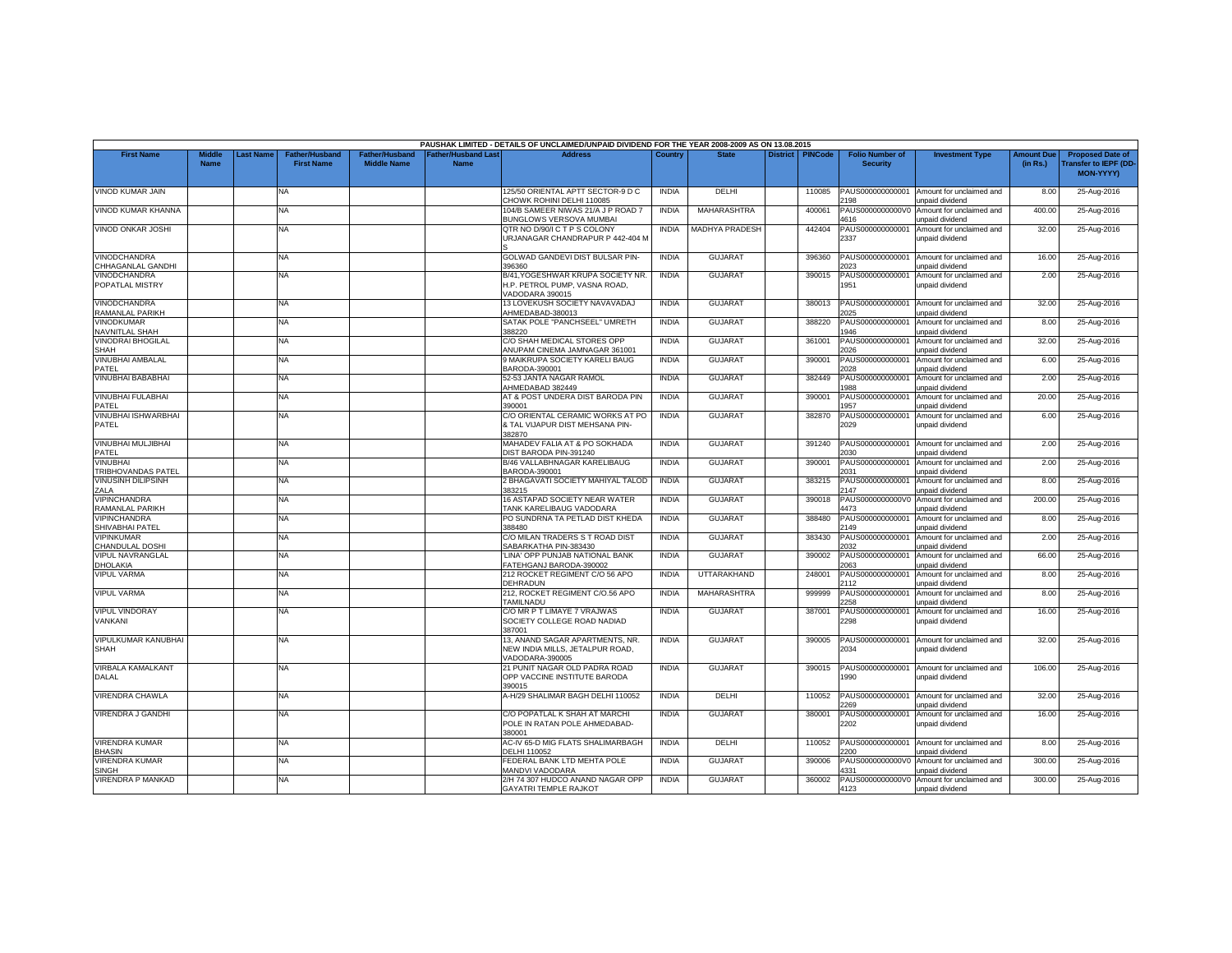PAUSHAK LIMITED - DETAILS OF UNCLAIMED/UNPAID DIVIDEND FOR THE YEAR 2008-2009 AS ON 13.08.2015

| First Name | Middle Name | Last Name | Father/Husband First Name | Father/Husband Middle Name | Father/Husband Last Name | Address | Country | State | District | PINCode | Folio Number of Security | Investment Type | Amount Due (in Rs.) | Proposed Date of Transfer to IEPF (DD-MON-YYYY) |
|---|---|---|---|---|---|---|---|---|---|---|---|---|---|---|
| VINOD KUMAR JAIN | | | NA | | | 125/50 ORIENTAL APTT SECTOR-9 D C CHOWK ROHINI DELHI 110085 | INDIA | DELHI | | 110085 | PAUS0000000000012198 | Amount for unclaimed and unpaid dividend | 8.00 | 25-Aug-2016 |
| VINOD KUMAR KHANNA | | | NA | | | 104/B SAMEER NIWAS 21/A J P ROAD 7 BUNGLOWS VERSOVA MUMBAI | INDIA | MAHARASHTRA | | 400061 | PAUS0000000000V04616 | Amount for unclaimed and unpaid dividend | 400.00 | 25-Aug-2016 |
| VINOD ONKAR JOSHI | | | NA | | | QTR NO D/90/I C T P S COLONY URJANAGAR CHANDRAPUR P 442-404 M S | INDIA | MADHYA PRADESH | | 442404 | PAUS0000000000012337 | Amount for unclaimed and unpaid dividend | 32.00 | 25-Aug-2016 |
| VINODCHANDRA CHHAGANLAL GANDHI | | | NA | | | GOLWAD GANDEVI DIST BULSAR PIN-396360 | INDIA | GUJARAT | | 396360 | PAUS0000000000012023 | Amount for unclaimed and unpaid dividend | 16.00 | 25-Aug-2016 |
| VINODCHANDRA POPATLAL MISTRY | | | NA | | | B/41,YOGESHWAR KRUPA SOCIETY NR. H.P. PETROL PUMP, VASNA ROAD, VADODARA 390015 | INDIA | GUJARAT | | 390015 | PAUS0000000000011951 | Amount for unclaimed and unpaid dividend | 2.00 | 25-Aug-2016 |
| VINODCHANDRA RAMANLAL PARIKH | | | NA | | | 13 LOVEKUSH SOCIETY NAVAVADAJ AHMEDABAD-380013 | INDIA | GUJARAT | | 380013 | PAUS0000000000012025 | Amount for unclaimed and unpaid dividend | 32.00 | 25-Aug-2016 |
| VINODKUMAR NAVNITLAL SHAH | | | NA | | | SATAK POLE "PANCHSEEL" UMRETH 388220 | INDIA | GUJARAT | | 388220 | PAUS0000000000011946 | Amount for unclaimed and unpaid dividend | 8.00 | 25-Aug-2016 |
| VINODRAI BHOGILAL SHAH | | | NA | | | C/O SHAH MEDICAL STORES OPP ANUPAM CINEMA JAMNAGAR 361001 | INDIA | GUJARAT | | 361001 | PAUS0000000000012026 | Amount for unclaimed and unpaid dividend | 32.00 | 25-Aug-2016 |
| VINUBHAI AMBALAL PATEL | | | NA | | | 9 MAIKRUPA SOCIETY KARELI BAUG BARODA-390001 | INDIA | GUJARAT | | 390001 | PAUS0000000000012028 | Amount for unclaimed and unpaid dividend | 6.00 | 25-Aug-2016 |
| VINUBHAI BABABHAI | | | NA | | | 52-53 JANTA NAGAR RAMOL AHMEDABAD 382449 | INDIA | GUJARAT | | 382449 | PAUS0000000000011988 | Amount for unclaimed and unpaid dividend | 2.00 | 25-Aug-2016 |
| VINUBHAI FULABHAI PATEL | | | NA | | | AT & POST UNDERA DIST BARODA PIN 390001 | INDIA | GUJARAT | | 390001 | PAUS0000000000011957 | Amount for unclaimed and unpaid dividend | 20.00 | 25-Aug-2016 |
| VINUBHAI ISHWARBHAI PATEL | | | NA | | | C/O ORIENTAL CERAMIC WORKS AT PO & TAL VIJAPUR DIST MEHSANA PIN-382870 | INDIA | GUJARAT | | 382870 | PAUS0000000000012029 | Amount for unclaimed and unpaid dividend | 6.00 | 25-Aug-2016 |
| VINUBHAI MULJIBHAI PATEL | | | NA | | | MAHADEV FALIA AT & PO SOKHADA DIST BARODA PIN-391240 | INDIA | GUJARAT | | 391240 | PAUS0000000000012030 | Amount for unclaimed and unpaid dividend | 2.00 | 25-Aug-2016 |
| VINUBHAI TRIBHOVANDAS PATEL | | | NA | | | B/46 VALLABHNAGAR KARELIBAUG BARODA-390001 | INDIA | GUJARAT | | 390001 | PAUS0000000000012031 | Amount for unclaimed and unpaid dividend | 2.00 | 25-Aug-2016 |
| VINUSINH DILIPSINH ZALA | | | NA | | | 2 BHAGAVATI SOCIETY MAHIYAL TALOD 383215 | INDIA | GUJARAT | | 383215 | PAUS0000000000012147 | Amount for unclaimed and unpaid dividend | 8.00 | 25-Aug-2016 |
| VIPINCHANDRA RAMANLAL PARIKH | | | NA | | | 16 ASTAPAD SOCIETY NEAR WATER TANK KARELIBAUG VADODARA | INDIA | GUJARAT | | 390018 | PAUS0000000000V04473 | Amount for unclaimed and unpaid dividend | 200.00 | 25-Aug-2016 |
| VIPINCHANDRA SHIVABHAI PATEL | | | NA | | | PO SUNDRNA TA PETLAD DIST KHEDA 388480 | INDIA | GUJARAT | | 388480 | PAUS0000000000012149 | Amount for unclaimed and unpaid dividend | 8.00 | 25-Aug-2016 |
| VIPINKUMAR CHANDULAL DOSHI | | | NA | | | C/O MILAN TRADERS S T ROAD DIST SABARKATHA PIN-383430 | INDIA | GUJARAT | | 383430 | PAUS0000000000012032 | Amount for unclaimed and unpaid dividend | 2.00 | 25-Aug-2016 |
| VIPUL NAVRANGLAL DHOLAKIA | | | NA | | | 'LINA' OPP PUNJAB NATIONAL BANK FATEHGANJ BARODA-390002 | INDIA | GUJARAT | | 390002 | PAUS0000000000012063 | Amount for unclaimed and unpaid dividend | 66.00 | 25-Aug-2016 |
| VIPUL VARMA | | | NA | | | 212 ROCKET REGIMENT C/O 56 APO DEHRADUN | INDIA | UTTARAKHAND | | 248001 | PAUS0000000000012112 | Amount for unclaimed and unpaid dividend | 8.00 | 25-Aug-2016 |
| VIPUL VARMA | | | NA | | | 212, ROCKET REGIMENT C/O.56 APO TAMILNADU | INDIA | MAHARASHTRA | | 999999 | PAUS0000000000012258 | Amount for unclaimed and unpaid dividend | 8.00 | 25-Aug-2016 |
| VIPUL VINDORAY VANKANI | | | NA | | | C/O MR P T LIMAYE 7 VRAJWAS SOCIETY COLLEGE ROAD NADIAD 387001 | INDIA | GUJARAT | | 387001 | PAUS0000000000012298 | Amount for unclaimed and unpaid dividend | 16.00 | 25-Aug-2016 |
| VIPULKUMAR KANUBHAI SHAH | | | NA | | | 13, ANAND SAGAR APARTMENTS, NR. NEW INDIA MILLS, JETALPUR ROAD, VADODARA-390005 | INDIA | GUJARAT | | 390005 | PAUS0000000000012034 | Amount for unclaimed and unpaid dividend | 32.00 | 25-Aug-2016 |
| VIRBALA KAMALKANT DALAL | | | NA | | | 21 PUNIT NAGAR OLD PADRA ROAD OPP VACCINE INSTITUTE BARODA 390015 | INDIA | GUJARAT | | 390015 | PAUS0000000000011990 | Amount for unclaimed and unpaid dividend | 106.00 | 25-Aug-2016 |
| VIRENDRA CHAWLA | | | NA | | | A-H/29 SHALIMAR BAGH DELHI 110052 | INDIA | DELHI | | 110052 | PAUS0000000000012269 | Amount for unclaimed and unpaid dividend | 32.00 | 25-Aug-2016 |
| VIRENDRA J GANDHI | | | NA | | | C/O POPATLAL K SHAH AT MARCHI POLE IN RATAN POLE AHMEDABAD-380001 | INDIA | GUJARAT | | 380001 | PAUS0000000000012202 | Amount for unclaimed and unpaid dividend | 16.00 | 25-Aug-2016 |
| VIRENDRA KUMAR BHASIN | | | NA | | | AC-IV 65-D MIG FLATS SHALIMARBAGH DELHI 110052 | INDIA | DELHI | | 110052 | PAUS0000000000012200 | Amount for unclaimed and unpaid dividend | 8.00 | 25-Aug-2016 |
| VIRENDRA KUMAR SINGH | | | NA | | | FEDERAL BANK LTD MEHTA POLE MANDVI VADODARA | INDIA | GUJARAT | | 390006 | PAUS0000000000V04331 | Amount for unclaimed and unpaid dividend | 300.00 | 25-Aug-2016 |
| VIRENDRA P MANKAD | | | NA | | | 2/H 74 307 HUDCO ANAND NAGAR OPP GAYATRI TEMPLE RAJKOT | INDIA | GUJARAT | | 360002 | PAUS0000000000V04123 | Amount for unclaimed and unpaid dividend | 300.00 | 25-Aug-2016 |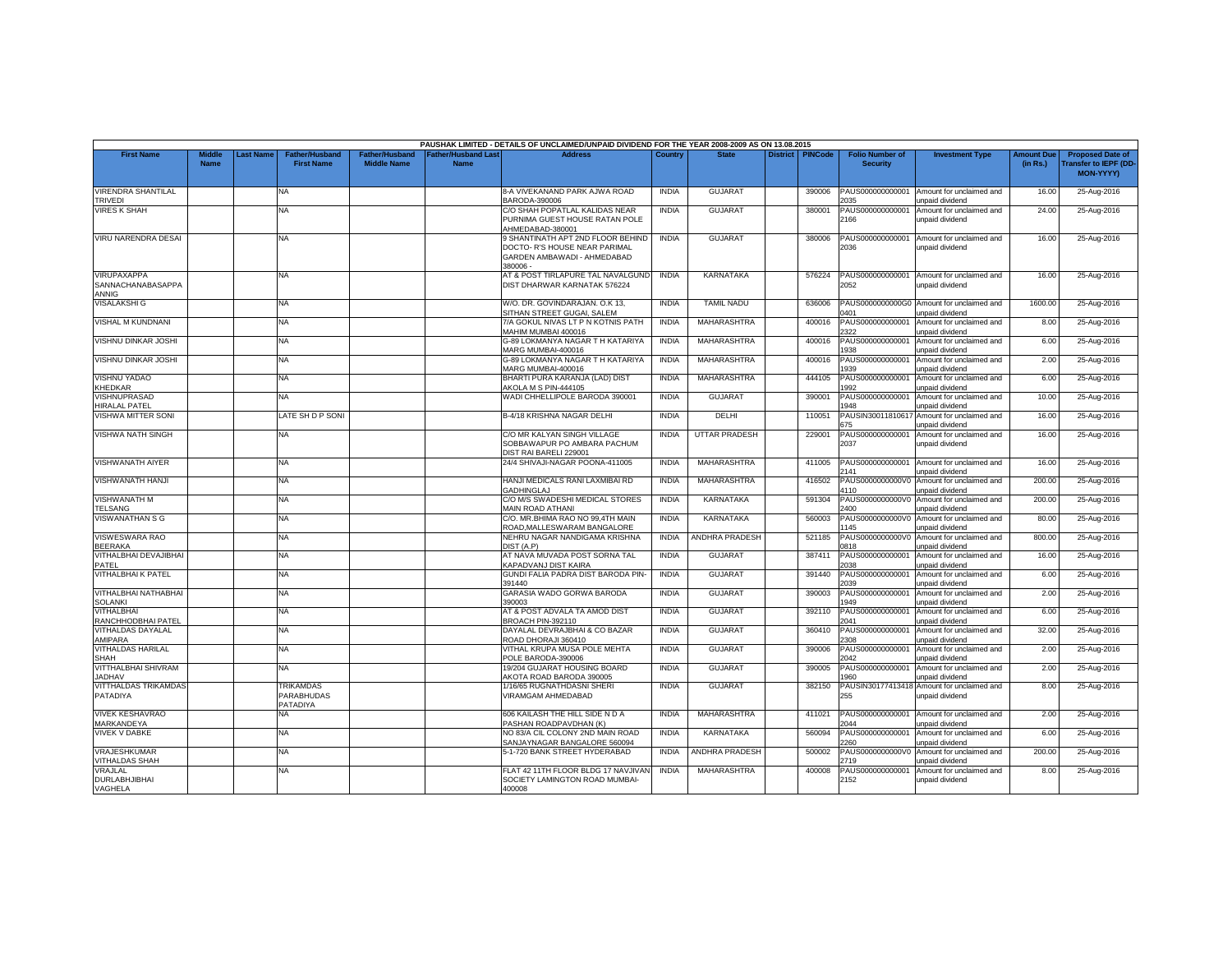PAUSHAK LIMITED - DETAILS OF UNCLAIMED/UNPAID DIVIDEND FOR THE YEAR 2008-2009 AS ON 13.08.2015

| First Name | Middle Name | Last Name | Father/Husband First Name | Father/Husband Middle Name | Father/Husband Last Name | Address | Country | State | District | PINCode | Folio Number of Security | Investment Type | Amount Due (in Rs.) | Proposed Date of Transfer to IEPF (DD-MON-YYYY) |
|---|---|---|---|---|---|---|---|---|---|---|---|---|---|---|
| VIRENDRA SHANTILAL TRIVEDI | | | NA | | | 8-A VIVEKANAND PARK AJWA ROAD BARODA-390006 | INDIA | GUJARAT | | 390006 | PAUS000000000001 2035 | Amount for unclaimed and unpaid dividend | 16.00 | 25-Aug-2016 |
| VIRES K SHAH | | | NA | | | C/O SHAH POPATLAL KALIDAS NEAR PURNIMA GUEST HOUSE RATAN POLE AHMEDABAD-380001 | INDIA | GUJARAT | | 380001 | PAUS000000000001 2166 | Amount for unclaimed and unpaid dividend | 24.00 | 25-Aug-2016 |
| VIRU NARENDRA DESAI | | | NA | | | 9 SHANTINATH APT 2ND FLOOR BEHIND DOCTO- R'S HOUSE NEAR PARIMAL GARDEN AMBAWADI - AHMEDABAD 380006 - | INDIA | GUJARAT | | 380006 | PAUS000000000001 2036 | Amount for unclaimed and unpaid dividend | 16.00 | 25-Aug-2016 |
| VIRUPAXAPPA SANNACHANABASAPPA ANNIG | | | NA | | | AT & POST TIRLAPURE TAL NAVALGUND DIST DHARWAR KARNATAK 576224 | INDIA | KARNATAKA | | 576224 | PAUS000000000001 2052 | Amount for unclaimed and unpaid dividend | 16.00 | 25-Aug-2016 |
| VISALAKSHI G | | | NA | | | W/O. DR. GOVINDARAJAN. O.K 13, SITHAN STREET GUGAI, SALEM | INDIA | TAMIL NADU | | 636006 | PAUS0000000000G0 0401 | Amount for unclaimed and unpaid dividend | 1600.00 | 25-Aug-2016 |
| VISHAL M KUNDNANI | | | NA | | | 7/A GOKUL NIVAS LT P N KOTNIS PATH MAHIM MUMBAI 400016 | INDIA | MAHARASHTRA | | 400016 | PAUS000000000001 2322 | Amount for unclaimed and unpaid dividend | 8.00 | 25-Aug-2016 |
| VISHNU DINKAR JOSHI | | | NA | | | G-89 LOKMANYA NAGAR T H KATARIYA MARG MUMBAI-400016 | INDIA | MAHARASHTRA | | 400016 | PAUS000000000001 1938 | Amount for unclaimed and unpaid dividend | 6.00 | 25-Aug-2016 |
| VISHNU DINKAR JOSHI | | | NA | | | G-89 LOKMANYA NAGAR T H KATARIYA MARG MUMBAI-400016 | INDIA | MAHARASHTRA | | 400016 | PAUS000000000001 1939 | Amount for unclaimed and unpaid dividend | 2.00 | 25-Aug-2016 |
| VISHNU YADAO KHEDKAR | | | NA | | | BHARTI PURA KARANJA (LAD) DIST AKOLA M S PIN-444105 | INDIA | MAHARASHTRA | | 444105 | PAUS000000000001 1992 | Amount for unclaimed and unpaid dividend | 6.00 | 25-Aug-2016 |
| VISHNUPRASAD HIRALAL PATEL | | | NA | | | WADI CHHELLIPOLE BARODA 390001 | INDIA | GUJARAT | | 390001 | PAUS000000000001 1948 | Amount for unclaimed and unpaid dividend | 10.00 | 25-Aug-2016 |
| VISHWA MITTER SONI | | | LATE SH D P SONI | | | B-4/18 KRISHNA NAGAR DELHI | INDIA | DELHI | | 110051 | PAUSIN30011810617 675 | Amount for unclaimed and unpaid dividend | 16.00 | 25-Aug-2016 |
| VISHWA NATH SINGH | | | NA | | | C/O MR KALYAN SINGH VILLAGE SOBBAWAPUR PO AMBARA PACHUM DIST RAI BARELI 229001 | INDIA | UTTAR PRADESH | | 229001 | PAUS000000000001 2037 | Amount for unclaimed and unpaid dividend | 16.00 | 25-Aug-2016 |
| VISHWANATH AIYER | | | NA | | | 24/4 SHIVAJI-NAGAR POONA-411005 | INDIA | MAHARASHTRA | | 411005 | PAUS000000000001 2141 | Amount for unclaimed and unpaid dividend | 16.00 | 25-Aug-2016 |
| VISHWANATH HANJI | | | NA | | | HANJI MEDICALS RANI LAXMIBAI RD GADHINGLAJ | INDIA | MAHARASHTRA | | 416502 | PAUS0000000000V0 4110 | Amount for unclaimed and unpaid dividend | 200.00 | 25-Aug-2016 |
| VISHWANATH M TELSANG | | | NA | | | C/O M/S SWADESHI MEDICAL STORES MAIN ROAD ATHANI | INDIA | KARNATAKA | | 591304 | PAUS0000000000V0 2400 | Amount for unclaimed and unpaid dividend | 200.00 | 25-Aug-2016 |
| VISWANATHAN S G | | | NA | | | C/O. MR.BHIMA RAO NO 99,4TH MAIN ROAD,MALLESWARAM BANGALORE | INDIA | KARNATAKA | | 560003 | PAUS0000000000V0 1145 | Amount for unclaimed and unpaid dividend | 80.00 | 25-Aug-2016 |
| VISWESWARA RAO BEERAKA | | | NA | | | NEHRU NAGAR NANDIGAMA KRISHNA DIST (A.P) | INDIA | ANDHRA PRADESH | | 521185 | PAUS0000000000V0 0818 | Amount for unclaimed and unpaid dividend | 800.00 | 25-Aug-2016 |
| VITHALBHAI DEVAJIBHAI PATEL | | | NA | | | AT NAVA MUVADA POST SORNA TAL KAPADVANJ DIST KAIRA | INDIA | GUJARAT | | 387411 | PAUS000000000001 2038 | Amount for unclaimed and unpaid dividend | 16.00 | 25-Aug-2016 |
| VITHALBHAI K PATEL | | | NA | | | GUNDI FALIA PADRA DIST BARODA PIN-391440 | INDIA | GUJARAT | | 391440 | PAUS000000000001 2039 | Amount for unclaimed and unpaid dividend | 6.00 | 25-Aug-2016 |
| VITHALBHAI NATHABHAI SOLANKI | | | NA | | | GARASIA WADO GORWA BARODA 390003 | INDIA | GUJARAT | | 390003 | PAUS000000000001 1949 | Amount for unclaimed and unpaid dividend | 2.00 | 25-Aug-2016 |
| VITHALBHAI RANCHHODBHAI PATEL | | | NA | | | AT & POST ADVALA TA AMOD DIST BROACH PIN-392110 | INDIA | GUJARAT | | 392110 | PAUS000000000001 2041 | Amount for unclaimed and unpaid dividend | 6.00 | 25-Aug-2016 |
| VITHALDAS DAYALAL AMIPARA | | | NA | | | DAYALAL DEVRAJBHAI & CO BAZAR ROAD DHORAJI 360410 | INDIA | GUJARAT | | 360410 | PAUS000000000001 2308 | Amount for unclaimed and unpaid dividend | 32.00 | 25-Aug-2016 |
| VITHALDAS HARILAL SHAH | | | NA | | | VITHAL KRUPA MUSA POLE MEHTA POLE BARODA-390006 | INDIA | GUJARAT | | 390006 | PAUS000000000001 2042 | Amount for unclaimed and unpaid dividend | 2.00 | 25-Aug-2016 |
| VITTHALBHAI SHIVRAM JADHAV | | | NA | | | 19/204 GUJARAT HOUSING BOARD AKOTA ROAD BARODA 390005 | INDIA | GUJARAT | | 390005 | PAUS000000000001 1960 | Amount for unclaimed and unpaid dividend | 2.00 | 25-Aug-2016 |
| VITTHALDAS TRIKAMDAS PATADIYA | | | TRIKAMDAS PARABHUDAS PATADIYA | | | 1/16/65 RUGNATHDASNI SHERI VIRAMGAM AHMEDABAD | INDIA | GUJARAT | | 382150 | PAUSIN30177413418 255 | Amount for unclaimed and unpaid dividend | 8.00 | 25-Aug-2016 |
| VIVEK KESHAVRAO MARKANDEYA | | | NA | | | 606 KAILASH THE HILL SIDE N D A PASHAN ROADPAVDHAN (K) | INDIA | MAHARASHTRA | | 411021 | PAUS000000000001 2044 | Amount for unclaimed and unpaid dividend | 2.00 | 25-Aug-2016 |
| VIVEK V DABKE | | | NA | | | NO 83/A CIL COLONY 2ND MAIN ROAD SANJAYNAGAR BANGALORE 560094 | INDIA | KARNATAKA | | 560094 | PAUS000000000001 2260 | Amount for unclaimed and unpaid dividend | 6.00 | 25-Aug-2016 |
| VRAJESHKUMAR VITHALDAS SHAH | | | NA | | | 5-1-720 BANK STREET HYDERABAD | INDIA | ANDHRA PRADESH | | 500002 | PAUS0000000000V0 2719 | Amount for unclaimed and unpaid dividend | 200.00 | 25-Aug-2016 |
| VRAJLAL DURLABHJIBHAI VAGHELA | | | NA | | | FLAT 42 11TH FLOOR BLDG 17 NAVJIVAN SOCIETY LAMINGTON ROAD MUMBAI-400008 | INDIA | MAHARASHTRA | | 400008 | PAUS000000000001 2152 | Amount for unclaimed and unpaid dividend | 8.00 | 25-Aug-2016 |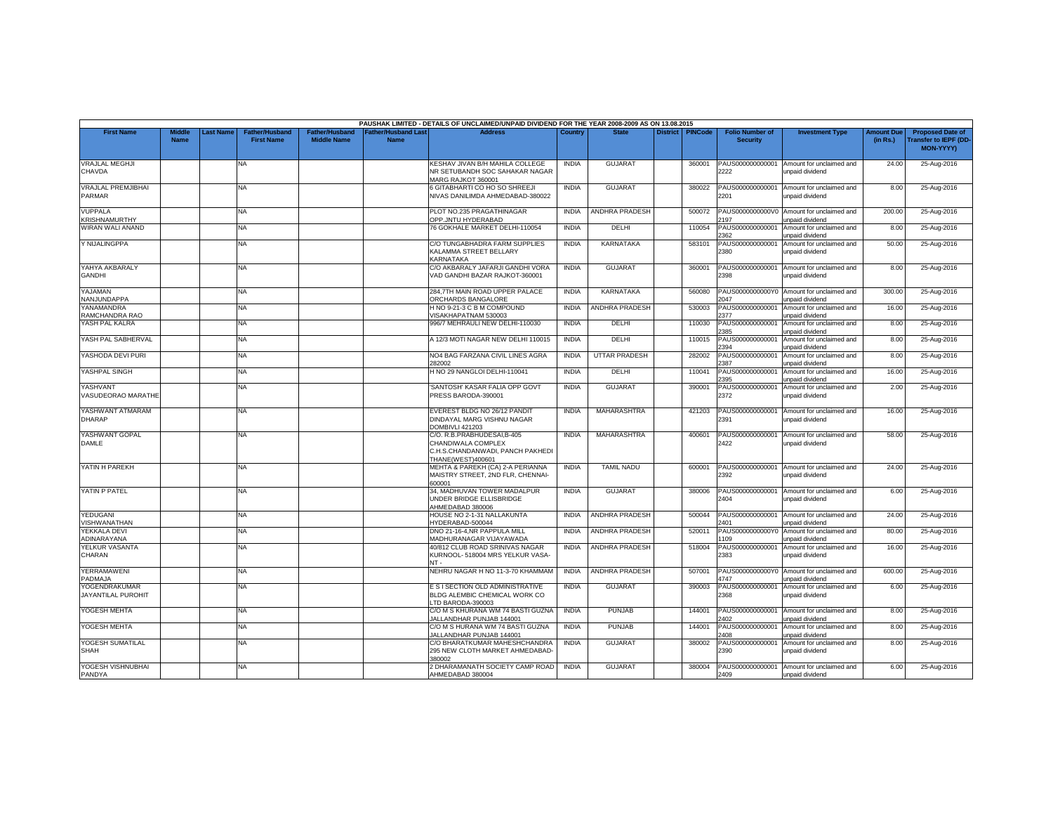PAUSHAK LIMITED - DETAILS OF UNCLAIMED/UNPAID DIVIDEND FOR THE YEAR 2008-2009 AS ON 13.08.2015

| First Name | Middle Name | Last Name | Father/Husband First Name | Father/Husband Middle Name | Father/Husband Last Name | Address | Country | State | District | PINCode | Folio Number of Security | Investment Type | Amount Due (in Rs.) | Proposed Date of Transfer to IEPF (DD-MON-YYYY) |
|---|---|---|---|---|---|---|---|---|---|---|---|---|---|---|
| VRAJLAL MEGHJI CHAVDA | | | NA | | | KESHAV JIVAN B/H MAHILA COLLEGE NR SETUBANDH SOC SAHAKAR NAGAR MARG RAJKOT 360001 | INDIA | GUJARAT | | 360001 | PAUS000000000001 2222 | Amount for unclaimed and unpaid dividend | 24.00 | 25-Aug-2016 |
| VRAJLAL PREMJIBHAI PARMAR | | | NA | | | 6 GITABHARTI CO HO SO SHREEJI NIVAS DANILIMDA AHMEDABAD-380022 | INDIA | GUJARAT | | 380022 | PAUS000000000001 2201 | Amount for unclaimed and unpaid dividend | 8.00 | 25-Aug-2016 |
| VUPPALA KRISHNAMURTHY | | | NA | | | PLOT NO.235 PRAGATHINAGAR OPP.JNTU HYDERABAD | INDIA | ANDHRA PRADESH | | 500072 | PAUS0000000000V0 2197 | Amount for unclaimed and unpaid dividend | 200.00 | 25-Aug-2016 |
| WIRAN WALI ANAND | | | NA | | | 76 GOKHALE MARKET DELHI-110054 | INDIA | DELHI | | 110054 | PAUS000000000001 2362 | Amount for unclaimed and unpaid dividend | 8.00 | 25-Aug-2016 |
| Y NIJALINGPPA | | | NA | | | C/O TUNGABHADRA FARM SUPPLIES KALAMMA STREET BELLARY KARNATAKA | INDIA | KARNATAKA | | 583101 | PAUS000000000001 2380 | Amount for unclaimed and unpaid dividend | 50.00 | 25-Aug-2016 |
| YAHYA AKBARALY GANDHI | | | NA | | | C/O AKBARALY JAFARJI GANDHI VORA VAD GANDHI BAZAR RAJKOT-360001 | INDIA | GUJARAT | | 360001 | PAUS000000000001 2398 | Amount for unclaimed and unpaid dividend | 8.00 | 25-Aug-2016 |
| YAJAMAN NANJUNDAPPA | | | NA | | | 284,7TH MAIN ROAD UPPER PALACE ORCHARDS BANGALORE | INDIA | KARNATAKA | | 560080 | PAUS0000000000Y0 2047 | Amount for unclaimed and unpaid dividend | 300.00 | 25-Aug-2016 |
| YANAMANDRA RAMCHANDRA RAO | | | NA | | | H NO 9-21-3 C B M COMPOUND VISAKHAPATNAM 530003 | INDIA | ANDHRA PRADESH | | 530003 | PAUS000000000001 2377 | Amount for unclaimed and unpaid dividend | 16.00 | 25-Aug-2016 |
| YASH PAL KALRA | | | NA | | | 996/7 MEHRAULI NEW DELHI-110030 | INDIA | DELHI | | 110030 | PAUS000000000001 2385 | Amount for unclaimed and unpaid dividend | 8.00 | 25-Aug-2016 |
| YASH PAL SABHERVAL | | | NA | | | A 12/3 MOTI NAGAR NEW DELHI 110015 | INDIA | DELHI | | 110015 | PAUS000000000001 2394 | Amount for unclaimed and unpaid dividend | 8.00 | 25-Aug-2016 |
| YASHODA DEVI PURI | | | NA | | | NO4 BAG FARZANA CIVIL LINES AGRA 282002 | INDIA | UTTAR PRADESH | | 282002 | PAUS000000000001 2387 | Amount for unclaimed and unpaid dividend | 8.00 | 25-Aug-2016 |
| YASHPAL SINGH | | | NA | | | H NO 29 NANGLOI DELHI-110041 | INDIA | DELHI | | 110041 | PAUS000000000001 2395 | Amount for unclaimed and unpaid dividend | 16.00 | 25-Aug-2016 |
| YASHVANT VASUDEORAO MARATHE | | | NA | | | 'SANTOSH' KASAR FALIA OPP GOVT PRESS BARODA-390001 | INDIA | GUJARAT | | 390001 | PAUS000000000001 2372 | Amount for unclaimed and unpaid dividend | 2.00 | 25-Aug-2016 |
| YASHWANT ATMARAM DHARAP | | | NA | | | EVEREST BLDG NO 26/12 PANDIT DINDAYAL MARG VISHNU NAGAR DOMBIVLI 421203 | INDIA | MAHARASHTRA | | 421203 | PAUS000000000001 2391 | Amount for unclaimed and unpaid dividend | 16.00 | 25-Aug-2016 |
| YASHWANT GOPAL DAMLE | | | NA | | | C/O. R.B.PRABHUDESAI,B-405 CHANDIWALA COMPLEX C.H.S.CHANDANWADI, PANCH PAKHEDI THANE(WEST)400601 | INDIA | MAHARASHTRA | | 400601 | PAUS000000000001 2422 | Amount for unclaimed and unpaid dividend | 58.00 | 25-Aug-2016 |
| YATIN H PAREKH | | | NA | | | MEHTA & PAREKH (CA) 2-A PERIANNA MAISTRY STREET, 2ND FLR, CHENNAI-600001 | INDIA | TAMIL NADU | | 600001 | PAUS000000000001 2392 | Amount for unclaimed and unpaid dividend | 24.00 | 25-Aug-2016 |
| YATIN P PATEL | | | NA | | | 34, MADHUVAN TOWER MADALPUR UNDER BRIDGE ELLISBRIDGE AHMEDABAD 380006 | INDIA | GUJARAT | | 380006 | PAUS000000000001 2404 | Amount for unclaimed and unpaid dividend | 6.00 | 25-Aug-2016 |
| YEDUGANI VISHWANATHAN | | | NA | | | HOUSE NO 2-1-31 NALLAKUNTA HYDERABAD-500044 | INDIA | ANDHRA PRADESH | | 500044 | PAUS000000000001 2401 | Amount for unclaimed and unpaid dividend | 24.00 | 25-Aug-2016 |
| YEKKALA DEVI ADINARAYANA | | | NA | | | DNO 21-16-4,NR PAPPULA MILL MADHURANAGAR VIJAYAWADA | INDIA | ANDHRA PRADESH | | 520011 | PAUS0000000000Y0 1109 | Amount for unclaimed and unpaid dividend | 80.00 | 25-Aug-2016 |
| YELKUR VASANTA CHARAN | | | NA | | | 40/812 CLUB ROAD SRINIVAS NAGAR KURNOOL- 518004 MRS YELKUR VASA-NT - | INDIA | ANDHRA PRADESH | | 518004 | PAUS000000000001 2383 | Amount for unclaimed and unpaid dividend | 16.00 | 25-Aug-2016 |
| YERRAMAWENI PADMAJA | | | NA | | | NEHRU NAGAR H NO 11-3-70 KHAMMAM | INDIA | ANDHRA PRADESH | | 507001 | PAUS0000000000Y0 4747 | Amount for unclaimed and unpaid dividend | 600.00 | 25-Aug-2016 |
| YOGENDRAKUMAR JAYANTILAL PUROHIT | | | NA | | | E S I SECTION OLD ADMINISTRATIVE BLDG ALEMBIC CHEMICAL WORK CO LTD BARODA-390003 | INDIA | GUJARAT | | 390003 | PAUS000000000001 2368 | Amount for unclaimed and unpaid dividend | 6.00 | 25-Aug-2016 |
| YOGESH MEHTA | | | NA | | | C/O M S KHURANA WM 74 BASTI GUZNA JALLANDHAR PUNJAB 144001 | INDIA | PUNJAB | | 144001 | PAUS000000000001 2402 | Amount for unclaimed and unpaid dividend | 8.00 | 25-Aug-2016 |
| YOGESH MEHTA | | | NA | | | C/O M S HURANA WM 74 BASTI GUZNA JALLANDHAR PUNJAB 144001 | INDIA | PUNJAB | | 144001 | PAUS000000000001 2408 | Amount for unclaimed and unpaid dividend | 8.00 | 25-Aug-2016 |
| YOGESH SUMATILAL SHAH | | | NA | | | C/O BHARATKUMAR MAHESHCHANDRA 295 NEW CLOTH MARKET AHMEDABAD-380002 | INDIA | GUJARAT | | 380002 | PAUS000000000001 2390 | Amount for unclaimed and unpaid dividend | 8.00 | 25-Aug-2016 |
| YOGESH VISHNUBHAI PANDYA | | | NA | | | 2 DHARAMANATH SOCIETY CAMP ROAD AHMEDABAD 380004 | INDIA | GUJARAT | | 380004 | PAUS000000000001 2409 | Amount for unclaimed and unpaid dividend | 6.00 | 25-Aug-2016 |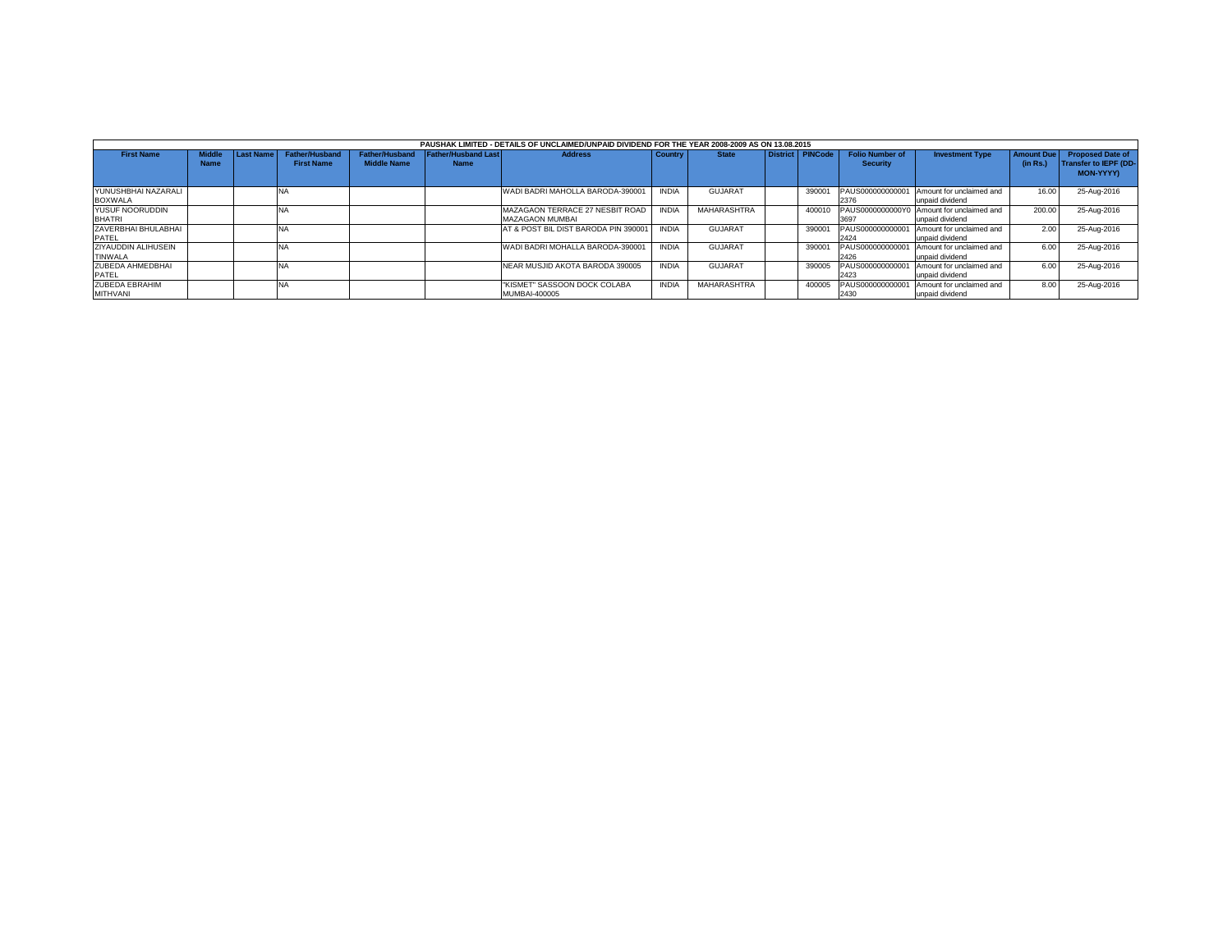| PAUSHAK LIMITED - DETAILS OF UNCLAIMED/UNPAID DIVIDEND FOR THE YEAR 2008-2009 AS ON 13.08.2015 | | | | | | | | | | | | | | | |
|---|---|---|---|---|---|---|---|---|---|---|---|---|---|---|---|
| **First Name** | **Middle Name** | **Last Name** | **Father/Husband First Name** | **Father/Husband Middle Name** | **Father/Husband Last Name** | **Address** | **Country** | **State** | **District** | **PINCode** | **Folio Number of Security** | **Investment Type** | **Amount Due (in Rs.)** | **Proposed Date of Transfer to IEPF (DD-MON-YYYY)** |
| YUNUSHBHAI NAZARALI BOXWALA | | | NA | | | WADI BADRI MAHOLLA BARODA-390001 | INDIA | GUJARAT | | 390001 | PAUS0000000000012376 | Amount for unclaimed and unpaid dividend | 16.00 | 25-Aug-2016 |
| YUSUF NOORUDDIN BHATRI | | | NA | | | MAZAGAON TERRACE 27 NESBIT ROAD MAZAGAON MUMBAI | INDIA | MAHARASHTRA | | 400010 | PAUS0000000000Y03697 | Amount for unclaimed and unpaid dividend | 200.00 | 25-Aug-2016 |
| ZAVERBHAI BHULABHAI PATEL | | | NA | | | AT & POST BIL DIST BARODA PIN 390001 | INDIA | GUJARAT | | 390001 | PAUS0000000000012424 | Amount for unclaimed and unpaid dividend | 2.00 | 25-Aug-2016 |
| ZIYAUDDIN ALIHUSEIN TINWALA | | | NA | | | WADI BADRI MOHALLA BARODA-390001 | INDIA | GUJARAT | | 390001 | PAUS0000000000012426 | Amount for unclaimed and unpaid dividend | 6.00 | 25-Aug-2016 |
| ZUBEDA AHMEDBHAI PATEL | | | NA | | | NEAR MUSJID AKOTA BARODA 390005 | INDIA | GUJARAT | | 390005 | PAUS0000000000012423 | Amount for unclaimed and unpaid dividend | 6.00 | 25-Aug-2016 |
| ZUBEDA EBRAHIM MITHVANI | | | NA | | | "KISMET" SASSOON DOCK COLABA MUMBAI-400005 | INDIA | MAHARASHTRA | | 400005 | PAUS0000000000012430 | Amount for unclaimed and unpaid dividend | 8.00 | 25-Aug-2016 |